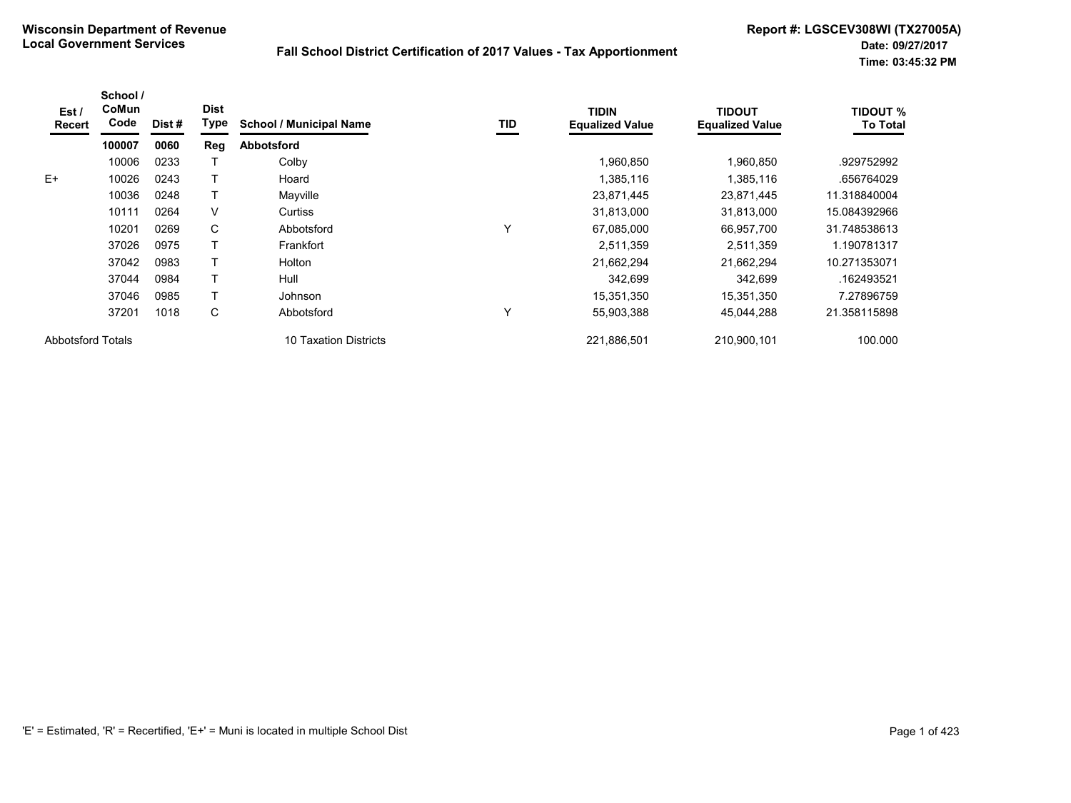**Wisconsin Department of Revenue**
**Local Government Services**

## Fall School District Certification of 2017 Values - Tax Apportionment

**Report #: LGSCEV308WI (TX27005A)**
**Date: 09/27/2017**
**Time: 03:45:32 PM**

| Est / Recert | School / CoMun Code | Dist # | Dist Type | School / Municipal Name | TID | TIDIN Equalized Value | TIDOUT Equalized Value | TIDOUT % To Total |
|---|---|---|---|---|---|---|---|---|
| | **100007** | **0060** | **Reg** | **Abbotsford** | | | | |
| | 10006 | 0233 | T | Colby | | 1,960,850 | 1,960,850 | .929752992 |
| E+ | 10026 | 0243 | T | Hoard | | 1,385,116 | 1,385,116 | .656764029 |
| | 10036 | 0248 | T | Mayville | | 23,871,445 | 23,871,445 | 11.318840004 |
| | 10111 | 0264 | V | Curtiss | | 31,813,000 | 31,813,000 | 15.084392966 |
| | 10201 | 0269 | C | Abbotsford | Y | 67,085,000 | 66,957,700 | 31.748538613 |
| | 37026 | 0975 | T | Frankfort | | 2,511,359 | 2,511,359 | 1.190781317 |
| | 37042 | 0983 | T | Holton | | 21,662,294 | 21,662,294 | 10.271353071 |
| | 37044 | 0984 | T | Hull | | 342,699 | 342,699 | .162493521 |
| | 37046 | 0985 | T | Johnson | | 15,351,350 | 15,351,350 | 7.27896759 |
| | 37201 | 1018 | C | Abbotsford | Y | 55,903,388 | 45,044,288 | 21.358115898 |
| Abbotsford Totals | | | | 10 Taxation Districts | | 221,886,501 | 210,900,101 | 100.000 |

'E' = Estimated, 'R' = Recertified, 'E+' = Muni is located in multiple School Dist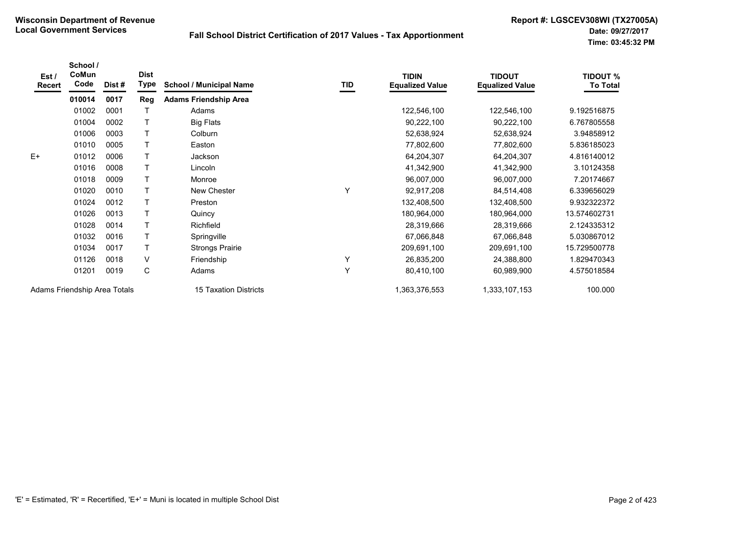**Wisconsin Department of Revenue**
**Local Government Services**

**Fall School District Certification of 2017 Values - Tax Apportionment**

**Report #: LGSCEV308WI (TX27005A)**
**Date: 09/27/2017**
**Time: 03:45:32 PM**

| Est / Recert | School / CoMun Code | Dist # | Dist Type | School / Municipal Name | TID | TIDIN Equalized Value | TIDOUT Equalized Value | TIDOUT % To Total |
|---|---|---|---|---|---|---|---|---|
| | **010014** | **0017** | **Reg** | **Adams Friendship Area** | | | | |
| | 01002 | 0001 | T | Adams | | 122,546,100 | 122,546,100 | 9.192516875 |
| | 01004 | 0002 | T | Big Flats | | 90,222,100 | 90,222,100 | 6.767805558 |
| | 01006 | 0003 | T | Colburn | | 52,638,924 | 52,638,924 | 3.94858912 |
| | 01010 | 0005 | T | Easton | | 77,802,600 | 77,802,600 | 5.836185023 |
| E+ | 01012 | 0006 | T | Jackson | | 64,204,307 | 64,204,307 | 4.816140012 |
| | 01016 | 0008 | T | Lincoln | | 41,342,900 | 41,342,900 | 3.10124358 |
| | 01018 | 0009 | T | Monroe | | 96,007,000 | 96,007,000 | 7.20174667 |
| | 01020 | 0010 | T | New Chester | Y | 92,917,208 | 84,514,408 | 6.339656029 |
| | 01024 | 0012 | T | Preston | | 132,408,500 | 132,408,500 | 9.932322372 |
| | 01026 | 0013 | T | Quincy | | 180,964,000 | 180,964,000 | 13.574602731 |
| | 01028 | 0014 | T | Richfield | | 28,319,666 | 28,319,666 | 2.124335312 |
| | 01032 | 0016 | T | Springville | | 67,066,848 | 67,066,848 | 5.030867012 |
| | 01034 | 0017 | T | Strongs Prairie | | 209,691,100 | 209,691,100 | 15.729500778 |
| | 01126 | 0018 | V | Friendship | Y | 26,835,200 | 24,388,800 | 1.829470343 |
| | 01201 | 0019 | C | Adams | Y | 80,410,100 | 60,989,900 | 4.575018584 |
| Adams Friendship Area Totals | | | | 15 Taxation Districts | | 1,363,376,553 | 1,333,107,153 | 100.000 |

'E' = Estimated, 'R' = Recertified, 'E+' = Muni is located in multiple School Dist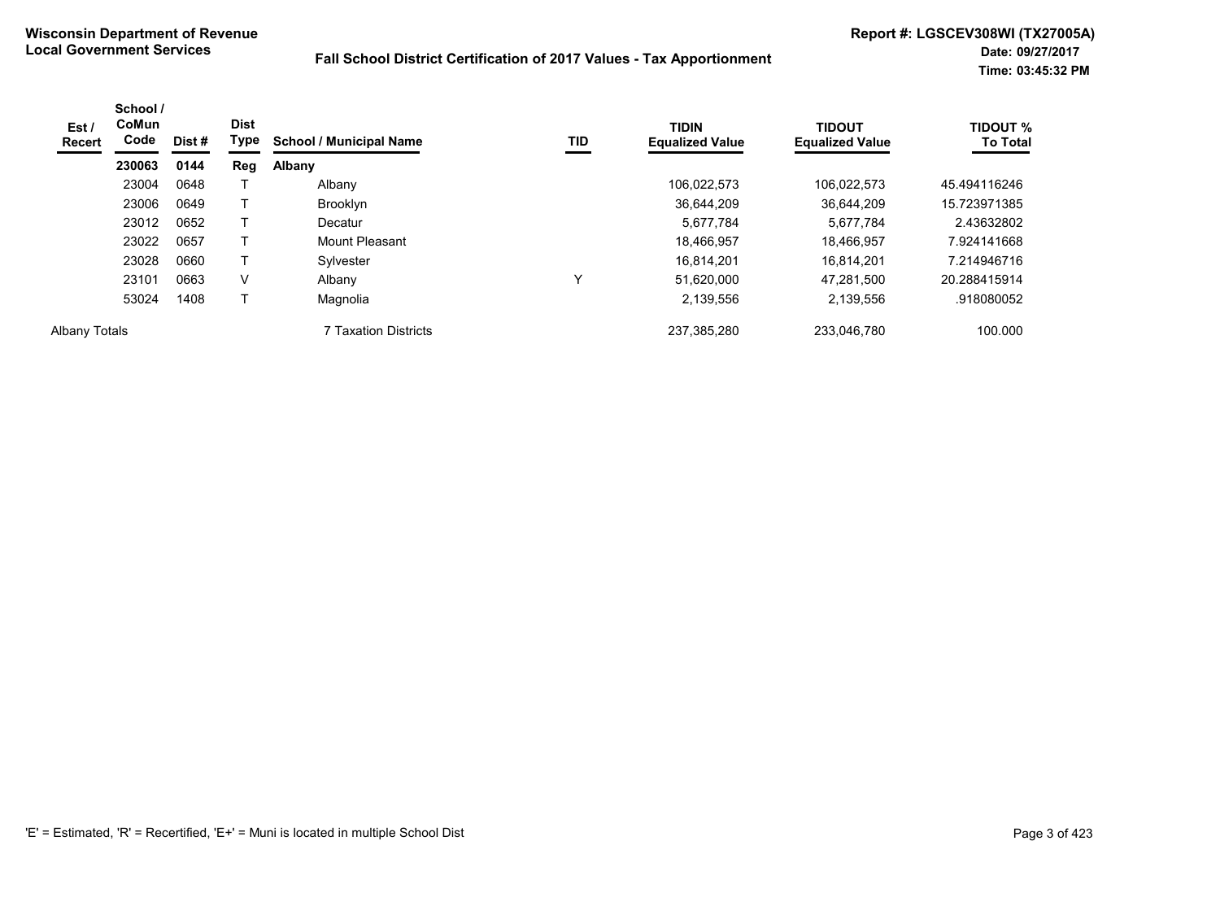**Wisconsin Department of Revenue**
**Local Government Services**

**Fall School District Certification of 2017 Values - Tax Apportionment**

**Report #: LGSCEV308WI (TX27005A)**
**Date: 09/27/2017**
**Time: 03:45:32 PM**

| Est / Recert | School / CoMun Code | Dist # | Dist Type | School / Municipal Name | TID | TIDIN Equalized Value | TIDOUT Equalized Value | TIDOUT % To Total |
|---|---|---|---|---|---|---|---|---|
| | **230063** | **0144** | **Reg** | **Albany** | | | | |
| | 23004 | 0648 | T | Albany | | 106,022,573 | 106,022,573 | 45.494116246 |
| | 23006 | 0649 | T | Brooklyn | | 36,644,209 | 36,644,209 | 15.723971385 |
| | 23012 | 0652 | T | Decatur | | 5,677,784 | 5,677,784 | 2.43632802 |
| | 23022 | 0657 | T | Mount Pleasant | | 18,466,957 | 18,466,957 | 7.924141668 |
| | 23028 | 0660 | T | Sylvester | | 16,814,201 | 16,814,201 | 7.214946716 |
| | 23101 | 0663 | V | Albany | Y | 51,620,000 | 47,281,500 | 20.288415914 |
| | 53024 | 1408 | T | Magnolia | | 2,139,556 | 2,139,556 | .918080052 |
| Albany Totals | | | | 7 Taxation Districts | | 237,385,280 | 233,046,780 | 100.000 |

'E' = Estimated, 'R' = Recertified, 'E+' = Muni is located in multiple School Dist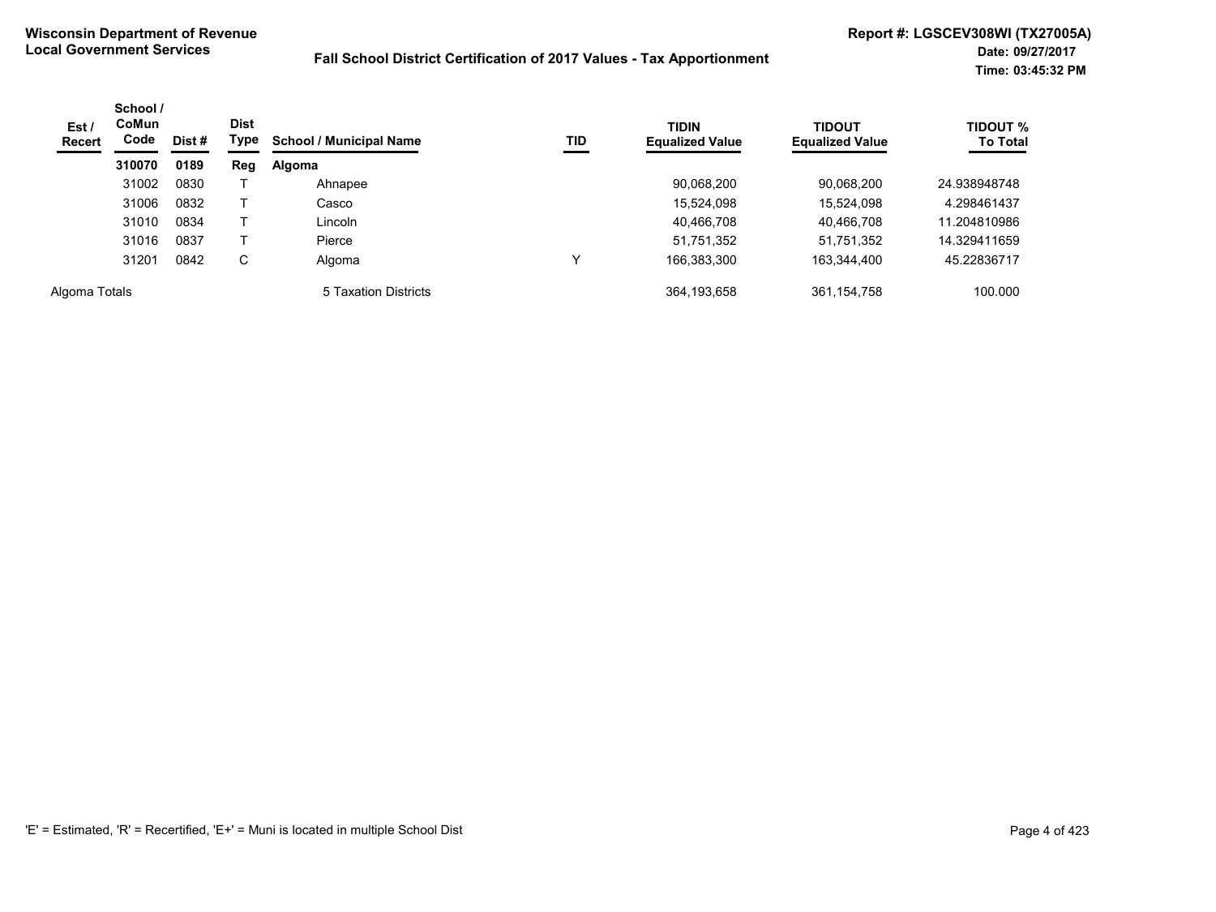**Wisconsin Department of Revenue**
**Local Government Services**

**Fall School District Certification of 2017 Values - Tax Apportionment**

**Report #: LGSCEV308WI (TX27005A)**
**Date: 09/27/2017**
**Time: 03:45:32 PM**

| Est / Recert | School / CoMun Code | Dist # | Dist Type | School / Municipal Name | TID | TIDIN Equalized Value | TIDOUT Equalized Value | TIDOUT % To Total |
|---|---|---|---|---|---|---|---|---|
| | **310070** | **0189** | **Reg** | **Algoma** | | | | |
| | 31002 | 0830 | T | Ahnapee | | 90,068,200 | 90,068,200 | 24.938948748 |
| | 31006 | 0832 | T | Casco | | 15,524,098 | 15,524,098 | 4.298461437 |
| | 31010 | 0834 | T | Lincoln | | 40,466,708 | 40,466,708 | 11.204810986 |
| | 31016 | 0837 | T | Pierce | | 51,751,352 | 51,751,352 | 14.329411659 |
| | 31201 | 0842 | C | Algoma | Y | 166,383,300 | 163,344,400 | 45.22836717 |
| Algoma Totals | | | | 5 Taxation Districts | | 364,193,658 | 361,154,758 | 100.000 |

'E' = Estimated, 'R' = Recertified, 'E+' = Muni is located in multiple School Dist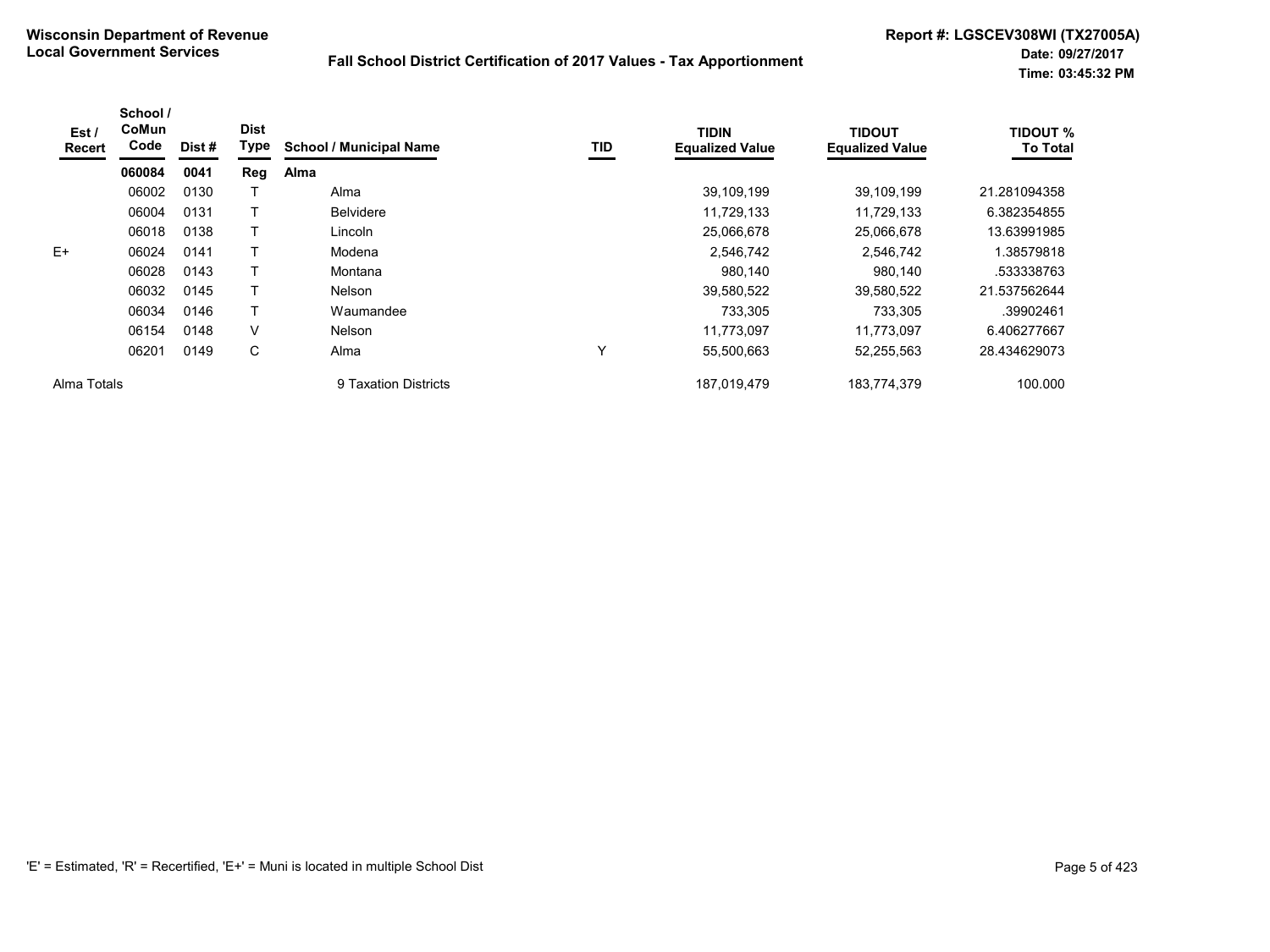**Wisconsin Department of Revenue**
**Local Government Services**

**Report #: LGSCEV308WI (TX27005A)**
**Date: 09/27/2017**
**Time: 03:45:32 PM**

# Fall School District Certification of 2017 Values - Tax Apportionment

| Est / Recert | School / CoMun Code | Dist # | Dist Type | School / Municipal Name | TID | TIDIN Equalized Value | TIDOUT Equalized Value | TIDOUT % To Total |
|---|---|---|---|---|---|---|---|---|
| | **060084** | **0041** | **Reg** | **Alma** | | | | |
| | 06002 | 0130 | T | Alma | | 39,109,199 | 39,109,199 | 21.281094358 |
| | 06004 | 0131 | T | Belvidere | | 11,729,133 | 11,729,133 | 6.382354855 |
| | 06018 | 0138 | T | Lincoln | | 25,066,678 | 25,066,678 | 13.63991985 |
| E+ | 06024 | 0141 | T | Modena | | 2,546,742 | 2,546,742 | 1.38579818 |
| | 06028 | 0143 | T | Montana | | 980,140 | 980,140 | .533338763 |
| | 06032 | 0145 | T | Nelson | | 39,580,522 | 39,580,522 | 21.537562644 |
| | 06034 | 0146 | T | Waumandee | | 733,305 | 733,305 | .39902461 |
| | 06154 | 0148 | V | Nelson | | 11,773,097 | 11,773,097 | 6.406277667 |
| | 06201 | 0149 | C | Alma | Y | 55,500,663 | 52,255,563 | 28.434629073 |
| Alma Totals | | | | 9 Taxation Districts | | 187,019,479 | 183,774,379 | 100.000 |

'E' = Estimated, 'R' = Recertified, 'E+' = Muni is located in multiple School Dist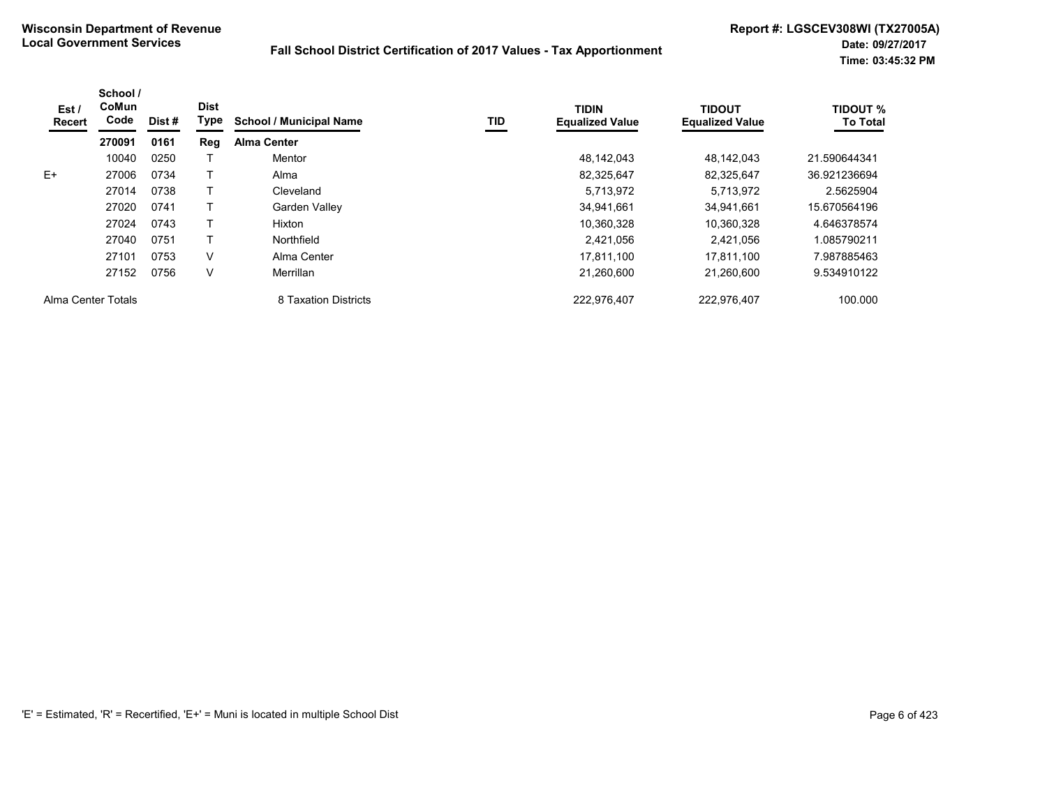**Wisconsin Department of Revenue**
**Local Government Services**

**Fall School District Certification of 2017 Values - Tax Apportionment**

**Report #: LGSCEV308WI (TX27005A)**
**Date: 09/27/2017**
**Time: 03:45:32 PM**

| Est / Recert | School / CoMun Code | Dist # | Dist Type | School / Municipal Name | TID | TIDIN Equalized Value | TIDOUT Equalized Value | TIDOUT % To Total |
|---|---|---|---|---|---|---|---|---|
| | **270091** | **0161** | **Reg** | **Alma Center** | | | | |
| | 10040 | 0250 | T | Mentor | | 48,142,043 | 48,142,043 | 21.590644341 |
| E+ | 27006 | 0734 | T | Alma | | 82,325,647 | 82,325,647 | 36.921236694 |
| | 27014 | 0738 | T | Cleveland | | 5,713,972 | 5,713,972 | 2.5625904 |
| | 27020 | 0741 | T | Garden Valley | | 34,941,661 | 34,941,661 | 15.670564196 |
| | 27024 | 0743 | T | Hixton | | 10,360,328 | 10,360,328 | 4.646378574 |
| | 27040 | 0751 | T | Northfield | | 2,421,056 | 2,421,056 | 1.085790211 |
| | 27101 | 0753 | V | Alma Center | | 17,811,100 | 17,811,100 | 7.987885463 |
| | 27152 | 0756 | V | Merrillan | | 21,260,600 | 21,260,600 | 9.534910122 |
| Alma Center Totals | | | | 8 Taxation Districts | | 222,976,407 | 222,976,407 | 100.000 |

'E' = Estimated, 'R' = Recertified, 'E+' = Muni is located in multiple School Dist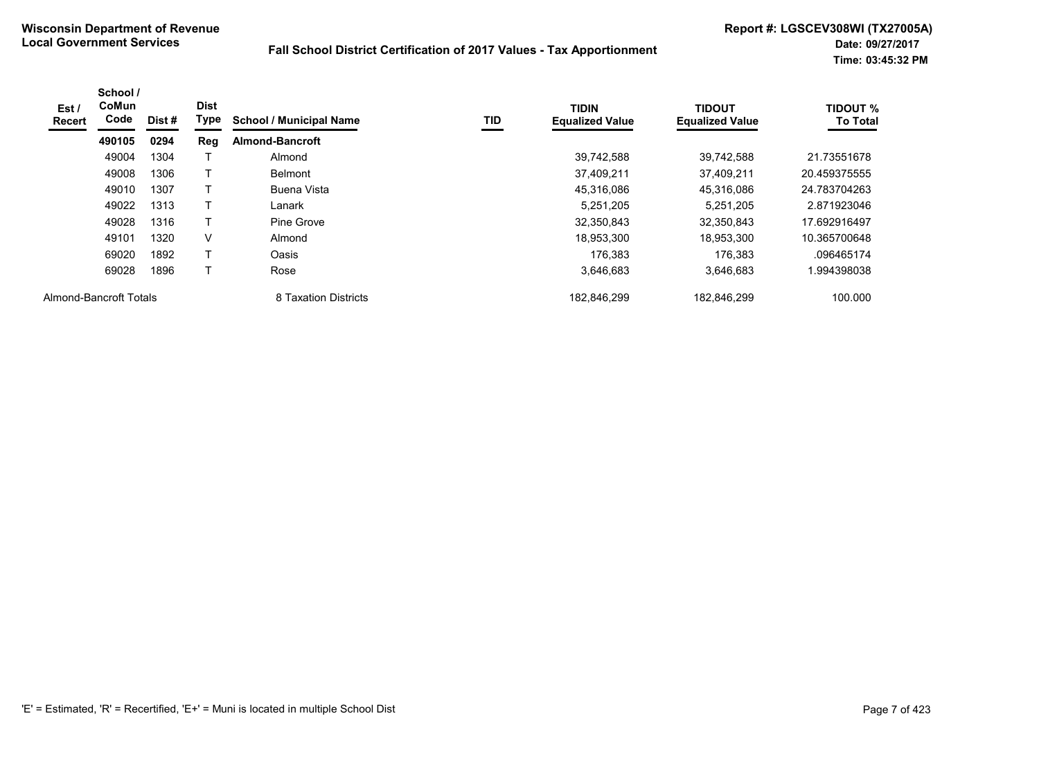**Wisconsin Department of Revenue**
**Local Government Services**

**Fall School District Certification of 2017 Values - Tax Apportionment**

**Report #: LGSCEV308WI (TX27005A)**
**Date: 09/27/2017**
**Time: 03:45:32 PM**

| Est / Recert | School / CoMun Code | Dist # | Dist Type | School / Municipal Name | TID | TIDIN Equalized Value | TIDOUT Equalized Value | TIDOUT % To Total |
|---|---|---|---|---|---|---|---|---|
| | **490105** | **0294** | **Reg** | **Almond-Bancroft** | | | | |
| | 49004 | 1304 | T | Almond | | 39,742,588 | 39,742,588 | 21.73551678 |
| | 49008 | 1306 | T | Belmont | | 37,409,211 | 37,409,211 | 20.459375555 |
| | 49010 | 1307 | T | Buena Vista | | 45,316,086 | 45,316,086 | 24.783704263 |
| | 49022 | 1313 | T | Lanark | | 5,251,205 | 5,251,205 | 2.871923046 |
| | 49028 | 1316 | T | Pine Grove | | 32,350,843 | 32,350,843 | 17.692916497 |
| | 49101 | 1320 | V | Almond | | 18,953,300 | 18,953,300 | 10.365700648 |
| | 69020 | 1892 | T | Oasis | | 176,383 | 176,383 | .096465174 |
| | 69028 | 1896 | T | Rose | | 3,646,683 | 3,646,683 | 1.994398038 |
| Almond-Bancroft Totals | | | | 8 Taxation Districts | | 182,846,299 | 182,846,299 | 100.000 |

'E' = Estimated, 'R' = Recertified, 'E+' = Muni is located in multiple School Dist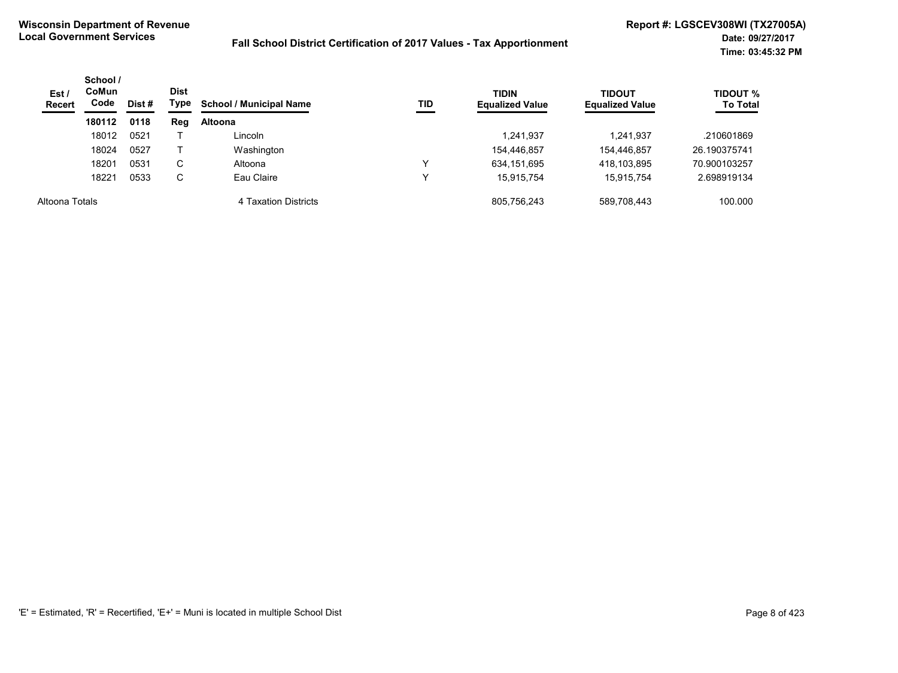**Wisconsin Department of Revenue**
**Local Government Services**

**Fall School District Certification of 2017 Values - Tax Apportionment**

**Report #: LGSCEV308WI (TX27005A)**
**Date: 09/27/2017**
**Time: 03:45:32 PM**

| Est / Recert | School / CoMun Code | Dist # | Dist Type | School / Municipal Name | TID | TIDIN Equalized Value | TIDOUT Equalized Value | TIDOUT % To Total |
|---|---|---|---|---|---|---|---|---|
| | **180112** | **0118** | **Reg** | **Altoona** | | | | |
| | 18012 | 0521 | T | Lincoln | | 1,241,937 | 1,241,937 | .210601869 |
| | 18024 | 0527 | T | Washington | | 154,446,857 | 154,446,857 | 26.190375741 |
| | 18201 | 0531 | C | Altoona | Y | 634,151,695 | 418,103,895 | 70.900103257 |
| | 18221 | 0533 | C | Eau Claire | Y | 15,915,754 | 15,915,754 | 2.698919134 |
| Altoona Totals | | | | 4 Taxation Districts | | 805,756,243 | 589,708,443 | 100.000 |

'E' = Estimated, 'R' = Recertified, 'E+' = Muni is located in multiple School Dist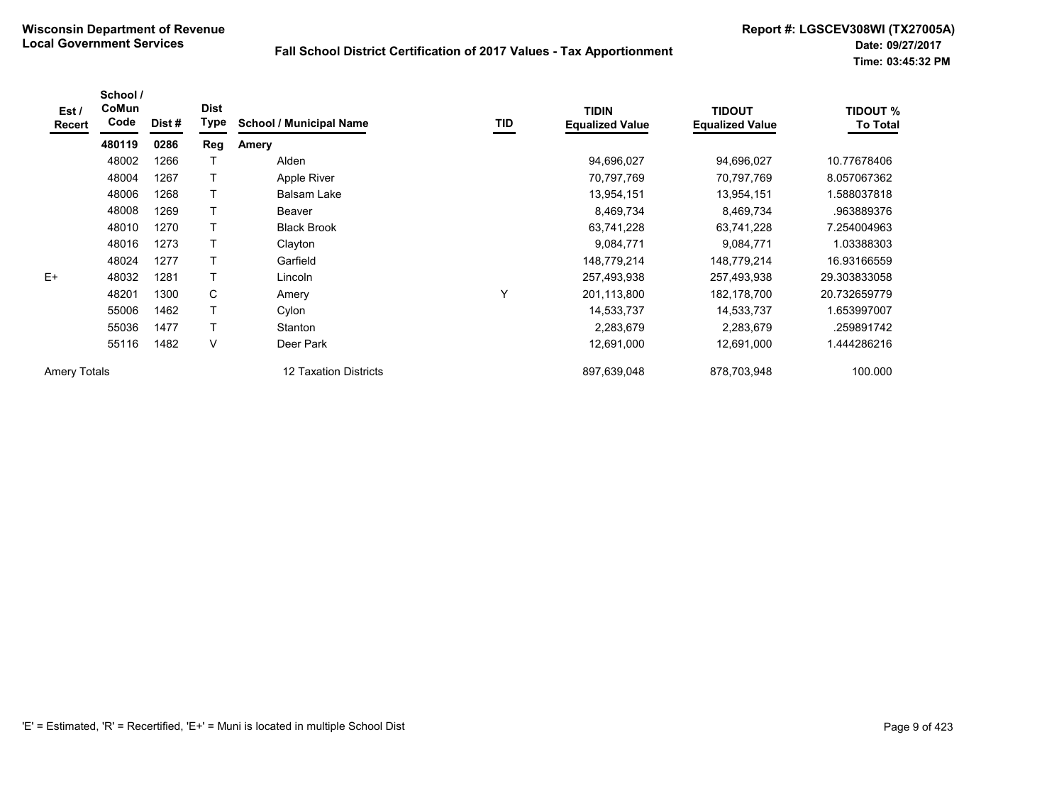**Wisconsin Department of Revenue**
**Local Government Services**

**Fall School District Certification of 2017 Values - Tax Apportionment**

**Report #: LGSCEV308WI (TX27005A)**
**Date: 09/27/2017**
**Time: 03:45:32 PM**

| Est / Recert | School / CoMun Code | Dist # | Dist Type | School / Municipal Name | TID | TIDIN Equalized Value | TIDOUT Equalized Value | TIDOUT % To Total |
|---|---|---|---|---|---|---|---|---|
| | **480119** | **0286** | **Reg** | **Amery** | | | | |
| | 48002 | 1266 | T | Alden | | 94,696,027 | 94,696,027 | 10.77678406 |
| | 48004 | 1267 | T | Apple River | | 70,797,769 | 70,797,769 | 8.057067362 |
| | 48006 | 1268 | T | Balsam Lake | | 13,954,151 | 13,954,151 | 1.588037818 |
| | 48008 | 1269 | T | Beaver | | 8,469,734 | 8,469,734 | .963889376 |
| | 48010 | 1270 | T | Black Brook | | 63,741,228 | 63,741,228 | 7.254004963 |
| | 48016 | 1273 | T | Clayton | | 9,084,771 | 9,084,771 | 1.03388303 |
| | 48024 | 1277 | T | Garfield | | 148,779,214 | 148,779,214 | 16.93166559 |
| E+ | 48032 | 1281 | T | Lincoln | | 257,493,938 | 257,493,938 | 29.303833058 |
| | 48201 | 1300 | C | Amery | Y | 201,113,800 | 182,178,700 | 20.732659779 |
| | 55006 | 1462 | T | Cylon | | 14,533,737 | 14,533,737 | 1.653997007 |
| | 55036 | 1477 | T | Stanton | | 2,283,679 | 2,283,679 | .259891742 |
| | 55116 | 1482 | V | Deer Park | | 12,691,000 | 12,691,000 | 1.444286216 |
| Amery Totals | | | | 12 Taxation Districts | | 897,639,048 | 878,703,948 | 100.000 |

'E' = Estimated, 'R' = Recertified, 'E+' = Muni is located in multiple School Dist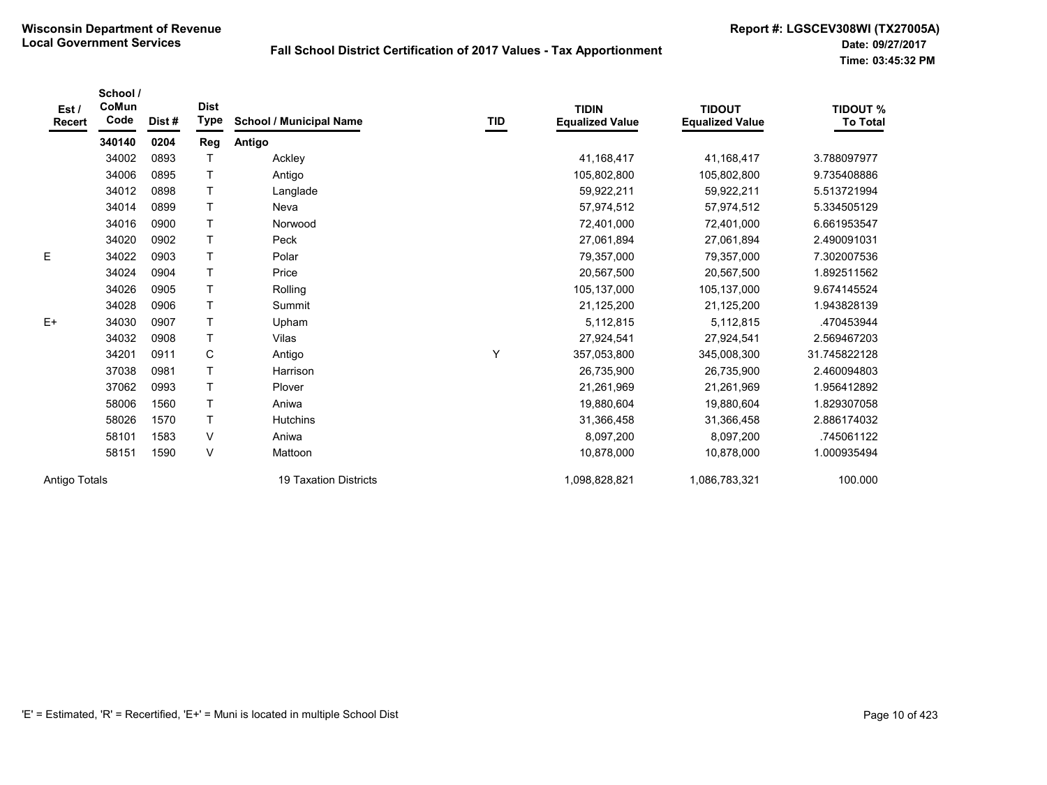Wisconsin Department of Revenue
Local Government Services

# Fall School District Certification of 2017 Values - Tax Apportionment

Report #: LGSCEV308WI (TX27005A)
Date: 09/27/2017
Time: 03:45:32 PM

| Est / Recert | School / CoMun Code | Dist # | Dist Type | School / Municipal Name | TID | TIDIN Equalized Value | TIDOUT Equalized Value | TIDOUT % To Total |
|---|---|---|---|---|---|---|---|---|
| | **340140** | **0204** | **Reg** | **Antigo** | | | | |
| | 34002 | 0893 | T | Ackley | | 41,168,417 | 41,168,417 | 3.788097977 |
| | 34006 | 0895 | T | Antigo | | 105,802,800 | 105,802,800 | 9.735408886 |
| | 34012 | 0898 | T | Langlade | | 59,922,211 | 59,922,211 | 5.513721994 |
| | 34014 | 0899 | T | Neva | | 57,974,512 | 57,974,512 | 5.334505129 |
| | 34016 | 0900 | T | Norwood | | 72,401,000 | 72,401,000 | 6.661953547 |
| | 34020 | 0902 | T | Peck | | 27,061,894 | 27,061,894 | 2.490091031 |
| E | 34022 | 0903 | T | Polar | | 79,357,000 | 79,357,000 | 7.302007536 |
| | 34024 | 0904 | T | Price | | 20,567,500 | 20,567,500 | 1.892511562 |
| | 34026 | 0905 | T | Rolling | | 105,137,000 | 105,137,000 | 9.674145524 |
| | 34028 | 0906 | T | Summit | | 21,125,200 | 21,125,200 | 1.943828139 |
| E+ | 34030 | 0907 | T | Upham | | 5,112,815 | 5,112,815 | .470453944 |
| | 34032 | 0908 | T | Vilas | | 27,924,541 | 27,924,541 | 2.569467203 |
| | 34201 | 0911 | C | Antigo | Y | 357,053,800 | 345,008,300 | 31.745822128 |
| | 37038 | 0981 | T | Harrison | | 26,735,900 | 26,735,900 | 2.460094803 |
| | 37062 | 0993 | T | Plover | | 21,261,969 | 21,261,969 | 1.956412892 |
| | 58006 | 1560 | T | Aniwa | | 19,880,604 | 19,880,604 | 1.829307058 |
| | 58026 | 1570 | T | Hutchins | | 31,366,458 | 31,366,458 | 2.886174032 |
| | 58101 | 1583 | V | Aniwa | | 8,097,200 | 8,097,200 | .745061122 |
| | 58151 | 1590 | V | Mattoon | | 10,878,000 | 10,878,000 | 1.000935494 |
| Antigo Totals | | | | 19 Taxation Districts | | 1,098,828,821 | 1,086,783,321 | 100.000 |

'E' = Estimated, 'R' = Recertified, 'E+' = Muni is located in multiple School Dist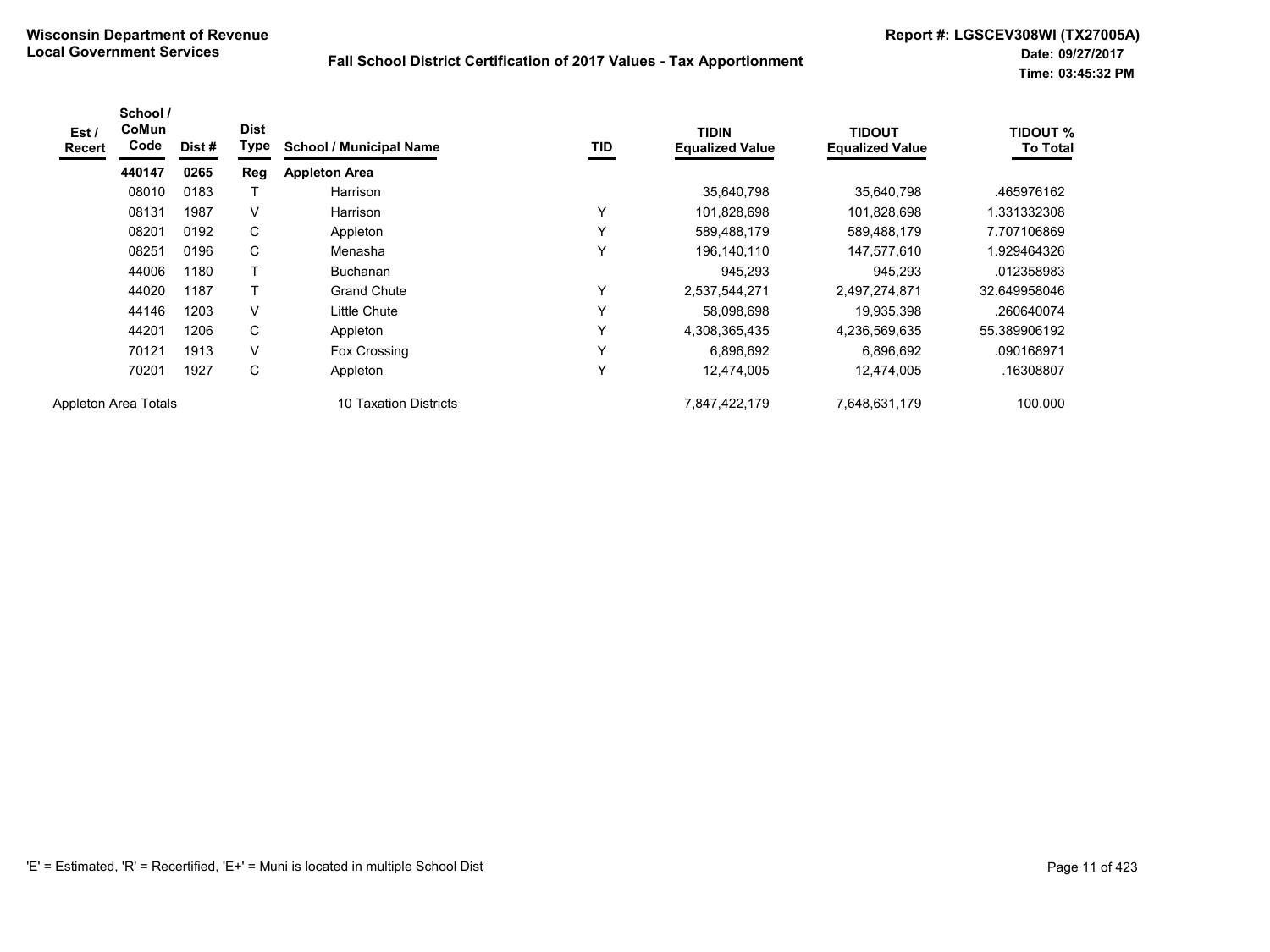**Wisconsin Department of Revenue**
**Local Government Services**

**Fall School District Certification of 2017 Values - Tax Apportionment**

**Report #: LGSCEV308WI (TX27005A)**
**Date: 09/27/2017**
**Time: 03:45:32 PM**

| Est / Recert | School / CoMun Code | Dist # | Dist Type | School / Municipal Name | TID | TIDIN Equalized Value | TIDOUT Equalized Value | TIDOUT % To Total |
|---|---|---|---|---|---|---|---|---|
| | **440147** | **0265** | **Reg** | **Appleton Area** | | | | |
| | 08010 | 0183 | T | Harrison | | 35,640,798 | 35,640,798 | .465976162 |
| | 08131 | 1987 | V | Harrison | Y | 101,828,698 | 101,828,698 | 1.331332308 |
| | 08201 | 0192 | C | Appleton | Y | 589,488,179 | 589,488,179 | 7.707106869 |
| | 08251 | 0196 | C | Menasha | Y | 196,140,110 | 147,577,610 | 1.929464326 |
| | 44006 | 1180 | T | Buchanan | | 945,293 | 945,293 | .012358983 |
| | 44020 | 1187 | T | Grand Chute | Y | 2,537,544,271 | 2,497,274,871 | 32.649958046 |
| | 44146 | 1203 | V | Little Chute | Y | 58,098,698 | 19,935,398 | .260640074 |
| | 44201 | 1206 | C | Appleton | Y | 4,308,365,435 | 4,236,569,635 | 55.389906192 |
| | 70121 | 1913 | V | Fox Crossing | Y | 6,896,692 | 6,896,692 | .090168971 |
| | 70201 | 1927 | C | Appleton | Y | 12,474,005 | 12,474,005 | .16308807 |
| Appleton Area Totals | | | | 10 Taxation Districts | | 7,847,422,179 | 7,648,631,179 | 100.000 |

'E' = Estimated, 'R' = Recertified, 'E+' = Muni is located in multiple School Dist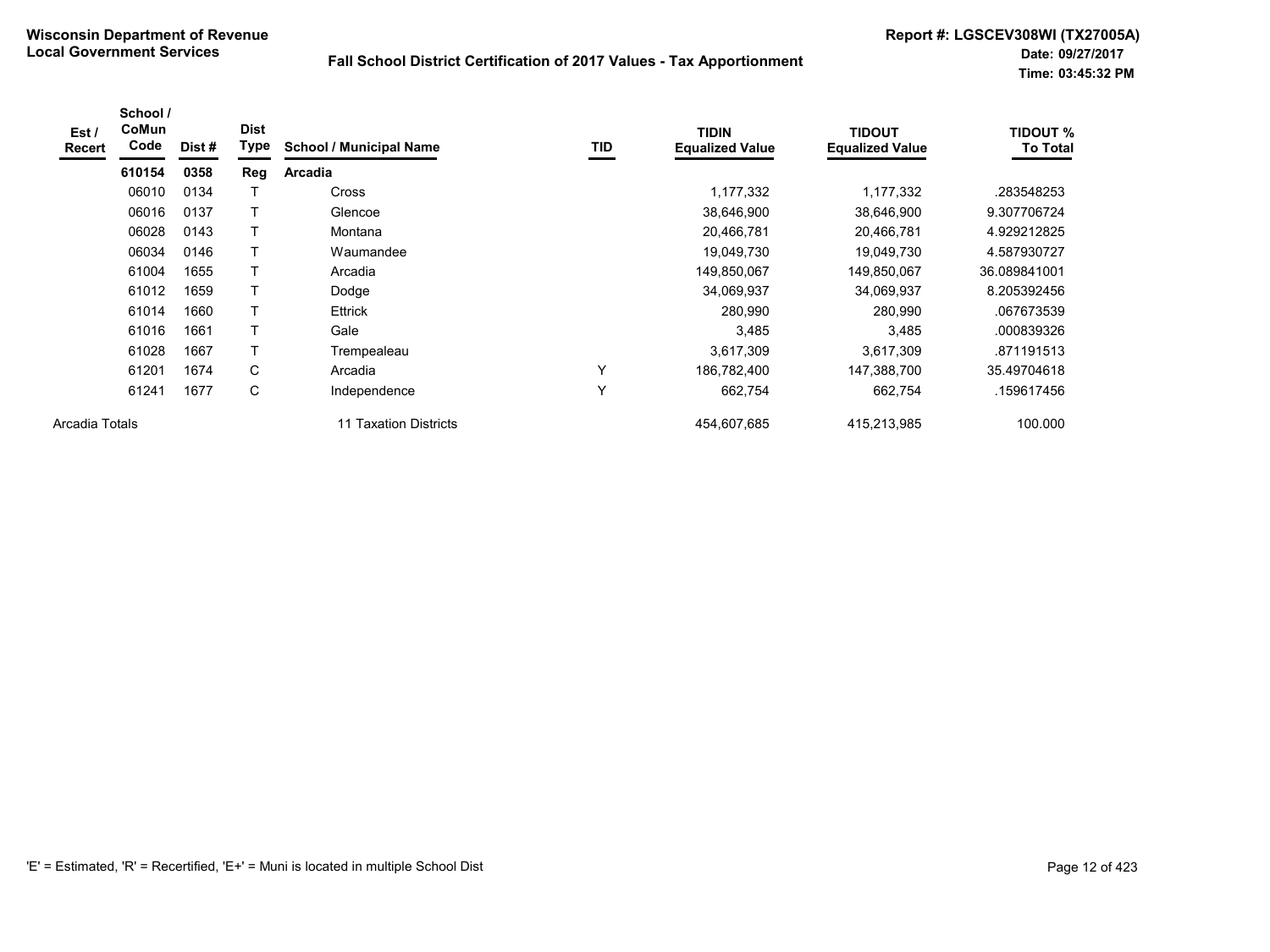**Wisconsin Department of Revenue**
**Local Government Services**

**Fall School District Certification of 2017 Values - Tax Apportionment**

**Report #: LGSCEV308WI (TX27005A)**
**Date: 09/27/2017**
**Time: 03:45:32 PM**

| Est / Recert | School / CoMun Code | Dist # | Dist Type | School / Municipal Name | TID | TIDIN Equalized Value | TIDOUT Equalized Value | TIDOUT % To Total |
|---|---|---|---|---|---|---|---|---|
| | **610154** | **0358** | **Reg** | **Arcadia** | | | | |
| | 06010 | 0134 | T | Cross | | 1,177,332 | 1,177,332 | .283548253 |
| | 06016 | 0137 | T | Glencoe | | 38,646,900 | 38,646,900 | 9.307706724 |
| | 06028 | 0143 | T | Montana | | 20,466,781 | 20,466,781 | 4.929212825 |
| | 06034 | 0146 | T | Waumandee | | 19,049,730 | 19,049,730 | 4.587930727 |
| | 61004 | 1655 | T | Arcadia | | 149,850,067 | 149,850,067 | 36.089841001 |
| | 61012 | 1659 | T | Dodge | | 34,069,937 | 34,069,937 | 8.205392456 |
| | 61014 | 1660 | T | Ettrick | | 280,990 | 280,990 | .067673539 |
| | 61016 | 1661 | T | Gale | | 3,485 | 3,485 | .000839326 |
| | 61028 | 1667 | T | Trempealeau | | 3,617,309 | 3,617,309 | .871191513 |
| | 61201 | 1674 | C | Arcadia | Y | 186,782,400 | 147,388,700 | 35.49704618 |
| | 61241 | 1677 | C | Independence | Y | 662,754 | 662,754 | .159617456 |
| Arcadia Totals | | | | 11 Taxation Districts | | 454,607,685 | 415,213,985 | 100.000 |

'E' = Estimated, 'R' = Recertified, 'E+' = Muni is located in multiple School Dist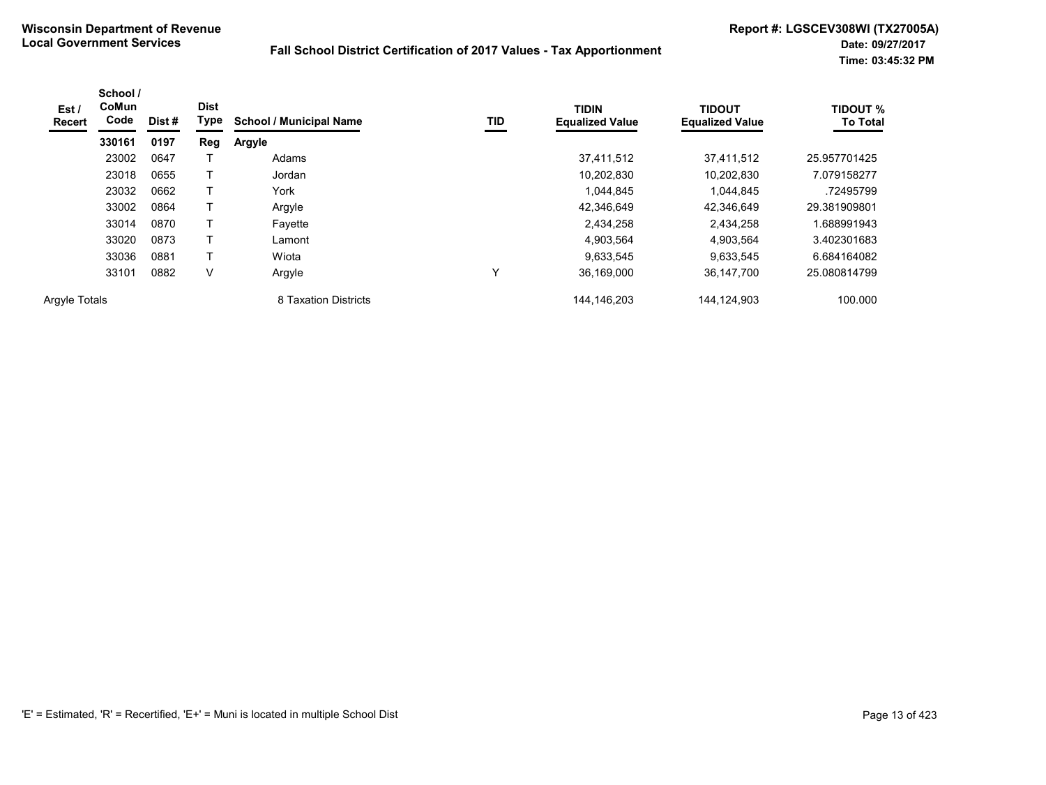**Wisconsin Department of Revenue**
**Local Government Services**

**Fall School District Certification of 2017 Values - Tax Apportionment**

**Report #: LGSCEV308WI (TX27005A)**
**Date: 09/27/2017**
**Time: 03:45:32 PM**

| Est / Recert | School / CoMun Code | Dist # | Dist Type | School / Municipal Name | TID | TIDIN Equalized Value | TIDOUT Equalized Value | TIDOUT % To Total |
|---|---|---|---|---|---|---|---|---|
| | **330161** | **0197** | **Reg** | **Argyle** | | | | |
| | 23002 | 0647 | T | Adams | | 37,411,512 | 37,411,512 | 25.957701425 |
| | 23018 | 0655 | T | Jordan | | 10,202,830 | 10,202,830 | 7.079158277 |
| | 23032 | 0662 | T | York | | 1,044,845 | 1,044,845 | .72495799 |
| | 33002 | 0864 | T | Argyle | | 42,346,649 | 42,346,649 | 29.381909801 |
| | 33014 | 0870 | T | Fayette | | 2,434,258 | 2,434,258 | 1.688991943 |
| | 33020 | 0873 | T | Lamont | | 4,903,564 | 4,903,564 | 3.402301683 |
| | 33036 | 0881 | T | Wiota | | 9,633,545 | 9,633,545 | 6.684164082 |
| | 33101 | 0882 | V | Argyle | Y | 36,169,000 | 36,147,700 | 25.080814799 |
| Argyle Totals | | | | 8 Taxation Districts | | 144,146,203 | 144,124,903 | 100.000 |

'E' = Estimated, 'R' = Recertified, 'E+' = Muni is located in multiple School Dist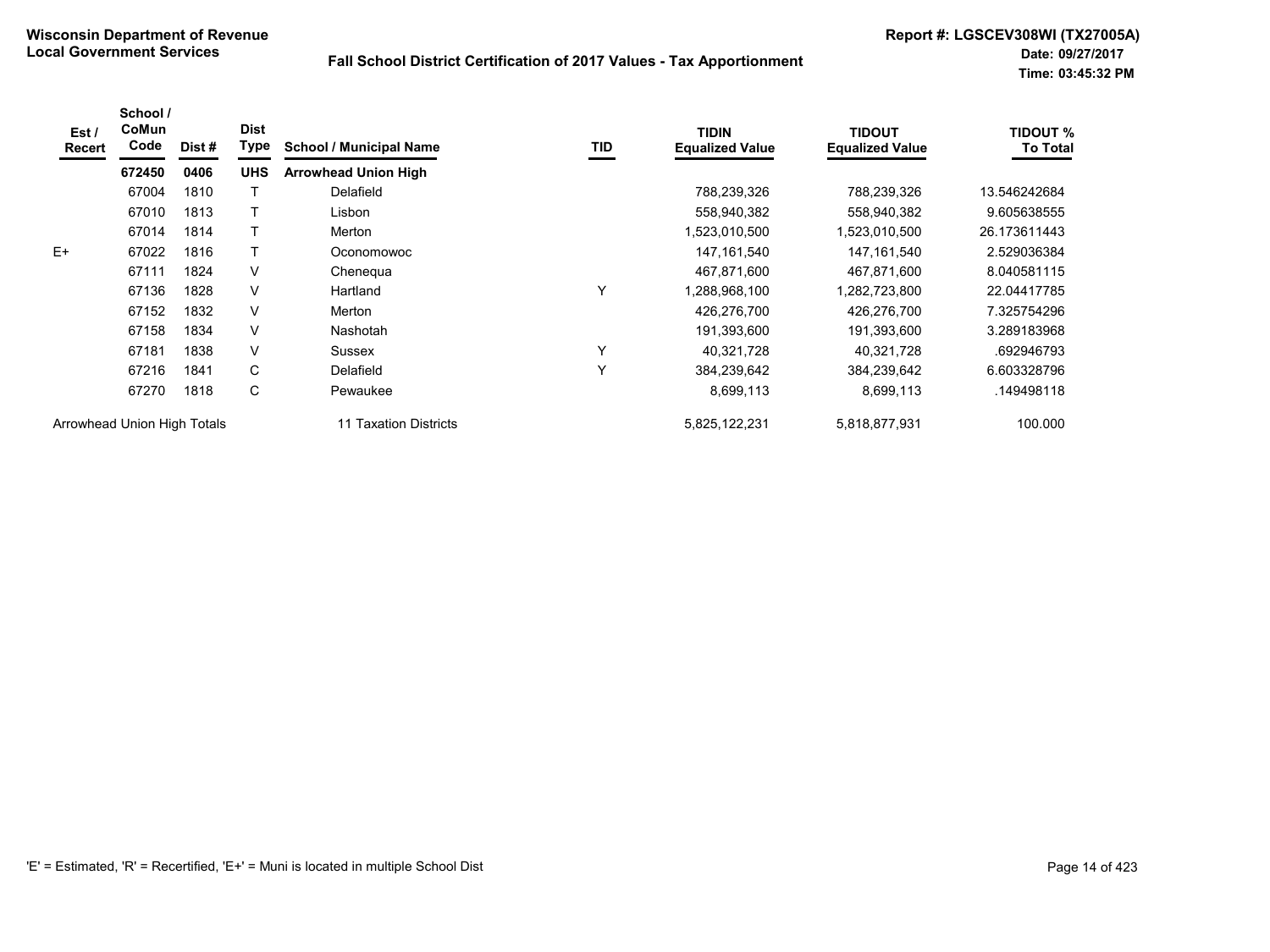**Wisconsin Department of Revenue**
**Local Government Services**

**Fall School District Certification of 2017 Values - Tax Apportionment**

**Report #: LGSCEV308WI (TX27005A)**
**Date: 09/27/2017**
**Time: 03:45:32 PM**

| Est / Recert | School / CoMun Code | Dist # | Dist Type | School / Municipal Name | TID | TIDIN Equalized Value | TIDOUT Equalized Value | TIDOUT % To Total |
|---|---|---|---|---|---|---|---|---|
| | **672450** | **0406** | **UHS** | **Arrowhead Union High** | | | | |
| | 67004 | 1810 | T | Delafield | | 788,239,326 | 788,239,326 | 13.546242684 |
| | 67010 | 1813 | T | Lisbon | | 558,940,382 | 558,940,382 | 9.605638555 |
| | 67014 | 1814 | T | Merton | | 1,523,010,500 | 1,523,010,500 | 26.173611443 |
| E+ | 67022 | 1816 | T | Oconomowoc | | 147,161,540 | 147,161,540 | 2.529036384 |
| | 67111 | 1824 | V | Chenequa | | 467,871,600 | 467,871,600 | 8.040581115 |
| | 67136 | 1828 | V | Hartland | Y | 1,288,968,100 | 1,282,723,800 | 22.04417785 |
| | 67152 | 1832 | V | Merton | | 426,276,700 | 426,276,700 | 7.325754296 |
| | 67158 | 1834 | V | Nashotah | | 191,393,600 | 191,393,600 | 3.289183968 |
| | 67181 | 1838 | V | Sussex | Y | 40,321,728 | 40,321,728 | .692946793 |
| | 67216 | 1841 | C | Delafield | Y | 384,239,642 | 384,239,642 | 6.603328796 |
| | 67270 | 1818 | C | Pewaukee | | 8,699,113 | 8,699,113 | .149498118 |
| Arrowhead Union High Totals | | | | 11 Taxation Districts | | 5,825,122,231 | 5,818,877,931 | 100.000 |

'E' = Estimated, 'R' = Recertified, 'E+' = Muni is located in multiple School Dist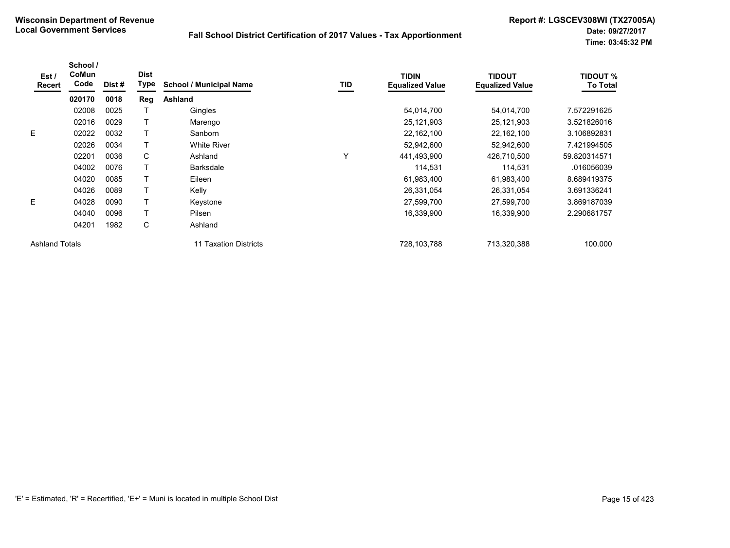**Wisconsin Department of Revenue**
**Local Government Services**

**Fall School District Certification of 2017 Values - Tax Apportionment**

**Report #: LGSCEV308WI (TX27005A)**
**Date: 09/27/2017**
**Time: 03:45:32 PM**

| Est / Recert | School / CoMun Code | Dist # | Dist Type | School / Municipal Name | TID | TIDIN Equalized Value | TIDOUT Equalized Value | TIDOUT % To Total |
|---|---|---|---|---|---|---|---|---|
| | **020170** | **0018** | **Reg** | **Ashland** | | | | |
| | 02008 | 0025 | T | Gingles | | 54,014,700 | 54,014,700 | 7.572291625 |
| | 02016 | 0029 | T | Marengo | | 25,121,903 | 25,121,903 | 3.521826016 |
| E | 02022 | 0032 | T | Sanborn | | 22,162,100 | 22,162,100 | 3.106892831 |
| | 02026 | 0034 | T | White River | | 52,942,600 | 52,942,600 | 7.421994505 |
| | 02201 | 0036 | C | Ashland | Y | 441,493,900 | 426,710,500 | 59.820314571 |
| | 04002 | 0076 | T | Barksdale | | 114,531 | 114,531 | .016056039 |
| | 04020 | 0085 | T | Eileen | | 61,983,400 | 61,983,400 | 8.689419375 |
| | 04026 | 0089 | T | Kelly | | 26,331,054 | 26,331,054 | 3.691336241 |
| E | 04028 | 0090 | T | Keystone | | 27,599,700 | 27,599,700 | 3.869187039 |
| | 04040 | 0096 | T | Pilsen | | 16,339,900 | 16,339,900 | 2.290681757 |
| | 04201 | 1982 | C | Ashland | | | | |
| Ashland Totals | | | | 11 Taxation Districts | | 728,103,788 | 713,320,388 | 100.000 |

'E' = Estimated, 'R' = Recertified, 'E+' = Muni is located in multiple School Dist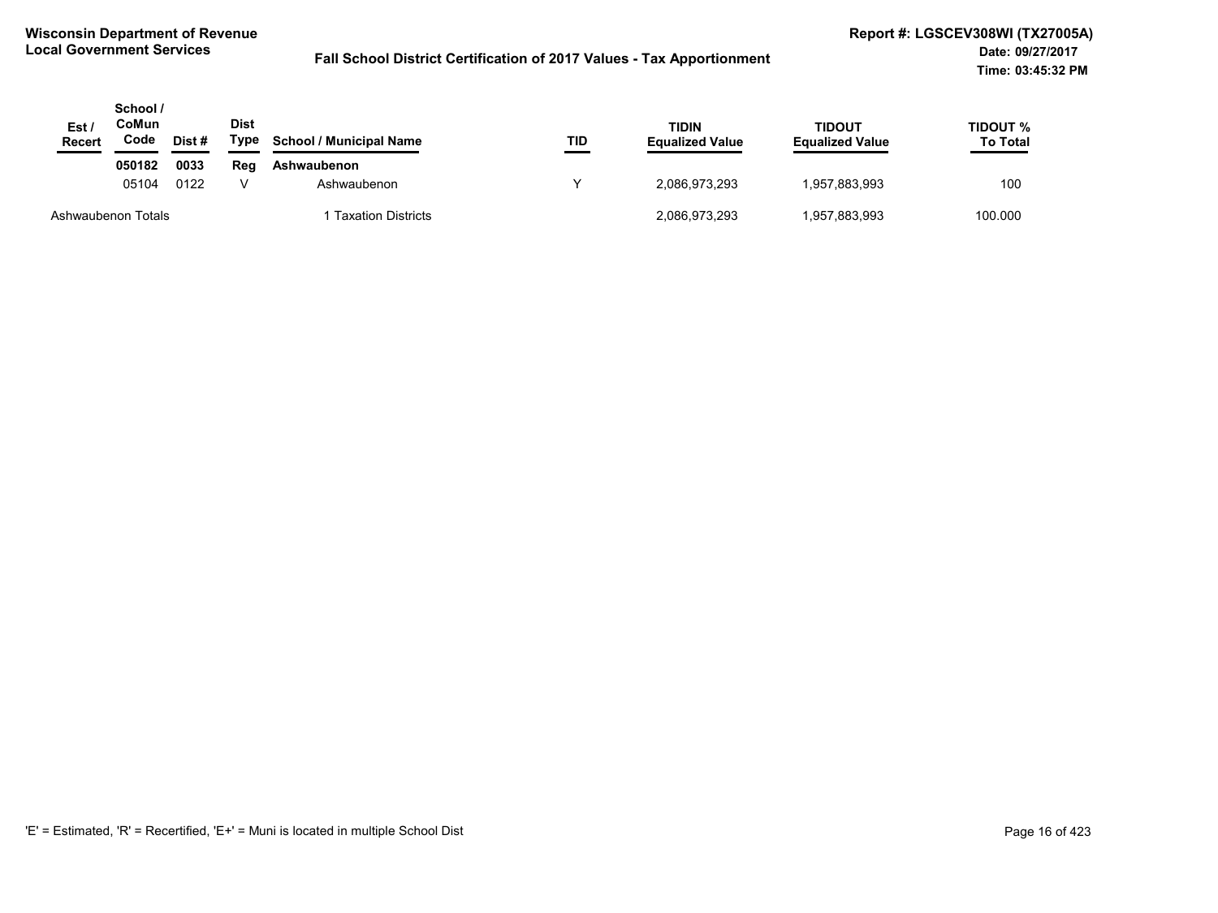**Wisconsin Department of Revenue**
**Local Government Services**

**Fall School District Certification of 2017 Values - Tax Apportionment**

**Report #: LGSCEV308WI (TX27005A)**
**Date: 09/27/2017**
**Time: 03:45:32 PM**

| Est / Recert | School / CoMun Code | Dist # | Dist Type | School / Municipal Name | TID | TIDIN Equalized Value | TIDOUT Equalized Value | TIDOUT % To Total |
|---|---|---|---|---|---|---|---|---|
| | **050182** | **0033** | **Reg** | **Ashwaubenon** | | | | |
| | 05104 | 0122 | V | Ashwaubenon | Y | 2,086,973,293 | 1,957,883,993 | 100 |
| Ashwaubenon Totals | | | | 1 Taxation Districts | | 2,086,973,293 | 1,957,883,993 | 100.000 |

'E' = Estimated, 'R' = Recertified, 'E+' = Muni is located in multiple School Dist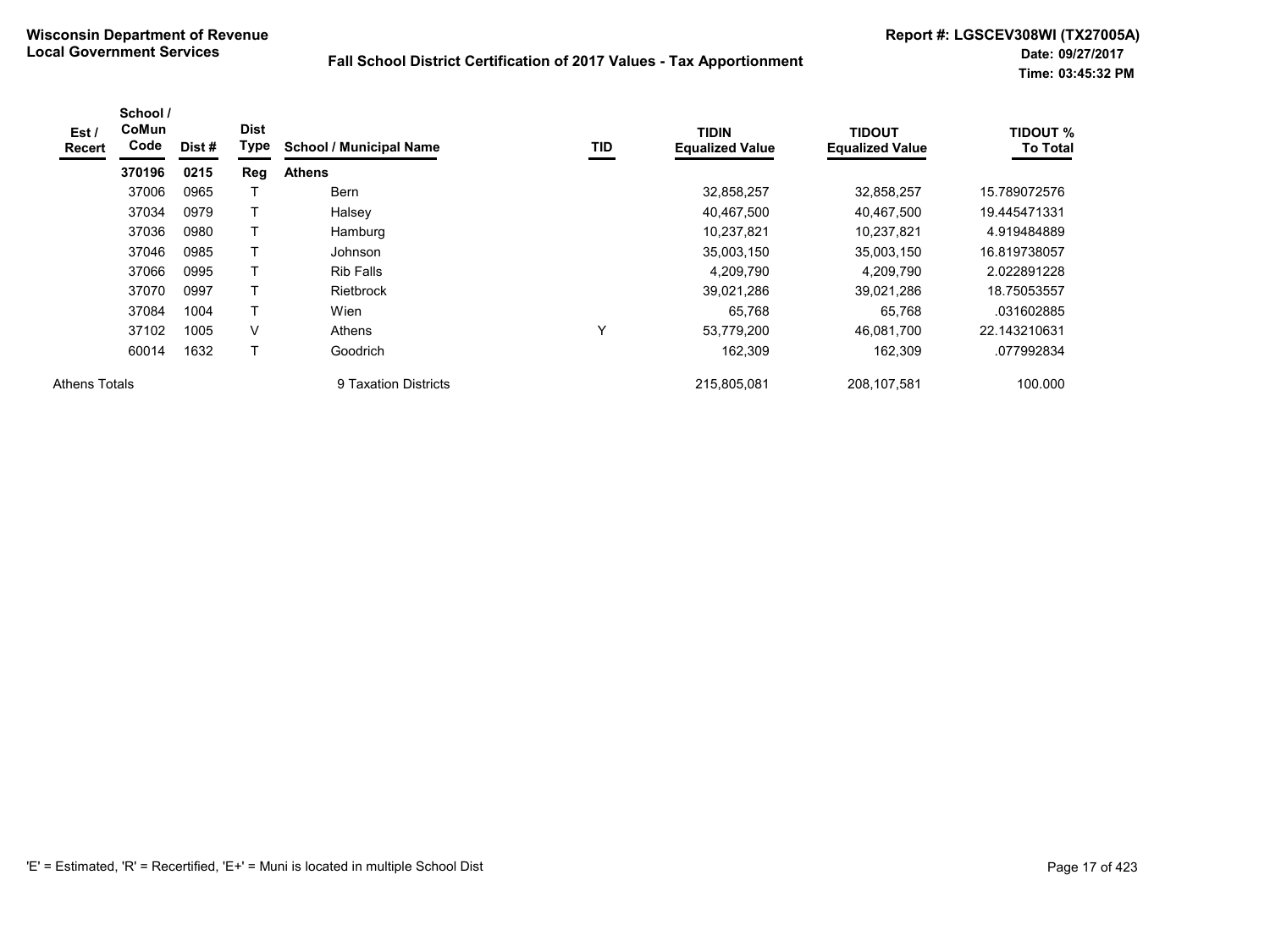**Wisconsin Department of Revenue**
**Local Government Services**

**Fall School District Certification of 2017 Values - Tax Apportionment**

**Report #: LGSCEV308WI (TX27005A)**
**Date: 09/27/2017**
**Time: 03:45:32 PM**

| Est / Recert | School / CoMun Code | Dist # | Dist Type | School / Municipal Name | TID | TIDIN Equalized Value | TIDOUT Equalized Value | TIDOUT % To Total |
|---|---|---|---|---|---|---|---|---|
| | **370196** | **0215** | **Reg** | **Athens** | | | | |
| | 37006 | 0965 | T | Bern | | 32,858,257 | 32,858,257 | 15.789072576 |
| | 37034 | 0979 | T | Halsey | | 40,467,500 | 40,467,500 | 19.445471331 |
| | 37036 | 0980 | T | Hamburg | | 10,237,821 | 10,237,821 | 4.919484889 |
| | 37046 | 0985 | T | Johnson | | 35,003,150 | 35,003,150 | 16.819738057 |
| | 37066 | 0995 | T | Rib Falls | | 4,209,790 | 4,209,790 | 2.022891228 |
| | 37070 | 0997 | T | Rietbrock | | 39,021,286 | 39,021,286 | 18.75053557 |
| | 37084 | 1004 | T | Wien | | 65,768 | 65,768 | .031602885 |
| | 37102 | 1005 | V | Athens | Y | 53,779,200 | 46,081,700 | 22.143210631 |
| | 60014 | 1632 | T | Goodrich | | 162,309 | 162,309 | .077992834 |
| Athens Totals | | | | 9 Taxation Districts | | 215,805,081 | 208,107,581 | 100.000 |

'E' = Estimated, 'R' = Recertified, 'E+' = Muni is located in multiple School Dist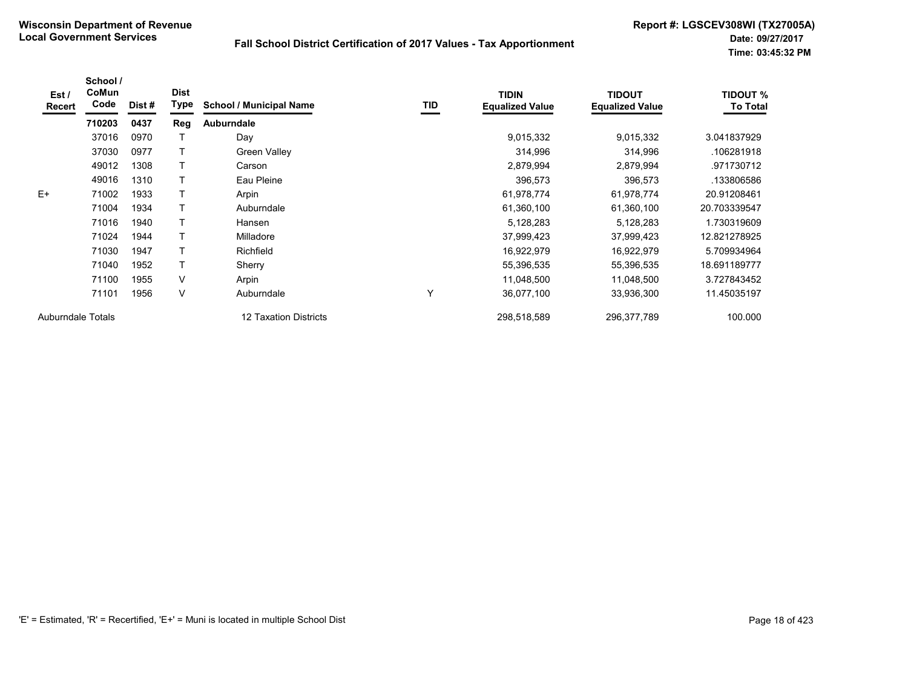**Wisconsin Department of Revenue**
**Local Government Services**

**Fall School District Certification of 2017 Values - Tax Apportionment**

**Report #: LGSCEV308WI (TX27005A)**
**Date: 09/27/2017**
**Time: 03:45:32 PM**

| Est / Recert | School / CoMun Code | Dist # | Dist Type | School / Municipal Name | TID | TIDIN Equalized Value | TIDOUT Equalized Value | TIDOUT % To Total |
|---|---|---|---|---|---|---|---|---|
| | **710203** | **0437** | **Reg** | **Auburndale** | | | | |
| | 37016 | 0970 | T | Day | | 9,015,332 | 9,015,332 | 3.041837929 |
| | 37030 | 0977 | T | Green Valley | | 314,996 | 314,996 | .106281918 |
| | 49012 | 1308 | T | Carson | | 2,879,994 | 2,879,994 | .971730712 |
| | 49016 | 1310 | T | Eau Pleine | | 396,573 | 396,573 | .133806586 |
| E+ | 71002 | 1933 | T | Arpin | | 61,978,774 | 61,978,774 | 20.91208461 |
| | 71004 | 1934 | T | Auburndale | | 61,360,100 | 61,360,100 | 20.703339547 |
| | 71016 | 1940 | T | Hansen | | 5,128,283 | 5,128,283 | 1.730319609 |
| | 71024 | 1944 | T | Milladore | | 37,999,423 | 37,999,423 | 12.821278925 |
| | 71030 | 1947 | T | Richfield | | 16,922,979 | 16,922,979 | 5.709934964 |
| | 71040 | 1952 | T | Sherry | | 55,396,535 | 55,396,535 | 18.691189777 |
| | 71100 | 1955 | V | Arpin | | 11,048,500 | 11,048,500 | 3.727843452 |
| | 71101 | 1956 | V | Auburndale | Y | 36,077,100 | 33,936,300 | 11.45035197 |
| Auburndale Totals | | | | 12 Taxation Districts | | 298,518,589 | 296,377,789 | 100.000 |

'E' = Estimated, 'R' = Recertified, 'E+' = Muni is located in multiple School Dist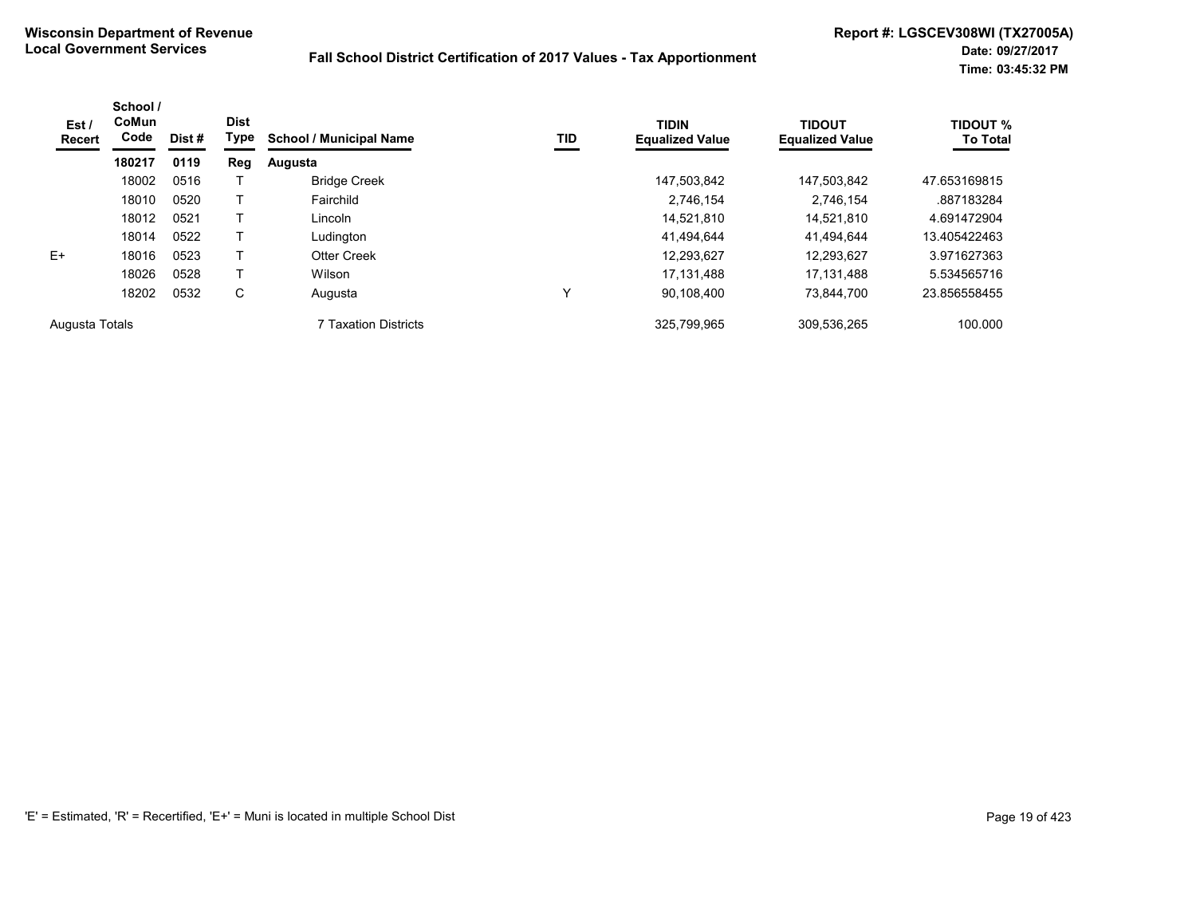**Wisconsin Department of Revenue**
**Local Government Services**

**Fall School District Certification of 2017 Values - Tax Apportionment**

**Report #: LGSCEV308WI (TX27005A)**
**Date: 09/27/2017**
**Time: 03:45:32 PM**

| Est / Recert | School / CoMun Code | Dist # | Dist Type | School / Municipal Name | TID | TIDIN Equalized Value | TIDOUT Equalized Value | TIDOUT % To Total |
|---|---|---|---|---|---|---|---|---|
| | **180217** | **0119** | **Reg** | **Augusta** | | | | |
| | 18002 | 0516 | T | Bridge Creek | | 147,503,842 | 147,503,842 | 47.653169815 |
| | 18010 | 0520 | T | Fairchild | | 2,746,154 | 2,746,154 | .887183284 |
| | 18012 | 0521 | T | Lincoln | | 14,521,810 | 14,521,810 | 4.691472904 |
| | 18014 | 0522 | T | Ludington | | 41,494,644 | 41,494,644 | 13.405422463 |
| E+ | 18016 | 0523 | T | Otter Creek | | 12,293,627 | 12,293,627 | 3.971627363 |
| | 18026 | 0528 | T | Wilson | | 17,131,488 | 17,131,488 | 5.534565716 |
| | 18202 | 0532 | C | Augusta | Y | 90,108,400 | 73,844,700 | 23.856558455 |
| Augusta Totals | | | | 7 Taxation Districts | | 325,799,965 | 309,536,265 | 100.000 |

'E' = Estimated, 'R' = Recertified, 'E+' = Muni is located in multiple School Dist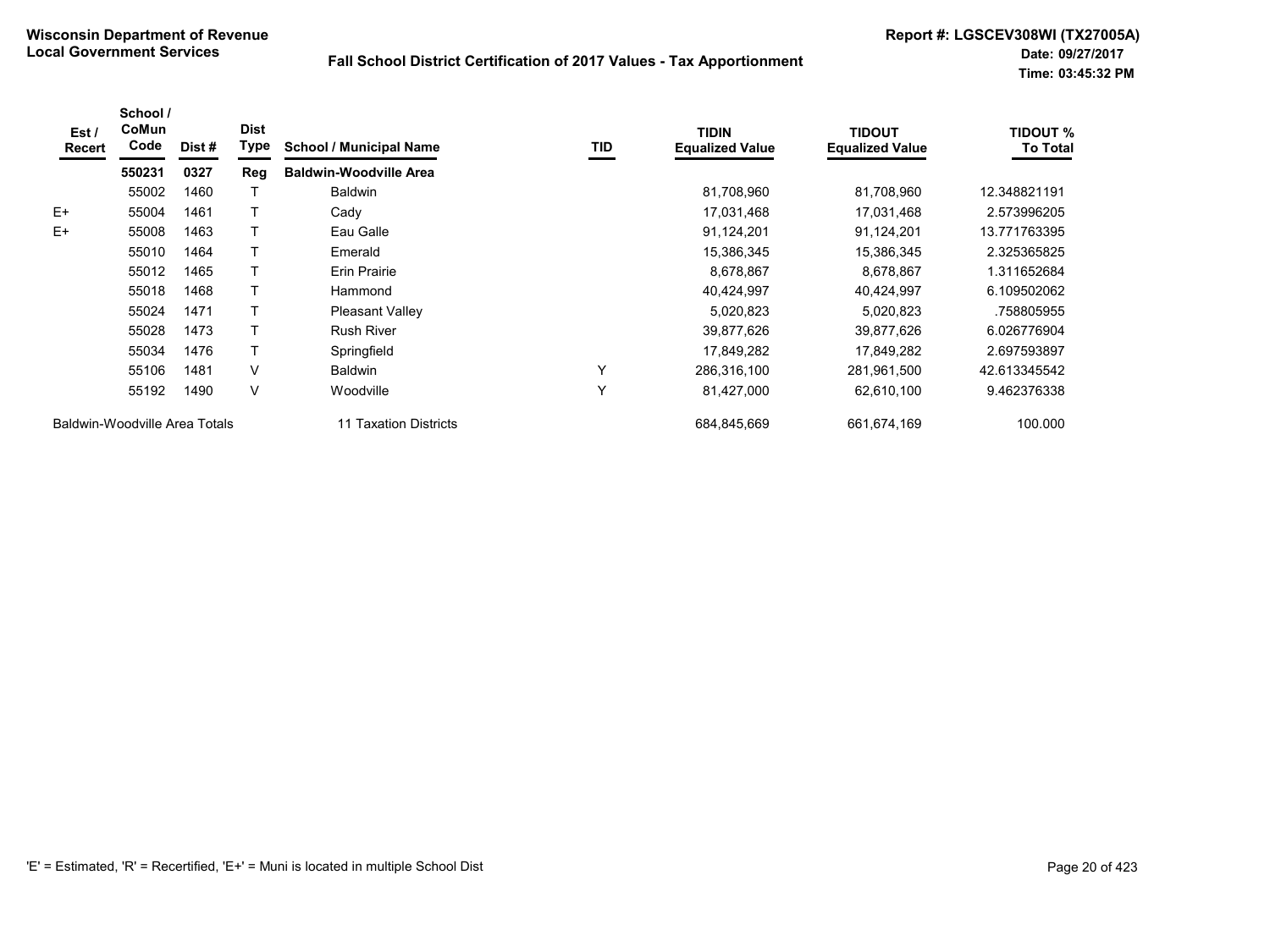**Wisconsin Department of Revenue**
**Local Government Services**

**Fall School District Certification of 2017 Values - Tax Apportionment**

**Report #: LGSCEV308WI (TX27005A)**
**Date: 09/27/2017**
**Time: 03:45:32 PM**

| Est / Recert | School / CoMun Code | Dist # | Dist Type | School / Municipal Name | TID | TIDIN Equalized Value | TIDOUT Equalized Value | TIDOUT % To Total |
|---|---|---|---|---|---|---|---|---|
| | **550231** | **0327** | **Reg** | **Baldwin-Woodville Area** | | | | |
| | 55002 | 1460 | T | Baldwin | | 81,708,960 | 81,708,960 | 12.348821191 |
| E+ | 55004 | 1461 | T | Cady | | 17,031,468 | 17,031,468 | 2.573996205 |
| E+ | 55008 | 1463 | T | Eau Galle | | 91,124,201 | 91,124,201 | 13.771763395 |
| | 55010 | 1464 | T | Emerald | | 15,386,345 | 15,386,345 | 2.325365825 |
| | 55012 | 1465 | T | Erin Prairie | | 8,678,867 | 8,678,867 | 1.311652684 |
| | 55018 | 1468 | T | Hammond | | 40,424,997 | 40,424,997 | 6.109502062 |
| | 55024 | 1471 | T | Pleasant Valley | | 5,020,823 | 5,020,823 | .758805955 |
| | 55028 | 1473 | T | Rush River | | 39,877,626 | 39,877,626 | 6.026776904 |
| | 55034 | 1476 | T | Springfield | | 17,849,282 | 17,849,282 | 2.697593897 |
| | 55106 | 1481 | V | Baldwin | Y | 286,316,100 | 281,961,500 | 42.613345542 |
| | 55192 | 1490 | V | Woodville | Y | 81,427,000 | 62,610,100 | 9.462376338 |
| Baldwin-Woodville Area Totals | | | | 11 Taxation Districts | | 684,845,669 | 661,674,169 | 100.000 |

'E' = Estimated, 'R' = Recertified, 'E+' = Muni is located in multiple School Dist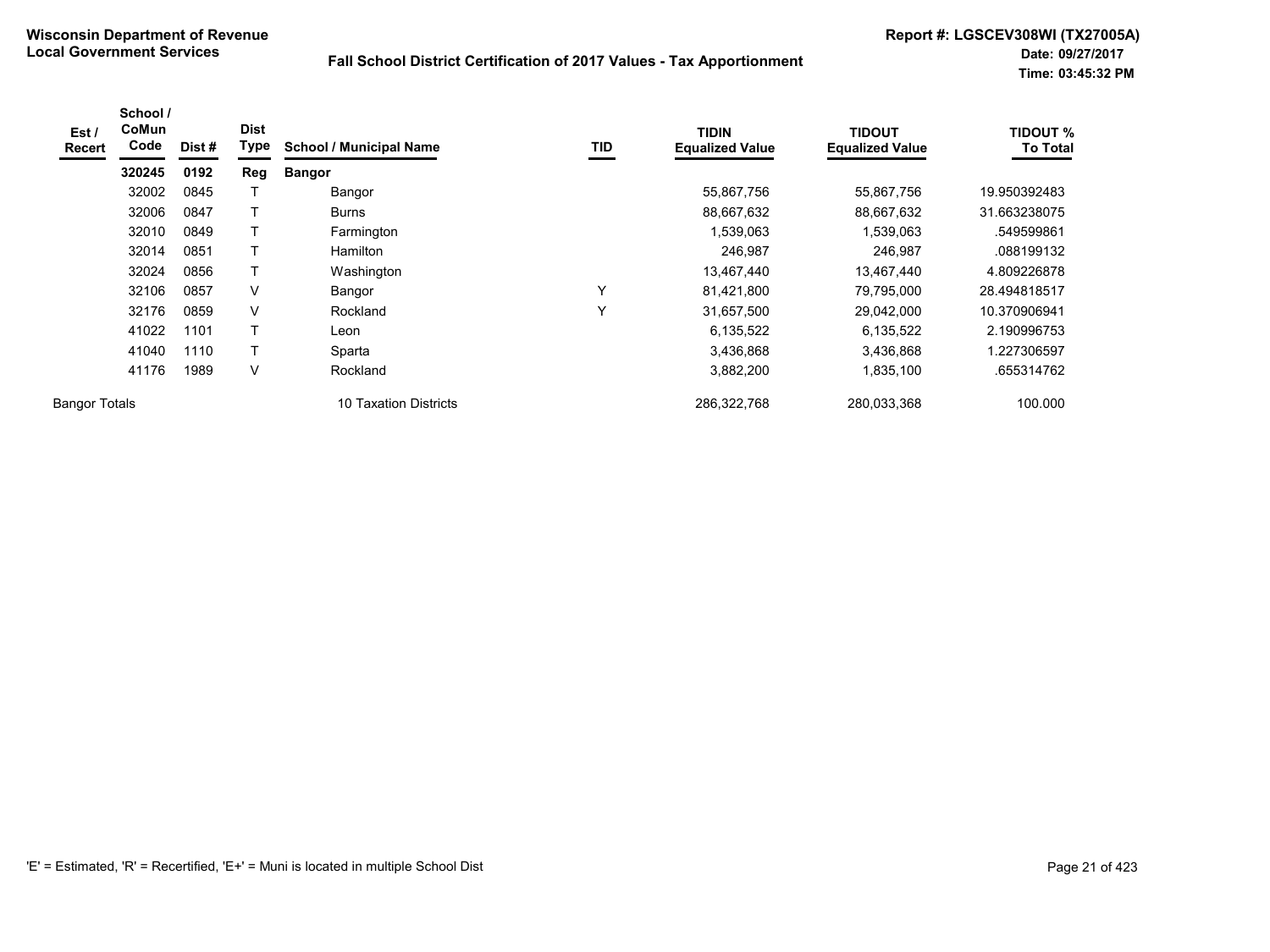**Wisconsin Department of Revenue**
**Local Government Services**

**Fall School District Certification of 2017 Values - Tax Apportionment**

**Report #: LGSCEV308WI (TX27005A)**
**Date: 09/27/2017**
**Time: 03:45:32 PM**

| Est / Recert | School / CoMun Code | Dist # | Dist Type | School / Municipal Name | TID | TIDIN Equalized Value | TIDOUT Equalized Value | TIDOUT % To Total |
|---|---|---|---|---|---|---|---|---|
| | **320245** | **0192** | **Reg** | **Bangor** | | | | |
| | 32002 | 0845 | T | Bangor | | 55,867,756 | 55,867,756 | 19.950392483 |
| | 32006 | 0847 | T | Burns | | 88,667,632 | 88,667,632 | 31.663238075 |
| | 32010 | 0849 | T | Farmington | | 1,539,063 | 1,539,063 | .549599861 |
| | 32014 | 0851 | T | Hamilton | | 246,987 | 246,987 | .088199132 |
| | 32024 | 0856 | T | Washington | | 13,467,440 | 13,467,440 | 4.809226878 |
| | 32106 | 0857 | V | Bangor | Y | 81,421,800 | 79,795,000 | 28.494818517 |
| | 32176 | 0859 | V | Rockland | Y | 31,657,500 | 29,042,000 | 10.370906941 |
| | 41022 | 1101 | T | Leon | | 6,135,522 | 6,135,522 | 2.190996753 |
| | 41040 | 1110 | T | Sparta | | 3,436,868 | 3,436,868 | 1.227306597 |
| | 41176 | 1989 | V | Rockland | | 3,882,200 | 1,835,100 | .655314762 |
| Bangor Totals | | | | 10 Taxation Districts | | 286,322,768 | 280,033,368 | 100.000 |

'E' = Estimated, 'R' = Recertified, 'E+' = Muni is located in multiple School Dist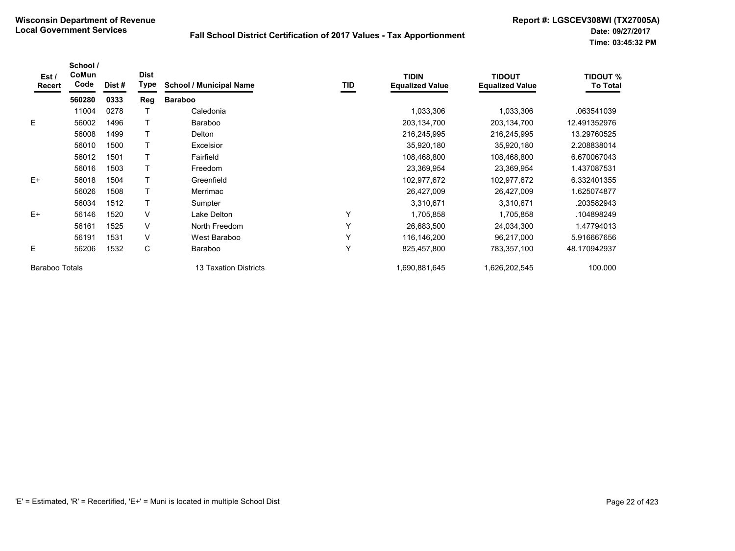**Wisconsin Department of Revenue**
**Local Government Services**

**Fall School District Certification of 2017 Values - Tax Apportionment**

**Report #: LGSCEV308WI (TX27005A)**
**Date: 09/27/2017**
**Time: 03:45:32 PM**

| Est / Recert | School / CoMun Code | Dist # | Dist Type | School / Municipal Name | TID | TIDIN Equalized Value | TIDOUT Equalized Value | TIDOUT % To Total |
|---|---|---|---|---|---|---|---|---|
| | **560280** | **0333** | **Reg** | **Baraboo** | | | | |
| | 11004 | 0278 | T | Caledonia | | 1,033,306 | 1,033,306 | .063541039 |
| E | 56002 | 1496 | T | Baraboo | | 203,134,700 | 203,134,700 | 12.491352976 |
| | 56008 | 1499 | T | Delton | | 216,245,995 | 216,245,995 | 13.29760525 |
| | 56010 | 1500 | T | Excelsior | | 35,920,180 | 35,920,180 | 2.208838014 |
| | 56012 | 1501 | T | Fairfield | | 108,468,800 | 108,468,800 | 6.670067043 |
| | 56016 | 1503 | T | Freedom | | 23,369,954 | 23,369,954 | 1.437087531 |
| E+ | 56018 | 1504 | T | Greenfield | | 102,977,672 | 102,977,672 | 6.332401355 |
| | 56026 | 1508 | T | Merrimac | | 26,427,009 | 26,427,009 | 1.625074877 |
| | 56034 | 1512 | T | Sumpter | | 3,310,671 | 3,310,671 | .203582943 |
| E+ | 56146 | 1520 | V | Lake Delton | Y | 1,705,858 | 1,705,858 | .104898249 |
| | 56161 | 1525 | V | North Freedom | Y | 26,683,500 | 24,034,300 | 1.47794013 |
| | 56191 | 1531 | V | West Baraboo | Y | 116,146,200 | 96,217,000 | 5.916667656 |
| E | 56206 | 1532 | C | Baraboo | Y | 825,457,800 | 783,357,100 | 48.170942937 |
| Baraboo Totals | | | | 13 Taxation Districts | | 1,690,881,645 | 1,626,202,545 | 100.000 |

'E' = Estimated, 'R' = Recertified, 'E+' = Muni is located in multiple School Dist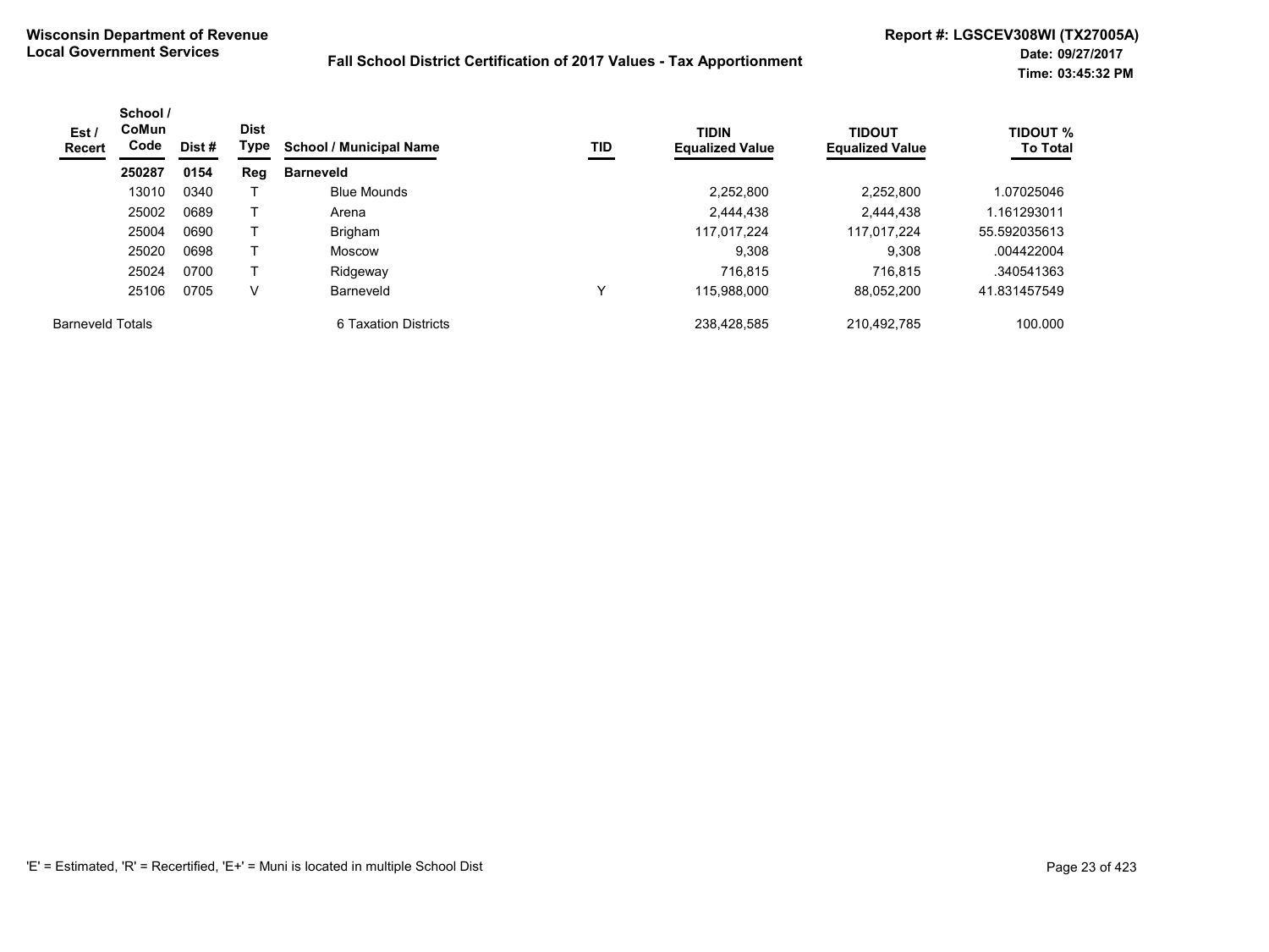**Wisconsin Department of Revenue**
**Local Government Services**

**Fall School District Certification of 2017 Values - Tax Apportionment**

**Report #: LGSCEV308WI (TX27005A)**
**Date: 09/27/2017**
**Time: 03:45:32 PM**

| Est / Recert | School / CoMun Code | Dist # | Dist Type | School / Municipal Name | TID | TIDIN Equalized Value | TIDOUT Equalized Value | TIDOUT % To Total |
|---|---|---|---|---|---|---|---|---|
| | **250287** | **0154** | **Reg** | **Barneveld** | | | | |
| | 13010 | 0340 | T | Blue Mounds | | 2,252,800 | 2,252,800 | 1.07025046 |
| | 25002 | 0689 | T | Arena | | 2,444,438 | 2,444,438 | 1.161293011 |
| | 25004 | 0690 | T | Brigham | | 117,017,224 | 117,017,224 | 55.592035613 |
| | 25020 | 0698 | T | Moscow | | 9,308 | 9,308 | .004422004 |
| | 25024 | 0700 | T | Ridgeway | | 716,815 | 716,815 | .340541363 |
| | 25106 | 0705 | V | Barneveld | Y | 115,988,000 | 88,052,200 | 41.831457549 |
| Barneveld Totals | | | | 6 Taxation Districts | | 238,428,585 | 210,492,785 | 100.000 |

'E' = Estimated, 'R' = Recertified, 'E+' = Muni is located in multiple School Dist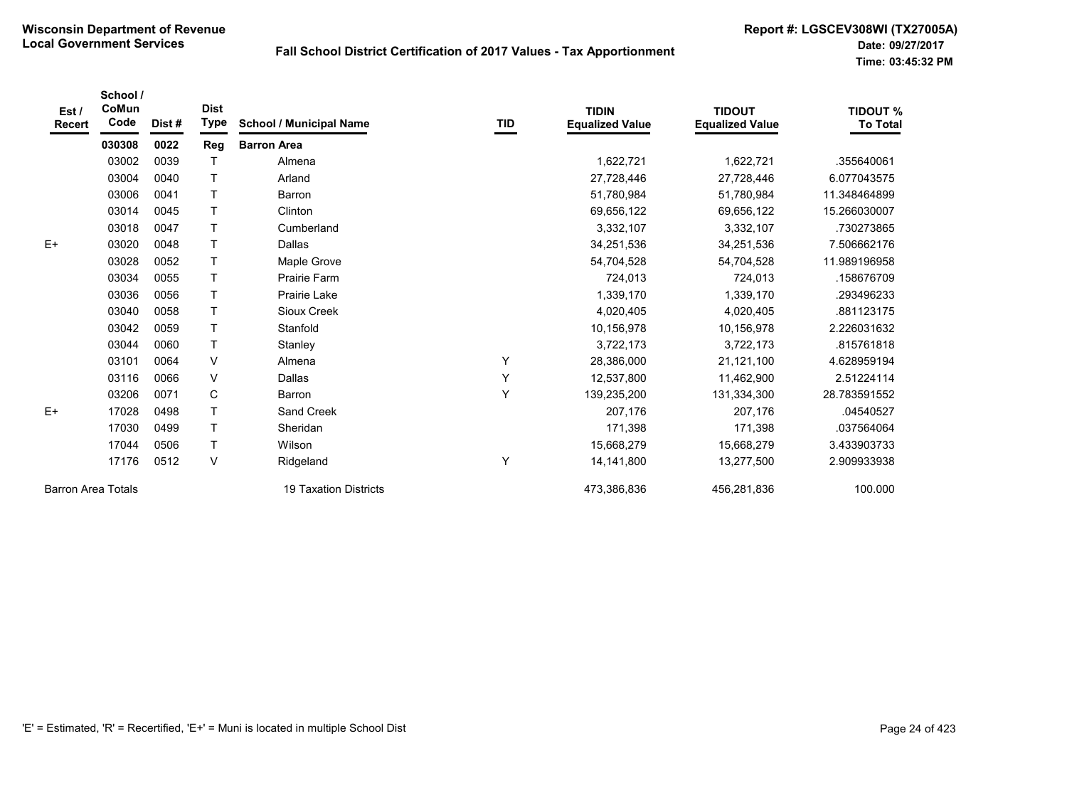**Wisconsin Department of Revenue**
**Local Government Services**

**Fall School District Certification of 2017 Values - Tax Apportionment**

**Report #: LGSCEV308WI (TX27005A)**
**Date: 09/27/2017**
**Time: 03:45:32 PM**

| Est / Recert | School / CoMun Code | Dist # | Dist Type | School / Municipal Name | TID | TIDIN Equalized Value | TIDOUT Equalized Value | TIDOUT % To Total |
|---|---|---|---|---|---|---|---|---|
| | **030308** | **0022** | **Reg** | **Barron Area** | | | | |
| | 03002 | 0039 | T | Almena | | 1,622,721 | 1,622,721 | .355640061 |
| | 03004 | 0040 | T | Arland | | 27,728,446 | 27,728,446 | 6.077043575 |
| | 03006 | 0041 | T | Barron | | 51,780,984 | 51,780,984 | 11.348464899 |
| | 03014 | 0045 | T | Clinton | | 69,656,122 | 69,656,122 | 15.266030007 |
| | 03018 | 0047 | T | Cumberland | | 3,332,107 | 3,332,107 | .730273865 |
| E+ | 03020 | 0048 | T | Dallas | | 34,251,536 | 34,251,536 | 7.506662176 |
| | 03028 | 0052 | T | Maple Grove | | 54,704,528 | 54,704,528 | 11.989196958 |
| | 03034 | 0055 | T | Prairie Farm | | 724,013 | 724,013 | .158676709 |
| | 03036 | 0056 | T | Prairie Lake | | 1,339,170 | 1,339,170 | .293496233 |
| | 03040 | 0058 | T | Sioux Creek | | 4,020,405 | 4,020,405 | .881123175 |
| | 03042 | 0059 | T | Stanfold | | 10,156,978 | 10,156,978 | 2.226031632 |
| | 03044 | 0060 | T | Stanley | | 3,722,173 | 3,722,173 | .815761818 |
| | 03101 | 0064 | V | Almena | Y | 28,386,000 | 21,121,100 | 4.628959194 |
| | 03116 | 0066 | V | Dallas | Y | 12,537,800 | 11,462,900 | 2.51224114 |
| | 03206 | 0071 | C | Barron | Y | 139,235,200 | 131,334,300 | 28.783591552 |
| E+ | 17028 | 0498 | T | Sand Creek | | 207,176 | 207,176 | .04540527 |
| | 17030 | 0499 | T | Sheridan | | 171,398 | 171,398 | .037564064 |
| | 17044 | 0506 | T | Wilson | | 15,668,279 | 15,668,279 | 3.433903733 |
| | 17176 | 0512 | V | Ridgeland | Y | 14,141,800 | 13,277,500 | 2.909933938 |
| Barron Area Totals | | | | 19 Taxation Districts | | 473,386,836 | 456,281,836 | 100.000 |

'E' = Estimated, 'R' = Recertified, 'E+' = Muni is located in multiple School Dist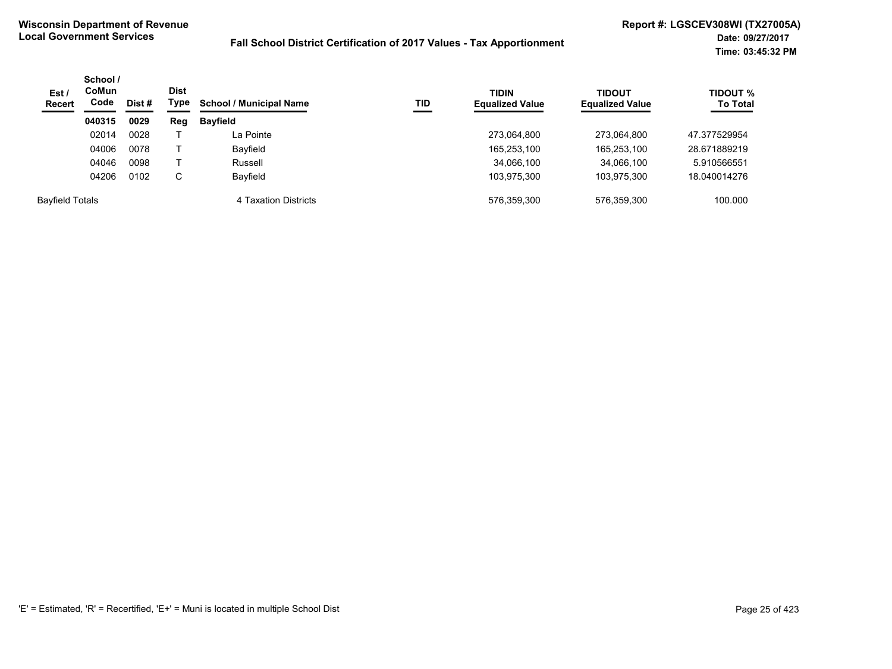**Wisconsin Department of Revenue**
**Local Government Services**

**Fall School District Certification of 2017 Values - Tax Apportionment**

**Report #: LGSCEV308WI (TX27005A)**
**Date: 09/27/2017**
**Time: 03:45:32 PM**

| Est / Recert | School / CoMun Code | Dist # | Dist Type | School / Municipal Name | TID | TIDIN Equalized Value | TIDOUT Equalized Value | TIDOUT % To Total |
|---|---|---|---|---|---|---|---|---|
| | **040315** | **0029** | **Reg** | **Bayfield** | | | | |
| | 02014 | 0028 | T | La Pointe | | 273,064,800 | 273,064,800 | 47.377529954 |
| | 04006 | 0078 | T | Bayfield | | 165,253,100 | 165,253,100 | 28.671889219 |
| | 04046 | 0098 | T | Russell | | 34,066,100 | 34,066,100 | 5.910566551 |
| | 04206 | 0102 | C | Bayfield | | 103,975,300 | 103,975,300 | 18.040014276 |
| Bayfield Totals | | | | 4 Taxation Districts | | 576,359,300 | 576,359,300 | 100.000 |

'E' = Estimated, 'R' = Recertified, 'E+' = Muni is located in multiple School Dist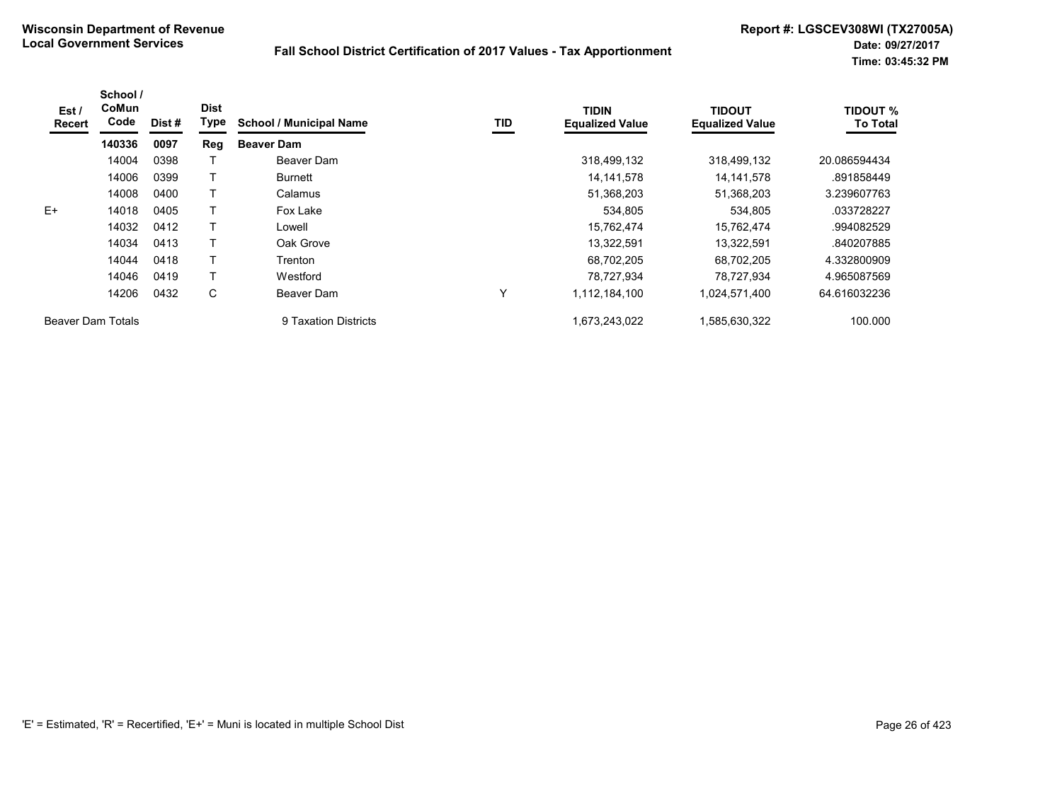**Wisconsin Department of Revenue**
**Local Government Services**

**Fall School District Certification of 2017 Values - Tax Apportionment**

**Report #: LGSCEV308WI (TX27005A)**
**Date: 09/27/2017**
**Time: 03:45:32 PM**

| Est / Recert | School / CoMun Code | Dist # | Dist Type | School / Municipal Name | TID | TIDIN Equalized Value | TIDOUT Equalized Value | TIDOUT % To Total |
|---|---|---|---|---|---|---|---|---|
| | **140336** | **0097** | **Reg** | **Beaver Dam** | | | | |
| | 14004 | 0398 | T | Beaver Dam | | 318,499,132 | 318,499,132 | 20.086594434 |
| | 14006 | 0399 | T | Burnett | | 14,141,578 | 14,141,578 | .891858449 |
| | 14008 | 0400 | T | Calamus | | 51,368,203 | 51,368,203 | 3.239607763 |
| E+ | 14018 | 0405 | T | Fox Lake | | 534,805 | 534,805 | .033728227 |
| | 14032 | 0412 | T | Lowell | | 15,762,474 | 15,762,474 | .994082529 |
| | 14034 | 0413 | T | Oak Grove | | 13,322,591 | 13,322,591 | .840207885 |
| | 14044 | 0418 | T | Trenton | | 68,702,205 | 68,702,205 | 4.332800909 |
| | 14046 | 0419 | T | Westford | | 78,727,934 | 78,727,934 | 4.965087569 |
| | 14206 | 0432 | C | Beaver Dam | Y | 1,112,184,100 | 1,024,571,400 | 64.616032236 |
| Beaver Dam Totals | | | | 9 Taxation Districts | | 1,673,243,022 | 1,585,630,322 | 100.000 |

'E' = Estimated, 'R' = Recertified, 'E+' = Muni is located in multiple School Dist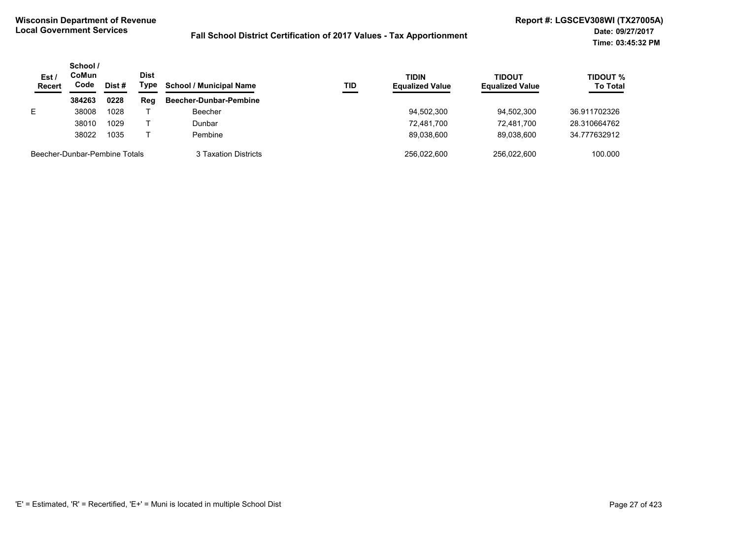**Wisconsin Department of Revenue**
**Local Government Services**

**Fall School District Certification of 2017 Values - Tax Apportionment**

**Report #: LGSCEV308WI (TX27005A)**
**Date: 09/27/2017**
**Time: 03:45:32 PM**

| Est / Recert | School / CoMun Code | Dist # | Dist Type | School / Municipal Name | TID | TIDIN Equalized Value | TIDOUT Equalized Value | TIDOUT % To Total |
|---|---|---|---|---|---|---|---|---|
| | **384263** | **0228** | **Reg** | **Beecher-Dunbar-Pembine** | | | | |
| E | 38008 | 1028 | T | Beecher | | 94,502,300 | 94,502,300 | 36.911702326 |
| | 38010 | 1029 | T | Dunbar | | 72,481,700 | 72,481,700 | 28.310664762 |
| | 38022 | 1035 | T | Pembine | | 89,038,600 | 89,038,600 | 34.777632912 |
| Beecher-Dunbar-Pembine Totals | | | | 3 Taxation Districts | | 256,022,600 | 256,022,600 | 100.000 |

'E' = Estimated, 'R' = Recertified, 'E+' = Muni is located in multiple School Dist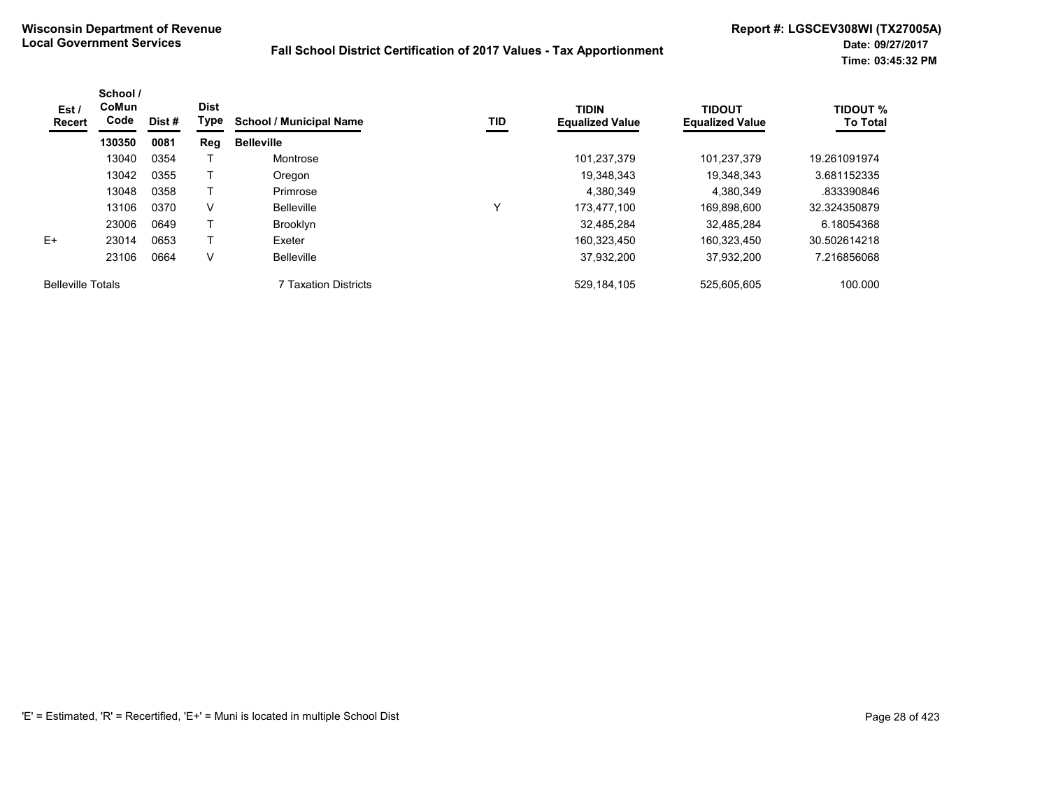**Wisconsin Department of Revenue**
**Local Government Services**

**Fall School District Certification of 2017 Values - Tax Apportionment**

**Report #: LGSCEV308WI (TX27005A)**
**Date: 09/27/2017**
**Time: 03:45:32 PM**

| Est / Recert | School / CoMun Code | Dist # | Dist Type | School / Municipal Name | TID | TIDIN Equalized Value | TIDOUT Equalized Value | TIDOUT % To Total |
|---|---|---|---|---|---|---|---|---|
| | **130350** | **0081** | **Reg** | **Belleville** | | | | |
| | 13040 | 0354 | T | Montrose | | 101,237,379 | 101,237,379 | 19.261091974 |
| | 13042 | 0355 | T | Oregon | | 19,348,343 | 19,348,343 | 3.681152335 |
| | 13048 | 0358 | T | Primrose | | 4,380,349 | 4,380,349 | .833390846 |
| | 13106 | 0370 | V | Belleville | Y | 173,477,100 | 169,898,600 | 32.324350879 |
| | 23006 | 0649 | T | Brooklyn | | 32,485,284 | 32,485,284 | 6.18054368 |
| E+ | 23014 | 0653 | T | Exeter | | 160,323,450 | 160,323,450 | 30.502614218 |
| | 23106 | 0664 | V | Belleville | | 37,932,200 | 37,932,200 | 7.216856068 |
| Belleville Totals | | | | 7 Taxation Districts | | 529,184,105 | 525,605,605 | 100.000 |

'E' = Estimated, 'R' = Recertified, 'E+' = Muni is located in multiple School Dist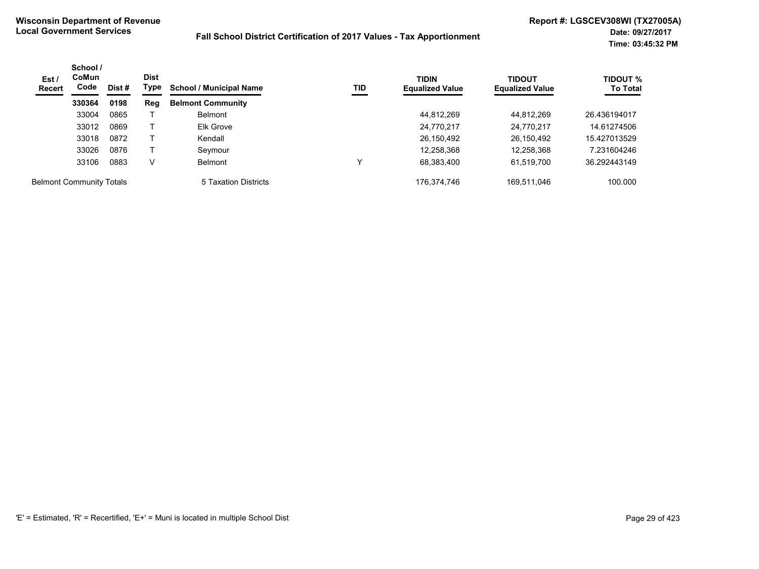**Wisconsin Department of Revenue**
**Local Government Services**

**Fall School District Certification of 2017 Values - Tax Apportionment**

**Report #: LGSCEV308WI (TX27005A)**
**Date: 09/27/2017**
**Time: 03:45:32 PM**

| Est / Recert | School / CoMun Code | Dist # | Dist Type | School / Municipal Name | TID | TIDIN Equalized Value | TIDOUT Equalized Value | TIDOUT % To Total |
|---|---|---|---|---|---|---|---|---|
| | **330364** | **0198** | **Reg** | **Belmont Community** | | | | |
| | 33004 | 0865 | T | Belmont | | 44,812,269 | 44,812,269 | 26.436194017 |
| | 33012 | 0869 | T | Elk Grove | | 24,770,217 | 24,770,217 | 14.61274506 |
| | 33018 | 0872 | T | Kendall | | 26,150,492 | 26,150,492 | 15.427013529 |
| | 33026 | 0876 | T | Seymour | | 12,258,368 | 12,258,368 | 7.231604246 |
| | 33106 | 0883 | V | Belmont | Y | 68,383,400 | 61,519,700 | 36.292443149 |
| Belmont Community Totals | | | | 5 Taxation Districts | | 176,374,746 | 169,511,046 | 100.000 |

'E' = Estimated, 'R' = Recertified, 'E+' = Muni is located in multiple School Dist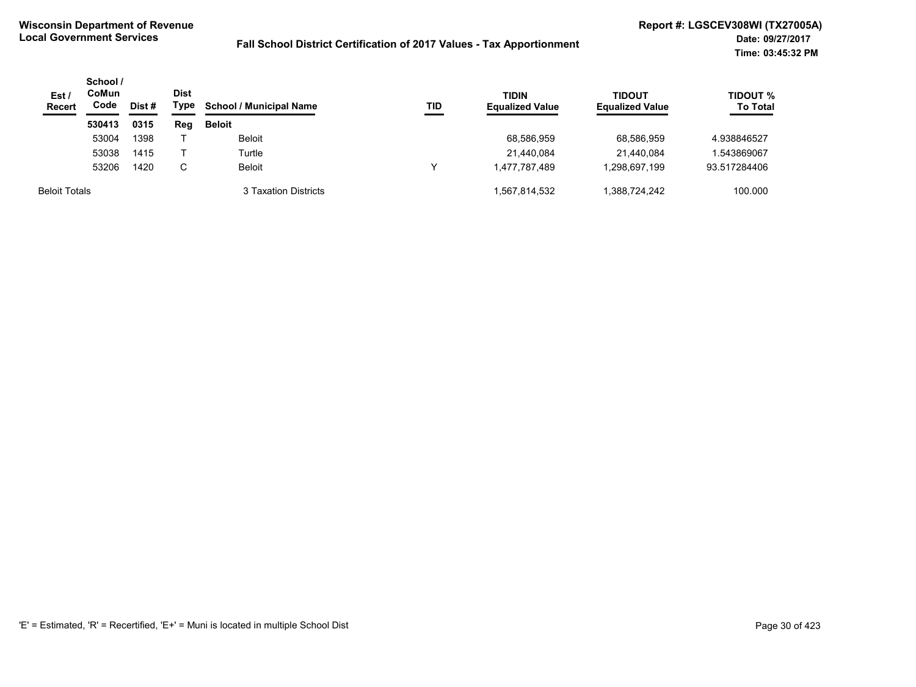**Wisconsin Department of Revenue**
**Local Government Services**

**Fall School District Certification of 2017 Values - Tax Apportionment**

**Report #: LGSCEV308WI (TX27005A)**
**Date: 09/27/2017**
**Time: 03:45:32 PM**

| Est / Recert | School / CoMun Code | Dist # | Dist Type | School / Municipal Name | TID | TIDIN Equalized Value | TIDOUT Equalized Value | TIDOUT % To Total |
|---|---|---|---|---|---|---|---|---|
| | **530413** | **0315** | **Reg** | **Beloit** | | | | |
| | 53004 | 1398 | T | Beloit | | 68,586,959 | 68,586,959 | 4.938846527 |
| | 53038 | 1415 | T | Turtle | | 21,440,084 | 21,440,084 | 1.543869067 |
| | 53206 | 1420 | C | Beloit | Y | 1,477,787,489 | 1,298,697,199 | 93.517284406 |
| Beloit Totals | | | | 3 Taxation Districts | | 1,567,814,532 | 1,388,724,242 | 100.000 |

'E' = Estimated, 'R' = Recertified, 'E+' = Muni is located in multiple School Dist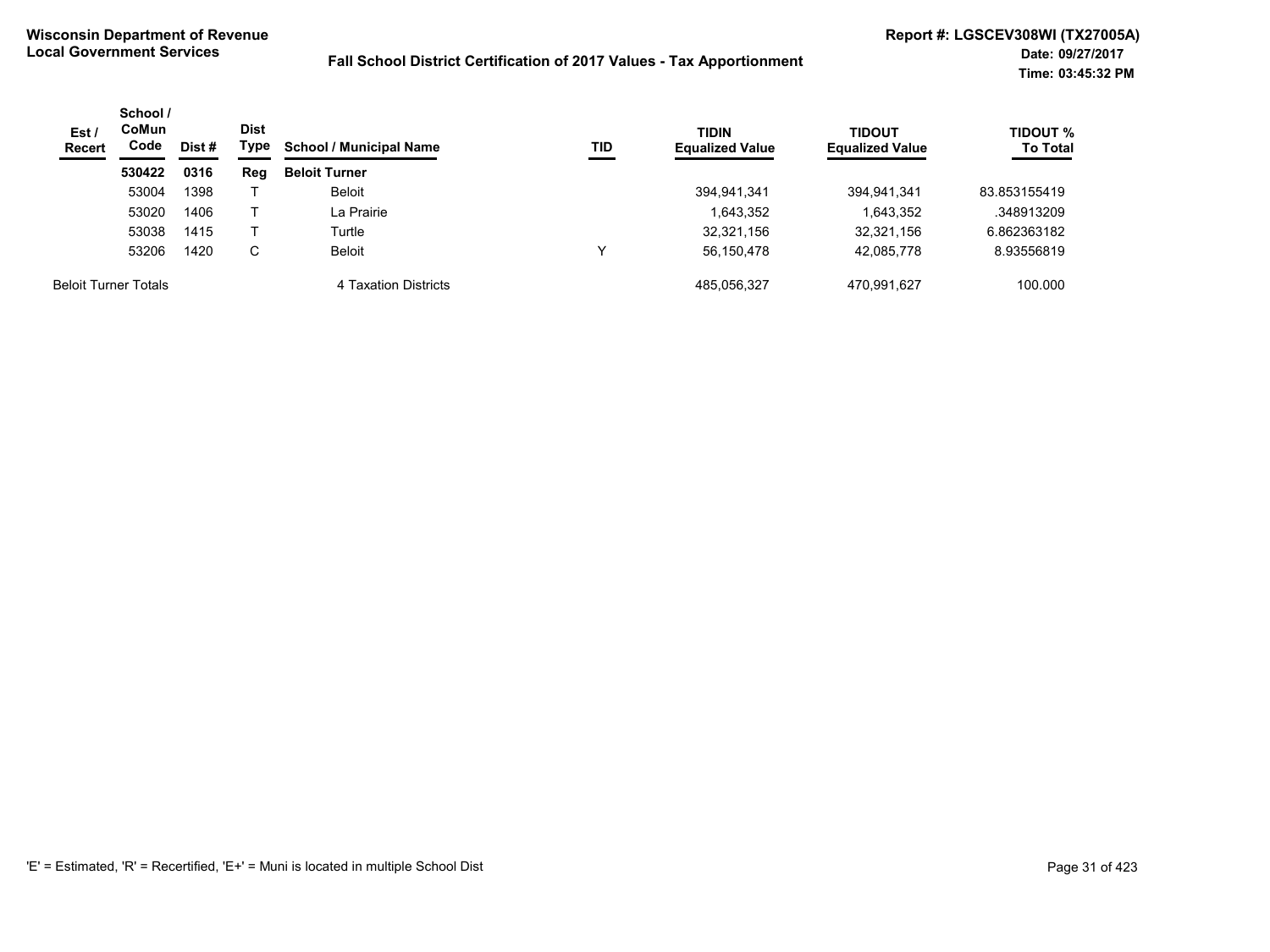**Wisconsin Department of Revenue**
**Local Government Services**

**Fall School District Certification of 2017 Values - Tax Apportionment**

**Report #: LGSCEV308WI (TX27005A)**
**Date: 09/27/2017**
**Time: 03:45:32 PM**

| Est / Recert | School / CoMun Code | Dist # | Dist Type | School / Municipal Name | TID | TIDIN Equalized Value | TIDOUT Equalized Value | TIDOUT % To Total |
|---|---|---|---|---|---|---|---|---|
| | **530422** | **0316** | **Reg** | **Beloit Turner** | | | | |
| | 53004 | 1398 | T | Beloit | | 394,941,341 | 394,941,341 | 83.853155419 |
| | 53020 | 1406 | T | La Prairie | | 1,643,352 | 1,643,352 | .348913209 |
| | 53038 | 1415 | T | Turtle | | 32,321,156 | 32,321,156 | 6.862363182 |
| | 53206 | 1420 | C | Beloit | Y | 56,150,478 | 42,085,778 | 8.93556819 |
| Beloit Turner Totals | | | | 4 Taxation Districts | | 485,056,327 | 470,991,627 | 100.000 |

'E' = Estimated, 'R' = Recertified, 'E+' = Muni is located in multiple School Dist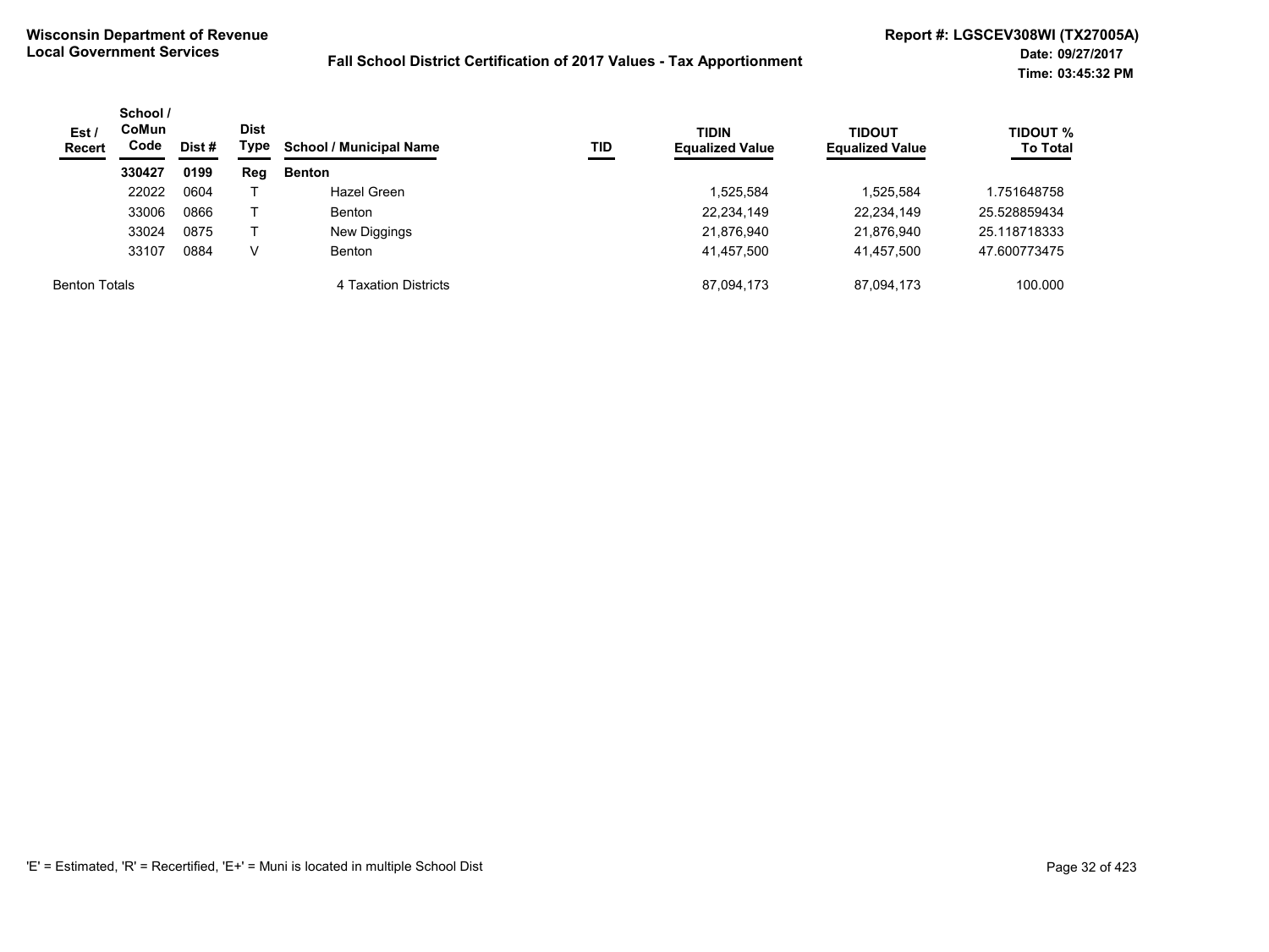**Wisconsin Department of Revenue**
**Local Government Services**

**Fall School District Certification of 2017 Values - Tax Apportionment**

**Report #: LGSCEV308WI (TX27005A)**
**Date: 09/27/2017**
**Time: 03:45:32 PM**

| Est / Recert | School / CoMun Code | Dist # | Dist Type | School / Municipal Name | TID | TIDIN Equalized Value | TIDOUT Equalized Value | TIDOUT % To Total |
|---|---|---|---|---|---|---|---|---|
| | **330427** | **0199** | **Reg** | **Benton** | | | | |
| | 22022 | 0604 | T | Hazel Green | | 1,525,584 | 1,525,584 | 1.751648758 |
| | 33006 | 0866 | T | Benton | | 22,234,149 | 22,234,149 | 25.528859434 |
| | 33024 | 0875 | T | New Diggings | | 21,876,940 | 21,876,940 | 25.118718333 |
| | 33107 | 0884 | V | Benton | | 41,457,500 | 41,457,500 | 47.600773475 |
| Benton Totals | | | | 4 Taxation Districts | | 87,094,173 | 87,094,173 | 100.000 |

'E' = Estimated, 'R' = Recertified, 'E+' = Muni is located in multiple School Dist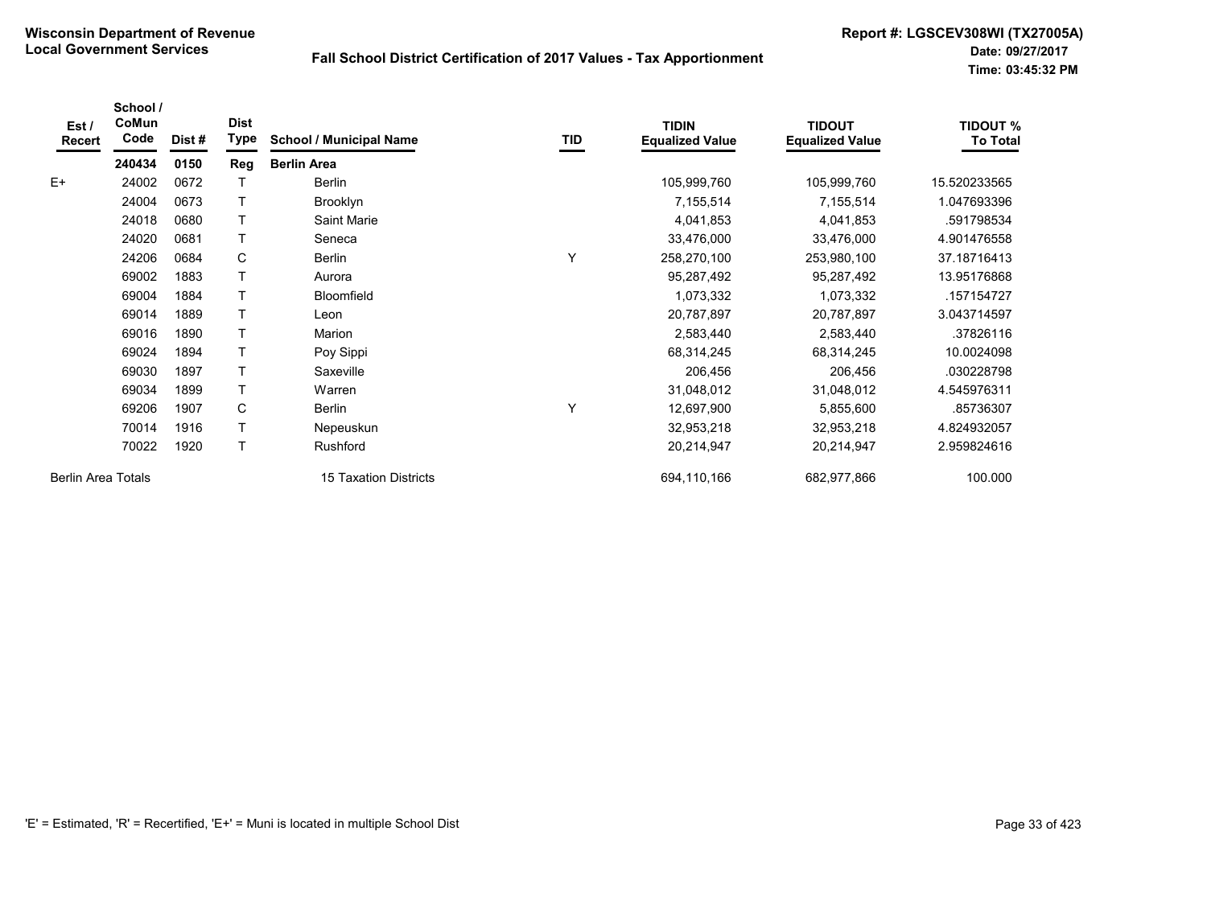**Wisconsin Department of Revenue**
**Local Government Services**

**Fall School District Certification of 2017 Values - Tax Apportionment**

**Report #: LGSCEV308WI (TX27005A)**
**Date: 09/27/2017**
**Time: 03:45:32 PM**

| Est / Recert | School / CoMun Code | Dist # | Dist Type | School / Municipal Name | TID | TIDIN Equalized Value | TIDOUT Equalized Value | TIDOUT % To Total |
|---|---|---|---|---|---|---|---|---|
| | **240434** | **0150** | **Reg** | **Berlin Area** | | | | |
| E+ | 24002 | 0672 | T | Berlin | | 105,999,760 | 105,999,760 | 15.520233565 |
| | 24004 | 0673 | T | Brooklyn | | 7,155,514 | 7,155,514 | 1.047693396 |
| | 24018 | 0680 | T | Saint Marie | | 4,041,853 | 4,041,853 | .591798534 |
| | 24020 | 0681 | T | Seneca | | 33,476,000 | 33,476,000 | 4.901476558 |
| | 24206 | 0684 | C | Berlin | Y | 258,270,100 | 253,980,100 | 37.18716413 |
| | 69002 | 1883 | T | Aurora | | 95,287,492 | 95,287,492 | 13.95176868 |
| | 69004 | 1884 | T | Bloomfield | | 1,073,332 | 1,073,332 | .157154727 |
| | 69014 | 1889 | T | Leon | | 20,787,897 | 20,787,897 | 3.043714597 |
| | 69016 | 1890 | T | Marion | | 2,583,440 | 2,583,440 | .37826116 |
| | 69024 | 1894 | T | Poy Sippi | | 68,314,245 | 68,314,245 | 10.0024098 |
| | 69030 | 1897 | T | Saxeville | | 206,456 | 206,456 | .030228798 |
| | 69034 | 1899 | T | Warren | | 31,048,012 | 31,048,012 | 4.545976311 |
| | 69206 | 1907 | C | Berlin | Y | 12,697,900 | 5,855,600 | .85736307 |
| | 70014 | 1916 | T | Nepeuskun | | 32,953,218 | 32,953,218 | 4.824932057 |
| | 70022 | 1920 | T | Rushford | | 20,214,947 | 20,214,947 | 2.959824616 |
| Berlin Area Totals | | | | 15 Taxation Districts | | 694,110,166 | 682,977,866 | 100.000 |

'E' = Estimated, 'R' = Recertified, 'E+' = Muni is located in multiple School Dist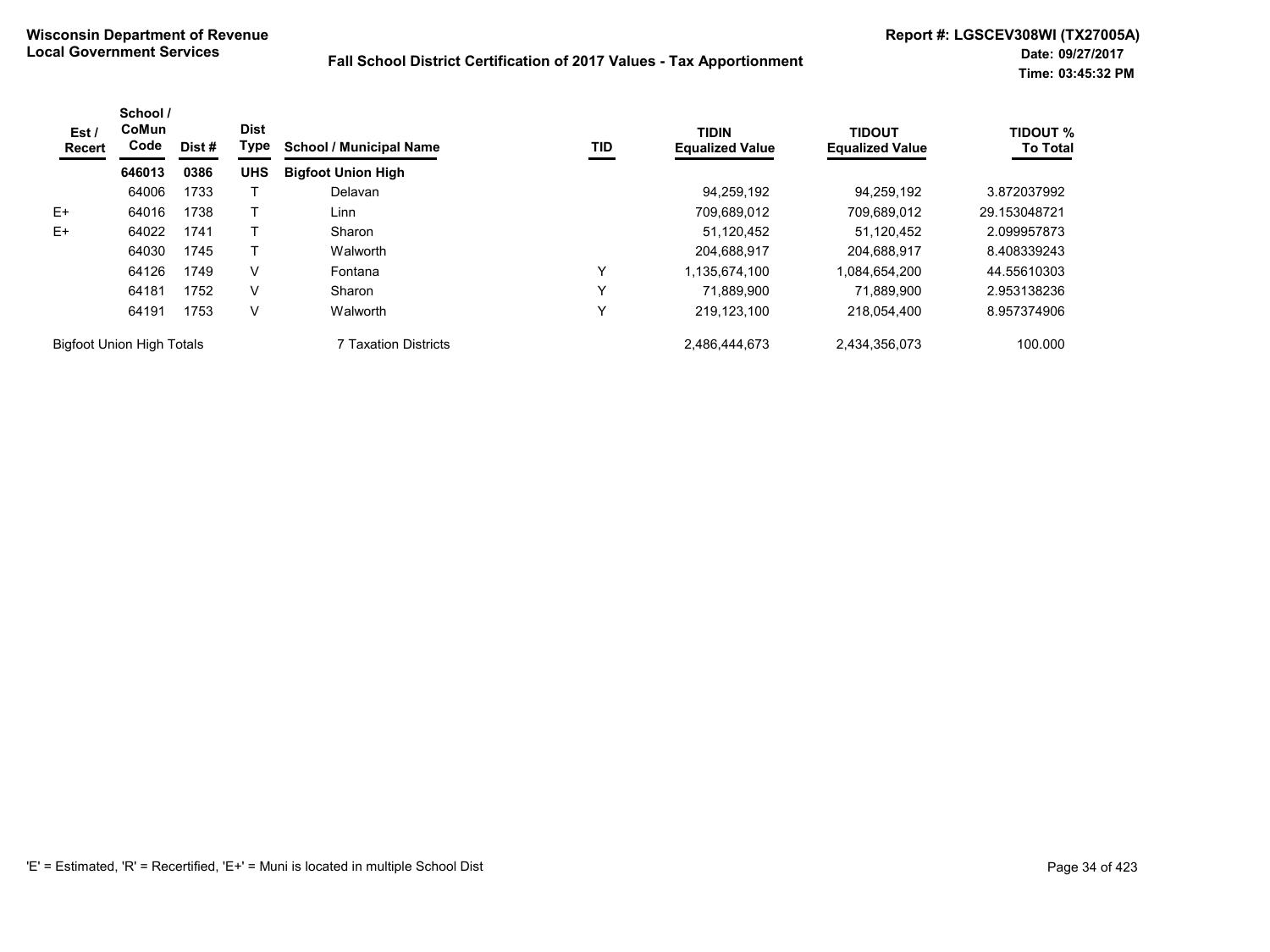**Wisconsin Department of Revenue**
**Local Government Services**

## Fall School District Certification of 2017 Values - Tax Apportionment

**Report #: LGSCEV308WI (TX27005A)**
**Date: 09/27/2017**
**Time: 03:45:32 PM**

| Est / Recert | School / CoMun Code | Dist # | Dist Type | School / Municipal Name | TID | TIDIN Equalized Value | TIDOUT Equalized Value | TIDOUT % To Total |
|---|---|---|---|---|---|---|---|---|
| | **646013** | **0386** | **UHS** | **Bigfoot Union High** | | | | |
| | 64006 | 1733 | T | Delavan | | 94,259,192 | 94,259,192 | 3.872037992 |
| E+ | 64016 | 1738 | T | Linn | | 709,689,012 | 709,689,012 | 29.153048721 |
| E+ | 64022 | 1741 | T | Sharon | | 51,120,452 | 51,120,452 | 2.099957873 |
| | 64030 | 1745 | T | Walworth | | 204,688,917 | 204,688,917 | 8.408339243 |
| | 64126 | 1749 | V | Fontana | Y | 1,135,674,100 | 1,084,654,200 | 44.55610303 |
| | 64181 | 1752 | V | Sharon | Y | 71,889,900 | 71,889,900 | 2.953138236 |
| | 64191 | 1753 | V | Walworth | Y | 219,123,100 | 218,054,400 | 8.957374906 |
| Bigfoot Union High Totals | | | | 7 Taxation Districts | | 2,486,444,673 | 2,434,356,073 | 100.000 |

'E' = Estimated, 'R' = Recertified, 'E+' = Muni is located in multiple School Dist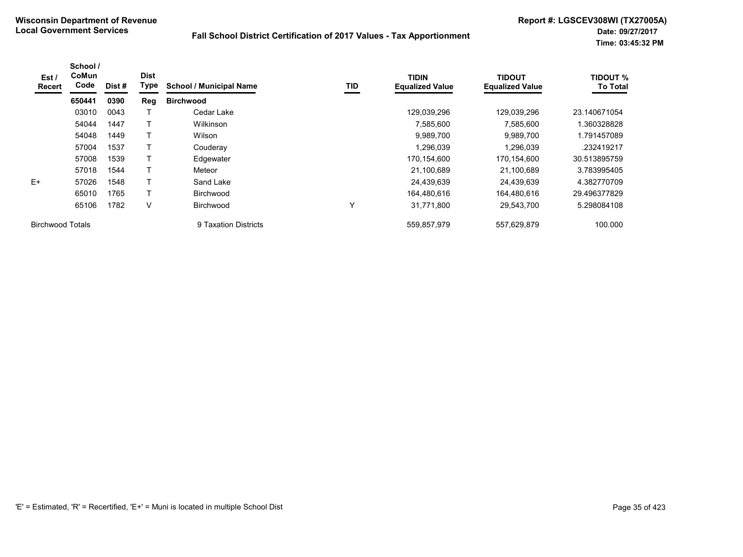**Wisconsin Department of Revenue**
**Local Government Services**

**Fall School District Certification of 2017 Values - Tax Apportionment**

**Report #: LGSCEV308WI (TX27005A)**
**Date: 09/27/2017**
**Time: 03:45:32 PM**

| Est / Recert | School / CoMun Code | Dist # | Dist Type | School / Municipal Name | TID | TIDIN Equalized Value | TIDOUT Equalized Value | TIDOUT % To Total |
|---|---|---|---|---|---|---|---|---|
| | **650441** | **0390** | **Reg** | **Birchwood** | | | | |
| | 03010 | 0043 | T | Cedar Lake | | 129,039,296 | 129,039,296 | 23.140671054 |
| | 54044 | 1447 | T | Wilkinson | | 7,585,600 | 7,585,600 | 1.360328828 |
| | 54048 | 1449 | T | Wilson | | 9,989,700 | 9,989,700 | 1.791457089 |
| | 57004 | 1537 | T | Couderay | | 1,296,039 | 1,296,039 | .232419217 |
| | 57008 | 1539 | T | Edgewater | | 170,154,600 | 170,154,600 | 30.513895759 |
| | 57018 | 1544 | T | Meteor | | 21,100,689 | 21,100,689 | 3.783995405 |
| E+ | 57026 | 1548 | T | Sand Lake | | 24,439,639 | 24,439,639 | 4.382770709 |
| | 65010 | 1765 | T | Birchwood | | 164,480,616 | 164,480,616 | 29.496377829 |
| | 65106 | 1782 | V | Birchwood | Y | 31,771,800 | 29,543,700 | 5.298084108 |
| Birchwood Totals | | | | 9 Taxation Districts | | 559,857,979 | 557,629,879 | 100.000 |

'E' = Estimated, 'R' = Recertified, 'E+' = Muni is located in multiple School Dist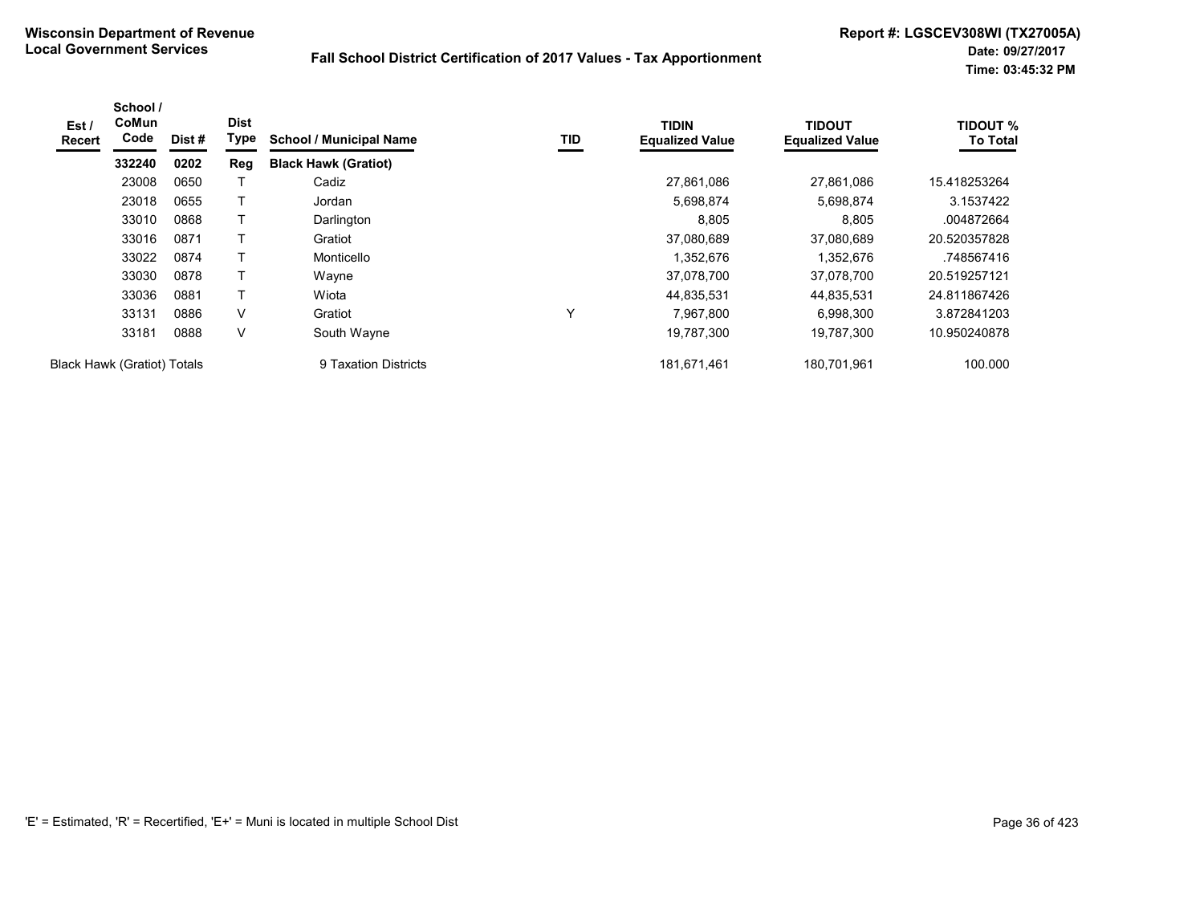**Wisconsin Department of Revenue**
**Local Government Services**

**Fall School District Certification of 2017 Values - Tax Apportionment**

**Report #: LGSCEV308WI (TX27005A)**
**Date: 09/27/2017**
**Time: 03:45:32 PM**

| Est / Recert | School / CoMun Code | Dist # | Dist Type | School / Municipal Name | TID | TIDIN Equalized Value | TIDOUT Equalized Value | TIDOUT % To Total |
|---|---|---|---|---|---|---|---|---|
| | **332240** | **0202** | **Reg** | **Black Hawk (Gratiot)** | | | | |
| | 23008 | 0650 | T | Cadiz | | 27,861,086 | 27,861,086 | 15.418253264 |
| | 23018 | 0655 | T | Jordan | | 5,698,874 | 5,698,874 | 3.1537422 |
| | 33010 | 0868 | T | Darlington | | 8,805 | 8,805 | .004872664 |
| | 33016 | 0871 | T | Gratiot | | 37,080,689 | 37,080,689 | 20.520357828 |
| | 33022 | 0874 | T | Monticello | | 1,352,676 | 1,352,676 | .748567416 |
| | 33030 | 0878 | T | Wayne | | 37,078,700 | 37,078,700 | 20.519257121 |
| | 33036 | 0881 | T | Wiota | | 44,835,531 | 44,835,531 | 24.811867426 |
| | 33131 | 0886 | V | Gratiot | Y | 7,967,800 | 6,998,300 | 3.872841203 |
| | 33181 | 0888 | V | South Wayne | | 19,787,300 | 19,787,300 | 10.950240878 |
| Black Hawk (Gratiot) Totals | | | | 9 Taxation Districts | | 181,671,461 | 180,701,961 | 100.000 |

'E' = Estimated, 'R' = Recertified, 'E+' = Muni is located in multiple School Dist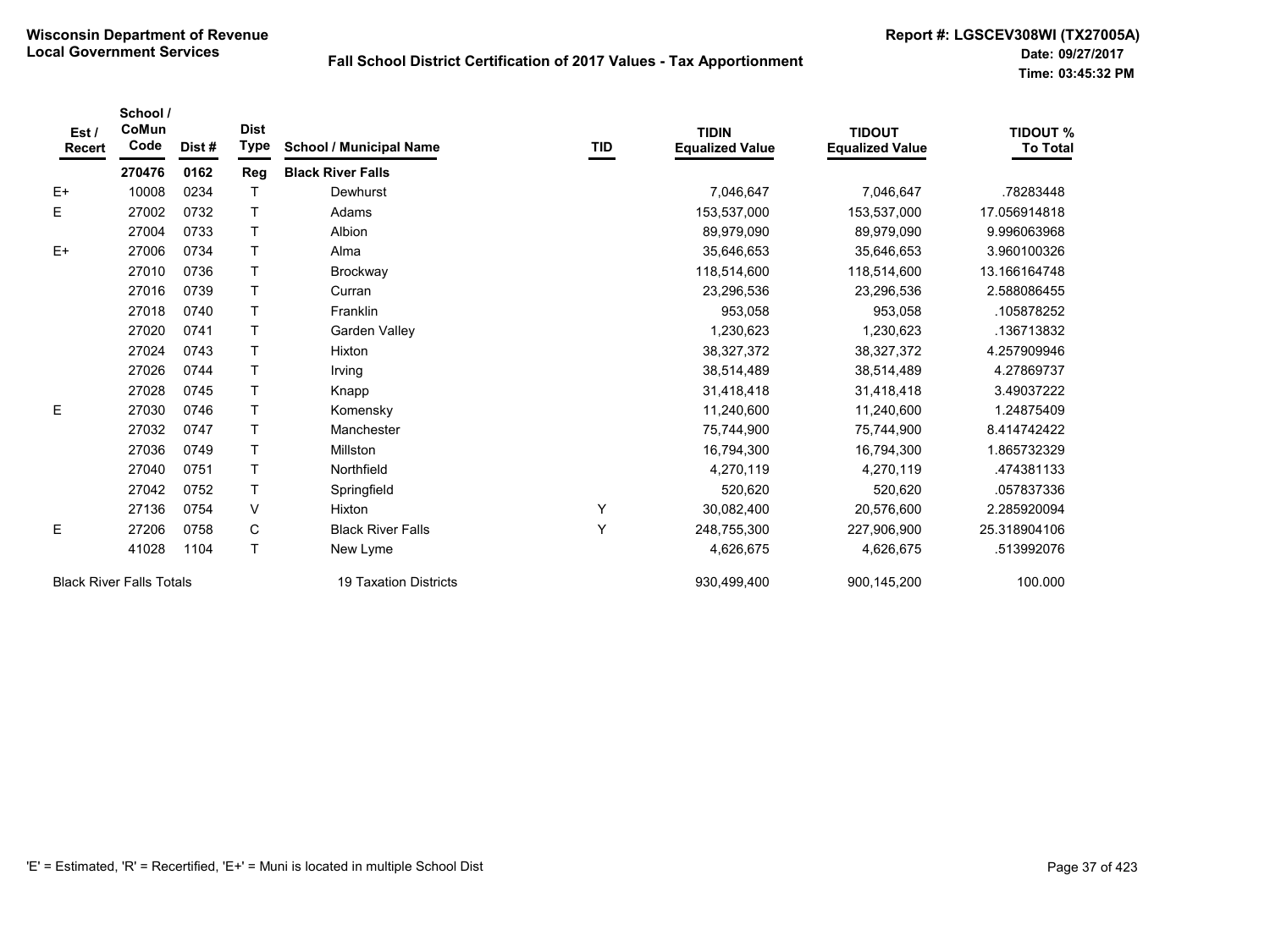**Wisconsin Department of Revenue**
**Local Government Services**

**Fall School District Certification of 2017 Values - Tax Apportionment**

**Report #: LGSCEV308WI (TX27005A)**
**Date: 09/27/2017**
**Time: 03:45:32 PM**

| Est / Recert | School / CoMun Code | Dist # | Dist Type | School / Municipal Name | TID | TIDIN Equalized Value | TIDOUT Equalized Value | TIDOUT % To Total |
|---|---|---|---|---|---|---|---|---|
| | **270476** | **0162** | **Reg** | **Black River Falls** | | | | |
| E+ | 10008 | 0234 | T | Dewhurst | | 7,046,647 | 7,046,647 | .78283448 |
| E | 27002 | 0732 | T | Adams | | 153,537,000 | 153,537,000 | 17.056914818 |
| | 27004 | 0733 | T | Albion | | 89,979,090 | 89,979,090 | 9.996063968 |
| E+ | 27006 | 0734 | T | Alma | | 35,646,653 | 35,646,653 | 3.960100326 |
| | 27010 | 0736 | T | Brockway | | 118,514,600 | 118,514,600 | 13.166164748 |
| | 27016 | 0739 | T | Curran | | 23,296,536 | 23,296,536 | 2.588086455 |
| | 27018 | 0740 | T | Franklin | | 953,058 | 953,058 | .105878252 |
| | 27020 | 0741 | T | Garden Valley | | 1,230,623 | 1,230,623 | .136713832 |
| | 27024 | 0743 | T | Hixton | | 38,327,372 | 38,327,372 | 4.257909946 |
| | 27026 | 0744 | T | Irving | | 38,514,489 | 38,514,489 | 4.27869737 |
| | 27028 | 0745 | T | Knapp | | 31,418,418 | 31,418,418 | 3.49037222 |
| E | 27030 | 0746 | T | Komensky | | 11,240,600 | 11,240,600 | 1.24875409 |
| | 27032 | 0747 | T | Manchester | | 75,744,900 | 75,744,900 | 8.414742422 |
| | 27036 | 0749 | T | Millston | | 16,794,300 | 16,794,300 | 1.865732329 |
| | 27040 | 0751 | T | Northfield | | 4,270,119 | 4,270,119 | .474381133 |
| | 27042 | 0752 | T | Springfield | | 520,620 | 520,620 | .057837336 |
| | 27136 | 0754 | V | Hixton | Y | 30,082,400 | 20,576,600 | 2.285920094 |
| E | 27206 | 0758 | C | Black River Falls | Y | 248,755,300 | 227,906,900 | 25.318904106 |
| | 41028 | 1104 | T | New Lyme | | 4,626,675 | 4,626,675 | .513992076 |
| Black River Falls Totals | | | | 19 Taxation Districts | | 930,499,400 | 900,145,200 | 100.000 |

'E' = Estimated, 'R' = Recertified, 'E+' = Muni is located in multiple School Dist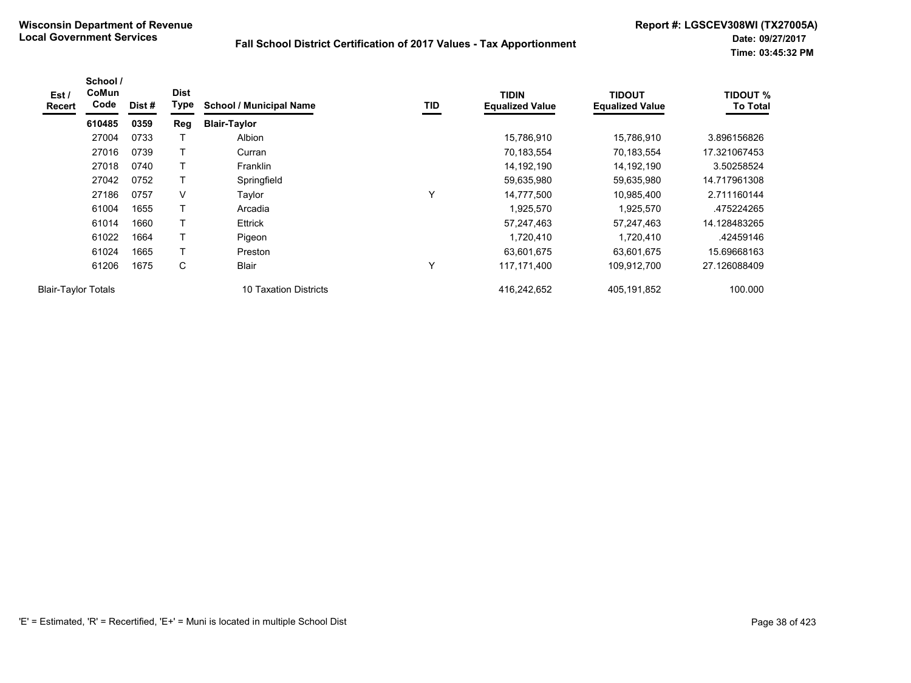**Wisconsin Department of Revenue**
**Local Government Services**

**Fall School District Certification of 2017 Values - Tax Apportionment**

**Report #: LGSCEV308WI (TX27005A)**
**Date: 09/27/2017**
**Time: 03:45:32 PM**

| Est / Recert | School / CoMun Code | Dist # | Dist Type | School / Municipal Name | TID | TIDIN Equalized Value | TIDOUT Equalized Value | TIDOUT % To Total |
|---|---|---|---|---|---|---|---|---|
| | **610485** | **0359** | **Reg** | **Blair-Taylor** | | | | |
| | 27004 | 0733 | T | Albion | | 15,786,910 | 15,786,910 | 3.896156826 |
| | 27016 | 0739 | T | Curran | | 70,183,554 | 70,183,554 | 17.321067453 |
| | 27018 | 0740 | T | Franklin | | 14,192,190 | 14,192,190 | 3.50258524 |
| | 27042 | 0752 | T | Springfield | | 59,635,980 | 59,635,980 | 14.717961308 |
| | 27186 | 0757 | V | Taylor | Y | 14,777,500 | 10,985,400 | 2.711160144 |
| | 61004 | 1655 | T | Arcadia | | 1,925,570 | 1,925,570 | .475224265 |
| | 61014 | 1660 | T | Ettrick | | 57,247,463 | 57,247,463 | 14.128483265 |
| | 61022 | 1664 | T | Pigeon | | 1,720,410 | 1,720,410 | .42459146 |
| | 61024 | 1665 | T | Preston | | 63,601,675 | 63,601,675 | 15.69668163 |
| | 61206 | 1675 | C | Blair | Y | 117,171,400 | 109,912,700 | 27.126088409 |
| Blair-Taylor Totals | | | | 10 Taxation Districts | | 416,242,652 | 405,191,852 | 100.000 |

'E' = Estimated, 'R' = Recertified, 'E+' = Muni is located in multiple School Dist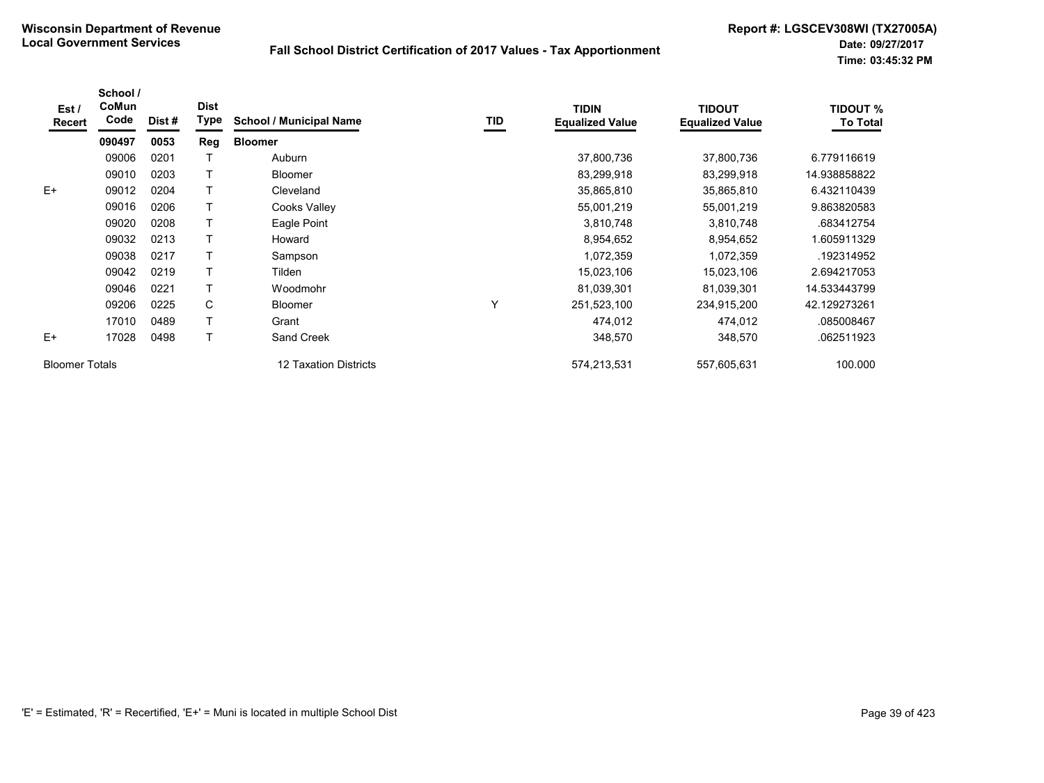**Wisconsin Department of Revenue**
**Local Government Services**

## Fall School District Certification of 2017 Values - Tax Apportionment

**Report #: LGSCEV308WI (TX27005A)**
**Date: 09/27/2017**
**Time: 03:45:32 PM**

| Est / Recert | School / CoMun Code | Dist # | Dist Type | School / Municipal Name | TID | TIDIN Equalized Value | TIDOUT Equalized Value | TIDOUT % To Total |
|---|---|---|---|---|---|---|---|---|
| | **090497** | **0053** | **Reg** | **Bloomer** | | | | |
| | 09006 | 0201 | T | Auburn | | 37,800,736 | 37,800,736 | 6.779116619 |
| | 09010 | 0203 | T | Bloomer | | 83,299,918 | 83,299,918 | 14.938858822 |
| E+ | 09012 | 0204 | T | Cleveland | | 35,865,810 | 35,865,810 | 6.432110439 |
| | 09016 | 0206 | T | Cooks Valley | | 55,001,219 | 55,001,219 | 9.863820583 |
| | 09020 | 0208 | T | Eagle Point | | 3,810,748 | 3,810,748 | .683412754 |
| | 09032 | 0213 | T | Howard | | 8,954,652 | 8,954,652 | 1.605911329 |
| | 09038 | 0217 | T | Sampson | | 1,072,359 | 1,072,359 | .192314952 |
| | 09042 | 0219 | T | Tilden | | 15,023,106 | 15,023,106 | 2.694217053 |
| | 09046 | 0221 | T | Woodmohr | | 81,039,301 | 81,039,301 | 14.533443799 |
| | 09206 | 0225 | C | Bloomer | Y | 251,523,100 | 234,915,200 | 42.129273261 |
| | 17010 | 0489 | T | Grant | | 474,012 | 474,012 | .085008467 |
| E+ | 17028 | 0498 | T | Sand Creek | | 348,570 | 348,570 | .062511923 |
| Bloomer Totals | | | | 12 Taxation Districts | | 574,213,531 | 557,605,631 | 100.000 |

'E' = Estimated, 'R' = Recertified, 'E+' = Muni is located in multiple School Dist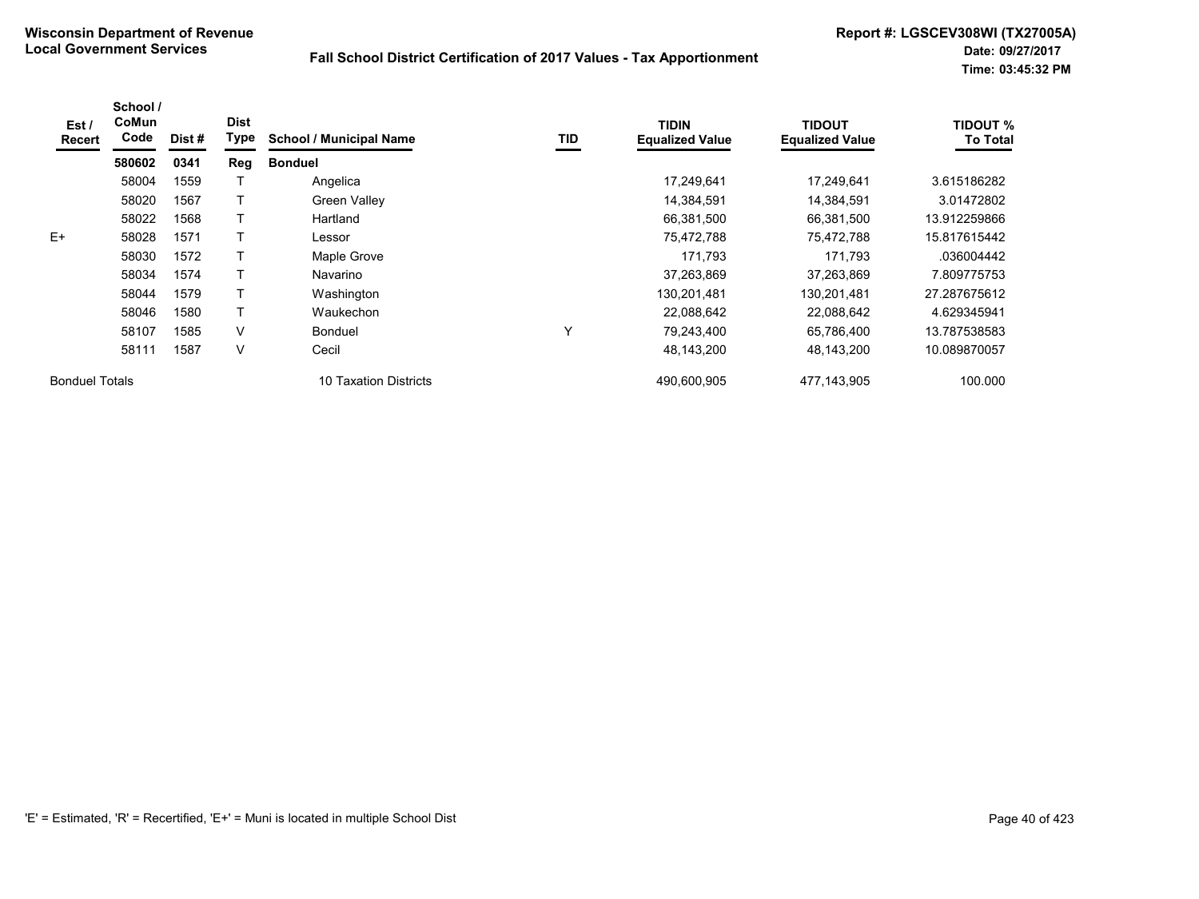**Wisconsin Department of Revenue**
**Local Government Services**

**Fall School District Certification of 2017 Values - Tax Apportionment**

**Report #: LGSCEV308WI (TX27005A)**
**Date: 09/27/2017**
**Time: 03:45:32 PM**

| Est / Recert | School / CoMun Code | Dist # | Dist Type | School / Municipal Name | TID | TIDIN Equalized Value | TIDOUT Equalized Value | TIDOUT % To Total |
|---|---|---|---|---|---|---|---|---|
| | **580602** | **0341** | **Reg** | **Bonduel** | | | | |
| | 58004 | 1559 | T | Angelica | | 17,249,641 | 17,249,641 | 3.615186282 |
| | 58020 | 1567 | T | Green Valley | | 14,384,591 | 14,384,591 | 3.01472802 |
| | 58022 | 1568 | T | Hartland | | 66,381,500 | 66,381,500 | 13.912259866 |
| E+ | 58028 | 1571 | T | Lessor | | 75,472,788 | 75,472,788 | 15.817615442 |
| | 58030 | 1572 | T | Maple Grove | | 171,793 | 171,793 | .036004442 |
| | 58034 | 1574 | T | Navarino | | 37,263,869 | 37,263,869 | 7.809775753 |
| | 58044 | 1579 | T | Washington | | 130,201,481 | 130,201,481 | 27.287675612 |
| | 58046 | 1580 | T | Waukechon | | 22,088,642 | 22,088,642 | 4.629345941 |
| | 58107 | 1585 | V | Bonduel | Y | 79,243,400 | 65,786,400 | 13.787538583 |
| | 58111 | 1587 | V | Cecil | | 48,143,200 | 48,143,200 | 10.089870057 |
| Bonduel Totals | | | | 10 Taxation Districts | | 490,600,905 | 477,143,905 | 100.000 |

'E' = Estimated, 'R' = Recertified, 'E+' = Muni is located in multiple School Dist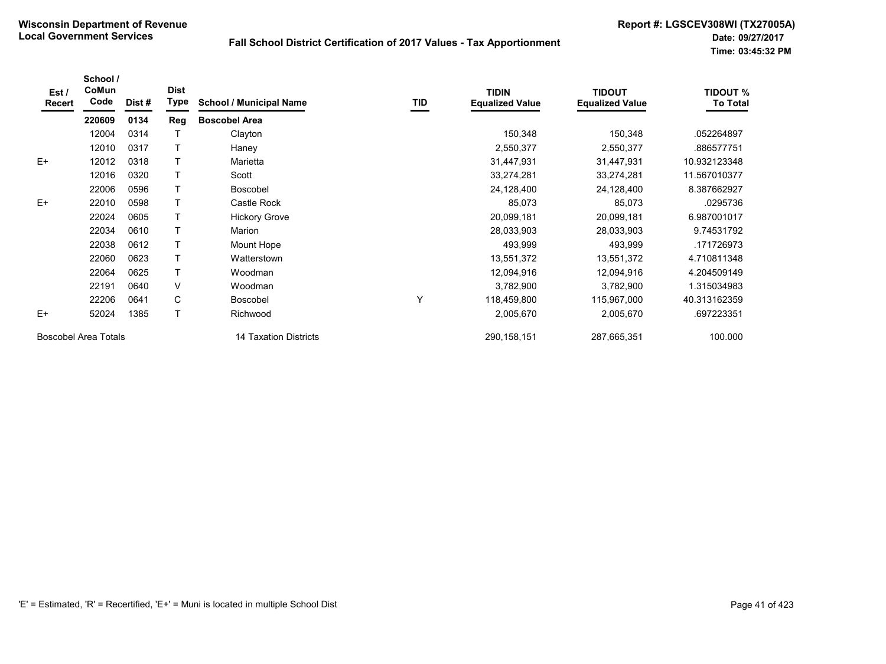**Wisconsin Department of Revenue**
**Local Government Services**

**Fall School District Certification of 2017 Values - Tax Apportionment**

**Report #: LGSCEV308WI (TX27005A)**
**Date: 09/27/2017**
**Time: 03:45:32 PM**

| Est / Recert | School / CoMun Code | Dist # | Dist Type | School / Municipal Name | TID | TIDIN Equalized Value | TIDOUT Equalized Value | TIDOUT % To Total |
|---|---|---|---|---|---|---|---|---|
| | **220609** | **0134** | **Reg** | **Boscobel Area** | | | | |
| | 12004 | 0314 | T | Clayton | | 150,348 | 150,348 | .052264897 |
| | 12010 | 0317 | T | Haney | | 2,550,377 | 2,550,377 | .886577751 |
| E+ | 12012 | 0318 | T | Marietta | | 31,447,931 | 31,447,931 | 10.932123348 |
| | 12016 | 0320 | T | Scott | | 33,274,281 | 33,274,281 | 11.567010377 |
| | 22006 | 0596 | T | Boscobel | | 24,128,400 | 24,128,400 | 8.387662927 |
| E+ | 22010 | 0598 | T | Castle Rock | | 85,073 | 85,073 | .0295736 |
| | 22024 | 0605 | T | Hickory Grove | | 20,099,181 | 20,099,181 | 6.987001017 |
| | 22034 | 0610 | T | Marion | | 28,033,903 | 28,033,903 | 9.74531792 |
| | 22038 | 0612 | T | Mount Hope | | 493,999 | 493,999 | .171726973 |
| | 22060 | 0623 | T | Watterstown | | 13,551,372 | 13,551,372 | 4.710811348 |
| | 22064 | 0625 | T | Woodman | | 12,094,916 | 12,094,916 | 4.204509149 |
| | 22191 | 0640 | V | Woodman | | 3,782,900 | 3,782,900 | 1.315034983 |
| | 22206 | 0641 | C | Boscobel | Y | 118,459,800 | 115,967,000 | 40.313162359 |
| E+ | 52024 | 1385 | T | Richwood | | 2,005,670 | 2,005,670 | .697223351 |
| Boscobel Area Totals | | | | 14 Taxation Districts | | 290,158,151 | 287,665,351 | 100.000 |

'E' = Estimated, 'R' = Recertified, 'E+' = Muni is located in multiple School Dist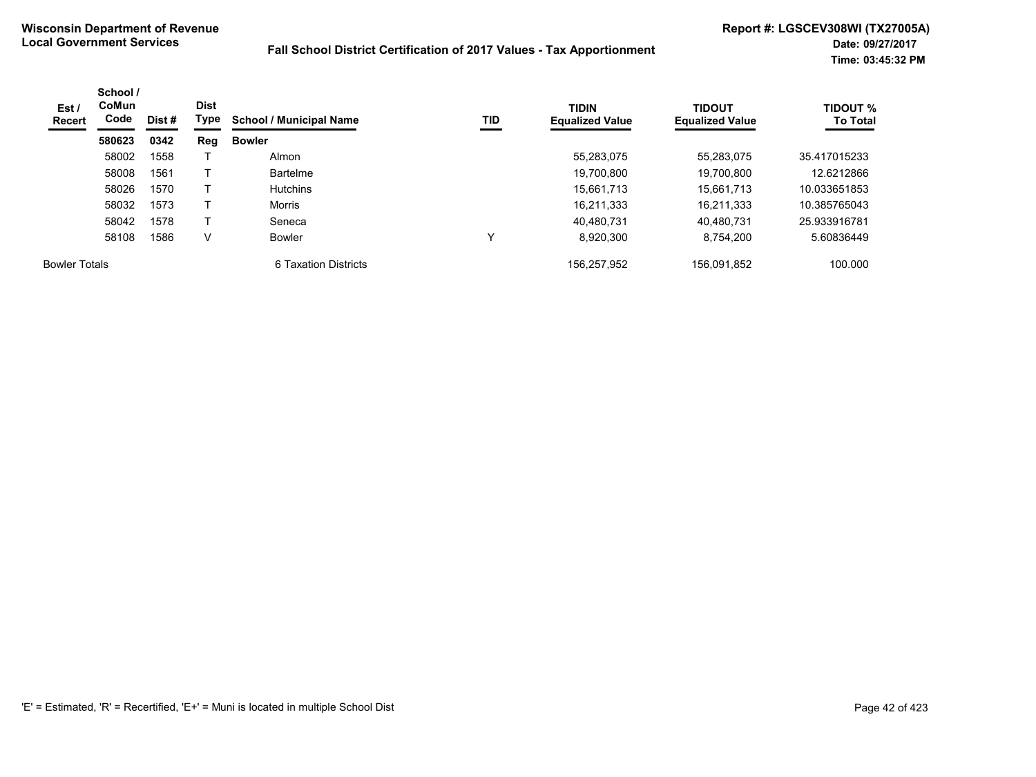**Wisconsin Department of Revenue**
**Local Government Services**

**Fall School District Certification of 2017 Values - Tax Apportionment**

**Report #: LGSCEV308WI (TX27005A)**
**Date: 09/27/2017**
**Time: 03:45:32 PM**

| Est / Recert | School / CoMun Code | Dist # | Dist Type | School / Municipal Name | TID | TIDIN Equalized Value | TIDOUT Equalized Value | TIDOUT % To Total |
|---|---|---|---|---|---|---|---|---|
| | **580623** | **0342** | **Reg** | **Bowler** | | | | |
| | 58002 | 1558 | T | Almon | | 55,283,075 | 55,283,075 | 35.417015233 |
| | 58008 | 1561 | T | Bartelme | | 19,700,800 | 19,700,800 | 12.6212866 |
| | 58026 | 1570 | T | Hutchins | | 15,661,713 | 15,661,713 | 10.033651853 |
| | 58032 | 1573 | T | Morris | | 16,211,333 | 16,211,333 | 10.385765043 |
| | 58042 | 1578 | T | Seneca | | 40,480,731 | 40,480,731 | 25.933916781 |
| | 58108 | 1586 | V | Bowler | Y | 8,920,300 | 8,754,200 | 5.60836449 |
| Bowler Totals | | | | 6 Taxation Districts | | 156,257,952 | 156,091,852 | 100.000 |

'E' = Estimated, 'R' = Recertified, 'E+' = Muni is located in multiple School Dist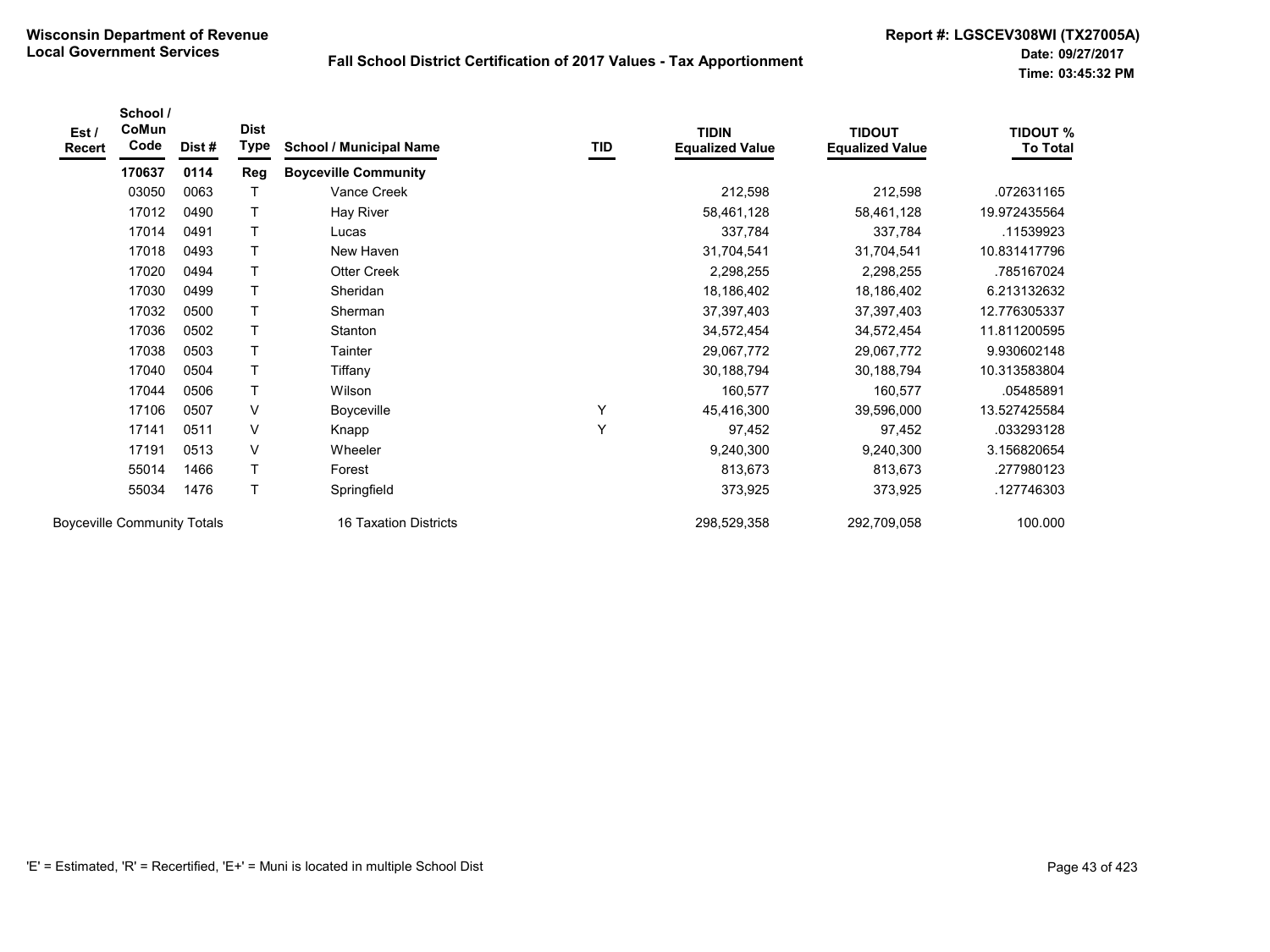**Wisconsin Department of Revenue**
**Local Government Services**

## Fall School District Certification of 2017 Values - Tax Apportionment

**Report #: LGSCEV308WI (TX27005A)**
**Date: 09/27/2017**
**Time: 03:45:32 PM**

| Est / Recert | School / CoMun Code | Dist # | Dist Type | School / Municipal Name | TID | TIDIN Equalized Value | TIDOUT Equalized Value | TIDOUT % To Total |
|---|---|---|---|---|---|---|---|---|
| | **170637** | **0114** | **Reg** | **Boyceville Community** | | | | |
| | 03050 | 0063 | T | Vance Creek | | 212,598 | 212,598 | .072631165 |
| | 17012 | 0490 | T | Hay River | | 58,461,128 | 58,461,128 | 19.972435564 |
| | 17014 | 0491 | T | Lucas | | 337,784 | 337,784 | .11539923 |
| | 17018 | 0493 | T | New Haven | | 31,704,541 | 31,704,541 | 10.831417796 |
| | 17020 | 0494 | T | Otter Creek | | 2,298,255 | 2,298,255 | .785167024 |
| | 17030 | 0499 | T | Sheridan | | 18,186,402 | 18,186,402 | 6.213132632 |
| | 17032 | 0500 | T | Sherman | | 37,397,403 | 37,397,403 | 12.776305337 |
| | 17036 | 0502 | T | Stanton | | 34,572,454 | 34,572,454 | 11.811200595 |
| | 17038 | 0503 | T | Tainter | | 29,067,772 | 29,067,772 | 9.930602148 |
| | 17040 | 0504 | T | Tiffany | | 30,188,794 | 30,188,794 | 10.313583804 |
| | 17044 | 0506 | T | Wilson | | 160,577 | 160,577 | .05485891 |
| | 17106 | 0507 | V | Boyceville | Y | 45,416,300 | 39,596,000 | 13.527425584 |
| | 17141 | 0511 | V | Knapp | Y | 97,452 | 97,452 | .033293128 |
| | 17191 | 0513 | V | Wheeler | | 9,240,300 | 9,240,300 | 3.156820654 |
| | 55014 | 1466 | T | Forest | | 813,673 | 813,673 | .277980123 |
| | 55034 | 1476 | T | Springfield | | 373,925 | 373,925 | .127746303 |
| Boyceville Community Totals | | | | 16 Taxation Districts | | 298,529,358 | 292,709,058 | 100.000 |

'E' = Estimated, 'R' = Recertified, 'E+' = Muni is located in multiple School Dist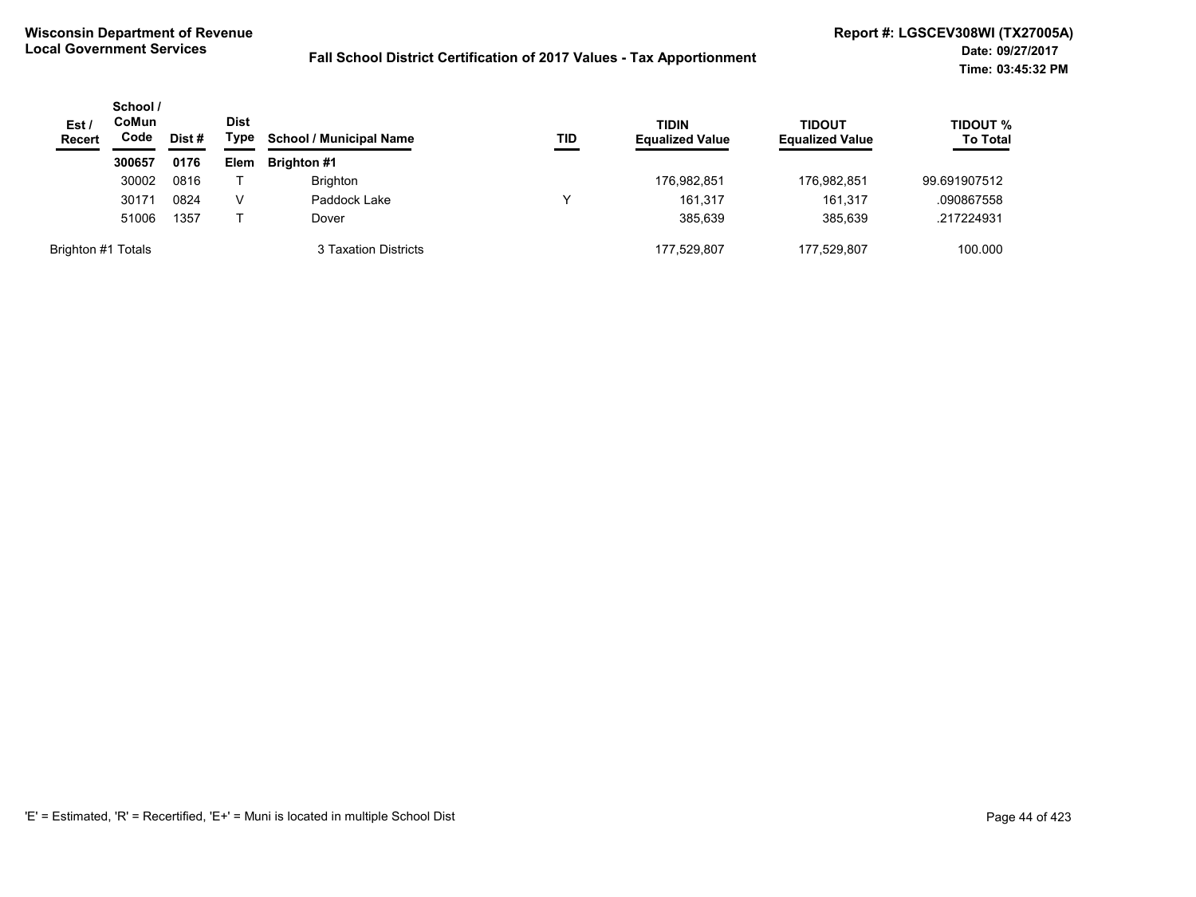**Wisconsin Department of Revenue**
**Local Government Services**

## Fall School District Certification of 2017 Values - Tax Apportionment

**Report #: LGSCEV308WI (TX27005A)**
**Date: 09/27/2017**
**Time: 03:45:32 PM**

| Est / Recert | School / CoMun Code | Dist # | Dist Type | School / Municipal Name | TID | TIDIN Equalized Value | TIDOUT Equalized Value | TIDOUT % To Total |
|---|---|---|---|---|---|---|---|---|
| | **300657** | **0176** | **Elem** | **Brighton #1** | | | | |
| | 30002 | 0816 | T | Brighton | | 176,982,851 | 176,982,851 | 99.691907512 |
| | 30171 | 0824 | V | Paddock Lake | Y | 161,317 | 161,317 | .090867558 |
| | 51006 | 1357 | T | Dover | | 385,639 | 385,639 | .217224931 |
| Brighton #1 Totals | | | | 3 Taxation Districts | | 177,529,807 | 177,529,807 | 100.000 |

'E' = Estimated, 'R' = Recertified, 'E+' = Muni is located in multiple School Dist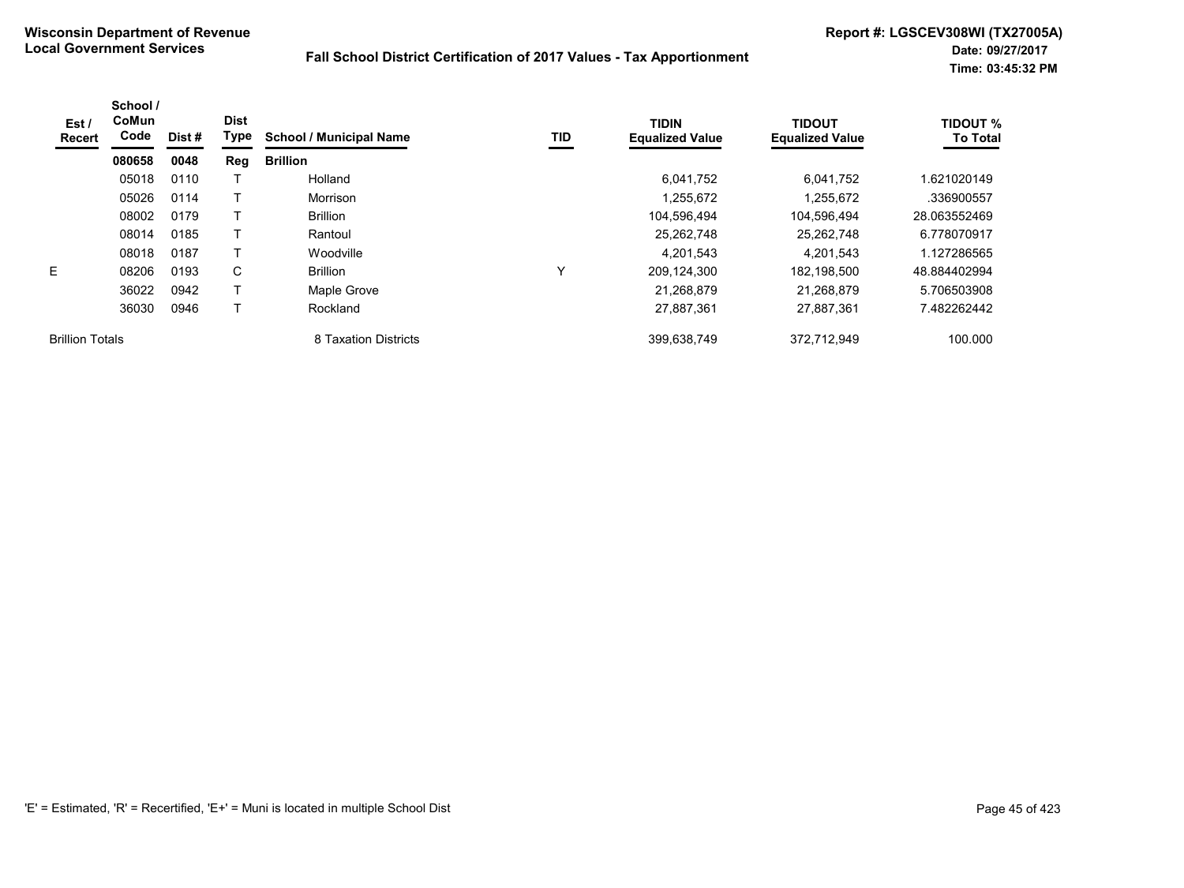**Wisconsin Department of Revenue**
**Local Government Services**

**Fall School District Certification of 2017 Values - Tax Apportionment**

**Report #: LGSCEV308WI (TX27005A)**
**Date: 09/27/2017**
**Time: 03:45:32 PM**

| Est / Recert | School / CoMun Code | Dist # | Dist Type | School / Municipal Name | TID | TIDIN Equalized Value | TIDOUT Equalized Value | TIDOUT % To Total |
|---|---|---|---|---|---|---|---|---|
| | **080658** | **0048** | **Reg** | **Brillion** | | | | |
| | 05018 | 0110 | T | Holland | | 6,041,752 | 6,041,752 | 1.621020149 |
| | 05026 | 0114 | T | Morrison | | 1,255,672 | 1,255,672 | .336900557 |
| | 08002 | 0179 | T | Brillion | | 104,596,494 | 104,596,494 | 28.063552469 |
| | 08014 | 0185 | T | Rantoul | | 25,262,748 | 25,262,748 | 6.778070917 |
| | 08018 | 0187 | T | Woodville | | 4,201,543 | 4,201,543 | 1.127286565 |
| E | 08206 | 0193 | C | Brillion | Y | 209,124,300 | 182,198,500 | 48.884402994 |
| | 36022 | 0942 | T | Maple Grove | | 21,268,879 | 21,268,879 | 5.706503908 |
| | 36030 | 0946 | T | Rockland | | 27,887,361 | 27,887,361 | 7.482262442 |
| Brillion Totals | | | | 8 Taxation Districts | | 399,638,749 | 372,712,949 | 100.000 |

'E' = Estimated, 'R' = Recertified, 'E+' = Muni is located in multiple School Dist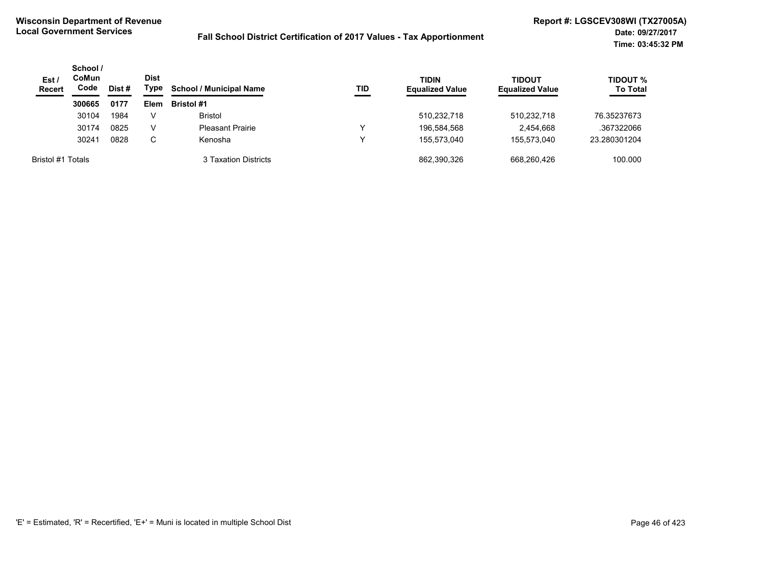**Wisconsin Department of Revenue**
**Local Government Services**

**Fall School District Certification of 2017 Values - Tax Apportionment**

**Report #: LGSCEV308WI (TX27005A)**
**Date: 09/27/2017**
**Time: 03:45:32 PM**

| Est / Recert | School / CoMun Code | Dist # | Dist Type | School / Municipal Name | TID | TIDIN Equalized Value | TIDOUT Equalized Value | TIDOUT % To Total |
|---|---|---|---|---|---|---|---|---|
| | **300665** | **0177** | **Elem** | **Bristol #1** | | | | |
| | 30104 | 1984 | V | Bristol | | 510,232,718 | 510,232,718 | 76.35237673 |
| | 30174 | 0825 | V | Pleasant Prairie | Y | 196,584,568 | 2,454,668 | .367322066 |
| | 30241 | 0828 | C | Kenosha | Y | 155,573,040 | 155,573,040 | 23.280301204 |
| Bristol #1 Totals | | | | 3 Taxation Districts | | 862,390,326 | 668,260,426 | 100.000 |

'E' = Estimated, 'R' = Recertified, 'E+' = Muni is located in multiple School Dist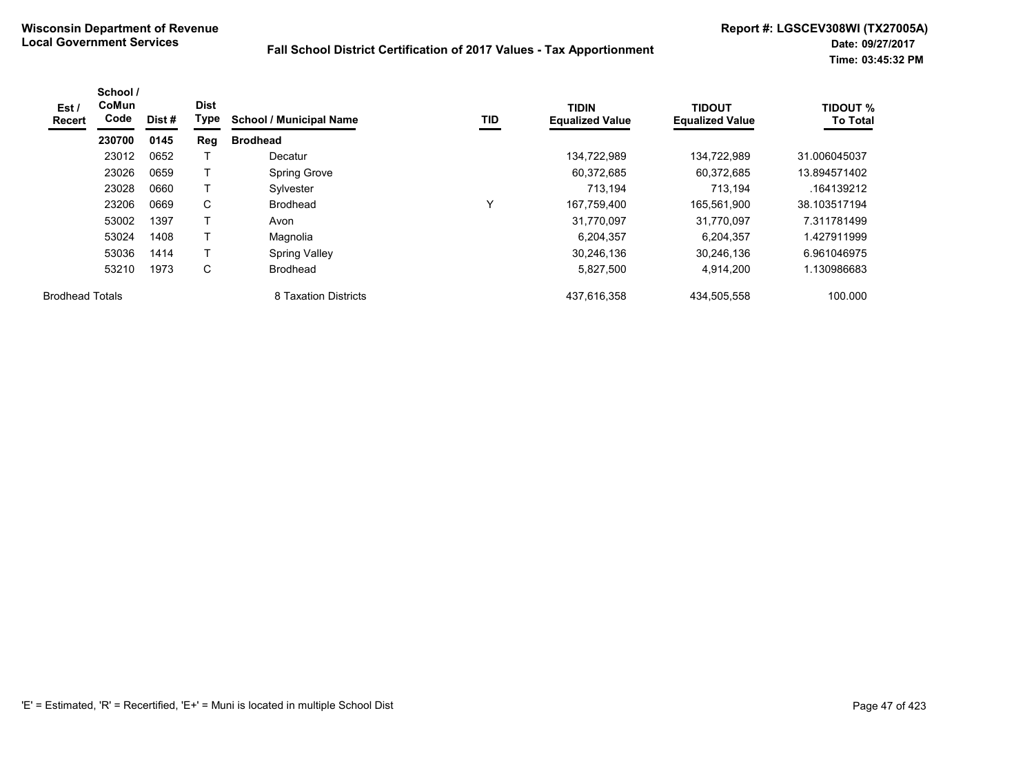**Wisconsin Department of Revenue**
**Local Government Services**

**Fall School District Certification of 2017 Values - Tax Apportionment**

**Report #: LGSCEV308WI (TX27005A)**
**Date: 09/27/2017**
**Time: 03:45:32 PM**

| Est / Recert | School / CoMun Code | Dist # | Dist Type | School / Municipal Name | TID | TIDIN Equalized Value | TIDOUT Equalized Value | TIDOUT % To Total |
|---|---|---|---|---|---|---|---|---|
| | **230700** | **0145** | **Reg** | **Brodhead** | | | | |
| | 23012 | 0652 | T | Decatur | | 134,722,989 | 134,722,989 | 31.006045037 |
| | 23026 | 0659 | T | Spring Grove | | 60,372,685 | 60,372,685 | 13.894571402 |
| | 23028 | 0660 | T | Sylvester | | 713,194 | 713,194 | .164139212 |
| | 23206 | 0669 | C | Brodhead | Y | 167,759,400 | 165,561,900 | 38.103517194 |
| | 53002 | 1397 | T | Avon | | 31,770,097 | 31,770,097 | 7.311781499 |
| | 53024 | 1408 | T | Magnolia | | 6,204,357 | 6,204,357 | 1.427911999 |
| | 53036 | 1414 | T | Spring Valley | | 30,246,136 | 30,246,136 | 6.961046975 |
| | 53210 | 1973 | C | Brodhead | | 5,827,500 | 4,914,200 | 1.130986683 |
| Brodhead Totals | | | | 8 Taxation Districts | | 437,616,358 | 434,505,558 | 100.000 |

'E' = Estimated, 'R' = Recertified, 'E+' = Muni is located in multiple School Dist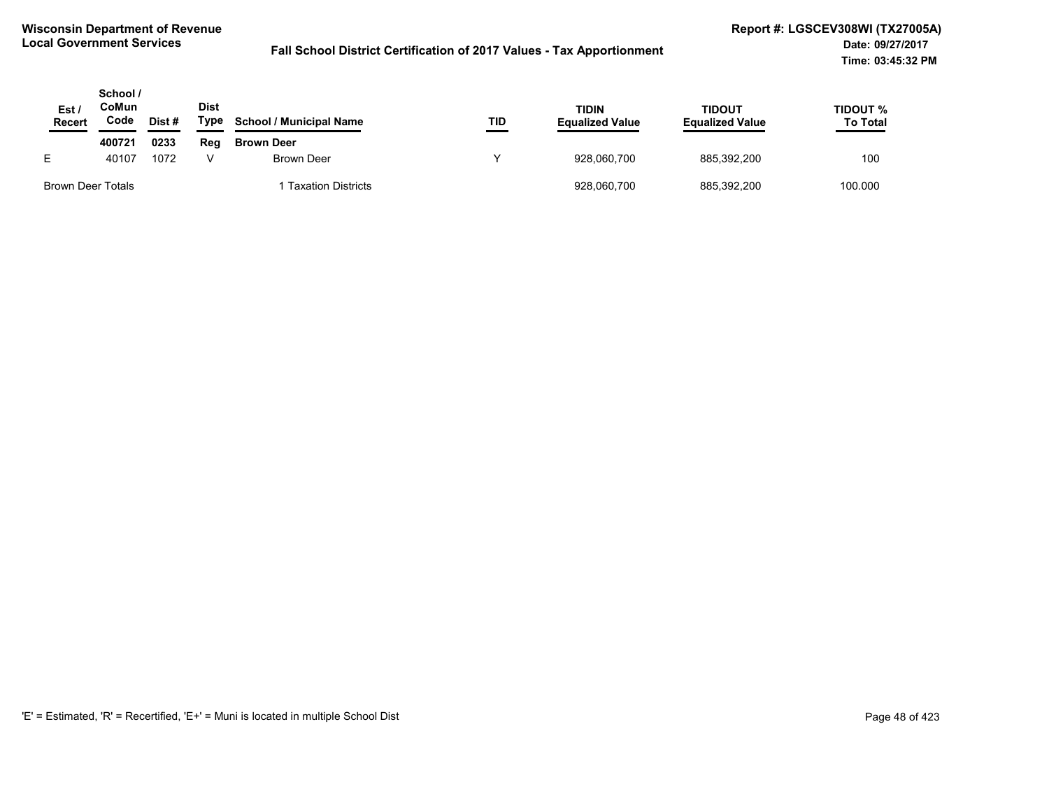**Wisconsin Department of Revenue**
**Local Government Services**

**Fall School District Certification of 2017 Values - Tax Apportionment**

**Report #: LGSCEV308WI (TX27005A)**
**Date: 09/27/2017**
**Time: 03:45:32 PM**

| Est / Recert | School / CoMun Code | Dist # | Dist Type | School / Municipal Name | TID | TIDIN Equalized Value | TIDOUT Equalized Value | TIDOUT % To Total |
|---|---|---|---|---|---|---|---|---|
| | **400721** | **0233** | **Reg** | **Brown Deer** | | | | |
| E | 40107 | 1072 | V | Brown Deer | Y | 928,060,700 | 885,392,200 | 100 |
| Brown Deer Totals | | | | 1 Taxation Districts | | 928,060,700 | 885,392,200 | 100.000 |

'E' = Estimated, 'R' = Recertified, 'E+' = Muni is located in multiple School Dist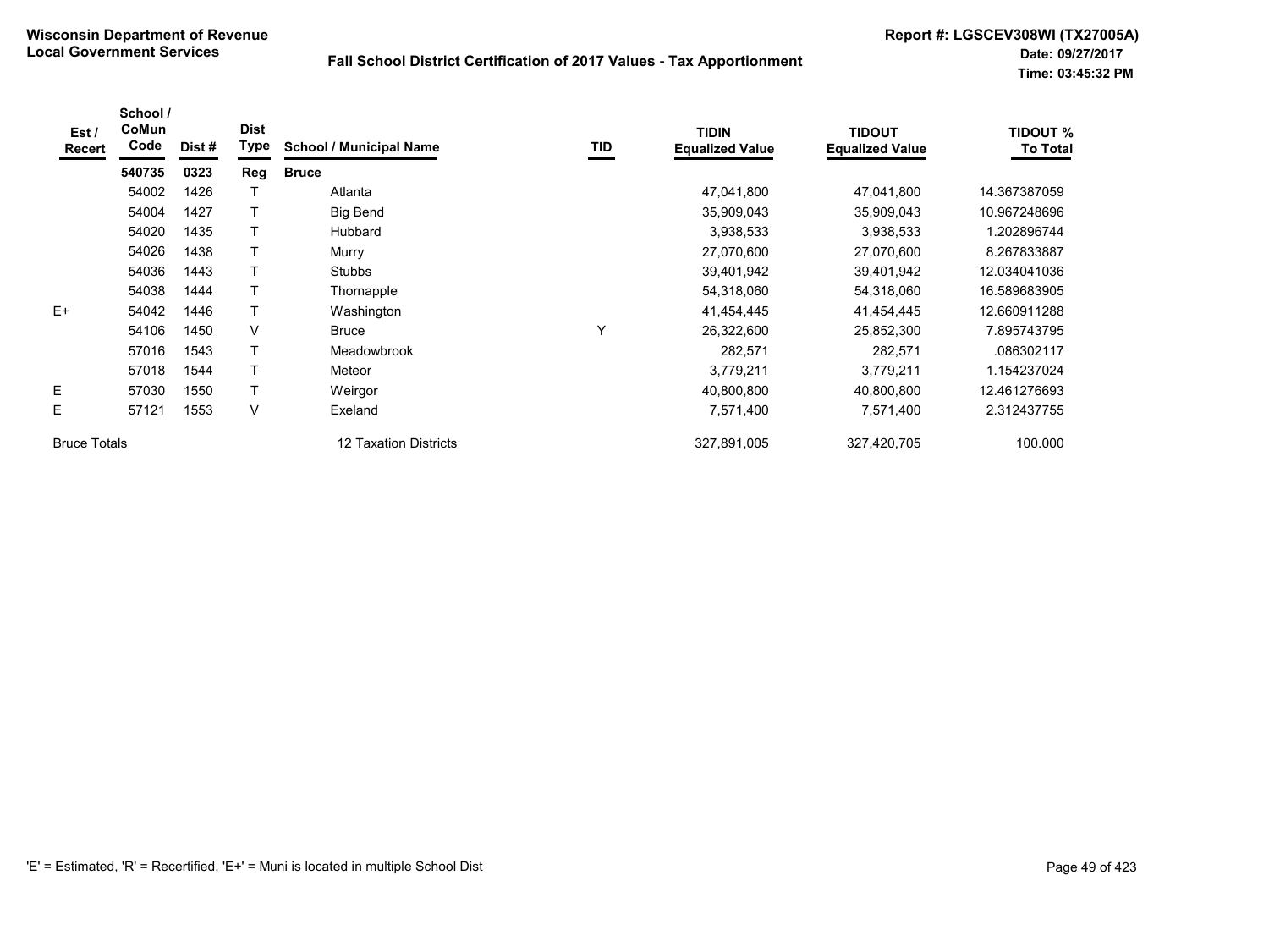**Wisconsin Department of Revenue**
**Local Government Services**

**Fall School District Certification of 2017 Values - Tax Apportionment**

**Report #: LGSCEV308WI (TX27005A)**
**Date: 09/27/2017**
**Time: 03:45:32 PM**

| Est / Recert | School / CoMun Code | Dist # | Dist Type | School / Municipal Name | TID | TIDIN Equalized Value | TIDOUT Equalized Value | TIDOUT % To Total |
|---|---|---|---|---|---|---|---|---|
| | **540735** | **0323** | **Reg** | **Bruce** | | | | |
| | 54002 | 1426 | T | Atlanta | | 47,041,800 | 47,041,800 | 14.367387059 |
| | 54004 | 1427 | T | Big Bend | | 35,909,043 | 35,909,043 | 10.967248696 |
| | 54020 | 1435 | T | Hubbard | | 3,938,533 | 3,938,533 | 1.202896744 |
| | 54026 | 1438 | T | Murry | | 27,070,600 | 27,070,600 | 8.267833887 |
| | 54036 | 1443 | T | Stubbs | | 39,401,942 | 39,401,942 | 12.034041036 |
| | 54038 | 1444 | T | Thornapple | | 54,318,060 | 54,318,060 | 16.589683905 |
| E+ | 54042 | 1446 | T | Washington | | 41,454,445 | 41,454,445 | 12.660911288 |
| | 54106 | 1450 | V | Bruce | Y | 26,322,600 | 25,852,300 | 7.895743795 |
| | 57016 | 1543 | T | Meadowbrook | | 282,571 | 282,571 | .086302117 |
| | 57018 | 1544 | T | Meteor | | 3,779,211 | 3,779,211 | 1.154237024 |
| E | 57030 | 1550 | T | Weirgor | | 40,800,800 | 40,800,800 | 12.461276693 |
| E | 57121 | 1553 | V | Exeland | | 7,571,400 | 7,571,400 | 2.312437755 |
| Bruce Totals | | | | 12 Taxation Districts | | 327,891,005 | 327,420,705 | 100.000 |

'E' = Estimated, 'R' = Recertified, 'E+' = Muni is located in multiple School Dist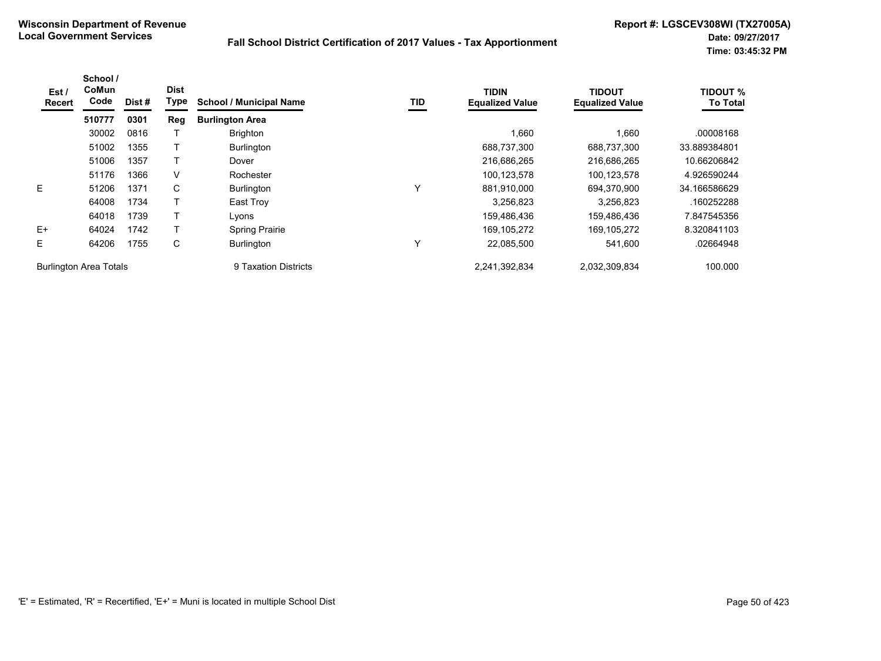**Wisconsin Department of Revenue**
**Local Government Services**

**Fall School District Certification of 2017 Values - Tax Apportionment**

**Report #: LGSCEV308WI (TX27005A)**
**Date: 09/27/2017**
**Time: 03:45:32 PM**

| Est / Recert | School / CoMun Code | Dist # | Dist Type | School / Municipal Name | TID | TIDIN Equalized Value | TIDOUT Equalized Value | TIDOUT % To Total |
|---|---|---|---|---|---|---|---|---|
| | **510777** | **0301** | **Reg** | **Burlington Area** | | | | |
| | 30002 | 0816 | T | Brighton | | 1,660 | 1,660 | .00008168 |
| | 51002 | 1355 | T | Burlington | | 688,737,300 | 688,737,300 | 33.889384801 |
| | 51006 | 1357 | T | Dover | | 216,686,265 | 216,686,265 | 10.66206842 |
| | 51176 | 1366 | V | Rochester | | 100,123,578 | 100,123,578 | 4.926590244 |
| E | 51206 | 1371 | C | Burlington | Y | 881,910,000 | 694,370,900 | 34.166586629 |
| | 64008 | 1734 | T | East Troy | | 3,256,823 | 3,256,823 | .160252288 |
| | 64018 | 1739 | T | Lyons | | 159,486,436 | 159,486,436 | 7.847545356 |
| E+ | 64024 | 1742 | T | Spring Prairie | | 169,105,272 | 169,105,272 | 8.320841103 |
| E | 64206 | 1755 | C | Burlington | Y | 22,085,500 | 541,600 | .02664948 |
| Burlington Area Totals | | | | 9 Taxation Districts | | 2,241,392,834 | 2,032,309,834 | 100.000 |

'E' = Estimated, 'R' = Recertified, 'E+' = Muni is located in multiple School Dist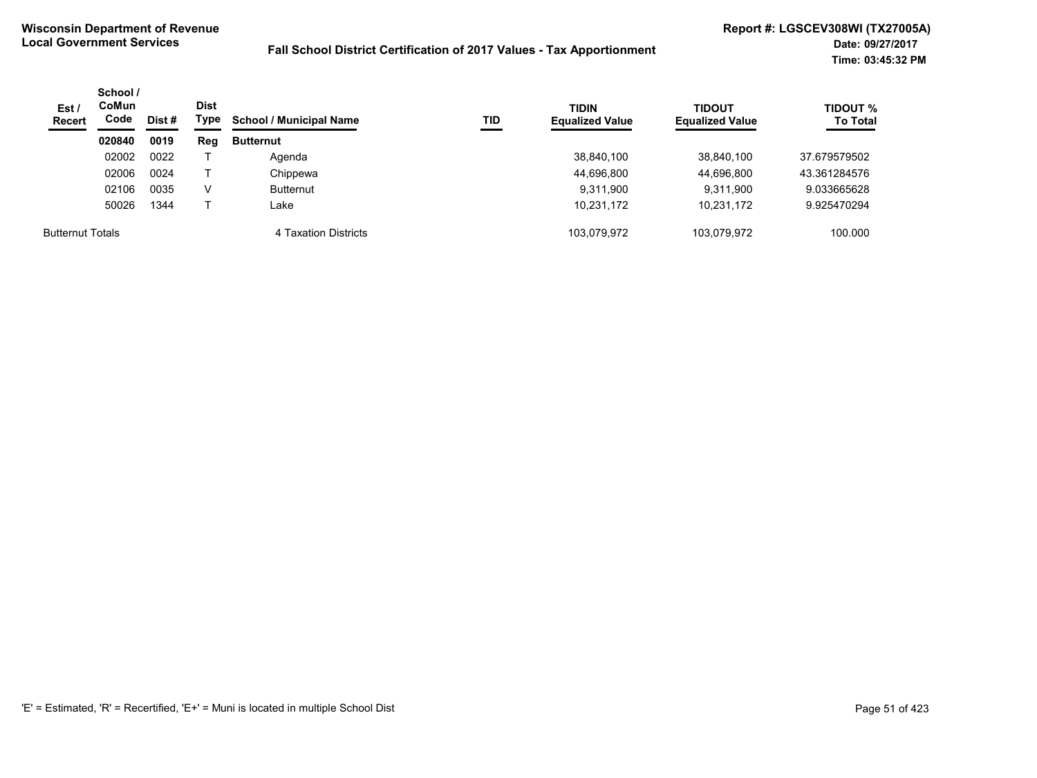**Wisconsin Department of Revenue**
**Local Government Services**

**Fall School District Certification of 2017 Values - Tax Apportionment**

**Report #: LGSCEV308WI (TX27005A)**
**Date: 09/27/2017**
**Time: 03:45:32 PM**

| Est / Recert | School / CoMun Code | Dist # | Dist Type | School / Municipal Name | TID | TIDIN Equalized Value | TIDOUT Equalized Value | TIDOUT % To Total |
|---|---|---|---|---|---|---|---|---|
| | **020840** | **0019** | **Reg** | **Butternut** | | | | |
| | 02002 | 0022 | T | Agenda | | 38,840,100 | 38,840,100 | 37.679579502 |
| | 02006 | 0024 | T | Chippewa | | 44,696,800 | 44,696,800 | 43.361284576 |
| | 02106 | 0035 | V | Butternut | | 9,311,900 | 9,311,900 | 9.033665628 |
| | 50026 | 1344 | T | Lake | | 10,231,172 | 10,231,172 | 9.925470294 |
| Butternut Totals | | | | 4 Taxation Districts | | 103,079,972 | 103,079,972 | 100.000 |

'E' = Estimated, 'R' = Recertified, 'E+' = Muni is located in multiple School Dist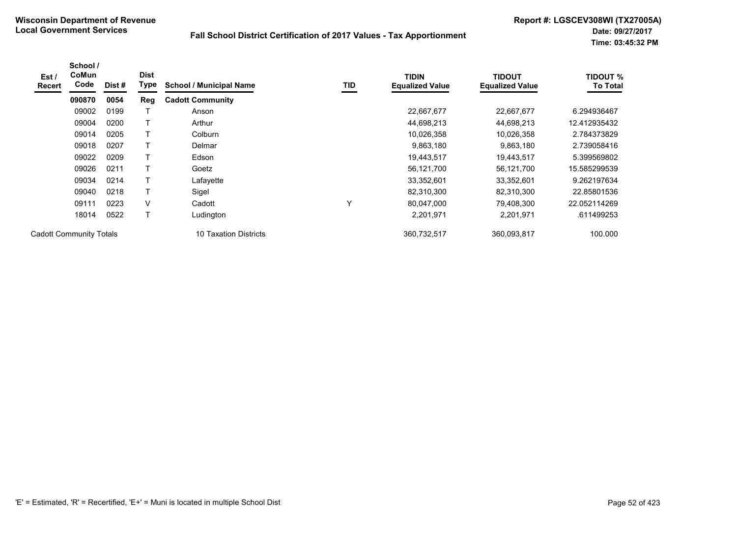**Wisconsin Department of Revenue**
**Local Government Services**

**Fall School District Certification of 2017 Values - Tax Apportionment**

**Report #: LGSCEV308WI (TX27005A)**
**Date: 09/27/2017**
**Time: 03:45:32 PM**

| Est / Recert | School / CoMun Code | Dist # | Dist Type | School / Municipal Name | TID | TIDIN Equalized Value | TIDOUT Equalized Value | TIDOUT % To Total |
|---|---|---|---|---|---|---|---|---|
| | **090870** | **0054** | **Reg** | **Cadott Community** | | | | |
| | 09002 | 0199 | T | Anson | | 22,667,677 | 22,667,677 | 6.294936467 |
| | 09004 | 0200 | T | Arthur | | 44,698,213 | 44,698,213 | 12.412935432 |
| | 09014 | 0205 | T | Colburn | | 10,026,358 | 10,026,358 | 2.784373829 |
| | 09018 | 0207 | T | Delmar | | 9,863,180 | 9,863,180 | 2.739058416 |
| | 09022 | 0209 | T | Edson | | 19,443,517 | 19,443,517 | 5.399569802 |
| | 09026 | 0211 | T | Goetz | | 56,121,700 | 56,121,700 | 15.585299539 |
| | 09034 | 0214 | T | Lafayette | | 33,352,601 | 33,352,601 | 9.262197634 |
| | 09040 | 0218 | T | Sigel | | 82,310,300 | 82,310,300 | 22.85801536 |
| | 09111 | 0223 | V | Cadott | Y | 80,047,000 | 79,408,300 | 22.052114269 |
| | 18014 | 0522 | T | Ludington | | 2,201,971 | 2,201,971 | .611499253 |
| Cadott Community Totals | | | | 10 Taxation Districts | | 360,732,517 | 360,093,817 | 100.000 |

'E' = Estimated, 'R' = Recertified, 'E+' = Muni is located in multiple School Dist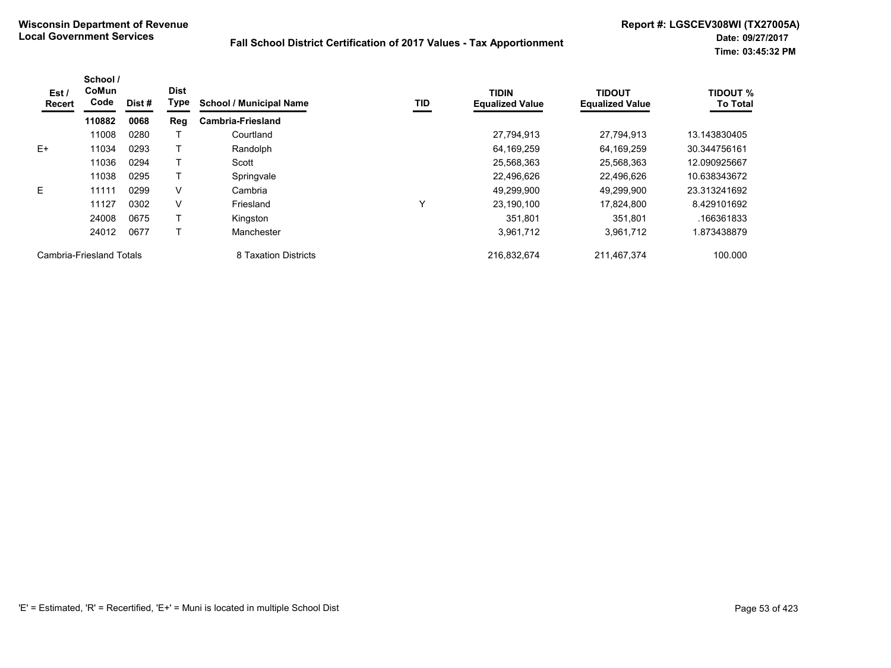**Wisconsin Department of Revenue**
**Local Government Services**

**Fall School District Certification of 2017 Values - Tax Apportionment**

**Report #: LGSCEV308WI (TX27005A)**
**Date: 09/27/2017**
**Time: 03:45:32 PM**

| Est / Recert | School / CoMun Code | Dist # | Dist Type | School / Municipal Name | TID | TIDIN Equalized Value | TIDOUT Equalized Value | TIDOUT % To Total |
|---|---|---|---|---|---|---|---|---|
| | **110882** | **0068** | **Reg** | **Cambria-Friesland** | | | | |
| | 11008 | 0280 | T | Courtland | | 27,794,913 | 27,794,913 | 13.143830405 |
| E+ | 11034 | 0293 | T | Randolph | | 64,169,259 | 64,169,259 | 30.344756161 |
| | 11036 | 0294 | T | Scott | | 25,568,363 | 25,568,363 | 12.090925667 |
| | 11038 | 0295 | T | Springvale | | 22,496,626 | 22,496,626 | 10.638343672 |
| E | 11111 | 0299 | V | Cambria | | 49,299,900 | 49,299,900 | 23.313241692 |
| | 11127 | 0302 | V | Friesland | Y | 23,190,100 | 17,824,800 | 8.429101692 |
| | 24008 | 0675 | T | Kingston | | 351,801 | 351,801 | .166361833 |
| | 24012 | 0677 | T | Manchester | | 3,961,712 | 3,961,712 | 1.873438879 |
| Cambria-Friesland Totals | | | | 8 Taxation Districts | | 216,832,674 | 211,467,374 | 100.000 |

'E' = Estimated, 'R' = Recertified, 'E+' = Muni is located in multiple School Dist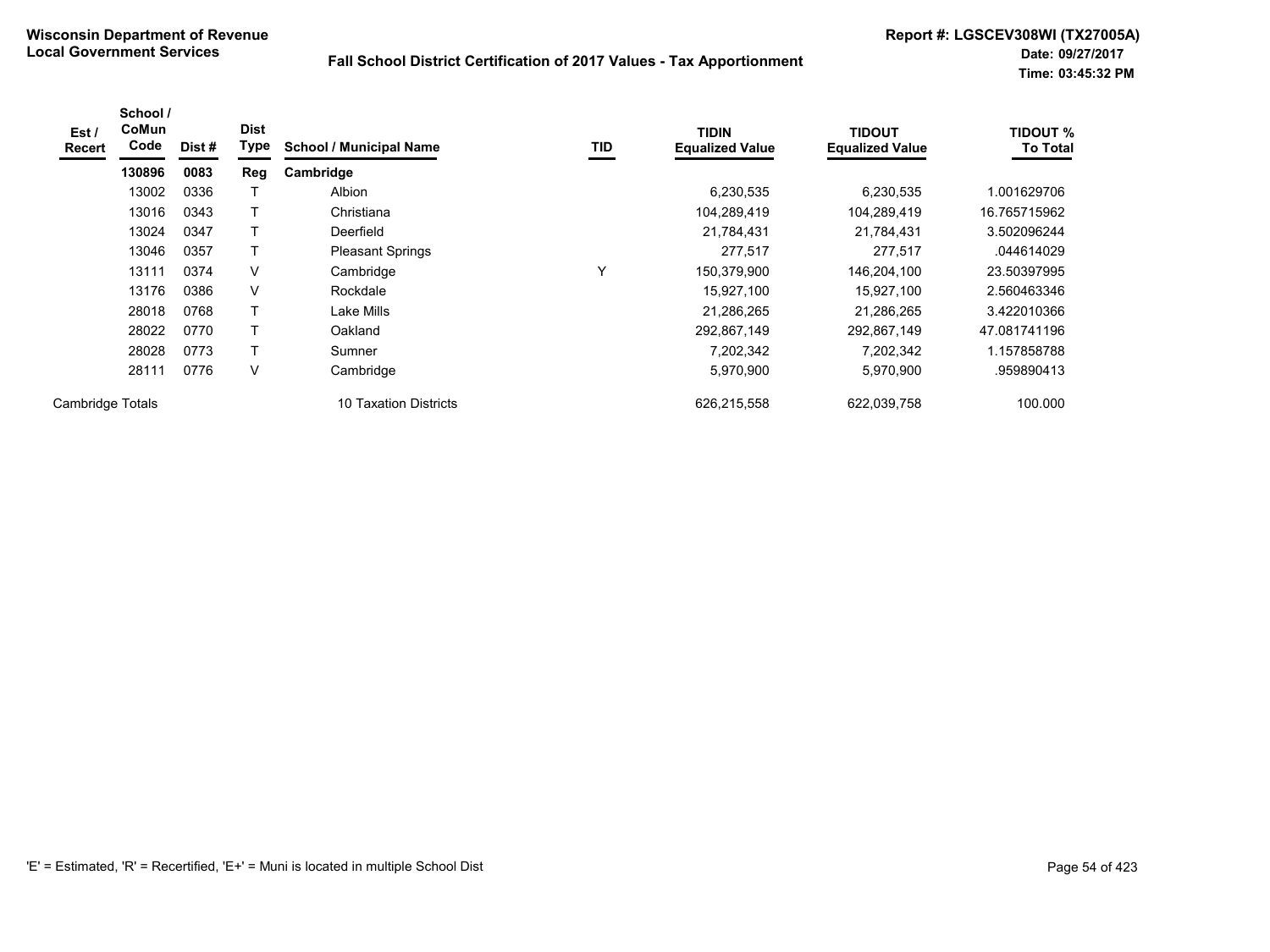**Wisconsin Department of Revenue**
**Local Government Services**

**Fall School District Certification of 2017 Values - Tax Apportionment**

**Report #: LGSCEV308WI (TX27005A)**
**Date: 09/27/2017**
**Time: 03:45:32 PM**

| Est / Recert | School / CoMun Code | Dist # | Dist Type | School / Municipal Name | TID | TIDIN Equalized Value | TIDOUT Equalized Value | TIDOUT % To Total |
|---|---|---|---|---|---|---|---|---|
| | **130896** | **0083** | **Reg** | **Cambridge** | | | | |
| | 13002 | 0336 | T | Albion | | 6,230,535 | 6,230,535 | 1.001629706 |
| | 13016 | 0343 | T | Christiana | | 104,289,419 | 104,289,419 | 16.765715962 |
| | 13024 | 0347 | T | Deerfield | | 21,784,431 | 21,784,431 | 3.502096244 |
| | 13046 | 0357 | T | Pleasant Springs | | 277,517 | 277,517 | .044614029 |
| | 13111 | 0374 | V | Cambridge | Y | 150,379,900 | 146,204,100 | 23.50397995 |
| | 13176 | 0386 | V | Rockdale | | 15,927,100 | 15,927,100 | 2.560463346 |
| | 28018 | 0768 | T | Lake Mills | | 21,286,265 | 21,286,265 | 3.422010366 |
| | 28022 | 0770 | T | Oakland | | 292,867,149 | 292,867,149 | 47.081741196 |
| | 28028 | 0773 | T | Sumner | | 7,202,342 | 7,202,342 | 1.157858788 |
| | 28111 | 0776 | V | Cambridge | | 5,970,900 | 5,970,900 | .959890413 |
| Cambridge Totals | | | | 10 Taxation Districts | | 626,215,558 | 622,039,758 | 100.000 |

'E' = Estimated, 'R' = Recertified, 'E+' = Muni is located in multiple School Dist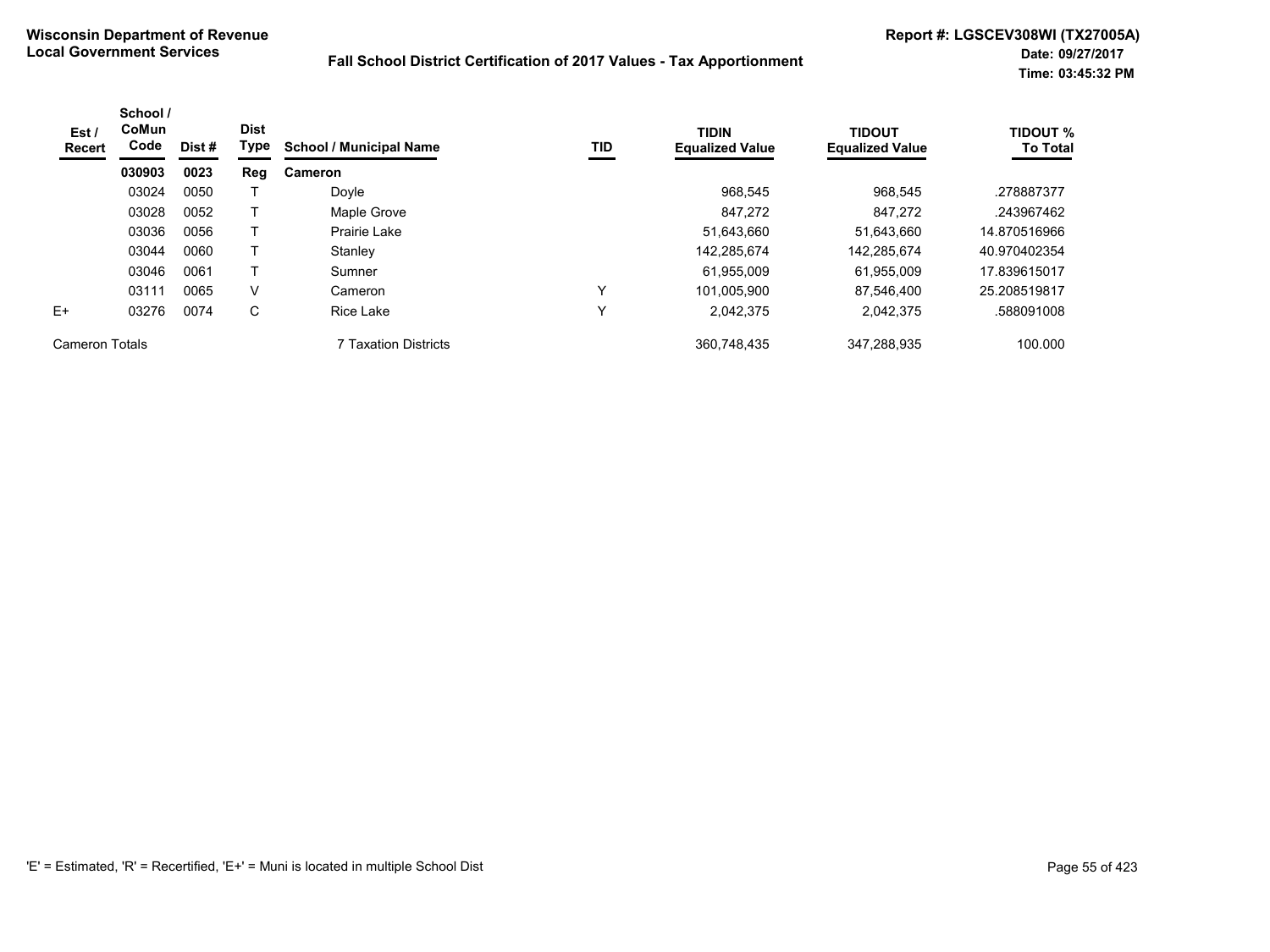**Wisconsin Department of Revenue**
**Local Government Services**

**Fall School District Certification of 2017 Values - Tax Apportionment**

**Report #: LGSCEV308WI (TX27005A)**
**Date: 09/27/2017**
**Time: 03:45:32 PM**

| Est / Recert | School / CoMun Code | Dist # | Dist Type | School / Municipal Name | TID | TIDIN Equalized Value | TIDOUT Equalized Value | TIDOUT % To Total |
|---|---|---|---|---|---|---|---|---|
| | **030903** | **0023** | **Reg** | **Cameron** | | | | |
| | 03024 | 0050 | T | Doyle | | 968,545 | 968,545 | .278887377 |
| | 03028 | 0052 | T | Maple Grove | | 847,272 | 847,272 | .243967462 |
| | 03036 | 0056 | T | Prairie Lake | | 51,643,660 | 51,643,660 | 14.870516966 |
| | 03044 | 0060 | T | Stanley | | 142,285,674 | 142,285,674 | 40.970402354 |
| | 03046 | 0061 | T | Sumner | | 61,955,009 | 61,955,009 | 17.839615017 |
| | 03111 | 0065 | V | Cameron | Y | 101,005,900 | 87,546,400 | 25.208519817 |
| E+ | 03276 | 0074 | C | Rice Lake | Y | 2,042,375 | 2,042,375 | .588091008 |
| Cameron Totals | | | | 7 Taxation Districts | | 360,748,435 | 347,288,935 | 100.000 |

'E' = Estimated, 'R' = Recertified, 'E+' = Muni is located in multiple School Dist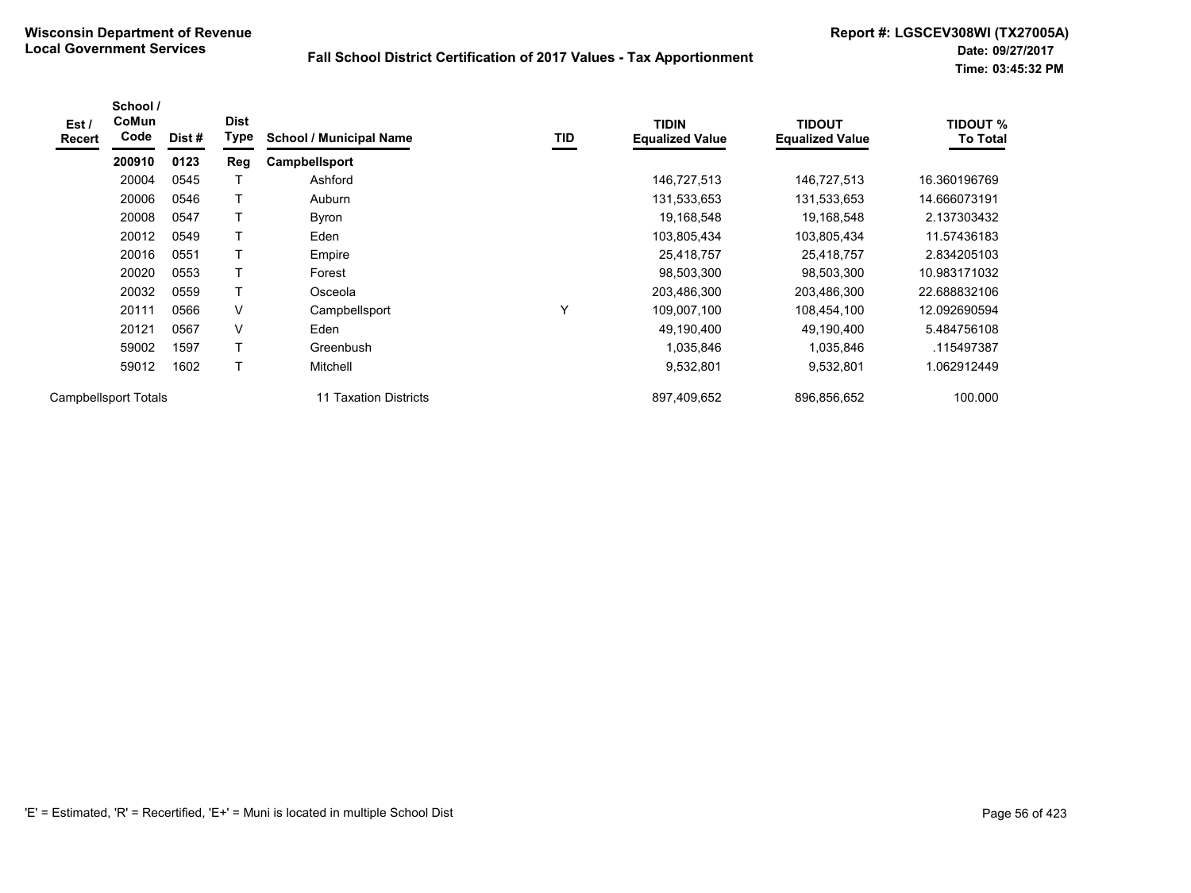**Wisconsin Department of Revenue**
**Local Government Services**

## Fall School District Certification of 2017 Values - Tax Apportionment

**Report #: LGSCEV308WI (TX27005A)**
**Date: 09/27/2017**
**Time: 03:45:32 PM**

| Est / Recert | School / CoMun Code | Dist # | Dist Type | School / Municipal Name | TID | TIDIN Equalized Value | TIDOUT Equalized Value | TIDOUT % To Total |
|---|---|---|---|---|---|---|---|---|
| | **200910** | **0123** | **Reg** | **Campbellsport** | | | | |
| | 20004 | 0545 | T | Ashford | | 146,727,513 | 146,727,513 | 16.360196769 |
| | 20006 | 0546 | T | Auburn | | 131,533,653 | 131,533,653 | 14.666073191 |
| | 20008 | 0547 | T | Byron | | 19,168,548 | 19,168,548 | 2.137303432 |
| | 20012 | 0549 | T | Eden | | 103,805,434 | 103,805,434 | 11.57436183 |
| | 20016 | 0551 | T | Empire | | 25,418,757 | 25,418,757 | 2.834205103 |
| | 20020 | 0553 | T | Forest | | 98,503,300 | 98,503,300 | 10.983171032 |
| | 20032 | 0559 | T | Osceola | | 203,486,300 | 203,486,300 | 22.688832106 |
| | 20111 | 0566 | V | Campbellsport | Y | 109,007,100 | 108,454,100 | 12.092690594 |
| | 20121 | 0567 | V | Eden | | 49,190,400 | 49,190,400 | 5.484756108 |
| | 59002 | 1597 | T | Greenbush | | 1,035,846 | 1,035,846 | .115497387 |
| | 59012 | 1602 | T | Mitchell | | 9,532,801 | 9,532,801 | 1.062912449 |
| Campbellsport Totals | | | | 11 Taxation Districts | | 897,409,652 | 896,856,652 | 100.000 |

'E' = Estimated, 'R' = Recertified, 'E+' = Muni is located in multiple School Dist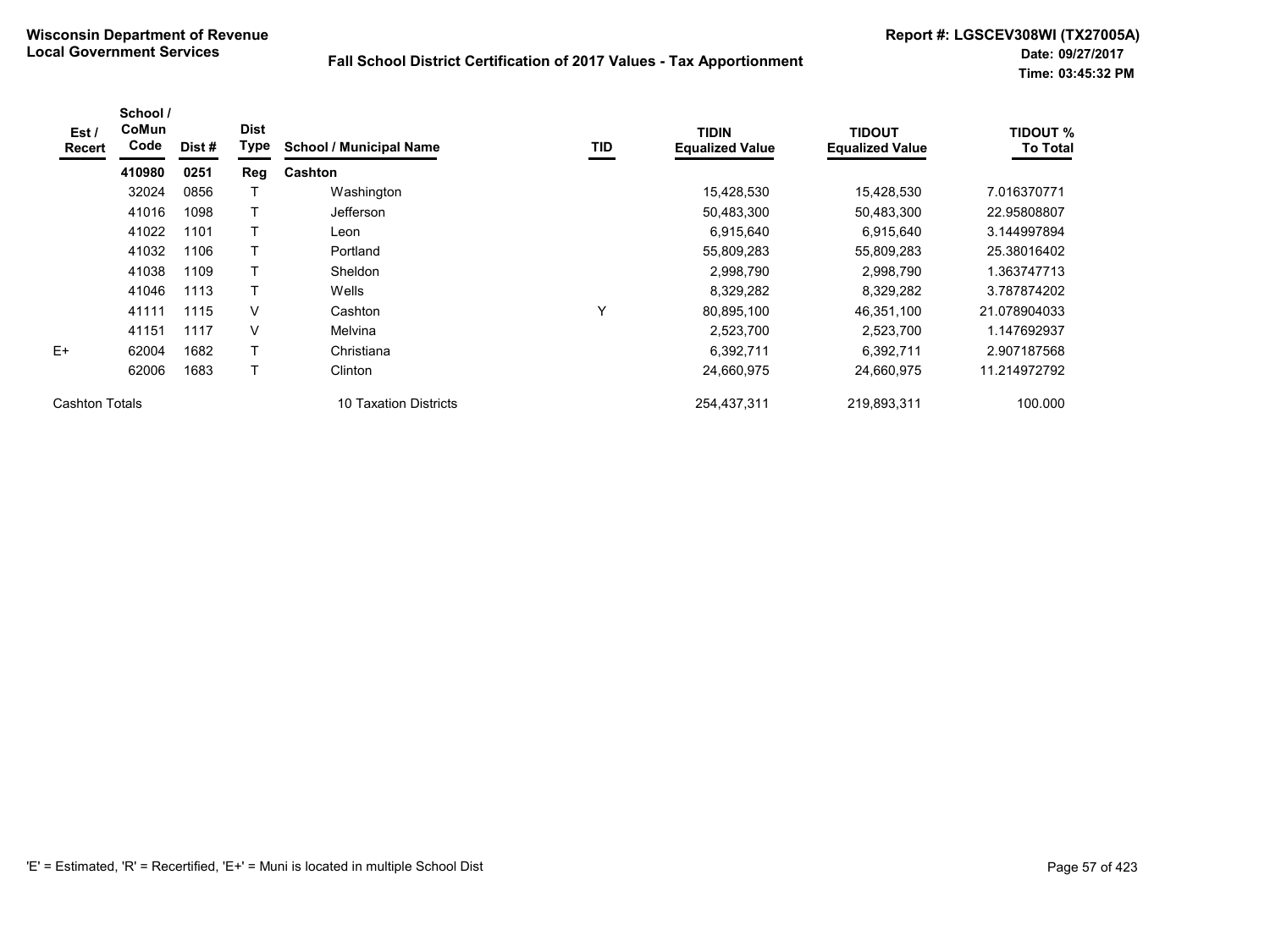**Wisconsin Department of Revenue**
**Local Government Services**

**Fall School District Certification of 2017 Values - Tax Apportionment**

**Report #: LGSCEV308WI (TX27005A)**
**Date: 09/27/2017**
**Time: 03:45:32 PM**

| Est / Recert | School / CoMun Code | Dist # | Dist Type | School / Municipal Name | TID | TIDIN Equalized Value | TIDOUT Equalized Value | TIDOUT % To Total |
|---|---|---|---|---|---|---|---|---|
| | **410980** | **0251** | **Reg** | **Cashton** | | | | |
| | 32024 | 0856 | T | Washington | | 15,428,530 | 15,428,530 | 7.016370771 |
| | 41016 | 1098 | T | Jefferson | | 50,483,300 | 50,483,300 | 22.95808807 |
| | 41022 | 1101 | T | Leon | | 6,915,640 | 6,915,640 | 3.144997894 |
| | 41032 | 1106 | T | Portland | | 55,809,283 | 55,809,283 | 25.38016402 |
| | 41038 | 1109 | T | Sheldon | | 2,998,790 | 2,998,790 | 1.363747713 |
| | 41046 | 1113 | T | Wells | | 8,329,282 | 8,329,282 | 3.787874202 |
| | 41111 | 1115 | V | Cashton | Y | 80,895,100 | 46,351,100 | 21.078904033 |
| | 41151 | 1117 | V | Melvina | | 2,523,700 | 2,523,700 | 1.147692937 |
| E+ | 62004 | 1682 | T | Christiana | | 6,392,711 | 6,392,711 | 2.907187568 |
| | 62006 | 1683 | T | Clinton | | 24,660,975 | 24,660,975 | 11.214972792 |
| Cashton Totals | | | | 10 Taxation Districts | | 254,437,311 | 219,893,311 | 100.000 |

'E' = Estimated, 'R' = Recertified, 'E+' = Muni is located in multiple School Dist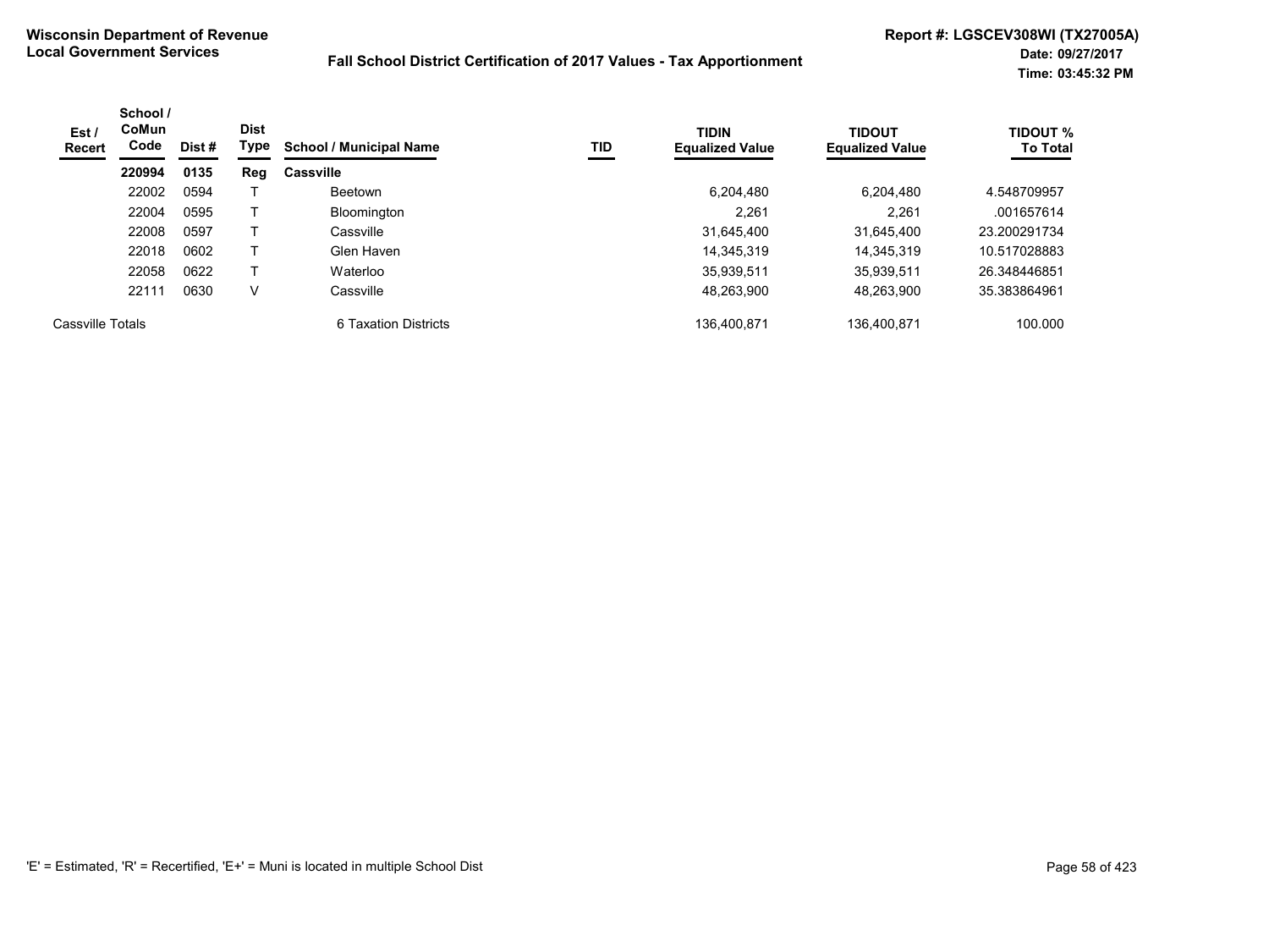**Wisconsin Department of Revenue**
**Local Government Services**

**Fall School District Certification of 2017 Values - Tax Apportionment**

**Report #: LGSCEV308WI (TX27005A)**
**Date: 09/27/2017**
**Time: 03:45:32 PM**

| Est / Recert | School / CoMun Code | Dist # | Dist Type | School / Municipal Name | TID | TIDIN Equalized Value | TIDOUT Equalized Value | TIDOUT % To Total |
|---|---|---|---|---|---|---|---|---|
| | **220994** | **0135** | **Reg** | **Cassville** | | | | |
| | 22002 | 0594 | T | Beetown | | 6,204,480 | 6,204,480 | 4.548709957 |
| | 22004 | 0595 | T | Bloomington | | 2,261 | 2,261 | .001657614 |
| | 22008 | 0597 | T | Cassville | | 31,645,400 | 31,645,400 | 23.200291734 |
| | 22018 | 0602 | T | Glen Haven | | 14,345,319 | 14,345,319 | 10.517028883 |
| | 22058 | 0622 | T | Waterloo | | 35,939,511 | 35,939,511 | 26.348446851 |
| | 22111 | 0630 | V | Cassville | | 48,263,900 | 48,263,900 | 35.383864961 |
| Cassville Totals | | | | 6 Taxation Districts | | 136,400,871 | 136,400,871 | 100.000 |

'E' = Estimated, 'R' = Recertified, 'E+' = Muni is located in multiple School Dist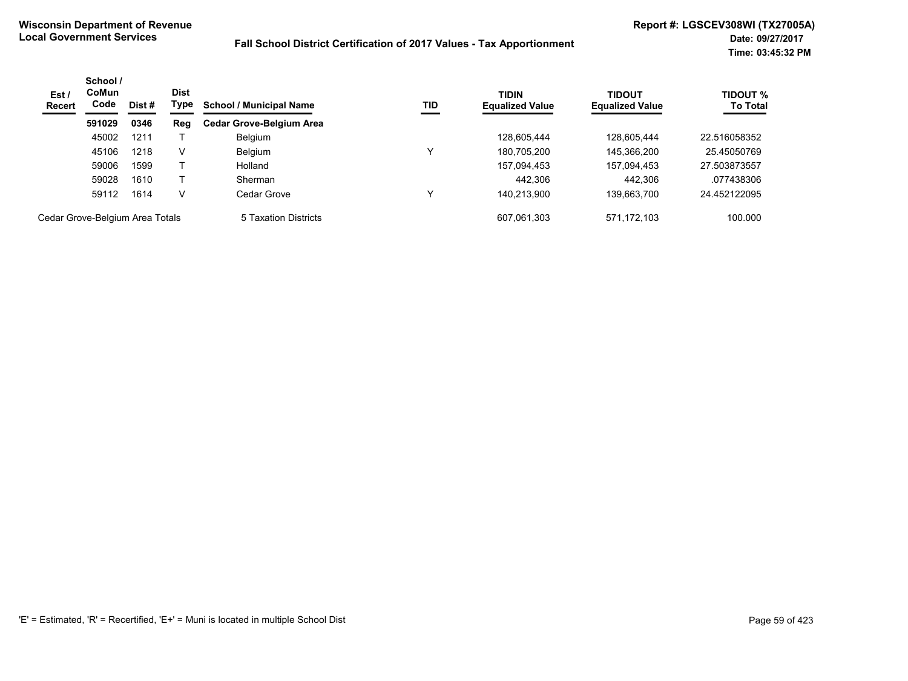**Wisconsin Department of Revenue**
**Local Government Services**

**Fall School District Certification of 2017 Values - Tax Apportionment**

**Report #: LGSCEV308WI (TX27005A)**
**Date: 09/27/2017**
**Time: 03:45:32 PM**

| Est / Recert | School / CoMun Code | Dist # | Dist Type | School / Municipal Name | TID | TIDIN Equalized Value | TIDOUT Equalized Value | TIDOUT % To Total |
|---|---|---|---|---|---|---|---|---|
| | **591029** | **0346** | **Reg** | **Cedar Grove-Belgium Area** | | | | |
| | 45002 | 1211 | T | Belgium | | 128,605,444 | 128,605,444 | 22.516058352 |
| | 45106 | 1218 | V | Belgium | Y | 180,705,200 | 145,366,200 | 25.45050769 |
| | 59006 | 1599 | T | Holland | | 157,094,453 | 157,094,453 | 27.503873557 |
| | 59028 | 1610 | T | Sherman | | 442,306 | 442,306 | .077438306 |
| | 59112 | 1614 | V | Cedar Grove | Y | 140,213,900 | 139,663,700 | 24.452122095 |
| Cedar Grove-Belgium Area Totals | | | | 5 Taxation Districts | | 607,061,303 | 571,172,103 | 100.000 |

'E' = Estimated, 'R' = Recertified, 'E+' = Muni is located in multiple School Dist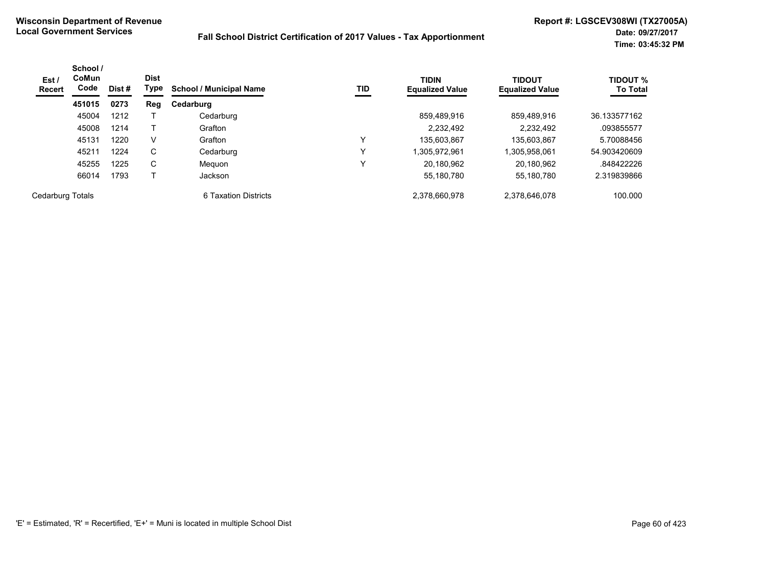**Wisconsin Department of Revenue**
**Local Government Services**

**Fall School District Certification of 2017 Values - Tax Apportionment**

**Report #: LGSCEV308WI (TX27005A)**
**Date: 09/27/2017**
**Time: 03:45:32 PM**

| Est / Recert | School / CoMun Code | Dist # | Dist Type | School / Municipal Name | TID | TIDIN Equalized Value | TIDOUT Equalized Value | TIDOUT % To Total |
|---|---|---|---|---|---|---|---|---|
| | **451015** | **0273** | **Reg** | **Cedarburg** | | | | |
| | 45004 | 1212 | T | Cedarburg | | 859,489,916 | 859,489,916 | 36.133577162 |
| | 45008 | 1214 | T | Grafton | | 2,232,492 | 2,232,492 | .093855577 |
| | 45131 | 1220 | V | Grafton | Y | 135,603,867 | 135,603,867 | 5.70088456 |
| | 45211 | 1224 | C | Cedarburg | Y | 1,305,972,961 | 1,305,958,061 | 54.903420609 |
| | 45255 | 1225 | C | Mequon | Y | 20,180,962 | 20,180,962 | .848422226 |
| | 66014 | 1793 | T | Jackson | | 55,180,780 | 55,180,780 | 2.319839866 |
| Cedarburg Totals | | | | 6 Taxation Districts | | 2,378,660,978 | 2,378,646,078 | 100.000 |

'E' = Estimated, 'R' = Recertified, 'E+' = Muni is located in multiple School Dist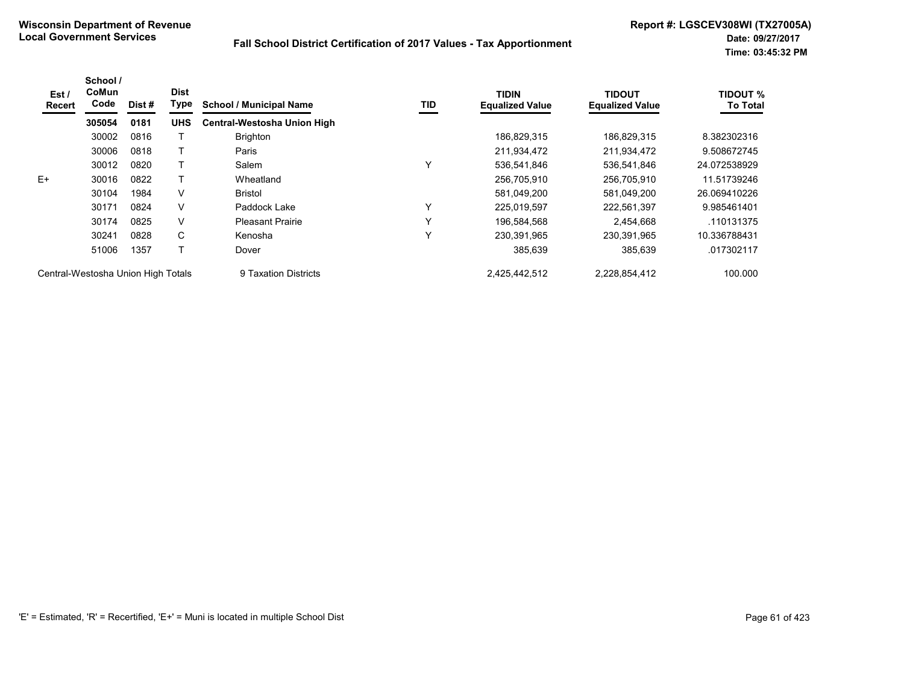**Wisconsin Department of Revenue**
**Local Government Services**

**Fall School District Certification of 2017 Values - Tax Apportionment**

**Report #: LGSCEV308WI (TX27005A)**
**Date: 09/27/2017**
**Time: 03:45:32 PM**

| Est / Recert | School / CoMun Code | Dist # | Dist Type | School / Municipal Name | TID | TIDIN Equalized Value | TIDOUT Equalized Value | TIDOUT % To Total |
|---|---|---|---|---|---|---|---|---|
| | **305054** | **0181** | **UHS** | **Central-Westosha Union High** | | | | |
| | 30002 | 0816 | T | Brighton | | 186,829,315 | 186,829,315 | 8.382302316 |
| | 30006 | 0818 | T | Paris | | 211,934,472 | 211,934,472 | 9.508672745 |
| | 30012 | 0820 | T | Salem | Y | 536,541,846 | 536,541,846 | 24.072538929 |
| E+ | 30016 | 0822 | T | Wheatland | | 256,705,910 | 256,705,910 | 11.51739246 |
| | 30104 | 1984 | V | Bristol | | 581,049,200 | 581,049,200 | 26.069410226 |
| | 30171 | 0824 | V | Paddock Lake | Y | 225,019,597 | 222,561,397 | 9.985461401 |
| | 30174 | 0825 | V | Pleasant Prairie | Y | 196,584,568 | 2,454,668 | .110131375 |
| | 30241 | 0828 | C | Kenosha | Y | 230,391,965 | 230,391,965 | 10.336788431 |
| | 51006 | 1357 | T | Dover | | 385,639 | 385,639 | .017302117 |
| Central-Westosha Union High Totals | | | | 9 Taxation Districts | | 2,425,442,512 | 2,228,854,412 | 100.000 |

'E' = Estimated, 'R' = Recertified, 'E+' = Muni is located in multiple School Dist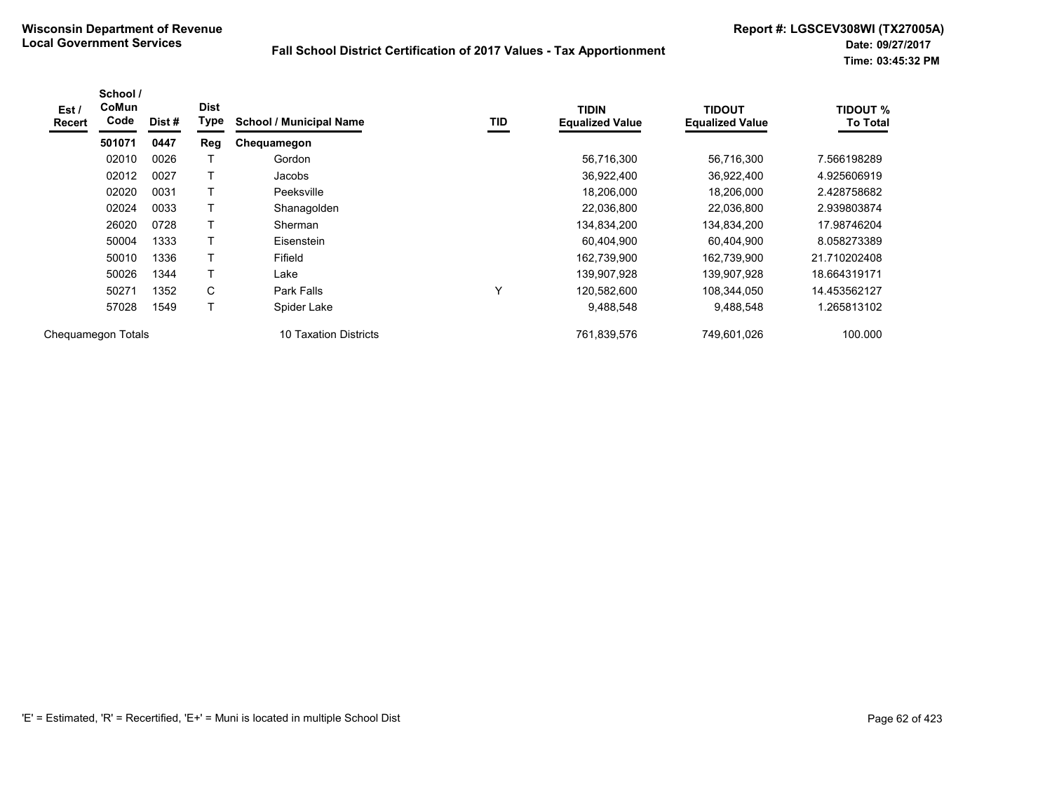**Wisconsin Department of Revenue**
**Local Government Services**

**Fall School District Certification of 2017 Values - Tax Apportionment**

**Report #: LGSCEV308WI (TX27005A)**
**Date: 09/27/2017**
**Time: 03:45:32 PM**

| Est / Recert | School / CoMun Code | Dist # | Dist Type | School / Municipal Name | TID | TIDIN Equalized Value | TIDOUT Equalized Value | TIDOUT % To Total |
|---|---|---|---|---|---|---|---|---|
| | **501071** | **0447** | **Reg** | **Chequamegon** | | | | |
| | 02010 | 0026 | T | Gordon | | 56,716,300 | 56,716,300 | 7.566198289 |
| | 02012 | 0027 | T | Jacobs | | 36,922,400 | 36,922,400 | 4.925606919 |
| | 02020 | 0031 | T | Peeksville | | 18,206,000 | 18,206,000 | 2.428758682 |
| | 02024 | 0033 | T | Shanagolden | | 22,036,800 | 22,036,800 | 2.939803874 |
| | 26020 | 0728 | T | Sherman | | 134,834,200 | 134,834,200 | 17.98746204 |
| | 50004 | 1333 | T | Eisenstein | | 60,404,900 | 60,404,900 | 8.058273389 |
| | 50010 | 1336 | T | Fifield | | 162,739,900 | 162,739,900 | 21.710202408 |
| | 50026 | 1344 | T | Lake | | 139,907,928 | 139,907,928 | 18.664319171 |
| | 50271 | 1352 | C | Park Falls | Y | 120,582,600 | 108,344,050 | 14.453562127 |
| | 57028 | 1549 | T | Spider Lake | | 9,488,548 | 9,488,548 | 1.265813102 |
| Chequamegon Totals | | | | 10 Taxation Districts | | 761,839,576 | 749,601,026 | 100.000 |

'E' = Estimated, 'R' = Recertified, 'E+' = Muni is located in multiple School Dist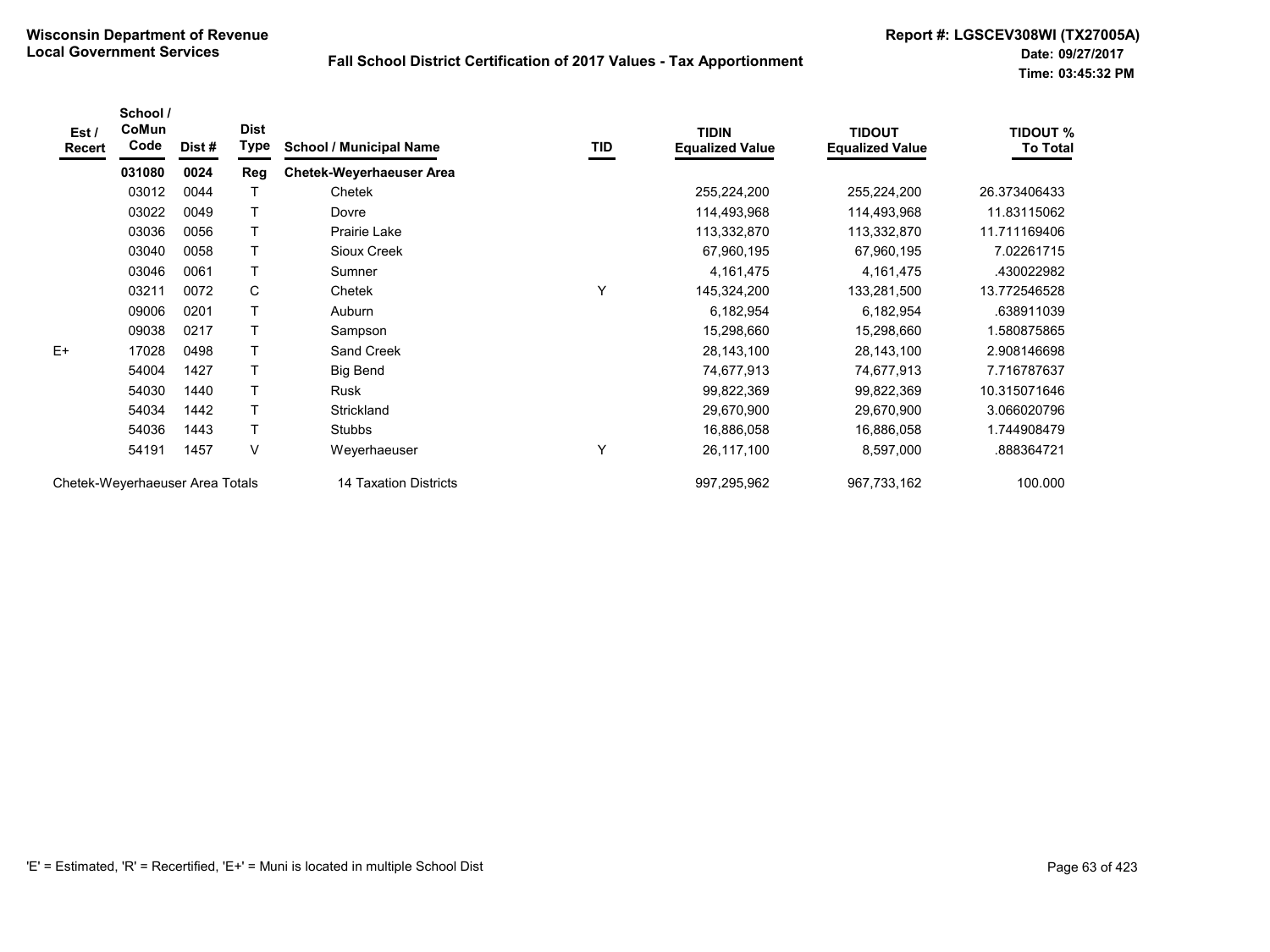**Wisconsin Department of Revenue**
**Local Government Services**

**Fall School District Certification of 2017 Values - Tax Apportionment**

**Report #: LGSCEV308WI (TX27005A)**
**Date: 09/27/2017**
**Time: 03:45:32 PM**

| Est / Recert | School / CoMun Code | Dist # | Dist Type | School / Municipal Name | TID | TIDIN Equalized Value | TIDOUT Equalized Value | TIDOUT % To Total |
|---|---|---|---|---|---|---|---|---|
| | **031080** | **0024** | **Reg** | **Chetek-Weyerhaeuser Area** | | | | |
| | 03012 | 0044 | T | Chetek | | 255,224,200 | 255,224,200 | 26.373406433 |
| | 03022 | 0049 | T | Dovre | | 114,493,968 | 114,493,968 | 11.83115062 |
| | 03036 | 0056 | T | Prairie Lake | | 113,332,870 | 113,332,870 | 11.711169406 |
| | 03040 | 0058 | T | Sioux Creek | | 67,960,195 | 67,960,195 | 7.02261715 |
| | 03046 | 0061 | T | Sumner | | 4,161,475 | 4,161,475 | .430022982 |
| | 03211 | 0072 | C | Chetek | Y | 145,324,200 | 133,281,500 | 13.772546528 |
| | 09006 | 0201 | T | Auburn | | 6,182,954 | 6,182,954 | .638911039 |
| | 09038 | 0217 | T | Sampson | | 15,298,660 | 15,298,660 | 1.580875865 |
| E+ | 17028 | 0498 | T | Sand Creek | | 28,143,100 | 28,143,100 | 2.908146698 |
| | 54004 | 1427 | T | Big Bend | | 74,677,913 | 74,677,913 | 7.716787637 |
| | 54030 | 1440 | T | Rusk | | 99,822,369 | 99,822,369 | 10.315071646 |
| | 54034 | 1442 | T | Strickland | | 29,670,900 | 29,670,900 | 3.066020796 |
| | 54036 | 1443 | T | Stubbs | | 16,886,058 | 16,886,058 | 1.744908479 |
| | 54191 | 1457 | V | Weyerhaeuser | Y | 26,117,100 | 8,597,000 | .888364721 |
| Chetek-Weyerhaeuser Area Totals | | | | 14 Taxation Districts | | 997,295,962 | 967,733,162 | 100.000 |

'E' = Estimated, 'R' = Recertified, 'E+' = Muni is located in multiple School Dist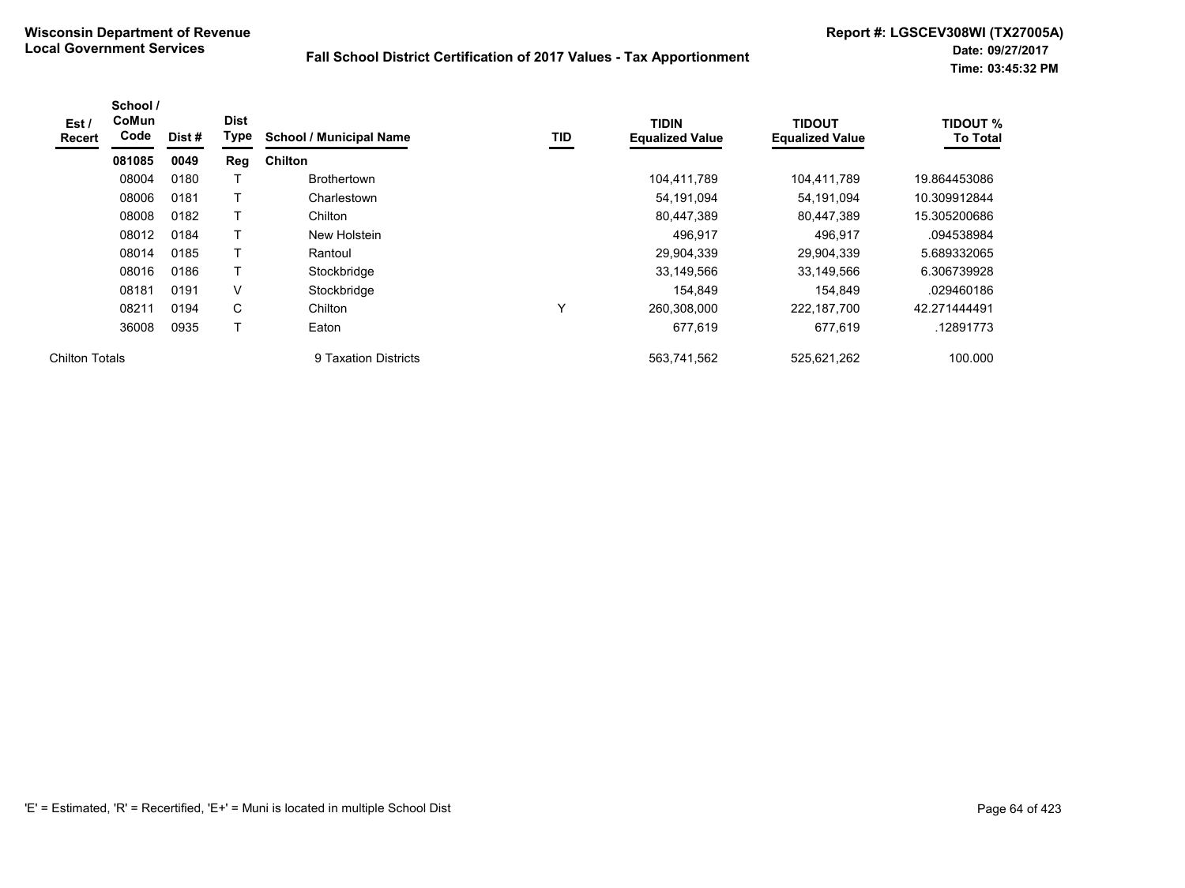**Wisconsin Department of Revenue**
**Local Government Services**

**Fall School District Certification of 2017 Values - Tax Apportionment**

**Report #: LGSCEV308WI (TX27005A)**
**Date: 09/27/2017**
**Time: 03:45:32 PM**

| Est / Recert | School / CoMun Code | Dist # | Dist Type | School / Municipal Name | TID | TIDIN Equalized Value | TIDOUT Equalized Value | TIDOUT % To Total |
|---|---|---|---|---|---|---|---|---|
| | **081085** | **0049** | **Reg** | **Chilton** | | | | |
| | 08004 | 0180 | T | Brothertown | | 104,411,789 | 104,411,789 | 19.864453086 |
| | 08006 | 0181 | T | Charlestown | | 54,191,094 | 54,191,094 | 10.309912844 |
| | 08008 | 0182 | T | Chilton | | 80,447,389 | 80,447,389 | 15.305200686 |
| | 08012 | 0184 | T | New Holstein | | 496,917 | 496,917 | .094538984 |
| | 08014 | 0185 | T | Rantoul | | 29,904,339 | 29,904,339 | 5.689332065 |
| | 08016 | 0186 | T | Stockbridge | | 33,149,566 | 33,149,566 | 6.306739928 |
| | 08181 | 0191 | V | Stockbridge | | 154,849 | 154,849 | .029460186 |
| | 08211 | 0194 | C | Chilton | Y | 260,308,000 | 222,187,700 | 42.271444491 |
| | 36008 | 0935 | T | Eaton | | 677,619 | 677,619 | .12891773 |
| Chilton Totals | | | | 9 Taxation Districts | | 563,741,562 | 525,621,262 | 100.000 |

'E' = Estimated, 'R' = Recertified, 'E+' = Muni is located in multiple School Dist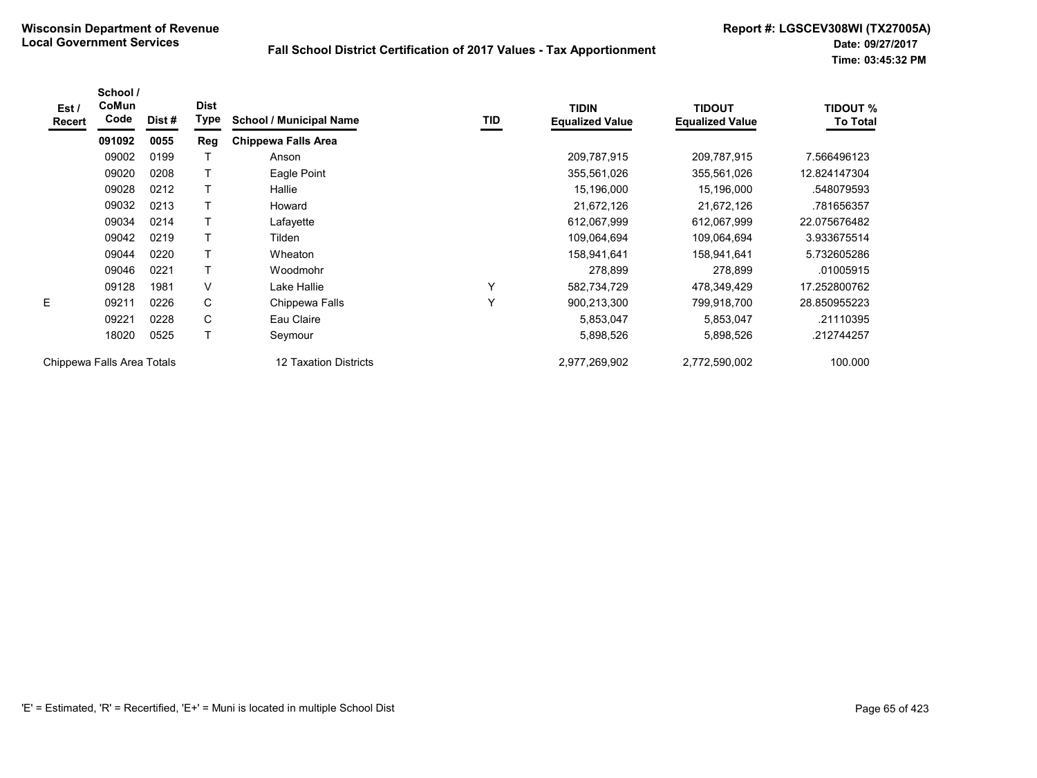**Wisconsin Department of Revenue**
**Local Government Services**

**Fall School District Certification of 2017 Values - Tax Apportionment**

**Report #: LGSCEV308WI (TX27005A)**
**Date: 09/27/2017**
**Time: 03:45:32 PM**

| Est / Recert | School / CoMun Code | Dist # | Dist Type | School / Municipal Name | TID | TIDIN Equalized Value | TIDOUT Equalized Value | TIDOUT % To Total |
|---|---|---|---|---|---|---|---|---|
| | **091092** | **0055** | **Reg** | **Chippewa Falls Area** | | | | |
| | 09002 | 0199 | T | Anson | | 209,787,915 | 209,787,915 | 7.566496123 |
| | 09020 | 0208 | T | Eagle Point | | 355,561,026 | 355,561,026 | 12.824147304 |
| | 09028 | 0212 | T | Hallie | | 15,196,000 | 15,196,000 | .548079593 |
| | 09032 | 0213 | T | Howard | | 21,672,126 | 21,672,126 | .781656357 |
| | 09034 | 0214 | T | Lafayette | | 612,067,999 | 612,067,999 | 22.075676482 |
| | 09042 | 0219 | T | Tilden | | 109,064,694 | 109,064,694 | 3.933675514 |
| | 09044 | 0220 | T | Wheaton | | 158,941,641 | 158,941,641 | 5.732605286 |
| | 09046 | 0221 | T | Woodmohr | | 278,899 | 278,899 | .01005915 |
| | 09128 | 1981 | V | Lake Hallie | Y | 582,734,729 | 478,349,429 | 17.252800762 |
| E | 09211 | 0226 | C | Chippewa Falls | Y | 900,213,300 | 799,918,700 | 28.850955223 |
| | 09221 | 0228 | C | Eau Claire | | 5,853,047 | 5,853,047 | .21110395 |
| | 18020 | 0525 | T | Seymour | | 5,898,526 | 5,898,526 | .212744257 |
| Chippewa Falls Area Totals | | | | 12 Taxation Districts | | 2,977,269,902 | 2,772,590,002 | 100.000 |

'E' = Estimated, 'R' = Recertified, 'E+' = Muni is located in multiple School Dist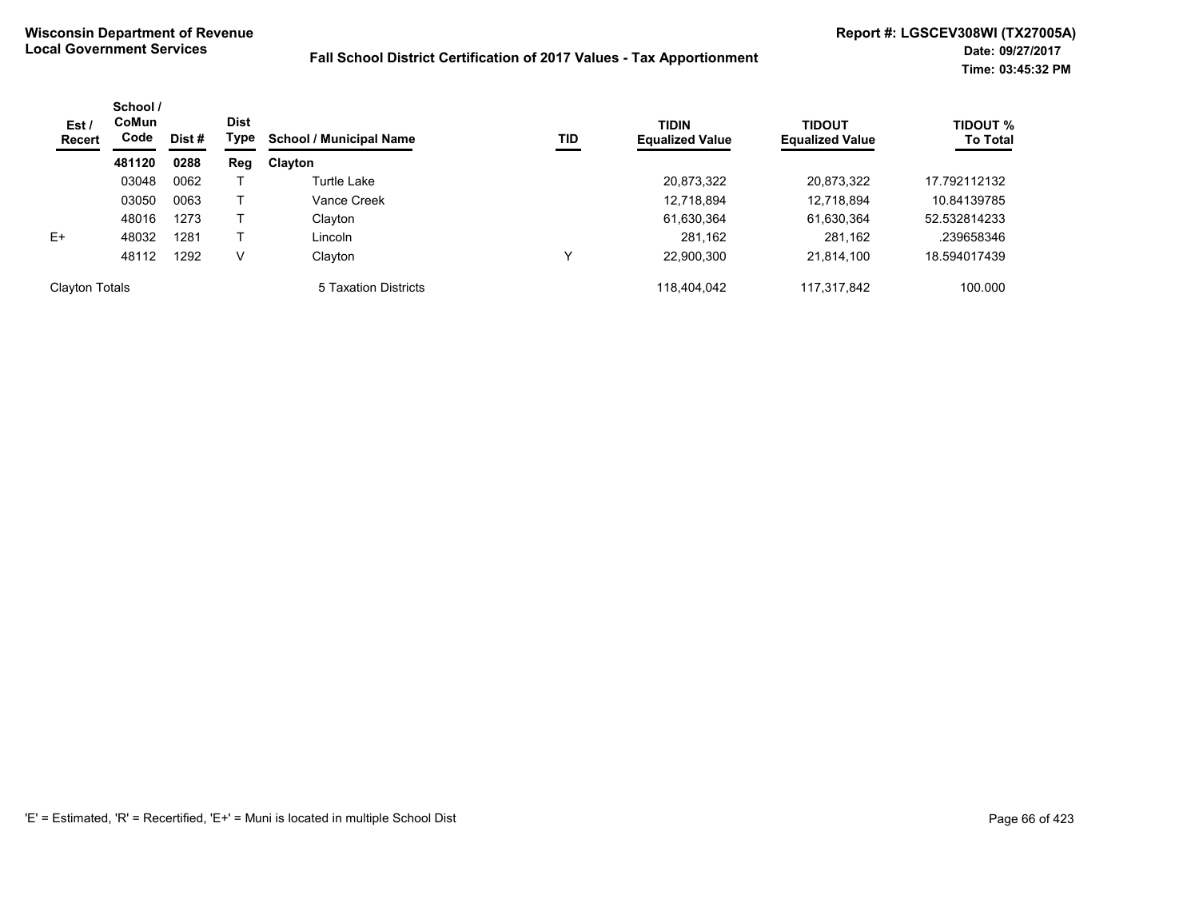**Wisconsin Department of Revenue**
**Local Government Services**

**Fall School District Certification of 2017 Values - Tax Apportionment**

**Report #: LGSCEV308WI (TX27005A)**
**Date: 09/27/2017**
**Time: 03:45:32 PM**

| Est / Recert | School / CoMun Code | Dist # | Dist Type | School / Municipal Name | TID | TIDIN Equalized Value | TIDOUT Equalized Value | TIDOUT % To Total |
|---|---|---|---|---|---|---|---|---|
| | **481120** | **0288** | **Reg** | **Clayton** | | | | |
| | 03048 | 0062 | T | Turtle Lake | | 20,873,322 | 20,873,322 | 17.792112132 |
| | 03050 | 0063 | T | Vance Creek | | 12,718,894 | 12,718,894 | 10.84139785 |
| | 48016 | 1273 | T | Clayton | | 61,630,364 | 61,630,364 | 52.532814233 |
| E+ | 48032 | 1281 | T | Lincoln | | 281,162 | 281,162 | .239658346 |
| | 48112 | 1292 | V | Clayton | Y | 22,900,300 | 21,814,100 | 18.594017439 |
| Clayton Totals | | | | 5 Taxation Districts | | 118,404,042 | 117,317,842 | 100.000 |

'E' = Estimated, 'R' = Recertified, 'E+' = Muni is located in multiple School Dist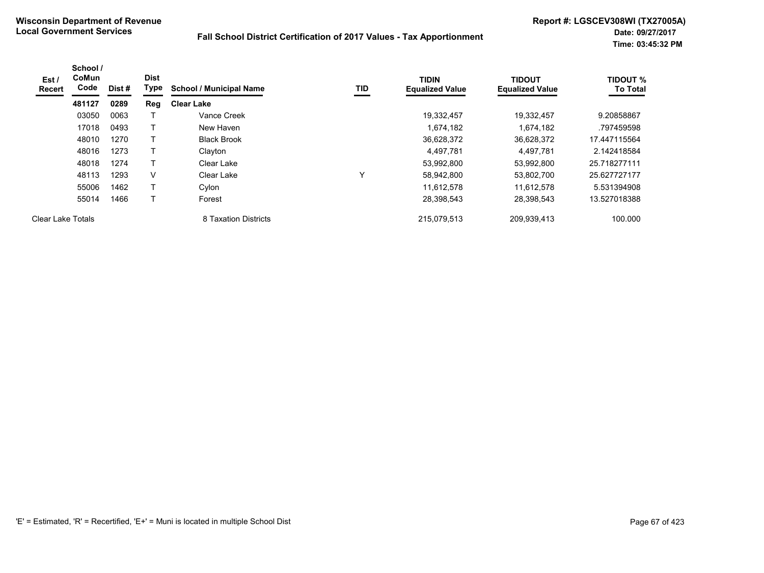**Wisconsin Department of Revenue**
**Local Government Services**

**Fall School District Certification of 2017 Values - Tax Apportionment**

**Report #: LGSCEV308WI (TX27005A)**
**Date: 09/27/2017**
**Time: 03:45:32 PM**

| Est / Recert | School / CoMun Code | Dist # | Dist Type | School / Municipal Name | TID | TIDIN Equalized Value | TIDOUT Equalized Value | TIDOUT % To Total |
|---|---|---|---|---|---|---|---|---|
| | **481127** | **0289** | **Reg** | **Clear Lake** | | | | |
| | 03050 | 0063 | T | Vance Creek | | 19,332,457 | 19,332,457 | 9.20858867 |
| | 17018 | 0493 | T | New Haven | | 1,674,182 | 1,674,182 | .797459598 |
| | 48010 | 1270 | T | Black Brook | | 36,628,372 | 36,628,372 | 17.447115564 |
| | 48016 | 1273 | T | Clayton | | 4,497,781 | 4,497,781 | 2.142418584 |
| | 48018 | 1274 | T | Clear Lake | | 53,992,800 | 53,992,800 | 25.718277111 |
| | 48113 | 1293 | V | Clear Lake | Y | 58,942,800 | 53,802,700 | 25.627727177 |
| | 55006 | 1462 | T | Cylon | | 11,612,578 | 11,612,578 | 5.531394908 |
| | 55014 | 1466 | T | Forest | | 28,398,543 | 28,398,543 | 13.527018388 |
| Clear Lake Totals | | | | 8 Taxation Districts | | 215,079,513 | 209,939,413 | 100.000 |

'E' = Estimated, 'R' = Recertified, 'E+' = Muni is located in multiple School Dist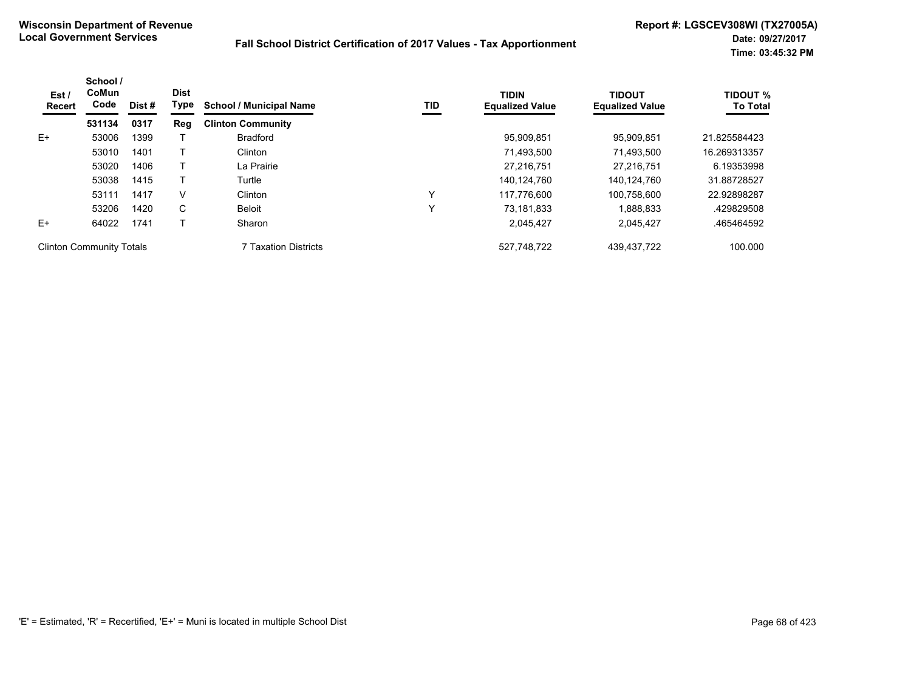**Wisconsin Department of Revenue**
**Local Government Services**

**Fall School District Certification of 2017 Values - Tax Apportionment**

**Report #: LGSCEV308WI (TX27005A)**
**Date: 09/27/2017**
**Time: 03:45:32 PM**

| Est / Recert | School / CoMun Code | Dist # | Dist Type | School / Municipal Name | TID | TIDIN Equalized Value | TIDOUT Equalized Value | TIDOUT % To Total |
|---|---|---|---|---|---|---|---|---|
| | **531134** | **0317** | **Reg** | **Clinton Community** | | | | |
| E+ | 53006 | 1399 | T | Bradford | | 95,909,851 | 95,909,851 | 21.825584423 |
| | 53010 | 1401 | T | Clinton | | 71,493,500 | 71,493,500 | 16.269313357 |
| | 53020 | 1406 | T | La Prairie | | 27,216,751 | 27,216,751 | 6.19353998 |
| | 53038 | 1415 | T | Turtle | | 140,124,760 | 140,124,760 | 31.88728527 |
| | 53111 | 1417 | V | Clinton | Y | 117,776,600 | 100,758,600 | 22.92898287 |
| | 53206 | 1420 | C | Beloit | Y | 73,181,833 | 1,888,833 | .429829508 |
| E+ | 64022 | 1741 | T | Sharon | | 2,045,427 | 2,045,427 | .465464592 |
| Clinton Community Totals | | | | 7 Taxation Districts | | 527,748,722 | 439,437,722 | 100.000 |

'E' = Estimated, 'R' = Recertified, 'E+' = Muni is located in multiple School Dist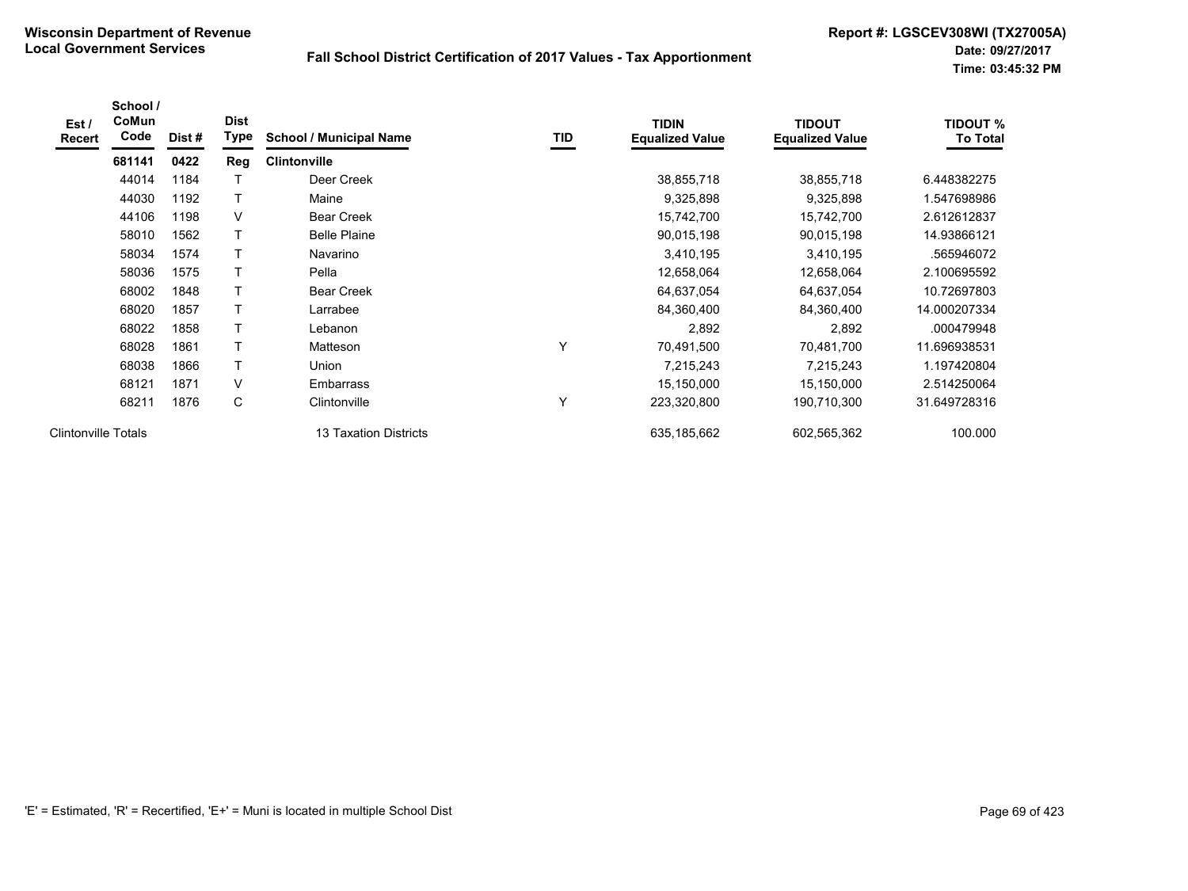**Wisconsin Department of Revenue**
**Local Government Services**

**Fall School District Certification of 2017 Values - Tax Apportionment**

**Report #: LGSCEV308WI (TX27005A)**
**Date: 09/27/2017**
**Time: 03:45:32 PM**

| Est / Recert | School / CoMun Code | Dist # | Dist Type | School / Municipal Name | TID | TIDIN Equalized Value | TIDOUT Equalized Value | TIDOUT % To Total |
|---|---|---|---|---|---|---|---|---|
| | **681141** | **0422** | **Reg** | **Clintonville** | | | | |
| | 44014 | 1184 | T | Deer Creek | | 38,855,718 | 38,855,718 | 6.448382275 |
| | 44030 | 1192 | T | Maine | | 9,325,898 | 9,325,898 | 1.547698986 |
| | 44106 | 1198 | V | Bear Creek | | 15,742,700 | 15,742,700 | 2.612612837 |
| | 58010 | 1562 | T | Belle Plaine | | 90,015,198 | 90,015,198 | 14.93866121 |
| | 58034 | 1574 | T | Navarino | | 3,410,195 | 3,410,195 | .565946072 |
| | 58036 | 1575 | T | Pella | | 12,658,064 | 12,658,064 | 2.100695592 |
| | 68002 | 1848 | T | Bear Creek | | 64,637,054 | 64,637,054 | 10.72697803 |
| | 68020 | 1857 | T | Larrabee | | 84,360,400 | 84,360,400 | 14.000207334 |
| | 68022 | 1858 | T | Lebanon | | 2,892 | 2,892 | .000479948 |
| | 68028 | 1861 | T | Matteson | Y | 70,491,500 | 70,481,700 | 11.696938531 |
| | 68038 | 1866 | T | Union | | 7,215,243 | 7,215,243 | 1.197420804 |
| | 68121 | 1871 | V | Embarrass | | 15,150,000 | 15,150,000 | 2.514250064 |
| | 68211 | 1876 | C | Clintonville | Y | 223,320,800 | 190,710,300 | 31.649728316 |
| Clintonville Totals | | | | 13 Taxation Districts | | 635,185,662 | 602,565,362 | 100.000 |

'E' = Estimated, 'R' = Recertified, 'E+' = Muni is located in multiple School Dist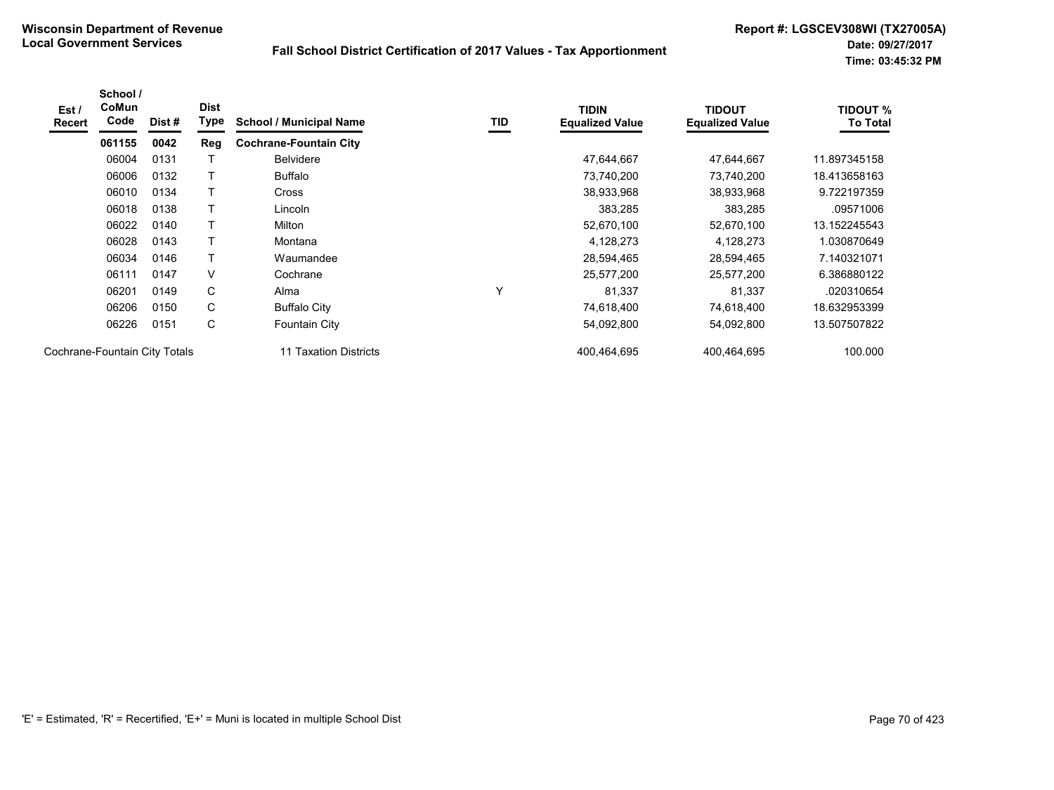**Wisconsin Department of Revenue**
**Local Government Services**

**Fall School District Certification of 2017 Values - Tax Apportionment**

**Report #: LGSCEV308WI (TX27005A)**
**Date: 09/27/2017**
**Time: 03:45:32 PM**

| Est / Recert | School / CoMun Code | Dist # | Dist Type | School / Municipal Name | TID | TIDIN Equalized Value | TIDOUT Equalized Value | TIDOUT % To Total |
|---|---|---|---|---|---|---|---|---|
| | **061155** | **0042** | **Reg** | **Cochrane-Fountain City** | | | | |
| | 06004 | 0131 | T | Belvidere | | 47,644,667 | 47,644,667 | 11.897345158 |
| | 06006 | 0132 | T | Buffalo | | 73,740,200 | 73,740,200 | 18.413658163 |
| | 06010 | 0134 | T | Cross | | 38,933,968 | 38,933,968 | 9.722197359 |
| | 06018 | 0138 | T | Lincoln | | 383,285 | 383,285 | .09571006 |
| | 06022 | 0140 | T | Milton | | 52,670,100 | 52,670,100 | 13.152245543 |
| | 06028 | 0143 | T | Montana | | 4,128,273 | 4,128,273 | 1.030870649 |
| | 06034 | 0146 | T | Waumandee | | 28,594,465 | 28,594,465 | 7.140321071 |
| | 06111 | 0147 | V | Cochrane | | 25,577,200 | 25,577,200 | 6.386880122 |
| | 06201 | 0149 | C | Alma | Y | 81,337 | 81,337 | .020310654 |
| | 06206 | 0150 | C | Buffalo City | | 74,618,400 | 74,618,400 | 18.632953399 |
| | 06226 | 0151 | C | Fountain City | | 54,092,800 | 54,092,800 | 13.507507822 |
| Cochrane-Fountain City Totals | | | | 11 Taxation Districts | | 400,464,695 | 400,464,695 | 100.000 |

'E' = Estimated, 'R' = Recertified, 'E+' = Muni is located in multiple School Dist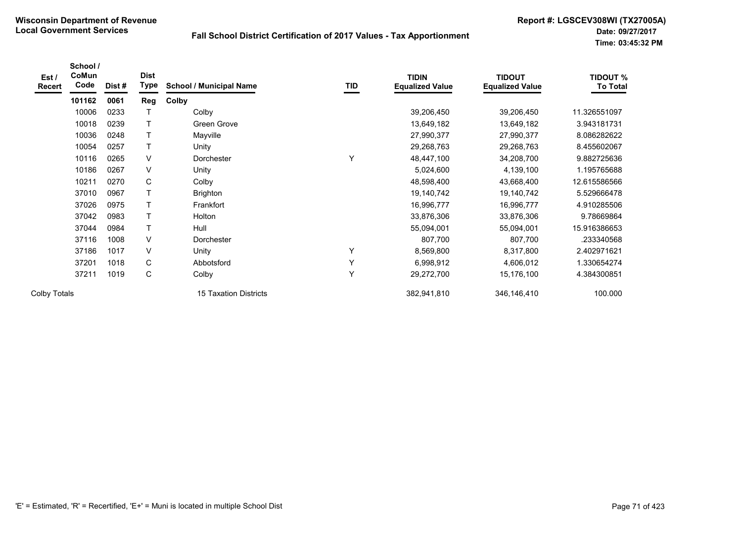**Wisconsin Department of Revenue**
**Local Government Services**

## Fall School District Certification of 2017 Values - Tax Apportionment

**Report #: LGSCEV308WI (TX27005A)**
**Date: 09/27/2017**
**Time: 03:45:32 PM**

| Est / Recert | School / CoMun Code | Dist # | Dist Type | School / Municipal Name | TID | TIDIN Equalized Value | TIDOUT Equalized Value | TIDOUT % To Total |
|---|---|---|---|---|---|---|---|---|
| | **101162** | **0061** | **Reg** | **Colby** | | | | |
| | 10006 | 0233 | T | Colby | | 39,206,450 | 39,206,450 | 11.326551097 |
| | 10018 | 0239 | T | Green Grove | | 13,649,182 | 13,649,182 | 3.943181731 |
| | 10036 | 0248 | T | Mayville | | 27,990,377 | 27,990,377 | 8.086282622 |
| | 10054 | 0257 | T | Unity | | 29,268,763 | 29,268,763 | 8.455602067 |
| | 10116 | 0265 | V | Dorchester | Y | 48,447,100 | 34,208,700 | 9.882725636 |
| | 10186 | 0267 | V | Unity | | 5,024,600 | 4,139,100 | 1.195765688 |
| | 10211 | 0270 | C | Colby | | 48,598,400 | 43,668,400 | 12.615586566 |
| | 37010 | 0967 | T | Brighton | | 19,140,742 | 19,140,742 | 5.529666478 |
| | 37026 | 0975 | T | Frankfort | | 16,996,777 | 16,996,777 | 4.910285506 |
| | 37042 | 0983 | T | Holton | | 33,876,306 | 33,876,306 | 9.78669864 |
| | 37044 | 0984 | T | Hull | | 55,094,001 | 55,094,001 | 15.916386653 |
| | 37116 | 1008 | V | Dorchester | | 807,700 | 807,700 | .233340568 |
| | 37186 | 1017 | V | Unity | Y | 8,569,800 | 8,317,800 | 2.402971621 |
| | 37201 | 1018 | C | Abbotsford | Y | 6,998,912 | 4,606,012 | 1.330654274 |
| | 37211 | 1019 | C | Colby | Y | 29,272,700 | 15,176,100 | 4.384300851 |
| Colby Totals | | | | 15 Taxation Districts | | 382,941,810 | 346,146,410 | 100.000 |

'E' = Estimated, 'R' = Recertified, 'E+' = Muni is located in multiple School Dist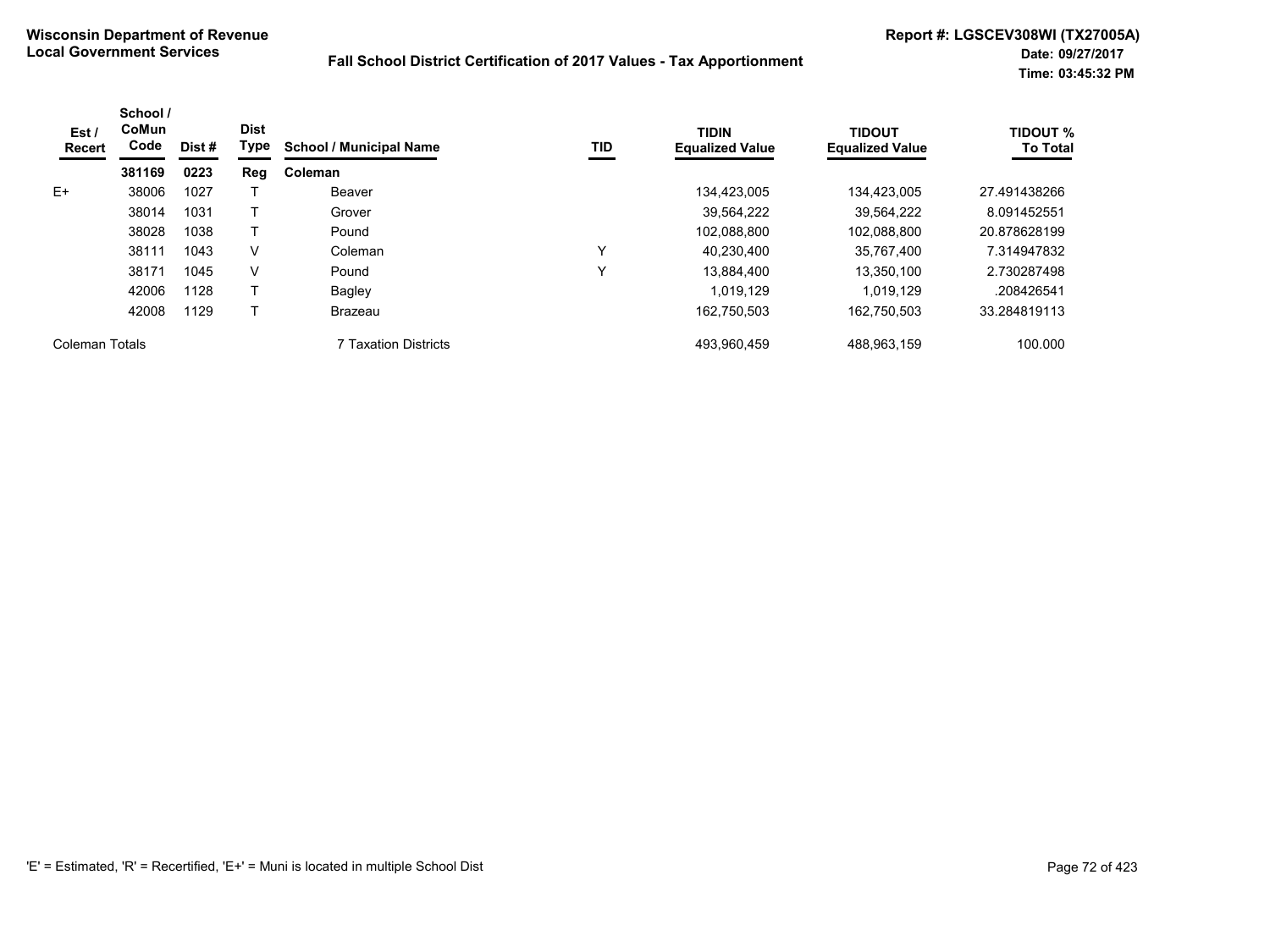**Wisconsin Department of Revenue**
**Local Government Services**

**Fall School District Certification of 2017 Values - Tax Apportionment**

**Report #: LGSCEV308WI (TX27005A)**
**Date: 09/27/2017**
**Time: 03:45:32 PM**

| Est / Recert | School / CoMun Code | Dist # | Dist Type | School / Municipal Name | TID | TIDIN Equalized Value | TIDOUT Equalized Value | TIDOUT % To Total |
|---|---|---|---|---|---|---|---|---|
| | **381169** | **0223** | **Reg** | **Coleman** | | | | |
| E+ | 38006 | 1027 | T | Beaver | | 134,423,005 | 134,423,005 | 27.491438266 |
| | 38014 | 1031 | T | Grover | | 39,564,222 | 39,564,222 | 8.091452551 |
| | 38028 | 1038 | T | Pound | | 102,088,800 | 102,088,800 | 20.878628199 |
| | 38111 | 1043 | V | Coleman | Y | 40,230,400 | 35,767,400 | 7.314947832 |
| | 38171 | 1045 | V | Pound | Y | 13,884,400 | 13,350,100 | 2.730287498 |
| | 42006 | 1128 | T | Bagley | | 1,019,129 | 1,019,129 | .208426541 |
| | 42008 | 1129 | T | Brazeau | | 162,750,503 | 162,750,503 | 33.284819113 |
| Coleman Totals | | | | 7 Taxation Districts | | 493,960,459 | 488,963,159 | 100.000 |

'E' = Estimated, 'R' = Recertified, 'E+' = Muni is located in multiple School Dist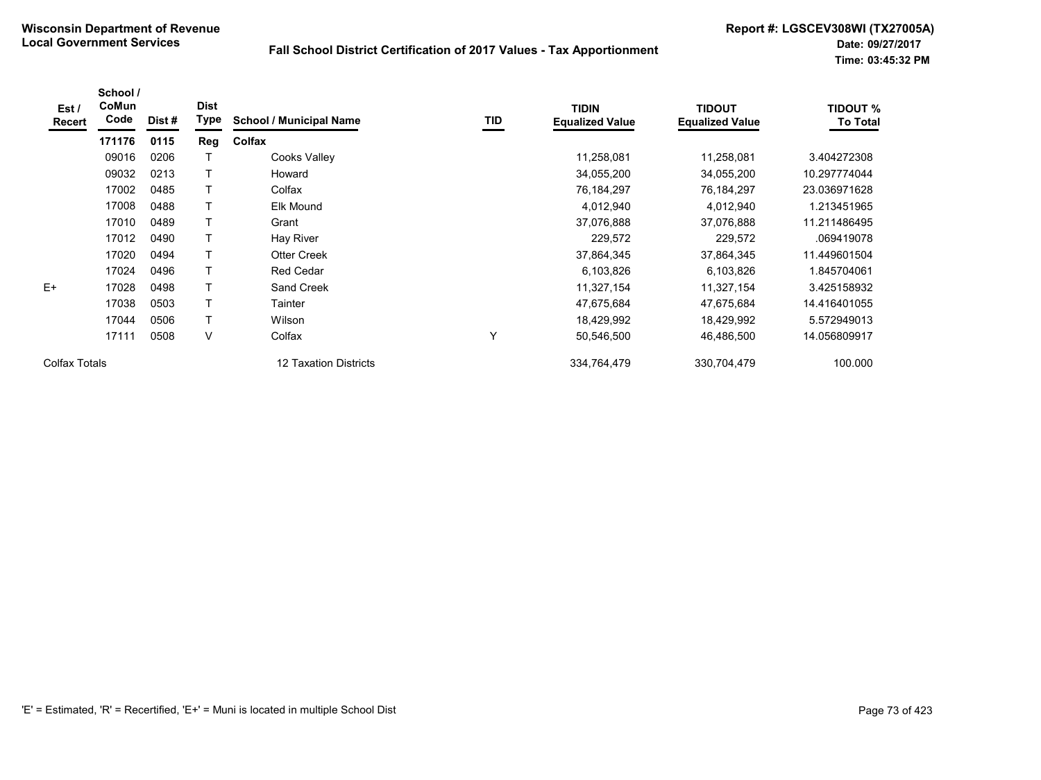**Wisconsin Department of Revenue**
**Local Government Services**

## Fall School District Certification of 2017 Values - Tax Apportionment

**Report #: LGSCEV308WI (TX27005A)**
**Date: 09/27/2017**
**Time: 03:45:32 PM**

| Est / Recert | School / CoMun Code | Dist # | Dist Type | School / Municipal Name | TID | TIDIN Equalized Value | TIDOUT Equalized Value | TIDOUT % To Total |
|---|---|---|---|---|---|---|---|---|
| | **171176** | **0115** | **Reg** | **Colfax** | | | | |
| | 09016 | 0206 | T | Cooks Valley | | 11,258,081 | 11,258,081 | 3.404272308 |
| | 09032 | 0213 | T | Howard | | 34,055,200 | 34,055,200 | 10.297774044 |
| | 17002 | 0485 | T | Colfax | | 76,184,297 | 76,184,297 | 23.036971628 |
| | 17008 | 0488 | T | Elk Mound | | 4,012,940 | 4,012,940 | 1.213451965 |
| | 17010 | 0489 | T | Grant | | 37,076,888 | 37,076,888 | 11.211486495 |
| | 17012 | 0490 | T | Hay River | | 229,572 | 229,572 | .069419078 |
| | 17020 | 0494 | T | Otter Creek | | 37,864,345 | 37,864,345 | 11.449601504 |
| | 17024 | 0496 | T | Red Cedar | | 6,103,826 | 6,103,826 | 1.845704061 |
| E+ | 17028 | 0498 | T | Sand Creek | | 11,327,154 | 11,327,154 | 3.425158932 |
| | 17038 | 0503 | T | Tainter | | 47,675,684 | 47,675,684 | 14.416401055 |
| | 17044 | 0506 | T | Wilson | | 18,429,992 | 18,429,992 | 5.572949013 |
| | 17111 | 0508 | V | Colfax | Y | 50,546,500 | 46,486,500 | 14.056809917 |
| Colfax Totals | | | | 12 Taxation Districts | | 334,764,479 | 330,704,479 | 100.000 |

'E' = Estimated, 'R' = Recertified, 'E+' = Muni is located in multiple School Dist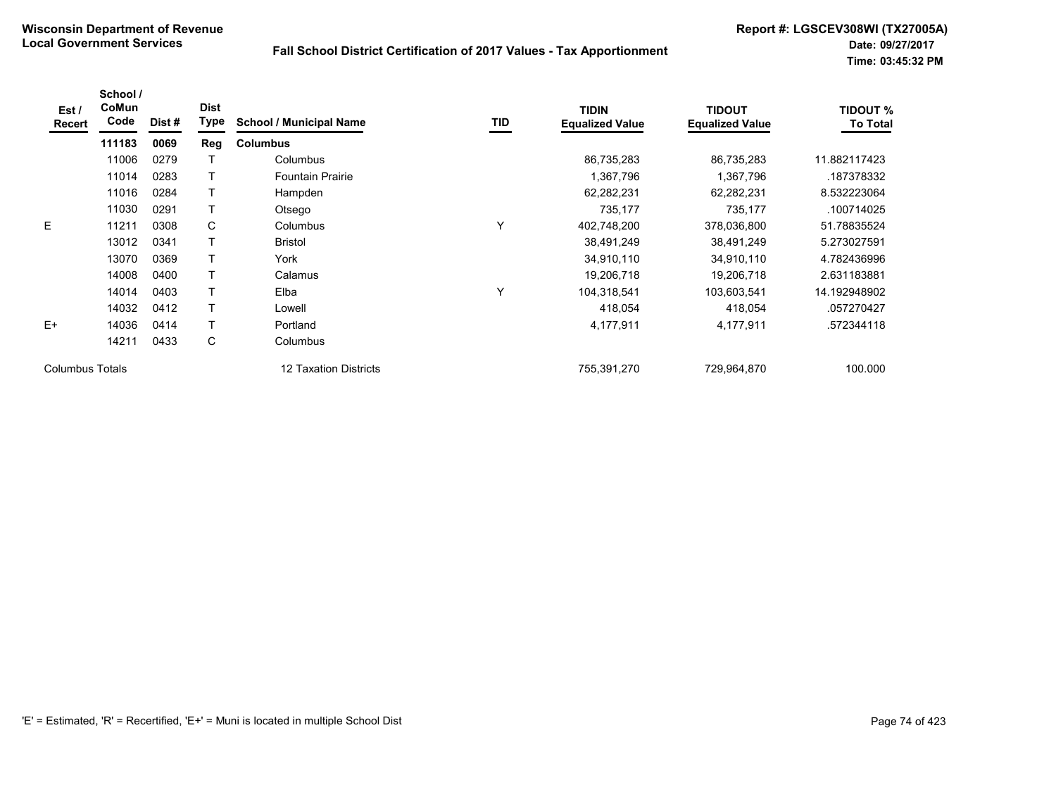**Wisconsin Department of Revenue**
**Local Government Services**

**Fall School District Certification of 2017 Values - Tax Apportionment**

**Report #: LGSCEV308WI (TX27005A)**
**Date: 09/27/2017**
**Time: 03:45:32 PM**

| Est / Recert | School / CoMun Code | Dist # | Dist Type | School / Municipal Name | TID | TIDIN Equalized Value | TIDOUT Equalized Value | TIDOUT % To Total |
|---|---|---|---|---|---|---|---|---|
| | **111183** | **0069** | **Reg** | **Columbus** | | | | |
| | 11006 | 0279 | T | Columbus | | 86,735,283 | 86,735,283 | 11.882117423 |
| | 11014 | 0283 | T | Fountain Prairie | | 1,367,796 | 1,367,796 | .187378332 |
| | 11016 | 0284 | T | Hampden | | 62,282,231 | 62,282,231 | 8.532223064 |
| | 11030 | 0291 | T | Otsego | | 735,177 | 735,177 | .100714025 |
| E | 11211 | 0308 | C | Columbus | Y | 402,748,200 | 378,036,800 | 51.78835524 |
| | 13012 | 0341 | T | Bristol | | 38,491,249 | 38,491,249 | 5.273027591 |
| | 13070 | 0369 | T | York | | 34,910,110 | 34,910,110 | 4.782436996 |
| | 14008 | 0400 | T | Calamus | | 19,206,718 | 19,206,718 | 2.631183881 |
| | 14014 | 0403 | T | Elba | Y | 104,318,541 | 103,603,541 | 14.192948902 |
| | 14032 | 0412 | T | Lowell | | 418,054 | 418,054 | .057270427 |
| E+ | 14036 | 0414 | T | Portland | | 4,177,911 | 4,177,911 | .572344118 |
| | 14211 | 0433 | C | Columbus | | | | |
| Columbus Totals | | | | 12 Taxation Districts | | 755,391,270 | 729,964,870 | 100.000 |

'E' = Estimated, 'R' = Recertified, 'E+' = Muni is located in multiple School Dist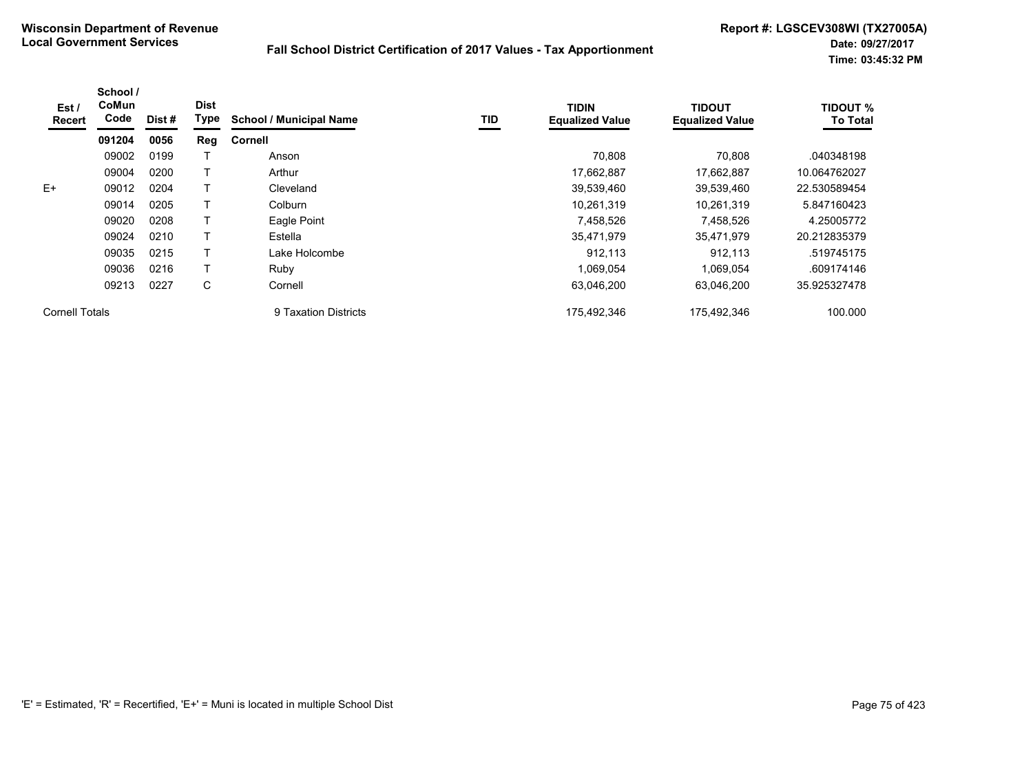**Wisconsin Department of Revenue**
**Local Government Services**

**Fall School District Certification of 2017 Values - Tax Apportionment**

**Report #: LGSCEV308WI (TX27005A)**
**Date: 09/27/2017**
**Time: 03:45:32 PM**

| Est / Recert | School / CoMun Code | Dist # | Dist Type | School / Municipal Name | TID | TIDIN Equalized Value | TIDOUT Equalized Value | TIDOUT % To Total |
|---|---|---|---|---|---|---|---|---|
| | **091204** | **0056** | **Reg** | **Cornell** | | | | |
| | 09002 | 0199 | T | Anson | | 70,808 | 70,808 | .040348198 |
| | 09004 | 0200 | T | Arthur | | 17,662,887 | 17,662,887 | 10.064762027 |
| E+ | 09012 | 0204 | T | Cleveland | | 39,539,460 | 39,539,460 | 22.530589454 |
| | 09014 | 0205 | T | Colburn | | 10,261,319 | 10,261,319 | 5.847160423 |
| | 09020 | 0208 | T | Eagle Point | | 7,458,526 | 7,458,526 | 4.25005772 |
| | 09024 | 0210 | T | Estella | | 35,471,979 | 35,471,979 | 20.212835379 |
| | 09035 | 0215 | T | Lake Holcombe | | 912,113 | 912,113 | .519745175 |
| | 09036 | 0216 | T | Ruby | | 1,069,054 | 1,069,054 | .609174146 |
| | 09213 | 0227 | C | Cornell | | 63,046,200 | 63,046,200 | 35.925327478 |
| Cornell Totals | | | | 9 Taxation Districts | | 175,492,346 | 175,492,346 | 100.000 |

'E' = Estimated, 'R' = Recertified, 'E+' = Muni is located in multiple School Dist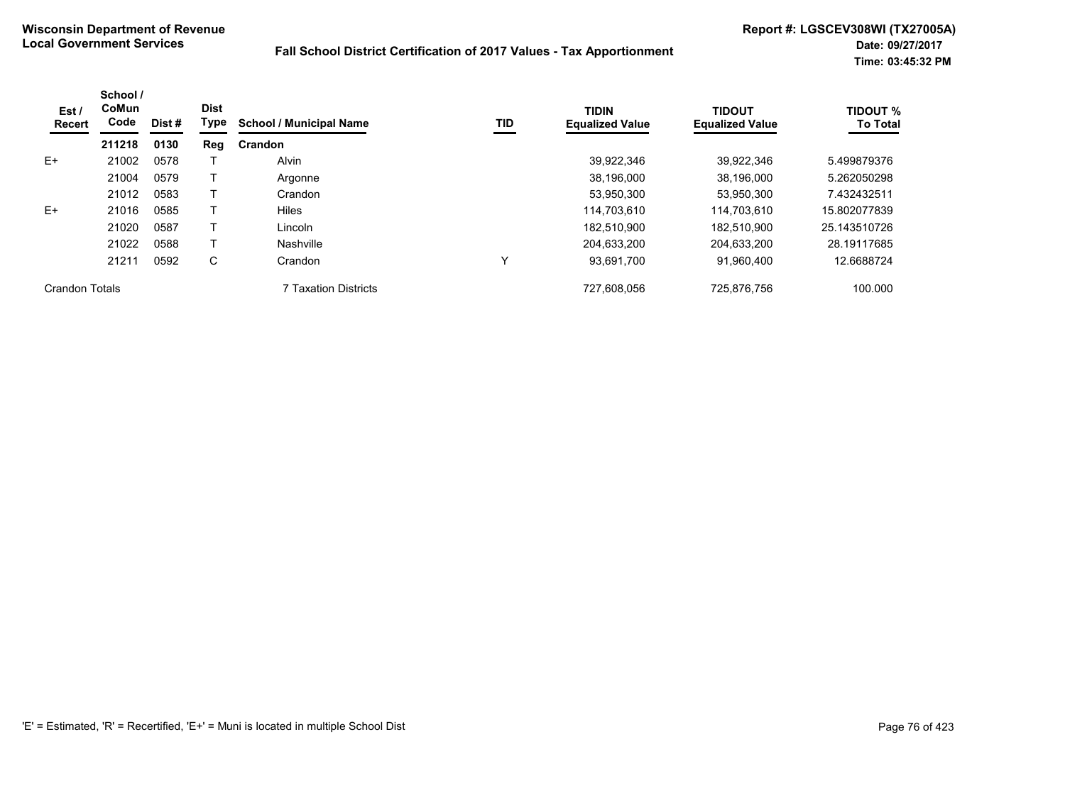**Wisconsin Department of Revenue**
**Local Government Services**

**Fall School District Certification of 2017 Values - Tax Apportionment**

**Report #: LGSCEV308WI (TX27005A)**
**Date: 09/27/2017**
**Time: 03:45:32 PM**

| Est / Recert | School / CoMun Code | Dist # | Dist Type | School / Municipal Name | TID | TIDIN Equalized Value | TIDOUT Equalized Value | TIDOUT % To Total |
|---|---|---|---|---|---|---|---|---|
| | **211218** | **0130** | **Reg** | **Crandon** | | | | |
| E+ | 21002 | 0578 | T | Alvin | | 39,922,346 | 39,922,346 | 5.499879376 |
| | 21004 | 0579 | T | Argonne | | 38,196,000 | 38,196,000 | 5.262050298 |
| | 21012 | 0583 | T | Crandon | | 53,950,300 | 53,950,300 | 7.432432511 |
| E+ | 21016 | 0585 | T | Hiles | | 114,703,610 | 114,703,610 | 15.802077839 |
| | 21020 | 0587 | T | Lincoln | | 182,510,900 | 182,510,900 | 25.143510726 |
| | 21022 | 0588 | T | Nashville | | 204,633,200 | 204,633,200 | 28.19117685 |
| | 21211 | 0592 | C | Crandon | Y | 93,691,700 | 91,960,400 | 12.6688724 |
| Crandon Totals | | | | 7 Taxation Districts | | 727,608,056 | 725,876,756 | 100.000 |

'E' = Estimated, 'R' = Recertified, 'E+' = Muni is located in multiple School Dist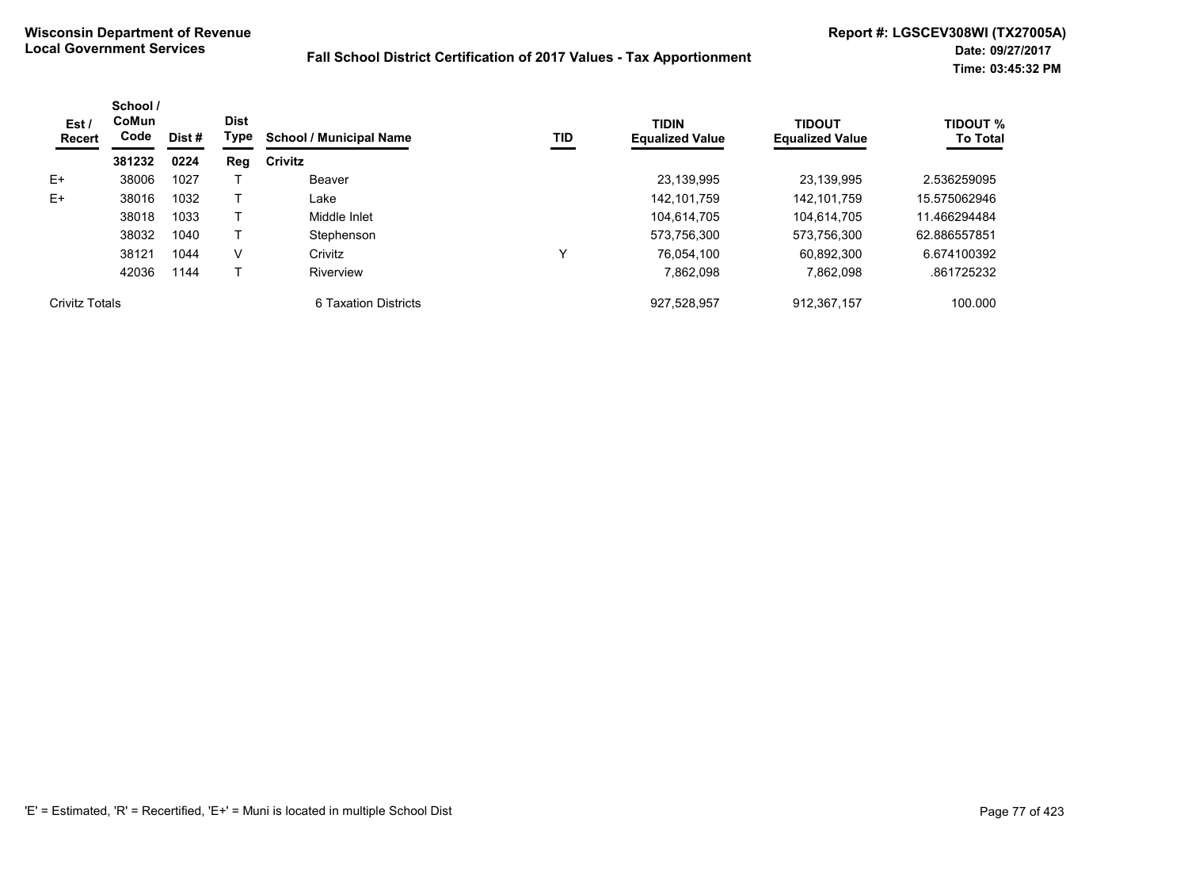**Wisconsin Department of Revenue**
**Local Government Services**

**Fall School District Certification of 2017 Values - Tax Apportionment**

**Report #: LGSCEV308WI (TX27005A)**
**Date: 09/27/2017**
**Time: 03:45:32 PM**

| Est / Recert | School / CoMun Code | Dist # | Dist Type | School / Municipal Name | TID | TIDIN Equalized Value | TIDOUT Equalized Value | TIDOUT % To Total |
|---|---|---|---|---|---|---|---|---|
| | **381232** | **0224** | **Reg** | **Crivitz** | | | | |
| E+ | 38006 | 1027 | T | Beaver | | 23,139,995 | 23,139,995 | 2.536259095 |
| E+ | 38016 | 1032 | T | Lake | | 142,101,759 | 142,101,759 | 15.575062946 |
| | 38018 | 1033 | T | Middle Inlet | | 104,614,705 | 104,614,705 | 11.466294484 |
| | 38032 | 1040 | T | Stephenson | | 573,756,300 | 573,756,300 | 62.886557851 |
| | 38121 | 1044 | V | Crivitz | Y | 76,054,100 | 60,892,300 | 6.674100392 |
| | 42036 | 1144 | T | Riverview | | 7,862,098 | 7,862,098 | .861725232 |
| Crivitz Totals | | | | 6 Taxation Districts | | 927,528,957 | 912,367,157 | 100.000 |

'E' = Estimated, 'R' = Recertified, 'E+' = Muni is located in multiple School Dist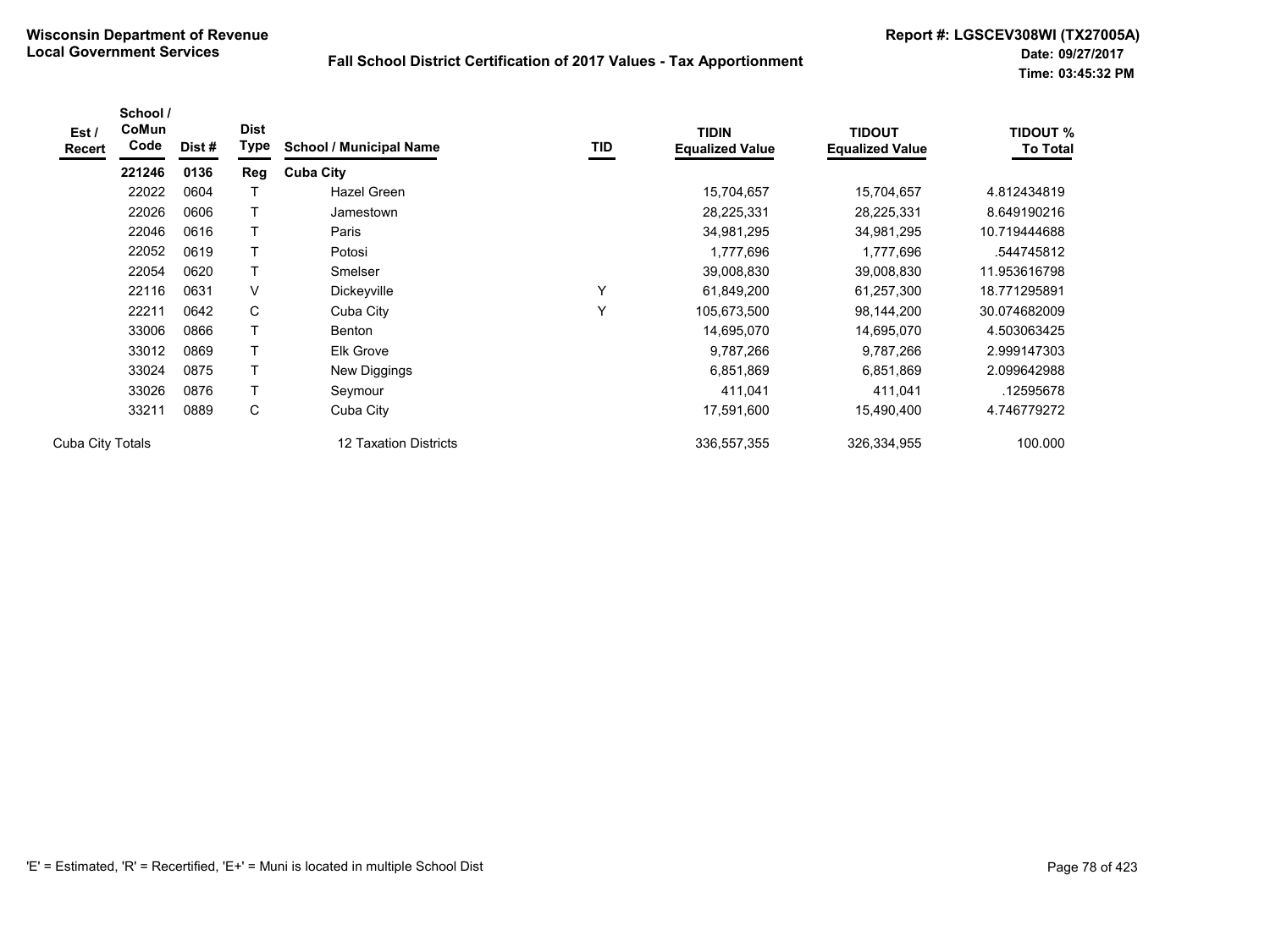**Wisconsin Department of Revenue**
**Local Government Services**

**Fall School District Certification of 2017 Values - Tax Apportionment**

**Report #: LGSCEV308WI (TX27005A)**
**Date: 09/27/2017**
**Time: 03:45:32 PM**

| Est / Recert | School / CoMun Code | Dist # | Dist Type | School / Municipal Name | TID | TIDIN Equalized Value | TIDOUT Equalized Value | TIDOUT % To Total |
|---|---|---|---|---|---|---|---|---|
| | **221246** | **0136** | **Reg** | **Cuba City** | | | | |
| | 22022 | 0604 | T | Hazel Green | | 15,704,657 | 15,704,657 | 4.812434819 |
| | 22026 | 0606 | T | Jamestown | | 28,225,331 | 28,225,331 | 8.649190216 |
| | 22046 | 0616 | T | Paris | | 34,981,295 | 34,981,295 | 10.719444688 |
| | 22052 | 0619 | T | Potosi | | 1,777,696 | 1,777,696 | .544745812 |
| | 22054 | 0620 | T | Smelser | | 39,008,830 | 39,008,830 | 11.953616798 |
| | 22116 | 0631 | V | Dickeyville | Y | 61,849,200 | 61,257,300 | 18.771295891 |
| | 22211 | 0642 | C | Cuba City | Y | 105,673,500 | 98,144,200 | 30.074682009 |
| | 33006 | 0866 | T | Benton | | 14,695,070 | 14,695,070 | 4.503063425 |
| | 33012 | 0869 | T | Elk Grove | | 9,787,266 | 9,787,266 | 2.999147303 |
| | 33024 | 0875 | T | New Diggings | | 6,851,869 | 6,851,869 | 2.099642988 |
| | 33026 | 0876 | T | Seymour | | 411,041 | 411,041 | .12595678 |
| | 33211 | 0889 | C | Cuba City | | 17,591,600 | 15,490,400 | 4.746779272 |
| Cuba City Totals | | | | 12 Taxation Districts | | 336,557,355 | 326,334,955 | 100.000 |

'E' = Estimated, 'R' = Recertified, 'E+' = Muni is located in multiple School Dist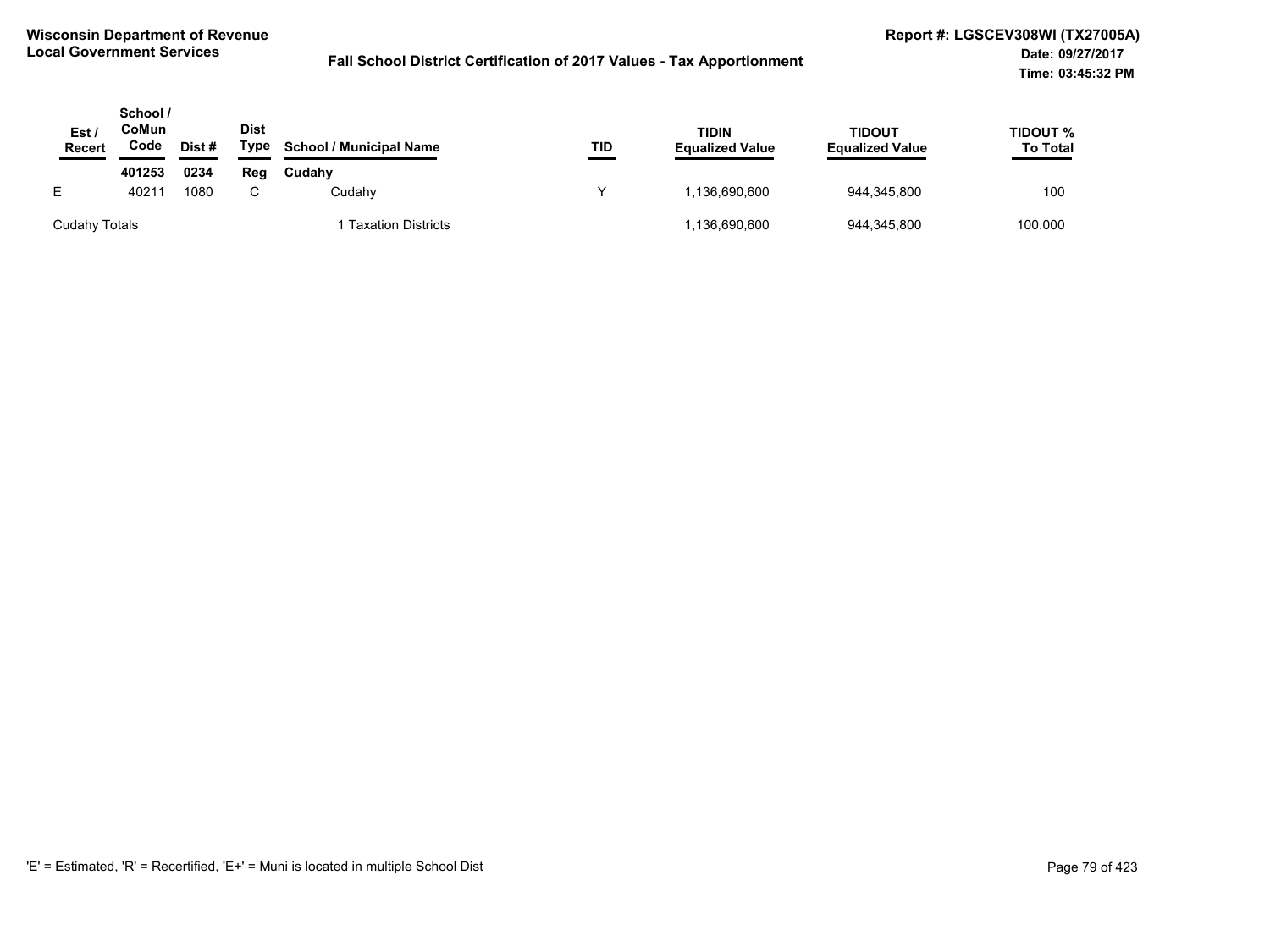**Wisconsin Department of Revenue**
**Local Government Services**

**Fall School District Certification of 2017 Values - Tax Apportionment**

**Report #: LGSCEV308WI (TX27005A)**
**Date: 09/27/2017**
**Time: 03:45:32 PM**

| Est / Recert | School / CoMun Code | Dist # | Dist Type | School / Municipal Name | TID | TIDIN Equalized Value | TIDOUT Equalized Value | TIDOUT % To Total |
|---|---|---|---|---|---|---|---|---|
| | **401253** | **0234** | **Reg** | **Cudahy** | | | | |
| E | 40211 | 1080 | C | Cudahy | Y | 1,136,690,600 | 944,345,800 | 100 |
| Cudahy Totals | | | | 1 Taxation Districts | | 1,136,690,600 | 944,345,800 | 100.000 |

'E' = Estimated, 'R' = Recertified, 'E+' = Muni is located in multiple School Dist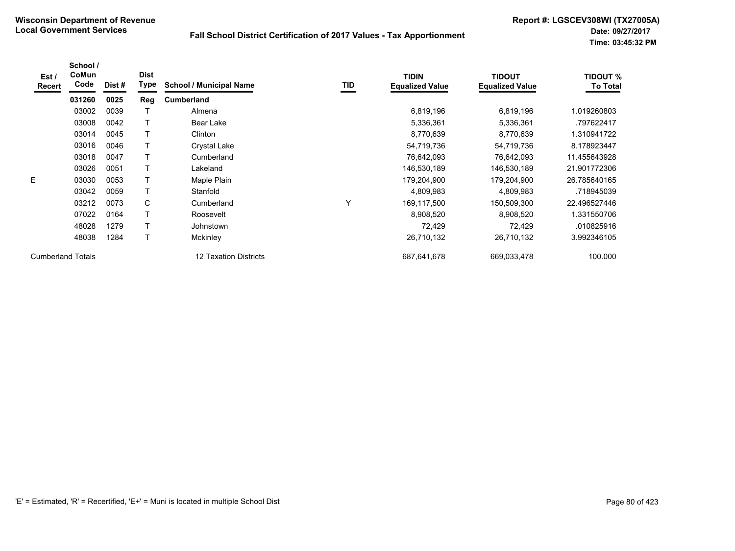**Wisconsin Department of Revenue**
**Local Government Services**

**Fall School District Certification of 2017 Values - Tax Apportionment**

**Report #: LGSCEV308WI (TX27005A)**
**Date: 09/27/2017**
**Time: 03:45:32 PM**

| Est / Recert | School / CoMun Code | Dist # | Dist Type | School / Municipal Name | TID | TIDIN Equalized Value | TIDOUT Equalized Value | TIDOUT % To Total |
|---|---|---|---|---|---|---|---|---|
| | **031260** | **0025** | **Reg** | **Cumberland** | | | | |
| | 03002 | 0039 | T | Almena | | 6,819,196 | 6,819,196 | 1.019260803 |
| | 03008 | 0042 | T | Bear Lake | | 5,336,361 | 5,336,361 | .797622417 |
| | 03014 | 0045 | T | Clinton | | 8,770,639 | 8,770,639 | 1.310941722 |
| | 03016 | 0046 | T | Crystal Lake | | 54,719,736 | 54,719,736 | 8.178923447 |
| | 03018 | 0047 | T | Cumberland | | 76,642,093 | 76,642,093 | 11.455643928 |
| | 03026 | 0051 | T | Lakeland | | 146,530,189 | 146,530,189 | 21.901772306 |
| E | 03030 | 0053 | T | Maple Plain | | 179,204,900 | 179,204,900 | 26.785640165 |
| | 03042 | 0059 | T | Stanfold | | 4,809,983 | 4,809,983 | .718945039 |
| | 03212 | 0073 | C | Cumberland | Y | 169,117,500 | 150,509,300 | 22.496527446 |
| | 07022 | 0164 | T | Roosevelt | | 8,908,520 | 8,908,520 | 1.331550706 |
| | 48028 | 1279 | T | Johnstown | | 72,429 | 72,429 | .010825916 |
| | 48038 | 1284 | T | Mckinley | | 26,710,132 | 26,710,132 | 3.992346105 |
| Cumberland Totals | | | | 12 Taxation Districts | | 687,641,678 | 669,033,478 | 100.000 |

'E' = Estimated, 'R' = Recertified, 'E+' = Muni is located in multiple School Dist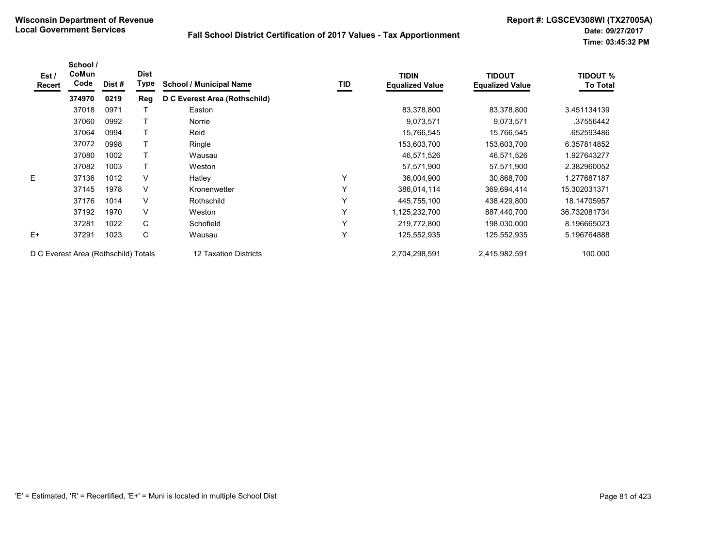**Wisconsin Department of Revenue**
**Local Government Services**

**Fall School District Certification of 2017 Values - Tax Apportionment**

**Report #: LGSCEV308WI (TX27005A)**
**Date: 09/27/2017**
**Time: 03:45:32 PM**

| Est / Recert | School / CoMun Code | Dist # | Dist Type | School / Municipal Name | TID | TIDIN Equalized Value | TIDOUT Equalized Value | TIDOUT % To Total |
|---|---|---|---|---|---|---|---|---|
| | **374970** | **0219** | **Reg** | **D C Everest Area (Rothschild)** | | | | |
| | 37018 | 0971 | T | Easton | | 83,378,800 | 83,378,800 | 3.451134139 |
| | 37060 | 0992 | T | Norrie | | 9,073,571 | 9,073,571 | .37556442 |
| | 37064 | 0994 | T | Reid | | 15,766,545 | 15,766,545 | .652593486 |
| | 37072 | 0998 | T | Ringle | | 153,603,700 | 153,603,700 | 6.357814852 |
| | 37080 | 1002 | T | Wausau | | 46,571,526 | 46,571,526 | 1.927643277 |
| | 37082 | 1003 | T | Weston | | 57,571,900 | 57,571,900 | 2.382960052 |
| E | 37136 | 1012 | V | Hatley | Y | 36,004,900 | 30,868,700 | 1.277687187 |
| | 37145 | 1978 | V | Kronenwetter | Y | 386,014,114 | 369,694,414 | 15.302031371 |
| | 37176 | 1014 | V | Rothschild | Y | 445,755,100 | 438,429,800 | 18.14705957 |
| | 37192 | 1970 | V | Weston | Y | 1,125,232,700 | 887,440,700 | 36.732081734 |
| | 37281 | 1022 | C | Schofield | Y | 219,772,800 | 198,030,000 | 8.196665023 |
| E+ | 37291 | 1023 | C | Wausau | Y | 125,552,935 | 125,552,935 | 5.196764888 |
| D C Everest Area (Rothschild) Totals | | | | 12 Taxation Districts | | 2,704,298,591 | 2,415,982,591 | 100.000 |

'E' = Estimated, 'R' = Recertified, 'E+' = Muni is located in multiple School Dist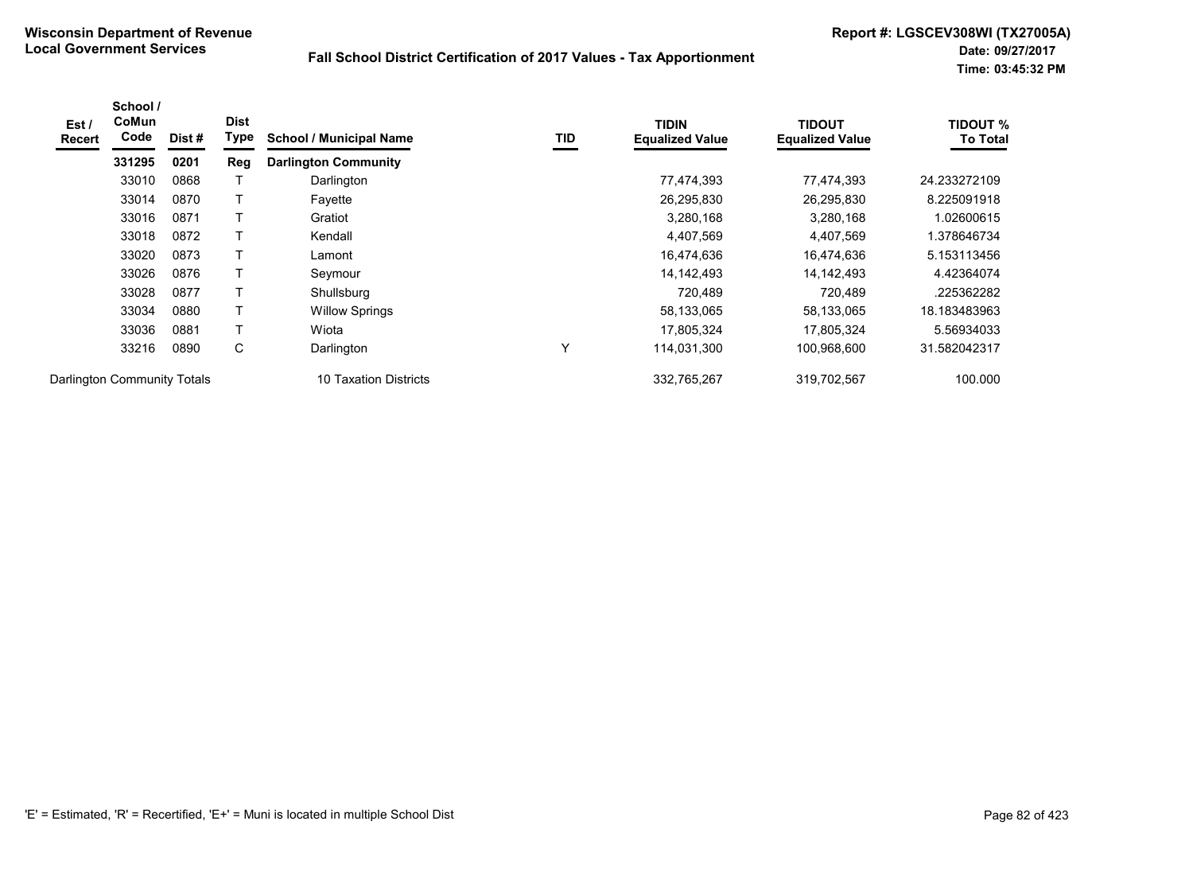**Wisconsin Department of Revenue**
**Local Government Services**

## Fall School District Certification of 2017 Values - Tax Apportionment

**Report #: LGSCEV308WI (TX27005A)**
**Date: 09/27/2017**
**Time: 03:45:32 PM**

| Est / Recert | School / CoMun Code | Dist # | Dist Type | School / Municipal Name | TID | TIDIN Equalized Value | TIDOUT Equalized Value | TIDOUT % To Total |
|---|---|---|---|---|---|---|---|---|
| | **331295** | **0201** | **Reg** | **Darlington Community** | | | | |
| | 33010 | 0868 | T | Darlington | | 77,474,393 | 77,474,393 | 24.233272109 |
| | 33014 | 0870 | T | Fayette | | 26,295,830 | 26,295,830 | 8.225091918 |
| | 33016 | 0871 | T | Gratiot | | 3,280,168 | 3,280,168 | 1.02600615 |
| | 33018 | 0872 | T | Kendall | | 4,407,569 | 4,407,569 | 1.378646734 |
| | 33020 | 0873 | T | Lamont | | 16,474,636 | 16,474,636 | 5.153113456 |
| | 33026 | 0876 | T | Seymour | | 14,142,493 | 14,142,493 | 4.42364074 |
| | 33028 | 0877 | T | Shullsburg | | 720,489 | 720,489 | .225362282 |
| | 33034 | 0880 | T | Willow Springs | | 58,133,065 | 58,133,065 | 18.183483963 |
| | 33036 | 0881 | T | Wiota | | 17,805,324 | 17,805,324 | 5.56934033 |
| | 33216 | 0890 | C | Darlington | Y | 114,031,300 | 100,968,600 | 31.582042317 |
| Darlington Community Totals | | | | 10 Taxation Districts | | 332,765,267 | 319,702,567 | 100.000 |

'E' = Estimated, 'R' = Recertified, 'E+' = Muni is located in multiple School Dist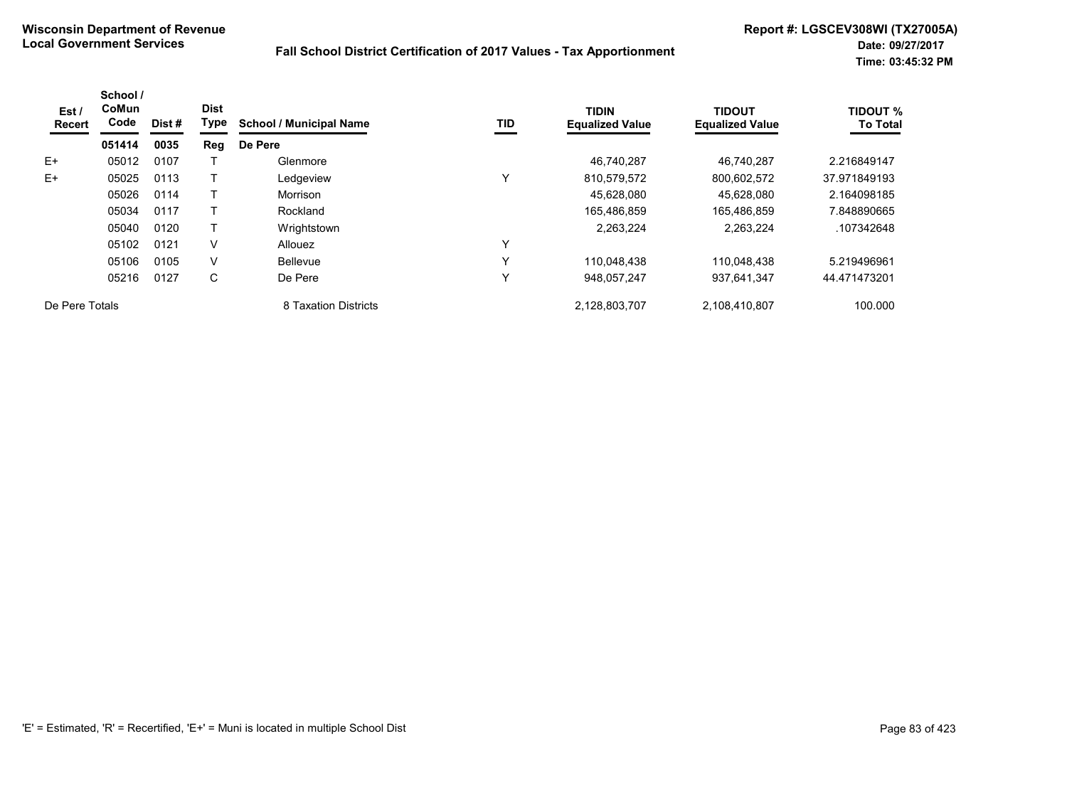**Wisconsin Department of Revenue**
**Local Government Services**

**Fall School District Certification of 2017 Values - Tax Apportionment**

**Report #: LGSCEV308WI (TX27005A)**
**Date: 09/27/2017**
**Time: 03:45:32 PM**

| Est / Recert | School / CoMun Code | Dist # | Dist Type | School / Municipal Name | TID | TIDIN Equalized Value | TIDOUT Equalized Value | TIDOUT % To Total |
|---|---|---|---|---|---|---|---|---|
| | **051414** | **0035** | **Reg** | **De Pere** | | | | |
| E+ | 05012 | 0107 | T | Glenmore | | 46,740,287 | 46,740,287 | 2.216849147 |
| E+ | 05025 | 0113 | T | Ledgeview | Y | 810,579,572 | 800,602,572 | 37.971849193 |
| | 05026 | 0114 | T | Morrison | | 45,628,080 | 45,628,080 | 2.164098185 |
| | 05034 | 0117 | T | Rockland | | 165,486,859 | 165,486,859 | 7.848890665 |
| | 05040 | 0120 | T | Wrightstown | | 2,263,224 | 2,263,224 | .107342648 |
| | 05102 | 0121 | V | Allouez | Y | | | |
| | 05106 | 0105 | V | Bellevue | Y | 110,048,438 | 110,048,438 | 5.219496961 |
| | 05216 | 0127 | C | De Pere | Y | 948,057,247 | 937,641,347 | 44.471473201 |
| De Pere Totals | | | | 8 Taxation Districts | | 2,128,803,707 | 2,108,410,807 | 100.000 |

'E' = Estimated, 'R' = Recertified, 'E+' = Muni is located in multiple School Dist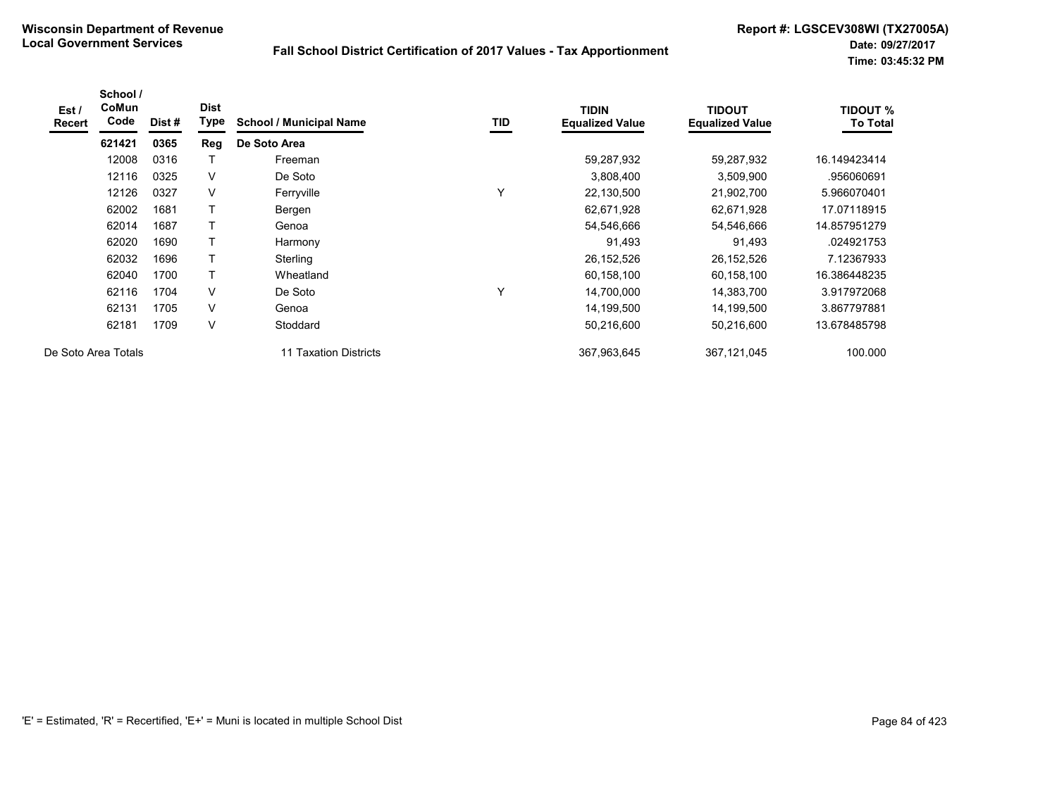**Wisconsin Department of Revenue**
**Local Government Services**

**Fall School District Certification of 2017 Values - Tax Apportionment**

**Report #: LGSCEV308WI (TX27005A)**
**Date: 09/27/2017**
**Time: 03:45:32 PM**

| Est / Recert | School / CoMun Code | Dist # | Dist Type | School / Municipal Name | TID | TIDIN Equalized Value | TIDOUT Equalized Value | TIDOUT % To Total |
|---|---|---|---|---|---|---|---|---|
| | **621421** | **0365** | **Reg** | **De Soto Area** | | | | |
| | 12008 | 0316 | T | Freeman | | 59,287,932 | 59,287,932 | 16.149423414 |
| | 12116 | 0325 | V | De Soto | | 3,808,400 | 3,509,900 | .956060691 |
| | 12126 | 0327 | V | Ferryville | Y | 22,130,500 | 21,902,700 | 5.966070401 |
| | 62002 | 1681 | T | Bergen | | 62,671,928 | 62,671,928 | 17.07118915 |
| | 62014 | 1687 | T | Genoa | | 54,546,666 | 54,546,666 | 14.857951279 |
| | 62020 | 1690 | T | Harmony | | 91,493 | 91,493 | .024921753 |
| | 62032 | 1696 | T | Sterling | | 26,152,526 | 26,152,526 | 7.12367933 |
| | 62040 | 1700 | T | Wheatland | | 60,158,100 | 60,158,100 | 16.386448235 |
| | 62116 | 1704 | V | De Soto | Y | 14,700,000 | 14,383,700 | 3.917972068 |
| | 62131 | 1705 | V | Genoa | | 14,199,500 | 14,199,500 | 3.867797881 |
| | 62181 | 1709 | V | Stoddard | | 50,216,600 | 50,216,600 | 13.678485798 |
| De Soto Area Totals | | | | 11 Taxation Districts | | 367,963,645 | 367,121,045 | 100.000 |

'E' = Estimated, 'R' = Recertified, 'E+' = Muni is located in multiple School Dist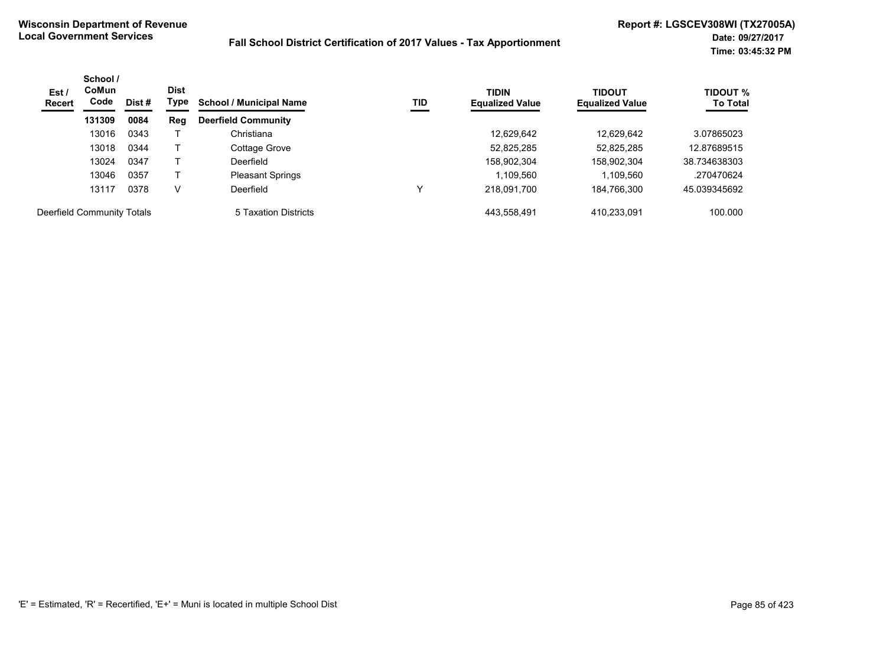**Wisconsin Department of Revenue**
**Local Government Services**

**Fall School District Certification of 2017 Values - Tax Apportionment**

**Report #: LGSCEV308WI (TX27005A)**
**Date: 09/27/2017**
**Time: 03:45:32 PM**

| Est / Recert | School / CoMun Code | Dist # | Dist Type | School / Municipal Name | TID | TIDIN Equalized Value | TIDOUT Equalized Value | TIDOUT % To Total |
|---|---|---|---|---|---|---|---|---|
| | **131309** | **0084** | **Reg** | **Deerfield Community** | | | | |
| | 13016 | 0343 | T | Christiana | | 12,629,642 | 12,629,642 | 3.07865023 |
| | 13018 | 0344 | T | Cottage Grove | | 52,825,285 | 52,825,285 | 12.87689515 |
| | 13024 | 0347 | T | Deerfield | | 158,902,304 | 158,902,304 | 38.734638303 |
| | 13046 | 0357 | T | Pleasant Springs | | 1,109,560 | 1,109,560 | .270470624 |
| | 13117 | 0378 | V | Deerfield | Y | 218,091,700 | 184,766,300 | 45.039345692 |
| Deerfield Community Totals | | | | 5 Taxation Districts | | 443,558,491 | 410,233,091 | 100.000 |

'E' = Estimated, 'R' = Recertified, 'E+' = Muni is located in multiple School Dist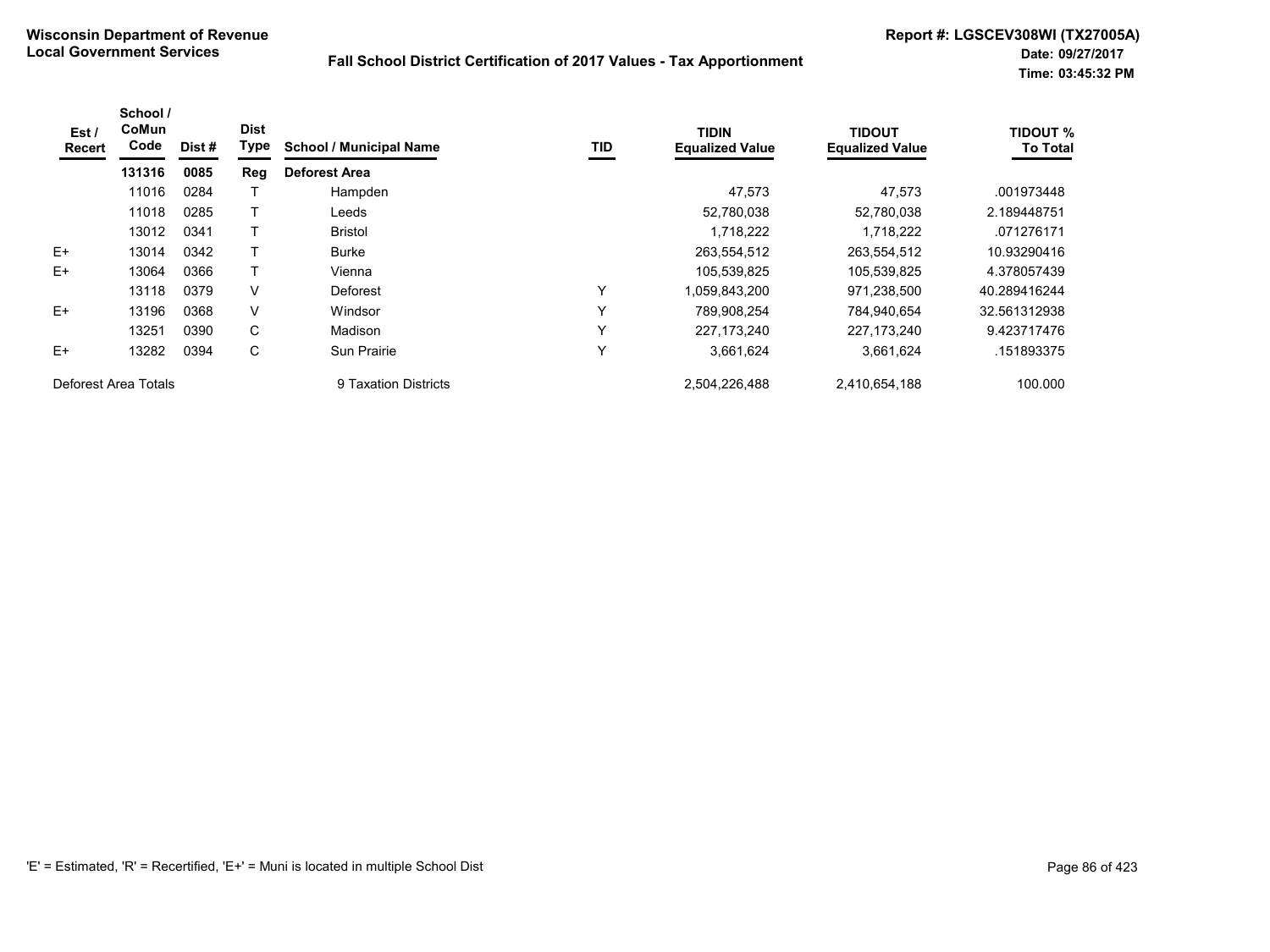**Wisconsin Department of Revenue**
**Local Government Services**

**Fall School District Certification of 2017 Values - Tax Apportionment**

**Report #: LGSCEV308WI (TX27005A)**
**Date: 09/27/2017**
**Time: 03:45:32 PM**

| Est / Recert | School / CoMun Code | Dist # | Dist Type | School / Municipal Name | TID | TIDIN Equalized Value | TIDOUT Equalized Value | TIDOUT % To Total |
|---|---|---|---|---|---|---|---|---|
| | **131316** | **0085** | **Reg** | **Deforest Area** | | | | |
| | 11016 | 0284 | T | Hampden | | 47,573 | 47,573 | .001973448 |
| | 11018 | 0285 | T | Leeds | | 52,780,038 | 52,780,038 | 2.189448751 |
| | 13012 | 0341 | T | Bristol | | 1,718,222 | 1,718,222 | .071276171 |
| E+ | 13014 | 0342 | T | Burke | | 263,554,512 | 263,554,512 | 10.93290416 |
| E+ | 13064 | 0366 | T | Vienna | | 105,539,825 | 105,539,825 | 4.378057439 |
| | 13118 | 0379 | V | Deforest | Y | 1,059,843,200 | 971,238,500 | 40.289416244 |
| E+ | 13196 | 0368 | V | Windsor | Y | 789,908,254 | 784,940,654 | 32.561312938 |
| | 13251 | 0390 | C | Madison | Y | 227,173,240 | 227,173,240 | 9.423717476 |
| E+ | 13282 | 0394 | C | Sun Prairie | Y | 3,661,624 | 3,661,624 | .151893375 |
| Deforest Area Totals | | | | 9 Taxation Districts | | 2,504,226,488 | 2,410,654,188 | 100.000 |

'E' = Estimated, 'R' = Recertified, 'E+' = Muni is located in multiple School Dist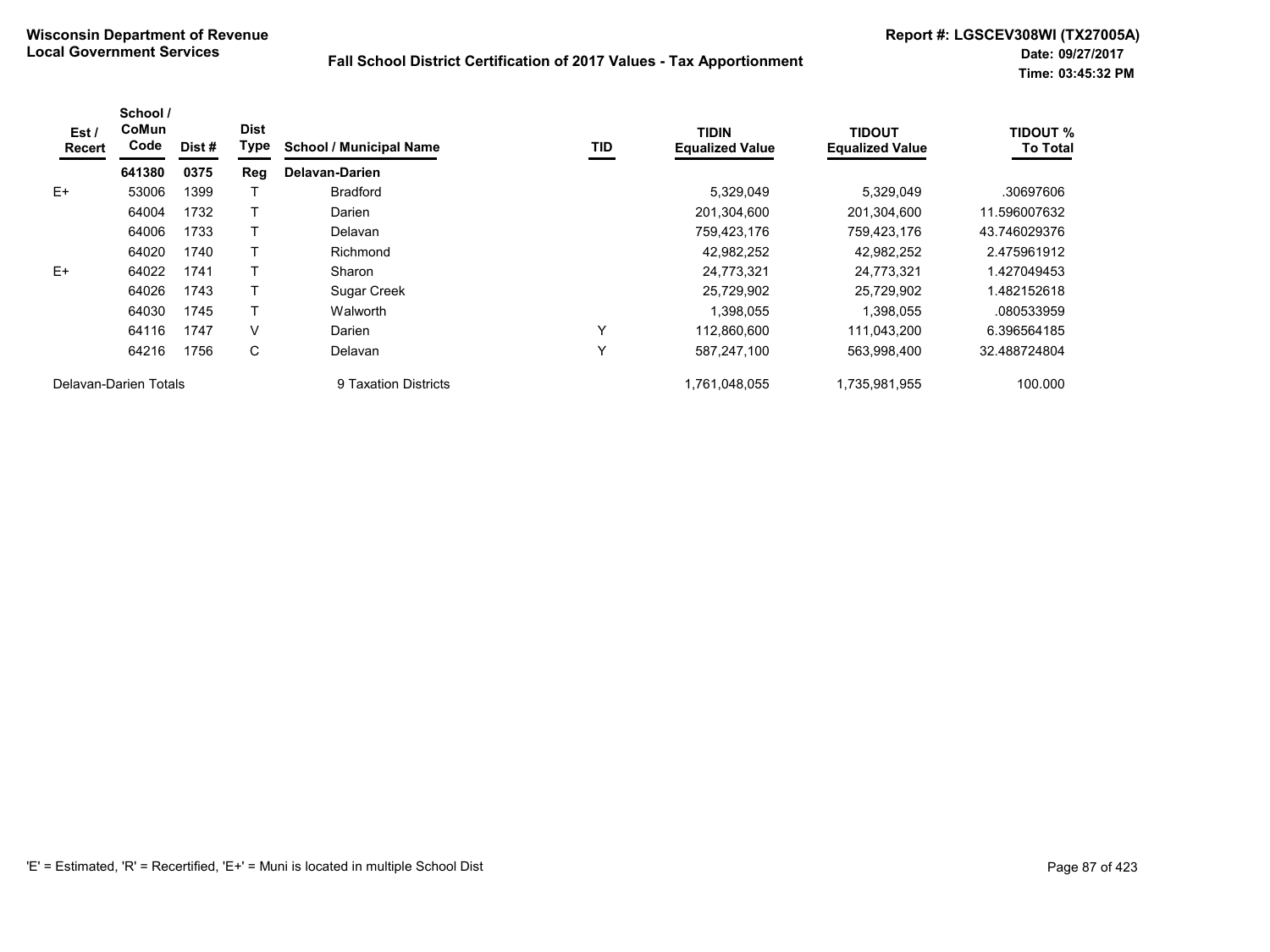**Wisconsin Department of Revenue**
**Local Government Services**

## Fall School District Certification of 2017 Values - Tax Apportionment

**Report #: LGSCEV308WI (TX27005A)**
**Date: 09/27/2017**
**Time: 03:45:32 PM**

| Est / Recert | School / CoMun Code | Dist # | Dist Type | School / Municipal Name | TID | TIDIN Equalized Value | TIDOUT Equalized Value | TIDOUT % To Total |
|---|---|---|---|---|---|---|---|---|
| | **641380** | **0375** | **Reg** | **Delavan-Darien** | | | | |
| E+ | 53006 | 1399 | T | Bradford | | 5,329,049 | 5,329,049 | .30697606 |
| | 64004 | 1732 | T | Darien | | 201,304,600 | 201,304,600 | 11.596007632 |
| | 64006 | 1733 | T | Delavan | | 759,423,176 | 759,423,176 | 43.746029376 |
| | 64020 | 1740 | T | Richmond | | 42,982,252 | 42,982,252 | 2.475961912 |
| E+ | 64022 | 1741 | T | Sharon | | 24,773,321 | 24,773,321 | 1.427049453 |
| | 64026 | 1743 | T | Sugar Creek | | 25,729,902 | 25,729,902 | 1.482152618 |
| | 64030 | 1745 | T | Walworth | | 1,398,055 | 1,398,055 | .080533959 |
| | 64116 | 1747 | V | Darien | Y | 112,860,600 | 111,043,200 | 6.396564185 |
| | 64216 | 1756 | C | Delavan | Y | 587,247,100 | 563,998,400 | 32.488724804 |
| Delavan-Darien Totals | | | | 9 Taxation Districts | | 1,761,048,055 | 1,735,981,955 | 100.000 |

'E' = Estimated, 'R' = Recertified, 'E+' = Muni is located in multiple School Dist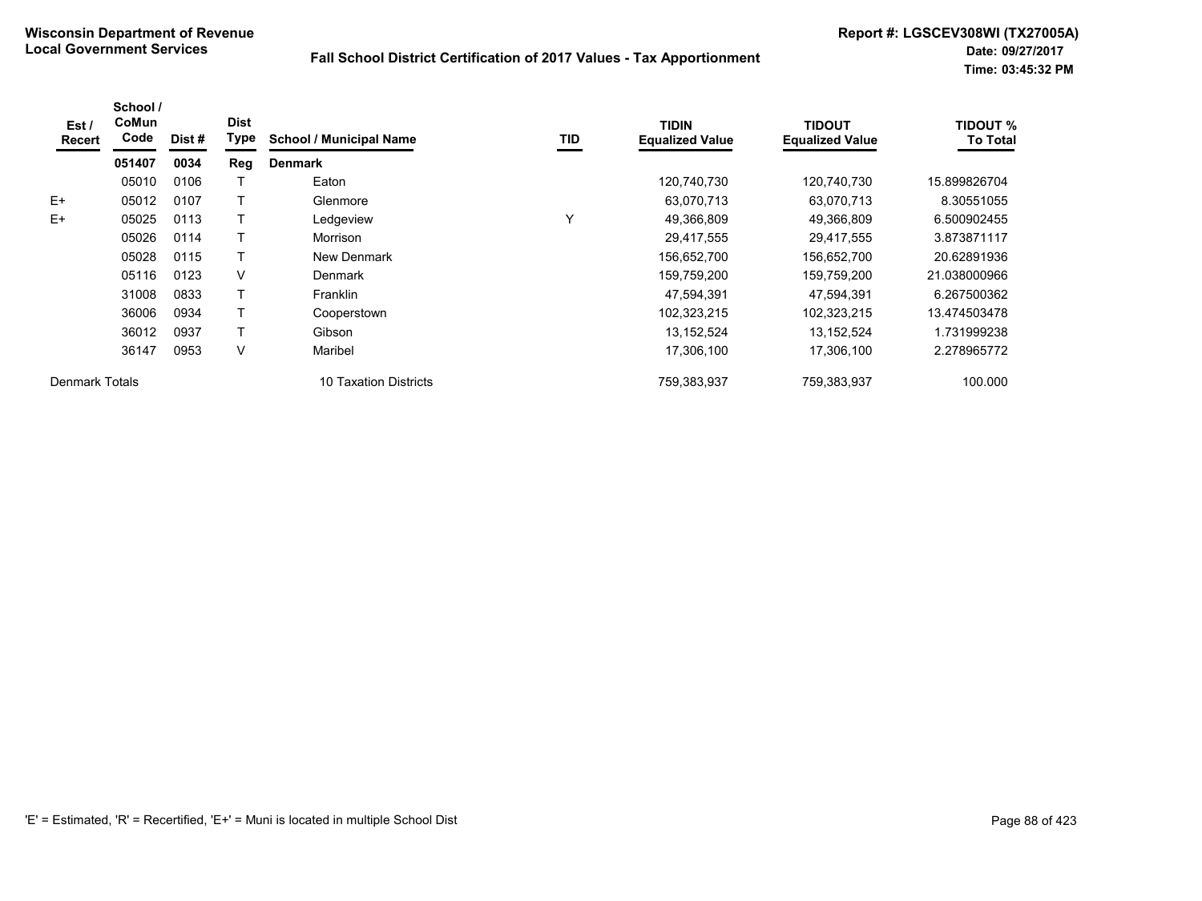**Wisconsin Department of Revenue**
**Local Government Services**

**Fall School District Certification of 2017 Values - Tax Apportionment**

**Report #: LGSCEV308WI (TX27005A)**
**Date: 09/27/2017**
**Time: 03:45:32 PM**

| Est / Recert | School / CoMun Code | Dist # | Dist Type | School / Municipal Name | TID | TIDIN Equalized Value | TIDOUT Equalized Value | TIDOUT % To Total |
|---|---|---|---|---|---|---|---|---|
| | **051407** | **0034** | **Reg** | **Denmark** | | | | |
| | 05010 | 0106 | T | Eaton | | 120,740,730 | 120,740,730 | 15.899826704 |
| E+ | 05012 | 0107 | T | Glenmore | | 63,070,713 | 63,070,713 | 8.30551055 |
| E+ | 05025 | 0113 | T | Ledgeview | Y | 49,366,809 | 49,366,809 | 6.500902455 |
| | 05026 | 0114 | T | Morrison | | 29,417,555 | 29,417,555 | 3.873871117 |
| | 05028 | 0115 | T | New Denmark | | 156,652,700 | 156,652,700 | 20.62891936 |
| | 05116 | 0123 | V | Denmark | | 159,759,200 | 159,759,200 | 21.038000966 |
| | 31008 | 0833 | T | Franklin | | 47,594,391 | 47,594,391 | 6.267500362 |
| | 36006 | 0934 | T | Cooperstown | | 102,323,215 | 102,323,215 | 13.474503478 |
| | 36012 | 0937 | T | Gibson | | 13,152,524 | 13,152,524 | 1.731999238 |
| | 36147 | 0953 | V | Maribel | | 17,306,100 | 17,306,100 | 2.278965772 |
| Denmark Totals | | | | 10 Taxation Districts | | 759,383,937 | 759,383,937 | 100.000 |

'E' = Estimated, 'R' = Recertified, 'E+' = Muni is located in multiple School Dist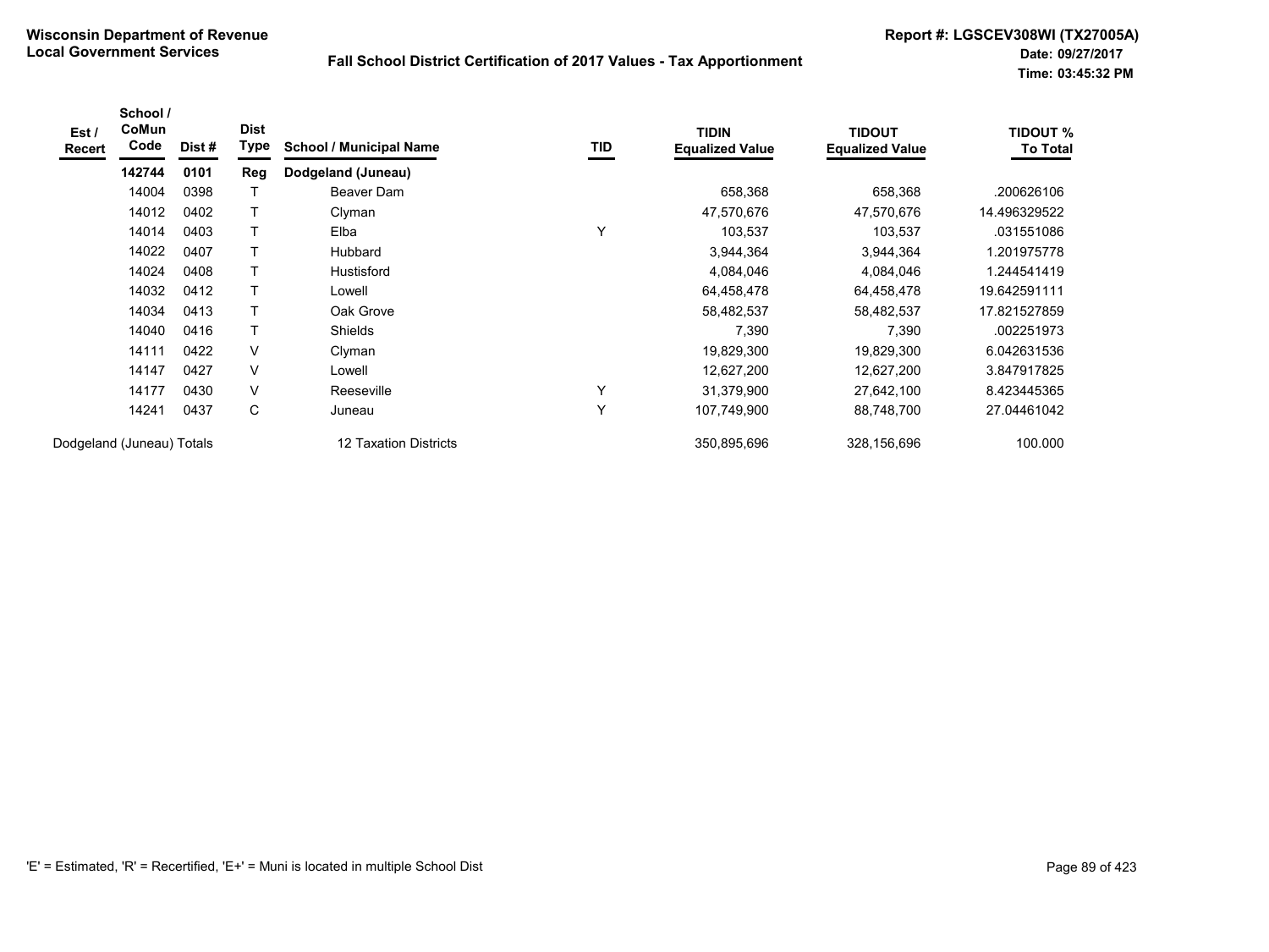**Wisconsin Department of Revenue**
**Local Government Services**

**Fall School District Certification of 2017 Values - Tax Apportionment**

**Report #: LGSCEV308WI (TX27005A)**
**Date: 09/27/2017**
**Time: 03:45:32 PM**

| Est / Recert | School / CoMun Code | Dist # | Dist Type | School / Municipal Name | TID | TIDIN Equalized Value | TIDOUT Equalized Value | TIDOUT % To Total |
|---|---|---|---|---|---|---|---|---|
| | **142744** | **0101** | **Reg** | **Dodgeland (Juneau)** | | | | |
| | 14004 | 0398 | T | Beaver Dam | | 658,368 | 658,368 | .200626106 |
| | 14012 | 0402 | T | Clyman | | 47,570,676 | 47,570,676 | 14.496329522 |
| | 14014 | 0403 | T | Elba | Y | 103,537 | 103,537 | .031551086 |
| | 14022 | 0407 | T | Hubbard | | 3,944,364 | 3,944,364 | 1.201975778 |
| | 14024 | 0408 | T | Hustisford | | 4,084,046 | 4,084,046 | 1.244541419 |
| | 14032 | 0412 | T | Lowell | | 64,458,478 | 64,458,478 | 19.642591111 |
| | 14034 | 0413 | T | Oak Grove | | 58,482,537 | 58,482,537 | 17.821527859 |
| | 14040 | 0416 | T | Shields | | 7,390 | 7,390 | .002251973 |
| | 14111 | 0422 | V | Clyman | | 19,829,300 | 19,829,300 | 6.042631536 |
| | 14147 | 0427 | V | Lowell | | 12,627,200 | 12,627,200 | 3.847917825 |
| | 14177 | 0430 | V | Reeseville | Y | 31,379,900 | 27,642,100 | 8.423445365 |
| | 14241 | 0437 | C | Juneau | Y | 107,749,900 | 88,748,700 | 27.04461042 |
| Dodgeland (Juneau) Totals | | | | 12 Taxation Districts | | 350,895,696 | 328,156,696 | 100.000 |

'E' = Estimated, 'R' = Recertified, 'E+' = Muni is located in multiple School Dist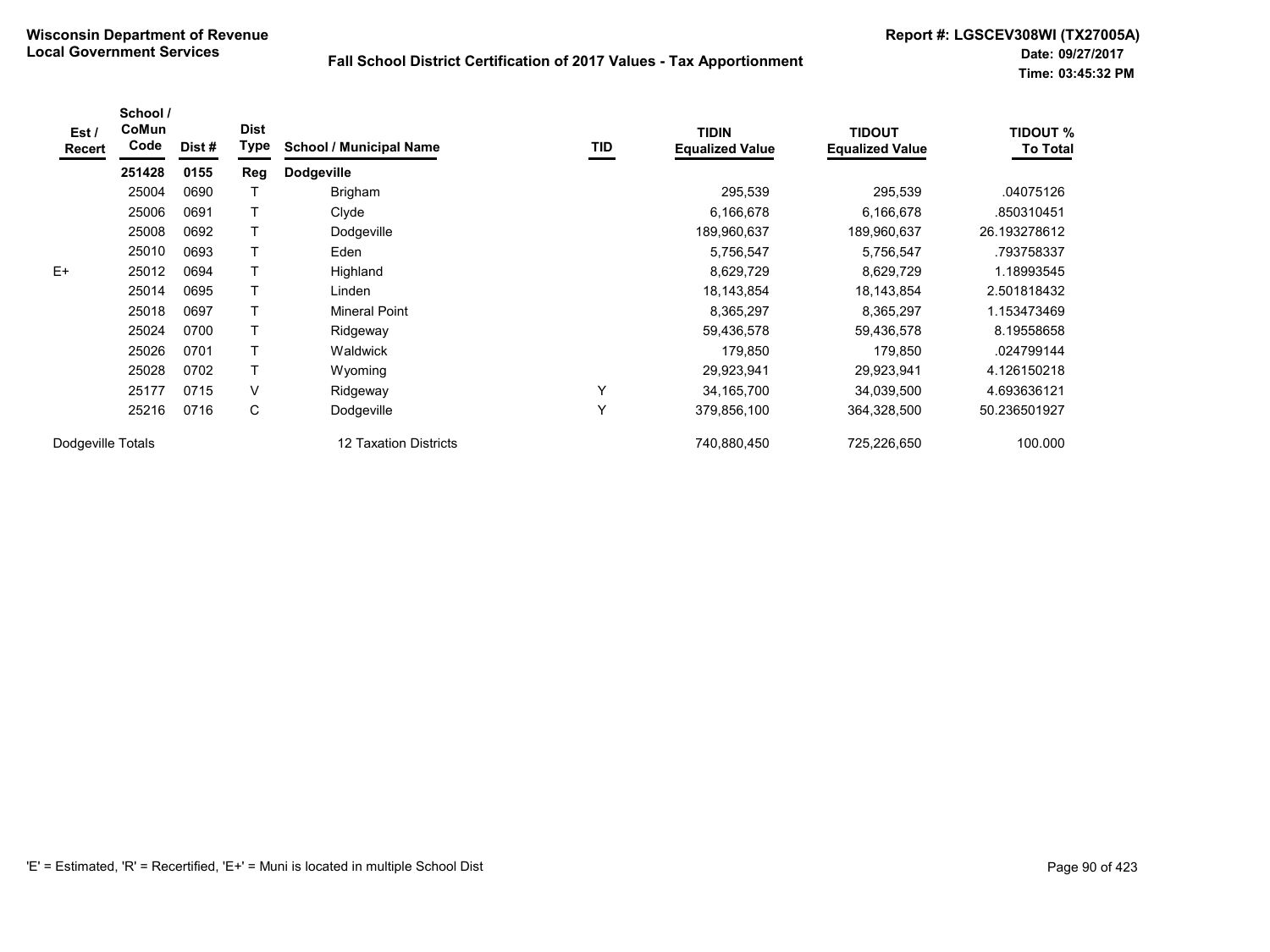**Wisconsin Department of Revenue**
**Local Government Services**

**Fall School District Certification of 2017 Values - Tax Apportionment**

**Report #: LGSCEV308WI (TX27005A)**
**Date: 09/27/2017**
**Time: 03:45:32 PM**

| Est / Recert | School / CoMun Code | Dist # | Dist Type | School / Municipal Name | TID | TIDIN Equalized Value | TIDOUT Equalized Value | TIDOUT % To Total |
|---|---|---|---|---|---|---|---|---|
| | **251428** | **0155** | **Reg** | **Dodgeville** | | | | |
| | 25004 | 0690 | T | Brigham | | 295,539 | 295,539 | .04075126 |
| | 25006 | 0691 | T | Clyde | | 6,166,678 | 6,166,678 | .850310451 |
| | 25008 | 0692 | T | Dodgeville | | 189,960,637 | 189,960,637 | 26.193278612 |
| | 25010 | 0693 | T | Eden | | 5,756,547 | 5,756,547 | .793758337 |
| E+ | 25012 | 0694 | T | Highland | | 8,629,729 | 8,629,729 | 1.18993545 |
| | 25014 | 0695 | T | Linden | | 18,143,854 | 18,143,854 | 2.501818432 |
| | 25018 | 0697 | T | Mineral Point | | 8,365,297 | 8,365,297 | 1.153473469 |
| | 25024 | 0700 | T | Ridgeway | | 59,436,578 | 59,436,578 | 8.19558658 |
| | 25026 | 0701 | T | Waldwick | | 179,850 | 179,850 | .024799144 |
| | 25028 | 0702 | T | Wyoming | | 29,923,941 | 29,923,941 | 4.126150218 |
| | 25177 | 0715 | V | Ridgeway | Y | 34,165,700 | 34,039,500 | 4.693636121 |
| | 25216 | 0716 | C | Dodgeville | Y | 379,856,100 | 364,328,500 | 50.236501927 |
| Dodgeville Totals | | | | 12 Taxation Districts | | 740,880,450 | 725,226,650 | 100.000 |

'E' = Estimated, 'R' = Recertified, 'E+' = Muni is located in multiple School Dist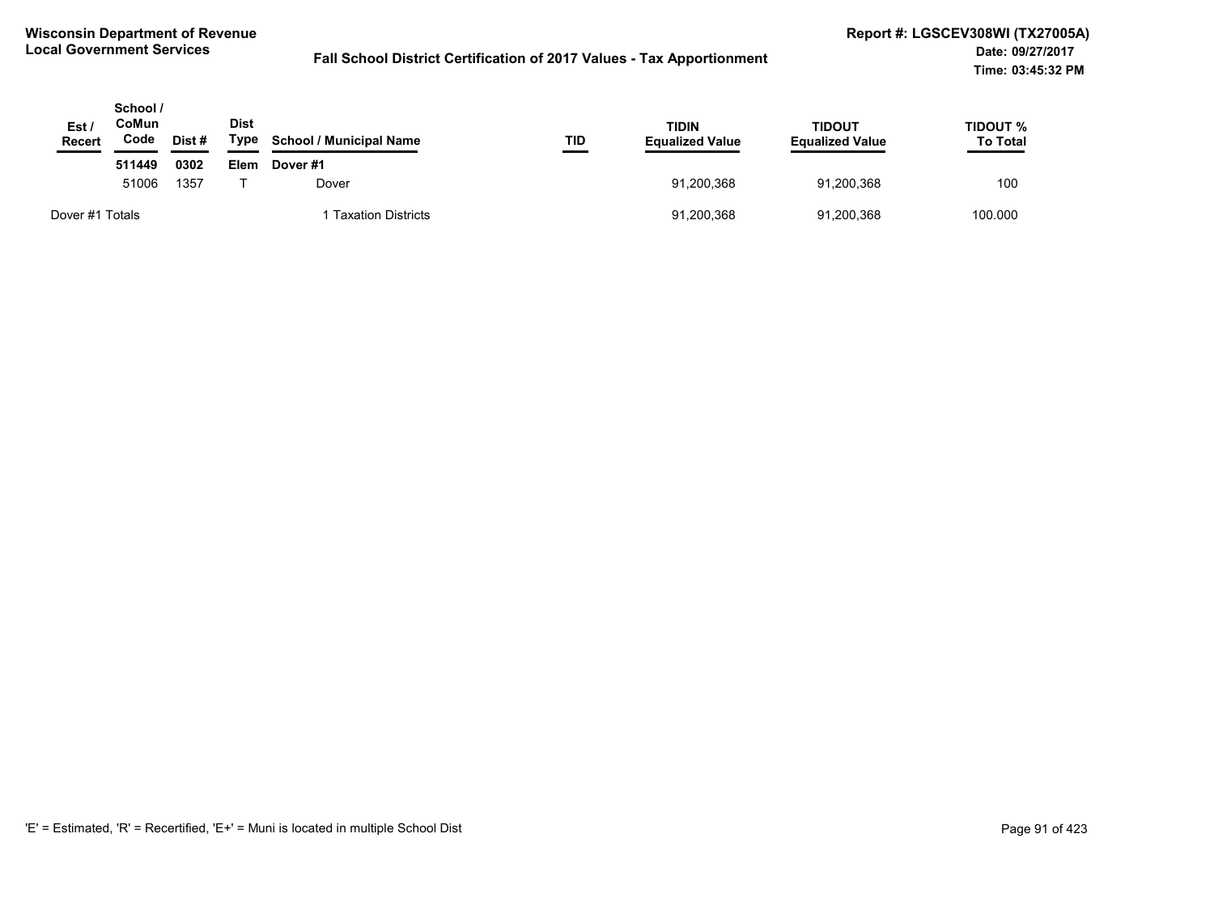**Wisconsin Department of Revenue**
**Local Government Services**

**Fall School District Certification of 2017 Values - Tax Apportionment**

**Report #: LGSCEV308WI (TX27005A)**
**Date: 09/27/2017**
**Time: 03:45:32 PM**

| Est / Recert | School / CoMun Code | Dist # | Dist Type | School / Municipal Name | TID | TIDIN Equalized Value | TIDOUT Equalized Value | TIDOUT % To Total |
|---|---|---|---|---|---|---|---|---|
| | **511449** | **0302** | **Elem** | **Dover #1** | | | | |
| | 51006 | 1357 | T | Dover | | 91,200,368 | 91,200,368 | 100 |
| Dover #1 Totals | | | | 1 Taxation Districts | | 91,200,368 | 91,200,368 | 100.000 |

'E' = Estimated, 'R' = Recertified, 'E+' = Muni is located in multiple School Dist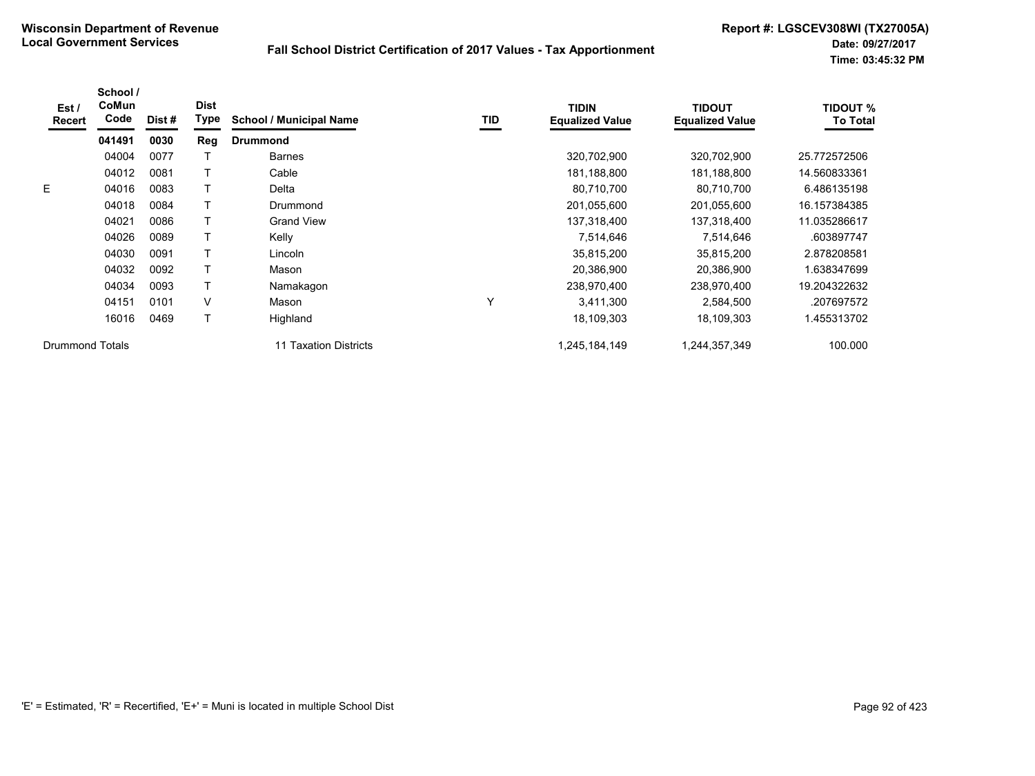**Wisconsin Department of Revenue**
**Local Government Services**

**Fall School District Certification of 2017 Values - Tax Apportionment**

**Report #: LGSCEV308WI (TX27005A)**
**Date: 09/27/2017**
**Time: 03:45:32 PM**

| Est / Recert | School / CoMun Code | Dist # | Dist Type | School / Municipal Name | TID | TIDIN Equalized Value | TIDOUT Equalized Value | TIDOUT % To Total |
|---|---|---|---|---|---|---|---|---|
| | **041491** | **0030** | **Reg** | **Drummond** | | | | |
| | 04004 | 0077 | T | Barnes | | 320,702,900 | 320,702,900 | 25.772572506 |
| | 04012 | 0081 | T | Cable | | 181,188,800 | 181,188,800 | 14.560833361 |
| E | 04016 | 0083 | T | Delta | | 80,710,700 | 80,710,700 | 6.486135198 |
| | 04018 | 0084 | T | Drummond | | 201,055,600 | 201,055,600 | 16.157384385 |
| | 04021 | 0086 | T | Grand View | | 137,318,400 | 137,318,400 | 11.035286617 |
| | 04026 | 0089 | T | Kelly | | 7,514,646 | 7,514,646 | .603897747 |
| | 04030 | 0091 | T | Lincoln | | 35,815,200 | 35,815,200 | 2.878208581 |
| | 04032 | 0092 | T | Mason | | 20,386,900 | 20,386,900 | 1.638347699 |
| | 04034 | 0093 | T | Namakagon | | 238,970,400 | 238,970,400 | 19.204322632 |
| | 04151 | 0101 | V | Mason | Y | 3,411,300 | 2,584,500 | .207697572 |
| | 16016 | 0469 | T | Highland | | 18,109,303 | 18,109,303 | 1.455313702 |
| Drummond Totals | | | | 11 Taxation Districts | | 1,245,184,149 | 1,244,357,349 | 100.000 |

'E' = Estimated, 'R' = Recertified, 'E+' = Muni is located in multiple School Dist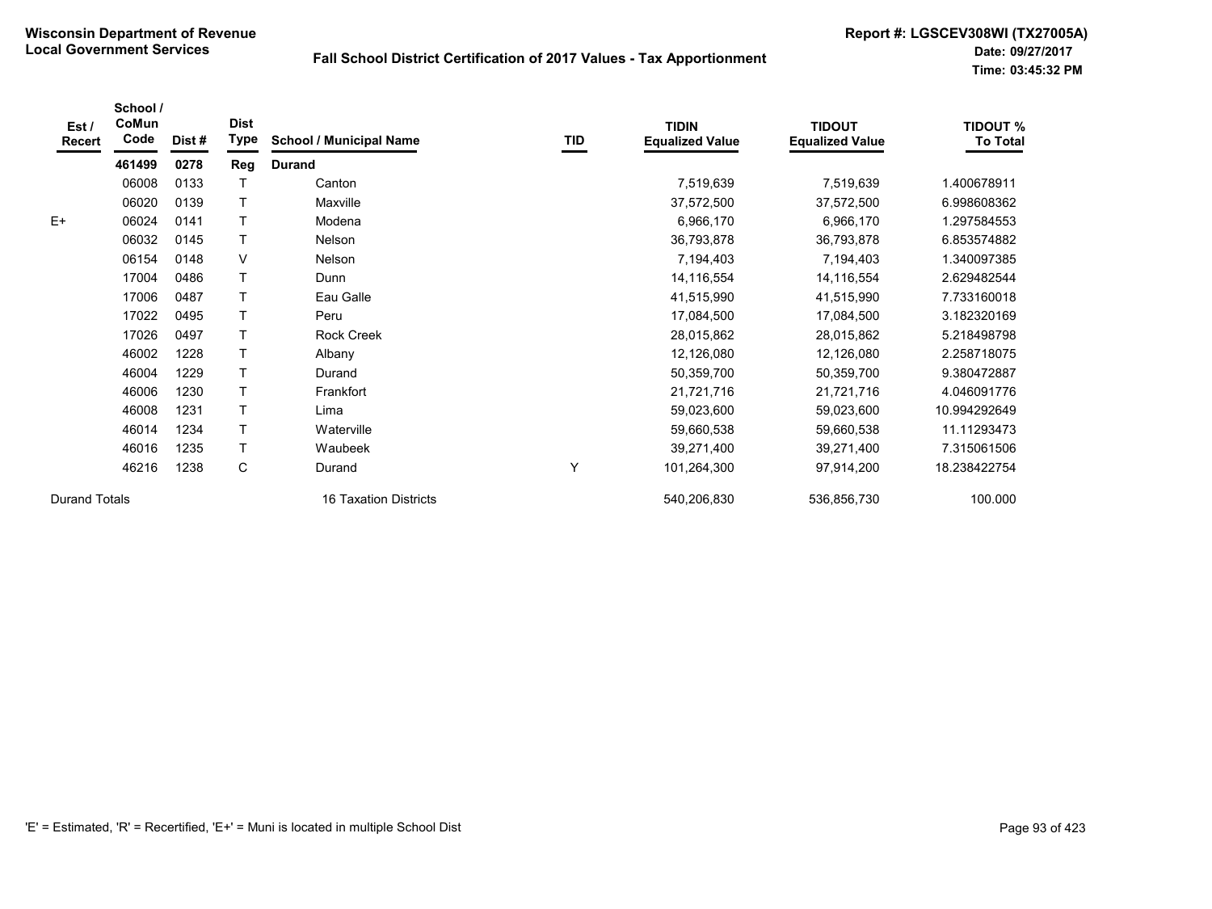**Wisconsin Department of Revenue**
**Local Government Services**

**Fall School District Certification of 2017 Values - Tax Apportionment**

**Report #: LGSCEV308WI (TX27005A)**
**Date: 09/27/2017**
**Time: 03:45:32 PM**

| Est / Recert | School / CoMun Code | Dist # | Dist Type | School / Municipal Name | TID | TIDIN Equalized Value | TIDOUT Equalized Value | TIDOUT % To Total |
|---|---|---|---|---|---|---|---|---|
| | **461499** | **0278** | **Reg** | **Durand** | | | | |
| | 06008 | 0133 | T | Canton | | 7,519,639 | 7,519,639 | 1.400678911 |
| | 06020 | 0139 | T | Maxville | | 37,572,500 | 37,572,500 | 6.998608362 |
| E+ | 06024 | 0141 | T | Modena | | 6,966,170 | 6,966,170 | 1.297584553 |
| | 06032 | 0145 | T | Nelson | | 36,793,878 | 36,793,878 | 6.853574882 |
| | 06154 | 0148 | V | Nelson | | 7,194,403 | 7,194,403 | 1.340097385 |
| | 17004 | 0486 | T | Dunn | | 14,116,554 | 14,116,554 | 2.629482544 |
| | 17006 | 0487 | T | Eau Galle | | 41,515,990 | 41,515,990 | 7.733160018 |
| | 17022 | 0495 | T | Peru | | 17,084,500 | 17,084,500 | 3.182320169 |
| | 17026 | 0497 | T | Rock Creek | | 28,015,862 | 28,015,862 | 5.218498798 |
| | 46002 | 1228 | T | Albany | | 12,126,080 | 12,126,080 | 2.258718075 |
| | 46004 | 1229 | T | Durand | | 50,359,700 | 50,359,700 | 9.380472887 |
| | 46006 | 1230 | T | Frankfort | | 21,721,716 | 21,721,716 | 4.046091776 |
| | 46008 | 1231 | T | Lima | | 59,023,600 | 59,023,600 | 10.994292649 |
| | 46014 | 1234 | T | Waterville | | 59,660,538 | 59,660,538 | 11.11293473 |
| | 46016 | 1235 | T | Waubeek | | 39,271,400 | 39,271,400 | 7.315061506 |
| | 46216 | 1238 | C | Durand | Y | 101,264,300 | 97,914,200 | 18.238422754 |
| Durand Totals | | | | 16 Taxation Districts | | 540,206,830 | 536,856,730 | 100.000 |

'E' = Estimated, 'R' = Recertified, 'E+' = Muni is located in multiple School Dist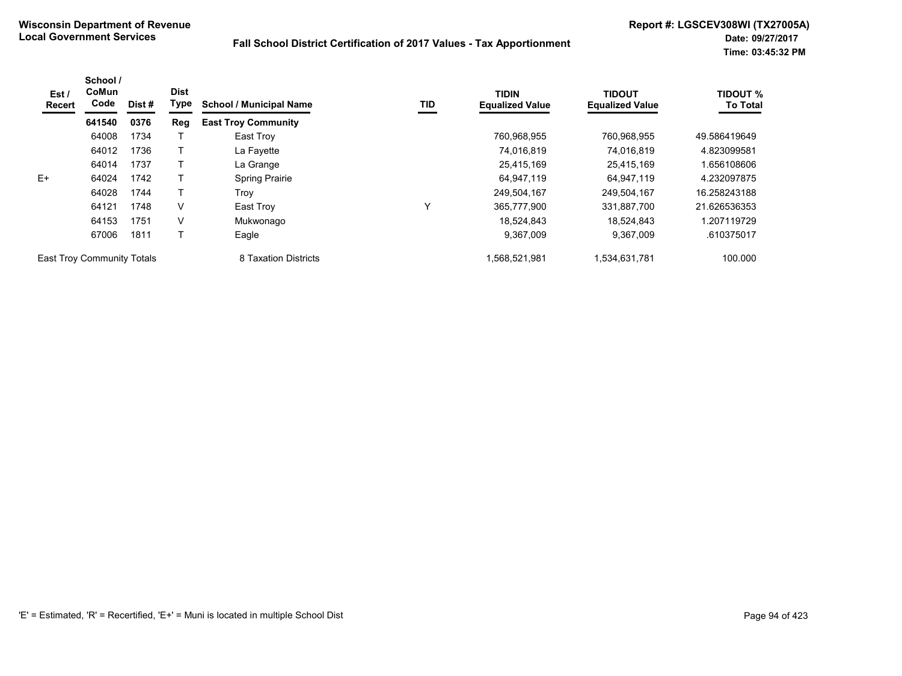**Wisconsin Department of Revenue**
**Local Government Services**

**Fall School District Certification of 2017 Values - Tax Apportionment**

**Report #: LGSCEV308WI (TX27005A)**
**Date: 09/27/2017**
**Time: 03:45:32 PM**

| Est / Recert | School / CoMun Code | Dist # | Dist Type | School / Municipal Name | TID | TIDIN Equalized Value | TIDOUT Equalized Value | TIDOUT % To Total |
|---|---|---|---|---|---|---|---|---|
| | **641540** | **0376** | **Reg** | **East Troy Community** | | | | |
| | 64008 | 1734 | T | East Troy | | 760,968,955 | 760,968,955 | 49.586419649 |
| | 64012 | 1736 | T | La Fayette | | 74,016,819 | 74,016,819 | 4.823099581 |
| | 64014 | 1737 | T | La Grange | | 25,415,169 | 25,415,169 | 1.656108606 |
| E+ | 64024 | 1742 | T | Spring Prairie | | 64,947,119 | 64,947,119 | 4.232097875 |
| | 64028 | 1744 | T | Troy | | 249,504,167 | 249,504,167 | 16.258243188 |
| | 64121 | 1748 | V | East Troy | Y | 365,777,900 | 331,887,700 | 21.626536353 |
| | 64153 | 1751 | V | Mukwonago | | 18,524,843 | 18,524,843 | 1.207119729 |
| | 67006 | 1811 | T | Eagle | | 9,367,009 | 9,367,009 | .610375017 |
| East Troy Community Totals | | | | 8 Taxation Districts | | 1,568,521,981 | 1,534,631,781 | 100.000 |

'E' = Estimated, 'R' = Recertified, 'E+' = Muni is located in multiple School Dist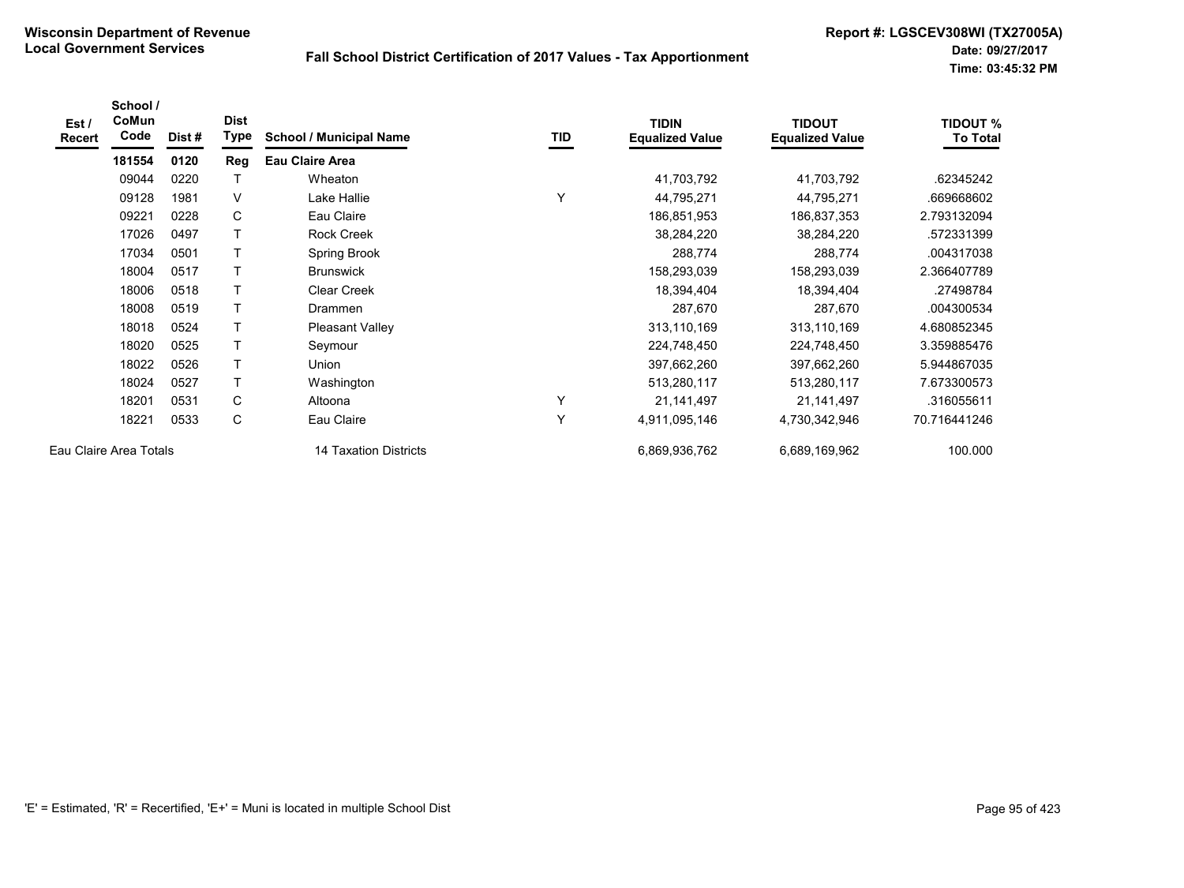**Wisconsin Department of Revenue**
**Local Government Services**

**Fall School District Certification of 2017 Values - Tax Apportionment**

**Report #: LGSCEV308WI (TX27005A)**
**Date: 09/27/2017**
**Time: 03:45:32 PM**

| Est / Recert | School / CoMun Code | Dist # | Dist Type | School / Municipal Name | TID | TIDIN Equalized Value | TIDOUT Equalized Value | TIDOUT % To Total |
|---|---|---|---|---|---|---|---|---|
| | **181554** | **0120** | **Reg** | **Eau Claire Area** | | | | |
| | 09044 | 0220 | T | Wheaton | | 41,703,792 | 41,703,792 | .62345242 |
| | 09128 | 1981 | V | Lake Hallie | Y | 44,795,271 | 44,795,271 | .669668602 |
| | 09221 | 0228 | C | Eau Claire | | 186,851,953 | 186,837,353 | 2.793132094 |
| | 17026 | 0497 | T | Rock Creek | | 38,284,220 | 38,284,220 | .572331399 |
| | 17034 | 0501 | T | Spring Brook | | 288,774 | 288,774 | .004317038 |
| | 18004 | 0517 | T | Brunswick | | 158,293,039 | 158,293,039 | 2.366407789 |
| | 18006 | 0518 | T | Clear Creek | | 18,394,404 | 18,394,404 | .27498784 |
| | 18008 | 0519 | T | Drammen | | 287,670 | 287,670 | .004300534 |
| | 18018 | 0524 | T | Pleasant Valley | | 313,110,169 | 313,110,169 | 4.680852345 |
| | 18020 | 0525 | T | Seymour | | 224,748,450 | 224,748,450 | 3.359885476 |
| | 18022 | 0526 | T | Union | | 397,662,260 | 397,662,260 | 5.944867035 |
| | 18024 | 0527 | T | Washington | | 513,280,117 | 513,280,117 | 7.673300573 |
| | 18201 | 0531 | C | Altoona | Y | 21,141,497 | 21,141,497 | .316055611 |
| | 18221 | 0533 | C | Eau Claire | Y | 4,911,095,146 | 4,730,342,946 | 70.716441246 |
| Eau Claire Area Totals | | | | 14 Taxation Districts | | 6,869,936,762 | 6,689,169,962 | 100.000 |

'E' = Estimated, 'R' = Recertified, 'E+' = Muni is located in multiple School Dist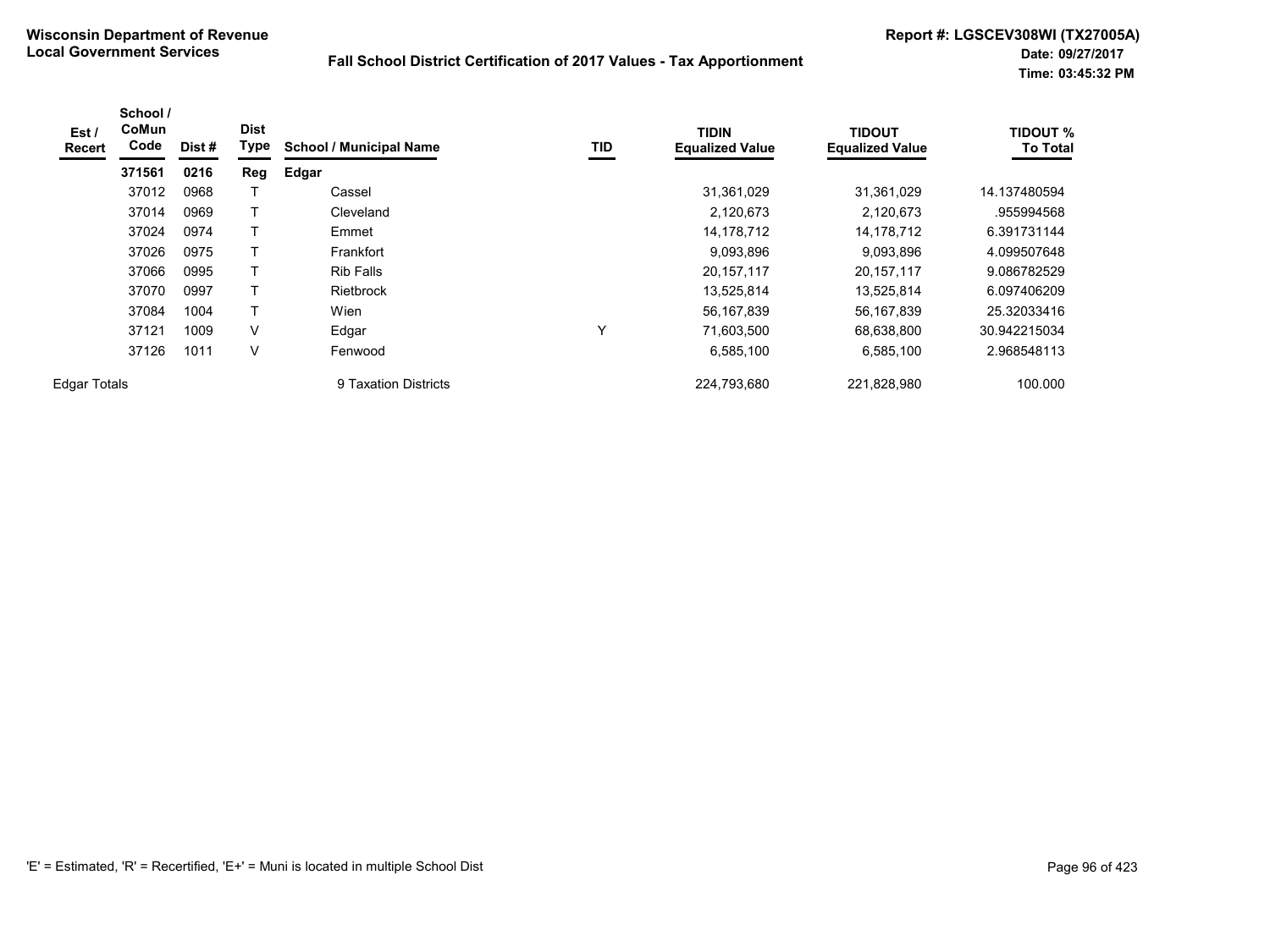**Wisconsin Department of Revenue**
**Local Government Services**

**Fall School District Certification of 2017 Values - Tax Apportionment**

**Report #: LGSCEV308WI (TX27005A)**
**Date: 09/27/2017**
**Time: 03:45:32 PM**

| Est / Recert | School / CoMun Code | Dist # | Dist Type | School / Municipal Name | TID | TIDIN Equalized Value | TIDOUT Equalized Value | TIDOUT % To Total |
|---|---|---|---|---|---|---|---|---|
| | **371561** | **0216** | **Reg** | **Edgar** | | | | |
| | 37012 | 0968 | T | Cassel | | 31,361,029 | 31,361,029 | 14.137480594 |
| | 37014 | 0969 | T | Cleveland | | 2,120,673 | 2,120,673 | .955994568 |
| | 37024 | 0974 | T | Emmet | | 14,178,712 | 14,178,712 | 6.391731144 |
| | 37026 | 0975 | T | Frankfort | | 9,093,896 | 9,093,896 | 4.099507648 |
| | 37066 | 0995 | T | Rib Falls | | 20,157,117 | 20,157,117 | 9.086782529 |
| | 37070 | 0997 | T | Rietbrock | | 13,525,814 | 13,525,814 | 6.097406209 |
| | 37084 | 1004 | T | Wien | | 56,167,839 | 56,167,839 | 25.32033416 |
| | 37121 | 1009 | V | Edgar | Y | 71,603,500 | 68,638,800 | 30.942215034 |
| | 37126 | 1011 | V | Fenwood | | 6,585,100 | 6,585,100 | 2.968548113 |
| Edgar Totals | | | | 9 Taxation Districts | | 224,793,680 | 221,828,980 | 100.000 |

'E' = Estimated, 'R' = Recertified, 'E+' = Muni is located in multiple School Dist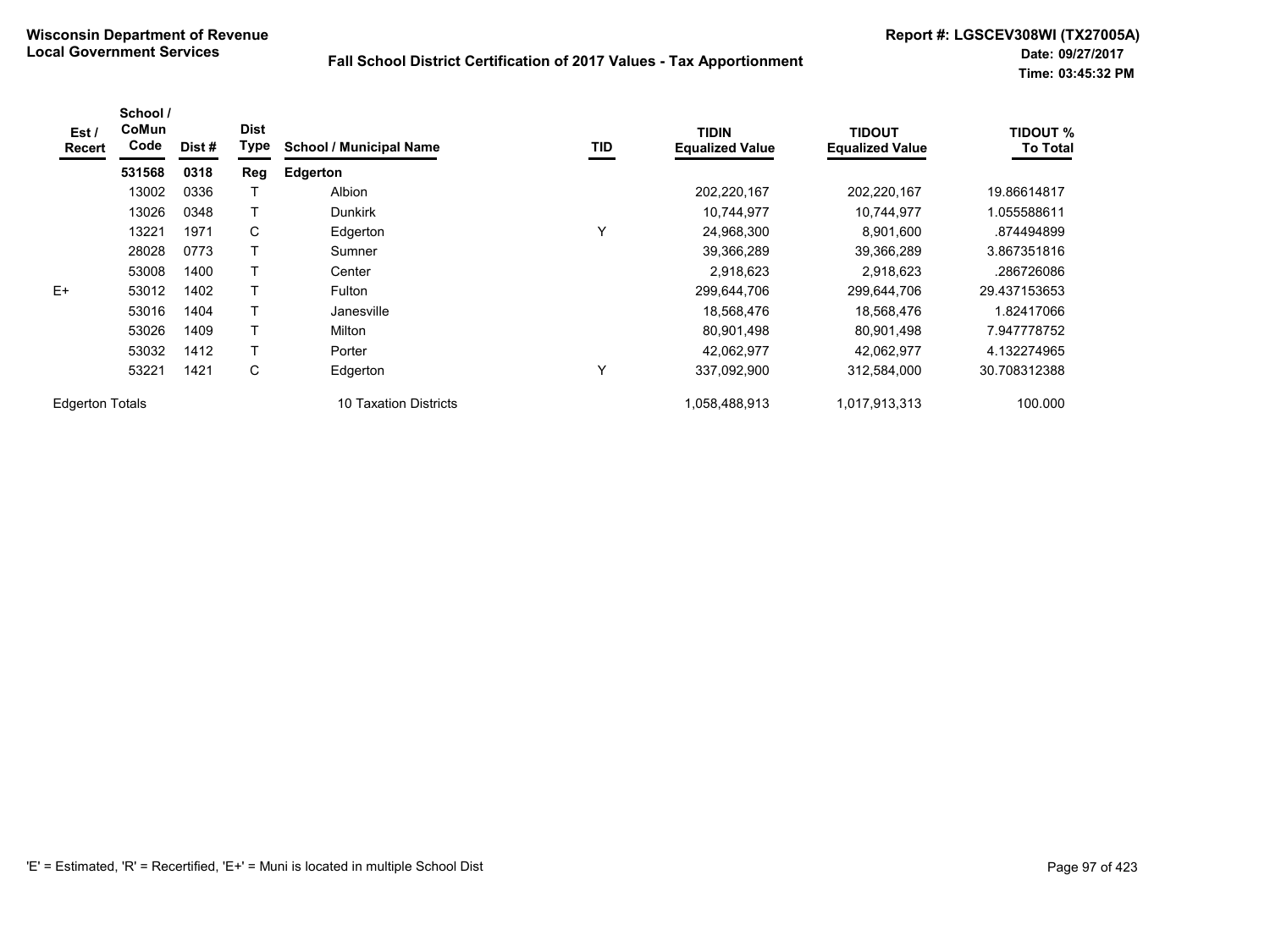**Wisconsin Department of Revenue**
**Local Government Services**

**Fall School District Certification of 2017 Values - Tax Apportionment**

**Report #: LGSCEV308WI (TX27005A)**
**Date: 09/27/2017**
**Time: 03:45:32 PM**

| Est / Recert | School / CoMun Code | Dist # | Dist Type | School / Municipal Name | TID | TIDIN Equalized Value | TIDOUT Equalized Value | TIDOUT % To Total |
|---|---|---|---|---|---|---|---|---|
| | **531568** | **0318** | **Reg** | **Edgerton** | | | | |
| | 13002 | 0336 | T | Albion | | 202,220,167 | 202,220,167 | 19.86614817 |
| | 13026 | 0348 | T | Dunkirk | | 10,744,977 | 10,744,977 | 1.055588611 |
| | 13221 | 1971 | C | Edgerton | Y | 24,968,300 | 8,901,600 | .874494899 |
| | 28028 | 0773 | T | Sumner | | 39,366,289 | 39,366,289 | 3.867351816 |
| | 53008 | 1400 | T | Center | | 2,918,623 | 2,918,623 | .286726086 |
| E+ | 53012 | 1402 | T | Fulton | | 299,644,706 | 299,644,706 | 29.437153653 |
| | 53016 | 1404 | T | Janesville | | 18,568,476 | 18,568,476 | 1.82417066 |
| | 53026 | 1409 | T | Milton | | 80,901,498 | 80,901,498 | 7.947778752 |
| | 53032 | 1412 | T | Porter | | 42,062,977 | 42,062,977 | 4.132274965 |
| | 53221 | 1421 | C | Edgerton | Y | 337,092,900 | 312,584,000 | 30.708312388 |
| Edgerton Totals | | | | 10 Taxation Districts | | 1,058,488,913 | 1,017,913,313 | 100.000 |

'E' = Estimated, 'R' = Recertified, 'E+' = Muni is located in multiple School Dist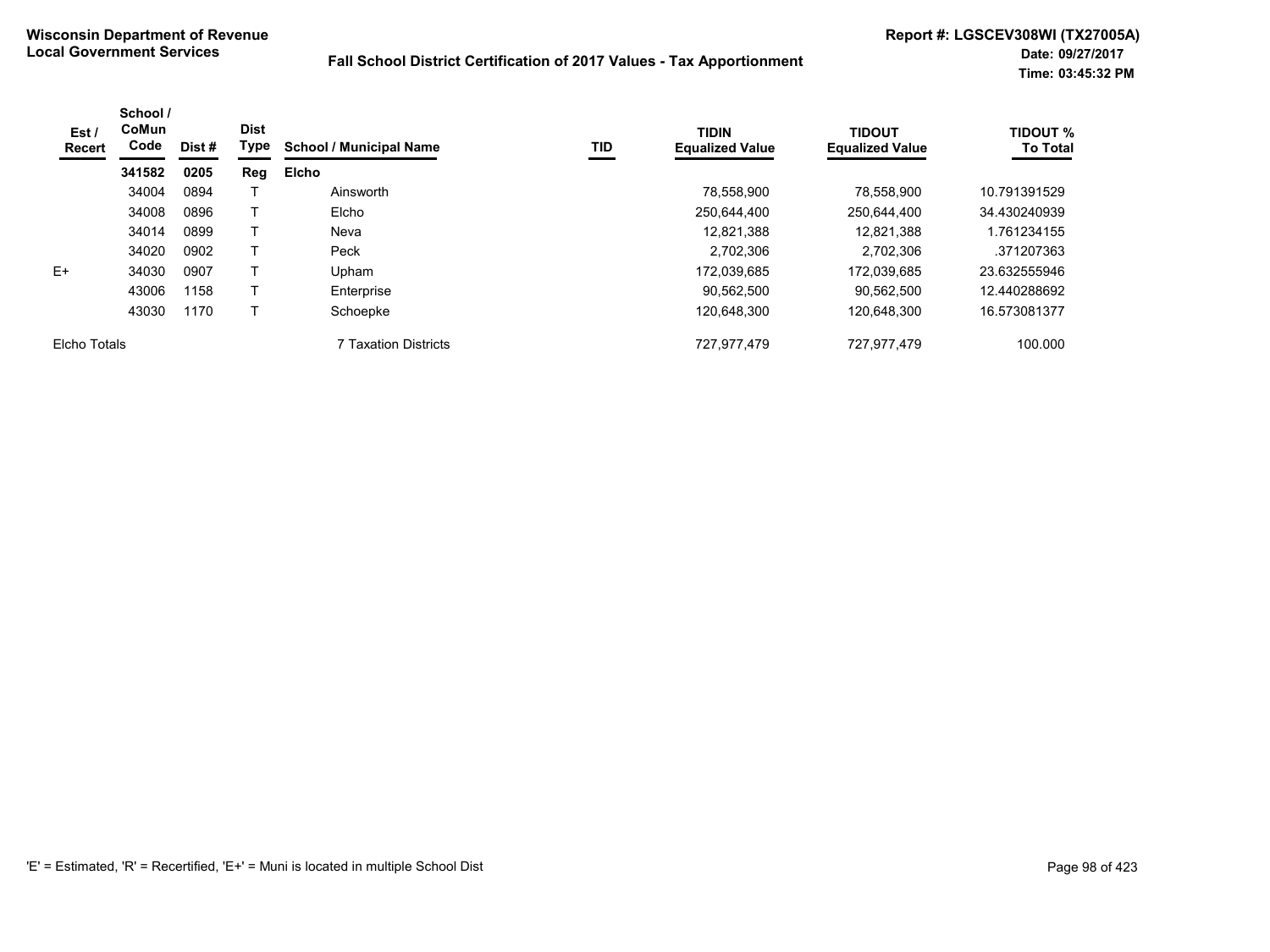**Wisconsin Department of Revenue**
**Local Government Services**

**Fall School District Certification of 2017 Values - Tax Apportionment**

**Report #: LGSCEV308WI (TX27005A)**
**Date: 09/27/2017**
**Time: 03:45:32 PM**

| Est / Recert | School / CoMun Code | Dist # | Dist Type | School / Municipal Name | TID | TIDIN Equalized Value | TIDOUT Equalized Value | TIDOUT % To Total |
|---|---|---|---|---|---|---|---|---|
| | **341582** | **0205** | **Reg** | **Elcho** | | | | |
| | 34004 | 0894 | T | Ainsworth | | 78,558,900 | 78,558,900 | 10.791391529 |
| | 34008 | 0896 | T | Elcho | | 250,644,400 | 250,644,400 | 34.430240939 |
| | 34014 | 0899 | T | Neva | | 12,821,388 | 12,821,388 | 1.761234155 |
| | 34020 | 0902 | T | Peck | | 2,702,306 | 2,702,306 | .371207363 |
| E+ | 34030 | 0907 | T | Upham | | 172,039,685 | 172,039,685 | 23.632555946 |
| | 43006 | 1158 | T | Enterprise | | 90,562,500 | 90,562,500 | 12.440288692 |
| | 43030 | 1170 | T | Schoepke | | 120,648,300 | 120,648,300 | 16.573081377 |
| Elcho Totals | | | | 7 Taxation Districts | | 727,977,479 | 727,977,479 | 100.000 |

'E' = Estimated, 'R' = Recertified, 'E+' = Muni is located in multiple School Dist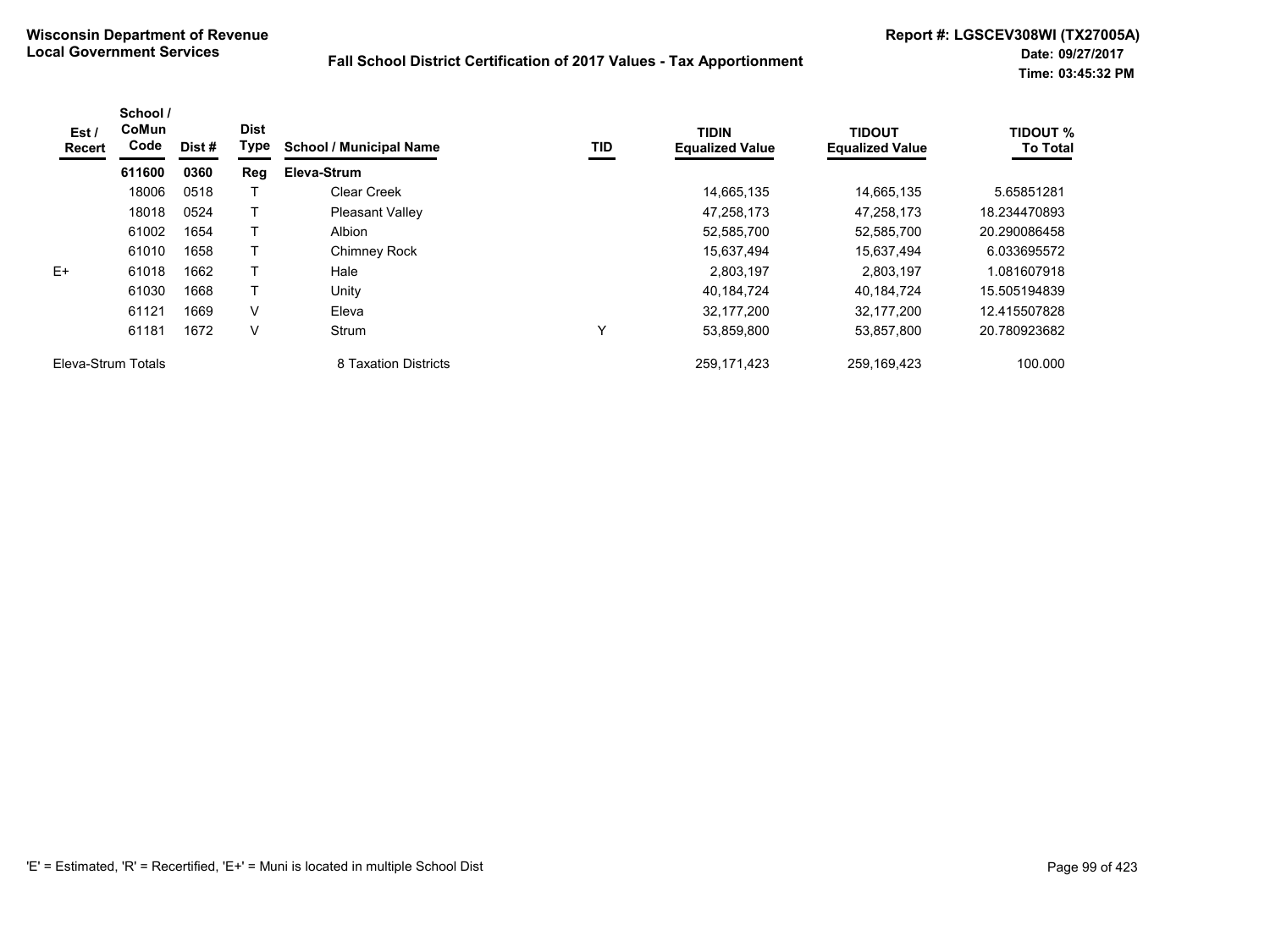**Wisconsin Department of Revenue**
**Local Government Services**

**Fall School District Certification of 2017 Values - Tax Apportionment**

**Report #: LGSCEV308WI (TX27005A)**
**Date: 09/27/2017**
**Time: 03:45:32 PM**

| Est / Recert | School / CoMun Code | Dist # | Dist Type | School / Municipal Name | TID | TIDIN Equalized Value | TIDOUT Equalized Value | TIDOUT % To Total |
|---|---|---|---|---|---|---|---|---|
| | **611600** | **0360** | **Reg** | **Eleva-Strum** | | | | |
| | 18006 | 0518 | T | Clear Creek | | 14,665,135 | 14,665,135 | 5.65851281 |
| | 18018 | 0524 | T | Pleasant Valley | | 47,258,173 | 47,258,173 | 18.234470893 |
| | 61002 | 1654 | T | Albion | | 52,585,700 | 52,585,700 | 20.290086458 |
| | 61010 | 1658 | T | Chimney Rock | | 15,637,494 | 15,637,494 | 6.033695572 |
| E+ | 61018 | 1662 | T | Hale | | 2,803,197 | 2,803,197 | 1.081607918 |
| | 61030 | 1668 | T | Unity | | 40,184,724 | 40,184,724 | 15.505194839 |
| | 61121 | 1669 | V | Eleva | | 32,177,200 | 32,177,200 | 12.415507828 |
| | 61181 | 1672 | V | Strum | Y | 53,859,800 | 53,857,800 | 20.780923682 |
| Eleva-Strum Totals | | | | 8 Taxation Districts | | 259,171,423 | 259,169,423 | 100.000 |

'E' = Estimated, 'R' = Recertified, 'E+' = Muni is located in multiple School Dist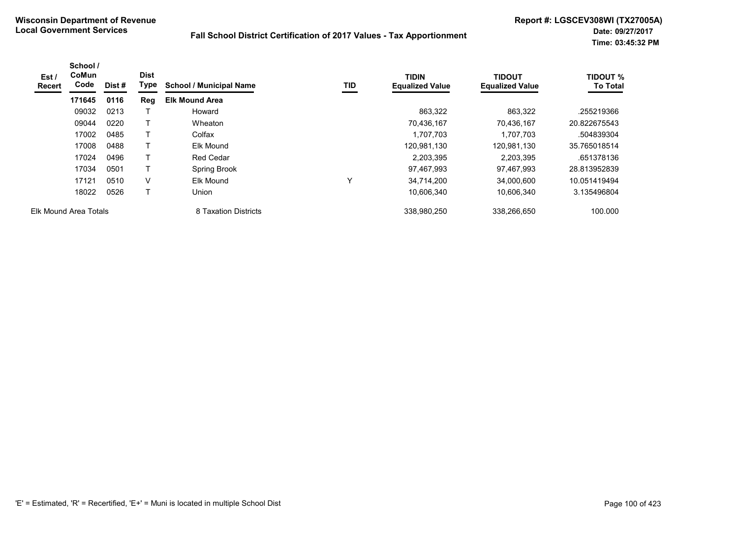**Wisconsin Department of Revenue**
**Local Government Services**

**Fall School District Certification of 2017 Values - Tax Apportionment**

**Report #: LGSCEV308WI (TX27005A)**
**Date: 09/27/2017**
**Time: 03:45:32 PM**

| Est / Recert | School / CoMun Code | Dist # | Dist Type | School / Municipal Name | TID | TIDIN Equalized Value | TIDOUT Equalized Value | TIDOUT % To Total |
|---|---|---|---|---|---|---|---|---|
| | **171645** | **0116** | **Reg** | **Elk Mound Area** | | | | |
| | 09032 | 0213 | T | Howard | | 863,322 | 863,322 | .255219366 |
| | 09044 | 0220 | T | Wheaton | | 70,436,167 | 70,436,167 | 20.822675543 |
| | 17002 | 0485 | T | Colfax | | 1,707,703 | 1,707,703 | .504839304 |
| | 17008 | 0488 | T | Elk Mound | | 120,981,130 | 120,981,130 | 35.765018514 |
| | 17024 | 0496 | T | Red Cedar | | 2,203,395 | 2,203,395 | .651378136 |
| | 17034 | 0501 | T | Spring Brook | | 97,467,993 | 97,467,993 | 28.813952839 |
| | 17121 | 0510 | V | Elk Mound | Y | 34,714,200 | 34,000,600 | 10.051419494 |
| | 18022 | 0526 | T | Union | | 10,606,340 | 10,606,340 | 3.135496804 |
| Elk Mound Area Totals | | | | 8 Taxation Districts | | 338,980,250 | 338,266,650 | 100.000 |

'E' = Estimated, 'R' = Recertified, 'E+' = Muni is located in multiple School Dist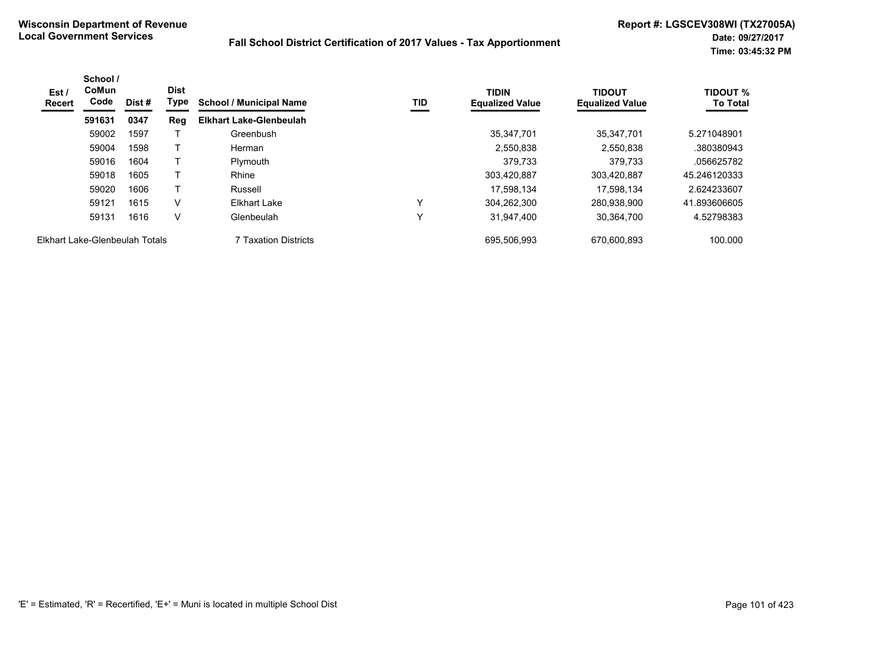**Wisconsin Department of Revenue**
**Local Government Services**

**Fall School District Certification of 2017 Values - Tax Apportionment**

**Report #: LGSCEV308WI (TX27005A)**
**Date: 09/27/2017**
**Time: 03:45:32 PM**

| Est / Recert | School / CoMun Code | Dist # | Dist Type | School / Municipal Name | TID | TIDIN Equalized Value | TIDOUT Equalized Value | TIDOUT % To Total |
|---|---|---|---|---|---|---|---|---|
| | **591631** | **0347** | **Reg** | **Elkhart Lake-Glenbeulah** | | | | |
| | 59002 | 1597 | T | Greenbush | | 35,347,701 | 35,347,701 | 5.271048901 |
| | 59004 | 1598 | T | Herman | | 2,550,838 | 2,550,838 | .380380943 |
| | 59016 | 1604 | T | Plymouth | | 379,733 | 379,733 | .056625782 |
| | 59018 | 1605 | T | Rhine | | 303,420,887 | 303,420,887 | 45.246120333 |
| | 59020 | 1606 | T | Russell | | 17,598,134 | 17,598,134 | 2.624233607 |
| | 59121 | 1615 | V | Elkhart Lake | Y | 304,262,300 | 280,938,900 | 41.893606605 |
| | 59131 | 1616 | V | Glenbeulah | Y | 31,947,400 | 30,364,700 | 4.52798383 |
| Elkhart Lake-Glenbeulah Totals | | | | 7 Taxation Districts | | 695,506,993 | 670,600,893 | 100.000 |

'E' = Estimated, 'R' = Recertified, 'E+' = Muni is located in multiple School Dist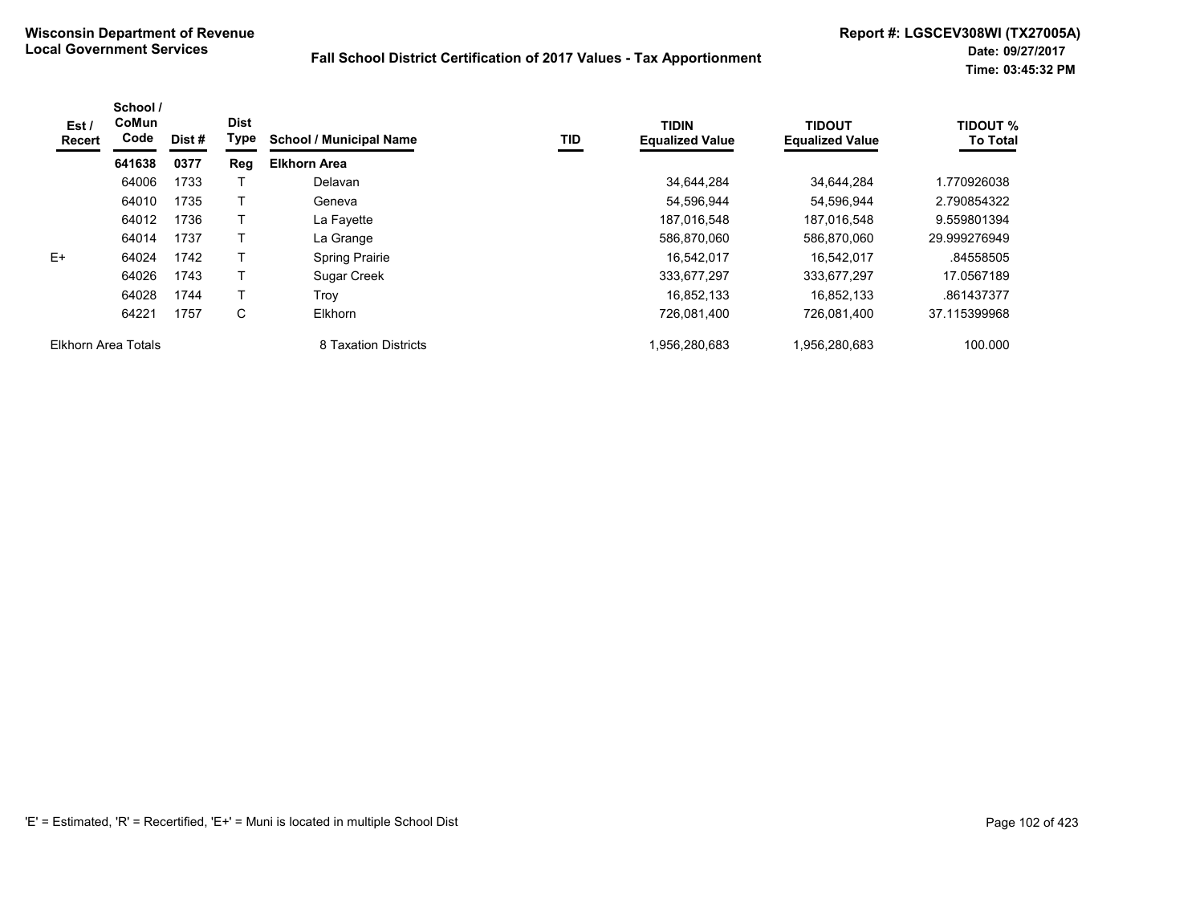**Wisconsin Department of Revenue**
**Local Government Services**

**Fall School District Certification of 2017 Values - Tax Apportionment**

**Report #: LGSCEV308WI (TX27005A)**
**Date: 09/27/2017**
**Time: 03:45:32 PM**

| Est / Recert | School / CoMun Code | Dist # | Dist Type | School / Municipal Name | TID | TIDIN Equalized Value | TIDOUT Equalized Value | TIDOUT % To Total |
|---|---|---|---|---|---|---|---|---|
| | **641638** | **0377** | **Reg** | **Elkhorn Area** | | | | |
| | 64006 | 1733 | T | Delavan | | 34,644,284 | 34,644,284 | 1.770926038 |
| | 64010 | 1735 | T | Geneva | | 54,596,944 | 54,596,944 | 2.790854322 |
| | 64012 | 1736 | T | La Fayette | | 187,016,548 | 187,016,548 | 9.559801394 |
| | 64014 | 1737 | T | La Grange | | 586,870,060 | 586,870,060 | 29.999276949 |
| E+ | 64024 | 1742 | T | Spring Prairie | | 16,542,017 | 16,542,017 | .84558505 |
| | 64026 | 1743 | T | Sugar Creek | | 333,677,297 | 333,677,297 | 17.0567189 |
| | 64028 | 1744 | T | Troy | | 16,852,133 | 16,852,133 | .861437377 |
| | 64221 | 1757 | C | Elkhorn | | 726,081,400 | 726,081,400 | 37.115399968 |
| Elkhorn Area Totals | | | | 8 Taxation Districts | | 1,956,280,683 | 1,956,280,683 | 100.000 |

'E' = Estimated, 'R' = Recertified, 'E+' = Muni is located in multiple School Dist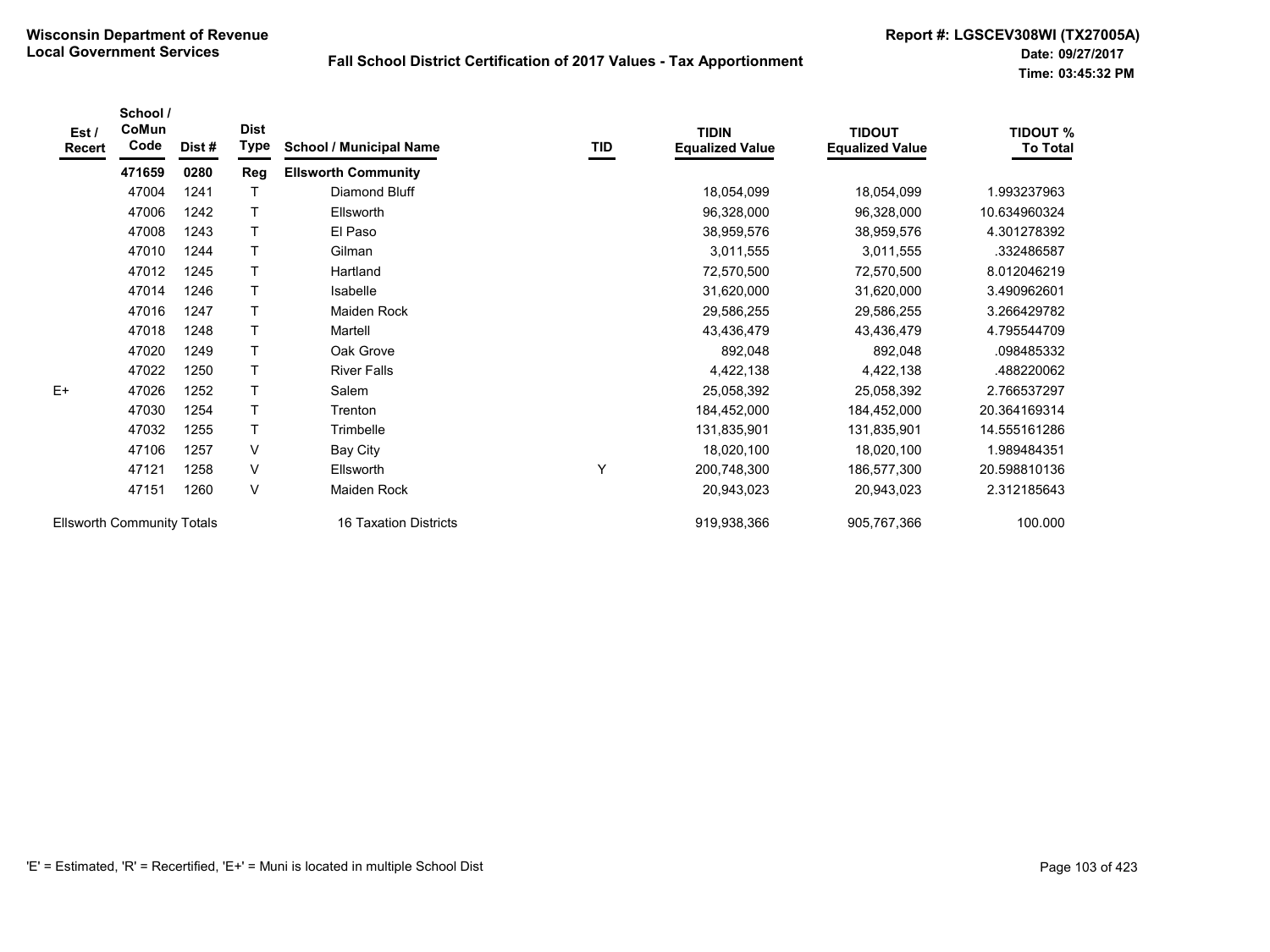**Wisconsin Department of Revenue**
**Local Government Services**

**Fall School District Certification of 2017 Values - Tax Apportionment**

**Report #: LGSCEV308WI (TX27005A)**
**Date: 09/27/2017**
**Time: 03:45:32 PM**

| Est / Recert | School / CoMun Code | Dist # | Dist Type | School / Municipal Name | TID | TIDIN Equalized Value | TIDOUT Equalized Value | TIDOUT % To Total |
|---|---|---|---|---|---|---|---|---|
| | **471659** | **0280** | **Reg** | **Ellsworth Community** | | | | |
| | 47004 | 1241 | T | Diamond Bluff | | 18,054,099 | 18,054,099 | 1.993237963 |
| | 47006 | 1242 | T | Ellsworth | | 96,328,000 | 96,328,000 | 10.634960324 |
| | 47008 | 1243 | T | El Paso | | 38,959,576 | 38,959,576 | 4.301278392 |
| | 47010 | 1244 | T | Gilman | | 3,011,555 | 3,011,555 | .332486587 |
| | 47012 | 1245 | T | Hartland | | 72,570,500 | 72,570,500 | 8.012046219 |
| | 47014 | 1246 | T | Isabelle | | 31,620,000 | 31,620,000 | 3.490962601 |
| | 47016 | 1247 | T | Maiden Rock | | 29,586,255 | 29,586,255 | 3.266429782 |
| | 47018 | 1248 | T | Martell | | 43,436,479 | 43,436,479 | 4.795544709 |
| | 47020 | 1249 | T | Oak Grove | | 892,048 | 892,048 | .098485332 |
| | 47022 | 1250 | T | River Falls | | 4,422,138 | 4,422,138 | .488220062 |
| E+ | 47026 | 1252 | T | Salem | | 25,058,392 | 25,058,392 | 2.766537297 |
| | 47030 | 1254 | T | Trenton | | 184,452,000 | 184,452,000 | 20.364169314 |
| | 47032 | 1255 | T | Trimbelle | | 131,835,901 | 131,835,901 | 14.555161286 |
| | 47106 | 1257 | V | Bay City | | 18,020,100 | 18,020,100 | 1.989484351 |
| | 47121 | 1258 | V | Ellsworth | Y | 200,748,300 | 186,577,300 | 20.598810136 |
| | 47151 | 1260 | V | Maiden Rock | | 20,943,023 | 20,943,023 | 2.312185643 |
| Ellsworth Community Totals | | | | 16 Taxation Districts | | 919,938,366 | 905,767,366 | 100.000 |

'E' = Estimated, 'R' = Recertified, 'E+' = Muni is located in multiple School Dist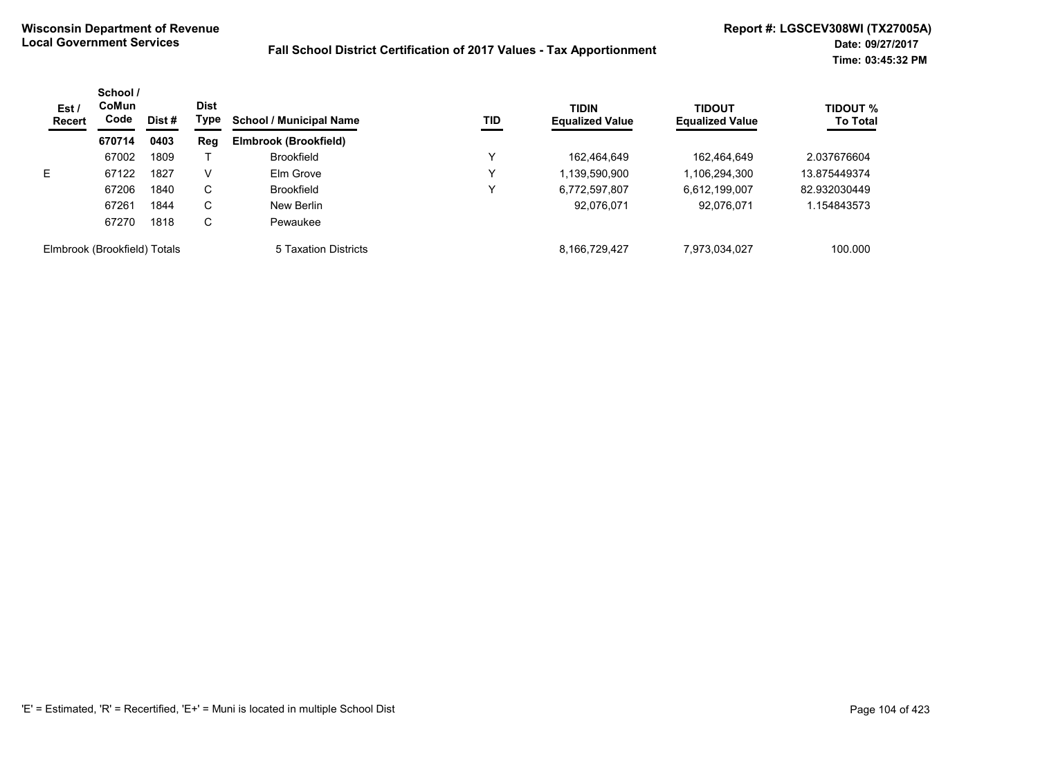**Wisconsin Department of Revenue**
**Local Government Services**

**Fall School District Certification of 2017 Values - Tax Apportionment**

**Report #: LGSCEV308WI (TX27005A)**
**Date: 09/27/2017**
**Time: 03:45:32 PM**

| Est / Recert | School / CoMun Code | Dist # | Dist Type | School / Municipal Name | TID | TIDIN Equalized Value | TIDOUT Equalized Value | TIDOUT % To Total |
|---|---|---|---|---|---|---|---|---|
| | **670714** | **0403** | **Reg** | **Elmbrook (Brookfield)** | | | | |
| | 67002 | 1809 | T | Brookfield | Y | 162,464,649 | 162,464,649 | 2.037676604 |
| E | 67122 | 1827 | V | Elm Grove | Y | 1,139,590,900 | 1,106,294,300 | 13.875449374 |
| | 67206 | 1840 | C | Brookfield | Y | 6,772,597,807 | 6,612,199,007 | 82.932030449 |
| | 67261 | 1844 | C | New Berlin | | 92,076,071 | 92,076,071 | 1.154843573 |
| | 67270 | 1818 | C | Pewaukee | | | | |
| Elmbrook (Brookfield) Totals | | | | 5 Taxation Districts | | 8,166,729,427 | 7,973,034,027 | 100.000 |

'E' = Estimated, 'R' = Recertified, 'E+' = Muni is located in multiple School Dist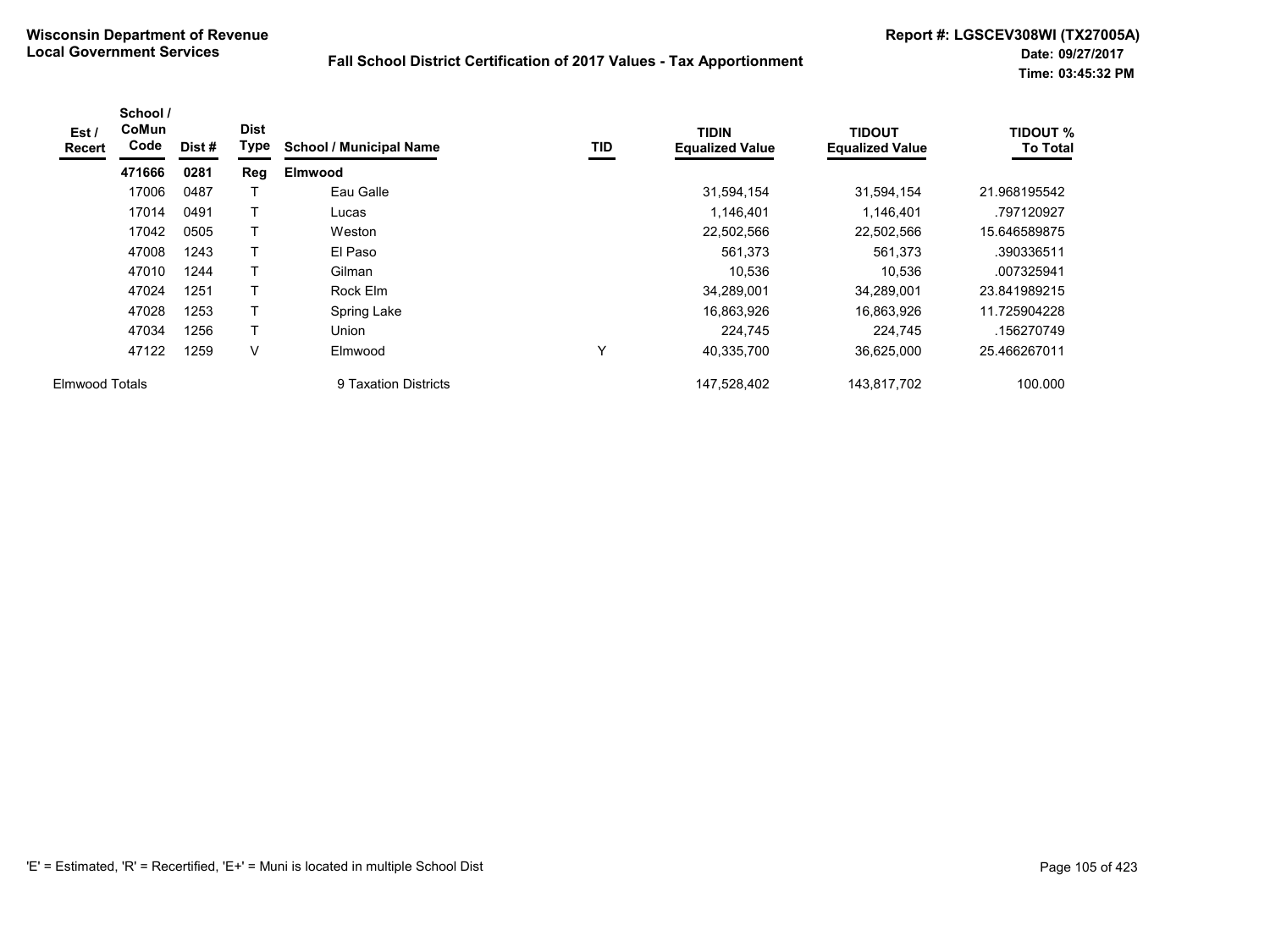**Wisconsin Department of Revenue**
**Local Government Services**

## Fall School District Certification of 2017 Values - Tax Apportionment

**Report #: LGSCEV308WI (TX27005A)**
**Date: 09/27/2017**
**Time: 03:45:32 PM**

| Est / Recert | School / CoMun Code | Dist # | Dist Type | School / Municipal Name | TID | TIDIN Equalized Value | TIDOUT Equalized Value | TIDOUT % To Total |
|---|---|---|---|---|---|---|---|---|
| | **471666** | **0281** | **Reg** | **Elmwood** | | | | |
| | 17006 | 0487 | T | Eau Galle | | 31,594,154 | 31,594,154 | 21.968195542 |
| | 17014 | 0491 | T | Lucas | | 1,146,401 | 1,146,401 | .797120927 |
| | 17042 | 0505 | T | Weston | | 22,502,566 | 22,502,566 | 15.646589875 |
| | 47008 | 1243 | T | El Paso | | 561,373 | 561,373 | .390336511 |
| | 47010 | 1244 | T | Gilman | | 10,536 | 10,536 | .007325941 |
| | 47024 | 1251 | T | Rock Elm | | 34,289,001 | 34,289,001 | 23.841989215 |
| | 47028 | 1253 | T | Spring Lake | | 16,863,926 | 16,863,926 | 11.725904228 |
| | 47034 | 1256 | T | Union | | 224,745 | 224,745 | .156270749 |
| | 47122 | 1259 | V | Elmwood | Y | 40,335,700 | 36,625,000 | 25.466267011 |
| Elmwood Totals | | | | 9 Taxation Districts | | 147,528,402 | 143,817,702 | 100.000 |

'E' = Estimated, 'R' = Recertified, 'E+' = Muni is located in multiple School Dist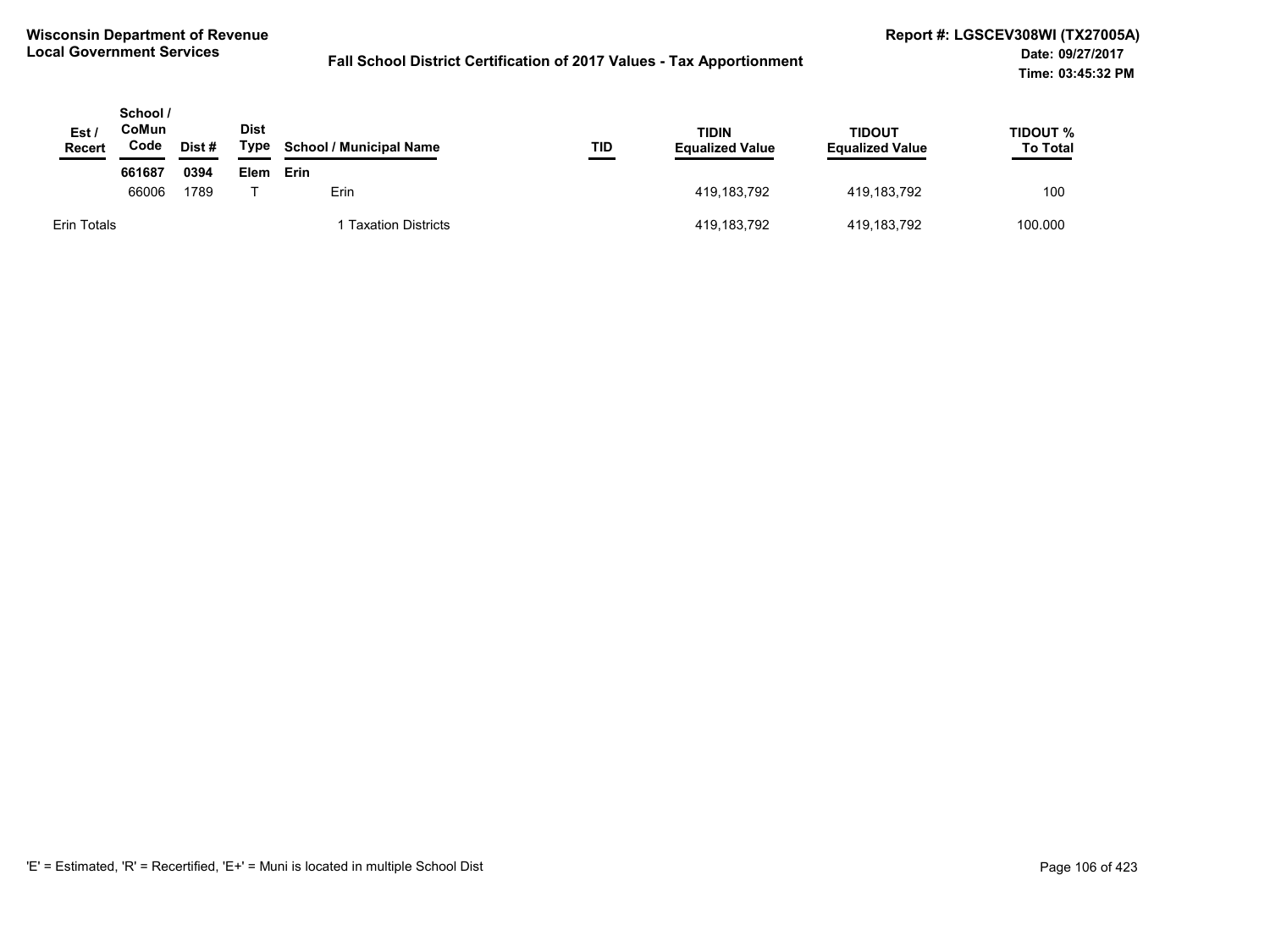**Wisconsin Department of Revenue**
**Local Government Services**

**Fall School District Certification of 2017 Values - Tax Apportionment**

**Report #: LGSCEV308WI (TX27005A)**
**Date: 09/27/2017**
**Time: 03:45:32 PM**

| Est / Recert | School / CoMun Code | Dist # | Dist Type | School / Municipal Name | TID | TIDIN Equalized Value | TIDOUT Equalized Value | TIDOUT % To Total |
|---|---|---|---|---|---|---|---|---|
| | **661687** | **0394** | **Elem** | **Erin** | | | | |
| | 66006 | 1789 | T | Erin | | 419,183,792 | 419,183,792 | 100 |
| Erin Totals | | | | 1 Taxation Districts | | 419,183,792 | 419,183,792 | 100.000 |

'E' = Estimated, 'R' = Recertified, 'E+' = Muni is located in multiple School Dist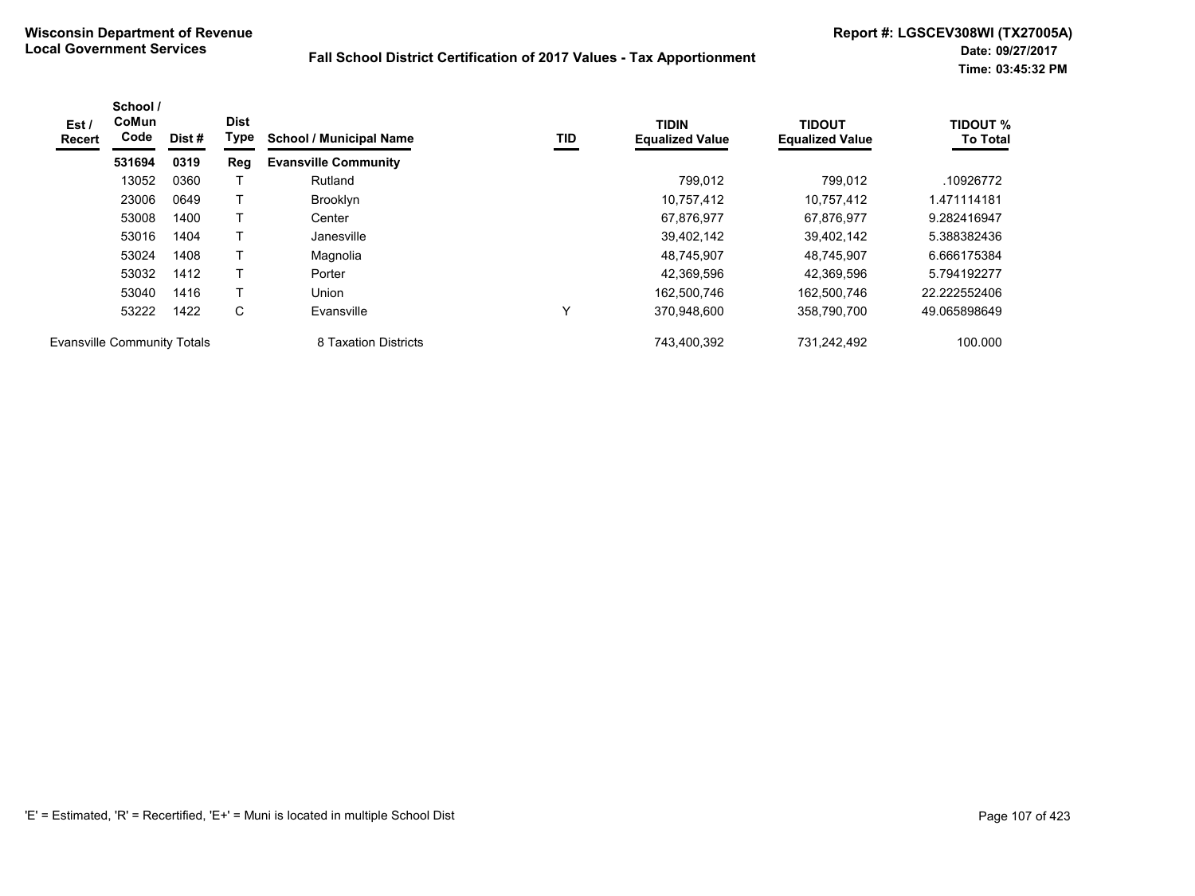**Wisconsin Department of Revenue**
**Local Government Services**

**Fall School District Certification of 2017 Values - Tax Apportionment**

**Report #: LGSCEV308WI (TX27005A)**
**Date: 09/27/2017**
**Time: 03:45:32 PM**

| Est / Recert | School / CoMun Code | Dist # | Dist Type | School / Municipal Name | TID | TIDIN Equalized Value | TIDOUT Equalized Value | TIDOUT % To Total |
|---|---|---|---|---|---|---|---|---|
| | **531694** | **0319** | **Reg** | **Evansville Community** | | | | |
| | 13052 | 0360 | T | Rutland | | 799,012 | 799,012 | .10926772 |
| | 23006 | 0649 | T | Brooklyn | | 10,757,412 | 10,757,412 | 1.471114181 |
| | 53008 | 1400 | T | Center | | 67,876,977 | 67,876,977 | 9.282416947 |
| | 53016 | 1404 | T | Janesville | | 39,402,142 | 39,402,142 | 5.388382436 |
| | 53024 | 1408 | T | Magnolia | | 48,745,907 | 48,745,907 | 6.666175384 |
| | 53032 | 1412 | T | Porter | | 42,369,596 | 42,369,596 | 5.794192277 |
| | 53040 | 1416 | T | Union | | 162,500,746 | 162,500,746 | 22.222552406 |
| | 53222 | 1422 | C | Evansville | Y | 370,948,600 | 358,790,700 | 49.065898649 |
| Evansville Community Totals | | | | 8 Taxation Districts | | 743,400,392 | 731,242,492 | 100.000 |

'E' = Estimated, 'R' = Recertified, 'E+' = Muni is located in multiple School Dist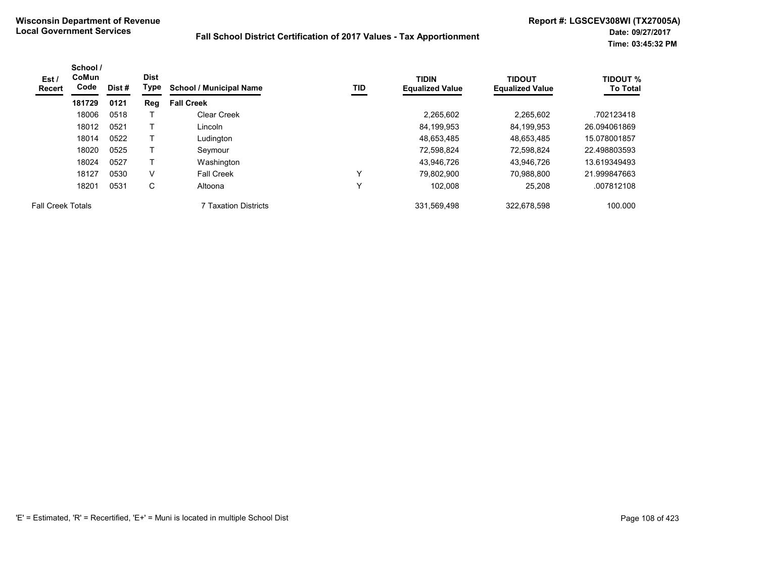**Wisconsin Department of Revenue**
**Local Government Services**

**Fall School District Certification of 2017 Values - Tax Apportionment**

**Report #: LGSCEV308WI (TX27005A)**
**Date: 09/27/2017**
**Time: 03:45:32 PM**

| Est / Recert | School / CoMun Code | Dist # | Dist Type | School / Municipal Name | TID | TIDIN Equalized Value | TIDOUT Equalized Value | TIDOUT % To Total |
|---|---|---|---|---|---|---|---|---|
| | **181729** | **0121** | **Reg** | **Fall Creek** | | | | |
| | 18006 | 0518 | T | Clear Creek | | 2,265,602 | 2,265,602 | .702123418 |
| | 18012 | 0521 | T | Lincoln | | 84,199,953 | 84,199,953 | 26.094061869 |
| | 18014 | 0522 | T | Ludington | | 48,653,485 | 48,653,485 | 15.078001857 |
| | 18020 | 0525 | T | Seymour | | 72,598,824 | 72,598,824 | 22.498803593 |
| | 18024 | 0527 | T | Washington | | 43,946,726 | 43,946,726 | 13.619349493 |
| | 18127 | 0530 | V | Fall Creek | Y | 79,802,900 | 70,988,800 | 21.999847663 |
| | 18201 | 0531 | C | Altoona | Y | 102,008 | 25,208 | .007812108 |
| Fall Creek Totals | | | | 7 Taxation Districts | | 331,569,498 | 322,678,598 | 100.000 |

'E' = Estimated, 'R' = Recertified, 'E+' = Muni is located in multiple School Dist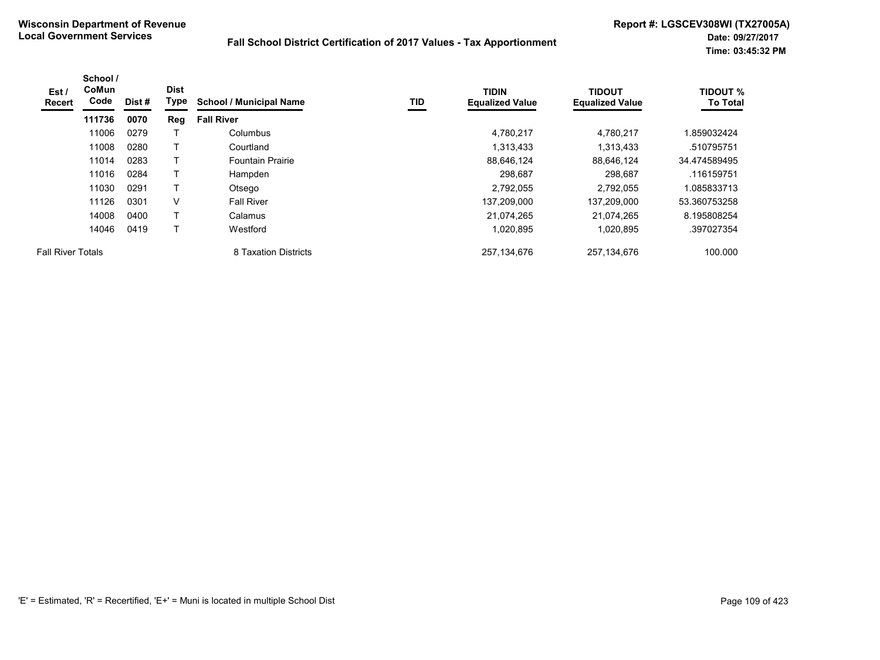**Wisconsin Department of Revenue**
**Local Government Services**

**Fall School District Certification of 2017 Values - Tax Apportionment**

**Report #: LGSCEV308WI (TX27005A)**
**Date: 09/27/2017**
**Time: 03:45:32 PM**

| Est / Recert | School / CoMun Code | Dist # | Dist Type | School / Municipal Name | TID | TIDIN Equalized Value | TIDOUT Equalized Value | TIDOUT % To Total |
|---|---|---|---|---|---|---|---|---|
| | **111736** | **0070** | **Reg** | **Fall River** | | | | |
| | 11006 | 0279 | T | Columbus | | 4,780,217 | 4,780,217 | 1.859032424 |
| | 11008 | 0280 | T | Courtland | | 1,313,433 | 1,313,433 | .510795751 |
| | 11014 | 0283 | T | Fountain Prairie | | 88,646,124 | 88,646,124 | 34.474589495 |
| | 11016 | 0284 | T | Hampden | | 298,687 | 298,687 | .116159751 |
| | 11030 | 0291 | T | Otsego | | 2,792,055 | 2,792,055 | 1.085833713 |
| | 11126 | 0301 | V | Fall River | | 137,209,000 | 137,209,000 | 53.360753258 |
| | 14008 | 0400 | T | Calamus | | 21,074,265 | 21,074,265 | 8.195808254 |
| | 14046 | 0419 | T | Westford | | 1,020,895 | 1,020,895 | .397027354 |
| Fall River Totals | | | | 8 Taxation Districts | | 257,134,676 | 257,134,676 | 100.000 |

'E' = Estimated, 'R' = Recertified, 'E+' = Muni is located in multiple School Dist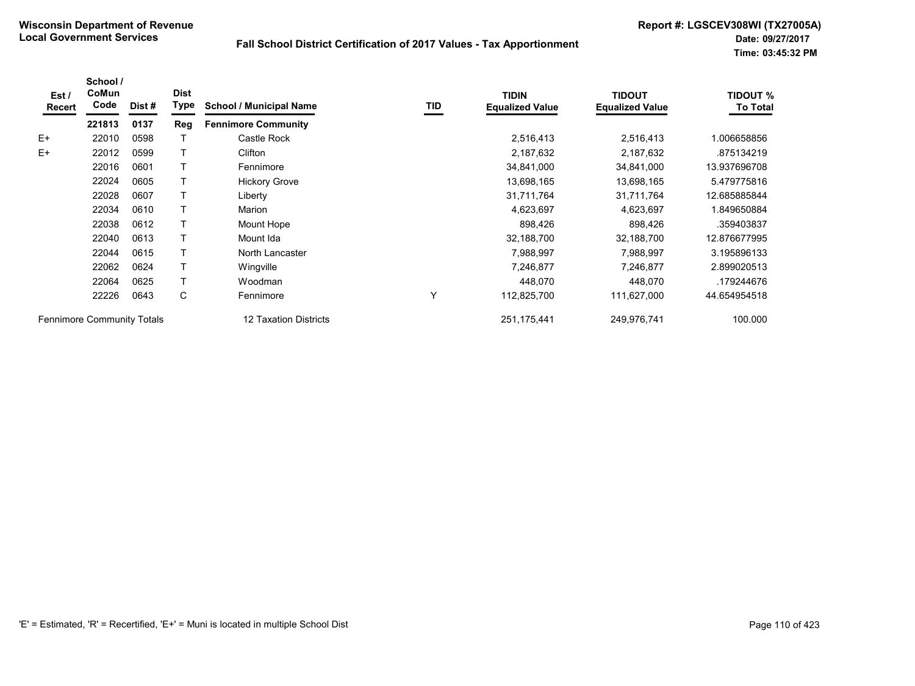**Wisconsin Department of Revenue**
**Local Government Services**

**Fall School District Certification of 2017 Values - Tax Apportionment**

**Report #: LGSCEV308WI (TX27005A)**
**Date: 09/27/2017**
**Time: 03:45:32 PM**

| Est / Recert | School / CoMun Code | Dist # | Dist Type | School / Municipal Name | TID | TIDIN Equalized Value | TIDOUT Equalized Value | TIDOUT % To Total |
|---|---|---|---|---|---|---|---|---|
| | **221813** | **0137** | **Reg** | **Fennimore Community** | | | | |
| E+ | 22010 | 0598 | T | Castle Rock | | 2,516,413 | 2,516,413 | 1.006658856 |
| E+ | 22012 | 0599 | T | Clifton | | 2,187,632 | 2,187,632 | .875134219 |
| | 22016 | 0601 | T | Fennimore | | 34,841,000 | 34,841,000 | 13.937696708 |
| | 22024 | 0605 | T | Hickory Grove | | 13,698,165 | 13,698,165 | 5.479775816 |
| | 22028 | 0607 | T | Liberty | | 31,711,764 | 31,711,764 | 12.685885844 |
| | 22034 | 0610 | T | Marion | | 4,623,697 | 4,623,697 | 1.849650884 |
| | 22038 | 0612 | T | Mount Hope | | 898,426 | 898,426 | .359403837 |
| | 22040 | 0613 | T | Mount Ida | | 32,188,700 | 32,188,700 | 12.876677995 |
| | 22044 | 0615 | T | North Lancaster | | 7,988,997 | 7,988,997 | 3.195896133 |
| | 22062 | 0624 | T | Wingville | | 7,246,877 | 7,246,877 | 2.899020513 |
| | 22064 | 0625 | T | Woodman | | 448,070 | 448,070 | .179244676 |
| | 22226 | 0643 | C | Fennimore | Y | 112,825,700 | 111,627,000 | 44.654954518 |
| Fennimore Community Totals | | | | 12 Taxation Districts | | 251,175,441 | 249,976,741 | 100.000 |

'E' = Estimated, 'R' = Recertified, 'E+' = Muni is located in multiple School Dist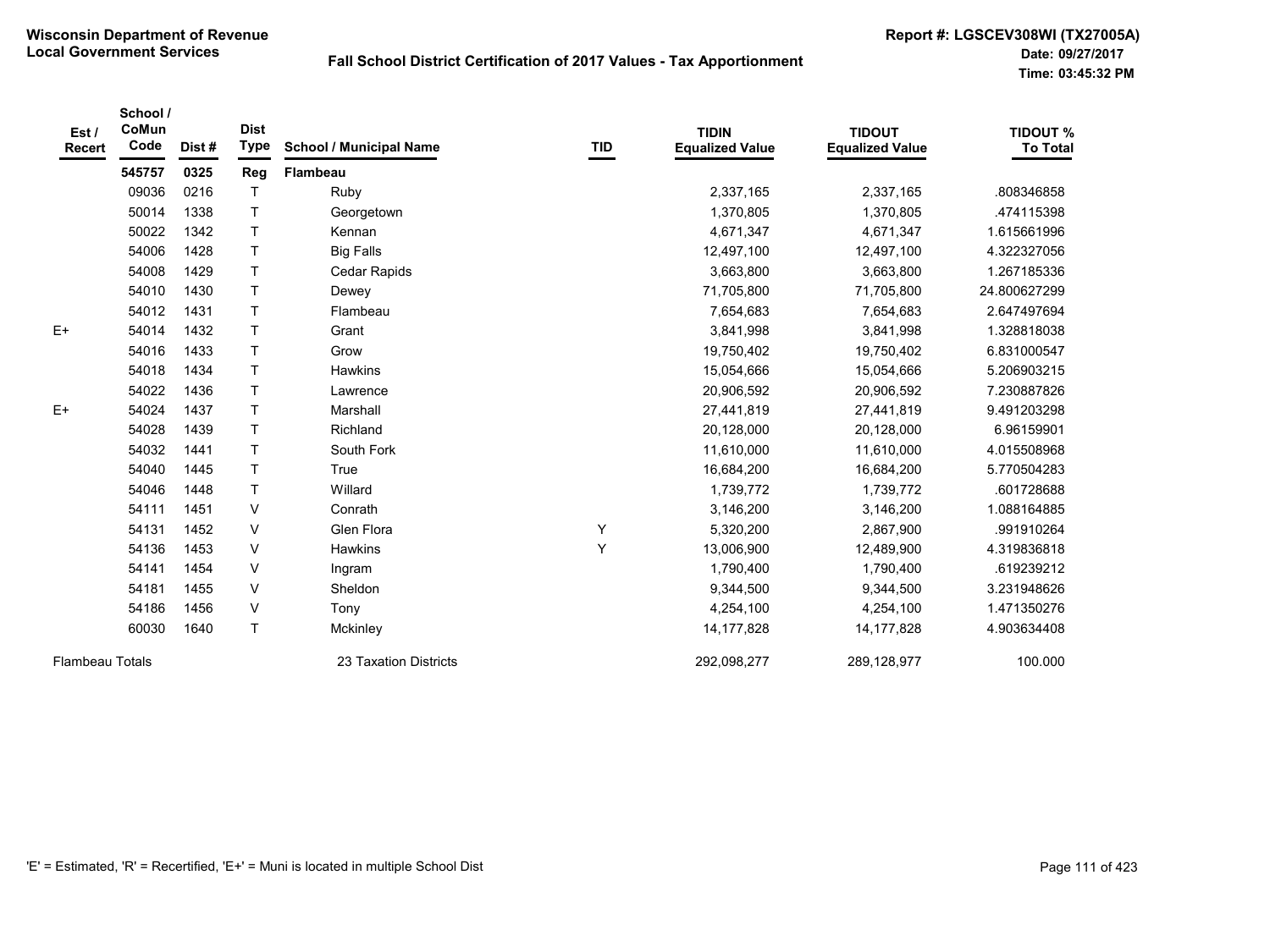**Wisconsin Department of Revenue**
**Local Government Services**

**Fall School District Certification of 2017 Values - Tax Apportionment**

**Report #: LGSCEV308WI (TX27005A)**
**Date: 09/27/2017**
**Time: 03:45:32 PM**

| Est / Recert | School / CoMun Code | Dist # | Dist Type | School / Municipal Name | TID | TIDIN Equalized Value | TIDOUT Equalized Value | TIDOUT % To Total |
|---|---|---|---|---|---|---|---|---|
| | **545757** | **0325** | **Reg** | **Flambeau** | | | | |
| | 09036 | 0216 | T | Ruby | | 2,337,165 | 2,337,165 | .808346858 |
| | 50014 | 1338 | T | Georgetown | | 1,370,805 | 1,370,805 | .474115398 |
| | 50022 | 1342 | T | Kennan | | 4,671,347 | 4,671,347 | 1.615661996 |
| | 54006 | 1428 | T | Big Falls | | 12,497,100 | 12,497,100 | 4.322327056 |
| | 54008 | 1429 | T | Cedar Rapids | | 3,663,800 | 3,663,800 | 1.267185336 |
| | 54010 | 1430 | T | Dewey | | 71,705,800 | 71,705,800 | 24.800627299 |
| | 54012 | 1431 | T | Flambeau | | 7,654,683 | 7,654,683 | 2.647497694 |
| E+ | 54014 | 1432 | T | Grant | | 3,841,998 | 3,841,998 | 1.328818038 |
| | 54016 | 1433 | T | Grow | | 19,750,402 | 19,750,402 | 6.831000547 |
| | 54018 | 1434 | T | Hawkins | | 15,054,666 | 15,054,666 | 5.206903215 |
| | 54022 | 1436 | T | Lawrence | | 20,906,592 | 20,906,592 | 7.230887826 |
| E+ | 54024 | 1437 | T | Marshall | | 27,441,819 | 27,441,819 | 9.491203298 |
| | 54028 | 1439 | T | Richland | | 20,128,000 | 20,128,000 | 6.96159901 |
| | 54032 | 1441 | T | South Fork | | 11,610,000 | 11,610,000 | 4.015508968 |
| | 54040 | 1445 | T | True | | 16,684,200 | 16,684,200 | 5.770504283 |
| | 54046 | 1448 | T | Willard | | 1,739,772 | 1,739,772 | .601728688 |
| | 54111 | 1451 | V | Conrath | | 3,146,200 | 3,146,200 | 1.088164885 |
| | 54131 | 1452 | V | Glen Flora | Y | 5,320,200 | 2,867,900 | .991910264 |
| | 54136 | 1453 | V | Hawkins | Y | 13,006,900 | 12,489,900 | 4.319836818 |
| | 54141 | 1454 | V | Ingram | | 1,790,400 | 1,790,400 | .619239212 |
| | 54181 | 1455 | V | Sheldon | | 9,344,500 | 9,344,500 | 3.231948626 |
| | 54186 | 1456 | V | Tony | | 4,254,100 | 4,254,100 | 1.471350276 |
| | 60030 | 1640 | T | Mckinley | | 14,177,828 | 14,177,828 | 4.903634408 |
| Flambeau Totals | | | | 23 Taxation Districts | | 292,098,277 | 289,128,977 | 100.000 |

'E' = Estimated, 'R' = Recertified, 'E+' = Muni is located in multiple School Dist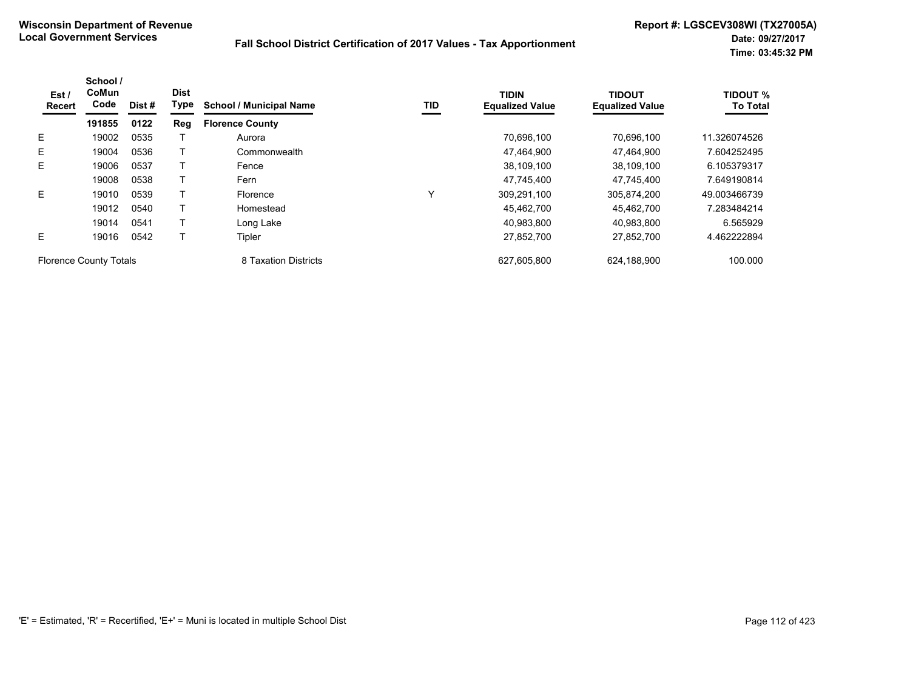**Wisconsin Department of Revenue**
**Local Government Services**

**Fall School District Certification of 2017 Values - Tax Apportionment**

**Report #: LGSCEV308WI (TX27005A)**
**Date: 09/27/2017**
**Time: 03:45:32 PM**

| Est / Recert | School / CoMun Code | Dist # | Dist Type | School / Municipal Name | TID | TIDIN Equalized Value | TIDOUT Equalized Value | TIDOUT % To Total |
|---|---|---|---|---|---|---|---|---|
| | **191855** | **0122** | **Reg** | **Florence County** | | | | |
| E | 19002 | 0535 | T | Aurora | | 70,696,100 | 70,696,100 | 11.326074526 |
| E | 19004 | 0536 | T | Commonwealth | | 47,464,900 | 47,464,900 | 7.604252495 |
| E | 19006 | 0537 | T | Fence | | 38,109,100 | 38,109,100 | 6.105379317 |
| | 19008 | 0538 | T | Fern | | 47,745,400 | 47,745,400 | 7.649190814 |
| E | 19010 | 0539 | T | Florence | Y | 309,291,100 | 305,874,200 | 49.003466739 |
| | 19012 | 0540 | T | Homestead | | 45,462,700 | 45,462,700 | 7.283484214 |
| | 19014 | 0541 | T | Long Lake | | 40,983,800 | 40,983,800 | 6.565929 |
| E | 19016 | 0542 | T | Tipler | | 27,852,700 | 27,852,700 | 4.462222894 |
| Florence County Totals | | | | 8 Taxation Districts | | 627,605,800 | 624,188,900 | 100.000 |

'E' = Estimated, 'R' = Recertified, 'E+' = Muni is located in multiple School Dist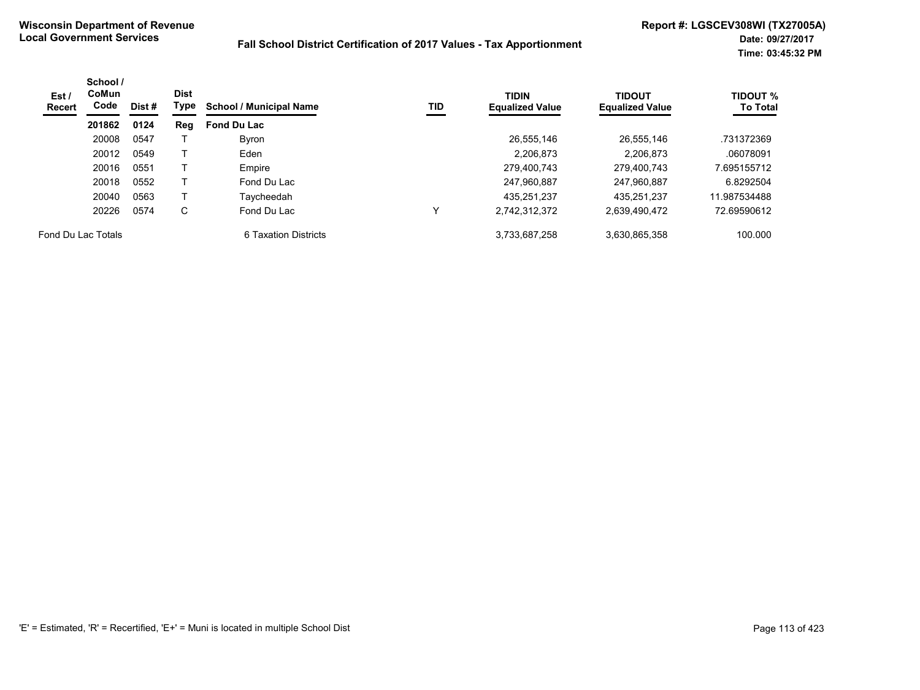**Wisconsin Department of Revenue**
**Local Government Services**

**Fall School District Certification of 2017 Values - Tax Apportionment**

**Report #: LGSCEV308WI (TX27005A)**
**Date: 09/27/2017**
**Time: 03:45:32 PM**

| Est / Recert | School / CoMun Code | Dist # | Dist Type | School / Municipal Name | TID | TIDIN Equalized Value | TIDOUT Equalized Value | TIDOUT % To Total |
|---|---|---|---|---|---|---|---|---|
| | **201862** | **0124** | **Reg** | **Fond Du Lac** | | | | |
| | 20008 | 0547 | T | Byron | | 26,555,146 | 26,555,146 | .731372369 |
| | 20012 | 0549 | T | Eden | | 2,206,873 | 2,206,873 | .06078091 |
| | 20016 | 0551 | T | Empire | | 279,400,743 | 279,400,743 | 7.695155712 |
| | 20018 | 0552 | T | Fond Du Lac | | 247,960,887 | 247,960,887 | 6.8292504 |
| | 20040 | 0563 | T | Taycheedah | | 435,251,237 | 435,251,237 | 11.987534488 |
| | 20226 | 0574 | C | Fond Du Lac | Y | 2,742,312,372 | 2,639,490,472 | 72.69590612 |
| Fond Du Lac Totals | | | | 6 Taxation Districts | | 3,733,687,258 | 3,630,865,358 | 100.000 |

'E' = Estimated, 'R' = Recertified, 'E+' = Muni is located in multiple School Dist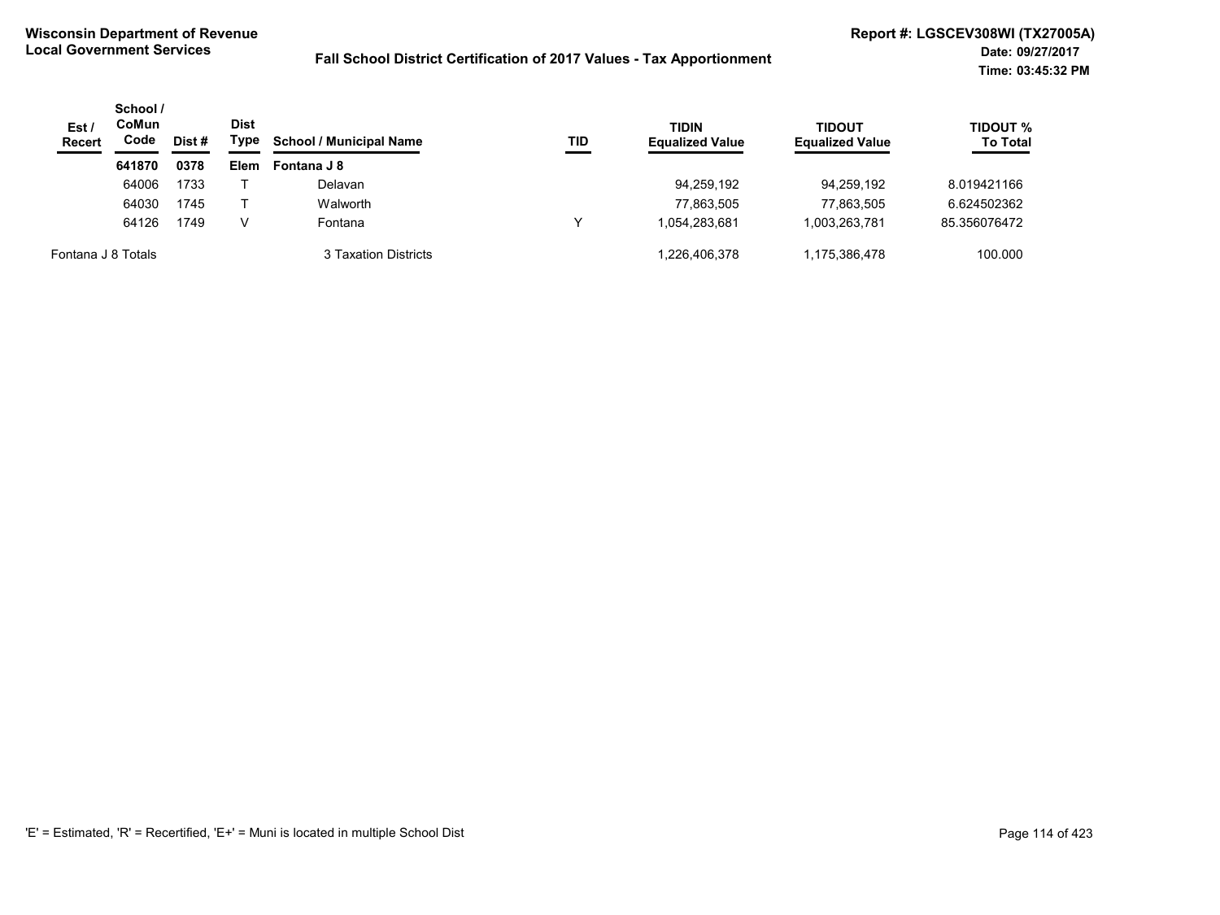**Wisconsin Department of Revenue**
**Local Government Services**

**Fall School District Certification of 2017 Values - Tax Apportionment**

**Report #: LGSCEV308WI (TX27005A)**
**Date: 09/27/2017**
**Time: 03:45:32 PM**

| Est / Recert | School / CoMun Code | Dist # | Dist Type | School / Municipal Name | TID | TIDIN Equalized Value | TIDOUT Equalized Value | TIDOUT % To Total |
|---|---|---|---|---|---|---|---|---|
| | **641870** | **0378** | **Elem** | **Fontana J 8** | | | | |
| | 64006 | 1733 | T | Delavan | | 94,259,192 | 94,259,192 | 8.019421166 |
| | 64030 | 1745 | T | Walworth | | 77,863,505 | 77,863,505 | 6.624502362 |
| | 64126 | 1749 | V | Fontana | Y | 1,054,283,681 | 1,003,263,781 | 85.356076472 |
| Fontana J 8 Totals | | | | 3 Taxation Districts | | 1,226,406,378 | 1,175,386,478 | 100.000 |

'E' = Estimated, 'R' = Recertified, 'E+' = Muni is located in multiple School Dist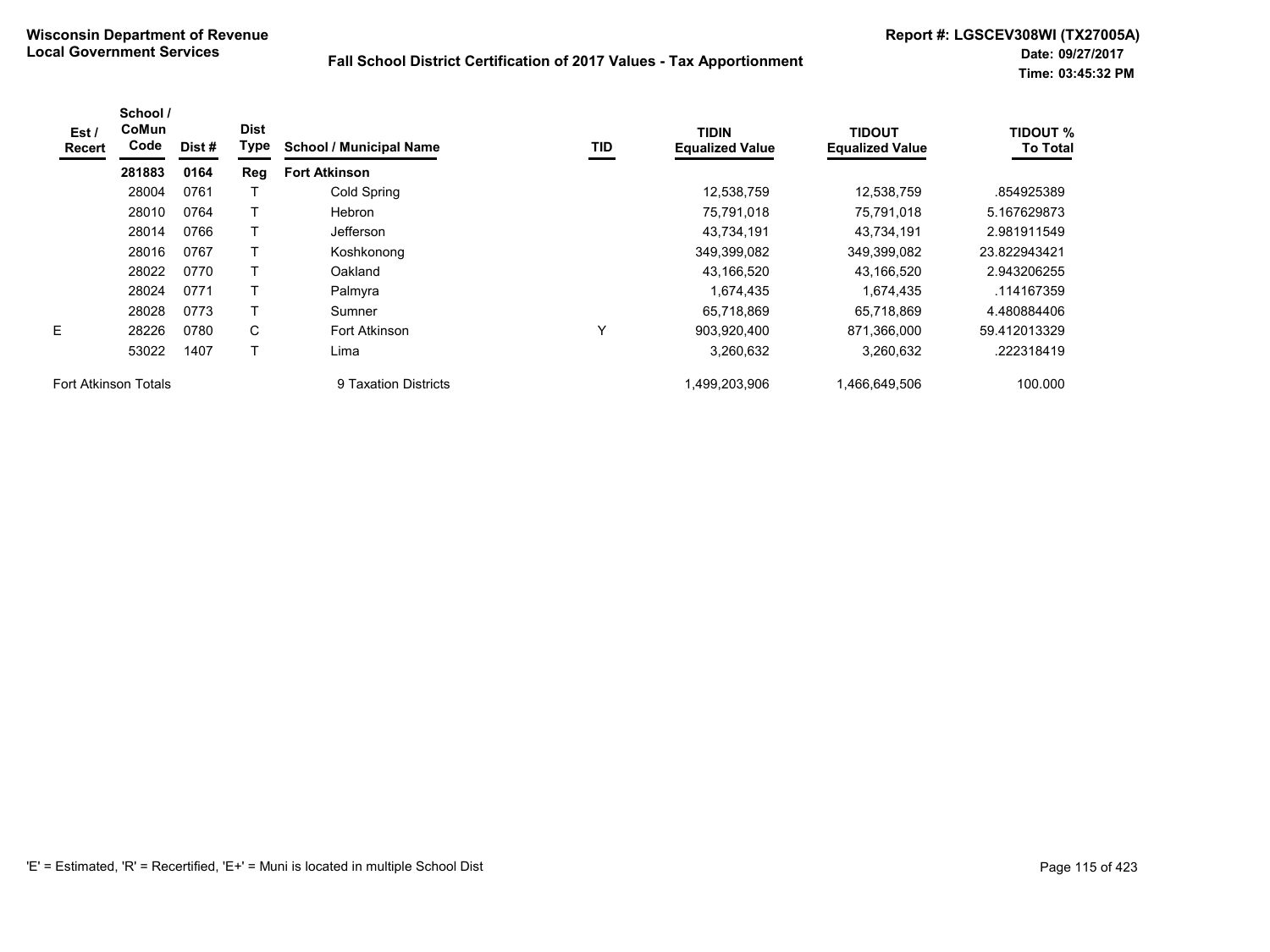**Wisconsin Department of Revenue**
**Local Government Services**

**Fall School District Certification of 2017 Values - Tax Apportionment**

**Report #: LGSCEV308WI (TX27005A)**
**Date: 09/27/2017**
**Time: 03:45:32 PM**

| Est / Recert | School / CoMun Code | Dist # | Dist Type | School / Municipal Name | TID | TIDIN Equalized Value | TIDOUT Equalized Value | TIDOUT % To Total |
|---|---|---|---|---|---|---|---|---|
| | **281883** | **0164** | **Reg** | **Fort Atkinson** | | | | |
| | 28004 | 0761 | T | Cold Spring | | 12,538,759 | 12,538,759 | .854925389 |
| | 28010 | 0764 | T | Hebron | | 75,791,018 | 75,791,018 | 5.167629873 |
| | 28014 | 0766 | T | Jefferson | | 43,734,191 | 43,734,191 | 2.981911549 |
| | 28016 | 0767 | T | Koshkonong | | 349,399,082 | 349,399,082 | 23.822943421 |
| | 28022 | 0770 | T | Oakland | | 43,166,520 | 43,166,520 | 2.943206255 |
| | 28024 | 0771 | T | Palmyra | | 1,674,435 | 1,674,435 | .114167359 |
| | 28028 | 0773 | T | Sumner | | 65,718,869 | 65,718,869 | 4.480884406 |
| E | 28226 | 0780 | C | Fort Atkinson | Y | 903,920,400 | 871,366,000 | 59.412013329 |
| | 53022 | 1407 | T | Lima | | 3,260,632 | 3,260,632 | .222318419 |
| Fort Atkinson Totals | | | | 9 Taxation Districts | | 1,499,203,906 | 1,466,649,506 | 100.000 |

'E' = Estimated, 'R' = Recertified, 'E+' = Muni is located in multiple School Dist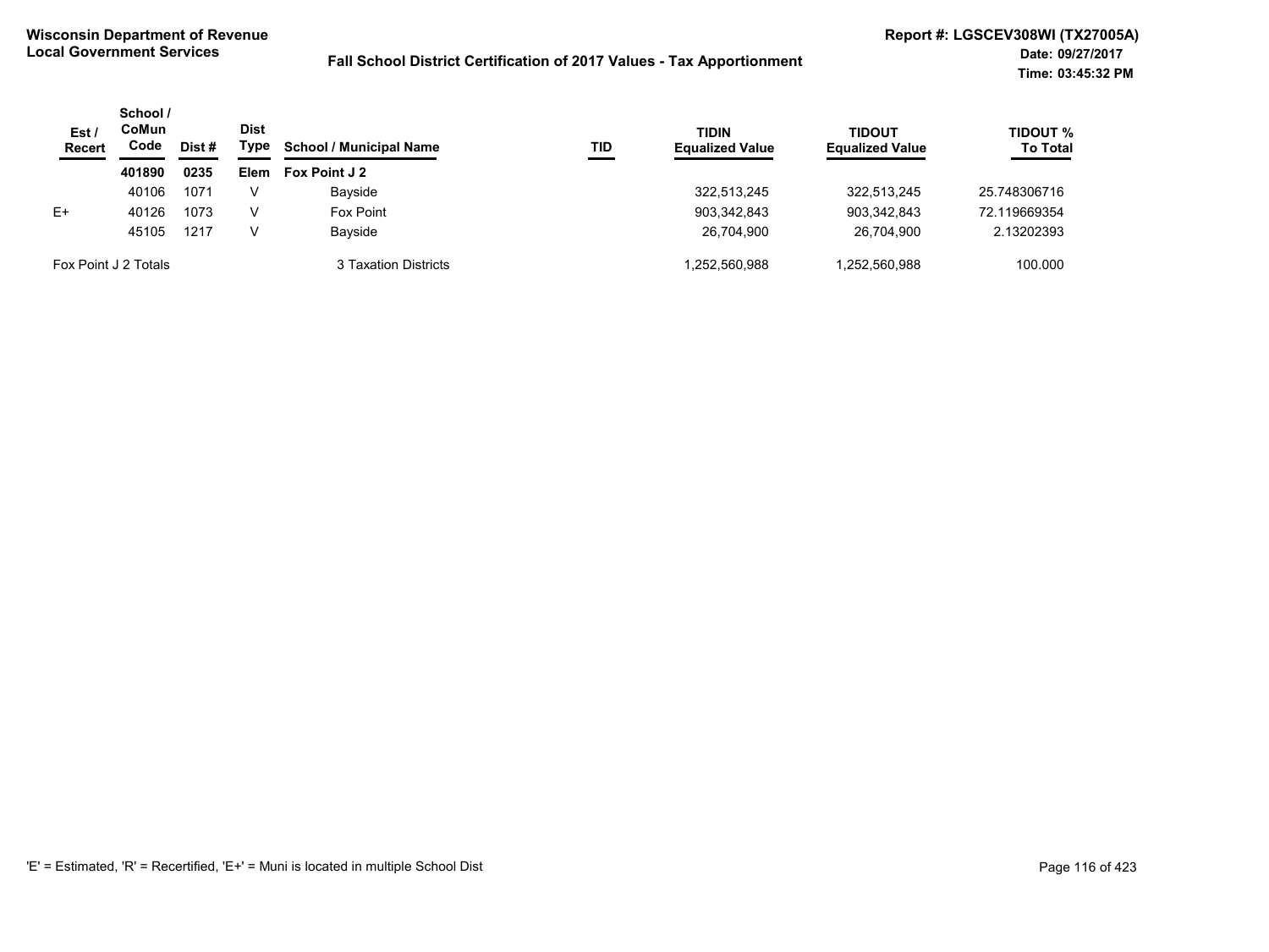**Wisconsin Department of Revenue**
**Local Government Services**

**Fall School District Certification of 2017 Values - Tax Apportionment**

**Report #: LGSCEV308WI (TX27005A)**
**Date: 09/27/2017**
**Time: 03:45:32 PM**

| Est / Recert | School / CoMun Code | Dist # | Dist Type | School / Municipal Name | TID | TIDIN Equalized Value | TIDOUT Equalized Value | TIDOUT % To Total |
|---|---|---|---|---|---|---|---|---|
| | **401890** | **0235** | **Elem** | **Fox Point J 2** | | | | |
| | 40106 | 1071 | V | Bayside | | 322,513,245 | 322,513,245 | 25.748306716 |
| E+ | 40126 | 1073 | V | Fox Point | | 903,342,843 | 903,342,843 | 72.119669354 |
| | 45105 | 1217 | V | Bayside | | 26,704,900 | 26,704,900 | 2.13202393 |
| Fox Point J 2 Totals | | | | 3 Taxation Districts | | 1,252,560,988 | 1,252,560,988 | 100.000 |

'E' = Estimated, 'R' = Recertified, 'E+' = Muni is located in multiple School Dist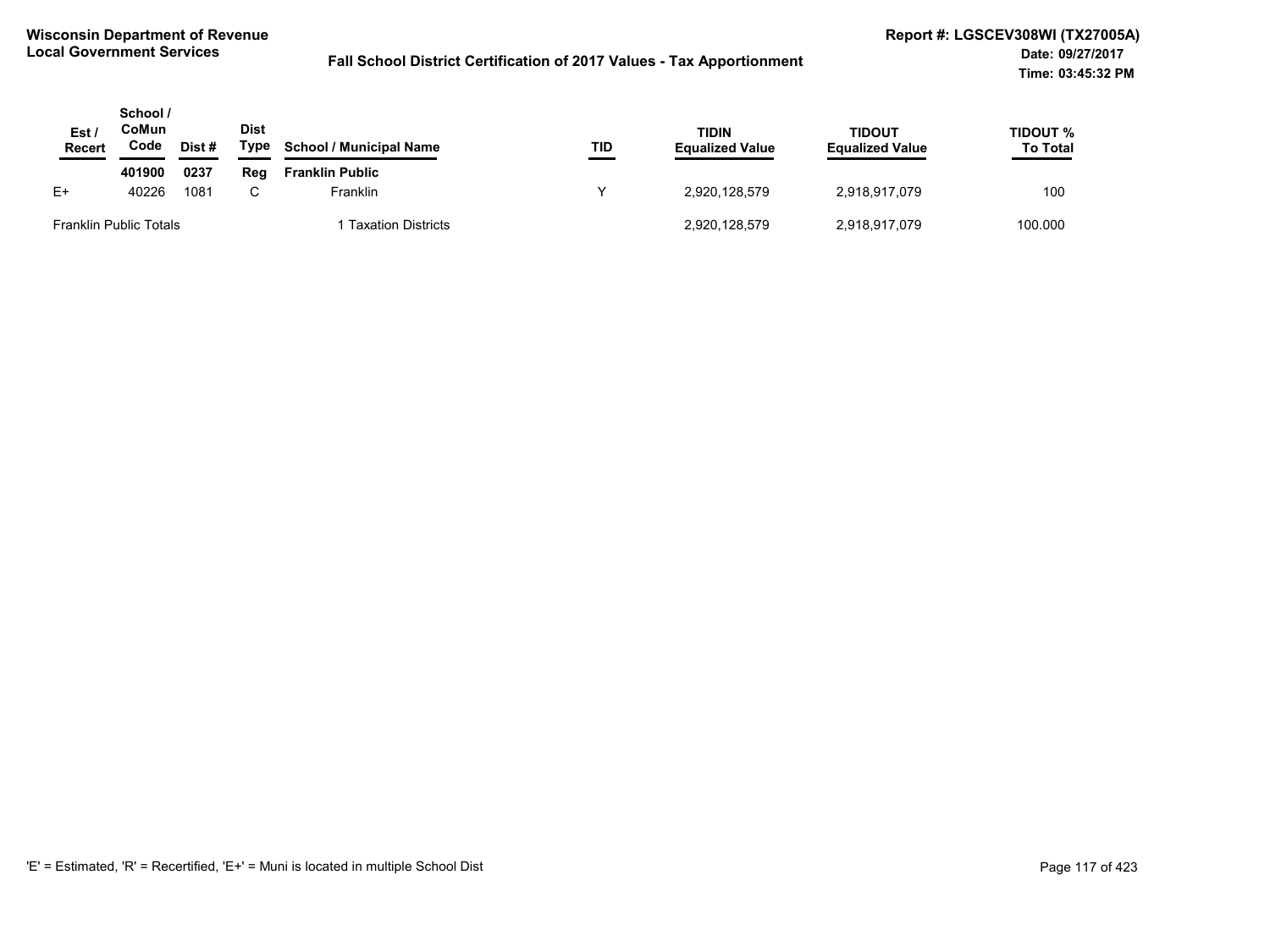**Wisconsin Department of Revenue**
**Local Government Services**

**Fall School District Certification of 2017 Values - Tax Apportionment**

**Report #: LGSCEV308WI (TX27005A)**
**Date: 09/27/2017**
**Time: 03:45:32 PM**

| Est / Recert | School / CoMun Code | Dist # | Dist Type | School / Municipal Name | TID | TIDIN Equalized Value | TIDOUT Equalized Value | TIDOUT % To Total |
|---|---|---|---|---|---|---|---|---|
| | **401900** | **0237** | **Reg** | **Franklin Public** | | | | |
| E+ | 40226 | 1081 | C | Franklin | Y | 2,920,128,579 | 2,918,917,079 | 100 |
| Franklin Public Totals | | | | 1 Taxation Districts | | 2,920,128,579 | 2,918,917,079 | 100.000 |

'E' = Estimated, 'R' = Recertified, 'E+' = Muni is located in multiple School Dist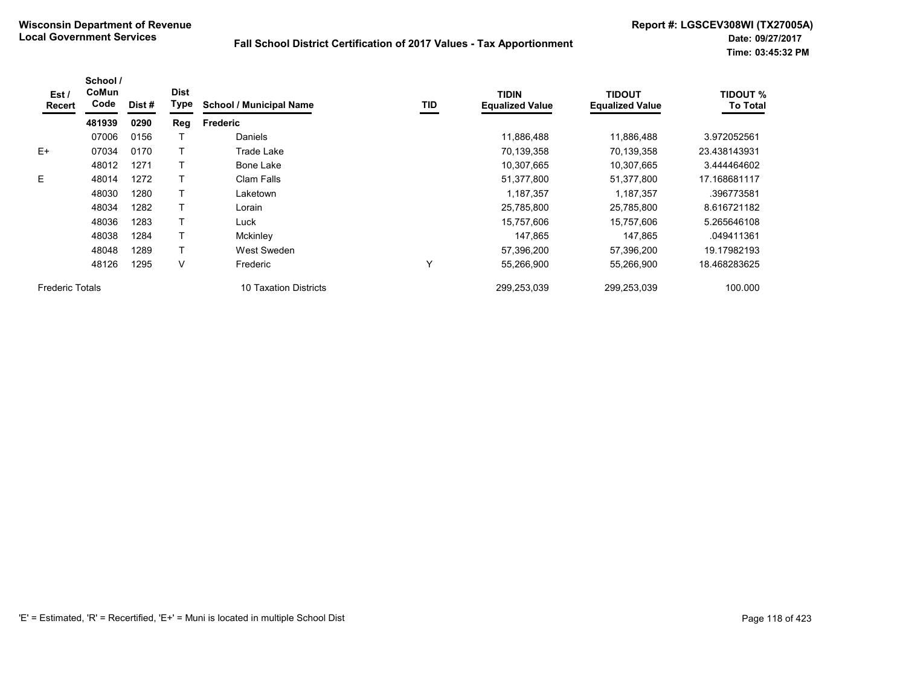**Wisconsin Department of Revenue**
**Local Government Services**

**Fall School District Certification of 2017 Values - Tax Apportionment**

**Report #: LGSCEV308WI (TX27005A)**
**Date: 09/27/2017**
**Time: 03:45:32 PM**

| Est / Recert | School / CoMun Code | Dist # | Dist Type | School / Municipal Name | TID | TIDIN Equalized Value | TIDOUT Equalized Value | TIDOUT % To Total |
|---|---|---|---|---|---|---|---|---|
| | **481939** | **0290** | **Reg** | **Frederic** | | | | |
| | 07006 | 0156 | T | Daniels | | 11,886,488 | 11,886,488 | 3.972052561 |
| E+ | 07034 | 0170 | T | Trade Lake | | 70,139,358 | 70,139,358 | 23.438143931 |
| | 48012 | 1271 | T | Bone Lake | | 10,307,665 | 10,307,665 | 3.444464602 |
| E | 48014 | 1272 | T | Clam Falls | | 51,377,800 | 51,377,800 | 17.168681117 |
| | 48030 | 1280 | T | Laketown | | 1,187,357 | 1,187,357 | .396773581 |
| | 48034 | 1282 | T | Lorain | | 25,785,800 | 25,785,800 | 8.616721182 |
| | 48036 | 1283 | T | Luck | | 15,757,606 | 15,757,606 | 5.265646108 |
| | 48038 | 1284 | T | Mckinley | | 147,865 | 147,865 | .049411361 |
| | 48048 | 1289 | T | West Sweden | | 57,396,200 | 57,396,200 | 19.17982193 |
| | 48126 | 1295 | V | Frederic | Y | 55,266,900 | 55,266,900 | 18.468283625 |
| Frederic Totals | | | | 10 Taxation Districts | | 299,253,039 | 299,253,039 | 100.000 |

'E' = Estimated, 'R' = Recertified, 'E+' = Muni is located in multiple School Dist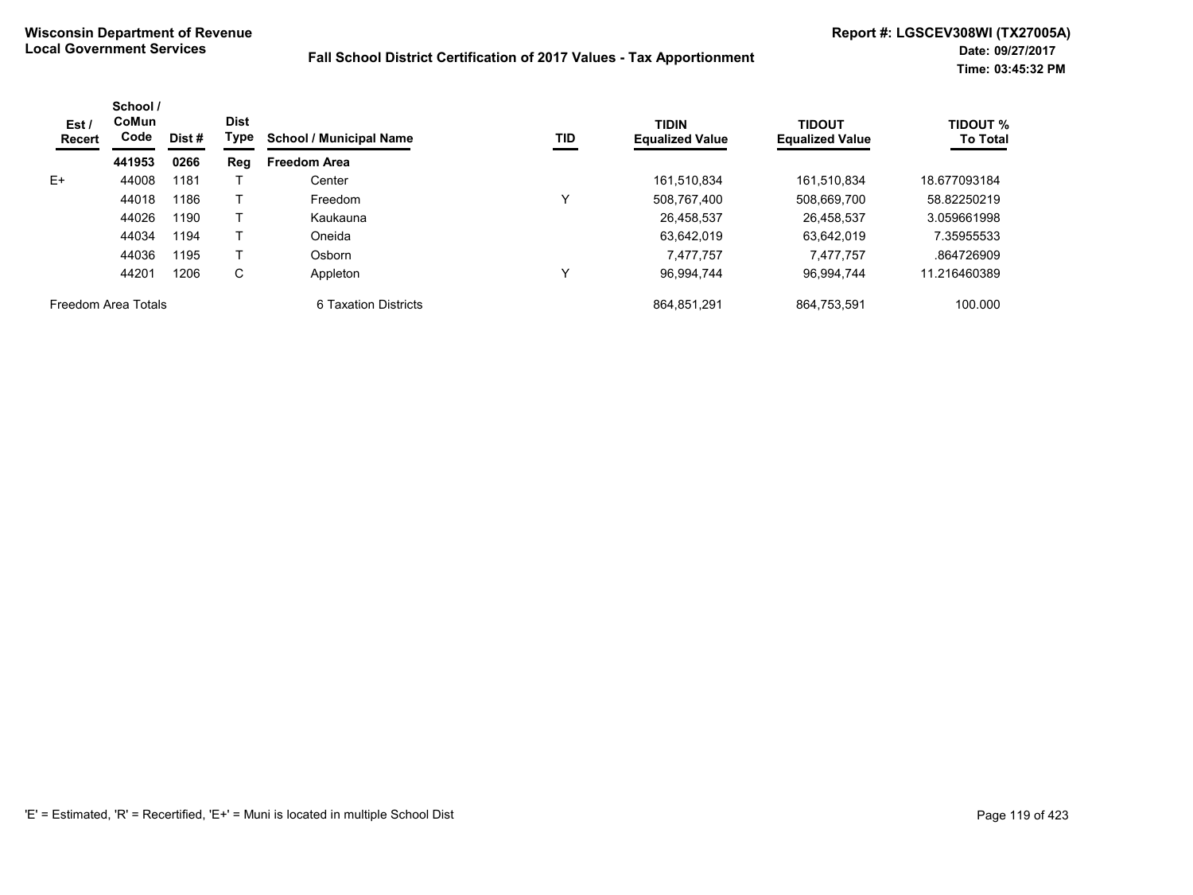**Wisconsin Department of Revenue**
**Local Government Services**

**Fall School District Certification of 2017 Values - Tax Apportionment**

**Report #: LGSCEV308WI (TX27005A)**
**Date: 09/27/2017**
**Time: 03:45:32 PM**

| Est / Recert | School / CoMun Code | Dist # | Dist Type | School / Municipal Name | TID | TIDIN Equalized Value | TIDOUT Equalized Value | TIDOUT % To Total |
|---|---|---|---|---|---|---|---|---|
| | **441953** | **0266** | **Reg** | **Freedom Area** | | | | |
| E+ | 44008 | 1181 | T | Center | | 161,510,834 | 161,510,834 | 18.677093184 |
| | 44018 | 1186 | T | Freedom | Y | 508,767,400 | 508,669,700 | 58.82250219 |
| | 44026 | 1190 | T | Kaukauna | | 26,458,537 | 26,458,537 | 3.059661998 |
| | 44034 | 1194 | T | Oneida | | 63,642,019 | 63,642,019 | 7.35955533 |
| | 44036 | 1195 | T | Osborn | | 7,477,757 | 7,477,757 | .864726909 |
| | 44201 | 1206 | C | Appleton | Y | 96,994,744 | 96,994,744 | 11.216460389 |
| Freedom Area Totals | | | | 6 Taxation Districts | | 864,851,291 | 864,753,591 | 100.000 |

'E' = Estimated, 'R' = Recertified, 'E+' = Muni is located in multiple School Dist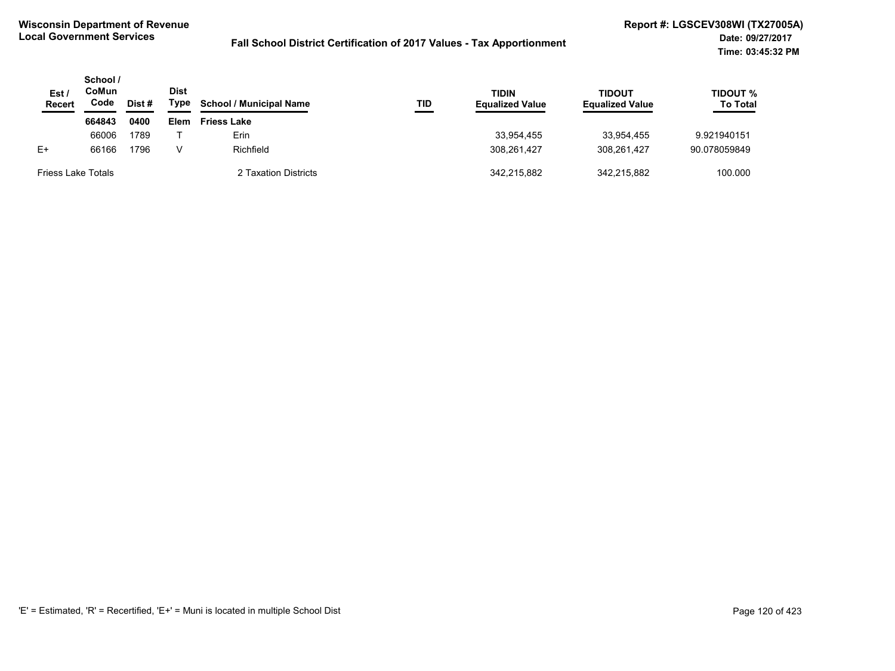**Wisconsin Department of Revenue**
**Local Government Services**

**Fall School District Certification of 2017 Values - Tax Apportionment**

**Report #: LGSCEV308WI (TX27005A)**
**Date: 09/27/2017**
**Time: 03:45:32 PM**

| Est / Recert | School / CoMun Code | Dist # | Dist Type | School / Municipal Name | TID | TIDIN Equalized Value | TIDOUT Equalized Value | TIDOUT % To Total |
|---|---|---|---|---|---|---|---|---|
| | **664843** | **0400** | **Elem** | **Friess Lake** | | | | |
| | 66006 | 1789 | T | Erin | | 33,954,455 | 33,954,455 | 9.921940151 |
| E+ | 66166 | 1796 | V | Richfield | | 308,261,427 | 308,261,427 | 90.078059849 |
| Friess Lake Totals | | | | 2 Taxation Districts | | 342,215,882 | 342,215,882 | 100.000 |

'E' = Estimated, 'R' = Recertified, 'E+' = Muni is located in multiple School Dist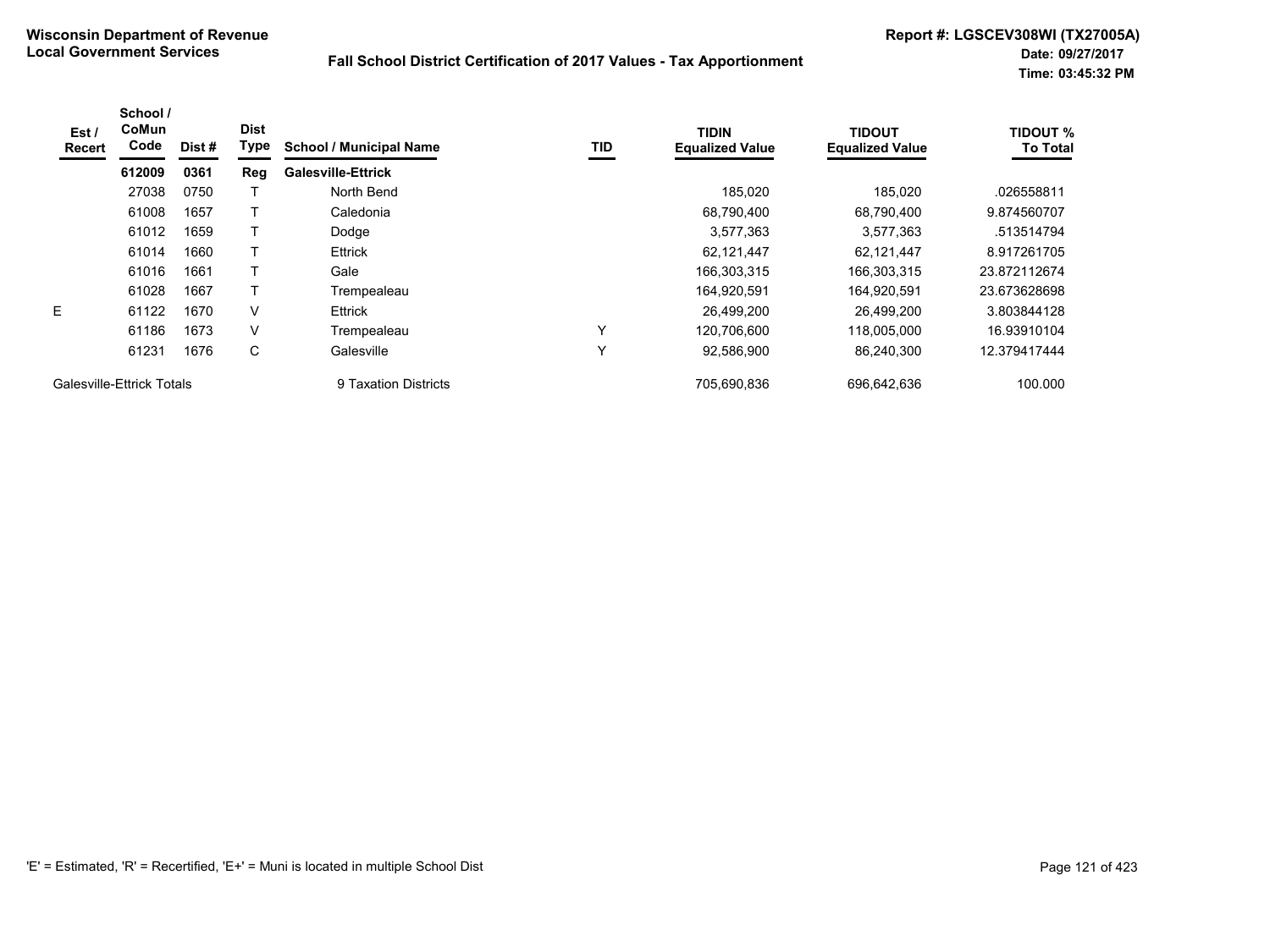**Wisconsin Department of Revenue**
**Local Government Services**

**Fall School District Certification of 2017 Values - Tax Apportionment**

**Report #: LGSCEV308WI (TX27005A)**
**Date: 09/27/2017**
**Time: 03:45:32 PM**

| Est / Recert | School / CoMun Code | Dist # | Dist Type | School / Municipal Name | TID | TIDIN Equalized Value | TIDOUT Equalized Value | TIDOUT % To Total |
|---|---|---|---|---|---|---|---|---|
| | **612009** | **0361** | **Reg** | **Galesville-Ettrick** | | | | |
| | 27038 | 0750 | T | North Bend | | 185,020 | 185,020 | .026558811 |
| | 61008 | 1657 | T | Caledonia | | 68,790,400 | 68,790,400 | 9.874560707 |
| | 61012 | 1659 | T | Dodge | | 3,577,363 | 3,577,363 | .513514794 |
| | 61014 | 1660 | T | Ettrick | | 62,121,447 | 62,121,447 | 8.917261705 |
| | 61016 | 1661 | T | Gale | | 166,303,315 | 166,303,315 | 23.872112674 |
| | 61028 | 1667 | T | Trempealeau | | 164,920,591 | 164,920,591 | 23.673628698 |
| E | 61122 | 1670 | V | Ettrick | | 26,499,200 | 26,499,200 | 3.803844128 |
| | 61186 | 1673 | V | Trempealeau | Y | 120,706,600 | 118,005,000 | 16.93910104 |
| | 61231 | 1676 | C | Galesville | Y | 92,586,900 | 86,240,300 | 12.379417444 |
| Galesville-Ettrick Totals | | | | 9 Taxation Districts | | 705,690,836 | 696,642,636 | 100.000 |

'E' = Estimated, 'R' = Recertified, 'E+' = Muni is located in multiple School Dist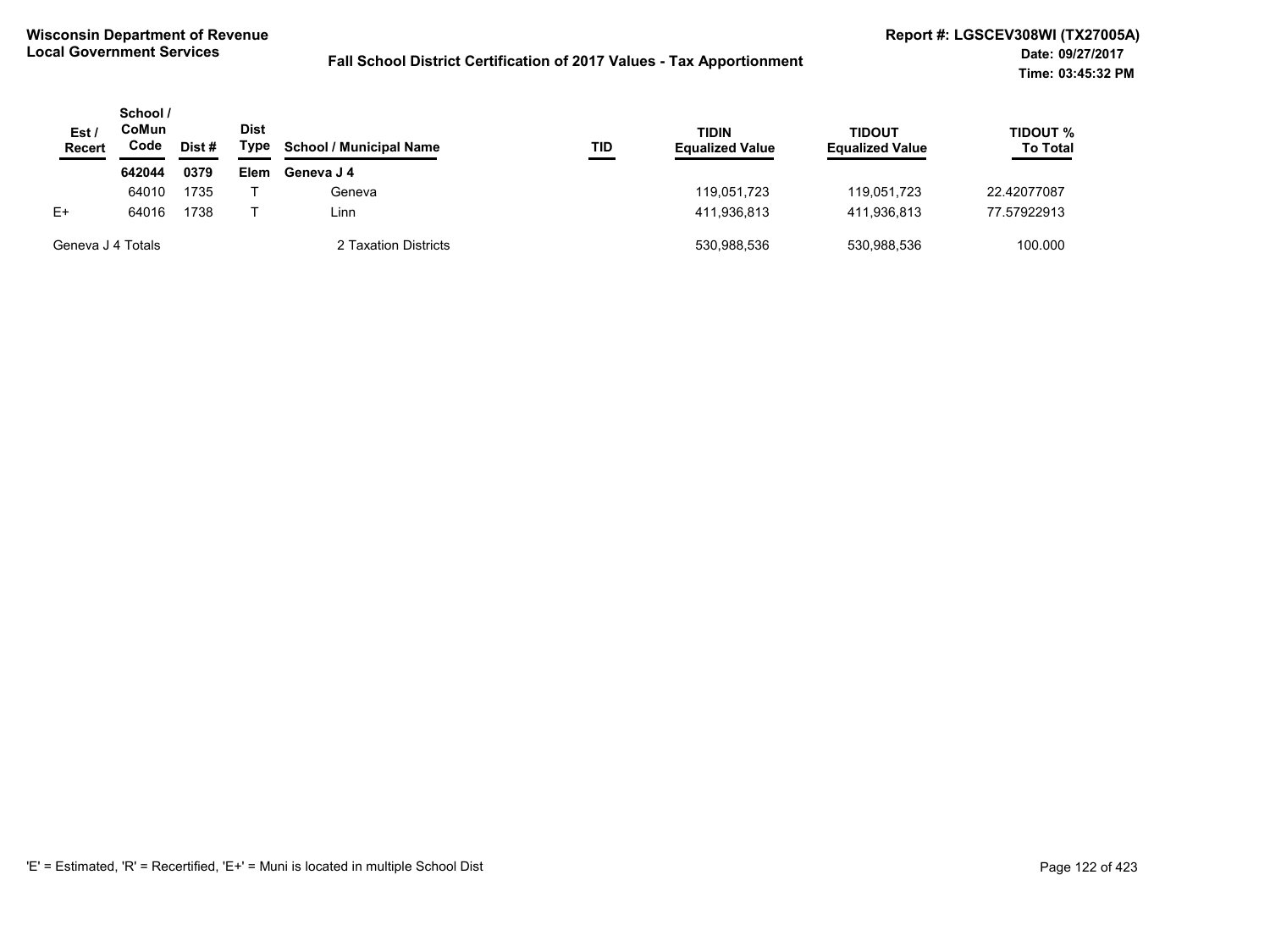**Wisconsin Department of Revenue**
**Local Government Services**

**Fall School District Certification of 2017 Values - Tax Apportionment**

**Report #: LGSCEV308WI (TX27005A)**
**Date: 09/27/2017**
**Time: 03:45:32 PM**

| Est / Recert | School / CoMun Code | Dist # | Dist Type | School / Municipal Name | TID | TIDIN Equalized Value | TIDOUT Equalized Value | TIDOUT % To Total |
|---|---|---|---|---|---|---|---|---|
| | **642044** | **0379** | **Elem** | **Geneva J 4** | | | | |
| | 64010 | 1735 | T | Geneva | | 119,051,723 | 119,051,723 | 22.42077087 |
| E+ | 64016 | 1738 | T | Linn | | 411,936,813 | 411,936,813 | 77.57922913 |
| Geneva J 4 Totals | | | | 2 Taxation Districts | | 530,988,536 | 530,988,536 | 100.000 |

'E' = Estimated, 'R' = Recertified, 'E+' = Muni is located in multiple School Dist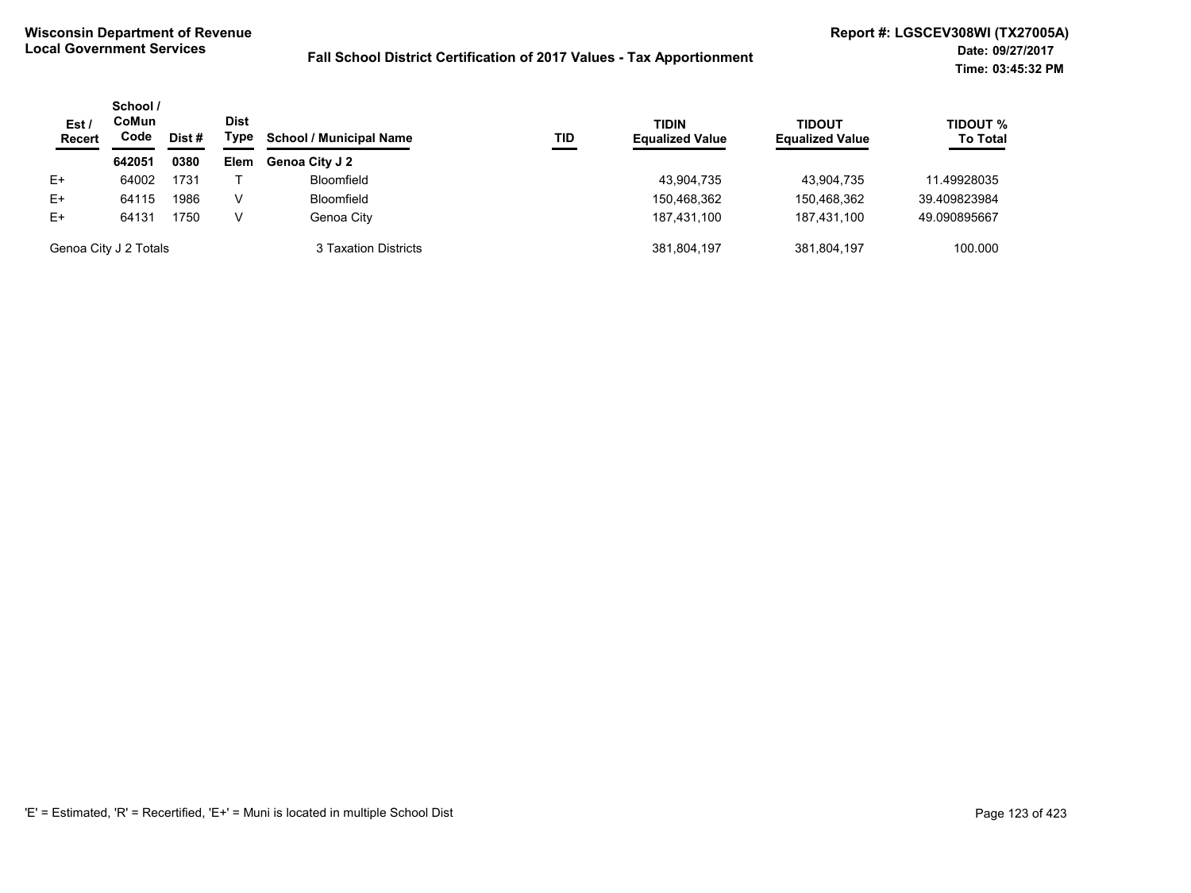**Wisconsin Department of Revenue**
**Local Government Services**

**Fall School District Certification of 2017 Values - Tax Apportionment**

**Report #: LGSCEV308WI (TX27005A)**
**Date: 09/27/2017**
**Time: 03:45:32 PM**

| Est / Recert | School / CoMun Code | Dist # | Dist Type | School / Municipal Name | TID | TIDIN Equalized Value | TIDOUT Equalized Value | TIDOUT % To Total |
|---|---|---|---|---|---|---|---|---|
| | **642051** | **0380** | **Elem** | **Genoa City J 2** | | | | |
| E+ | 64002 | 1731 | T | Bloomfield | | 43,904,735 | 43,904,735 | 11.49928035 |
| E+ | 64115 | 1986 | V | Bloomfield | | 150,468,362 | 150,468,362 | 39.409823984 |
| E+ | 64131 | 1750 | V | Genoa City | | 187,431,100 | 187,431,100 | 49.090895667 |
| Genoa City J 2 Totals | | | | 3 Taxation Districts | | 381,804,197 | 381,804,197 | 100.000 |

'E' = Estimated, 'R' = Recertified, 'E+' = Muni is located in multiple School Dist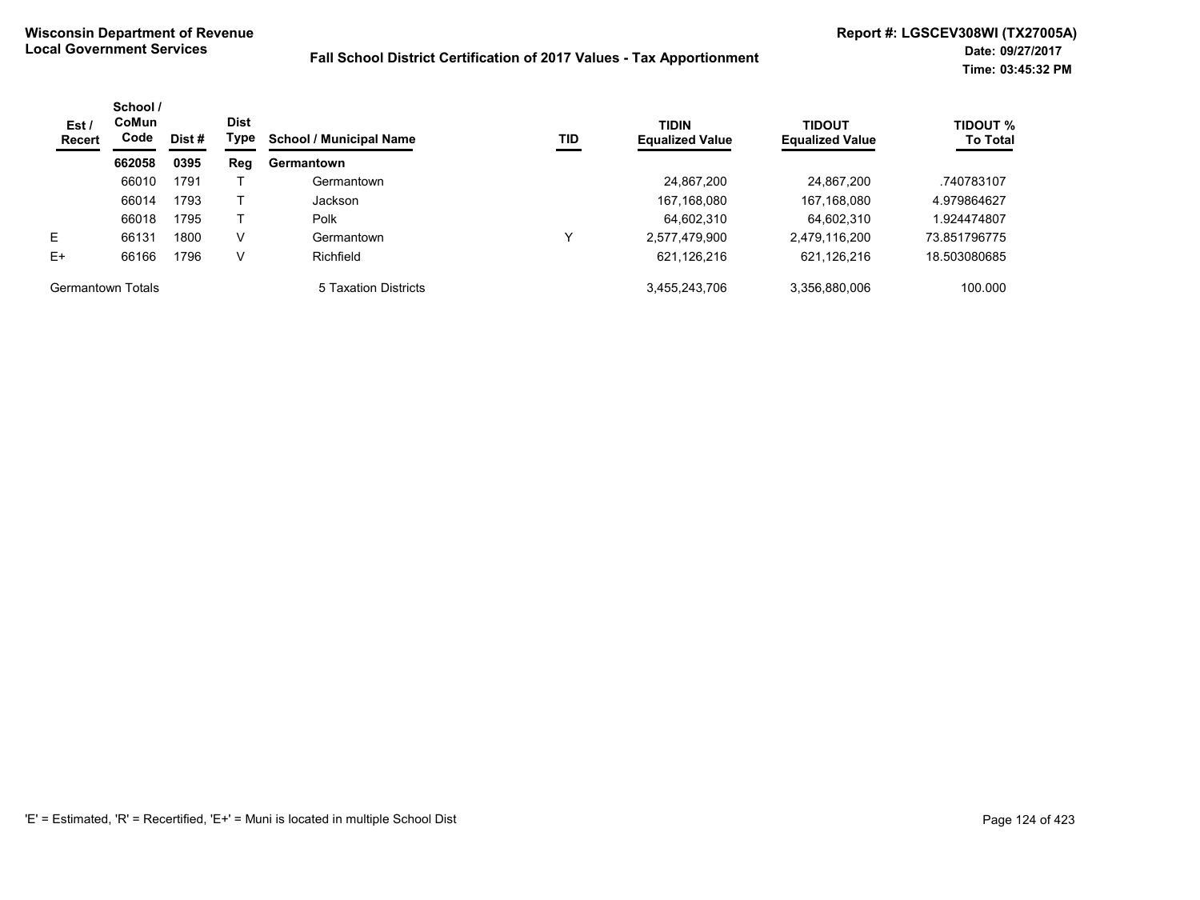**Wisconsin Department of Revenue**
**Local Government Services**

**Fall School District Certification of 2017 Values - Tax Apportionment**

**Report #: LGSCEV308WI (TX27005A)**
**Date: 09/27/2017**
**Time: 03:45:32 PM**

| Est / Recert | School / CoMun Code | Dist # | Dist Type | School / Municipal Name | TID | TIDIN Equalized Value | TIDOUT Equalized Value | TIDOUT % To Total |
|---|---|---|---|---|---|---|---|---|
| | **662058** | **0395** | **Reg** | **Germantown** | | | | |
| | 66010 | 1791 | T | Germantown | | 24,867,200 | 24,867,200 | .740783107 |
| | 66014 | 1793 | T | Jackson | | 167,168,080 | 167,168,080 | 4.979864627 |
| | 66018 | 1795 | T | Polk | | 64,602,310 | 64,602,310 | 1.924474807 |
| E | 66131 | 1800 | V | Germantown | Y | 2,577,479,900 | 2,479,116,200 | 73.851796775 |
| E+ | 66166 | 1796 | V | Richfield | | 621,126,216 | 621,126,216 | 18.503080685 |
| Germantown Totals | | | | 5 Taxation Districts | | 3,455,243,706 | 3,356,880,006 | 100.000 |

'E' = Estimated, 'R' = Recertified, 'E+' = Muni is located in multiple School Dist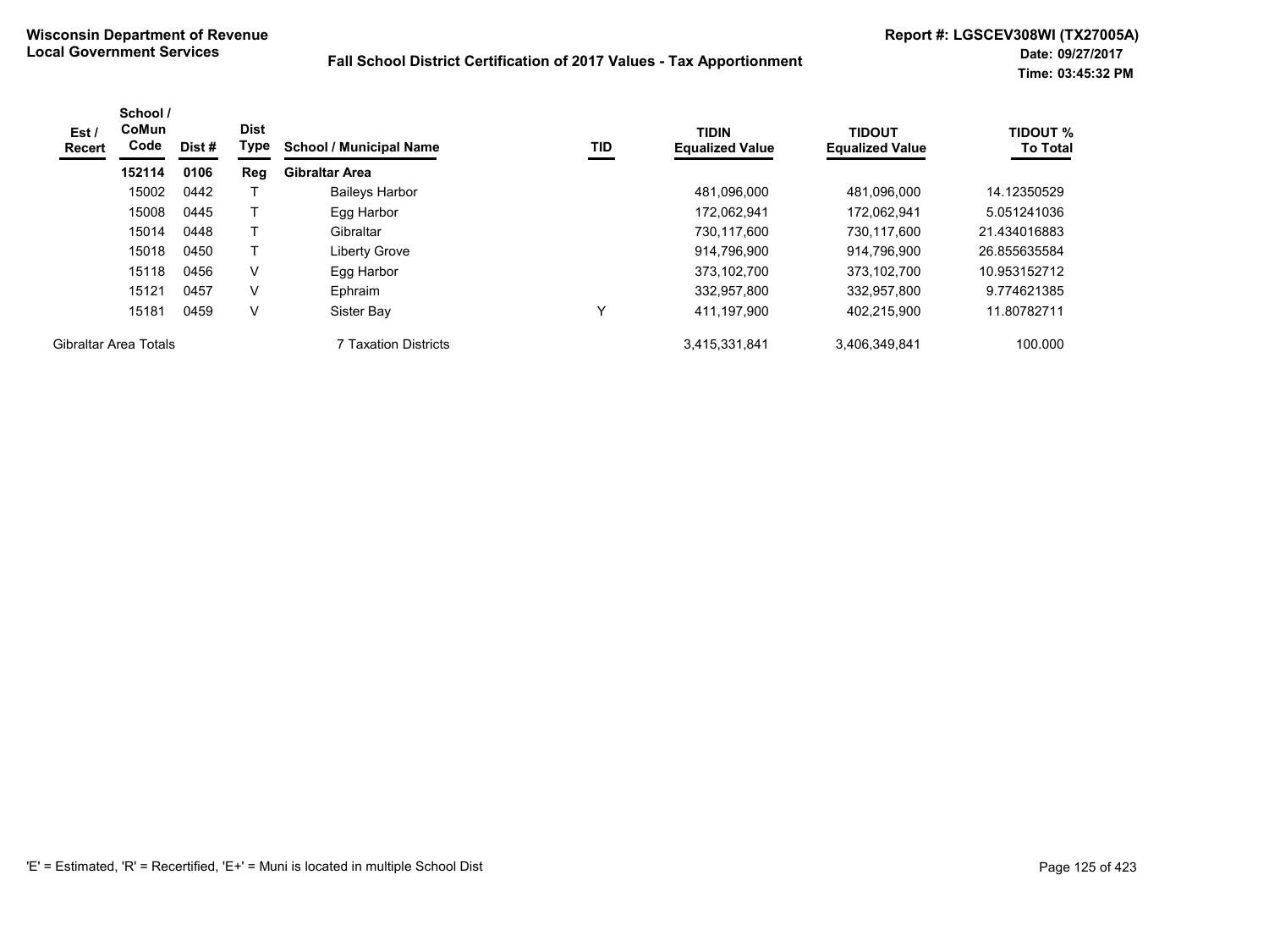**Wisconsin Department of Revenue**
**Local Government Services**

**Fall School District Certification of 2017 Values - Tax Apportionment**

**Report #: LGSCEV308WI (TX27005A)**
**Date: 09/27/2017**
**Time: 03:45:32 PM**

| Est / Recert | School / CoMun Code | Dist # | Dist Type | School / Municipal Name | TID | TIDIN Equalized Value | TIDOUT Equalized Value | TIDOUT % To Total |
|---|---|---|---|---|---|---|---|---|
| | **152114** | **0106** | **Reg** | **Gibraltar Area** | | | | |
| | 15002 | 0442 | T | Baileys Harbor | | 481,096,000 | 481,096,000 | 14.12350529 |
| | 15008 | 0445 | T | Egg Harbor | | 172,062,941 | 172,062,941 | 5.051241036 |
| | 15014 | 0448 | T | Gibraltar | | 730,117,600 | 730,117,600 | 21.434016883 |
| | 15018 | 0450 | T | Liberty Grove | | 914,796,900 | 914,796,900 | 26.855635584 |
| | 15118 | 0456 | V | Egg Harbor | | 373,102,700 | 373,102,700 | 10.953152712 |
| | 15121 | 0457 | V | Ephraim | | 332,957,800 | 332,957,800 | 9.774621385 |
| | 15181 | 0459 | V | Sister Bay | Y | 411,197,900 | 402,215,900 | 11.80782711 |
| Gibraltar Area Totals | | | | 7 Taxation Districts | | 3,415,331,841 | 3,406,349,841 | 100.000 |

'E' = Estimated, 'R' = Recertified, 'E+' = Muni is located in multiple School Dist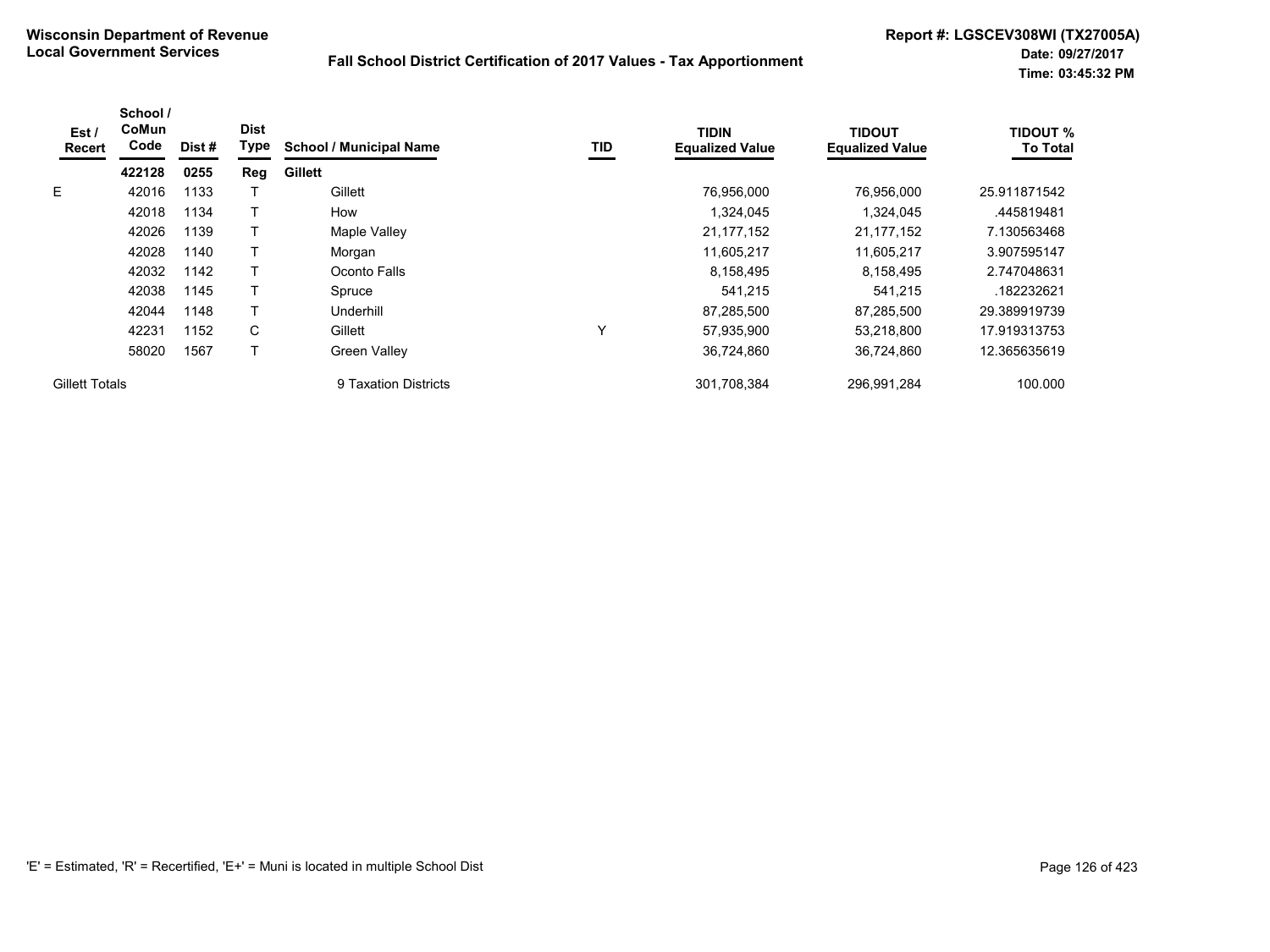**Wisconsin Department of Revenue**
**Local Government Services**

**Fall School District Certification of 2017 Values - Tax Apportionment**

**Report #: LGSCEV308WI (TX27005A)**
**Date: 09/27/2017**
**Time: 03:45:32 PM**

| Est / Recert | School / CoMun Code | Dist # | Dist Type | School / Municipal Name | TID | TIDIN Equalized Value | TIDOUT Equalized Value | TIDOUT % To Total |
|---|---|---|---|---|---|---|---|---|
| | **422128** | **0255** | **Reg** | **Gillett** | | | | |
| E | 42016 | 1133 | T | Gillett | | 76,956,000 | 76,956,000 | 25.911871542 |
| | 42018 | 1134 | T | How | | 1,324,045 | 1,324,045 | .445819481 |
| | 42026 | 1139 | T | Maple Valley | | 21,177,152 | 21,177,152 | 7.130563468 |
| | 42028 | 1140 | T | Morgan | | 11,605,217 | 11,605,217 | 3.907595147 |
| | 42032 | 1142 | T | Oconto Falls | | 8,158,495 | 8,158,495 | 2.747048631 |
| | 42038 | 1145 | T | Spruce | | 541,215 | 541,215 | .182232621 |
| | 42044 | 1148 | T | Underhill | | 87,285,500 | 87,285,500 | 29.389919739 |
| | 42231 | 1152 | C | Gillett | Y | 57,935,900 | 53,218,800 | 17.919313753 |
| | 58020 | 1567 | T | Green Valley | | 36,724,860 | 36,724,860 | 12.365635619 |
| Gillett Totals | | | | 9 Taxation Districts | | 301,708,384 | 296,991,284 | 100.000 |

'E' = Estimated, 'R' = Recertified, 'E+' = Muni is located in multiple School Dist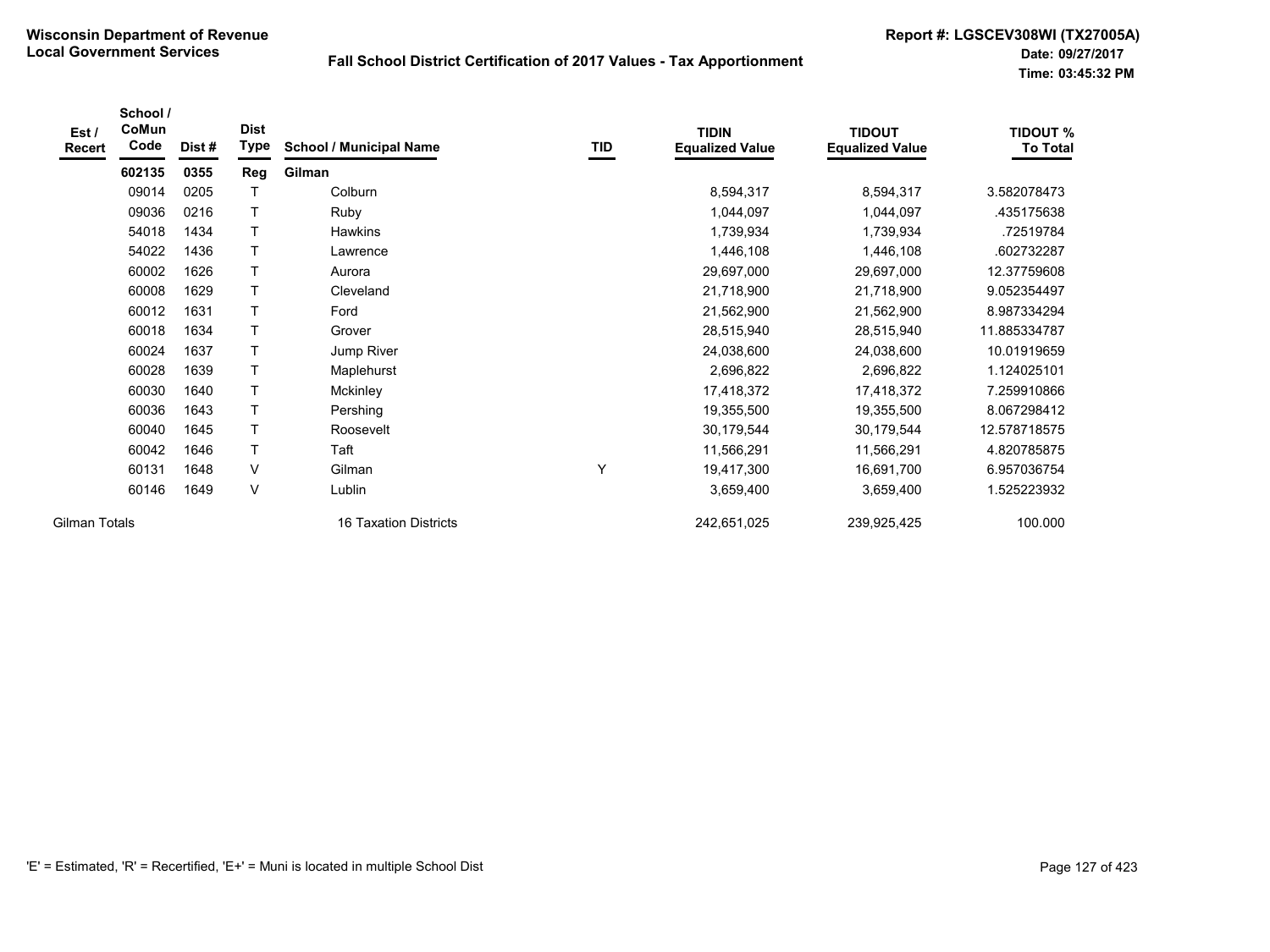**Wisconsin Department of Revenue**
**Local Government Services**

**Fall School District Certification of 2017 Values - Tax Apportionment**

**Report #: LGSCEV308WI (TX27005A)**
**Date: 09/27/2017**
**Time: 03:45:32 PM**

| Est / Recert | School / CoMun Code | Dist # | Dist Type | School / Municipal Name | TID | TIDIN Equalized Value | TIDOUT Equalized Value | TIDOUT % To Total |
|---|---|---|---|---|---|---|---|---|
| | **602135** | **0355** | **Reg** | **Gilman** | | | | |
| | 09014 | 0205 | T | Colburn | | 8,594,317 | 8,594,317 | 3.582078473 |
| | 09036 | 0216 | T | Ruby | | 1,044,097 | 1,044,097 | .435175638 |
| | 54018 | 1434 | T | Hawkins | | 1,739,934 | 1,739,934 | .72519784 |
| | 54022 | 1436 | T | Lawrence | | 1,446,108 | 1,446,108 | .602732287 |
| | 60002 | 1626 | T | Aurora | | 29,697,000 | 29,697,000 | 12.37759608 |
| | 60008 | 1629 | T | Cleveland | | 21,718,900 | 21,718,900 | 9.052354497 |
| | 60012 | 1631 | T | Ford | | 21,562,900 | 21,562,900 | 8.987334294 |
| | 60018 | 1634 | T | Grover | | 28,515,940 | 28,515,940 | 11.885334787 |
| | 60024 | 1637 | T | Jump River | | 24,038,600 | 24,038,600 | 10.01919659 |
| | 60028 | 1639 | T | Maplehurst | | 2,696,822 | 2,696,822 | 1.124025101 |
| | 60030 | 1640 | T | Mckinley | | 17,418,372 | 17,418,372 | 7.259910866 |
| | 60036 | 1643 | T | Pershing | | 19,355,500 | 19,355,500 | 8.067298412 |
| | 60040 | 1645 | T | Roosevelt | | 30,179,544 | 30,179,544 | 12.578718575 |
| | 60042 | 1646 | T | Taft | | 11,566,291 | 11,566,291 | 4.820785875 |
| | 60131 | 1648 | V | Gilman | Y | 19,417,300 | 16,691,700 | 6.957036754 |
| | 60146 | 1649 | V | Lublin | | 3,659,400 | 3,659,400 | 1.525223932 |
| Gilman Totals | | | | 16 Taxation Districts | | 242,651,025 | 239,925,425 | 100.000 |

'E' = Estimated, 'R' = Recertified, 'E+' = Muni is located in multiple School Dist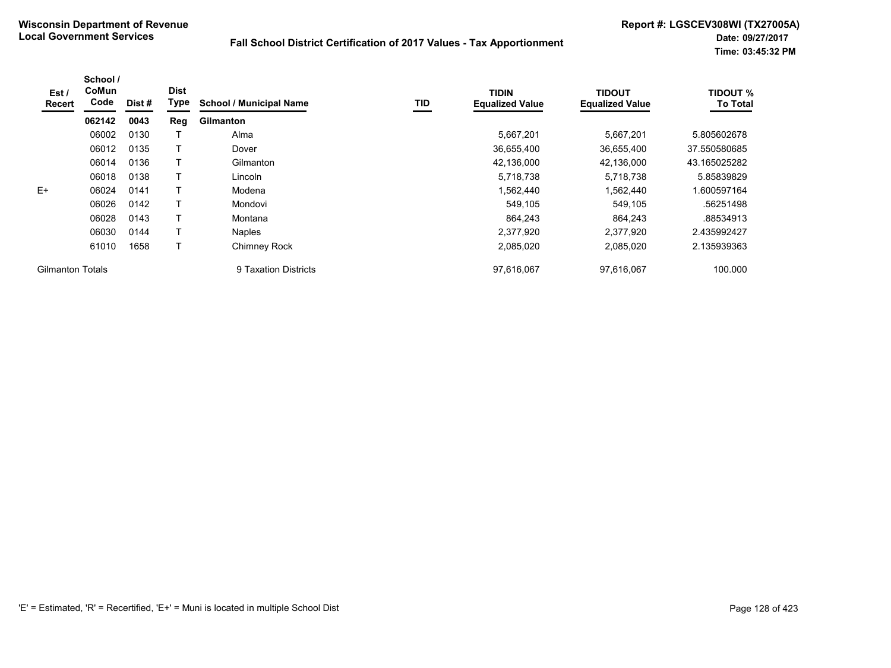**Wisconsin Department of Revenue**
**Local Government Services**

**Fall School District Certification of 2017 Values - Tax Apportionment**

**Report #: LGSCEV308WI (TX27005A)**
**Date: 09/27/2017**
**Time: 03:45:32 PM**

| Est / Recert | School / CoMun Code | Dist # | Dist Type | School / Municipal Name | TID | TIDIN Equalized Value | TIDOUT Equalized Value | TIDOUT % To Total |
|---|---|---|---|---|---|---|---|---|
| | **062142** | **0043** | **Reg** | **Gilmanton** | | | | |
| | 06002 | 0130 | T | Alma | | 5,667,201 | 5,667,201 | 5.805602678 |
| | 06012 | 0135 | T | Dover | | 36,655,400 | 36,655,400 | 37.550580685 |
| | 06014 | 0136 | T | Gilmanton | | 42,136,000 | 42,136,000 | 43.165025282 |
| | 06018 | 0138 | T | Lincoln | | 5,718,738 | 5,718,738 | 5.85839829 |
| E+ | 06024 | 0141 | T | Modena | | 1,562,440 | 1,562,440 | 1.600597164 |
| | 06026 | 0142 | T | Mondovi | | 549,105 | 549,105 | .56251498 |
| | 06028 | 0143 | T | Montana | | 864,243 | 864,243 | .88534913 |
| | 06030 | 0144 | T | Naples | | 2,377,920 | 2,377,920 | 2.435992427 |
| | 61010 | 1658 | T | Chimney Rock | | 2,085,020 | 2,085,020 | 2.135939363 |
| Gilmanton Totals | | | | 9 Taxation Districts | | 97,616,067 | 97,616,067 | 100.000 |

'E' = Estimated, 'R' = Recertified, 'E+' = Muni is located in multiple School Dist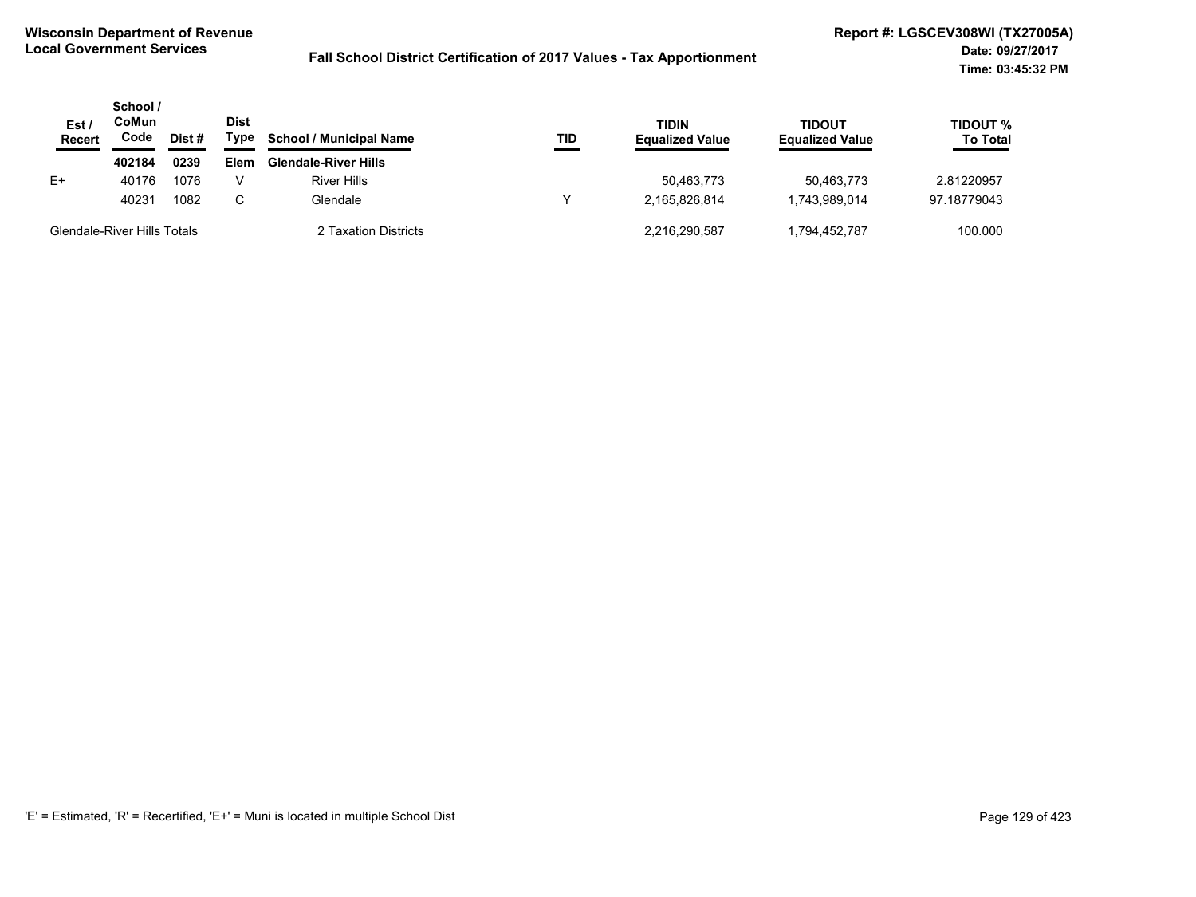**Wisconsin Department of Revenue**
**Local Government Services**

**Fall School District Certification of 2017 Values - Tax Apportionment**

**Report #: LGSCEV308WI (TX27005A)**
**Date: 09/27/2017**
**Time: 03:45:32 PM**

| Est / Recert | School / CoMun Code | Dist # | Dist Type | School / Municipal Name | TID | TIDIN Equalized Value | TIDOUT Equalized Value | TIDOUT % To Total |
|---|---|---|---|---|---|---|---|---|
| | **402184** | **0239** | **Elem** | **Glendale-River Hills** | | | | |
| E+ | 40176 | 1076 | V | River Hills | | 50,463,773 | 50,463,773 | 2.81220957 |
| | 40231 | 1082 | C | Glendale | Y | 2,165,826,814 | 1,743,989,014 | 97.18779043 |
| Glendale-River Hills Totals | | | | 2 Taxation Districts | | 2,216,290,587 | 1,794,452,787 | 100.000 |

'E' = Estimated, 'R' = Recertified, 'E+' = Muni is located in multiple School Dist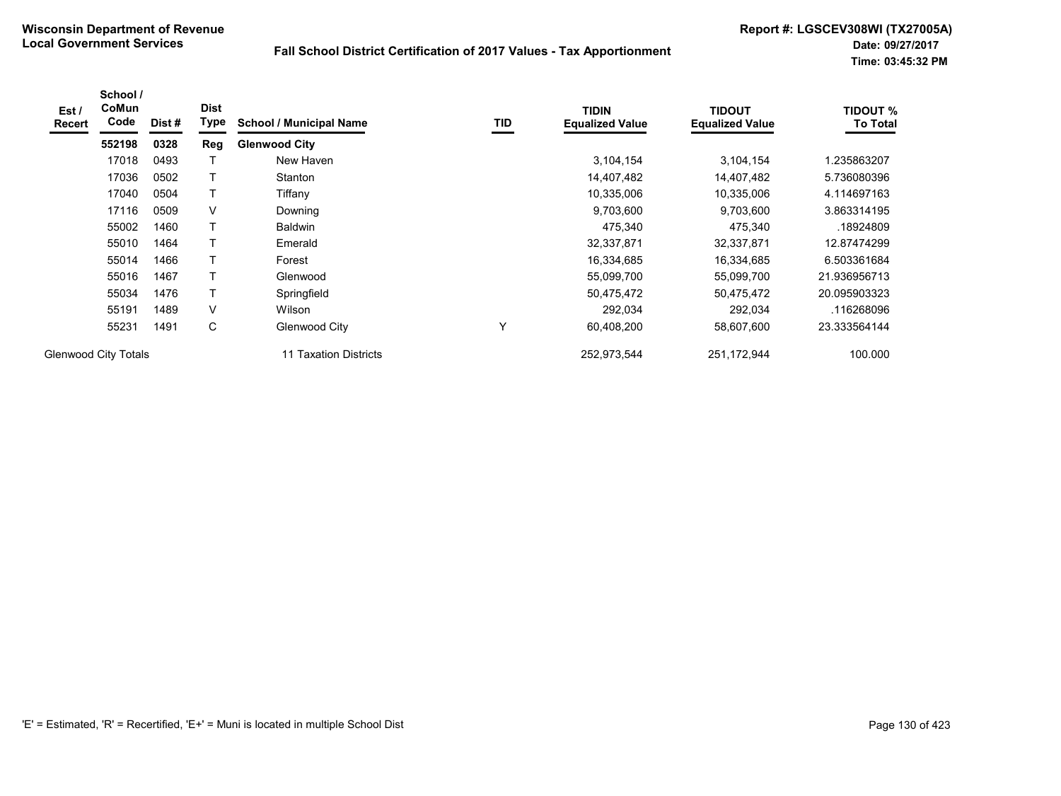**Wisconsin Department of Revenue**
**Local Government Services**

## Fall School District Certification of 2017 Values - Tax Apportionment

**Report #: LGSCEV308WI (TX27005A)**
**Date: 09/27/2017**
**Time: 03:45:32 PM**

| Est / Recert | School / CoMun Code | Dist # | Dist Type | School / Municipal Name | TID | TIDIN Equalized Value | TIDOUT Equalized Value | TIDOUT % To Total |
|---|---|---|---|---|---|---|---|---|
| | **552198** | **0328** | **Reg** | **Glenwood City** | | | | |
| | 17018 | 0493 | T | New Haven | | 3,104,154 | 3,104,154 | 1.235863207 |
| | 17036 | 0502 | T | Stanton | | 14,407,482 | 14,407,482 | 5.736080396 |
| | 17040 | 0504 | T | Tiffany | | 10,335,006 | 10,335,006 | 4.114697163 |
| | 17116 | 0509 | V | Downing | | 9,703,600 | 9,703,600 | 3.863314195 |
| | 55002 | 1460 | T | Baldwin | | 475,340 | 475,340 | .18924809 |
| | 55010 | 1464 | T | Emerald | | 32,337,871 | 32,337,871 | 12.87474299 |
| | 55014 | 1466 | T | Forest | | 16,334,685 | 16,334,685 | 6.503361684 |
| | 55016 | 1467 | T | Glenwood | | 55,099,700 | 55,099,700 | 21.936956713 |
| | 55034 | 1476 | T | Springfield | | 50,475,472 | 50,475,472 | 20.095903323 |
| | 55191 | 1489 | V | Wilson | | 292,034 | 292,034 | .116268096 |
| | 55231 | 1491 | C | Glenwood City | Y | 60,408,200 | 58,607,600 | 23.333564144 |
| Glenwood City Totals | | | | 11 Taxation Districts | | 252,973,544 | 251,172,944 | 100.000 |

'E' = Estimated, 'R' = Recertified, 'E+' = Muni is located in multiple School Dist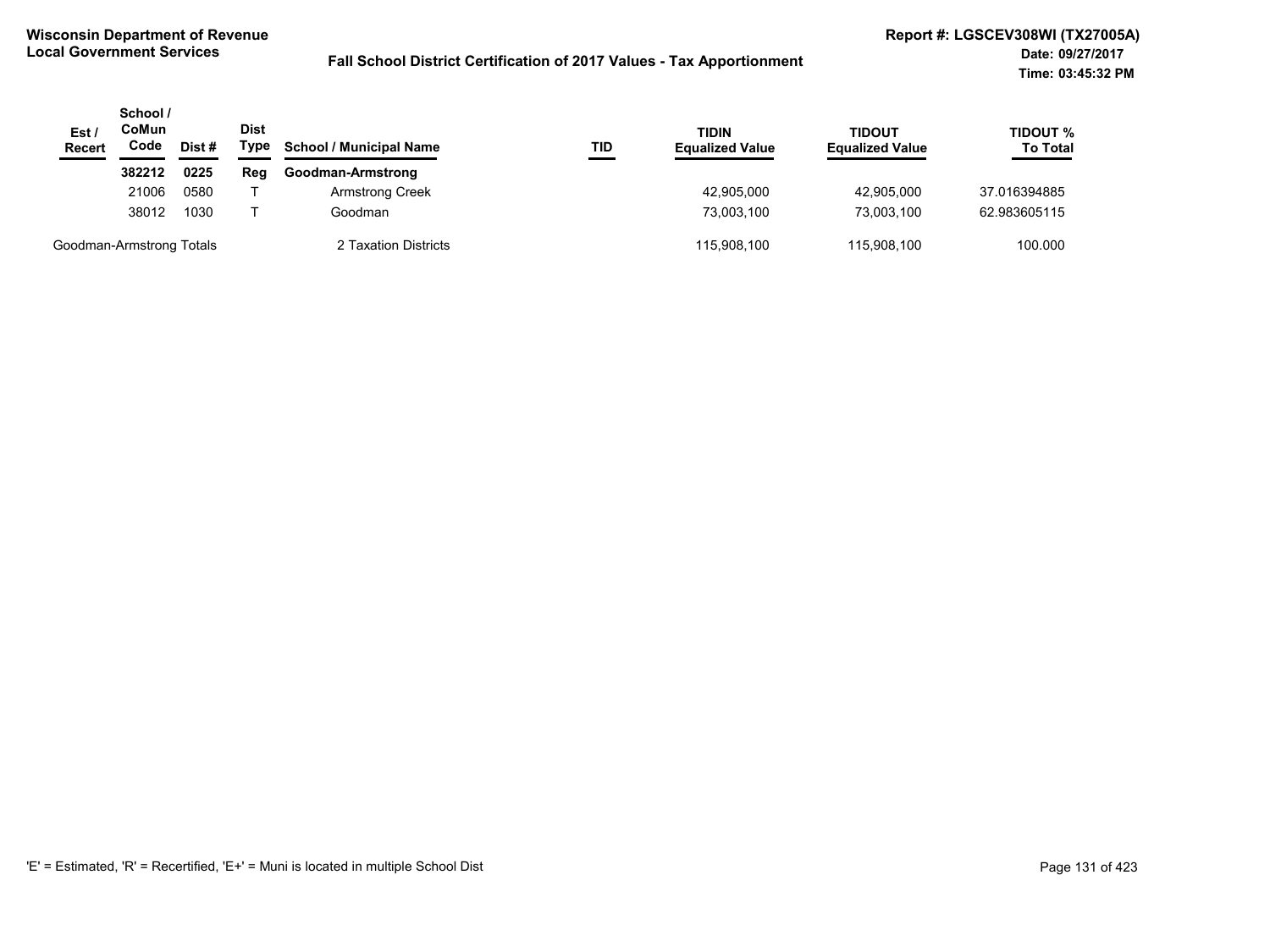**Wisconsin Department of Revenue**
**Local Government Services**

**Fall School District Certification of 2017 Values - Tax Apportionment**

**Report #: LGSCEV308WI (TX27005A)**
**Date: 09/27/2017**
**Time: 03:45:32 PM**

| Est / Recert | School / CoMun Code | Dist # | Dist Type | School / Municipal Name | TID | TIDIN Equalized Value | TIDOUT Equalized Value | TIDOUT % To Total |
|---|---|---|---|---|---|---|---|---|
| | **382212** | **0225** | **Reg** | **Goodman-Armstrong** | | | | |
| | 21006 | 0580 | T | Armstrong Creek | | 42,905,000 | 42,905,000 | 37.016394885 |
| | 38012 | 1030 | T | Goodman | | 73,003,100 | 73,003,100 | 62.983605115 |
| Goodman-Armstrong Totals | | | | 2 Taxation Districts | | 115,908,100 | 115,908,100 | 100.000 |

'E' = Estimated, 'R' = Recertified, 'E+' = Muni is located in multiple School Dist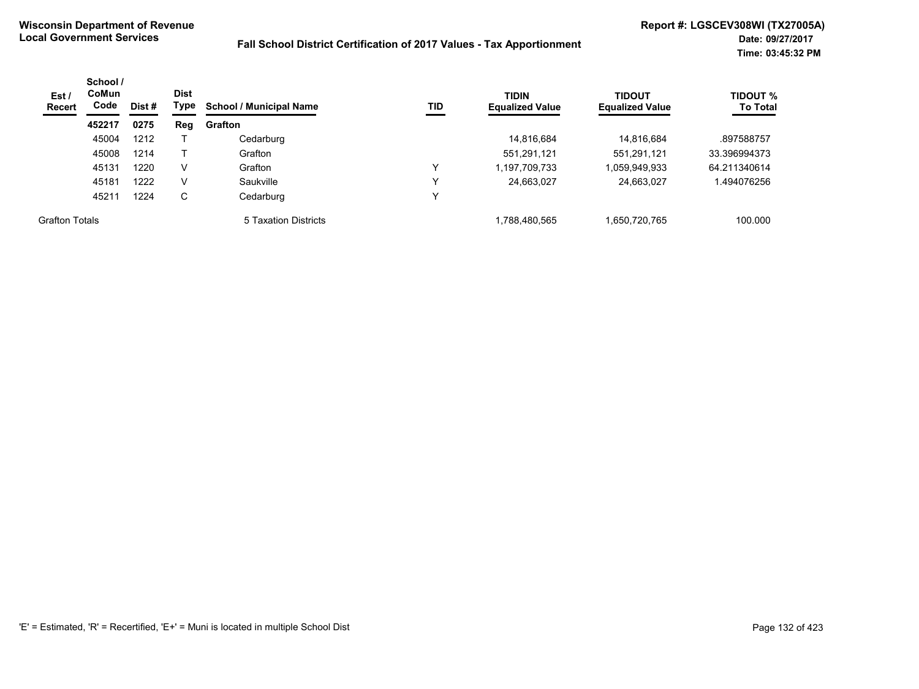**Wisconsin Department of Revenue**
**Local Government Services**

**Fall School District Certification of 2017 Values - Tax Apportionment**

**Report #: LGSCEV308WI (TX27005A)**
**Date: 09/27/2017**
**Time: 03:45:32 PM**

| Est / Recert | School / CoMun Code | Dist # | Dist Type | School / Municipal Name | TID | TIDIN Equalized Value | TIDOUT Equalized Value | TIDOUT % To Total |
|---|---|---|---|---|---|---|---|---|
| | **452217** | **0275** | **Reg** | **Grafton** | | | | |
| | 45004 | 1212 | T | Cedarburg | | 14,816,684 | 14,816,684 | .897588757 |
| | 45008 | 1214 | T | Grafton | | 551,291,121 | 551,291,121 | 33.396994373 |
| | 45131 | 1220 | V | Grafton | Y | 1,197,709,733 | 1,059,949,933 | 64.211340614 |
| | 45181 | 1222 | V | Saukville | Y | 24,663,027 | 24,663,027 | 1.494076256 |
| | 45211 | 1224 | C | Cedarburg | Y | | | |
| Grafton Totals | | | | 5 Taxation Districts | | 1,788,480,565 | 1,650,720,765 | 100.000 |

'E' = Estimated, 'R' = Recertified, 'E+' = Muni is located in multiple School Dist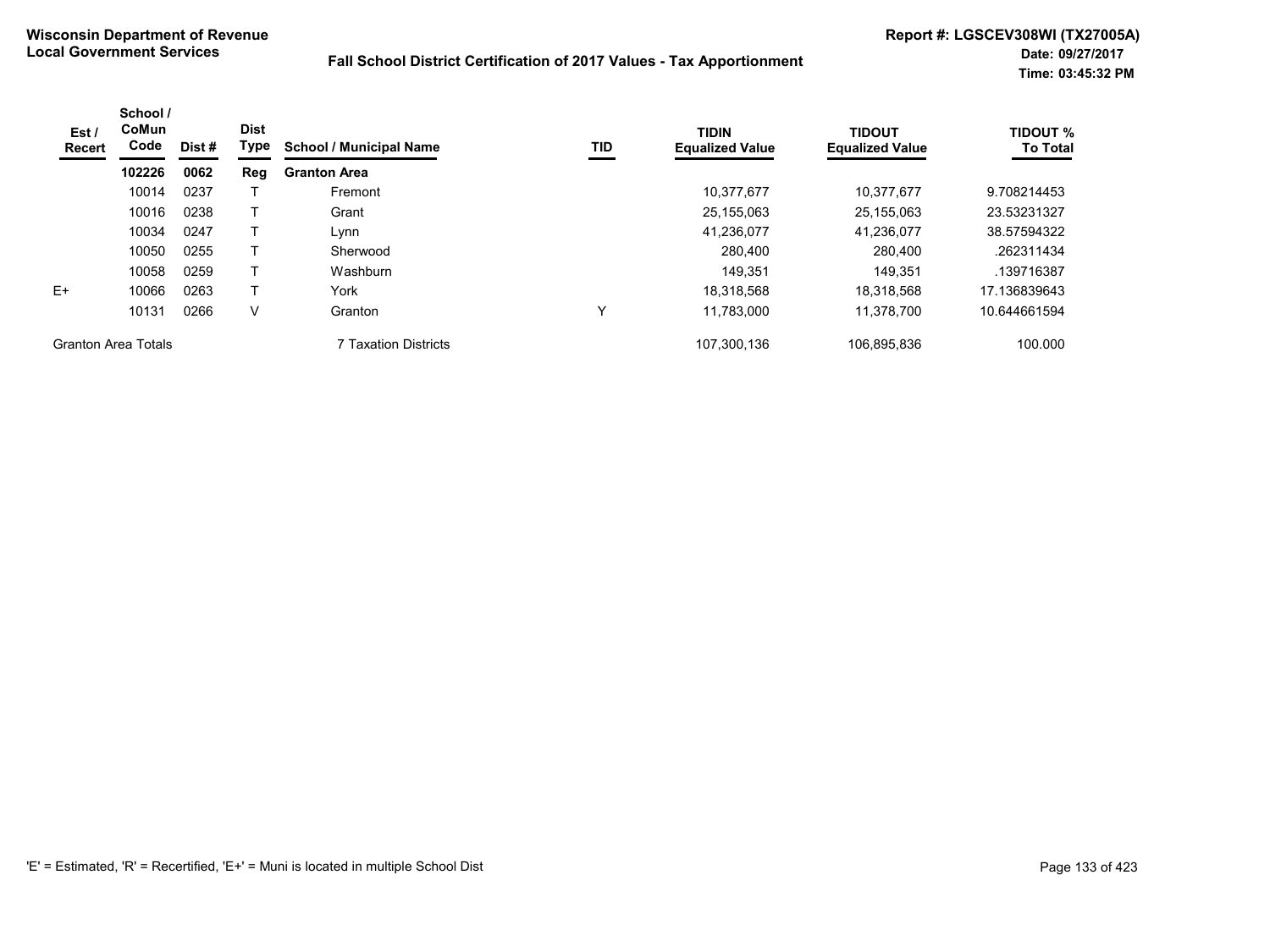**Wisconsin Department of Revenue**
**Local Government Services**

**Fall School District Certification of 2017 Values - Tax Apportionment**

**Report #: LGSCEV308WI (TX27005A)**
**Date: 09/27/2017**
**Time: 03:45:32 PM**

| Est / Recert | School / CoMun Code | Dist # | Dist Type | School / Municipal Name | TID | TIDIN Equalized Value | TIDOUT Equalized Value | TIDOUT % To Total |
|---|---|---|---|---|---|---|---|---|
| | **102226** | **0062** | **Reg** | **Granton Area** | | | | |
| | 10014 | 0237 | T | Fremont | | 10,377,677 | 10,377,677 | 9.708214453 |
| | 10016 | 0238 | T | Grant | | 25,155,063 | 25,155,063 | 23.53231327 |
| | 10034 | 0247 | T | Lynn | | 41,236,077 | 41,236,077 | 38.57594322 |
| | 10050 | 0255 | T | Sherwood | | 280,400 | 280,400 | .262311434 |
| | 10058 | 0259 | T | Washburn | | 149,351 | 149,351 | .139716387 |
| E+ | 10066 | 0263 | T | York | | 18,318,568 | 18,318,568 | 17.136839643 |
| | 10131 | 0266 | V | Granton | Y | 11,783,000 | 11,378,700 | 10.644661594 |
| Granton Area Totals | | | | 7 Taxation Districts | | 107,300,136 | 106,895,836 | 100.000 |

'E' = Estimated, 'R' = Recertified, 'E+' = Muni is located in multiple School Dist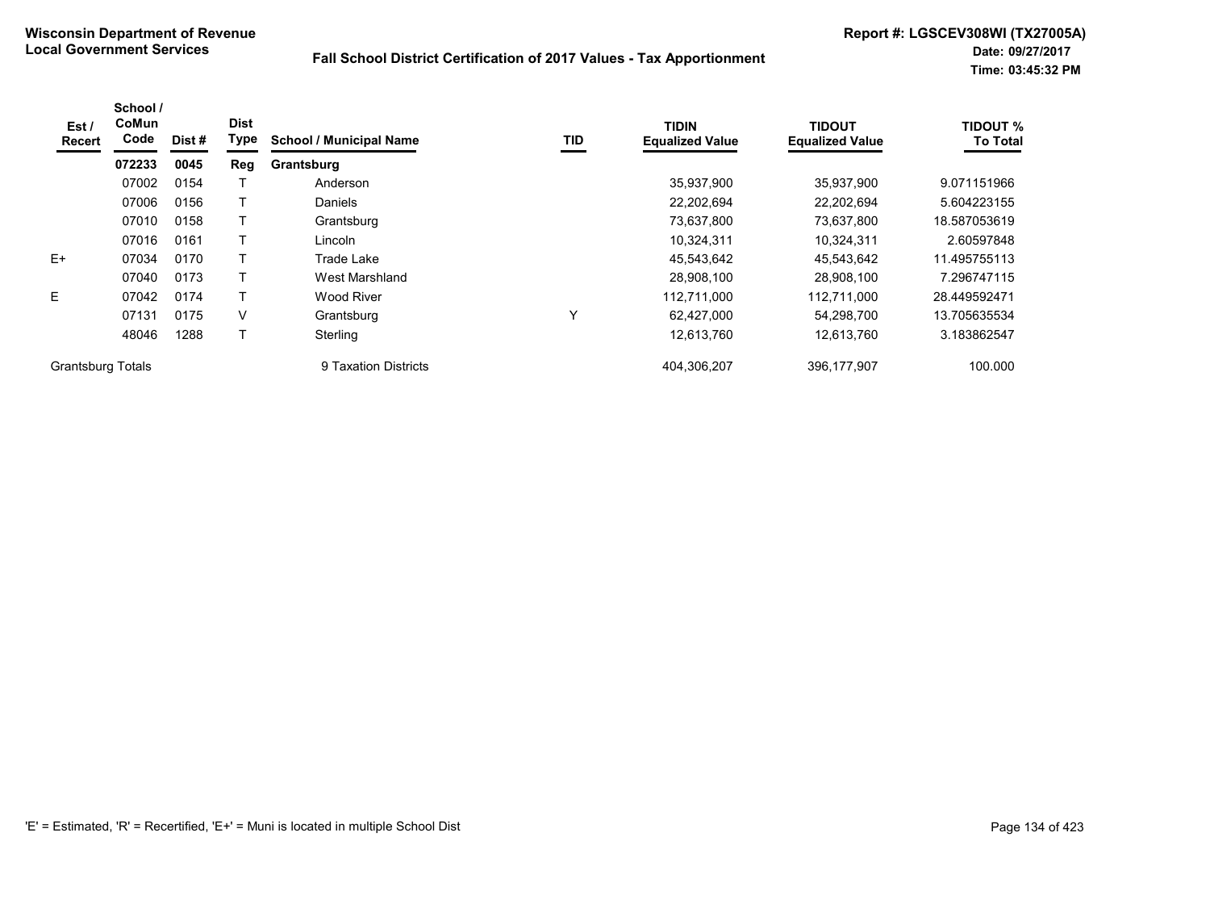**Wisconsin Department of Revenue**
**Local Government Services**

**Fall School District Certification of 2017 Values - Tax Apportionment**

**Report #: LGSCEV308WI (TX27005A)**
**Date: 09/27/2017**
**Time: 03:45:32 PM**

| Est / Recert | School / CoMun Code | Dist # | Dist Type | School / Municipal Name | TID | TIDIN Equalized Value | TIDOUT Equalized Value | TIDOUT % To Total |
|---|---|---|---|---|---|---|---|---|
| | **072233** | **0045** | **Reg** | **Grantsburg** | | | | |
| | 07002 | 0154 | T | Anderson | | 35,937,900 | 35,937,900 | 9.071151966 |
| | 07006 | 0156 | T | Daniels | | 22,202,694 | 22,202,694 | 5.604223155 |
| | 07010 | 0158 | T | Grantsburg | | 73,637,800 | 73,637,800 | 18.587053619 |
| | 07016 | 0161 | T | Lincoln | | 10,324,311 | 10,324,311 | 2.60597848 |
| E+ | 07034 | 0170 | T | Trade Lake | | 45,543,642 | 45,543,642 | 11.495755113 |
| | 07040 | 0173 | T | West Marshland | | 28,908,100 | 28,908,100 | 7.296747115 |
| E | 07042 | 0174 | T | Wood River | | 112,711,000 | 112,711,000 | 28.449592471 |
| | 07131 | 0175 | V | Grantsburg | Y | 62,427,000 | 54,298,700 | 13.705635534 |
| | 48046 | 1288 | T | Sterling | | 12,613,760 | 12,613,760 | 3.183862547 |
| Grantsburg Totals | | | | 9 Taxation Districts | | 404,306,207 | 396,177,907 | 100.000 |

'E' = Estimated, 'R' = Recertified, 'E+' = Muni is located in multiple School Dist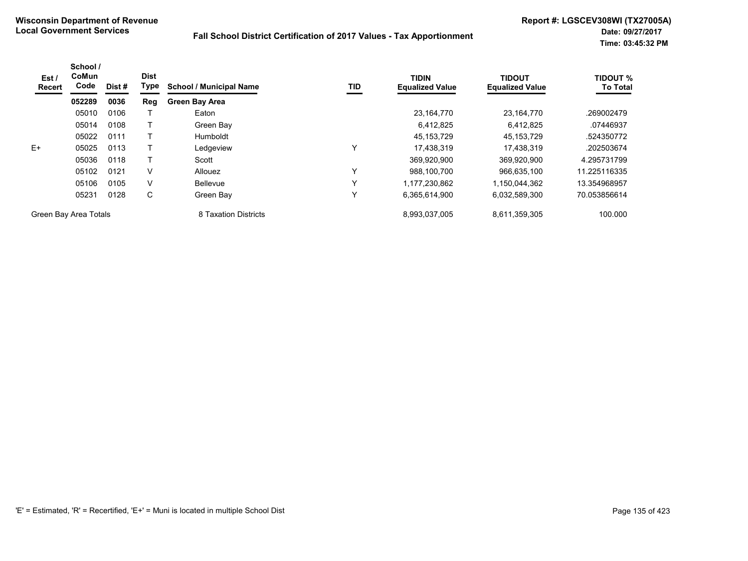**Wisconsin Department of Revenue**
**Local Government Services**

**Fall School District Certification of 2017 Values - Tax Apportionment**

**Report #: LGSCEV308WI (TX27005A)**
**Date: 09/27/2017**
**Time: 03:45:32 PM**

| Est / Recert | School / CoMun Code | Dist # | Dist Type | School / Municipal Name | TID | TIDIN Equalized Value | TIDOUT Equalized Value | TIDOUT % To Total |
|---|---|---|---|---|---|---|---|---|
| | **052289** | **0036** | **Reg** | **Green Bay Area** | | | | |
| | 05010 | 0106 | T | Eaton | | 23,164,770 | 23,164,770 | .269002479 |
| | 05014 | 0108 | T | Green Bay | | 6,412,825 | 6,412,825 | .07446937 |
| | 05022 | 0111 | T | Humboldt | | 45,153,729 | 45,153,729 | .524350772 |
| E+ | 05025 | 0113 | T | Ledgeview | Y | 17,438,319 | 17,438,319 | .202503674 |
| | 05036 | 0118 | T | Scott | | 369,920,900 | 369,920,900 | 4.295731799 |
| | 05102 | 0121 | V | Allouez | Y | 988,100,700 | 966,635,100 | 11.225116335 |
| | 05106 | 0105 | V | Bellevue | Y | 1,177,230,862 | 1,150,044,362 | 13.354968957 |
| | 05231 | 0128 | C | Green Bay | Y | 6,365,614,900 | 6,032,589,300 | 70.053856614 |
| Green Bay Area Totals | | | | 8 Taxation Districts | | 8,993,037,005 | 8,611,359,305 | 100.000 |

'E' = Estimated, 'R' = Recertified, 'E+' = Muni is located in multiple School Dist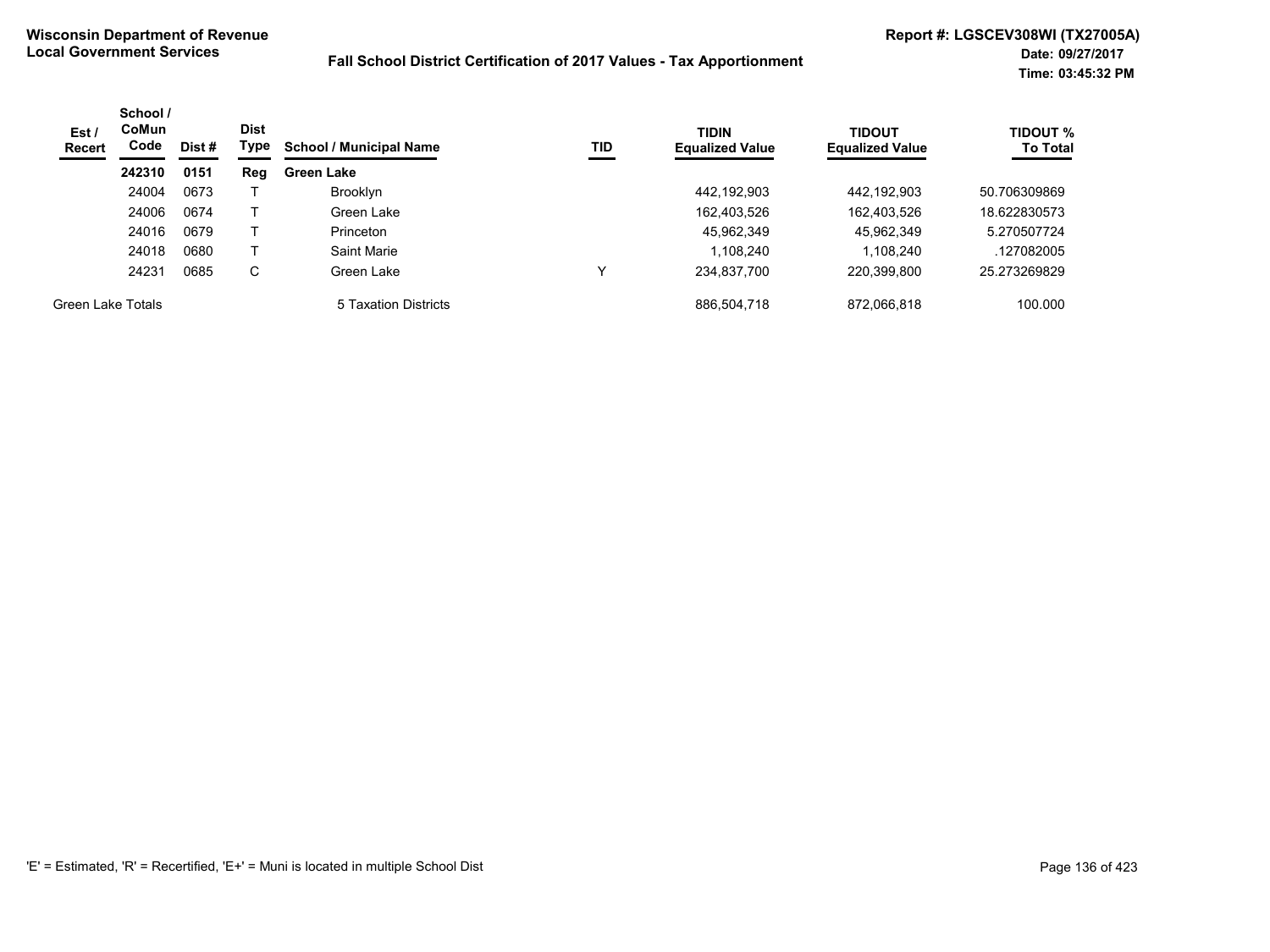**Wisconsin Department of Revenue**
**Local Government Services**

**Fall School District Certification of 2017 Values - Tax Apportionment**

**Report #: LGSCEV308WI (TX27005A)**
**Date: 09/27/2017**
**Time: 03:45:32 PM**

| Est / Recert | School / CoMun Code | Dist # | Dist Type | School / Municipal Name | TID | TIDIN Equalized Value | TIDOUT Equalized Value | TIDOUT % To Total |
|---|---|---|---|---|---|---|---|---|
| | **242310** | **0151** | **Reg** | **Green Lake** | | | | |
| | 24004 | 0673 | T | Brooklyn | | 442,192,903 | 442,192,903 | 50.706309869 |
| | 24006 | 0674 | T | Green Lake | | 162,403,526 | 162,403,526 | 18.622830573 |
| | 24016 | 0679 | T | Princeton | | 45,962,349 | 45,962,349 | 5.270507724 |
| | 24018 | 0680 | T | Saint Marie | | 1,108,240 | 1,108,240 | .127082005 |
| | 24231 | 0685 | C | Green Lake | Y | 234,837,700 | 220,399,800 | 25.273269829 |
| Green Lake Totals | | | | 5 Taxation Districts | | 886,504,718 | 872,066,818 | 100.000 |

'E' = Estimated, 'R' = Recertified, 'E+' = Muni is located in multiple School Dist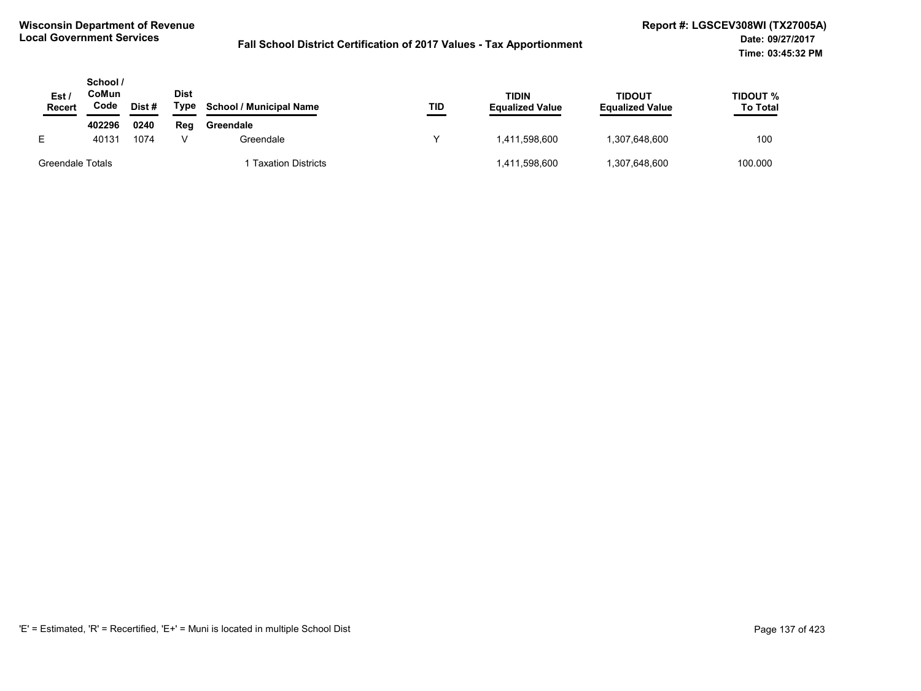Wisconsin Department of Revenue
Local Government Services

# Fall School District Certification of 2017 Values - Tax Apportionment

Report #: LGSCEV308WI (TX27005A)
Date: 09/27/2017
Time: 03:45:32 PM

| Est / Recert | School / CoMun Code | Dist # | Dist Type | School / Municipal Name | TID | TIDIN Equalized Value | TIDOUT Equalized Value | TIDOUT % To Total |
|---|---|---|---|---|---|---|---|---|
| | 402296 | 0240 | Reg | Greendale | | | | |
| E | 40131 | 1074 | V | Greendale | Y | 1,411,598,600 | 1,307,648,600 | 100 |
| Greendale Totals | | | | 1 Taxation Districts | | 1,411,598,600 | 1,307,648,600 | 100.000 |

'E' = Estimated, 'R' = Recertified, 'E+' = Muni is located in multiple School Dist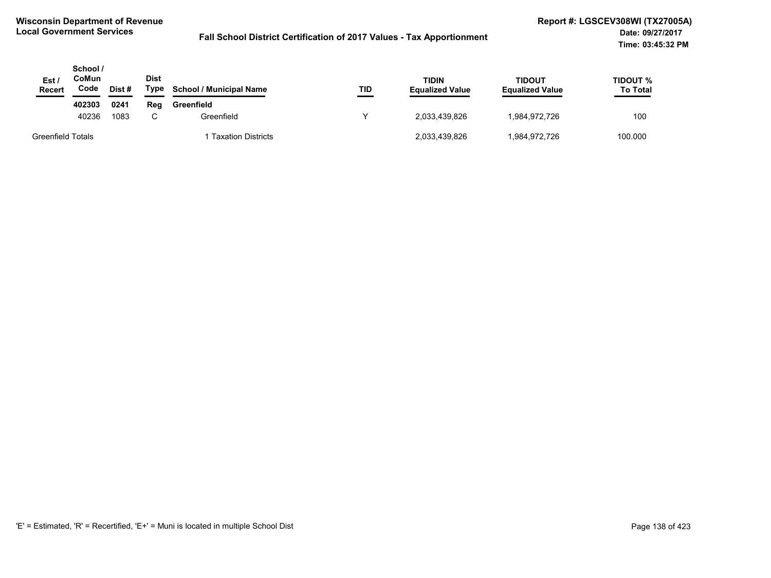**Wisconsin Department of Revenue**
**Local Government Services**

**Fall School District Certification of 2017 Values - Tax Apportionment**

**Report #: LGSCEV308WI (TX27005A)**
**Date: 09/27/2017**
**Time: 03:45:32 PM**

| Est / Recert | School / CoMun Code | Dist # | Dist Type | School / Municipal Name | TID | TIDIN Equalized Value | TIDOUT Equalized Value | TIDOUT % To Total |
|---|---|---|---|---|---|---|---|---|
| | **402303** | **0241** | **Reg** | **Greenfield** | | | | |
| | 40236 | 1083 | C | Greenfield | Y | 2,033,439,826 | 1,984,972,726 | 100 |
| Greenfield Totals | | | | 1 Taxation Districts | | 2,033,439,826 | 1,984,972,726 | 100.000 |

'E' = Estimated, 'R' = Recertified, 'E+' = Muni is located in multiple School Dist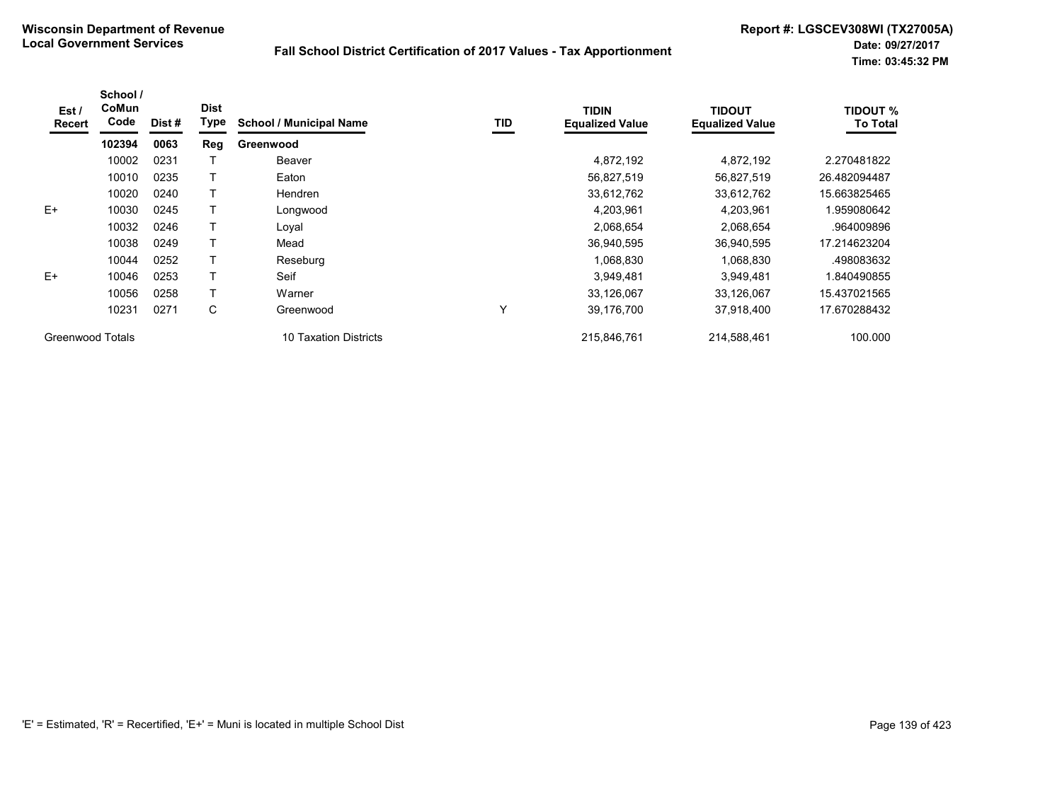**Wisconsin Department of Revenue**
**Local Government Services**

**Fall School District Certification of 2017 Values - Tax Apportionment**

**Report #: LGSCEV308WI (TX27005A)**
**Date: 09/27/2017**
**Time: 03:45:32 PM**

| Est / Recert | School / CoMun Code | Dist # | Dist Type | School / Municipal Name | TID | TIDIN Equalized Value | TIDOUT Equalized Value | TIDOUT % To Total |
|---|---|---|---|---|---|---|---|---|
| | **102394** | **0063** | **Reg** | **Greenwood** | | | | |
| | 10002 | 0231 | T | Beaver | | 4,872,192 | 4,872,192 | 2.270481822 |
| | 10010 | 0235 | T | Eaton | | 56,827,519 | 56,827,519 | 26.482094487 |
| | 10020 | 0240 | T | Hendren | | 33,612,762 | 33,612,762 | 15.663825465 |
| E+ | 10030 | 0245 | T | Longwood | | 4,203,961 | 4,203,961 | 1.959080642 |
| | 10032 | 0246 | T | Loyal | | 2,068,654 | 2,068,654 | .964009896 |
| | 10038 | 0249 | T | Mead | | 36,940,595 | 36,940,595 | 17.214623204 |
| | 10044 | 0252 | T | Reseburg | | 1,068,830 | 1,068,830 | .498083632 |
| E+ | 10046 | 0253 | T | Seif | | 3,949,481 | 3,949,481 | 1.840490855 |
| | 10056 | 0258 | T | Warner | | 33,126,067 | 33,126,067 | 15.437021565 |
| | 10231 | 0271 | C | Greenwood | Y | 39,176,700 | 37,918,400 | 17.670288432 |
| Greenwood Totals | | | | 10 Taxation Districts | | 215,846,761 | 214,588,461 | 100.000 |

'E' = Estimated, 'R' = Recertified, 'E+' = Muni is located in multiple School Dist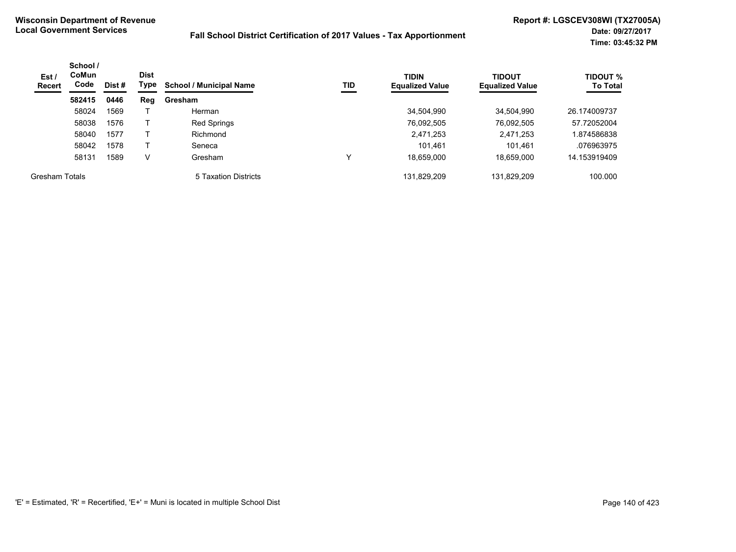**Wisconsin Department of Revenue**
**Local Government Services**

## Fall School District Certification of 2017 Values - Tax Apportionment

**Report #: LGSCEV308WI (TX27005A)**
**Date: 09/27/2017**
**Time: 03:45:32 PM**

| Est / Recert | School / CoMun Code | Dist # | Dist Type | School / Municipal Name | TID | TIDIN Equalized Value | TIDOUT Equalized Value | TIDOUT % To Total |
|---|---|---|---|---|---|---|---|---|
| | **582415** | **0446** | **Reg** | **Gresham** | | | | |
| | 58024 | 1569 | T | Herman | | 34,504,990 | 34,504,990 | 26.174009737 |
| | 58038 | 1576 | T | Red Springs | | 76,092,505 | 76,092,505 | 57.72052004 |
| | 58040 | 1577 | T | Richmond | | 2,471,253 | 2,471,253 | 1.874586838 |
| | 58042 | 1578 | T | Seneca | | 101,461 | 101,461 | .076963975 |
| | 58131 | 1589 | V | Gresham | Y | 18,659,000 | 18,659,000 | 14.153919409 |
| Gresham Totals | | | | 5 Taxation Districts | | 131,829,209 | 131,829,209 | 100.000 |

'E' = Estimated, 'R' = Recertified, 'E+' = Muni is located in multiple School Dist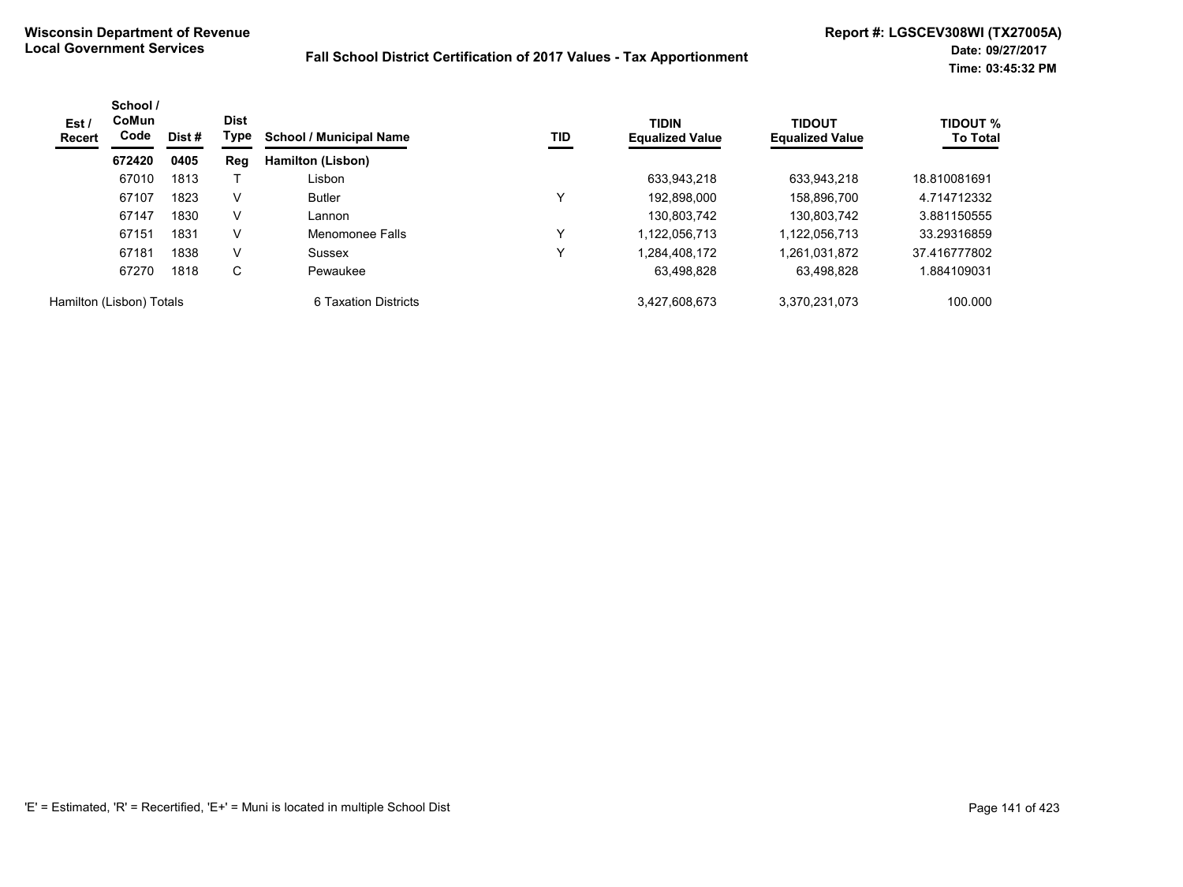**Wisconsin Department of Revenue**
**Local Government Services**

**Fall School District Certification of 2017 Values - Tax Apportionment**

**Report #: LGSCEV308WI (TX27005A)**
**Date: 09/27/2017**
**Time: 03:45:32 PM**

| Est / Recert | School / CoMun Code | Dist # | Dist Type | School / Municipal Name | TID | TIDIN Equalized Value | TIDOUT Equalized Value | TIDOUT % To Total |
|---|---|---|---|---|---|---|---|---|
| | **672420** | **0405** | **Reg** | **Hamilton (Lisbon)** | | | | |
| | 67010 | 1813 | T | Lisbon | | 633,943,218 | 633,943,218 | 18.810081691 |
| | 67107 | 1823 | V | Butler | Y | 192,898,000 | 158,896,700 | 4.714712332 |
| | 67147 | 1830 | V | Lannon | | 130,803,742 | 130,803,742 | 3.881150555 |
| | 67151 | 1831 | V | Menomonee Falls | Y | 1,122,056,713 | 1,122,056,713 | 33.29316859 |
| | 67181 | 1838 | V | Sussex | Y | 1,284,408,172 | 1,261,031,872 | 37.416777802 |
| | 67270 | 1818 | C | Pewaukee | | 63,498,828 | 63,498,828 | 1.884109031 |
| Hamilton (Lisbon) Totals | | | | 6 Taxation Districts | | 3,427,608,673 | 3,370,231,073 | 100.000 |

'E' = Estimated, 'R' = Recertified, 'E+' = Muni is located in multiple School Dist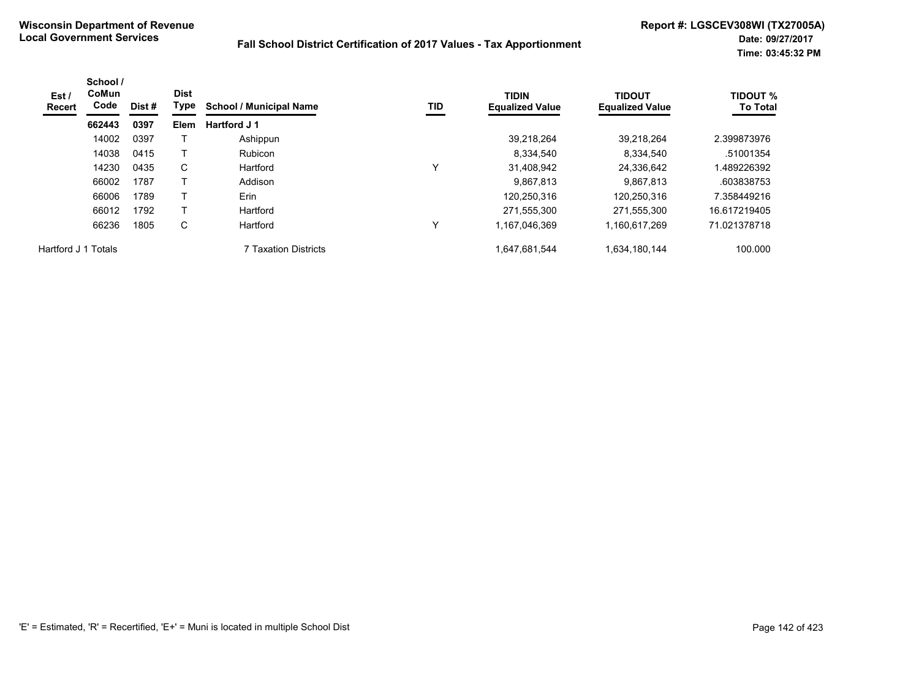**Wisconsin Department of Revenue**
**Local Government Services**

## Fall School District Certification of 2017 Values - Tax Apportionment

**Report #: LGSCEV308WI (TX27005A)**
**Date: 09/27/2017**
**Time: 03:45:32 PM**

| Est / Recert | School / CoMun Code | Dist # | Dist Type | School / Municipal Name | TID | TIDIN Equalized Value | TIDOUT Equalized Value | TIDOUT % To Total |
|---|---|---|---|---|---|---|---|---|
| | **662443** | **0397** | **Elem** | **Hartford J 1** | | | | |
| | 14002 | 0397 | T | Ashippun | | 39,218,264 | 39,218,264 | 2.399873976 |
| | 14038 | 0415 | T | Rubicon | | 8,334,540 | 8,334,540 | .51001354 |
| | 14230 | 0435 | C | Hartford | Y | 31,408,942 | 24,336,642 | 1.489226392 |
| | 66002 | 1787 | T | Addison | | 9,867,813 | 9,867,813 | .603838753 |
| | 66006 | 1789 | T | Erin | | 120,250,316 | 120,250,316 | 7.358449216 |
| | 66012 | 1792 | T | Hartford | | 271,555,300 | 271,555,300 | 16.617219405 |
| | 66236 | 1805 | C | Hartford | Y | 1,167,046,369 | 1,160,617,269 | 71.021378718 |
| Hartford J 1 Totals | | | | 7 Taxation Districts | | 1,647,681,544 | 1,634,180,144 | 100.000 |

'E' = Estimated, 'R' = Recertified, 'E+' = Muni is located in multiple School Dist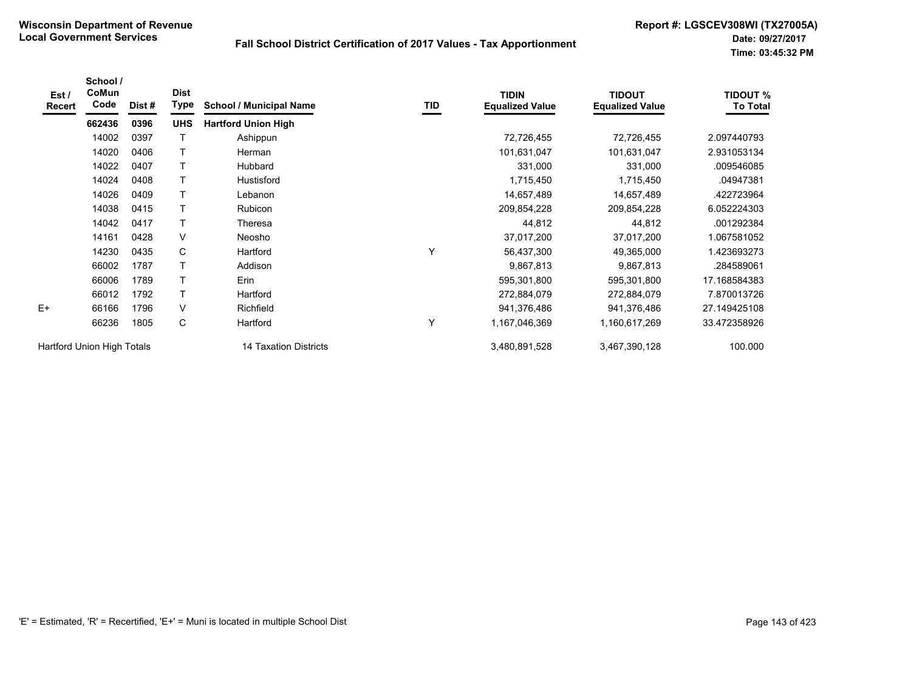**Wisconsin Department of Revenue**
**Local Government Services**

**Fall School District Certification of 2017 Values - Tax Apportionment**

**Report #: LGSCEV308WI (TX27005A)**
**Date: 09/27/2017**
**Time: 03:45:32 PM**

| Est / Recert | School / CoMun Code | Dist # | Dist Type | School / Municipal Name | TID | TIDIN Equalized Value | TIDOUT Equalized Value | TIDOUT % To Total |
|---|---|---|---|---|---|---|---|---|
| | **662436** | **0396** | **UHS** | **Hartford Union High** | | | | |
| | 14002 | 0397 | T | Ashippun | | 72,726,455 | 72,726,455 | 2.097440793 |
| | 14020 | 0406 | T | Herman | | 101,631,047 | 101,631,047 | 2.931053134 |
| | 14022 | 0407 | T | Hubbard | | 331,000 | 331,000 | .009546085 |
| | 14024 | 0408 | T | Hustisford | | 1,715,450 | 1,715,450 | .04947381 |
| | 14026 | 0409 | T | Lebanon | | 14,657,489 | 14,657,489 | .422723964 |
| | 14038 | 0415 | T | Rubicon | | 209,854,228 | 209,854,228 | 6.052224303 |
| | 14042 | 0417 | T | Theresa | | 44,812 | 44,812 | .001292384 |
| | 14161 | 0428 | V | Neosho | | 37,017,200 | 37,017,200 | 1.067581052 |
| | 14230 | 0435 | C | Hartford | Y | 56,437,300 | 49,365,000 | 1.423693273 |
| | 66002 | 1787 | T | Addison | | 9,867,813 | 9,867,813 | .284589061 |
| | 66006 | 1789 | T | Erin | | 595,301,800 | 595,301,800 | 17.168584383 |
| | 66012 | 1792 | T | Hartford | | 272,884,079 | 272,884,079 | 7.870013726 |
| E+ | 66166 | 1796 | V | Richfield | | 941,376,486 | 941,376,486 | 27.149425108 |
| | 66236 | 1805 | C | Hartford | Y | 1,167,046,369 | 1,160,617,269 | 33.472358926 |
| Hartford Union High Totals | | | | 14 Taxation Districts | | 3,480,891,528 | 3,467,390,128 | 100.000 |

'E' = Estimated, 'R' = Recertified, 'E+' = Muni is located in multiple School Dist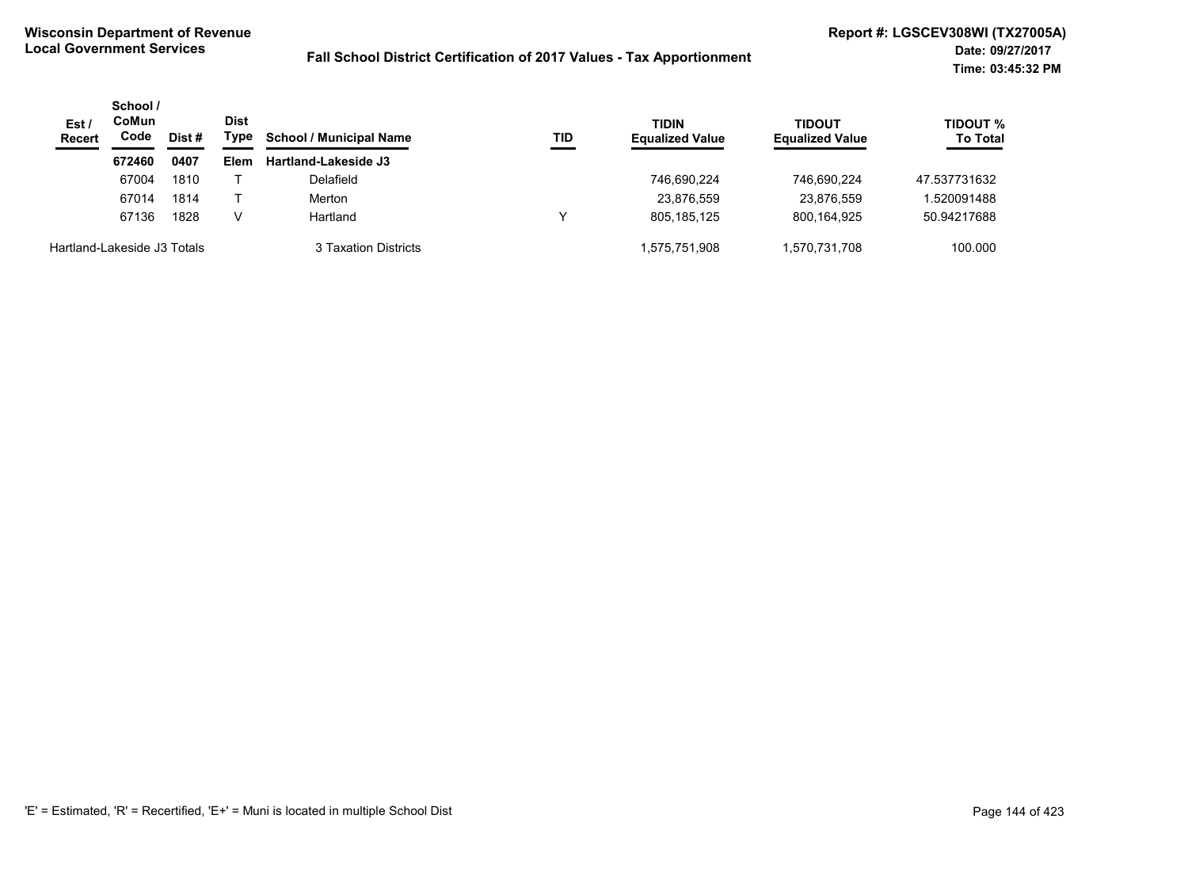**Wisconsin Department of Revenue**
**Local Government Services**

**Fall School District Certification of 2017 Values - Tax Apportionment**

**Report #: LGSCEV308WI (TX27005A)**
**Date: 09/27/2017**
**Time: 03:45:32 PM**

| Est / Recert | School / CoMun Code | Dist # | Dist Type | School / Municipal Name | TID | TIDIN Equalized Value | TIDOUT Equalized Value | TIDOUT % To Total |
|---|---|---|---|---|---|---|---|---|
| | **672460** | **0407** | **Elem** | **Hartland-Lakeside J3** | | | | |
| | 67004 | 1810 | T | Delafield | | 746,690,224 | 746,690,224 | 47.537731632 |
| | 67014 | 1814 | T | Merton | | 23,876,559 | 23,876,559 | 1.520091488 |
| | 67136 | 1828 | V | Hartland | Y | 805,185,125 | 800,164,925 | 50.94217688 |
| Hartland-Lakeside J3 Totals | | | | 3 Taxation Districts | | 1,575,751,908 | 1,570,731,708 | 100.000 |

'E' = Estimated, 'R' = Recertified, 'E+' = Muni is located in multiple School Dist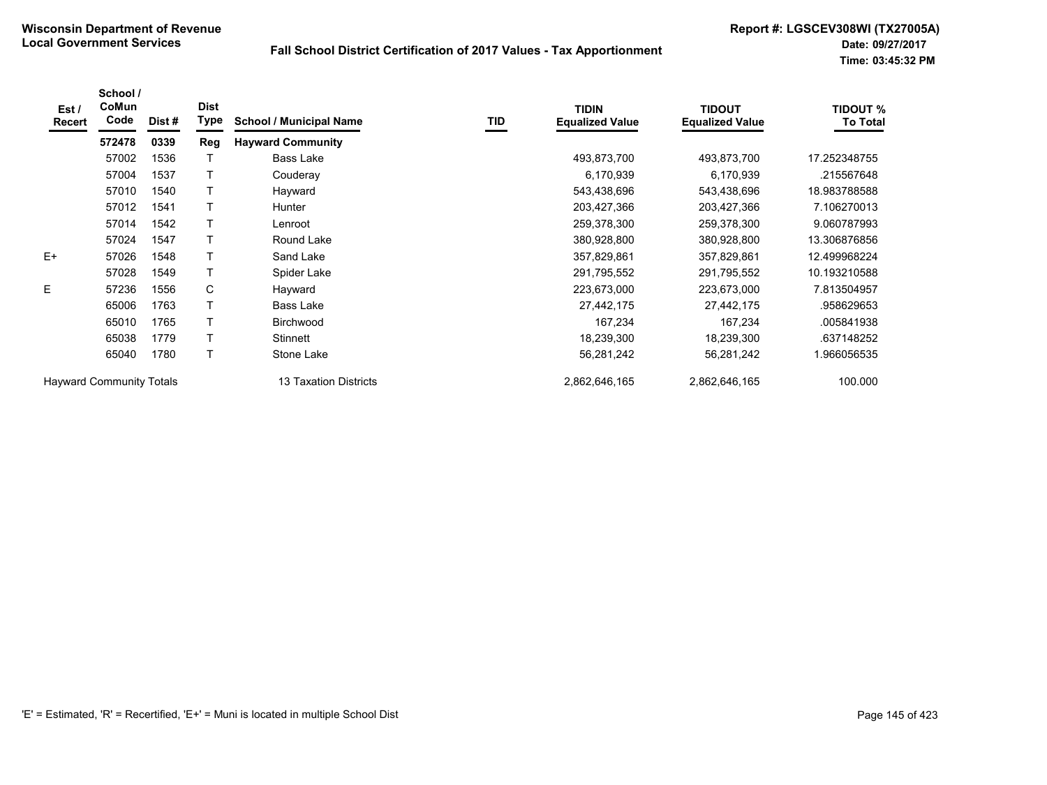**Wisconsin Department of Revenue**
**Local Government Services**

**Fall School District Certification of 2017 Values - Tax Apportionment**

**Report #: LGSCEV308WI (TX27005A)**
**Date: 09/27/2017**
**Time: 03:45:32 PM**

| Est / Recert | School / CoMun Code | Dist # | Dist Type | School / Municipal Name | TID | TIDIN Equalized Value | TIDOUT Equalized Value | TIDOUT % To Total |
|---|---|---|---|---|---|---|---|---|
| | **572478** | **0339** | **Reg** | **Hayward Community** | | | | |
| | 57002 | 1536 | T | Bass Lake | | 493,873,700 | 493,873,700 | 17.252348755 |
| | 57004 | 1537 | T | Couderay | | 6,170,939 | 6,170,939 | .215567648 |
| | 57010 | 1540 | T | Hayward | | 543,438,696 | 543,438,696 | 18.983788588 |
| | 57012 | 1541 | T | Hunter | | 203,427,366 | 203,427,366 | 7.106270013 |
| | 57014 | 1542 | T | Lenroot | | 259,378,300 | 259,378,300 | 9.060787993 |
| | 57024 | 1547 | T | Round Lake | | 380,928,800 | 380,928,800 | 13.306876856 |
| E+ | 57026 | 1548 | T | Sand Lake | | 357,829,861 | 357,829,861 | 12.499968224 |
| | 57028 | 1549 | T | Spider Lake | | 291,795,552 | 291,795,552 | 10.193210588 |
| E | 57236 | 1556 | C | Hayward | | 223,673,000 | 223,673,000 | 7.813504957 |
| | 65006 | 1763 | T | Bass Lake | | 27,442,175 | 27,442,175 | .958629653 |
| | 65010 | 1765 | T | Birchwood | | 167,234 | 167,234 | .005841938 |
| | 65038 | 1779 | T | Stinnett | | 18,239,300 | 18,239,300 | .637148252 |
| | 65040 | 1780 | T | Stone Lake | | 56,281,242 | 56,281,242 | 1.966056535 |
| Hayward Community Totals | | | | 13 Taxation Districts | | 2,862,646,165 | 2,862,646,165 | 100.000 |

'E' = Estimated, 'R' = Recertified, 'E+' = Muni is located in multiple School Dist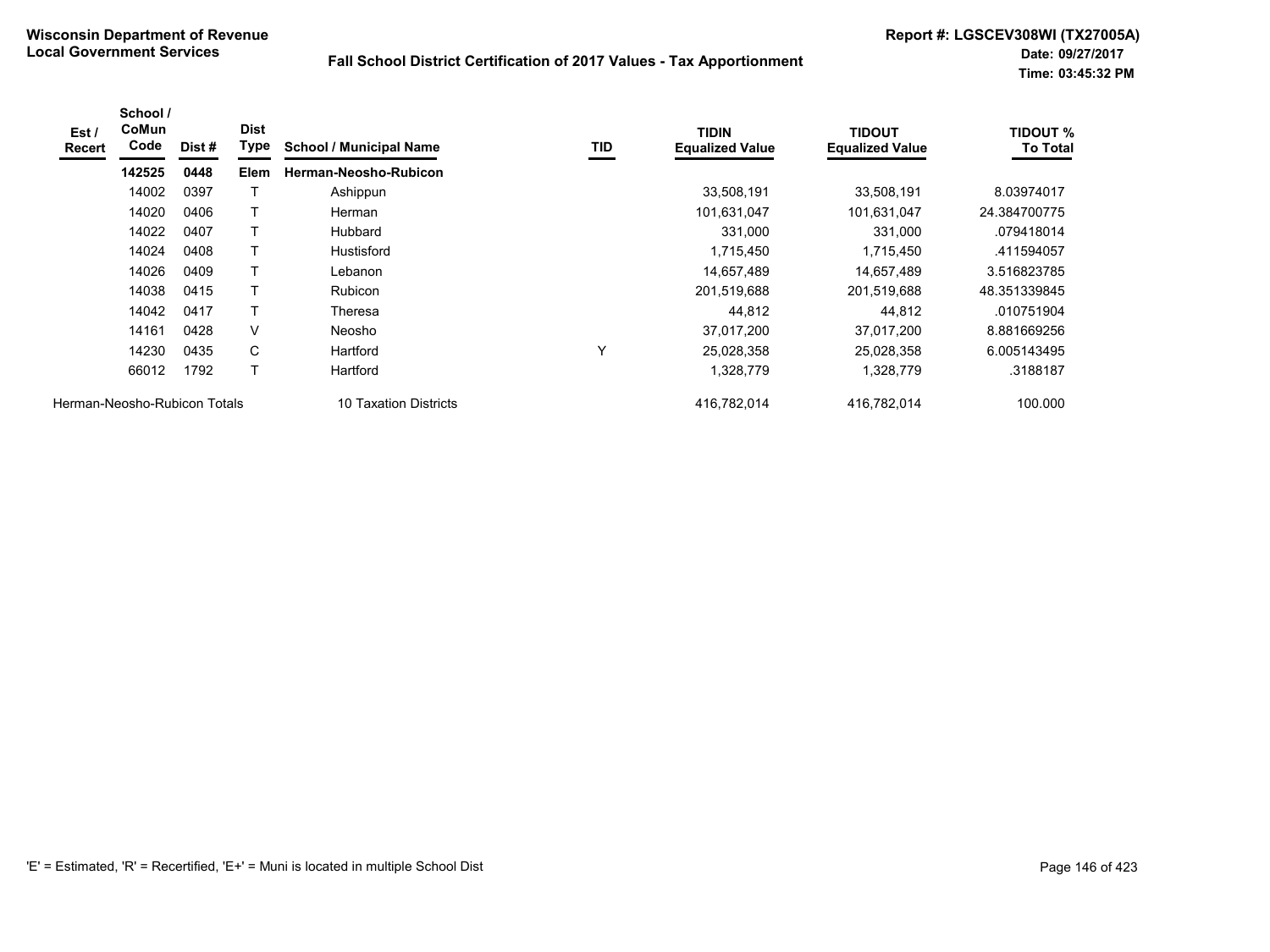**Wisconsin Department of Revenue**
**Local Government Services**

**Fall School District Certification of 2017 Values - Tax Apportionment**

**Report #: LGSCEV308WI (TX27005A)**
**Date: 09/27/2017**
**Time: 03:45:32 PM**

| Est / Recert | School / CoMun Code | Dist # | Dist Type | School / Municipal Name | TID | TIDIN Equalized Value | TIDOUT Equalized Value | TIDOUT % To Total |
|---|---|---|---|---|---|---|---|---|
| | **142525** | **0448** | **Elem** | **Herman-Neosho-Rubicon** | | | | |
| | 14002 | 0397 | T | Ashippun | | 33,508,191 | 33,508,191 | 8.03974017 |
| | 14020 | 0406 | T | Herman | | 101,631,047 | 101,631,047 | 24.384700775 |
| | 14022 | 0407 | T | Hubbard | | 331,000 | 331,000 | .079418014 |
| | 14024 | 0408 | T | Hustisford | | 1,715,450 | 1,715,450 | .411594057 |
| | 14026 | 0409 | T | Lebanon | | 14,657,489 | 14,657,489 | 3.516823785 |
| | 14038 | 0415 | T | Rubicon | | 201,519,688 | 201,519,688 | 48.351339845 |
| | 14042 | 0417 | T | Theresa | | 44,812 | 44,812 | .010751904 |
| | 14161 | 0428 | V | Neosho | | 37,017,200 | 37,017,200 | 8.881669256 |
| | 14230 | 0435 | C | Hartford | Y | 25,028,358 | 25,028,358 | 6.005143495 |
| | 66012 | 1792 | T | Hartford | | 1,328,779 | 1,328,779 | .3188187 |
| Herman-Neosho-Rubicon Totals | | | | 10 Taxation Districts | | 416,782,014 | 416,782,014 | 100.000 |

'E' = Estimated, 'R' = Recertified, 'E+' = Muni is located in multiple School Dist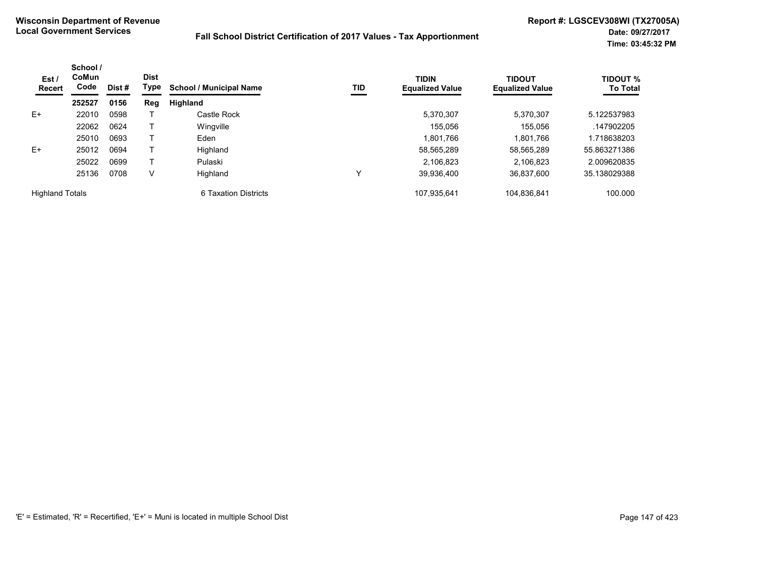**Wisconsin Department of Revenue**
**Local Government Services**

**Fall School District Certification of 2017 Values - Tax Apportionment**

**Report #: LGSCEV308WI (TX27005A)**
**Date: 09/27/2017**
**Time: 03:45:32 PM**

| Est / Recert | School / CoMun Code | Dist # | Dist Type | School / Municipal Name | TID | TIDIN Equalized Value | TIDOUT Equalized Value | TIDOUT % To Total |
|---|---|---|---|---|---|---|---|---|
| | **252527** | **0156** | **Reg** | **Highland** | | | | |
| E+ | 22010 | 0598 | T | Castle Rock | | 5,370,307 | 5,370,307 | 5.122537983 |
| | 22062 | 0624 | T | Wingville | | 155,056 | 155,056 | .147902205 |
| | 25010 | 0693 | T | Eden | | 1,801,766 | 1,801,766 | 1.718638203 |
| E+ | 25012 | 0694 | T | Highland | | 58,565,289 | 58,565,289 | 55.863271386 |
| | 25022 | 0699 | T | Pulaski | | 2,106,823 | 2,106,823 | 2.009620835 |
| | 25136 | 0708 | V | Highland | Y | 39,936,400 | 36,837,600 | 35.138029388 |
| Highland Totals | | | | 6 Taxation Districts | | 107,935,641 | 104,836,841 | 100.000 |

'E' = Estimated, 'R' = Recertified, 'E+' = Muni is located in multiple School Dist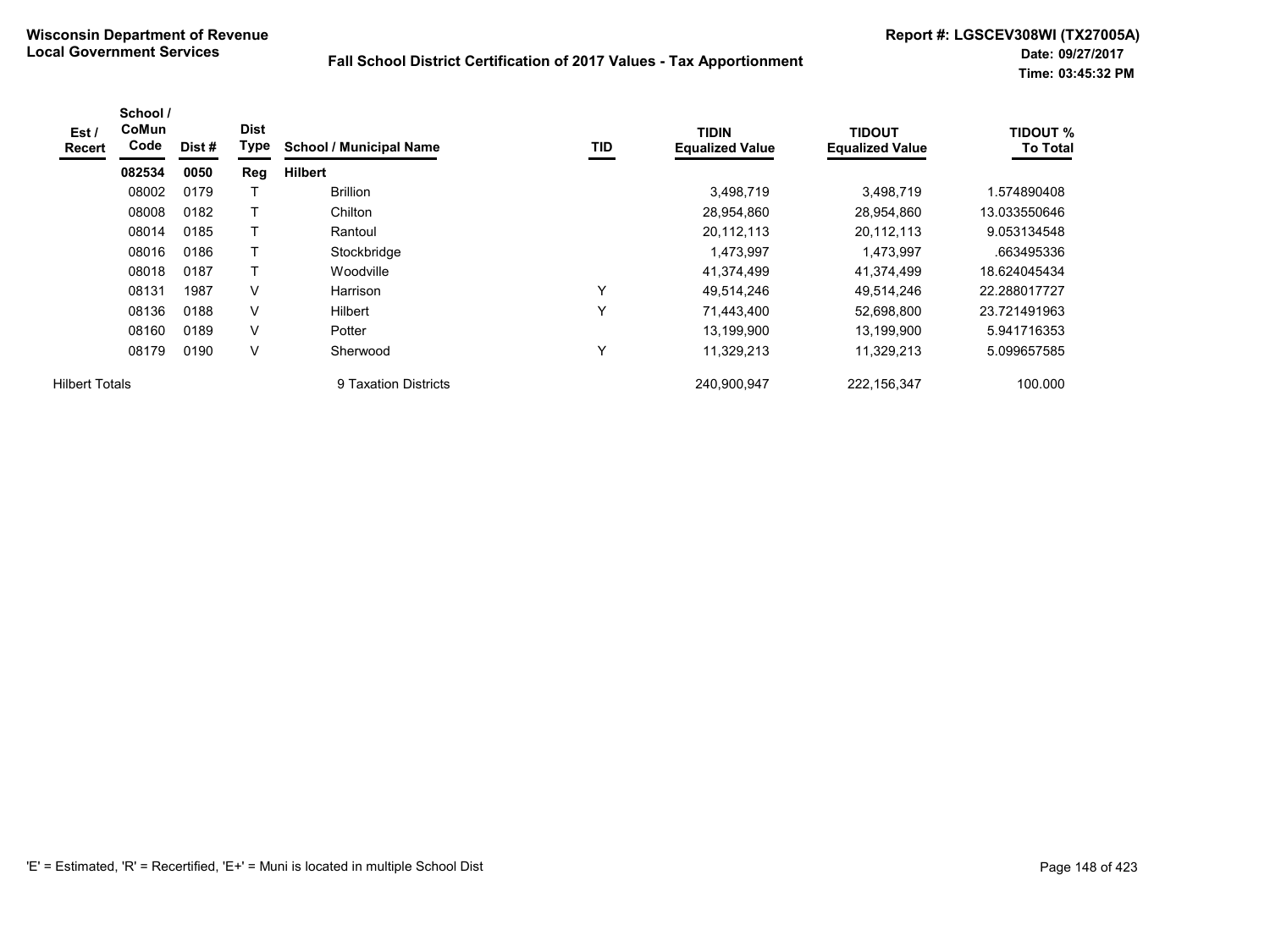**Wisconsin Department of Revenue**
**Local Government Services**

**Fall School District Certification of 2017 Values - Tax Apportionment**

**Report #: LGSCEV308WI (TX27005A)**
**Date: 09/27/2017**
**Time: 03:45:32 PM**

| Est / Recert | School / CoMun Code | Dist # | Dist Type | School / Municipal Name | TID | TIDIN Equalized Value | TIDOUT Equalized Value | TIDOUT % To Total |
|---|---|---|---|---|---|---|---|---|
| | **082534** | **0050** | **Reg** | **Hilbert** | | | | |
| | 08002 | 0179 | T | Brillion | | 3,498,719 | 3,498,719 | 1.574890408 |
| | 08008 | 0182 | T | Chilton | | 28,954,860 | 28,954,860 | 13.033550646 |
| | 08014 | 0185 | T | Rantoul | | 20,112,113 | 20,112,113 | 9.053134548 |
| | 08016 | 0186 | T | Stockbridge | | 1,473,997 | 1,473,997 | .663495336 |
| | 08018 | 0187 | T | Woodville | | 41,374,499 | 41,374,499 | 18.624045434 |
| | 08131 | 1987 | V | Harrison | Y | 49,514,246 | 49,514,246 | 22.288017727 |
| | 08136 | 0188 | V | Hilbert | Y | 71,443,400 | 52,698,800 | 23.721491963 |
| | 08160 | 0189 | V | Potter | | 13,199,900 | 13,199,900 | 5.941716353 |
| | 08179 | 0190 | V | Sherwood | Y | 11,329,213 | 11,329,213 | 5.099657585 |
| Hilbert Totals | | | | 9 Taxation Districts | | 240,900,947 | 222,156,347 | 100.000 |

'E' = Estimated, 'R' = Recertified, 'E+' = Muni is located in multiple School Dist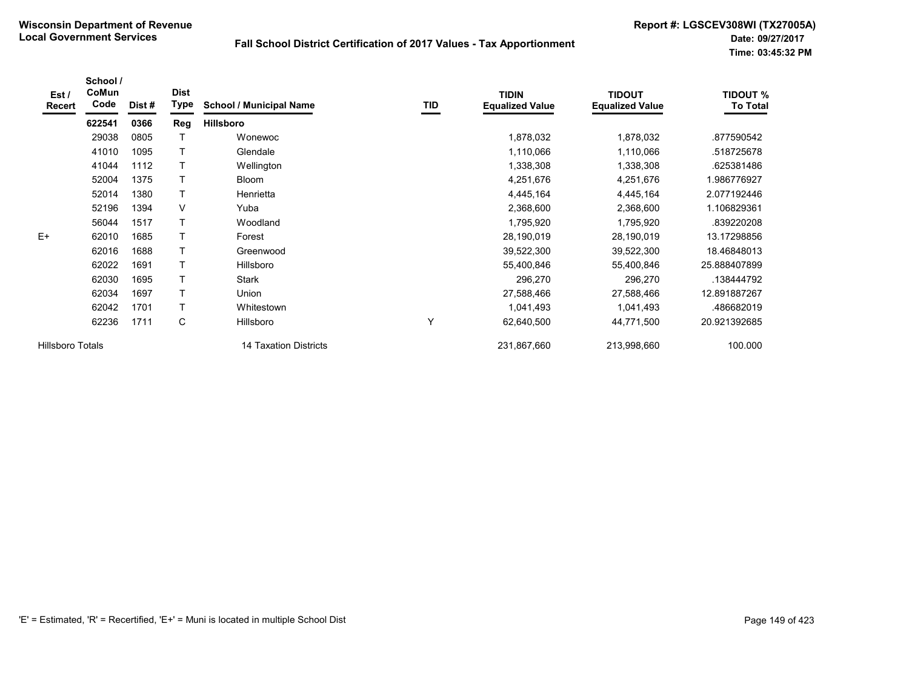**Wisconsin Department of Revenue**
**Local Government Services**

**Fall School District Certification of 2017 Values - Tax Apportionment**

**Report #: LGSCEV308WI (TX27005A)**
**Date: 09/27/2017**
**Time: 03:45:32 PM**

| Est / Recert | School / CoMun Code | Dist # | Dist Type | School / Municipal Name | TID | TIDIN Equalized Value | TIDOUT Equalized Value | TIDOUT % To Total |
|---|---|---|---|---|---|---|---|---|
| | **622541** | **0366** | **Reg** | **Hillsboro** | | | | |
| | 29038 | 0805 | T | Wonewoc | | 1,878,032 | 1,878,032 | .877590542 |
| | 41010 | 1095 | T | Glendale | | 1,110,066 | 1,110,066 | .518725678 |
| | 41044 | 1112 | T | Wellington | | 1,338,308 | 1,338,308 | .625381486 |
| | 52004 | 1375 | T | Bloom | | 4,251,676 | 4,251,676 | 1.986776927 |
| | 52014 | 1380 | T | Henrietta | | 4,445,164 | 4,445,164 | 2.077192446 |
| | 52196 | 1394 | V | Yuba | | 2,368,600 | 2,368,600 | 1.106829361 |
| | 56044 | 1517 | T | Woodland | | 1,795,920 | 1,795,920 | .839220208 |
| E+ | 62010 | 1685 | T | Forest | | 28,190,019 | 28,190,019 | 13.17298856 |
| | 62016 | 1688 | T | Greenwood | | 39,522,300 | 39,522,300 | 18.46848013 |
| | 62022 | 1691 | T | Hillsboro | | 55,400,846 | 55,400,846 | 25.888407899 |
| | 62030 | 1695 | T | Stark | | 296,270 | 296,270 | .138444792 |
| | 62034 | 1697 | T | Union | | 27,588,466 | 27,588,466 | 12.891887267 |
| | 62042 | 1701 | T | Whitestown | | 1,041,493 | 1,041,493 | .486682019 |
| | 62236 | 1711 | C | Hillsboro | Y | 62,640,500 | 44,771,500 | 20.921392685 |
| Hillsboro Totals | | | | 14 Taxation Districts | | 231,867,660 | 213,998,660 | 100.000 |

'E' = Estimated, 'R' = Recertified, 'E+' = Muni is located in multiple School Dist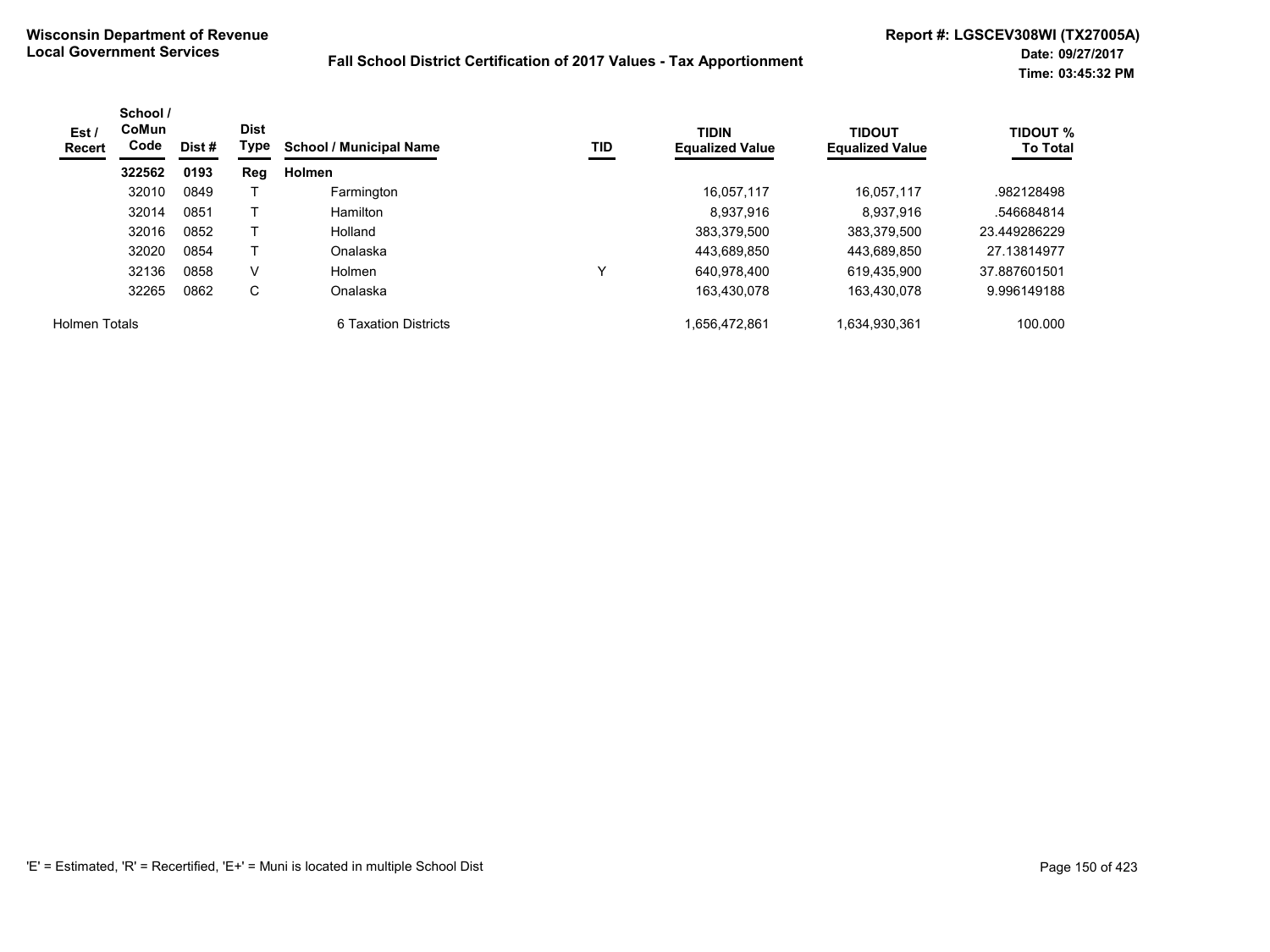**Wisconsin Department of Revenue**
**Local Government Services**

**Fall School District Certification of 2017 Values - Tax Apportionment**

**Report #: LGSCEV308WI (TX27005A)**
**Date: 09/27/2017**
**Time: 03:45:32 PM**

| Est / Recert | School / CoMun Code | Dist # | Dist Type | School / Municipal Name | TID | TIDIN Equalized Value | TIDOUT Equalized Value | TIDOUT % To Total |
|---|---|---|---|---|---|---|---|---|
| | **322562** | **0193** | **Reg** | **Holmen** | | | | |
| | 32010 | 0849 | T | Farmington | | 16,057,117 | 16,057,117 | .982128498 |
| | 32014 | 0851 | T | Hamilton | | 8,937,916 | 8,937,916 | .546684814 |
| | 32016 | 0852 | T | Holland | | 383,379,500 | 383,379,500 | 23.449286229 |
| | 32020 | 0854 | T | Onalaska | | 443,689,850 | 443,689,850 | 27.13814977 |
| | 32136 | 0858 | V | Holmen | Y | 640,978,400 | 619,435,900 | 37.887601501 |
| | 32265 | 0862 | C | Onalaska | | 163,430,078 | 163,430,078 | 9.996149188 |
| Holmen Totals | | | | 6 Taxation Districts | | 1,656,472,861 | 1,634,930,361 | 100.000 |

'E' = Estimated, 'R' = Recertified, 'E+' = Muni is located in multiple School Dist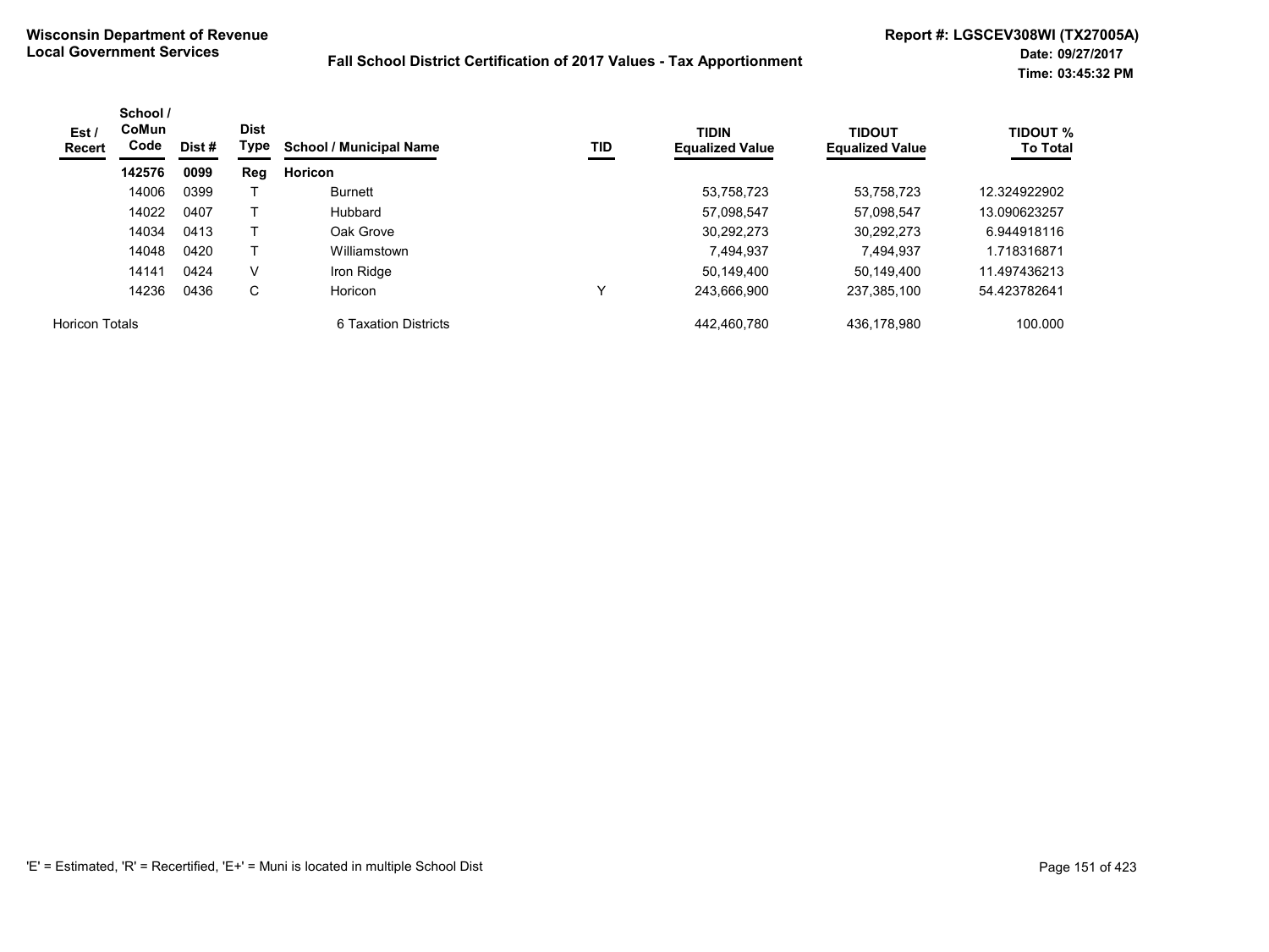**Wisconsin Department of Revenue**
**Local Government Services**

**Fall School District Certification of 2017 Values - Tax Apportionment**

**Report #: LGSCEV308WI (TX27005A)**
**Date: 09/27/2017**
**Time: 03:45:32 PM**

| Est / Recert | School / CoMun Code | Dist # | Dist Type | School / Municipal Name | TID | TIDIN Equalized Value | TIDOUT Equalized Value | TIDOUT % To Total |
|---|---|---|---|---|---|---|---|---|
| | **142576** | **0099** | **Reg** | **Horicon** | | | | |
| | 14006 | 0399 | T | Burnett | | 53,758,723 | 53,758,723 | 12.324922902 |
| | 14022 | 0407 | T | Hubbard | | 57,098,547 | 57,098,547 | 13.090623257 |
| | 14034 | 0413 | T | Oak Grove | | 30,292,273 | 30,292,273 | 6.944918116 |
| | 14048 | 0420 | T | Williamstown | | 7,494,937 | 7,494,937 | 1.718316871 |
| | 14141 | 0424 | V | Iron Ridge | | 50,149,400 | 50,149,400 | 11.497436213 |
| | 14236 | 0436 | C | Horicon | Y | 243,666,900 | 237,385,100 | 54.423782641 |
| Horicon Totals | | | | 6 Taxation Districts | | 442,460,780 | 436,178,980 | 100.000 |

'E' = Estimated, 'R' = Recertified, 'E+' = Muni is located in multiple School Dist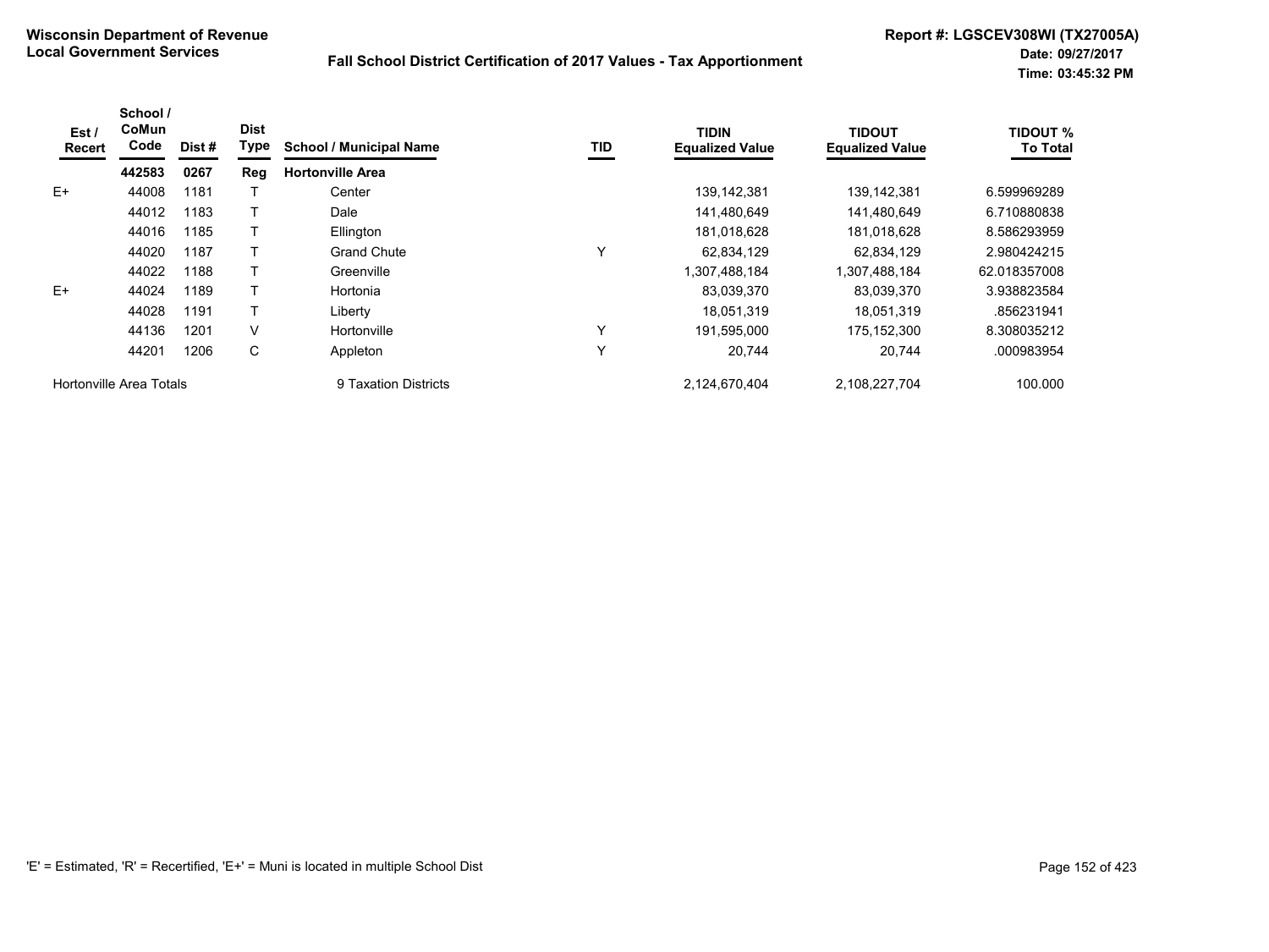**Wisconsin Department of Revenue**
**Local Government Services**

**Fall School District Certification of 2017 Values - Tax Apportionment**

**Report #: LGSCEV308WI (TX27005A)**
**Date: 09/27/2017**
**Time: 03:45:32 PM**

| Est / Recert | School / CoMun Code | Dist # | Dist Type | School / Municipal Name | TID | TIDIN Equalized Value | TIDOUT Equalized Value | TIDOUT % To Total |
|---|---|---|---|---|---|---|---|---|
| | **442583** | **0267** | **Reg** | **Hortonville Area** | | | | |
| E+ | 44008 | 1181 | T | Center | | 139,142,381 | 139,142,381 | 6.599969289 |
| | 44012 | 1183 | T | Dale | | 141,480,649 | 141,480,649 | 6.710880838 |
| | 44016 | 1185 | T | Ellington | | 181,018,628 | 181,018,628 | 8.586293959 |
| | 44020 | 1187 | T | Grand Chute | Y | 62,834,129 | 62,834,129 | 2.980424215 |
| | 44022 | 1188 | T | Greenville | | 1,307,488,184 | 1,307,488,184 | 62.018357008 |
| E+ | 44024 | 1189 | T | Hortonia | | 83,039,370 | 83,039,370 | 3.938823584 |
| | 44028 | 1191 | T | Liberty | | 18,051,319 | 18,051,319 | .856231941 |
| | 44136 | 1201 | V | Hortonville | Y | 191,595,000 | 175,152,300 | 8.308035212 |
| | 44201 | 1206 | C | Appleton | Y | 20,744 | 20,744 | .000983954 |
| Hortonville Area Totals | | | | 9 Taxation Districts | | 2,124,670,404 | 2,108,227,704 | 100.000 |

'E' = Estimated, 'R' = Recertified, 'E+' = Muni is located in multiple School Dist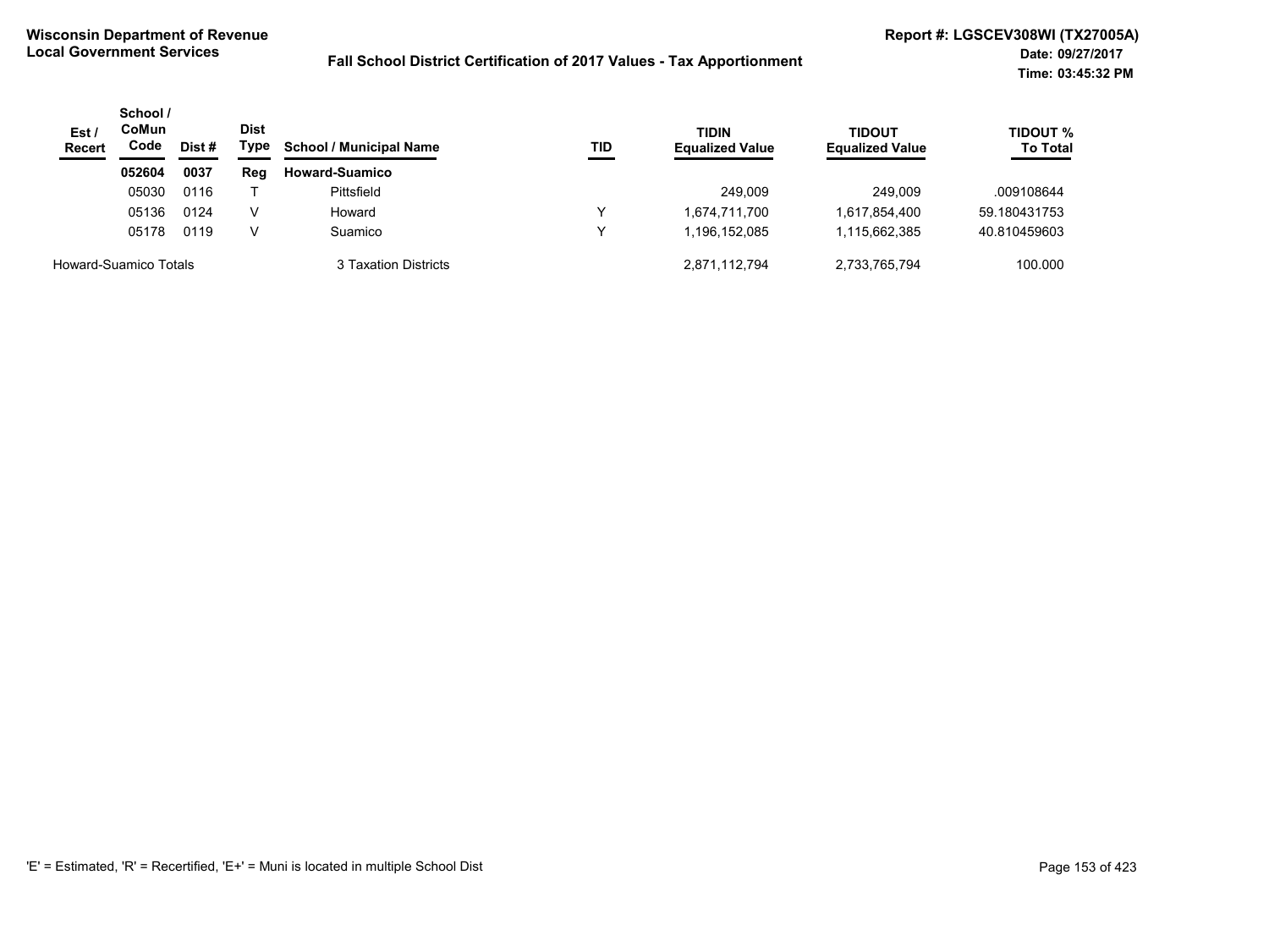**Wisconsin Department of Revenue**
**Local Government Services**

**Fall School District Certification of 2017 Values - Tax Apportionment**

**Report #: LGSCEV308WI (TX27005A)**
**Date: 09/27/2017**
**Time: 03:45:32 PM**

| Est / Recert | School / CoMun Code | Dist # | Dist Type | School / Municipal Name | TID | TIDIN Equalized Value | TIDOUT Equalized Value | TIDOUT % To Total |
|---|---|---|---|---|---|---|---|---|
| | **052604** | **0037** | **Reg** | **Howard-Suamico** | | | | |
| | 05030 | 0116 | T | Pittsfield | | 249,009 | 249,009 | .009108644 |
| | 05136 | 0124 | V | Howard | Y | 1,674,711,700 | 1,617,854,400 | 59.180431753 |
| | 05178 | 0119 | V | Suamico | Y | 1,196,152,085 | 1,115,662,385 | 40.810459603 |
| Howard-Suamico Totals | | | | 3 Taxation Districts | | 2,871,112,794 | 2,733,765,794 | 100.000 |

'E' = Estimated, 'R' = Recertified, 'E+' = Muni is located in multiple School Dist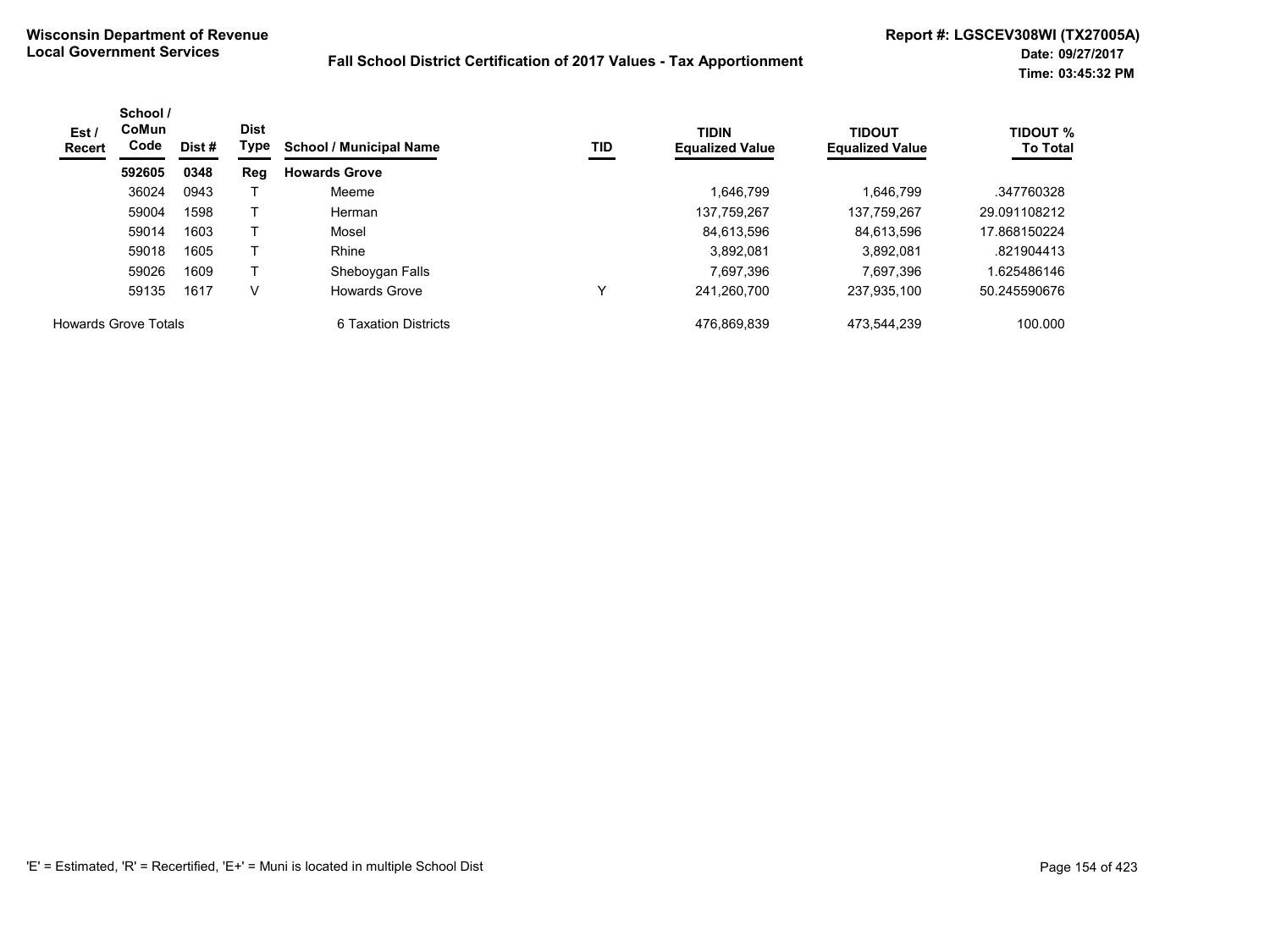**Wisconsin Department of Revenue**
**Local Government Services**

**Fall School District Certification of 2017 Values - Tax Apportionment**

**Report #: LGSCEV308WI (TX27005A)**
**Date: 09/27/2017**
**Time: 03:45:32 PM**

| Est / Recert | School / CoMun Code | Dist # | Dist Type | School / Municipal Name | TID | TIDIN Equalized Value | TIDOUT Equalized Value | TIDOUT % To Total |
|---|---|---|---|---|---|---|---|---|
| | **592605** | **0348** | **Reg** | **Howards Grove** | | | | |
| | 36024 | 0943 | T | Meeme | | 1,646,799 | 1,646,799 | .347760328 |
| | 59004 | 1598 | T | Herman | | 137,759,267 | 137,759,267 | 29.091108212 |
| | 59014 | 1603 | T | Mosel | | 84,613,596 | 84,613,596 | 17.868150224 |
| | 59018 | 1605 | T | Rhine | | 3,892,081 | 3,892,081 | .821904413 |
| | 59026 | 1609 | T | Sheboygan Falls | | 7,697,396 | 7,697,396 | 1.625486146 |
| | 59135 | 1617 | V | Howards Grove | Y | 241,260,700 | 237,935,100 | 50.245590676 |
| Howards Grove Totals | | | | 6 Taxation Districts | | 476,869,839 | 473,544,239 | 100.000 |

'E' = Estimated, 'R' = Recertified, 'E+' = Muni is located in multiple School Dist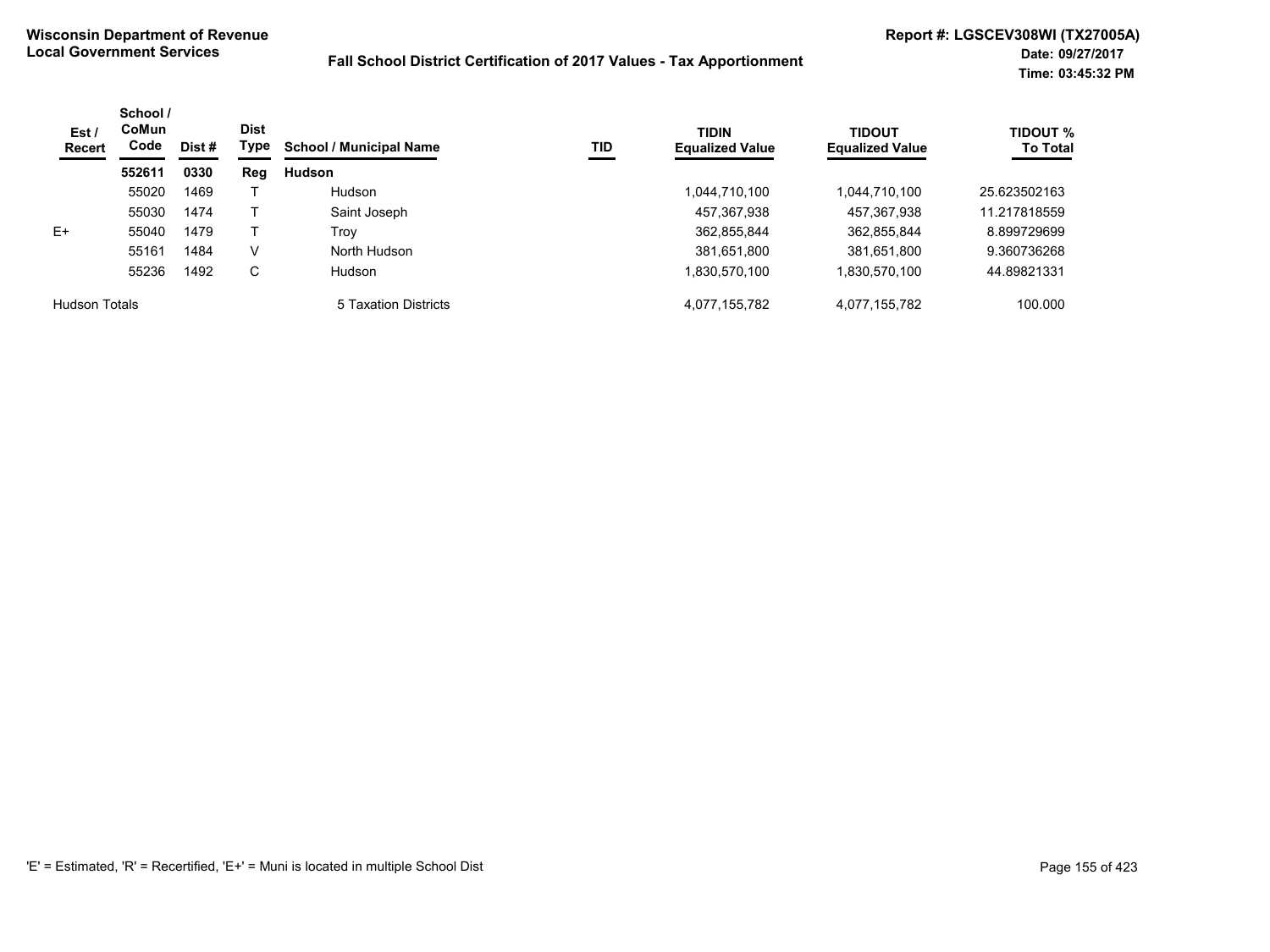**Wisconsin Department of Revenue**
**Local Government Services**

**Fall School District Certification of 2017 Values - Tax Apportionment**

**Report #: LGSCEV308WI (TX27005A)**
**Date: 09/27/2017**
**Time: 03:45:32 PM**

| Est / Recert | School / CoMun Code | Dist # | Dist Type | School / Municipal Name | TID | TIDIN Equalized Value | TIDOUT Equalized Value | TIDOUT % To Total |
|---|---|---|---|---|---|---|---|---|
| | **552611** | **0330** | **Reg** | **Hudson** | | | | |
| | 55020 | 1469 | T | Hudson | | 1,044,710,100 | 1,044,710,100 | 25.623502163 |
| | 55030 | 1474 | T | Saint Joseph | | 457,367,938 | 457,367,938 | 11.217818559 |
| E+ | 55040 | 1479 | T | Troy | | 362,855,844 | 362,855,844 | 8.899729699 |
| | 55161 | 1484 | V | North Hudson | | 381,651,800 | 381,651,800 | 9.360736268 |
| | 55236 | 1492 | C | Hudson | | 1,830,570,100 | 1,830,570,100 | 44.89821331 |
| Hudson Totals | | | | 5 Taxation Districts | | 4,077,155,782 | 4,077,155,782 | 100.000 |

'E' = Estimated, 'R' = Recertified, 'E+' = Muni is located in multiple School Dist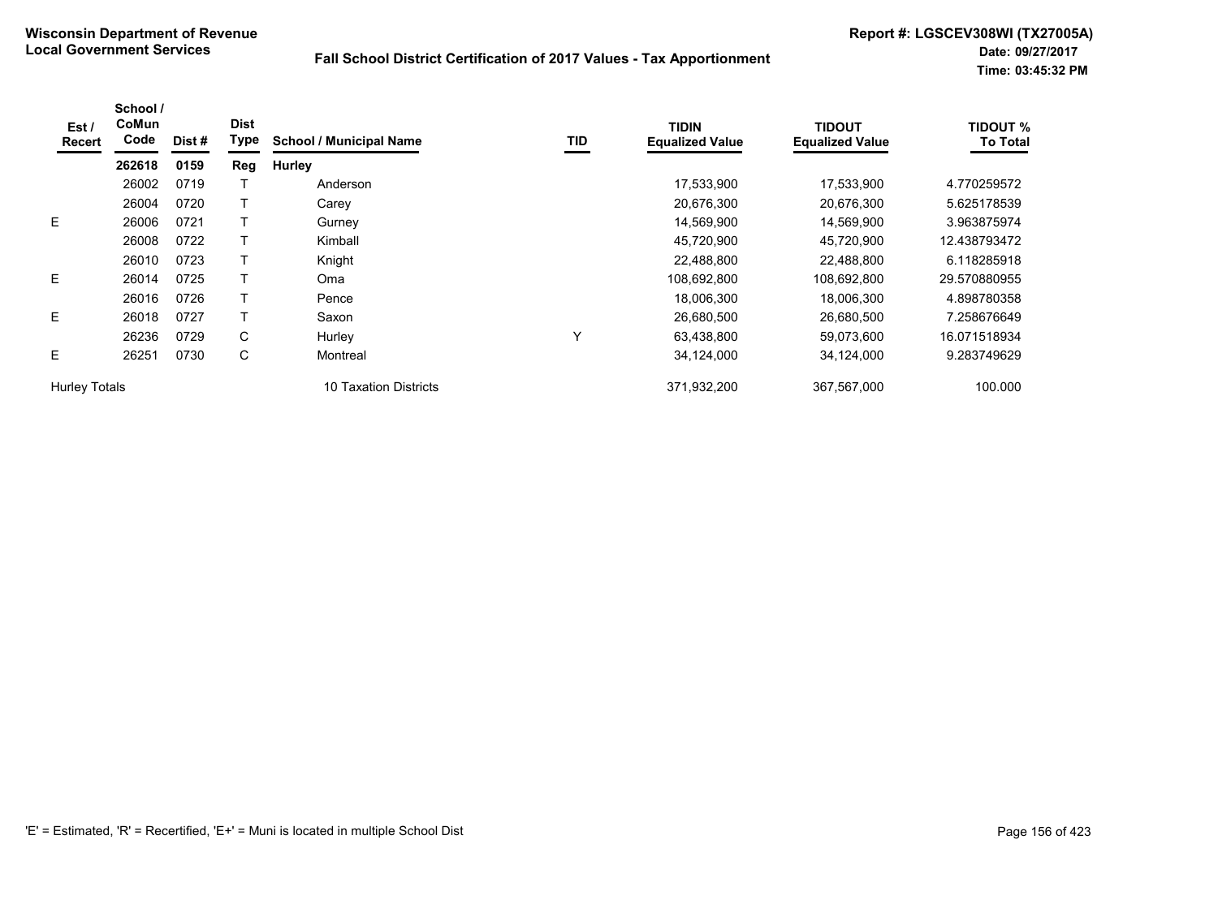**Wisconsin Department of Revenue**
**Local Government Services**

**Fall School District Certification of 2017 Values - Tax Apportionment**

**Report #: LGSCEV308WI (TX27005A)**
**Date: 09/27/2017**
**Time: 03:45:32 PM**

| Est / Recert | School / CoMun Code | Dist # | Dist Type | School / Municipal Name | TID | TIDIN Equalized Value | TIDOUT Equalized Value | TIDOUT % To Total |
|---|---|---|---|---|---|---|---|---|
| | **262618** | **0159** | **Reg** | **Hurley** | | | | |
| | 26002 | 0719 | T | Anderson | | 17,533,900 | 17,533,900 | 4.770259572 |
| | 26004 | 0720 | T | Carey | | 20,676,300 | 20,676,300 | 5.625178539 |
| E | 26006 | 0721 | T | Gurney | | 14,569,900 | 14,569,900 | 3.963875974 |
| | 26008 | 0722 | T | Kimball | | 45,720,900 | 45,720,900 | 12.438793472 |
| | 26010 | 0723 | T | Knight | | 22,488,800 | 22,488,800 | 6.118285918 |
| E | 26014 | 0725 | T | Oma | | 108,692,800 | 108,692,800 | 29.570880955 |
| | 26016 | 0726 | T | Pence | | 18,006,300 | 18,006,300 | 4.898780358 |
| E | 26018 | 0727 | T | Saxon | | 26,680,500 | 26,680,500 | 7.258676649 |
| | 26236 | 0729 | C | Hurley | Y | 63,438,800 | 59,073,600 | 16.071518934 |
| E | 26251 | 0730 | C | Montreal | | 34,124,000 | 34,124,000 | 9.283749629 |
| Hurley Totals | | | | 10 Taxation Districts | | 371,932,200 | 367,567,000 | 100.000 |

'E' = Estimated, 'R' = Recertified, 'E+' = Muni is located in multiple School Dist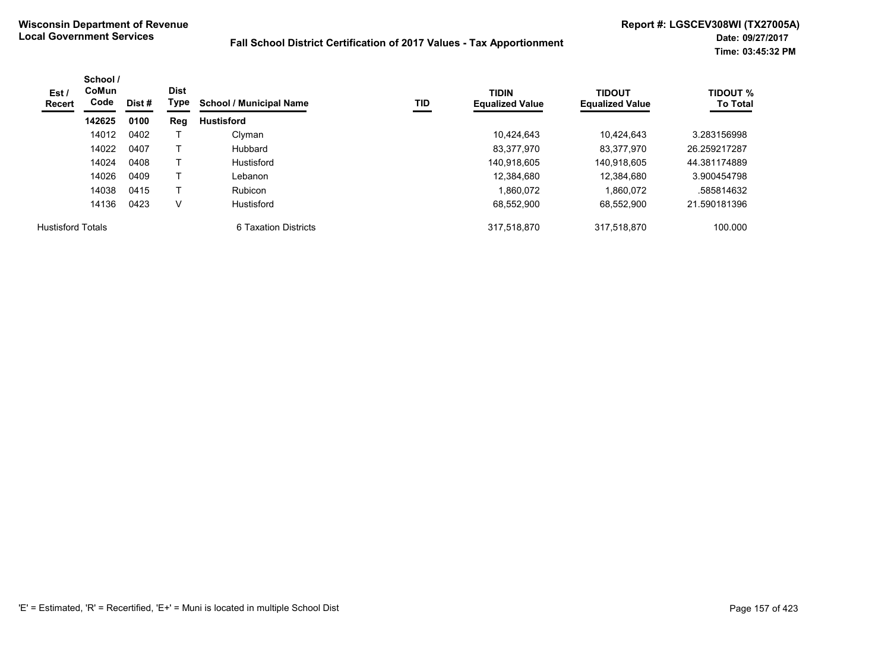**Wisconsin Department of Revenue**
**Local Government Services**

**Fall School District Certification of 2017 Values - Tax Apportionment**

**Report #: LGSCEV308WI (TX27005A)**
**Date: 09/27/2017**
**Time: 03:45:32 PM**

| Est / Recert | School / CoMun Code | Dist # | Dist Type | School / Municipal Name | TID | TIDIN Equalized Value | TIDOUT Equalized Value | TIDOUT % To Total |
|---|---|---|---|---|---|---|---|---|
| | **142625** | **0100** | **Reg** | **Hustisford** | | | | |
| | 14012 | 0402 | T | Clyman | | 10,424,643 | 10,424,643 | 3.283156998 |
| | 14022 | 0407 | T | Hubbard | | 83,377,970 | 83,377,970 | 26.259217287 |
| | 14024 | 0408 | T | Hustisford | | 140,918,605 | 140,918,605 | 44.381174889 |
| | 14026 | 0409 | T | Lebanon | | 12,384,680 | 12,384,680 | 3.900454798 |
| | 14038 | 0415 | T | Rubicon | | 1,860,072 | 1,860,072 | .585814632 |
| | 14136 | 0423 | V | Hustisford | | 68,552,900 | 68,552,900 | 21.590181396 |
| Hustisford Totals | | | | 6 Taxation Districts | | 317,518,870 | 317,518,870 | 100.000 |

'E' = Estimated, 'R' = Recertified, 'E+' = Muni is located in multiple School Dist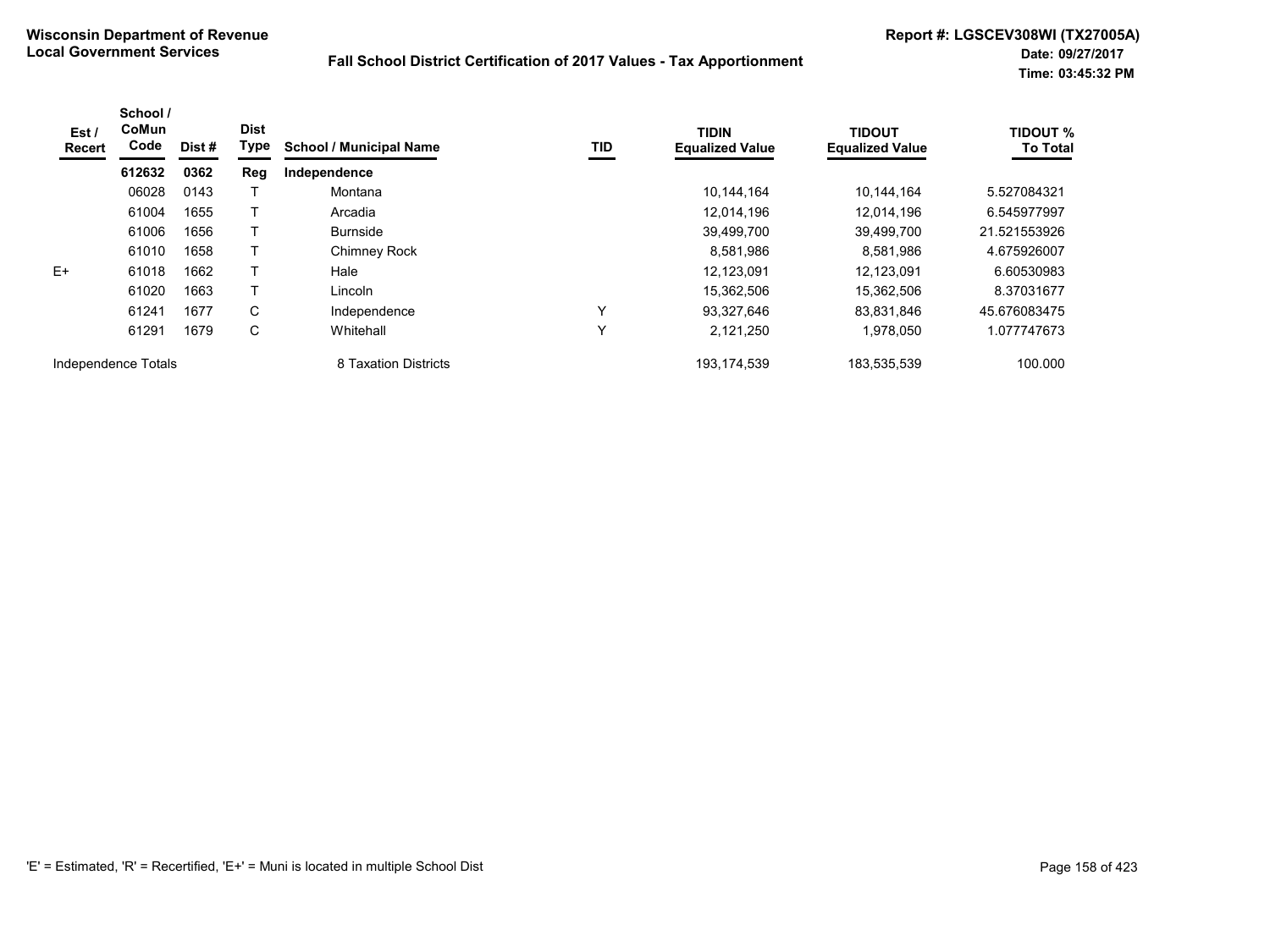**Wisconsin Department of Revenue**
**Local Government Services**

**Fall School District Certification of 2017 Values - Tax Apportionment**

**Report #: LGSCEV308WI (TX27005A)**
**Date: 09/27/2017**
**Time: 03:45:32 PM**

| Est / Recert | School / CoMun Code | Dist # | Dist Type | School / Municipal Name | TID | TIDIN Equalized Value | TIDOUT Equalized Value | TIDOUT % To Total |
|---|---|---|---|---|---|---|---|---|
| | **612632** | **0362** | **Reg** | **Independence** | | | | |
| | 06028 | 0143 | T | Montana | | 10,144,164 | 10,144,164 | 5.527084321 |
| | 61004 | 1655 | T | Arcadia | | 12,014,196 | 12,014,196 | 6.545977997 |
| | 61006 | 1656 | T | Burnside | | 39,499,700 | 39,499,700 | 21.521553926 |
| | 61010 | 1658 | T | Chimney Rock | | 8,581,986 | 8,581,986 | 4.675926007 |
| E+ | 61018 | 1662 | T | Hale | | 12,123,091 | 12,123,091 | 6.60530983 |
| | 61020 | 1663 | T | Lincoln | | 15,362,506 | 15,362,506 | 8.37031677 |
| | 61241 | 1677 | C | Independence | Y | 93,327,646 | 83,831,846 | 45.676083475 |
| | 61291 | 1679 | C | Whitehall | Y | 2,121,250 | 1,978,050 | 1.077747673 |
| Independence Totals | | | | 8 Taxation Districts | | 193,174,539 | 183,535,539 | 100.000 |

'E' = Estimated, 'R' = Recertified, 'E+' = Muni is located in multiple School Dist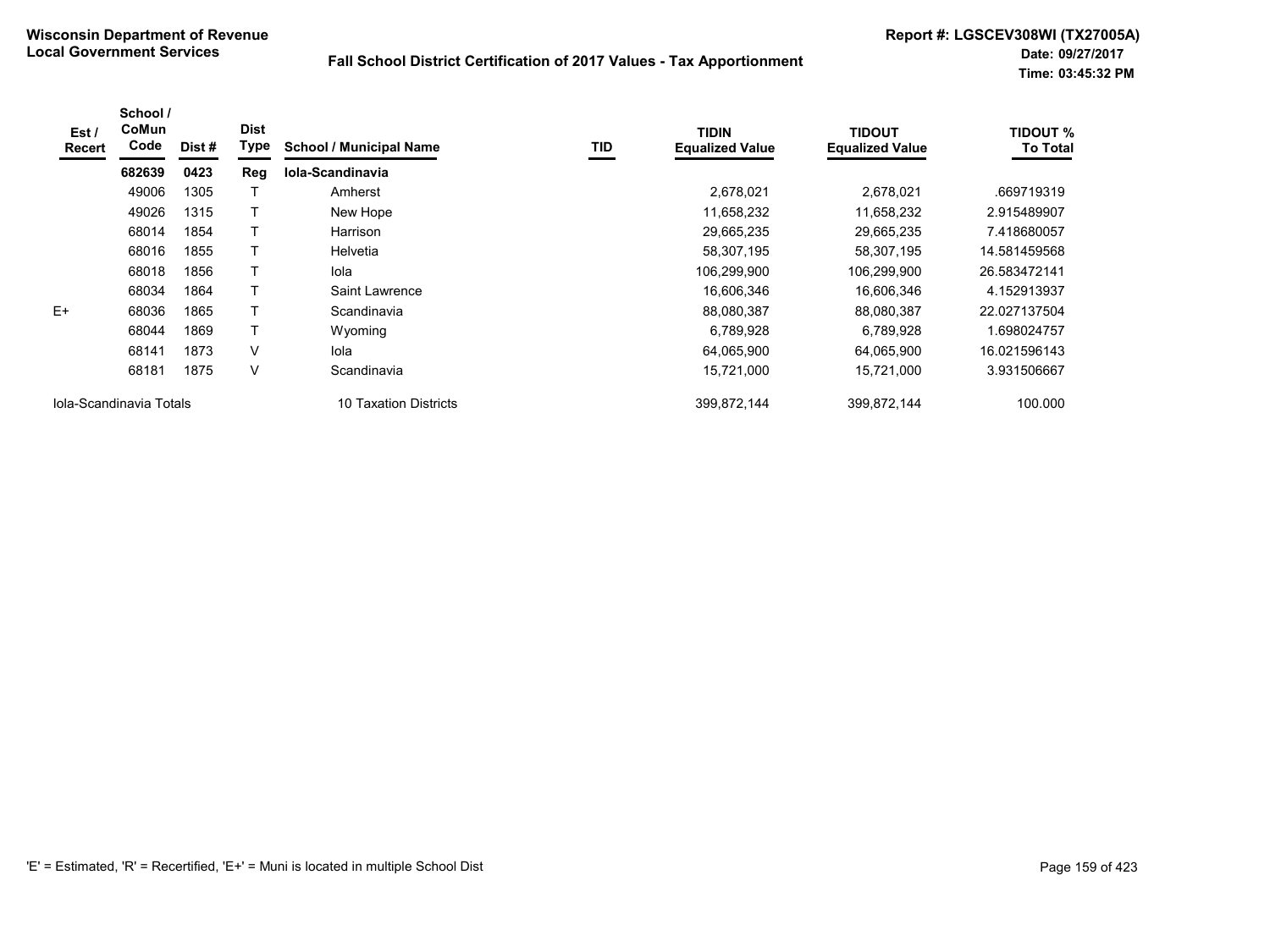**Wisconsin Department of Revenue**
**Local Government Services**

## Fall School District Certification of 2017 Values - Tax Apportionment

**Report #: LGSCEV308WI (TX27005A)**
**Date: 09/27/2017**
**Time: 03:45:32 PM**

| Est / Recert | School / CoMun Code | Dist # | Dist Type | School / Municipal Name | TID | TIDIN Equalized Value | TIDOUT Equalized Value | TIDOUT % To Total |
|---|---|---|---|---|---|---|---|---|
| | **682639** | **0423** | **Reg** | **Iola-Scandinavia** | | | | |
| | 49006 | 1305 | T | Amherst | | 2,678,021 | 2,678,021 | .669719319 |
| | 49026 | 1315 | T | New Hope | | 11,658,232 | 11,658,232 | 2.915489907 |
| | 68014 | 1854 | T | Harrison | | 29,665,235 | 29,665,235 | 7.418680057 |
| | 68016 | 1855 | T | Helvetia | | 58,307,195 | 58,307,195 | 14.581459568 |
| | 68018 | 1856 | T | Iola | | 106,299,900 | 106,299,900 | 26.583472141 |
| | 68034 | 1864 | T | Saint Lawrence | | 16,606,346 | 16,606,346 | 4.152913937 |
| E+ | 68036 | 1865 | T | Scandinavia | | 88,080,387 | 88,080,387 | 22.027137504 |
| | 68044 | 1869 | T | Wyoming | | 6,789,928 | 6,789,928 | 1.698024757 |
| | 68141 | 1873 | V | Iola | | 64,065,900 | 64,065,900 | 16.021596143 |
| | 68181 | 1875 | V | Scandinavia | | 15,721,000 | 15,721,000 | 3.931506667 |
| Iola-Scandinavia Totals | | | | 10 Taxation Districts | | 399,872,144 | 399,872,144 | 100.000 |

'E' = Estimated, 'R' = Recertified, 'E+' = Muni is located in multiple School Dist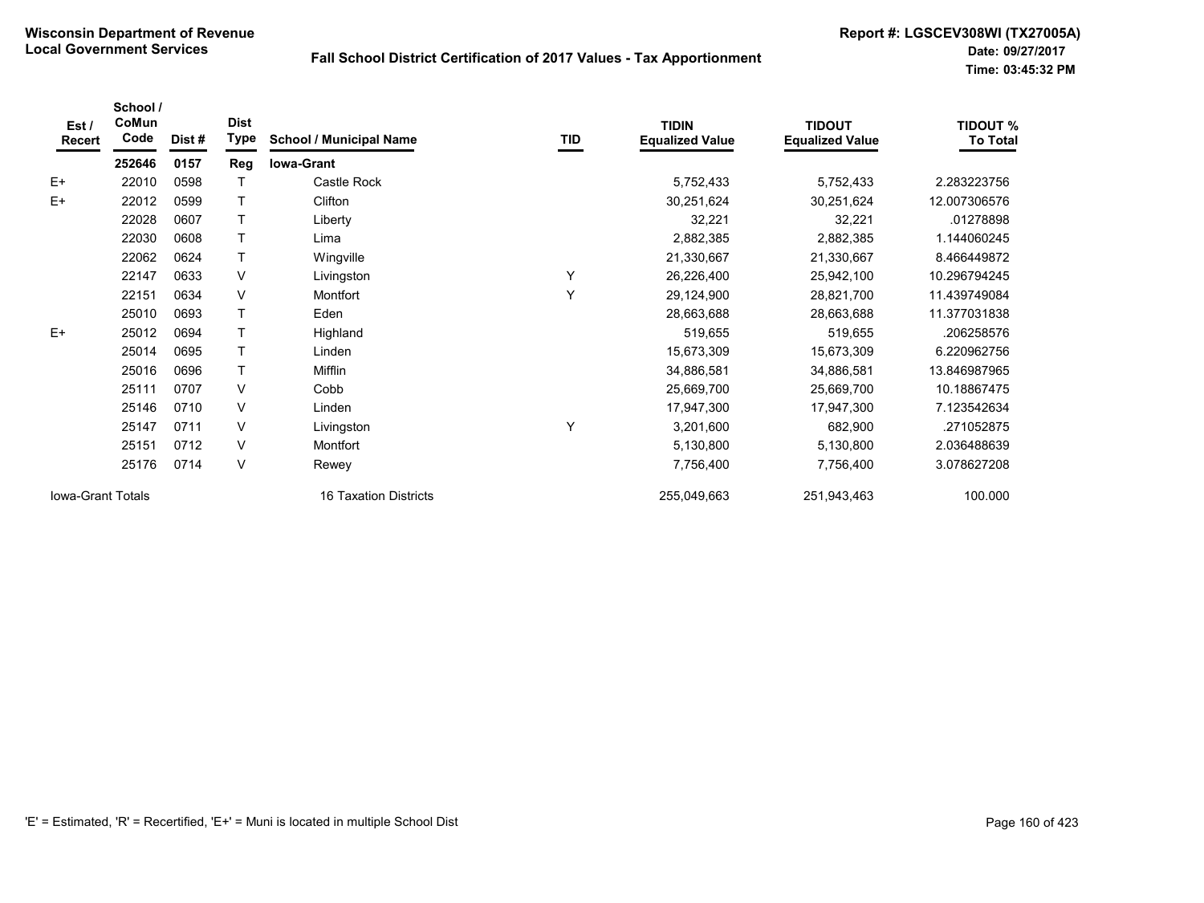**Wisconsin Department of Revenue**
**Local Government Services**

**Fall School District Certification of 2017 Values - Tax Apportionment**

**Report #: LGSCEV308WI (TX27005A)**
**Date: 09/27/2017**
**Time: 03:45:32 PM**

| Est / Recert | School / CoMun Code | Dist # | Dist Type | School / Municipal Name | TID | TIDIN Equalized Value | TIDOUT Equalized Value | TIDOUT % To Total |
|---|---|---|---|---|---|---|---|---|
| | **252646** | **0157** | **Reg** | **Iowa-Grant** | | | | |
| E+ | 22010 | 0598 | T | Castle Rock | | 5,752,433 | 5,752,433 | 2.283223756 |
| E+ | 22012 | 0599 | T | Clifton | | 30,251,624 | 30,251,624 | 12.007306576 |
| | 22028 | 0607 | T | Liberty | | 32,221 | 32,221 | .01278898 |
| | 22030 | 0608 | T | Lima | | 2,882,385 | 2,882,385 | 1.144060245 |
| | 22062 | 0624 | T | Wingville | | 21,330,667 | 21,330,667 | 8.466449872 |
| | 22147 | 0633 | V | Livingston | Y | 26,226,400 | 25,942,100 | 10.296794245 |
| | 22151 | 0634 | V | Montfort | Y | 29,124,900 | 28,821,700 | 11.439749084 |
| | 25010 | 0693 | T | Eden | | 28,663,688 | 28,663,688 | 11.377031838 |
| E+ | 25012 | 0694 | T | Highland | | 519,655 | 519,655 | .206258576 |
| | 25014 | 0695 | T | Linden | | 15,673,309 | 15,673,309 | 6.220962756 |
| | 25016 | 0696 | T | Mifflin | | 34,886,581 | 34,886,581 | 13.846987965 |
| | 25111 | 0707 | V | Cobb | | 25,669,700 | 25,669,700 | 10.18867475 |
| | 25146 | 0710 | V | Linden | | 17,947,300 | 17,947,300 | 7.123542634 |
| | 25147 | 0711 | V | Livingston | Y | 3,201,600 | 682,900 | .271052875 |
| | 25151 | 0712 | V | Montfort | | 5,130,800 | 5,130,800 | 2.036488639 |
| | 25176 | 0714 | V | Rewey | | 7,756,400 | 7,756,400 | 3.078627208 |
| Iowa-Grant Totals | | | | 16 Taxation Districts | | 255,049,663 | 251,943,463 | 100.000 |

'E' = Estimated, 'R' = Recertified, 'E+' = Muni is located in multiple School Dist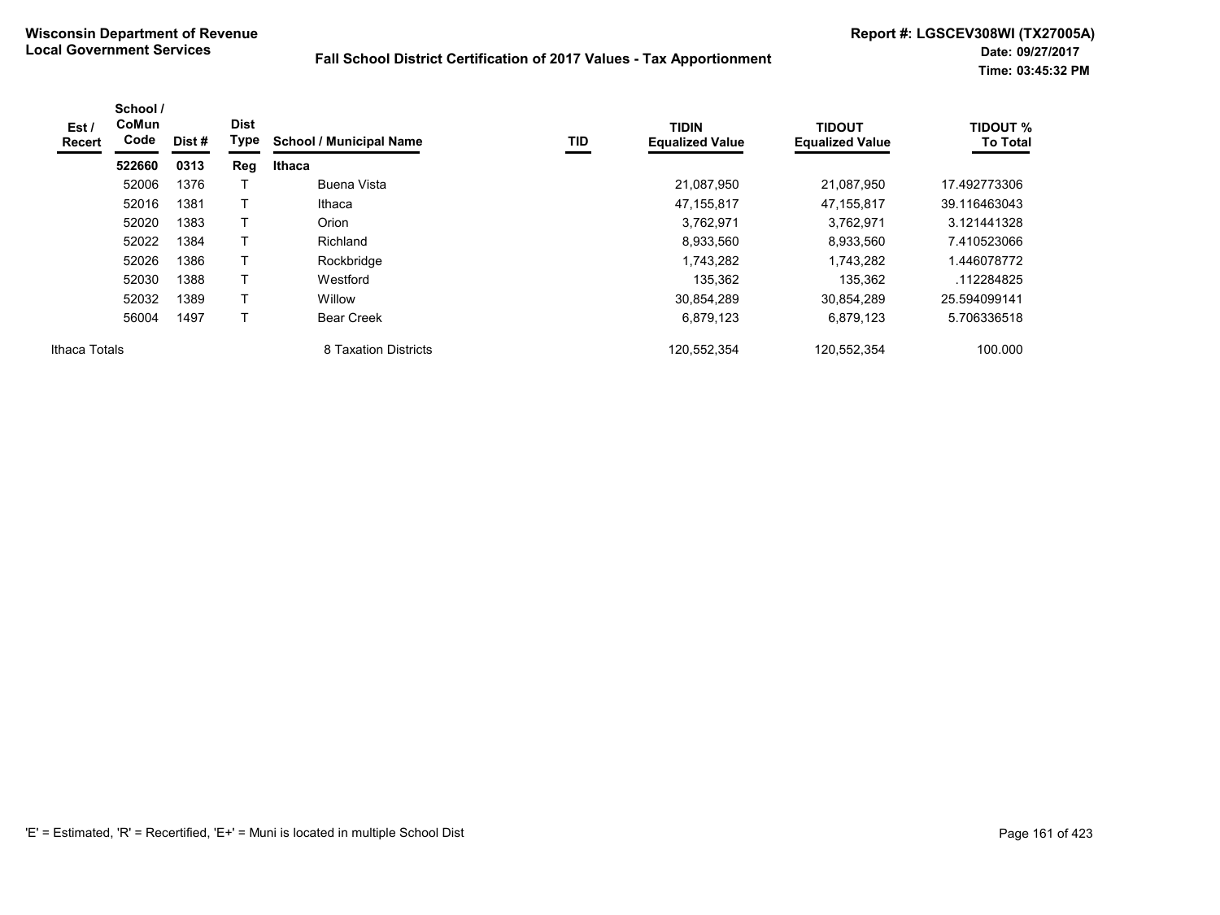**Wisconsin Department of Revenue**
**Local Government Services**

**Fall School District Certification of 2017 Values - Tax Apportionment**

**Report #: LGSCEV308WI (TX27005A)**
**Date: 09/27/2017**
**Time: 03:45:32 PM**

| Est / Recert | School / CoMun Code | Dist # | Dist Type | School / Municipal Name | TID | TIDIN Equalized Value | TIDOUT Equalized Value | TIDOUT % To Total |
|---|---|---|---|---|---|---|---|---|
| | **522660** | **0313** | **Reg** | **Ithaca** | | | | |
| | 52006 | 1376 | T | Buena Vista | | 21,087,950 | 21,087,950 | 17.492773306 |
| | 52016 | 1381 | T | Ithaca | | 47,155,817 | 47,155,817 | 39.116463043 |
| | 52020 | 1383 | T | Orion | | 3,762,971 | 3,762,971 | 3.121441328 |
| | 52022 | 1384 | T | Richland | | 8,933,560 | 8,933,560 | 7.410523066 |
| | 52026 | 1386 | T | Rockbridge | | 1,743,282 | 1,743,282 | 1.446078772 |
| | 52030 | 1388 | T | Westford | | 135,362 | 135,362 | .112284825 |
| | 52032 | 1389 | T | Willow | | 30,854,289 | 30,854,289 | 25.594099141 |
| | 56004 | 1497 | T | Bear Creek | | 6,879,123 | 6,879,123 | 5.706336518 |
| Ithaca Totals | | | | 8 Taxation Districts | | 120,552,354 | 120,552,354 | 100.000 |

'E' = Estimated, 'R' = Recertified, 'E+' = Muni is located in multiple School Dist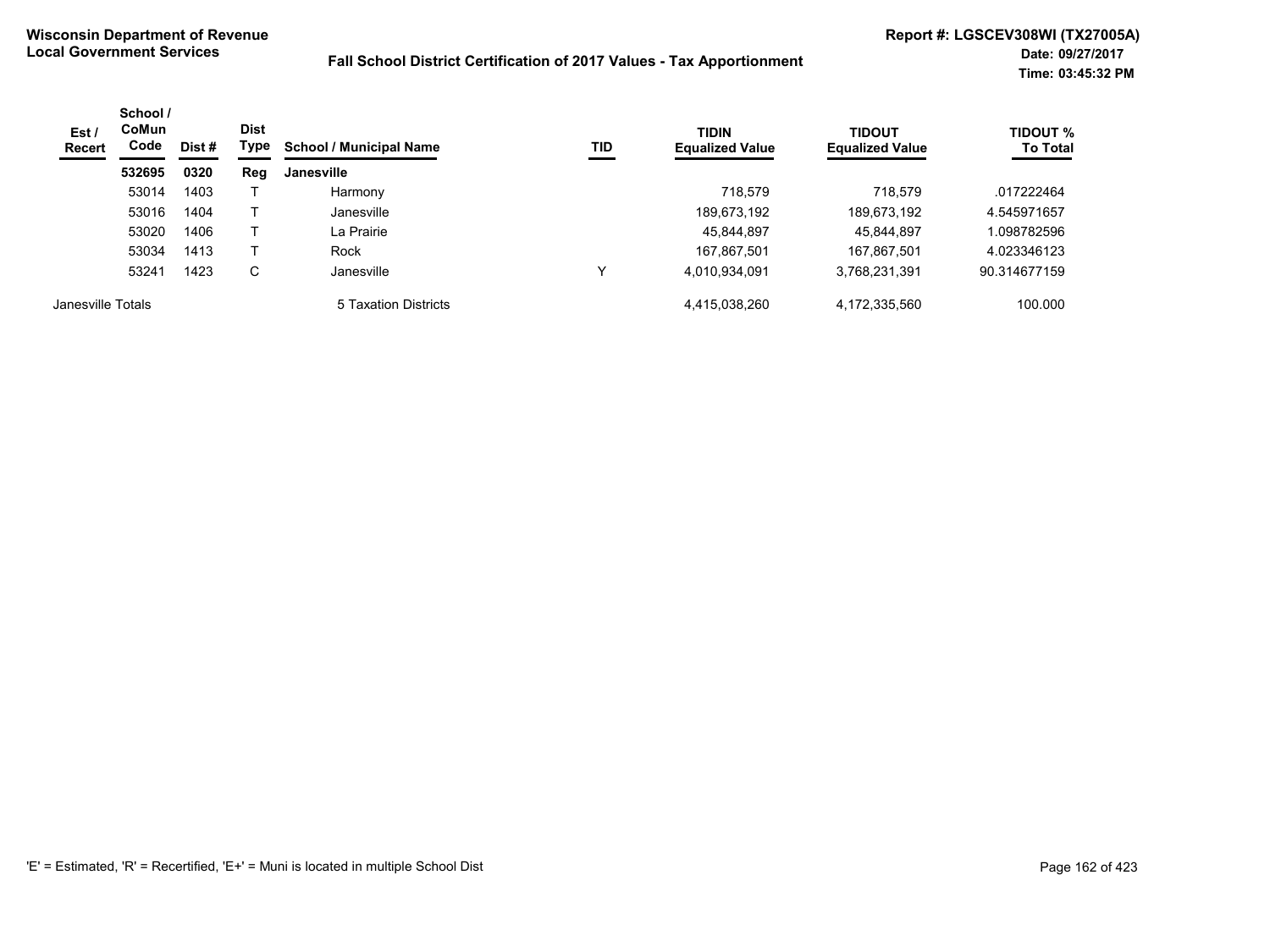**Wisconsin Department of Revenue**
**Local Government Services**

**Fall School District Certification of 2017 Values - Tax Apportionment**

**Report #: LGSCEV308WI (TX27005A)**
**Date: 09/27/2017**
**Time: 03:45:32 PM**

| Est / Recert | School / CoMun Code | Dist # | Dist Type | School / Municipal Name | TID | TIDIN Equalized Value | TIDOUT Equalized Value | TIDOUT % To Total |
|---|---|---|---|---|---|---|---|---|
| | **532695** | **0320** | **Reg** | **Janesville** | | | | |
| | 53014 | 1403 | T | Harmony | | 718,579 | 718,579 | .017222464 |
| | 53016 | 1404 | T | Janesville | | 189,673,192 | 189,673,192 | 4.545971657 |
| | 53020 | 1406 | T | La Prairie | | 45,844,897 | 45,844,897 | 1.098782596 |
| | 53034 | 1413 | T | Rock | | 167,867,501 | 167,867,501 | 4.023346123 |
| | 53241 | 1423 | C | Janesville | Y | 4,010,934,091 | 3,768,231,391 | 90.314677159 |
| Janesville Totals | | | | 5 Taxation Districts | | 4,415,038,260 | 4,172,335,560 | 100.000 |

'E' = Estimated, 'R' = Recertified, 'E+' = Muni is located in multiple School Dist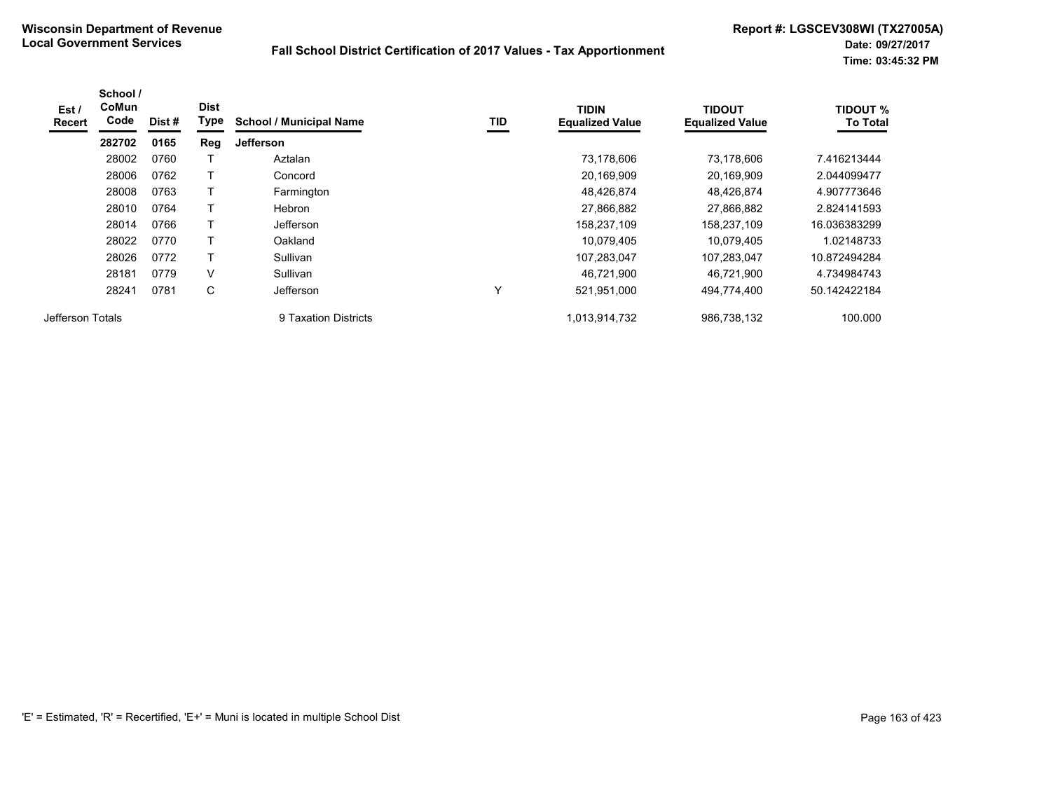**Wisconsin Department of Revenue**
**Local Government Services**

**Fall School District Certification of 2017 Values - Tax Apportionment**

**Report #: LGSCEV308WI (TX27005A)**
**Date: 09/27/2017**
**Time: 03:45:32 PM**

| Est / Recert | School / CoMun Code | Dist # | Dist Type | School / Municipal Name | TID | TIDIN Equalized Value | TIDOUT Equalized Value | TIDOUT % To Total |
|---|---|---|---|---|---|---|---|---|
| | **282702** | **0165** | **Reg** | **Jefferson** | | | | |
| | 28002 | 0760 | T | Aztalan | | 73,178,606 | 73,178,606 | 7.416213444 |
| | 28006 | 0762 | T | Concord | | 20,169,909 | 20,169,909 | 2.044099477 |
| | 28008 | 0763 | T | Farmington | | 48,426,874 | 48,426,874 | 4.907773646 |
| | 28010 | 0764 | T | Hebron | | 27,866,882 | 27,866,882 | 2.824141593 |
| | 28014 | 0766 | T | Jefferson | | 158,237,109 | 158,237,109 | 16.036383299 |
| | 28022 | 0770 | T | Oakland | | 10,079,405 | 10,079,405 | 1.02148733 |
| | 28026 | 0772 | T | Sullivan | | 107,283,047 | 107,283,047 | 10.872494284 |
| | 28181 | 0779 | V | Sullivan | | 46,721,900 | 46,721,900 | 4.734984743 |
| | 28241 | 0781 | C | Jefferson | Y | 521,951,000 | 494,774,400 | 50.142422184 |
| Jefferson Totals | | | | 9 Taxation Districts | | 1,013,914,732 | 986,738,132 | 100.000 |

'E' = Estimated, 'R' = Recertified, 'E+' = Muni is located in multiple School Dist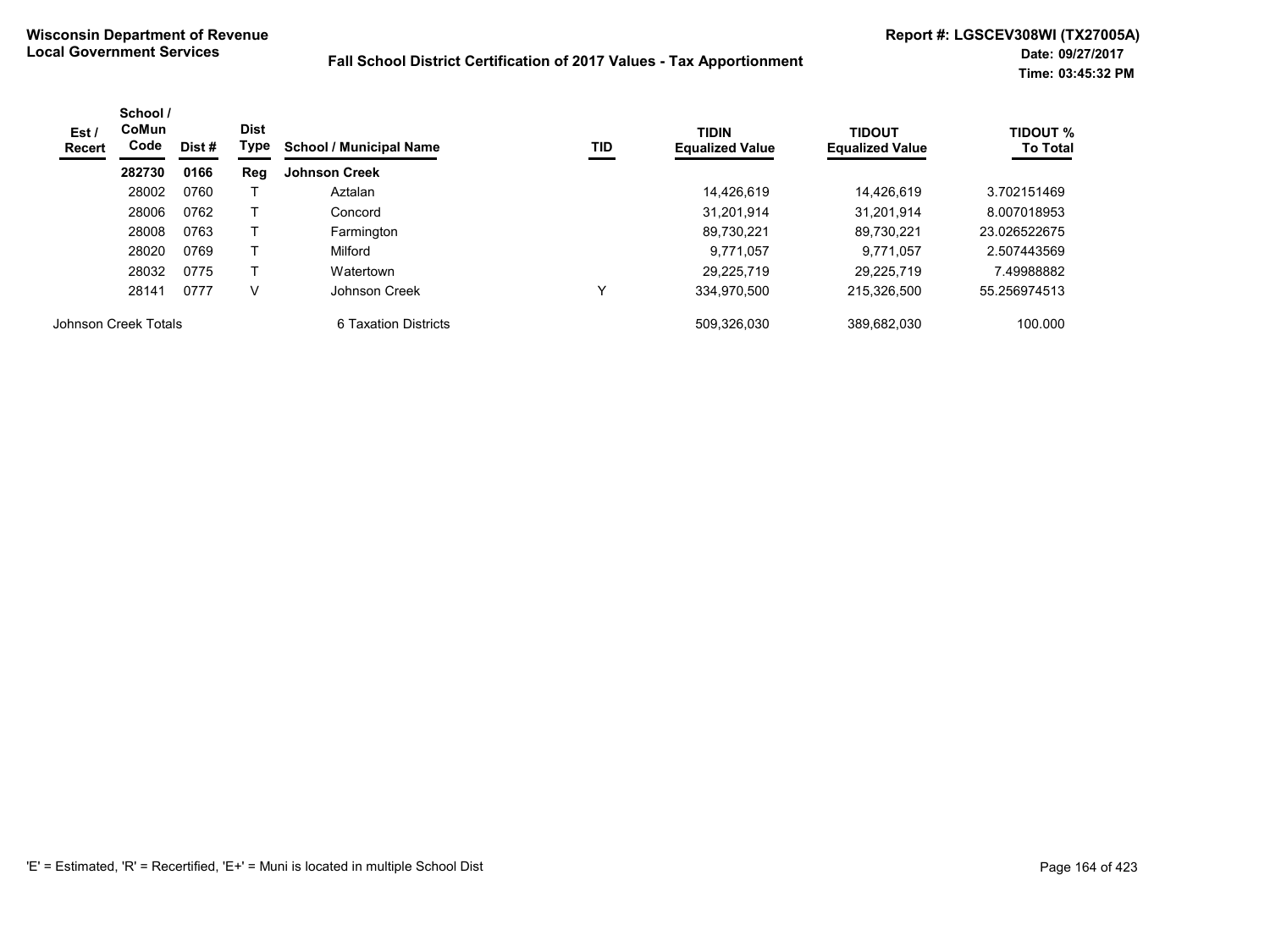**Wisconsin Department of Revenue**
**Local Government Services**

**Fall School District Certification of 2017 Values - Tax Apportionment**

**Report #: LGSCEV308WI (TX27005A)**
**Date: 09/27/2017**
**Time: 03:45:32 PM**

| Est / Recert | School / CoMun Code | Dist # | Dist Type | School / Municipal Name | TID | TIDIN Equalized Value | TIDOUT Equalized Value | TIDOUT % To Total |
|---|---|---|---|---|---|---|---|---|
| | **282730** | **0166** | **Reg** | **Johnson Creek** | | | | |
| | 28002 | 0760 | T | Aztalan | | 14,426,619 | 14,426,619 | 3.702151469 |
| | 28006 | 0762 | T | Concord | | 31,201,914 | 31,201,914 | 8.007018953 |
| | 28008 | 0763 | T | Farmington | | 89,730,221 | 89,730,221 | 23.026522675 |
| | 28020 | 0769 | T | Milford | | 9,771,057 | 9,771,057 | 2.507443569 |
| | 28032 | 0775 | T | Watertown | | 29,225,719 | 29,225,719 | 7.49988882 |
| | 28141 | 0777 | V | Johnson Creek | Y | 334,970,500 | 215,326,500 | 55.256974513 |
| Johnson Creek Totals | | | | 6 Taxation Districts | | 509,326,030 | 389,682,030 | 100.000 |

'E' = Estimated, 'R' = Recertified, 'E+' = Muni is located in multiple School Dist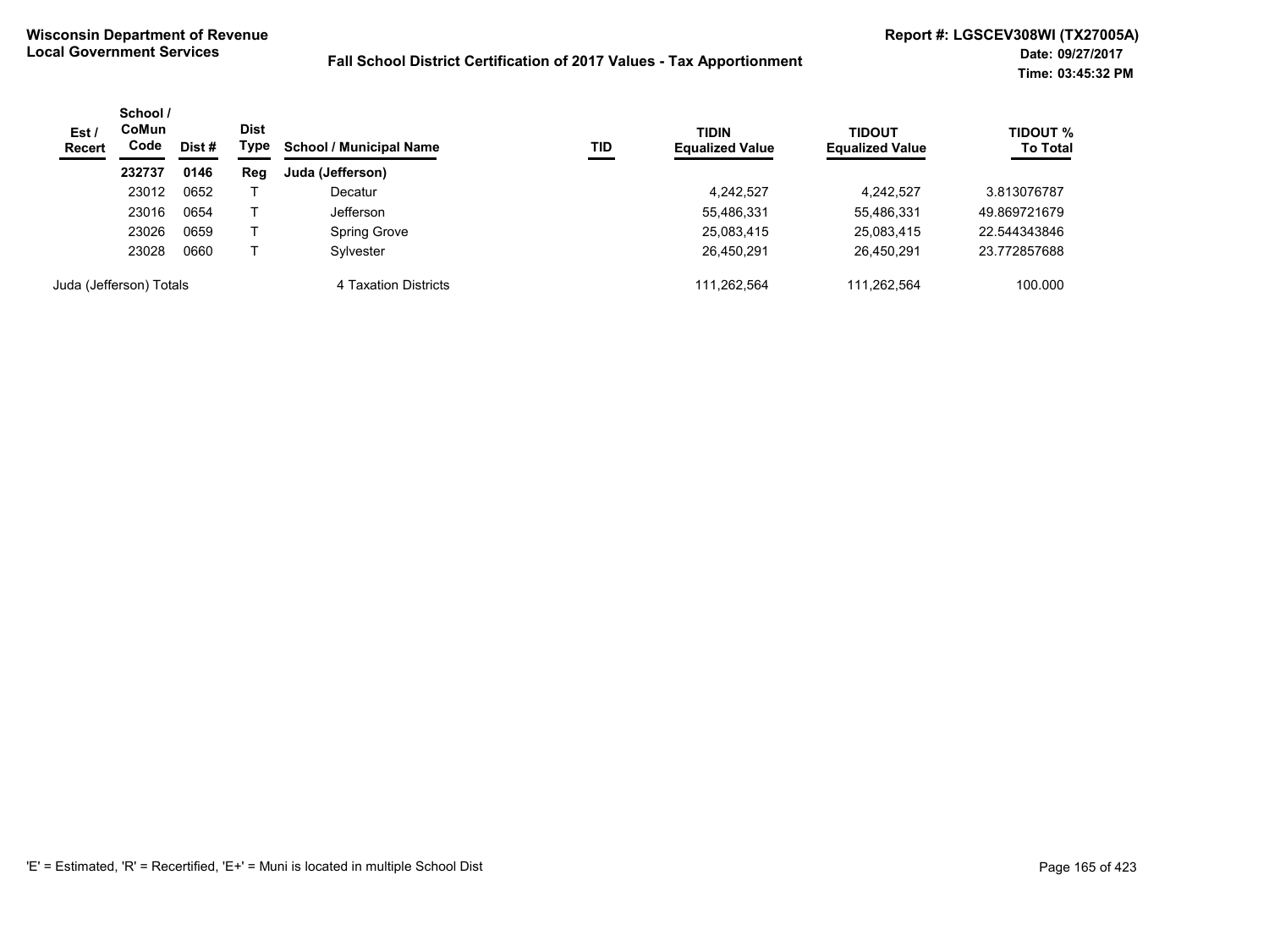**Wisconsin Department of Revenue**
**Local Government Services**

**Fall School District Certification of 2017 Values - Tax Apportionment**

**Report #: LGSCEV308WI (TX27005A)**
**Date: 09/27/2017**
**Time: 03:45:32 PM**

| Est / Recert | School / CoMun Code | Dist # | Dist Type | School / Municipal Name | TID | TIDIN Equalized Value | TIDOUT Equalized Value | TIDOUT % To Total |
|---|---|---|---|---|---|---|---|---|
| | **232737** | **0146** | **Reg** | **Juda (Jefferson)** | | | | |
| | 23012 | 0652 | T | Decatur | | 4,242,527 | 4,242,527 | 3.813076787 |
| | 23016 | 0654 | T | Jefferson | | 55,486,331 | 55,486,331 | 49.869721679 |
| | 23026 | 0659 | T | Spring Grove | | 25,083,415 | 25,083,415 | 22.544343846 |
| | 23028 | 0660 | T | Sylvester | | 26,450,291 | 26,450,291 | 23.772857688 |
| Juda (Jefferson) Totals | | | | 4 Taxation Districts | | 111,262,564 | 111,262,564 | 100.000 |

'E' = Estimated, 'R' = Recertified, 'E+' = Muni is located in multiple School Dist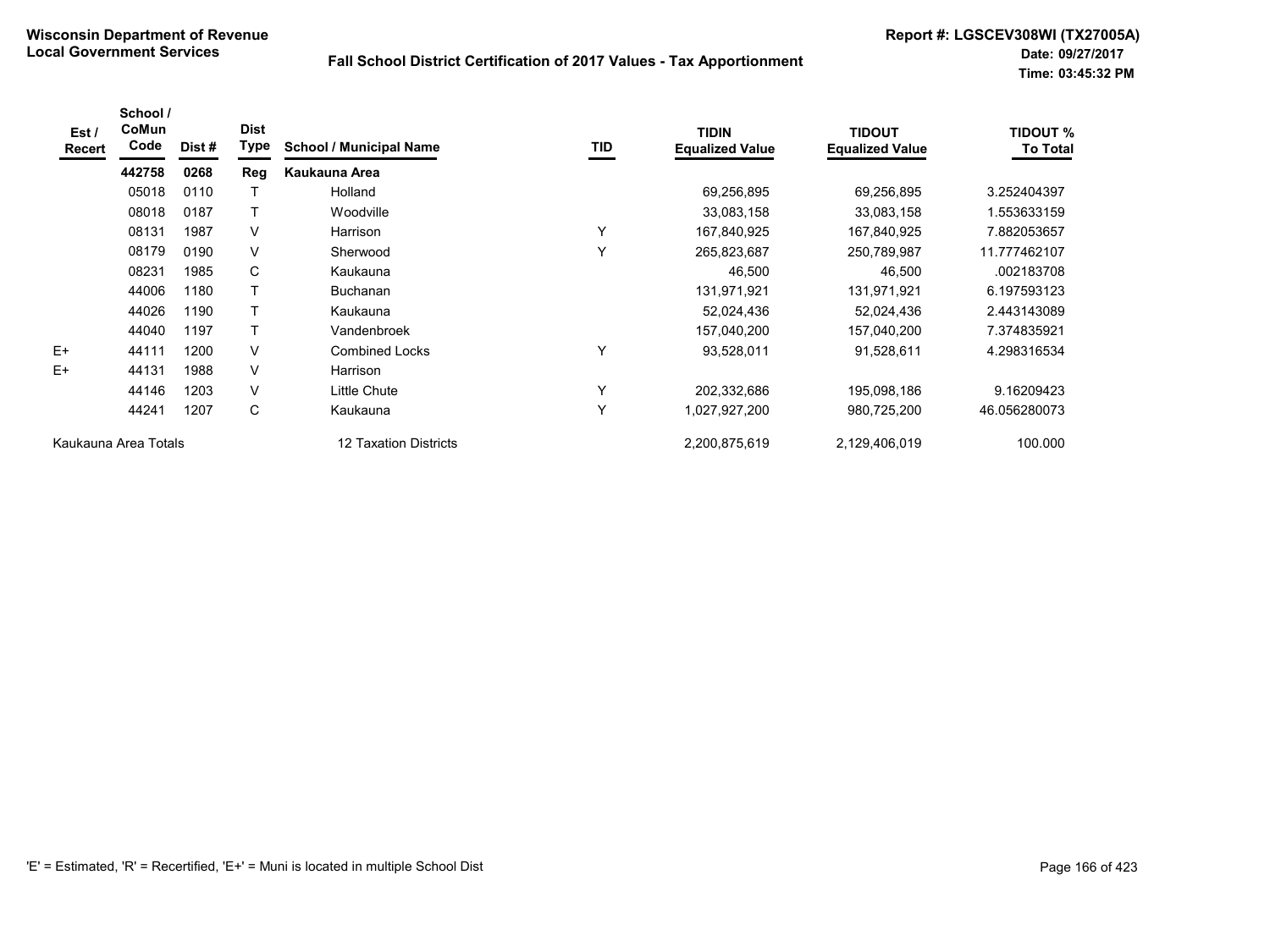**Wisconsin Department of Revenue**
**Local Government Services**

**Fall School District Certification of 2017 Values - Tax Apportionment**

**Report #: LGSCEV308WI (TX27005A)**
**Date: 09/27/2017**
**Time: 03:45:32 PM**

| Est / Recert | School / CoMun Code | Dist # | Dist Type | School / Municipal Name | TID | TIDIN Equalized Value | TIDOUT Equalized Value | TIDOUT % To Total |
|---|---|---|---|---|---|---|---|---|
| | **442758** | **0268** | **Reg** | **Kaukauna Area** | | | | |
| | 05018 | 0110 | T | Holland | | 69,256,895 | 69,256,895 | 3.252404397 |
| | 08018 | 0187 | T | Woodville | | 33,083,158 | 33,083,158 | 1.553633159 |
| | 08131 | 1987 | V | Harrison | Y | 167,840,925 | 167,840,925 | 7.882053657 |
| | 08179 | 0190 | V | Sherwood | Y | 265,823,687 | 250,789,987 | 11.777462107 |
| | 08231 | 1985 | C | Kaukauna | | 46,500 | 46,500 | .002183708 |
| | 44006 | 1180 | T | Buchanan | | 131,971,921 | 131,971,921 | 6.197593123 |
| | 44026 | 1190 | T | Kaukauna | | 52,024,436 | 52,024,436 | 2.443143089 |
| | 44040 | 1197 | T | Vandenbroek | | 157,040,200 | 157,040,200 | 7.374835921 |
| E+ | 44111 | 1200 | V | Combined Locks | Y | 93,528,011 | 91,528,611 | 4.298316534 |
| E+ | 44131 | 1988 | V | Harrison | | | | |
| | 44146 | 1203 | V | Little Chute | Y | 202,332,686 | 195,098,186 | 9.16209423 |
| | 44241 | 1207 | C | Kaukauna | Y | 1,027,927,200 | 980,725,200 | 46.056280073 |
| Kaukauna Area Totals | | | | 12 Taxation Districts | | 2,200,875,619 | 2,129,406,019 | 100.000 |

'E' = Estimated, 'R' = Recertified, 'E+' = Muni is located in multiple School Dist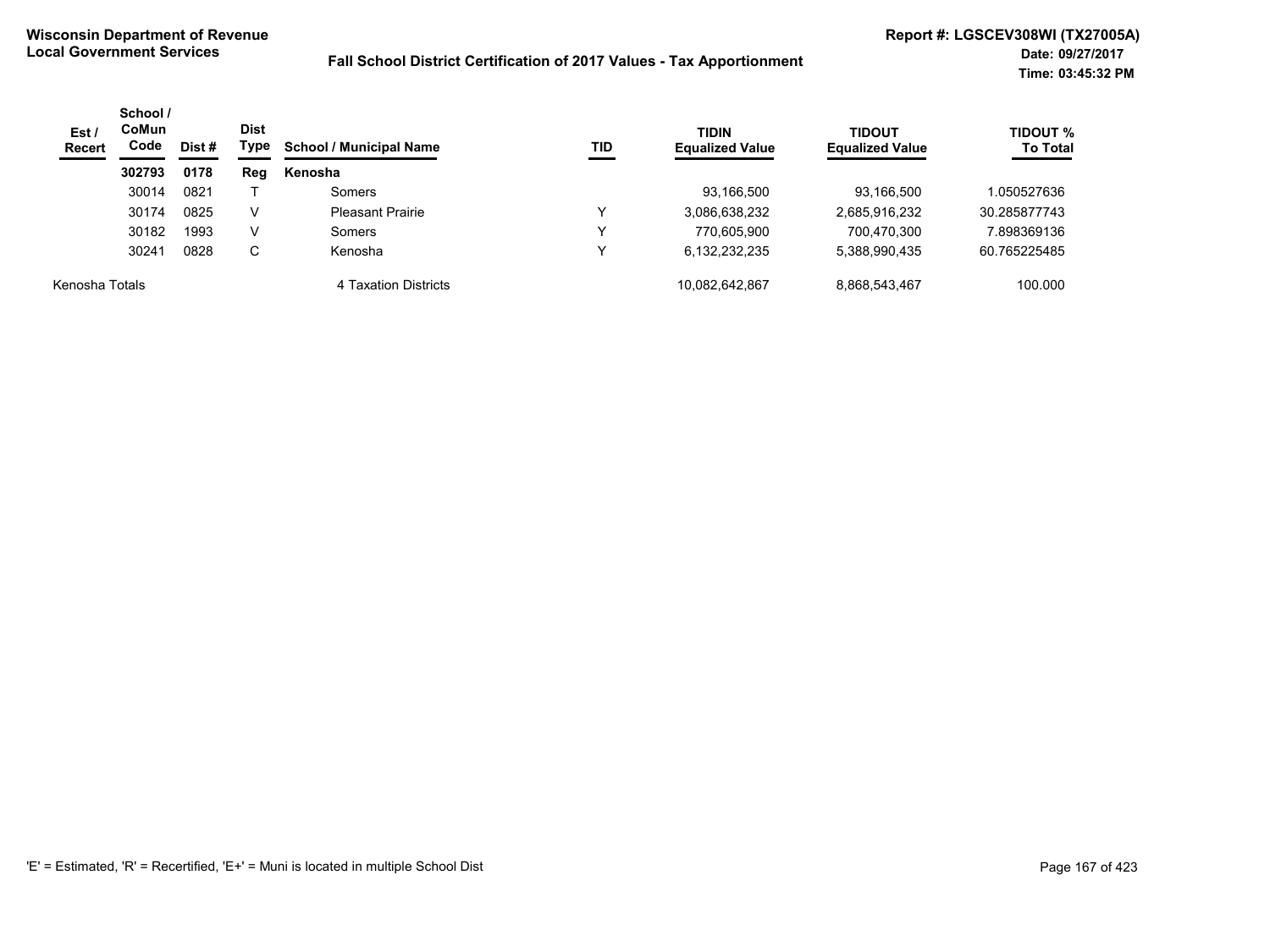**Wisconsin Department of Revenue**
**Local Government Services**

**Fall School District Certification of 2017 Values - Tax Apportionment**

**Report #: LGSCEV308WI (TX27005A)**
**Date: 09/27/2017**
**Time: 03:45:32 PM**

| Est / Recert | School / CoMun Code | Dist # | Dist Type | School / Municipal Name | TID | TIDIN Equalized Value | TIDOUT Equalized Value | TIDOUT % To Total |
|---|---|---|---|---|---|---|---|---|
| | **302793** | **0178** | **Reg** | **Kenosha** | | | | |
| | 30014 | 0821 | T | Somers | | 93,166,500 | 93,166,500 | 1.050527636 |
| | 30174 | 0825 | V | Pleasant Prairie | Y | 3,086,638,232 | 2,685,916,232 | 30.285877743 |
| | 30182 | 1993 | V | Somers | Y | 770,605,900 | 700,470,300 | 7.898369136 |
| | 30241 | 0828 | C | Kenosha | Y | 6,132,232,235 | 5,388,990,435 | 60.765225485 |
| Kenosha Totals | | | | 4 Taxation Districts | | 10,082,642,867 | 8,868,543,467 | 100.000 |

'E' = Estimated, 'R' = Recertified, 'E+' = Muni is located in multiple School Dist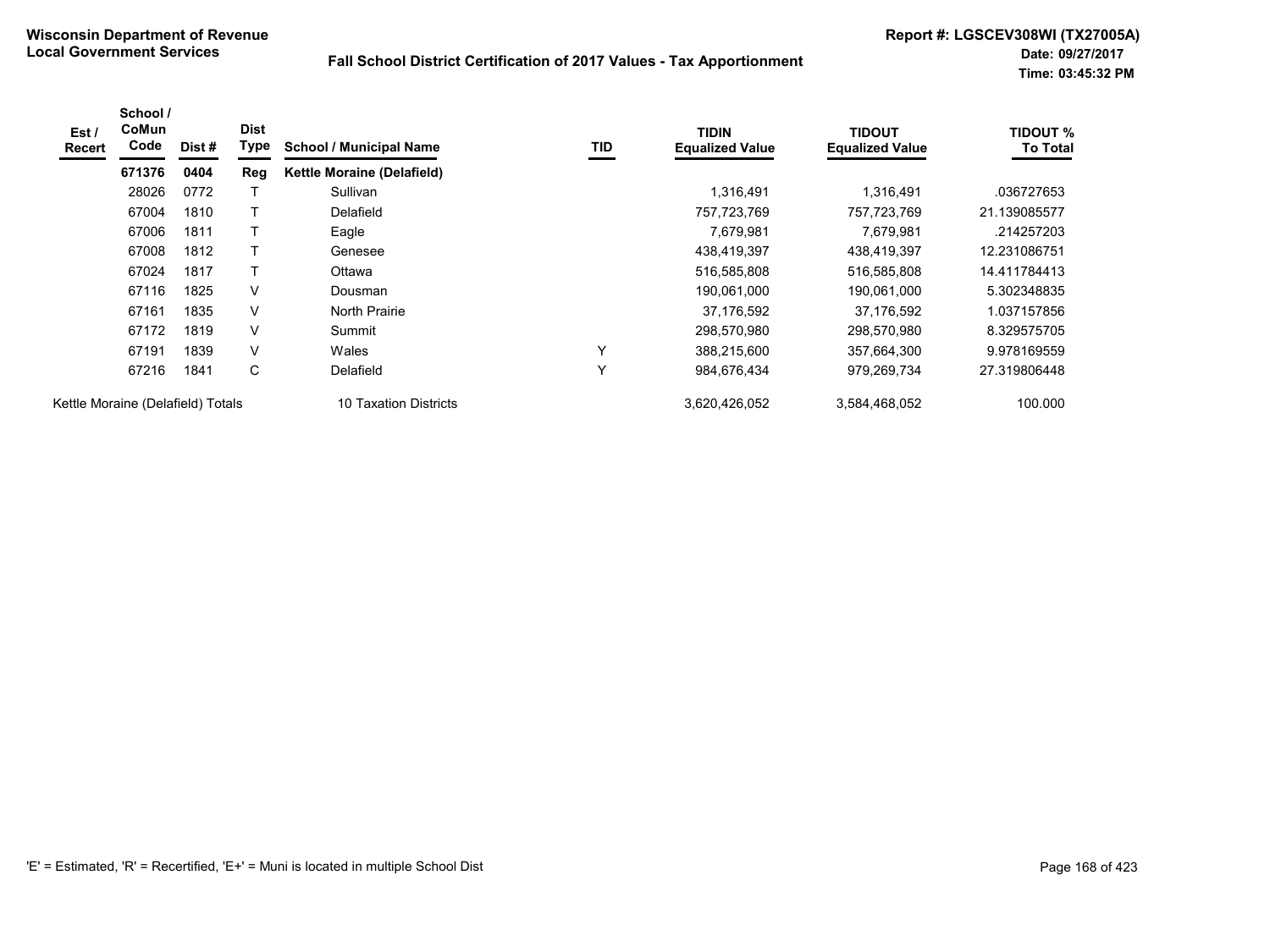**Wisconsin Department of Revenue**
**Local Government Services**

**Fall School District Certification of 2017 Values - Tax Apportionment**

**Report #: LGSCEV308WI (TX27005A)**
**Date: 09/27/2017**
**Time: 03:45:32 PM**

| Est / Recert | School / CoMun Code | Dist # | Dist Type | School / Municipal Name | TID | TIDIN Equalized Value | TIDOUT Equalized Value | TIDOUT % To Total |
|---|---|---|---|---|---|---|---|---|
| | **671376** | **0404** | **Reg** | **Kettle Moraine (Delafield)** | | | | |
| | 28026 | 0772 | T | Sullivan | | 1,316,491 | 1,316,491 | .036727653 |
| | 67004 | 1810 | T | Delafield | | 757,723,769 | 757,723,769 | 21.139085577 |
| | 67006 | 1811 | T | Eagle | | 7,679,981 | 7,679,981 | .214257203 |
| | 67008 | 1812 | T | Genesee | | 438,419,397 | 438,419,397 | 12.231086751 |
| | 67024 | 1817 | T | Ottawa | | 516,585,808 | 516,585,808 | 14.411784413 |
| | 67116 | 1825 | V | Dousman | | 190,061,000 | 190,061,000 | 5.302348835 |
| | 67161 | 1835 | V | North Prairie | | 37,176,592 | 37,176,592 | 1.037157856 |
| | 67172 | 1819 | V | Summit | | 298,570,980 | 298,570,980 | 8.329575705 |
| | 67191 | 1839 | V | Wales | Y | 388,215,600 | 357,664,300 | 9.978169559 |
| | 67216 | 1841 | C | Delafield | Y | 984,676,434 | 979,269,734 | 27.319806448 |
| Kettle Moraine (Delafield) Totals | | | | 10 Taxation Districts | | 3,620,426,052 | 3,584,468,052 | 100.000 |

'E' = Estimated, 'R' = Recertified, 'E+' = Muni is located in multiple School Dist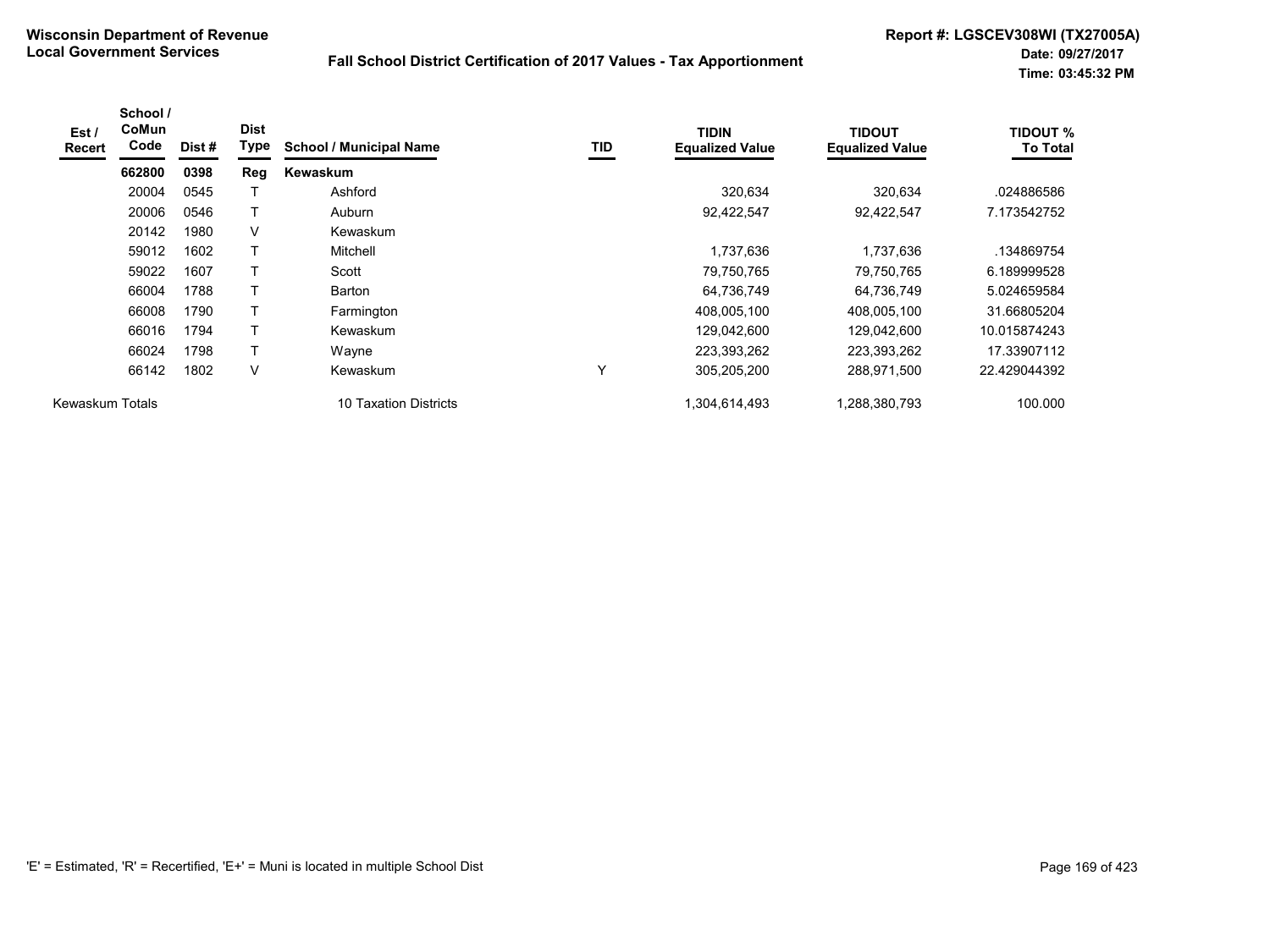**Wisconsin Department of Revenue**
**Local Government Services**

**Fall School District Certification of 2017 Values - Tax Apportionment**

**Report #: LGSCEV308WI (TX27005A)**
**Date: 09/27/2017**
**Time: 03:45:32 PM**

| Est / Recert | School / CoMun Code | Dist # | Dist Type | School / Municipal Name | TID | TIDIN Equalized Value | TIDOUT Equalized Value | TIDOUT % To Total |
|---|---|---|---|---|---|---|---|---|
| | **662800** | **0398** | **Reg** | **Kewaskum** | | | | |
| | 20004 | 0545 | T | Ashford | | 320,634 | 320,634 | .024886586 |
| | 20006 | 0546 | T | Auburn | | 92,422,547 | 92,422,547 | 7.173542752 |
| | 20142 | 1980 | V | Kewaskum | | | | |
| | 59012 | 1602 | T | Mitchell | | 1,737,636 | 1,737,636 | .134869754 |
| | 59022 | 1607 | T | Scott | | 79,750,765 | 79,750,765 | 6.189999528 |
| | 66004 | 1788 | T | Barton | | 64,736,749 | 64,736,749 | 5.024659584 |
| | 66008 | 1790 | T | Farmington | | 408,005,100 | 408,005,100 | 31.66805204 |
| | 66016 | 1794 | T | Kewaskum | | 129,042,600 | 129,042,600 | 10.015874243 |
| | 66024 | 1798 | T | Wayne | | 223,393,262 | 223,393,262 | 17.33907112 |
| | 66142 | 1802 | V | Kewaskum | Y | 305,205,200 | 288,971,500 | 22.429044392 |
| Kewaskum Totals | | | | 10 Taxation Districts | | 1,304,614,493 | 1,288,380,793 | 100.000 |

'E' = Estimated, 'R' = Recertified, 'E+' = Muni is located in multiple School Dist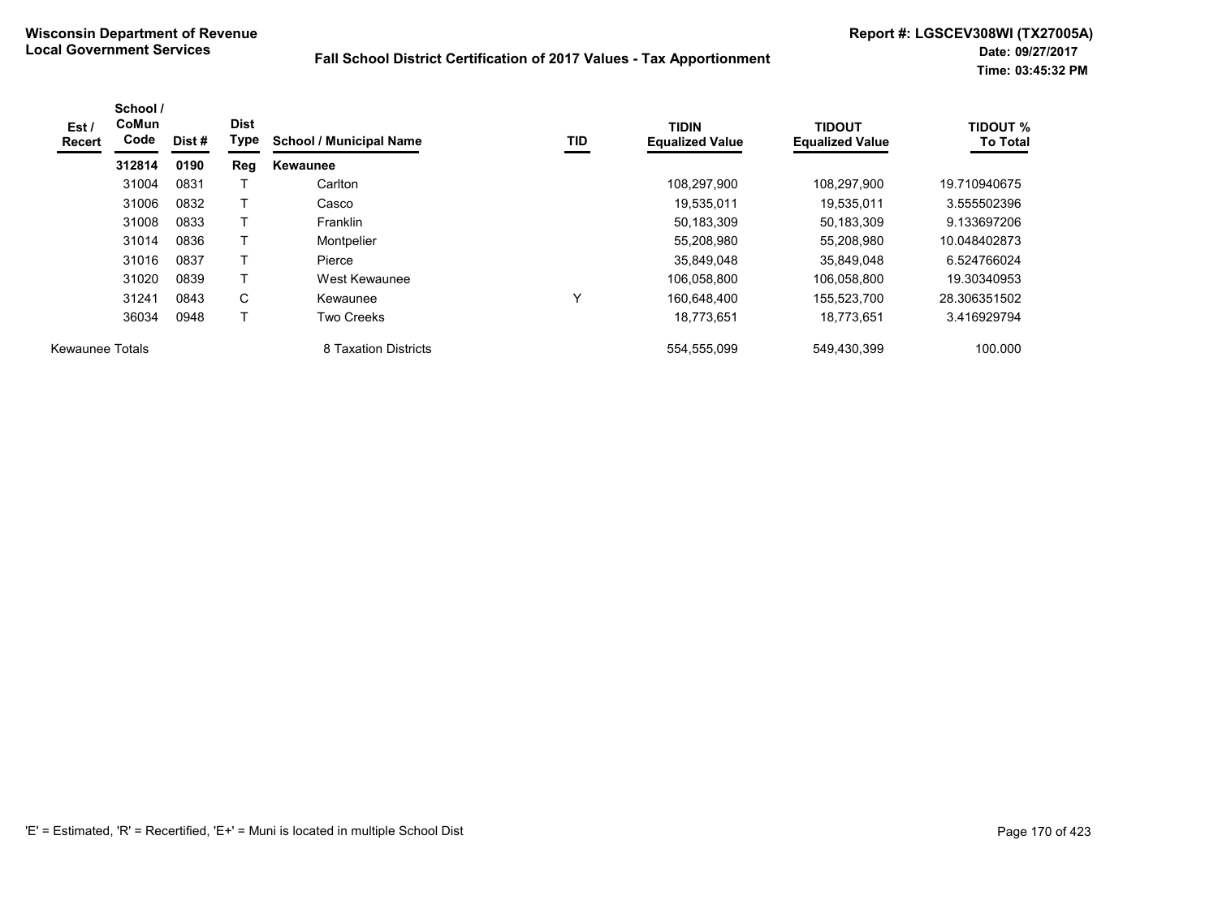**Wisconsin Department of Revenue**
**Local Government Services**

**Fall School District Certification of 2017 Values - Tax Apportionment**

**Report #: LGSCEV308WI (TX27005A)**
**Date: 09/27/2017**
**Time: 03:45:32 PM**

| Est / Recert | School / CoMun Code | Dist # | Dist Type | School / Municipal Name | TID | TIDIN Equalized Value | TIDOUT Equalized Value | TIDOUT % To Total |
|---|---|---|---|---|---|---|---|---|
| | **312814** | **0190** | **Reg** | **Kewaunee** | | | | |
| | 31004 | 0831 | T | Carlton | | 108,297,900 | 108,297,900 | 19.710940675 |
| | 31006 | 0832 | T | Casco | | 19,535,011 | 19,535,011 | 3.555502396 |
| | 31008 | 0833 | T | Franklin | | 50,183,309 | 50,183,309 | 9.133697206 |
| | 31014 | 0836 | T | Montpelier | | 55,208,980 | 55,208,980 | 10.048402873 |
| | 31016 | 0837 | T | Pierce | | 35,849,048 | 35,849,048 | 6.524766024 |
| | 31020 | 0839 | T | West Kewaunee | | 106,058,800 | 106,058,800 | 19.30340953 |
| | 31241 | 0843 | C | Kewaunee | Y | 160,648,400 | 155,523,700 | 28.306351502 |
| | 36034 | 0948 | T | Two Creeks | | 18,773,651 | 18,773,651 | 3.416929794 |
| Kewaunee Totals | | | | 8 Taxation Districts | | 554,555,099 | 549,430,399 | 100.000 |

'E' = Estimated, 'R' = Recertified, 'E+' = Muni is located in multiple School Dist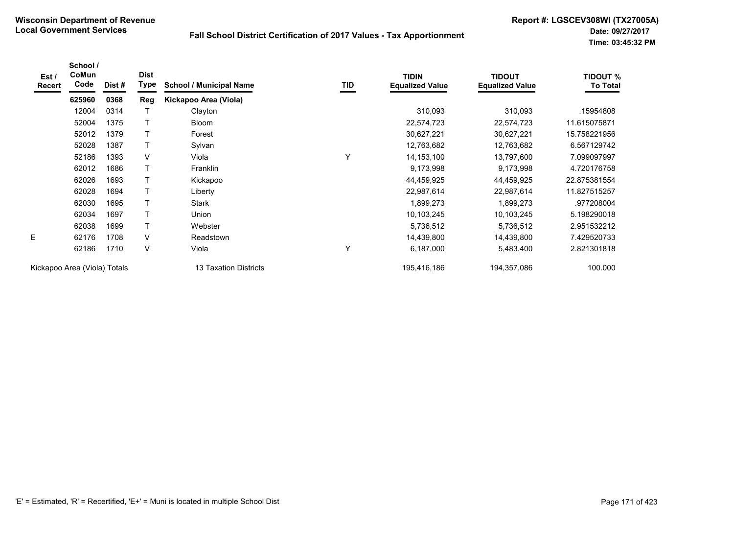**Wisconsin Department of Revenue**
**Local Government Services**

**Fall School District Certification of 2017 Values - Tax Apportionment**

**Report #: LGSCEV308WI (TX27005A)**
**Date: 09/27/2017**
**Time: 03:45:32 PM**

| Est / Recert | School / CoMun Code | Dist # | Dist Type | School / Municipal Name | TID | TIDIN Equalized Value | TIDOUT Equalized Value | TIDOUT % To Total |
|---|---|---|---|---|---|---|---|---|
| | **625960** | **0368** | **Reg** | **Kickapoo Area (Viola)** | | | | |
| | 12004 | 0314 | T | Clayton | | 310,093 | 310,093 | .15954808 |
| | 52004 | 1375 | T | Bloom | | 22,574,723 | 22,574,723 | 11.615075871 |
| | 52012 | 1379 | T | Forest | | 30,627,221 | 30,627,221 | 15.758221956 |
| | 52028 | 1387 | T | Sylvan | | 12,763,682 | 12,763,682 | 6.567129742 |
| | 52186 | 1393 | V | Viola | Y | 14,153,100 | 13,797,600 | 7.099097997 |
| | 62012 | 1686 | T | Franklin | | 9,173,998 | 9,173,998 | 4.720176758 |
| | 62026 | 1693 | T | Kickapoo | | 44,459,925 | 44,459,925 | 22.875381554 |
| | 62028 | 1694 | T | Liberty | | 22,987,614 | 22,987,614 | 11.827515257 |
| | 62030 | 1695 | T | Stark | | 1,899,273 | 1,899,273 | .977208004 |
| | 62034 | 1697 | T | Union | | 10,103,245 | 10,103,245 | 5.198290018 |
| | 62038 | 1699 | T | Webster | | 5,736,512 | 5,736,512 | 2.951532212 |
| E | 62176 | 1708 | V | Readstown | | 14,439,800 | 14,439,800 | 7.429520733 |
| | 62186 | 1710 | V | Viola | Y | 6,187,000 | 5,483,400 | 2.821301818 |
| Kickapoo Area (Viola) Totals | | | | 13 Taxation Districts | | 195,416,186 | 194,357,086 | 100.000 |

'E' = Estimated, 'R' = Recertified, 'E+' = Muni is located in multiple School Dist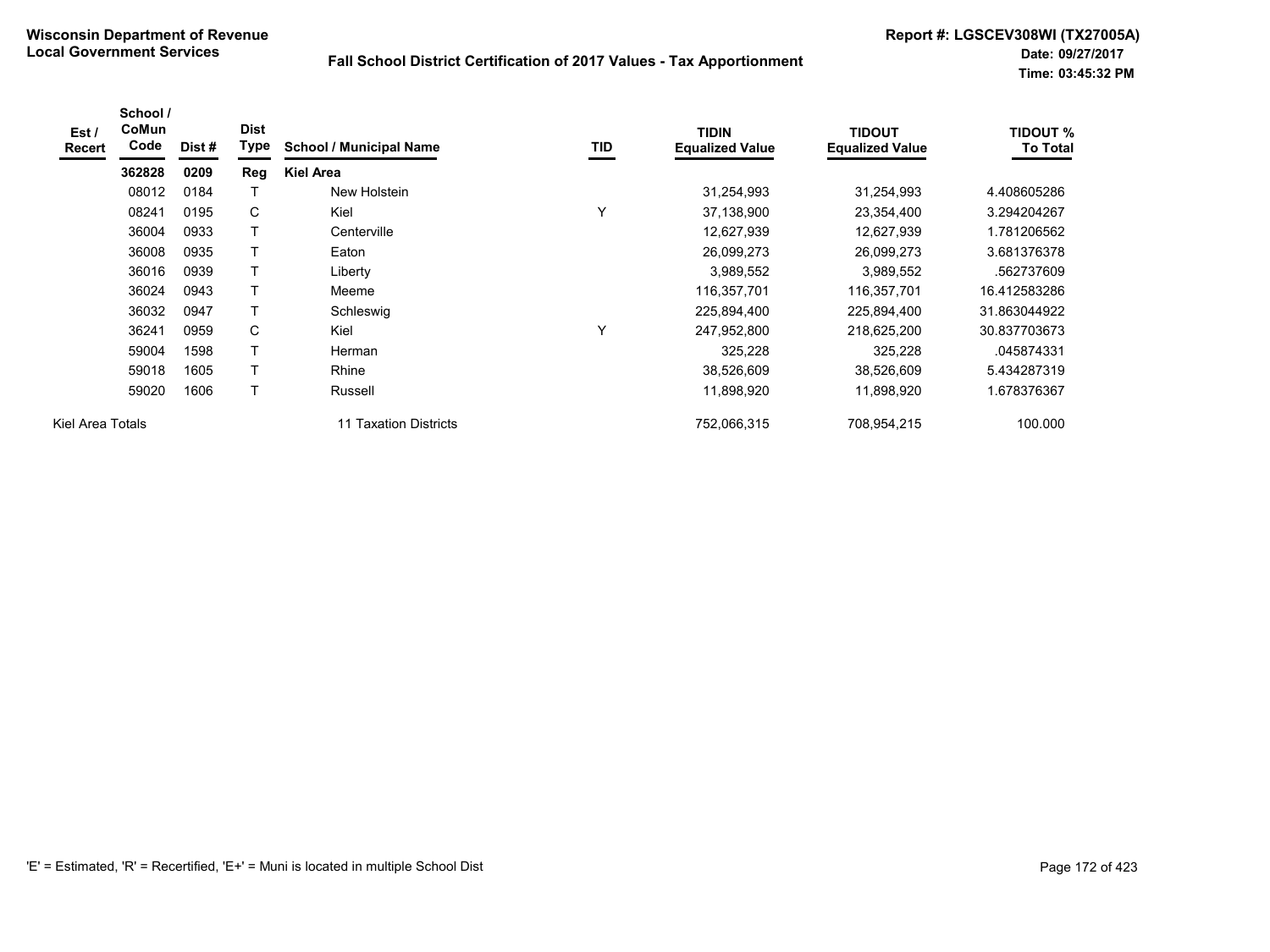**Wisconsin Department of Revenue**
**Local Government Services**

**Fall School District Certification of 2017 Values - Tax Apportionment**

**Report #: LGSCEV308WI (TX27005A)**
**Date: 09/27/2017**
**Time: 03:45:32 PM**

| Est / Recert | School / CoMun Code | Dist # | Dist Type | School / Municipal Name | TID | TIDIN Equalized Value | TIDOUT Equalized Value | TIDOUT % To Total |
|---|---|---|---|---|---|---|---|---|
| | **362828** | **0209** | **Reg** | **Kiel Area** | | | | |
| | 08012 | 0184 | T | New Holstein | | 31,254,993 | 31,254,993 | 4.408605286 |
| | 08241 | 0195 | C | Kiel | Y | 37,138,900 | 23,354,400 | 3.294204267 |
| | 36004 | 0933 | T | Centerville | | 12,627,939 | 12,627,939 | 1.781206562 |
| | 36008 | 0935 | T | Eaton | | 26,099,273 | 26,099,273 | 3.681376378 |
| | 36016 | 0939 | T | Liberty | | 3,989,552 | 3,989,552 | .562737609 |
| | 36024 | 0943 | T | Meeme | | 116,357,701 | 116,357,701 | 16.412583286 |
| | 36032 | 0947 | T | Schleswig | | 225,894,400 | 225,894,400 | 31.863044922 |
| | 36241 | 0959 | C | Kiel | Y | 247,952,800 | 218,625,200 | 30.837703673 |
| | 59004 | 1598 | T | Herman | | 325,228 | 325,228 | .045874331 |
| | 59018 | 1605 | T | Rhine | | 38,526,609 | 38,526,609 | 5.434287319 |
| | 59020 | 1606 | T | Russell | | 11,898,920 | 11,898,920 | 1.678376367 |
| Kiel Area Totals | | | | 11 Taxation Districts | | 752,066,315 | 708,954,215 | 100.000 |

'E' = Estimated, 'R' = Recertified, 'E+' = Muni is located in multiple School Dist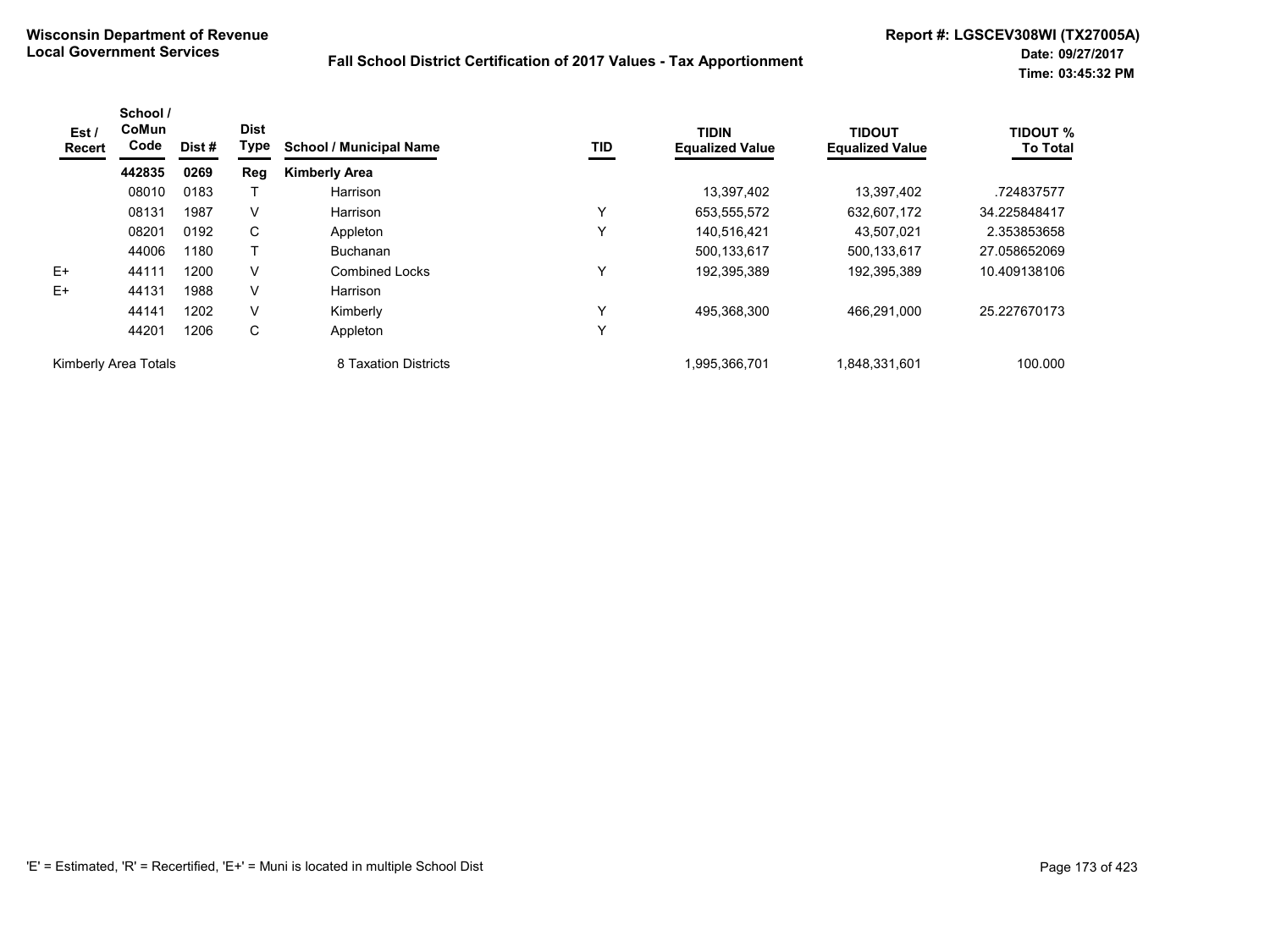**Wisconsin Department of Revenue**
**Local Government Services**

**Fall School District Certification of 2017 Values - Tax Apportionment**

**Report #: LGSCEV308WI (TX27005A)**
**Date: 09/27/2017**
**Time: 03:45:32 PM**

| Est / Recert | School / CoMun Code | Dist # | Dist Type | School / Municipal Name | TID | TIDIN Equalized Value | TIDOUT Equalized Value | TIDOUT % To Total |
|---|---|---|---|---|---|---|---|---|
| | **442835** | **0269** | **Reg** | **Kimberly Area** | | | | |
| | 08010 | 0183 | T | Harrison | | 13,397,402 | 13,397,402 | .724837577 |
| | 08131 | 1987 | V | Harrison | Y | 653,555,572 | 632,607,172 | 34.225848417 |
| | 08201 | 0192 | C | Appleton | Y | 140,516,421 | 43,507,021 | 2.353853658 |
| | 44006 | 1180 | T | Buchanan | | 500,133,617 | 500,133,617 | 27.058652069 |
| E+ | 44111 | 1200 | V | Combined Locks | Y | 192,395,389 | 192,395,389 | 10.409138106 |
| E+ | 44131 | 1988 | V | Harrison | | | | |
| | 44141 | 1202 | V | Kimberly | Y | 495,368,300 | 466,291,000 | 25.227670173 |
| | 44201 | 1206 | C | Appleton | Y | | | |
| Kimberly Area Totals | | | | 8 Taxation Districts | | 1,995,366,701 | 1,848,331,601 | 100.000 |

'E' = Estimated, 'R' = Recertified, 'E+' = Muni is located in multiple School Dist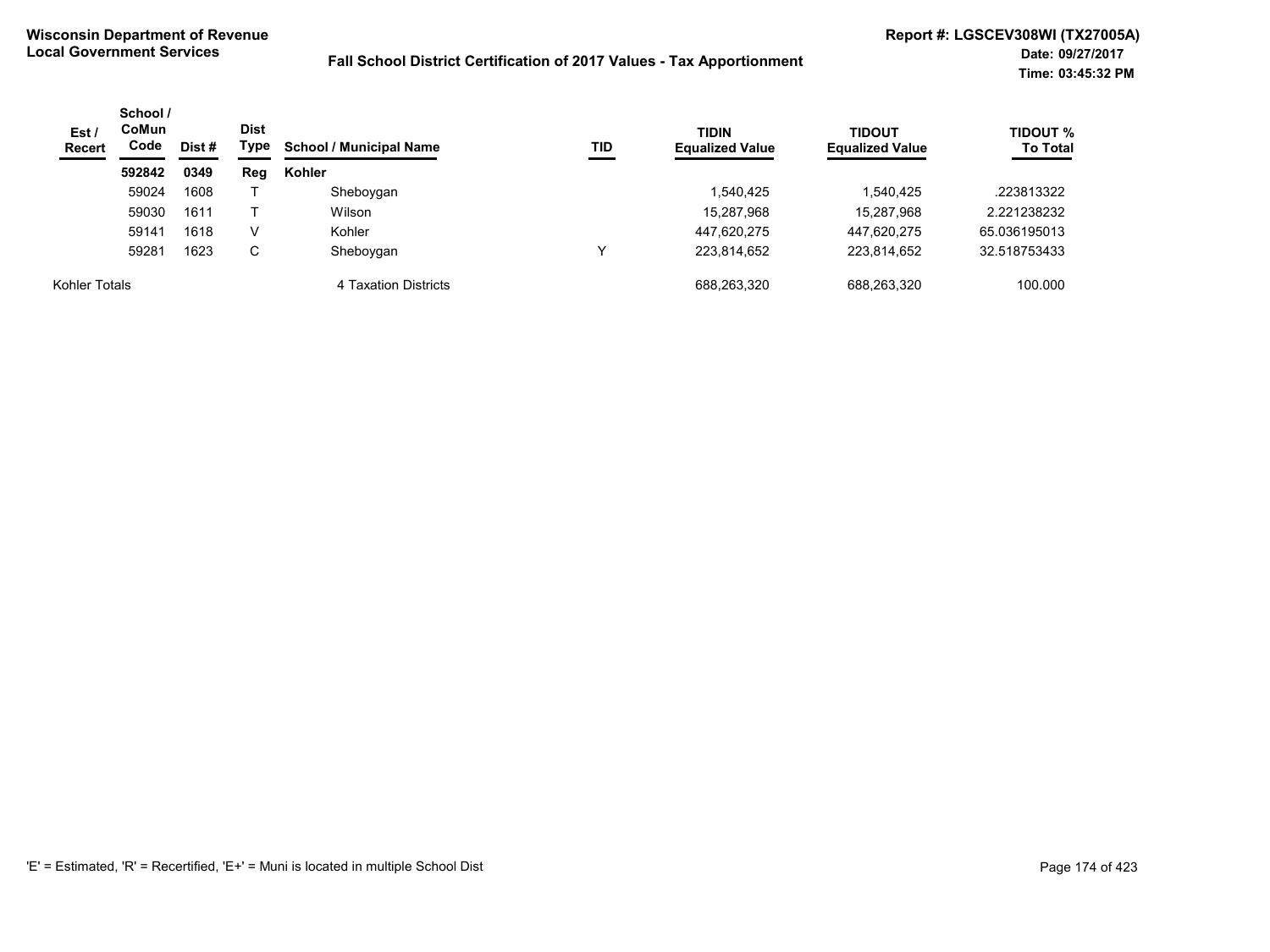**Wisconsin Department of Revenue**
**Local Government Services**

**Fall School District Certification of 2017 Values - Tax Apportionment**

**Report #: LGSCEV308WI (TX27005A)**
**Date: 09/27/2017**
**Time: 03:45:32 PM**

| Est / Recert | School / CoMun Code | Dist # | Dist Type | School / Municipal Name | TID | TIDIN Equalized Value | TIDOUT Equalized Value | TIDOUT % To Total |
|---|---|---|---|---|---|---|---|---|
| | **592842** | **0349** | **Reg** | **Kohler** | | | | |
| | 59024 | 1608 | T | Sheboygan | | 1,540,425 | 1,540,425 | .223813322 |
| | 59030 | 1611 | T | Wilson | | 15,287,968 | 15,287,968 | 2.221238232 |
| | 59141 | 1618 | V | Kohler | | 447,620,275 | 447,620,275 | 65.036195013 |
| | 59281 | 1623 | C | Sheboygan | Y | 223,814,652 | 223,814,652 | 32.518753433 |
| Kohler Totals | | | | 4 Taxation Districts | | 688,263,320 | 688,263,320 | 100.000 |

'E' = Estimated, 'R' = Recertified, 'E+' = Muni is located in multiple School Dist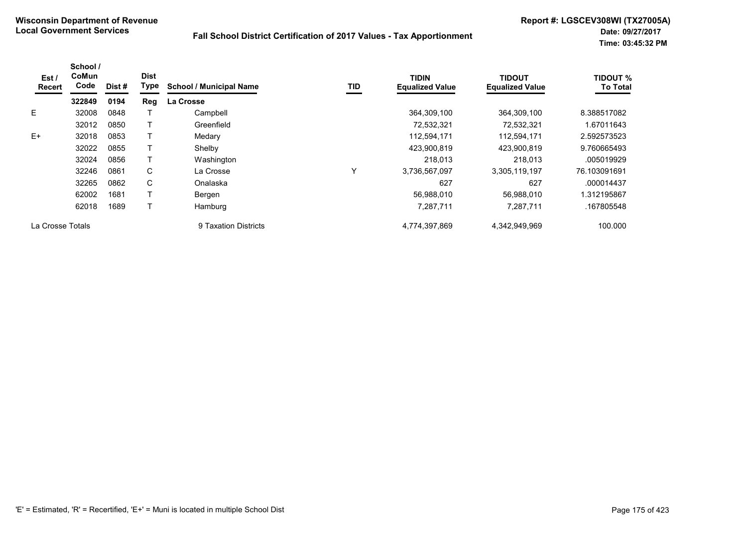**Wisconsin Department of Revenue**
**Local Government Services**

**Fall School District Certification of 2017 Values - Tax Apportionment**

**Report #: LGSCEV308WI (TX27005A)**
**Date: 09/27/2017**
**Time: 03:45:32 PM**

| Est / Recert | School / CoMun Code | Dist # | Dist Type | School / Municipal Name | TID | TIDIN Equalized Value | TIDOUT Equalized Value | TIDOUT % To Total |
|---|---|---|---|---|---|---|---|---|
| | **322849** | **0194** | **Reg** | **La Crosse** | | | | |
| E | 32008 | 0848 | T | Campbell | | 364,309,100 | 364,309,100 | 8.388517082 |
| | 32012 | 0850 | T | Greenfield | | 72,532,321 | 72,532,321 | 1.67011643 |
| E+ | 32018 | 0853 | T | Medary | | 112,594,171 | 112,594,171 | 2.592573523 |
| | 32022 | 0855 | T | Shelby | | 423,900,819 | 423,900,819 | 9.760665493 |
| | 32024 | 0856 | T | Washington | | 218,013 | 218,013 | .005019929 |
| | 32246 | 0861 | C | La Crosse | Y | 3,736,567,097 | 3,305,119,197 | 76.103091691 |
| | 32265 | 0862 | C | Onalaska | | 627 | 627 | .000014437 |
| | 62002 | 1681 | T | Bergen | | 56,988,010 | 56,988,010 | 1.312195867 |
| | 62018 | 1689 | T | Hamburg | | 7,287,711 | 7,287,711 | .167805548 |
| La Crosse Totals | | | | 9 Taxation Districts | | 4,774,397,869 | 4,342,949,969 | 100.000 |

'E' = Estimated, 'R' = Recertified, 'E+' = Muni is located in multiple School Dist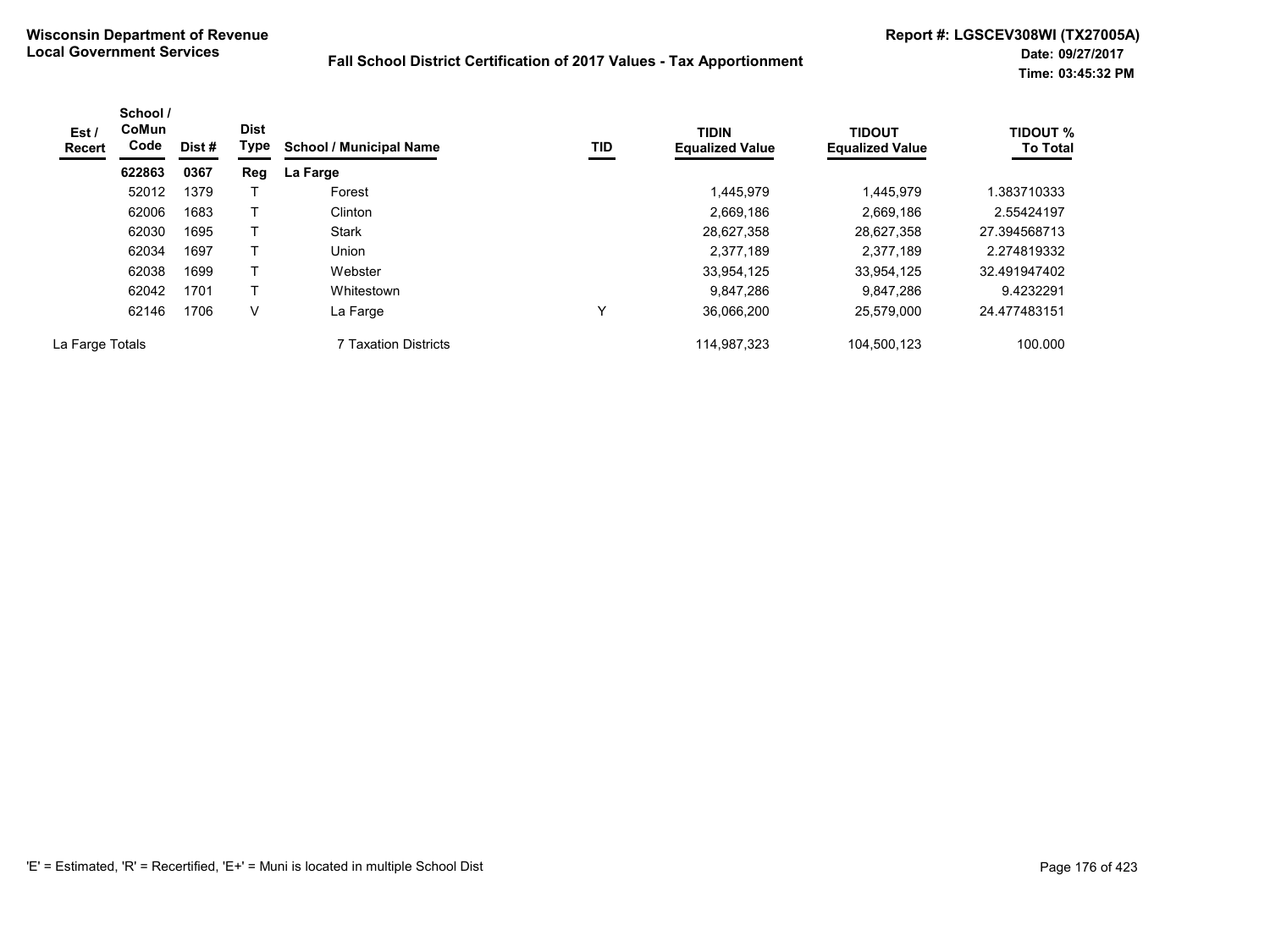**Wisconsin Department of Revenue**
**Local Government Services**

**Fall School District Certification of 2017 Values - Tax Apportionment**

**Report #: LGSCEV308WI (TX27005A)**
**Date: 09/27/2017**
**Time: 03:45:32 PM**

| Est / Recert | School / CoMun Code | Dist # | Dist Type | School / Municipal Name | TID | TIDIN Equalized Value | TIDOUT Equalized Value | TIDOUT % To Total |
|---|---|---|---|---|---|---|---|---|
| | **622863** | **0367** | **Reg** | **La Farge** | | | | |
| | 52012 | 1379 | T | Forest | | 1,445,979 | 1,445,979 | 1.383710333 |
| | 62006 | 1683 | T | Clinton | | 2,669,186 | 2,669,186 | 2.55424197 |
| | 62030 | 1695 | T | Stark | | 28,627,358 | 28,627,358 | 27.394568713 |
| | 62034 | 1697 | T | Union | | 2,377,189 | 2,377,189 | 2.274819332 |
| | 62038 | 1699 | T | Webster | | 33,954,125 | 33,954,125 | 32.491947402 |
| | 62042 | 1701 | T | Whitestown | | 9,847,286 | 9,847,286 | 9.4232291 |
| | 62146 | 1706 | V | La Farge | Y | 36,066,200 | 25,579,000 | 24.477483151 |
| La Farge Totals | | | | 7 Taxation Districts | | 114,987,323 | 104,500,123 | 100.000 |

'E' = Estimated, 'R' = Recertified, 'E+' = Muni is located in multiple School Dist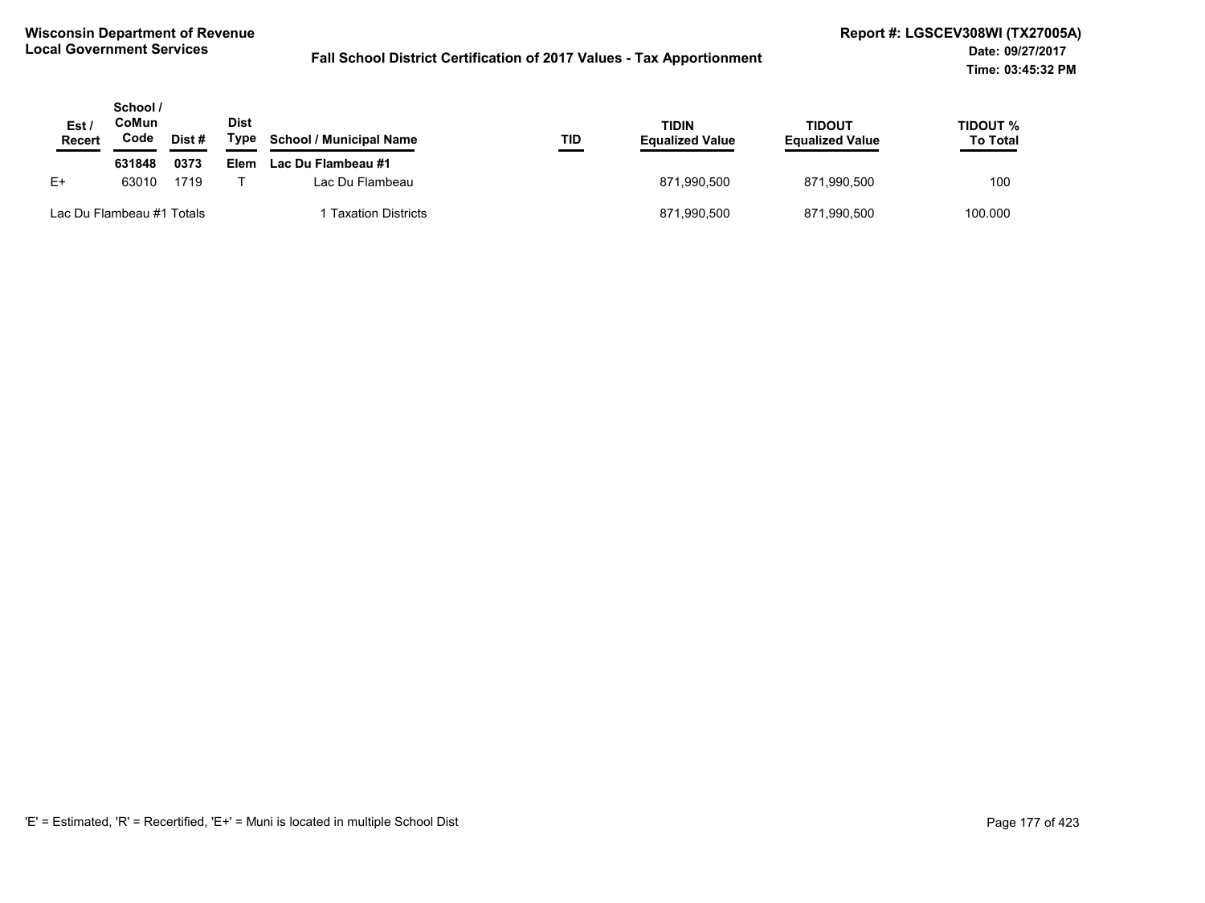Wisconsin Department of Revenue
Local Government Services

# Fall School District Certification of 2017 Values - Tax Apportionment

Report #: LGSCEV308WI (TX27005A)
Date: 09/27/2017
Time: 03:45:32 PM

| Est / Recert | School / CoMun Code | Dist # | Dist Type | School / Municipal Name | TID | TIDIN Equalized Value | TIDOUT Equalized Value | TIDOUT % To Total |
|---|---|---|---|---|---|---|---|---|
| | **631848** | **0373** | **Elem** | **Lac Du Flambeau #1** | | | | |
| E+ | 63010 | 1719 | T | Lac Du Flambeau | | 871,990,500 | 871,990,500 | 100 |
| Lac Du Flambeau #1 Totals | | | | 1 Taxation Districts | | 871,990,500 | 871,990,500 | 100.000 |

'E' = Estimated, 'R' = Recertified, 'E+' = Muni is located in multiple School Dist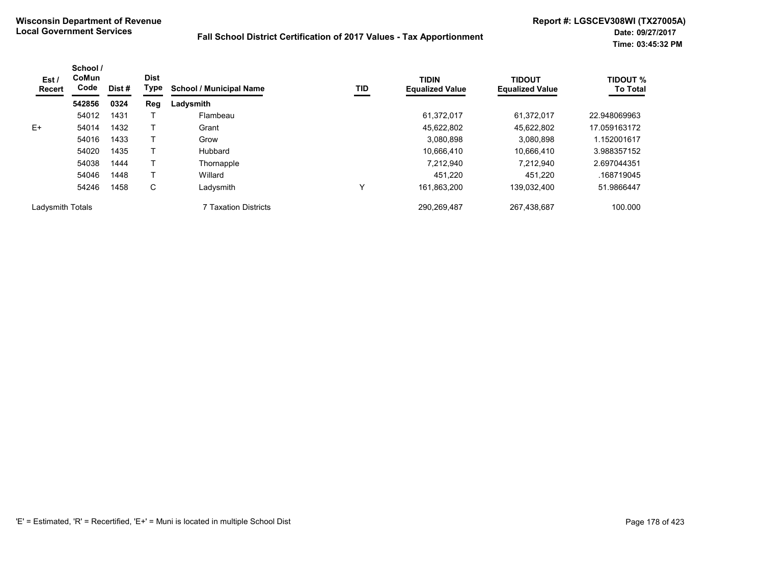**Wisconsin Department of Revenue**
**Local Government Services**

**Fall School District Certification of 2017 Values - Tax Apportionment**

**Report #: LGSCEV308WI (TX27005A)**
**Date: 09/27/2017**
**Time: 03:45:32 PM**

| Est / Recert | School / CoMun Code | Dist # | Dist Type | School / Municipal Name | TID | TIDIN Equalized Value | TIDOUT Equalized Value | TIDOUT % To Total |
|---|---|---|---|---|---|---|---|---|
| | **542856** | **0324** | **Reg** | **Ladysmith** | | | | |
| | 54012 | 1431 | T | Flambeau | | 61,372,017 | 61,372,017 | 22.948069963 |
| E+ | 54014 | 1432 | T | Grant | | 45,622,802 | 45,622,802 | 17.059163172 |
| | 54016 | 1433 | T | Grow | | 3,080,898 | 3,080,898 | 1.152001617 |
| | 54020 | 1435 | T | Hubbard | | 10,666,410 | 10,666,410 | 3.988357152 |
| | 54038 | 1444 | T | Thornapple | | 7,212,940 | 7,212,940 | 2.697044351 |
| | 54046 | 1448 | T | Willard | | 451,220 | 451,220 | .168719045 |
| | 54246 | 1458 | C | Ladysmith | Y | 161,863,200 | 139,032,400 | 51.9866447 |
| Ladysmith Totals | | | | 7 Taxation Districts | | 290,269,487 | 267,438,687 | 100.000 |

'E' = Estimated, 'R' = Recertified, 'E+' = Muni is located in multiple School Dist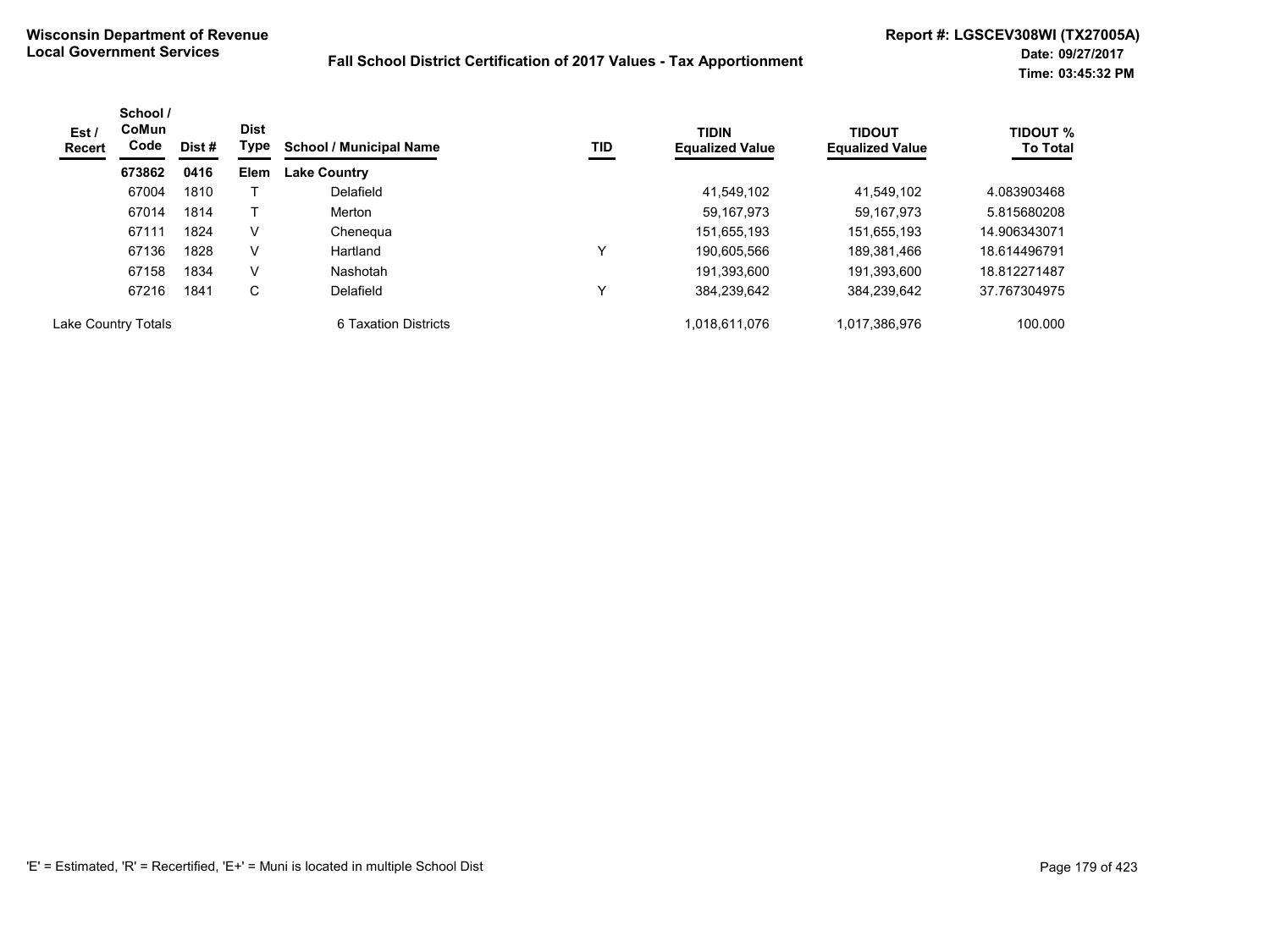**Wisconsin Department of Revenue**
**Local Government Services**

**Fall School District Certification of 2017 Values - Tax Apportionment**

**Report #: LGSCEV308WI (TX27005A)**
**Date: 09/27/2017**
**Time: 03:45:32 PM**

| Est / Recert | School / CoMun Code | Dist # | Dist Type | School / Municipal Name | TID | TIDIN Equalized Value | TIDOUT Equalized Value | TIDOUT % To Total |
|---|---|---|---|---|---|---|---|---|
| | **673862** | **0416** | **Elem** | **Lake Country** | | | | |
| | 67004 | 1810 | T | Delafield | | 41,549,102 | 41,549,102 | 4.083903468 |
| | 67014 | 1814 | T | Merton | | 59,167,973 | 59,167,973 | 5.815680208 |
| | 67111 | 1824 | V | Chenequa | | 151,655,193 | 151,655,193 | 14.906343071 |
| | 67136 | 1828 | V | Hartland | Y | 190,605,566 | 189,381,466 | 18.614496791 |
| | 67158 | 1834 | V | Nashotah | | 191,393,600 | 191,393,600 | 18.812271487 |
| | 67216 | 1841 | C | Delafield | Y | 384,239,642 | 384,239,642 | 37.767304975 |
| Lake Country Totals | | | | 6 Taxation Districts | | 1,018,611,076 | 1,017,386,976 | 100.000 |

'E' = Estimated, 'R' = Recertified, 'E+' = Muni is located in multiple School Dist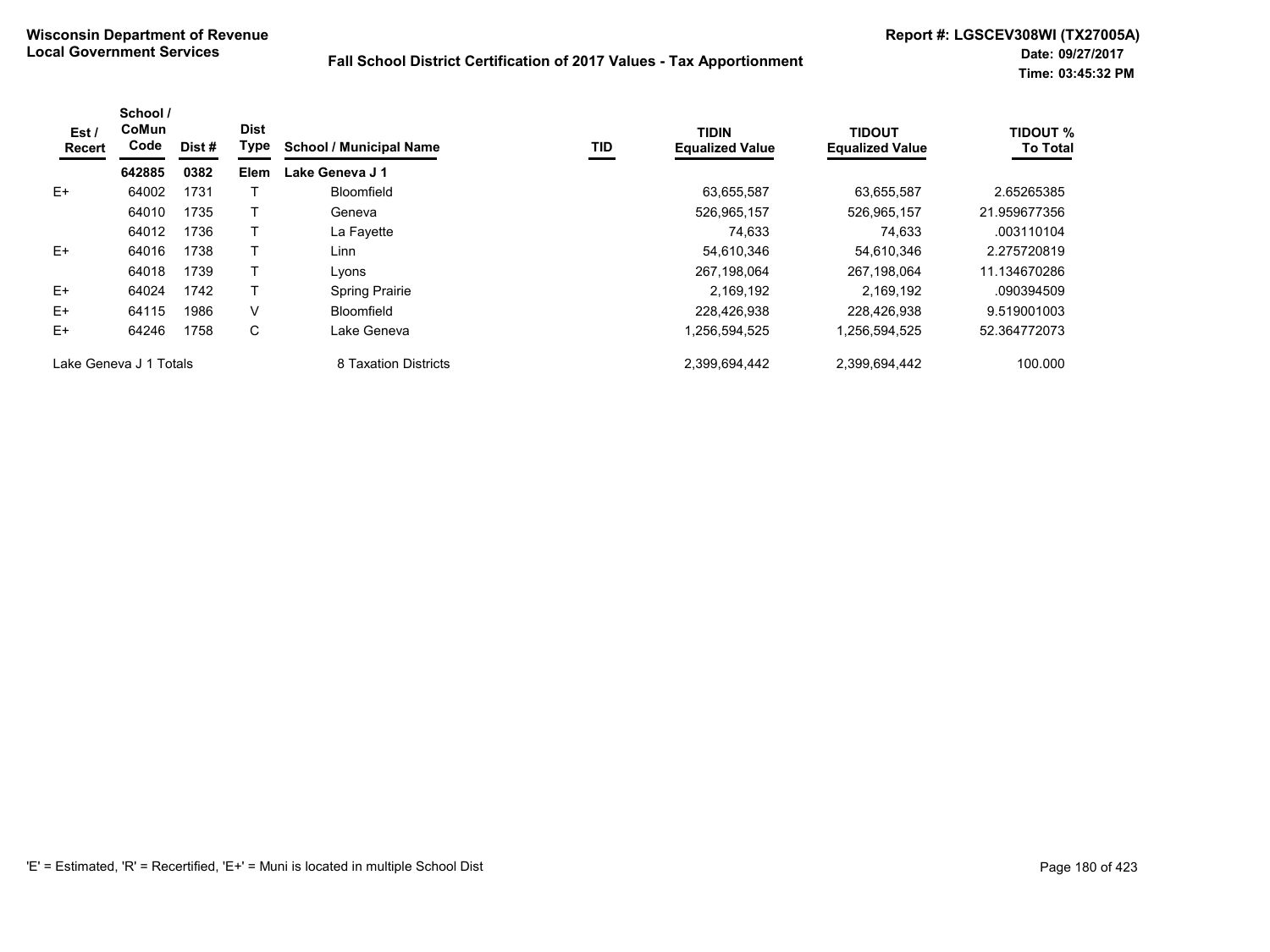**Wisconsin Department of Revenue**
**Local Government Services**

**Fall School District Certification of 2017 Values - Tax Apportionment**

**Report #: LGSCEV308WI (TX27005A)**
**Date: 09/27/2017**
**Time: 03:45:32 PM**

| Est / Recert | School / CoMun Code | Dist # | Dist Type | School / Municipal Name | TID | TIDIN Equalized Value | TIDOUT Equalized Value | TIDOUT % To Total |
|---|---|---|---|---|---|---|---|---|
| | **642885** | **0382** | **Elem** | **Lake Geneva J 1** | | | | |
| E+ | 64002 | 1731 | T | Bloomfield | | 63,655,587 | 63,655,587 | 2.65265385 |
| | 64010 | 1735 | T | Geneva | | 526,965,157 | 526,965,157 | 21.959677356 |
| | 64012 | 1736 | T | La Fayette | | 74,633 | 74,633 | .003110104 |
| E+ | 64016 | 1738 | T | Linn | | 54,610,346 | 54,610,346 | 2.275720819 |
| | 64018 | 1739 | T | Lyons | | 267,198,064 | 267,198,064 | 11.134670286 |
| E+ | 64024 | 1742 | T | Spring Prairie | | 2,169,192 | 2,169,192 | .090394509 |
| E+ | 64115 | 1986 | V | Bloomfield | | 228,426,938 | 228,426,938 | 9.519001003 |
| E+ | 64246 | 1758 | C | Lake Geneva | | 1,256,594,525 | 1,256,594,525 | 52.364772073 |
| Lake Geneva J 1 Totals | | | | 8 Taxation Districts | | 2,399,694,442 | 2,399,694,442 | 100.000 |

'E' = Estimated, 'R' = Recertified, 'E+' = Muni is located in multiple School Dist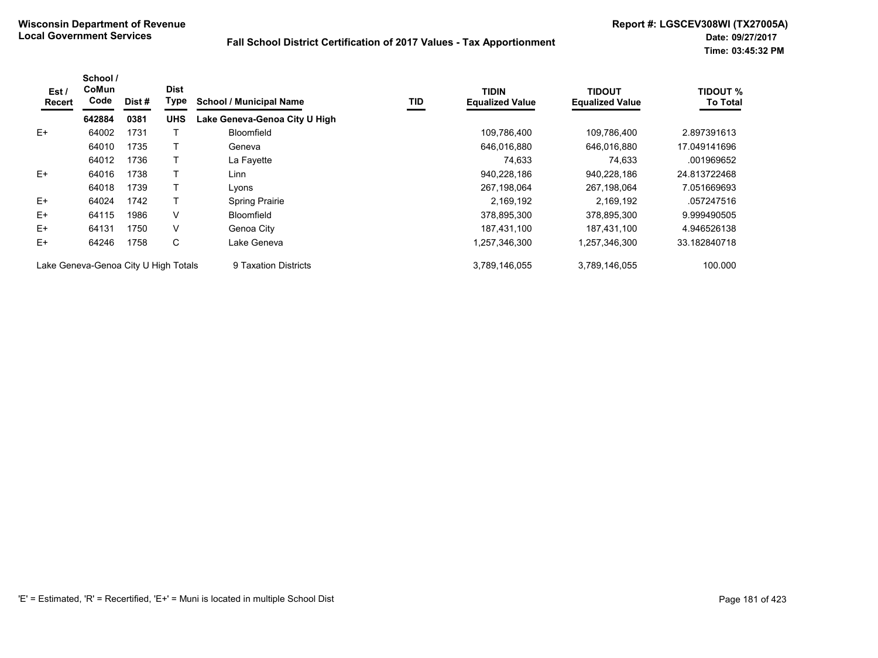**Wisconsin Department of Revenue**
**Local Government Services**

**Fall School District Certification of 2017 Values - Tax Apportionment**

**Report #: LGSCEV308WI (TX27005A)**
**Date: 09/27/2017**
**Time: 03:45:32 PM**

| Est / Recert | School / CoMun Code | Dist # | Dist Type | School / Municipal Name | TID | TIDIN Equalized Value | TIDOUT Equalized Value | TIDOUT % To Total |
|---|---|---|---|---|---|---|---|---|
| | **642884** | **0381** | **UHS** | **Lake Geneva-Genoa City U High** | | | | |
| E+ | 64002 | 1731 | T | Bloomfield | | 109,786,400 | 109,786,400 | 2.897391613 |
| | 64010 | 1735 | T | Geneva | | 646,016,880 | 646,016,880 | 17.049141696 |
| | 64012 | 1736 | T | La Fayette | | 74,633 | 74,633 | .001969652 |
| E+ | 64016 | 1738 | T | Linn | | 940,228,186 | 940,228,186 | 24.813722468 |
| | 64018 | 1739 | T | Lyons | | 267,198,064 | 267,198,064 | 7.051669693 |
| E+ | 64024 | 1742 | T | Spring Prairie | | 2,169,192 | 2,169,192 | .057247516 |
| E+ | 64115 | 1986 | V | Bloomfield | | 378,895,300 | 378,895,300 | 9.999490505 |
| E+ | 64131 | 1750 | V | Genoa City | | 187,431,100 | 187,431,100 | 4.946526138 |
| E+ | 64246 | 1758 | C | Lake Geneva | | 1,257,346,300 | 1,257,346,300 | 33.182840718 |
| Lake Geneva-Genoa City U High Totals | | | | 9 Taxation Districts | | 3,789,146,055 | 3,789,146,055 | 100.000 |

'E' = Estimated, 'R' = Recertified, 'E+' = Muni is located in multiple School Dist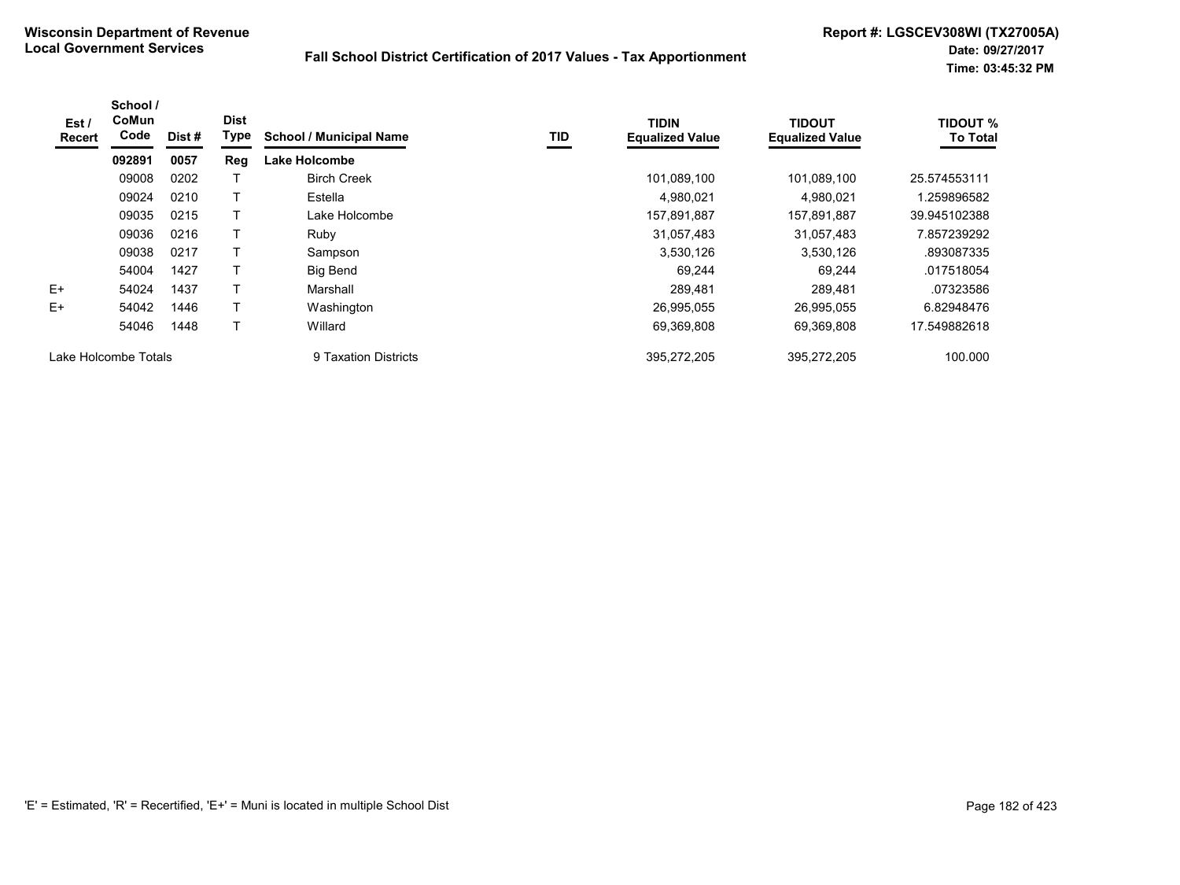**Wisconsin Department of Revenue**
**Local Government Services**

## Fall School District Certification of 2017 Values - Tax Apportionment

**Report #: LGSCEV308WI (TX27005A)**
**Date: 09/27/2017**
**Time: 03:45:32 PM**

| Est / Recert | School / CoMun Code | Dist # | Dist Type | School / Municipal Name | TID | TIDIN Equalized Value | TIDOUT Equalized Value | TIDOUT % To Total |
|---|---|---|---|---|---|---|---|---|
| | **092891** | **0057** | **Reg** | **Lake Holcombe** | | | | |
| | 09008 | 0202 | T | Birch Creek | | 101,089,100 | 101,089,100 | 25.574553111 |
| | 09024 | 0210 | T | Estella | | 4,980,021 | 4,980,021 | 1.259896582 |
| | 09035 | 0215 | T | Lake Holcombe | | 157,891,887 | 157,891,887 | 39.945102388 |
| | 09036 | 0216 | T | Ruby | | 31,057,483 | 31,057,483 | 7.857239292 |
| | 09038 | 0217 | T | Sampson | | 3,530,126 | 3,530,126 | .893087335 |
| | 54004 | 1427 | T | Big Bend | | 69,244 | 69,244 | .017518054 |
| E+ | 54024 | 1437 | T | Marshall | | 289,481 | 289,481 | .07323586 |
| E+ | 54042 | 1446 | T | Washington | | 26,995,055 | 26,995,055 | 6.82948476 |
| | 54046 | 1448 | T | Willard | | 69,369,808 | 69,369,808 | 17.549882618 |
| Lake Holcombe Totals | | | | 9 Taxation Districts | | 395,272,205 | 395,272,205 | 100.000 |

'E' = Estimated, 'R' = Recertified, 'E+' = Muni is located in multiple School Dist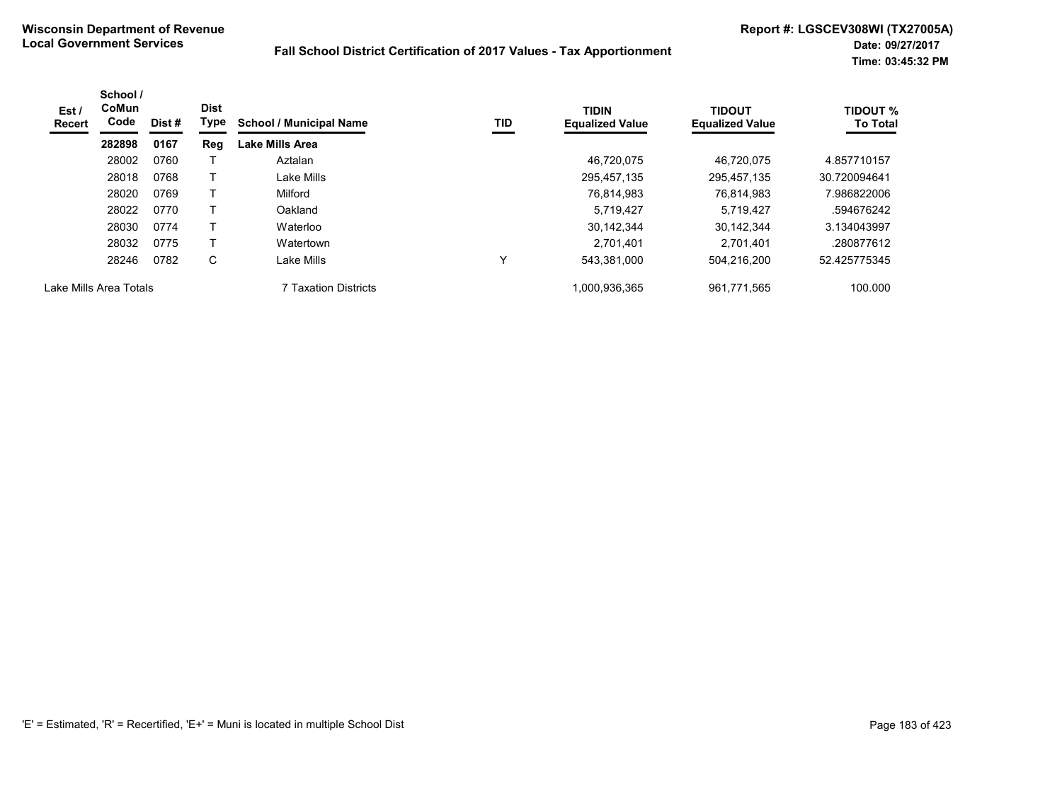**Wisconsin Department of Revenue**
**Local Government Services**

## Fall School District Certification of 2017 Values - Tax Apportionment

**Report #: LGSCEV308WI (TX27005A)**
**Date: 09/27/2017**
**Time: 03:45:32 PM**

| Est / Recert | School / CoMun Code | Dist # | Dist Type | School / Municipal Name | TID | TIDIN Equalized Value | TIDOUT Equalized Value | TIDOUT % To Total |
|---|---|---|---|---|---|---|---|---|
| | **282898** | **0167** | **Reg** | **Lake Mills Area** | | | | |
| | 28002 | 0760 | T | Aztalan | | 46,720,075 | 46,720,075 | 4.857710157 |
| | 28018 | 0768 | T | Lake Mills | | 295,457,135 | 295,457,135 | 30.720094641 |
| | 28020 | 0769 | T | Milford | | 76,814,983 | 76,814,983 | 7.986822006 |
| | 28022 | 0770 | T | Oakland | | 5,719,427 | 5,719,427 | .594676242 |
| | 28030 | 0774 | T | Waterloo | | 30,142,344 | 30,142,344 | 3.134043997 |
| | 28032 | 0775 | T | Watertown | | 2,701,401 | 2,701,401 | .280877612 |
| | 28246 | 0782 | C | Lake Mills | Y | 543,381,000 | 504,216,200 | 52.425775345 |
| Lake Mills Area Totals | | | | 7 Taxation Districts | | 1,000,936,365 | 961,771,565 | 100.000 |

'E' = Estimated, 'R' = Recertified, 'E+' = Muni is located in multiple School Dist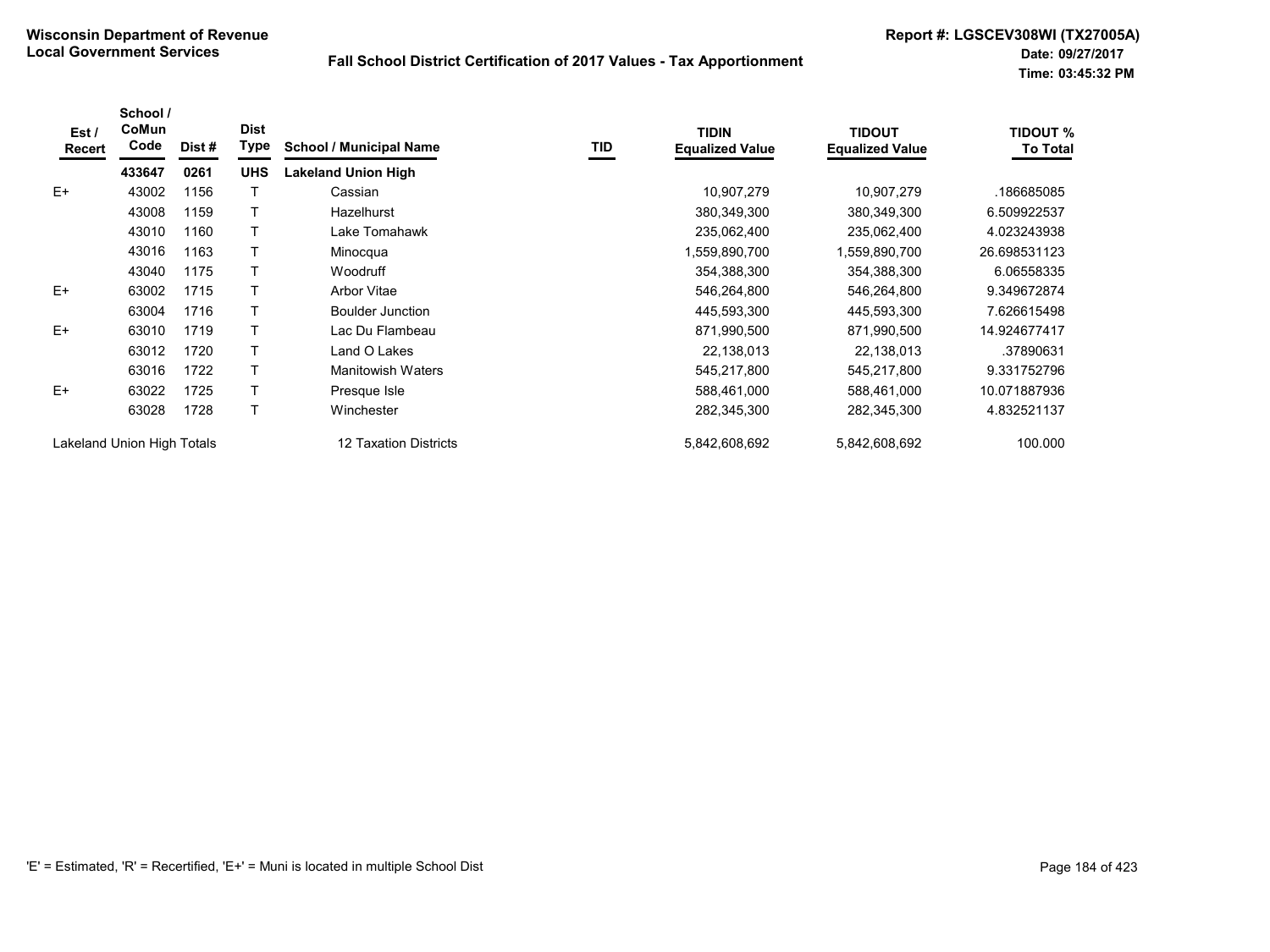**Wisconsin Department of Revenue**
**Local Government Services**

**Fall School District Certification of 2017 Values - Tax Apportionment**

**Report #: LGSCEV308WI (TX27005A)**
**Date: 09/27/2017**
**Time: 03:45:32 PM**

| Est / Recert | School / CoMun Code | Dist # | Dist Type | School / Municipal Name | TID | TIDIN Equalized Value | TIDOUT Equalized Value | TIDOUT % To Total |
|---|---|---|---|---|---|---|---|---|
| | **433647** | **0261** | **UHS** | **Lakeland Union High** | | | | |
| E+ | 43002 | 1156 | T | Cassian | | 10,907,279 | 10,907,279 | .186685085 |
| | 43008 | 1159 | T | Hazelhurst | | 380,349,300 | 380,349,300 | 6.509922537 |
| | 43010 | 1160 | T | Lake Tomahawk | | 235,062,400 | 235,062,400 | 4.023243938 |
| | 43016 | 1163 | T | Minocqua | | 1,559,890,700 | 1,559,890,700 | 26.698531123 |
| | 43040 | 1175 | T | Woodruff | | 354,388,300 | 354,388,300 | 6.06558335 |
| E+ | 63002 | 1715 | T | Arbor Vitae | | 546,264,800 | 546,264,800 | 9.349672874 |
| | 63004 | 1716 | T | Boulder Junction | | 445,593,300 | 445,593,300 | 7.626615498 |
| E+ | 63010 | 1719 | T | Lac Du Flambeau | | 871,990,500 | 871,990,500 | 14.924677417 |
| | 63012 | 1720 | T | Land O Lakes | | 22,138,013 | 22,138,013 | .37890631 |
| | 63016 | 1722 | T | Manitowish Waters | | 545,217,800 | 545,217,800 | 9.331752796 |
| E+ | 63022 | 1725 | T | Presque Isle | | 588,461,000 | 588,461,000 | 10.071887936 |
| | 63028 | 1728 | T | Winchester | | 282,345,300 | 282,345,300 | 4.832521137 |
| Lakeland Union High Totals | | | | 12 Taxation Districts | | 5,842,608,692 | 5,842,608,692 | 100.000 |

'E' = Estimated, 'R' = Recertified, 'E+' = Muni is located in multiple School Dist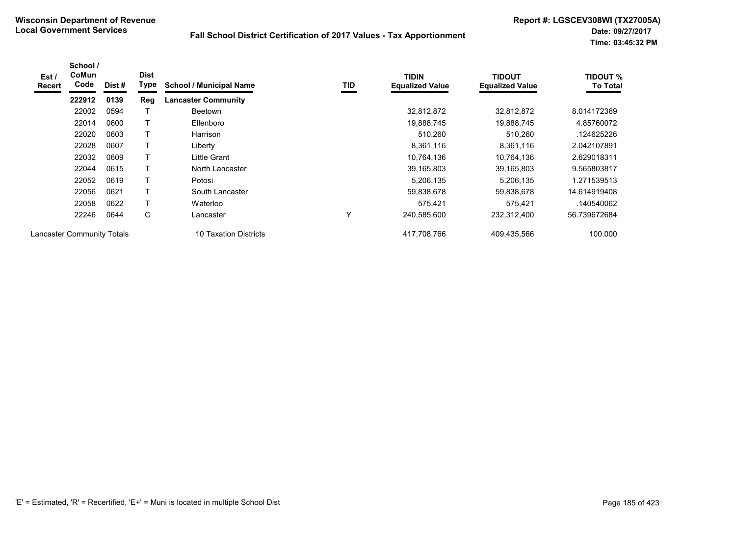**Wisconsin Department of Revenue**
**Local Government Services**

**Fall School District Certification of 2017 Values - Tax Apportionment**

**Report #: LGSCEV308WI (TX27005A)**
**Date: 09/27/2017**
**Time: 03:45:32 PM**

| Est / Recert | School / CoMun Code | Dist # | Dist Type | School / Municipal Name | TID | TIDIN Equalized Value | TIDOUT Equalized Value | TIDOUT % To Total |
|---|---|---|---|---|---|---|---|---|
| | **222912** | **0139** | **Reg** | **Lancaster Community** | | | | |
| | 22002 | 0594 | T | Beetown | | 32,812,872 | 32,812,872 | 8.014172369 |
| | 22014 | 0600 | T | Ellenboro | | 19,888,745 | 19,888,745 | 4.85760072 |
| | 22020 | 0603 | T | Harrison | | 510,260 | 510,260 | .124625226 |
| | 22028 | 0607 | T | Liberty | | 8,361,116 | 8,361,116 | 2.042107891 |
| | 22032 | 0609 | T | Little Grant | | 10,764,136 | 10,764,136 | 2.629018311 |
| | 22044 | 0615 | T | North Lancaster | | 39,165,803 | 39,165,803 | 9.565803817 |
| | 22052 | 0619 | T | Potosi | | 5,206,135 | 5,206,135 | 1.271539513 |
| | 22056 | 0621 | T | South Lancaster | | 59,838,678 | 59,838,678 | 14.614919408 |
| | 22058 | 0622 | T | Waterloo | | 575,421 | 575,421 | .140540062 |
| | 22246 | 0644 | C | Lancaster | Y | 240,585,600 | 232,312,400 | 56.739672684 |
| Lancaster Community Totals | | | | 10 Taxation Districts | | 417,708,766 | 409,435,566 | 100.000 |

'E' = Estimated, 'R' = Recertified, 'E+' = Muni is located in multiple School Dist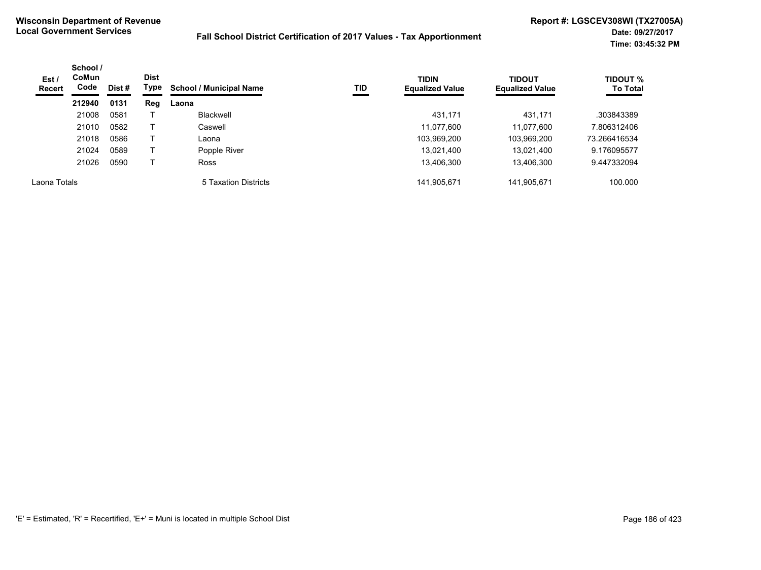**Wisconsin Department of Revenue**
**Local Government Services**

**Fall School District Certification of 2017 Values - Tax Apportionment**

**Report #: LGSCEV308WI (TX27005A)**
**Date: 09/27/2017**
**Time: 03:45:32 PM**

| Est / Recert | School / CoMun Code | Dist # | Dist Type | School / Municipal Name | TID | TIDIN Equalized Value | TIDOUT Equalized Value | TIDOUT % To Total |
|---|---|---|---|---|---|---|---|---|
| | **212940** | **0131** | **Reg** | **Laona** | | | | |
| | 21008 | 0581 | T | Blackwell | | 431,171 | 431,171 | .303843389 |
| | 21010 | 0582 | T | Caswell | | 11,077,600 | 11,077,600 | 7.806312406 |
| | 21018 | 0586 | T | Laona | | 103,969,200 | 103,969,200 | 73.266416534 |
| | 21024 | 0589 | T | Popple River | | 13,021,400 | 13,021,400 | 9.176095577 |
| | 21026 | 0590 | T | Ross | | 13,406,300 | 13,406,300 | 9.447332094 |
| Laona Totals | | | | 5 Taxation Districts | | 141,905,671 | 141,905,671 | 100.000 |

'E' = Estimated, 'R' = Recertified, 'E+' = Muni is located in multiple School Dist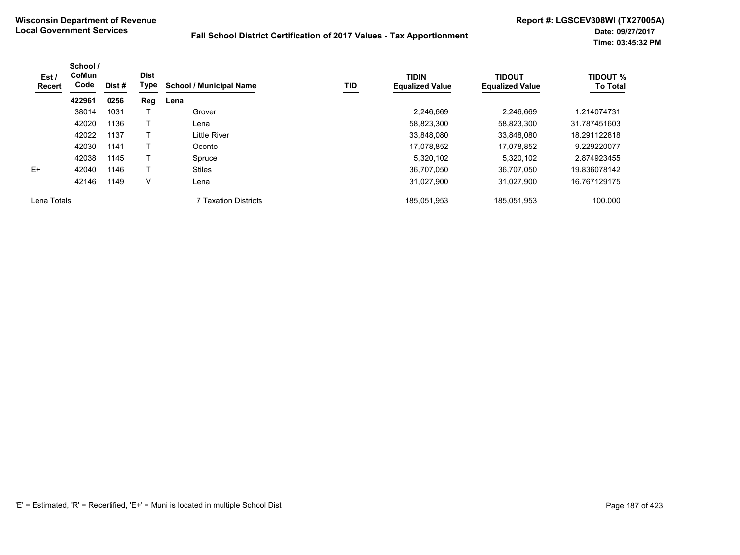**Wisconsin Department of Revenue**
**Local Government Services**

**Fall School District Certification of 2017 Values - Tax Apportionment**

**Report #: LGSCEV308WI (TX27005A)**
**Date: 09/27/2017**
**Time: 03:45:32 PM**

| Est / Recert | School / CoMun Code | Dist # | Dist Type | School / Municipal Name | TID | TIDIN Equalized Value | TIDOUT Equalized Value | TIDOUT % To Total |
|---|---|---|---|---|---|---|---|---|
| | **422961** | **0256** | **Reg** | **Lena** | | | | |
| | 38014 | 1031 | T | Grover | | 2,246,669 | 2,246,669 | 1.214074731 |
| | 42020 | 1136 | T | Lena | | 58,823,300 | 58,823,300 | 31.787451603 |
| | 42022 | 1137 | T | Little River | | 33,848,080 | 33,848,080 | 18.291122818 |
| | 42030 | 1141 | T | Oconto | | 17,078,852 | 17,078,852 | 9.229220077 |
| | 42038 | 1145 | T | Spruce | | 5,320,102 | 5,320,102 | 2.874923455 |
| E+ | 42040 | 1146 | T | Stiles | | 36,707,050 | 36,707,050 | 19.836078142 |
| | 42146 | 1149 | V | Lena | | 31,027,900 | 31,027,900 | 16.767129175 |
| Lena Totals | | | | 7 Taxation Districts | | 185,051,953 | 185,051,953 | 100.000 |

'E' = Estimated, 'R' = Recertified, 'E+' = Muni is located in multiple School Dist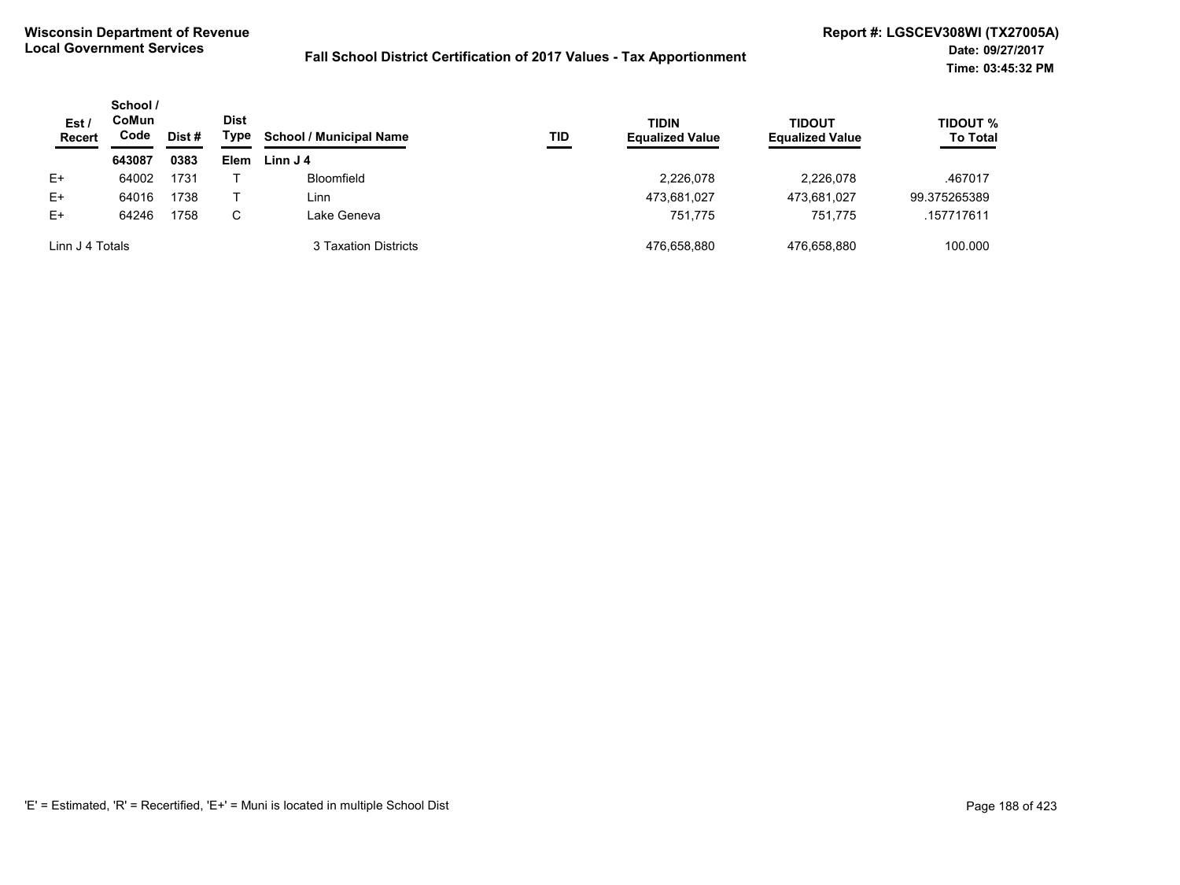**Wisconsin Department of Revenue**
**Local Government Services**

**Fall School District Certification of 2017 Values - Tax Apportionment**

**Report #: LGSCEV308WI (TX27005A)**
**Date: 09/27/2017**
**Time: 03:45:32 PM**

| Est / Recert | School / CoMun Code | Dist # | Dist Type | School / Municipal Name | TID | TIDIN Equalized Value | TIDOUT Equalized Value | TIDOUT % To Total |
|---|---|---|---|---|---|---|---|---|
| | **643087** | **0383** | **Elem** | **Linn J 4** | | | | |
| E+ | 64002 | 1731 | T | Bloomfield | | 2,226,078 | 2,226,078 | .467017 |
| E+ | 64016 | 1738 | T | Linn | | 473,681,027 | 473,681,027 | 99.375265389 |
| E+ | 64246 | 1758 | C | Lake Geneva | | 751,775 | 751,775 | .157717611 |
| Linn J 4 Totals | | | | 3 Taxation Districts | | 476,658,880 | 476,658,880 | 100.000 |

'E' = Estimated, 'R' = Recertified, 'E+' = Muni is located in multiple School Dist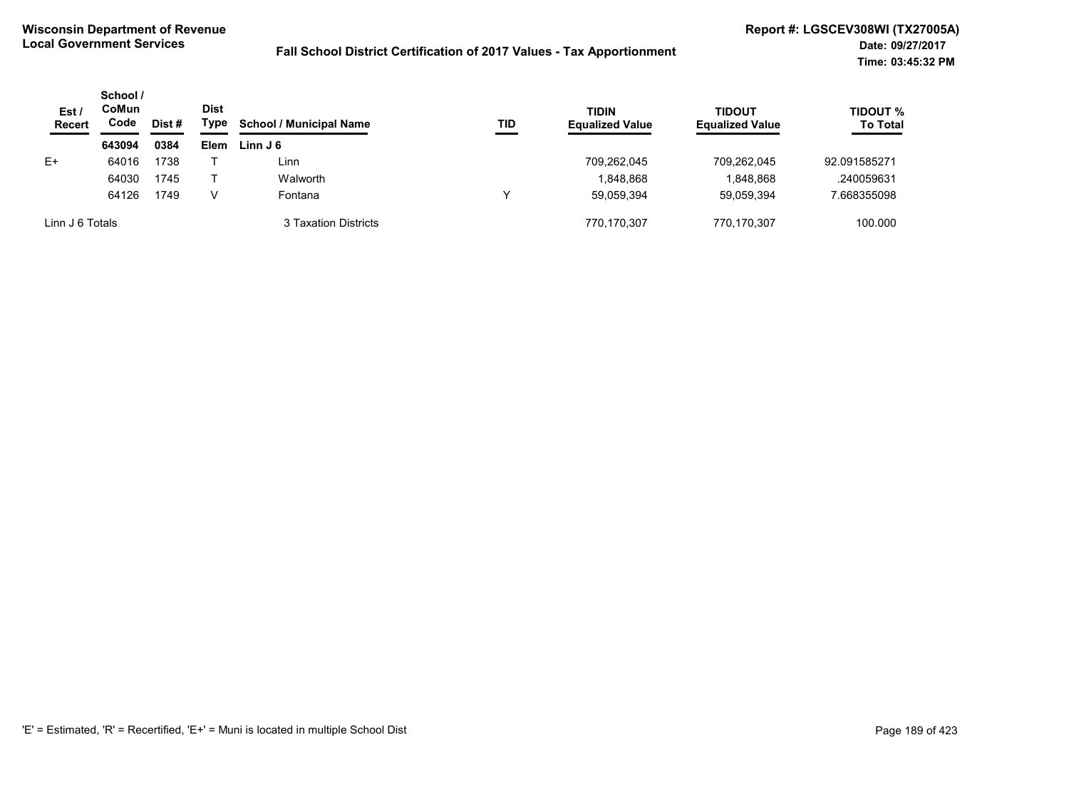**Wisconsin Department of Revenue**
**Local Government Services**

**Fall School District Certification of 2017 Values - Tax Apportionment**

**Report #: LGSCEV308WI (TX27005A)**
**Date: 09/27/2017**
**Time: 03:45:32 PM**

| Est / Recert | School / CoMun Code | Dist # | Dist Type | School / Municipal Name | TID | TIDIN Equalized Value | TIDOUT Equalized Value | TIDOUT % To Total |
|---|---|---|---|---|---|---|---|---|
| | **643094** | **0384** | **Elem** | **Linn J 6** | | | | |
| E+ | 64016 | 1738 | T | Linn | | 709,262,045 | 709,262,045 | 92.091585271 |
| | 64030 | 1745 | T | Walworth | | 1,848,868 | 1,848,868 | .240059631 |
| | 64126 | 1749 | V | Fontana | Y | 59,059,394 | 59,059,394 | 7.668355098 |
| Linn J 6 Totals | | | | 3 Taxation Districts | | 770,170,307 | 770,170,307 | 100.000 |

'E' = Estimated, 'R' = Recertified, 'E+' = Muni is located in multiple School Dist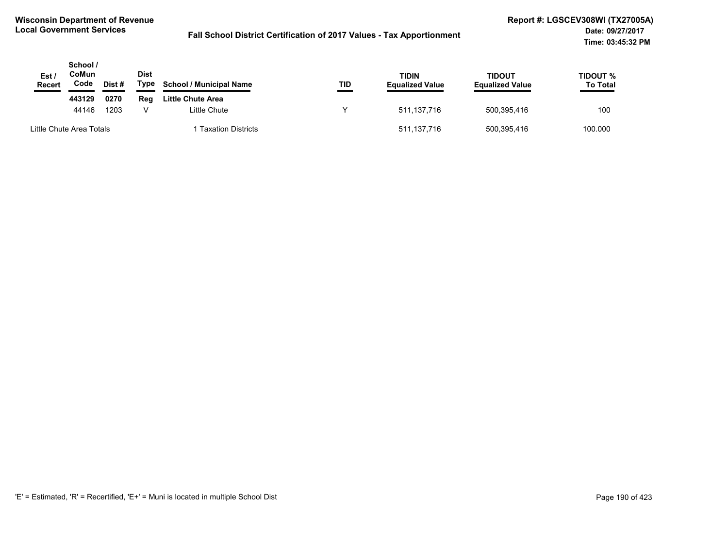**Wisconsin Department of Revenue**
**Local Government Services**

**Fall School District Certification of 2017 Values - Tax Apportionment**

**Report #: LGSCEV308WI (TX27005A)**
**Date: 09/27/2017**
**Time: 03:45:32 PM**

| Est / Recert | School / CoMun Code | Dist # | Dist Type | School / Municipal Name | TID | TIDIN Equalized Value | TIDOUT Equalized Value | TIDOUT % To Total |
|---|---|---|---|---|---|---|---|---|
| | **443129** | **0270** | **Reg** | **Little Chute Area** | | | | |
| | 44146 | 1203 | V | Little Chute | Y | 511,137,716 | 500,395,416 | 100 |
| Little Chute Area Totals | | | | 1 Taxation Districts | | 511,137,716 | 500,395,416 | 100.000 |

'E' = Estimated, 'R' = Recertified, 'E+' = Muni is located in multiple School Dist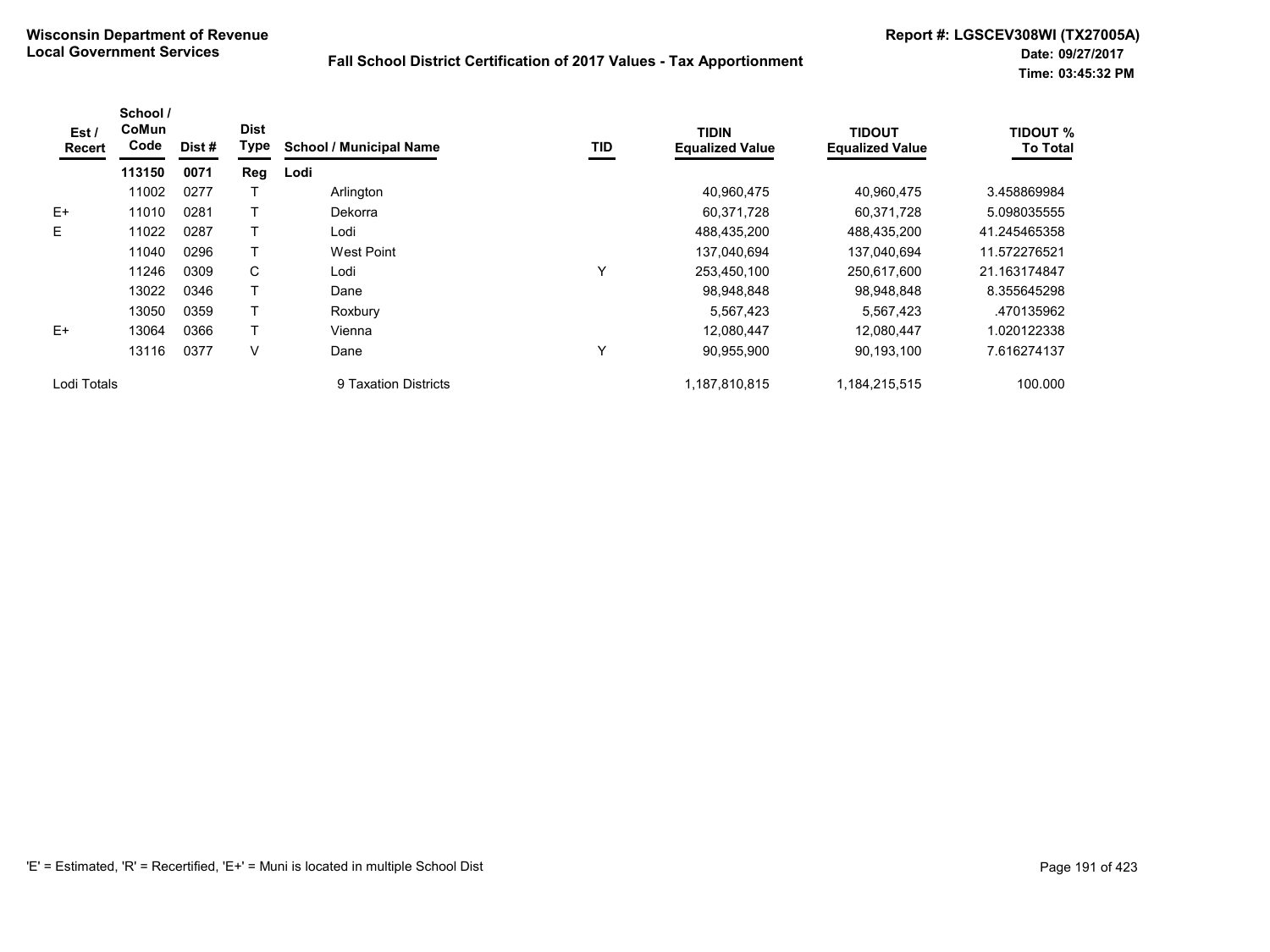**Wisconsin Department of Revenue**
**Local Government Services**

**Fall School District Certification of 2017 Values - Tax Apportionment**

**Report #: LGSCEV308WI (TX27005A)**
**Date: 09/27/2017**
**Time: 03:45:32 PM**

| Est / Recert | School / CoMun Code | Dist # | Dist Type | School / Municipal Name | TID | TIDIN Equalized Value | TIDOUT Equalized Value | TIDOUT % To Total |
|---|---|---|---|---|---|---|---|---|
| | **113150** | **0071** | **Reg** | **Lodi** | | | | |
| | 11002 | 0277 | T | Arlington | | 40,960,475 | 40,960,475 | 3.458869984 |
| E+ | 11010 | 0281 | T | Dekorra | | 60,371,728 | 60,371,728 | 5.098035555 |
| E | 11022 | 0287 | T | Lodi | | 488,435,200 | 488,435,200 | 41.245465358 |
| | 11040 | 0296 | T | West Point | | 137,040,694 | 137,040,694 | 11.572276521 |
| | 11246 | 0309 | C | Lodi | Y | 253,450,100 | 250,617,600 | 21.163174847 |
| | 13022 | 0346 | T | Dane | | 98,948,848 | 98,948,848 | 8.355645298 |
| | 13050 | 0359 | T | Roxbury | | 5,567,423 | 5,567,423 | .470135962 |
| E+ | 13064 | 0366 | T | Vienna | | 12,080,447 | 12,080,447 | 1.020122338 |
| | 13116 | 0377 | V | Dane | Y | 90,955,900 | 90,193,100 | 7.616274137 |
| Lodi Totals | | | | 9 Taxation Districts | | 1,187,810,815 | 1,184,215,515 | 100.000 |

'E' = Estimated, 'R' = Recertified, 'E+' = Muni is located in multiple School Dist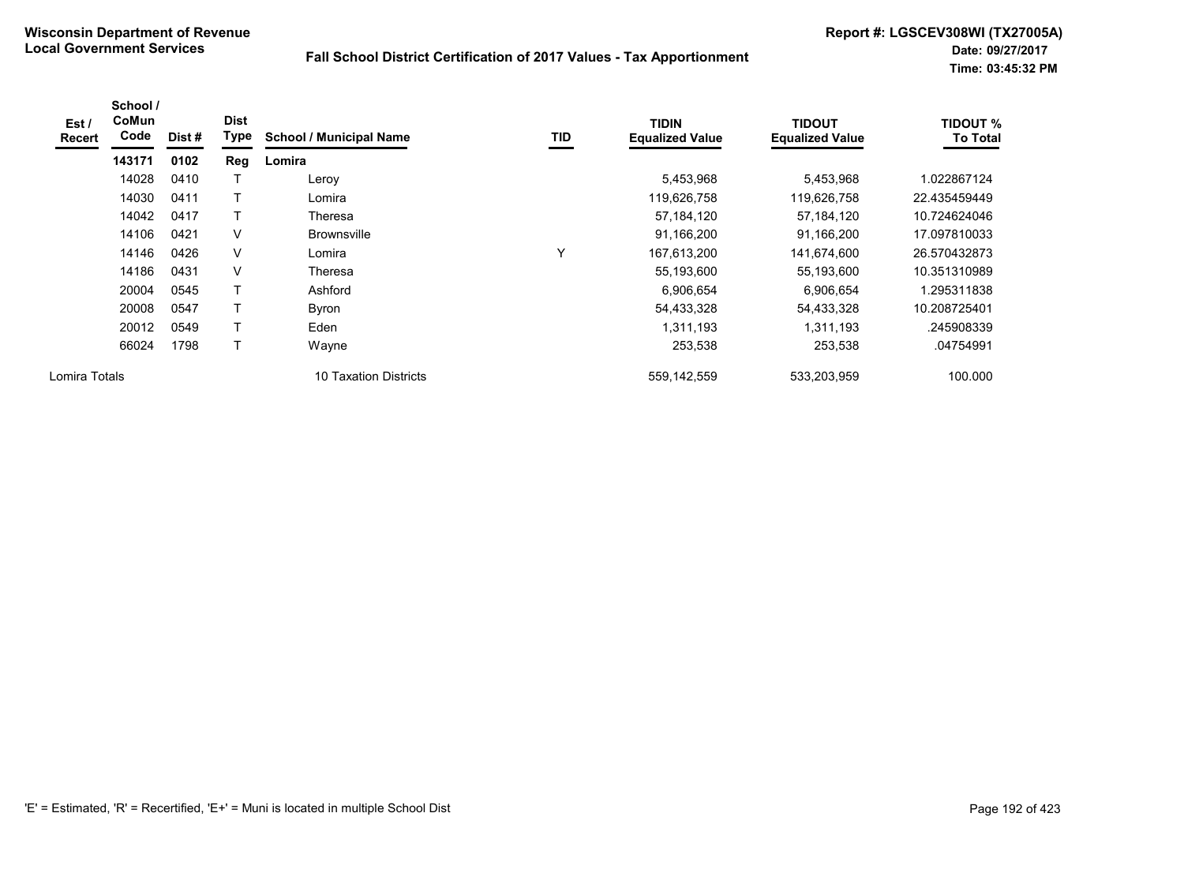**Wisconsin Department of Revenue**
**Local Government Services**

**Fall School District Certification of 2017 Values - Tax Apportionment**

**Report #: LGSCEV308WI (TX27005A)**
**Date: 09/27/2017**
**Time: 03:45:32 PM**

| Est / Recert | School / CoMun Code | Dist # | Dist Type | School / Municipal Name | TID | TIDIN Equalized Value | TIDOUT Equalized Value | TIDOUT % To Total |
|---|---|---|---|---|---|---|---|---|
| | **143171** | **0102** | **Reg** | **Lomira** | | | | |
| | 14028 | 0410 | T | Leroy | | 5,453,968 | 5,453,968 | 1.022867124 |
| | 14030 | 0411 | T | Lomira | | 119,626,758 | 119,626,758 | 22.435459449 |
| | 14042 | 0417 | T | Theresa | | 57,184,120 | 57,184,120 | 10.724624046 |
| | 14106 | 0421 | V | Brownsville | | 91,166,200 | 91,166,200 | 17.097810033 |
| | 14146 | 0426 | V | Lomira | Y | 167,613,200 | 141,674,600 | 26.570432873 |
| | 14186 | 0431 | V | Theresa | | 55,193,600 | 55,193,600 | 10.351310989 |
| | 20004 | 0545 | T | Ashford | | 6,906,654 | 6,906,654 | 1.295311838 |
| | 20008 | 0547 | T | Byron | | 54,433,328 | 54,433,328 | 10.208725401 |
| | 20012 | 0549 | T | Eden | | 1,311,193 | 1,311,193 | .245908339 |
| | 66024 | 1798 | T | Wayne | | 253,538 | 253,538 | .04754991 |
| Lomira Totals | | | | 10 Taxation Districts | | 559,142,559 | 533,203,959 | 100.000 |

'E' = Estimated, 'R' = Recertified, 'E+' = Muni is located in multiple School Dist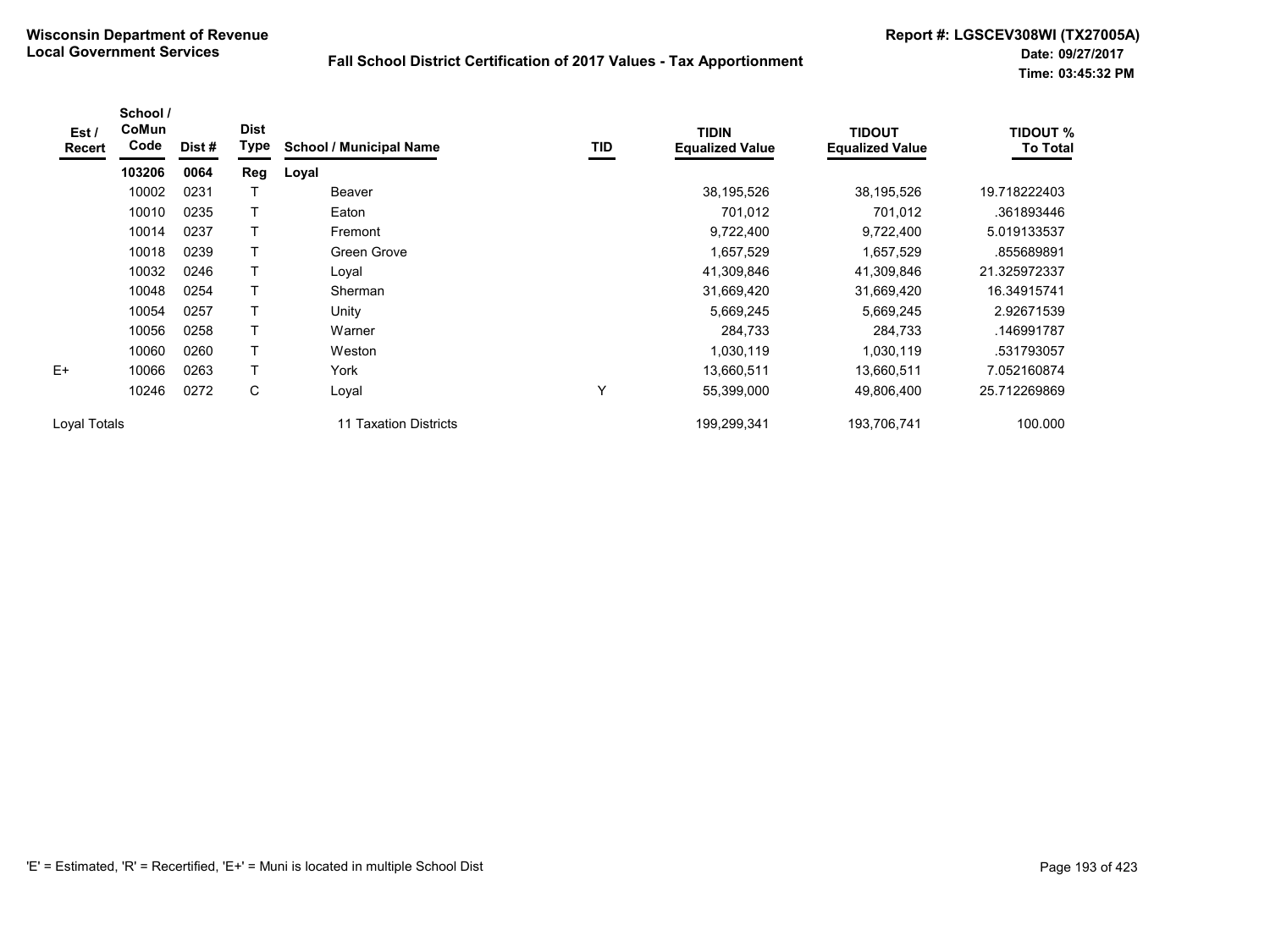**Wisconsin Department of Revenue**
**Local Government Services**

**Fall School District Certification of 2017 Values - Tax Apportionment**

**Report #: LGSCEV308WI (TX27005A)**
**Date: 09/27/2017**
**Time: 03:45:32 PM**

| Est / Recert | School / CoMun Code | Dist # | Dist Type | School / Municipal Name | TID | TIDIN Equalized Value | TIDOUT Equalized Value | TIDOUT % To Total |
|---|---|---|---|---|---|---|---|---|
| | **103206** | **0064** | **Reg** | **Loyal** | | | | |
| | 10002 | 0231 | T | Beaver | | 38,195,526 | 38,195,526 | 19.718222403 |
| | 10010 | 0235 | T | Eaton | | 701,012 | 701,012 | .361893446 |
| | 10014 | 0237 | T | Fremont | | 9,722,400 | 9,722,400 | 5.019133537 |
| | 10018 | 0239 | T | Green Grove | | 1,657,529 | 1,657,529 | .855689891 |
| | 10032 | 0246 | T | Loyal | | 41,309,846 | 41,309,846 | 21.325972337 |
| | 10048 | 0254 | T | Sherman | | 31,669,420 | 31,669,420 | 16.34915741 |
| | 10054 | 0257 | T | Unity | | 5,669,245 | 5,669,245 | 2.92671539 |
| | 10056 | 0258 | T | Warner | | 284,733 | 284,733 | .146991787 |
| | 10060 | 0260 | T | Weston | | 1,030,119 | 1,030,119 | .531793057 |
| E+ | 10066 | 0263 | T | York | | 13,660,511 | 13,660,511 | 7.052160874 |
| | 10246 | 0272 | C | Loyal | Y | 55,399,000 | 49,806,400 | 25.712269869 |
| Loyal Totals | | | | 11 Taxation Districts | | 199,299,341 | 193,706,741 | 100.000 |

'E' = Estimated, 'R' = Recertified, 'E+' = Muni is located in multiple School Dist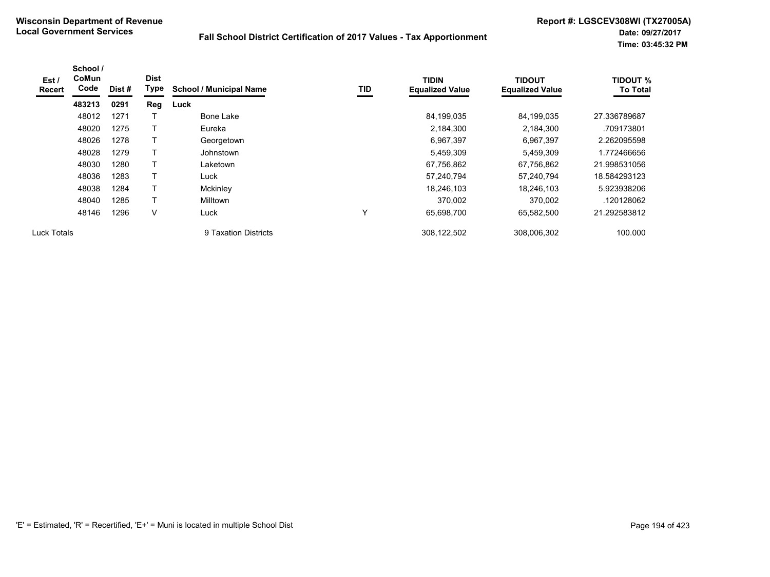**Wisconsin Department of Revenue**
**Local Government Services**

**Fall School District Certification of 2017 Values - Tax Apportionment**

**Report #: LGSCEV308WI (TX27005A)**
**Date: 09/27/2017**
**Time: 03:45:32 PM**

| Est / Recert | School / CoMun Code | Dist # | Dist Type | School / Municipal Name | TID | TIDIN Equalized Value | TIDOUT Equalized Value | TIDOUT % To Total |
|---|---|---|---|---|---|---|---|---|
| | **483213** | **0291** | **Reg** | **Luck** | | | | |
| | 48012 | 1271 | T | Bone Lake | | 84,199,035 | 84,199,035 | 27.336789687 |
| | 48020 | 1275 | T | Eureka | | 2,184,300 | 2,184,300 | .709173801 |
| | 48026 | 1278 | T | Georgetown | | 6,967,397 | 6,967,397 | 2.262095598 |
| | 48028 | 1279 | T | Johnstown | | 5,459,309 | 5,459,309 | 1.772466656 |
| | 48030 | 1280 | T | Laketown | | 67,756,862 | 67,756,862 | 21.998531056 |
| | 48036 | 1283 | T | Luck | | 57,240,794 | 57,240,794 | 18.584293123 |
| | 48038 | 1284 | T | Mckinley | | 18,246,103 | 18,246,103 | 5.923938206 |
| | 48040 | 1285 | T | Milltown | | 370,002 | 370,002 | .120128062 |
| | 48146 | 1296 | V | Luck | Y | 65,698,700 | 65,582,500 | 21.292583812 |
| Luck Totals | | | | 9 Taxation Districts | | 308,122,502 | 308,006,302 | 100.000 |

'E' = Estimated, 'R' = Recertified, 'E+' = Muni is located in multiple School Dist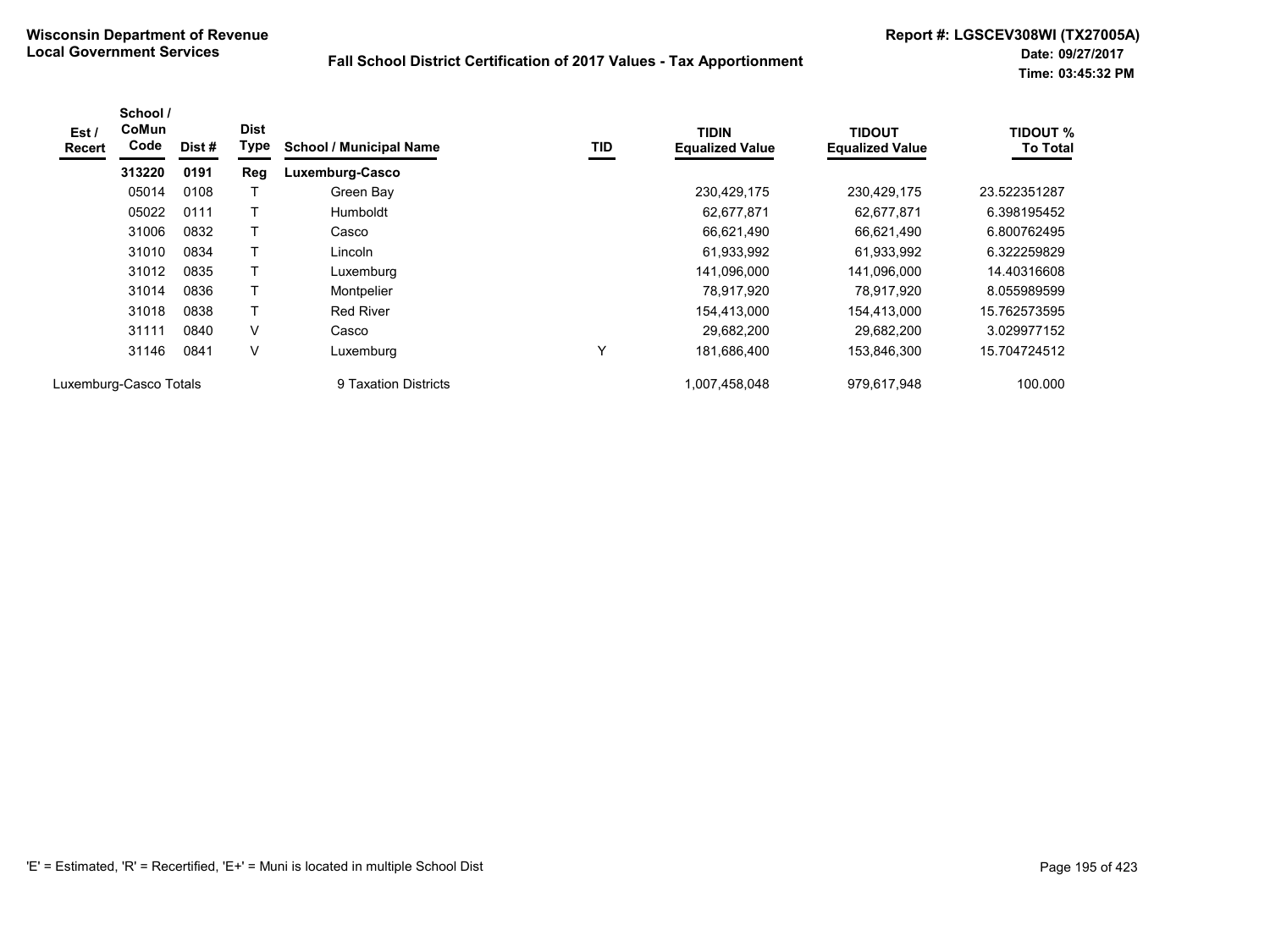**Wisconsin Department of Revenue**
**Local Government Services**

## Fall School District Certification of 2017 Values - Tax Apportionment

**Report #: LGSCEV308WI (TX27005A)**
**Date: 09/27/2017**
**Time: 03:45:32 PM**

| Est / Recert | School / CoMun Code | Dist # | Dist Type | School / Municipal Name | TID | TIDIN Equalized Value | TIDOUT Equalized Value | TIDOUT % To Total |
|---|---|---|---|---|---|---|---|---|
| | **313220** | **0191** | **Reg** | **Luxemburg-Casco** | | | | |
| | 05014 | 0108 | T | Green Bay | | 230,429,175 | 230,429,175 | 23.522351287 |
| | 05022 | 0111 | T | Humboldt | | 62,677,871 | 62,677,871 | 6.398195452 |
| | 31006 | 0832 | T | Casco | | 66,621,490 | 66,621,490 | 6.800762495 |
| | 31010 | 0834 | T | Lincoln | | 61,933,992 | 61,933,992 | 6.322259829 |
| | 31012 | 0835 | T | Luxemburg | | 141,096,000 | 141,096,000 | 14.40316608 |
| | 31014 | 0836 | T | Montpelier | | 78,917,920 | 78,917,920 | 8.055989599 |
| | 31018 | 0838 | T | Red River | | 154,413,000 | 154,413,000 | 15.762573595 |
| | 31111 | 0840 | V | Casco | | 29,682,200 | 29,682,200 | 3.029977152 |
| | 31146 | 0841 | V | Luxemburg | Y | 181,686,400 | 153,846,300 | 15.704724512 |
| Luxemburg-Casco Totals | | | | 9 Taxation Districts | | 1,007,458,048 | 979,617,948 | 100.000 |

'E' = Estimated, 'R' = Recertified, 'E+' = Muni is located in multiple School Dist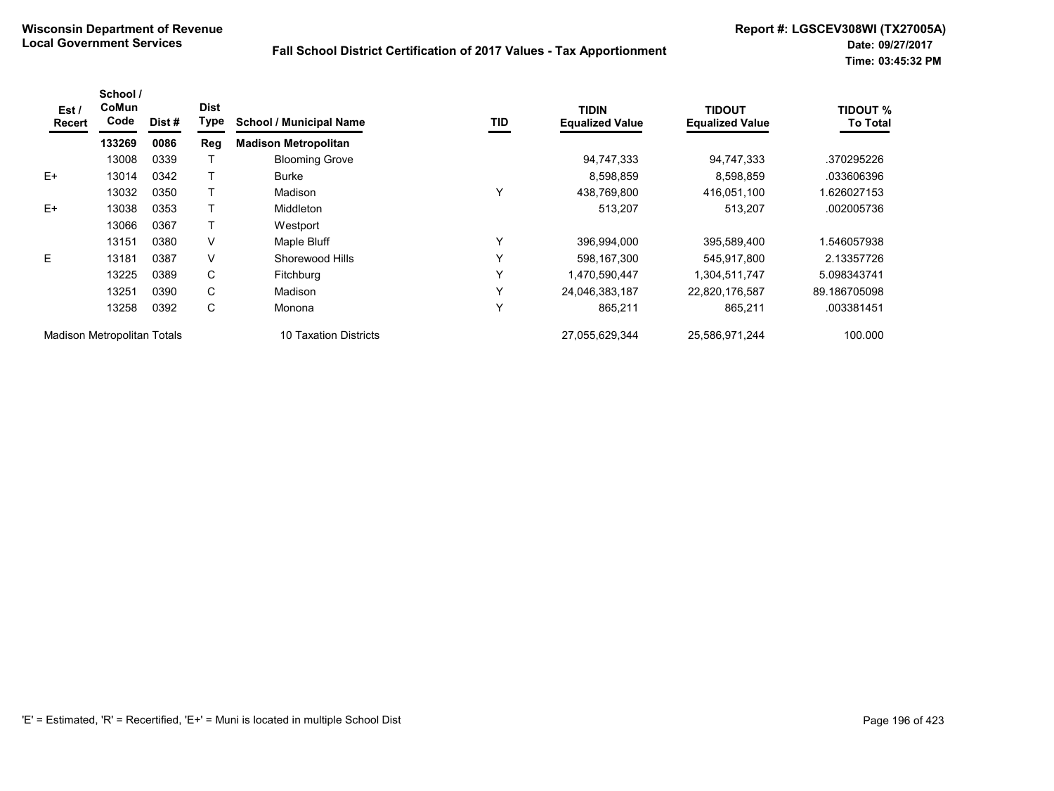**Wisconsin Department of Revenue**
**Local Government Services**

**Fall School District Certification of 2017 Values - Tax Apportionment**

**Report #: LGSCEV308WI (TX27005A)**
**Date: 09/27/2017**
**Time: 03:45:32 PM**

| Est / Recert | School / CoMun Code | Dist # | Dist Type | School / Municipal Name | TID | TIDIN Equalized Value | TIDOUT Equalized Value | TIDOUT % To Total |
|---|---|---|---|---|---|---|---|---|
| | **133269** | **0086** | **Reg** | **Madison Metropolitan** | | | | |
| | 13008 | 0339 | T | Blooming Grove | | 94,747,333 | 94,747,333 | .370295226 |
| E+ | 13014 | 0342 | T | Burke | | 8,598,859 | 8,598,859 | .033606396 |
| | 13032 | 0350 | T | Madison | Y | 438,769,800 | 416,051,100 | 1.626027153 |
| E+ | 13038 | 0353 | T | Middleton | | 513,207 | 513,207 | .002005736 |
| | 13066 | 0367 | T | Westport | | | | |
| | 13151 | 0380 | V | Maple Bluff | Y | 396,994,000 | 395,589,400 | 1.546057938 |
| E | 13181 | 0387 | V | Shorewood Hills | Y | 598,167,300 | 545,917,800 | 2.13357726 |
| | 13225 | 0389 | C | Fitchburg | Y | 1,470,590,447 | 1,304,511,747 | 5.098343741 |
| | 13251 | 0390 | C | Madison | Y | 24,046,383,187 | 22,820,176,587 | 89.186705098 |
| | 13258 | 0392 | C | Monona | Y | 865,211 | 865,211 | .003381451 |
| Madison Metropolitan Totals | | | | 10 Taxation Districts | | 27,055,629,344 | 25,586,971,244 | 100.000 |

'E' = Estimated, 'R' = Recertified, 'E+' = Muni is located in multiple School Dist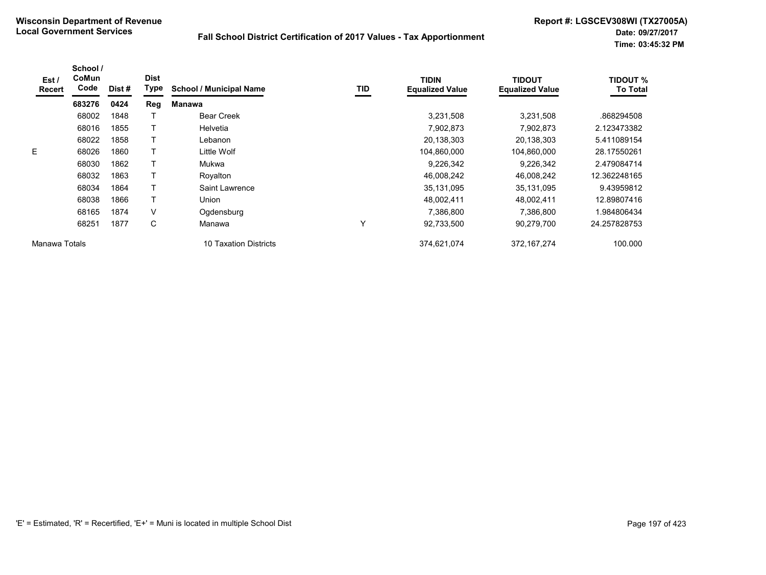**Wisconsin Department of Revenue**
**Local Government Services**

**Fall School District Certification of 2017 Values - Tax Apportionment**

**Report #: LGSCEV308WI (TX27005A)**
**Date: 09/27/2017**
**Time: 03:45:32 PM**

| Est / Recert | School / CoMun Code | Dist # | Dist Type | School / Municipal Name | TID | TIDIN Equalized Value | TIDOUT Equalized Value | TIDOUT % To Total |
|---|---|---|---|---|---|---|---|---|
| | **683276** | **0424** | **Reg** | **Manawa** | | | | |
| | 68002 | 1848 | T | Bear Creek | | 3,231,508 | 3,231,508 | .868294508 |
| | 68016 | 1855 | T | Helvetia | | 7,902,873 | 7,902,873 | 2.123473382 |
| | 68022 | 1858 | T | Lebanon | | 20,138,303 | 20,138,303 | 5.411089154 |
| E | 68026 | 1860 | T | Little Wolf | | 104,860,000 | 104,860,000 | 28.17550261 |
| | 68030 | 1862 | T | Mukwa | | 9,226,342 | 9,226,342 | 2.479084714 |
| | 68032 | 1863 | T | Royalton | | 46,008,242 | 46,008,242 | 12.362248165 |
| | 68034 | 1864 | T | Saint Lawrence | | 35,131,095 | 35,131,095 | 9.43959812 |
| | 68038 | 1866 | T | Union | | 48,002,411 | 48,002,411 | 12.89807416 |
| | 68165 | 1874 | V | Ogdensburg | | 7,386,800 | 7,386,800 | 1.984806434 |
| | 68251 | 1877 | C | Manawa | Y | 92,733,500 | 90,279,700 | 24.257828753 |
| Manawa Totals | | | | 10 Taxation Districts | | 374,621,074 | 372,167,274 | 100.000 |

'E' = Estimated, 'R' = Recertified, 'E+' = Muni is located in multiple School Dist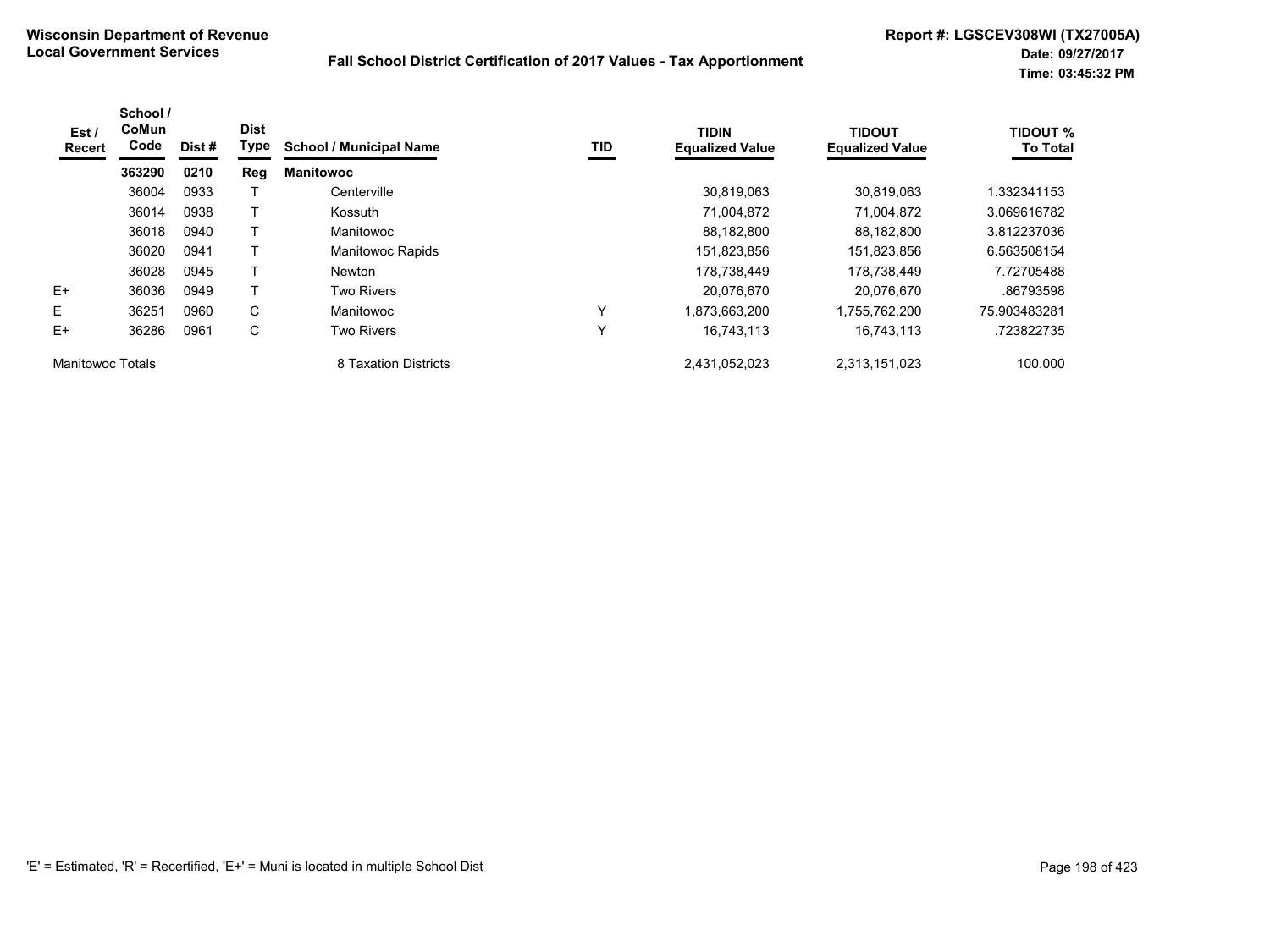**Wisconsin Department of Revenue**
**Local Government Services**

## Fall School District Certification of 2017 Values - Tax Apportionment

**Report #: LGSCEV308WI (TX27005A)**
**Date: 09/27/2017**
**Time: 03:45:32 PM**

| Est / Recert | School / CoMun Code | Dist # | Dist Type | School / Municipal Name | TID | TIDIN Equalized Value | TIDOUT Equalized Value | TIDOUT % To Total |
|---|---|---|---|---|---|---|---|---|
| | **363290** | **0210** | **Reg** | **Manitowoc** | | | | |
| | 36004 | 0933 | T | Centerville | | 30,819,063 | 30,819,063 | 1.332341153 |
| | 36014 | 0938 | T | Kossuth | | 71,004,872 | 71,004,872 | 3.069616782 |
| | 36018 | 0940 | T | Manitowoc | | 88,182,800 | 88,182,800 | 3.812237036 |
| | 36020 | 0941 | T | Manitowoc Rapids | | 151,823,856 | 151,823,856 | 6.563508154 |
| | 36028 | 0945 | T | Newton | | 178,738,449 | 178,738,449 | 7.72705488 |
| E+ | 36036 | 0949 | T | Two Rivers | | 20,076,670 | 20,076,670 | .86793598 |
| E | 36251 | 0960 | C | Manitowoc | Y | 1,873,663,200 | 1,755,762,200 | 75.903483281 |
| E+ | 36286 | 0961 | C | Two Rivers | Y | 16,743,113 | 16,743,113 | .723822735 |
| Manitowoc Totals | | | | 8 Taxation Districts | | 2,431,052,023 | 2,313,151,023 | 100.000 |

'E' = Estimated, 'R' = Recertified, 'E+' = Muni is located in multiple School Dist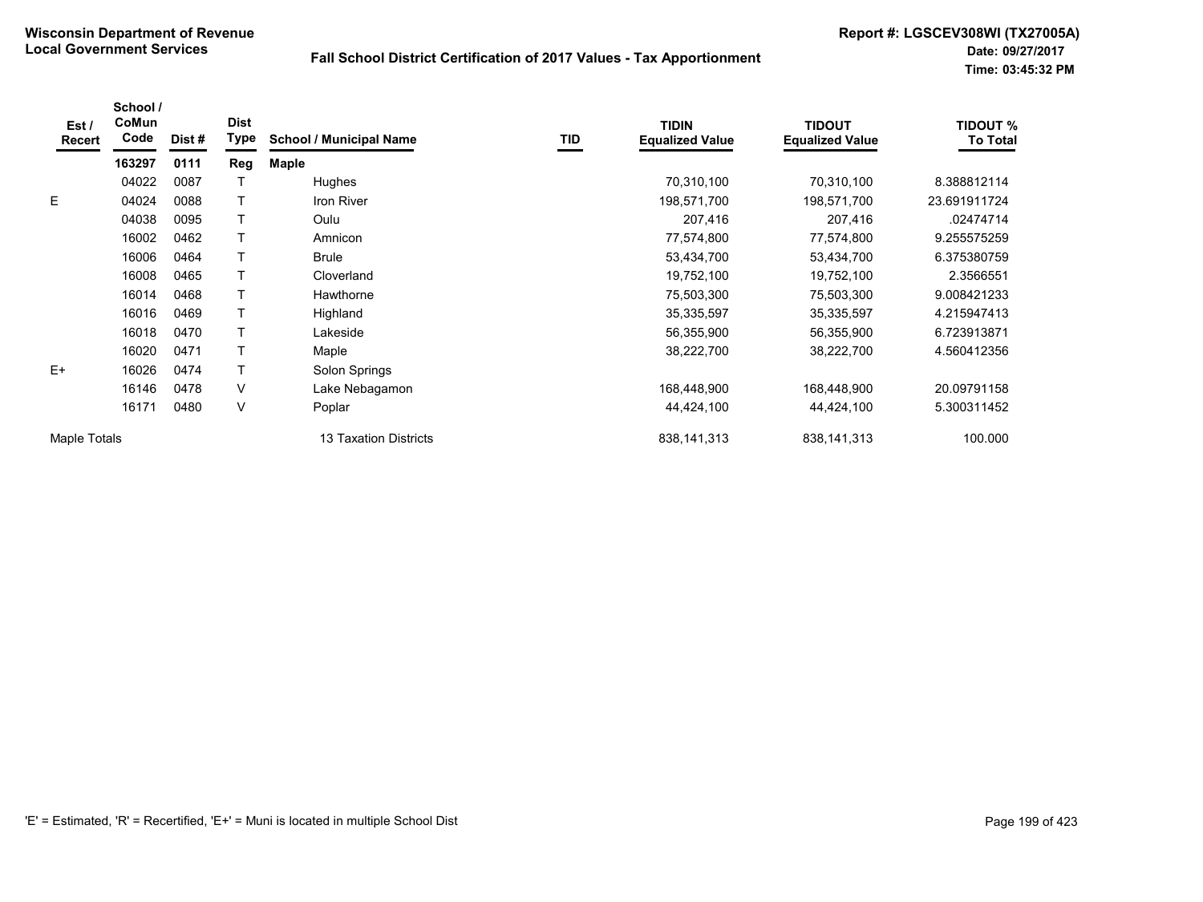**Wisconsin Department of Revenue**
**Local Government Services**

**Fall School District Certification of 2017 Values - Tax Apportionment**

**Report #: LGSCEV308WI (TX27005A)**
**Date: 09/27/2017**
**Time: 03:45:32 PM**

| Est / Recert | School / CoMun Code | Dist # | Dist Type | School / Municipal Name | TID | TIDIN Equalized Value | TIDOUT Equalized Value | TIDOUT % To Total |
|---|---|---|---|---|---|---|---|---|
| | **163297** | **0111** | **Reg** | **Maple** | | | | |
| | 04022 | 0087 | T | Hughes | | 70,310,100 | 70,310,100 | 8.388812114 |
| E | 04024 | 0088 | T | Iron River | | 198,571,700 | 198,571,700 | 23.691911724 |
| | 04038 | 0095 | T | Oulu | | 207,416 | 207,416 | .02474714 |
| | 16002 | 0462 | T | Amnicon | | 77,574,800 | 77,574,800 | 9.255575259 |
| | 16006 | 0464 | T | Brule | | 53,434,700 | 53,434,700 | 6.375380759 |
| | 16008 | 0465 | T | Cloverland | | 19,752,100 | 19,752,100 | 2.3566551 |
| | 16014 | 0468 | T | Hawthorne | | 75,503,300 | 75,503,300 | 9.008421233 |
| | 16016 | 0469 | T | Highland | | 35,335,597 | 35,335,597 | 4.215947413 |
| | 16018 | 0470 | T | Lakeside | | 56,355,900 | 56,355,900 | 6.723913871 |
| | 16020 | 0471 | T | Maple | | 38,222,700 | 38,222,700 | 4.560412356 |
| E+ | 16026 | 0474 | T | Solon Springs | | | | |
| | 16146 | 0478 | V | Lake Nebagamon | | 168,448,900 | 168,448,900 | 20.09791158 |
| | 16171 | 0480 | V | Poplar | | 44,424,100 | 44,424,100 | 5.300311452 |
| Maple Totals | | | | 13 Taxation Districts | | 838,141,313 | 838,141,313 | 100.000 |

'E' = Estimated, 'R' = Recertified, 'E+' = Muni is located in multiple School Dist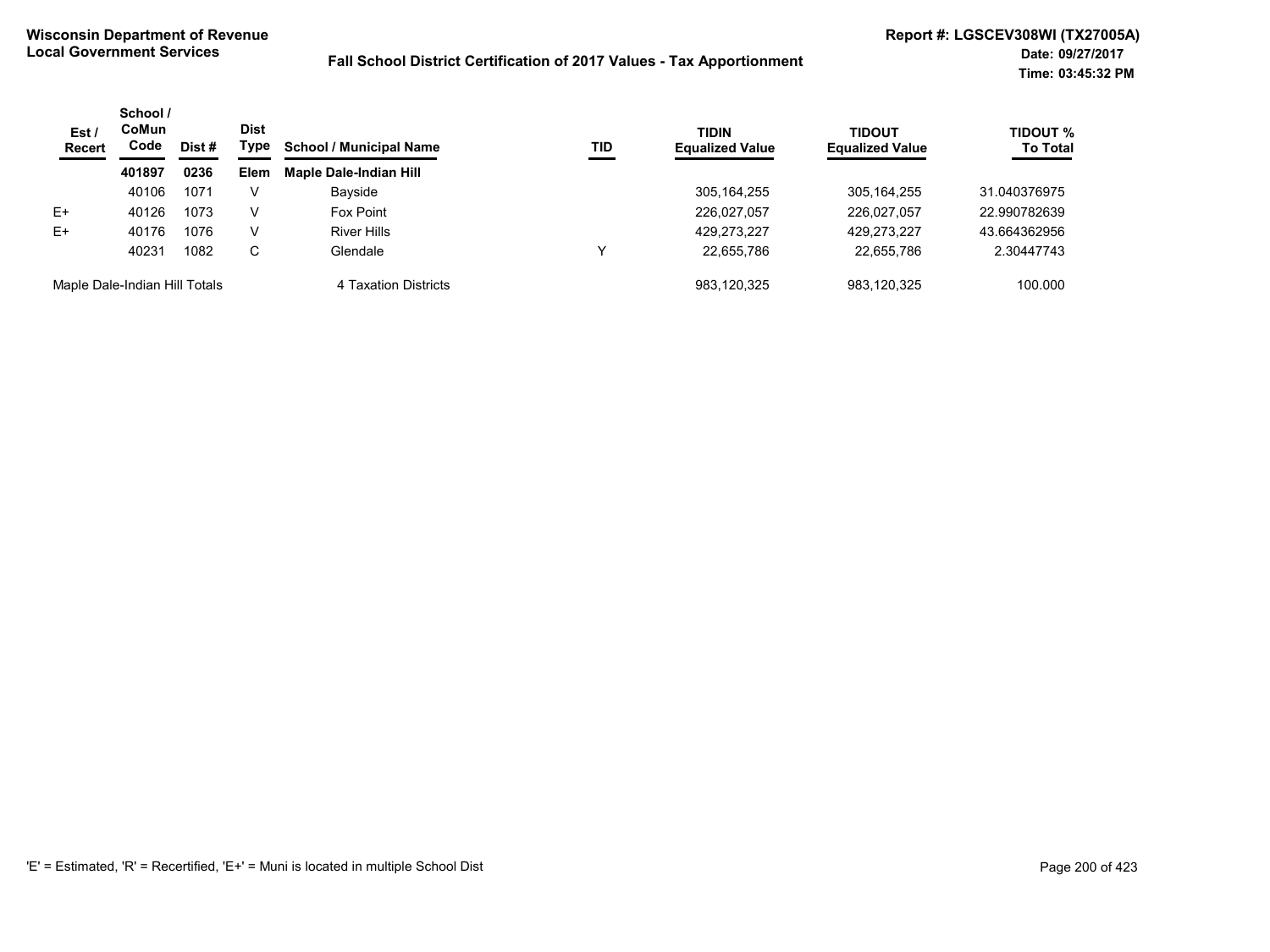**Wisconsin Department of Revenue**
**Local Government Services**

**Fall School District Certification of 2017 Values - Tax Apportionment**

**Report #: LGSCEV308WI (TX27005A)**
**Date: 09/27/2017**
**Time: 03:45:32 PM**

| Est / Recert | School / CoMun Code | Dist # | Dist Type | School / Municipal Name | TID | TIDIN Equalized Value | TIDOUT Equalized Value | TIDOUT % To Total |
|---|---|---|---|---|---|---|---|---|
| | **401897** | **0236** | **Elem** | **Maple Dale-Indian Hill** | | | | |
| | 40106 | 1071 | V | Bayside | | 305,164,255 | 305,164,255 | 31.040376975 |
| E+ | 40126 | 1073 | V | Fox Point | | 226,027,057 | 226,027,057 | 22.990782639 |
| E+ | 40176 | 1076 | V | River Hills | | 429,273,227 | 429,273,227 | 43.664362956 |
| | 40231 | 1082 | C | Glendale | Y | 22,655,786 | 22,655,786 | 2.30447743 |
| Maple Dale-Indian Hill Totals | | | | 4 Taxation Districts | | 983,120,325 | 983,120,325 | 100.000 |

'E' = Estimated, 'R' = Recertified, 'E+' = Muni is located in multiple School Dist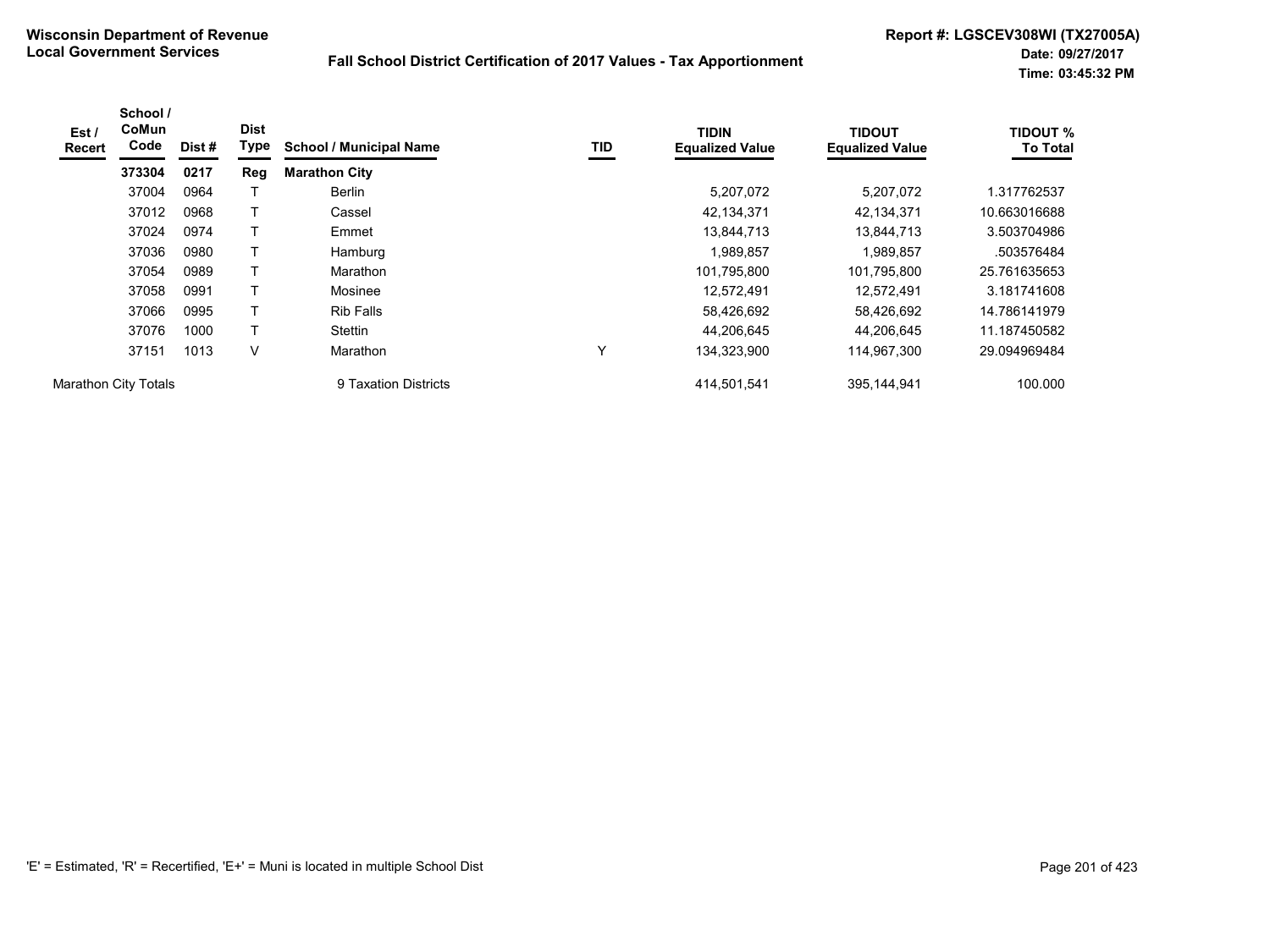**Wisconsin Department of Revenue**
**Local Government Services**

**Fall School District Certification of 2017 Values - Tax Apportionment**

**Report #: LGSCEV308WI (TX27005A)**
**Date: 09/27/2017**
**Time: 03:45:32 PM**

| Est / Recert | School / CoMun Code | Dist # | Dist Type | School / Municipal Name | TID | TIDIN Equalized Value | TIDOUT Equalized Value | TIDOUT % To Total |
|---|---|---|---|---|---|---|---|---|
| | **373304** | **0217** | **Reg** | **Marathon City** | | | | |
| | 37004 | 0964 | T | Berlin | | 5,207,072 | 5,207,072 | 1.317762537 |
| | 37012 | 0968 | T | Cassel | | 42,134,371 | 42,134,371 | 10.663016688 |
| | 37024 | 0974 | T | Emmet | | 13,844,713 | 13,844,713 | 3.503704986 |
| | 37036 | 0980 | T | Hamburg | | 1,989,857 | 1,989,857 | .503576484 |
| | 37054 | 0989 | T | Marathon | | 101,795,800 | 101,795,800 | 25.761635653 |
| | 37058 | 0991 | T | Mosinee | | 12,572,491 | 12,572,491 | 3.181741608 |
| | 37066 | 0995 | T | Rib Falls | | 58,426,692 | 58,426,692 | 14.786141979 |
| | 37076 | 1000 | T | Stettin | | 44,206,645 | 44,206,645 | 11.187450582 |
| | 37151 | 1013 | V | Marathon | Y | 134,323,900 | 114,967,300 | 29.094969484 |
| Marathon City Totals | | | | 9 Taxation Districts | | 414,501,541 | 395,144,941 | 100.000 |

'E' = Estimated, 'R' = Recertified, 'E+' = Muni is located in multiple School Dist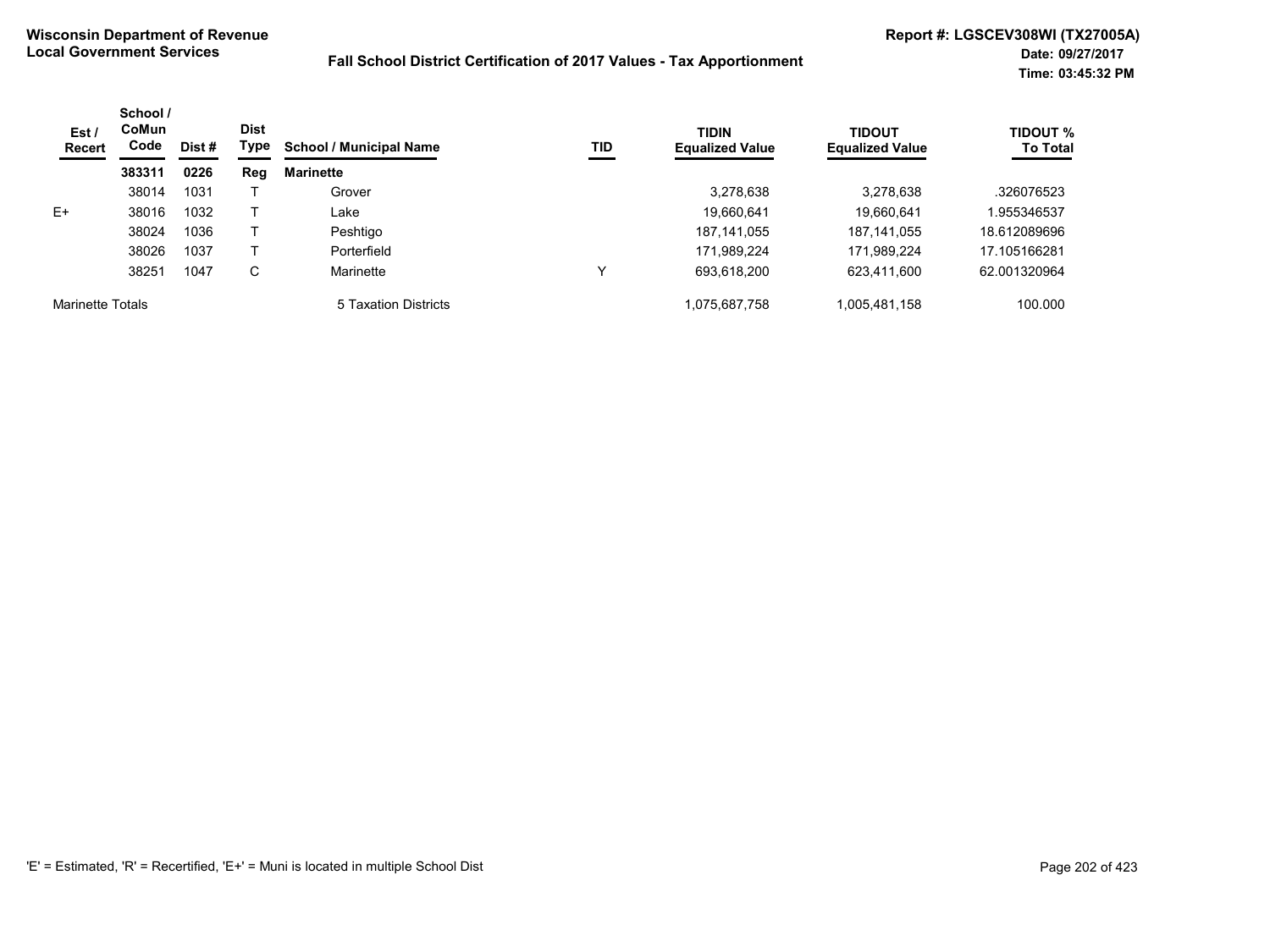**Wisconsin Department of Revenue**
**Local Government Services**

**Fall School District Certification of 2017 Values - Tax Apportionment**

**Report #: LGSCEV308WI (TX27005A)**
**Date: 09/27/2017**
**Time: 03:45:32 PM**

| Est / Recert | School / CoMun Code | Dist # | Dist Type | School / Municipal Name | TID | TIDIN Equalized Value | TIDOUT Equalized Value | TIDOUT % To Total |
|---|---|---|---|---|---|---|---|---|
| | **383311** | **0226** | **Reg** | **Marinette** | | | | |
| | 38014 | 1031 | T | Grover | | 3,278,638 | 3,278,638 | .326076523 |
| E+ | 38016 | 1032 | T | Lake | | 19,660,641 | 19,660,641 | 1.955346537 |
| | 38024 | 1036 | T | Peshtigo | | 187,141,055 | 187,141,055 | 18.612089696 |
| | 38026 | 1037 | T | Porterfield | | 171,989,224 | 171,989,224 | 17.105166281 |
| | 38251 | 1047 | C | Marinette | Y | 693,618,200 | 623,411,600 | 62.001320964 |
| Marinette Totals | | | | 5 Taxation Districts | | 1,075,687,758 | 1,005,481,158 | 100.000 |

'E' = Estimated, 'R' = Recertified, 'E+' = Muni is located in multiple School Dist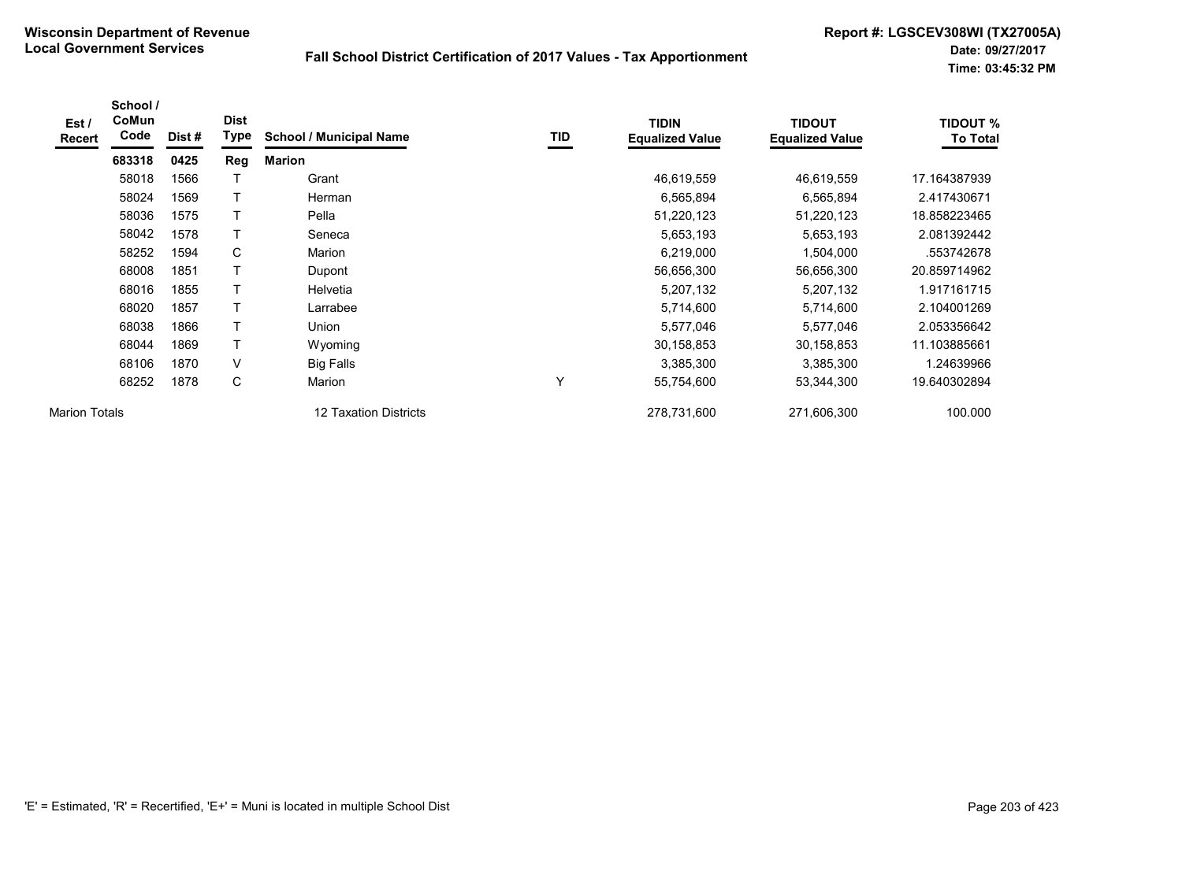**Wisconsin Department of Revenue**
**Local Government Services**

**Fall School District Certification of 2017 Values - Tax Apportionment**

**Report #: LGSCEV308WI (TX27005A)**
**Date: 09/27/2017**
**Time: 03:45:32 PM**

| Est / Recert | School / CoMun Code | Dist # | Dist Type | School / Municipal Name | TID | TIDIN Equalized Value | TIDOUT Equalized Value | TIDOUT % To Total |
|---|---|---|---|---|---|---|---|---|
| | **683318** | **0425** | **Reg** | **Marion** | | | | |
| | 58018 | 1566 | T | Grant | | 46,619,559 | 46,619,559 | 17.164387939 |
| | 58024 | 1569 | T | Herman | | 6,565,894 | 6,565,894 | 2.417430671 |
| | 58036 | 1575 | T | Pella | | 51,220,123 | 51,220,123 | 18.858223465 |
| | 58042 | 1578 | T | Seneca | | 5,653,193 | 5,653,193 | 2.081392442 |
| | 58252 | 1594 | C | Marion | | 6,219,000 | 1,504,000 | .553742678 |
| | 68008 | 1851 | T | Dupont | | 56,656,300 | 56,656,300 | 20.859714962 |
| | 68016 | 1855 | T | Helvetia | | 5,207,132 | 5,207,132 | 1.917161715 |
| | 68020 | 1857 | T | Larrabee | | 5,714,600 | 5,714,600 | 2.104001269 |
| | 68038 | 1866 | T | Union | | 5,577,046 | 5,577,046 | 2.053356642 |
| | 68044 | 1869 | T | Wyoming | | 30,158,853 | 30,158,853 | 11.103885661 |
| | 68106 | 1870 | V | Big Falls | | 3,385,300 | 3,385,300 | 1.24639966 |
| | 68252 | 1878 | C | Marion | Y | 55,754,600 | 53,344,300 | 19.640302894 |
| Marion Totals | | | | 12 Taxation Districts | | 278,731,600 | 271,606,300 | 100.000 |

'E' = Estimated, 'R' = Recertified, 'E+' = Muni is located in multiple School Dist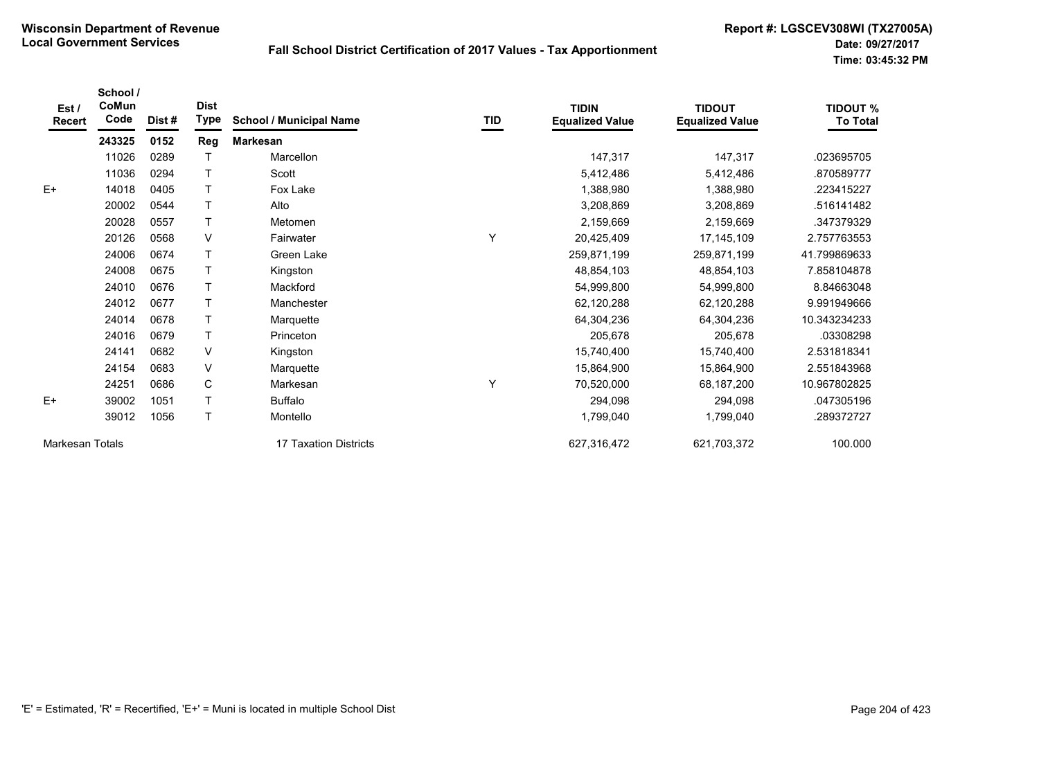**Wisconsin Department of Revenue**
**Local Government Services**

**Fall School District Certification of 2017 Values - Tax Apportionment**

**Report #: LGSCEV308WI (TX27005A)**
**Date: 09/27/2017**
**Time: 03:45:32 PM**

| Est / Recert | School / CoMun Code | Dist # | Dist Type | School / Municipal Name | TID | TIDIN Equalized Value | TIDOUT Equalized Value | TIDOUT % To Total |
|---|---|---|---|---|---|---|---|---|
| | **243325** | **0152** | **Reg** | **Markesan** | | | | |
| | 11026 | 0289 | T | Marcellon | | 147,317 | 147,317 | .023695705 |
| | 11036 | 0294 | T | Scott | | 5,412,486 | 5,412,486 | .870589777 |
| E+ | 14018 | 0405 | T | Fox Lake | | 1,388,980 | 1,388,980 | .223415227 |
| | 20002 | 0544 | T | Alto | | 3,208,869 | 3,208,869 | .516141482 |
| | 20028 | 0557 | T | Metomen | | 2,159,669 | 2,159,669 | .347379329 |
| | 20126 | 0568 | V | Fairwater | Y | 20,425,409 | 17,145,109 | 2.757763553 |
| | 24006 | 0674 | T | Green Lake | | 259,871,199 | 259,871,199 | 41.799869633 |
| | 24008 | 0675 | T | Kingston | | 48,854,103 | 48,854,103 | 7.858104878 |
| | 24010 | 0676 | T | Mackford | | 54,999,800 | 54,999,800 | 8.84663048 |
| | 24012 | 0677 | T | Manchester | | 62,120,288 | 62,120,288 | 9.991949666 |
| | 24014 | 0678 | T | Marquette | | 64,304,236 | 64,304,236 | 10.343234233 |
| | 24016 | 0679 | T | Princeton | | 205,678 | 205,678 | .03308298 |
| | 24141 | 0682 | V | Kingston | | 15,740,400 | 15,740,400 | 2.531818341 |
| | 24154 | 0683 | V | Marquette | | 15,864,900 | 15,864,900 | 2.551843968 |
| | 24251 | 0686 | C | Markesan | Y | 70,520,000 | 68,187,200 | 10.967802825 |
| E+ | 39002 | 1051 | T | Buffalo | | 294,098 | 294,098 | .047305196 |
| | 39012 | 1056 | T | Montello | | 1,799,040 | 1,799,040 | .289372727 |
| Markesan Totals | | | | 17 Taxation Districts | | 627,316,472 | 621,703,372 | 100.000 |

'E' = Estimated, 'R' = Recertified, 'E+' = Muni is located in multiple School Dist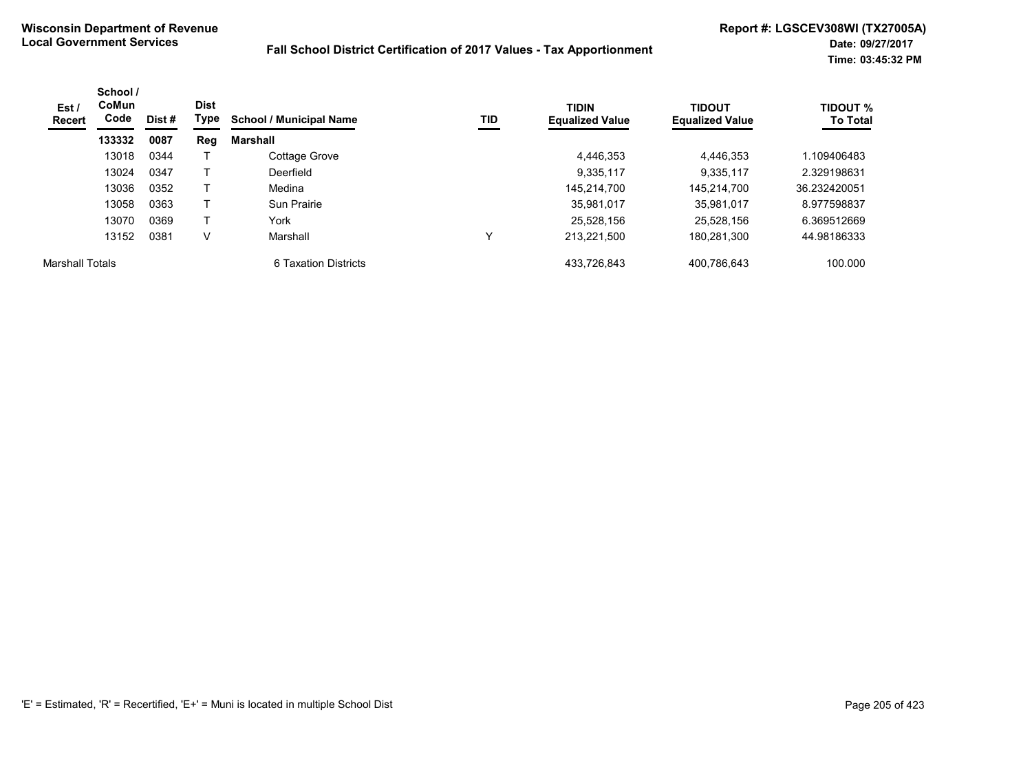**Wisconsin Department of Revenue**
**Local Government Services**

**Fall School District Certification of 2017 Values - Tax Apportionment**

**Report #: LGSCEV308WI (TX27005A)**
**Date: 09/27/2017**
**Time: 03:45:32 PM**

| Est / Recert | School / CoMun Code | Dist # | Dist Type | School / Municipal Name | TID | TIDIN Equalized Value | TIDOUT Equalized Value | TIDOUT % To Total |
|---|---|---|---|---|---|---|---|---|
| | **133332** | **0087** | **Reg** | **Marshall** | | | | |
| | 13018 | 0344 | T | Cottage Grove | | 4,446,353 | 4,446,353 | 1.109406483 |
| | 13024 | 0347 | T | Deerfield | | 9,335,117 | 9,335,117 | 2.329198631 |
| | 13036 | 0352 | T | Medina | | 145,214,700 | 145,214,700 | 36.232420051 |
| | 13058 | 0363 | T | Sun Prairie | | 35,981,017 | 35,981,017 | 8.977598837 |
| | 13070 | 0369 | T | York | | 25,528,156 | 25,528,156 | 6.369512669 |
| | 13152 | 0381 | V | Marshall | Y | 213,221,500 | 180,281,300 | 44.98186333 |
| Marshall Totals | | | | 6 Taxation Districts | | 433,726,843 | 400,786,643 | 100.000 |

'E' = Estimated, 'R' = Recertified, 'E+' = Muni is located in multiple School Dist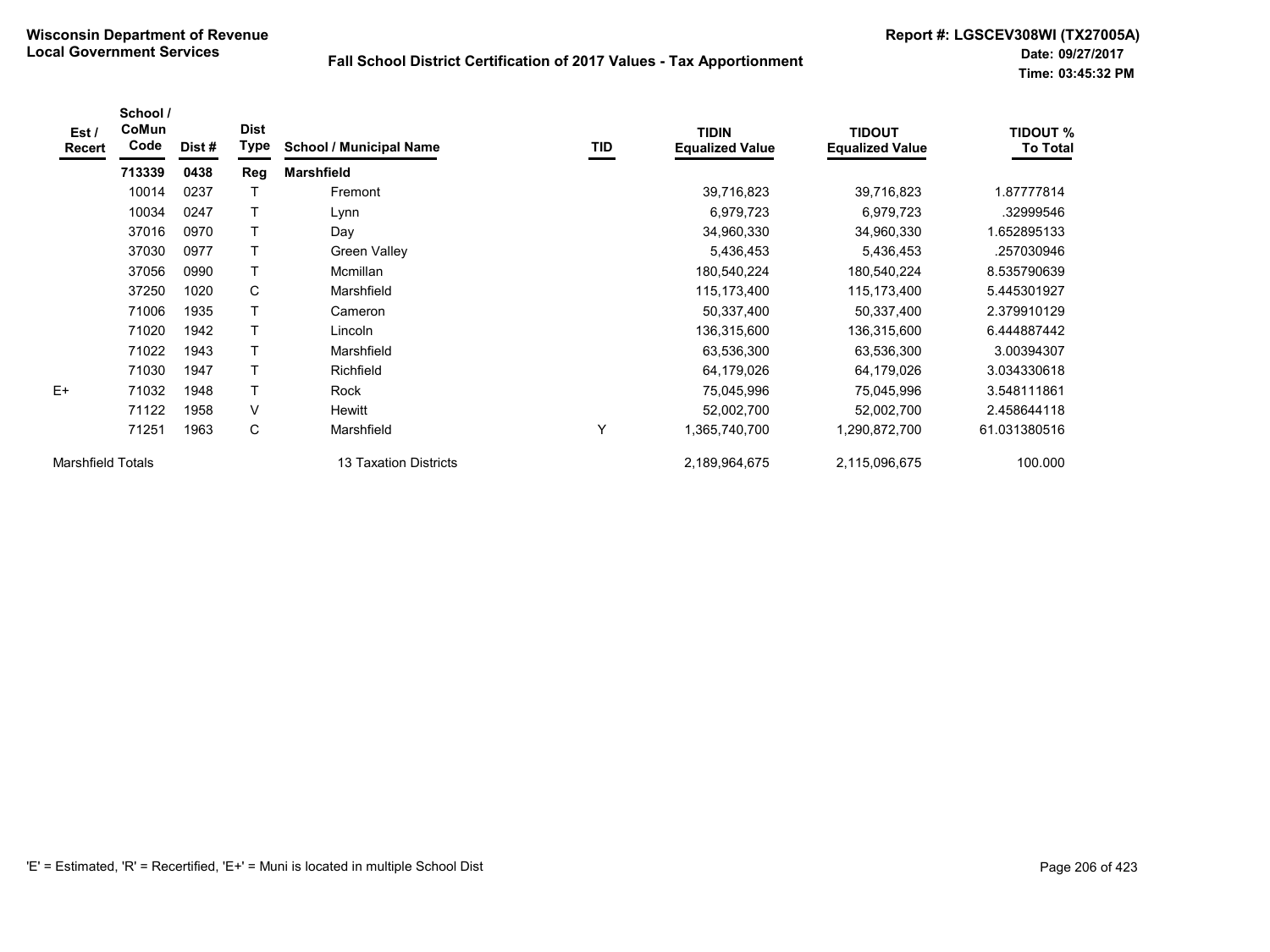**Wisconsin Department of Revenue**
**Local Government Services**

**Fall School District Certification of 2017 Values - Tax Apportionment**

**Report #: LGSCEV308WI (TX27005A)**
**Date: 09/27/2017**
**Time: 03:45:32 PM**

| Est / Recert | School / CoMun Code | Dist # | Dist Type | School / Municipal Name | TID | TIDIN Equalized Value | TIDOUT Equalized Value | TIDOUT % To Total |
|---|---|---|---|---|---|---|---|---|
| | **713339** | **0438** | **Reg** | **Marshfield** | | | | |
| | 10014 | 0237 | T | Fremont | | 39,716,823 | 39,716,823 | 1.87777814 |
| | 10034 | 0247 | T | Lynn | | 6,979,723 | 6,979,723 | .32999546 |
| | 37016 | 0970 | T | Day | | 34,960,330 | 34,960,330 | 1.652895133 |
| | 37030 | 0977 | T | Green Valley | | 5,436,453 | 5,436,453 | .257030946 |
| | 37056 | 0990 | T | Mcmillan | | 180,540,224 | 180,540,224 | 8.535790639 |
| | 37250 | 1020 | C | Marshfield | | 115,173,400 | 115,173,400 | 5.445301927 |
| | 71006 | 1935 | T | Cameron | | 50,337,400 | 50,337,400 | 2.379910129 |
| | 71020 | 1942 | T | Lincoln | | 136,315,600 | 136,315,600 | 6.444887442 |
| | 71022 | 1943 | T | Marshfield | | 63,536,300 | 63,536,300 | 3.00394307 |
| | 71030 | 1947 | T | Richfield | | 64,179,026 | 64,179,026 | 3.034330618 |
| E+ | 71032 | 1948 | T | Rock | | 75,045,996 | 75,045,996 | 3.548111861 |
| | 71122 | 1958 | V | Hewitt | | 52,002,700 | 52,002,700 | 2.458644118 |
| | 71251 | 1963 | C | Marshfield | Y | 1,365,740,700 | 1,290,872,700 | 61.031380516 |
| Marshfield Totals | | | | 13 Taxation Districts | | 2,189,964,675 | 2,115,096,675 | 100.000 |

'E' = Estimated, 'R' = Recertified, 'E+' = Muni is located in multiple School Dist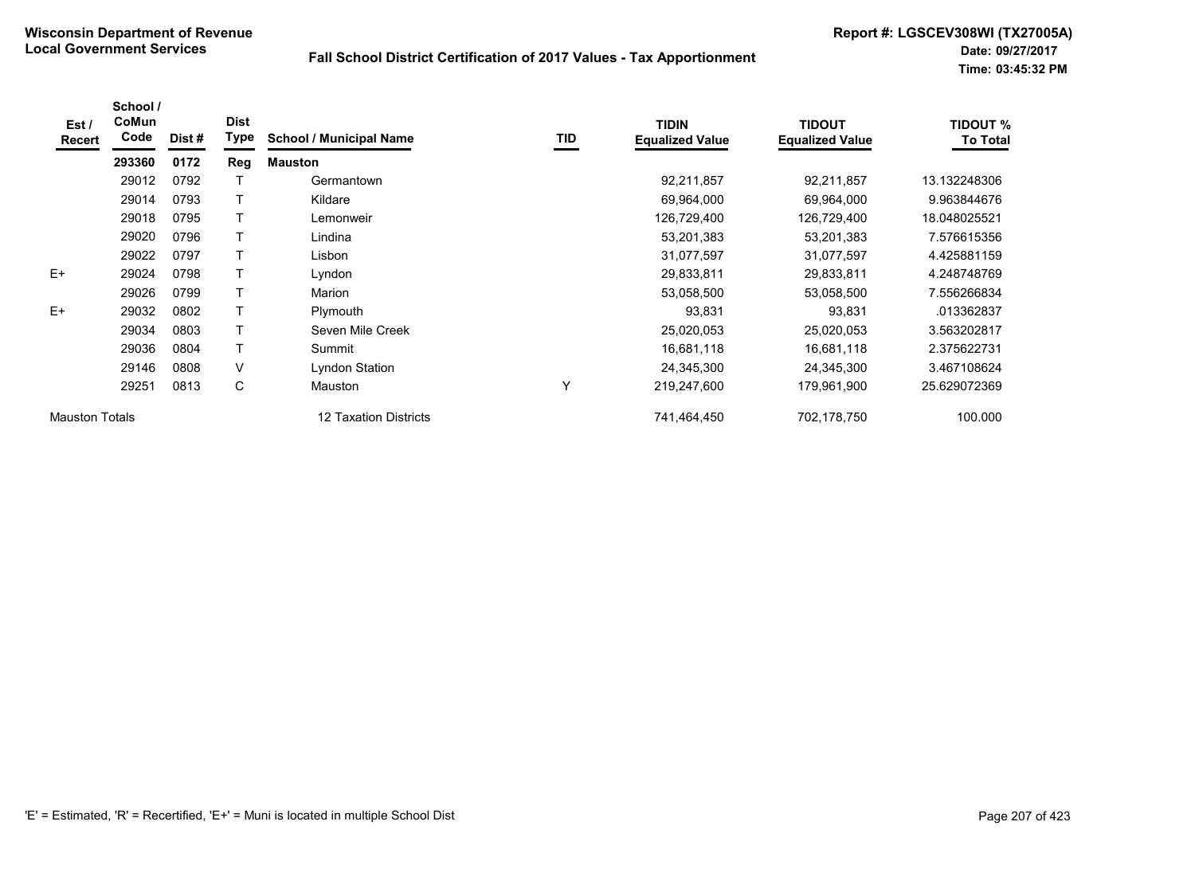**Wisconsin Department of Revenue**
**Local Government Services**

**Fall School District Certification of 2017 Values - Tax Apportionment**

**Report #: LGSCEV308WI (TX27005A)**
**Date: 09/27/2017**
**Time: 03:45:32 PM**

| Est / Recert | School / CoMun Code | Dist # | Dist Type | School / Municipal Name | TID | TIDIN Equalized Value | TIDOUT Equalized Value | TIDOUT % To Total |
|---|---|---|---|---|---|---|---|---|
| | **293360** | **0172** | **Reg** | **Mauston** | | | | |
| | 29012 | 0792 | T | Germantown | | 92,211,857 | 92,211,857 | 13.132248306 |
| | 29014 | 0793 | T | Kildare | | 69,964,000 | 69,964,000 | 9.963844676 |
| | 29018 | 0795 | T | Lemonweir | | 126,729,400 | 126,729,400 | 18.048025521 |
| | 29020 | 0796 | T | Lindina | | 53,201,383 | 53,201,383 | 7.576615356 |
| | 29022 | 0797 | T | Lisbon | | 31,077,597 | 31,077,597 | 4.425881159 |
| E+ | 29024 | 0798 | T | Lyndon | | 29,833,811 | 29,833,811 | 4.248748769 |
| | 29026 | 0799 | T | Marion | | 53,058,500 | 53,058,500 | 7.556266834 |
| E+ | 29032 | 0802 | T | Plymouth | | 93,831 | 93,831 | .013362837 |
| | 29034 | 0803 | T | Seven Mile Creek | | 25,020,053 | 25,020,053 | 3.563202817 |
| | 29036 | 0804 | T | Summit | | 16,681,118 | 16,681,118 | 2.375622731 |
| | 29146 | 0808 | V | Lyndon Station | | 24,345,300 | 24,345,300 | 3.467108624 |
| | 29251 | 0813 | C | Mauston | Y | 219,247,600 | 179,961,900 | 25.629072369 |
| Mauston Totals | | | | 12 Taxation Districts | | 741,464,450 | 702,178,750 | 100.000 |

'E' = Estimated, 'R' = Recertified, 'E+' = Muni is located in multiple School Dist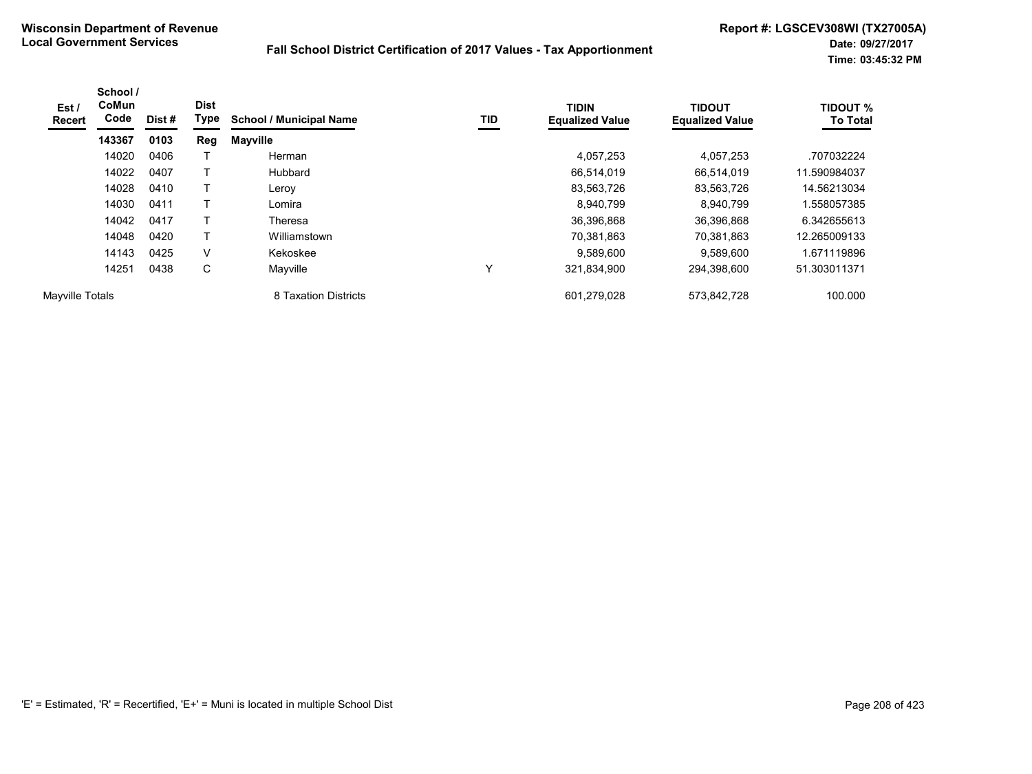**Wisconsin Department of Revenue**
**Local Government Services**

**Fall School District Certification of 2017 Values - Tax Apportionment**

**Report #: LGSCEV308WI (TX27005A)**
**Date: 09/27/2017**
**Time: 03:45:32 PM**

| Est / Recert | School / CoMun Code | Dist # | Dist Type | School / Municipal Name | TID | TIDIN Equalized Value | TIDOUT Equalized Value | TIDOUT % To Total |
|---|---|---|---|---|---|---|---|---|
| | **143367** | **0103** | **Reg** | **Mayville** | | | | |
| | 14020 | 0406 | T | Herman | | 4,057,253 | 4,057,253 | .707032224 |
| | 14022 | 0407 | T | Hubbard | | 66,514,019 | 66,514,019 | 11.590984037 |
| | 14028 | 0410 | T | Leroy | | 83,563,726 | 83,563,726 | 14.56213034 |
| | 14030 | 0411 | T | Lomira | | 8,940,799 | 8,940,799 | 1.558057385 |
| | 14042 | 0417 | T | Theresa | | 36,396,868 | 36,396,868 | 6.342655613 |
| | 14048 | 0420 | T | Williamstown | | 70,381,863 | 70,381,863 | 12.265009133 |
| | 14143 | 0425 | V | Kekoskee | | 9,589,600 | 9,589,600 | 1.671119896 |
| | 14251 | 0438 | C | Mayville | Y | 321,834,900 | 294,398,600 | 51.303011371 |
| Mayville Totals | | | | 8 Taxation Districts | | 601,279,028 | 573,842,728 | 100.000 |

'E' = Estimated, 'R' = Recertified, 'E+' = Muni is located in multiple School Dist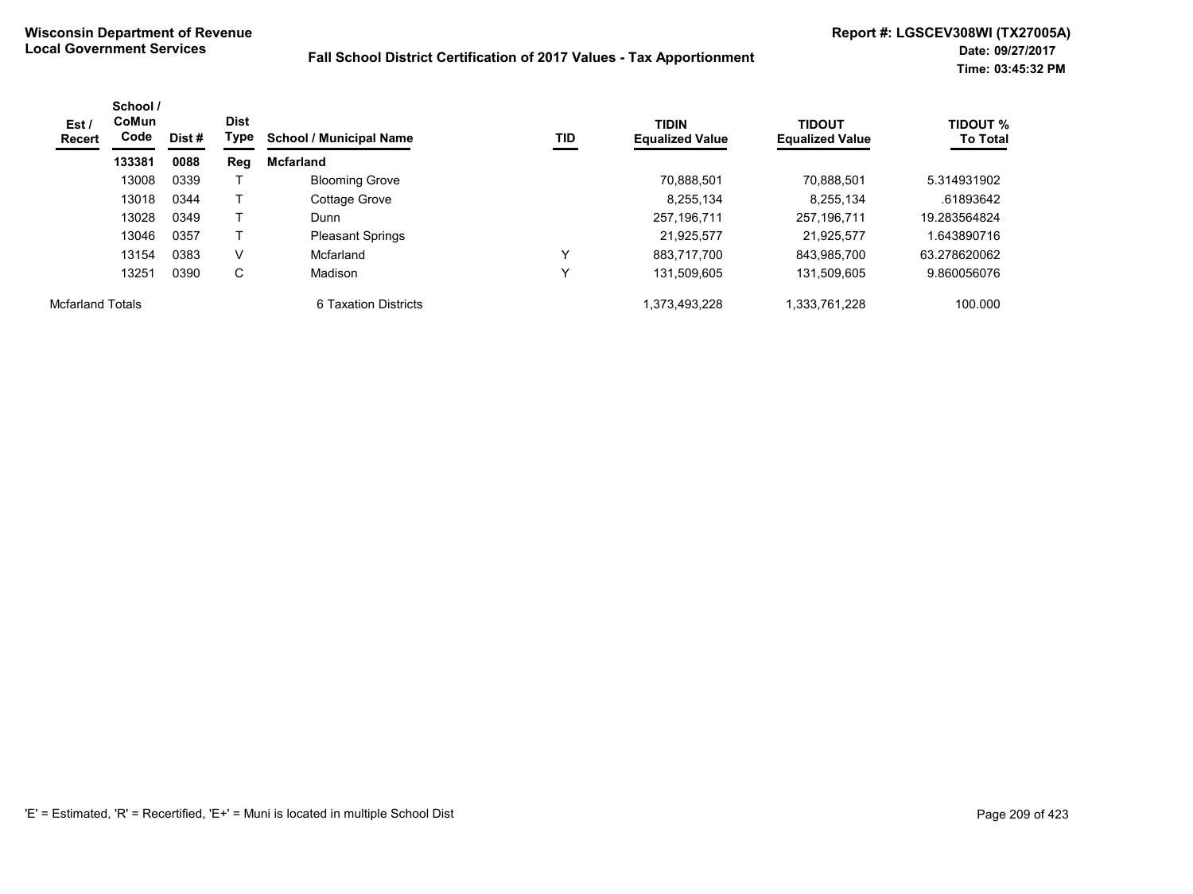**Wisconsin Department of Revenue**
**Local Government Services**

**Fall School District Certification of 2017 Values - Tax Apportionment**

**Report #: LGSCEV308WI (TX27005A)**
**Date: 09/27/2017**
**Time: 03:45:32 PM**

| Est / Recert | School / CoMun Code | Dist # | Dist Type | School / Municipal Name | TID | TIDIN Equalized Value | TIDOUT Equalized Value | TIDOUT % To Total |
|---|---|---|---|---|---|---|---|---|
| | **133381** | **0088** | **Reg** | **Mcfarland** | | | | |
| | 13008 | 0339 | T | Blooming Grove | | 70,888,501 | 70,888,501 | 5.314931902 |
| | 13018 | 0344 | T | Cottage Grove | | 8,255,134 | 8,255,134 | .61893642 |
| | 13028 | 0349 | T | Dunn | | 257,196,711 | 257,196,711 | 19.283564824 |
| | 13046 | 0357 | T | Pleasant Springs | | 21,925,577 | 21,925,577 | 1.643890716 |
| | 13154 | 0383 | V | Mcfarland | Y | 883,717,700 | 843,985,700 | 63.278620062 |
| | 13251 | 0390 | C | Madison | Y | 131,509,605 | 131,509,605 | 9.860056076 |
| Mcfarland Totals | | | | 6 Taxation Districts | | 1,373,493,228 | 1,333,761,228 | 100.000 |

'E' = Estimated, 'R' = Recertified, 'E+' = Muni is located in multiple School Dist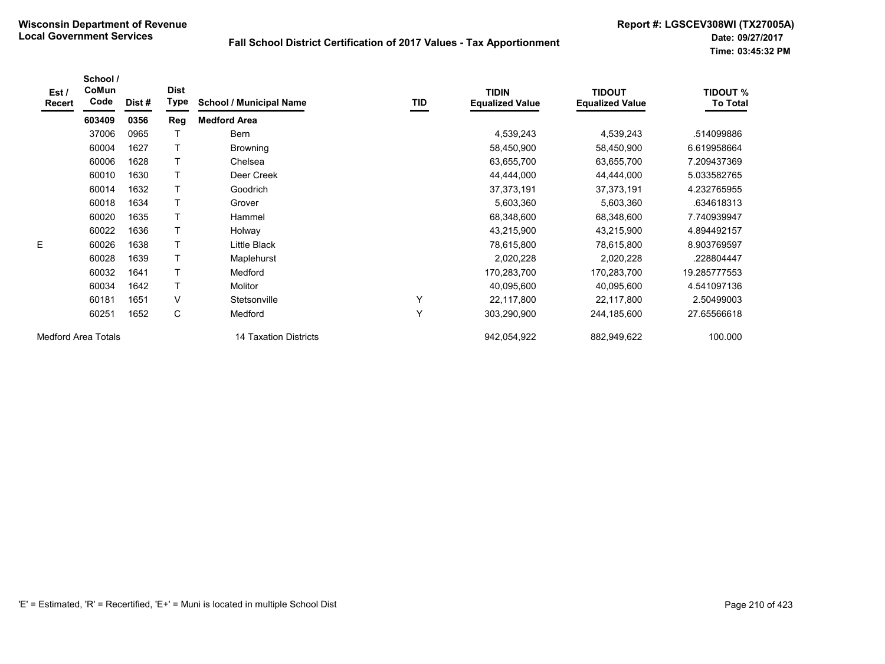**Wisconsin Department of Revenue**
**Local Government Services**

**Fall School District Certification of 2017 Values - Tax Apportionment**

**Report #: LGSCEV308WI (TX27005A)**
**Date: 09/27/2017**
**Time: 03:45:32 PM**

| Est / Recert | School / CoMun Code | Dist # | Dist Type | School / Municipal Name | TID | TIDIN Equalized Value | TIDOUT Equalized Value | TIDOUT % To Total |
|---|---|---|---|---|---|---|---|---|
| | **603409** | **0356** | **Reg** | **Medford Area** | | | | |
| | 37006 | 0965 | T | Bern | | 4,539,243 | 4,539,243 | .514099886 |
| | 60004 | 1627 | T | Browning | | 58,450,900 | 58,450,900 | 6.619958664 |
| | 60006 | 1628 | T | Chelsea | | 63,655,700 | 63,655,700 | 7.209437369 |
| | 60010 | 1630 | T | Deer Creek | | 44,444,000 | 44,444,000 | 5.033582765 |
| | 60014 | 1632 | T | Goodrich | | 37,373,191 | 37,373,191 | 4.232765955 |
| | 60018 | 1634 | T | Grover | | 5,603,360 | 5,603,360 | .634618313 |
| | 60020 | 1635 | T | Hammel | | 68,348,600 | 68,348,600 | 7.740939947 |
| | 60022 | 1636 | T | Holway | | 43,215,900 | 43,215,900 | 4.894492157 |
| E | 60026 | 1638 | T | Little Black | | 78,615,800 | 78,615,800 | 8.903769597 |
| | 60028 | 1639 | T | Maplehurst | | 2,020,228 | 2,020,228 | .228804447 |
| | 60032 | 1641 | T | Medford | | 170,283,700 | 170,283,700 | 19.285777553 |
| | 60034 | 1642 | T | Molitor | | 40,095,600 | 40,095,600 | 4.541097136 |
| | 60181 | 1651 | V | Stetsonville | Y | 22,117,800 | 22,117,800 | 2.50499003 |
| | 60251 | 1652 | C | Medford | Y | 303,290,900 | 244,185,600 | 27.65566618 |
| Medford Area Totals | | | | 14 Taxation Districts | | 942,054,922 | 882,949,622 | 100.000 |

'E' = Estimated, 'R' = Recertified, 'E+' = Muni is located in multiple School Dist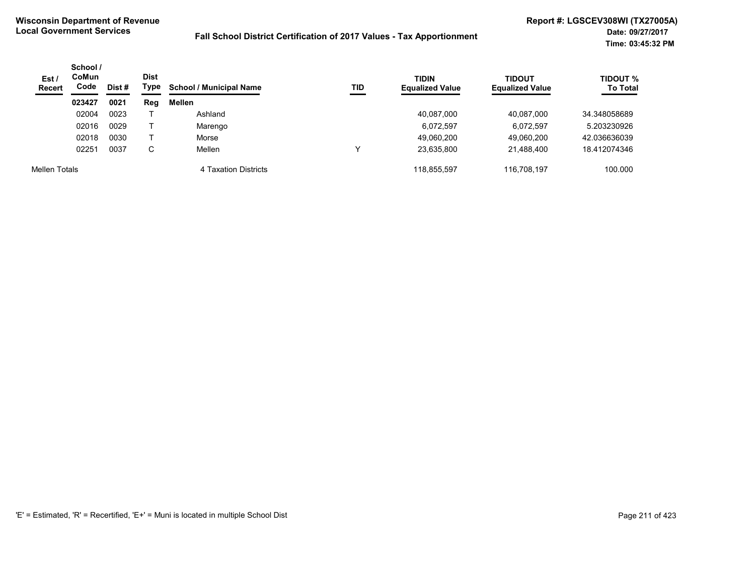**Wisconsin Department of Revenue**
**Local Government Services**

**Fall School District Certification of 2017 Values - Tax Apportionment**

**Report #: LGSCEV308WI (TX27005A)**
**Date: 09/27/2017**
**Time: 03:45:32 PM**

| Est / Recert | School / CoMun Code | Dist # | Dist Type | School / Municipal Name | TID | TIDIN Equalized Value | TIDOUT Equalized Value | TIDOUT % To Total |
|---|---|---|---|---|---|---|---|---|
| | **023427** | **0021** | **Reg** | **Mellen** | | | | |
| | 02004 | 0023 | T | Ashland | | 40,087,000 | 40,087,000 | 34.348058689 |
| | 02016 | 0029 | T | Marengo | | 6,072,597 | 6,072,597 | 5.203230926 |
| | 02018 | 0030 | T | Morse | | 49,060,200 | 49,060,200 | 42.036636039 |
| | 02251 | 0037 | C | Mellen | Y | 23,635,800 | 21,488,400 | 18.412074346 |
| Mellen Totals | | | | 4 Taxation Districts | | 118,855,597 | 116,708,197 | 100.000 |

'E' = Estimated, 'R' = Recertified, 'E+' = Muni is located in multiple School Dist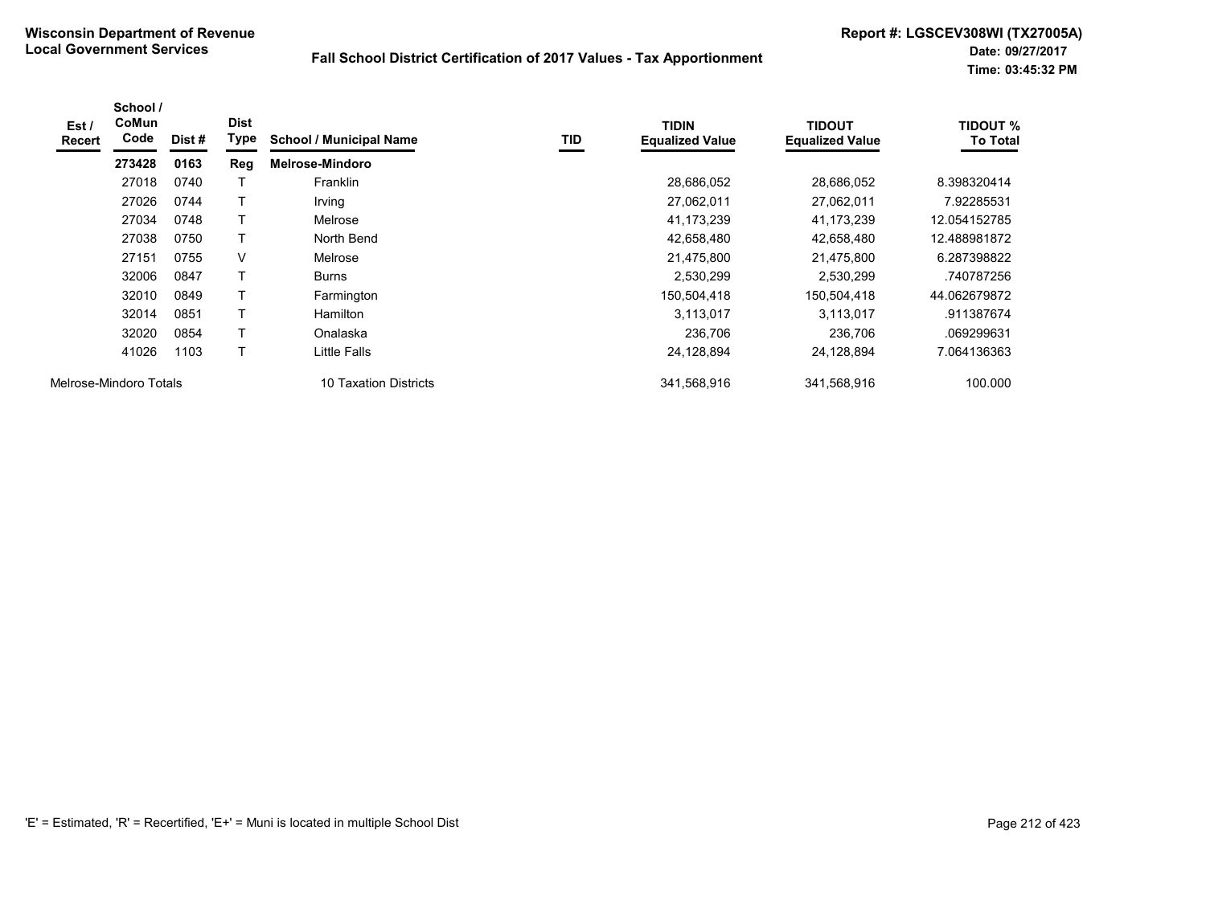**Wisconsin Department of Revenue**
**Local Government Services**

**Fall School District Certification of 2017 Values - Tax Apportionment**

**Report #: LGSCEV308WI (TX27005A)**
**Date: 09/27/2017**
**Time: 03:45:32 PM**

| Est / Recert | School / CoMun Code | Dist # | Dist Type | School / Municipal Name | TID | TIDIN Equalized Value | TIDOUT Equalized Value | TIDOUT % To Total |
|---|---|---|---|---|---|---|---|---|
| | **273428** | **0163** | **Reg** | **Melrose-Mindoro** | | | | |
| | 27018 | 0740 | T | Franklin | | 28,686,052 | 28,686,052 | 8.398320414 |
| | 27026 | 0744 | T | Irving | | 27,062,011 | 27,062,011 | 7.92285531 |
| | 27034 | 0748 | T | Melrose | | 41,173,239 | 41,173,239 | 12.054152785 |
| | 27038 | 0750 | T | North Bend | | 42,658,480 | 42,658,480 | 12.488981872 |
| | 27151 | 0755 | V | Melrose | | 21,475,800 | 21,475,800 | 6.287398822 |
| | 32006 | 0847 | T | Burns | | 2,530,299 | 2,530,299 | .740787256 |
| | 32010 | 0849 | T | Farmington | | 150,504,418 | 150,504,418 | 44.062679872 |
| | 32014 | 0851 | T | Hamilton | | 3,113,017 | 3,113,017 | .911387674 |
| | 32020 | 0854 | T | Onalaska | | 236,706 | 236,706 | .069299631 |
| | 41026 | 1103 | T | Little Falls | | 24,128,894 | 24,128,894 | 7.064136363 |
| Melrose-Mindoro Totals | | | | 10 Taxation Districts | | 341,568,916 | 341,568,916 | 100.000 |

'E' = Estimated, 'R' = Recertified, 'E+' = Muni is located in multiple School Dist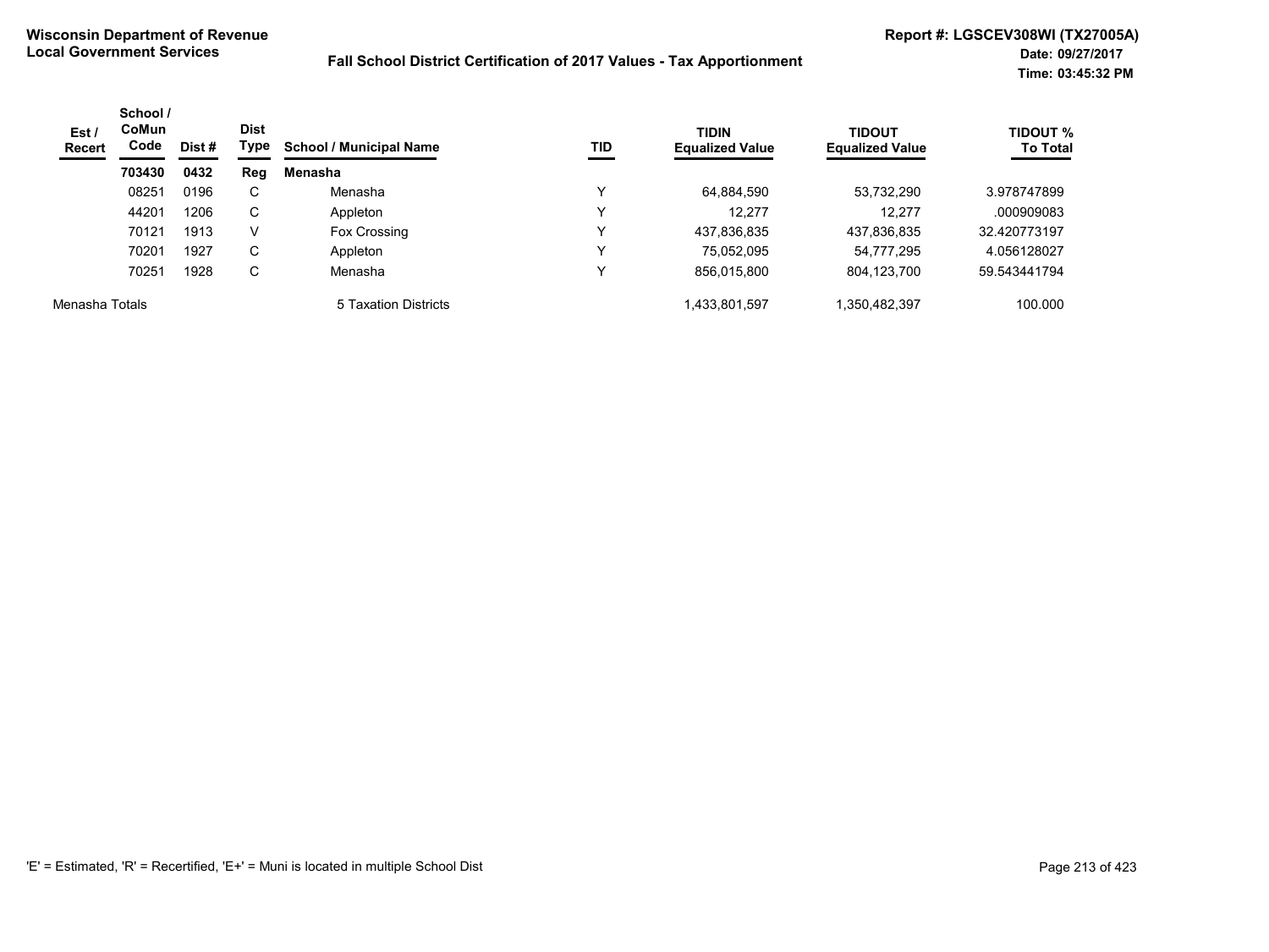**Wisconsin Department of Revenue**
**Local Government Services**

**Fall School District Certification of 2017 Values - Tax Apportionment**

**Report #: LGSCEV308WI (TX27005A)**
**Date: 09/27/2017**
**Time: 03:45:32 PM**

| Est / Recert | School / CoMun Code | Dist # | Dist Type | School / Municipal Name | TID | TIDIN Equalized Value | TIDOUT Equalized Value | TIDOUT % To Total |
|---|---|---|---|---|---|---|---|---|
| | **703430** | **0432** | **Reg** | **Menasha** | | | | |
| | 08251 | 0196 | C | Menasha | Y | 64,884,590 | 53,732,290 | 3.978747899 |
| | 44201 | 1206 | C | Appleton | Y | 12,277 | 12,277 | .000909083 |
| | 70121 | 1913 | V | Fox Crossing | Y | 437,836,835 | 437,836,835 | 32.420773197 |
| | 70201 | 1927 | C | Appleton | Y | 75,052,095 | 54,777,295 | 4.056128027 |
| | 70251 | 1928 | C | Menasha | Y | 856,015,800 | 804,123,700 | 59.543441794 |
| Menasha Totals | | | | 5 Taxation Districts | | 1,433,801,597 | 1,350,482,397 | 100.000 |

'E' = Estimated, 'R' = Recertified, 'E+' = Muni is located in multiple School Dist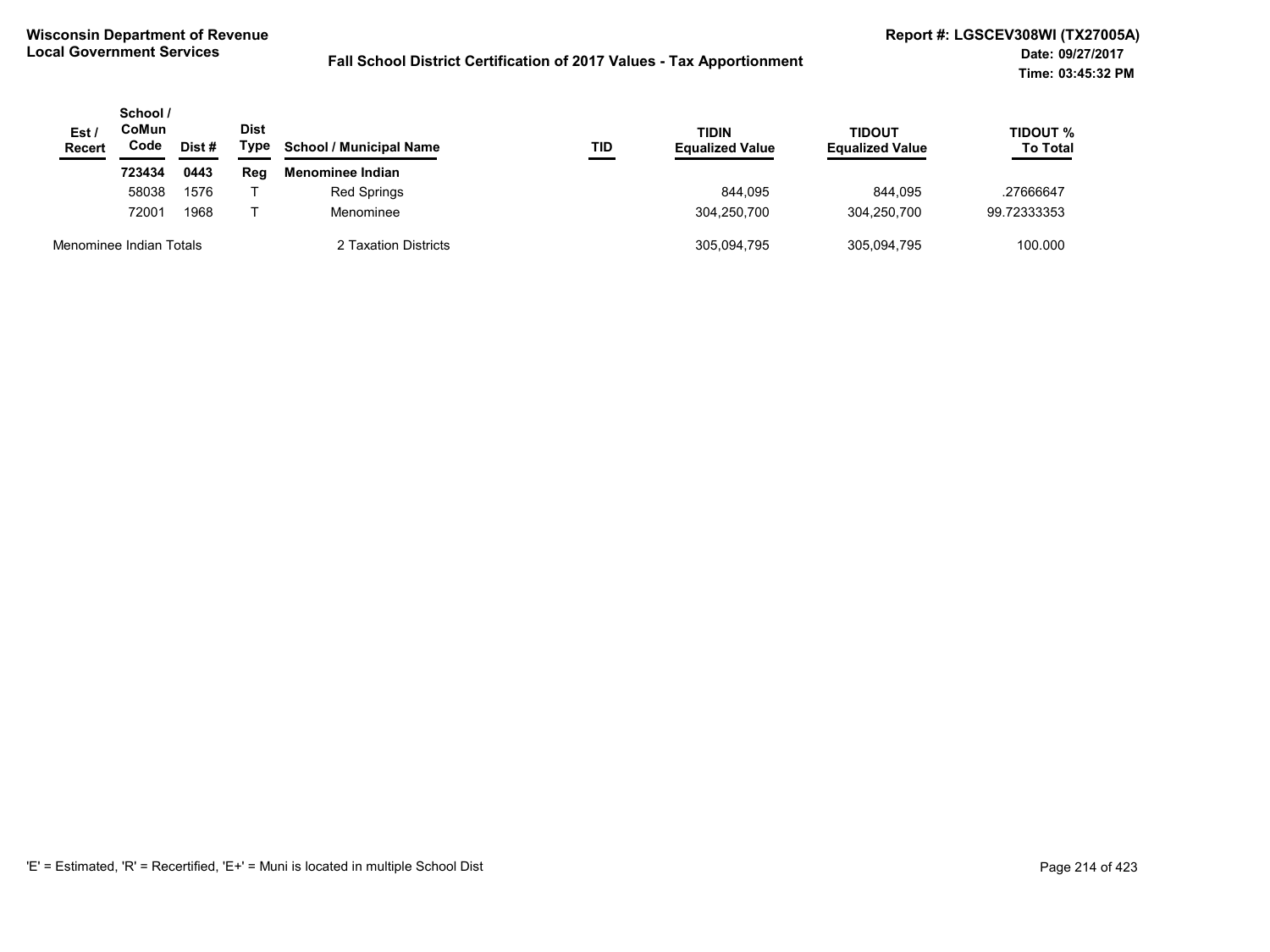**Wisconsin Department of Revenue**
**Local Government Services**

**Fall School District Certification of 2017 Values - Tax Apportionment**

**Report #: LGSCEV308WI (TX27005A)**
**Date: 09/27/2017**
**Time: 03:45:32 PM**

| Est / Recert | School / CoMun Code | Dist # | Dist Type | School / Municipal Name | TID | TIDIN Equalized Value | TIDOUT Equalized Value | TIDOUT % To Total |
|---|---|---|---|---|---|---|---|---|
| | **723434** | **0443** | **Reg** | **Menominee Indian** | | | | |
| | 58038 | 1576 | T | Red Springs | | 844,095 | 844,095 | .27666647 |
| | 72001 | 1968 | T | Menominee | | 304,250,700 | 304,250,700 | 99.72333353 |
| Menominee Indian Totals | | | | 2 Taxation Districts | | 305,094,795 | 305,094,795 | 100.000 |

'E' = Estimated, 'R' = Recertified, 'E+' = Muni is located in multiple School Dist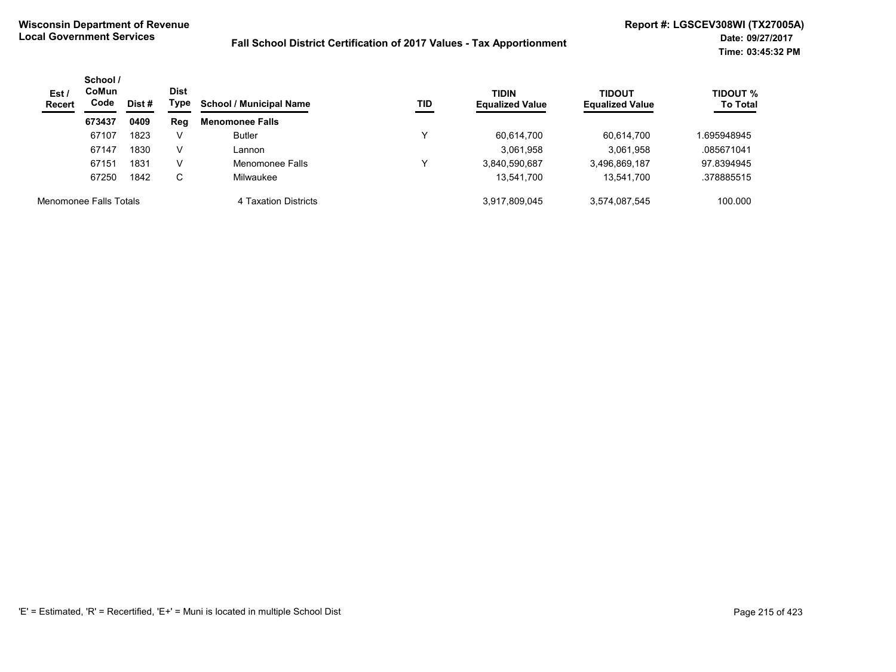**Wisconsin Department of Revenue**
**Local Government Services**

**Fall School District Certification of 2017 Values - Tax Apportionment**

**Report #: LGSCEV308WI (TX27005A)**
**Date: 09/27/2017**
**Time: 03:45:32 PM**

| Est / Recert | School / CoMun Code | Dist # | Dist Type | School / Municipal Name | TID | TIDIN Equalized Value | TIDOUT Equalized Value | TIDOUT % To Total |
|---|---|---|---|---|---|---|---|---|
| | **673437** | **0409** | **Reg** | **Menomonee Falls** | | | | |
| | 67107 | 1823 | V | Butler | Y | 60,614,700 | 60,614,700 | 1.695948945 |
| | 67147 | 1830 | V | Lannon | | 3,061,958 | 3,061,958 | .085671041 |
| | 67151 | 1831 | V | Menomonee Falls | Y | 3,840,590,687 | 3,496,869,187 | 97.8394945 |
| | 67250 | 1842 | C | Milwaukee | | 13,541,700 | 13,541,700 | .378885515 |
| Menomonee Falls Totals | | | | 4 Taxation Districts | | 3,917,809,045 | 3,574,087,545 | 100.000 |

'E' = Estimated, 'R' = Recertified, 'E+' = Muni is located in multiple School Dist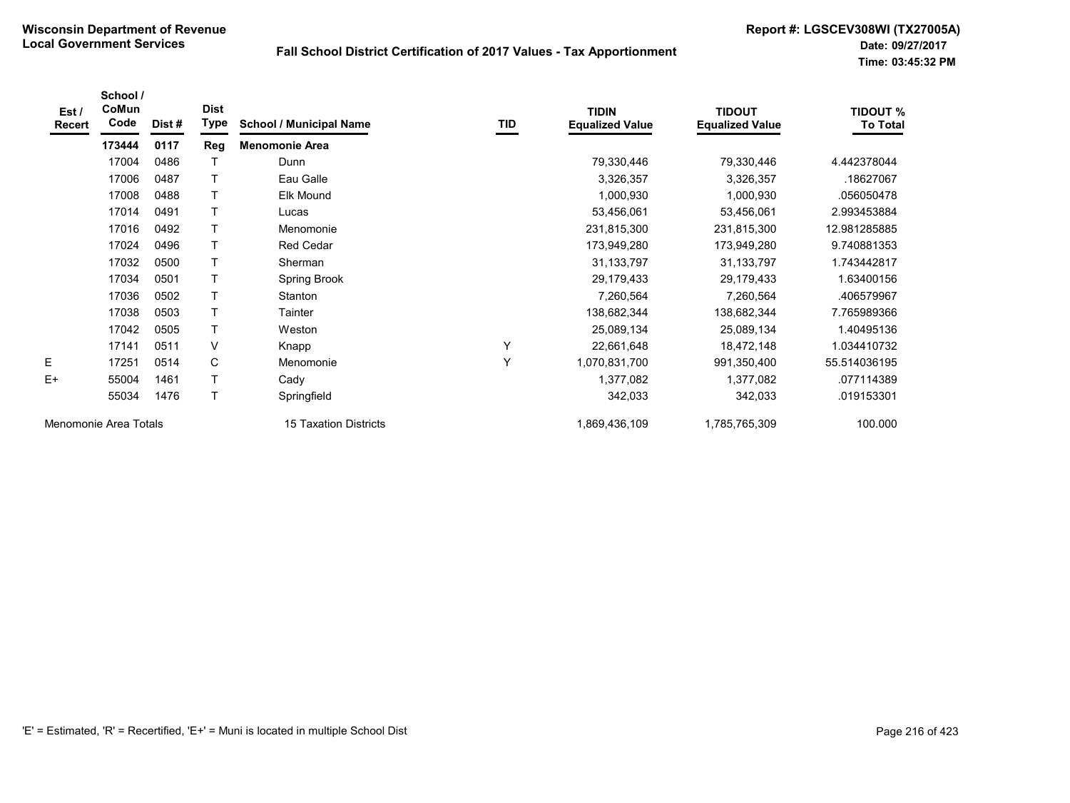**Wisconsin Department of Revenue**
**Local Government Services**

**Fall School District Certification of 2017 Values - Tax Apportionment**

**Report #: LGSCEV308WI (TX27005A)**
**Date: 09/27/2017**
**Time: 03:45:32 PM**

| Est / Recert | School / CoMun Code | Dist # | Dist Type | School / Municipal Name | TID | TIDIN Equalized Value | TIDOUT Equalized Value | TIDOUT % To Total |
|---|---|---|---|---|---|---|---|---|
| | **173444** | **0117** | **Reg** | **Menomonie Area** | | | | |
| | 17004 | 0486 | T | Dunn | | 79,330,446 | 79,330,446 | 4.442378044 |
| | 17006 | 0487 | T | Eau Galle | | 3,326,357 | 3,326,357 | .18627067 |
| | 17008 | 0488 | T | Elk Mound | | 1,000,930 | 1,000,930 | .056050478 |
| | 17014 | 0491 | T | Lucas | | 53,456,061 | 53,456,061 | 2.993453884 |
| | 17016 | 0492 | T | Menomonie | | 231,815,300 | 231,815,300 | 12.981285885 |
| | 17024 | 0496 | T | Red Cedar | | 173,949,280 | 173,949,280 | 9.740881353 |
| | 17032 | 0500 | T | Sherman | | 31,133,797 | 31,133,797 | 1.743442817 |
| | 17034 | 0501 | T | Spring Brook | | 29,179,433 | 29,179,433 | 1.63400156 |
| | 17036 | 0502 | T | Stanton | | 7,260,564 | 7,260,564 | .406579967 |
| | 17038 | 0503 | T | Tainter | | 138,682,344 | 138,682,344 | 7.765989366 |
| | 17042 | 0505 | T | Weston | | 25,089,134 | 25,089,134 | 1.40495136 |
| | 17141 | 0511 | V | Knapp | Y | 22,661,648 | 18,472,148 | 1.034410732 |
| E | 17251 | 0514 | C | Menomonie | Y | 1,070,831,700 | 991,350,400 | 55.514036195 |
| E+ | 55004 | 1461 | T | Cady | | 1,377,082 | 1,377,082 | .077114389 |
| | 55034 | 1476 | T | Springfield | | 342,033 | 342,033 | .019153301 |
| Menomonie Area Totals | | | | 15 Taxation Districts | | 1,869,436,109 | 1,785,765,309 | 100.000 |

'E' = Estimated, 'R' = Recertified, 'E+' = Muni is located in multiple School Dist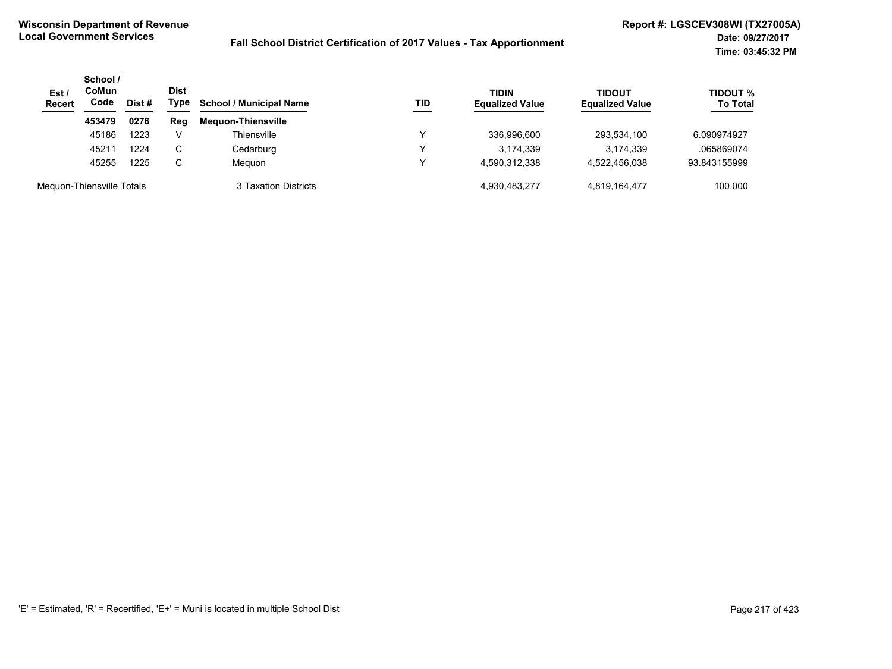**Wisconsin Department of Revenue**
**Local Government Services**

**Fall School District Certification of 2017 Values - Tax Apportionment**

**Report #: LGSCEV308WI (TX27005A)**
**Date: 09/27/2017**
**Time: 03:45:32 PM**

| Est / Recert | School / CoMun Code | Dist # | Dist Type | School / Municipal Name | TID | TIDIN Equalized Value | TIDOUT Equalized Value | TIDOUT % To Total |
|---|---|---|---|---|---|---|---|---|
| | **453479** | **0276** | **Reg** | **Mequon-Thiensville** | | | | |
| | 45186 | 1223 | V | Thiensville | Y | 336,996,600 | 293,534,100 | 6.090974927 |
| | 45211 | 1224 | C | Cedarburg | Y | 3,174,339 | 3,174,339 | .065869074 |
| | 45255 | 1225 | C | Mequon | Y | 4,590,312,338 | 4,522,456,038 | 93.843155999 |
| Mequon-Thiensville Totals | | | | 3 Taxation Districts | | 4,930,483,277 | 4,819,164,477 | 100.000 |

'E' = Estimated, 'R' = Recertified, 'E+' = Muni is located in multiple School Dist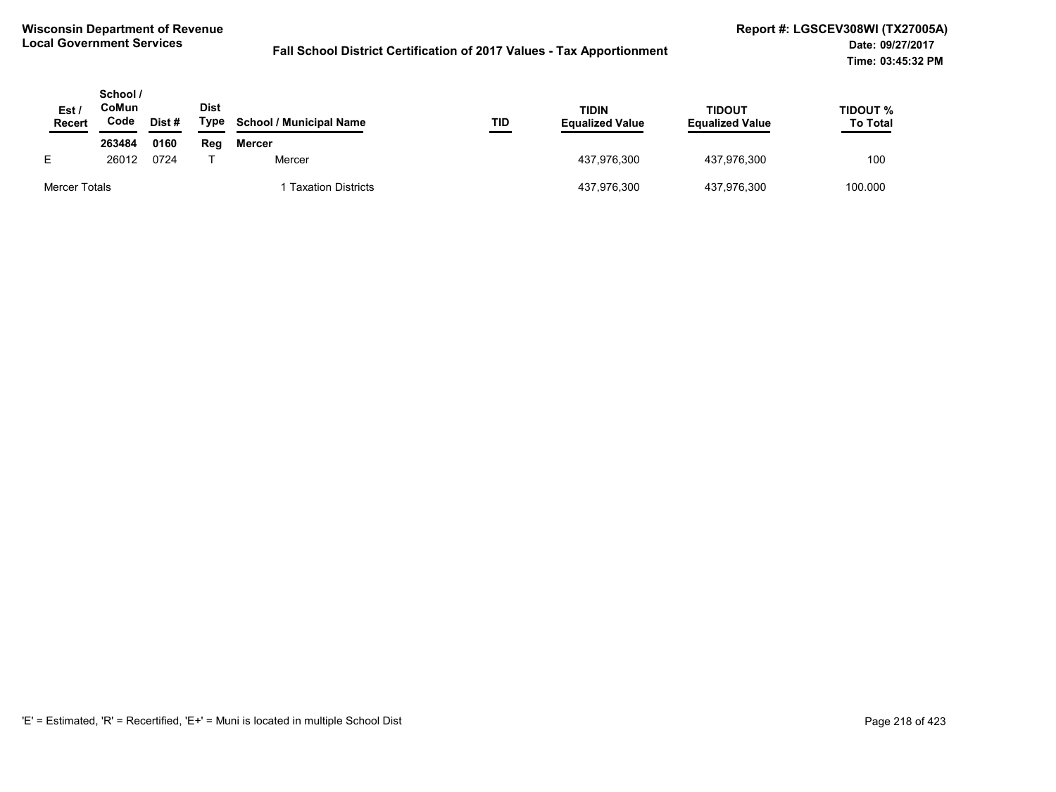**Wisconsin Department of Revenue**
**Local Government Services**

**Fall School District Certification of 2017 Values - Tax Apportionment**

**Report #: LGSCEV308WI (TX27005A)**
**Date: 09/27/2017**
**Time: 03:45:32 PM**

| Est / Recert | School / CoMun Code | Dist # | Dist Type | School / Municipal Name | TID | TIDIN Equalized Value | TIDOUT Equalized Value | TIDOUT % To Total |
|---|---|---|---|---|---|---|---|---|
| | **263484** | **0160** | **Reg** | **Mercer** | | | | |
| E | 26012 | 0724 | T | Mercer | | 437,976,300 | 437,976,300 | 100 |
| Mercer Totals | | | | 1 Taxation Districts | | 437,976,300 | 437,976,300 | 100.000 |

'E' = Estimated, 'R' = Recertified, 'E+' = Muni is located in multiple School Dist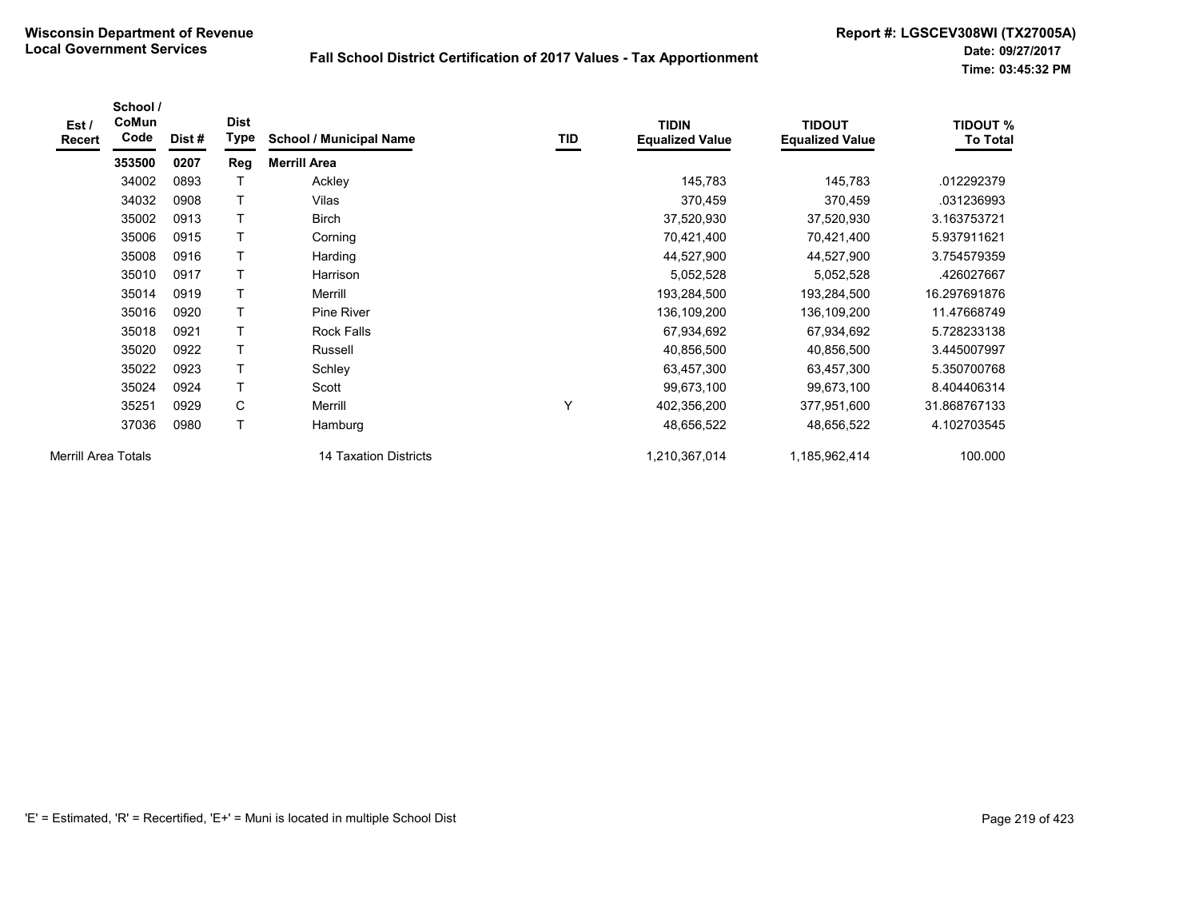**Wisconsin Department of Revenue**
**Local Government Services**

**Fall School District Certification of 2017 Values - Tax Apportionment**

**Report #: LGSCEV308WI (TX27005A)**
**Date: 09/27/2017**
**Time: 03:45:32 PM**

| Est / Recert | School / CoMun Code | Dist # | Dist Type | School / Municipal Name | TID | TIDIN Equalized Value | TIDOUT Equalized Value | TIDOUT % To Total |
|---|---|---|---|---|---|---|---|---|
| | **353500** | **0207** | **Reg** | **Merrill Area** | | | | |
| | 34002 | 0893 | T | Ackley | | 145,783 | 145,783 | .012292379 |
| | 34032 | 0908 | T | Vilas | | 370,459 | 370,459 | .031236993 |
| | 35002 | 0913 | T | Birch | | 37,520,930 | 37,520,930 | 3.163753721 |
| | 35006 | 0915 | T | Corning | | 70,421,400 | 70,421,400 | 5.937911621 |
| | 35008 | 0916 | T | Harding | | 44,527,900 | 44,527,900 | 3.754579359 |
| | 35010 | 0917 | T | Harrison | | 5,052,528 | 5,052,528 | .426027667 |
| | 35014 | 0919 | T | Merrill | | 193,284,500 | 193,284,500 | 16.297691876 |
| | 35016 | 0920 | T | Pine River | | 136,109,200 | 136,109,200 | 11.47668749 |
| | 35018 | 0921 | T | Rock Falls | | 67,934,692 | 67,934,692 | 5.728233138 |
| | 35020 | 0922 | T | Russell | | 40,856,500 | 40,856,500 | 3.445007997 |
| | 35022 | 0923 | T | Schley | | 63,457,300 | 63,457,300 | 5.350700768 |
| | 35024 | 0924 | T | Scott | | 99,673,100 | 99,673,100 | 8.404406314 |
| | 35251 | 0929 | C | Merrill | Y | 402,356,200 | 377,951,600 | 31.868767133 |
| | 37036 | 0980 | T | Hamburg | | 48,656,522 | 48,656,522 | 4.102703545 |
| Merrill Area Totals | | | | 14 Taxation Districts | | 1,210,367,014 | 1,185,962,414 | 100.000 |

'E' = Estimated, 'R' = Recertified, 'E+' = Muni is located in multiple School Dist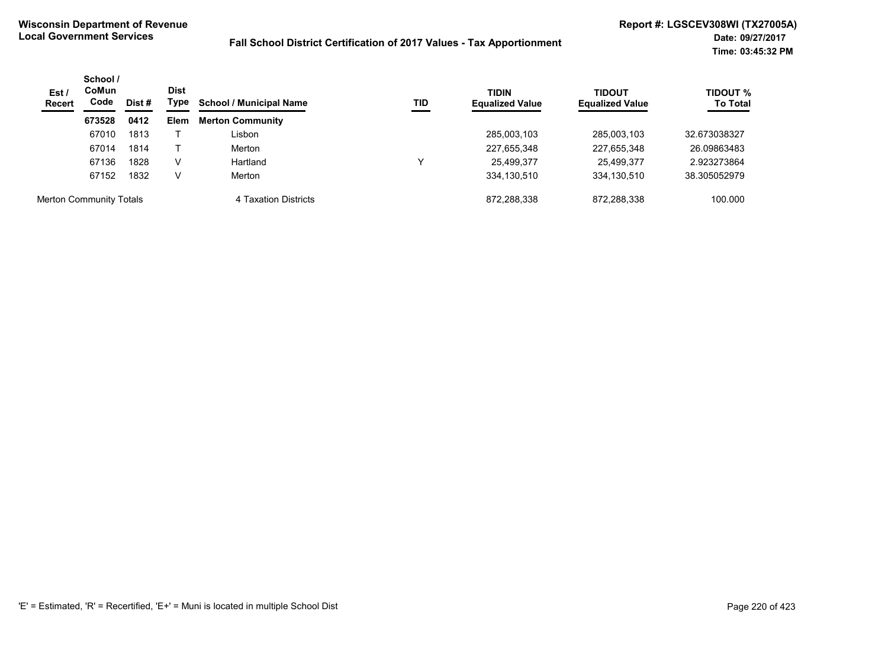**Wisconsin Department of Revenue**
**Local Government Services**

**Fall School District Certification of 2017 Values - Tax Apportionment**

**Report #: LGSCEV308WI (TX27005A)**
**Date: 09/27/2017**
**Time: 03:45:32 PM**

| Est / Recert | School / CoMun Code | Dist # | Dist Type | School / Municipal Name | TID | TIDIN Equalized Value | TIDOUT Equalized Value | TIDOUT % To Total |
|---|---|---|---|---|---|---|---|---|
| | **673528** | **0412** | **Elem** | **Merton Community** | | | | |
| | 67010 | 1813 | T | Lisbon | | 285,003,103 | 285,003,103 | 32.673038327 |
| | 67014 | 1814 | T | Merton | | 227,655,348 | 227,655,348 | 26.09863483 |
| | 67136 | 1828 | V | Hartland | Y | 25,499,377 | 25,499,377 | 2.923273864 |
| | 67152 | 1832 | V | Merton | | 334,130,510 | 334,130,510 | 38.305052979 |
| Merton Community Totals | | | | 4 Taxation Districts | | 872,288,338 | 872,288,338 | 100.000 |

'E' = Estimated, 'R' = Recertified, 'E+' = Muni is located in multiple School Dist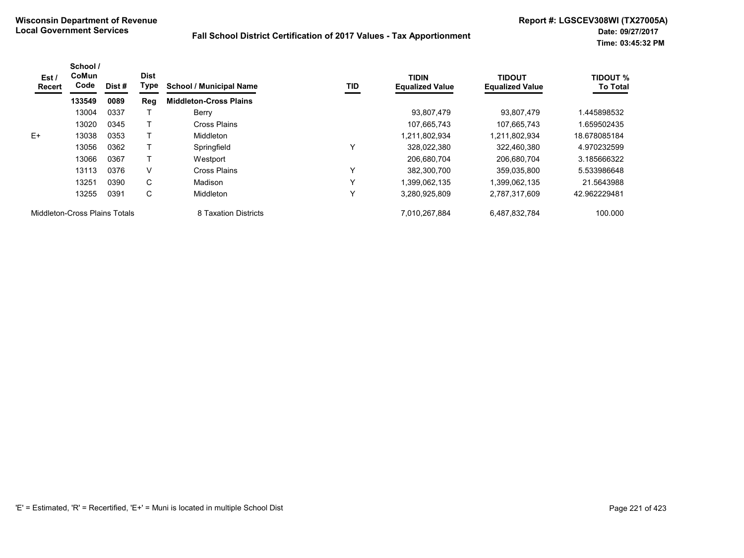**Wisconsin Department of Revenue**
**Local Government Services**

**Fall School District Certification of 2017 Values - Tax Apportionment**

**Report #: LGSCEV308WI (TX27005A)**
**Date: 09/27/2017**
**Time: 03:45:32 PM**

| Est / Recert | School / CoMun Code | Dist # | Dist Type | School / Municipal Name | TID | TIDIN Equalized Value | TIDOUT Equalized Value | TIDOUT % To Total |
|---|---|---|---|---|---|---|---|---|
| | **133549** | **0089** | **Reg** | **Middleton-Cross Plains** | | | | |
| | 13004 | 0337 | T | Berry | | 93,807,479 | 93,807,479 | 1.445898532 |
| | 13020 | 0345 | T | Cross Plains | | 107,665,743 | 107,665,743 | 1.659502435 |
| E+ | 13038 | 0353 | T | Middleton | | 1,211,802,934 | 1,211,802,934 | 18.678085184 |
| | 13056 | 0362 | T | Springfield | Y | 328,022,380 | 322,460,380 | 4.970232599 |
| | 13066 | 0367 | T | Westport | | 206,680,704 | 206,680,704 | 3.185666322 |
| | 13113 | 0376 | V | Cross Plains | Y | 382,300,700 | 359,035,800 | 5.533986648 |
| | 13251 | 0390 | C | Madison | Y | 1,399,062,135 | 1,399,062,135 | 21.5643988 |
| | 13255 | 0391 | C | Middleton | Y | 3,280,925,809 | 2,787,317,609 | 42.962229481 |
| Middleton-Cross Plains Totals | | | | 8 Taxation Districts | | 7,010,267,884 | 6,487,832,784 | 100.000 |

'E' = Estimated, 'R' = Recertified, 'E+' = Muni is located in multiple School Dist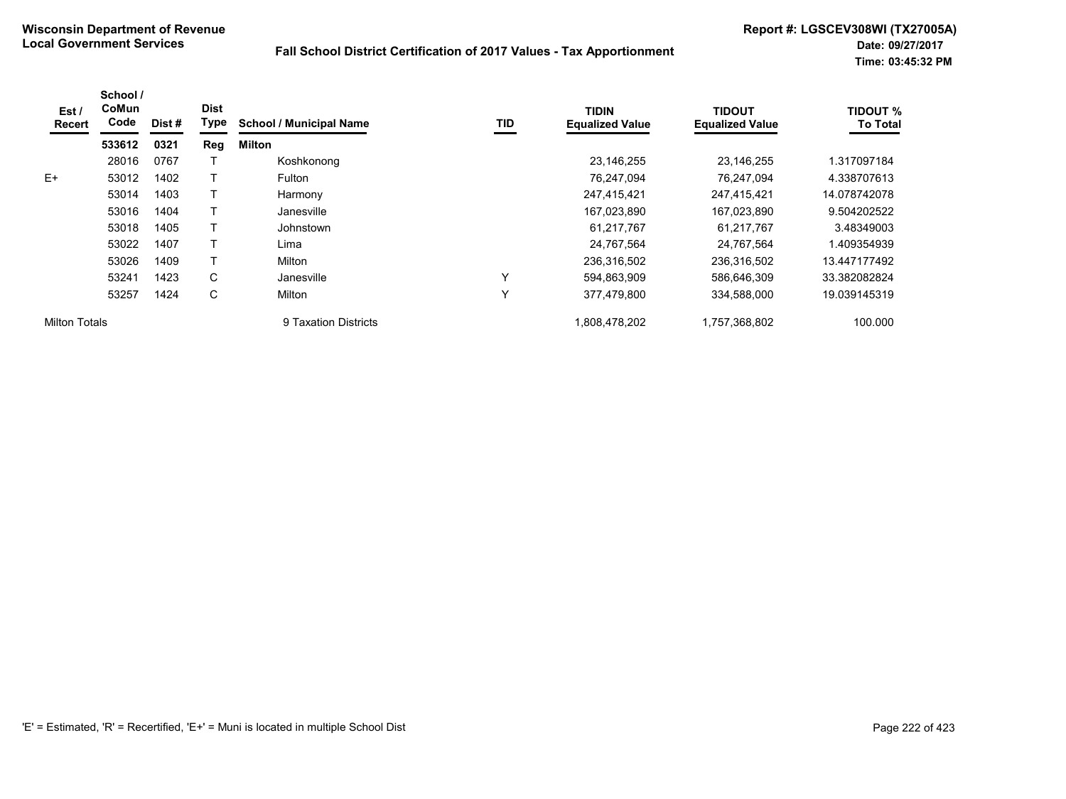**Wisconsin Department of Revenue**
**Local Government Services**

**Fall School District Certification of 2017 Values - Tax Apportionment**

**Report #: LGSCEV308WI (TX27005A)**
**Date: 09/27/2017**
**Time: 03:45:32 PM**

| Est / Recert | School / CoMun Code | Dist # | Dist Type | School / Municipal Name | TID | TIDIN Equalized Value | TIDOUT Equalized Value | TIDOUT % To Total |
|---|---|---|---|---|---|---|---|---|
| | **533612** | **0321** | **Reg** | **Milton** | | | | |
| | 28016 | 0767 | T | Koshkonong | | 23,146,255 | 23,146,255 | 1.317097184 |
| E+ | 53012 | 1402 | T | Fulton | | 76,247,094 | 76,247,094 | 4.338707613 |
| | 53014 | 1403 | T | Harmony | | 247,415,421 | 247,415,421 | 14.078742078 |
| | 53016 | 1404 | T | Janesville | | 167,023,890 | 167,023,890 | 9.504202522 |
| | 53018 | 1405 | T | Johnstown | | 61,217,767 | 61,217,767 | 3.48349003 |
| | 53022 | 1407 | T | Lima | | 24,767,564 | 24,767,564 | 1.409354939 |
| | 53026 | 1409 | T | Milton | | 236,316,502 | 236,316,502 | 13.447177492 |
| | 53241 | 1423 | C | Janesville | Y | 594,863,909 | 586,646,309 | 33.382082824 |
| | 53257 | 1424 | C | Milton | Y | 377,479,800 | 334,588,000 | 19.039145319 |
| Milton Totals | | | | 9 Taxation Districts | | 1,808,478,202 | 1,757,368,802 | 100.000 |

'E' = Estimated, 'R' = Recertified, 'E+' = Muni is located in multiple School Dist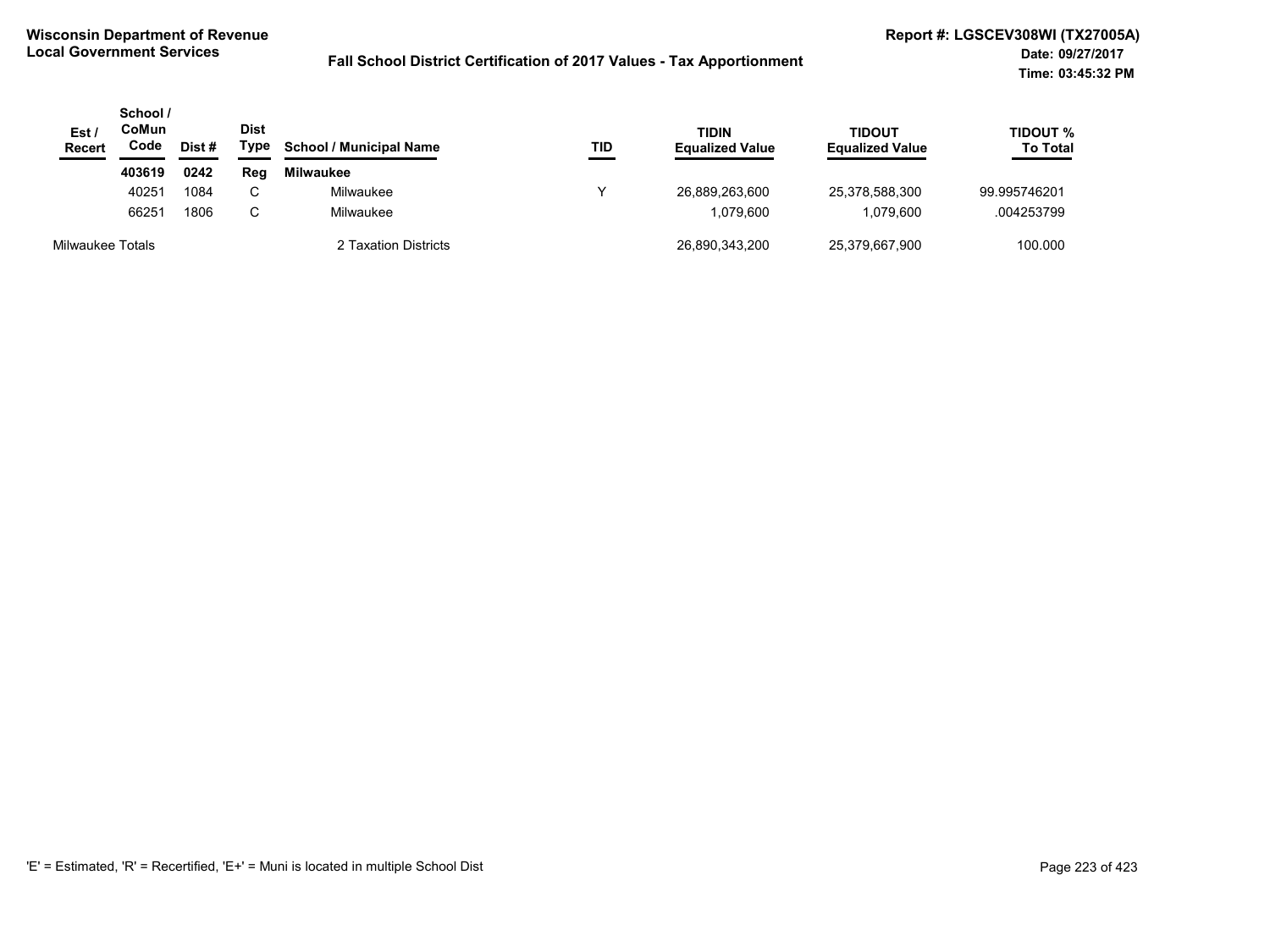**Wisconsin Department of Revenue**
**Local Government Services**

**Fall School District Certification of 2017 Values - Tax Apportionment**

**Report #: LGSCEV308WI (TX27005A)**
**Date: 09/27/2017**
**Time: 03:45:32 PM**

| Est / Recert | School / CoMun Code | Dist # | Dist Type | School / Municipal Name | TID | TIDIN Equalized Value | TIDOUT Equalized Value | TIDOUT % To Total |
|---|---|---|---|---|---|---|---|---|
| | **403619** | **0242** | **Reg** | **Milwaukee** | | | | |
| | 40251 | 1084 | C | Milwaukee | Y | 26,889,263,600 | 25,378,588,300 | 99.995746201 |
| | 66251 | 1806 | C | Milwaukee | | 1,079,600 | 1,079,600 | .004253799 |
| Milwaukee Totals | | | | 2 Taxation Districts | | 26,890,343,200 | 25,379,667,900 | 100.000 |

'E' = Estimated, 'R' = Recertified, 'E+' = Muni is located in multiple School Dist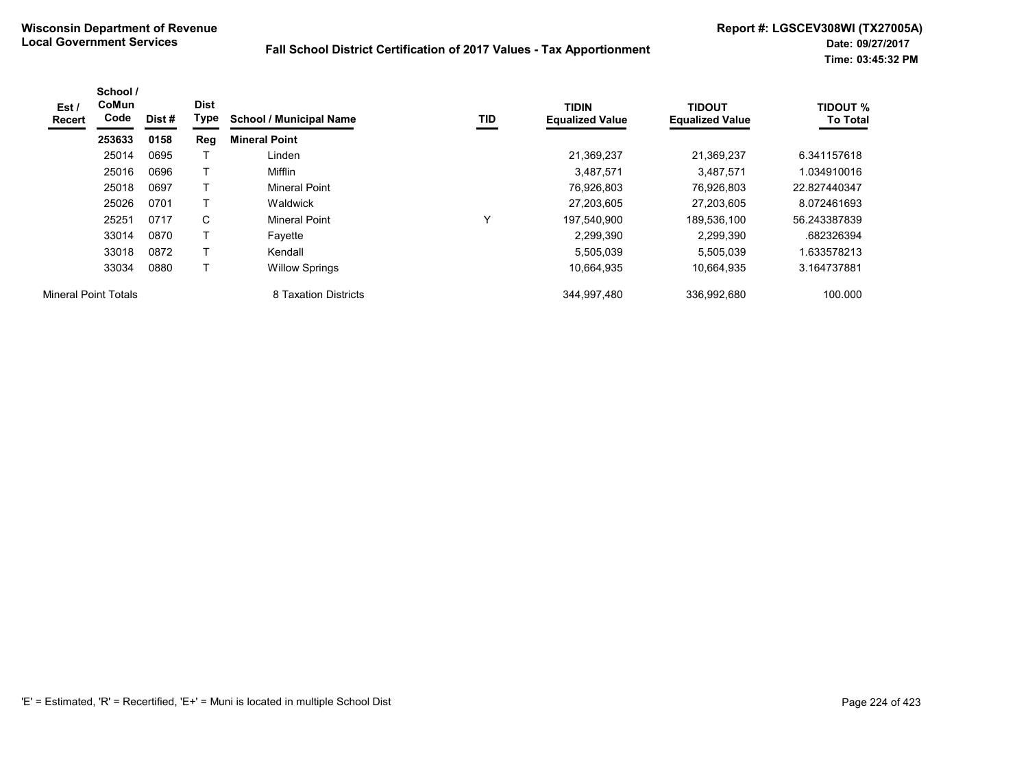**Wisconsin Department of Revenue**
**Local Government Services**

**Fall School District Certification of 2017 Values - Tax Apportionment**

**Report #: LGSCEV308WI (TX27005A)**
**Date: 09/27/2017**
**Time: 03:45:32 PM**

| Est / Recert | School / CoMun Code | Dist # | Dist Type | School / Municipal Name | TID | TIDIN Equalized Value | TIDOUT Equalized Value | TIDOUT % To Total |
|---|---|---|---|---|---|---|---|---|
| | **253633** | **0158** | **Reg** | **Mineral Point** | | | | |
| | 25014 | 0695 | T | Linden | | 21,369,237 | 21,369,237 | 6.341157618 |
| | 25016 | 0696 | T | Mifflin | | 3,487,571 | 3,487,571 | 1.034910016 |
| | 25018 | 0697 | T | Mineral Point | | 76,926,803 | 76,926,803 | 22.827440347 |
| | 25026 | 0701 | T | Waldwick | | 27,203,605 | 27,203,605 | 8.072461693 |
| | 25251 | 0717 | C | Mineral Point | Y | 197,540,900 | 189,536,100 | 56.243387839 |
| | 33014 | 0870 | T | Fayette | | 2,299,390 | 2,299,390 | .682326394 |
| | 33018 | 0872 | T | Kendall | | 5,505,039 | 5,505,039 | 1.633578213 |
| | 33034 | 0880 | T | Willow Springs | | 10,664,935 | 10,664,935 | 3.164737881 |
| Mineral Point Totals | | | | 8 Taxation Districts | | 344,997,480 | 336,992,680 | 100.000 |

'E' = Estimated, 'R' = Recertified, 'E+' = Muni is located in multiple School Dist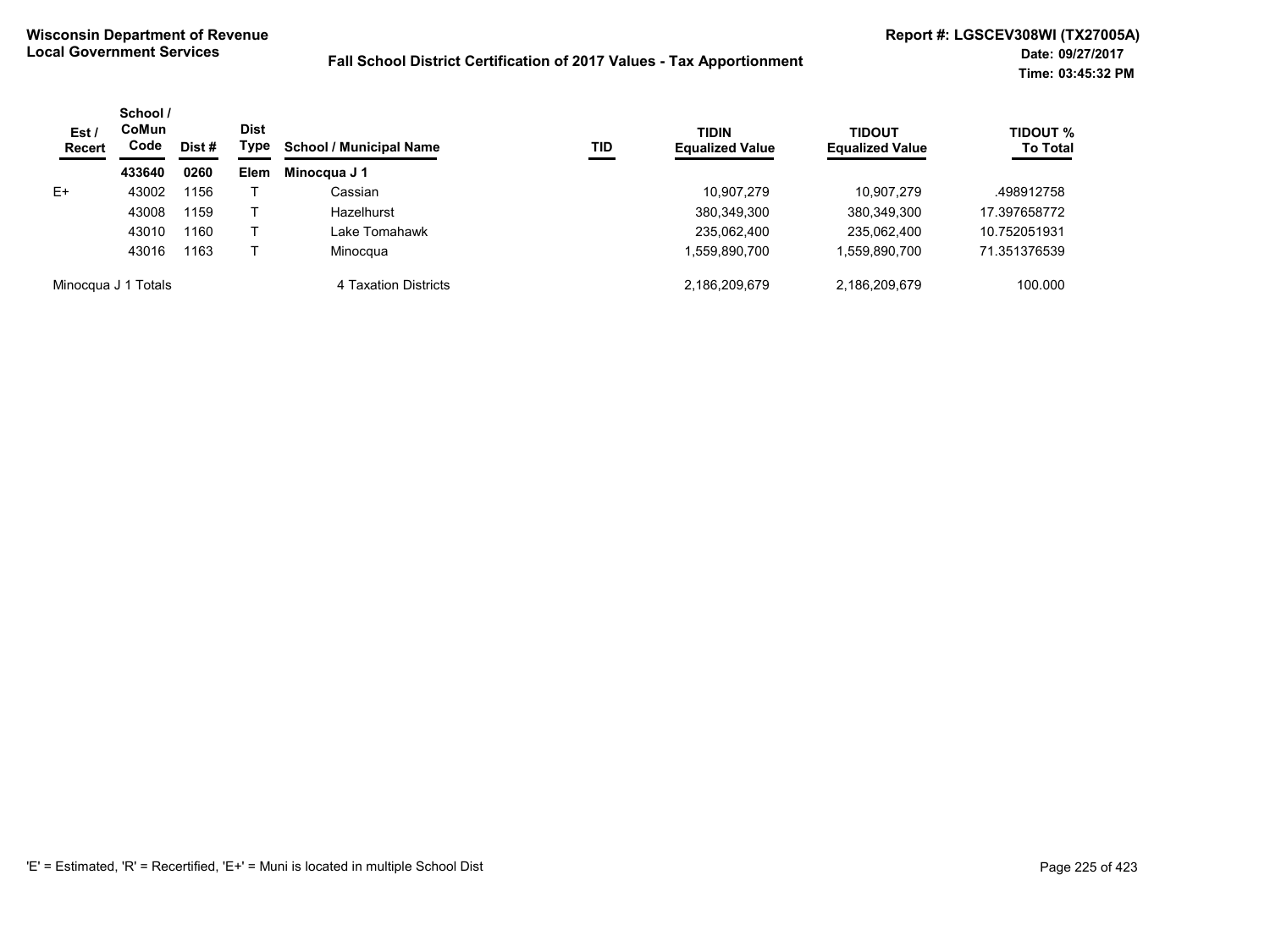**Wisconsin Department of Revenue**
**Local Government Services**

**Fall School District Certification of 2017 Values - Tax Apportionment**

**Report #: LGSCEV308WI (TX27005A)**
**Date: 09/27/2017**
**Time: 03:45:32 PM**

| Est / Recert | School / CoMun Code | Dist # | Dist Type | School / Municipal Name | TID | TIDIN Equalized Value | TIDOUT Equalized Value | TIDOUT % To Total |
|---|---|---|---|---|---|---|---|---|
| | **433640** | **0260** | **Elem** | **Minocqua J 1** | | | | |
| E+ | 43002 | 1156 | T | Cassian | | 10,907,279 | 10,907,279 | .498912758 |
| | 43008 | 1159 | T | Hazelhurst | | 380,349,300 | 380,349,300 | 17.397658772 |
| | 43010 | 1160 | T | Lake Tomahawk | | 235,062,400 | 235,062,400 | 10.752051931 |
| | 43016 | 1163 | T | Minocqua | | 1,559,890,700 | 1,559,890,700 | 71.351376539 |
| Minocqua J 1 Totals | | | | 4 Taxation Districts | | 2,186,209,679 | 2,186,209,679 | 100.000 |

'E' = Estimated, 'R' = Recertified, 'E+' = Muni is located in multiple School Dist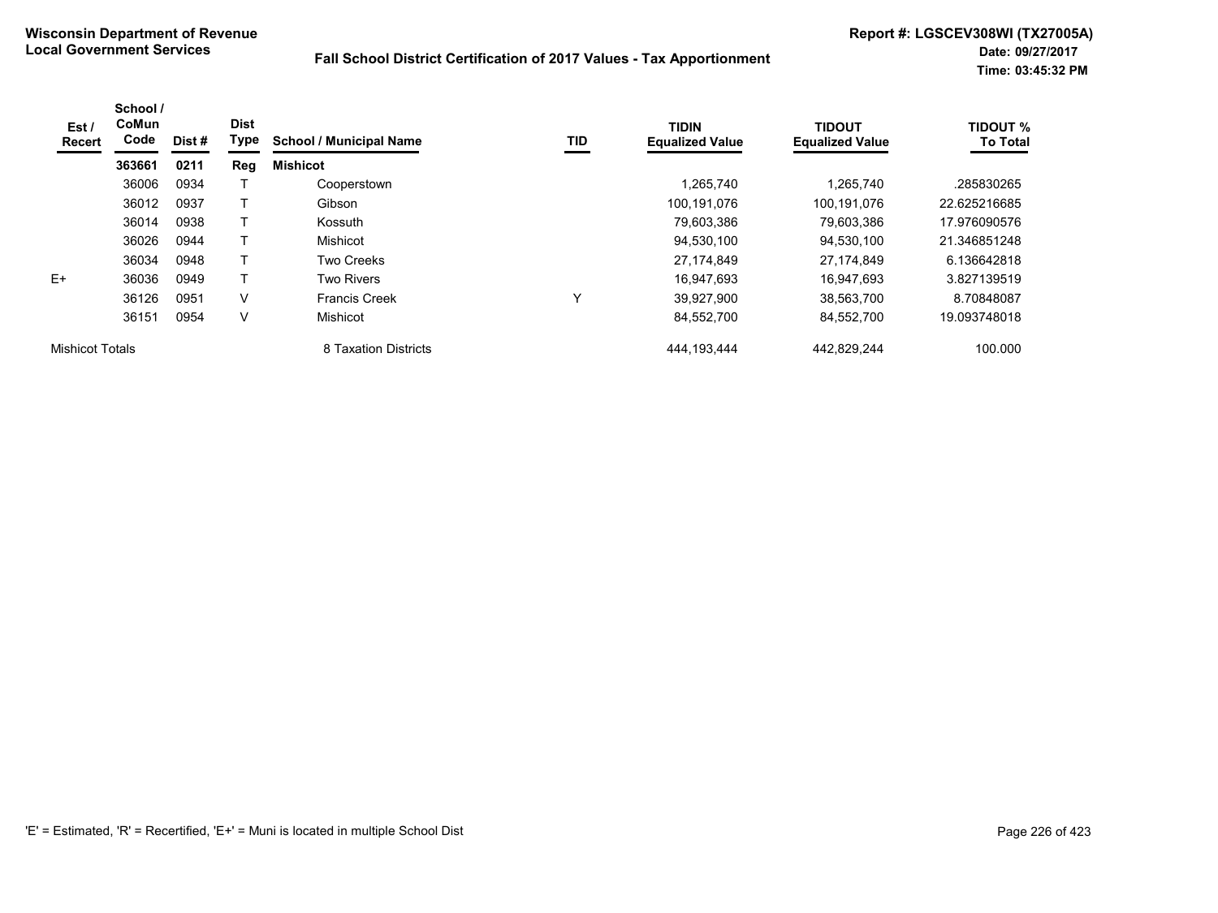**Wisconsin Department of Revenue**
**Local Government Services**

**Fall School District Certification of 2017 Values - Tax Apportionment**

**Report #: LGSCEV308WI (TX27005A)**
**Date: 09/27/2017**
**Time: 03:45:32 PM**

| Est / Recert | School / CoMun Code | Dist # | Dist Type | School / Municipal Name | TID | TIDIN Equalized Value | TIDOUT Equalized Value | TIDOUT % To Total |
|---|---|---|---|---|---|---|---|---|
| | **363661** | **0211** | **Reg** | **Mishicot** | | | | |
| | 36006 | 0934 | T | Cooperstown | | 1,265,740 | 1,265,740 | .285830265 |
| | 36012 | 0937 | T | Gibson | | 100,191,076 | 100,191,076 | 22.625216685 |
| | 36014 | 0938 | T | Kossuth | | 79,603,386 | 79,603,386 | 17.976090576 |
| | 36026 | 0944 | T | Mishicot | | 94,530,100 | 94,530,100 | 21.346851248 |
| | 36034 | 0948 | T | Two Creeks | | 27,174,849 | 27,174,849 | 6.136642818 |
| E+ | 36036 | 0949 | T | Two Rivers | | 16,947,693 | 16,947,693 | 3.827139519 |
| | 36126 | 0951 | V | Francis Creek | Y | 39,927,900 | 38,563,700 | 8.70848087 |
| | 36151 | 0954 | V | Mishicot | | 84,552,700 | 84,552,700 | 19.093748018 |
| Mishicot Totals | | | | 8 Taxation Districts | | 444,193,444 | 442,829,244 | 100.000 |

'E' = Estimated, 'R' = Recertified, 'E+' = Muni is located in multiple School Dist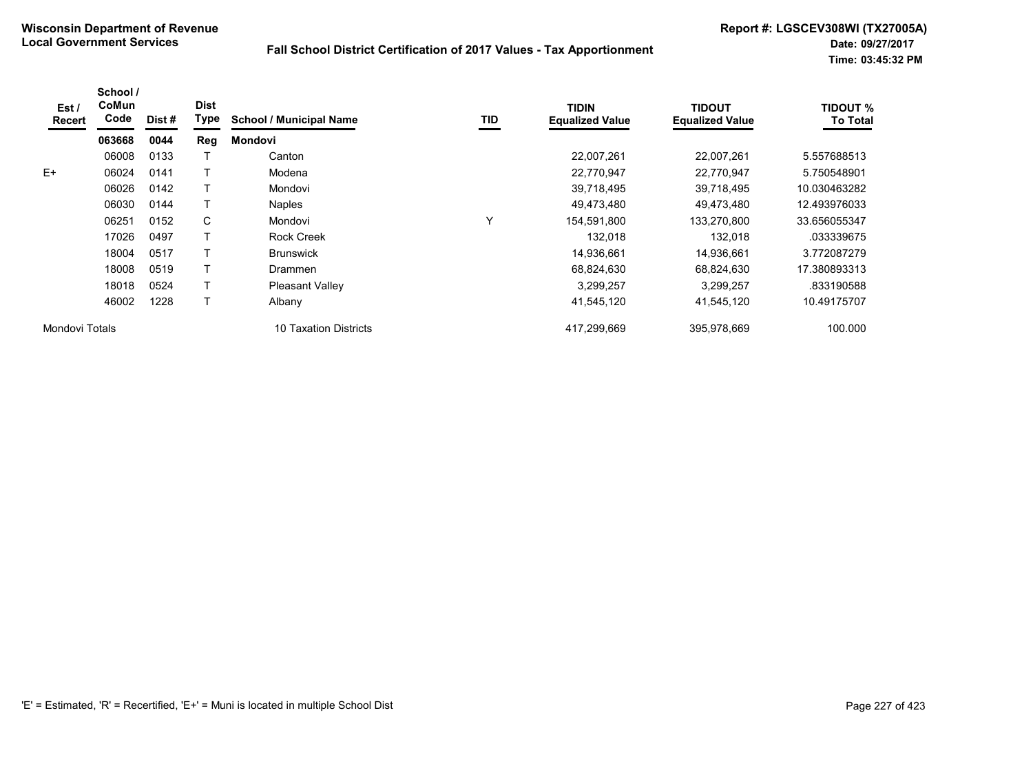**Wisconsin Department of Revenue**
**Local Government Services**

**Fall School District Certification of 2017 Values - Tax Apportionment**

**Report #: LGSCEV308WI (TX27005A)**
**Date: 09/27/2017**
**Time: 03:45:32 PM**

| Est / Recert | School / CoMun Code | Dist # | Dist Type | School / Municipal Name | TID | TIDIN Equalized Value | TIDOUT Equalized Value | TIDOUT % To Total |
|---|---|---|---|---|---|---|---|---|
| | **063668** | **0044** | **Reg** | **Mondovi** | | | | |
| | 06008 | 0133 | T | Canton | | 22,007,261 | 22,007,261 | 5.557688513 |
| E+ | 06024 | 0141 | T | Modena | | 22,770,947 | 22,770,947 | 5.750548901 |
| | 06026 | 0142 | T | Mondovi | | 39,718,495 | 39,718,495 | 10.030463282 |
| | 06030 | 0144 | T | Naples | | 49,473,480 | 49,473,480 | 12.493976033 |
| | 06251 | 0152 | C | Mondovi | Y | 154,591,800 | 133,270,800 | 33.656055347 |
| | 17026 | 0497 | T | Rock Creek | | 132,018 | 132,018 | .033339675 |
| | 18004 | 0517 | T | Brunswick | | 14,936,661 | 14,936,661 | 3.772087279 |
| | 18008 | 0519 | T | Drammen | | 68,824,630 | 68,824,630 | 17.380893313 |
| | 18018 | 0524 | T | Pleasant Valley | | 3,299,257 | 3,299,257 | .833190588 |
| | 46002 | 1228 | T | Albany | | 41,545,120 | 41,545,120 | 10.49175707 |
| Mondovi Totals | | | | 10 Taxation Districts | | 417,299,669 | 395,978,669 | 100.000 |

'E' = Estimated, 'R' = Recertified, 'E+' = Muni is located in multiple School Dist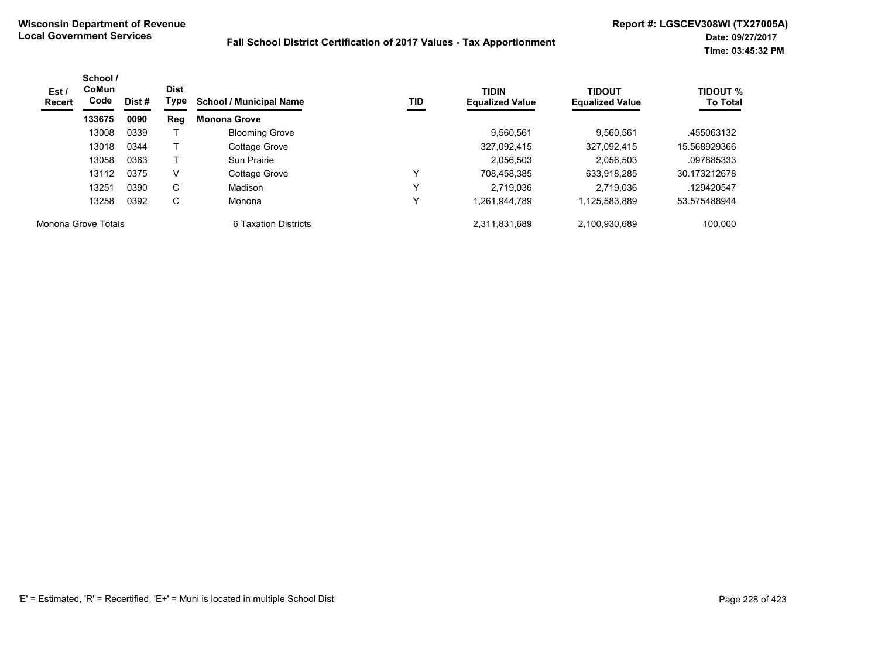**Wisconsin Department of Revenue**
**Local Government Services**

**Fall School District Certification of 2017 Values - Tax Apportionment**

**Report #: LGSCEV308WI (TX27005A)**
**Date: 09/27/2017**
**Time: 03:45:32 PM**

| Est / Recert | School / CoMun Code | Dist # | Dist Type | School / Municipal Name | TID | TIDIN Equalized Value | TIDOUT Equalized Value | TIDOUT % To Total |
|---|---|---|---|---|---|---|---|---|
| | **133675** | **0090** | **Reg** | **Monona Grove** | | | | |
| | 13008 | 0339 | T | Blooming Grove | | 9,560,561 | 9,560,561 | .455063132 |
| | 13018 | 0344 | T | Cottage Grove | | 327,092,415 | 327,092,415 | 15.568929366 |
| | 13058 | 0363 | T | Sun Prairie | | 2,056,503 | 2,056,503 | .097885333 |
| | 13112 | 0375 | V | Cottage Grove | Y | 708,458,385 | 633,918,285 | 30.173212678 |
| | 13251 | 0390 | C | Madison | Y | 2,719,036 | 2,719,036 | .129420547 |
| | 13258 | 0392 | C | Monona | Y | 1,261,944,789 | 1,125,583,889 | 53.575488944 |
| Monona Grove Totals | | | | 6 Taxation Districts | | 2,311,831,689 | 2,100,930,689 | 100.000 |

'E' = Estimated, 'R' = Recertified, 'E+' = Muni is located in multiple School Dist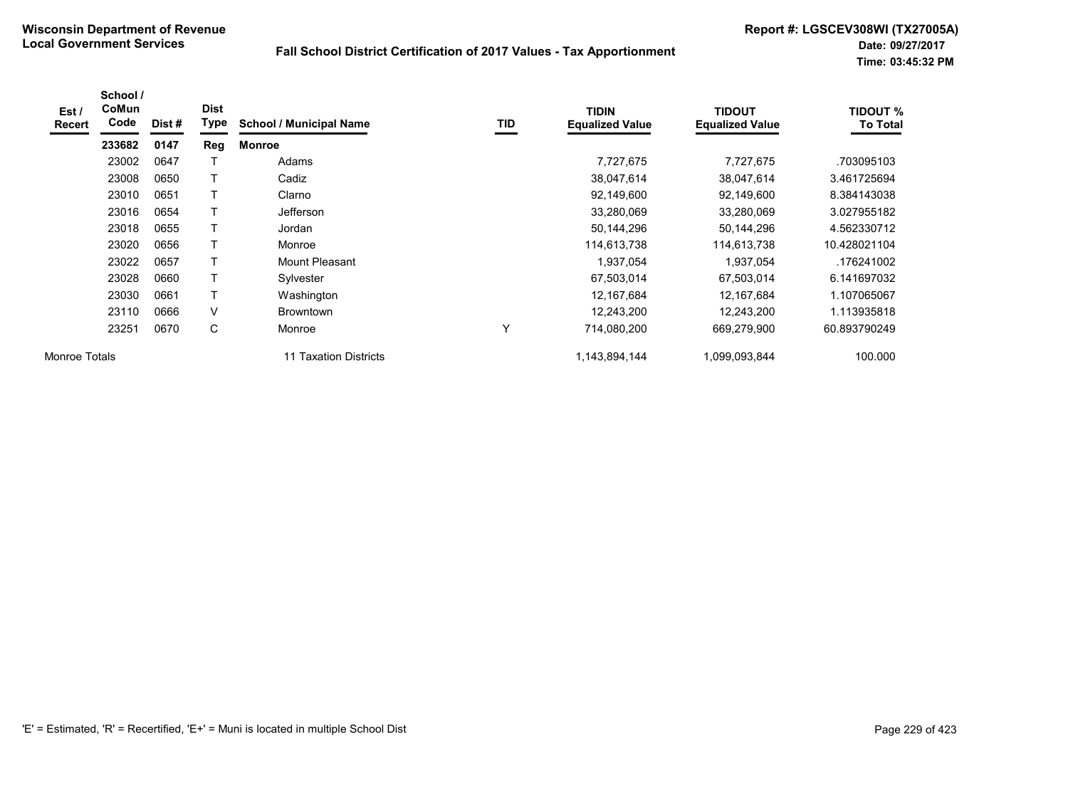**Wisconsin Department of Revenue**
**Local Government Services**

**Fall School District Certification of 2017 Values - Tax Apportionment**

**Report #: LGSCEV308WI (TX27005A)**
**Date: 09/27/2017**
**Time: 03:45:32 PM**

| Est / Recert | School / CoMun Code | Dist # | Dist Type | School / Municipal Name | TID | TIDIN Equalized Value | TIDOUT Equalized Value | TIDOUT % To Total |
|---|---|---|---|---|---|---|---|---|
| | **233682** | **0147** | **Reg** | **Monroe** | | | | |
| | 23002 | 0647 | T | Adams | | 7,727,675 | 7,727,675 | .703095103 |
| | 23008 | 0650 | T | Cadiz | | 38,047,614 | 38,047,614 | 3.461725694 |
| | 23010 | 0651 | T | Clarno | | 92,149,600 | 92,149,600 | 8.384143038 |
| | 23016 | 0654 | T | Jefferson | | 33,280,069 | 33,280,069 | 3.027955182 |
| | 23018 | 0655 | T | Jordan | | 50,144,296 | 50,144,296 | 4.562330712 |
| | 23020 | 0656 | T | Monroe | | 114,613,738 | 114,613,738 | 10.428021104 |
| | 23022 | 0657 | T | Mount Pleasant | | 1,937,054 | 1,937,054 | .176241002 |
| | 23028 | 0660 | T | Sylvester | | 67,503,014 | 67,503,014 | 6.141697032 |
| | 23030 | 0661 | T | Washington | | 12,167,684 | 12,167,684 | 1.107065067 |
| | 23110 | 0666 | V | Browntown | | 12,243,200 | 12,243,200 | 1.113935818 |
| | 23251 | 0670 | C | Monroe | Y | 714,080,200 | 669,279,900 | 60.893790249 |
| Monroe Totals | | | | 11 Taxation Districts | | 1,143,894,144 | 1,099,093,844 | 100.000 |

'E' = Estimated, 'R' = Recertified, 'E+' = Muni is located in multiple School Dist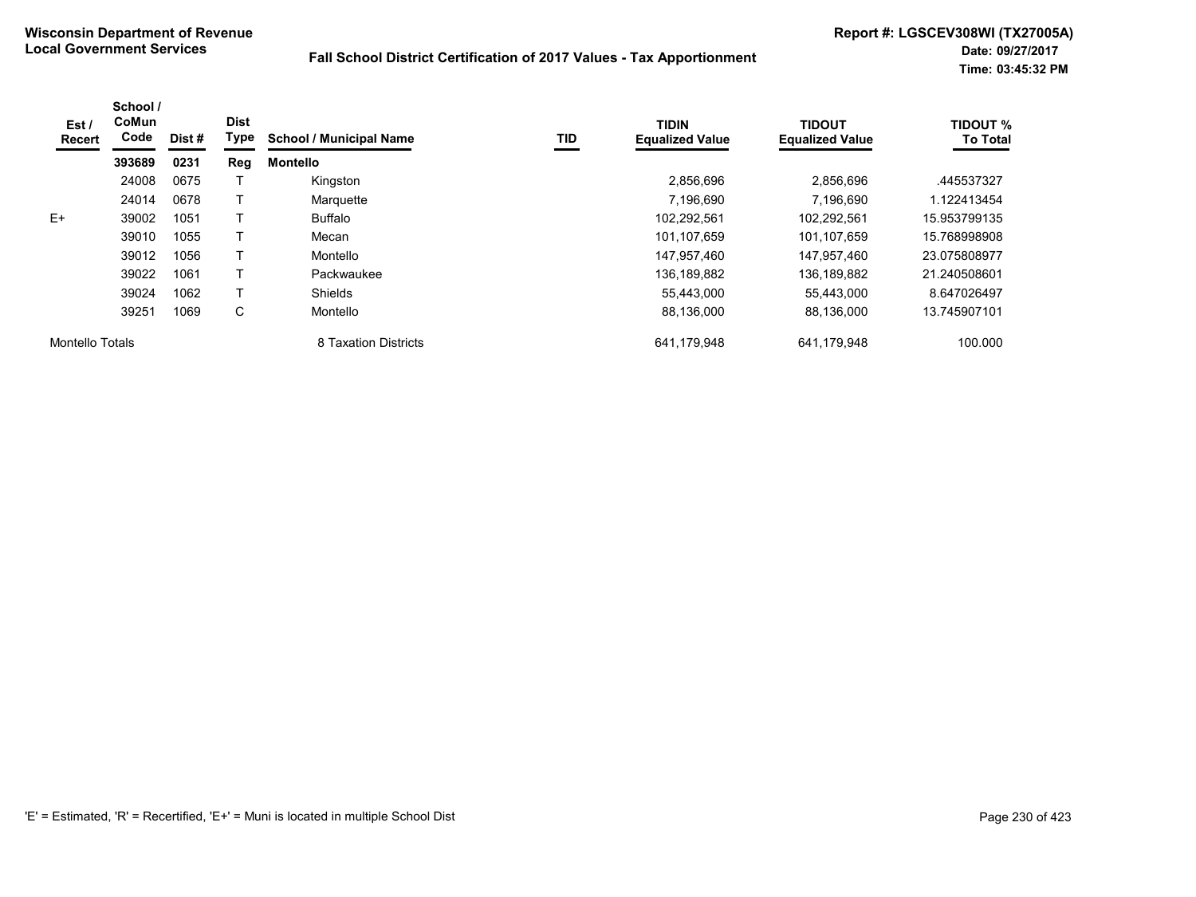**Wisconsin Department of Revenue**
**Local Government Services**

**Fall School District Certification of 2017 Values - Tax Apportionment**

**Report #: LGSCEV308WI (TX27005A)**
**Date: 09/27/2017**
**Time: 03:45:32 PM**

| Est / Recert | School / CoMun Code | Dist # | Dist Type | School / Municipal Name | TID | TIDIN Equalized Value | TIDOUT Equalized Value | TIDOUT % To Total |
|---|---|---|---|---|---|---|---|---|
| | **393689** | **0231** | **Reg** | **Montello** | | | | |
| | 24008 | 0675 | T | Kingston | | 2,856,696 | 2,856,696 | .445537327 |
| | 24014 | 0678 | T | Marquette | | 7,196,690 | 7,196,690 | 1.122413454 |
| E+ | 39002 | 1051 | T | Buffalo | | 102,292,561 | 102,292,561 | 15.953799135 |
| | 39010 | 1055 | T | Mecan | | 101,107,659 | 101,107,659 | 15.768998908 |
| | 39012 | 1056 | T | Montello | | 147,957,460 | 147,957,460 | 23.075808977 |
| | 39022 | 1061 | T | Packwaukee | | 136,189,882 | 136,189,882 | 21.240508601 |
| | 39024 | 1062 | T | Shields | | 55,443,000 | 55,443,000 | 8.647026497 |
| | 39251 | 1069 | C | Montello | | 88,136,000 | 88,136,000 | 13.745907101 |
| Montello Totals | | | | 8 Taxation Districts | | 641,179,948 | 641,179,948 | 100.000 |

'E' = Estimated, 'R' = Recertified, 'E+' = Muni is located in multiple School Dist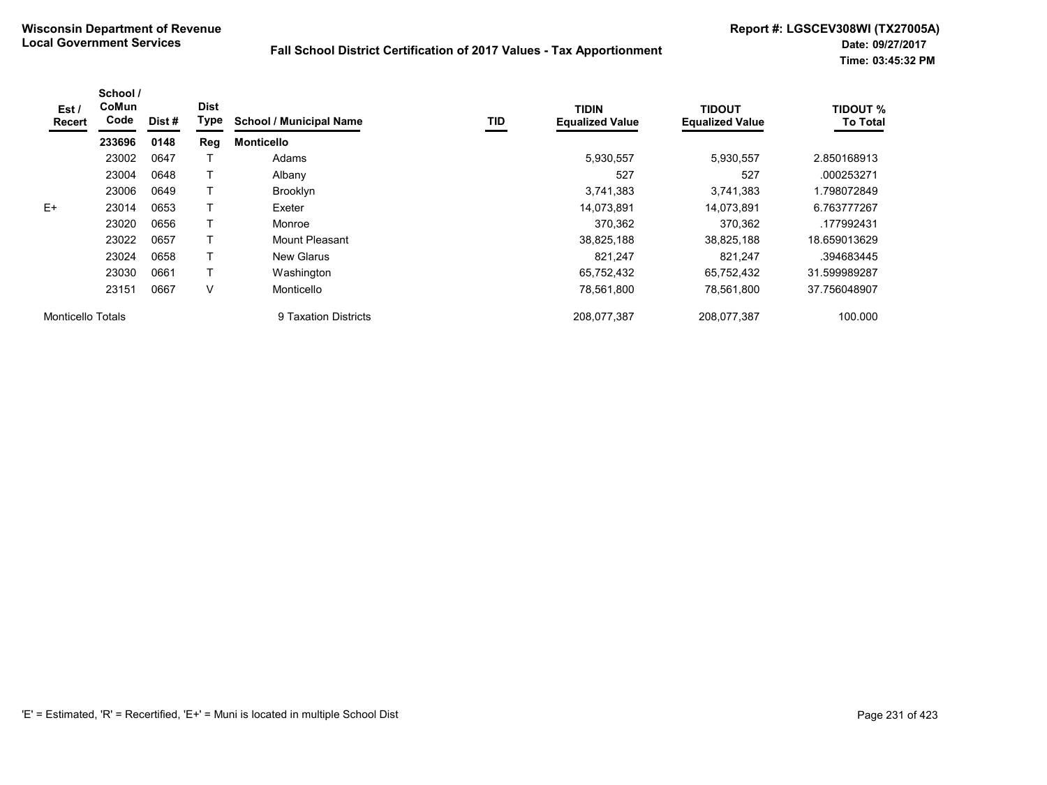**Wisconsin Department of Revenue**
**Local Government Services**

**Fall School District Certification of 2017 Values - Tax Apportionment**

**Report #: LGSCEV308WI (TX27005A)**
**Date: 09/27/2017**
**Time: 03:45:32 PM**

| Est / Recert | School / CoMun Code | Dist # | Dist Type | School / Municipal Name | TID | TIDIN Equalized Value | TIDOUT Equalized Value | TIDOUT % To Total |
|---|---|---|---|---|---|---|---|---|
| | **233696** | **0148** | **Reg** | **Monticello** | | | | |
| | 23002 | 0647 | T | Adams | | 5,930,557 | 5,930,557 | 2.850168913 |
| | 23004 | 0648 | T | Albany | | 527 | 527 | .000253271 |
| | 23006 | 0649 | T | Brooklyn | | 3,741,383 | 3,741,383 | 1.798072849 |
| E+ | 23014 | 0653 | T | Exeter | | 14,073,891 | 14,073,891 | 6.763777267 |
| | 23020 | 0656 | T | Monroe | | 370,362 | 370,362 | .177992431 |
| | 23022 | 0657 | T | Mount Pleasant | | 38,825,188 | 38,825,188 | 18.659013629 |
| | 23024 | 0658 | T | New Glarus | | 821,247 | 821,247 | .394683445 |
| | 23030 | 0661 | T | Washington | | 65,752,432 | 65,752,432 | 31.599989287 |
| | 23151 | 0667 | V | Monticello | | 78,561,800 | 78,561,800 | 37.756048907 |
| Monticello Totals | | | | 9 Taxation Districts | | 208,077,387 | 208,077,387 | 100.000 |

'E' = Estimated, 'R' = Recertified, 'E+' = Muni is located in multiple School Dist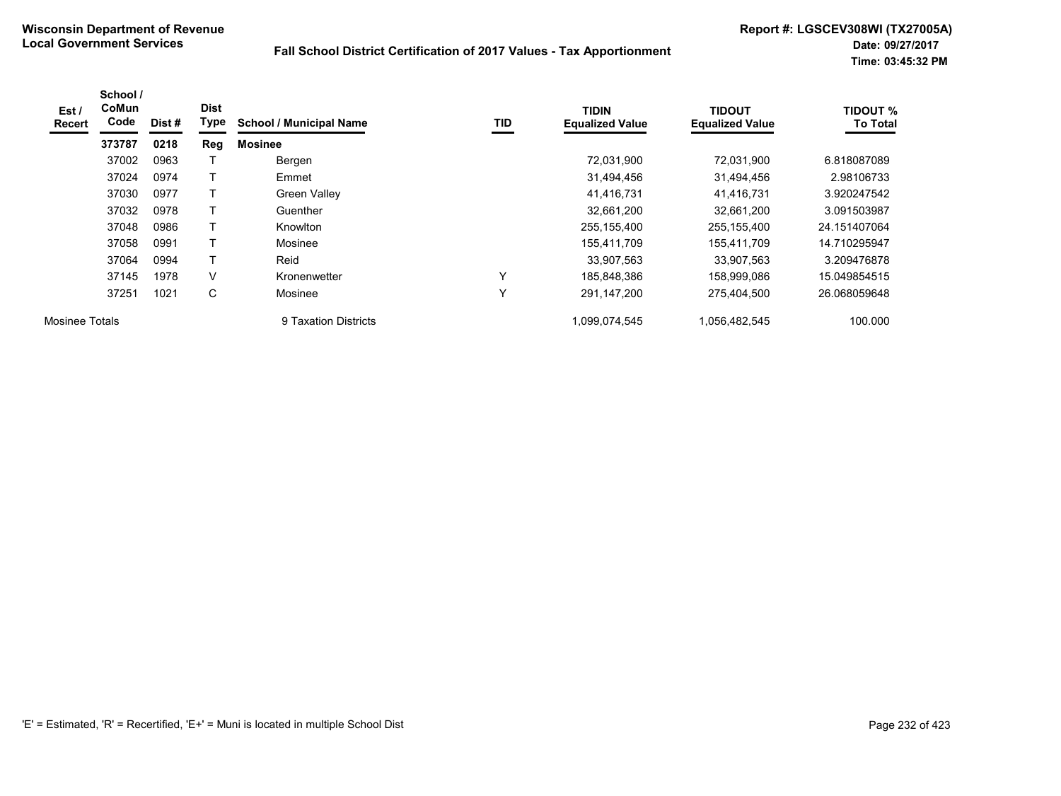**Wisconsin Department of Revenue**
**Local Government Services**

**Fall School District Certification of 2017 Values - Tax Apportionment**

**Report #: LGSCEV308WI (TX27005A)**
**Date: 09/27/2017**
**Time: 03:45:32 PM**

| Est / Recert | School / CoMun Code | Dist # | Dist Type | School / Municipal Name | TID | TIDIN Equalized Value | TIDOUT Equalized Value | TIDOUT % To Total |
|---|---|---|---|---|---|---|---|---|
| | **373787** | **0218** | **Reg** | **Mosinee** | | | | |
| | 37002 | 0963 | T | Bergen | | 72,031,900 | 72,031,900 | 6.818087089 |
| | 37024 | 0974 | T | Emmet | | 31,494,456 | 31,494,456 | 2.98106733 |
| | 37030 | 0977 | T | Green Valley | | 41,416,731 | 41,416,731 | 3.920247542 |
| | 37032 | 0978 | T | Guenther | | 32,661,200 | 32,661,200 | 3.091503987 |
| | 37048 | 0986 | T | Knowlton | | 255,155,400 | 255,155,400 | 24.151407064 |
| | 37058 | 0991 | T | Mosinee | | 155,411,709 | 155,411,709 | 14.710295947 |
| | 37064 | 0994 | T | Reid | | 33,907,563 | 33,907,563 | 3.209476878 |
| | 37145 | 1978 | V | Kronenwetter | Y | 185,848,386 | 158,999,086 | 15.049854515 |
| | 37251 | 1021 | C | Mosinee | Y | 291,147,200 | 275,404,500 | 26.068059648 |
| Mosinee Totals | | | | 9 Taxation Districts | | 1,099,074,545 | 1,056,482,545 | 100.000 |

'E' = Estimated, 'R' = Recertified, 'E+' = Muni is located in multiple School Dist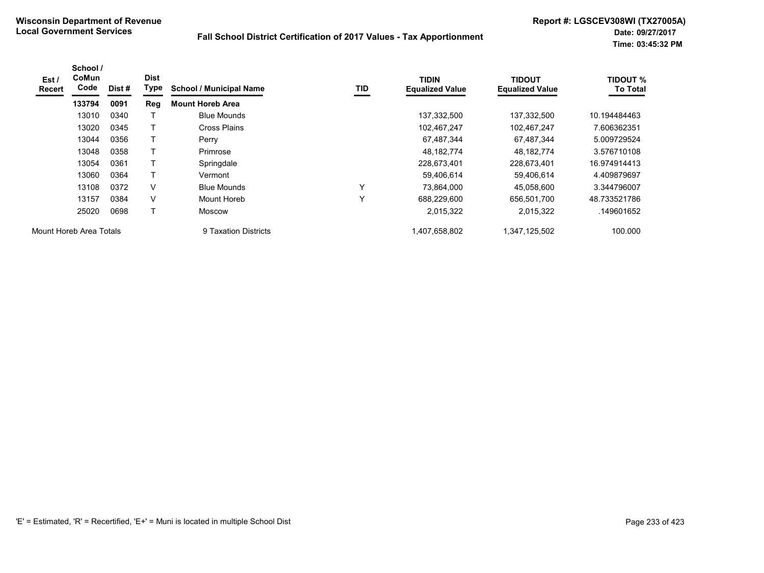**Wisconsin Department of Revenue**
**Local Government Services**

## Fall School District Certification of 2017 Values - Tax Apportionment

**Report #: LGSCEV308WI (TX27005A)**
**Date: 09/27/2017**
**Time: 03:45:32 PM**

| Est / Recert | School / CoMun Code | Dist # | Dist Type | School / Municipal Name | TID | TIDIN Equalized Value | TIDOUT Equalized Value | TIDOUT % To Total |
|---|---|---|---|---|---|---|---|---|
| | **133794** | **0091** | **Reg** | **Mount Horeb Area** | | | | |
| | 13010 | 0340 | T | Blue Mounds | | 137,332,500 | 137,332,500 | 10.194484463 |
| | 13020 | 0345 | T | Cross Plains | | 102,467,247 | 102,467,247 | 7.606362351 |
| | 13044 | 0356 | T | Perry | | 67,487,344 | 67,487,344 | 5.009729524 |
| | 13048 | 0358 | T | Primrose | | 48,182,774 | 48,182,774 | 3.576710108 |
| | 13054 | 0361 | T | Springdale | | 228,673,401 | 228,673,401 | 16.974914413 |
| | 13060 | 0364 | T | Vermont | | 59,406,614 | 59,406,614 | 4.409879697 |
| | 13108 | 0372 | V | Blue Mounds | Y | 73,864,000 | 45,058,600 | 3.344796007 |
| | 13157 | 0384 | V | Mount Horeb | Y | 688,229,600 | 656,501,700 | 48.733521786 |
| | 25020 | 0698 | T | Moscow | | 2,015,322 | 2,015,322 | .149601652 |
| Mount Horeb Area Totals | | | | 9 Taxation Districts | | 1,407,658,802 | 1,347,125,502 | 100.000 |

'E' = Estimated, 'R' = Recertified, 'E+' = Muni is located in multiple School Dist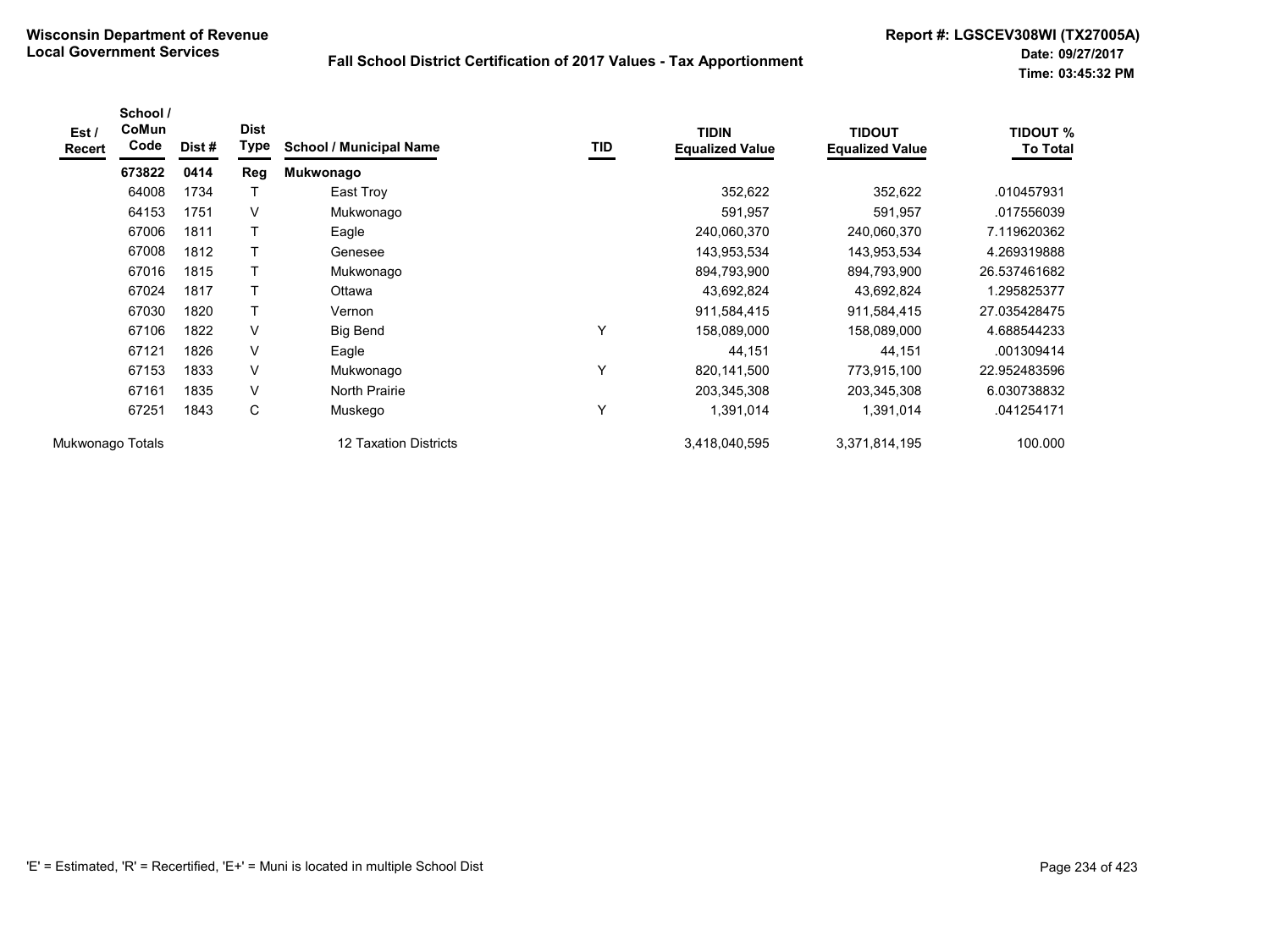**Wisconsin Department of Revenue**
**Local Government Services**

**Fall School District Certification of 2017 Values - Tax Apportionment**

**Report #: LGSCEV308WI (TX27005A)**
**Date: 09/27/2017**
**Time: 03:45:32 PM**

| Est / Recert | School / CoMun Code | Dist # | Dist Type | School / Municipal Name | TID | TIDIN Equalized Value | TIDOUT Equalized Value | TIDOUT % To Total |
|---|---|---|---|---|---|---|---|---|
| | **673822** | **0414** | **Reg** | **Mukwonago** | | | | |
| | 64008 | 1734 | T | East Troy | | 352,622 | 352,622 | .010457931 |
| | 64153 | 1751 | V | Mukwonago | | 591,957 | 591,957 | .017556039 |
| | 67006 | 1811 | T | Eagle | | 240,060,370 | 240,060,370 | 7.119620362 |
| | 67008 | 1812 | T | Genesee | | 143,953,534 | 143,953,534 | 4.269319888 |
| | 67016 | 1815 | T | Mukwonago | | 894,793,900 | 894,793,900 | 26.537461682 |
| | 67024 | 1817 | T | Ottawa | | 43,692,824 | 43,692,824 | 1.295825377 |
| | 67030 | 1820 | T | Vernon | | 911,584,415 | 911,584,415 | 27.035428475 |
| | 67106 | 1822 | V | Big Bend | Y | 158,089,000 | 158,089,000 | 4.688544233 |
| | 67121 | 1826 | V | Eagle | | 44,151 | 44,151 | .001309414 |
| | 67153 | 1833 | V | Mukwonago | Y | 820,141,500 | 773,915,100 | 22.952483596 |
| | 67161 | 1835 | V | North Prairie | | 203,345,308 | 203,345,308 | 6.030738832 |
| | 67251 | 1843 | C | Muskego | Y | 1,391,014 | 1,391,014 | .041254171 |
| Mukwonago Totals | | | | 12 Taxation Districts | | 3,418,040,595 | 3,371,814,195 | 100.000 |

'E' = Estimated, 'R' = Recertified, 'E+' = Muni is located in multiple School Dist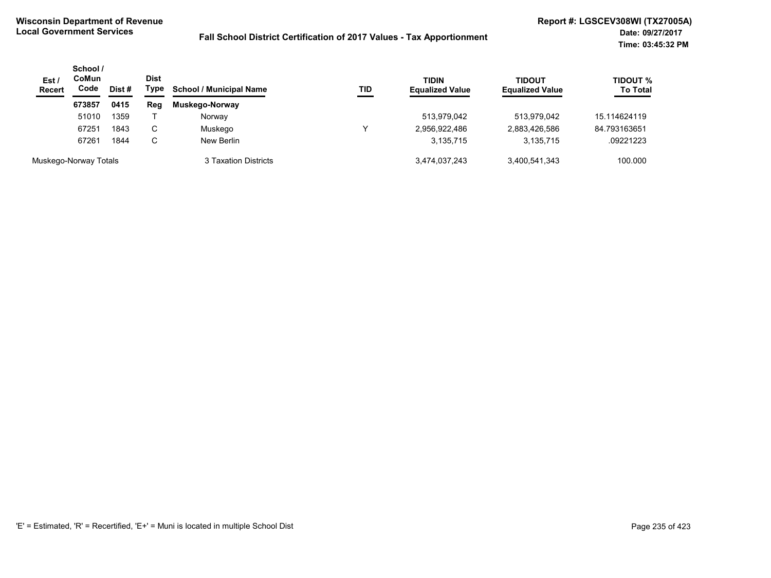**Wisconsin Department of Revenue**
**Local Government Services**

**Fall School District Certification of 2017 Values - Tax Apportionment**

**Report #: LGSCEV308WI (TX27005A)**
**Date: 09/27/2017**
**Time: 03:45:32 PM**

| Est / Recert | School / CoMun Code | Dist # | Dist Type | School / Municipal Name | TID | TIDIN Equalized Value | TIDOUT Equalized Value | TIDOUT % To Total |
|---|---|---|---|---|---|---|---|---|
| | **673857** | **0415** | **Reg** | **Muskego-Norway** | | | | |
| | 51010 | 1359 | T | Norway | | 513,979,042 | 513,979,042 | 15.114624119 |
| | 67251 | 1843 | C | Muskego | Y | 2,956,922,486 | 2,883,426,586 | 84.793163651 |
| | 67261 | 1844 | C | New Berlin | | 3,135,715 | 3,135,715 | .09221223 |
| Muskego-Norway Totals | | | | 3 Taxation Districts | | 3,474,037,243 | 3,400,541,343 | 100.000 |

'E' = Estimated, 'R' = Recertified, 'E+' = Muni is located in multiple School Dist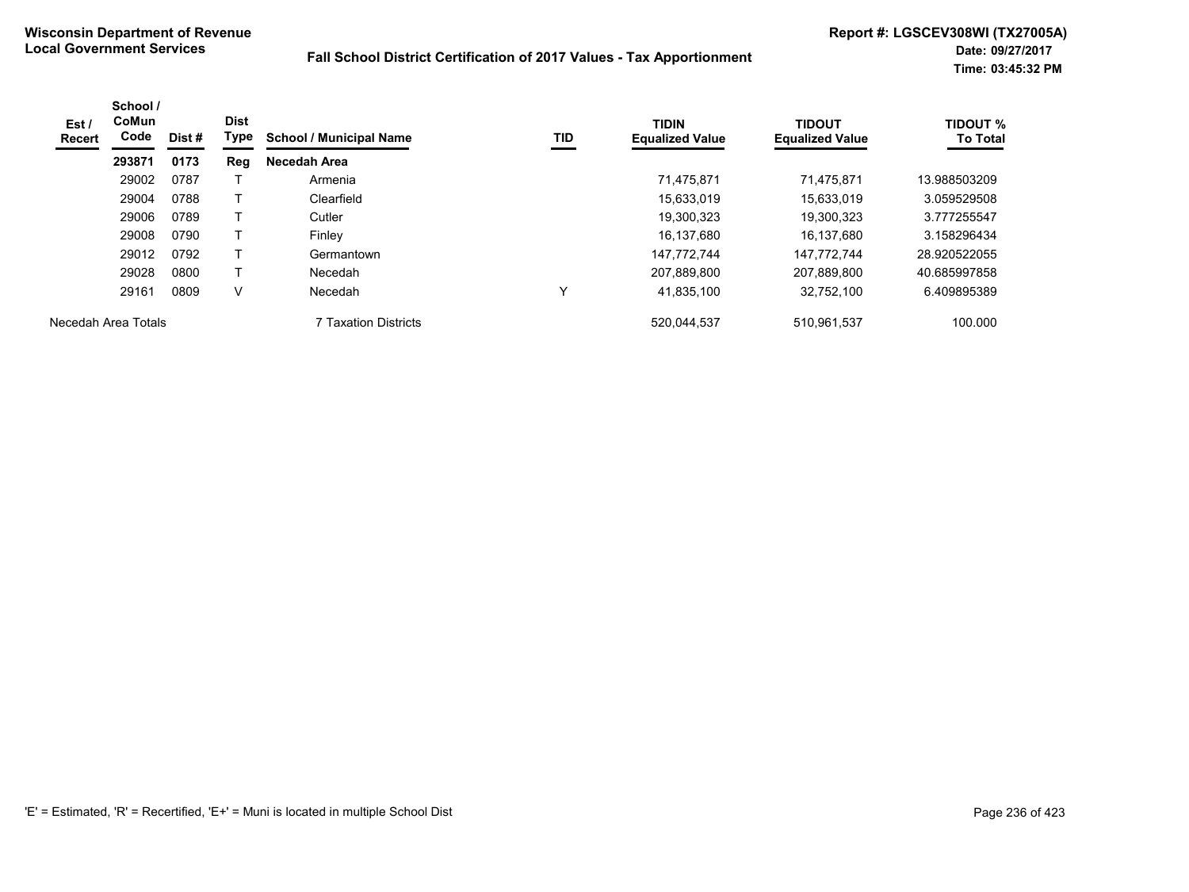**Wisconsin Department of Revenue**
**Local Government Services**

**Fall School District Certification of 2017 Values - Tax Apportionment**

**Report #: LGSCEV308WI (TX27005A)**
**Date: 09/27/2017**
**Time: 03:45:32 PM**

| Est / Recert | School / CoMun Code | Dist # | Dist Type | School / Municipal Name | TID | TIDIN Equalized Value | TIDOUT Equalized Value | TIDOUT % To Total |
|---|---|---|---|---|---|---|---|---|
| | **293871** | **0173** | **Reg** | **Necedah Area** | | | | |
| | 29002 | 0787 | T | Armenia | | 71,475,871 | 71,475,871 | 13.988503209 |
| | 29004 | 0788 | T | Clearfield | | 15,633,019 | 15,633,019 | 3.059529508 |
| | 29006 | 0789 | T | Cutler | | 19,300,323 | 19,300,323 | 3.777255547 |
| | 29008 | 0790 | T | Finley | | 16,137,680 | 16,137,680 | 3.158296434 |
| | 29012 | 0792 | T | Germantown | | 147,772,744 | 147,772,744 | 28.920522055 |
| | 29028 | 0800 | T | Necedah | | 207,889,800 | 207,889,800 | 40.685997858 |
| | 29161 | 0809 | V | Necedah | Y | 41,835,100 | 32,752,100 | 6.409895389 |
| Necedah Area Totals | | | | 7 Taxation Districts | | 520,044,537 | 510,961,537 | 100.000 |

'E' = Estimated, 'R' = Recertified, 'E+' = Muni is located in multiple School Dist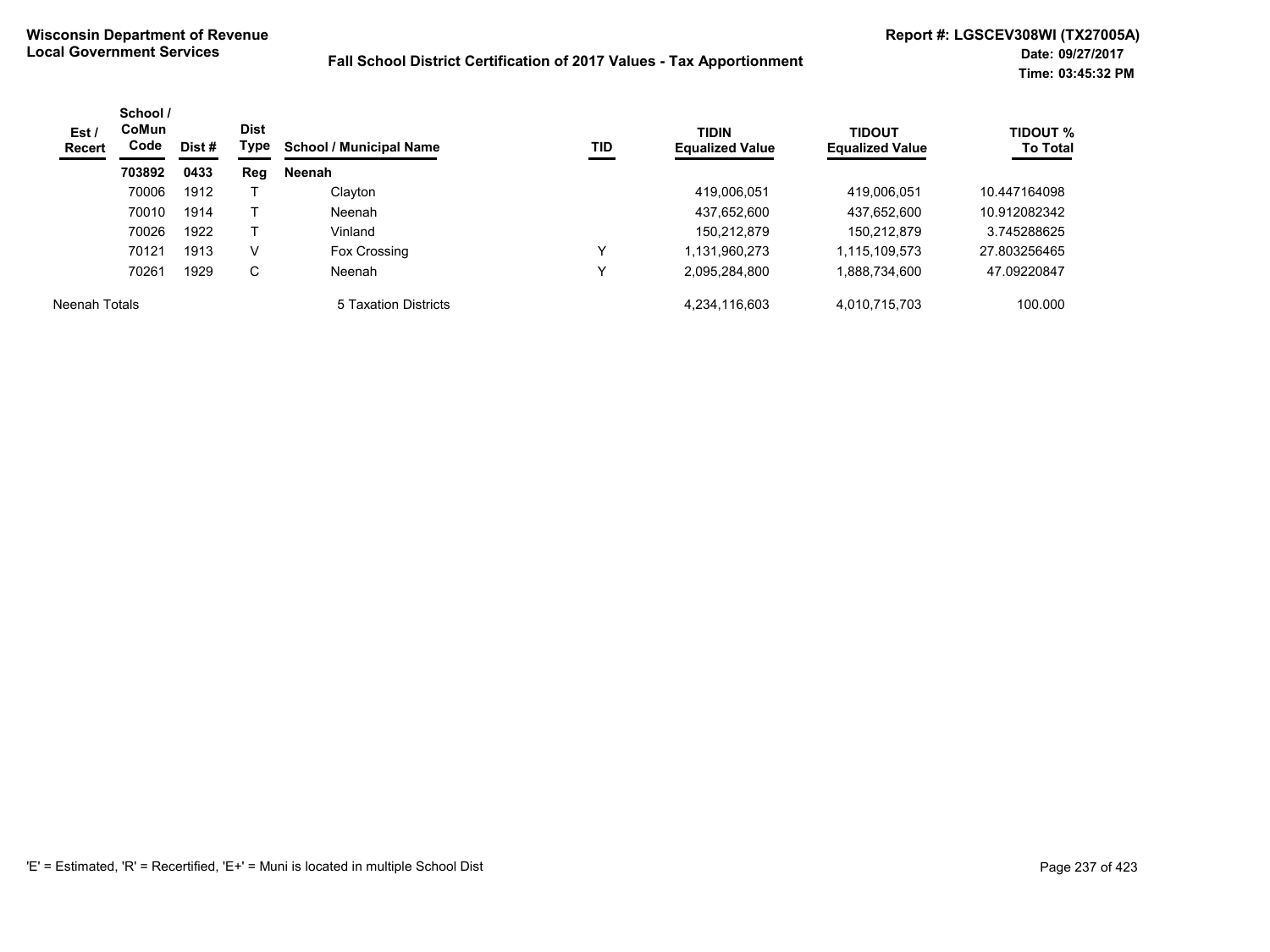**Wisconsin Department of Revenue**
**Local Government Services**

**Fall School District Certification of 2017 Values - Tax Apportionment**

**Report #: LGSCEV308WI (TX27005A)**
**Date: 09/27/2017**
**Time: 03:45:32 PM**

| Est / Recert | School / CoMun Code | Dist # | Dist Type | School / Municipal Name | TID | TIDIN Equalized Value | TIDOUT Equalized Value | TIDOUT % To Total |
|---|---|---|---|---|---|---|---|---|
| | **703892** | **0433** | **Reg** | **Neenah** | | | | |
| | 70006 | 1912 | T | Clayton | | 419,006,051 | 419,006,051 | 10.447164098 |
| | 70010 | 1914 | T | Neenah | | 437,652,600 | 437,652,600 | 10.912082342 |
| | 70026 | 1922 | T | Vinland | | 150,212,879 | 150,212,879 | 3.745288625 |
| | 70121 | 1913 | V | Fox Crossing | Y | 1,131,960,273 | 1,115,109,573 | 27.803256465 |
| | 70261 | 1929 | C | Neenah | Y | 2,095,284,800 | 1,888,734,600 | 47.09220847 |
| Neenah Totals | | | | 5 Taxation Districts | | 4,234,116,603 | 4,010,715,703 | 100.000 |

'E' = Estimated, 'R' = Recertified, 'E+' = Muni is located in multiple School Dist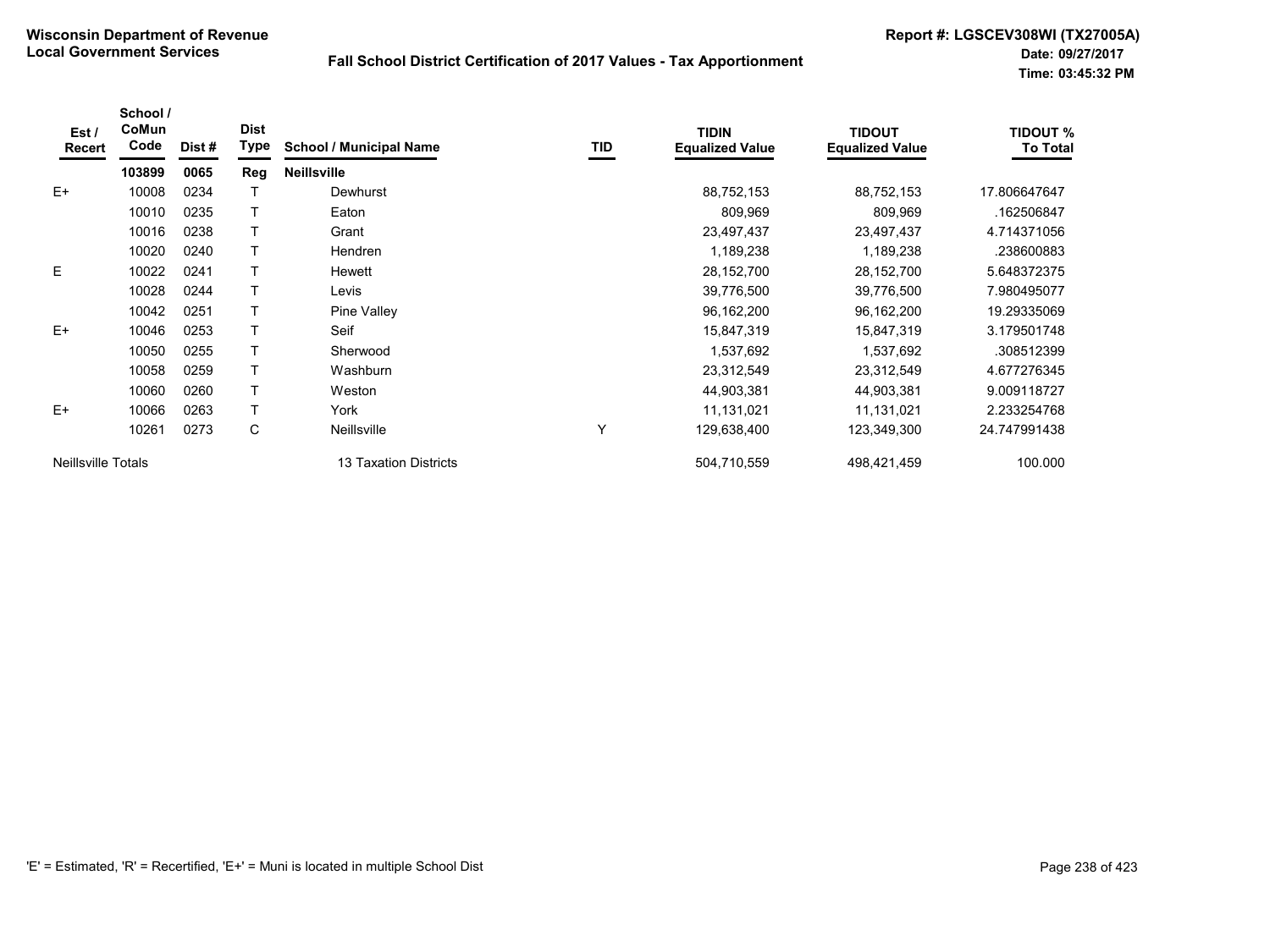**Wisconsin Department of Revenue**
**Local Government Services**

**Fall School District Certification of 2017 Values - Tax Apportionment**

**Report #: LGSCEV308WI (TX27005A)**
**Date: 09/27/2017**
**Time: 03:45:32 PM**

| Est / Recert | School / CoMun Code | Dist # | Dist Type | School / Municipal Name | TID | TIDIN Equalized Value | TIDOUT Equalized Value | TIDOUT % To Total |
|---|---|---|---|---|---|---|---|---|
| | **103899** | **0065** | **Reg** | **Neillsville** | | | | |
| E+ | 10008 | 0234 | T | Dewhurst | | 88,752,153 | 88,752,153 | 17.806647647 |
| | 10010 | 0235 | T | Eaton | | 809,969 | 809,969 | .162506847 |
| | 10016 | 0238 | T | Grant | | 23,497,437 | 23,497,437 | 4.714371056 |
| | 10020 | 0240 | T | Hendren | | 1,189,238 | 1,189,238 | .238600883 |
| E | 10022 | 0241 | T | Hewett | | 28,152,700 | 28,152,700 | 5.648372375 |
| | 10028 | 0244 | T | Levis | | 39,776,500 | 39,776,500 | 7.980495077 |
| | 10042 | 0251 | T | Pine Valley | | 96,162,200 | 96,162,200 | 19.29335069 |
| E+ | 10046 | 0253 | T | Seif | | 15,847,319 | 15,847,319 | 3.179501748 |
| | 10050 | 0255 | T | Sherwood | | 1,537,692 | 1,537,692 | .308512399 |
| | 10058 | 0259 | T | Washburn | | 23,312,549 | 23,312,549 | 4.677276345 |
| | 10060 | 0260 | T | Weston | | 44,903,381 | 44,903,381 | 9.009118727 |
| E+ | 10066 | 0263 | T | York | | 11,131,021 | 11,131,021 | 2.233254768 |
| | 10261 | 0273 | C | Neillsville | Y | 129,638,400 | 123,349,300 | 24.747991438 |
| Neillsville Totals | | | | 13 Taxation Districts | | 504,710,559 | 498,421,459 | 100.000 |

'E' = Estimated, 'R' = Recertified, 'E+' = Muni is located in multiple School Dist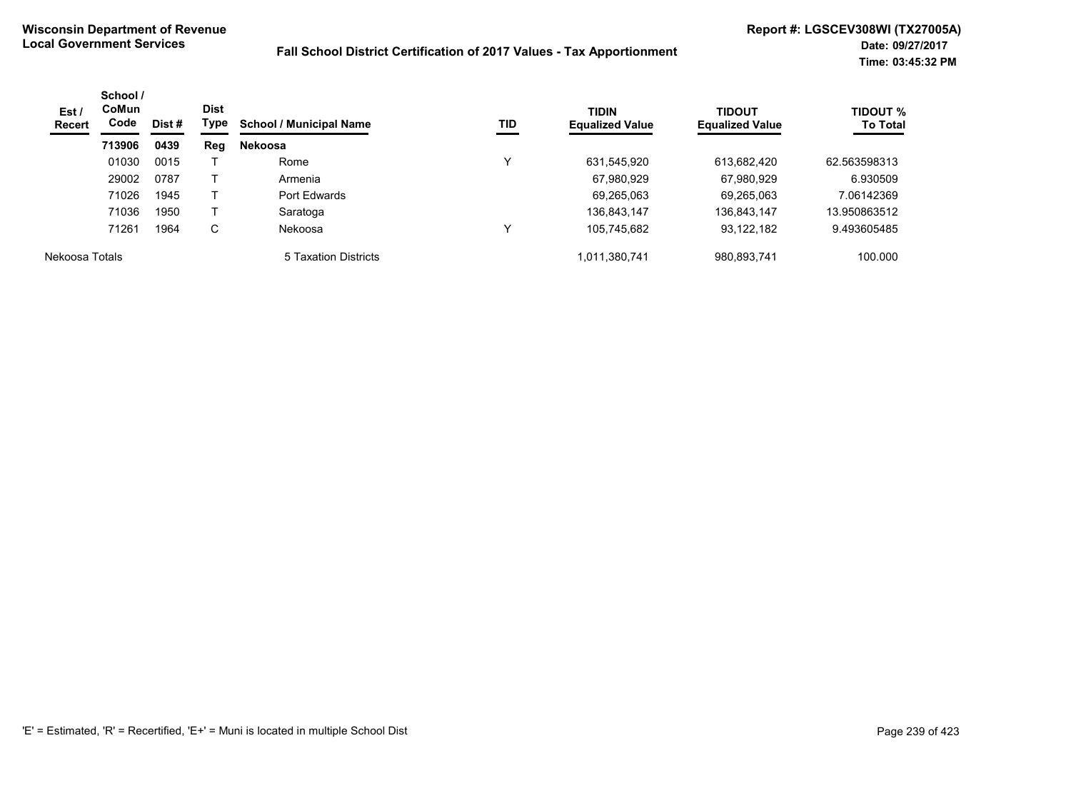**Wisconsin Department of Revenue**
**Local Government Services**

**Fall School District Certification of 2017 Values - Tax Apportionment**

**Report #: LGSCEV308WI (TX27005A)**
**Date: 09/27/2017**
**Time: 03:45:32 PM**

| Est / Recert | School / CoMun Code | Dist # | Dist Type | School / Municipal Name | TID | TIDIN Equalized Value | TIDOUT Equalized Value | TIDOUT % To Total |
|---|---|---|---|---|---|---|---|---|
| | **713906** | **0439** | **Reg** | **Nekoosa** | | | | |
| | 01030 | 0015 | T | Rome | Y | 631,545,920 | 613,682,420 | 62.563598313 |
| | 29002 | 0787 | T | Armenia | | 67,980,929 | 67,980,929 | 6.930509 |
| | 71026 | 1945 | T | Port Edwards | | 69,265,063 | 69,265,063 | 7.06142369 |
| | 71036 | 1950 | T | Saratoga | | 136,843,147 | 136,843,147 | 13.950863512 |
| | 71261 | 1964 | C | Nekoosa | Y | 105,745,682 | 93,122,182 | 9.493605485 |
| Nekoosa Totals | | | | 5 Taxation Districts | | 1,011,380,741 | 980,893,741 | 100.000 |

'E' = Estimated, 'R' = Recertified, 'E+' = Muni is located in multiple School Dist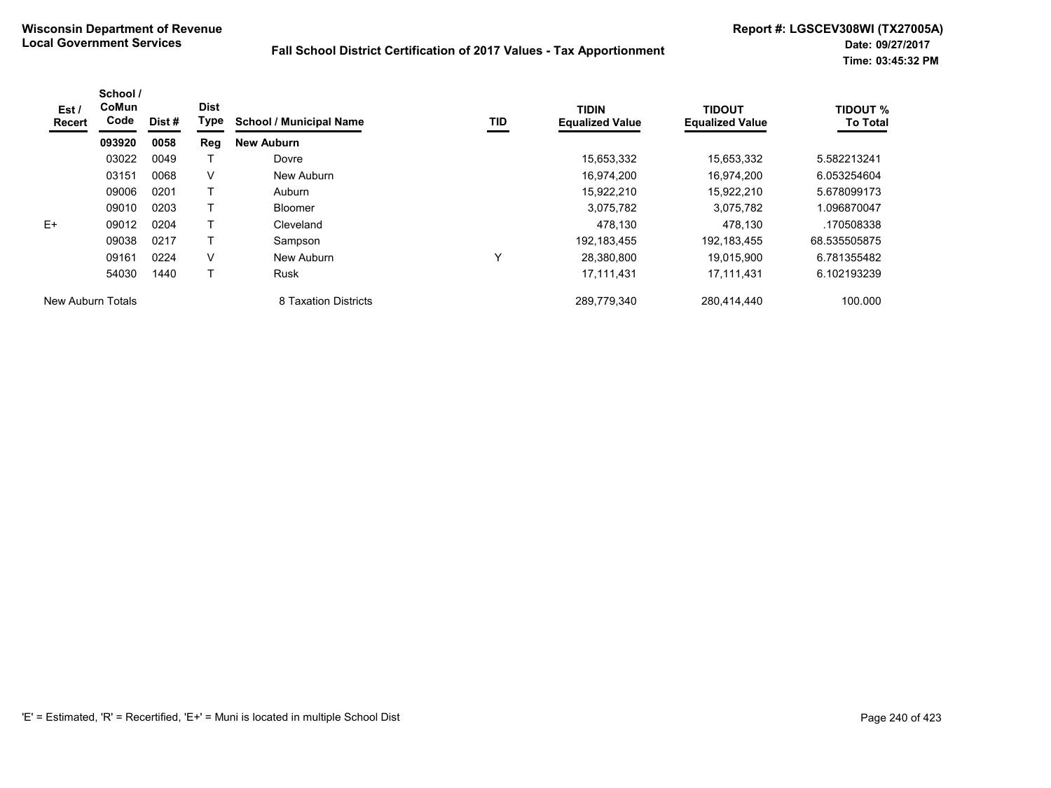Wisconsin Department of Revenue
Local Government Services

# Fall School District Certification of 2017 Values - Tax Apportionment

Report #: LGSCEV308WI (TX27005A)
Date: 09/27/2017
Time: 03:45:32 PM

| Est / Recert | School / CoMun Code | Dist # | Dist Type | School / Municipal Name | TID | TIDIN Equalized Value | TIDOUT Equalized Value | TIDOUT % To Total |
|---|---|---|---|---|---|---|---|---|
| | **093920** | **0058** | **Reg** | **New Auburn** | | | | |
| | 03022 | 0049 | T | Dovre | | 15,653,332 | 15,653,332 | 5.582213241 |
| | 03151 | 0068 | V | New Auburn | | 16,974,200 | 16,974,200 | 6.053254604 |
| | 09006 | 0201 | T | Auburn | | 15,922,210 | 15,922,210 | 5.678099173 |
| | 09010 | 0203 | T | Bloomer | | 3,075,782 | 3,075,782 | 1.096870047 |
| E+ | 09012 | 0204 | T | Cleveland | | 478,130 | 478,130 | .170508338 |
| | 09038 | 0217 | T | Sampson | | 192,183,455 | 192,183,455 | 68.535505875 |
| | 09161 | 0224 | V | New Auburn | Y | 28,380,800 | 19,015,900 | 6.781355482 |
| | 54030 | 1440 | T | Rusk | | 17,111,431 | 17,111,431 | 6.102193239 |
| New Auburn Totals | | | | 8 Taxation Districts | | 289,779,340 | 280,414,440 | 100.000 |

'E' = Estimated, 'R' = Recertified, 'E+' = Muni is located in multiple School Dist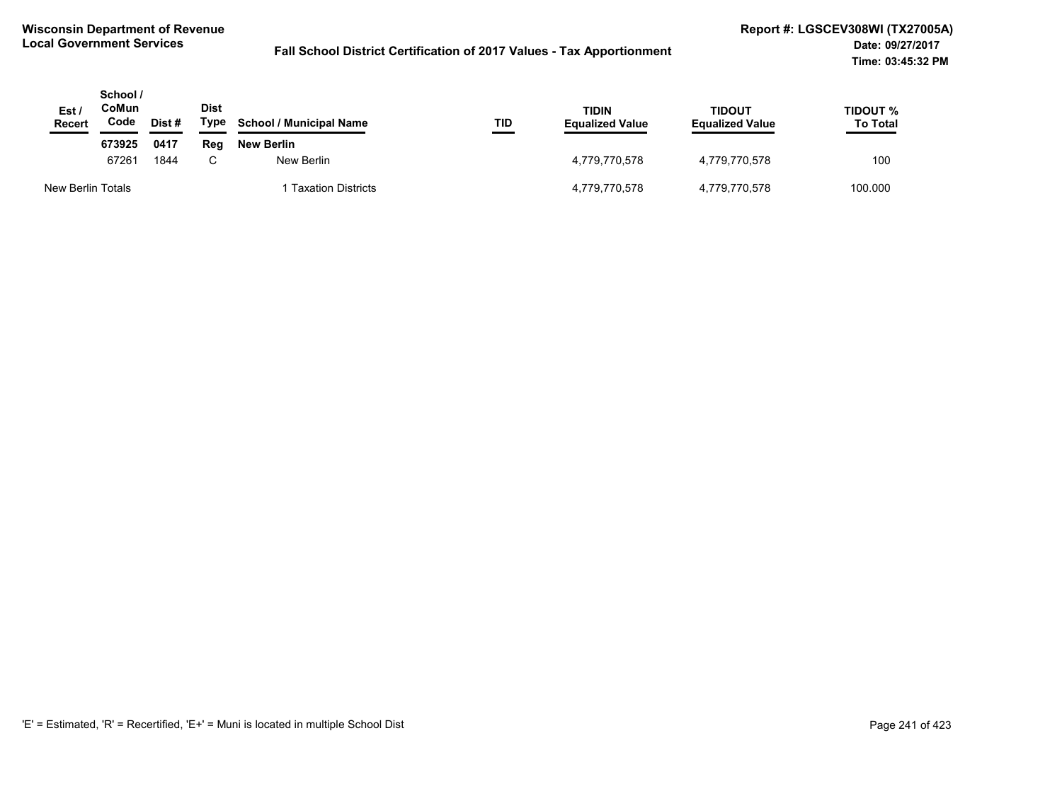**Wisconsin Department of Revenue**
**Local Government Services**

**Fall School District Certification of 2017 Values - Tax Apportionment**

**Report #: LGSCEV308WI (TX27005A)**
**Date: 09/27/2017**
**Time: 03:45:32 PM**

| Est / Recert | School / CoMun Code | Dist # | Dist Type | School / Municipal Name | TID | TIDIN Equalized Value | TIDOUT Equalized Value | TIDOUT % To Total |
|---|---|---|---|---|---|---|---|---|
| | **673925** | **0417** | **Reg** | **New Berlin** | | | | |
| | 67261 | 1844 | C | New Berlin | | 4,779,770,578 | 4,779,770,578 | 100 |
| New Berlin Totals | | | | 1 Taxation Districts | | 4,779,770,578 | 4,779,770,578 | 100.000 |

'E' = Estimated, 'R' = Recertified, 'E+' = Muni is located in multiple School Dist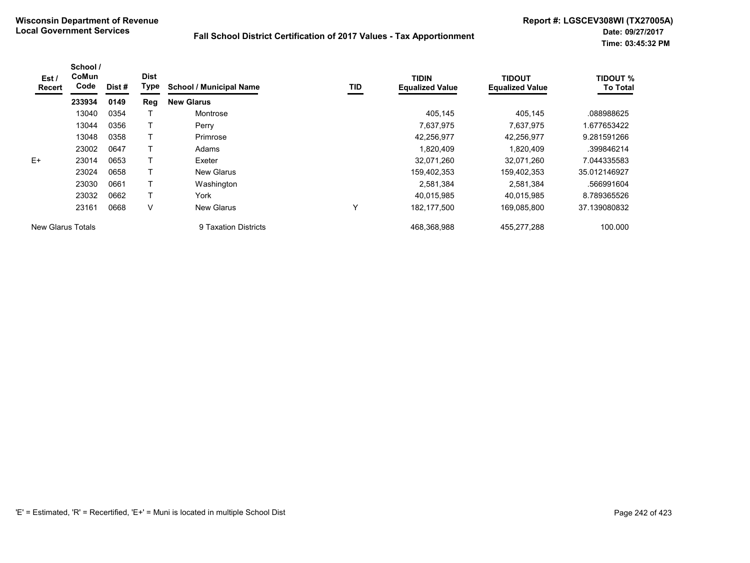**Wisconsin Department of Revenue**
**Local Government Services**

**Fall School District Certification of 2017 Values - Tax Apportionment**

**Report #: LGSCEV308WI (TX27005A)**
**Date: 09/27/2017**
**Time: 03:45:32 PM**

| Est / Recert | School / CoMun Code | Dist # | Dist Type | School / Municipal Name | TID | TIDIN Equalized Value | TIDOUT Equalized Value | TIDOUT % To Total |
|---|---|---|---|---|---|---|---|---|
| | **233934** | **0149** | **Reg** | **New Glarus** | | | | |
| | 13040 | 0354 | T | Montrose | | 405,145 | 405,145 | .088988625 |
| | 13044 | 0356 | T | Perry | | 7,637,975 | 7,637,975 | 1.677653422 |
| | 13048 | 0358 | T | Primrose | | 42,256,977 | 42,256,977 | 9.281591266 |
| | 23002 | 0647 | T | Adams | | 1,820,409 | 1,820,409 | .399846214 |
| E+ | 23014 | 0653 | T | Exeter | | 32,071,260 | 32,071,260 | 7.044335583 |
| | 23024 | 0658 | T | New Glarus | | 159,402,353 | 159,402,353 | 35.012146927 |
| | 23030 | 0661 | T | Washington | | 2,581,384 | 2,581,384 | .566991604 |
| | 23032 | 0662 | T | York | | 40,015,985 | 40,015,985 | 8.789365526 |
| | 23161 | 0668 | V | New Glarus | Y | 182,177,500 | 169,085,800 | 37.139080832 |
| New Glarus Totals | | | | 9 Taxation Districts | | 468,368,988 | 455,277,288 | 100.000 |

'E' = Estimated, 'R' = Recertified, 'E+' = Muni is located in multiple School Dist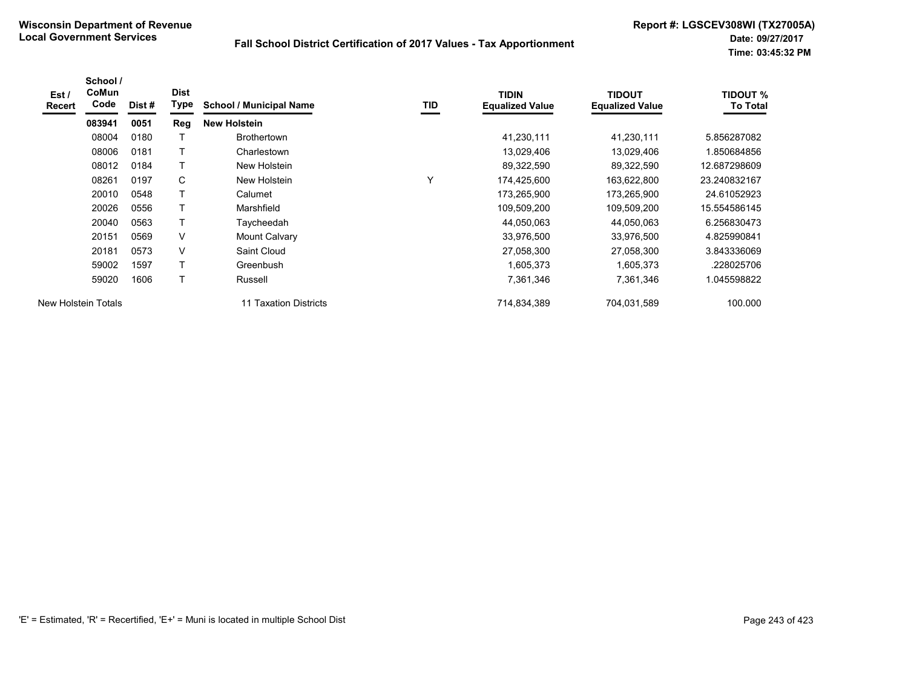**Wisconsin Department of Revenue**
**Local Government Services**

**Fall School District Certification of 2017 Values - Tax Apportionment**

**Report #: LGSCEV308WI (TX27005A)**
**Date: 09/27/2017**
**Time: 03:45:32 PM**

| Est / Recert | School / CoMun Code | Dist # | Dist Type | School / Municipal Name | TID | TIDIN Equalized Value | TIDOUT Equalized Value | TIDOUT % To Total |
|---|---|---|---|---|---|---|---|---|
| | **083941** | **0051** | **Reg** | **New Holstein** | | | | |
| | 08004 | 0180 | T | Brothertown | | 41,230,111 | 41,230,111 | 5.856287082 |
| | 08006 | 0181 | T | Charlestown | | 13,029,406 | 13,029,406 | 1.850684856 |
| | 08012 | 0184 | T | New Holstein | | 89,322,590 | 89,322,590 | 12.687298609 |
| | 08261 | 0197 | C | New Holstein | Y | 174,425,600 | 163,622,800 | 23.240832167 |
| | 20010 | 0548 | T | Calumet | | 173,265,900 | 173,265,900 | 24.61052923 |
| | 20026 | 0556 | T | Marshfield | | 109,509,200 | 109,509,200 | 15.554586145 |
| | 20040 | 0563 | T | Taycheedah | | 44,050,063 | 44,050,063 | 6.256830473 |
| | 20151 | 0569 | V | Mount Calvary | | 33,976,500 | 33,976,500 | 4.825990841 |
| | 20181 | 0573 | V | Saint Cloud | | 27,058,300 | 27,058,300 | 3.843336069 |
| | 59002 | 1597 | T | Greenbush | | 1,605,373 | 1,605,373 | .228025706 |
| | 59020 | 1606 | T | Russell | | 7,361,346 | 7,361,346 | 1.045598822 |
| New Holstein Totals | | | | 11 Taxation Districts | | 714,834,389 | 704,031,589 | 100.000 |

'E' = Estimated, 'R' = Recertified, 'E+' = Muni is located in multiple School Dist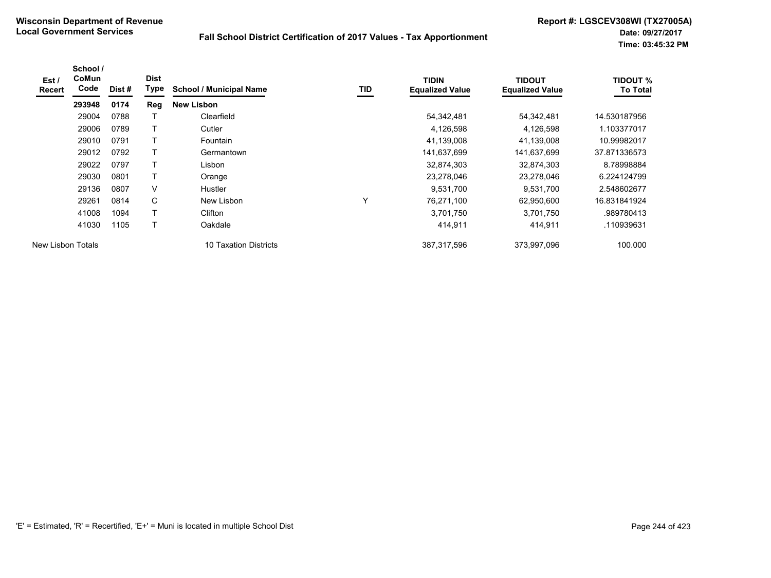**Wisconsin Department of Revenue**
**Local Government Services**

**Fall School District Certification of 2017 Values - Tax Apportionment**

**Report #: LGSCEV308WI (TX27005A)**
**Date: 09/27/2017**
**Time: 03:45:32 PM**

| Est / Recert | School / CoMun Code | Dist # | Dist Type | School / Municipal Name | TID | TIDIN Equalized Value | TIDOUT Equalized Value | TIDOUT % To Total |
|---|---|---|---|---|---|---|---|---|
| | **293948** | **0174** | **Reg** | **New Lisbon** | | | | |
| | 29004 | 0788 | T | Clearfield | | 54,342,481 | 54,342,481 | 14.530187956 |
| | 29006 | 0789 | T | Cutler | | 4,126,598 | 4,126,598 | 1.103377017 |
| | 29010 | 0791 | T | Fountain | | 41,139,008 | 41,139,008 | 10.99982017 |
| | 29012 | 0792 | T | Germantown | | 141,637,699 | 141,637,699 | 37.871336573 |
| | 29022 | 0797 | T | Lisbon | | 32,874,303 | 32,874,303 | 8.78998884 |
| | 29030 | 0801 | T | Orange | | 23,278,046 | 23,278,046 | 6.224124799 |
| | 29136 | 0807 | V | Hustler | | 9,531,700 | 9,531,700 | 2.548602677 |
| | 29261 | 0814 | C | New Lisbon | Y | 76,271,100 | 62,950,600 | 16.831841924 |
| | 41008 | 1094 | T | Clifton | | 3,701,750 | 3,701,750 | .989780413 |
| | 41030 | 1105 | T | Oakdale | | 414,911 | 414,911 | .110939631 |
| New Lisbon Totals | | | | 10 Taxation Districts | | 387,317,596 | 373,997,096 | 100.000 |

'E' = Estimated, 'R' = Recertified, 'E+' = Muni is located in multiple School Dist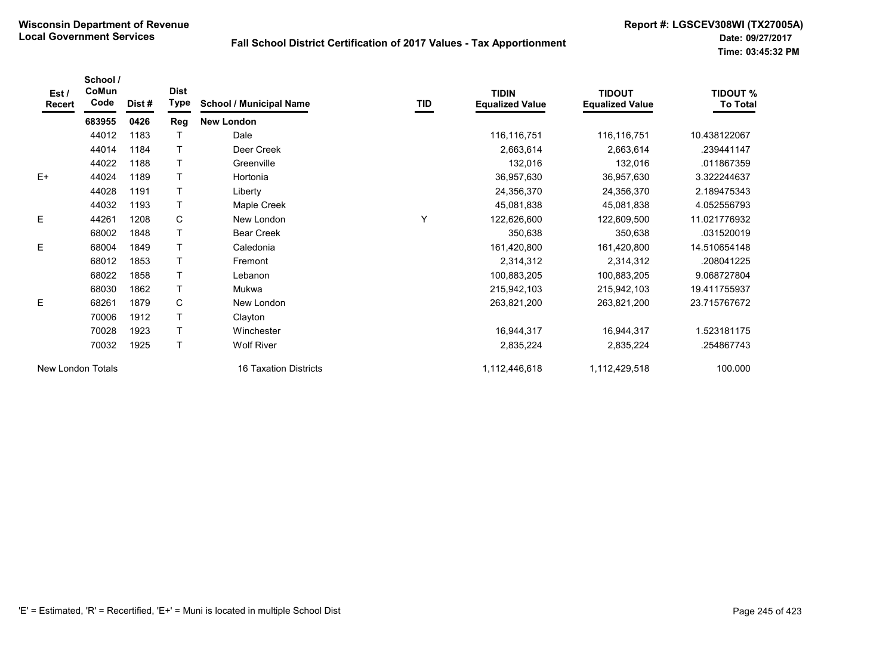**Wisconsin Department of Revenue**
**Local Government Services**

**Fall School District Certification of 2017 Values - Tax Apportionment**

**Report #: LGSCEV308WI (TX27005A)**
**Date: 09/27/2017**
**Time: 03:45:32 PM**

| Est / Recert | School / CoMun Code | Dist # | Dist Type | School / Municipal Name | TID | TIDIN Equalized Value | TIDOUT Equalized Value | TIDOUT % To Total |
|---|---|---|---|---|---|---|---|---|
| | **683955** | **0426** | **Reg** | **New London** | | | | |
| | 44012 | 1183 | T | Dale | | 116,116,751 | 116,116,751 | 10.438122067 |
| | 44014 | 1184 | T | Deer Creek | | 2,663,614 | 2,663,614 | .239441147 |
| | 44022 | 1188 | T | Greenville | | 132,016 | 132,016 | .011867359 |
| E+ | 44024 | 1189 | T | Hortonia | | 36,957,630 | 36,957,630 | 3.322244637 |
| | 44028 | 1191 | T | Liberty | | 24,356,370 | 24,356,370 | 2.189475343 |
| | 44032 | 1193 | T | Maple Creek | | 45,081,838 | 45,081,838 | 4.052556793 |
| E | 44261 | 1208 | C | New London | Y | 122,626,600 | 122,609,500 | 11.021776932 |
| | 68002 | 1848 | T | Bear Creek | | 350,638 | 350,638 | .031520019 |
| E | 68004 | 1849 | T | Caledonia | | 161,420,800 | 161,420,800 | 14.510654148 |
| | 68012 | 1853 | T | Fremont | | 2,314,312 | 2,314,312 | .208041225 |
| | 68022 | 1858 | T | Lebanon | | 100,883,205 | 100,883,205 | 9.068727804 |
| | 68030 | 1862 | T | Mukwa | | 215,942,103 | 215,942,103 | 19.411755937 |
| E | 68261 | 1879 | C | New London | | 263,821,200 | 263,821,200 | 23.715767672 |
| | 70006 | 1912 | T | Clayton | | | | |
| | 70028 | 1923 | T | Winchester | | 16,944,317 | 16,944,317 | 1.523181175 |
| | 70032 | 1925 | T | Wolf River | | 2,835,224 | 2,835,224 | .254867743 |
| New London Totals | | | | 16 Taxation Districts | | 1,112,446,618 | 1,112,429,518 | 100.000 |

'E' = Estimated, 'R' = Recertified, 'E+' = Muni is located in multiple School Dist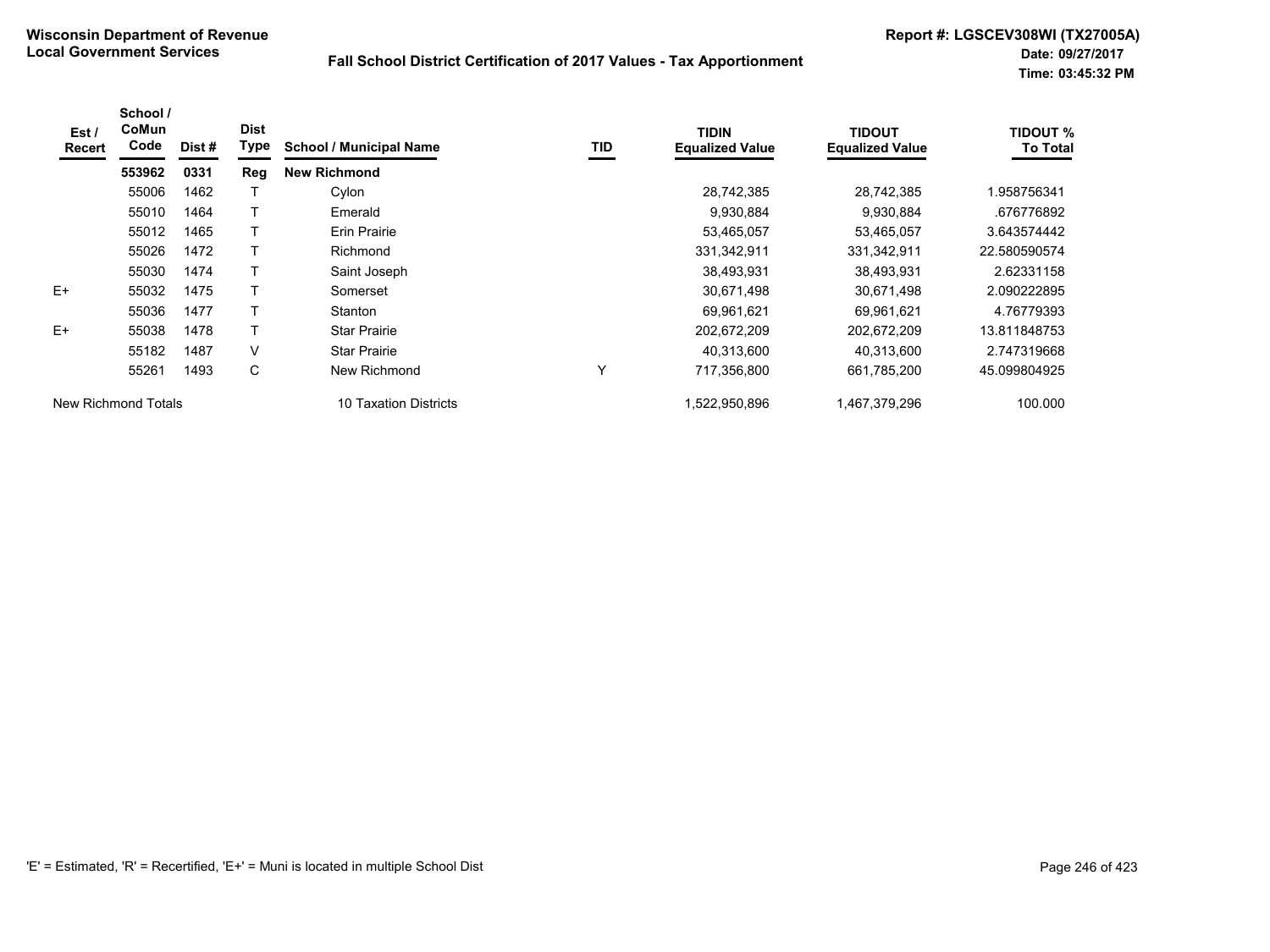**Wisconsin Department of Revenue**
**Local Government Services**

**Fall School District Certification of 2017 Values - Tax Apportionment**

**Report #: LGSCEV308WI (TX27005A)**
**Date: 09/27/2017**
**Time: 03:45:32 PM**

| Est / Recert | School / CoMun Code | Dist # | Dist Type | School / Municipal Name | TID | TIDIN Equalized Value | TIDOUT Equalized Value | TIDOUT % To Total |
|---|---|---|---|---|---|---|---|---|
| | **553962** | **0331** | **Reg** | **New Richmond** | | | | |
| | 55006 | 1462 | T | Cylon | | 28,742,385 | 28,742,385 | 1.958756341 |
| | 55010 | 1464 | T | Emerald | | 9,930,884 | 9,930,884 | .676776892 |
| | 55012 | 1465 | T | Erin Prairie | | 53,465,057 | 53,465,057 | 3.643574442 |
| | 55026 | 1472 | T | Richmond | | 331,342,911 | 331,342,911 | 22.580590574 |
| | 55030 | 1474 | T | Saint Joseph | | 38,493,931 | 38,493,931 | 2.62331158 |
| E+ | 55032 | 1475 | T | Somerset | | 30,671,498 | 30,671,498 | 2.090222895 |
| | 55036 | 1477 | T | Stanton | | 69,961,621 | 69,961,621 | 4.76779393 |
| E+ | 55038 | 1478 | T | Star Prairie | | 202,672,209 | 202,672,209 | 13.811848753 |
| | 55182 | 1487 | V | Star Prairie | | 40,313,600 | 40,313,600 | 2.747319668 |
| | 55261 | 1493 | C | New Richmond | Y | 717,356,800 | 661,785,200 | 45.099804925 |
| New Richmond Totals | | | | 10 Taxation Districts | | 1,522,950,896 | 1,467,379,296 | 100.000 |

'E' = Estimated, 'R' = Recertified, 'E+' = Muni is located in multiple School Dist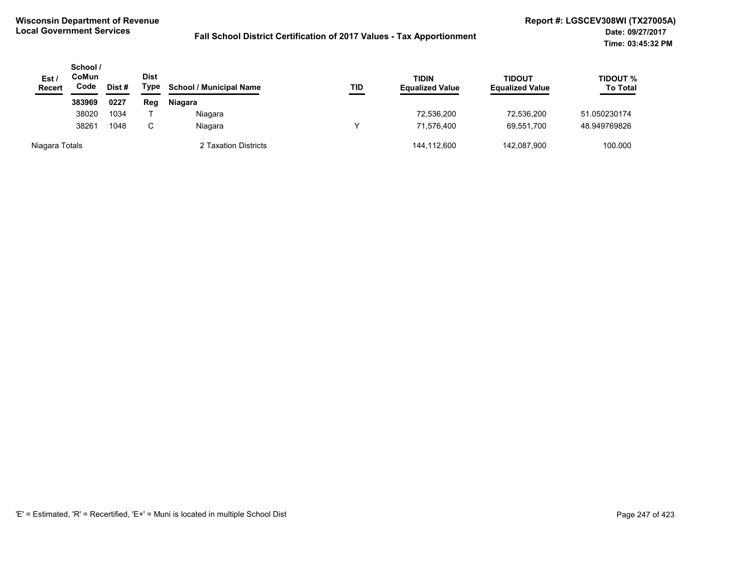Wisconsin Department of Revenue
Local Government Services

# Fall School District Certification of 2017 Values - Tax Apportionment

Report #: LGSCEV308WI (TX27005A)
Date: 09/27/2017
Time: 03:45:32 PM

| Est / Recert | School / CoMun Code | Dist # | Dist Type | School / Municipal Name | TID | TIDIN Equalized Value | TIDOUT Equalized Value | TIDOUT % To Total |
|---|---|---|---|---|---|---|---|---|
| | **383969** | **0227** | **Reg** | **Niagara** | | | | |
| | 38020 | 1034 | T | Niagara | | 72,536,200 | 72,536,200 | 51.050230174 |
| | 38261 | 1048 | C | Niagara | Y | 71,576,400 | 69,551,700 | 48.949769826 |
| Niagara Totals | | | | 2 Taxation Districts | | 144,112,600 | 142,087,900 | 100.000 |

'E' = Estimated, 'R' = Recertified, 'E+' = Muni is located in multiple School Dist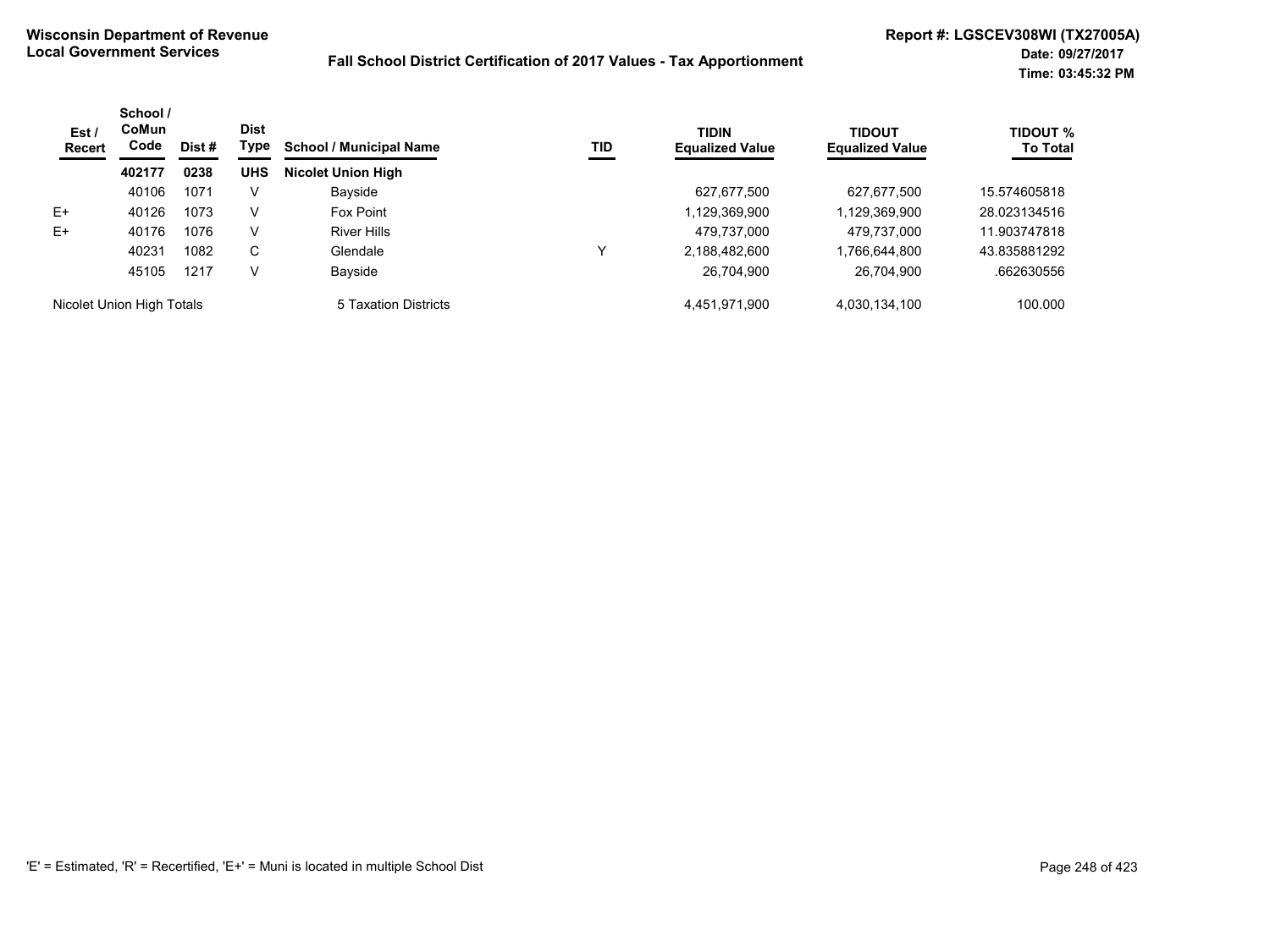**Wisconsin Department of Revenue**
**Local Government Services**

**Fall School District Certification of 2017 Values - Tax Apportionment**

**Report #: LGSCEV308WI (TX27005A)**
**Date: 09/27/2017**
**Time: 03:45:32 PM**

| Est / Recert | School / CoMun Code | Dist # | Dist Type | School / Municipal Name | TID | TIDIN Equalized Value | TIDOUT Equalized Value | TIDOUT % To Total |
|---|---|---|---|---|---|---|---|---|
| | **402177** | **0238** | **UHS** | **Nicolet Union High** | | | | |
| | 40106 | 1071 | V | Bayside | | 627,677,500 | 627,677,500 | 15.574605818 |
| E+ | 40126 | 1073 | V | Fox Point | | 1,129,369,900 | 1,129,369,900 | 28.023134516 |
| E+ | 40176 | 1076 | V | River Hills | | 479,737,000 | 479,737,000 | 11.903747818 |
| | 40231 | 1082 | C | Glendale | Y | 2,188,482,600 | 1,766,644,800 | 43.835881292 |
| | 45105 | 1217 | V | Bayside | | 26,704,900 | 26,704,900 | .662630556 |
| Nicolet Union High Totals | | | | 5 Taxation Districts | | 4,451,971,900 | 4,030,134,100 | 100.000 |

'E' = Estimated, 'R' = Recertified, 'E+' = Muni is located in multiple School Dist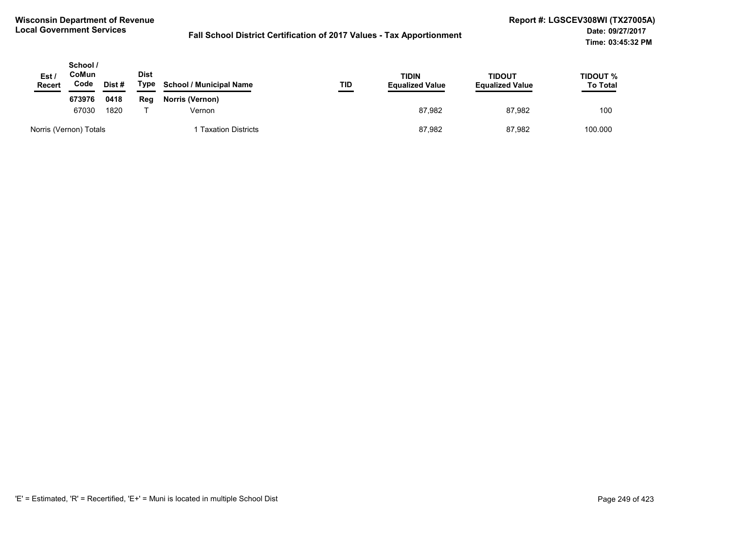**Wisconsin Department of Revenue**
**Local Government Services**

**Fall School District Certification of 2017 Values - Tax Apportionment**

**Report #: LGSCEV308WI (TX27005A)**
**Date: 09/27/2017**
**Time: 03:45:32 PM**

| Est / Recert | School / CoMun Code | Dist # | Dist Type | School / Municipal Name | TID | TIDIN Equalized Value | TIDOUT Equalized Value | TIDOUT % To Total |
|---|---|---|---|---|---|---|---|---|
| | **673976** | **0418** | **Reg** | **Norris (Vernon)** | | | | |
| | 67030 | 1820 | T | Vernon | | 87,982 | 87,982 | 100 |
| Norris (Vernon) Totals | | | | 1 Taxation Districts | | 87,982 | 87,982 | 100.000 |

'E' = Estimated, 'R' = Recertified, 'E+' = Muni is located in multiple School Dist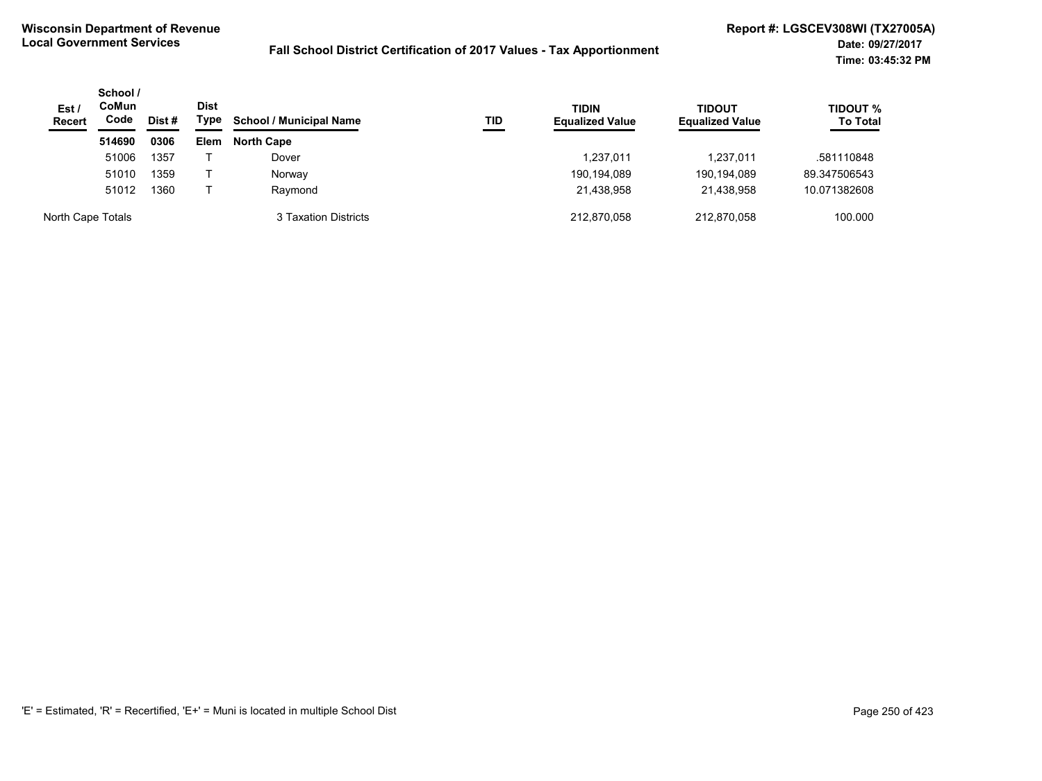**Wisconsin Department of Revenue**
**Local Government Services**

**Fall School District Certification of 2017 Values - Tax Apportionment**

**Report #: LGSCEV308WI (TX27005A)**
**Date: 09/27/2017**
**Time: 03:45:32 PM**

| Est / Recert | School / CoMun Code | Dist # | Dist Type | School / Municipal Name | TID | TIDIN Equalized Value | TIDOUT Equalized Value | TIDOUT % To Total |
|---|---|---|---|---|---|---|---|---|
| | **514690** | **0306** | **Elem** | **North Cape** | | | | |
| | 51006 | 1357 | T | Dover | | 1,237,011 | 1,237,011 | .581110848 |
| | 51010 | 1359 | T | Norway | | 190,194,089 | 190,194,089 | 89.347506543 |
| | 51012 | 1360 | T | Raymond | | 21,438,958 | 21,438,958 | 10.071382608 |
| North Cape Totals | | | | 3 Taxation Districts | | 212,870,058 | 212,870,058 | 100.000 |

'E' = Estimated, 'R' = Recertified, 'E+' = Muni is located in multiple School Dist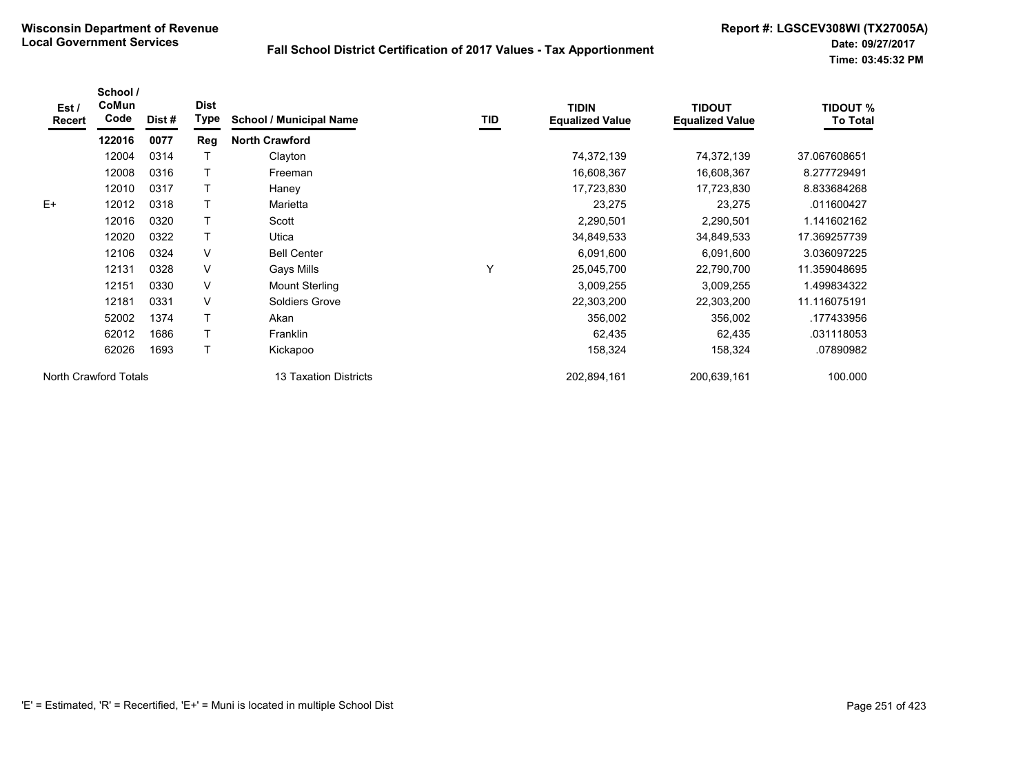# Wisconsin Department of Revenue
## Local Government Services

### Fall School District Certification of 2017 Values - Tax Apportionment

Report #: LGSCEV308WI (TX27005A)
Date: 09/27/2017
Time: 03:45:32 PM

| Est / Recert | School / CoMun Code | Dist # | Dist Type | School / Municipal Name | TID | TIDIN Equalized Value | TIDOUT Equalized Value | TIDOUT % To Total |
|---|---|---|---|---|---|---|---|---|
| | **122016** | **0077** | **Reg** | **North Crawford** | | | | |
| | 12004 | 0314 | T | Clayton | | 74,372,139 | 74,372,139 | 37.067608651 |
| | 12008 | 0316 | T | Freeman | | 16,608,367 | 16,608,367 | 8.277729491 |
| | 12010 | 0317 | T | Haney | | 17,723,830 | 17,723,830 | 8.833684268 |
| E+ | 12012 | 0318 | T | Marietta | | 23,275 | 23,275 | .011600427 |
| | 12016 | 0320 | T | Scott | | 2,290,501 | 2,290,501 | 1.141602162 |
| | 12020 | 0322 | T | Utica | | 34,849,533 | 34,849,533 | 17.369257739 |
| | 12106 | 0324 | V | Bell Center | | 6,091,600 | 6,091,600 | 3.036097225 |
| | 12131 | 0328 | V | Gays Mills | Y | 25,045,700 | 22,790,700 | 11.359048695 |
| | 12151 | 0330 | V | Mount Sterling | | 3,009,255 | 3,009,255 | 1.499834322 |
| | 12181 | 0331 | V | Soldiers Grove | | 22,303,200 | 22,303,200 | 11.116075191 |
| | 52002 | 1374 | T | Akan | | 356,002 | 356,002 | .177433956 |
| | 62012 | 1686 | T | Franklin | | 62,435 | 62,435 | .031118053 |
| | 62026 | 1693 | T | Kickapoo | | 158,324 | 158,324 | .07890982 |
| North Crawford Totals | | | | 13 Taxation Districts | | 202,894,161 | 200,639,161 | 100.000 |

'E' = Estimated, 'R' = Recertified, 'E+' = Muni is located in multiple School Dist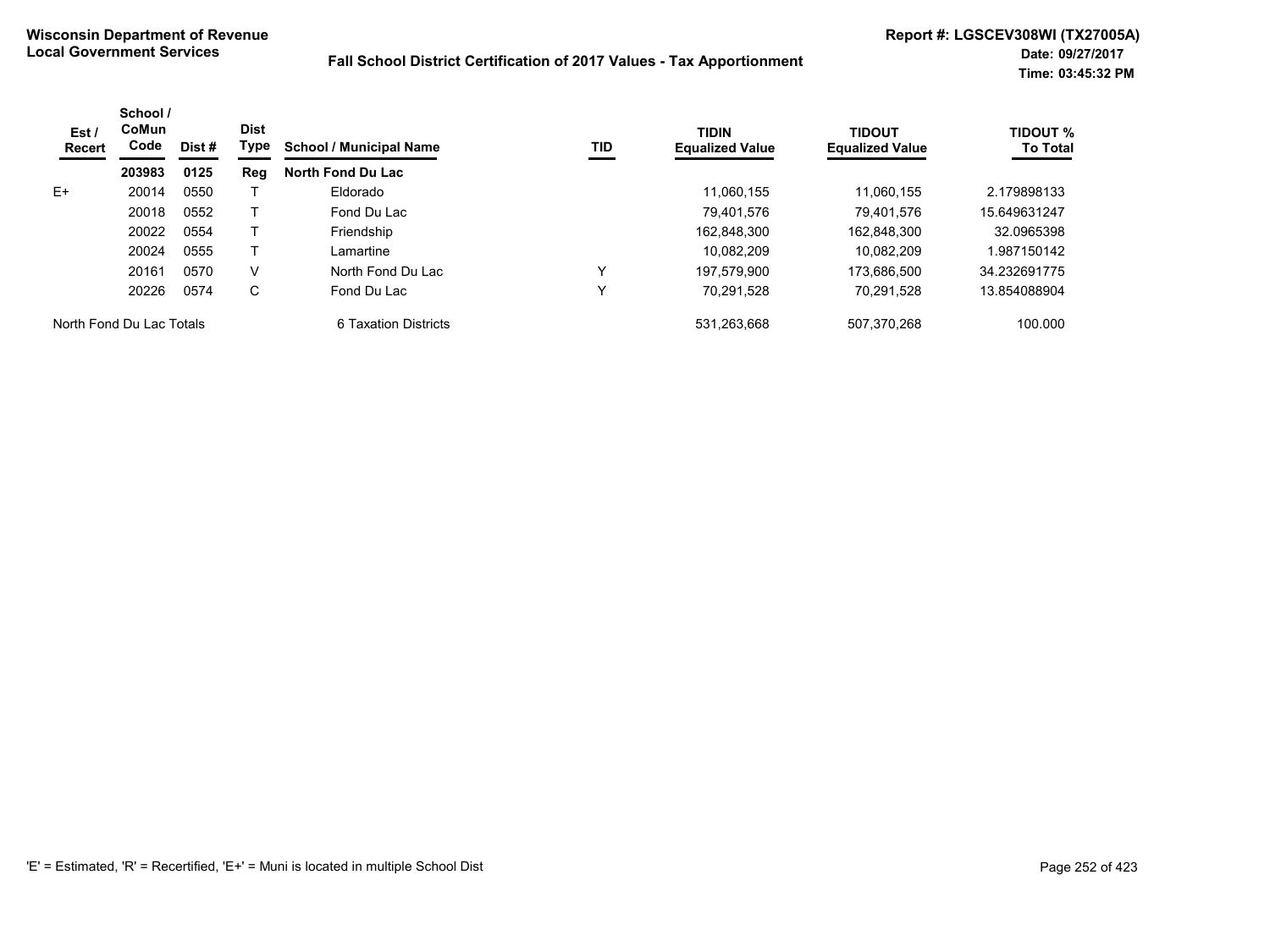**Wisconsin Department of Revenue**
**Local Government Services**

**Fall School District Certification of 2017 Values - Tax Apportionment**

**Report #: LGSCEV308WI (TX27005A)**
**Date: 09/27/2017**
**Time: 03:45:32 PM**

| Est / Recert | School / CoMun Code | Dist # | Dist Type | School / Municipal Name | TID | TIDIN Equalized Value | TIDOUT Equalized Value | TIDOUT % To Total |
|---|---|---|---|---|---|---|---|---|
| | **203983** | **0125** | **Reg** | **North Fond Du Lac** | | | | |
| E+ | 20014 | 0550 | T | Eldorado | | 11,060,155 | 11,060,155 | 2.179898133 |
| | 20018 | 0552 | T | Fond Du Lac | | 79,401,576 | 79,401,576 | 15.649631247 |
| | 20022 | 0554 | T | Friendship | | 162,848,300 | 162,848,300 | 32.0965398 |
| | 20024 | 0555 | T | Lamartine | | 10,082,209 | 10,082,209 | 1.987150142 |
| | 20161 | 0570 | V | North Fond Du Lac | Y | 197,579,900 | 173,686,500 | 34.232691775 |
| | 20226 | 0574 | C | Fond Du Lac | Y | 70,291,528 | 70,291,528 | 13.854088904 |
| North Fond Du Lac Totals | | | | 6 Taxation Districts | | 531,263,668 | 507,370,268 | 100.000 |

'E' = Estimated, 'R' = Recertified, 'E+' = Muni is located in multiple School Dist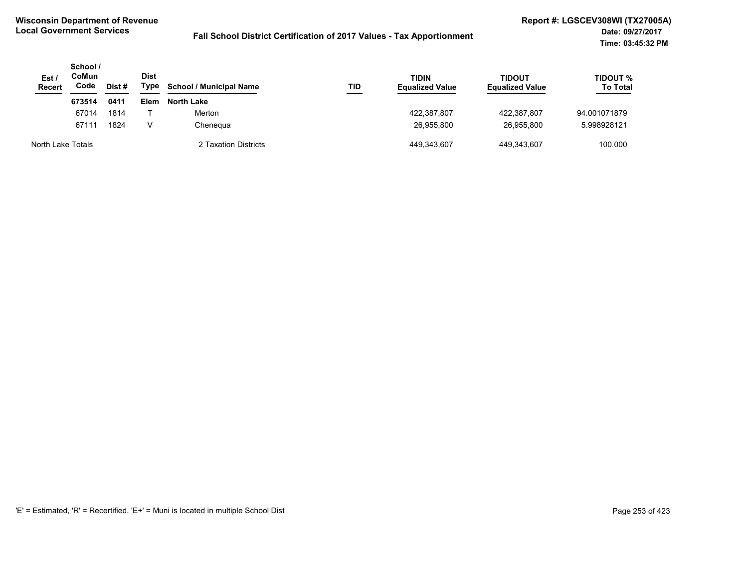**Wisconsin Department of Revenue**
**Local Government Services**

**Fall School District Certification of 2017 Values - Tax Apportionment**

**Report #: LGSCEV308WI (TX27005A)**
**Date: 09/27/2017**
**Time: 03:45:32 PM**

| Est / Recert | School / CoMun Code | Dist # | Dist Type | School / Municipal Name | TID | TIDIN Equalized Value | TIDOUT Equalized Value | TIDOUT % To Total |
|---|---|---|---|---|---|---|---|---|
| | **673514** | **0411** | **Elem** | **North Lake** | | | | |
| | 67014 | 1814 | T | Merton | | 422,387,807 | 422,387,807 | 94.001071879 |
| | 67111 | 1824 | V | Chenequa | | 26,955,800 | 26,955,800 | 5.998928121 |
| North Lake Totals | | | | 2 Taxation Districts | | 449,343,607 | 449,343,607 | 100.000 |

'E' = Estimated, 'R' = Recertified, 'E+' = Muni is located in multiple School Dist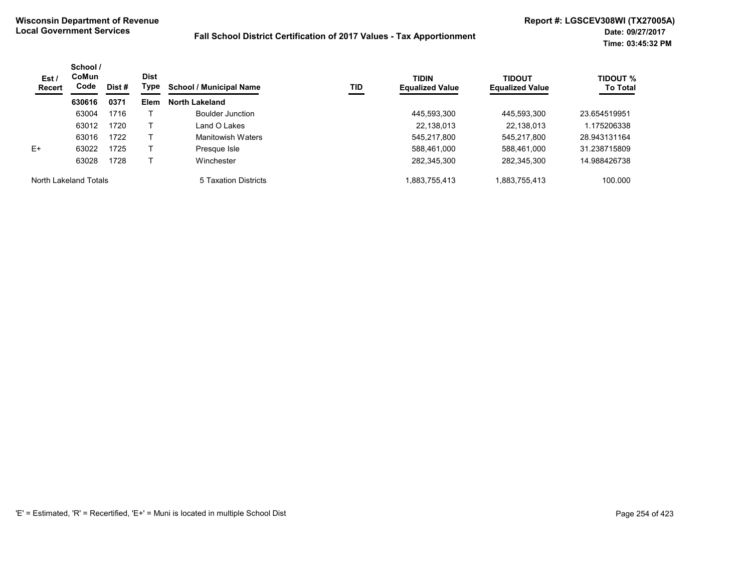**Wisconsin Department of Revenue**
**Local Government Services**

**Fall School District Certification of 2017 Values - Tax Apportionment**

**Report #: LGSCEV308WI (TX27005A)**
**Date: 09/27/2017**
**Time: 03:45:32 PM**

| Est / Recert | School / CoMun Code | Dist # | Dist Type | School / Municipal Name | TID | TIDIN Equalized Value | TIDOUT Equalized Value | TIDOUT % To Total |
|---|---|---|---|---|---|---|---|---|
| | **630616** | **0371** | **Elem** | **North Lakeland** | | | | |
| | 63004 | 1716 | T | Boulder Junction | | 445,593,300 | 445,593,300 | 23.654519951 |
| | 63012 | 1720 | T | Land O Lakes | | 22,138,013 | 22,138,013 | 1.175206338 |
| | 63016 | 1722 | T | Manitowish Waters | | 545,217,800 | 545,217,800 | 28.943131164 |
| E+ | 63022 | 1725 | T | Presque Isle | | 588,461,000 | 588,461,000 | 31.238715809 |
| | 63028 | 1728 | T | Winchester | | 282,345,300 | 282,345,300 | 14.988426738 |
| North Lakeland Totals | | | | 5 Taxation Districts | | 1,883,755,413 | 1,883,755,413 | 100.000 |

'E' = Estimated, 'R' = Recertified, 'E+' = Muni is located in multiple School Dist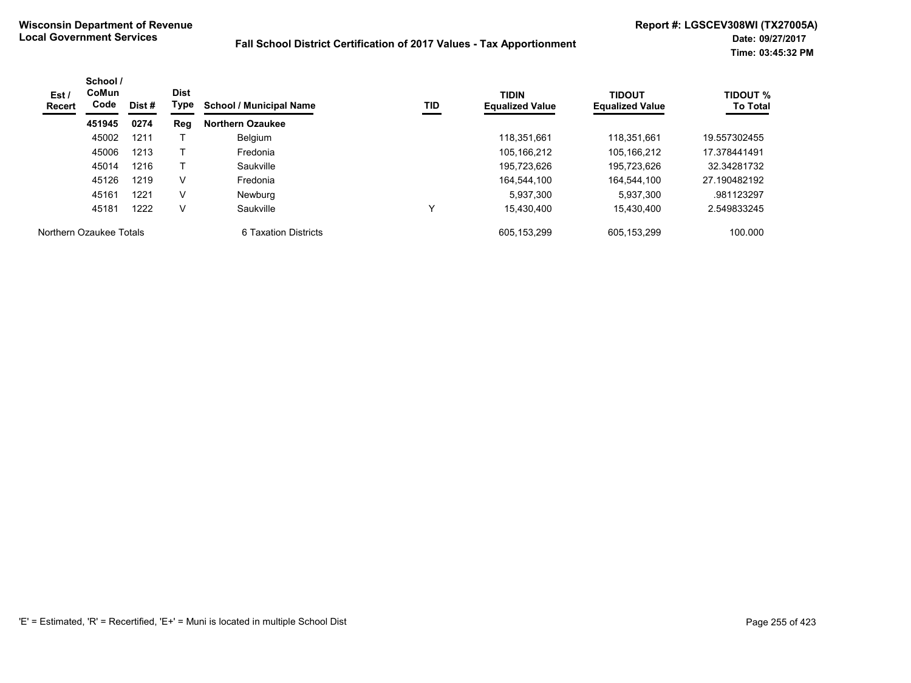**Wisconsin Department of Revenue**
**Local Government Services**

**Fall School District Certification of 2017 Values - Tax Apportionment**

**Report #: LGSCEV308WI (TX27005A)**
**Date: 09/27/2017**
**Time: 03:45:32 PM**

| Est / Recert | School / CoMun Code | Dist # | Dist Type | School / Municipal Name | TID | TIDIN Equalized Value | TIDOUT Equalized Value | TIDOUT % To Total |
|---|---|---|---|---|---|---|---|---|
| | **451945** | **0274** | **Reg** | **Northern Ozaukee** | | | | |
| | 45002 | 1211 | T | Belgium | | 118,351,661 | 118,351,661 | 19.557302455 |
| | 45006 | 1213 | T | Fredonia | | 105,166,212 | 105,166,212 | 17.378441491 |
| | 45014 | 1216 | T | Saukville | | 195,723,626 | 195,723,626 | 32.34281732 |
| | 45126 | 1219 | V | Fredonia | | 164,544,100 | 164,544,100 | 27.190482192 |
| | 45161 | 1221 | V | Newburg | | 5,937,300 | 5,937,300 | .981123297 |
| | 45181 | 1222 | V | Saukville | Y | 15,430,400 | 15,430,400 | 2.549833245 |
| Northern Ozaukee Totals | | | | 6 Taxation Districts | | 605,153,299 | 605,153,299 | 100.000 |

'E' = Estimated, 'R' = Recertified, 'E+' = Muni is located in multiple School Dist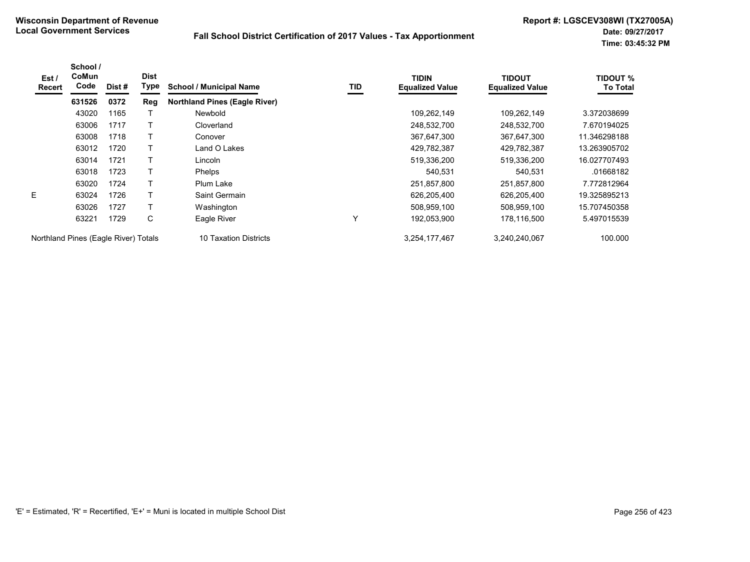**Wisconsin Department of Revenue**
**Local Government Services**

**Fall School District Certification of 2017 Values - Tax Apportionment**

**Report #: LGSCEV308WI (TX27005A)**
**Date: 09/27/2017**
**Time: 03:45:32 PM**

| Est / Recert | School / CoMun Code | Dist # | Dist Type | School / Municipal Name | TID | TIDIN Equalized Value | TIDOUT Equalized Value | TIDOUT % To Total |
|---|---|---|---|---|---|---|---|---|
| | **631526** | **0372** | **Reg** | **Northland Pines (Eagle River)** | | | | |
| | 43020 | 1165 | T | Newbold | | 109,262,149 | 109,262,149 | 3.372038699 |
| | 63006 | 1717 | T | Cloverland | | 248,532,700 | 248,532,700 | 7.670194025 |
| | 63008 | 1718 | T | Conover | | 367,647,300 | 367,647,300 | 11.346298188 |
| | 63012 | 1720 | T | Land O Lakes | | 429,782,387 | 429,782,387 | 13.263905702 |
| | 63014 | 1721 | T | Lincoln | | 519,336,200 | 519,336,200 | 16.027707493 |
| | 63018 | 1723 | T | Phelps | | 540,531 | 540,531 | .01668182 |
| | 63020 | 1724 | T | Plum Lake | | 251,857,800 | 251,857,800 | 7.772812964 |
| E | 63024 | 1726 | T | Saint Germain | | 626,205,400 | 626,205,400 | 19.325895213 |
| | 63026 | 1727 | T | Washington | | 508,959,100 | 508,959,100 | 15.707450358 |
| | 63221 | 1729 | C | Eagle River | Y | 192,053,900 | 178,116,500 | 5.497015539 |
| Northland Pines (Eagle River) Totals | | | | 10 Taxation Districts | | 3,254,177,467 | 3,240,240,067 | 100.000 |

'E' = Estimated, 'R' = Recertified, 'E+' = Muni is located in multiple School Dist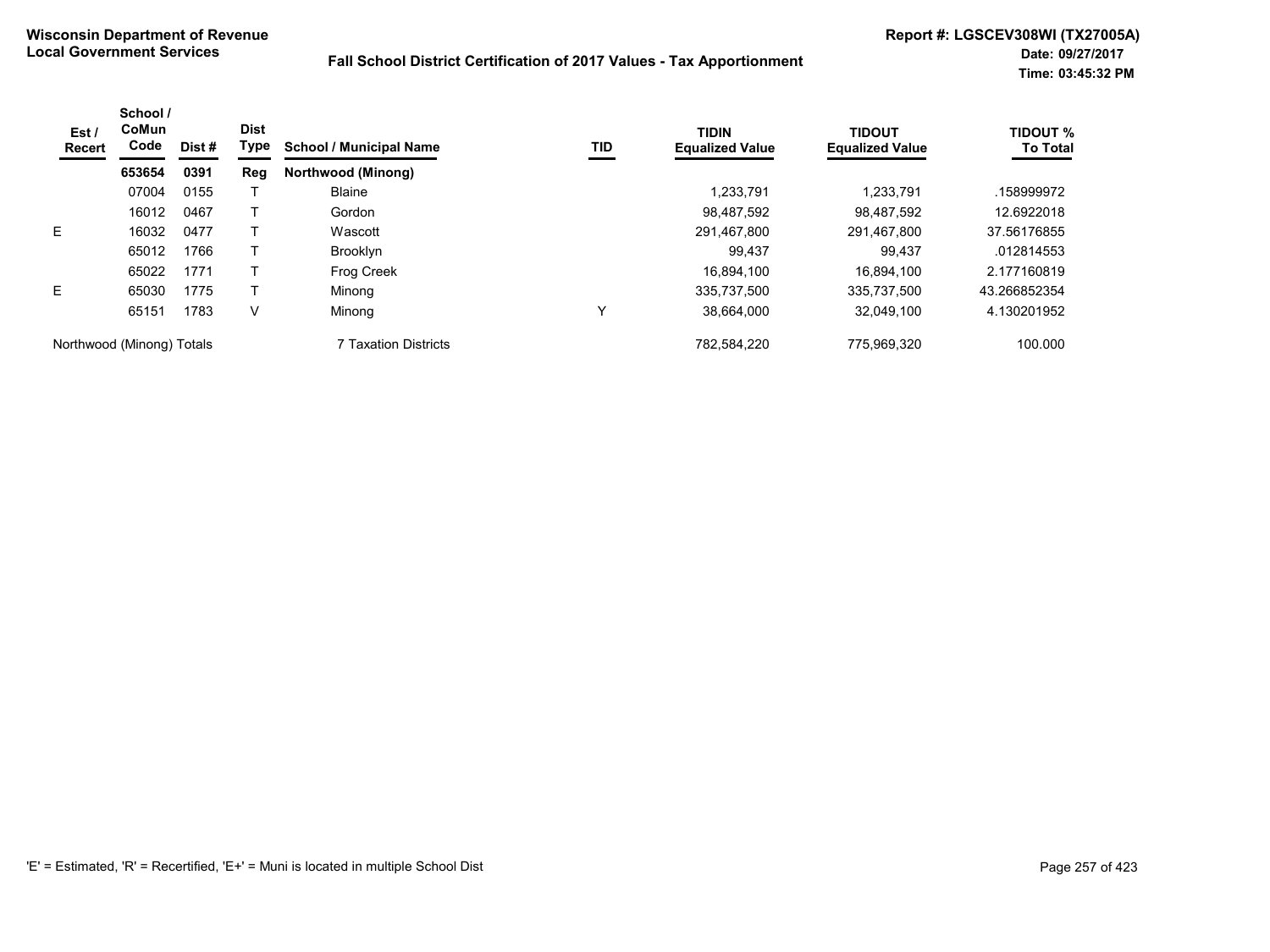**Wisconsin Department of Revenue**
**Local Government Services**

**Fall School District Certification of 2017 Values - Tax Apportionment**

**Report #: LGSCEV308WI (TX27005A)**
**Date: 09/27/2017**
**Time: 03:45:32 PM**

| Est / Recert | School / CoMun Code | Dist # | Dist Type | School / Municipal Name | TID | TIDIN Equalized Value | TIDOUT Equalized Value | TIDOUT % To Total |
|---|---|---|---|---|---|---|---|---|
| | **653654** | **0391** | **Reg** | **Northwood (Minong)** | | | | |
| | 07004 | 0155 | T | Blaine | | 1,233,791 | 1,233,791 | .158999972 |
| | 16012 | 0467 | T | Gordon | | 98,487,592 | 98,487,592 | 12.6922018 |
| E | 16032 | 0477 | T | Wascott | | 291,467,800 | 291,467,800 | 37.56176855 |
| | 65012 | 1766 | T | Brooklyn | | 99,437 | 99,437 | .012814553 |
| | 65022 | 1771 | T | Frog Creek | | 16,894,100 | 16,894,100 | 2.177160819 |
| E | 65030 | 1775 | T | Minong | | 335,737,500 | 335,737,500 | 43.266852354 |
| | 65151 | 1783 | V | Minong | Y | 38,664,000 | 32,049,100 | 4.130201952 |
| Northwood (Minong) Totals | | | | 7 Taxation Districts | | 782,584,220 | 775,969,320 | 100.000 |

'E' = Estimated, 'R' = Recertified, 'E+' = Muni is located in multiple School Dist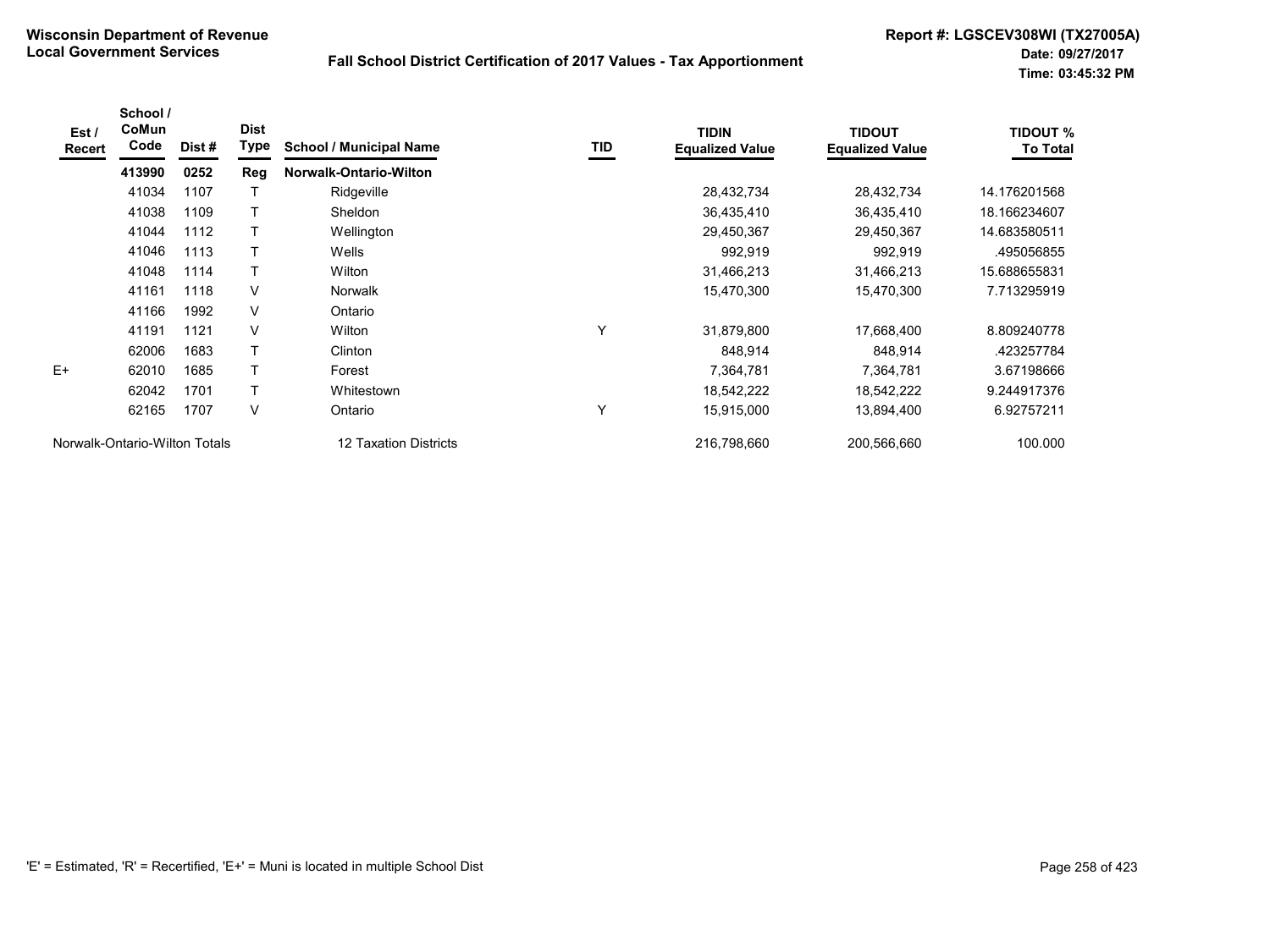**Wisconsin Department of Revenue**
**Local Government Services**

**Fall School District Certification of 2017 Values - Tax Apportionment**

**Report #: LGSCEV308WI (TX27005A)**
**Date: 09/27/2017**
**Time: 03:45:32 PM**

| Est / Recert | School / CoMun Code | Dist # | Dist Type | School / Municipal Name | TID | TIDIN Equalized Value | TIDOUT Equalized Value | TIDOUT % To Total |
|---|---|---|---|---|---|---|---|---|
| | **413990** | **0252** | **Reg** | **Norwalk-Ontario-Wilton** | | | | |
| | 41034 | 1107 | T | Ridgeville | | 28,432,734 | 28,432,734 | 14.176201568 |
| | 41038 | 1109 | T | Sheldon | | 36,435,410 | 36,435,410 | 18.166234607 |
| | 41044 | 1112 | T | Wellington | | 29,450,367 | 29,450,367 | 14.683580511 |
| | 41046 | 1113 | T | Wells | | 992,919 | 992,919 | .495056855 |
| | 41048 | 1114 | T | Wilton | | 31,466,213 | 31,466,213 | 15.688655831 |
| | 41161 | 1118 | V | Norwalk | | 15,470,300 | 15,470,300 | 7.713295919 |
| | 41166 | 1992 | V | Ontario | | | | |
| | 41191 | 1121 | V | Wilton | Y | 31,879,800 | 17,668,400 | 8.809240778 |
| | 62006 | 1683 | T | Clinton | | 848,914 | 848,914 | .423257784 |
| E+ | 62010 | 1685 | T | Forest | | 7,364,781 | 7,364,781 | 3.67198666 |
| | 62042 | 1701 | T | Whitestown | | 18,542,222 | 18,542,222 | 9.244917376 |
| | 62165 | 1707 | V | Ontario | Y | 15,915,000 | 13,894,400 | 6.92757211 |
| Norwalk-Ontario-Wilton Totals | | | | 12 Taxation Districts | | 216,798,660 | 200,566,660 | 100.000 |

'E' = Estimated, 'R' = Recertified, 'E+' = Muni is located in multiple School Dist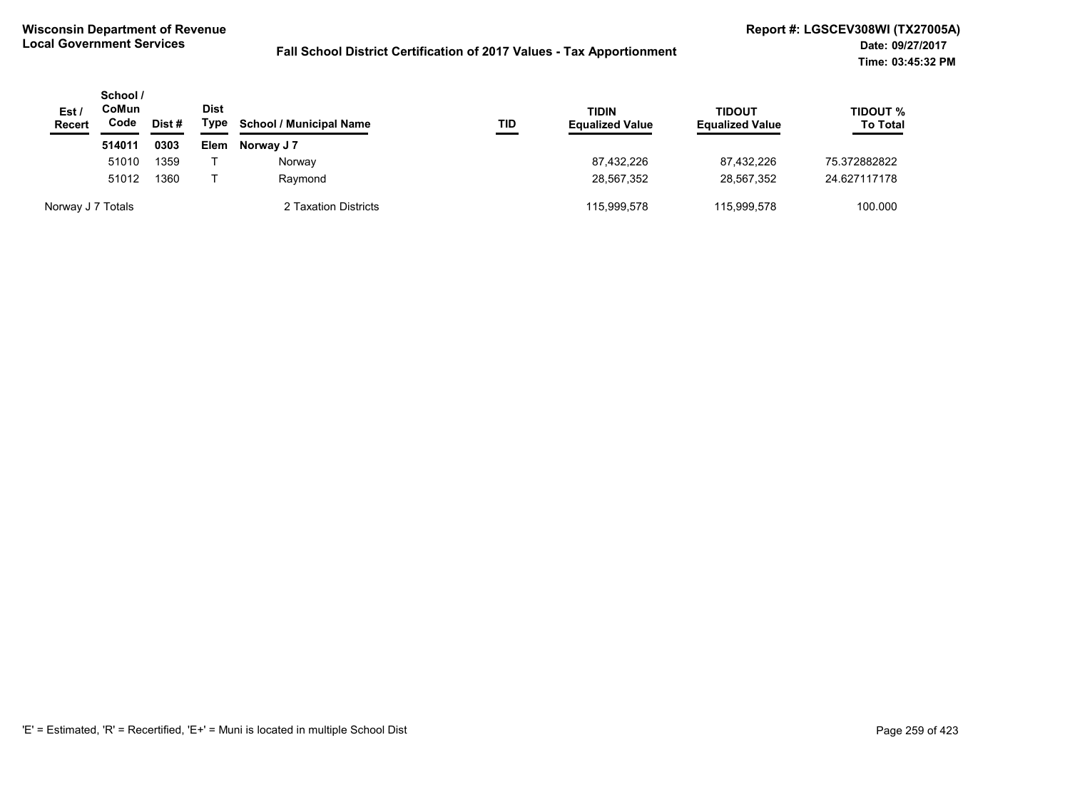**Wisconsin Department of Revenue**
**Local Government Services**

**Fall School District Certification of 2017 Values - Tax Apportionment**

**Report #: LGSCEV308WI (TX27005A)**
**Date: 09/27/2017**
**Time: 03:45:32 PM**

| Est / Recert | School / CoMun Code | Dist # | Dist Type | School / Municipal Name | TID | TIDIN Equalized Value | TIDOUT Equalized Value | TIDOUT % To Total |
|---|---|---|---|---|---|---|---|---|
| | **514011** | **0303** | **Elem** | **Norway J 7** | | | | |
| | 51010 | 1359 | T | Norway | | 87,432,226 | 87,432,226 | 75.372882822 |
| | 51012 | 1360 | T | Raymond | | 28,567,352 | 28,567,352 | 24.627117178 |
| Norway J 7 Totals | | | | 2 Taxation Districts | | 115,999,578 | 115,999,578 | 100.000 |

'E' = Estimated, 'R' = Recertified, 'E+' = Muni is located in multiple School Dist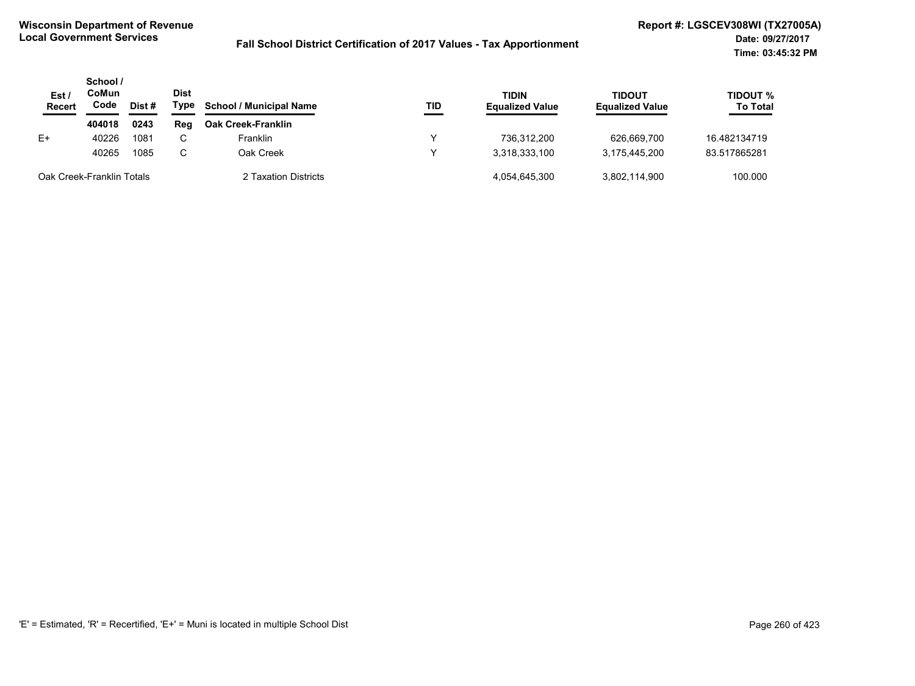**Wisconsin Department of Revenue**
**Local Government Services**

**Fall School District Certification of 2017 Values - Tax Apportionment**

**Report #: LGSCEV308WI (TX27005A)**
**Date: 09/27/2017**
**Time: 03:45:32 PM**

| Est / Recert | School / CoMun Code | Dist # | Dist Type | School / Municipal Name | TID | TIDIN Equalized Value | TIDOUT Equalized Value | TIDOUT % To Total |
|---|---|---|---|---|---|---|---|---|
| | **404018** | **0243** | **Reg** | **Oak Creek-Franklin** | | | | |
| E+ | 40226 | 1081 | C | Franklin | Y | 736,312,200 | 626,669,700 | 16.482134719 |
| | 40265 | 1085 | C | Oak Creek | Y | 3,318,333,100 | 3,175,445,200 | 83.517865281 |
| Oak Creek-Franklin Totals | | | | 2 Taxation Districts | | 4,054,645,300 | 3,802,114,900 | 100.000 |

'E' = Estimated, 'R' = Recertified, 'E+' = Muni is located in multiple School Dist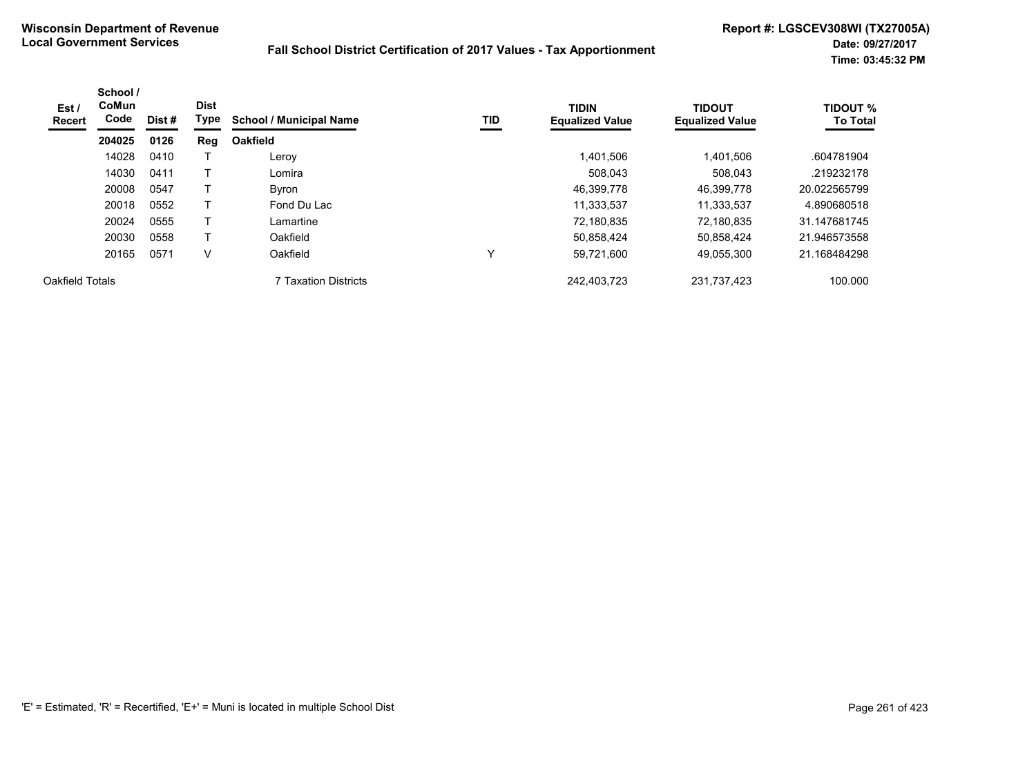**Wisconsin Department of Revenue**
**Local Government Services**

**Fall School District Certification of 2017 Values - Tax Apportionment**

**Report #: LGSCEV308WI (TX27005A)**
**Date: 09/27/2017**
**Time: 03:45:32 PM**

| Est / Recert | School / CoMun Code | Dist # | Dist Type | School / Municipal Name | TID | TIDIN Equalized Value | TIDOUT Equalized Value | TIDOUT % To Total |
|---|---|---|---|---|---|---|---|---|
| | **204025** | **0126** | **Reg** | **Oakfield** | | | | |
| | 14028 | 0410 | T | Leroy | | 1,401,506 | 1,401,506 | .604781904 |
| | 14030 | 0411 | T | Lomira | | 508,043 | 508,043 | .219232178 |
| | 20008 | 0547 | T | Byron | | 46,399,778 | 46,399,778 | 20.022565799 |
| | 20018 | 0552 | T | Fond Du Lac | | 11,333,537 | 11,333,537 | 4.890680518 |
| | 20024 | 0555 | T | Lamartine | | 72,180,835 | 72,180,835 | 31.147681745 |
| | 20030 | 0558 | T | Oakfield | | 50,858,424 | 50,858,424 | 21.946573558 |
| | 20165 | 0571 | V | Oakfield | Y | 59,721,600 | 49,055,300 | 21.168484298 |
| Oakfield Totals | | | | 7 Taxation Districts | | 242,403,723 | 231,737,423 | 100.000 |

'E' = Estimated, 'R' = Recertified, 'E+' = Muni is located in multiple School Dist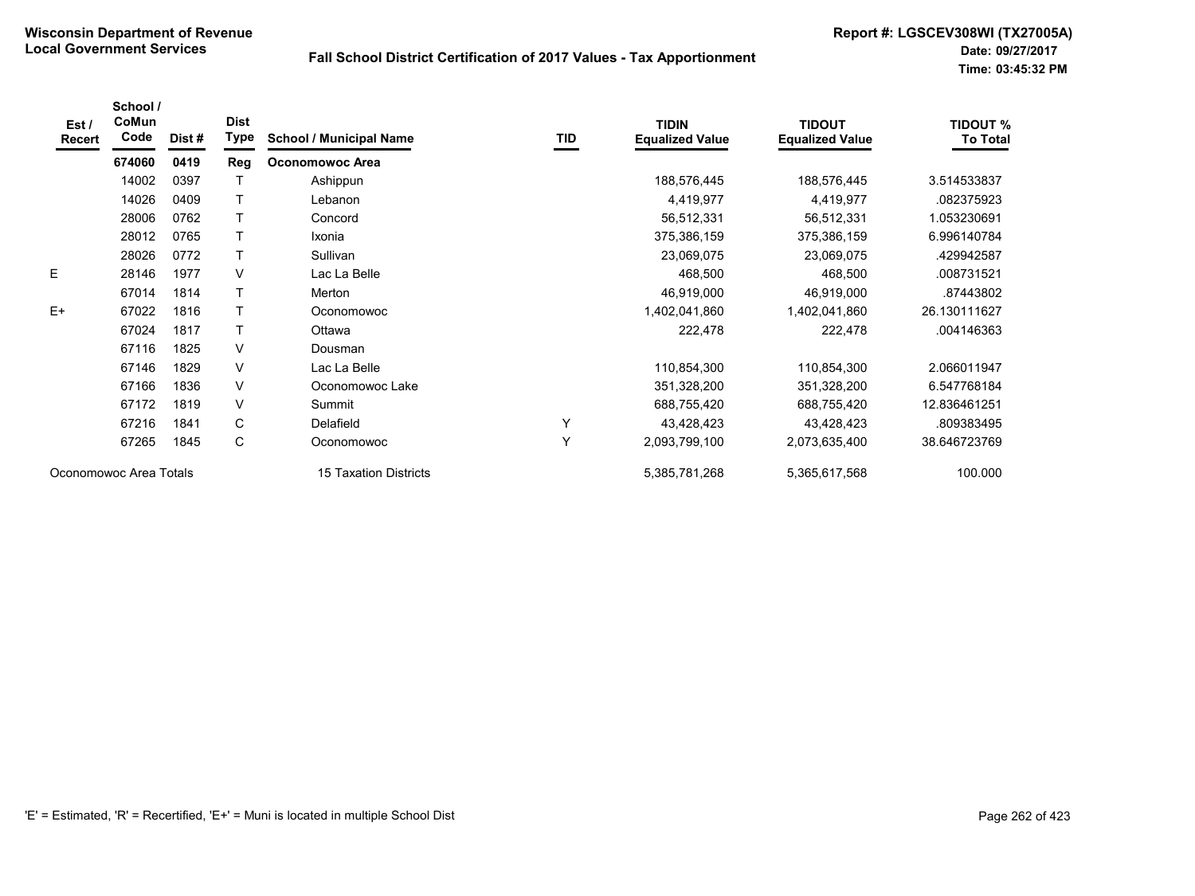**Wisconsin Department of Revenue**
**Local Government Services**

**Fall School District Certification of 2017 Values - Tax Apportionment**

**Report #: LGSCEV308WI (TX27005A)**
**Date: 09/27/2017**
**Time: 03:45:32 PM**

| Est / Recert | School / CoMun Code | Dist # | Dist Type | School / Municipal Name | TID | TIDIN Equalized Value | TIDOUT Equalized Value | TIDOUT % To Total |
|---|---|---|---|---|---|---|---|---|
| | **674060** | **0419** | **Reg** | **Oconomowoc Area** | | | | |
| | 14002 | 0397 | T | Ashippun | | 188,576,445 | 188,576,445 | 3.514533837 |
| | 14026 | 0409 | T | Lebanon | | 4,419,977 | 4,419,977 | .082375923 |
| | 28006 | 0762 | T | Concord | | 56,512,331 | 56,512,331 | 1.053230691 |
| | 28012 | 0765 | T | Ixonia | | 375,386,159 | 375,386,159 | 6.996140784 |
| | 28026 | 0772 | T | Sullivan | | 23,069,075 | 23,069,075 | .429942587 |
| E | 28146 | 1977 | V | Lac La Belle | | 468,500 | 468,500 | .008731521 |
| | 67014 | 1814 | T | Merton | | 46,919,000 | 46,919,000 | .87443802 |
| E+ | 67022 | 1816 | T | Oconomowoc | | 1,402,041,860 | 1,402,041,860 | 26.130111627 |
| | 67024 | 1817 | T | Ottawa | | 222,478 | 222,478 | .004146363 |
| | 67116 | 1825 | V | Dousman | | | | |
| | 67146 | 1829 | V | Lac La Belle | | 110,854,300 | 110,854,300 | 2.066011947 |
| | 67166 | 1836 | V | Oconomowoc Lake | | 351,328,200 | 351,328,200 | 6.547768184 |
| | 67172 | 1819 | V | Summit | | 688,755,420 | 688,755,420 | 12.836461251 |
| | 67216 | 1841 | C | Delafield | Y | 43,428,423 | 43,428,423 | .809383495 |
| | 67265 | 1845 | C | Oconomowoc | Y | 2,093,799,100 | 2,073,635,400 | 38.646723769 |
| Oconomowoc Area Totals | | | | 15 Taxation Districts | | 5,385,781,268 | 5,365,617,568 | 100.000 |

'E' = Estimated, 'R' = Recertified, 'E+' = Muni is located in multiple School Dist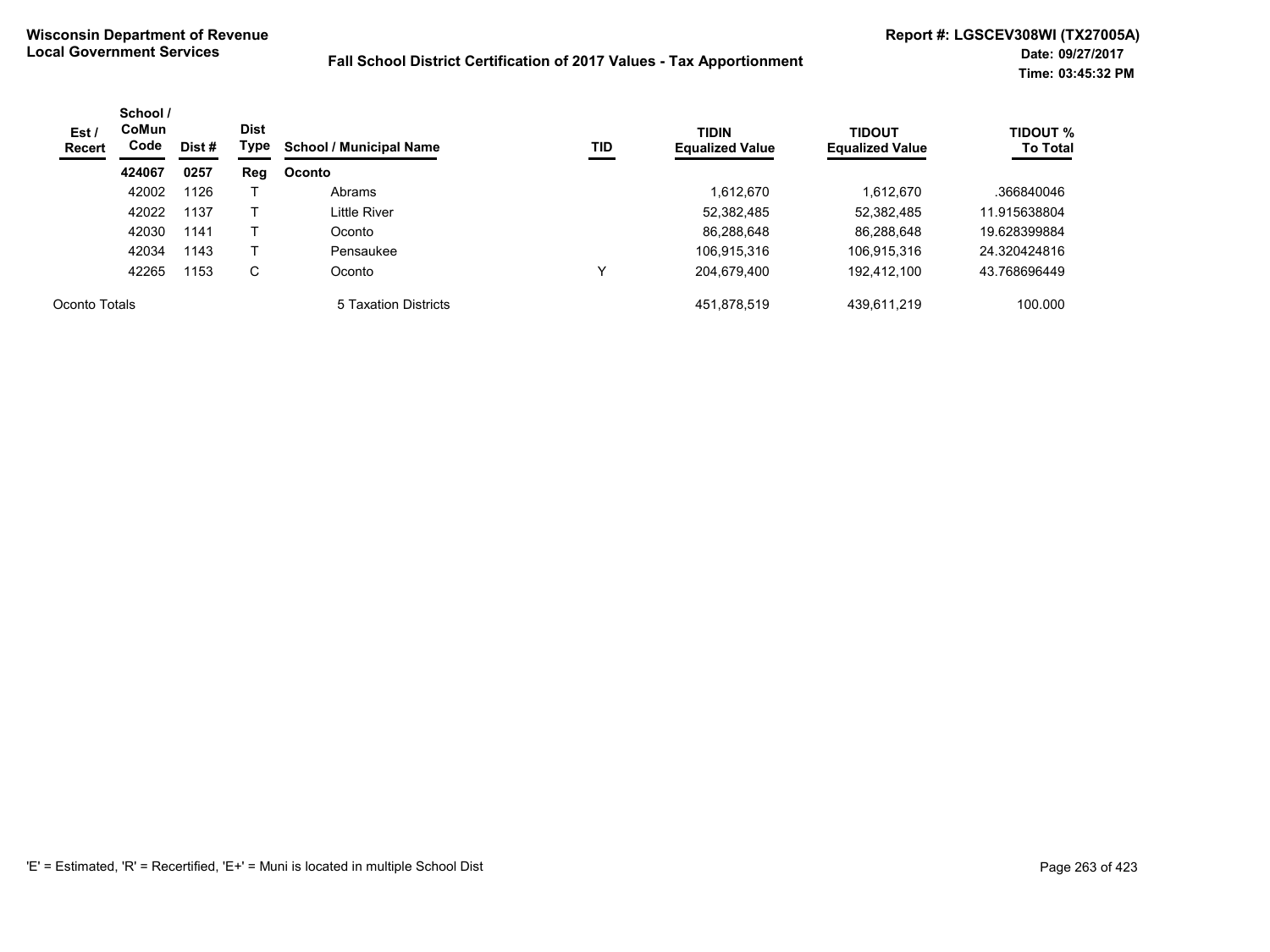**Wisconsin Department of Revenue**
**Local Government Services**

**Fall School District Certification of 2017 Values - Tax Apportionment**

**Report #: LGSCEV308WI (TX27005A)**
**Date: 09/27/2017**
**Time: 03:45:32 PM**

| Est / Recert | School / CoMun Code | Dist # | Dist Type | School / Municipal Name | TID | TIDIN Equalized Value | TIDOUT Equalized Value | TIDOUT % To Total |
|---|---|---|---|---|---|---|---|---|
| | **424067** | **0257** | **Reg** | **Oconto** | | | | |
| | 42002 | 1126 | T | Abrams | | 1,612,670 | 1,612,670 | .366840046 |
| | 42022 | 1137 | T | Little River | | 52,382,485 | 52,382,485 | 11.915638804 |
| | 42030 | 1141 | T | Oconto | | 86,288,648 | 86,288,648 | 19.628399884 |
| | 42034 | 1143 | T | Pensaukee | | 106,915,316 | 106,915,316 | 24.320424816 |
| | 42265 | 1153 | C | Oconto | Y | 204,679,400 | 192,412,100 | 43.768696449 |
| Oconto Totals | | | | 5 Taxation Districts | | 451,878,519 | 439,611,219 | 100.000 |

'E' = Estimated, 'R' = Recertified, 'E+' = Muni is located in multiple School Dist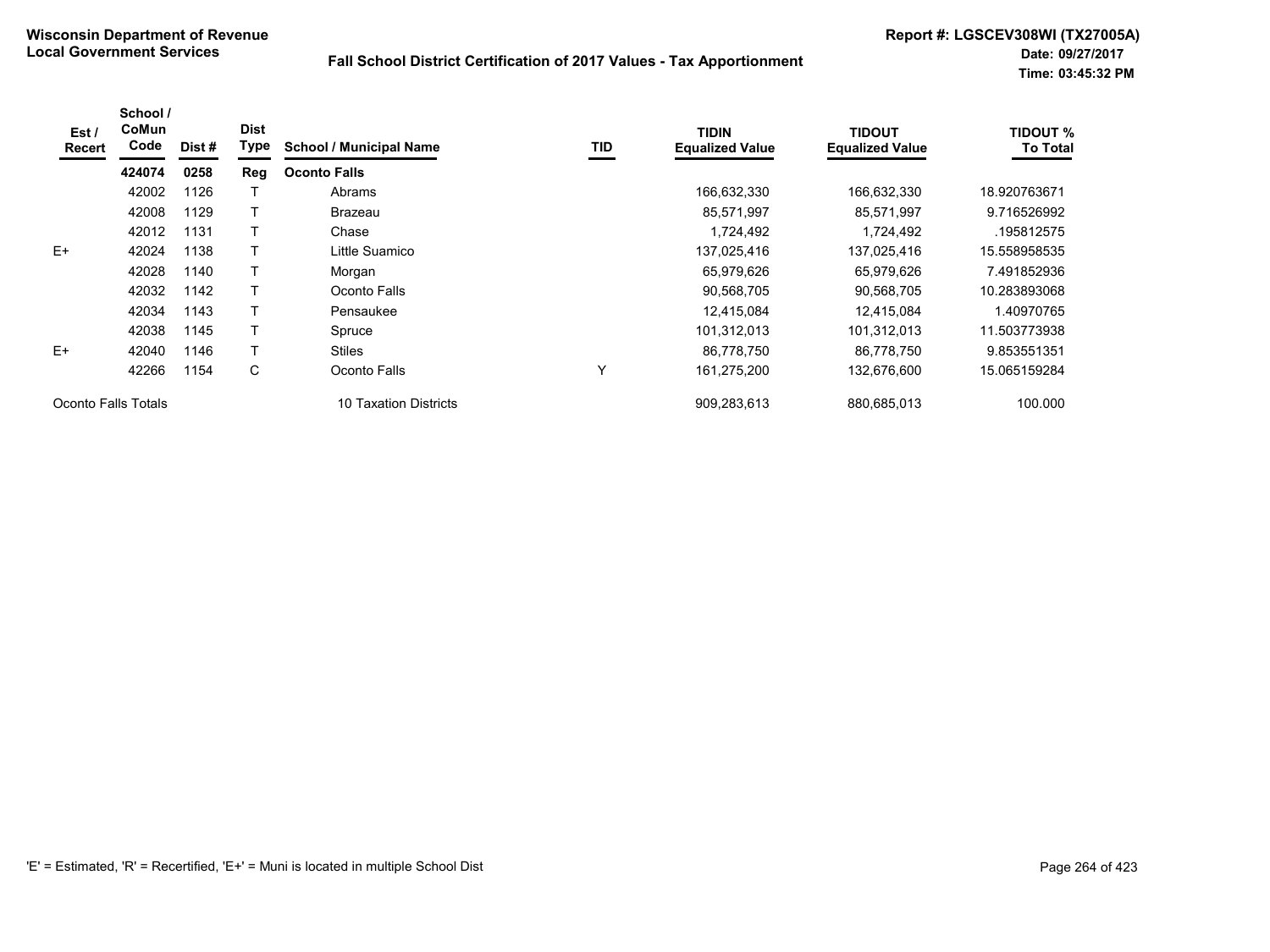**Wisconsin Department of Revenue**
**Local Government Services**

**Fall School District Certification of 2017 Values - Tax Apportionment**

**Report #: LGSCEV308WI (TX27005A)**
**Date: 09/27/2017**
**Time: 03:45:32 PM**

| Est / Recert | School / CoMun Code | Dist # | Dist Type | School / Municipal Name | TID | TIDIN Equalized Value | TIDOUT Equalized Value | TIDOUT % To Total |
|---|---|---|---|---|---|---|---|---|
| | **424074** | **0258** | **Reg** | **Oconto Falls** | | | | |
| | 42002 | 1126 | T | Abrams | | 166,632,330 | 166,632,330 | 18.920763671 |
| | 42008 | 1129 | T | Brazeau | | 85,571,997 | 85,571,997 | 9.716526992 |
| | 42012 | 1131 | T | Chase | | 1,724,492 | 1,724,492 | .195812575 |
| E+ | 42024 | 1138 | T | Little Suamico | | 137,025,416 | 137,025,416 | 15.558958535 |
| | 42028 | 1140 | T | Morgan | | 65,979,626 | 65,979,626 | 7.491852936 |
| | 42032 | 1142 | T | Oconto Falls | | 90,568,705 | 90,568,705 | 10.283893068 |
| | 42034 | 1143 | T | Pensaukee | | 12,415,084 | 12,415,084 | 1.40970765 |
| | 42038 | 1145 | T | Spruce | | 101,312,013 | 101,312,013 | 11.503773938 |
| E+ | 42040 | 1146 | T | Stiles | | 86,778,750 | 86,778,750 | 9.853551351 |
| | 42266 | 1154 | C | Oconto Falls | Y | 161,275,200 | 132,676,600 | 15.065159284 |
| Oconto Falls Totals | | | | 10 Taxation Districts | | 909,283,613 | 880,685,013 | 100.000 |

'E' = Estimated, 'R' = Recertified, 'E+' = Muni is located in multiple School Dist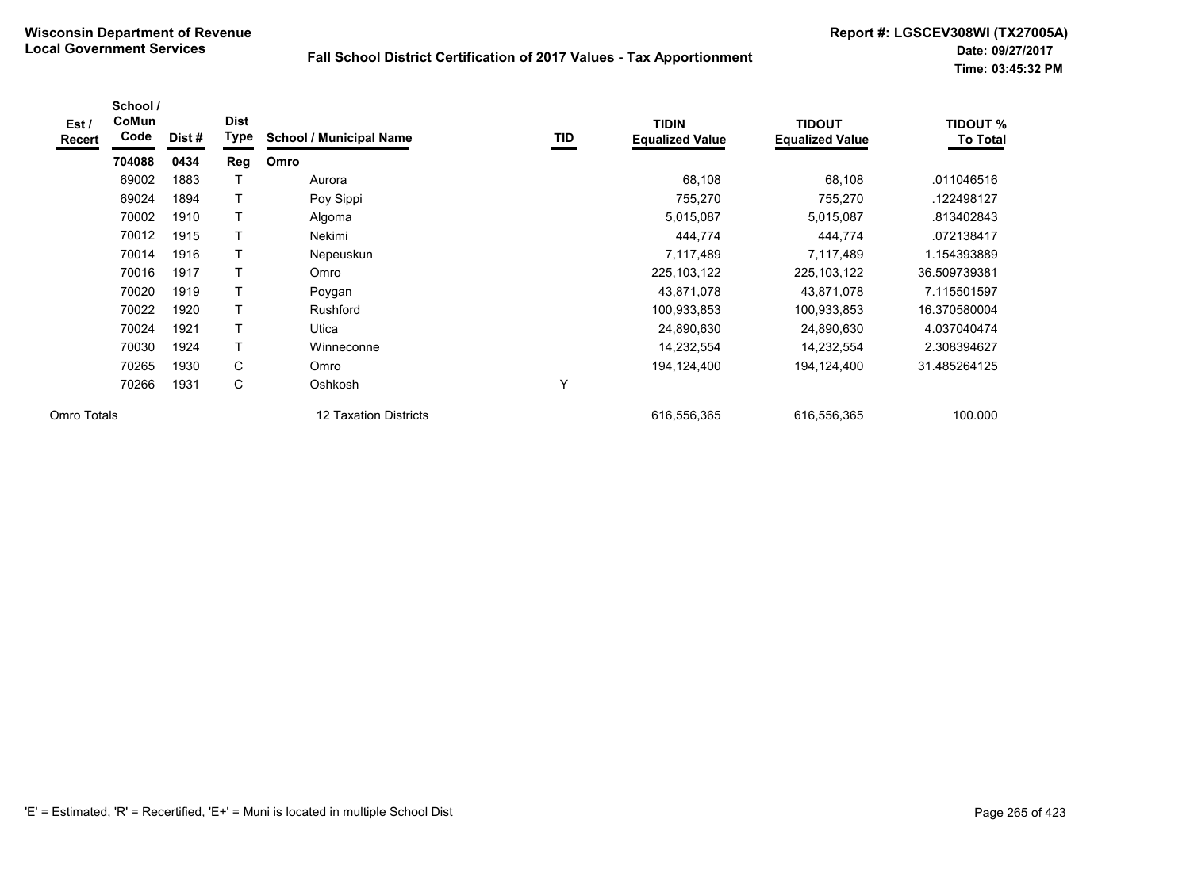**Wisconsin Department of Revenue**
**Local Government Services**

**Fall School District Certification of 2017 Values - Tax Apportionment**

**Report #: LGSCEV308WI (TX27005A)**
**Date: 09/27/2017**
**Time: 03:45:32 PM**

| Est / Recert | School / CoMun Code | Dist # | Dist Type | School / Municipal Name | TID | TIDIN Equalized Value | TIDOUT Equalized Value | TIDOUT % To Total |
|---|---|---|---|---|---|---|---|---|
| | **704088** | **0434** | **Reg** | **Omro** | | | | |
| | 69002 | 1883 | T | Aurora | | 68,108 | 68,108 | .011046516 |
| | 69024 | 1894 | T | Poy Sippi | | 755,270 | 755,270 | .122498127 |
| | 70002 | 1910 | T | Algoma | | 5,015,087 | 5,015,087 | .813402843 |
| | 70012 | 1915 | T | Nekimi | | 444,774 | 444,774 | .072138417 |
| | 70014 | 1916 | T | Nepeuskun | | 7,117,489 | 7,117,489 | 1.154393889 |
| | 70016 | 1917 | T | Omro | | 225,103,122 | 225,103,122 | 36.509739381 |
| | 70020 | 1919 | T | Poygan | | 43,871,078 | 43,871,078 | 7.115501597 |
| | 70022 | 1920 | T | Rushford | | 100,933,853 | 100,933,853 | 16.370580004 |
| | 70024 | 1921 | T | Utica | | 24,890,630 | 24,890,630 | 4.037040474 |
| | 70030 | 1924 | T | Winneconne | | 14,232,554 | 14,232,554 | 2.308394627 |
| | 70265 | 1930 | C | Omro | | 194,124,400 | 194,124,400 | 31.485264125 |
| | 70266 | 1931 | C | Oshkosh | Y | | | |
| Omro Totals | | | | 12 Taxation Districts | | 616,556,365 | 616,556,365 | 100.000 |

'E' = Estimated, 'R' = Recertified, 'E+' = Muni is located in multiple School Dist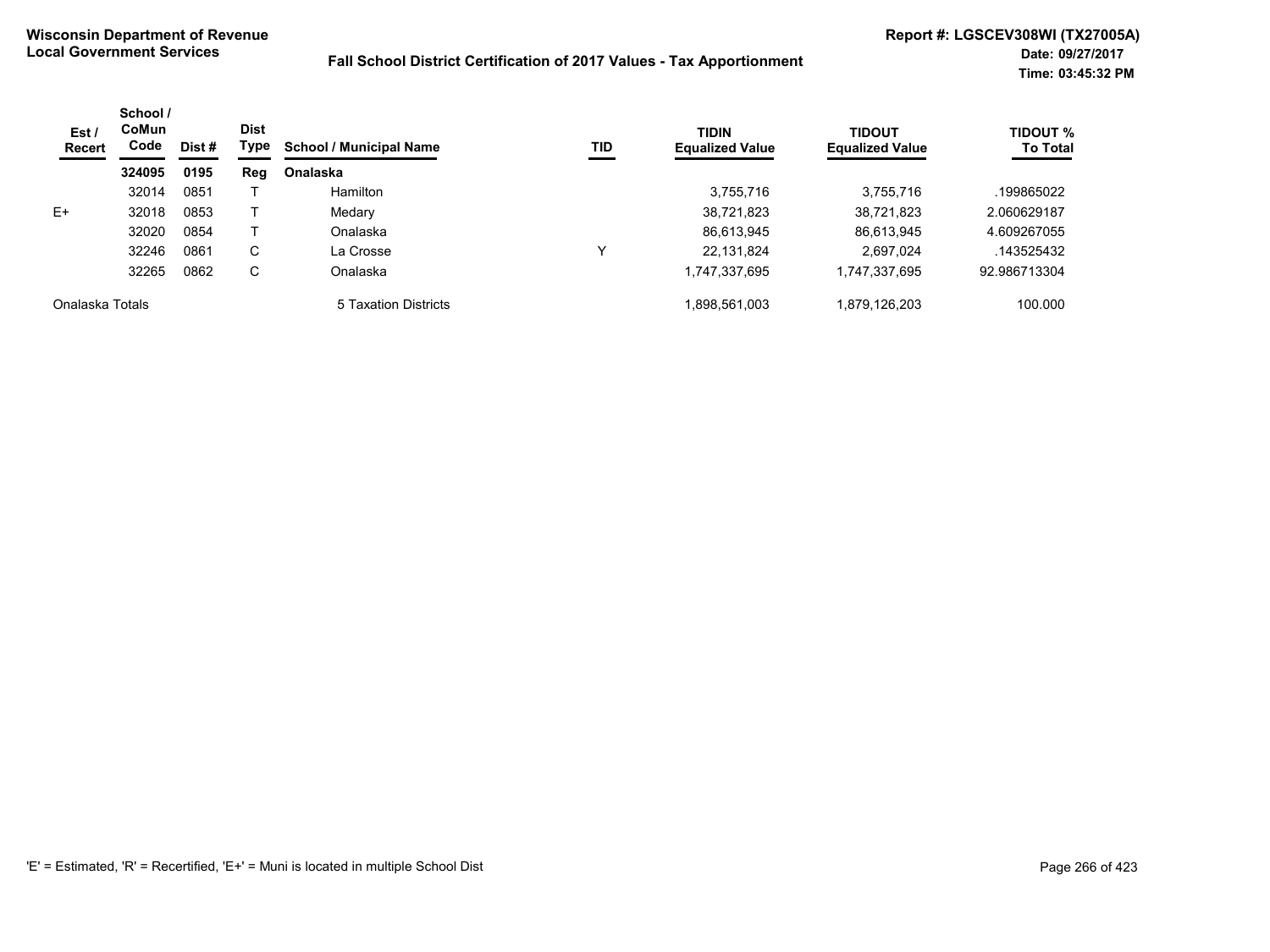**Wisconsin Department of Revenue**
**Local Government Services**

**Fall School District Certification of 2017 Values - Tax Apportionment**

**Report #: LGSCEV308WI (TX27005A)**
**Date: 09/27/2017**
**Time: 03:45:32 PM**

| Est / Recert | School / CoMun Code | Dist # | Dist Type | School / Municipal Name | TID | TIDIN Equalized Value | TIDOUT Equalized Value | TIDOUT % To Total |
|---|---|---|---|---|---|---|---|---|
| | **324095** | **0195** | **Reg** | **Onalaska** | | | | |
| | 32014 | 0851 | T | Hamilton | | 3,755,716 | 3,755,716 | .199865022 |
| E+ | 32018 | 0853 | T | Medary | | 38,721,823 | 38,721,823 | 2.060629187 |
| | 32020 | 0854 | T | Onalaska | | 86,613,945 | 86,613,945 | 4.609267055 |
| | 32246 | 0861 | C | La Crosse | Y | 22,131,824 | 2,697,024 | .143525432 |
| | 32265 | 0862 | C | Onalaska | | 1,747,337,695 | 1,747,337,695 | 92.986713304 |
| Onalaska Totals | | | | 5 Taxation Districts | | 1,898,561,003 | 1,879,126,203 | 100.000 |

'E' = Estimated, 'R' = Recertified, 'E+' = Muni is located in multiple School Dist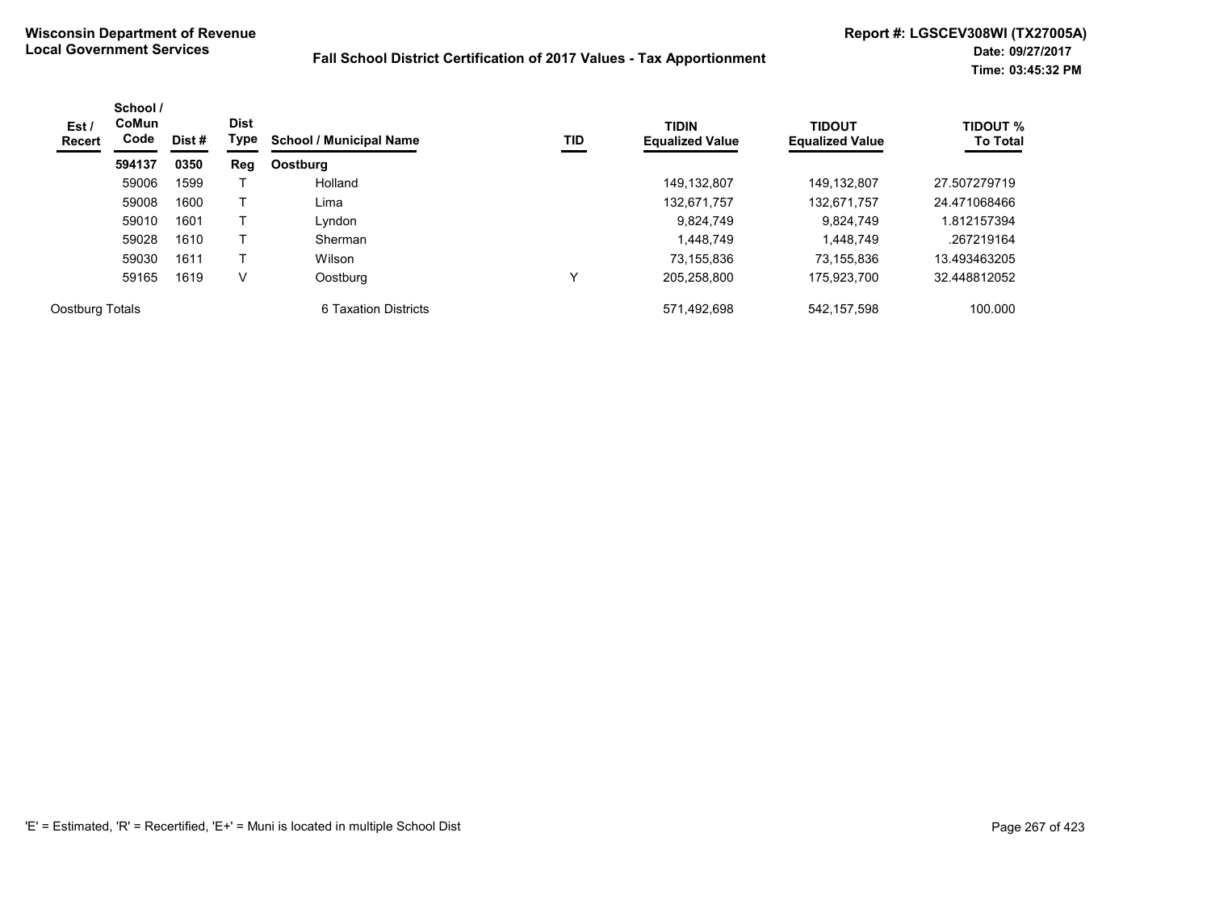**Wisconsin Department of Revenue**
**Local Government Services**

**Fall School District Certification of 2017 Values - Tax Apportionment**

**Report #: LGSCEV308WI (TX27005A)**
**Date: 09/27/2017**
**Time: 03:45:32 PM**

| Est / Recert | School / CoMun Code | Dist # | Dist Type | School / Municipal Name | TID | TIDIN Equalized Value | TIDOUT Equalized Value | TIDOUT % To Total |
|---|---|---|---|---|---|---|---|---|
| | **594137** | **0350** | **Reg** | **Oostburg** | | | | |
| | 59006 | 1599 | T | Holland | | 149,132,807 | 149,132,807 | 27.507279719 |
| | 59008 | 1600 | T | Lima | | 132,671,757 | 132,671,757 | 24.471068466 |
| | 59010 | 1601 | T | Lyndon | | 9,824,749 | 9,824,749 | 1.812157394 |
| | 59028 | 1610 | T | Sherman | | 1,448,749 | 1,448,749 | .267219164 |
| | 59030 | 1611 | T | Wilson | | 73,155,836 | 73,155,836 | 13.493463205 |
| | 59165 | 1619 | V | Oostburg | Y | 205,258,800 | 175,923,700 | 32.448812052 |
| Oostburg Totals | | | | 6 Taxation Districts | | 571,492,698 | 542,157,598 | 100.000 |

'E' = Estimated, 'R' = Recertified, 'E+' = Muni is located in multiple School Dist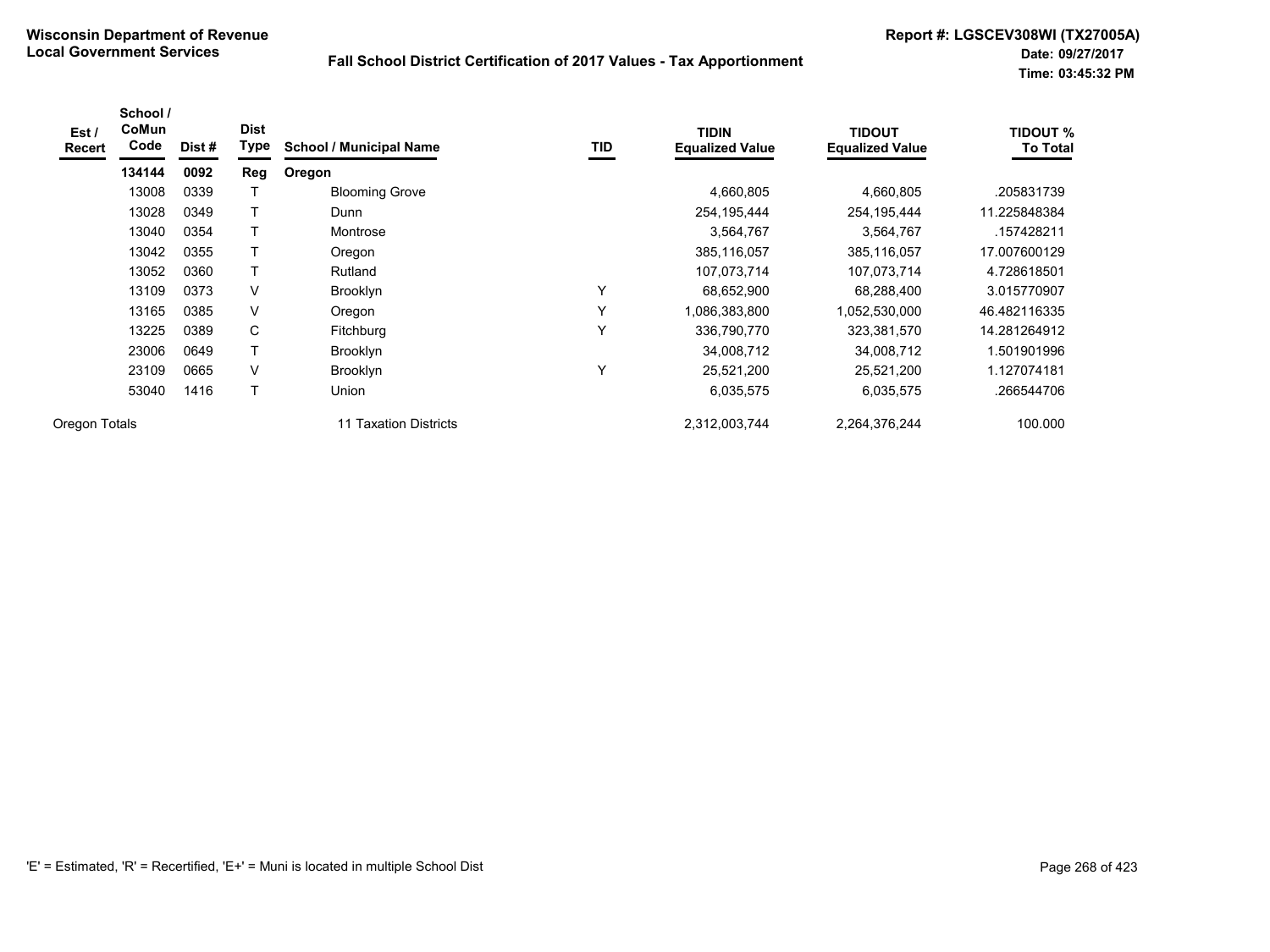**Wisconsin Department of Revenue**
**Local Government Services**

**Fall School District Certification of 2017 Values - Tax Apportionment**

**Report #: LGSCEV308WI (TX27005A)**
**Date: 09/27/2017**
**Time: 03:45:32 PM**

| Est / Recert | School / CoMun Code | Dist # | Dist Type | School / Municipal Name | TID | TIDIN Equalized Value | TIDOUT Equalized Value | TIDOUT % To Total |
|---|---|---|---|---|---|---|---|---|
| | **134144** | **0092** | **Reg** | **Oregon** | | | | |
| | 13008 | 0339 | T | Blooming Grove | | 4,660,805 | 4,660,805 | .205831739 |
| | 13028 | 0349 | T | Dunn | | 254,195,444 | 254,195,444 | 11.225848384 |
| | 13040 | 0354 | T | Montrose | | 3,564,767 | 3,564,767 | .157428211 |
| | 13042 | 0355 | T | Oregon | | 385,116,057 | 385,116,057 | 17.007600129 |
| | 13052 | 0360 | T | Rutland | | 107,073,714 | 107,073,714 | 4.728618501 |
| | 13109 | 0373 | V | Brooklyn | Y | 68,652,900 | 68,288,400 | 3.015770907 |
| | 13165 | 0385 | V | Oregon | Y | 1,086,383,800 | 1,052,530,000 | 46.482116335 |
| | 13225 | 0389 | C | Fitchburg | Y | 336,790,770 | 323,381,570 | 14.281264912 |
| | 23006 | 0649 | T | Brooklyn | | 34,008,712 | 34,008,712 | 1.501901996 |
| | 23109 | 0665 | V | Brooklyn | Y | 25,521,200 | 25,521,200 | 1.127074181 |
| | 53040 | 1416 | T | Union | | 6,035,575 | 6,035,575 | .266544706 |
| Oregon Totals | | | | 11 Taxation Districts | | 2,312,003,744 | 2,264,376,244 | 100.000 |

'E' = Estimated, 'R' = Recertified, 'E+' = Muni is located in multiple School Dist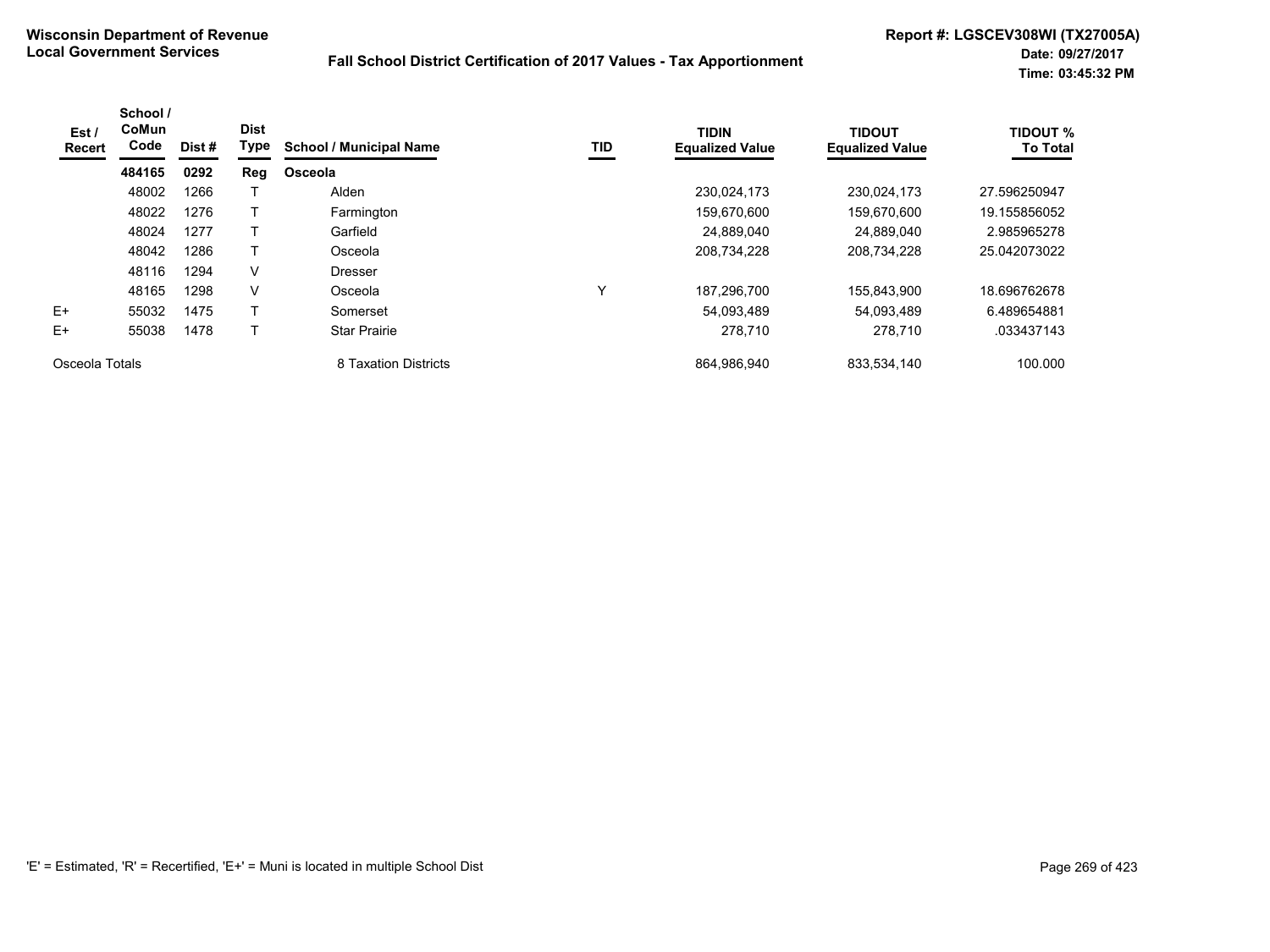**Wisconsin Department of Revenue**
**Local Government Services**

**Fall School District Certification of 2017 Values - Tax Apportionment**

**Report #: LGSCEV308WI (TX27005A)**
**Date: 09/27/2017**
**Time: 03:45:32 PM**

| Est / Recert | School / CoMun Code | Dist # | Dist Type | School / Municipal Name | TID | TIDIN Equalized Value | TIDOUT Equalized Value | TIDOUT % To Total |
|---|---|---|---|---|---|---|---|---|
| | **484165** | **0292** | **Reg** | **Osceola** | | | | |
| | 48002 | 1266 | T | Alden | | 230,024,173 | 230,024,173 | 27.596250947 |
| | 48022 | 1276 | T | Farmington | | 159,670,600 | 159,670,600 | 19.155856052 |
| | 48024 | 1277 | T | Garfield | | 24,889,040 | 24,889,040 | 2.985965278 |
| | 48042 | 1286 | T | Osceola | | 208,734,228 | 208,734,228 | 25.042073022 |
| | 48116 | 1294 | V | Dresser | | | | |
| | 48165 | 1298 | V | Osceola | Y | 187,296,700 | 155,843,900 | 18.696762678 |
| E+ | 55032 | 1475 | T | Somerset | | 54,093,489 | 54,093,489 | 6.489654881 |
| E+ | 55038 | 1478 | T | Star Prairie | | 278,710 | 278,710 | .033437143 |
| Osceola Totals | | | | 8 Taxation Districts | | 864,986,940 | 833,534,140 | 100.000 |

'E' = Estimated, 'R' = Recertified, 'E+' = Muni is located in multiple School Dist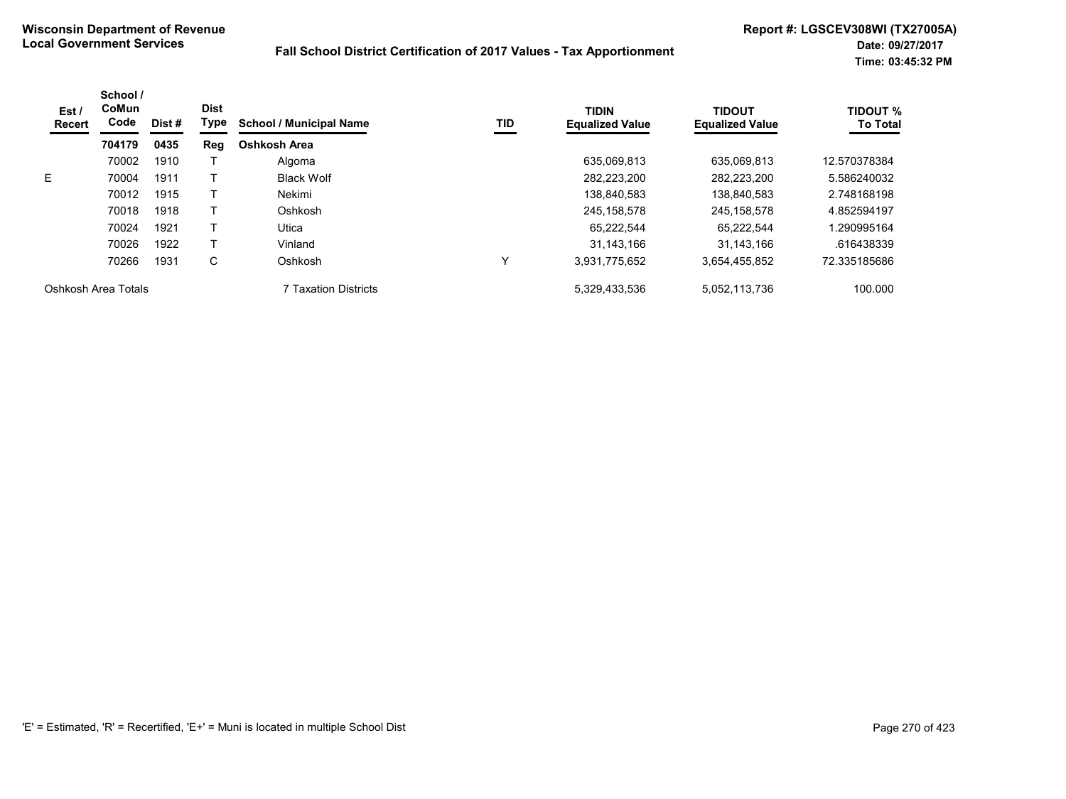**Wisconsin Department of Revenue**
**Local Government Services**

**Fall School District Certification of 2017 Values - Tax Apportionment**

**Report #: LGSCEV308WI (TX27005A)**
**Date: 09/27/2017**
**Time: 03:45:32 PM**

| Est / Recert | School / CoMun Code | Dist # | Dist Type | School / Municipal Name | TID | TIDIN Equalized Value | TIDOUT Equalized Value | TIDOUT % To Total |
|---|---|---|---|---|---|---|---|---|
| | **704179** | **0435** | **Reg** | **Oshkosh Area** | | | | |
| | 70002 | 1910 | T | Algoma | | 635,069,813 | 635,069,813 | 12.570378384 |
| E | 70004 | 1911 | T | Black Wolf | | 282,223,200 | 282,223,200 | 5.586240032 |
| | 70012 | 1915 | T | Nekimi | | 138,840,583 | 138,840,583 | 2.748168198 |
| | 70018 | 1918 | T | Oshkosh | | 245,158,578 | 245,158,578 | 4.852594197 |
| | 70024 | 1921 | T | Utica | | 65,222,544 | 65,222,544 | 1.290995164 |
| | 70026 | 1922 | T | Vinland | | 31,143,166 | 31,143,166 | .616438339 |
| | 70266 | 1931 | C | Oshkosh | Y | 3,931,775,652 | 3,654,455,852 | 72.335185686 |
| Oshkosh Area Totals | | | | 7 Taxation Districts | | 5,329,433,536 | 5,052,113,736 | 100.000 |

'E' = Estimated, 'R' = Recertified, 'E+' = Muni is located in multiple School Dist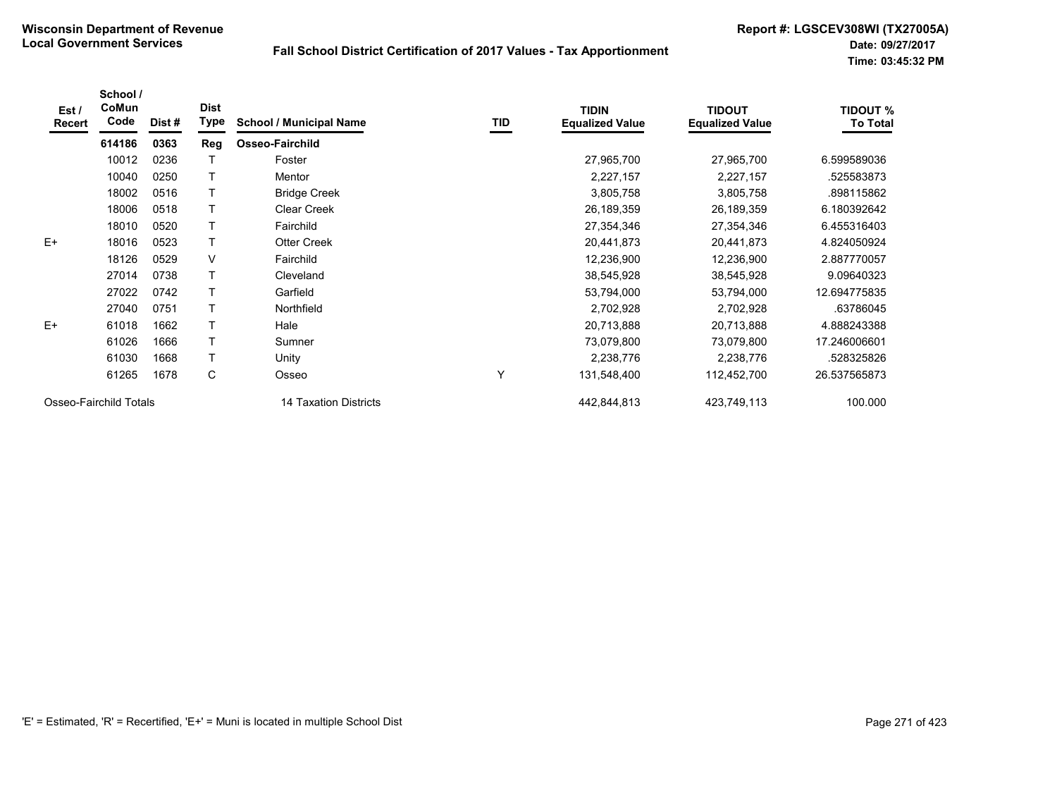**Wisconsin Department of Revenue**
**Local Government Services**

**Fall School District Certification of 2017 Values - Tax Apportionment**

**Report #: LGSCEV308WI (TX27005A)**
**Date: 09/27/2017**
**Time: 03:45:32 PM**

| Est / Recert | School / CoMun Code | Dist # | Dist Type | School / Municipal Name | TID | TIDIN Equalized Value | TIDOUT Equalized Value | TIDOUT % To Total |
|---|---|---|---|---|---|---|---|---|
| | **614186** | **0363** | **Reg** | **Osseo-Fairchild** | | | | |
| | 10012 | 0236 | T | Foster | | 27,965,700 | 27,965,700 | 6.599589036 |
| | 10040 | 0250 | T | Mentor | | 2,227,157 | 2,227,157 | .525583873 |
| | 18002 | 0516 | T | Bridge Creek | | 3,805,758 | 3,805,758 | .898115862 |
| | 18006 | 0518 | T | Clear Creek | | 26,189,359 | 26,189,359 | 6.180392642 |
| | 18010 | 0520 | T | Fairchild | | 27,354,346 | 27,354,346 | 6.455316403 |
| E+ | 18016 | 0523 | T | Otter Creek | | 20,441,873 | 20,441,873 | 4.824050924 |
| | 18126 | 0529 | V | Fairchild | | 12,236,900 | 12,236,900 | 2.887770057 |
| | 27014 | 0738 | T | Cleveland | | 38,545,928 | 38,545,928 | 9.09640323 |
| | 27022 | 0742 | T | Garfield | | 53,794,000 | 53,794,000 | 12.694775835 |
| | 27040 | 0751 | T | Northfield | | 2,702,928 | 2,702,928 | .63786045 |
| E+ | 61018 | 1662 | T | Hale | | 20,713,888 | 20,713,888 | 4.888243388 |
| | 61026 | 1666 | T | Sumner | | 73,079,800 | 73,079,800 | 17.246006601 |
| | 61030 | 1668 | T | Unity | | 2,238,776 | 2,238,776 | .528325826 |
| | 61265 | 1678 | C | Osseo | Y | 131,548,400 | 112,452,700 | 26.537565873 |
| Osseo-Fairchild Totals | | | | 14 Taxation Districts | | 442,844,813 | 423,749,113 | 100.000 |

'E' = Estimated, 'R' = Recertified, 'E+' = Muni is located in multiple School Dist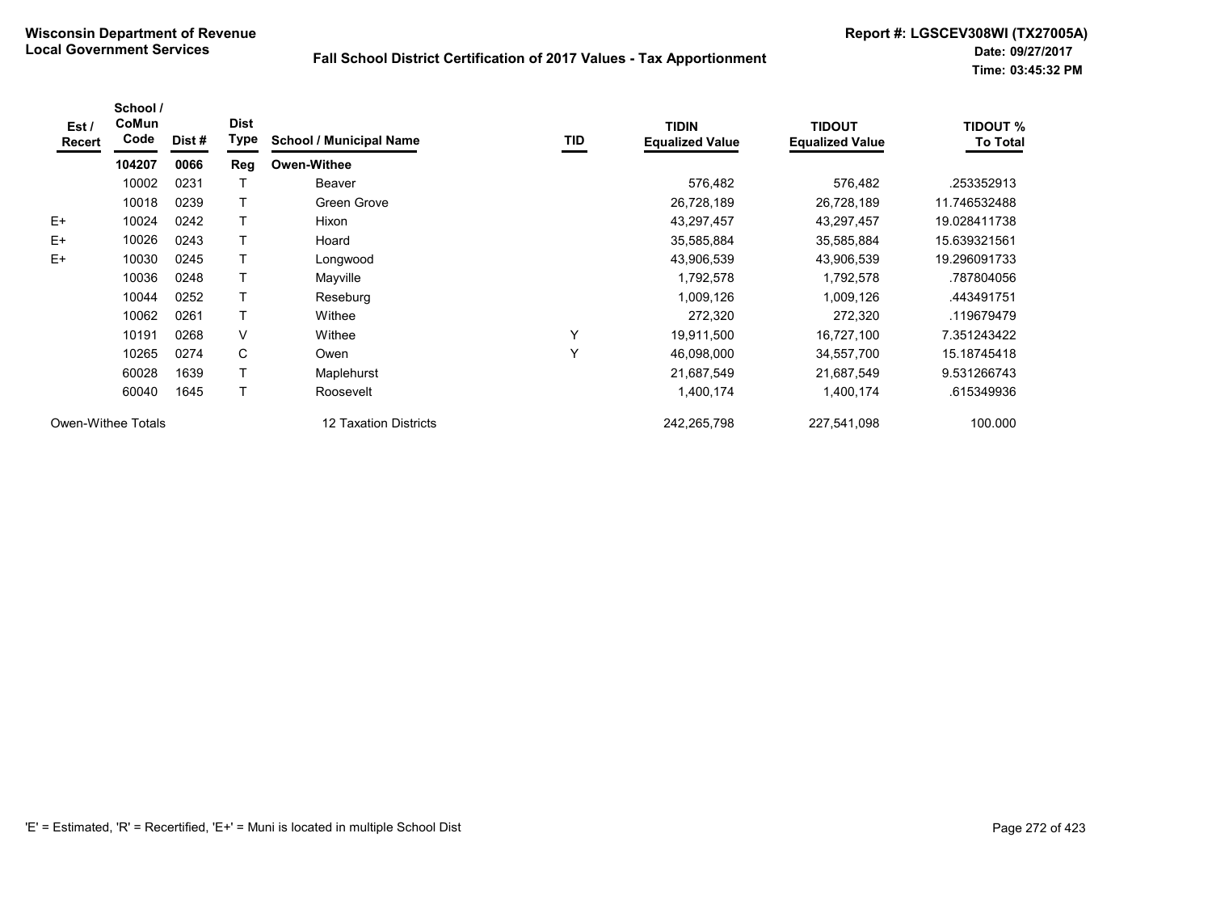**Wisconsin Department of Revenue**
**Local Government Services**

**Fall School District Certification of 2017 Values - Tax Apportionment**

**Report #: LGSCEV308WI (TX27005A)**
**Date: 09/27/2017**
**Time: 03:45:32 PM**

| Est / Recert | School / CoMun Code | Dist # | Dist Type | School / Municipal Name | TID | TIDIN Equalized Value | TIDOUT Equalized Value | TIDOUT % To Total |
|---|---|---|---|---|---|---|---|---|
| | **104207** | **0066** | **Reg** | **Owen-Withee** | | | | |
| | 10002 | 0231 | T | Beaver | | 576,482 | 576,482 | .253352913 |
| | 10018 | 0239 | T | Green Grove | | 26,728,189 | 26,728,189 | 11.746532488 |
| E+ | 10024 | 0242 | T | Hixon | | 43,297,457 | 43,297,457 | 19.028411738 |
| E+ | 10026 | 0243 | T | Hoard | | 35,585,884 | 35,585,884 | 15.639321561 |
| E+ | 10030 | 0245 | T | Longwood | | 43,906,539 | 43,906,539 | 19.296091733 |
| | 10036 | 0248 | T | Mayville | | 1,792,578 | 1,792,578 | .787804056 |
| | 10044 | 0252 | T | Reseburg | | 1,009,126 | 1,009,126 | .443491751 |
| | 10062 | 0261 | T | Withee | | 272,320 | 272,320 | .119679479 |
| | 10191 | 0268 | V | Withee | Y | 19,911,500 | 16,727,100 | 7.351243422 |
| | 10265 | 0274 | C | Owen | Y | 46,098,000 | 34,557,700 | 15.18745418 |
| | 60028 | 1639 | T | Maplehurst | | 21,687,549 | 21,687,549 | 9.531266743 |
| | 60040 | 1645 | T | Roosevelt | | 1,400,174 | 1,400,174 | .615349936 |
| Owen-Withee Totals | | | | 12 Taxation Districts | | 242,265,798 | 227,541,098 | 100.000 |

'E' = Estimated, 'R' = Recertified, 'E+' = Muni is located in multiple School Dist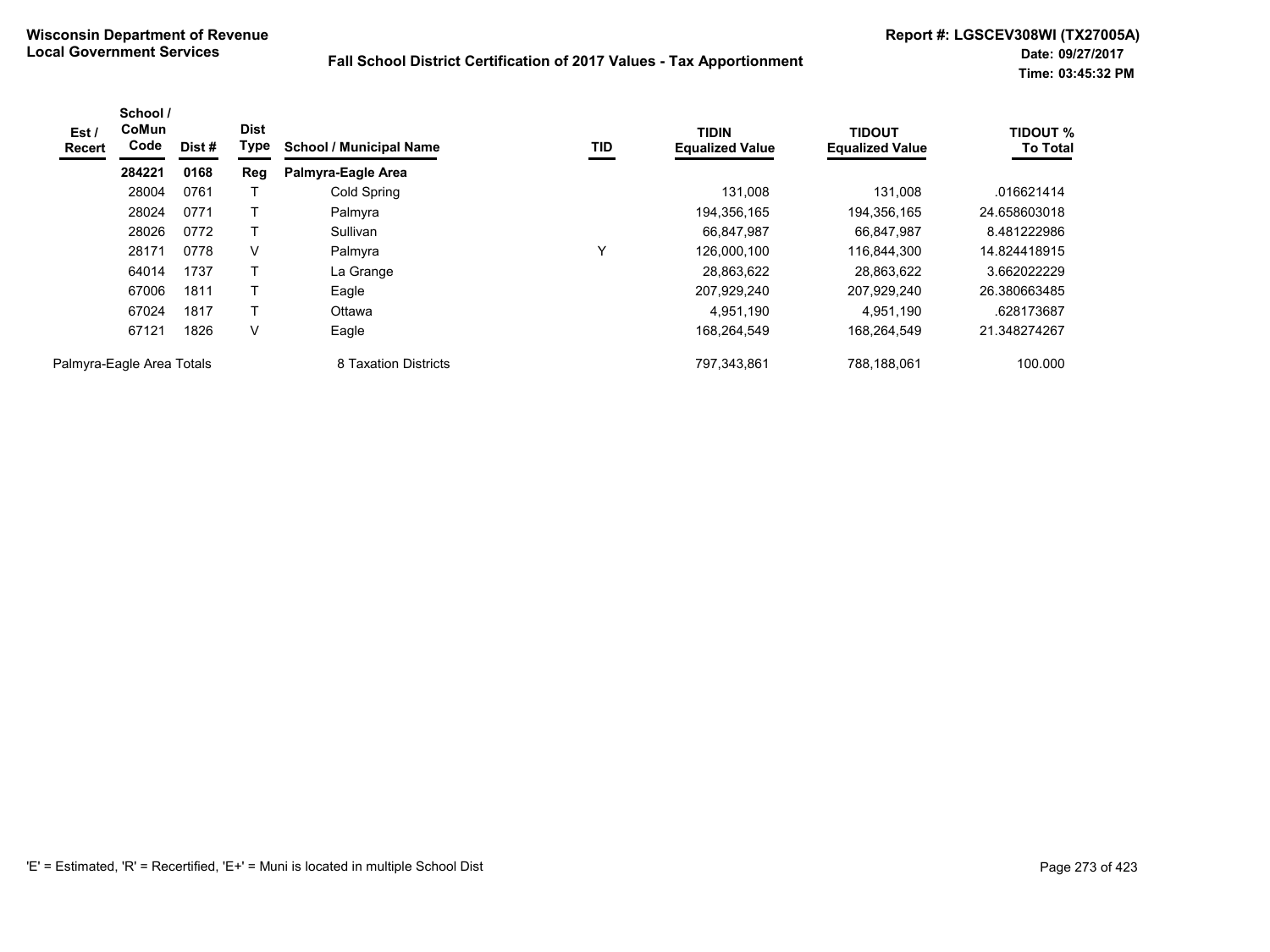**Wisconsin Department of Revenue**
**Local Government Services**

**Fall School District Certification of 2017 Values - Tax Apportionment**

**Report #: LGSCEV308WI (TX27005A)**
**Date: 09/27/2017**
**Time: 03:45:32 PM**

| Est / Recert | School / CoMun Code | Dist # | Dist Type | School / Municipal Name | TID | TIDIN Equalized Value | TIDOUT Equalized Value | TIDOUT % To Total |
|---|---|---|---|---|---|---|---|---|
| | **284221** | **0168** | **Reg** | **Palmyra-Eagle Area** | | | | |
| | 28004 | 0761 | T | Cold Spring | | 131,008 | 131,008 | .016621414 |
| | 28024 | 0771 | T | Palmyra | | 194,356,165 | 194,356,165 | 24.658603018 |
| | 28026 | 0772 | T | Sullivan | | 66,847,987 | 66,847,987 | 8.481222986 |
| | 28171 | 0778 | V | Palmyra | Y | 126,000,100 | 116,844,300 | 14.824418915 |
| | 64014 | 1737 | T | La Grange | | 28,863,622 | 28,863,622 | 3.662022229 |
| | 67006 | 1811 | T | Eagle | | 207,929,240 | 207,929,240 | 26.380663485 |
| | 67024 | 1817 | T | Ottawa | | 4,951,190 | 4,951,190 | .628173687 |
| | 67121 | 1826 | V | Eagle | | 168,264,549 | 168,264,549 | 21.348274267 |
| Palmyra-Eagle Area Totals | | | | 8 Taxation Districts | | 797,343,861 | 788,188,061 | 100.000 |

'E' = Estimated, 'R' = Recertified, 'E+' = Muni is located in multiple School Dist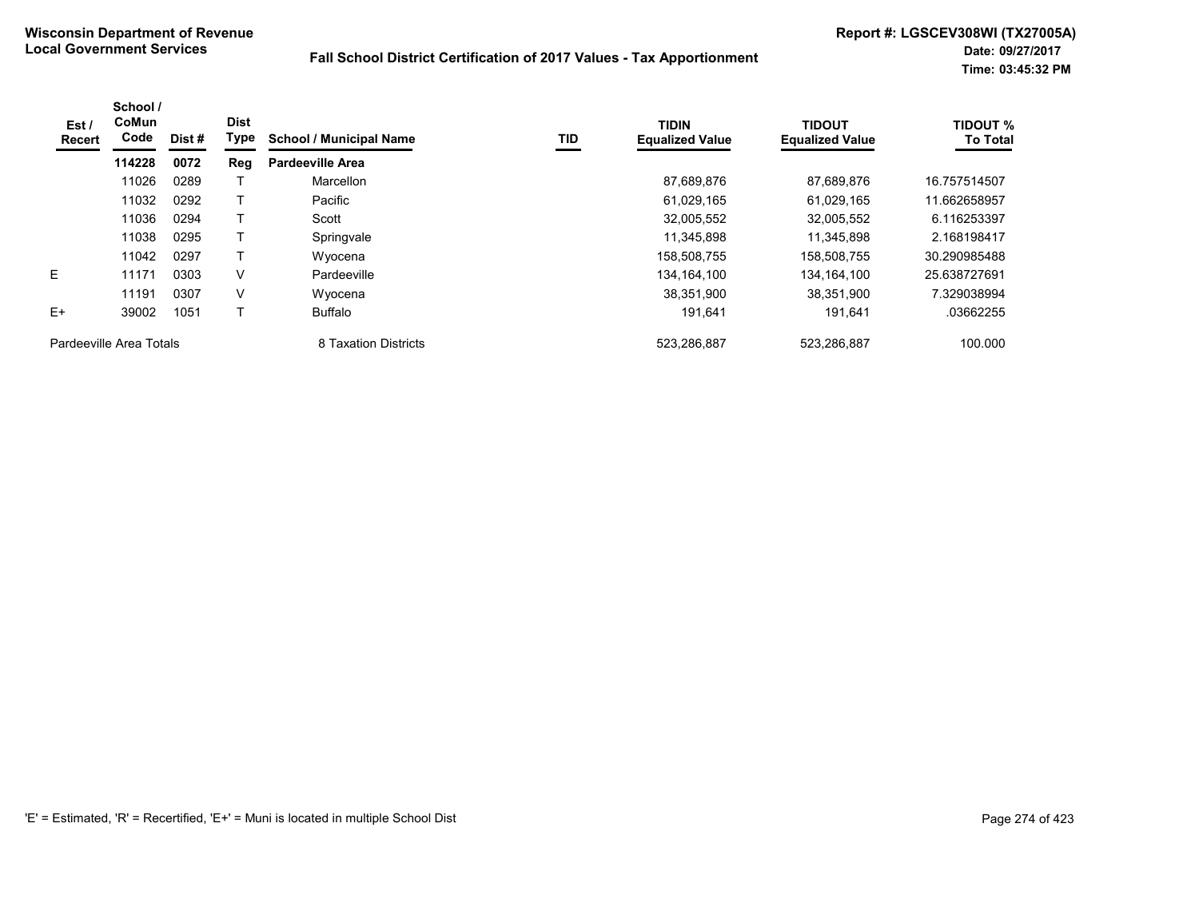**Wisconsin Department of Revenue**
**Local Government Services**

**Fall School District Certification of 2017 Values - Tax Apportionment**

**Report #: LGSCEV308WI (TX27005A)**
**Date: 09/27/2017**
**Time: 03:45:32 PM**

| Est / Recert | School / CoMun Code | Dist # | Dist Type | School / Municipal Name | TID | TIDIN Equalized Value | TIDOUT Equalized Value | TIDOUT % To Total |
|---|---|---|---|---|---|---|---|---|
| | **114228** | **0072** | **Reg** | **Pardeeville Area** | | | | |
| | 11026 | 0289 | T | Marcellon | | 87,689,876 | 87,689,876 | 16.757514507 |
| | 11032 | 0292 | T | Pacific | | 61,029,165 | 61,029,165 | 11.662658957 |
| | 11036 | 0294 | T | Scott | | 32,005,552 | 32,005,552 | 6.116253397 |
| | 11038 | 0295 | T | Springvale | | 11,345,898 | 11,345,898 | 2.168198417 |
| | 11042 | 0297 | T | Wyocena | | 158,508,755 | 158,508,755 | 30.290985488 |
| E | 11171 | 0303 | V | Pardeeville | | 134,164,100 | 134,164,100 | 25.638727691 |
| | 11191 | 0307 | V | Wyocena | | 38,351,900 | 38,351,900 | 7.329038994 |
| E+ | 39002 | 1051 | T | Buffalo | | 191,641 | 191,641 | .03662255 |
| Pardeeville Area Totals | | | | 8 Taxation Districts | | 523,286,887 | 523,286,887 | 100.000 |

'E' = Estimated, 'R' = Recertified, 'E+' = Muni is located in multiple School Dist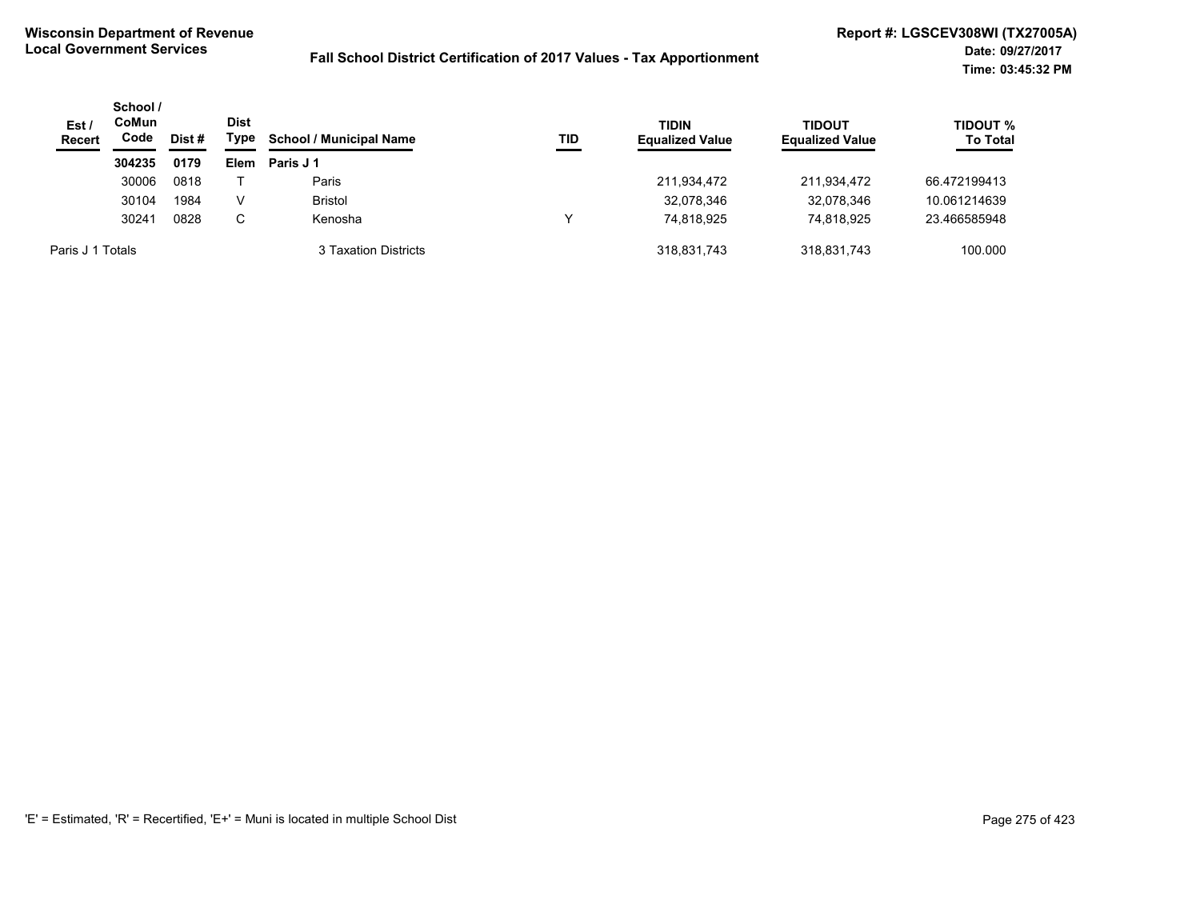**Wisconsin Department of Revenue**
**Local Government Services**

**Fall School District Certification of 2017 Values - Tax Apportionment**

**Report #: LGSCEV308WI (TX27005A)**
**Date: 09/27/2017**
**Time: 03:45:32 PM**

| Est / Recert | School / CoMun Code | Dist # | Dist Type | School / Municipal Name | TID | TIDIN Equalized Value | TIDOUT Equalized Value | TIDOUT % To Total |
|---|---|---|---|---|---|---|---|---|
| | **304235** | **0179** | **Elem** | **Paris J 1** | | | | |
| | 30006 | 0818 | T | Paris | | 211,934,472 | 211,934,472 | 66.472199413 |
| | 30104 | 1984 | V | Bristol | | 32,078,346 | 32,078,346 | 10.061214639 |
| | 30241 | 0828 | C | Kenosha | Y | 74,818,925 | 74,818,925 | 23.466585948 |
| Paris J 1 Totals | | | | 3 Taxation Districts | | 318,831,743 | 318,831,743 | 100.000 |

'E' = Estimated, 'R' = Recertified, 'E+' = Muni is located in multiple School Dist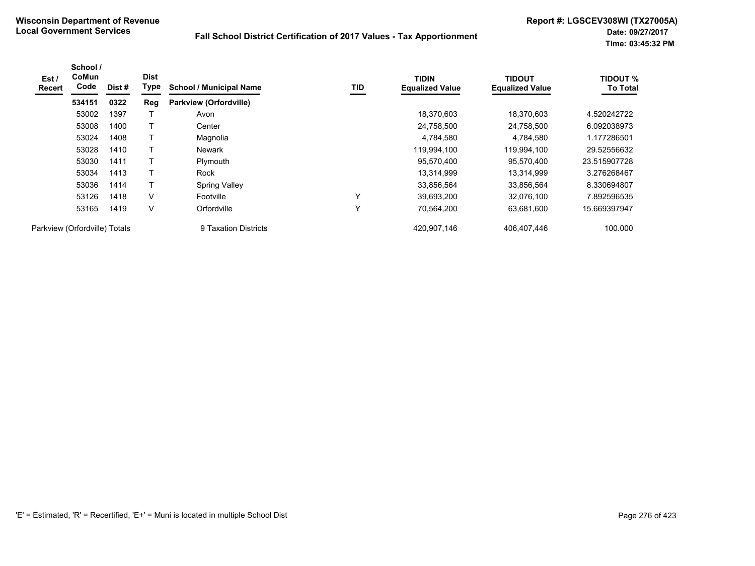**Wisconsin Department of Revenue**
**Local Government Services**

**Report #: LGSCEV308WI (TX27005A)**
**Date: 09/27/2017**
**Time: 03:45:32 PM**

## Fall School District Certification of 2017 Values - Tax Apportionment

| Est / Recert | School / CoMun Code | Dist # | Dist Type | School / Municipal Name | TID | TIDIN Equalized Value | TIDOUT Equalized Value | TIDOUT % To Total |
|---|---|---|---|---|---|---|---|---|
| | **534151** | **0322** | **Reg** | **Parkview (Orfordville)** | | | | |
| | 53002 | 1397 | T | Avon | | 18,370,603 | 18,370,603 | 4.520242722 |
| | 53008 | 1400 | T | Center | | 24,758,500 | 24,758,500 | 6.092038973 |
| | 53024 | 1408 | T | Magnolia | | 4,784,580 | 4,784,580 | 1.177286501 |
| | 53028 | 1410 | T | Newark | | 119,994,100 | 119,994,100 | 29.52556632 |
| | 53030 | 1411 | T | Plymouth | | 95,570,400 | 95,570,400 | 23.515907728 |
| | 53034 | 1413 | T | Rock | | 13,314,999 | 13,314,999 | 3.276268467 |
| | 53036 | 1414 | T | Spring Valley | | 33,856,564 | 33,856,564 | 8.330694807 |
| | 53126 | 1418 | V | Footville | Y | 39,693,200 | 32,076,100 | 7.892596535 |
| | 53165 | 1419 | V | Orfordville | Y | 70,564,200 | 63,681,600 | 15.669397947 |
| Parkview (Orfordville) Totals | | | | 9 Taxation Districts | | 420,907,146 | 406,407,446 | 100.000 |

'E' = Estimated, 'R' = Recertified, 'E+' = Muni is located in multiple School Dist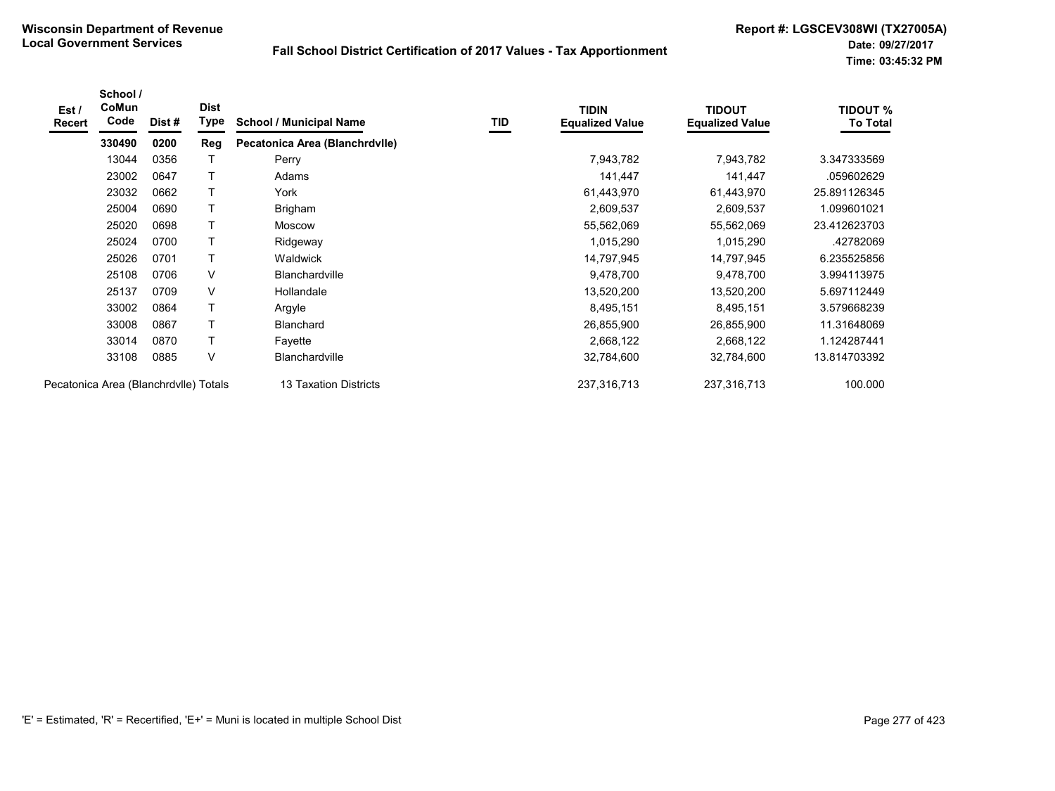**Wisconsin Department of Revenue**
**Local Government Services**

**Fall School District Certification of 2017 Values - Tax Apportionment**

**Report #: LGSCEV308WI (TX27005A)**
**Date: 09/27/2017**
**Time: 03:45:32 PM**

| Est / Recert | School / CoMun Code | Dist # | Dist Type | School / Municipal Name | TID | TIDIN Equalized Value | TIDOUT Equalized Value | TIDOUT % To Total |
|---|---|---|---|---|---|---|---|---|
| | **330490** | **0200** | **Reg** | **Pecatonica Area (Blanchrdvlle)** | | | | |
| | 13044 | 0356 | T | Perry | | 7,943,782 | 7,943,782 | 3.347333569 |
| | 23002 | 0647 | T | Adams | | 141,447 | 141,447 | .059602629 |
| | 23032 | 0662 | T | York | | 61,443,970 | 61,443,970 | 25.891126345 |
| | 25004 | 0690 | T | Brigham | | 2,609,537 | 2,609,537 | 1.099601021 |
| | 25020 | 0698 | T | Moscow | | 55,562,069 | 55,562,069 | 23.412623703 |
| | 25024 | 0700 | T | Ridgeway | | 1,015,290 | 1,015,290 | .42782069 |
| | 25026 | 0701 | T | Waldwick | | 14,797,945 | 14,797,945 | 6.235525856 |
| | 25108 | 0706 | V | Blanchardville | | 9,478,700 | 9,478,700 | 3.994113975 |
| | 25137 | 0709 | V | Hollandale | | 13,520,200 | 13,520,200 | 5.697112449 |
| | 33002 | 0864 | T | Argyle | | 8,495,151 | 8,495,151 | 3.579668239 |
| | 33008 | 0867 | T | Blanchard | | 26,855,900 | 26,855,900 | 11.31648069 |
| | 33014 | 0870 | T | Fayette | | 2,668,122 | 2,668,122 | 1.124287441 |
| | 33108 | 0885 | V | Blanchardville | | 32,784,600 | 32,784,600 | 13.814703392 |
| Pecatonica Area (Blanchrdvlle) Totals | | | | 13 Taxation Districts | | 237,316,713 | 237,316,713 | 100.000 |

'E' = Estimated, 'R' = Recertified, 'E+' = Muni is located in multiple School Dist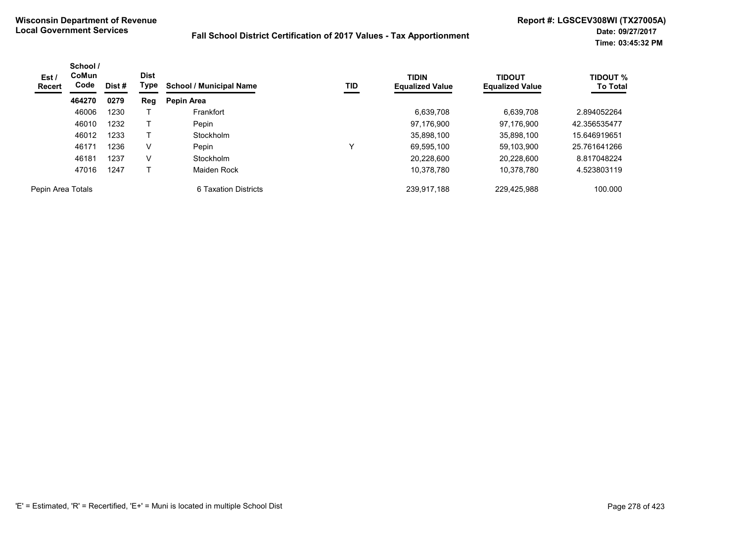**Wisconsin Department of Revenue**
**Local Government Services**

**Fall School District Certification of 2017 Values - Tax Apportionment**

**Report #: LGSCEV308WI (TX27005A)**
**Date: 09/27/2017**
**Time: 03:45:32 PM**

| Est / Recert | School / CoMun Code | Dist # | Dist Type | School / Municipal Name | TID | TIDIN Equalized Value | TIDOUT Equalized Value | TIDOUT % To Total |
|---|---|---|---|---|---|---|---|---|
| | **464270** | **0279** | **Reg** | **Pepin Area** | | | | |
| | 46006 | 1230 | T | Frankfort | | 6,639,708 | 6,639,708 | 2.894052264 |
| | 46010 | 1232 | T | Pepin | | 97,176,900 | 97,176,900 | 42.356535477 |
| | 46012 | 1233 | T | Stockholm | | 35,898,100 | 35,898,100 | 15.646919651 |
| | 46171 | 1236 | V | Pepin | Y | 69,595,100 | 59,103,900 | 25.761641266 |
| | 46181 | 1237 | V | Stockholm | | 20,228,600 | 20,228,600 | 8.817048224 |
| | 47016 | 1247 | T | Maiden Rock | | 10,378,780 | 10,378,780 | 4.523803119 |
| Pepin Area Totals | | | | 6 Taxation Districts | | 239,917,188 | 229,425,988 | 100.000 |

'E' = Estimated, 'R' = Recertified, 'E+' = Muni is located in multiple School Dist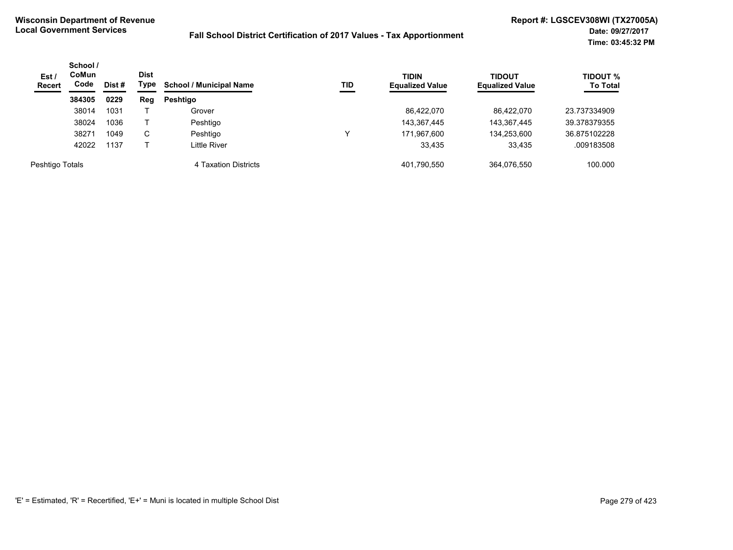**Wisconsin Department of Revenue**
**Local Government Services**

**Fall School District Certification of 2017 Values - Tax Apportionment**

**Report #: LGSCEV308WI (TX27005A)**
**Date: 09/27/2017**
**Time: 03:45:32 PM**

| Est / Recert | School / CoMun Code | Dist # | Dist Type | School / Municipal Name | TID | TIDIN Equalized Value | TIDOUT Equalized Value | TIDOUT % To Total |
|---|---|---|---|---|---|---|---|---|
| | **384305** | **0229** | **Reg** | **Peshtigo** | | | | |
| | 38014 | 1031 | T | Grover | | 86,422,070 | 86,422,070 | 23.737334909 |
| | 38024 | 1036 | T | Peshtigo | | 143,367,445 | 143,367,445 | 39.378379355 |
| | 38271 | 1049 | C | Peshtigo | Y | 171,967,600 | 134,253,600 | 36.875102228 |
| | 42022 | 1137 | T | Little River | | 33,435 | 33,435 | .009183508 |
| Peshtigo Totals | | | | 4 Taxation Districts | | 401,790,550 | 364,076,550 | 100.000 |

'E' = Estimated, 'R' = Recertified, 'E+' = Muni is located in multiple School Dist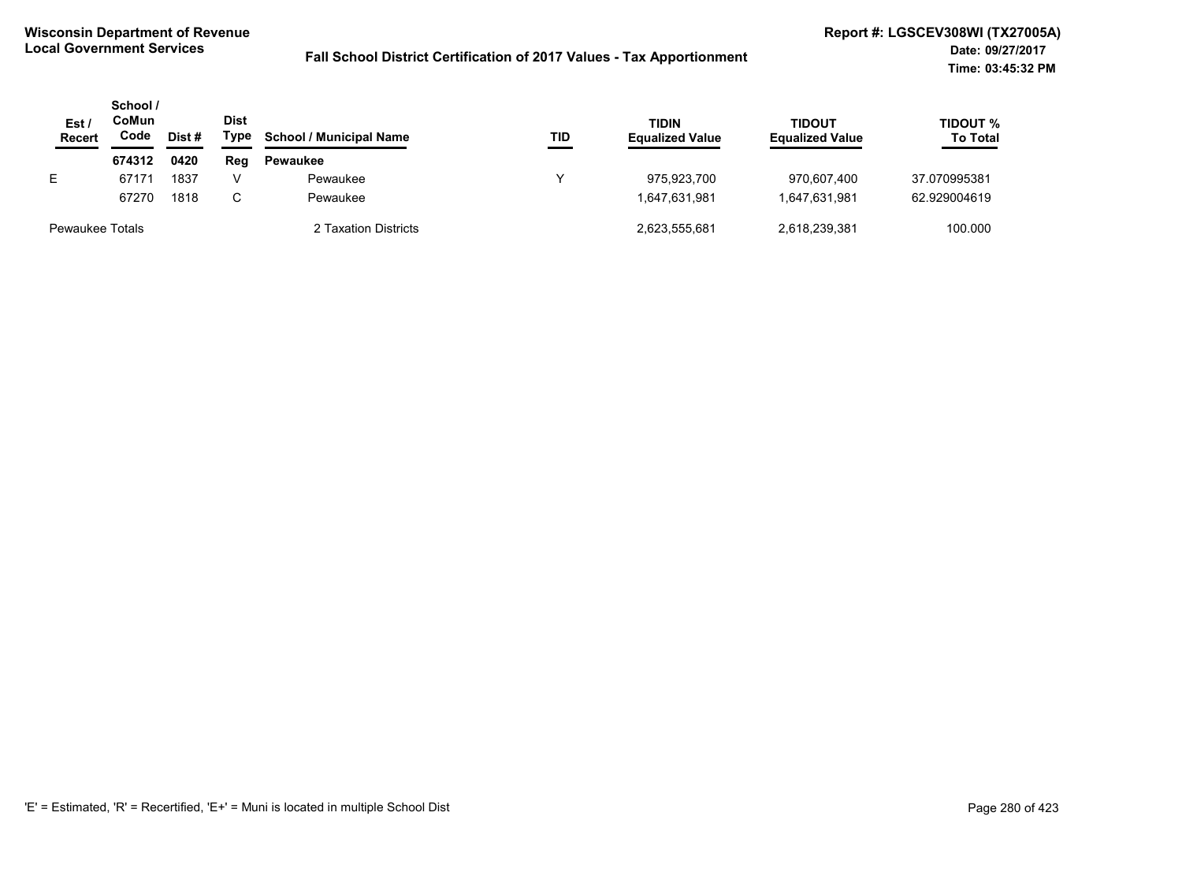**Wisconsin Department of Revenue**
**Local Government Services**

**Fall School District Certification of 2017 Values - Tax Apportionment**

**Report #: LGSCEV308WI (TX27005A)**
**Date: 09/27/2017**
**Time: 03:45:32 PM**

| Est / Recert | School / CoMun Code | Dist # | Dist Type | School / Municipal Name | TID | TIDIN Equalized Value | TIDOUT Equalized Value | TIDOUT % To Total |
|---|---|---|---|---|---|---|---|---|
| | **674312** | **0420** | **Reg** | **Pewaukee** | | | | |
| E | 67171 | 1837 | V | Pewaukee | Y | 975,923,700 | 970,607,400 | 37.070995381 |
| | 67270 | 1818 | C | Pewaukee | | 1,647,631,981 | 1,647,631,981 | 62.929004619 |
| Pewaukee Totals | | | | 2 Taxation Districts | | 2,623,555,681 | 2,618,239,381 | 100.000 |

'E' = Estimated, 'R' = Recertified, 'E+' = Muni is located in multiple School Dist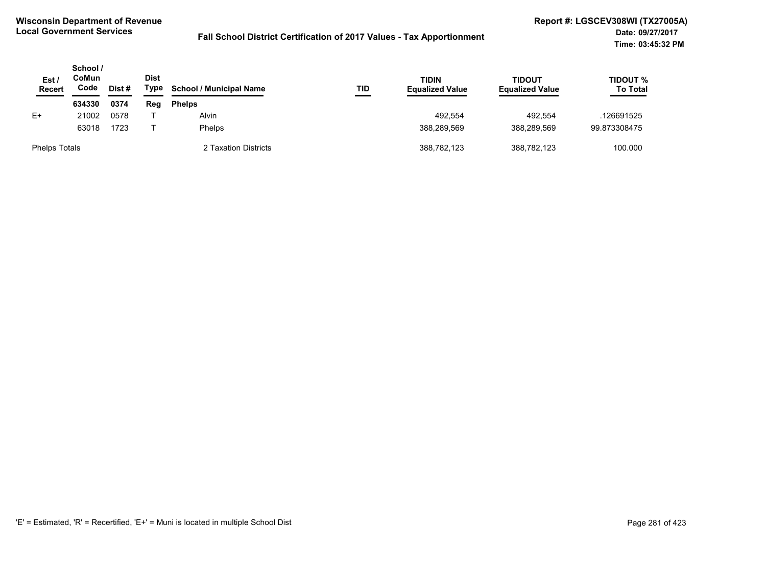**Wisconsin Department of Revenue**
**Local Government Services**

**Fall School District Certification of 2017 Values - Tax Apportionment**

**Report #: LGSCEV308WI (TX27005A)**
**Date: 09/27/2017**
**Time: 03:45:32 PM**

| Est / Recert | School / CoMun Code | Dist # | Dist Type | School / Municipal Name | TID | TIDIN Equalized Value | TIDOUT Equalized Value | TIDOUT % To Total |
|---|---|---|---|---|---|---|---|---|
| | **634330** | **0374** | **Reg** | **Phelps** | | | | |
| E+ | 21002 | 0578 | T | Alvin | | 492,554 | 492,554 | .126691525 |
| | 63018 | 1723 | T | Phelps | | 388,289,569 | 388,289,569 | 99.873308475 |
| Phelps Totals | | | | 2 Taxation Districts | | 388,782,123 | 388,782,123 | 100.000 |

'E' = Estimated, 'R' = Recertified, 'E+' = Muni is located in multiple School Dist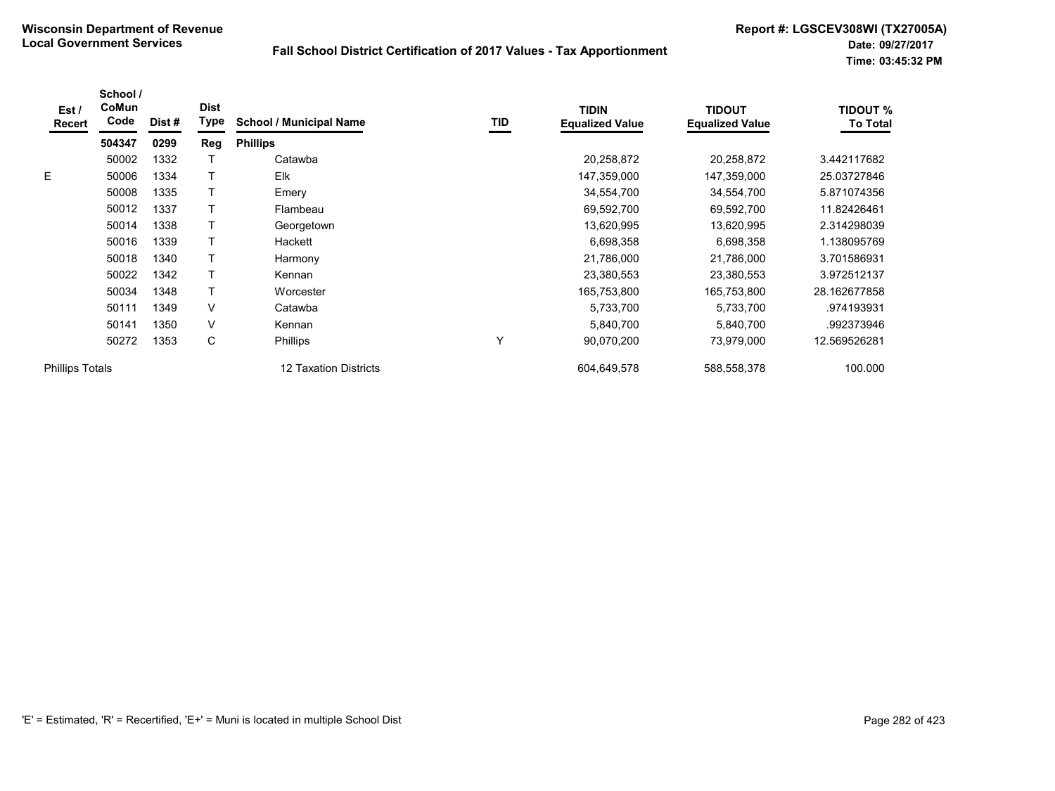**Wisconsin Department of Revenue**
**Local Government Services**

**Fall School District Certification of 2017 Values - Tax Apportionment**

**Report #: LGSCEV308WI (TX27005A)**
**Date: 09/27/2017**
**Time: 03:45:32 PM**

| Est / Recert | School / CoMun Code | Dist # | Dist Type | School / Municipal Name | TID | TIDIN Equalized Value | TIDOUT Equalized Value | TIDOUT % To Total |
|---|---|---|---|---|---|---|---|---|
| | **504347** | **0299** | **Reg** | **Phillips** | | | | |
| | 50002 | 1332 | T | Catawba | | 20,258,872 | 20,258,872 | 3.442117682 |
| E | 50006 | 1334 | T | Elk | | 147,359,000 | 147,359,000 | 25.03727846 |
| | 50008 | 1335 | T | Emery | | 34,554,700 | 34,554,700 | 5.871074356 |
| | 50012 | 1337 | T | Flambeau | | 69,592,700 | 69,592,700 | 11.82426461 |
| | 50014 | 1338 | T | Georgetown | | 13,620,995 | 13,620,995 | 2.314298039 |
| | 50016 | 1339 | T | Hackett | | 6,698,358 | 6,698,358 | 1.138095769 |
| | 50018 | 1340 | T | Harmony | | 21,786,000 | 21,786,000 | 3.701586931 |
| | 50022 | 1342 | T | Kennan | | 23,380,553 | 23,380,553 | 3.972512137 |
| | 50034 | 1348 | T | Worcester | | 165,753,800 | 165,753,800 | 28.162677858 |
| | 50111 | 1349 | V | Catawba | | 5,733,700 | 5,733,700 | .974193931 |
| | 50141 | 1350 | V | Kennan | | 5,840,700 | 5,840,700 | .992373946 |
| | 50272 | 1353 | C | Phillips | Y | 90,070,200 | 73,979,000 | 12.569526281 |
| Phillips Totals | | | | 12 Taxation Districts | | 604,649,578 | 588,558,378 | 100.000 |

'E' = Estimated, 'R' = Recertified, 'E+' = Muni is located in multiple School Dist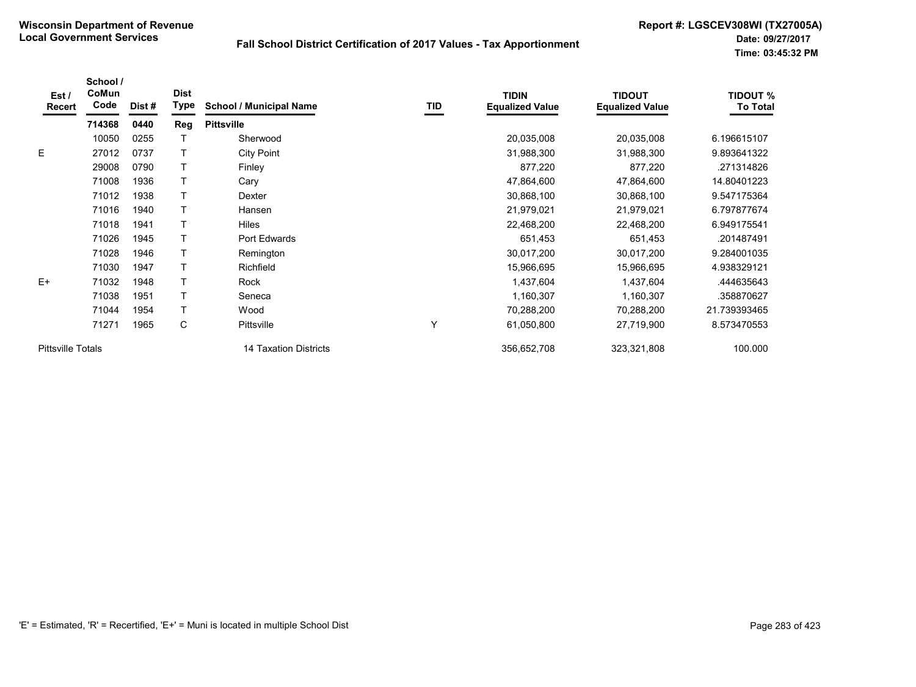**Wisconsin Department of Revenue**
**Local Government Services**

**Fall School District Certification of 2017 Values - Tax Apportionment**

**Report #: LGSCEV308WI (TX27005A)**
**Date: 09/27/2017**
**Time: 03:45:32 PM**

| Est / Recert | School / CoMun Code | Dist # | Dist Type | School / Municipal Name | TID | TIDIN Equalized Value | TIDOUT Equalized Value | TIDOUT % To Total |
|---|---|---|---|---|---|---|---|---|
| | **714368** | **0440** | **Reg** | **Pittsville** | | | | |
| | 10050 | 0255 | T | Sherwood | | 20,035,008 | 20,035,008 | 6.196615107 |
| E | 27012 | 0737 | T | City Point | | 31,988,300 | 31,988,300 | 9.893641322 |
| | 29008 | 0790 | T | Finley | | 877,220 | 877,220 | .271314826 |
| | 71008 | 1936 | T | Cary | | 47,864,600 | 47,864,600 | 14.80401223 |
| | 71012 | 1938 | T | Dexter | | 30,868,100 | 30,868,100 | 9.547175364 |
| | 71016 | 1940 | T | Hansen | | 21,979,021 | 21,979,021 | 6.797877674 |
| | 71018 | 1941 | T | Hiles | | 22,468,200 | 22,468,200 | 6.949175541 |
| | 71026 | 1945 | T | Port Edwards | | 651,453 | 651,453 | .201487491 |
| | 71028 | 1946 | T | Remington | | 30,017,200 | 30,017,200 | 9.284001035 |
| | 71030 | 1947 | T | Richfield | | 15,966,695 | 15,966,695 | 4.938329121 |
| E+ | 71032 | 1948 | T | Rock | | 1,437,604 | 1,437,604 | .444635643 |
| | 71038 | 1951 | T | Seneca | | 1,160,307 | 1,160,307 | .358870627 |
| | 71044 | 1954 | T | Wood | | 70,288,200 | 70,288,200 | 21.739393465 |
| | 71271 | 1965 | C | Pittsville | Y | 61,050,800 | 27,719,900 | 8.573470553 |
| Pittsville Totals | | | | 14 Taxation Districts | | 356,652,708 | 323,321,808 | 100.000 |

'E' = Estimated, 'R' = Recertified, 'E+' = Muni is located in multiple School Dist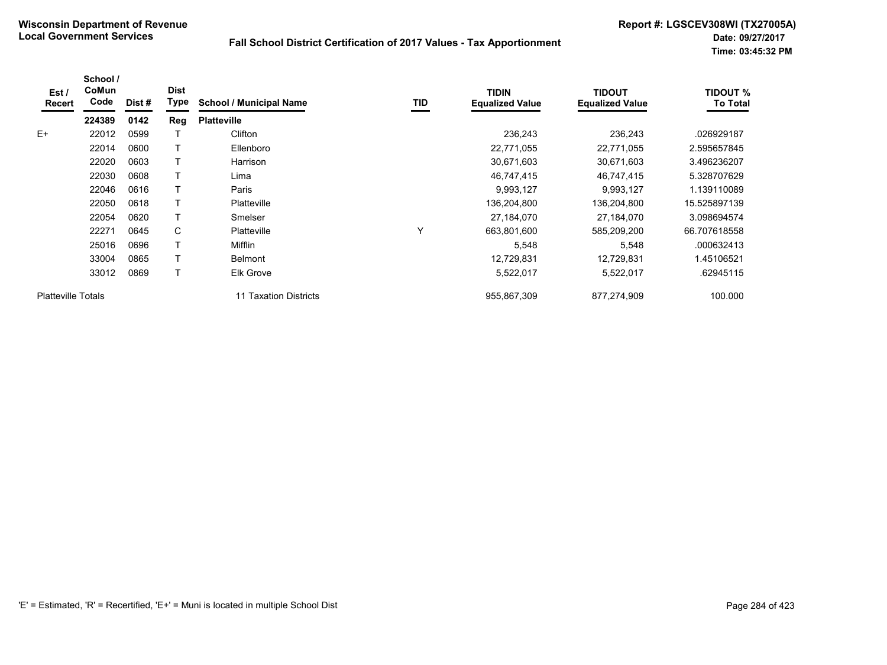**Wisconsin Department of Revenue**
**Local Government Services**

**Fall School District Certification of 2017 Values - Tax Apportionment**

**Report #: LGSCEV308WI (TX27005A)**
**Date: 09/27/2017**
**Time: 03:45:32 PM**

| Est / Recert | School / CoMun Code | Dist # | Dist Type | School / Municipal Name | TID | TIDIN Equalized Value | TIDOUT Equalized Value | TIDOUT % To Total |
|---|---|---|---|---|---|---|---|---|
| | **224389** | **0142** | **Reg** | **Platteville** | | | | |
| E+ | 22012 | 0599 | T | Clifton | | 236,243 | 236,243 | .026929187 |
| | 22014 | 0600 | T | Ellenboro | | 22,771,055 | 22,771,055 | 2.595657845 |
| | 22020 | 0603 | T | Harrison | | 30,671,603 | 30,671,603 | 3.496236207 |
| | 22030 | 0608 | T | Lima | | 46,747,415 | 46,747,415 | 5.328707629 |
| | 22046 | 0616 | T | Paris | | 9,993,127 | 9,993,127 | 1.139110089 |
| | 22050 | 0618 | T | Platteville | | 136,204,800 | 136,204,800 | 15.525897139 |
| | 22054 | 0620 | T | Smelser | | 27,184,070 | 27,184,070 | 3.098694574 |
| | 22271 | 0645 | C | Platteville | Y | 663,801,600 | 585,209,200 | 66.707618558 |
| | 25016 | 0696 | T | Mifflin | | 5,548 | 5,548 | .000632413 |
| | 33004 | 0865 | T | Belmont | | 12,729,831 | 12,729,831 | 1.45106521 |
| | 33012 | 0869 | T | Elk Grove | | 5,522,017 | 5,522,017 | .62945115 |
| Platteville Totals | | | | 11 Taxation Districts | | 955,867,309 | 877,274,909 | 100.000 |

'E' = Estimated, 'R' = Recertified, 'E+' = Muni is located in multiple School Dist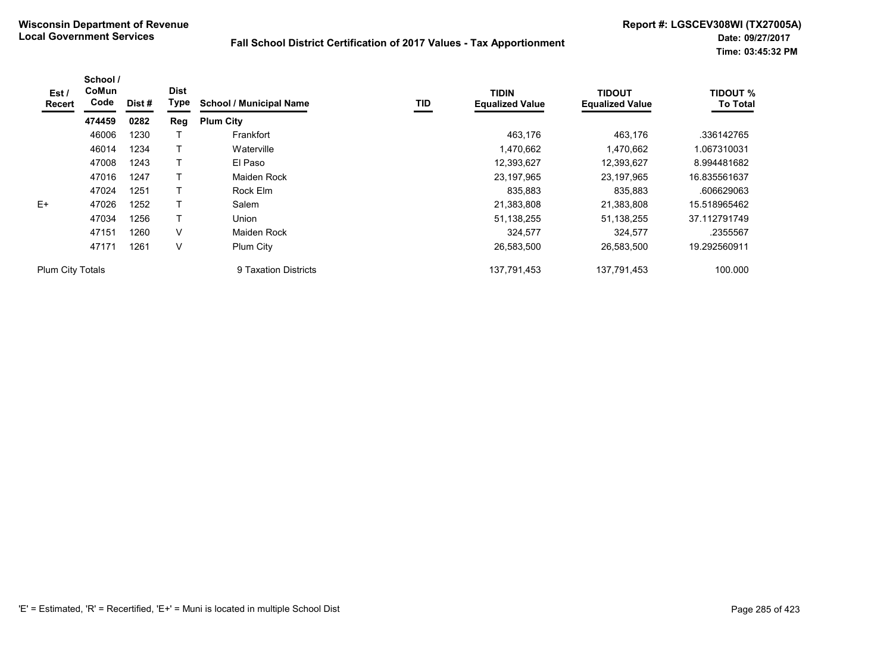**Wisconsin Department of Revenue**
**Local Government Services**

## Fall School District Certification of 2017 Values - Tax Apportionment

**Report #: LGSCEV308WI (TX27005A)**
**Date: 09/27/2017**
**Time: 03:45:32 PM**

| Est / Recert | School / CoMun Code | Dist # | Dist Type | School / Municipal Name | TID | TIDIN Equalized Value | TIDOUT Equalized Value | TIDOUT % To Total |
|---|---|---|---|---|---|---|---|---|
| | **474459** | **0282** | **Reg** | **Plum City** | | | | |
| | 46006 | 1230 | T | Frankfort | | 463,176 | 463,176 | .336142765 |
| | 46014 | 1234 | T | Waterville | | 1,470,662 | 1,470,662 | 1.067310031 |
| | 47008 | 1243 | T | El Paso | | 12,393,627 | 12,393,627 | 8.994481682 |
| | 47016 | 1247 | T | Maiden Rock | | 23,197,965 | 23,197,965 | 16.835561637 |
| | 47024 | 1251 | T | Rock Elm | | 835,883 | 835,883 | .606629063 |
| E+ | 47026 | 1252 | T | Salem | | 21,383,808 | 21,383,808 | 15.518965462 |
| | 47034 | 1256 | T | Union | | 51,138,255 | 51,138,255 | 37.112791749 |
| | 47151 | 1260 | V | Maiden Rock | | 324,577 | 324,577 | .2355567 |
| | 47171 | 1261 | V | Plum City | | 26,583,500 | 26,583,500 | 19.292560911 |
| Plum City Totals | | | | 9 Taxation Districts | | 137,791,453 | 137,791,453 | 100.000 |

'E' = Estimated, 'R' = Recertified, 'E+' = Muni is located in multiple School Dist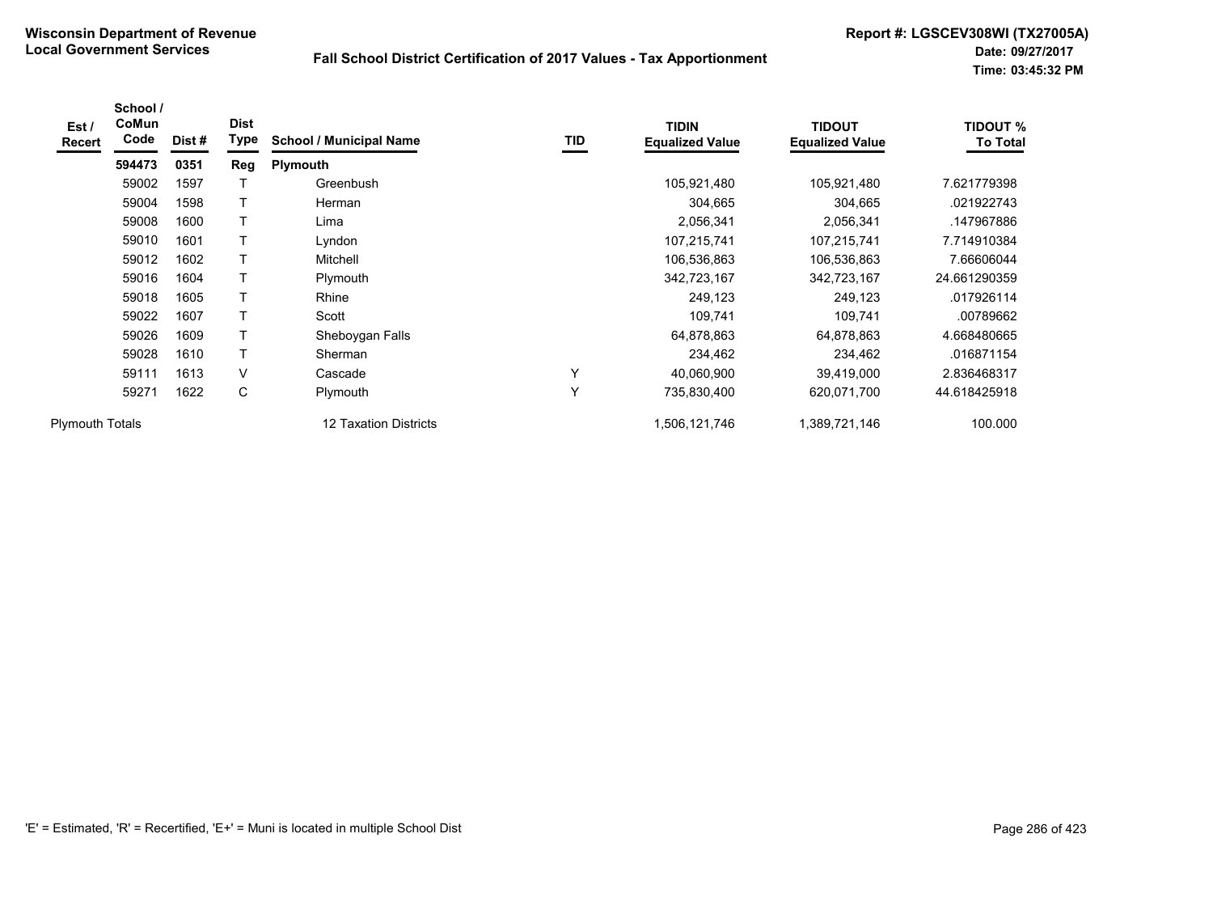**Wisconsin Department of Revenue**
**Local Government Services**

**Fall School District Certification of 2017 Values - Tax Apportionment**

**Report #: LGSCEV308WI (TX27005A)**
**Date: 09/27/2017**
**Time: 03:45:32 PM**

| Est / Recert | School / CoMun Code | Dist # | Dist Type | School / Municipal Name | TID | TIDIN Equalized Value | TIDOUT Equalized Value | TIDOUT % To Total |
|---|---|---|---|---|---|---|---|---|
| | **594473** | **0351** | **Reg** | **Plymouth** | | | | |
| | 59002 | 1597 | T | Greenbush | | 105,921,480 | 105,921,480 | 7.621779398 |
| | 59004 | 1598 | T | Herman | | 304,665 | 304,665 | .021922743 |
| | 59008 | 1600 | T | Lima | | 2,056,341 | 2,056,341 | .147967886 |
| | 59010 | 1601 | T | Lyndon | | 107,215,741 | 107,215,741 | 7.714910384 |
| | 59012 | 1602 | T | Mitchell | | 106,536,863 | 106,536,863 | 7.66606044 |
| | 59016 | 1604 | T | Plymouth | | 342,723,167 | 342,723,167 | 24.661290359 |
| | 59018 | 1605 | T | Rhine | | 249,123 | 249,123 | .017926114 |
| | 59022 | 1607 | T | Scott | | 109,741 | 109,741 | .00789662 |
| | 59026 | 1609 | T | Sheboygan Falls | | 64,878,863 | 64,878,863 | 4.668480665 |
| | 59028 | 1610 | T | Sherman | | 234,462 | 234,462 | .016871154 |
| | 59111 | 1613 | V | Cascade | Y | 40,060,900 | 39,419,000 | 2.836468317 |
| | 59271 | 1622 | C | Plymouth | Y | 735,830,400 | 620,071,700 | 44.618425918 |
| Plymouth Totals | | | | 12 Taxation Districts | | 1,506,121,746 | 1,389,721,146 | 100.000 |

'E' = Estimated, 'R' = Recertified, 'E+' = Muni is located in multiple School Dist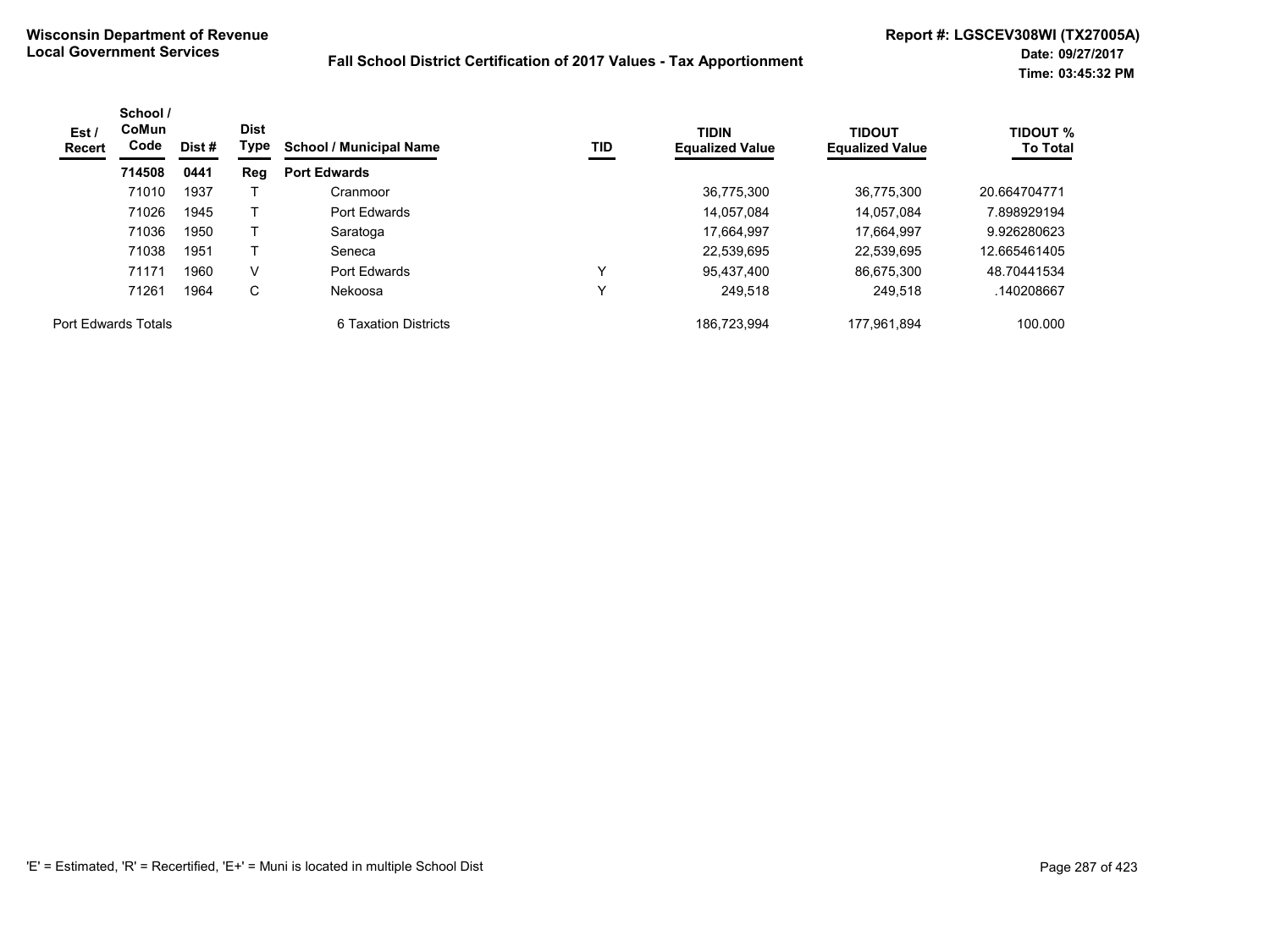**Wisconsin Department of Revenue**
**Local Government Services**

**Fall School District Certification of 2017 Values - Tax Apportionment**

**Report #: LGSCEV308WI (TX27005A)**
**Date: 09/27/2017**
**Time: 03:45:32 PM**

| Est / Recert | School / CoMun Code | Dist # | Dist Type | School / Municipal Name | TID | TIDIN Equalized Value | TIDOUT Equalized Value | TIDOUT % To Total |
|---|---|---|---|---|---|---|---|---|
| | **714508** | **0441** | **Reg** | **Port Edwards** | | | | |
| | 71010 | 1937 | T | Cranmoor | | 36,775,300 | 36,775,300 | 20.664704771 |
| | 71026 | 1945 | T | Port Edwards | | 14,057,084 | 14,057,084 | 7.898929194 |
| | 71036 | 1950 | T | Saratoga | | 17,664,997 | 17,664,997 | 9.926280623 |
| | 71038 | 1951 | T | Seneca | | 22,539,695 | 22,539,695 | 12.665461405 |
| | 71171 | 1960 | V | Port Edwards | Y | 95,437,400 | 86,675,300 | 48.70441534 |
| | 71261 | 1964 | C | Nekoosa | Y | 249,518 | 249,518 | .140208667 |
| Port Edwards Totals | | | | 6 Taxation Districts | | 186,723,994 | 177,961,894 | 100.000 |

'E' = Estimated, 'R' = Recertified, 'E+' = Muni is located in multiple School Dist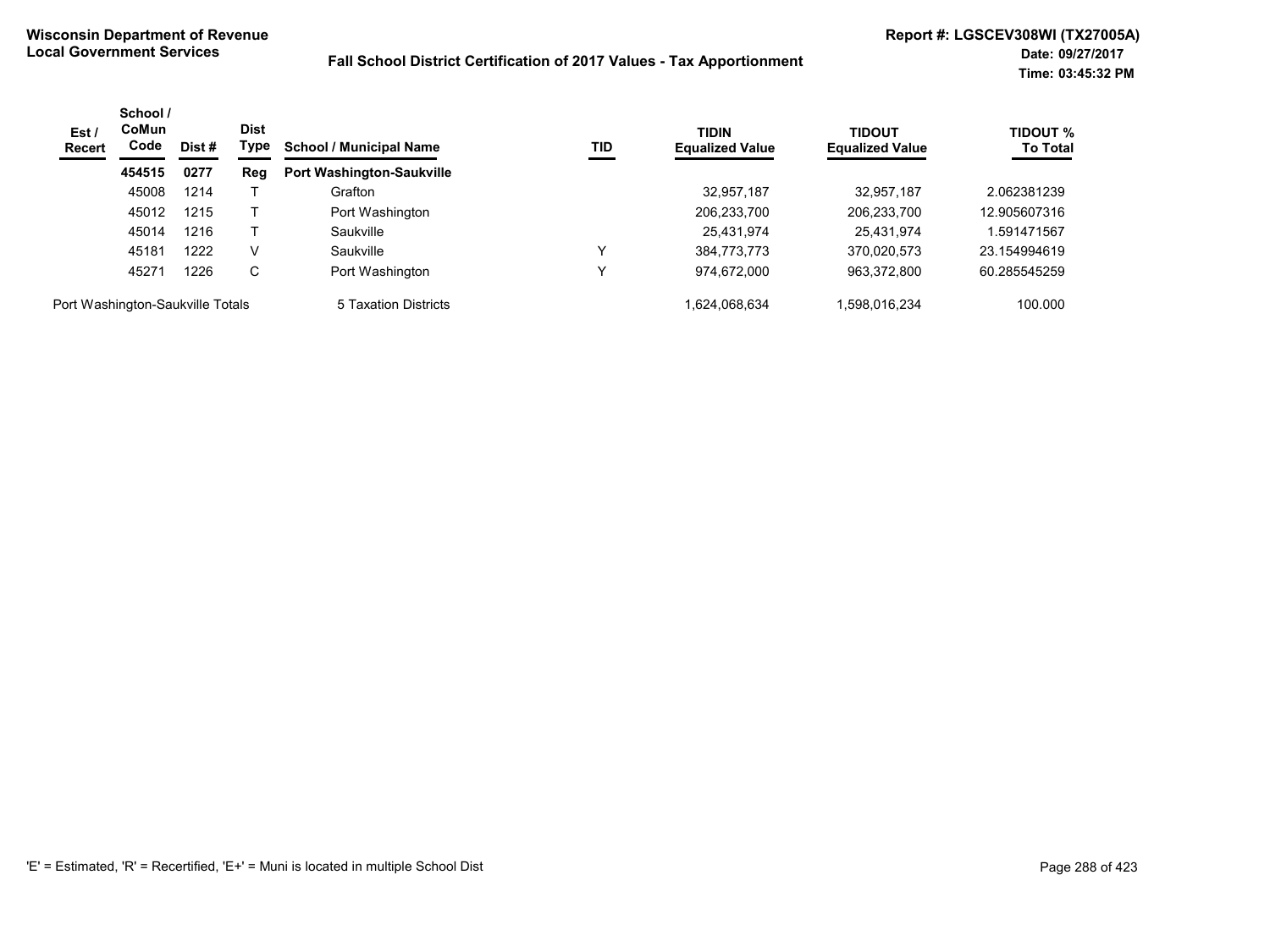**Wisconsin Department of Revenue**
**Local Government Services**

**Fall School District Certification of 2017 Values - Tax Apportionment**

**Report #: LGSCEV308WI (TX27005A)**
**Date: 09/27/2017**
**Time: 03:45:32 PM**

| Est / Recert | School / CoMun Code | Dist # | Dist Type | School / Municipal Name | TID | TIDIN Equalized Value | TIDOUT Equalized Value | TIDOUT % To Total |
|---|---|---|---|---|---|---|---|---|
| | **454515** | **0277** | **Reg** | **Port Washington-Saukville** | | | | |
| | 45008 | 1214 | T | Grafton | | 32,957,187 | 32,957,187 | 2.062381239 |
| | 45012 | 1215 | T | Port Washington | | 206,233,700 | 206,233,700 | 12.905607316 |
| | 45014 | 1216 | T | Saukville | | 25,431,974 | 25,431,974 | 1.591471567 |
| | 45181 | 1222 | V | Saukville | Y | 384,773,773 | 370,020,573 | 23.154994619 |
| | 45271 | 1226 | C | Port Washington | Y | 974,672,000 | 963,372,800 | 60.285545259 |
| Port Washington-Saukville Totals | | | | 5 Taxation Districts | | 1,624,068,634 | 1,598,016,234 | 100.000 |

'E' = Estimated, 'R' = Recertified, 'E+' = Muni is located in multiple School Dist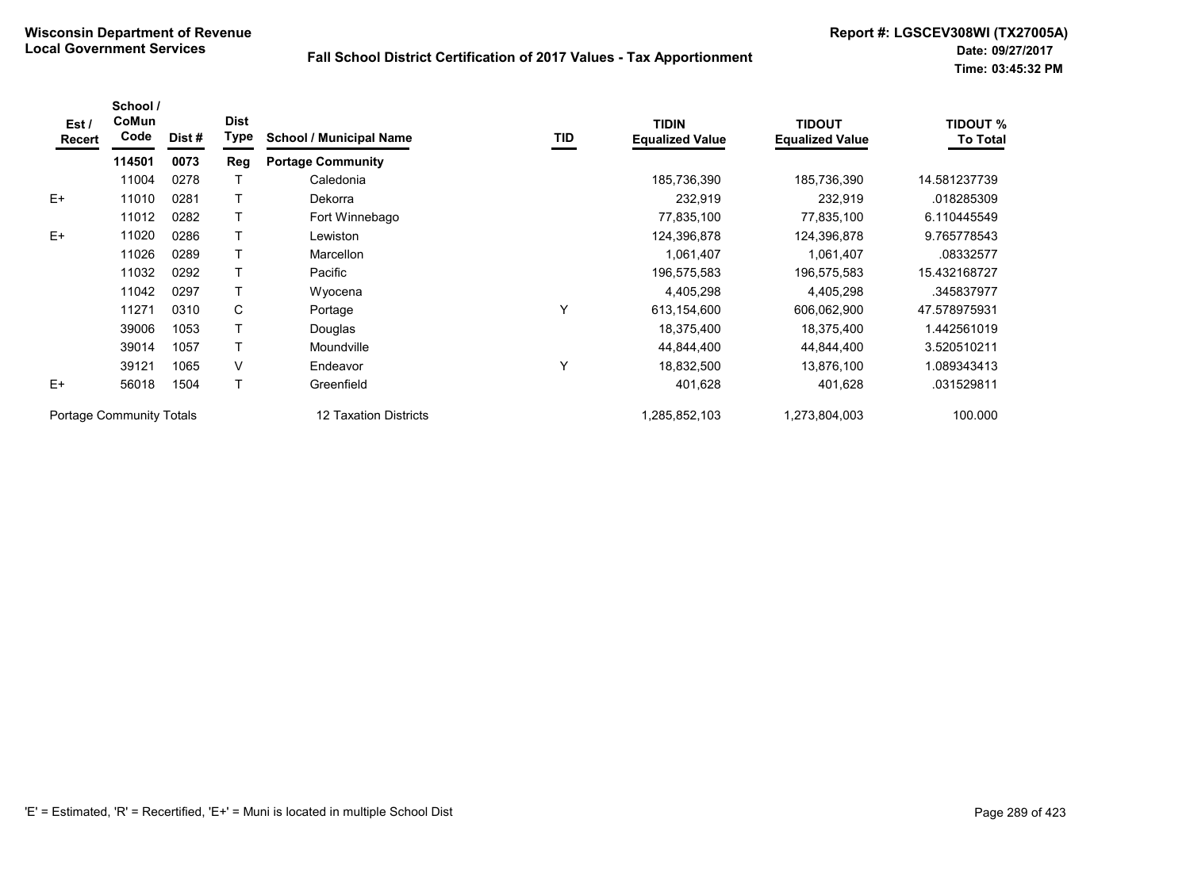**Wisconsin Department of Revenue**
**Local Government Services**

**Fall School District Certification of 2017 Values - Tax Apportionment**

**Report #: LGSCEV308WI (TX27005A)**
**Date: 09/27/2017**
**Time: 03:45:32 PM**

| Est / Recert | School / CoMun Code | Dist # | Dist Type | School / Municipal Name | TID | TIDIN Equalized Value | TIDOUT Equalized Value | TIDOUT % To Total |
|---|---|---|---|---|---|---|---|---|
| | **114501** | **0073** | **Reg** | **Portage Community** | | | | |
| | 11004 | 0278 | T | Caledonia | | 185,736,390 | 185,736,390 | 14.581237739 |
| E+ | 11010 | 0281 | T | Dekorra | | 232,919 | 232,919 | .018285309 |
| | 11012 | 0282 | T | Fort Winnebago | | 77,835,100 | 77,835,100 | 6.110445549 |
| E+ | 11020 | 0286 | T | Lewiston | | 124,396,878 | 124,396,878 | 9.765778543 |
| | 11026 | 0289 | T | Marcellon | | 1,061,407 | 1,061,407 | .08332577 |
| | 11032 | 0292 | T | Pacific | | 196,575,583 | 196,575,583 | 15.432168727 |
| | 11042 | 0297 | T | Wyocena | | 4,405,298 | 4,405,298 | .345837977 |
| | 11271 | 0310 | C | Portage | Y | 613,154,600 | 606,062,900 | 47.578975931 |
| | 39006 | 1053 | T | Douglas | | 18,375,400 | 18,375,400 | 1.442561019 |
| | 39014 | 1057 | T | Moundville | | 44,844,400 | 44,844,400 | 3.520510211 |
| | 39121 | 1065 | V | Endeavor | Y | 18,832,500 | 13,876,100 | 1.089343413 |
| E+ | 56018 | 1504 | T | Greenfield | | 401,628 | 401,628 | .031529811 |
| Portage Community Totals | | | | 12 Taxation Districts | | 1,285,852,103 | 1,273,804,003 | 100.000 |

'E' = Estimated, 'R' = Recertified, 'E+' = Muni is located in multiple School Dist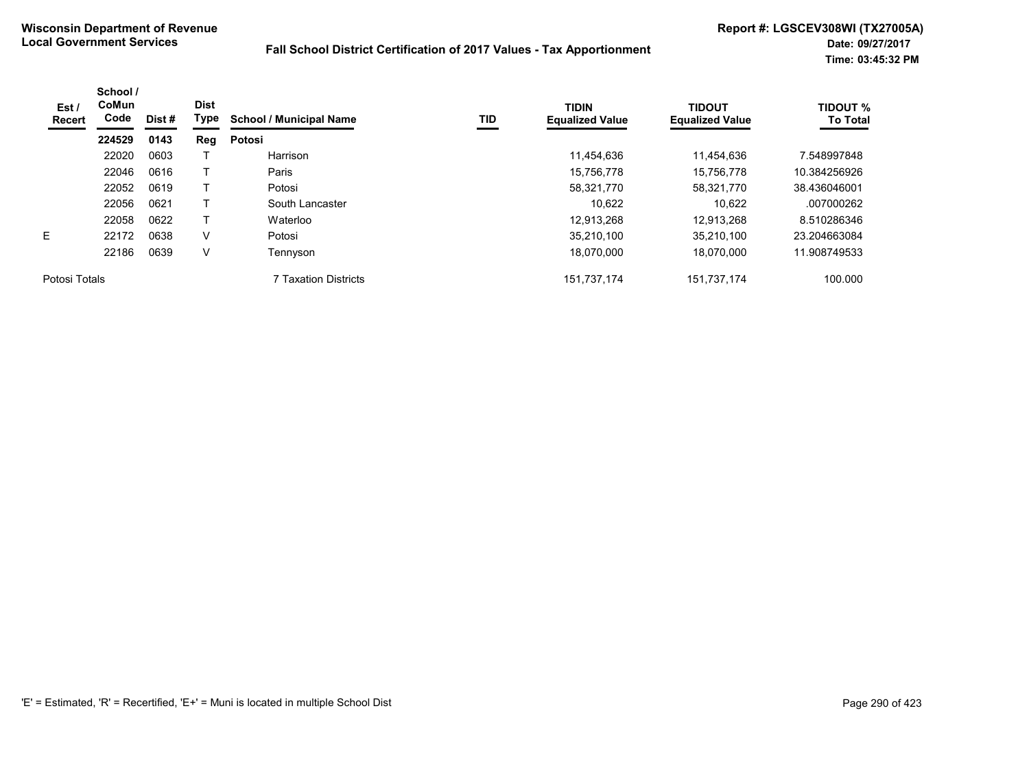**Wisconsin Department of Revenue**
**Local Government Services**

**Fall School District Certification of 2017 Values - Tax Apportionment**

**Report #: LGSCEV308WI (TX27005A)**
**Date: 09/27/2017**
**Time: 03:45:32 PM**

| Est / Recert | School / CoMun Code | Dist # | Dist Type | School / Municipal Name | TID | TIDIN Equalized Value | TIDOUT Equalized Value | TIDOUT % To Total |
|---|---|---|---|---|---|---|---|---|
| | **224529** | **0143** | **Reg** | **Potosi** | | | | |
| | 22020 | 0603 | T | Harrison | | 11,454,636 | 11,454,636 | 7.548997848 |
| | 22046 | 0616 | T | Paris | | 15,756,778 | 15,756,778 | 10.384256926 |
| | 22052 | 0619 | T | Potosi | | 58,321,770 | 58,321,770 | 38.436046001 |
| | 22056 | 0621 | T | South Lancaster | | 10,622 | 10,622 | .007000262 |
| | 22058 | 0622 | T | Waterloo | | 12,913,268 | 12,913,268 | 8.510286346 |
| E | 22172 | 0638 | V | Potosi | | 35,210,100 | 35,210,100 | 23.204663084 |
| | 22186 | 0639 | V | Tennyson | | 18,070,000 | 18,070,000 | 11.908749533 |
| Potosi Totals | | | | 7 Taxation Districts | | 151,737,174 | 151,737,174 | 100.000 |

'E' = Estimated, 'R' = Recertified, 'E+' = Muni is located in multiple School Dist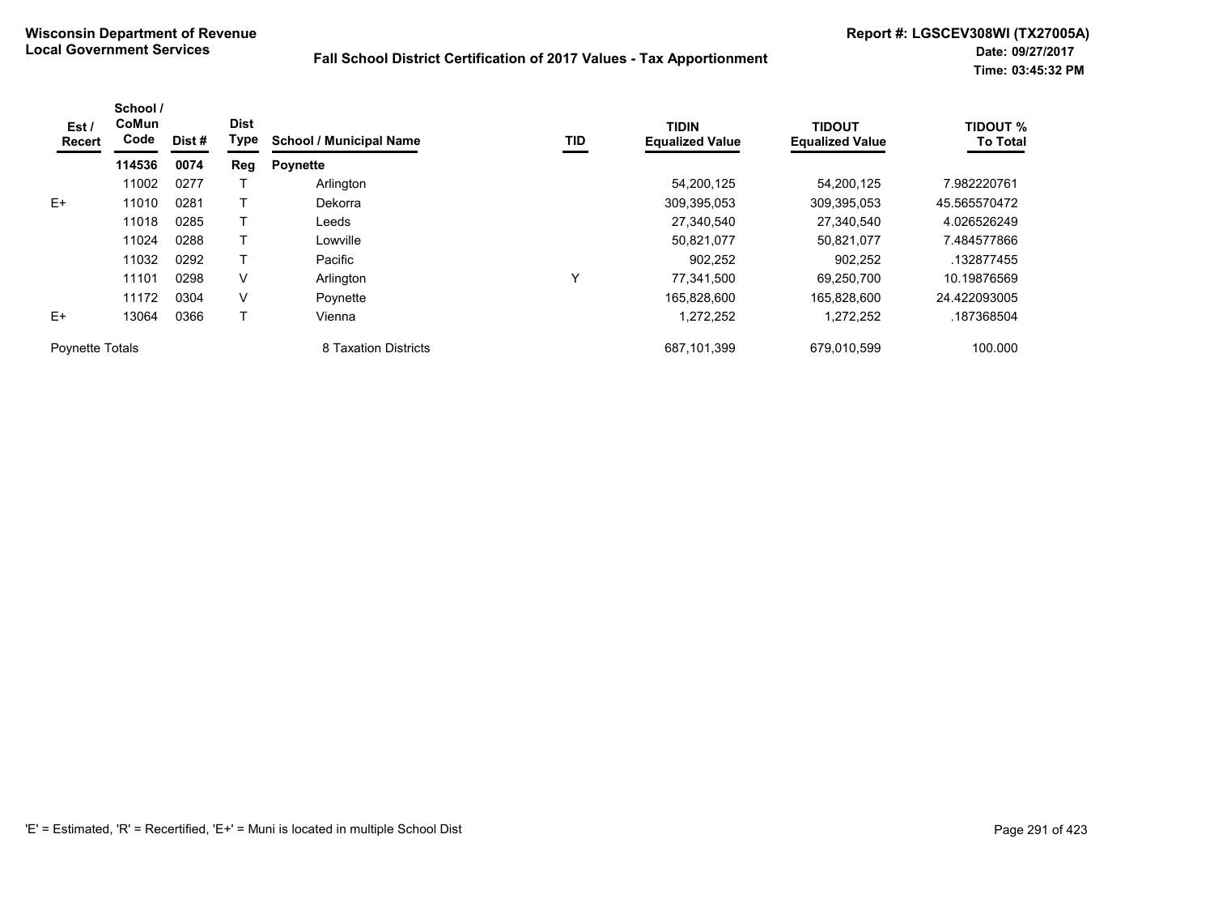**Wisconsin Department of Revenue**
**Local Government Services**

**Fall School District Certification of 2017 Values - Tax Apportionment**

**Report #: LGSCEV308WI (TX27005A)**
**Date: 09/27/2017**
**Time: 03:45:32 PM**

| Est / Recert | School / CoMun Code | Dist # | Dist Type | School / Municipal Name | TID | TIDIN Equalized Value | TIDOUT Equalized Value | TIDOUT % To Total |
|---|---|---|---|---|---|---|---|---|
| | **114536** | **0074** | **Reg** | **Poynette** | | | | |
| | 11002 | 0277 | T | Arlington | | 54,200,125 | 54,200,125 | 7.982220761 |
| E+ | 11010 | 0281 | T | Dekorra | | 309,395,053 | 309,395,053 | 45.565570472 |
| | 11018 | 0285 | T | Leeds | | 27,340,540 | 27,340,540 | 4.026526249 |
| | 11024 | 0288 | T | Lowville | | 50,821,077 | 50,821,077 | 7.484577866 |
| | 11032 | 0292 | T | Pacific | | 902,252 | 902,252 | .132877455 |
| | 11101 | 0298 | V | Arlington | Y | 77,341,500 | 69,250,700 | 10.19876569 |
| | 11172 | 0304 | V | Poynette | | 165,828,600 | 165,828,600 | 24.422093005 |
| E+ | 13064 | 0366 | T | Vienna | | 1,272,252 | 1,272,252 | .187368504 |
| Poynette Totals | | | | 8 Taxation Districts | | 687,101,399 | 679,010,599 | 100.000 |

'E' = Estimated, 'R' = Recertified, 'E+' = Muni is located in multiple School Dist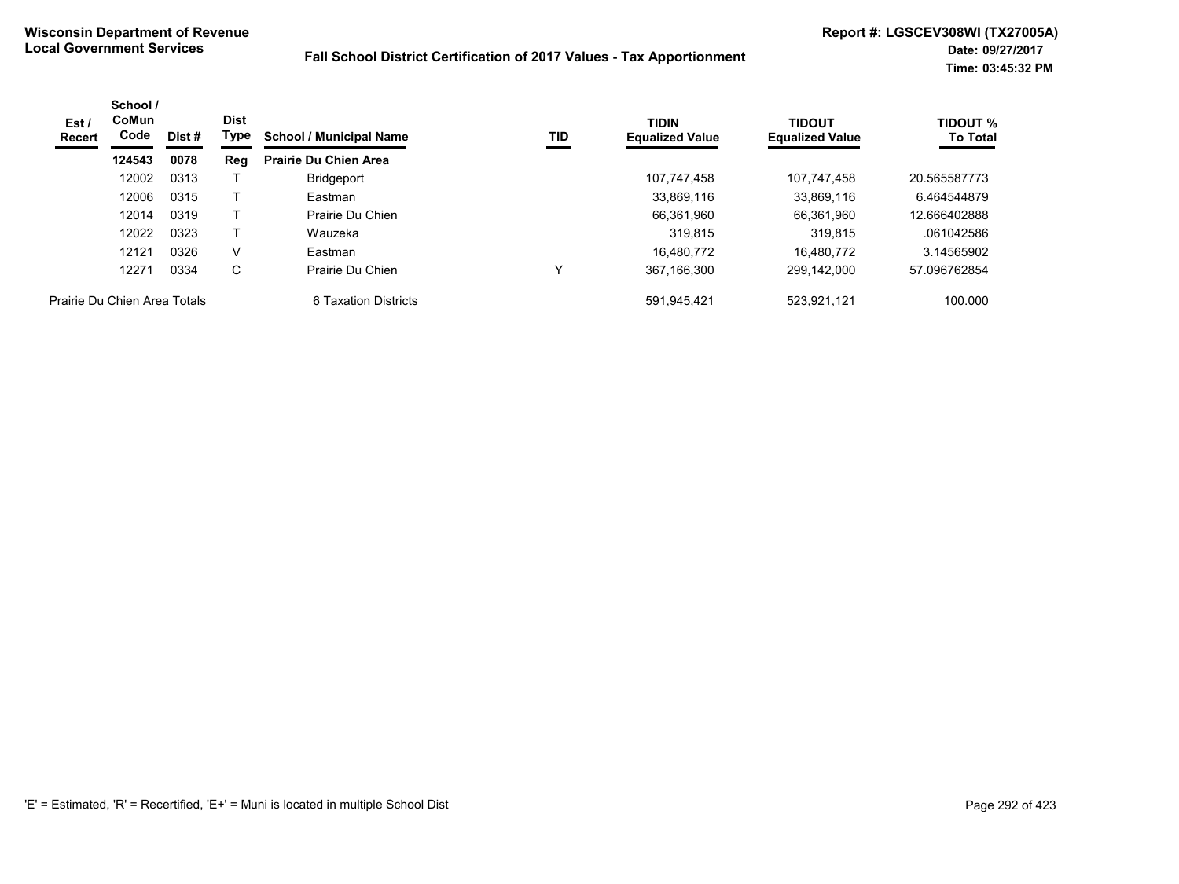**Wisconsin Department of Revenue**
**Local Government Services**

**Fall School District Certification of 2017 Values - Tax Apportionment**

**Report #: LGSCEV308WI (TX27005A)**
**Date: 09/27/2017**
**Time: 03:45:32 PM**

| Est / Recert | School / CoMun Code | Dist # | Dist Type | School / Municipal Name | TID | TIDIN Equalized Value | TIDOUT Equalized Value | TIDOUT % To Total |
|---|---|---|---|---|---|---|---|---|
| | **124543** | **0078** | **Reg** | **Prairie Du Chien Area** | | | | |
| | 12002 | 0313 | T | Bridgeport | | 107,747,458 | 107,747,458 | 20.565587773 |
| | 12006 | 0315 | T | Eastman | | 33,869,116 | 33,869,116 | 6.464544879 |
| | 12014 | 0319 | T | Prairie Du Chien | | 66,361,960 | 66,361,960 | 12.666402888 |
| | 12022 | 0323 | T | Wauzeka | | 319,815 | 319,815 | .061042586 |
| | 12121 | 0326 | V | Eastman | | 16,480,772 | 16,480,772 | 3.14565902 |
| | 12271 | 0334 | C | Prairie Du Chien | Y | 367,166,300 | 299,142,000 | 57.096762854 |
| Prairie Du Chien Area Totals | | | | 6 Taxation Districts | | 591,945,421 | 523,921,121 | 100.000 |

'E' = Estimated, 'R' = Recertified, 'E+' = Muni is located in multiple School Dist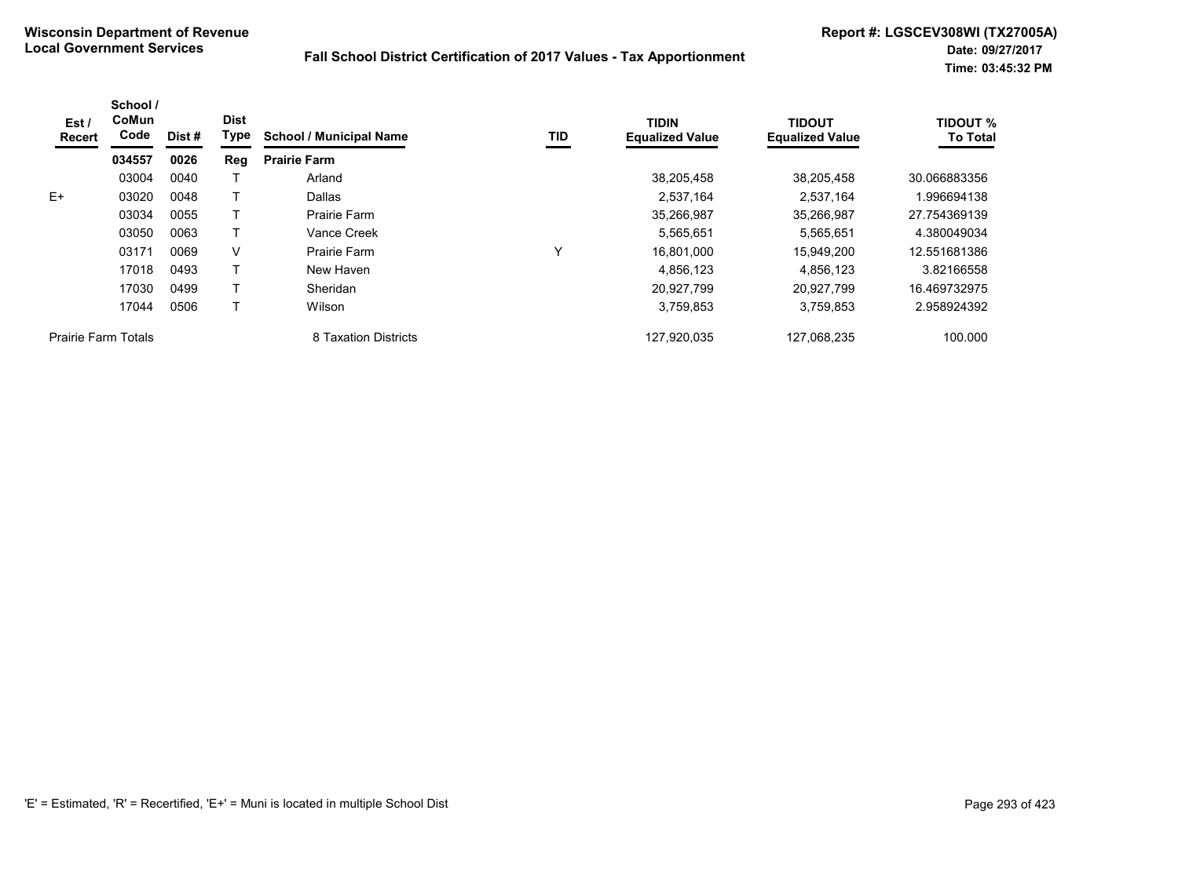**Wisconsin Department of Revenue**
**Local Government Services**

**Fall School District Certification of 2017 Values - Tax Apportionment**

**Report #: LGSCEV308WI (TX27005A)**
**Date: 09/27/2017**
**Time: 03:45:32 PM**

| Est / Recert | School / CoMun Code | Dist # | Dist Type | School / Municipal Name | TID | TIDIN Equalized Value | TIDOUT Equalized Value | TIDOUT % To Total |
|---|---|---|---|---|---|---|---|---|
| | **034557** | **0026** | **Reg** | **Prairie Farm** | | | | |
| | 03004 | 0040 | T | Arland | | 38,205,458 | 38,205,458 | 30.066883356 |
| E+ | 03020 | 0048 | T | Dallas | | 2,537,164 | 2,537,164 | 1.996694138 |
| | 03034 | 0055 | T | Prairie Farm | | 35,266,987 | 35,266,987 | 27.754369139 |
| | 03050 | 0063 | T | Vance Creek | | 5,565,651 | 5,565,651 | 4.380049034 |
| | 03171 | 0069 | V | Prairie Farm | Y | 16,801,000 | 15,949,200 | 12.551681386 |
| | 17018 | 0493 | T | New Haven | | 4,856,123 | 4,856,123 | 3.82166558 |
| | 17030 | 0499 | T | Sheridan | | 20,927,799 | 20,927,799 | 16.469732975 |
| | 17044 | 0506 | T | Wilson | | 3,759,853 | 3,759,853 | 2.958924392 |
| Prairie Farm Totals | | | | 8 Taxation Districts | | 127,920,035 | 127,068,235 | 100.000 |

'E' = Estimated, 'R' = Recertified, 'E+' = Muni is located in multiple School Dist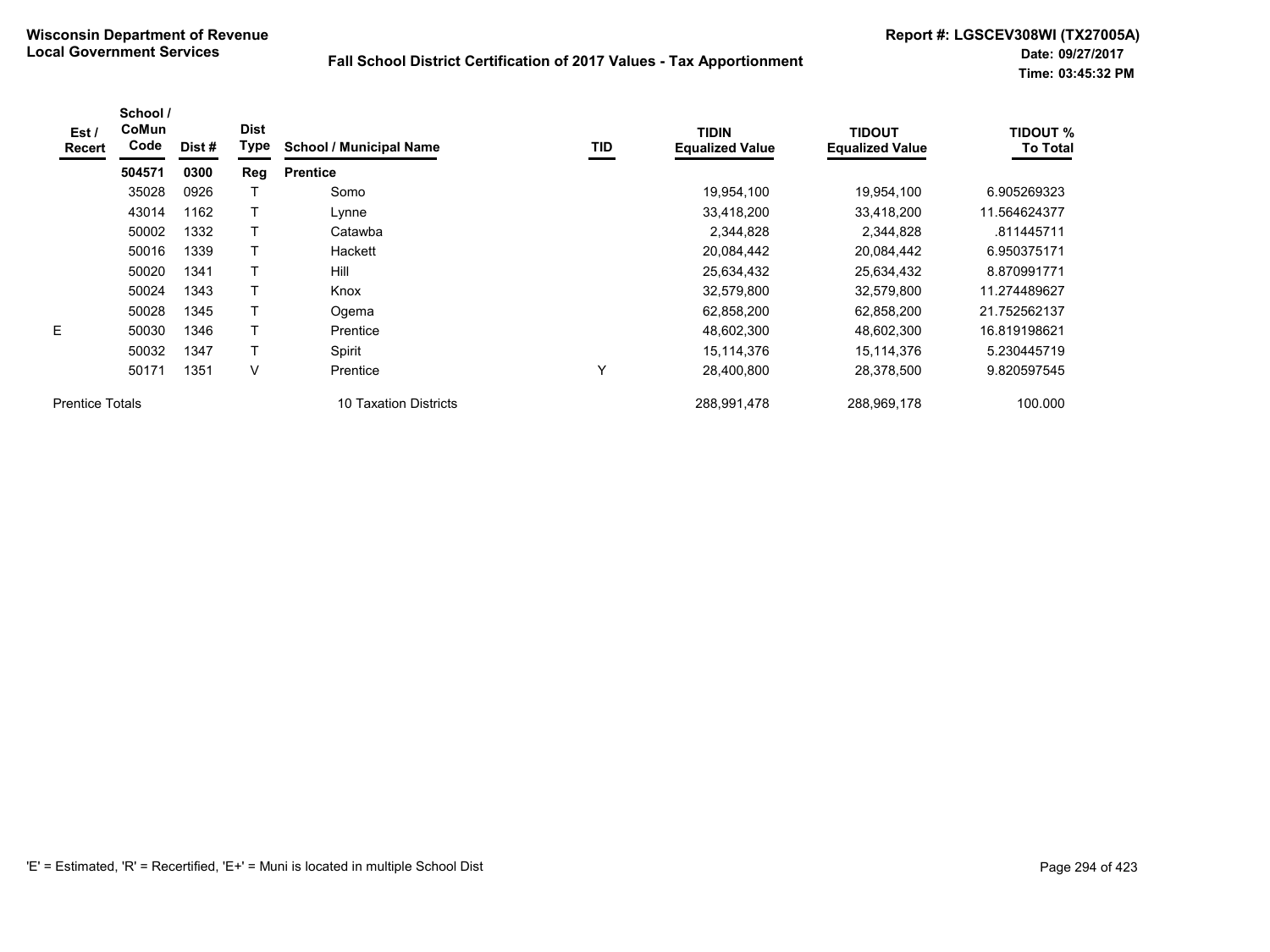**Wisconsin Department of Revenue**
**Local Government Services**

**Fall School District Certification of 2017 Values - Tax Apportionment**

**Report #: LGSCEV308WI (TX27005A)**
**Date: 09/27/2017**
**Time: 03:45:32 PM**

| Est / Recert | School / CoMun Code | Dist # | Dist Type | School / Municipal Name | TID | TIDIN Equalized Value | TIDOUT Equalized Value | TIDOUT % To Total |
|---|---|---|---|---|---|---|---|---|
| | **504571** | **0300** | **Reg** | **Prentice** | | | | |
| | 35028 | 0926 | T | Somo | | 19,954,100 | 19,954,100 | 6.905269323 |
| | 43014 | 1162 | T | Lynne | | 33,418,200 | 33,418,200 | 11.564624377 |
| | 50002 | 1332 | T | Catawba | | 2,344,828 | 2,344,828 | .811445711 |
| | 50016 | 1339 | T | Hackett | | 20,084,442 | 20,084,442 | 6.950375171 |
| | 50020 | 1341 | T | Hill | | 25,634,432 | 25,634,432 | 8.870991771 |
| | 50024 | 1343 | T | Knox | | 32,579,800 | 32,579,800 | 11.274489627 |
| | 50028 | 1345 | T | Ogema | | 62,858,200 | 62,858,200 | 21.752562137 |
| E | 50030 | 1346 | T | Prentice | | 48,602,300 | 48,602,300 | 16.819198621 |
| | 50032 | 1347 | T | Spirit | | 15,114,376 | 15,114,376 | 5.230445719 |
| | 50171 | 1351 | V | Prentice | Y | 28,400,800 | 28,378,500 | 9.820597545 |
| Prentice Totals | | | | 10 Taxation Districts | | 288,991,478 | 288,969,178 | 100.000 |

'E' = Estimated, 'R' = Recertified, 'E+' = Muni is located in multiple School Dist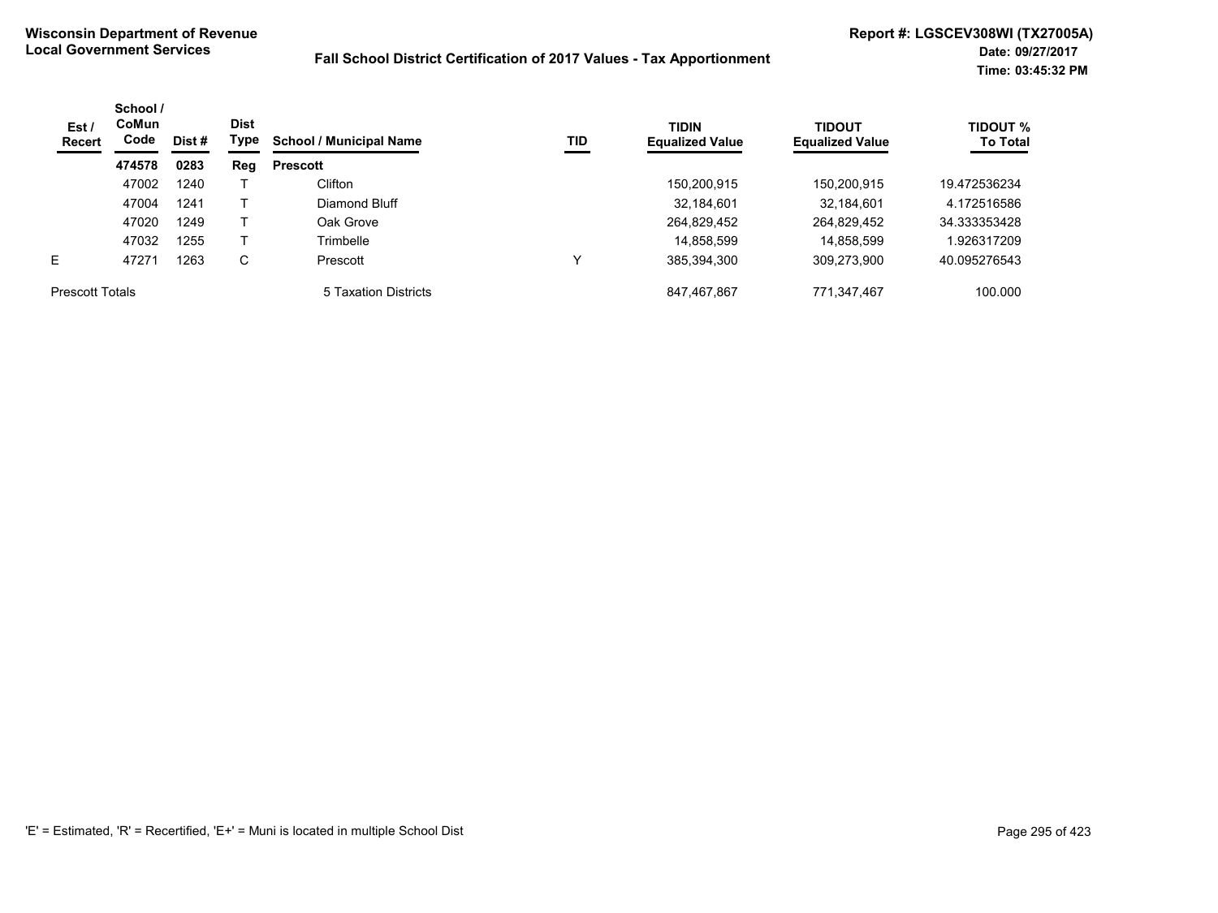**Wisconsin Department of Revenue**
**Local Government Services**

**Fall School District Certification of 2017 Values - Tax Apportionment**

**Report #: LGSCEV308WI (TX27005A)**
**Date: 09/27/2017**
**Time: 03:45:32 PM**

| Est / Recert | School / CoMun Code | Dist # | Dist Type | School / Municipal Name | TID | TIDIN Equalized Value | TIDOUT Equalized Value | TIDOUT % To Total |
|---|---|---|---|---|---|---|---|---|
| | **474578** | **0283** | **Reg** | **Prescott** | | | | |
| | 47002 | 1240 | T | Clifton | | 150,200,915 | 150,200,915 | 19.472536234 |
| | 47004 | 1241 | T | Diamond Bluff | | 32,184,601 | 32,184,601 | 4.172516586 |
| | 47020 | 1249 | T | Oak Grove | | 264,829,452 | 264,829,452 | 34.333353428 |
| | 47032 | 1255 | T | Trimbelle | | 14,858,599 | 14,858,599 | 1.926317209 |
| E | 47271 | 1263 | C | Prescott | Y | 385,394,300 | 309,273,900 | 40.095276543 |
| Prescott Totals | | | | 5 Taxation Districts | | 847,467,867 | 771,347,467 | 100.000 |

'E' = Estimated, 'R' = Recertified, 'E+' = Muni is located in multiple School Dist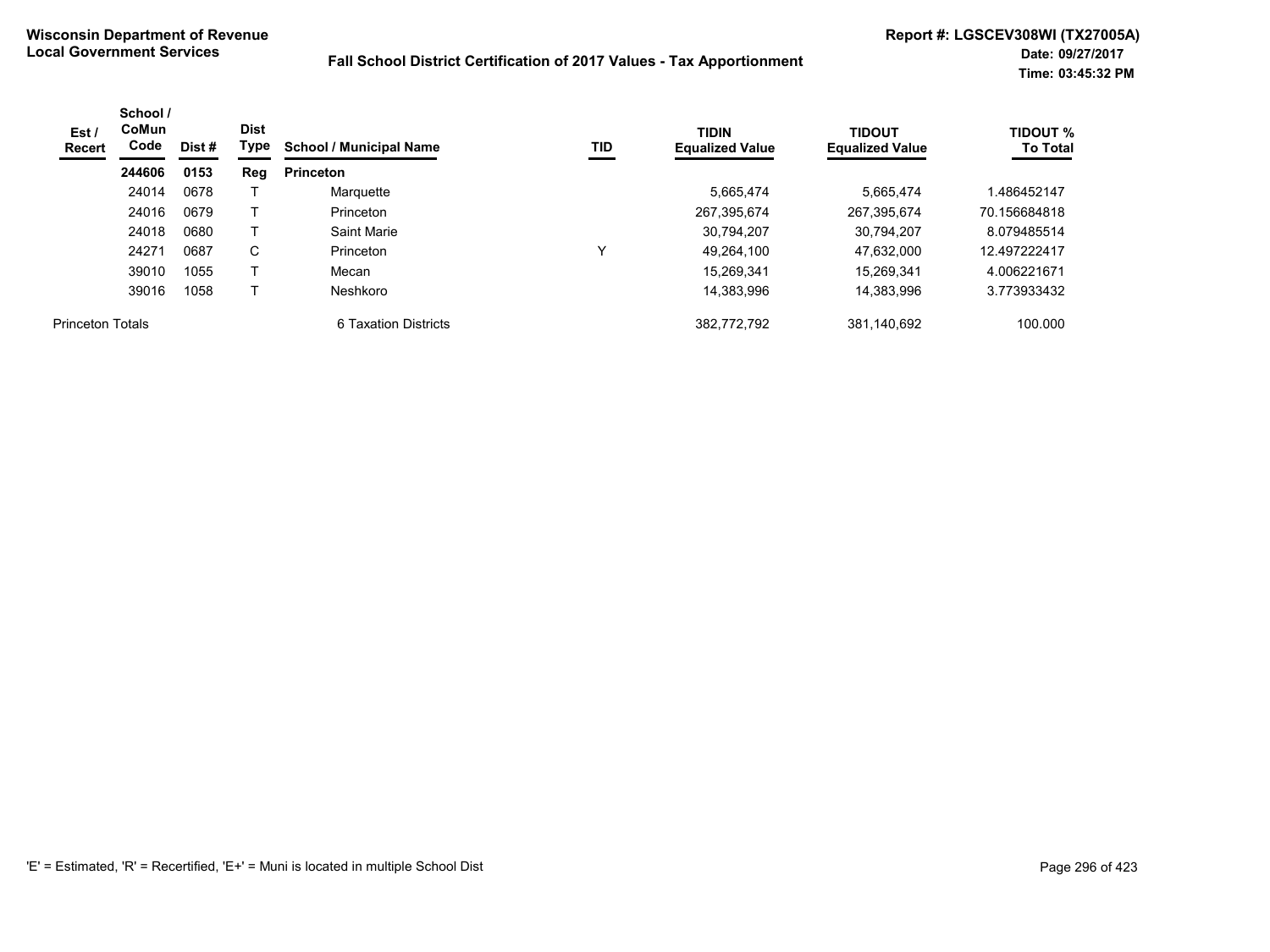**Wisconsin Department of Revenue**
**Local Government Services**

**Fall School District Certification of 2017 Values - Tax Apportionment**

**Report #: LGSCEV308WI (TX27005A)**
**Date: 09/27/2017**
**Time: 03:45:32 PM**

| Est / Recert | School / CoMun Code | Dist # | Dist Type | School / Municipal Name | TID | TIDIN Equalized Value | TIDOUT Equalized Value | TIDOUT % To Total |
|---|---|---|---|---|---|---|---|---|
| | **244606** | **0153** | **Reg** | **Princeton** | | | | |
| | 24014 | 0678 | T | Marquette | | 5,665,474 | 5,665,474 | 1.486452147 |
| | 24016 | 0679 | T | Princeton | | 267,395,674 | 267,395,674 | 70.156684818 |
| | 24018 | 0680 | T | Saint Marie | | 30,794,207 | 30,794,207 | 8.079485514 |
| | 24271 | 0687 | C | Princeton | Y | 49,264,100 | 47,632,000 | 12.497222417 |
| | 39010 | 1055 | T | Mecan | | 15,269,341 | 15,269,341 | 4.006221671 |
| | 39016 | 1058 | T | Neshkoro | | 14,383,996 | 14,383,996 | 3.773933432 |
| Princeton Totals | | | | 6 Taxation Districts | | 382,772,792 | 381,140,692 | 100.000 |

'E' = Estimated, 'R' = Recertified, 'E+' = Muni is located in multiple School Dist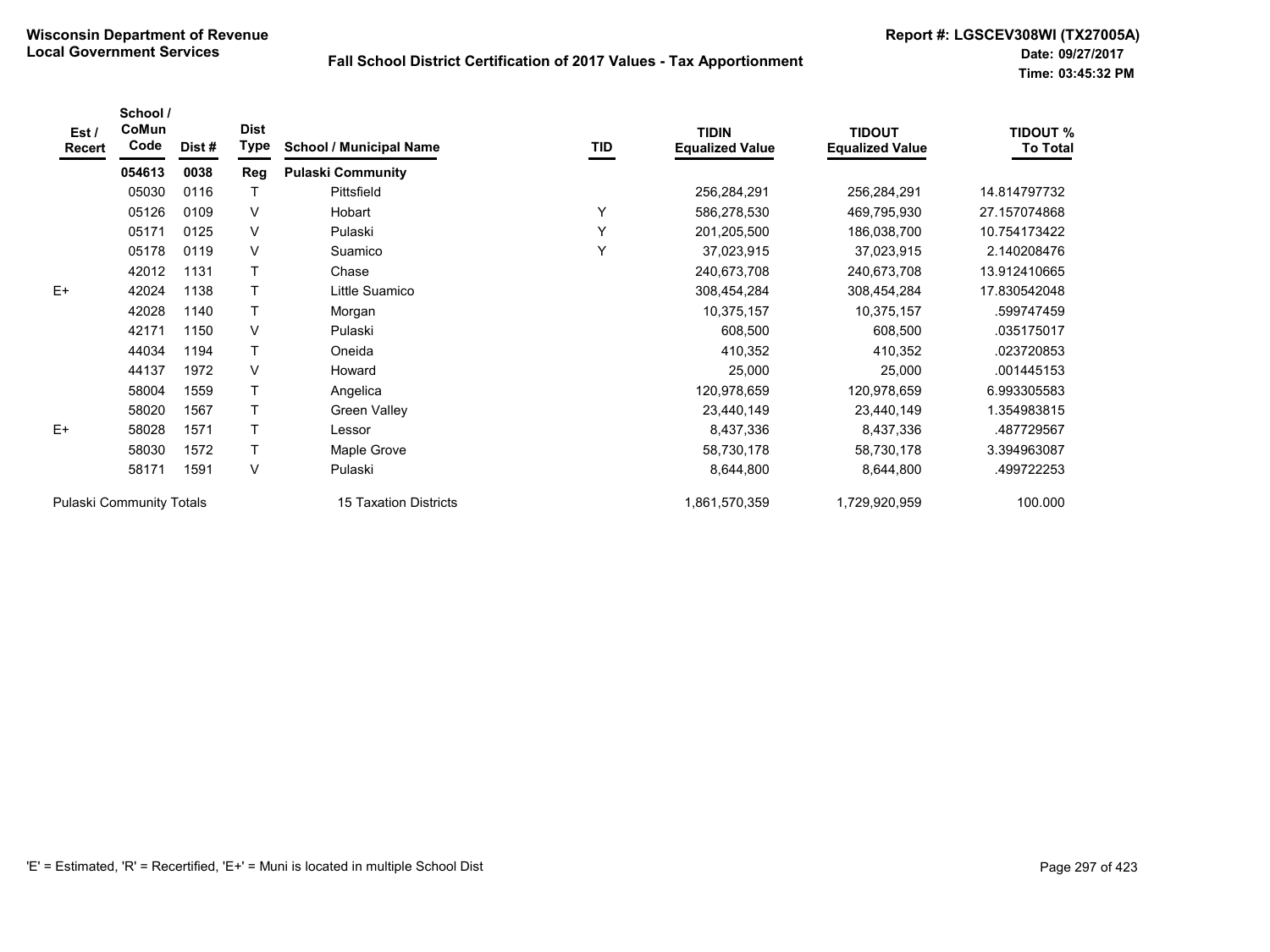**Wisconsin Department of Revenue**
**Local Government Services**

**Fall School District Certification of 2017 Values - Tax Apportionment**

**Report #: LGSCEV308WI (TX27005A)**
**Date: 09/27/2017**
**Time: 03:45:32 PM**

| Est / Recert | School / CoMun Code | Dist # | Dist Type | School / Municipal Name | TID | TIDIN Equalized Value | TIDOUT Equalized Value | TIDOUT % To Total |
|---|---|---|---|---|---|---|---|---|
| | **054613** | **0038** | **Reg** | **Pulaski Community** | | | | |
| | 05030 | 0116 | T | Pittsfield | | 256,284,291 | 256,284,291 | 14.814797732 |
| | 05126 | 0109 | V | Hobart | Y | 586,278,530 | 469,795,930 | 27.157074868 |
| | 05171 | 0125 | V | Pulaski | Y | 201,205,500 | 186,038,700 | 10.754173422 |
| | 05178 | 0119 | V | Suamico | Y | 37,023,915 | 37,023,915 | 2.140208476 |
| | 42012 | 1131 | T | Chase | | 240,673,708 | 240,673,708 | 13.912410665 |
| E+ | 42024 | 1138 | T | Little Suamico | | 308,454,284 | 308,454,284 | 17.830542048 |
| | 42028 | 1140 | T | Morgan | | 10,375,157 | 10,375,157 | .599747459 |
| | 42171 | 1150 | V | Pulaski | | 608,500 | 608,500 | .035175017 |
| | 44034 | 1194 | T | Oneida | | 410,352 | 410,352 | .023720853 |
| | 44137 | 1972 | V | Howard | | 25,000 | 25,000 | .001445153 |
| | 58004 | 1559 | T | Angelica | | 120,978,659 | 120,978,659 | 6.993305583 |
| | 58020 | 1567 | T | Green Valley | | 23,440,149 | 23,440,149 | 1.354983815 |
| E+ | 58028 | 1571 | T | Lessor | | 8,437,336 | 8,437,336 | .487729567 |
| | 58030 | 1572 | T | Maple Grove | | 58,730,178 | 58,730,178 | 3.394963087 |
| | 58171 | 1591 | V | Pulaski | | 8,644,800 | 8,644,800 | .499722253 |
| Pulaski Community Totals | | | | 15 Taxation Districts | | 1,861,570,359 | 1,729,920,959 | 100.000 |

'E' = Estimated, 'R' = Recertified, 'E+' = Muni is located in multiple School Dist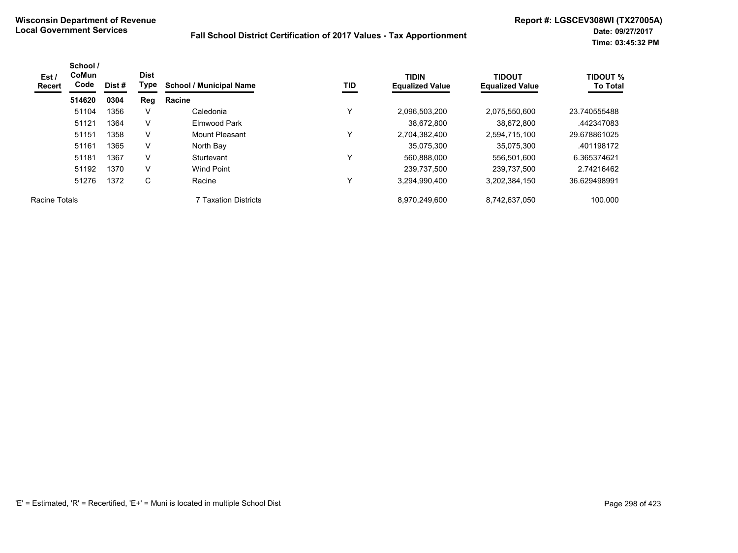**Wisconsin Department of Revenue**
**Local Government Services**

**Fall School District Certification of 2017 Values - Tax Apportionment**

**Report #: LGSCEV308WI (TX27005A)**
**Date: 09/27/2017**
**Time: 03:45:32 PM**

| Est / Recert | School / CoMun Code | Dist # | Dist Type | School / Municipal Name | TID | TIDIN Equalized Value | TIDOUT Equalized Value | TIDOUT % To Total |
|---|---|---|---|---|---|---|---|---|
| | **514620** | **0304** | **Reg** | **Racine** | | | | |
| | 51104 | 1356 | V | Caledonia | Y | 2,096,503,200 | 2,075,550,600 | 23.740555488 |
| | 51121 | 1364 | V | Elmwood Park | | 38,672,800 | 38,672,800 | .442347083 |
| | 51151 | 1358 | V | Mount Pleasant | Y | 2,704,382,400 | 2,594,715,100 | 29.678861025 |
| | 51161 | 1365 | V | North Bay | | 35,075,300 | 35,075,300 | .401198172 |
| | 51181 | 1367 | V | Sturtevant | Y | 560,888,000 | 556,501,600 | 6.365374621 |
| | 51192 | 1370 | V | Wind Point | | 239,737,500 | 239,737,500 | 2.74216462 |
| | 51276 | 1372 | C | Racine | Y | 3,294,990,400 | 3,202,384,150 | 36.629498991 |
| Racine Totals | | | | 7 Taxation Districts | | 8,970,249,600 | 8,742,637,050 | 100.000 |

'E' = Estimated, 'R' = Recertified, 'E+' = Muni is located in multiple School Dist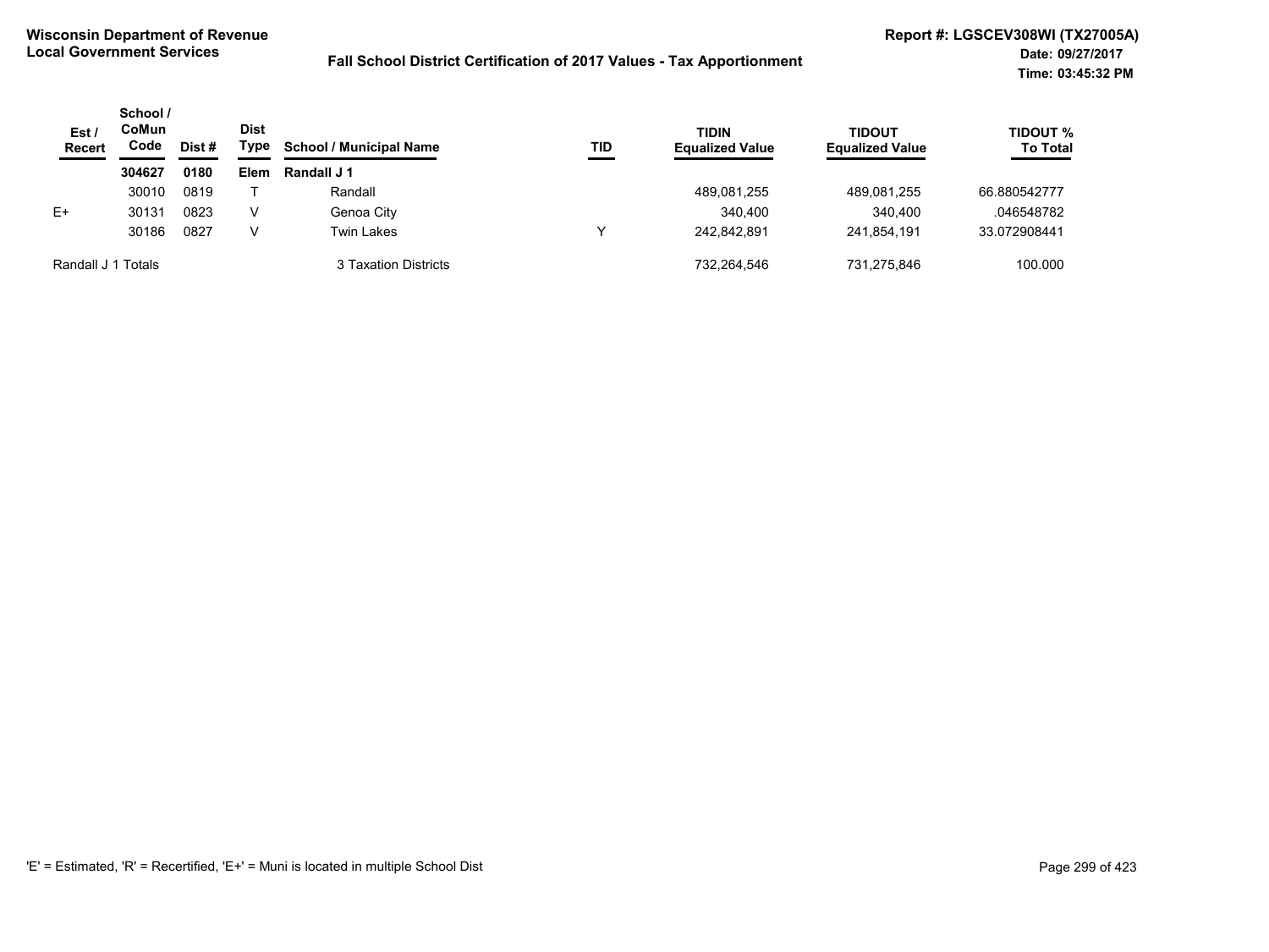**Wisconsin Department of Revenue**
**Local Government Services**

**Fall School District Certification of 2017 Values - Tax Apportionment**

**Report #: LGSCEV308WI (TX27005A)**
**Date: 09/27/2017**
**Time: 03:45:32 PM**

| Est / Recert | School / CoMun Code | Dist # | Dist Type | School / Municipal Name | TID | TIDIN Equalized Value | TIDOUT Equalized Value | TIDOUT % To Total |
|---|---|---|---|---|---|---|---|---|
| | **304627** | **0180** | **Elem** | **Randall J 1** | | | | |
| | 30010 | 0819 | T | Randall | | 489,081,255 | 489,081,255 | 66.880542777 |
| E+ | 30131 | 0823 | V | Genoa City | | 340,400 | 340,400 | .046548782 |
| | 30186 | 0827 | V | Twin Lakes | Y | 242,842,891 | 241,854,191 | 33.072908441 |
| Randall J 1 Totals | | | | 3 Taxation Districts | | 732,264,546 | 731,275,846 | 100.000 |

'E' = Estimated, 'R' = Recertified, 'E+' = Muni is located in multiple School Dist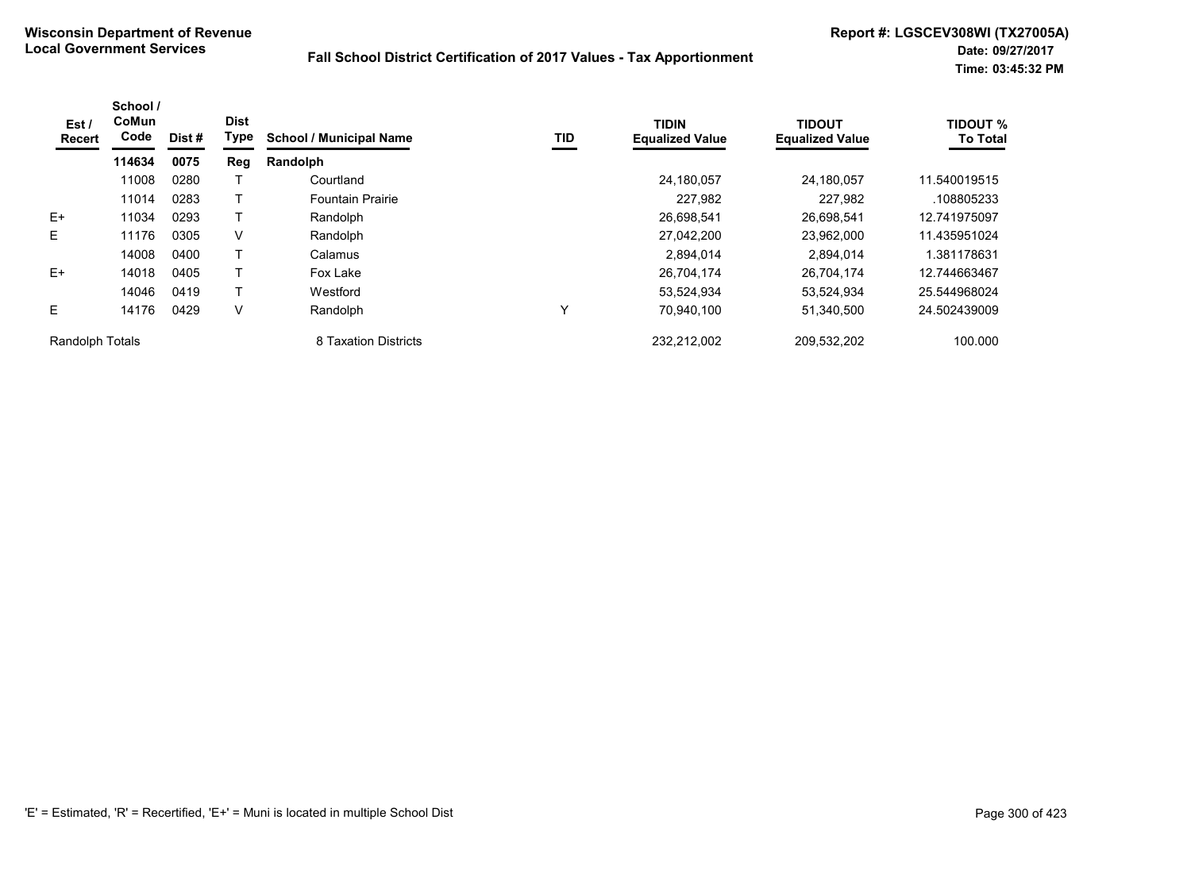**Wisconsin Department of Revenue**
**Local Government Services**

**Fall School District Certification of 2017 Values - Tax Apportionment**

**Report #: LGSCEV308WI (TX27005A)**
**Date: 09/27/2017**
**Time: 03:45:32 PM**

| Est / Recert | School / CoMun Code | Dist # | Dist Type | School / Municipal Name | TID | TIDIN Equalized Value | TIDOUT Equalized Value | TIDOUT % To Total |
|---|---|---|---|---|---|---|---|---|
| | **114634** | **0075** | **Reg** | **Randolph** | | | | |
| | 11008 | 0280 | T | Courtland | | 24,180,057 | 24,180,057 | 11.540019515 |
| | 11014 | 0283 | T | Fountain Prairie | | 227,982 | 227,982 | .108805233 |
| E+ | 11034 | 0293 | T | Randolph | | 26,698,541 | 26,698,541 | 12.741975097 |
| E | 11176 | 0305 | V | Randolph | | 27,042,200 | 23,962,000 | 11.435951024 |
| | 14008 | 0400 | T | Calamus | | 2,894,014 | 2,894,014 | 1.381178631 |
| E+ | 14018 | 0405 | T | Fox Lake | | 26,704,174 | 26,704,174 | 12.744663467 |
| | 14046 | 0419 | T | Westford | | 53,524,934 | 53,524,934 | 25.544968024 |
| E | 14176 | 0429 | V | Randolph | Y | 70,940,100 | 51,340,500 | 24.502439009 |
| Randolph Totals | | | | 8 Taxation Districts | | 232,212,002 | 209,532,202 | 100.000 |

'E' = Estimated, 'R' = Recertified, 'E+' = Muni is located in multiple School Dist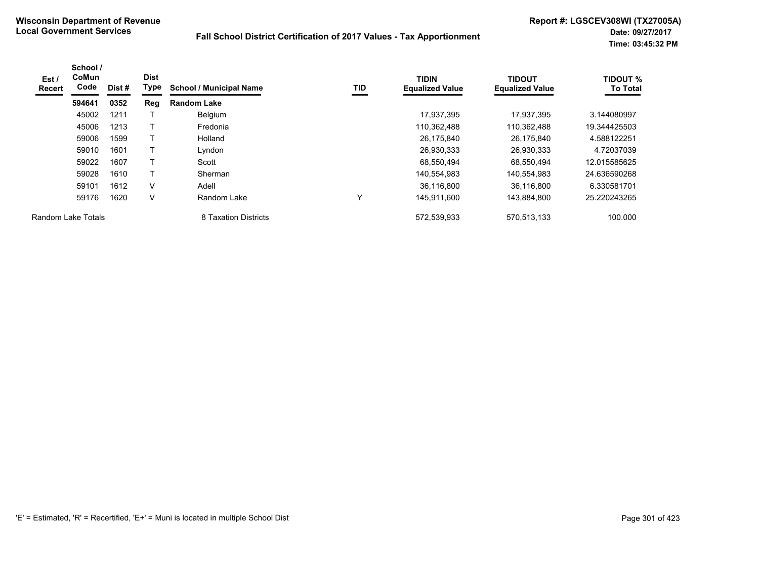**Wisconsin Department of Revenue**
**Local Government Services**

**Fall School District Certification of 2017 Values - Tax Apportionment**

**Report #: LGSCEV308WI (TX27005A)**
**Date: 09/27/2017**
**Time: 03:45:32 PM**

| Est / Recert | School / CoMun Code | Dist # | Dist Type | School / Municipal Name | TID | TIDIN Equalized Value | TIDOUT Equalized Value | TIDOUT % To Total |
|---|---|---|---|---|---|---|---|---|
| | **594641** | **0352** | **Reg** | **Random Lake** | | | | |
| | 45002 | 1211 | T | Belgium | | 17,937,395 | 17,937,395 | 3.144080997 |
| | 45006 | 1213 | T | Fredonia | | 110,362,488 | 110,362,488 | 19.344425503 |
| | 59006 | 1599 | T | Holland | | 26,175,840 | 26,175,840 | 4.588122251 |
| | 59010 | 1601 | T | Lyndon | | 26,930,333 | 26,930,333 | 4.72037039 |
| | 59022 | 1607 | T | Scott | | 68,550,494 | 68,550,494 | 12.015585625 |
| | 59028 | 1610 | T | Sherman | | 140,554,983 | 140,554,983 | 24.636590268 |
| | 59101 | 1612 | V | Adell | | 36,116,800 | 36,116,800 | 6.330581701 |
| | 59176 | 1620 | V | Random Lake | Y | 145,911,600 | 143,884,800 | 25.220243265 |
| Random Lake Totals | | | | 8 Taxation Districts | | 572,539,933 | 570,513,133 | 100.000 |

'E' = Estimated, 'R' = Recertified, 'E+' = Muni is located in multiple School Dist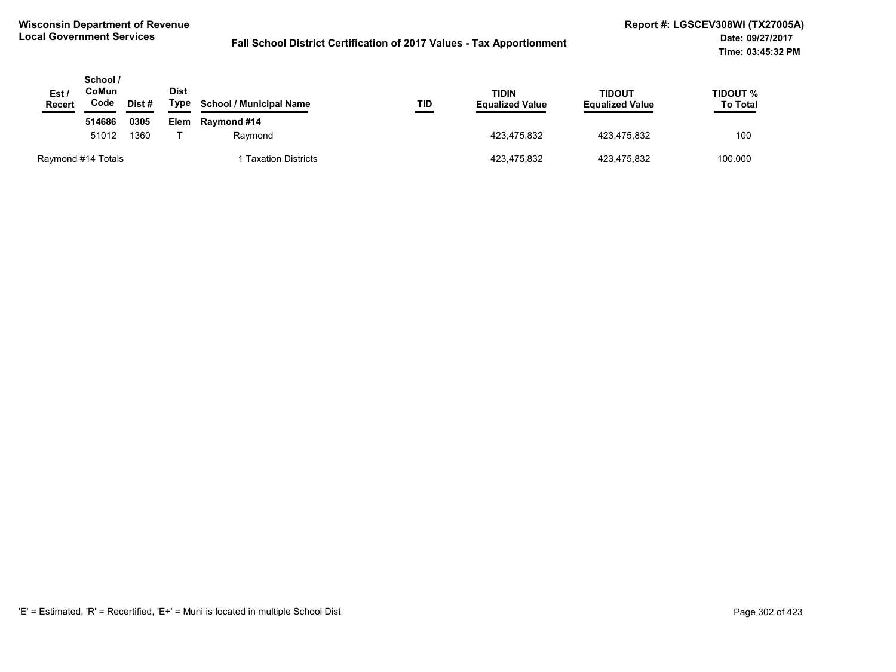**Wisconsin Department of Revenue**
**Local Government Services**

**Fall School District Certification of 2017 Values - Tax Apportionment**

**Report #: LGSCEV308WI (TX27005A)**
**Date: 09/27/2017**
**Time: 03:45:32 PM**

| Est / Recert | School / CoMun Code | Dist # | Dist Type | School / Municipal Name | TID | TIDIN Equalized Value | TIDOUT Equalized Value | TIDOUT % To Total |
|---|---|---|---|---|---|---|---|---|
| | **514686** | **0305** | **Elem** | **Raymond #14** | | | | |
| | 51012 | 1360 | T | Raymond | | 423,475,832 | 423,475,832 | 100 |
| Raymond #14 Totals | | | | 1 Taxation Districts | | 423,475,832 | 423,475,832 | 100.000 |

'E' = Estimated, 'R' = Recertified, 'E+' = Muni is located in multiple School Dist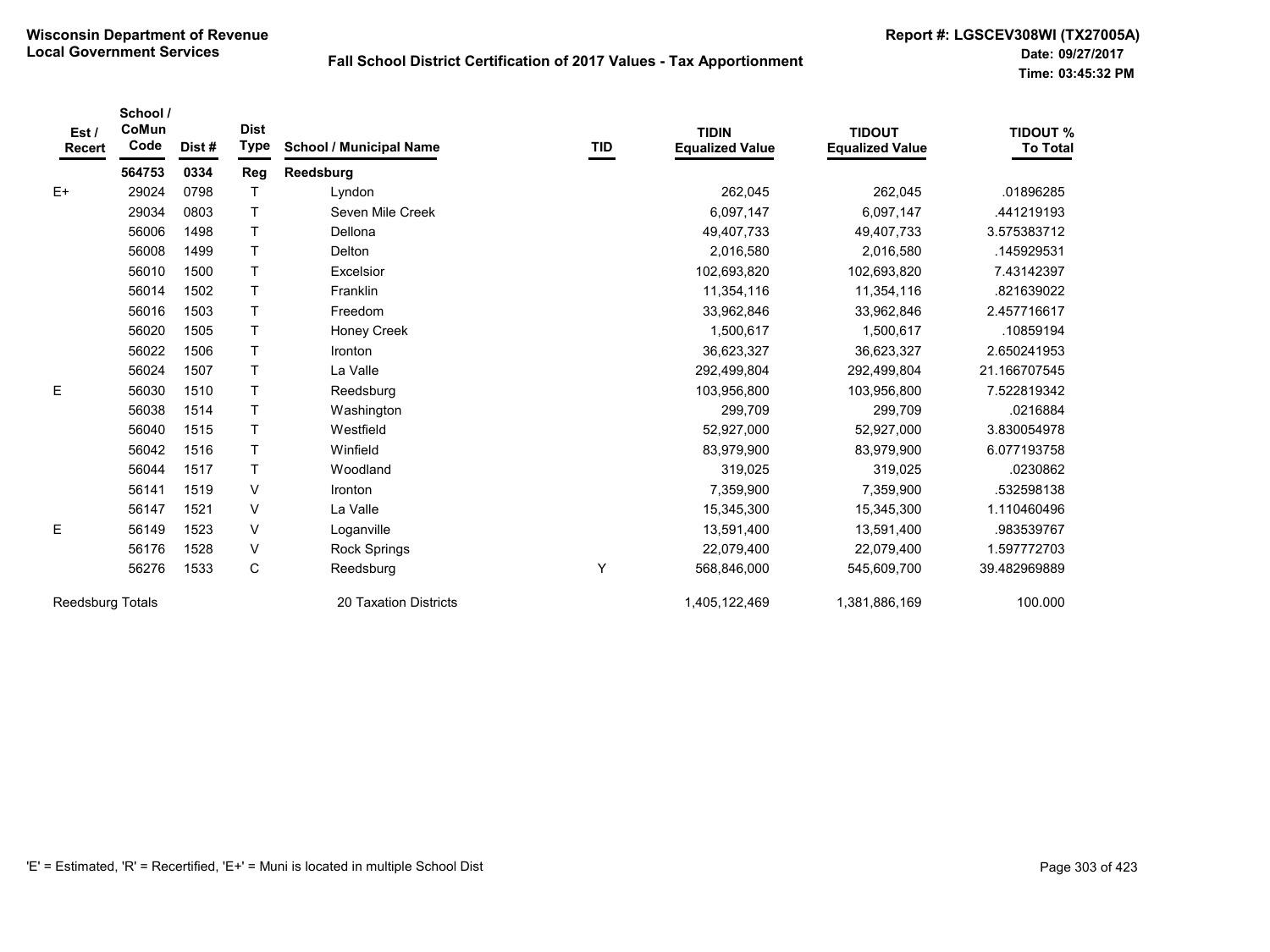**Wisconsin Department of Revenue**
**Local Government Services**

**Fall School District Certification of 2017 Values - Tax Apportionment**

**Report #: LGSCEV308WI (TX27005A)**
**Date: 09/27/2017**
**Time: 03:45:32 PM**

| Est / Recert | School / CoMun Code | Dist # | Dist Type | School / Municipal Name | TID | TIDIN Equalized Value | TIDOUT Equalized Value | TIDOUT % To Total |
|---|---|---|---|---|---|---|---|---|
| | **564753** | **0334** | **Reg** | **Reedsburg** | | | | |
| E+ | 29024 | 0798 | T | Lyndon | | 262,045 | 262,045 | .01896285 |
| | 29034 | 0803 | T | Seven Mile Creek | | 6,097,147 | 6,097,147 | .441219193 |
| | 56006 | 1498 | T | Dellona | | 49,407,733 | 49,407,733 | 3.575383712 |
| | 56008 | 1499 | T | Delton | | 2,016,580 | 2,016,580 | .145929531 |
| | 56010 | 1500 | T | Excelsior | | 102,693,820 | 102,693,820 | 7.43142397 |
| | 56014 | 1502 | T | Franklin | | 11,354,116 | 11,354,116 | .821639022 |
| | 56016 | 1503 | T | Freedom | | 33,962,846 | 33,962,846 | 2.457716617 |
| | 56020 | 1505 | T | Honey Creek | | 1,500,617 | 1,500,617 | .10859194 |
| | 56022 | 1506 | T | Ironton | | 36,623,327 | 36,623,327 | 2.650241953 |
| | 56024 | 1507 | T | La Valle | | 292,499,804 | 292,499,804 | 21.166707545 |
| E | 56030 | 1510 | T | Reedsburg | | 103,956,800 | 103,956,800 | 7.522819342 |
| | 56038 | 1514 | T | Washington | | 299,709 | 299,709 | .0216884 |
| | 56040 | 1515 | T | Westfield | | 52,927,000 | 52,927,000 | 3.830054978 |
| | 56042 | 1516 | T | Winfield | | 83,979,900 | 83,979,900 | 6.077193758 |
| | 56044 | 1517 | T | Woodland | | 319,025 | 319,025 | .0230862 |
| | 56141 | 1519 | V | Ironton | | 7,359,900 | 7,359,900 | .532598138 |
| | 56147 | 1521 | V | La Valle | | 15,345,300 | 15,345,300 | 1.110460496 |
| E | 56149 | 1523 | V | Loganville | | 13,591,400 | 13,591,400 | .983539767 |
| | 56176 | 1528 | V | Rock Springs | | 22,079,400 | 22,079,400 | 1.597772703 |
| | 56276 | 1533 | C | Reedsburg | Y | 568,846,000 | 545,609,700 | 39.482969889 |
| Reedsburg Totals | | | | 20 Taxation Districts | | 1,405,122,469 | 1,381,886,169 | 100.000 |

'E' = Estimated, 'R' = Recertified, 'E+' = Muni is located in multiple School Dist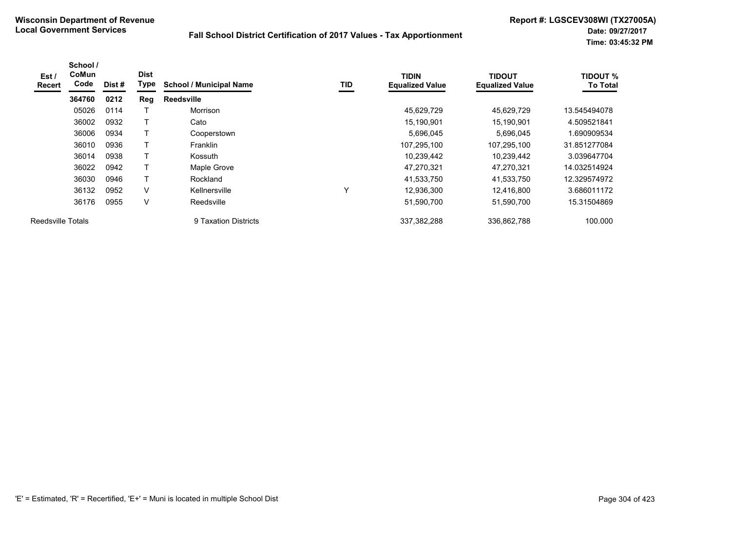**Wisconsin Department of Revenue**
**Local Government Services**

**Fall School District Certification of 2017 Values - Tax Apportionment**

**Report #: LGSCEV308WI (TX27005A)**
**Date: 09/27/2017**
**Time: 03:45:32 PM**

| Est / Recert | School / CoMun Code | Dist # | Dist Type | School / Municipal Name | TID | TIDIN Equalized Value | TIDOUT Equalized Value | TIDOUT % To Total |
|---|---|---|---|---|---|---|---|---|
| | **364760** | **0212** | **Reg** | **Reedsville** | | | | |
| | 05026 | 0114 | T | Morrison | | 45,629,729 | 45,629,729 | 13.545494078 |
| | 36002 | 0932 | T | Cato | | 15,190,901 | 15,190,901 | 4.509521841 |
| | 36006 | 0934 | T | Cooperstown | | 5,696,045 | 5,696,045 | 1.690909534 |
| | 36010 | 0936 | T | Franklin | | 107,295,100 | 107,295,100 | 31.851277084 |
| | 36014 | 0938 | T | Kossuth | | 10,239,442 | 10,239,442 | 3.039647704 |
| | 36022 | 0942 | T | Maple Grove | | 47,270,321 | 47,270,321 | 14.032514924 |
| | 36030 | 0946 | T | Rockland | | 41,533,750 | 41,533,750 | 12.329574972 |
| | 36132 | 0952 | V | Kellnersville | Y | 12,936,300 | 12,416,800 | 3.686011172 |
| | 36176 | 0955 | V | Reedsville | | 51,590,700 | 51,590,700 | 15.31504869 |
| Reedsville Totals | | | | 9 Taxation Districts | | 337,382,288 | 336,862,788 | 100.000 |

'E' = Estimated, 'R' = Recertified, 'E+' = Muni is located in multiple School Dist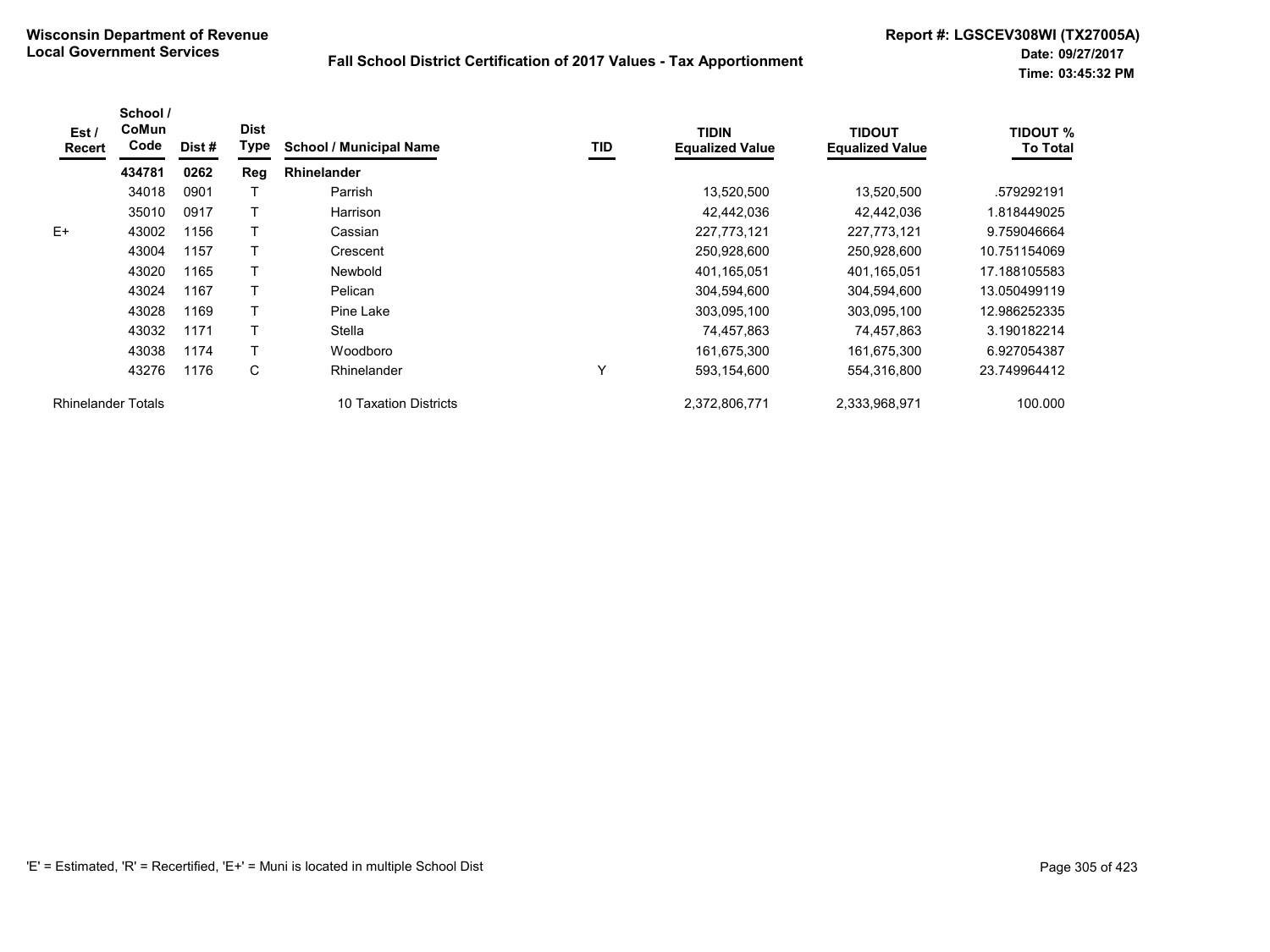**Wisconsin Department of Revenue**
**Local Government Services**

**Fall School District Certification of 2017 Values - Tax Apportionment**

**Report #: LGSCEV308WI (TX27005A)**
**Date: 09/27/2017**
**Time: 03:45:32 PM**

| Est / Recert | School / CoMun Code | Dist # | Dist Type | School / Municipal Name | TID | TIDIN Equalized Value | TIDOUT Equalized Value | TIDOUT % To Total |
|---|---|---|---|---|---|---|---|---|
| | **434781** | **0262** | **Reg** | **Rhinelander** | | | | |
| | 34018 | 0901 | T | Parrish | | 13,520,500 | 13,520,500 | .579292191 |
| | 35010 | 0917 | T | Harrison | | 42,442,036 | 42,442,036 | 1.818449025 |
| E+ | 43002 | 1156 | T | Cassian | | 227,773,121 | 227,773,121 | 9.759046664 |
| | 43004 | 1157 | T | Crescent | | 250,928,600 | 250,928,600 | 10.751154069 |
| | 43020 | 1165 | T | Newbold | | 401,165,051 | 401,165,051 | 17.188105583 |
| | 43024 | 1167 | T | Pelican | | 304,594,600 | 304,594,600 | 13.050499119 |
| | 43028 | 1169 | T | Pine Lake | | 303,095,100 | 303,095,100 | 12.986252335 |
| | 43032 | 1171 | T | Stella | | 74,457,863 | 74,457,863 | 3.190182214 |
| | 43038 | 1174 | T | Woodboro | | 161,675,300 | 161,675,300 | 6.927054387 |
| | 43276 | 1176 | C | Rhinelander | Y | 593,154,600 | 554,316,800 | 23.749964412 |
| Rhinelander Totals | | | | 10 Taxation Districts | | 2,372,806,771 | 2,333,968,971 | 100.000 |

'E' = Estimated, 'R' = Recertified, 'E+' = Muni is located in multiple School Dist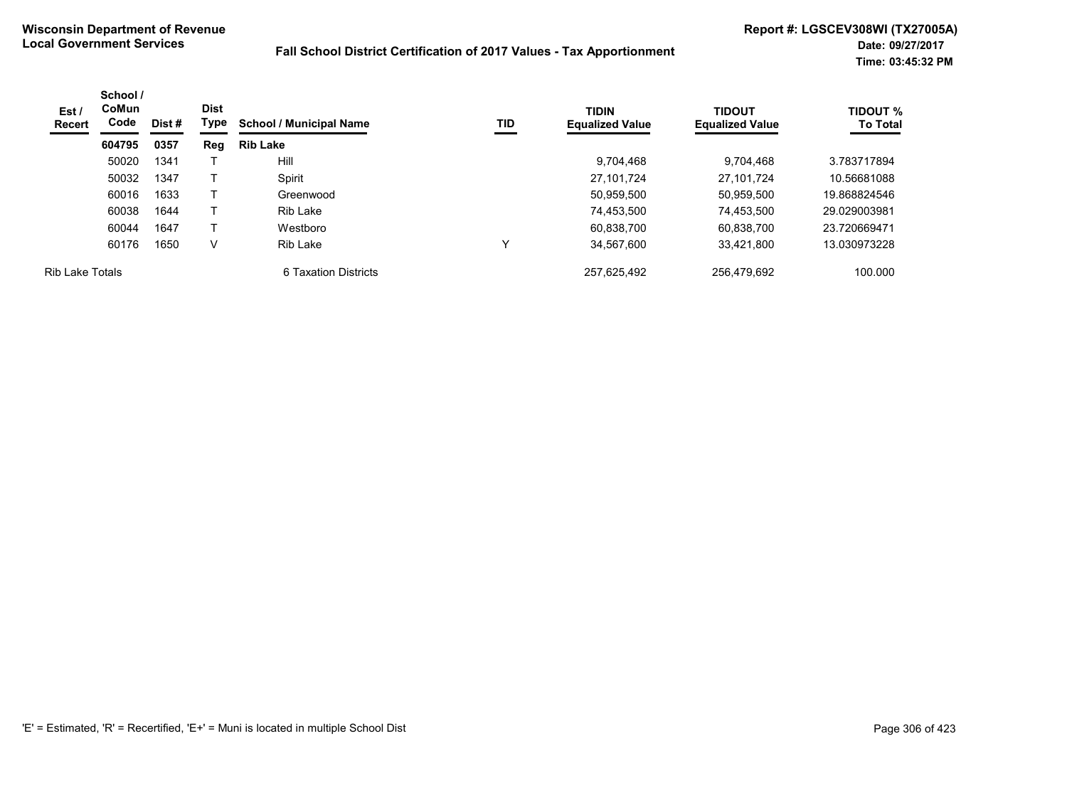**Wisconsin Department of Revenue**
**Local Government Services**

**Fall School District Certification of 2017 Values - Tax Apportionment**

**Report #: LGSCEV308WI (TX27005A)**
**Date: 09/27/2017**
**Time: 03:45:32 PM**

| Est / Recert | School / CoMun Code | Dist # | Dist Type | School / Municipal Name | TID | TIDIN Equalized Value | TIDOUT Equalized Value | TIDOUT % To Total |
|---|---|---|---|---|---|---|---|---|
| | **604795** | **0357** | **Reg** | **Rib Lake** | | | | |
| | 50020 | 1341 | T | Hill | | 9,704,468 | 9,704,468 | 3.783717894 |
| | 50032 | 1347 | T | Spirit | | 27,101,724 | 27,101,724 | 10.56681088 |
| | 60016 | 1633 | T | Greenwood | | 50,959,500 | 50,959,500 | 19.868824546 |
| | 60038 | 1644 | T | Rib Lake | | 74,453,500 | 74,453,500 | 29.029003981 |
| | 60044 | 1647 | T | Westboro | | 60,838,700 | 60,838,700 | 23.720669471 |
| | 60176 | 1650 | V | Rib Lake | Y | 34,567,600 | 33,421,800 | 13.030973228 |
| Rib Lake Totals | | | | 6 Taxation Districts | | 257,625,492 | 256,479,692 | 100.000 |

'E' = Estimated, 'R' = Recertified, 'E+' = Muni is located in multiple School Dist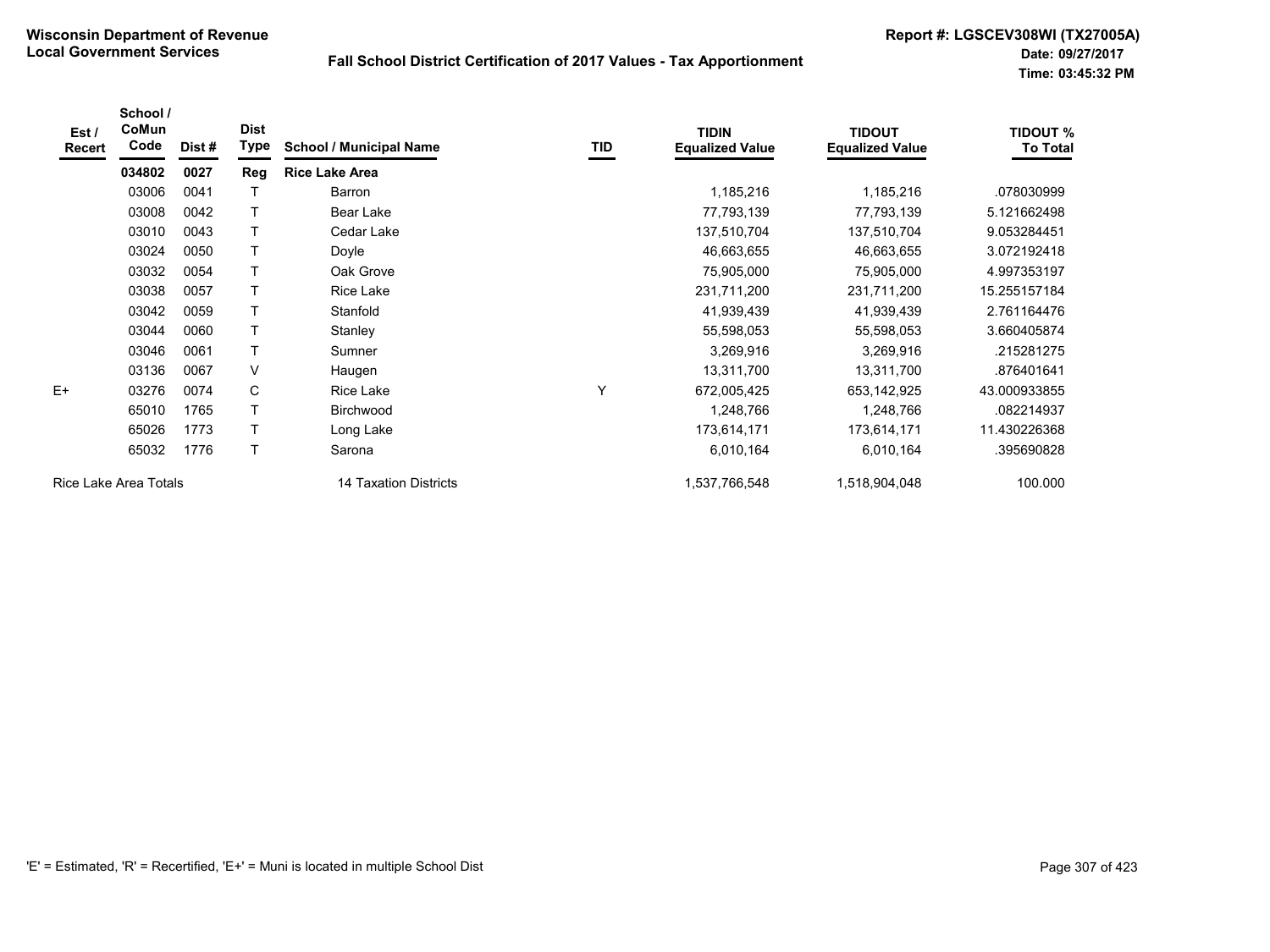**Wisconsin Department of Revenue**
**Local Government Services**

**Fall School District Certification of 2017 Values - Tax Apportionment**

**Report #: LGSCEV308WI (TX27005A)**
**Date: 09/27/2017**
**Time: 03:45:32 PM**

| Est / Recert | School / CoMun Code | Dist # | Dist Type | School / Municipal Name | TID | TIDIN Equalized Value | TIDOUT Equalized Value | TIDOUT % To Total |
|---|---|---|---|---|---|---|---|---|
| | **034802** | **0027** | **Reg** | **Rice Lake Area** | | | | |
| | 03006 | 0041 | T | Barron | | 1,185,216 | 1,185,216 | .078030999 |
| | 03008 | 0042 | T | Bear Lake | | 77,793,139 | 77,793,139 | 5.121662498 |
| | 03010 | 0043 | T | Cedar Lake | | 137,510,704 | 137,510,704 | 9.053284451 |
| | 03024 | 0050 | T | Doyle | | 46,663,655 | 46,663,655 | 3.072192418 |
| | 03032 | 0054 | T | Oak Grove | | 75,905,000 | 75,905,000 | 4.997353197 |
| | 03038 | 0057 | T | Rice Lake | | 231,711,200 | 231,711,200 | 15.255157184 |
| | 03042 | 0059 | T | Stanfold | | 41,939,439 | 41,939,439 | 2.761164476 |
| | 03044 | 0060 | T | Stanley | | 55,598,053 | 55,598,053 | 3.660405874 |
| | 03046 | 0061 | T | Sumner | | 3,269,916 | 3,269,916 | .215281275 |
| | 03136 | 0067 | V | Haugen | | 13,311,700 | 13,311,700 | .876401641 |
| E+ | 03276 | 0074 | C | Rice Lake | Y | 672,005,425 | 653,142,925 | 43.000933855 |
| | 65010 | 1765 | T | Birchwood | | 1,248,766 | 1,248,766 | .082214937 |
| | 65026 | 1773 | T | Long Lake | | 173,614,171 | 173,614,171 | 11.430226368 |
| | 65032 | 1776 | T | Sarona | | 6,010,164 | 6,010,164 | .395690828 |
| Rice Lake Area Totals | | | | 14 Taxation Districts | | 1,537,766,548 | 1,518,904,048 | 100.000 |

'E' = Estimated, 'R' = Recertified, 'E+' = Muni is located in multiple School Dist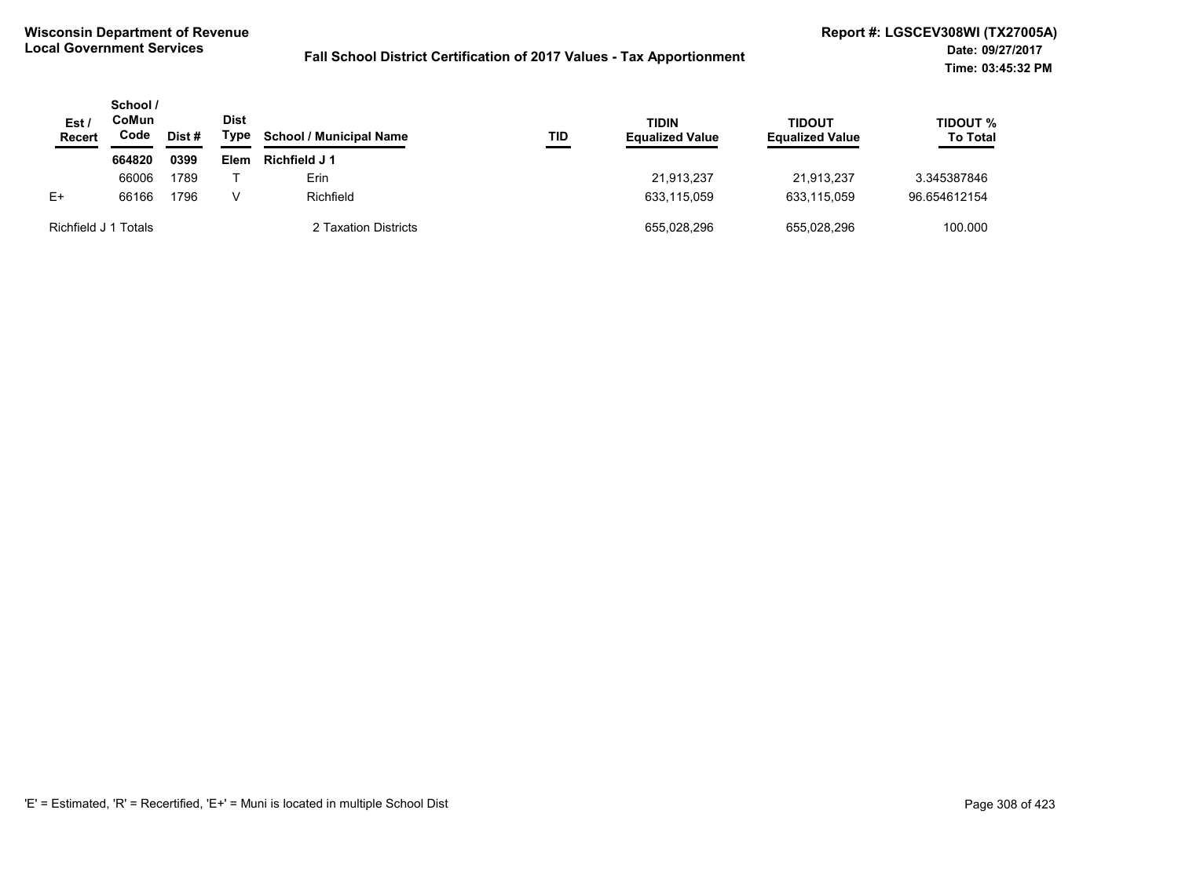**Wisconsin Department of Revenue**
**Local Government Services**

**Fall School District Certification of 2017 Values - Tax Apportionment**

**Report #: LGSCEV308WI (TX27005A)**
**Date: 09/27/2017**
**Time: 03:45:32 PM**

| Est / Recert | School / CoMun Code | Dist # | Dist Type | School / Municipal Name | TID | TIDIN Equalized Value | TIDOUT Equalized Value | TIDOUT % To Total |
|---|---|---|---|---|---|---|---|---|
| | **664820** | **0399** | **Elem** | **Richfield J 1** | | | | |
| | 66006 | 1789 | T | Erin | | 21,913,237 | 21,913,237 | 3.345387846 |
| E+ | 66166 | 1796 | V | Richfield | | 633,115,059 | 633,115,059 | 96.654612154 |
| Richfield J 1 Totals | | | | 2 Taxation Districts | | 655,028,296 | 655,028,296 | 100.000 |

'E' = Estimated, 'R' = Recertified, 'E+' = Muni is located in multiple School Dist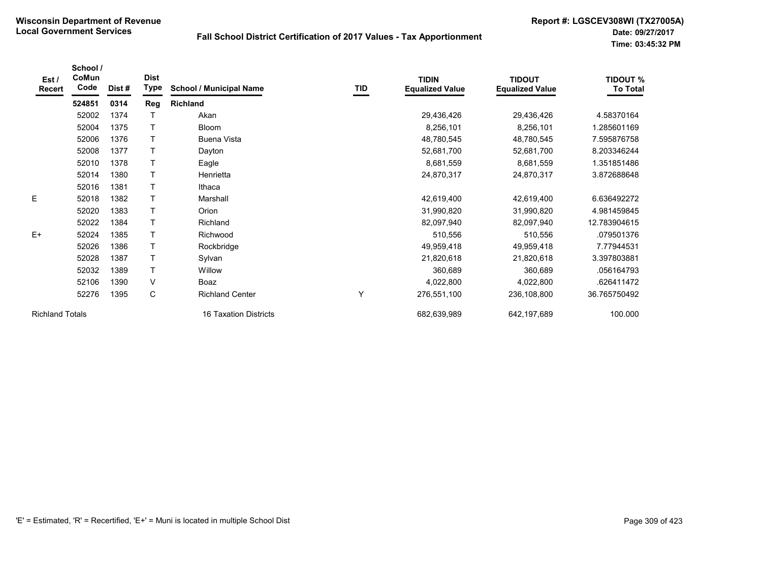**Wisconsin Department of Revenue**
**Local Government Services**

**Fall School District Certification of 2017 Values - Tax Apportionment**

**Report #: LGSCEV308WI (TX27005A)**
**Date: 09/27/2017**
**Time: 03:45:32 PM**

| Est / Recert | School / CoMun Code | Dist # | Dist Type | School / Municipal Name | TID | TIDIN Equalized Value | TIDOUT Equalized Value | TIDOUT % To Total |
|---|---|---|---|---|---|---|---|---|
| | **524851** | **0314** | **Reg** | **Richland** | | | | |
| | 52002 | 1374 | T | Akan | | 29,436,426 | 29,436,426 | 4.58370164 |
| | 52004 | 1375 | T | Bloom | | 8,256,101 | 8,256,101 | 1.285601169 |
| | 52006 | 1376 | T | Buena Vista | | 48,780,545 | 48,780,545 | 7.595876758 |
| | 52008 | 1377 | T | Dayton | | 52,681,700 | 52,681,700 | 8.203346244 |
| | 52010 | 1378 | T | Eagle | | 8,681,559 | 8,681,559 | 1.351851486 |
| | 52014 | 1380 | T | Henrietta | | 24,870,317 | 24,870,317 | 3.872688648 |
| | 52016 | 1381 | T | Ithaca | | | | |
| E | 52018 | 1382 | T | Marshall | | 42,619,400 | 42,619,400 | 6.636492272 |
| | 52020 | 1383 | T | Orion | | 31,990,820 | 31,990,820 | 4.981459845 |
| | 52022 | 1384 | T | Richland | | 82,097,940 | 82,097,940 | 12.783904615 |
| E+ | 52024 | 1385 | T | Richwood | | 510,556 | 510,556 | .079501376 |
| | 52026 | 1386 | T | Rockbridge | | 49,959,418 | 49,959,418 | 7.77944531 |
| | 52028 | 1387 | T | Sylvan | | 21,820,618 | 21,820,618 | 3.397803881 |
| | 52032 | 1389 | T | Willow | | 360,689 | 360,689 | .056164793 |
| | 52106 | 1390 | V | Boaz | | 4,022,800 | 4,022,800 | .626411472 |
| | 52276 | 1395 | C | Richland Center | Y | 276,551,100 | 236,108,800 | 36.765750492 |
| Richland Totals | | | | 16 Taxation Districts | | 682,639,989 | 642,197,689 | 100.000 |

'E' = Estimated, 'R' = Recertified, 'E+' = Muni is located in multiple School Dist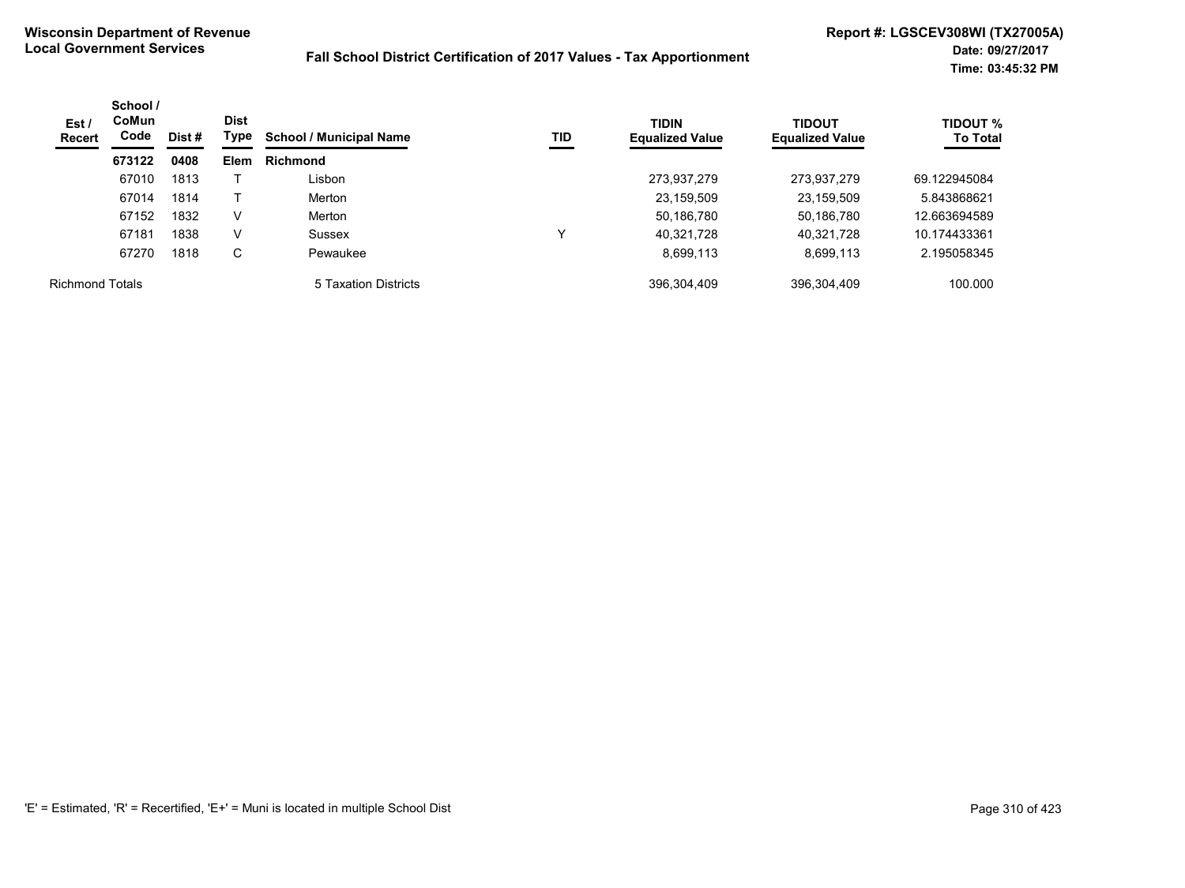**Wisconsin Department of Revenue**
**Local Government Services**

**Fall School District Certification of 2017 Values - Tax Apportionment**

**Report #: LGSCEV308WI (TX27005A)**
**Date: 09/27/2017**
**Time: 03:45:32 PM**

| Est / Recert | School / CoMun Code | Dist # | Dist Type | School / Municipal Name | TID | TIDIN Equalized Value | TIDOUT Equalized Value | TIDOUT % To Total |
|---|---|---|---|---|---|---|---|---|
| | **673122** | **0408** | **Elem** | **Richmond** | | | | |
| | 67010 | 1813 | T | Lisbon | | 273,937,279 | 273,937,279 | 69.122945084 |
| | 67014 | 1814 | T | Merton | | 23,159,509 | 23,159,509 | 5.843868621 |
| | 67152 | 1832 | V | Merton | | 50,186,780 | 50,186,780 | 12.663694589 |
| | 67181 | 1838 | V | Sussex | Y | 40,321,728 | 40,321,728 | 10.174433361 |
| | 67270 | 1818 | C | Pewaukee | | 8,699,113 | 8,699,113 | 2.195058345 |
| Richmond Totals | | | | 5 Taxation Districts | | 396,304,409 | 396,304,409 | 100.000 |

'E' = Estimated, 'R' = Recertified, 'E+' = Muni is located in multiple School Dist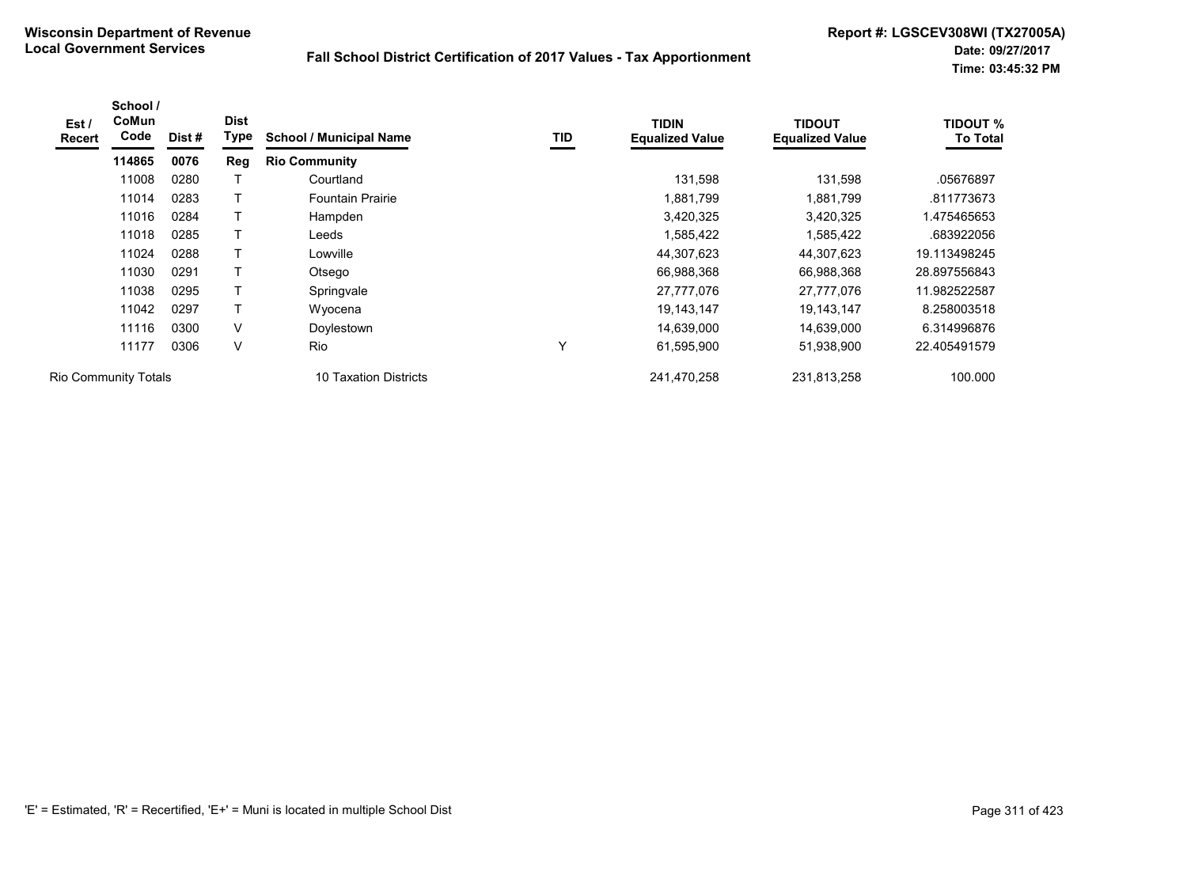**Wisconsin Department of Revenue**
**Local Government Services**

**Fall School District Certification of 2017 Values - Tax Apportionment**

**Report #: LGSCEV308WI (TX27005A)**
**Date: 09/27/2017**
**Time: 03:45:32 PM**

| Est / Recert | School / CoMun Code | Dist # | Dist Type | School / Municipal Name | TID | TIDIN Equalized Value | TIDOUT Equalized Value | TIDOUT % To Total |
|---|---|---|---|---|---|---|---|---|
| | **114865** | **0076** | **Reg** | **Rio Community** | | | | |
| | 11008 | 0280 | T | Courtland | | 131,598 | 131,598 | .05676897 |
| | 11014 | 0283 | T | Fountain Prairie | | 1,881,799 | 1,881,799 | .811773673 |
| | 11016 | 0284 | T | Hampden | | 3,420,325 | 3,420,325 | 1.475465653 |
| | 11018 | 0285 | T | Leeds | | 1,585,422 | 1,585,422 | .683922056 |
| | 11024 | 0288 | T | Lowville | | 44,307,623 | 44,307,623 | 19.113498245 |
| | 11030 | 0291 | T | Otsego | | 66,988,368 | 66,988,368 | 28.897556843 |
| | 11038 | 0295 | T | Springvale | | 27,777,076 | 27,777,076 | 11.982522587 |
| | 11042 | 0297 | T | Wyocena | | 19,143,147 | 19,143,147 | 8.258003518 |
| | 11116 | 0300 | V | Doylestown | | 14,639,000 | 14,639,000 | 6.314996876 |
| | 11177 | 0306 | V | Rio | Y | 61,595,900 | 51,938,900 | 22.405491579 |
| Rio Community Totals | | | | 10 Taxation Districts | | 241,470,258 | 231,813,258 | 100.000 |

'E' = Estimated, 'R' = Recertified, 'E+' = Muni is located in multiple School Dist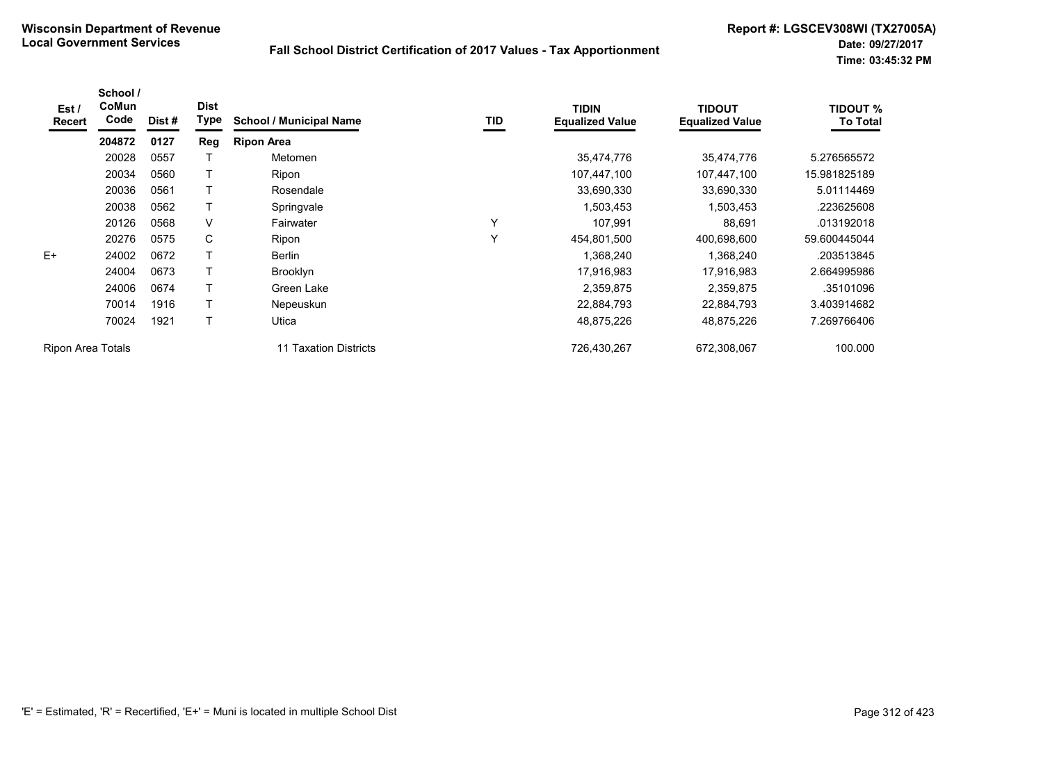**Wisconsin Department of Revenue**
**Local Government Services**

**Fall School District Certification of 2017 Values - Tax Apportionment**

**Report #: LGSCEV308WI (TX27005A)**
**Date: 09/27/2017**
**Time: 03:45:32 PM**

| Est / Recert | School / CoMun Code | Dist # | Dist Type | School / Municipal Name | TID | TIDIN Equalized Value | TIDOUT Equalized Value | TIDOUT % To Total |
|---|---|---|---|---|---|---|---|---|
| | **204872** | **0127** | **Reg** | **Ripon Area** | | | | |
| | 20028 | 0557 | T | Metomen | | 35,474,776 | 35,474,776 | 5.276565572 |
| | 20034 | 0560 | T | Ripon | | 107,447,100 | 107,447,100 | 15.981825189 |
| | 20036 | 0561 | T | Rosendale | | 33,690,330 | 33,690,330 | 5.01114469 |
| | 20038 | 0562 | T | Springvale | | 1,503,453 | 1,503,453 | .223625608 |
| | 20126 | 0568 | V | Fairwater | Y | 107,991 | 88,691 | .013192018 |
| | 20276 | 0575 | C | Ripon | Y | 454,801,500 | 400,698,600 | 59.600445044 |
| E+ | 24002 | 0672 | T | Berlin | | 1,368,240 | 1,368,240 | .203513845 |
| | 24004 | 0673 | T | Brooklyn | | 17,916,983 | 17,916,983 | 2.664995986 |
| | 24006 | 0674 | T | Green Lake | | 2,359,875 | 2,359,875 | .35101096 |
| | 70014 | 1916 | T | Nepeuskun | | 22,884,793 | 22,884,793 | 3.403914682 |
| | 70024 | 1921 | T | Utica | | 48,875,226 | 48,875,226 | 7.269766406 |
| Ripon Area Totals | | | | 11 Taxation Districts | | 726,430,267 | 672,308,067 | 100.000 |

'E' = Estimated, 'R' = Recertified, 'E+' = Muni is located in multiple School Dist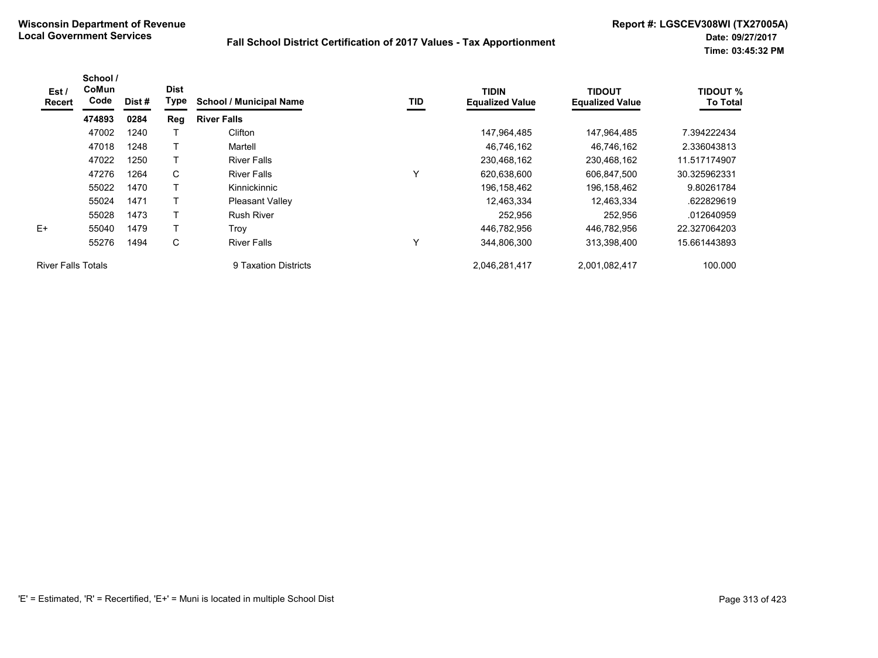**Wisconsin Department of Revenue**
**Local Government Services**

**Fall School District Certification of 2017 Values - Tax Apportionment**

**Report #: LGSCEV308WI (TX27005A)**
**Date: 09/27/2017**
**Time: 03:45:32 PM**

| Est / Recert | School / CoMun Code | Dist # | Dist Type | School / Municipal Name | TID | TIDIN Equalized Value | TIDOUT Equalized Value | TIDOUT % To Total |
|---|---|---|---|---|---|---|---|---|
| | **474893** | **0284** | **Reg** | **River Falls** | | | | |
| | 47002 | 1240 | T | Clifton | | 147,964,485 | 147,964,485 | 7.394222434 |
| | 47018 | 1248 | T | Martell | | 46,746,162 | 46,746,162 | 2.336043813 |
| | 47022 | 1250 | T | River Falls | | 230,468,162 | 230,468,162 | 11.517174907 |
| | 47276 | 1264 | C | River Falls | Y | 620,638,600 | 606,847,500 | 30.325962331 |
| | 55022 | 1470 | T | Kinnickinnic | | 196,158,462 | 196,158,462 | 9.80261784 |
| | 55024 | 1471 | T | Pleasant Valley | | 12,463,334 | 12,463,334 | .622829619 |
| | 55028 | 1473 | T | Rush River | | 252,956 | 252,956 | .012640959 |
| E+ | 55040 | 1479 | T | Troy | | 446,782,956 | 446,782,956 | 22.327064203 |
| | 55276 | 1494 | C | River Falls | Y | 344,806,300 | 313,398,400 | 15.661443893 |
| River Falls Totals | | | | 9 Taxation Districts | | 2,046,281,417 | 2,001,082,417 | 100.000 |

'E' = Estimated, 'R' = Recertified, 'E+' = Muni is located in multiple School Dist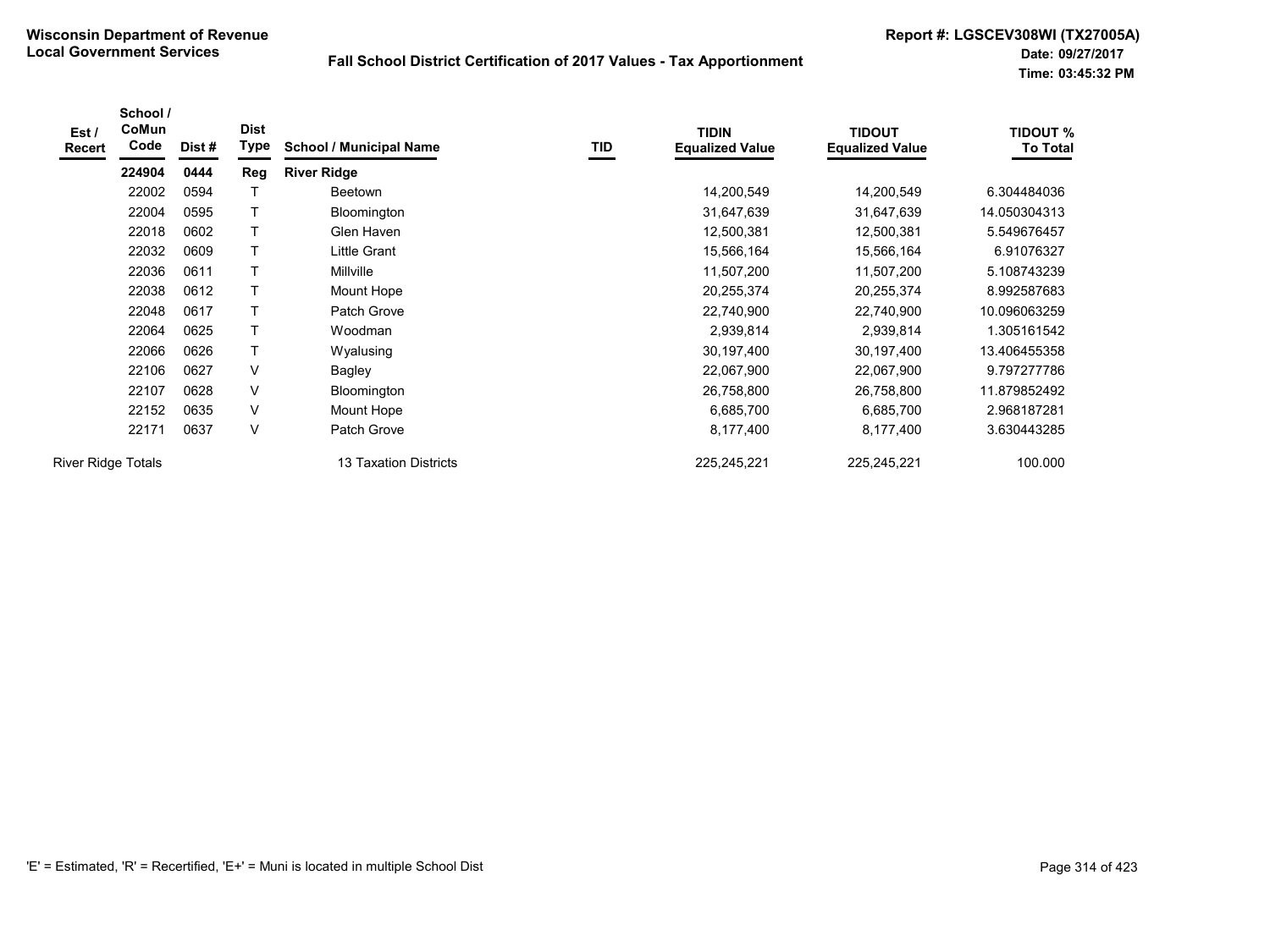**Wisconsin Department of Revenue**
**Local Government Services**

**Fall School District Certification of 2017 Values - Tax Apportionment**

**Report #: LGSCEV308WI (TX27005A)**
**Date: 09/27/2017**
**Time: 03:45:32 PM**

| Est / Recert | School / CoMun Code | Dist # | Dist Type | School / Municipal Name | TID | TIDIN Equalized Value | TIDOUT Equalized Value | TIDOUT % To Total |
|---|---|---|---|---|---|---|---|---|
| | **224904** | **0444** | **Reg** | **River Ridge** | | | | |
| | 22002 | 0594 | T | Beetown | | 14,200,549 | 14,200,549 | 6.304484036 |
| | 22004 | 0595 | T | Bloomington | | 31,647,639 | 31,647,639 | 14.050304313 |
| | 22018 | 0602 | T | Glen Haven | | 12,500,381 | 12,500,381 | 5.549676457 |
| | 22032 | 0609 | T | Little Grant | | 15,566,164 | 15,566,164 | 6.91076327 |
| | 22036 | 0611 | T | Millville | | 11,507,200 | 11,507,200 | 5.108743239 |
| | 22038 | 0612 | T | Mount Hope | | 20,255,374 | 20,255,374 | 8.992587683 |
| | 22048 | 0617 | T | Patch Grove | | 22,740,900 | 22,740,900 | 10.096063259 |
| | 22064 | 0625 | T | Woodman | | 2,939,814 | 2,939,814 | 1.305161542 |
| | 22066 | 0626 | T | Wyalusing | | 30,197,400 | 30,197,400 | 13.406455358 |
| | 22106 | 0627 | V | Bagley | | 22,067,900 | 22,067,900 | 9.797277786 |
| | 22107 | 0628 | V | Bloomington | | 26,758,800 | 26,758,800 | 11.879852492 |
| | 22152 | 0635 | V | Mount Hope | | 6,685,700 | 6,685,700 | 2.968187281 |
| | 22171 | 0637 | V | Patch Grove | | 8,177,400 | 8,177,400 | 3.630443285 |
| River Ridge Totals | | | | 13 Taxation Districts | | 225,245,221 | 225,245,221 | 100.000 |

'E' = Estimated, 'R' = Recertified, 'E+' = Muni is located in multiple School Dist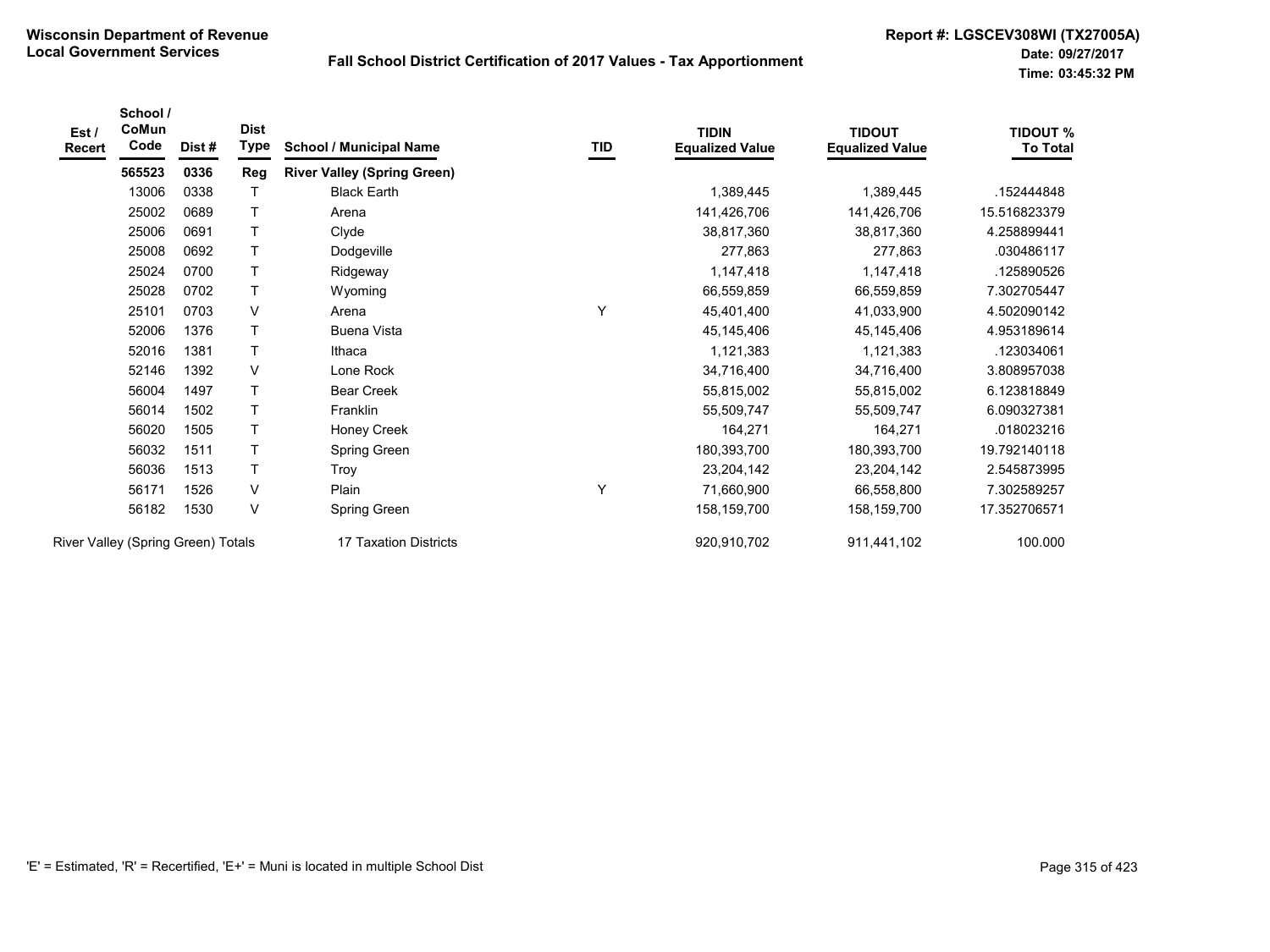**Wisconsin Department of Revenue**
**Local Government Services**

**Fall School District Certification of 2017 Values - Tax Apportionment**

**Report #: LGSCEV308WI (TX27005A)**
**Date: 09/27/2017**
**Time: 03:45:32 PM**

| Est / Recert | School / CoMun Code | Dist # | Dist Type | School / Municipal Name | TID | TIDIN Equalized Value | TIDOUT Equalized Value | TIDOUT % To Total |
|---|---|---|---|---|---|---|---|---|
| | **565523** | **0336** | **Reg** | **River Valley (Spring Green)** | | | | |
| | 13006 | 0338 | T | Black Earth | | 1,389,445 | 1,389,445 | .152444848 |
| | 25002 | 0689 | T | Arena | | 141,426,706 | 141,426,706 | 15.516823379 |
| | 25006 | 0691 | T | Clyde | | 38,817,360 | 38,817,360 | 4.258899441 |
| | 25008 | 0692 | T | Dodgeville | | 277,863 | 277,863 | .030486117 |
| | 25024 | 0700 | T | Ridgeway | | 1,147,418 | 1,147,418 | .125890526 |
| | 25028 | 0702 | T | Wyoming | | 66,559,859 | 66,559,859 | 7.302705447 |
| | 25101 | 0703 | V | Arena | Y | 45,401,400 | 41,033,900 | 4.502090142 |
| | 52006 | 1376 | T | Buena Vista | | 45,145,406 | 45,145,406 | 4.953189614 |
| | 52016 | 1381 | T | Ithaca | | 1,121,383 | 1,121,383 | .123034061 |
| | 52146 | 1392 | V | Lone Rock | | 34,716,400 | 34,716,400 | 3.808957038 |
| | 56004 | 1497 | T | Bear Creek | | 55,815,002 | 55,815,002 | 6.123818849 |
| | 56014 | 1502 | T | Franklin | | 55,509,747 | 55,509,747 | 6.090327381 |
| | 56020 | 1505 | T | Honey Creek | | 164,271 | 164,271 | .018023216 |
| | 56032 | 1511 | T | Spring Green | | 180,393,700 | 180,393,700 | 19.792140118 |
| | 56036 | 1513 | T | Troy | | 23,204,142 | 23,204,142 | 2.545873995 |
| | 56171 | 1526 | V | Plain | Y | 71,660,900 | 66,558,800 | 7.302589257 |
| | 56182 | 1530 | V | Spring Green | | 158,159,700 | 158,159,700 | 17.352706571 |
| River Valley (Spring Green) Totals | | | | 17 Taxation Districts | | 920,910,702 | 911,441,102 | 100.000 |

'E' = Estimated, 'R' = Recertified, 'E+' = Muni is located in multiple School Dist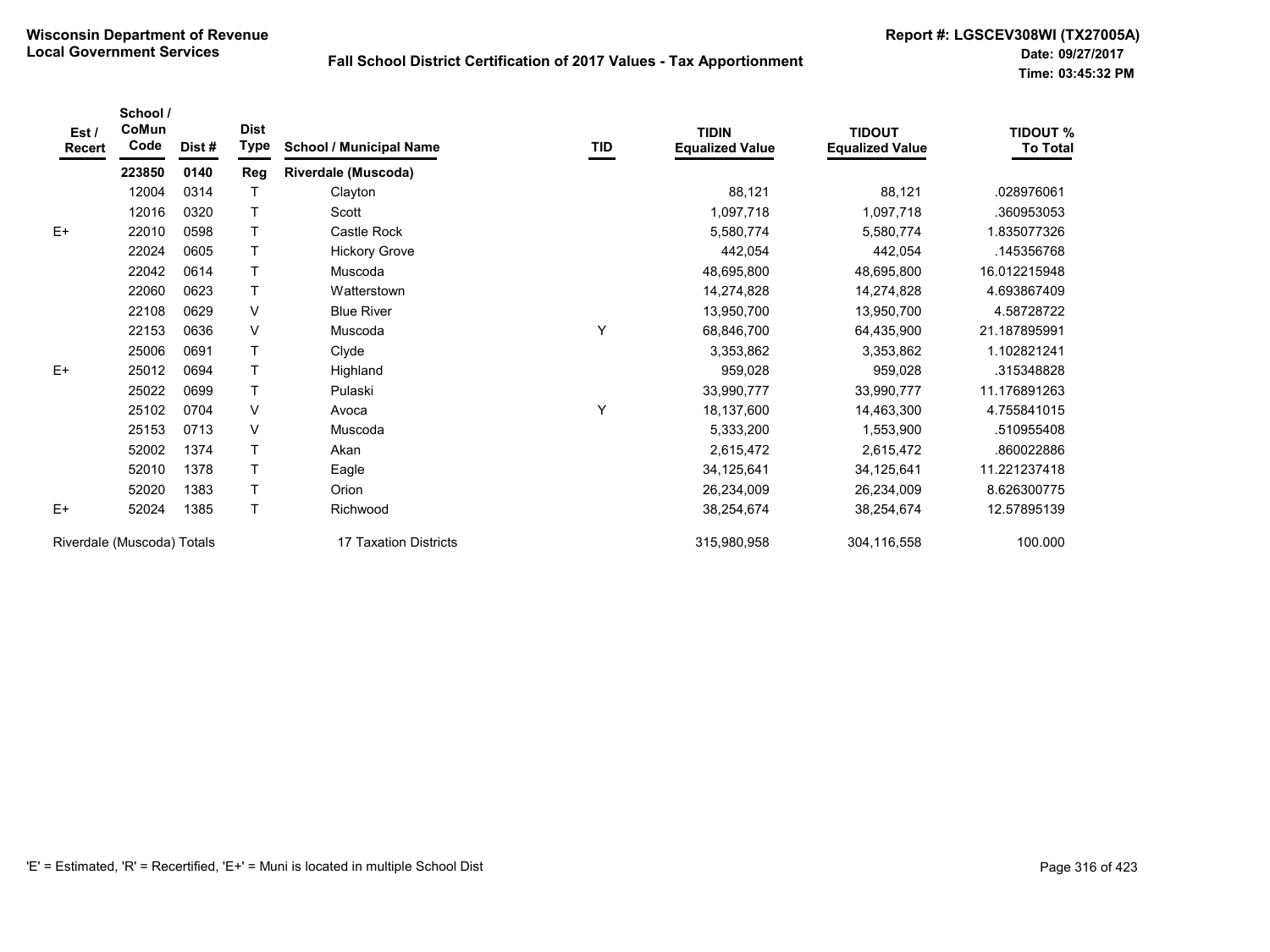**Wisconsin Department of Revenue**
**Local Government Services**

**Fall School District Certification of 2017 Values - Tax Apportionment**

**Report #: LGSCEV308WI (TX27005A)**
**Date: 09/27/2017**
**Time: 03:45:32 PM**

| Est / Recert | School / CoMun Code | Dist # | Dist Type | School / Municipal Name | TID | TIDIN Equalized Value | TIDOUT Equalized Value | TIDOUT % To Total |
|---|---|---|---|---|---|---|---|---|
| | **223850** | **0140** | **Reg** | **Riverdale (Muscoda)** | | | | |
| | 12004 | 0314 | T | Clayton | | 88,121 | 88,121 | .028976061 |
| | 12016 | 0320 | T | Scott | | 1,097,718 | 1,097,718 | .360953053 |
| E+ | 22010 | 0598 | T | Castle Rock | | 5,580,774 | 5,580,774 | 1.835077326 |
| | 22024 | 0605 | T | Hickory Grove | | 442,054 | 442,054 | .145356768 |
| | 22042 | 0614 | T | Muscoda | | 48,695,800 | 48,695,800 | 16.012215948 |
| | 22060 | 0623 | T | Watterstown | | 14,274,828 | 14,274,828 | 4.693867409 |
| | 22108 | 0629 | V | Blue River | | 13,950,700 | 13,950,700 | 4.58728722 |
| | 22153 | 0636 | V | Muscoda | Y | 68,846,700 | 64,435,900 | 21.187895991 |
| | 25006 | 0691 | T | Clyde | | 3,353,862 | 3,353,862 | 1.102821241 |
| E+ | 25012 | 0694 | T | Highland | | 959,028 | 959,028 | .315348828 |
| | 25022 | 0699 | T | Pulaski | | 33,990,777 | 33,990,777 | 11.176891263 |
| | 25102 | 0704 | V | Avoca | Y | 18,137,600 | 14,463,300 | 4.755841015 |
| | 25153 | 0713 | V | Muscoda | | 5,333,200 | 1,553,900 | .510955408 |
| | 52002 | 1374 | T | Akan | | 2,615,472 | 2,615,472 | .860022886 |
| | 52010 | 1378 | T | Eagle | | 34,125,641 | 34,125,641 | 11.221237418 |
| | 52020 | 1383 | T | Orion | | 26,234,009 | 26,234,009 | 8.626300775 |
| E+ | 52024 | 1385 | T | Richwood | | 38,254,674 | 38,254,674 | 12.57895139 |
| Riverdale (Muscoda) Totals | | | | 17 Taxation Districts | | 315,980,958 | 304,116,558 | 100.000 |

'E' = Estimated, 'R' = Recertified, 'E+' = Muni is located in multiple School Dist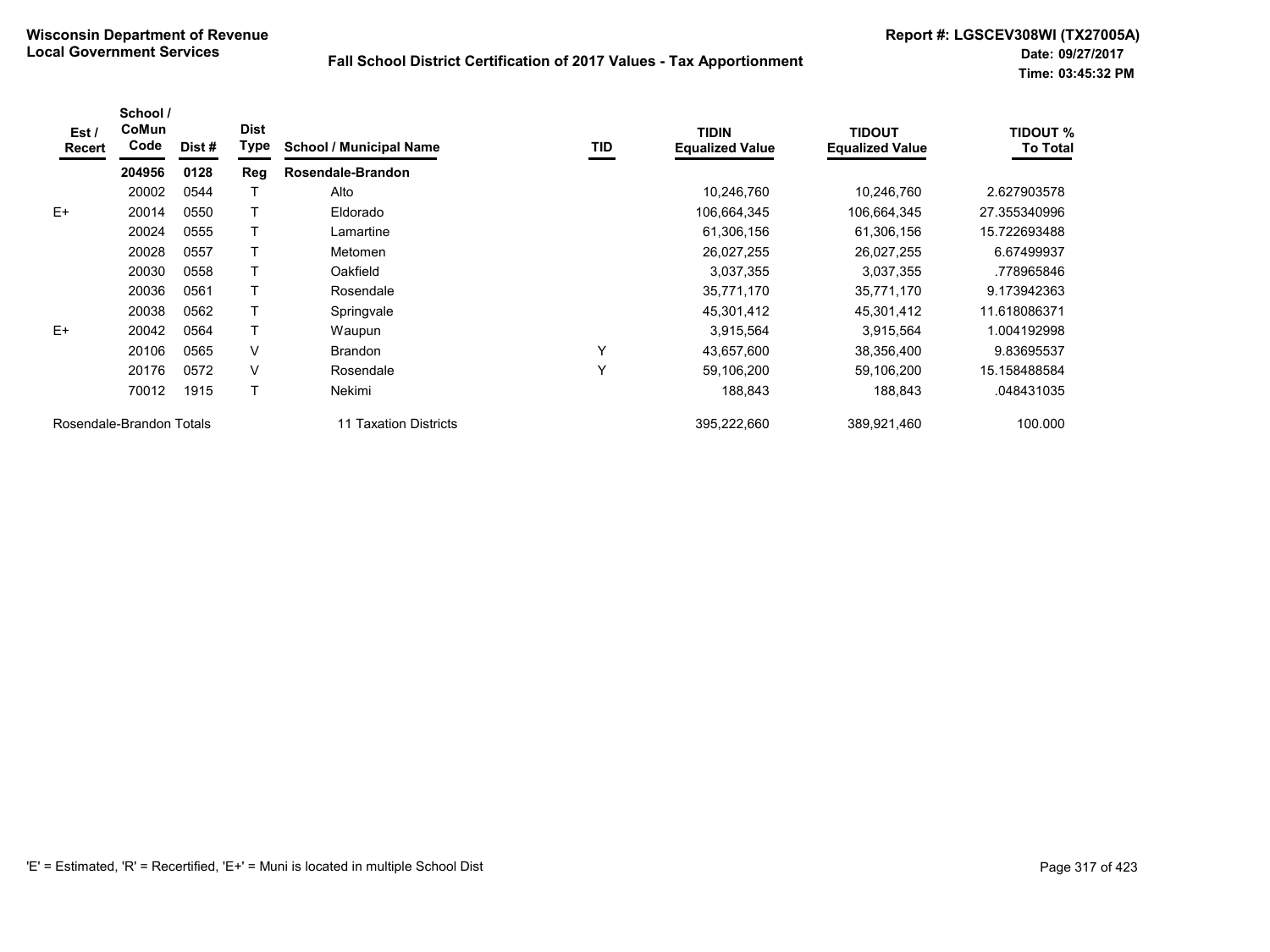**Wisconsin Department of Revenue**
**Local Government Services**

**Fall School District Certification of 2017 Values - Tax Apportionment**

**Report #: LGSCEV308WI (TX27005A)**
**Date: 09/27/2017**
**Time: 03:45:32 PM**

| Est / Recert | School / CoMun Code | Dist # | Dist Type | School / Municipal Name | TID | TIDIN Equalized Value | TIDOUT Equalized Value | TIDOUT % To Total |
|---|---|---|---|---|---|---|---|---|
| | **204956** | **0128** | **Reg** | **Rosendale-Brandon** | | | | |
| | 20002 | 0544 | T | Alto | | 10,246,760 | 10,246,760 | 2.627903578 |
| E+ | 20014 | 0550 | T | Eldorado | | 106,664,345 | 106,664,345 | 27.355340996 |
| | 20024 | 0555 | T | Lamartine | | 61,306,156 | 61,306,156 | 15.722693488 |
| | 20028 | 0557 | T | Metomen | | 26,027,255 | 26,027,255 | 6.67499937 |
| | 20030 | 0558 | T | Oakfield | | 3,037,355 | 3,037,355 | .778965846 |
| | 20036 | 0561 | T | Rosendale | | 35,771,170 | 35,771,170 | 9.173942363 |
| | 20038 | 0562 | T | Springvale | | 45,301,412 | 45,301,412 | 11.618086371 |
| E+ | 20042 | 0564 | T | Waupun | | 3,915,564 | 3,915,564 | 1.004192998 |
| | 20106 | 0565 | V | Brandon | Y | 43,657,600 | 38,356,400 | 9.83695537 |
| | 20176 | 0572 | V | Rosendale | Y | 59,106,200 | 59,106,200 | 15.158488584 |
| | 70012 | 1915 | T | Nekimi | | 188,843 | 188,843 | .048431035 |
| Rosendale-Brandon Totals | | | | 11 Taxation Districts | | 395,222,660 | 389,921,460 | 100.000 |

'E' = Estimated, 'R' = Recertified, 'E+' = Muni is located in multiple School Dist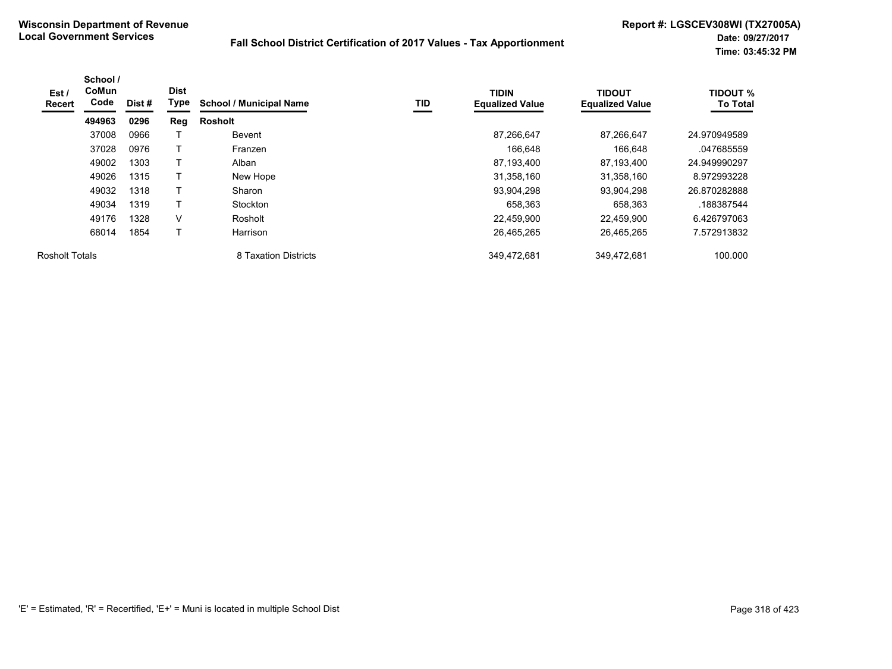**Wisconsin Department of Revenue**
**Local Government Services**

**Fall School District Certification of 2017 Values - Tax Apportionment**

**Report #: LGSCEV308WI (TX27005A)**
**Date: 09/27/2017**
**Time: 03:45:32 PM**

| Est / Recert | School / CoMun Code | Dist # | Dist Type | School / Municipal Name | TID | TIDIN Equalized Value | TIDOUT Equalized Value | TIDOUT % To Total |
|---|---|---|---|---|---|---|---|---|
| | **494963** | **0296** | **Reg** | **Rosholt** | | | | |
| | 37008 | 0966 | T | Bevent | | 87,266,647 | 87,266,647 | 24.970949589 |
| | 37028 | 0976 | T | Franzen | | 166,648 | 166,648 | .047685559 |
| | 49002 | 1303 | T | Alban | | 87,193,400 | 87,193,400 | 24.949990297 |
| | 49026 | 1315 | T | New Hope | | 31,358,160 | 31,358,160 | 8.972993228 |
| | 49032 | 1318 | T | Sharon | | 93,904,298 | 93,904,298 | 26.870282888 |
| | 49034 | 1319 | T | Stockton | | 658,363 | 658,363 | .188387544 |
| | 49176 | 1328 | V | Rosholt | | 22,459,900 | 22,459,900 | 6.426797063 |
| | 68014 | 1854 | T | Harrison | | 26,465,265 | 26,465,265 | 7.572913832 |
| Rosholt Totals | | | | 8 Taxation Districts | | 349,472,681 | 349,472,681 | 100.000 |

'E' = Estimated, 'R' = Recertified, 'E+' = Muni is located in multiple School Dist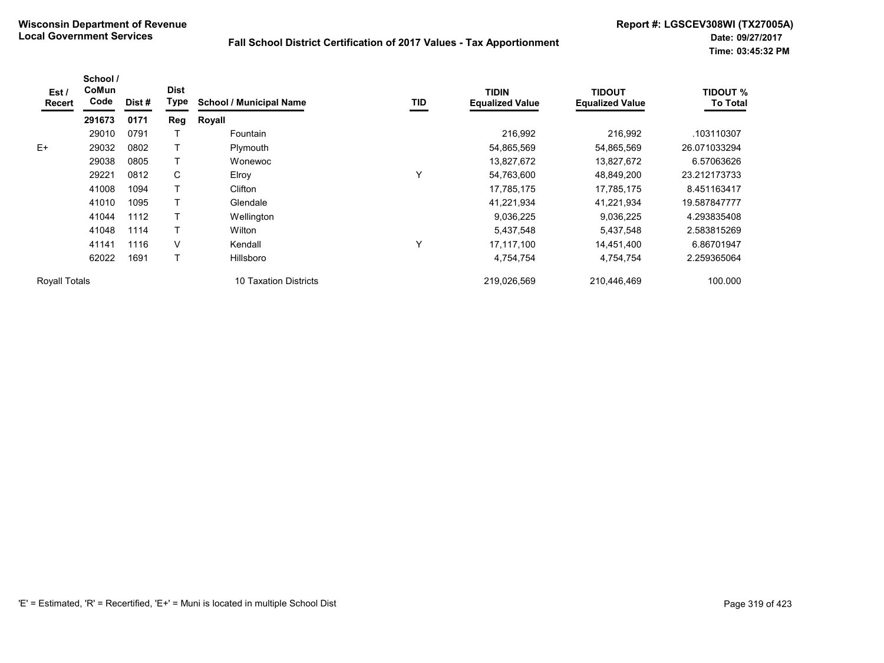**Wisconsin Department of Revenue**
**Local Government Services**

**Fall School District Certification of 2017 Values - Tax Apportionment**

**Report #: LGSCEV308WI (TX27005A)**
**Date: 09/27/2017**
**Time: 03:45:32 PM**

| Est / Recert | School / CoMun Code | Dist # | Dist Type | School / Municipal Name | TID | TIDIN Equalized Value | TIDOUT Equalized Value | TIDOUT % To Total |
|---|---|---|---|---|---|---|---|---|
| | **291673** | **0171** | **Reg** | **Royall** | | | | |
| | 29010 | 0791 | T | Fountain | | 216,992 | 216,992 | .103110307 |
| E+ | 29032 | 0802 | T | Plymouth | | 54,865,569 | 54,865,569 | 26.071033294 |
| | 29038 | 0805 | T | Wonewoc | | 13,827,672 | 13,827,672 | 6.57063626 |
| | 29221 | 0812 | C | Elroy | Y | 54,763,600 | 48,849,200 | 23.212173733 |
| | 41008 | 1094 | T | Clifton | | 17,785,175 | 17,785,175 | 8.451163417 |
| | 41010 | 1095 | T | Glendale | | 41,221,934 | 41,221,934 | 19.587847777 |
| | 41044 | 1112 | T | Wellington | | 9,036,225 | 9,036,225 | 4.293835408 |
| | 41048 | 1114 | T | Wilton | | 5,437,548 | 5,437,548 | 2.583815269 |
| | 41141 | 1116 | V | Kendall | Y | 17,117,100 | 14,451,400 | 6.86701947 |
| | 62022 | 1691 | T | Hillsboro | | 4,754,754 | 4,754,754 | 2.259365064 |
| Royall Totals | | | | 10 Taxation Districts | | 219,026,569 | 210,446,469 | 100.000 |

'E' = Estimated, 'R' = Recertified, 'E+' = Muni is located in multiple School Dist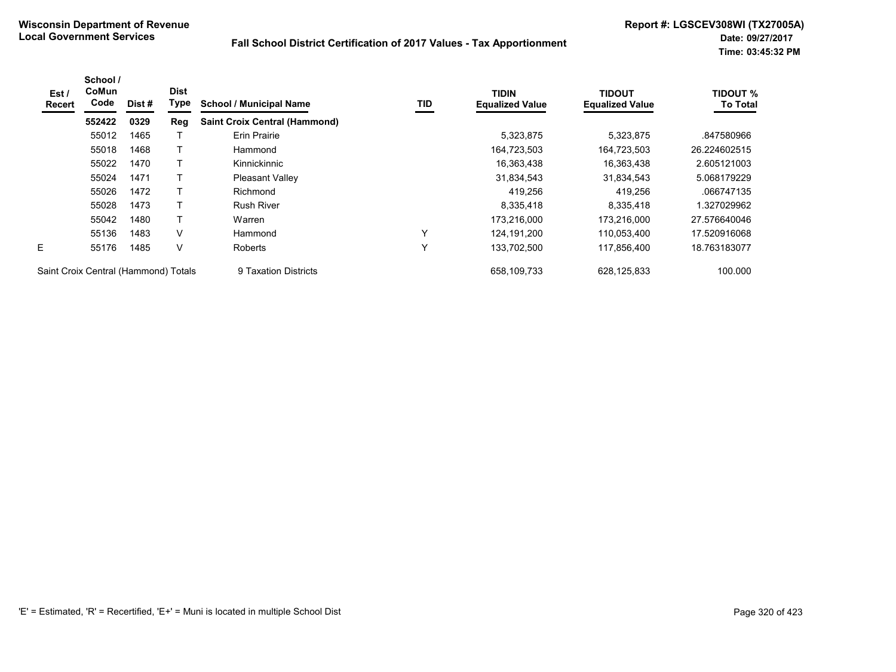**Wisconsin Department of Revenue**
**Local Government Services**

**Fall School District Certification of 2017 Values - Tax Apportionment**

**Report #: LGSCEV308WI (TX27005A)**
**Date: 09/27/2017**
**Time: 03:45:32 PM**

| Est / Recert | School / CoMun Code | Dist # | Dist Type | School / Municipal Name | TID | TIDIN Equalized Value | TIDOUT Equalized Value | TIDOUT % To Total |
|---|---|---|---|---|---|---|---|---|
| | **552422** | **0329** | **Reg** | **Saint Croix Central (Hammond)** | | | | |
| | 55012 | 1465 | T | Erin Prairie | | 5,323,875 | 5,323,875 | .847580966 |
| | 55018 | 1468 | T | Hammond | | 164,723,503 | 164,723,503 | 26.224602515 |
| | 55022 | 1470 | T | Kinnickinnic | | 16,363,438 | 16,363,438 | 2.605121003 |
| | 55024 | 1471 | T | Pleasant Valley | | 31,834,543 | 31,834,543 | 5.068179229 |
| | 55026 | 1472 | T | Richmond | | 419,256 | 419,256 | .066747135 |
| | 55028 | 1473 | T | Rush River | | 8,335,418 | 8,335,418 | 1.327029962 |
| | 55042 | 1480 | T | Warren | | 173,216,000 | 173,216,000 | 27.576640046 |
| | 55136 | 1483 | V | Hammond | Y | 124,191,200 | 110,053,400 | 17.520916068 |
| E | 55176 | 1485 | V | Roberts | Y | 133,702,500 | 117,856,400 | 18.763183077 |
| Saint Croix Central (Hammond) Totals | | | | 9 Taxation Districts | | 658,109,733 | 628,125,833 | 100.000 |

'E' = Estimated, 'R' = Recertified, 'E+' = Muni is located in multiple School Dist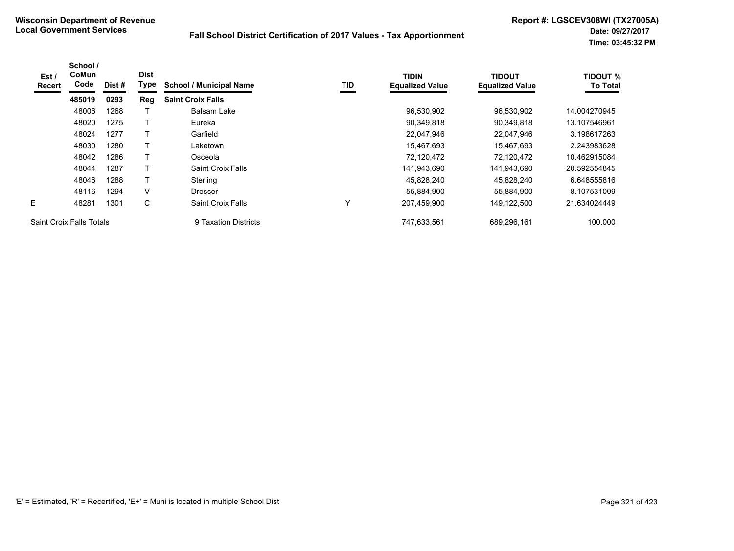**Wisconsin Department of Revenue**
**Local Government Services**

**Fall School District Certification of 2017 Values - Tax Apportionment**

**Report #: LGSCEV308WI (TX27005A)**
**Date: 09/27/2017**
**Time: 03:45:32 PM**

| Est / Recert | School / CoMun Code | Dist # | Dist Type | School / Municipal Name | TID | TIDIN Equalized Value | TIDOUT Equalized Value | TIDOUT % To Total |
|---|---|---|---|---|---|---|---|---|
| | **485019** | **0293** | **Reg** | **Saint Croix Falls** | | | | |
| | 48006 | 1268 | T | Balsam Lake | | 96,530,902 | 96,530,902 | 14.004270945 |
| | 48020 | 1275 | T | Eureka | | 90,349,818 | 90,349,818 | 13.107546961 |
| | 48024 | 1277 | T | Garfield | | 22,047,946 | 22,047,946 | 3.198617263 |
| | 48030 | 1280 | T | Laketown | | 15,467,693 | 15,467,693 | 2.243983628 |
| | 48042 | 1286 | T | Osceola | | 72,120,472 | 72,120,472 | 10.462915084 |
| | 48044 | 1287 | T | Saint Croix Falls | | 141,943,690 | 141,943,690 | 20.592554845 |
| | 48046 | 1288 | T | Sterling | | 45,828,240 | 45,828,240 | 6.648555816 |
| | 48116 | 1294 | V | Dresser | | 55,884,900 | 55,884,900 | 8.107531009 |
| E | 48281 | 1301 | C | Saint Croix Falls | Y | 207,459,900 | 149,122,500 | 21.634024449 |
| Saint Croix Falls Totals | | | | 9 Taxation Districts | | 747,633,561 | 689,296,161 | 100.000 |

'E' = Estimated, 'R' = Recertified, 'E+' = Muni is located in multiple School Dist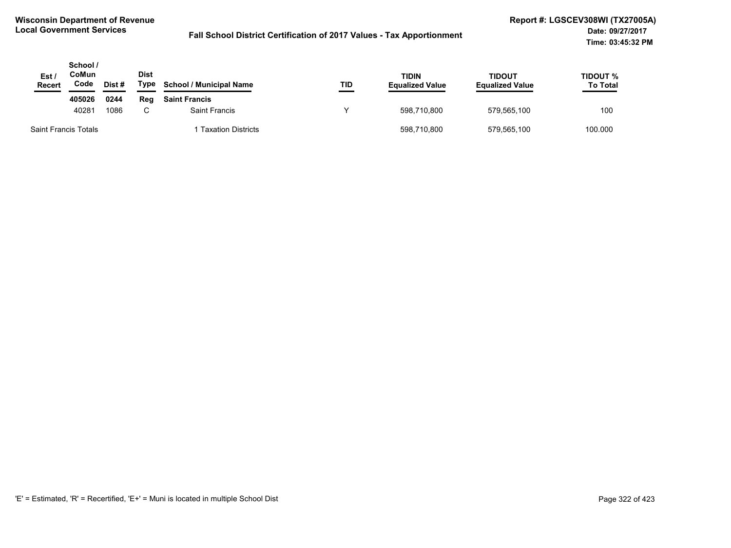**Wisconsin Department of Revenue**
**Local Government Services**

**Fall School District Certification of 2017 Values - Tax Apportionment**

**Report #: LGSCEV308WI (TX27005A)**
**Date: 09/27/2017**
**Time: 03:45:32 PM**

| Est / Recert | School / CoMun Code | Dist # | Dist Type | School / Municipal Name | TID | TIDIN Equalized Value | TIDOUT Equalized Value | TIDOUT % To Total |
|---|---|---|---|---|---|---|---|---|
| | **405026** | **0244** | **Reg** | **Saint Francis** | | | | |
| | 40281 | 1086 | C | Saint Francis | Y | 598,710,800 | 579,565,100 | 100 |
| Saint Francis Totals | | | | 1 Taxation Districts | | 598,710,800 | 579,565,100 | 100.000 |

'E' = Estimated, 'R' = Recertified, 'E+' = Muni is located in multiple School Dist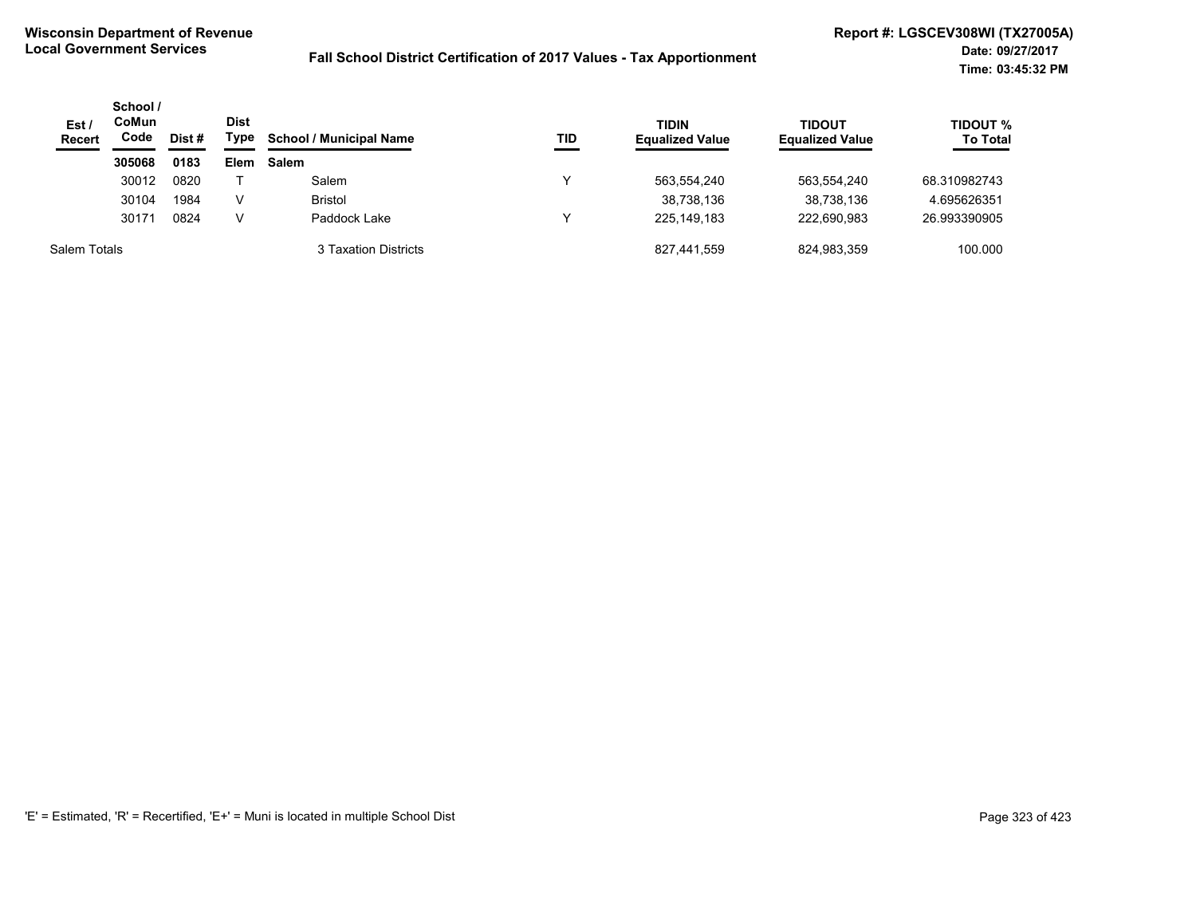**Wisconsin Department of Revenue**
**Local Government Services**

**Fall School District Certification of 2017 Values - Tax Apportionment**

**Report #: LGSCEV308WI (TX27005A)**
**Date: 09/27/2017**
**Time: 03:45:32 PM**

| Est / Recert | School / CoMun Code | Dist # | Dist Type | School / Municipal Name | TID | TIDIN Equalized Value | TIDOUT Equalized Value | TIDOUT % To Total |
|---|---|---|---|---|---|---|---|---|
| | **305068** | **0183** | **Elem** | **Salem** | | | | |
| | 30012 | 0820 | T | Salem | Y | 563,554,240 | 563,554,240 | 68.310982743 |
| | 30104 | 1984 | V | Bristol | | 38,738,136 | 38,738,136 | 4.695626351 |
| | 30171 | 0824 | V | Paddock Lake | Y | 225,149,183 | 222,690,983 | 26.993390905 |
| Salem Totals | | | | 3 Taxation Districts | | 827,441,559 | 824,983,359 | 100.000 |

'E' = Estimated, 'R' = Recertified, 'E+' = Muni is located in multiple School Dist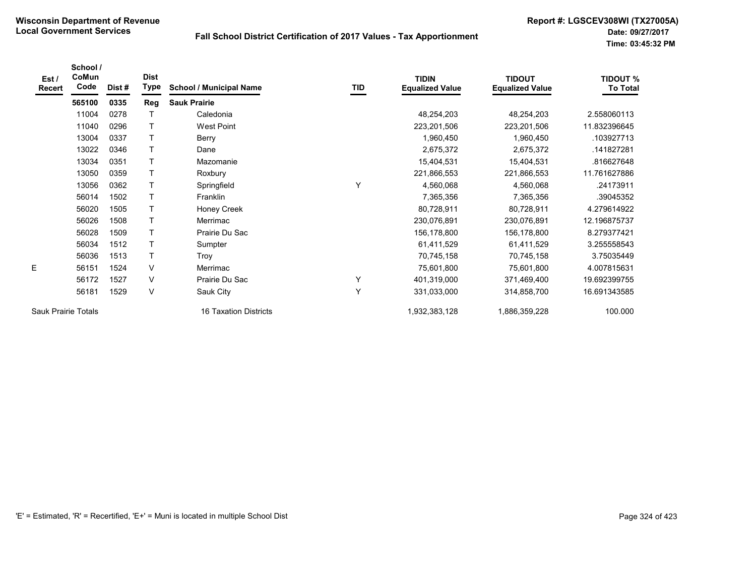**Wisconsin Department of Revenue**
**Local Government Services**

## Fall School District Certification of 2017 Values - Tax Apportionment

**Report #: LGSCEV308WI (TX27005A)**
**Date: 09/27/2017**
**Time: 03:45:32 PM**

| Est / Recert | School / CoMun Code | Dist # | Dist Type | School / Municipal Name | TID | TIDIN Equalized Value | TIDOUT Equalized Value | TIDOUT % To Total |
|---|---|---|---|---|---|---|---|---|
| | **565100** | **0335** | **Reg** | **Sauk Prairie** | | | | |
| | 11004 | 0278 | T | Caledonia | | 48,254,203 | 48,254,203 | 2.558060113 |
| | 11040 | 0296 | T | West Point | | 223,201,506 | 223,201,506 | 11.832396645 |
| | 13004 | 0337 | T | Berry | | 1,960,450 | 1,960,450 | .103927713 |
| | 13022 | 0346 | T | Dane | | 2,675,372 | 2,675,372 | .141827281 |
| | 13034 | 0351 | T | Mazomanie | | 15,404,531 | 15,404,531 | .816627648 |
| | 13050 | 0359 | T | Roxbury | | 221,866,553 | 221,866,553 | 11.761627886 |
| | 13056 | 0362 | T | Springfield | Y | 4,560,068 | 4,560,068 | .24173911 |
| | 56014 | 1502 | T | Franklin | | 7,365,356 | 7,365,356 | .39045352 |
| | 56020 | 1505 | T | Honey Creek | | 80,728,911 | 80,728,911 | 4.279614922 |
| | 56026 | 1508 | T | Merrimac | | 230,076,891 | 230,076,891 | 12.196875737 |
| | 56028 | 1509 | T | Prairie Du Sac | | 156,178,800 | 156,178,800 | 8.279377421 |
| | 56034 | 1512 | T | Sumpter | | 61,411,529 | 61,411,529 | 3.255558543 |
| | 56036 | 1513 | T | Troy | | 70,745,158 | 70,745,158 | 3.75035449 |
| E | 56151 | 1524 | V | Merrimac | | 75,601,800 | 75,601,800 | 4.007815631 |
| | 56172 | 1527 | V | Prairie Du Sac | Y | 401,319,000 | 371,469,400 | 19.692399755 |
| | 56181 | 1529 | V | Sauk City | Y | 331,033,000 | 314,858,700 | 16.691343585 |
| Sauk Prairie Totals | | | | 16 Taxation Districts | | 1,932,383,128 | 1,886,359,228 | 100.000 |

'E' = Estimated, 'R' = Recertified, 'E+' = Muni is located in multiple School Dist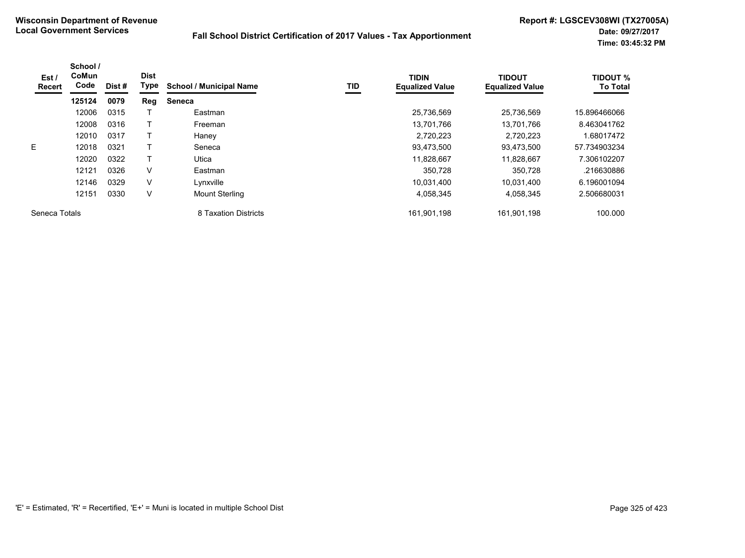**Wisconsin Department of Revenue**
**Local Government Services**

**Fall School District Certification of 2017 Values - Tax Apportionment**

**Report #: LGSCEV308WI (TX27005A)**
**Date: 09/27/2017**
**Time: 03:45:32 PM**

| Est / Recert | School / CoMun Code | Dist # | Dist Type | School / Municipal Name | TID | TIDIN Equalized Value | TIDOUT Equalized Value | TIDOUT % To Total |
|---|---|---|---|---|---|---|---|---|
| | **125124** | **0079** | **Reg** | **Seneca** | | | | |
| | 12006 | 0315 | T | Eastman | | 25,736,569 | 25,736,569 | 15.896466066 |
| | 12008 | 0316 | T | Freeman | | 13,701,766 | 13,701,766 | 8.463041762 |
| | 12010 | 0317 | T | Haney | | 2,720,223 | 2,720,223 | 1.68017472 |
| E | 12018 | 0321 | T | Seneca | | 93,473,500 | 93,473,500 | 57.734903234 |
| | 12020 | 0322 | T | Utica | | 11,828,667 | 11,828,667 | 7.306102207 |
| | 12121 | 0326 | V | Eastman | | 350,728 | 350,728 | .216630886 |
| | 12146 | 0329 | V | Lynxville | | 10,031,400 | 10,031,400 | 6.196001094 |
| | 12151 | 0330 | V | Mount Sterling | | 4,058,345 | 4,058,345 | 2.506680031 |
| Seneca Totals | | | | 8 Taxation Districts | | 161,901,198 | 161,901,198 | 100.000 |

'E' = Estimated, 'R' = Recertified, 'E+' = Muni is located in multiple School Dist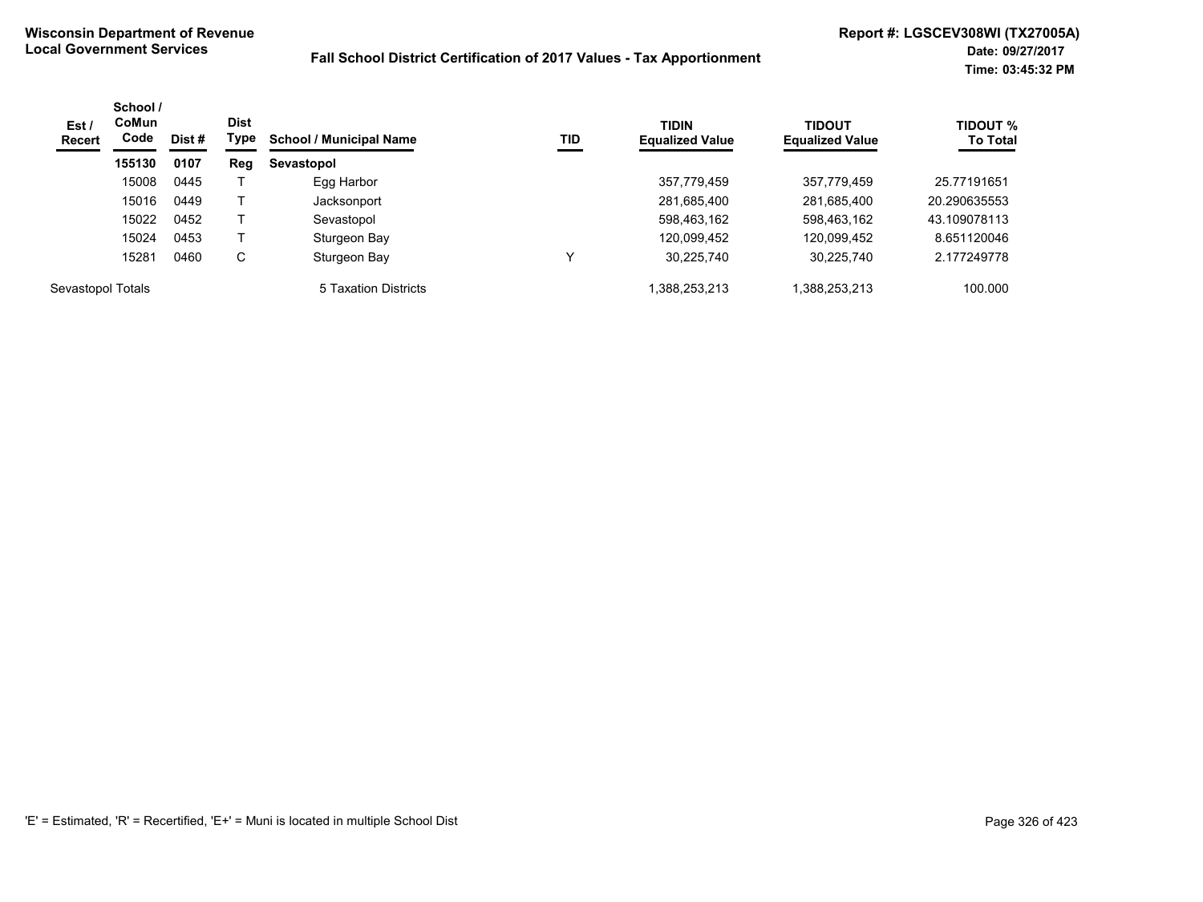Wisconsin Department of Revenue
Local Government Services

# Fall School District Certification of 2017 Values - Tax Apportionment

Report #: LGSCEV308WI (TX27005A)
Date: 09/27/2017
Time: 03:45:32 PM

| Est / Recert | School / CoMun Code | Dist # | Dist Type | School / Municipal Name | TID | TIDIN Equalized Value | TIDOUT Equalized Value | TIDOUT % To Total |
|---|---|---|---|---|---|---|---|---|
| | **155130** | **0107** | **Reg** | **Sevastopol** | | | | |
| | 15008 | 0445 | T | Egg Harbor | | 357,779,459 | 357,779,459 | 25.77191651 |
| | 15016 | 0449 | T | Jacksonport | | 281,685,400 | 281,685,400 | 20.290635553 |
| | 15022 | 0452 | T | Sevastopol | | 598,463,162 | 598,463,162 | 43.109078113 |
| | 15024 | 0453 | T | Sturgeon Bay | | 120,099,452 | 120,099,452 | 8.651120046 |
| | 15281 | 0460 | C | Sturgeon Bay | Y | 30,225,740 | 30,225,740 | 2.177249778 |
| Sevastopol Totals | | | | 5 Taxation Districts | | 1,388,253,213 | 1,388,253,213 | 100.000 |

'E' = Estimated, 'R' = Recertified, 'E+' = Muni is located in multiple School Dist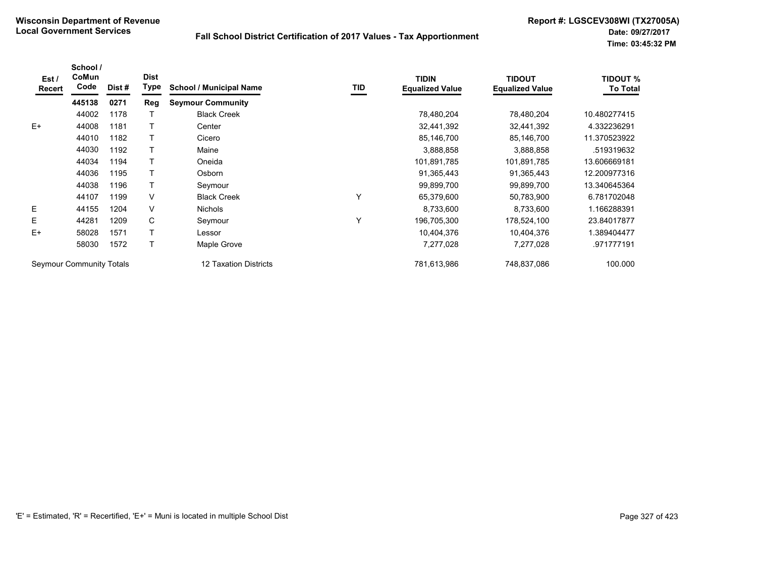**Wisconsin Department of Revenue**
**Local Government Services**

**Fall School District Certification of 2017 Values - Tax Apportionment**

**Report #: LGSCEV308WI (TX27005A)**
**Date: 09/27/2017**
**Time: 03:45:32 PM**

| Est / Recert | School / CoMun Code | Dist # | Dist Type | School / Municipal Name | TID | TIDIN Equalized Value | TIDOUT Equalized Value | TIDOUT % To Total |
|---|---|---|---|---|---|---|---|---|
| | **445138** | **0271** | **Reg** | **Seymour Community** | | | | |
| | 44002 | 1178 | T | Black Creek | | 78,480,204 | 78,480,204 | 10.480277415 |
| E+ | 44008 | 1181 | T | Center | | 32,441,392 | 32,441,392 | 4.332236291 |
| | 44010 | 1182 | T | Cicero | | 85,146,700 | 85,146,700 | 11.370523922 |
| | 44030 | 1192 | T | Maine | | 3,888,858 | 3,888,858 | .519319632 |
| | 44034 | 1194 | T | Oneida | | 101,891,785 | 101,891,785 | 13.606669181 |
| | 44036 | 1195 | T | Osborn | | 91,365,443 | 91,365,443 | 12.200977316 |
| | 44038 | 1196 | T | Seymour | | 99,899,700 | 99,899,700 | 13.340645364 |
| | 44107 | 1199 | V | Black Creek | Y | 65,379,600 | 50,783,900 | 6.781702048 |
| E | 44155 | 1204 | V | Nichols | | 8,733,600 | 8,733,600 | 1.166288391 |
| E | 44281 | 1209 | C | Seymour | Y | 196,705,300 | 178,524,100 | 23.84017877 |
| E+ | 58028 | 1571 | T | Lessor | | 10,404,376 | 10,404,376 | 1.389404477 |
| | 58030 | 1572 | T | Maple Grove | | 7,277,028 | 7,277,028 | .971777191 |
| Seymour Community Totals | | | | 12 Taxation Districts | | 781,613,986 | 748,837,086 | 100.000 |

'E' = Estimated, 'R' = Recertified, 'E+' = Muni is located in multiple School Dist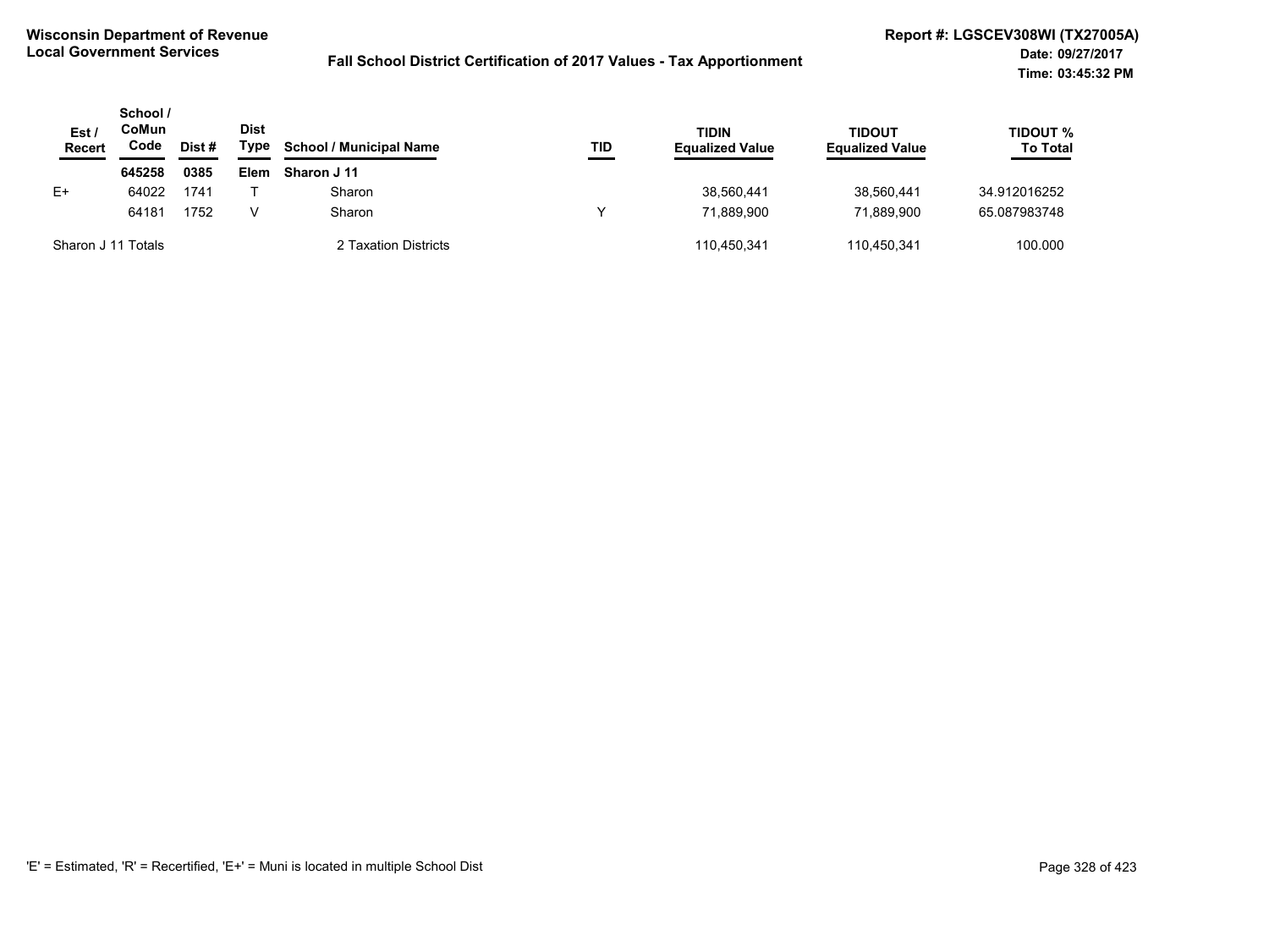**Wisconsin Department of Revenue**
**Local Government Services**

**Fall School District Certification of 2017 Values - Tax Apportionment**

**Report #: LGSCEV308WI (TX27005A)**
**Date: 09/27/2017**
**Time: 03:45:32 PM**

| Est / Recert | School / CoMun Code | Dist # | Dist Type | School / Municipal Name | TID | TIDIN Equalized Value | TIDOUT Equalized Value | TIDOUT % To Total |
|---|---|---|---|---|---|---|---|---|
| | **645258** | **0385** | **Elem** | **Sharon J 11** | | | | |
| E+ | 64022 | 1741 | T | Sharon | | 38,560,441 | 38,560,441 | 34.912016252 |
| | 64181 | 1752 | V | Sharon | Y | 71,889,900 | 71,889,900 | 65.087983748 |
| Sharon J 11 Totals | | | | 2 Taxation Districts | | 110,450,341 | 110,450,341 | 100.000 |

'E' = Estimated, 'R' = Recertified, 'E+' = Muni is located in multiple School Dist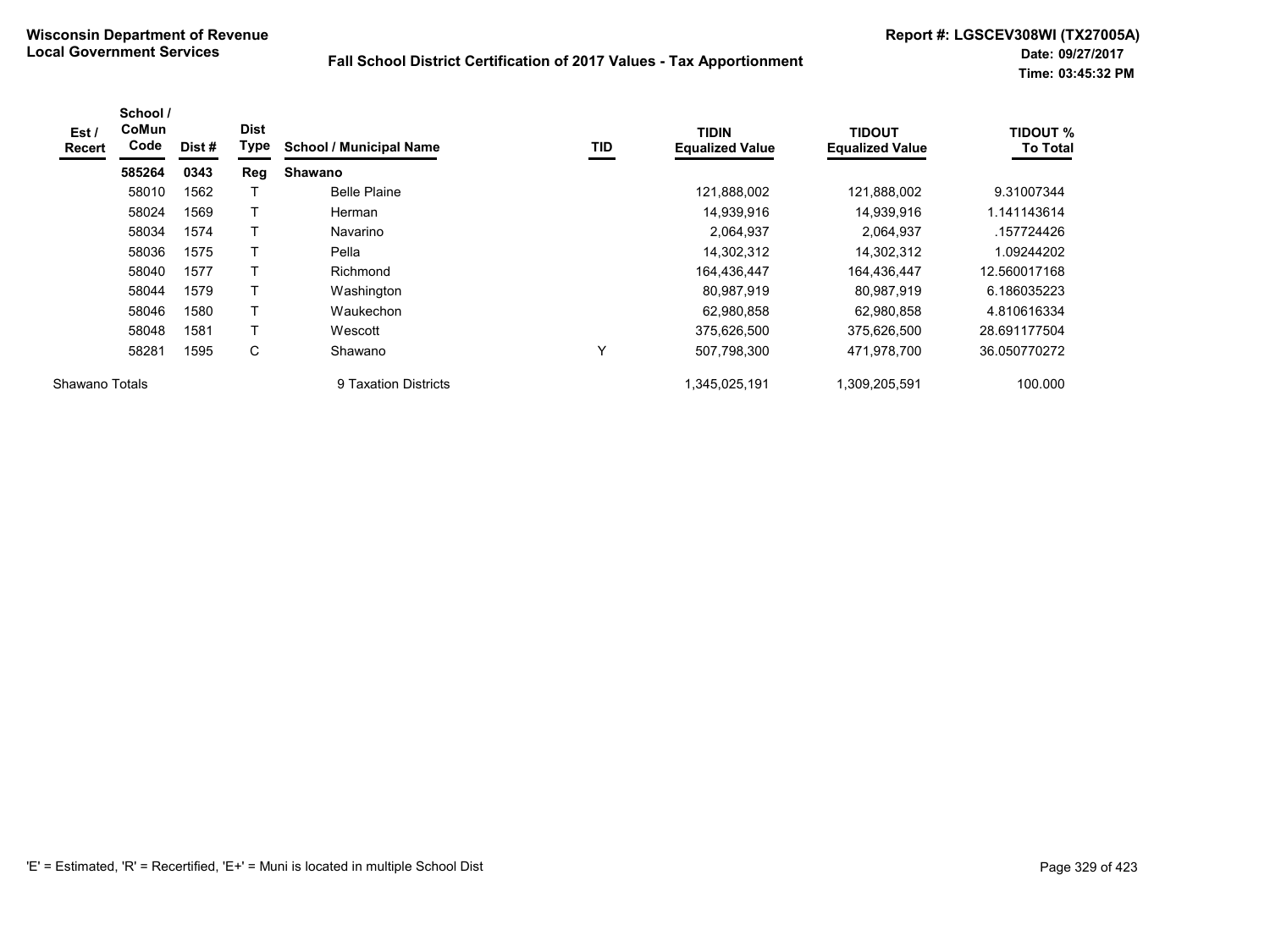**Wisconsin Department of Revenue**
**Local Government Services**

**Fall School District Certification of 2017 Values - Tax Apportionment**

**Report #: LGSCEV308WI (TX27005A)**
**Date: 09/27/2017**
**Time: 03:45:32 PM**

| Est / Recert | School / CoMun Code | Dist # | Dist Type | School / Municipal Name | TID | TIDIN Equalized Value | TIDOUT Equalized Value | TIDOUT % To Total |
|---|---|---|---|---|---|---|---|---|
| | **585264** | **0343** | **Reg** | **Shawano** | | | | |
| | 58010 | 1562 | T | Belle Plaine | | 121,888,002 | 121,888,002 | 9.31007344 |
| | 58024 | 1569 | T | Herman | | 14,939,916 | 14,939,916 | 1.141143614 |
| | 58034 | 1574 | T | Navarino | | 2,064,937 | 2,064,937 | .157724426 |
| | 58036 | 1575 | T | Pella | | 14,302,312 | 14,302,312 | 1.09244202 |
| | 58040 | 1577 | T | Richmond | | 164,436,447 | 164,436,447 | 12.560017168 |
| | 58044 | 1579 | T | Washington | | 80,987,919 | 80,987,919 | 6.186035223 |
| | 58046 | 1580 | T | Waukechon | | 62,980,858 | 62,980,858 | 4.810616334 |
| | 58048 | 1581 | T | Wescott | | 375,626,500 | 375,626,500 | 28.691177504 |
| | 58281 | 1595 | C | Shawano | Y | 507,798,300 | 471,978,700 | 36.050770272 |
| Shawano Totals | | | | 9 Taxation Districts | | 1,345,025,191 | 1,309,205,591 | 100.000 |

'E' = Estimated, 'R' = Recertified, 'E+' = Muni is located in multiple School Dist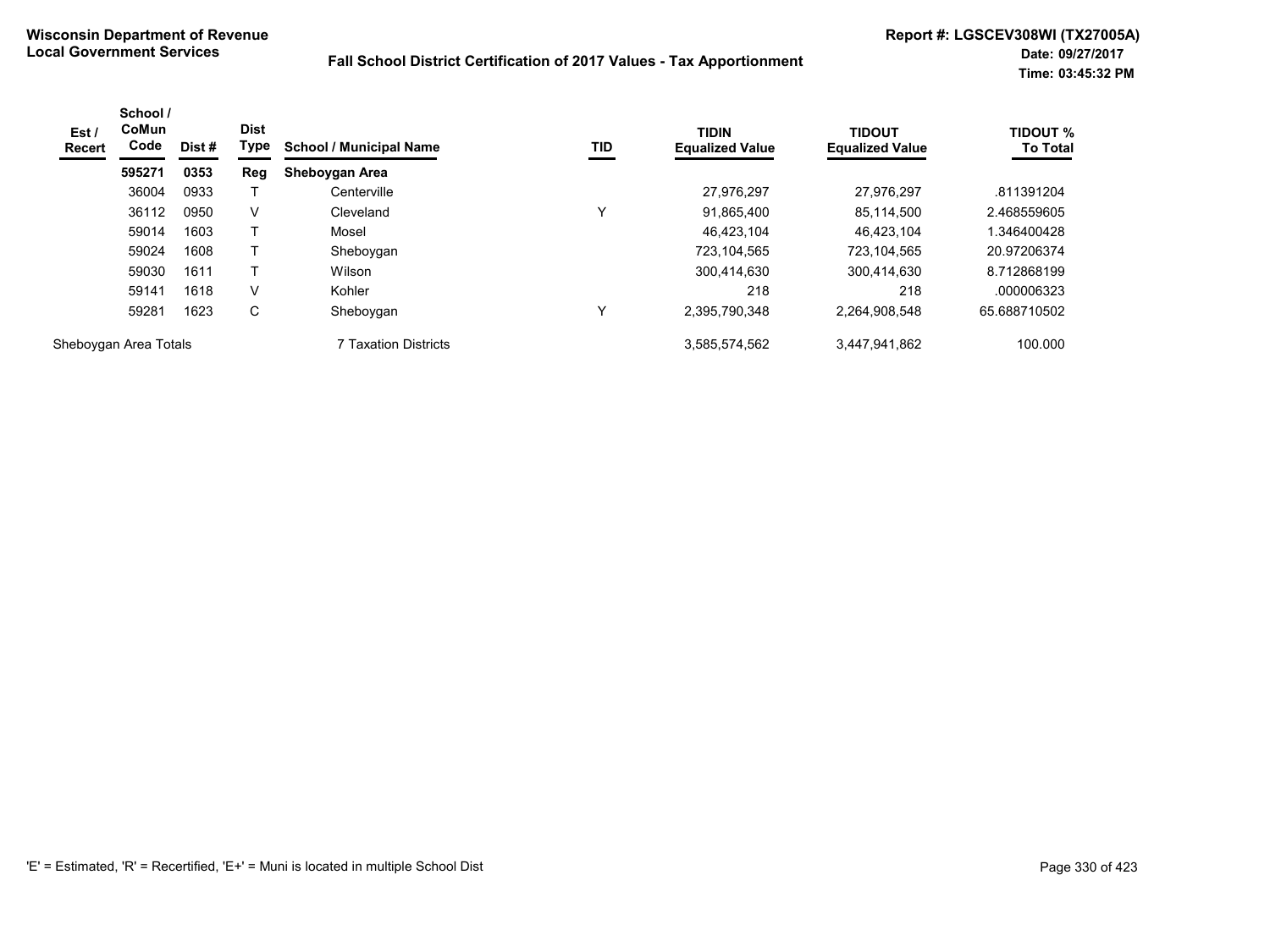**Wisconsin Department of Revenue**
**Local Government Services**

**Fall School District Certification of 2017 Values - Tax Apportionment**

**Report #: LGSCEV308WI (TX27005A)**
**Date: 09/27/2017**
**Time: 03:45:32 PM**

| Est / Recert | School / CoMun Code | Dist # | Dist Type | School / Municipal Name | TID | TIDIN Equalized Value | TIDOUT Equalized Value | TIDOUT % To Total |
|---|---|---|---|---|---|---|---|---|
| | **595271** | **0353** | **Reg** | **Sheboygan Area** | | | | |
| | 36004 | 0933 | T | Centerville | | 27,976,297 | 27,976,297 | .811391204 |
| | 36112 | 0950 | V | Cleveland | Y | 91,865,400 | 85,114,500 | 2.468559605 |
| | 59014 | 1603 | T | Mosel | | 46,423,104 | 46,423,104 | 1.346400428 |
| | 59024 | 1608 | T | Sheboygan | | 723,104,565 | 723,104,565 | 20.97206374 |
| | 59030 | 1611 | T | Wilson | | 300,414,630 | 300,414,630 | 8.712868199 |
| | 59141 | 1618 | V | Kohler | | 218 | 218 | .000006323 |
| | 59281 | 1623 | C | Sheboygan | Y | 2,395,790,348 | 2,264,908,548 | 65.688710502 |
| Sheboygan Area Totals | | | | 7 Taxation Districts | | 3,585,574,562 | 3,447,941,862 | 100.000 |

'E' = Estimated, 'R' = Recertified, 'E+' = Muni is located in multiple School Dist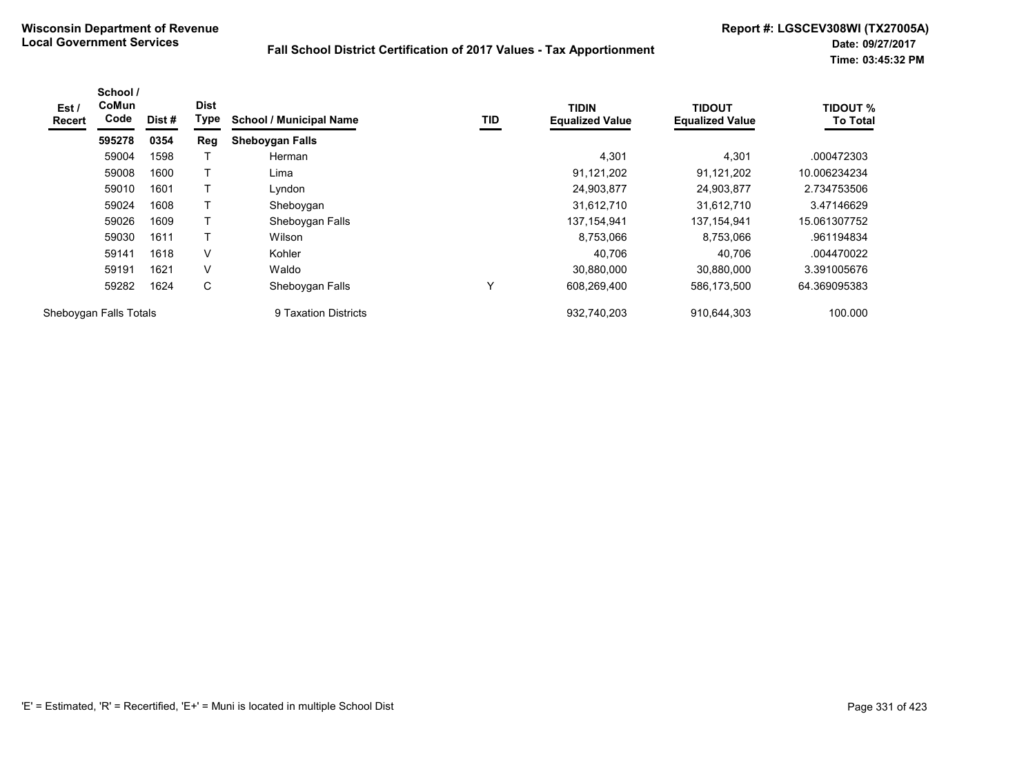**Wisconsin Department of Revenue**
**Local Government Services**

**Fall School District Certification of 2017 Values - Tax Apportionment**

**Report #: LGSCEV308WI (TX27005A)**
**Date: 09/27/2017**
**Time: 03:45:32 PM**

| Est / Recert | School / CoMun Code | Dist # | Dist Type | School / Municipal Name | TID | TIDIN Equalized Value | TIDOUT Equalized Value | TIDOUT % To Total |
|---|---|---|---|---|---|---|---|---|
| | **595278** | **0354** | **Reg** | **Sheboygan Falls** | | | | |
| | 59004 | 1598 | T | Herman | | 4,301 | 4,301 | .000472303 |
| | 59008 | 1600 | T | Lima | | 91,121,202 | 91,121,202 | 10.006234234 |
| | 59010 | 1601 | T | Lyndon | | 24,903,877 | 24,903,877 | 2.734753506 |
| | 59024 | 1608 | T | Sheboygan | | 31,612,710 | 31,612,710 | 3.47146629 |
| | 59026 | 1609 | T | Sheboygan Falls | | 137,154,941 | 137,154,941 | 15.061307752 |
| | 59030 | 1611 | T | Wilson | | 8,753,066 | 8,753,066 | .961194834 |
| | 59141 | 1618 | V | Kohler | | 40,706 | 40,706 | .004470022 |
| | 59191 | 1621 | V | Waldo | | 30,880,000 | 30,880,000 | 3.391005676 |
| | 59282 | 1624 | C | Sheboygan Falls | Y | 608,269,400 | 586,173,500 | 64.369095383 |
| Sheboygan Falls Totals | | | | 9 Taxation Districts | | 932,740,203 | 910,644,303 | 100.000 |

'E' = Estimated, 'R' = Recertified, 'E+' = Muni is located in multiple School Dist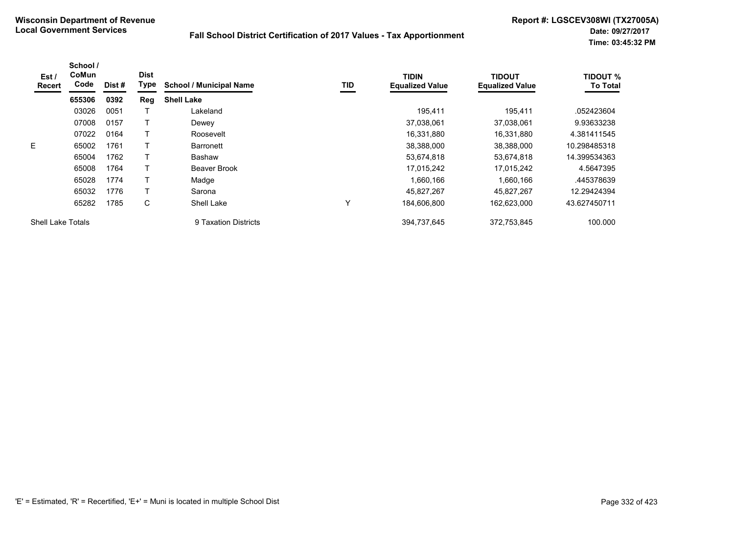**Wisconsin Department of Revenue**
**Local Government Services**

**Fall School District Certification of 2017 Values - Tax Apportionment**

**Report #: LGSCEV308WI (TX27005A)**
**Date: 09/27/2017**
**Time: 03:45:32 PM**

| Est / Recert | School / CoMun Code | Dist # | Dist Type | School / Municipal Name | TID | TIDIN Equalized Value | TIDOUT Equalized Value | TIDOUT % To Total |
|---|---|---|---|---|---|---|---|---|
| | **655306** | **0392** | **Reg** | **Shell Lake** | | | | |
| | 03026 | 0051 | T | Lakeland | | 195,411 | 195,411 | .052423604 |
| | 07008 | 0157 | T | Dewey | | 37,038,061 | 37,038,061 | 9.93633238 |
| | 07022 | 0164 | T | Roosevelt | | 16,331,880 | 16,331,880 | 4.381411545 |
| E | 65002 | 1761 | T | Barronett | | 38,388,000 | 38,388,000 | 10.298485318 |
| | 65004 | 1762 | T | Bashaw | | 53,674,818 | 53,674,818 | 14.399534363 |
| | 65008 | 1764 | T | Beaver Brook | | 17,015,242 | 17,015,242 | 4.5647395 |
| | 65028 | 1774 | T | Madge | | 1,660,166 | 1,660,166 | .445378639 |
| | 65032 | 1776 | T | Sarona | | 45,827,267 | 45,827,267 | 12.29424394 |
| | 65282 | 1785 | C | Shell Lake | Y | 184,606,800 | 162,623,000 | 43.627450711 |
| Shell Lake Totals | | | | 9 Taxation Districts | | 394,737,645 | 372,753,845 | 100.000 |

'E' = Estimated, 'R' = Recertified, 'E+' = Muni is located in multiple School Dist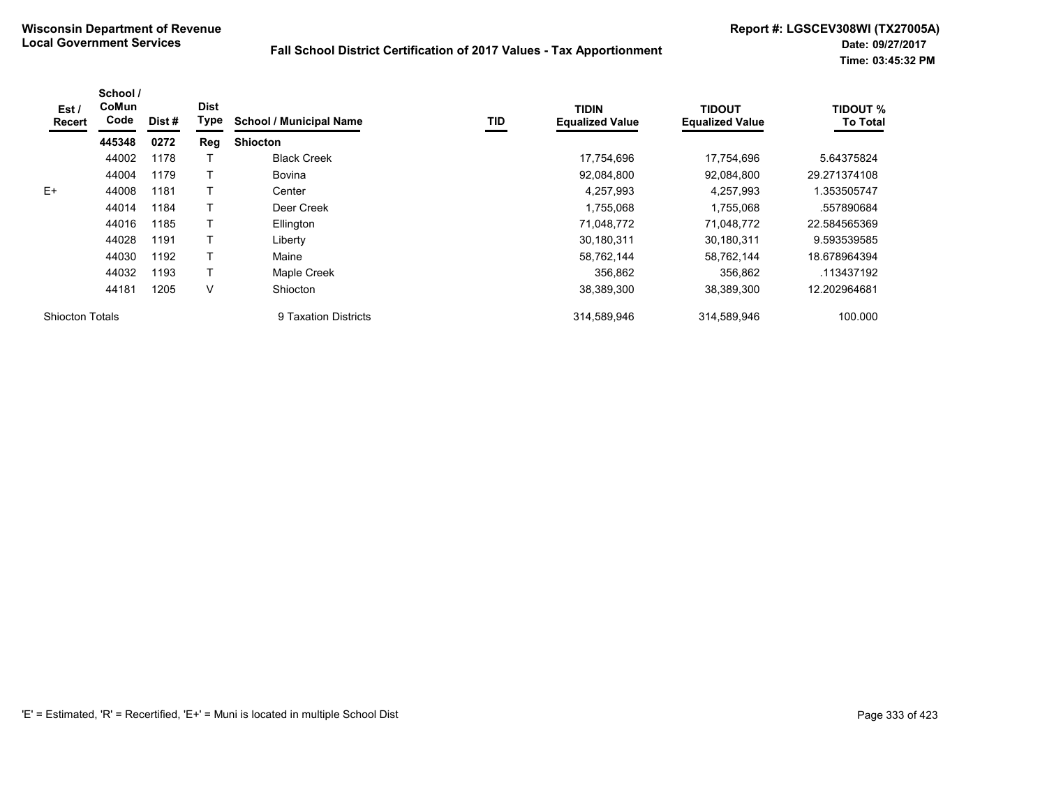**Wisconsin Department of Revenue**
**Local Government Services**

**Fall School District Certification of 2017 Values - Tax Apportionment**

**Report #: LGSCEV308WI (TX27005A)**
**Date: 09/27/2017**
**Time: 03:45:32 PM**

| Est / Recert | School / CoMun Code | Dist # | Dist Type | School / Municipal Name | TID | TIDIN Equalized Value | TIDOUT Equalized Value | TIDOUT % To Total |
|---|---|---|---|---|---|---|---|---|
| | **445348** | **0272** | **Reg** | **Shiocton** | | | | |
| | 44002 | 1178 | T | Black Creek | | 17,754,696 | 17,754,696 | 5.64375824 |
| | 44004 | 1179 | T | Bovina | | 92,084,800 | 92,084,800 | 29.271374108 |
| E+ | 44008 | 1181 | T | Center | | 4,257,993 | 4,257,993 | 1.353505747 |
| | 44014 | 1184 | T | Deer Creek | | 1,755,068 | 1,755,068 | .557890684 |
| | 44016 | 1185 | T | Ellington | | 71,048,772 | 71,048,772 | 22.584565369 |
| | 44028 | 1191 | T | Liberty | | 30,180,311 | 30,180,311 | 9.593539585 |
| | 44030 | 1192 | T | Maine | | 58,762,144 | 58,762,144 | 18.678964394 |
| | 44032 | 1193 | T | Maple Creek | | 356,862 | 356,862 | .113437192 |
| | 44181 | 1205 | V | Shiocton | | 38,389,300 | 38,389,300 | 12.202964681 |
| Shiocton Totals | | | | 9 Taxation Districts | | 314,589,946 | 314,589,946 | 100.000 |

'E' = Estimated, 'R' = Recertified, 'E+' = Muni is located in multiple School Dist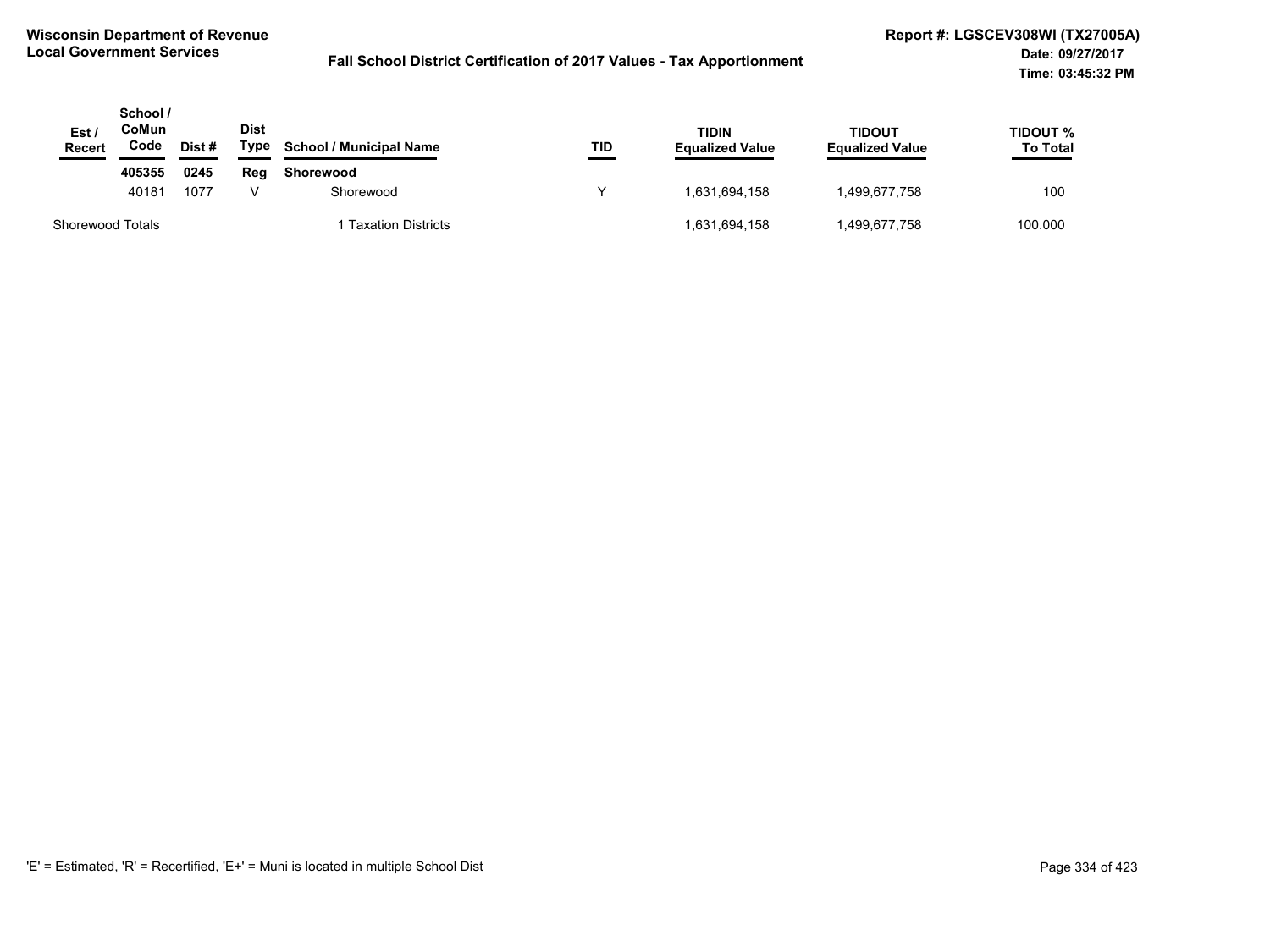**Wisconsin Department of Revenue**
**Local Government Services**

**Fall School District Certification of 2017 Values - Tax Apportionment**

**Report #: LGSCEV308WI (TX27005A)**
**Date: 09/27/2017**
**Time: 03:45:32 PM**

| Est / Recert | School / CoMun Code | Dist # | Dist Type | School / Municipal Name | TID | TIDIN Equalized Value | TIDOUT Equalized Value | TIDOUT % To Total |
|---|---|---|---|---|---|---|---|---|
| | **405355** | **0245** | **Reg** | **Shorewood** | | | | |
| | 40181 | 1077 | V | Shorewood | Y | 1,631,694,158 | 1,499,677,758 | 100 |
| Shorewood Totals | | | | 1 Taxation Districts | | 1,631,694,158 | 1,499,677,758 | 100.000 |

'E' = Estimated, 'R' = Recertified, 'E+' = Muni is located in multiple School Dist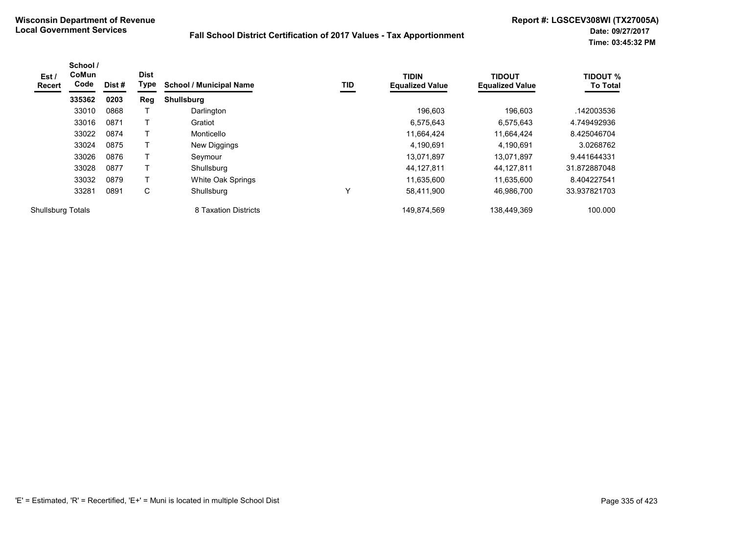**Wisconsin Department of Revenue**
**Local Government Services**

**Fall School District Certification of 2017 Values - Tax Apportionment**

**Report #: LGSCEV308WI (TX27005A)**
**Date: 09/27/2017**
**Time: 03:45:32 PM**

| Est / Recert | School / CoMun Code | Dist # | Dist Type | School / Municipal Name | TID | TIDIN Equalized Value | TIDOUT Equalized Value | TIDOUT % To Total |
|---|---|---|---|---|---|---|---|---|
| | **335362** | **0203** | **Reg** | **Shullsburg** | | | | |
| | 33010 | 0868 | T | Darlington | | 196,603 | 196,603 | .142003536 |
| | 33016 | 0871 | T | Gratiot | | 6,575,643 | 6,575,643 | 4.749492936 |
| | 33022 | 0874 | T | Monticello | | 11,664,424 | 11,664,424 | 8.425046704 |
| | 33024 | 0875 | T | New Diggings | | 4,190,691 | 4,190,691 | 3.0268762 |
| | 33026 | 0876 | T | Seymour | | 13,071,897 | 13,071,897 | 9.441644331 |
| | 33028 | 0877 | T | Shullsburg | | 44,127,811 | 44,127,811 | 31.872887048 |
| | 33032 | 0879 | T | White Oak Springs | | 11,635,600 | 11,635,600 | 8.404227541 |
| | 33281 | 0891 | C | Shullsburg | Y | 58,411,900 | 46,986,700 | 33.937821703 |
| Shullsburg Totals | | | | 8 Taxation Districts | | 149,874,569 | 138,449,369 | 100.000 |

'E' = Estimated, 'R' = Recertified, 'E+' = Muni is located in multiple School Dist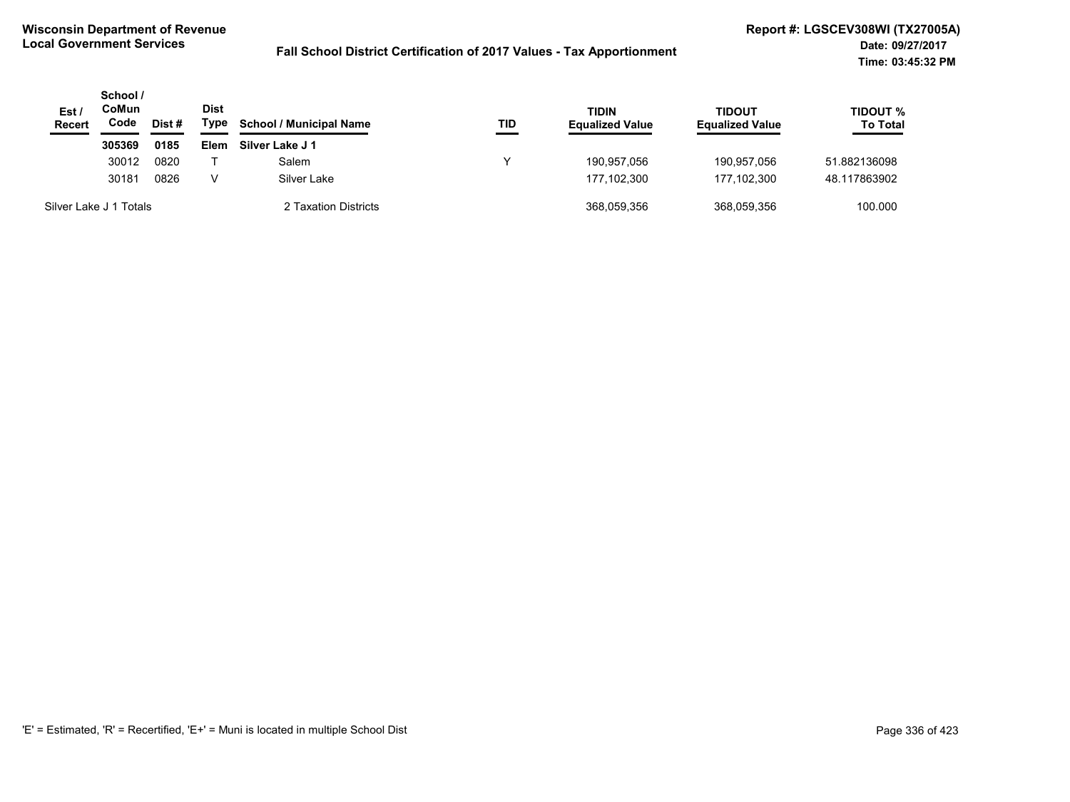**Wisconsin Department of Revenue**
**Local Government Services**

## Fall School District Certification of 2017 Values - Tax Apportionment

**Report #: LGSCEV308WI (TX27005A)**
**Date: 09/27/2017**
**Time: 03:45:32 PM**

| Est / Recert | School / CoMun Code | Dist # | Dist Type | School / Municipal Name | TID | TIDIN Equalized Value | TIDOUT Equalized Value | TIDOUT % To Total |
|---|---|---|---|---|---|---|---|---|
| | **305369** | **0185** | **Elem** | **Silver Lake J 1** | | | | |
| | 30012 | 0820 | T | Salem | Y | 190,957,056 | 190,957,056 | 51.882136098 |
| | 30181 | 0826 | V | Silver Lake | | 177,102,300 | 177,102,300 | 48.117863902 |
| Silver Lake J 1 Totals | | | | 2 Taxation Districts | | 368,059,356 | 368,059,356 | 100.000 |

'E' = Estimated, 'R' = Recertified, 'E+' = Muni is located in multiple School Dist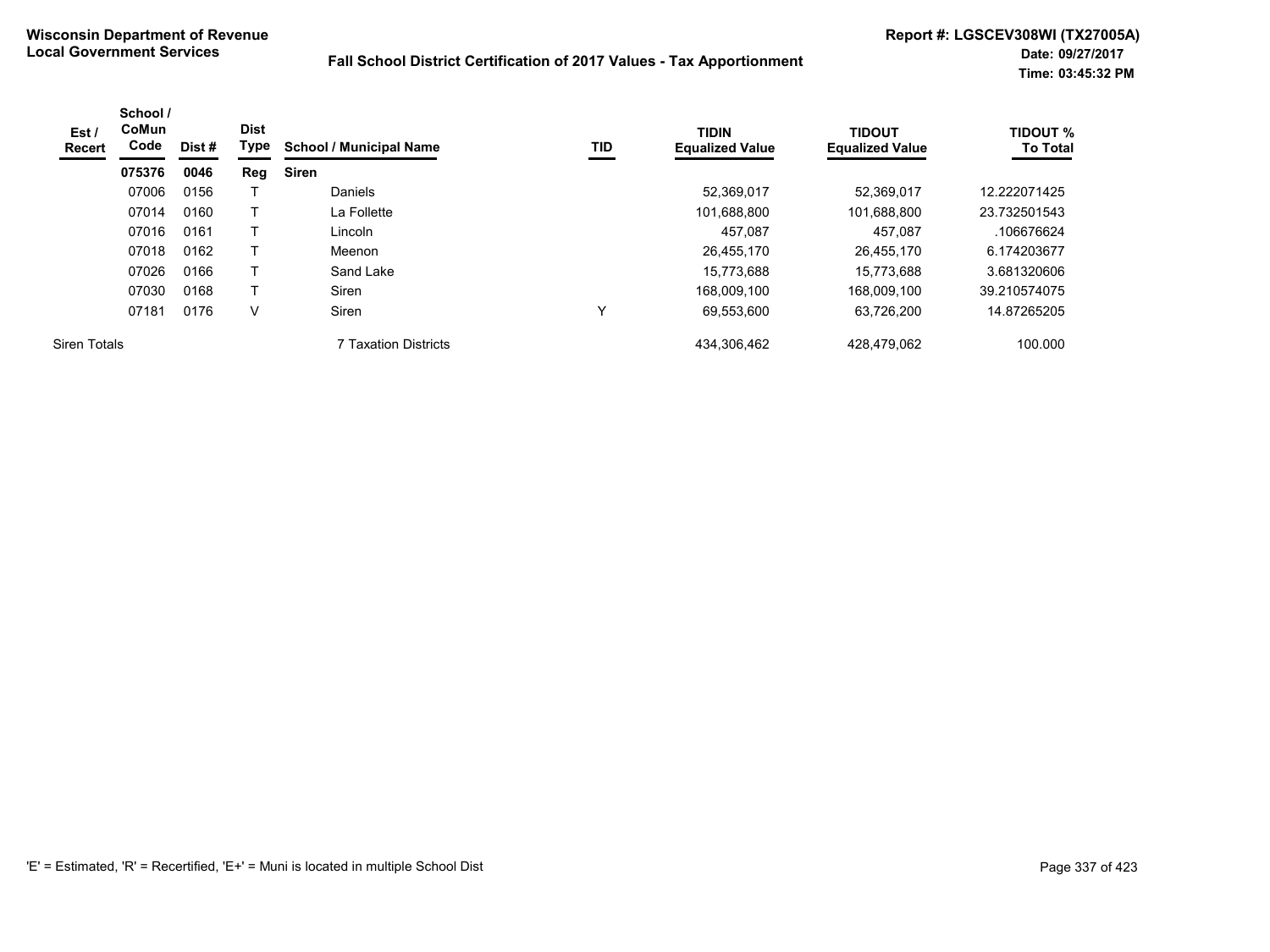**Wisconsin Department of Revenue**
**Local Government Services**

**Fall School District Certification of 2017 Values - Tax Apportionment**

**Report #: LGSCEV308WI (TX27005A)**
**Date: 09/27/2017**
**Time: 03:45:32 PM**

| Est / Recert | School / CoMun Code | Dist # | Dist Type | School / Municipal Name | TID | TIDIN Equalized Value | TIDOUT Equalized Value | TIDOUT % To Total |
|---|---|---|---|---|---|---|---|---|
| | **075376** | **0046** | **Reg** | **Siren** | | | | |
| | 07006 | 0156 | T | Daniels | | 52,369,017 | 52,369,017 | 12.222071425 |
| | 07014 | 0160 | T | La Follette | | 101,688,800 | 101,688,800 | 23.732501543 |
| | 07016 | 0161 | T | Lincoln | | 457,087 | 457,087 | .106676624 |
| | 07018 | 0162 | T | Meenon | | 26,455,170 | 26,455,170 | 6.174203677 |
| | 07026 | 0166 | T | Sand Lake | | 15,773,688 | 15,773,688 | 3.681320606 |
| | 07030 | 0168 | T | Siren | | 168,009,100 | 168,009,100 | 39.210574075 |
| | 07181 | 0176 | V | Siren | Y | 69,553,600 | 63,726,200 | 14.87265205 |
| Siren Totals | | | | 7 Taxation Districts | | 434,306,462 | 428,479,062 | 100.000 |

'E' = Estimated, 'R' = Recertified, 'E+' = Muni is located in multiple School Dist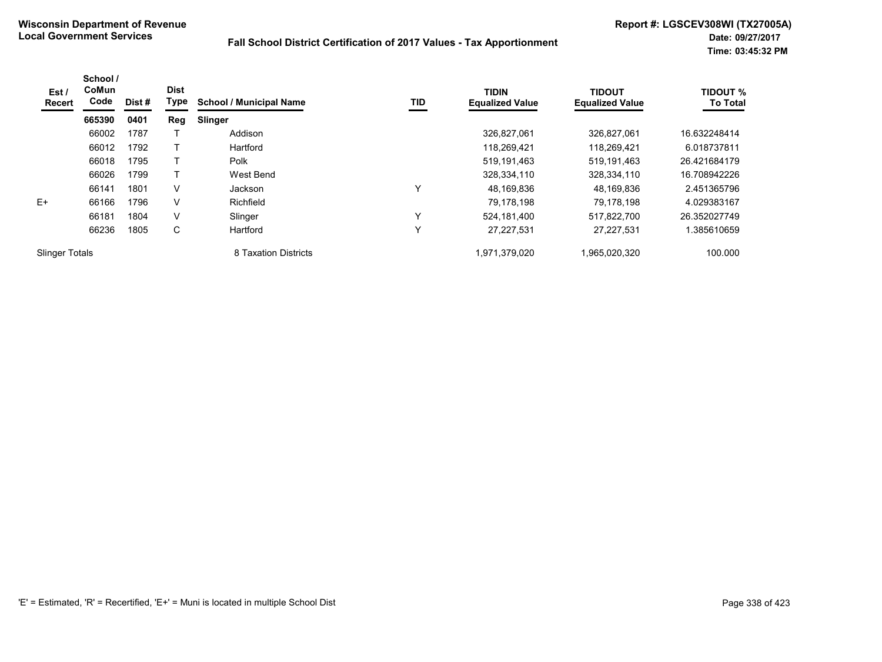**Wisconsin Department of Revenue**
**Local Government Services**

**Fall School District Certification of 2017 Values - Tax Apportionment**

**Report #: LGSCEV308WI (TX27005A)**
**Date: 09/27/2017**
**Time: 03:45:32 PM**

| Est / Recert | School / CoMun Code | Dist # | Dist Type | School / Municipal Name | TID | TIDIN Equalized Value | TIDOUT Equalized Value | TIDOUT % To Total |
|---|---|---|---|---|---|---|---|---|
| | **665390** | **0401** | **Reg** | **Slinger** | | | | |
| | 66002 | 1787 | T | Addison | | 326,827,061 | 326,827,061 | 16.632248414 |
| | 66012 | 1792 | T | Hartford | | 118,269,421 | 118,269,421 | 6.018737811 |
| | 66018 | 1795 | T | Polk | | 519,191,463 | 519,191,463 | 26.421684179 |
| | 66026 | 1799 | T | West Bend | | 328,334,110 | 328,334,110 | 16.708942226 |
| | 66141 | 1801 | V | Jackson | Y | 48,169,836 | 48,169,836 | 2.451365796 |
| E+ | 66166 | 1796 | V | Richfield | | 79,178,198 | 79,178,198 | 4.029383167 |
| | 66181 | 1804 | V | Slinger | Y | 524,181,400 | 517,822,700 | 26.352027749 |
| | 66236 | 1805 | C | Hartford | Y | 27,227,531 | 27,227,531 | 1.385610659 |
| Slinger Totals | | | | 8 Taxation Districts | | 1,971,379,020 | 1,965,020,320 | 100.000 |

'E' = Estimated, 'R' = Recertified, 'E+' = Muni is located in multiple School Dist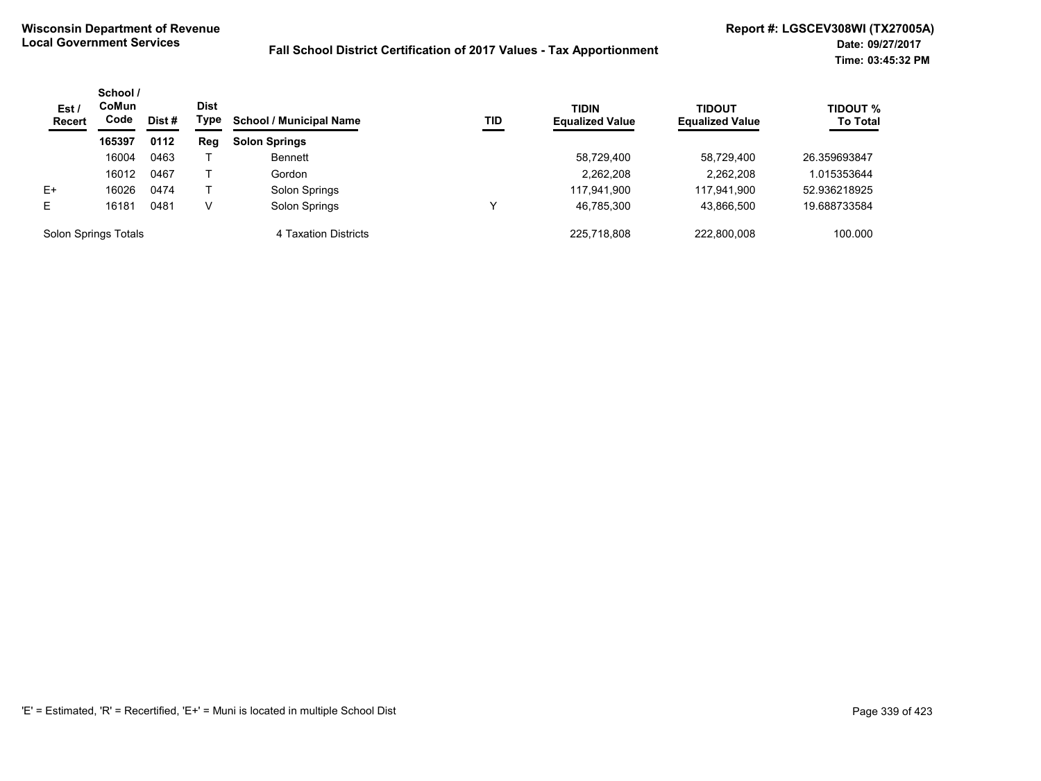**Wisconsin Department of Revenue**
**Local Government Services**

**Fall School District Certification of 2017 Values - Tax Apportionment**

**Report #: LGSCEV308WI (TX27005A)**
**Date: 09/27/2017**
**Time: 03:45:32 PM**

| Est / Recert | School / CoMun Code | Dist # | Dist Type | School / Municipal Name | TID | TIDIN Equalized Value | TIDOUT Equalized Value | TIDOUT % To Total |
|---|---|---|---|---|---|---|---|---|
| | **165397** | **0112** | **Reg** | **Solon Springs** | | | | |
| | 16004 | 0463 | T | Bennett | | 58,729,400 | 58,729,400 | 26.359693847 |
| | 16012 | 0467 | T | Gordon | | 2,262,208 | 2,262,208 | 1.015353644 |
| E+ | 16026 | 0474 | T | Solon Springs | | 117,941,900 | 117,941,900 | 52.936218925 |
| E | 16181 | 0481 | V | Solon Springs | Y | 46,785,300 | 43,866,500 | 19.688733584 |
| Solon Springs Totals | | | | 4 Taxation Districts | | 225,718,808 | 222,800,008 | 100.000 |

'E' = Estimated, 'R' = Recertified, 'E+' = Muni is located in multiple School Dist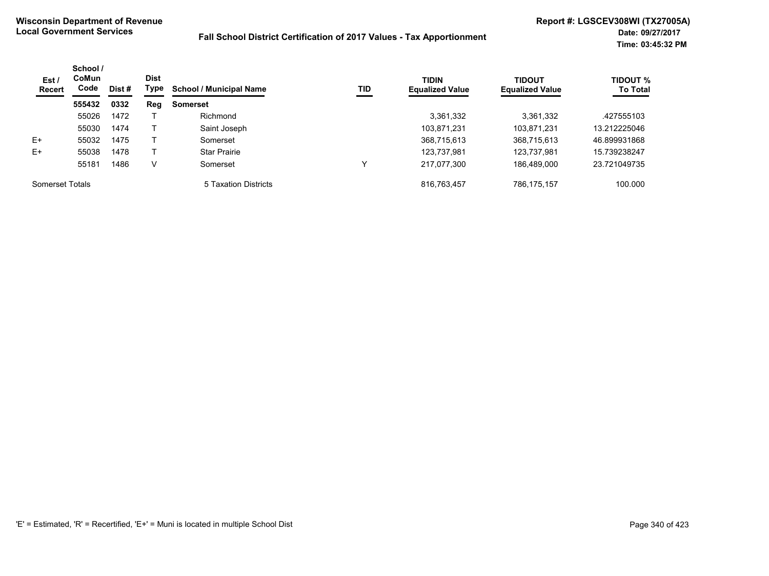**Wisconsin Department of Revenue**
**Local Government Services**

**Fall School District Certification of 2017 Values - Tax Apportionment**

**Report #: LGSCEV308WI (TX27005A)**
**Date: 09/27/2017**
**Time: 03:45:32 PM**

| Est / Recert | School / CoMun Code | Dist # | Dist Type | School / Municipal Name | TID | TIDIN Equalized Value | TIDOUT Equalized Value | TIDOUT % To Total |
|---|---|---|---|---|---|---|---|---|
| | **555432** | **0332** | **Reg** | **Somerset** | | | | |
| | 55026 | 1472 | T | Richmond | | 3,361,332 | 3,361,332 | .427555103 |
| | 55030 | 1474 | T | Saint Joseph | | 103,871,231 | 103,871,231 | 13.212225046 |
| E+ | 55032 | 1475 | T | Somerset | | 368,715,613 | 368,715,613 | 46.899931868 |
| E+ | 55038 | 1478 | T | Star Prairie | | 123,737,981 | 123,737,981 | 15.739238247 |
| | 55181 | 1486 | V | Somerset | Y | 217,077,300 | 186,489,000 | 23.721049735 |
| Somerset Totals | | | | 5 Taxation Districts | | 816,763,457 | 786,175,157 | 100.000 |

'E' = Estimated, 'R' = Recertified, 'E+' = Muni is located in multiple School Dist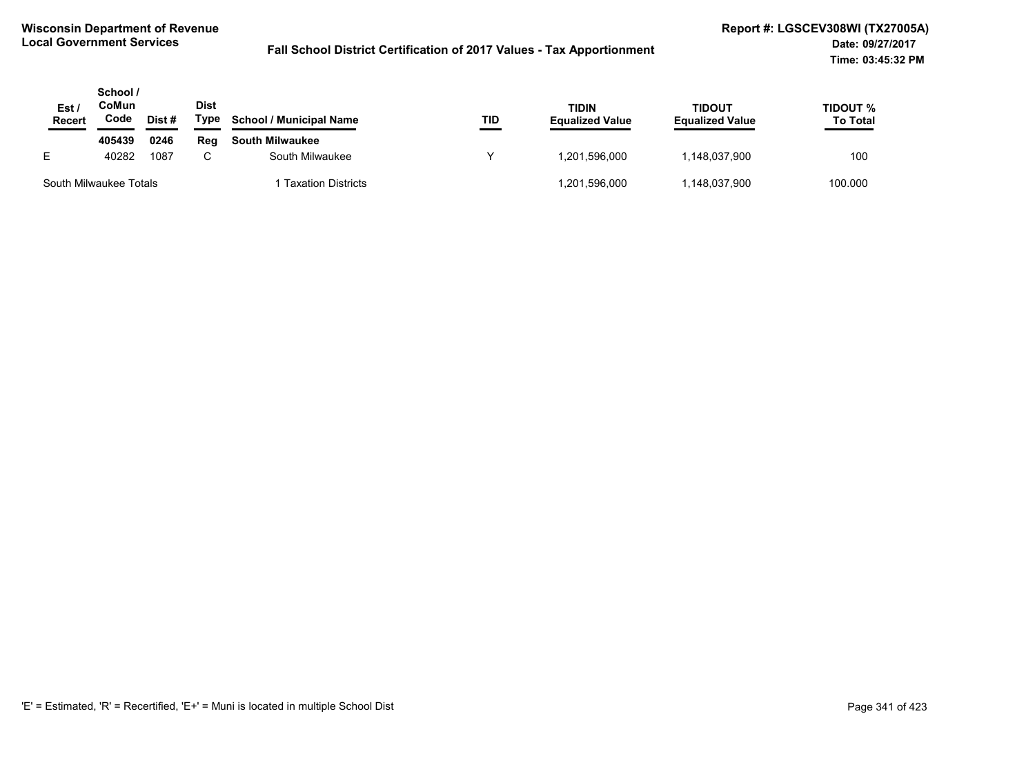**Wisconsin Department of Revenue**
**Local Government Services**

**Fall School District Certification of 2017 Values - Tax Apportionment**

**Report #: LGSCEV308WI (TX27005A)**
**Date: 09/27/2017**
**Time: 03:45:32 PM**

| Est / Recert | School / CoMun Code | Dist # | Dist Type | School / Municipal Name | TID | TIDIN Equalized Value | TIDOUT Equalized Value | TIDOUT % To Total |
|---|---|---|---|---|---|---|---|---|
| | **405439** | **0246** | **Reg** | **South Milwaukee** | | | | |
| E | 40282 | 1087 | C | South Milwaukee | Y | 1,201,596,000 | 1,148,037,900 | 100 |
| South Milwaukee Totals | | | | 1 Taxation Districts | | 1,201,596,000 | 1,148,037,900 | 100.000 |

'E' = Estimated, 'R' = Recertified, 'E+' = Muni is located in multiple School Dist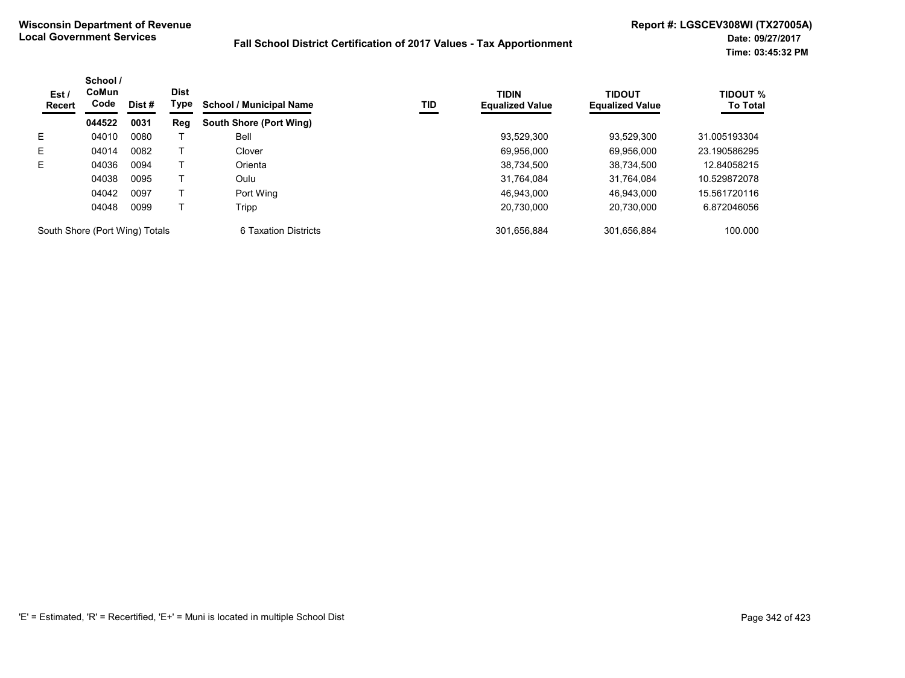**Wisconsin Department of Revenue**
**Local Government Services**

**Fall School District Certification of 2017 Values - Tax Apportionment**

**Report #: LGSCEV308WI (TX27005A)**
**Date: 09/27/2017**
**Time: 03:45:32 PM**

| Est / Recert | School / CoMun Code | Dist # | Dist Type | School / Municipal Name | TID | TIDIN Equalized Value | TIDOUT Equalized Value | TIDOUT % To Total |
|---|---|---|---|---|---|---|---|---|
| | **044522** | **0031** | **Reg** | **South Shore (Port Wing)** | | | | |
| E | 04010 | 0080 | T | Bell | | 93,529,300 | 93,529,300 | 31.005193304 |
| E | 04014 | 0082 | T | Clover | | 69,956,000 | 69,956,000 | 23.190586295 |
| E | 04036 | 0094 | T | Orienta | | 38,734,500 | 38,734,500 | 12.84058215 |
| | 04038 | 0095 | T | Oulu | | 31,764,084 | 31,764,084 | 10.529872078 |
| | 04042 | 0097 | T | Port Wing | | 46,943,000 | 46,943,000 | 15.561720116 |
| | 04048 | 0099 | T | Tripp | | 20,730,000 | 20,730,000 | 6.872046056 |
| South Shore (Port Wing) Totals | | | | 6 Taxation Districts | | 301,656,884 | 301,656,884 | 100.000 |

'E' = Estimated, 'R' = Recertified, 'E+' = Muni is located in multiple School Dist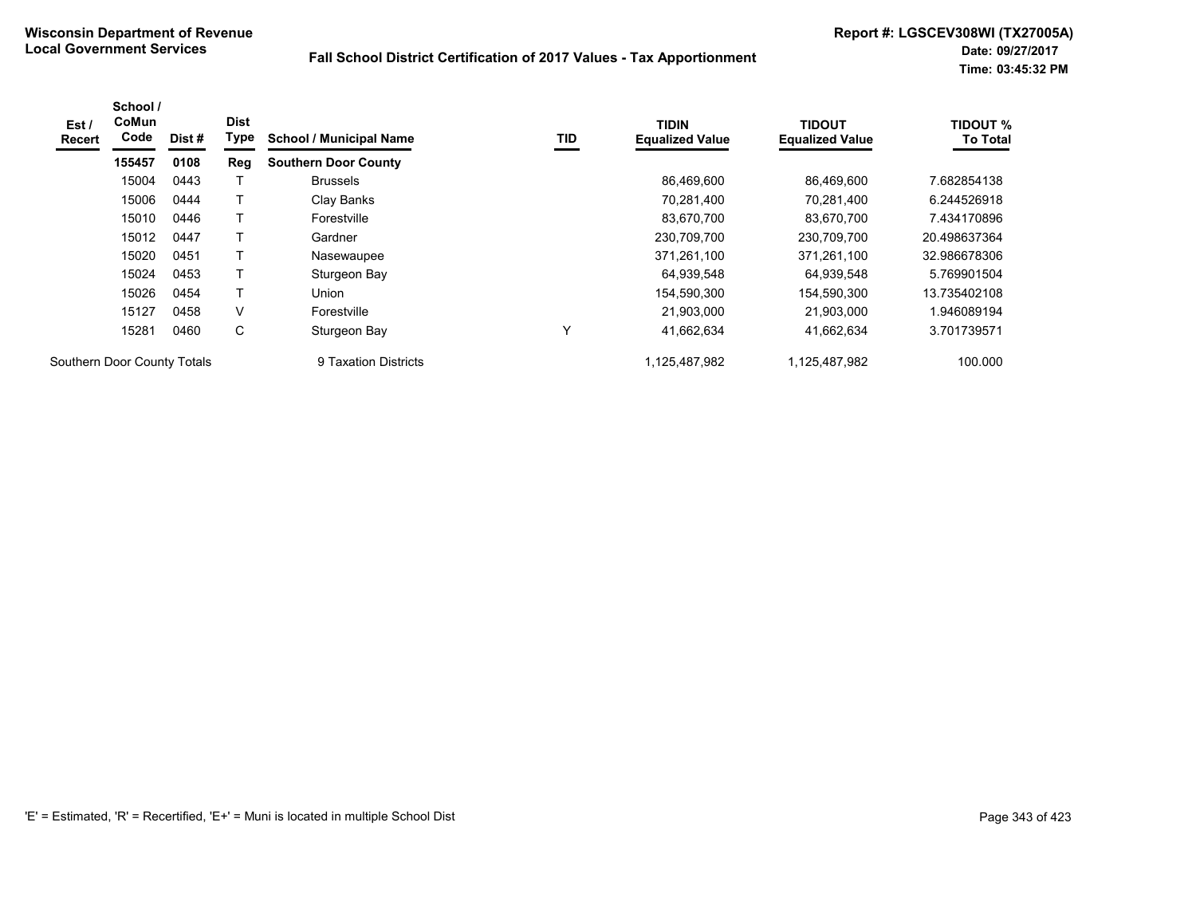**Wisconsin Department of Revenue**
**Local Government Services**

**Fall School District Certification of 2017 Values - Tax Apportionment**

**Report #: LGSCEV308WI (TX27005A)**
**Date: 09/27/2017**
**Time: 03:45:32 PM**

| Est / Recert | School / CoMun Code | Dist # | Dist Type | School / Municipal Name | TID | TIDIN Equalized Value | TIDOUT Equalized Value | TIDOUT % To Total |
|---|---|---|---|---|---|---|---|---|
| | **155457** | **0108** | **Reg** | **Southern Door County** | | | | |
| | 15004 | 0443 | T | Brussels | | 86,469,600 | 86,469,600 | 7.682854138 |
| | 15006 | 0444 | T | Clay Banks | | 70,281,400 | 70,281,400 | 6.244526918 |
| | 15010 | 0446 | T | Forestville | | 83,670,700 | 83,670,700 | 7.434170896 |
| | 15012 | 0447 | T | Gardner | | 230,709,700 | 230,709,700 | 20.498637364 |
| | 15020 | 0451 | T | Nasewaupee | | 371,261,100 | 371,261,100 | 32.986678306 |
| | 15024 | 0453 | T | Sturgeon Bay | | 64,939,548 | 64,939,548 | 5.769901504 |
| | 15026 | 0454 | T | Union | | 154,590,300 | 154,590,300 | 13.735402108 |
| | 15127 | 0458 | V | Forestville | | 21,903,000 | 21,903,000 | 1.946089194 |
| | 15281 | 0460 | C | Sturgeon Bay | Y | 41,662,634 | 41,662,634 | 3.701739571 |
| Southern Door County Totals | | | | 9 Taxation Districts | | 1,125,487,982 | 1,125,487,982 | 100.000 |

'E' = Estimated, 'R' = Recertified, 'E+' = Muni is located in multiple School Dist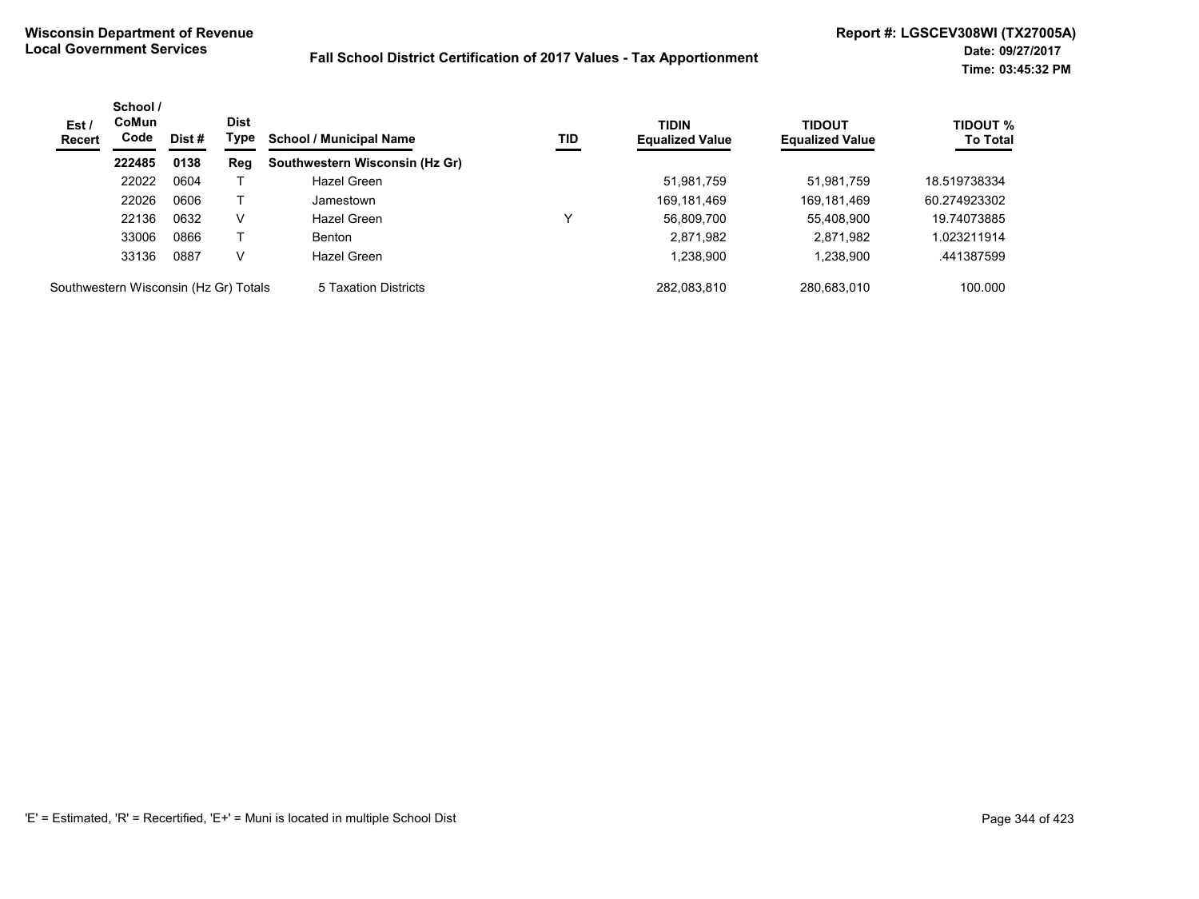**Wisconsin Department of Revenue**
**Local Government Services**

**Fall School District Certification of 2017 Values - Tax Apportionment**

**Report #: LGSCEV308WI (TX27005A)**
**Date: 09/27/2017**
**Time: 03:45:32 PM**

| Est / Recert | School / CoMun Code | Dist # | Dist Type | School / Municipal Name | TID | TIDIN Equalized Value | TIDOUT Equalized Value | TIDOUT % To Total |
|---|---|---|---|---|---|---|---|---|
| | **222485** | **0138** | **Reg** | **Southwestern Wisconsin (Hz Gr)** | | | | |
| | 22022 | 0604 | T | Hazel Green | | 51,981,759 | 51,981,759 | 18.519738334 |
| | 22026 | 0606 | T | Jamestown | | 169,181,469 | 169,181,469 | 60.274923302 |
| | 22136 | 0632 | V | Hazel Green | Y | 56,809,700 | 55,408,900 | 19.74073885 |
| | 33006 | 0866 | T | Benton | | 2,871,982 | 2,871,982 | 1.023211914 |
| | 33136 | 0887 | V | Hazel Green | | 1,238,900 | 1,238,900 | .441387599 |
| Southwestern Wisconsin (Hz Gr) Totals | | | | 5 Taxation Districts | | 282,083,810 | 280,683,010 | 100.000 |

'E' = Estimated, 'R' = Recertified, 'E+' = Muni is located in multiple School Dist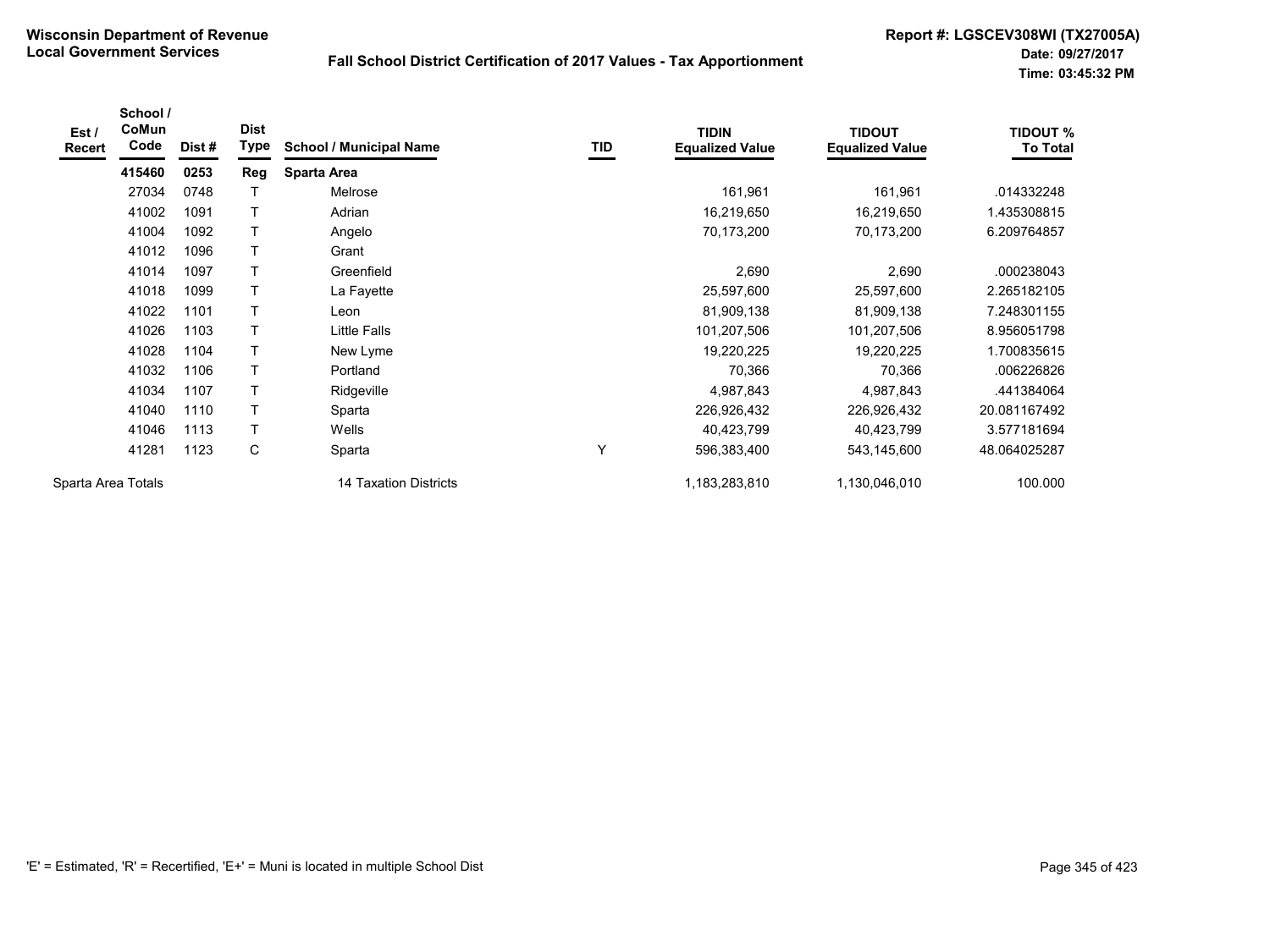**Wisconsin Department of Revenue**
**Local Government Services**

**Fall School District Certification of 2017 Values - Tax Apportionment**

**Report #: LGSCEV308WI (TX27005A)**
**Date: 09/27/2017**
**Time: 03:45:32 PM**

| Est / Recert | School / CoMun Code | Dist # | Dist Type | School / Municipal Name | TID | TIDIN Equalized Value | TIDOUT Equalized Value | TIDOUT % To Total |
|---|---|---|---|---|---|---|---|---|
| | **415460** | **0253** | **Reg** | **Sparta Area** | | | | |
| | 27034 | 0748 | T | Melrose | | 161,961 | 161,961 | .014332248 |
| | 41002 | 1091 | T | Adrian | | 16,219,650 | 16,219,650 | 1.435308815 |
| | 41004 | 1092 | T | Angelo | | 70,173,200 | 70,173,200 | 6.209764857 |
| | 41012 | 1096 | T | Grant | | | | |
| | 41014 | 1097 | T | Greenfield | | 2,690 | 2,690 | .000238043 |
| | 41018 | 1099 | T | La Fayette | | 25,597,600 | 25,597,600 | 2.265182105 |
| | 41022 | 1101 | T | Leon | | 81,909,138 | 81,909,138 | 7.248301155 |
| | 41026 | 1103 | T | Little Falls | | 101,207,506 | 101,207,506 | 8.956051798 |
| | 41028 | 1104 | T | New Lyme | | 19,220,225 | 19,220,225 | 1.700835615 |
| | 41032 | 1106 | T | Portland | | 70,366 | 70,366 | .006226826 |
| | 41034 | 1107 | T | Ridgeville | | 4,987,843 | 4,987,843 | .441384064 |
| | 41040 | 1110 | T | Sparta | | 226,926,432 | 226,926,432 | 20.081167492 |
| | 41046 | 1113 | T | Wells | | 40,423,799 | 40,423,799 | 3.577181694 |
| | 41281 | 1123 | C | Sparta | Y | 596,383,400 | 543,145,600 | 48.064025287 |
| Sparta Area Totals | | | | 14 Taxation Districts | | 1,183,283,810 | 1,130,046,010 | 100.000 |

'E' = Estimated, 'R' = Recertified, 'E+' = Muni is located in multiple School Dist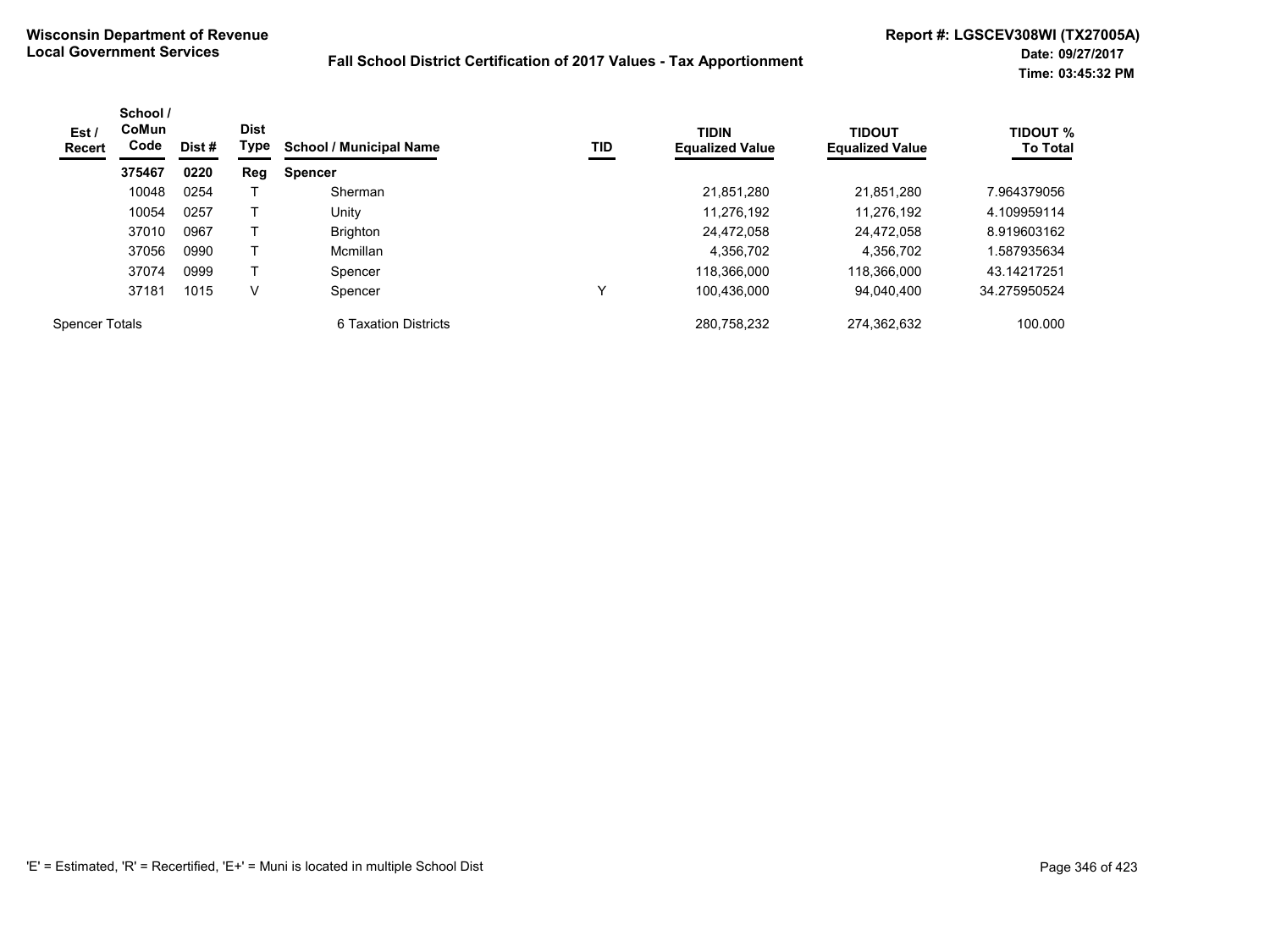**Wisconsin Department of Revenue**
**Local Government Services**

**Fall School District Certification of 2017 Values - Tax Apportionment**

**Report #: LGSCEV308WI (TX27005A)**
**Date: 09/27/2017**
**Time: 03:45:32 PM**

| Est / Recert | School / CoMun Code | Dist # | Dist Type | School / Municipal Name | TID | TIDIN Equalized Value | TIDOUT Equalized Value | TIDOUT % To Total |
|---|---|---|---|---|---|---|---|---|
| | **375467** | **0220** | **Reg** | **Spencer** | | | | |
| | 10048 | 0254 | T | Sherman | | 21,851,280 | 21,851,280 | 7.964379056 |
| | 10054 | 0257 | T | Unity | | 11,276,192 | 11,276,192 | 4.109959114 |
| | 37010 | 0967 | T | Brighton | | 24,472,058 | 24,472,058 | 8.919603162 |
| | 37056 | 0990 | T | Mcmillan | | 4,356,702 | 4,356,702 | 1.587935634 |
| | 37074 | 0999 | T | Spencer | | 118,366,000 | 118,366,000 | 43.14217251 |
| | 37181 | 1015 | V | Spencer | Y | 100,436,000 | 94,040,400 | 34.275950524 |
| Spencer Totals | | | | 6 Taxation Districts | | 280,758,232 | 274,362,632 | 100.000 |

'E' = Estimated, 'R' = Recertified, 'E+' = Muni is located in multiple School Dist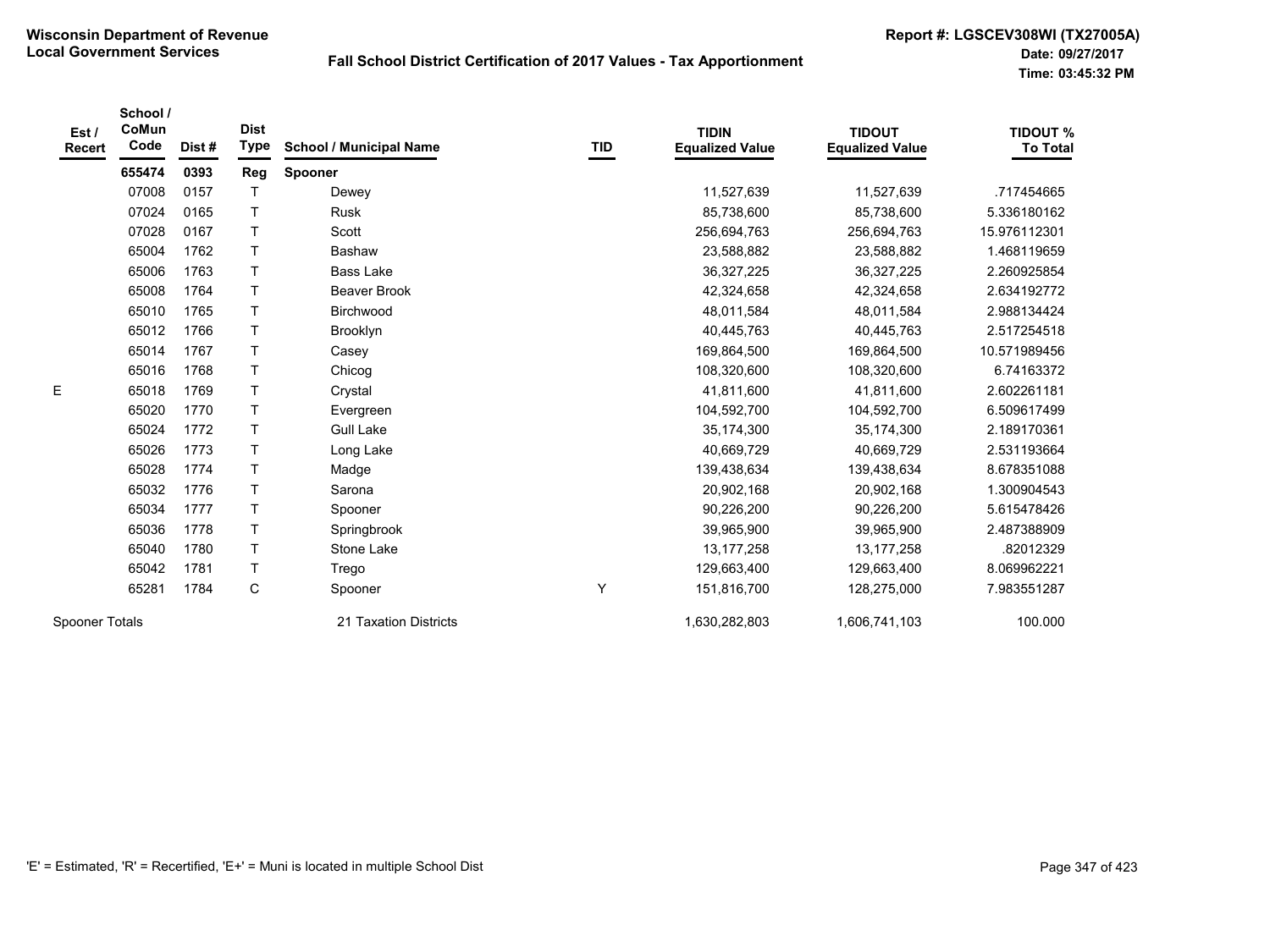**Wisconsin Department of Revenue**
**Local Government Services**

## Fall School District Certification of 2017 Values - Tax Apportionment

**Report #: LGSCEV308WI (TX27005A)**
**Date: 09/27/2017**
**Time: 03:45:32 PM**

| Est / Recert | School / CoMun Code | Dist # | Dist Type | School / Municipal Name | TID | TIDIN Equalized Value | TIDOUT Equalized Value | TIDOUT % To Total |
|---|---|---|---|---|---|---|---|---|
| | **655474** | **0393** | **Reg** | **Spooner** | | | | |
| | 07008 | 0157 | T | Dewey | | 11,527,639 | 11,527,639 | .717454665 |
| | 07024 | 0165 | T | Rusk | | 85,738,600 | 85,738,600 | 5.336180162 |
| | 07028 | 0167 | T | Scott | | 256,694,763 | 256,694,763 | 15.976112301 |
| | 65004 | 1762 | T | Bashaw | | 23,588,882 | 23,588,882 | 1.468119659 |
| | 65006 | 1763 | T | Bass Lake | | 36,327,225 | 36,327,225 | 2.260925854 |
| | 65008 | 1764 | T | Beaver Brook | | 42,324,658 | 42,324,658 | 2.634192772 |
| | 65010 | 1765 | T | Birchwood | | 48,011,584 | 48,011,584 | 2.988134424 |
| | 65012 | 1766 | T | Brooklyn | | 40,445,763 | 40,445,763 | 2.517254518 |
| | 65014 | 1767 | T | Casey | | 169,864,500 | 169,864,500 | 10.571989456 |
| | 65016 | 1768 | T | Chicog | | 108,320,600 | 108,320,600 | 6.74163372 |
| E | 65018 | 1769 | T | Crystal | | 41,811,600 | 41,811,600 | 2.602261181 |
| | 65020 | 1770 | T | Evergreen | | 104,592,700 | 104,592,700 | 6.509617499 |
| | 65024 | 1772 | T | Gull Lake | | 35,174,300 | 35,174,300 | 2.189170361 |
| | 65026 | 1773 | T | Long Lake | | 40,669,729 | 40,669,729 | 2.531193664 |
| | 65028 | 1774 | T | Madge | | 139,438,634 | 139,438,634 | 8.678351088 |
| | 65032 | 1776 | T | Sarona | | 20,902,168 | 20,902,168 | 1.300904543 |
| | 65034 | 1777 | T | Spooner | | 90,226,200 | 90,226,200 | 5.615478426 |
| | 65036 | 1778 | T | Springbrook | | 39,965,900 | 39,965,900 | 2.487388909 |
| | 65040 | 1780 | T | Stone Lake | | 13,177,258 | 13,177,258 | .82012329 |
| | 65042 | 1781 | T | Trego | | 129,663,400 | 129,663,400 | 8.069962221 |
| | 65281 | 1784 | C | Spooner | Y | 151,816,700 | 128,275,000 | 7.983551287 |
| Spooner Totals | | | | 21 Taxation Districts | | 1,630,282,803 | 1,606,741,103 | 100.000 |

'E' = Estimated, 'R' = Recertified, 'E+' = Muni is located in multiple School Dist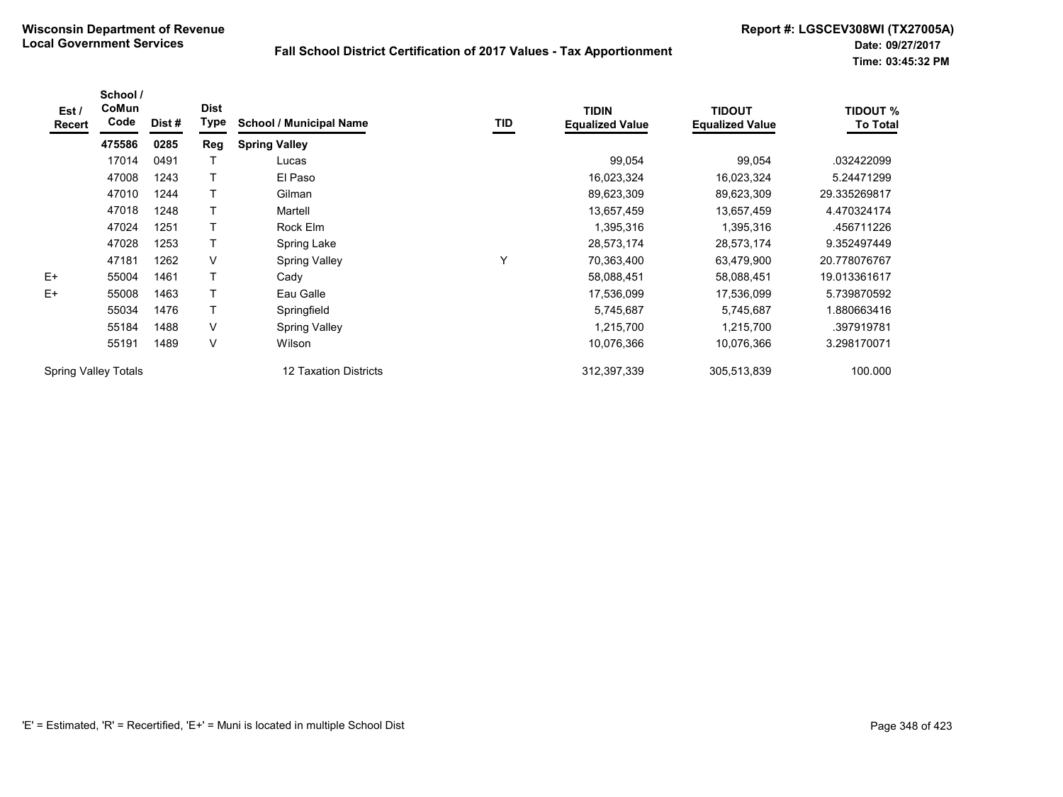**Wisconsin Department of Revenue**
**Local Government Services**

**Fall School District Certification of 2017 Values - Tax Apportionment**

**Report #: LGSCEV308WI (TX27005A)**
**Date: 09/27/2017**
**Time: 03:45:32 PM**

| Est / Recert | School / CoMun Code | Dist # | Dist Type | School / Municipal Name | TID | TIDIN Equalized Value | TIDOUT Equalized Value | TIDOUT % To Total |
|---|---|---|---|---|---|---|---|---|
| | **475586** | **0285** | **Reg** | **Spring Valley** | | | | |
| | 17014 | 0491 | T | Lucas | | 99,054 | 99,054 | .032422099 |
| | 47008 | 1243 | T | El Paso | | 16,023,324 | 16,023,324 | 5.24471299 |
| | 47010 | 1244 | T | Gilman | | 89,623,309 | 89,623,309 | 29.335269817 |
| | 47018 | 1248 | T | Martell | | 13,657,459 | 13,657,459 | 4.470324174 |
| | 47024 | 1251 | T | Rock Elm | | 1,395,316 | 1,395,316 | .456711226 |
| | 47028 | 1253 | T | Spring Lake | | 28,573,174 | 28,573,174 | 9.352497449 |
| | 47181 | 1262 | V | Spring Valley | Y | 70,363,400 | 63,479,900 | 20.778076767 |
| E+ | 55004 | 1461 | T | Cady | | 58,088,451 | 58,088,451 | 19.013361617 |
| E+ | 55008 | 1463 | T | Eau Galle | | 17,536,099 | 17,536,099 | 5.739870592 |
| | 55034 | 1476 | T | Springfield | | 5,745,687 | 5,745,687 | 1.880663416 |
| | 55184 | 1488 | V | Spring Valley | | 1,215,700 | 1,215,700 | .397919781 |
| | 55191 | 1489 | V | Wilson | | 10,076,366 | 10,076,366 | 3.298170071 |
| Spring Valley Totals | | | | 12 Taxation Districts | | 312,397,339 | 305,513,839 | 100.000 |

'E' = Estimated, 'R' = Recertified, 'E+' = Muni is located in multiple School Dist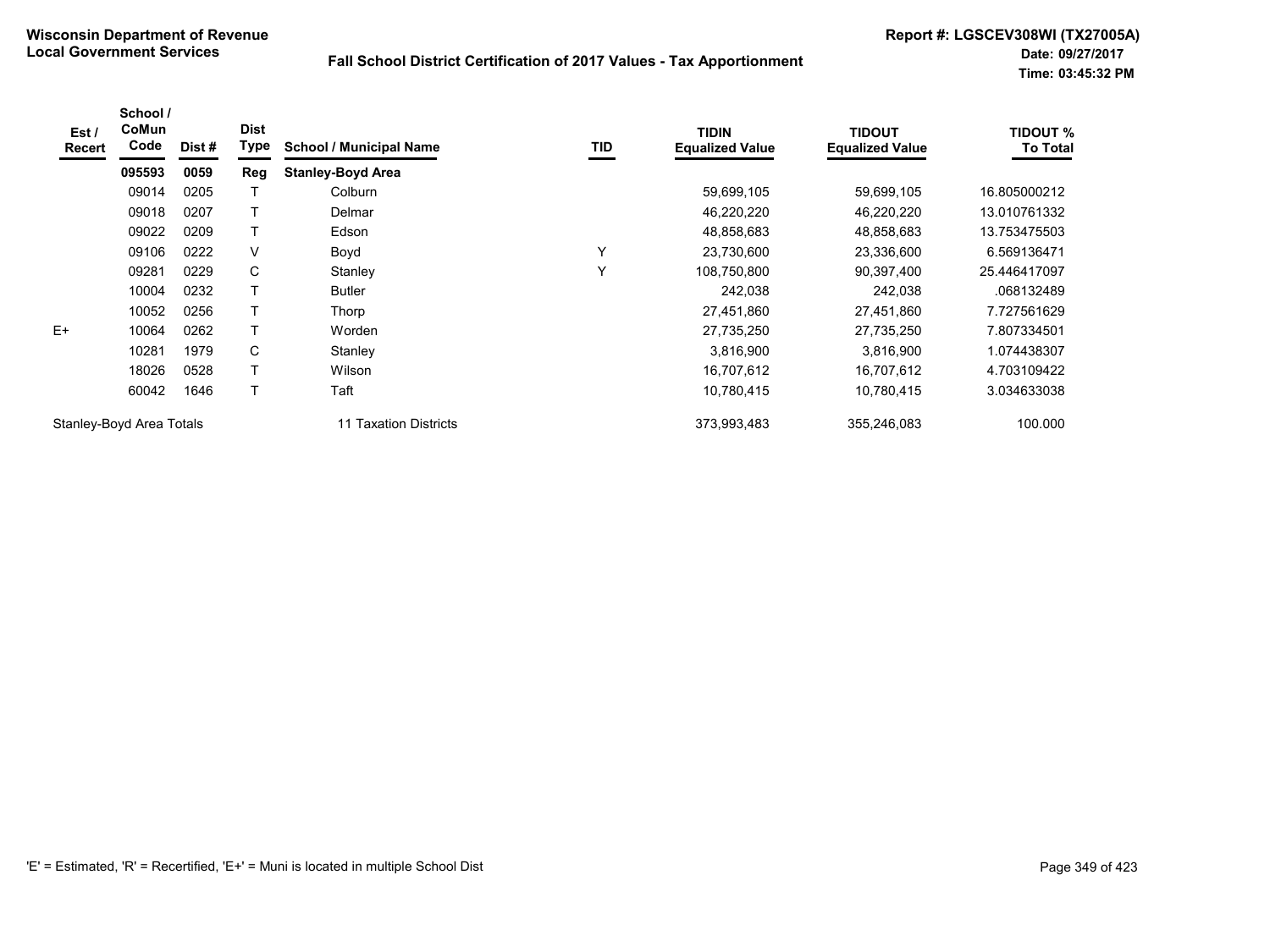**Wisconsin Department of Revenue**
**Local Government Services**

**Fall School District Certification of 2017 Values - Tax Apportionment**

**Report #: LGSCEV308WI (TX27005A)**
**Date: 09/27/2017**
**Time: 03:45:32 PM**

| Est / Recert | School / CoMun Code | Dist # | Dist Type | School / Municipal Name | TID | TIDIN Equalized Value | TIDOUT Equalized Value | TIDOUT % To Total |
|---|---|---|---|---|---|---|---|---|
| | **095593** | **0059** | **Reg** | **Stanley-Boyd Area** | | | | |
| | 09014 | 0205 | T | Colburn | | 59,699,105 | 59,699,105 | 16.805000212 |
| | 09018 | 0207 | T | Delmar | | 46,220,220 | 46,220,220 | 13.010761332 |
| | 09022 | 0209 | T | Edson | | 48,858,683 | 48,858,683 | 13.753475503 |
| | 09106 | 0222 | V | Boyd | Y | 23,730,600 | 23,336,600 | 6.569136471 |
| | 09281 | 0229 | C | Stanley | Y | 108,750,800 | 90,397,400 | 25.446417097 |
| | 10004 | 0232 | T | Butler | | 242,038 | 242,038 | .068132489 |
| | 10052 | 0256 | T | Thorp | | 27,451,860 | 27,451,860 | 7.727561629 |
| E+ | 10064 | 0262 | T | Worden | | 27,735,250 | 27,735,250 | 7.807334501 |
| | 10281 | 1979 | C | Stanley | | 3,816,900 | 3,816,900 | 1.074438307 |
| | 18026 | 0528 | T | Wilson | | 16,707,612 | 16,707,612 | 4.703109422 |
| | 60042 | 1646 | T | Taft | | 10,780,415 | 10,780,415 | 3.034633038 |
| Stanley-Boyd Area Totals | | | | 11 Taxation Districts | | 373,993,483 | 355,246,083 | 100.000 |

'E' = Estimated, 'R' = Recertified, 'E+' = Muni is located in multiple School Dist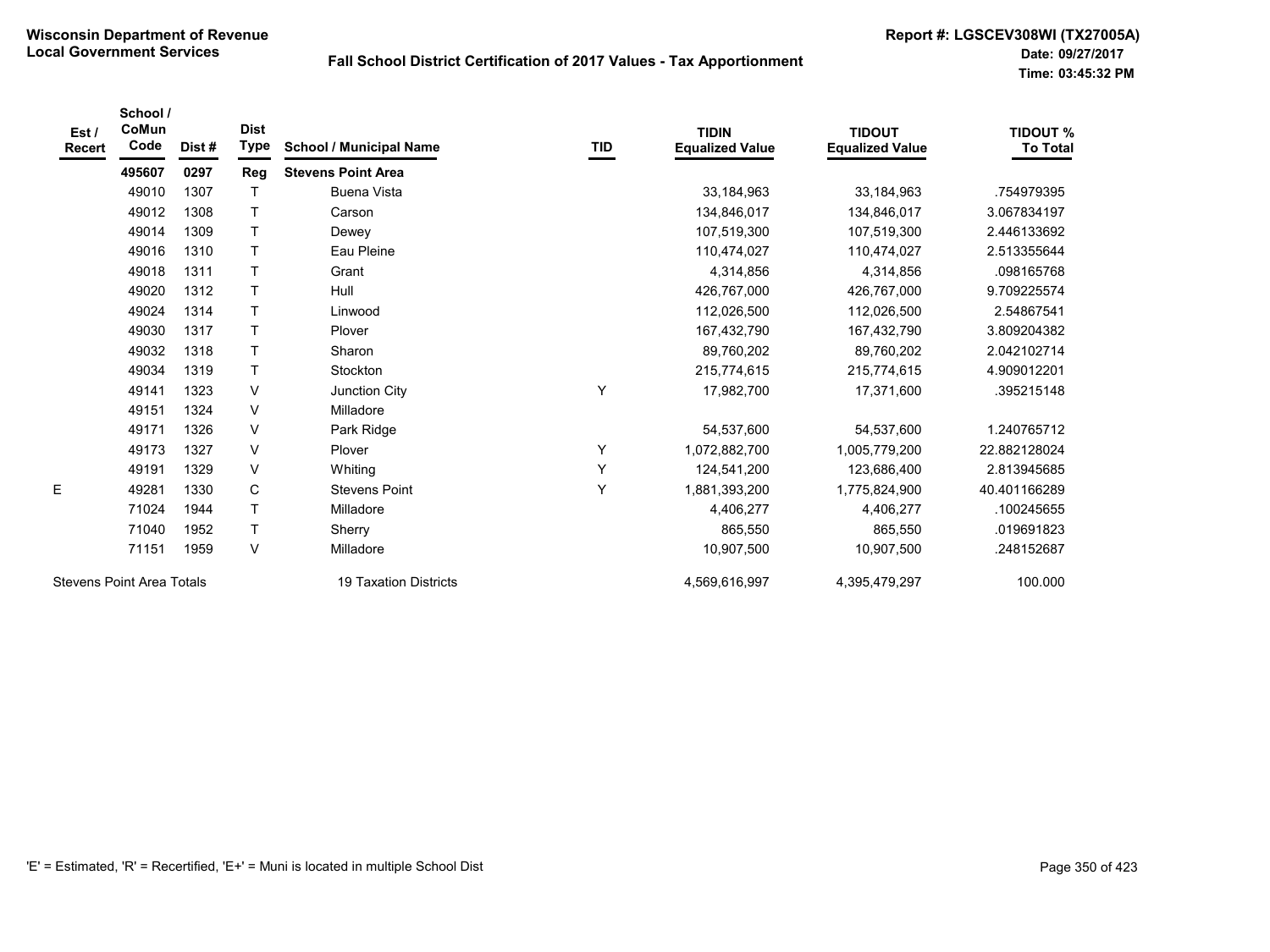**Wisconsin Department of Revenue**
**Local Government Services**

**Fall School District Certification of 2017 Values - Tax Apportionment**

**Report #: LGSCEV308WI (TX27005A)**
**Date: 09/27/2017**
**Time: 03:45:32 PM**

| Est / Recert | School / CoMun Code | Dist # | Dist Type | School / Municipal Name | TID | TIDIN Equalized Value | TIDOUT Equalized Value | TIDOUT % To Total |
|---|---|---|---|---|---|---|---|---|
| | **495607** | **0297** | **Reg** | **Stevens Point Area** | | | | |
| | 49010 | 1307 | T | Buena Vista | | 33,184,963 | 33,184,963 | .754979395 |
| | 49012 | 1308 | T | Carson | | 134,846,017 | 134,846,017 | 3.067834197 |
| | 49014 | 1309 | T | Dewey | | 107,519,300 | 107,519,300 | 2.446133692 |
| | 49016 | 1310 | T | Eau Pleine | | 110,474,027 | 110,474,027 | 2.513355644 |
| | 49018 | 1311 | T | Grant | | 4,314,856 | 4,314,856 | .098165768 |
| | 49020 | 1312 | T | Hull | | 426,767,000 | 426,767,000 | 9.709225574 |
| | 49024 | 1314 | T | Linwood | | 112,026,500 | 112,026,500 | 2.54867541 |
| | 49030 | 1317 | T | Plover | | 167,432,790 | 167,432,790 | 3.809204382 |
| | 49032 | 1318 | T | Sharon | | 89,760,202 | 89,760,202 | 2.042102714 |
| | 49034 | 1319 | T | Stockton | | 215,774,615 | 215,774,615 | 4.909012201 |
| | 49141 | 1323 | V | Junction City | Y | 17,982,700 | 17,371,600 | .395215148 |
| | 49151 | 1324 | V | Milladore | | | | |
| | 49171 | 1326 | V | Park Ridge | | 54,537,600 | 54,537,600 | 1.240765712 |
| | 49173 | 1327 | V | Plover | Y | 1,072,882,700 | 1,005,779,200 | 22.882128024 |
| | 49191 | 1329 | V | Whiting | Y | 124,541,200 | 123,686,400 | 2.813945685 |
| E | 49281 | 1330 | C | Stevens Point | Y | 1,881,393,200 | 1,775,824,900 | 40.401166289 |
| | 71024 | 1944 | T | Milladore | | 4,406,277 | 4,406,277 | .100245655 |
| | 71040 | 1952 | T | Sherry | | 865,550 | 865,550 | .019691823 |
| | 71151 | 1959 | V | Milladore | | 10,907,500 | 10,907,500 | .248152687 |
| Stevens Point Area Totals | | | | 19 Taxation Districts | | 4,569,616,997 | 4,395,479,297 | 100.000 |

'E' = Estimated, 'R' = Recertified, 'E+' = Muni is located in multiple School Dist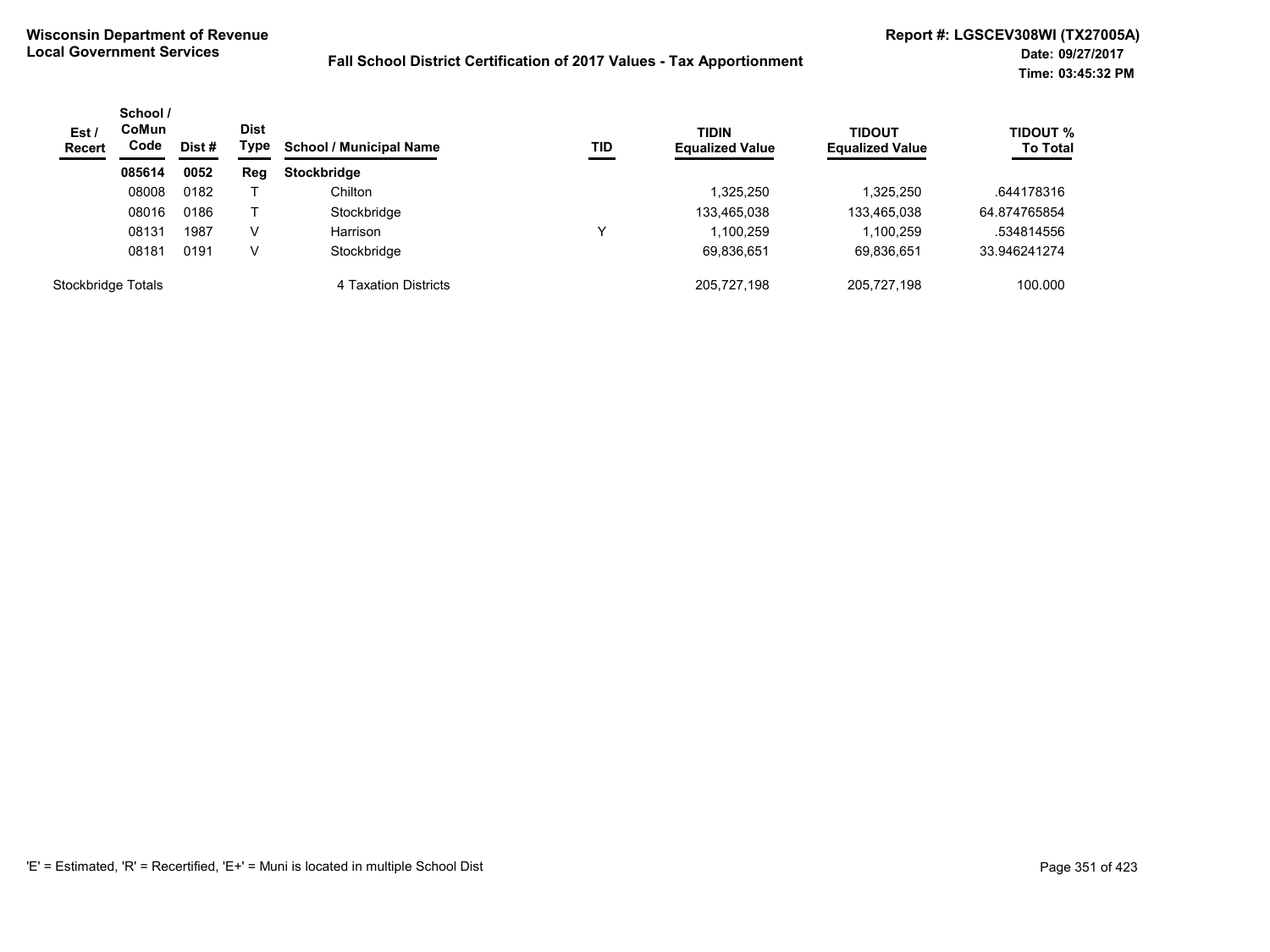**Wisconsin Department of Revenue**
**Local Government Services**

**Fall School District Certification of 2017 Values - Tax Apportionment**

**Report #: LGSCEV308WI (TX27005A)**
**Date: 09/27/2017**
**Time: 03:45:32 PM**

| Est / Recert | School / CoMun Code | Dist # | Dist Type | School / Municipal Name | TID | TIDIN Equalized Value | TIDOUT Equalized Value | TIDOUT % To Total |
|---|---|---|---|---|---|---|---|---|
| | **085614** | **0052** | **Reg** | **Stockbridge** | | | | |
| | 08008 | 0182 | T | Chilton | | 1,325,250 | 1,325,250 | .644178316 |
| | 08016 | 0186 | T | Stockbridge | | 133,465,038 | 133,465,038 | 64.874765854 |
| | 08131 | 1987 | V | Harrison | Y | 1,100,259 | 1,100,259 | .534814556 |
| | 08181 | 0191 | V | Stockbridge | | 69,836,651 | 69,836,651 | 33.946241274 |
| Stockbridge Totals | | | | 4 Taxation Districts | | 205,727,198 | 205,727,198 | 100.000 |

'E' = Estimated, 'R' = Recertified, 'E+' = Muni is located in multiple School Dist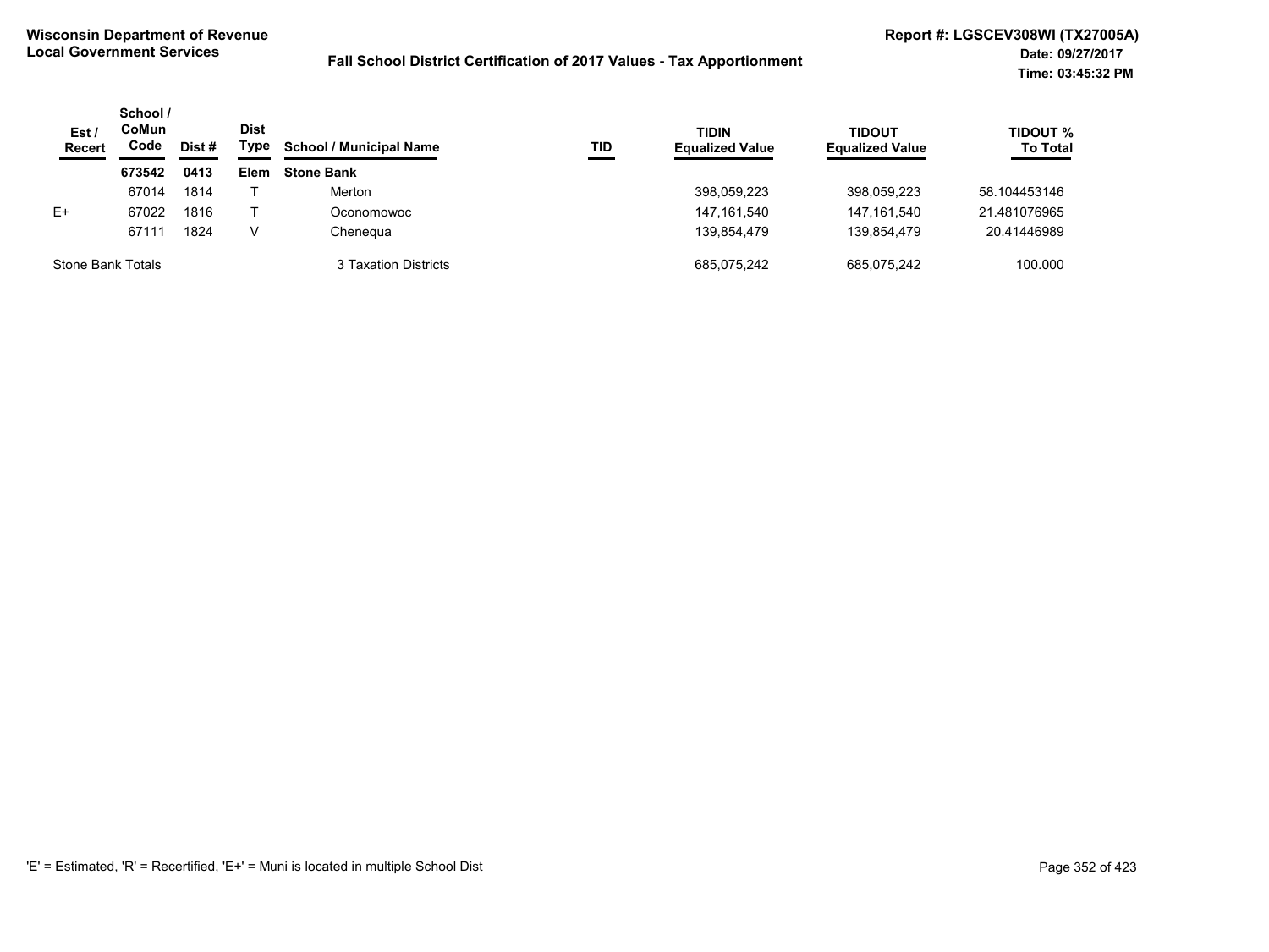**Wisconsin Department of Revenue**
**Local Government Services**

**Fall School District Certification of 2017 Values - Tax Apportionment**

**Report #: LGSCEV308WI (TX27005A)**
**Date: 09/27/2017**
**Time: 03:45:32 PM**

| Est / Recert | School / CoMun Code | Dist # | Dist Type | School / Municipal Name | TID | TIDIN Equalized Value | TIDOUT Equalized Value | TIDOUT % To Total |
|---|---|---|---|---|---|---|---|---|
| | **673542** | **0413** | **Elem** | **Stone Bank** | | | | |
| | 67014 | 1814 | T | Merton | | 398,059,223 | 398,059,223 | 58.104453146 |
| E+ | 67022 | 1816 | T | Oconomowoc | | 147,161,540 | 147,161,540 | 21.481076965 |
| | 67111 | 1824 | V | Chenequa | | 139,854,479 | 139,854,479 | 20.41446989 |
| Stone Bank Totals | | | | 3 Taxation Districts | | 685,075,242 | 685,075,242 | 100.000 |

'E' = Estimated, 'R' = Recertified, 'E+' = Muni is located in multiple School Dist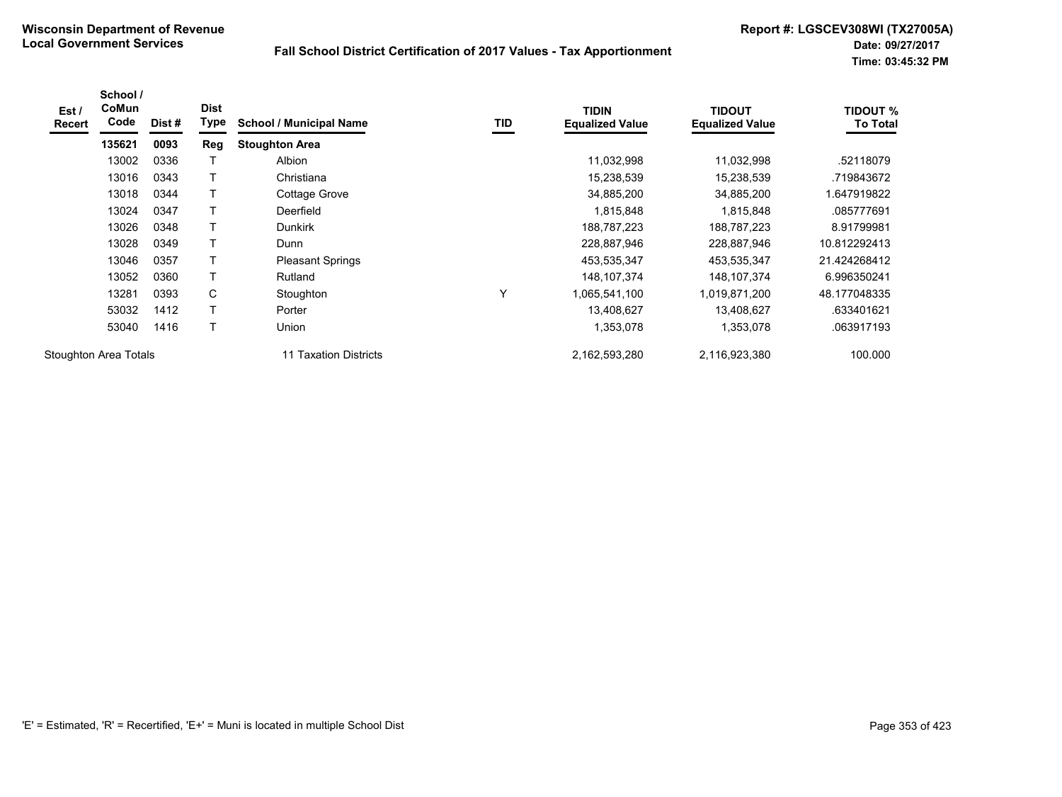**Wisconsin Department of Revenue**
**Local Government Services**

**Fall School District Certification of 2017 Values - Tax Apportionment**

**Report #: LGSCEV308WI (TX27005A)**
**Date: 09/27/2017**
**Time: 03:45:32 PM**

| Est / Recert | School / CoMun Code | Dist # | Dist Type | School / Municipal Name | TID | TIDIN Equalized Value | TIDOUT Equalized Value | TIDOUT % To Total |
|---|---|---|---|---|---|---|---|---|
| | **135621** | **0093** | **Reg** | **Stoughton Area** | | | | |
| | 13002 | 0336 | T | Albion | | 11,032,998 | 11,032,998 | .52118079 |
| | 13016 | 0343 | T | Christiana | | 15,238,539 | 15,238,539 | .719843672 |
| | 13018 | 0344 | T | Cottage Grove | | 34,885,200 | 34,885,200 | 1.647919822 |
| | 13024 | 0347 | T | Deerfield | | 1,815,848 | 1,815,848 | .085777691 |
| | 13026 | 0348 | T | Dunkirk | | 188,787,223 | 188,787,223 | 8.91799981 |
| | 13028 | 0349 | T | Dunn | | 228,887,946 | 228,887,946 | 10.812292413 |
| | 13046 | 0357 | T | Pleasant Springs | | 453,535,347 | 453,535,347 | 21.424268412 |
| | 13052 | 0360 | T | Rutland | | 148,107,374 | 148,107,374 | 6.996350241 |
| | 13281 | 0393 | C | Stoughton | Y | 1,065,541,100 | 1,019,871,200 | 48.177048335 |
| | 53032 | 1412 | T | Porter | | 13,408,627 | 13,408,627 | .633401621 |
| | 53040 | 1416 | T | Union | | 1,353,078 | 1,353,078 | .063917193 |
| Stoughton Area Totals | | | | 11 Taxation Districts | | 2,162,593,280 | 2,116,923,380 | 100.000 |

'E' = Estimated, 'R' = Recertified, 'E+' = Muni is located in multiple School Dist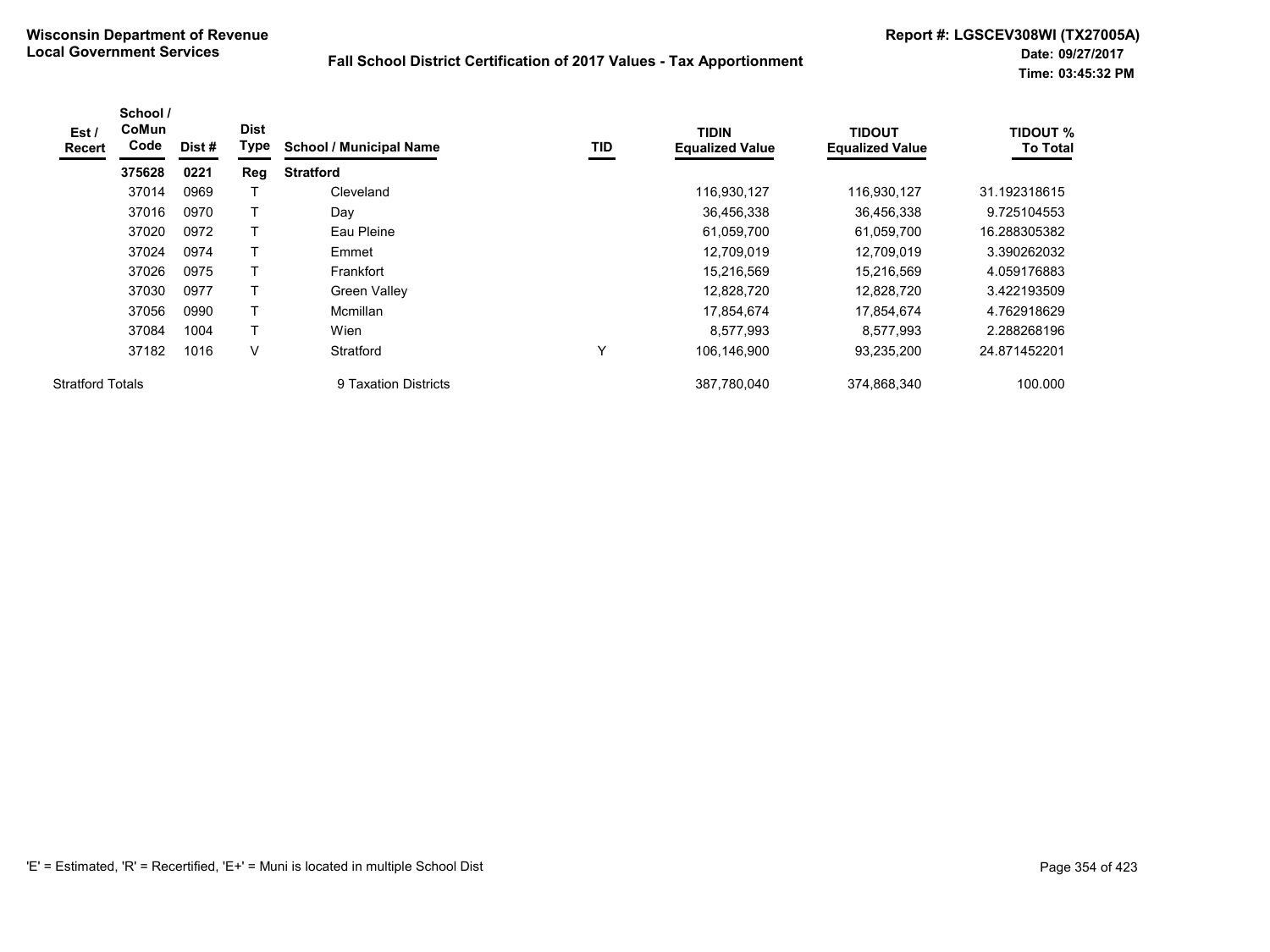**Wisconsin Department of Revenue**
**Local Government Services**

**Fall School District Certification of 2017 Values - Tax Apportionment**

**Report #: LGSCEV308WI (TX27005A)**
**Date: 09/27/2017**
**Time: 03:45:32 PM**

| Est / Recert | School / CoMun Code | Dist # | Dist Type | School / Municipal Name | TID | TIDIN Equalized Value | TIDOUT Equalized Value | TIDOUT % To Total |
|---|---|---|---|---|---|---|---|---|
| | **375628** | **0221** | **Reg** | **Stratford** | | | | |
| | 37014 | 0969 | T | Cleveland | | 116,930,127 | 116,930,127 | 31.192318615 |
| | 37016 | 0970 | T | Day | | 36,456,338 | 36,456,338 | 9.725104553 |
| | 37020 | 0972 | T | Eau Pleine | | 61,059,700 | 61,059,700 | 16.288305382 |
| | 37024 | 0974 | T | Emmet | | 12,709,019 | 12,709,019 | 3.390262032 |
| | 37026 | 0975 | T | Frankfort | | 15,216,569 | 15,216,569 | 4.059176883 |
| | 37030 | 0977 | T | Green Valley | | 12,828,720 | 12,828,720 | 3.422193509 |
| | 37056 | 0990 | T | Mcmillan | | 17,854,674 | 17,854,674 | 4.762918629 |
| | 37084 | 1004 | T | Wien | | 8,577,993 | 8,577,993 | 2.288268196 |
| | 37182 | 1016 | V | Stratford | Y | 106,146,900 | 93,235,200 | 24.871452201 |
| Stratford Totals | | | | 9 Taxation Districts | | 387,780,040 | 374,868,340 | 100.000 |

'E' = Estimated, 'R' = Recertified, 'E+' = Muni is located in multiple School Dist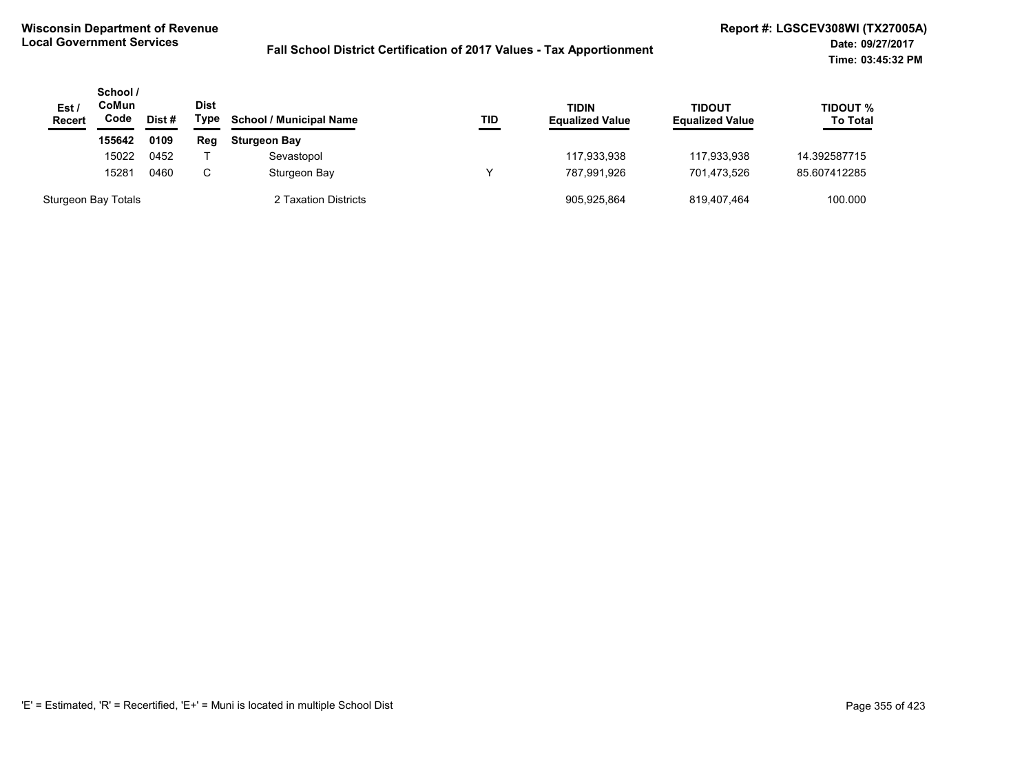**Wisconsin Department of Revenue**
**Local Government Services**

**Fall School District Certification of 2017 Values - Tax Apportionment**

**Report #: LGSCEV308WI (TX27005A)**
**Date: 09/27/2017**
**Time: 03:45:32 PM**

| Est / Recert | School / CoMun Code | Dist # | Dist Type | School / Municipal Name | TID | TIDIN Equalized Value | TIDOUT Equalized Value | TIDOUT % To Total |
|---|---|---|---|---|---|---|---|---|
| | **155642** | **0109** | **Reg** | **Sturgeon Bay** | | | | |
| | 15022 | 0452 | T | Sevastopol | | 117,933,938 | 117,933,938 | 14.392587715 |
| | 15281 | 0460 | C | Sturgeon Bay | Y | 787,991,926 | 701,473,526 | 85.607412285 |
| Sturgeon Bay Totals | | | | 2 Taxation Districts | | 905,925,864 | 819,407,464 | 100.000 |

'E' = Estimated, 'R' = Recertified, 'E+' = Muni is located in multiple School Dist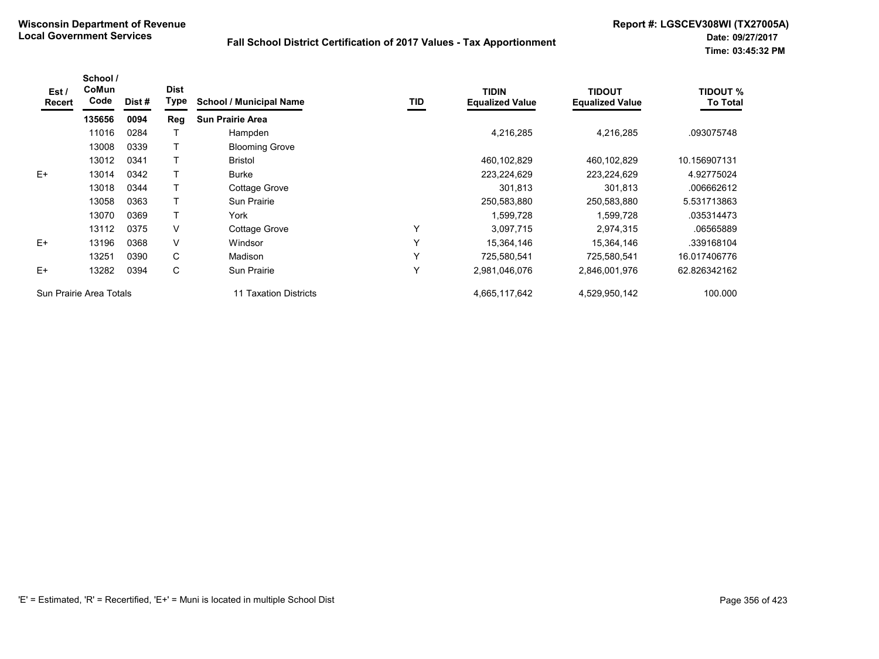**Wisconsin Department of Revenue**
**Local Government Services**

**Fall School District Certification of 2017 Values - Tax Apportionment**

**Report #: LGSCEV308WI (TX27005A)**
**Date: 09/27/2017**
**Time: 03:45:32 PM**

| Est / Recert | School / CoMun Code | Dist # | Dist Type | School / Municipal Name | TID | TIDIN Equalized Value | TIDOUT Equalized Value | TIDOUT % To Total |
|---|---|---|---|---|---|---|---|---|
| | **135656** | **0094** | **Reg** | **Sun Prairie Area** | | | | |
| | 11016 | 0284 | T | Hampden | | 4,216,285 | 4,216,285 | .093075748 |
| | 13008 | 0339 | T | Blooming Grove | | | | |
| | 13012 | 0341 | T | Bristol | | 460,102,829 | 460,102,829 | 10.156907131 |
| E+ | 13014 | 0342 | T | Burke | | 223,224,629 | 223,224,629 | 4.92775024 |
| | 13018 | 0344 | T | Cottage Grove | | 301,813 | 301,813 | .006662612 |
| | 13058 | 0363 | T | Sun Prairie | | 250,583,880 | 250,583,880 | 5.531713863 |
| | 13070 | 0369 | T | York | | 1,599,728 | 1,599,728 | .035314473 |
| | 13112 | 0375 | V | Cottage Grove | Y | 3,097,715 | 2,974,315 | .06565889 |
| E+ | 13196 | 0368 | V | Windsor | Y | 15,364,146 | 15,364,146 | .339168104 |
| | 13251 | 0390 | C | Madison | Y | 725,580,541 | 725,580,541 | 16.017406776 |
| E+ | 13282 | 0394 | C | Sun Prairie | Y | 2,981,046,076 | 2,846,001,976 | 62.826342162 |
| Sun Prairie Area Totals | | | | 11 Taxation Districts | | 4,665,117,642 | 4,529,950,142 | 100.000 |

'E' = Estimated, 'R' = Recertified, 'E+' = Muni is located in multiple School Dist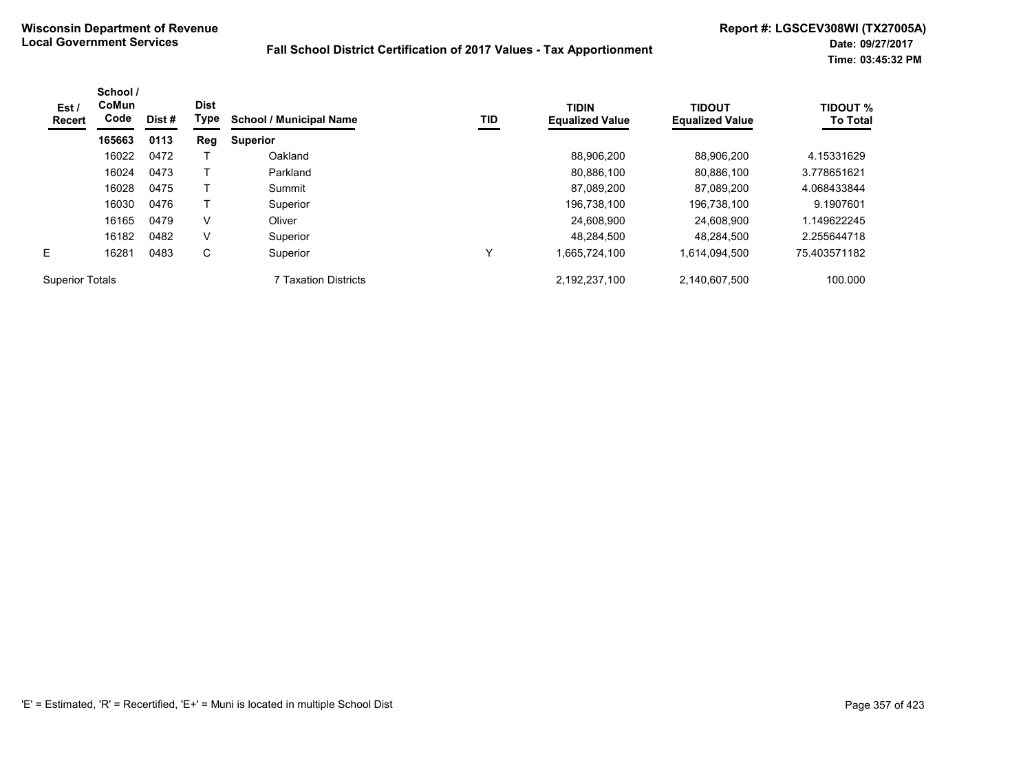**Wisconsin Department of Revenue**
**Local Government Services**

**Fall School District Certification of 2017 Values - Tax Apportionment**

**Report #: LGSCEV308WI (TX27005A)**
**Date: 09/27/2017**
**Time: 03:45:32 PM**

| Est / Recert | School / CoMun Code | Dist # | Dist Type | School / Municipal Name | TID | TIDIN Equalized Value | TIDOUT Equalized Value | TIDOUT % To Total |
|---|---|---|---|---|---|---|---|---|
| | **165663** | **0113** | **Reg** | **Superior** | | | | |
| | 16022 | 0472 | T | Oakland | | 88,906,200 | 88,906,200 | 4.15331629 |
| | 16024 | 0473 | T | Parkland | | 80,886,100 | 80,886,100 | 3.778651621 |
| | 16028 | 0475 | T | Summit | | 87,089,200 | 87,089,200 | 4.068433844 |
| | 16030 | 0476 | T | Superior | | 196,738,100 | 196,738,100 | 9.1907601 |
| | 16165 | 0479 | V | Oliver | | 24,608,900 | 24,608,900 | 1.149622245 |
| | 16182 | 0482 | V | Superior | | 48,284,500 | 48,284,500 | 2.255644718 |
| E | 16281 | 0483 | C | Superior | Y | 1,665,724,100 | 1,614,094,500 | 75.403571182 |
| Superior Totals | | | | 7 Taxation Districts | | 2,192,237,100 | 2,140,607,500 | 100.000 |

'E' = Estimated, 'R' = Recertified, 'E+' = Muni is located in multiple School Dist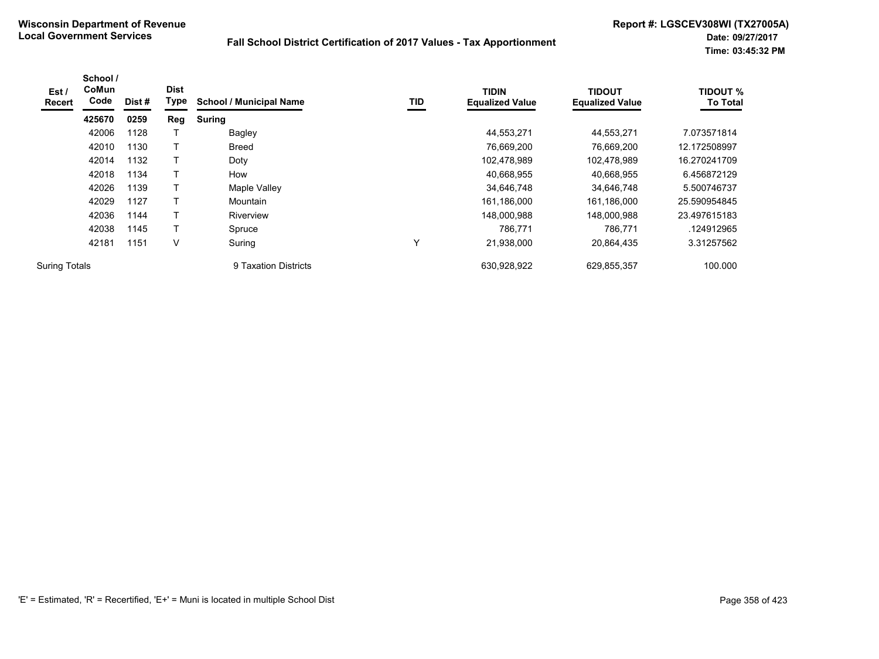**Wisconsin Department of Revenue**
**Local Government Services**

**Fall School District Certification of 2017 Values - Tax Apportionment**

**Report #: LGSCEV308WI (TX27005A)**
**Date: 09/27/2017**
**Time: 03:45:32 PM**

| Est / Recert | School / CoMun Code | Dist # | Dist Type | School / Municipal Name | TID | TIDIN Equalized Value | TIDOUT Equalized Value | TIDOUT % To Total |
|---|---|---|---|---|---|---|---|---|
| | **425670** | **0259** | **Reg** | **Suring** | | | | |
| | 42006 | 1128 | T | Bagley | | 44,553,271 | 44,553,271 | 7.073571814 |
| | 42010 | 1130 | T | Breed | | 76,669,200 | 76,669,200 | 12.172508997 |
| | 42014 | 1132 | T | Doty | | 102,478,989 | 102,478,989 | 16.270241709 |
| | 42018 | 1134 | T | How | | 40,668,955 | 40,668,955 | 6.456872129 |
| | 42026 | 1139 | T | Maple Valley | | 34,646,748 | 34,646,748 | 5.500746737 |
| | 42029 | 1127 | T | Mountain | | 161,186,000 | 161,186,000 | 25.590954845 |
| | 42036 | 1144 | T | Riverview | | 148,000,988 | 148,000,988 | 23.497615183 |
| | 42038 | 1145 | T | Spruce | | 786,771 | 786,771 | .124912965 |
| | 42181 | 1151 | V | Suring | Y | 21,938,000 | 20,864,435 | 3.31257562 |
| Suring Totals | | | | 9 Taxation Districts | | 630,928,922 | 629,855,357 | 100.000 |

'E' = Estimated, 'R' = Recertified, 'E+' = Muni is located in multiple School Dist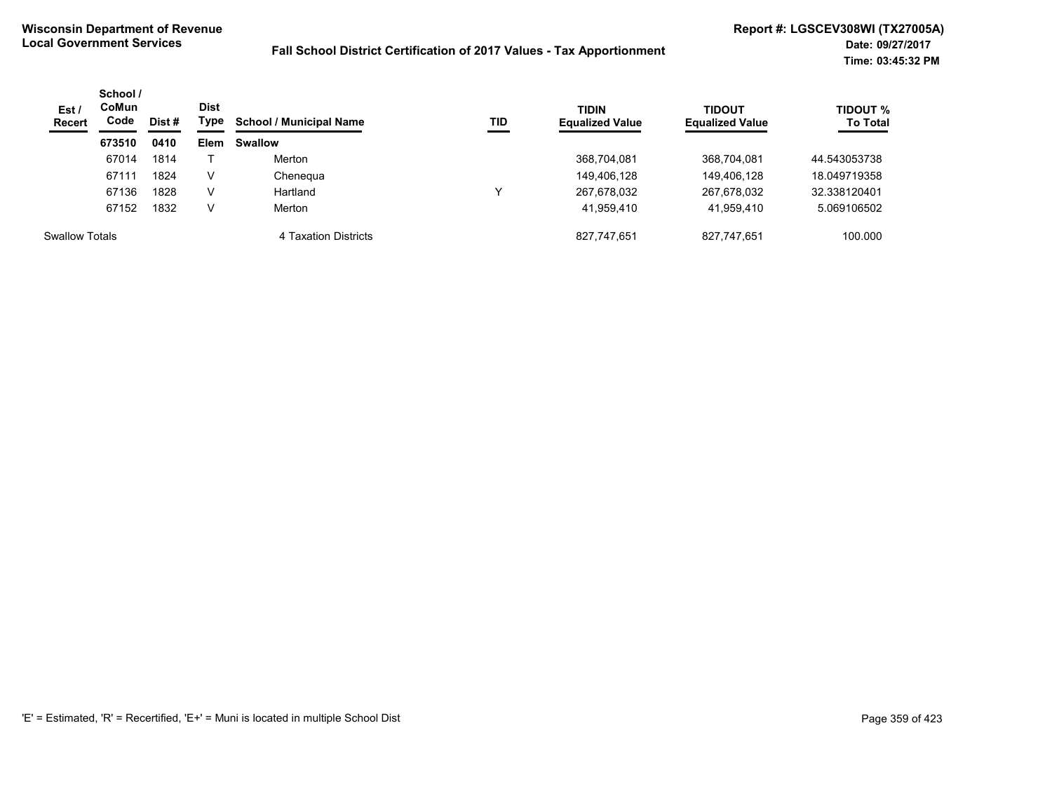**Wisconsin Department of Revenue**
**Local Government Services**

**Fall School District Certification of 2017 Values - Tax Apportionment**

**Report #: LGSCEV308WI (TX27005A)**
**Date: 09/27/2017**
**Time: 03:45:32 PM**

| Est / Recert | School / CoMun Code | Dist # | Dist Type | School / Municipal Name | TID | TIDIN Equalized Value | TIDOUT Equalized Value | TIDOUT % To Total |
|---|---|---|---|---|---|---|---|---|
| | **673510** | **0410** | **Elem** | **Swallow** | | | | |
| | 67014 | 1814 | T | Merton | | 368,704,081 | 368,704,081 | 44.543053738 |
| | 67111 | 1824 | V | Chenequa | | 149,406,128 | 149,406,128 | 18.049719358 |
| | 67136 | 1828 | V | Hartland | Y | 267,678,032 | 267,678,032 | 32.338120401 |
| | 67152 | 1832 | V | Merton | | 41,959,410 | 41,959,410 | 5.069106502 |
| Swallow Totals | | | | 4 Taxation Districts | | 827,747,651 | 827,747,651 | 100.000 |

'E' = Estimated, 'R' = Recertified, 'E+' = Muni is located in multiple School Dist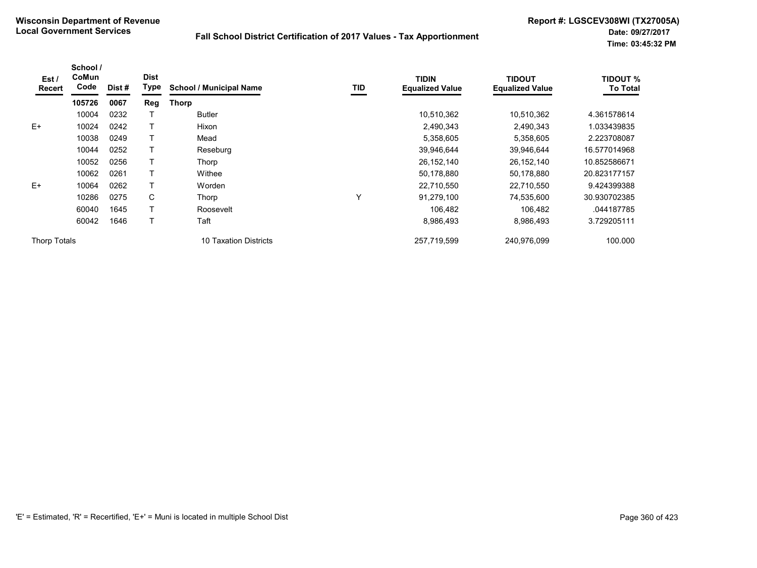**Wisconsin Department of Revenue**
**Local Government Services**

**Fall School District Certification of 2017 Values - Tax Apportionment**

**Report #: LGSCEV308WI (TX27005A)**
**Date: 09/27/2017**
**Time: 03:45:32 PM**

| Est / Recert | School / CoMun Code | Dist # | Dist Type | School / Municipal Name | TID | TIDIN Equalized Value | TIDOUT Equalized Value | TIDOUT % To Total |
|---|---|---|---|---|---|---|---|---|
| | **105726** | **0067** | **Reg** | **Thorp** | | | | |
| | 10004 | 0232 | T | Butler | | 10,510,362 | 10,510,362 | 4.361578614 |
| E+ | 10024 | 0242 | T | Hixon | | 2,490,343 | 2,490,343 | 1.033439835 |
| | 10038 | 0249 | T | Mead | | 5,358,605 | 5,358,605 | 2.223708087 |
| | 10044 | 0252 | T | Reseburg | | 39,946,644 | 39,946,644 | 16.577014968 |
| | 10052 | 0256 | T | Thorp | | 26,152,140 | 26,152,140 | 10.852586671 |
| | 10062 | 0261 | T | Withee | | 50,178,880 | 50,178,880 | 20.823177157 |
| E+ | 10064 | 0262 | T | Worden | | 22,710,550 | 22,710,550 | 9.424399388 |
| | 10286 | 0275 | C | Thorp | Y | 91,279,100 | 74,535,600 | 30.930702385 |
| | 60040 | 1645 | T | Roosevelt | | 106,482 | 106,482 | .044187785 |
| | 60042 | 1646 | T | Taft | | 8,986,493 | 8,986,493 | 3.729205111 |
| Thorp Totals | | | | 10 Taxation Districts | | 257,719,599 | 240,976,099 | 100.000 |

'E' = Estimated, 'R' = Recertified, 'E+' = Muni is located in multiple School Dist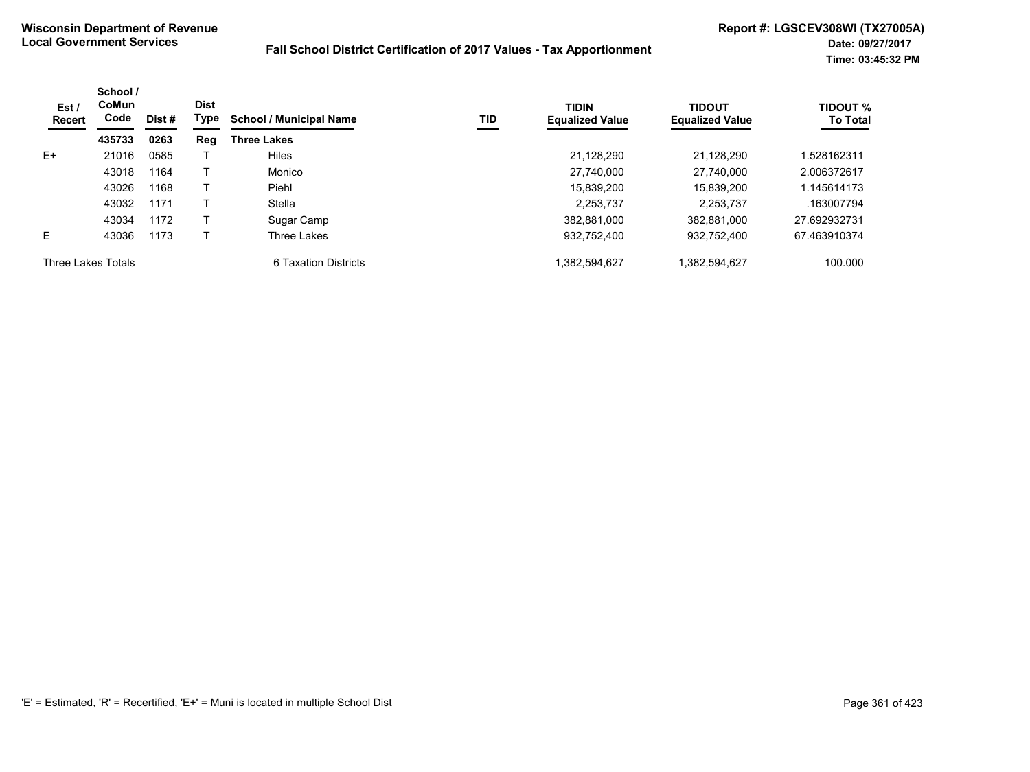**Wisconsin Department of Revenue**
**Local Government Services**

**Fall School District Certification of 2017 Values - Tax Apportionment**

**Report #: LGSCEV308WI (TX27005A)**
**Date: 09/27/2017**
**Time: 03:45:32 PM**

| Est / Recert | School / CoMun Code | Dist # | Dist Type | School / Municipal Name | TID | TIDIN Equalized Value | TIDOUT Equalized Value | TIDOUT % To Total |
|---|---|---|---|---|---|---|---|---|
| | **435733** | **0263** | **Reg** | **Three Lakes** | | | | |
| E+ | 21016 | 0585 | T | Hiles | | 21,128,290 | 21,128,290 | 1.528162311 |
| | 43018 | 1164 | T | Monico | | 27,740,000 | 27,740,000 | 2.006372617 |
| | 43026 | 1168 | T | Piehl | | 15,839,200 | 15,839,200 | 1.145614173 |
| | 43032 | 1171 | T | Stella | | 2,253,737 | 2,253,737 | .163007794 |
| | 43034 | 1172 | T | Sugar Camp | | 382,881,000 | 382,881,000 | 27.692932731 |
| E | 43036 | 1173 | T | Three Lakes | | 932,752,400 | 932,752,400 | 67.463910374 |
| Three Lakes Totals | | | | 6 Taxation Districts | | 1,382,594,627 | 1,382,594,627 | 100.000 |

'E' = Estimated, 'R' = Recertified, 'E+' = Muni is located in multiple School Dist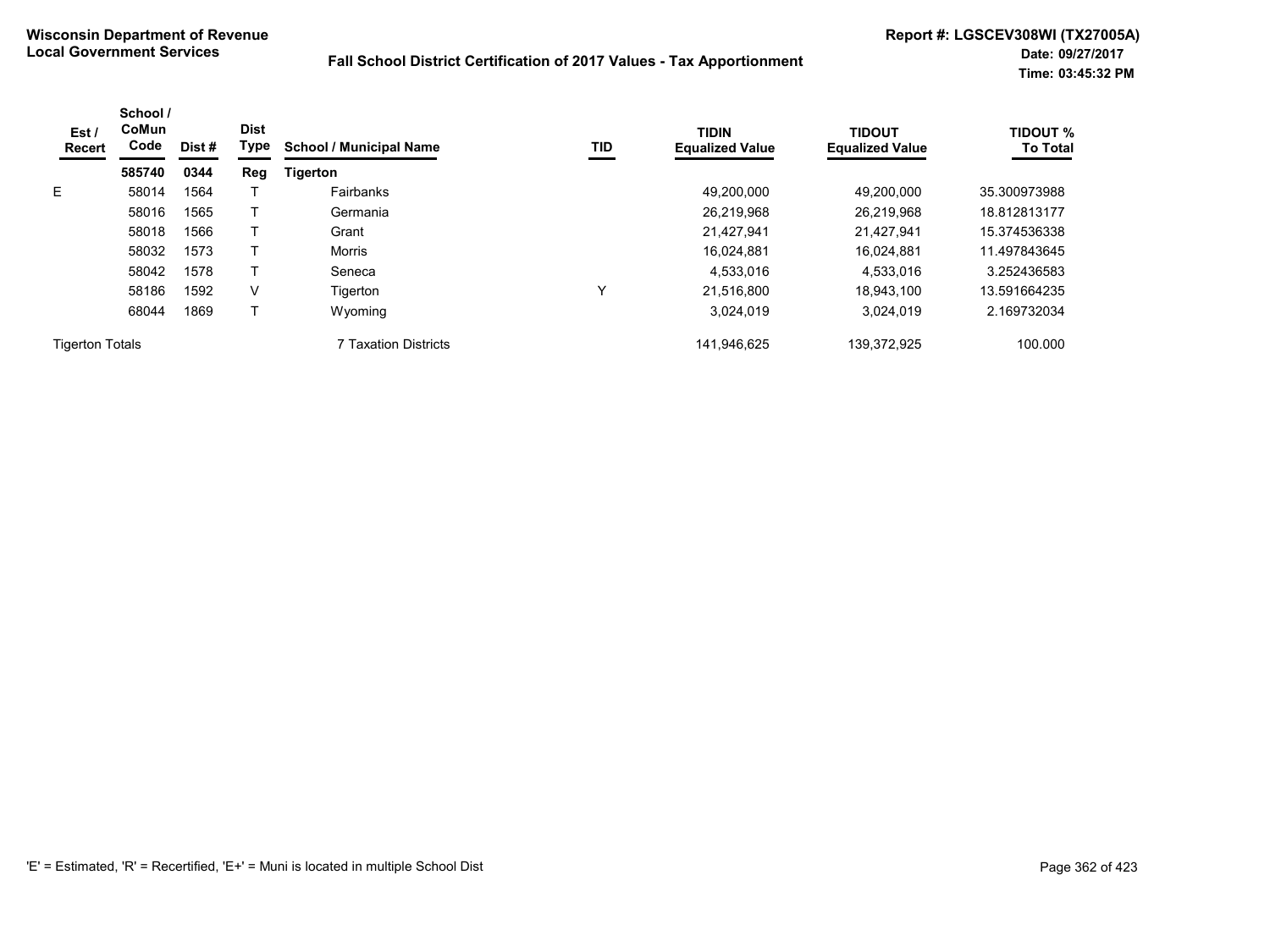**Wisconsin Department of Revenue**
**Local Government Services**

**Fall School District Certification of 2017 Values - Tax Apportionment**

**Report #: LGSCEV308WI (TX27005A)**
**Date: 09/27/2017**
**Time: 03:45:32 PM**

| Est / Recert | School / CoMun Code | Dist # | Dist Type | School / Municipal Name | TID | TIDIN Equalized Value | TIDOUT Equalized Value | TIDOUT % To Total |
|---|---|---|---|---|---|---|---|---|
| | **585740** | **0344** | **Reg** | **Tigerton** | | | | |
| E | 58014 | 1564 | T | Fairbanks | | 49,200,000 | 49,200,000 | 35.300973988 |
| | 58016 | 1565 | T | Germania | | 26,219,968 | 26,219,968 | 18.812813177 |
| | 58018 | 1566 | T | Grant | | 21,427,941 | 21,427,941 | 15.374536338 |
| | 58032 | 1573 | T | Morris | | 16,024,881 | 16,024,881 | 11.497843645 |
| | 58042 | 1578 | T | Seneca | | 4,533,016 | 4,533,016 | 3.252436583 |
| | 58186 | 1592 | V | Tigerton | Y | 21,516,800 | 18,943,100 | 13.591664235 |
| | 68044 | 1869 | T | Wyoming | | 3,024,019 | 3,024,019 | 2.169732034 |
| Tigerton Totals | | | | 7 Taxation Districts | | 141,946,625 | 139,372,925 | 100.000 |

'E' = Estimated, 'R' = Recertified, 'E+' = Muni is located in multiple School Dist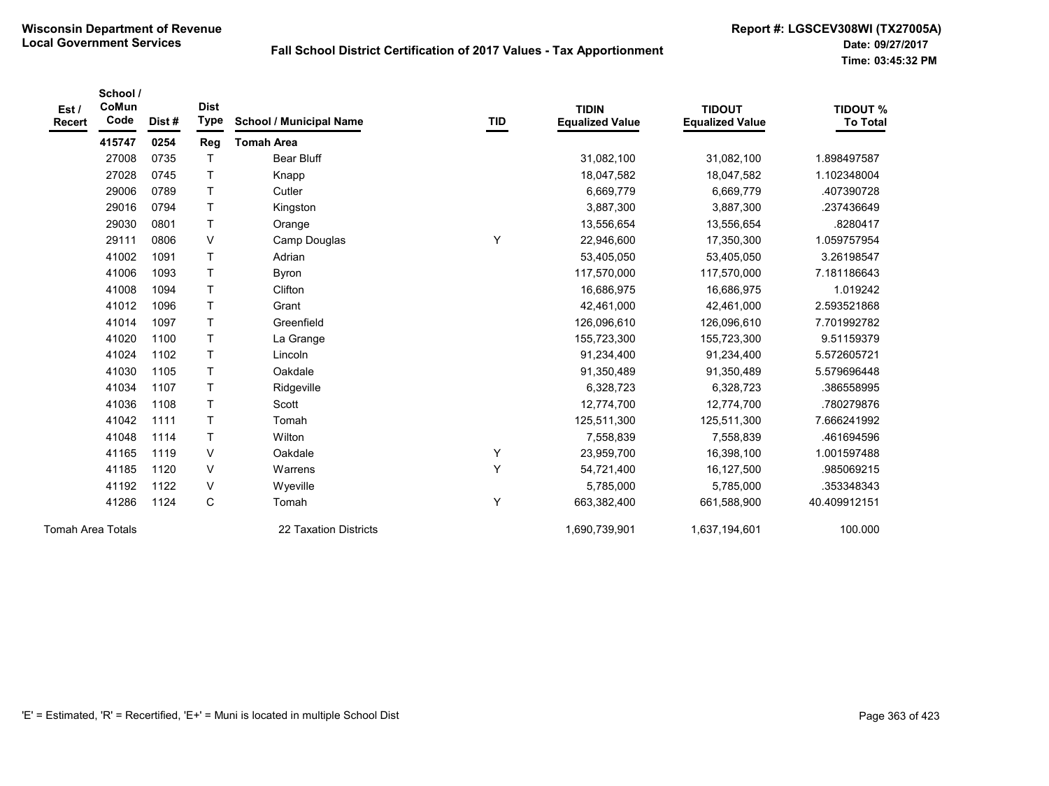**Wisconsin Department of Revenue**
**Local Government Services**

**Fall School District Certification of 2017 Values - Tax Apportionment**

**Report #: LGSCEV308WI (TX27005A)**
**Date: 09/27/2017**
**Time: 03:45:32 PM**

| Est / Recert | School / CoMun Code | Dist # | Dist Type | School / Municipal Name | TID | TIDIN Equalized Value | TIDOUT Equalized Value | TIDOUT % To Total |
|---|---|---|---|---|---|---|---|---|
| | **415747** | **0254** | **Reg** | **Tomah Area** | | | | |
| | 27008 | 0735 | T | Bear Bluff | | 31,082,100 | 31,082,100 | 1.898497587 |
| | 27028 | 0745 | T | Knapp | | 18,047,582 | 18,047,582 | 1.102348004 |
| | 29006 | 0789 | T | Cutler | | 6,669,779 | 6,669,779 | .407390728 |
| | 29016 | 0794 | T | Kingston | | 3,887,300 | 3,887,300 | .237436649 |
| | 29030 | 0801 | T | Orange | | 13,556,654 | 13,556,654 | .8280417 |
| | 29111 | 0806 | V | Camp Douglas | Y | 22,946,600 | 17,350,300 | 1.059757954 |
| | 41002 | 1091 | T | Adrian | | 53,405,050 | 53,405,050 | 3.26198547 |
| | 41006 | 1093 | T | Byron | | 117,570,000 | 117,570,000 | 7.181186643 |
| | 41008 | 1094 | T | Clifton | | 16,686,975 | 16,686,975 | 1.019242 |
| | 41012 | 1096 | T | Grant | | 42,461,000 | 42,461,000 | 2.593521868 |
| | 41014 | 1097 | T | Greenfield | | 126,096,610 | 126,096,610 | 7.701992782 |
| | 41020 | 1100 | T | La Grange | | 155,723,300 | 155,723,300 | 9.51159379 |
| | 41024 | 1102 | T | Lincoln | | 91,234,400 | 91,234,400 | 5.572605721 |
| | 41030 | 1105 | T | Oakdale | | 91,350,489 | 91,350,489 | 5.579696448 |
| | 41034 | 1107 | T | Ridgeville | | 6,328,723 | 6,328,723 | .386558995 |
| | 41036 | 1108 | T | Scott | | 12,774,700 | 12,774,700 | .780279876 |
| | 41042 | 1111 | T | Tomah | | 125,511,300 | 125,511,300 | 7.666241992 |
| | 41048 | 1114 | T | Wilton | | 7,558,839 | 7,558,839 | .461694596 |
| | 41165 | 1119 | V | Oakdale | Y | 23,959,700 | 16,398,100 | 1.001597488 |
| | 41185 | 1120 | V | Warrens | Y | 54,721,400 | 16,127,500 | .985069215 |
| | 41192 | 1122 | V | Wyeville | | 5,785,000 | 5,785,000 | .353348343 |
| | 41286 | 1124 | C | Tomah | Y | 663,382,400 | 661,588,900 | 40.409912151 |
| Tomah Area Totals | | | | 22 Taxation Districts | | 1,690,739,901 | 1,637,194,601 | 100.000 |

'E' = Estimated, 'R' = Recertified, 'E+' = Muni is located in multiple School Dist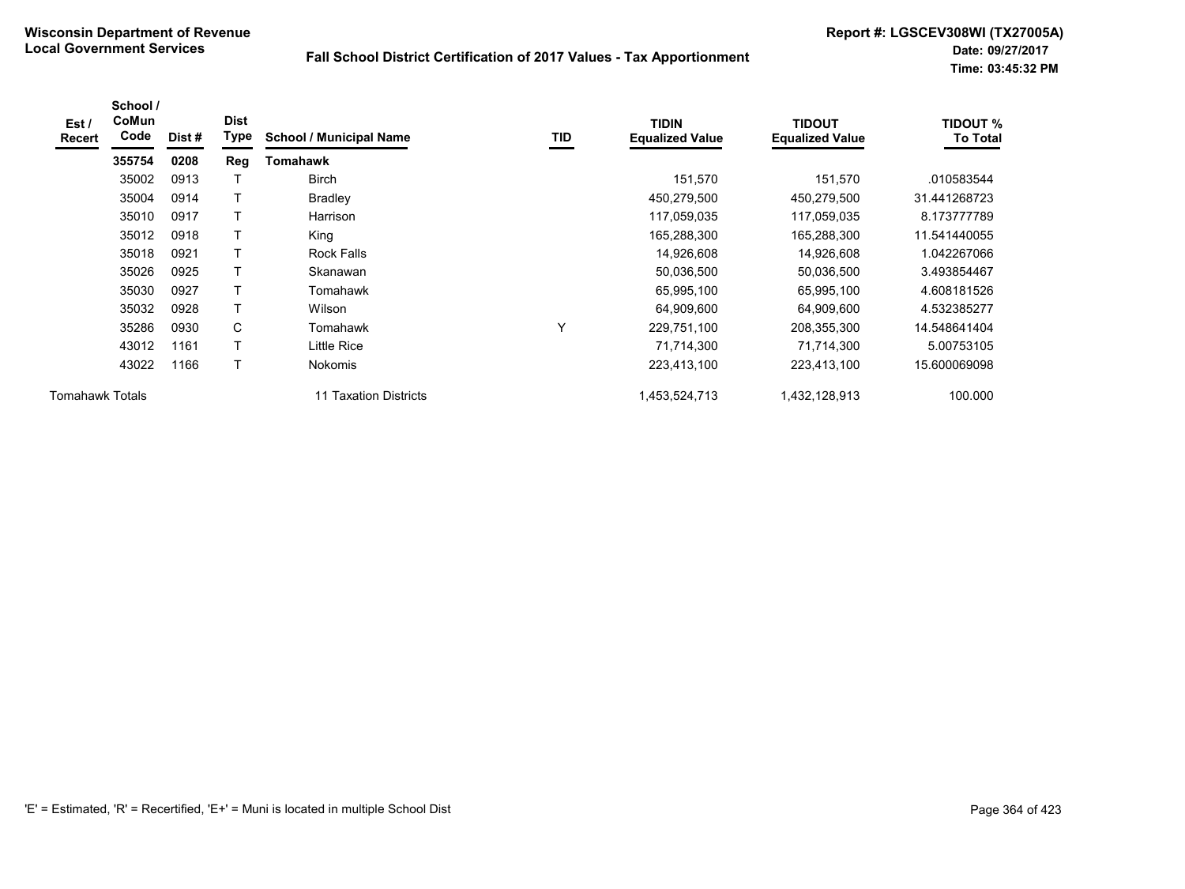**Wisconsin Department of Revenue**
**Local Government Services**

**Fall School District Certification of 2017 Values - Tax Apportionment**

**Report #: LGSCEV308WI (TX27005A)**
**Date: 09/27/2017**
**Time: 03:45:32 PM**

| Est / Recert | School / CoMun Code | Dist # | Dist Type | School / Municipal Name | TID | TIDIN Equalized Value | TIDOUT Equalized Value | TIDOUT % To Total |
|---|---|---|---|---|---|---|---|---|
| | **355754** | **0208** | **Reg** | **Tomahawk** | | | | |
| | 35002 | 0913 | T | Birch | | 151,570 | 151,570 | .010583544 |
| | 35004 | 0914 | T | Bradley | | 450,279,500 | 450,279,500 | 31.441268723 |
| | 35010 | 0917 | T | Harrison | | 117,059,035 | 117,059,035 | 8.173777789 |
| | 35012 | 0918 | T | King | | 165,288,300 | 165,288,300 | 11.541440055 |
| | 35018 | 0921 | T | Rock Falls | | 14,926,608 | 14,926,608 | 1.042267066 |
| | 35026 | 0925 | T | Skanawan | | 50,036,500 | 50,036,500 | 3.493854467 |
| | 35030 | 0927 | T | Tomahawk | | 65,995,100 | 65,995,100 | 4.608181526 |
| | 35032 | 0928 | T | Wilson | | 64,909,600 | 64,909,600 | 4.532385277 |
| | 35286 | 0930 | C | Tomahawk | Y | 229,751,100 | 208,355,300 | 14.548641404 |
| | 43012 | 1161 | T | Little Rice | | 71,714,300 | 71,714,300 | 5.00753105 |
| | 43022 | 1166 | T | Nokomis | | 223,413,100 | 223,413,100 | 15.600069098 |
| Tomahawk Totals | | | | 11 Taxation Districts | | 1,453,524,713 | 1,432,128,913 | 100.000 |

'E' = Estimated, 'R' = Recertified, 'E+' = Muni is located in multiple School Dist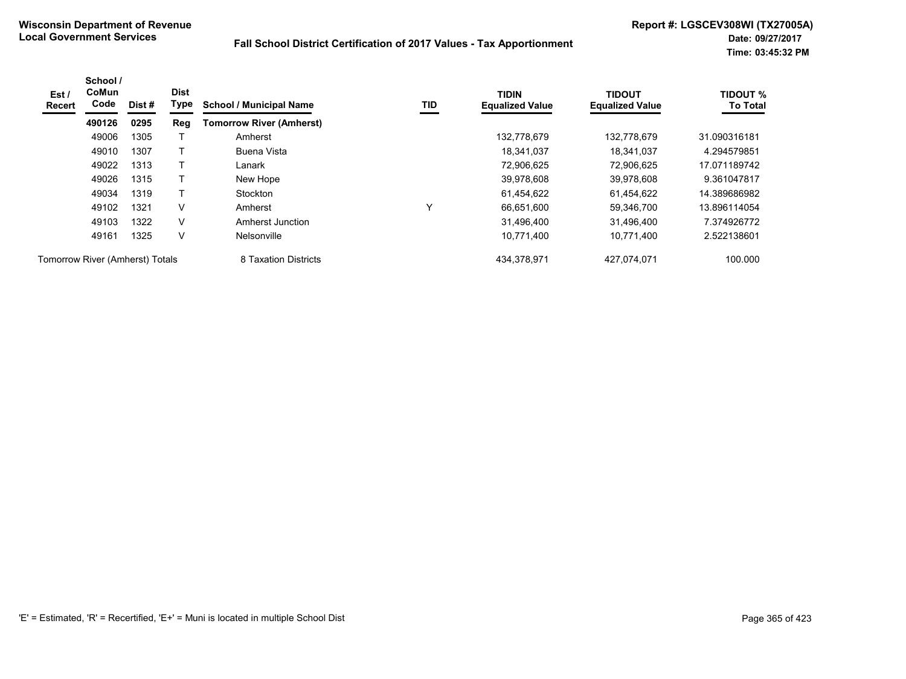**Wisconsin Department of Revenue**
**Local Government Services**

## Fall School District Certification of 2017 Values - Tax Apportionment

**Report #: LGSCEV308WI (TX27005A)**
**Date: 09/27/2017**
**Time: 03:45:32 PM**

| Est / Recert | School / CoMun Code | Dist # | Dist Type | School / Municipal Name | TID | TIDIN Equalized Value | TIDOUT Equalized Value | TIDOUT % To Total |
|---|---|---|---|---|---|---|---|---|
| | **490126** | **0295** | **Reg** | **Tomorrow River (Amherst)** | | | | |
| | 49006 | 1305 | T | Amherst | | 132,778,679 | 132,778,679 | 31.090316181 |
| | 49010 | 1307 | T | Buena Vista | | 18,341,037 | 18,341,037 | 4.294579851 |
| | 49022 | 1313 | T | Lanark | | 72,906,625 | 72,906,625 | 17.071189742 |
| | 49026 | 1315 | T | New Hope | | 39,978,608 | 39,978,608 | 9.361047817 |
| | 49034 | 1319 | T | Stockton | | 61,454,622 | 61,454,622 | 14.389686982 |
| | 49102 | 1321 | V | Amherst | Y | 66,651,600 | 59,346,700 | 13.896114054 |
| | 49103 | 1322 | V | Amherst Junction | | 31,496,400 | 31,496,400 | 7.374926772 |
| | 49161 | 1325 | V | Nelsonville | | 10,771,400 | 10,771,400 | 2.522138601 |
| Tomorrow River (Amherst) Totals | | | | 8 Taxation Districts | | 434,378,971 | 427,074,071 | 100.000 |

'E' = Estimated, 'R' = Recertified, 'E+' = Muni is located in multiple School Dist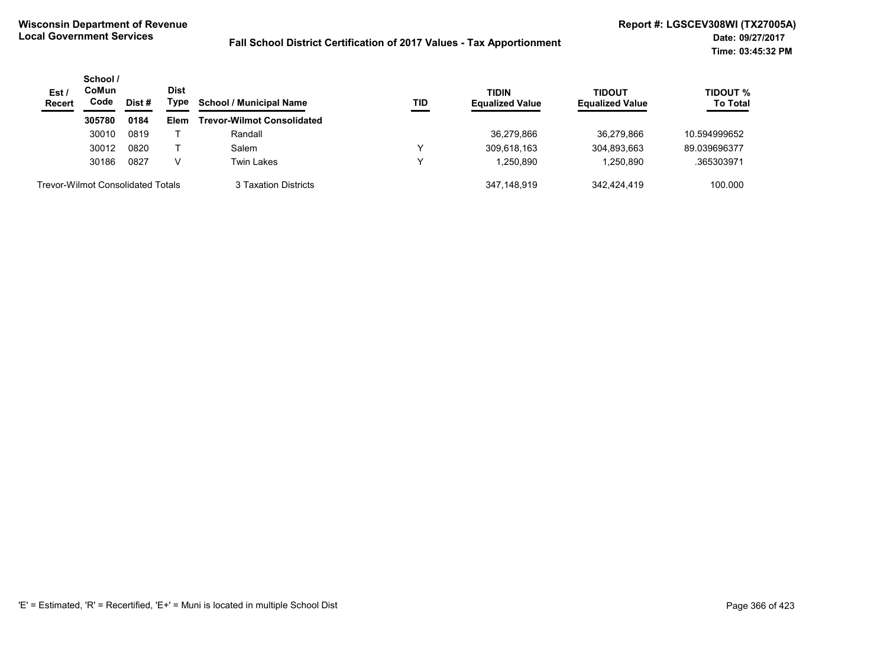**Wisconsin Department of Revenue**
**Local Government Services**

**Fall School District Certification of 2017 Values - Tax Apportionment**

**Report #: LGSCEV308WI (TX27005A)**
**Date: 09/27/2017**
**Time: 03:45:32 PM**

| Est / Recert | School / CoMun Code | Dist # | Dist Type | School / Municipal Name | TID | TIDIN Equalized Value | TIDOUT Equalized Value | TIDOUT % To Total |
|---|---|---|---|---|---|---|---|---|
| | **305780** | **0184** | **Elem** | **Trevor-Wilmot Consolidated** | | | | |
| | 30010 | 0819 | T | Randall | | 36,279,866 | 36,279,866 | 10.594999652 |
| | 30012 | 0820 | T | Salem | Y | 309,618,163 | 304,893,663 | 89.039696377 |
| | 30186 | 0827 | V | Twin Lakes | Y | 1,250,890 | 1,250,890 | .365303971 |
| Trevor-Wilmot Consolidated Totals | | | | 3 Taxation Districts | | 347,148,919 | 342,424,419 | 100.000 |

'E' = Estimated, 'R' = Recertified, 'E+' = Muni is located in multiple School Dist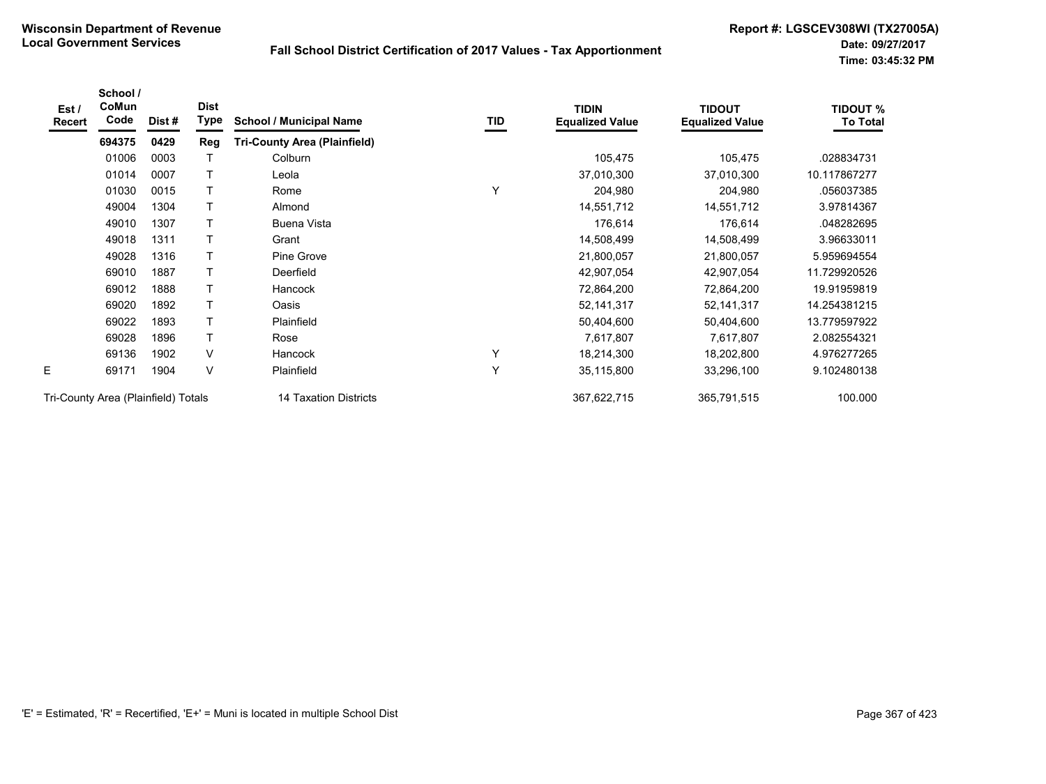**Wisconsin Department of Revenue**
**Local Government Services**

**Fall School District Certification of 2017 Values - Tax Apportionment**

**Report #: LGSCEV308WI (TX27005A)**
**Date: 09/27/2017**
**Time: 03:45:32 PM**

| Est / Recert | School / CoMun Code | Dist # | Dist Type | School / Municipal Name | TID | TIDIN Equalized Value | TIDOUT Equalized Value | TIDOUT % To Total |
|---|---|---|---|---|---|---|---|---|
| | **694375** | **0429** | **Reg** | **Tri-County Area (Plainfield)** | | | | |
| | 01006 | 0003 | T | Colburn | | 105,475 | 105,475 | .028834731 |
| | 01014 | 0007 | T | Leola | | 37,010,300 | 37,010,300 | 10.117867277 |
| | 01030 | 0015 | T | Rome | Y | 204,980 | 204,980 | .056037385 |
| | 49004 | 1304 | T | Almond | | 14,551,712 | 14,551,712 | 3.97814367 |
| | 49010 | 1307 | T | Buena Vista | | 176,614 | 176,614 | .048282695 |
| | 49018 | 1311 | T | Grant | | 14,508,499 | 14,508,499 | 3.96633011 |
| | 49028 | 1316 | T | Pine Grove | | 21,800,057 | 21,800,057 | 5.959694554 |
| | 69010 | 1887 | T | Deerfield | | 42,907,054 | 42,907,054 | 11.729920526 |
| | 69012 | 1888 | T | Hancock | | 72,864,200 | 72,864,200 | 19.91959819 |
| | 69020 | 1892 | T | Oasis | | 52,141,317 | 52,141,317 | 14.254381215 |
| | 69022 | 1893 | T | Plainfield | | 50,404,600 | 50,404,600 | 13.779597922 |
| | 69028 | 1896 | T | Rose | | 7,617,807 | 7,617,807 | 2.082554321 |
| | 69136 | 1902 | V | Hancock | Y | 18,214,300 | 18,202,800 | 4.976277265 |
| E | 69171 | 1904 | V | Plainfield | Y | 35,115,800 | 33,296,100 | 9.102480138 |
| Tri-County Area (Plainfield) Totals | | | | 14 Taxation Districts | | 367,622,715 | 365,791,515 | 100.000 |

'E' = Estimated, 'R' = Recertified, 'E+' = Muni is located in multiple School Dist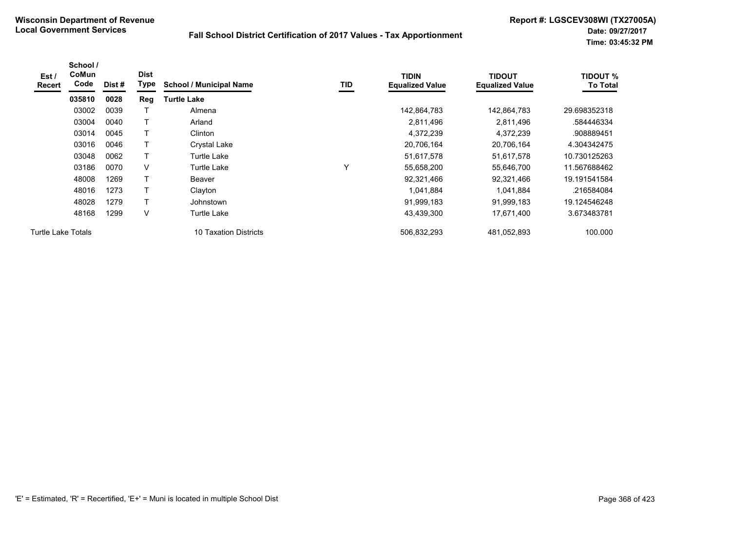**Wisconsin Department of Revenue**
**Local Government Services**

**Fall School District Certification of 2017 Values - Tax Apportionment**

**Report #: LGSCEV308WI (TX27005A)**
**Date: 09/27/2017**
**Time: 03:45:32 PM**

| Est / Recert | School / CoMun Code | Dist # | Dist Type | School / Municipal Name | TID | TIDIN Equalized Value | TIDOUT Equalized Value | TIDOUT % To Total |
|---|---|---|---|---|---|---|---|---|
| | **035810** | **0028** | **Reg** | **Turtle Lake** | | | | |
| | 03002 | 0039 | T | Almena | | 142,864,783 | 142,864,783 | 29.698352318 |
| | 03004 | 0040 | T | Arland | | 2,811,496 | 2,811,496 | .584446334 |
| | 03014 | 0045 | T | Clinton | | 4,372,239 | 4,372,239 | .908889451 |
| | 03016 | 0046 | T | Crystal Lake | | 20,706,164 | 20,706,164 | 4.304342475 |
| | 03048 | 0062 | T | Turtle Lake | | 51,617,578 | 51,617,578 | 10.730125263 |
| | 03186 | 0070 | V | Turtle Lake | Y | 55,658,200 | 55,646,700 | 11.567688462 |
| | 48008 | 1269 | T | Beaver | | 92,321,466 | 92,321,466 | 19.191541584 |
| | 48016 | 1273 | T | Clayton | | 1,041,884 | 1,041,884 | .216584084 |
| | 48028 | 1279 | T | Johnstown | | 91,999,183 | 91,999,183 | 19.124546248 |
| | 48168 | 1299 | V | Turtle Lake | | 43,439,300 | 17,671,400 | 3.673483781 |
| Turtle Lake Totals | | | | 10 Taxation Districts | | 506,832,293 | 481,052,893 | 100.000 |

'E' = Estimated, 'R' = Recertified, 'E+' = Muni is located in multiple School Dist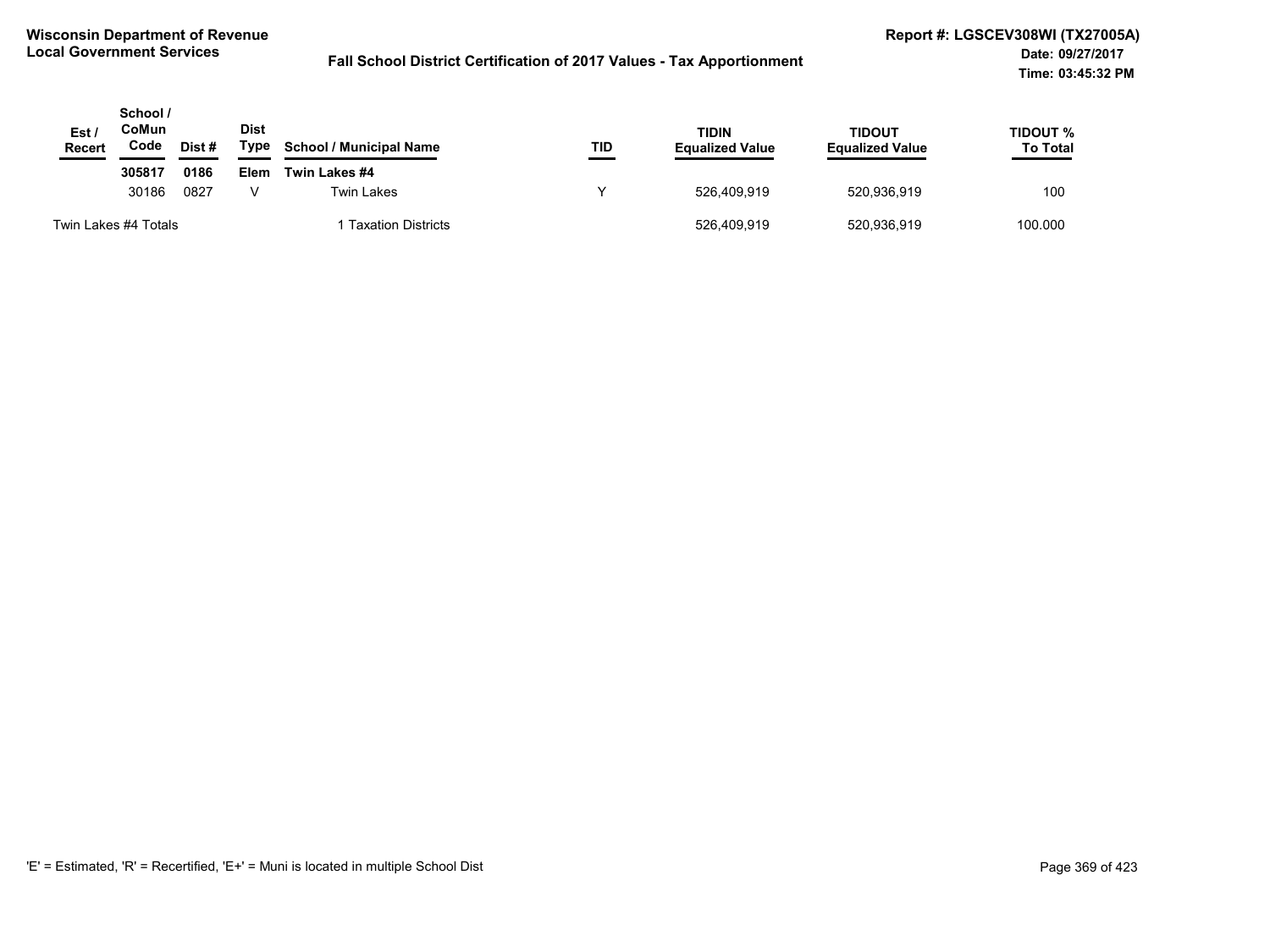Wisconsin Department of Revenue
Local Government Services

# Fall School District Certification of 2017 Values - Tax Apportionment

Report #: LGSCEV308WI (TX27005A)
Date: 09/27/2017
Time: 03:45:32 PM

| Est / Recert | School / CoMun Code | Dist # | Dist Type | School / Municipal Name | TID | TIDIN Equalized Value | TIDOUT Equalized Value | TIDOUT % To Total |
|---|---|---|---|---|---|---|---|---|
| | **305817** | **0186** | **Elem** | **Twin Lakes #4** | | | | |
| | 30186 | 0827 | V | Twin Lakes | Y | 526,409,919 | 520,936,919 | 100 |
| Twin Lakes #4 Totals | | | | 1 Taxation Districts | | 526,409,919 | 520,936,919 | 100.000 |

'E' = Estimated, 'R' = Recertified, 'E+' = Muni is located in multiple School Dist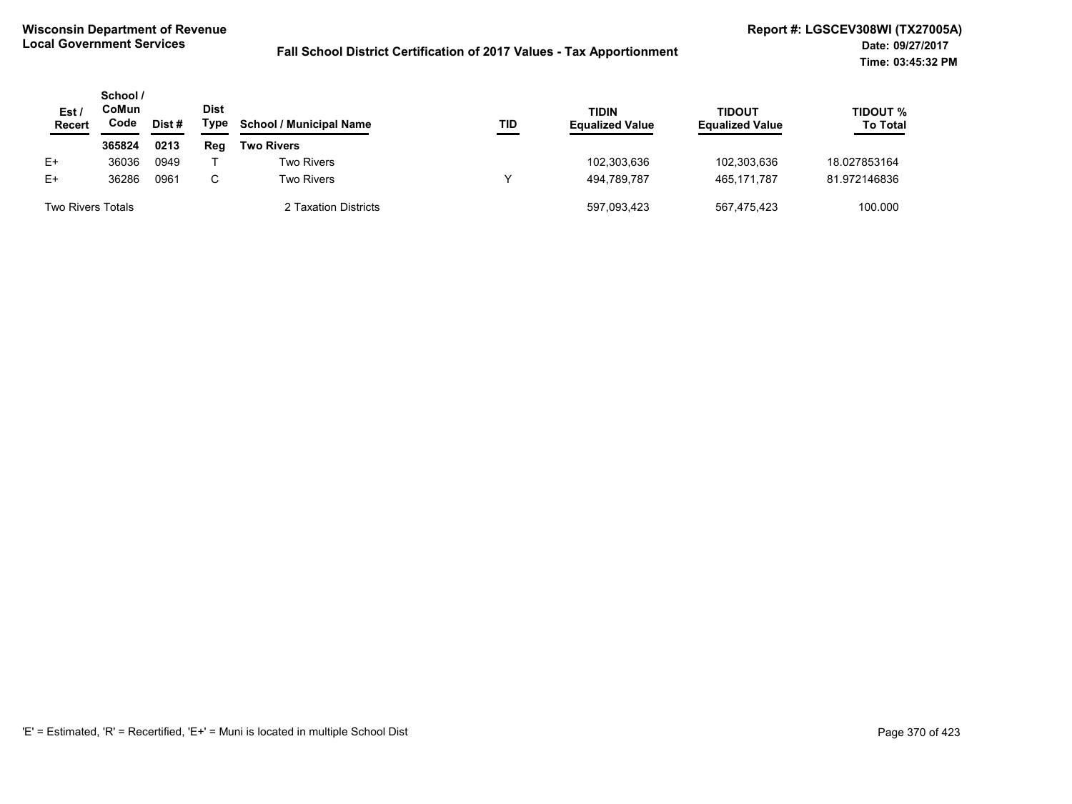**Wisconsin Department of Revenue**
**Local Government Services**

**Fall School District Certification of 2017 Values - Tax Apportionment**

**Report #: LGSCEV308WI (TX27005A)**
**Date: 09/27/2017**
**Time: 03:45:32 PM**

| Est / Recert | School / CoMun Code | Dist # | Dist Type | School / Municipal Name | TID | TIDIN Equalized Value | TIDOUT Equalized Value | TIDOUT % To Total |
|---|---|---|---|---|---|---|---|---|
| | **365824** | **0213** | **Reg** | **Two Rivers** | | | | |
| E+ | 36036 | 0949 | T | Two Rivers | | 102,303,636 | 102,303,636 | 18.027853164 |
| E+ | 36286 | 0961 | C | Two Rivers | Y | 494,789,787 | 465,171,787 | 81.972146836 |
| Two Rivers Totals | | | | 2 Taxation Districts | | 597,093,423 | 567,475,423 | 100.000 |

'E' = Estimated, 'R' = Recertified, 'E+' = Muni is located in multiple School Dist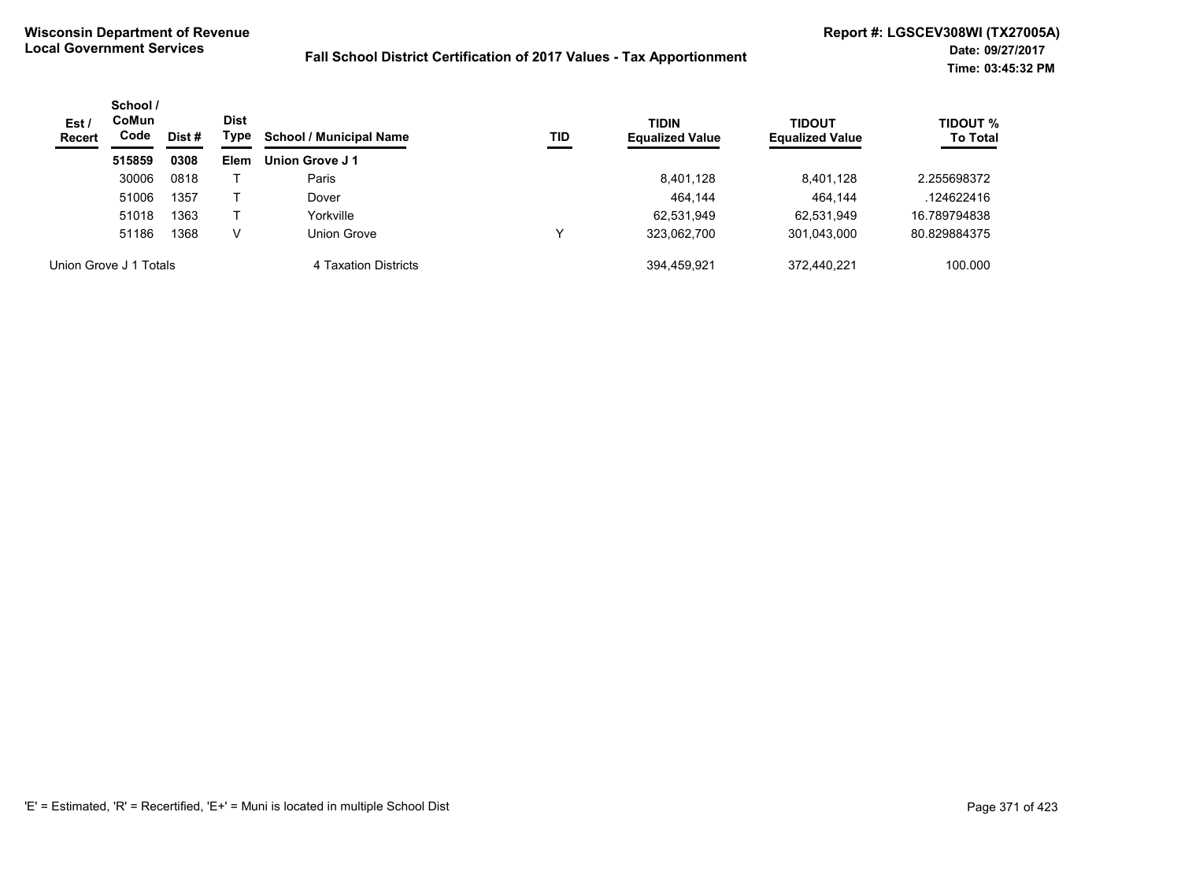**Wisconsin Department of Revenue**
**Local Government Services**

**Fall School District Certification of 2017 Values - Tax Apportionment**

**Report #: LGSCEV308WI (TX27005A)**
**Date: 09/27/2017**
**Time: 03:45:32 PM**

| Est / Recert | School / CoMun Code | Dist # | Dist Type | School / Municipal Name | TID | TIDIN Equalized Value | TIDOUT Equalized Value | TIDOUT % To Total |
|---|---|---|---|---|---|---|---|---|
| | **515859** | **0308** | **Elem** | **Union Grove J 1** | | | | |
| | 30006 | 0818 | T | Paris | | 8,401,128 | 8,401,128 | 2.255698372 |
| | 51006 | 1357 | T | Dover | | 464,144 | 464,144 | .124622416 |
| | 51018 | 1363 | T | Yorkville | | 62,531,949 | 62,531,949 | 16.789794838 |
| | 51186 | 1368 | V | Union Grove | Y | 323,062,700 | 301,043,000 | 80.829884375 |
| Union Grove J 1 Totals | | | | 4 Taxation Districts | | 394,459,921 | 372,440,221 | 100.000 |

'E' = Estimated, 'R' = Recertified, 'E+' = Muni is located in multiple School Dist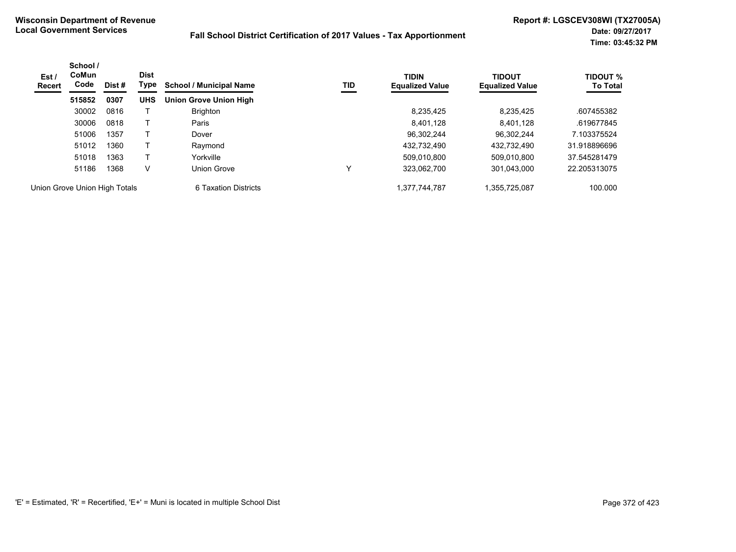**Wisconsin Department of Revenue**
**Local Government Services**

**Fall School District Certification of 2017 Values - Tax Apportionment**

**Report #: LGSCEV308WI (TX27005A)**
**Date: 09/27/2017**
**Time: 03:45:32 PM**

| Est / Recert | School / CoMun Code | Dist # | Dist Type | School / Municipal Name | TID | TIDIN Equalized Value | TIDOUT Equalized Value | TIDOUT % To Total |
|---|---|---|---|---|---|---|---|---|
| | **515852** | **0307** | **UHS** | **Union Grove Union High** | | | | |
| | 30002 | 0816 | T | Brighton | | 8,235,425 | 8,235,425 | .607455382 |
| | 30006 | 0818 | T | Paris | | 8,401,128 | 8,401,128 | .619677845 |
| | 51006 | 1357 | T | Dover | | 96,302,244 | 96,302,244 | 7.103375524 |
| | 51012 | 1360 | T | Raymond | | 432,732,490 | 432,732,490 | 31.918896696 |
| | 51018 | 1363 | T | Yorkville | | 509,010,800 | 509,010,800 | 37.545281479 |
| | 51186 | 1368 | V | Union Grove | Y | 323,062,700 | 301,043,000 | 22.205313075 |
| Union Grove Union High Totals | | | | 6 Taxation Districts | | 1,377,744,787 | 1,355,725,087 | 100.000 |

'E' = Estimated, 'R' = Recertified, 'E+' = Muni is located in multiple School Dist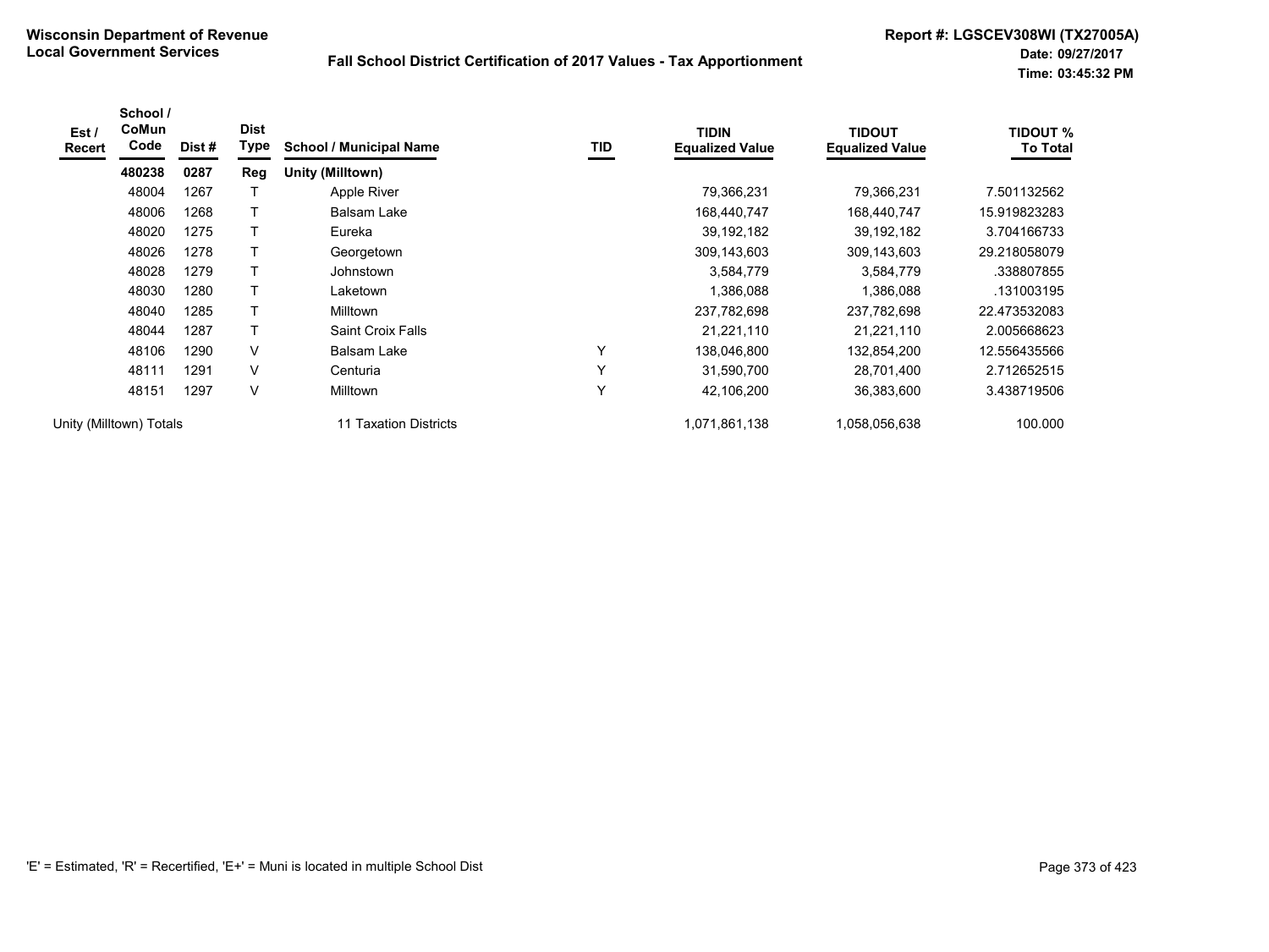**Wisconsin Department of Revenue**
**Local Government Services**

**Fall School District Certification of 2017 Values - Tax Apportionment**

**Report #: LGSCEV308WI (TX27005A)**
**Date: 09/27/2017**
**Time: 03:45:32 PM**

| Est / Recert | School / CoMun Code | Dist # | Dist Type | School / Municipal Name | TID | TIDIN Equalized Value | TIDOUT Equalized Value | TIDOUT % To Total |
|---|---|---|---|---|---|---|---|---|
| | **480238** | **0287** | **Reg** | **Unity (Milltown)** | | | | |
| | 48004 | 1267 | T | Apple River | | 79,366,231 | 79,366,231 | 7.501132562 |
| | 48006 | 1268 | T | Balsam Lake | | 168,440,747 | 168,440,747 | 15.919823283 |
| | 48020 | 1275 | T | Eureka | | 39,192,182 | 39,192,182 | 3.704166733 |
| | 48026 | 1278 | T | Georgetown | | 309,143,603 | 309,143,603 | 29.218058079 |
| | 48028 | 1279 | T | Johnstown | | 3,584,779 | 3,584,779 | .338807855 |
| | 48030 | 1280 | T | Laketown | | 1,386,088 | 1,386,088 | .131003195 |
| | 48040 | 1285 | T | Milltown | | 237,782,698 | 237,782,698 | 22.473532083 |
| | 48044 | 1287 | T | Saint Croix Falls | | 21,221,110 | 21,221,110 | 2.005668623 |
| | 48106 | 1290 | V | Balsam Lake | Y | 138,046,800 | 132,854,200 | 12.556435566 |
| | 48111 | 1291 | V | Centuria | Y | 31,590,700 | 28,701,400 | 2.712652515 |
| | 48151 | 1297 | V | Milltown | Y | 42,106,200 | 36,383,600 | 3.438719506 |
| Unity (Milltown) Totals | | | | 11 Taxation Districts | | 1,071,861,138 | 1,058,056,638 | 100.000 |

'E' = Estimated, 'R' = Recertified, 'E+' = Muni is located in multiple School Dist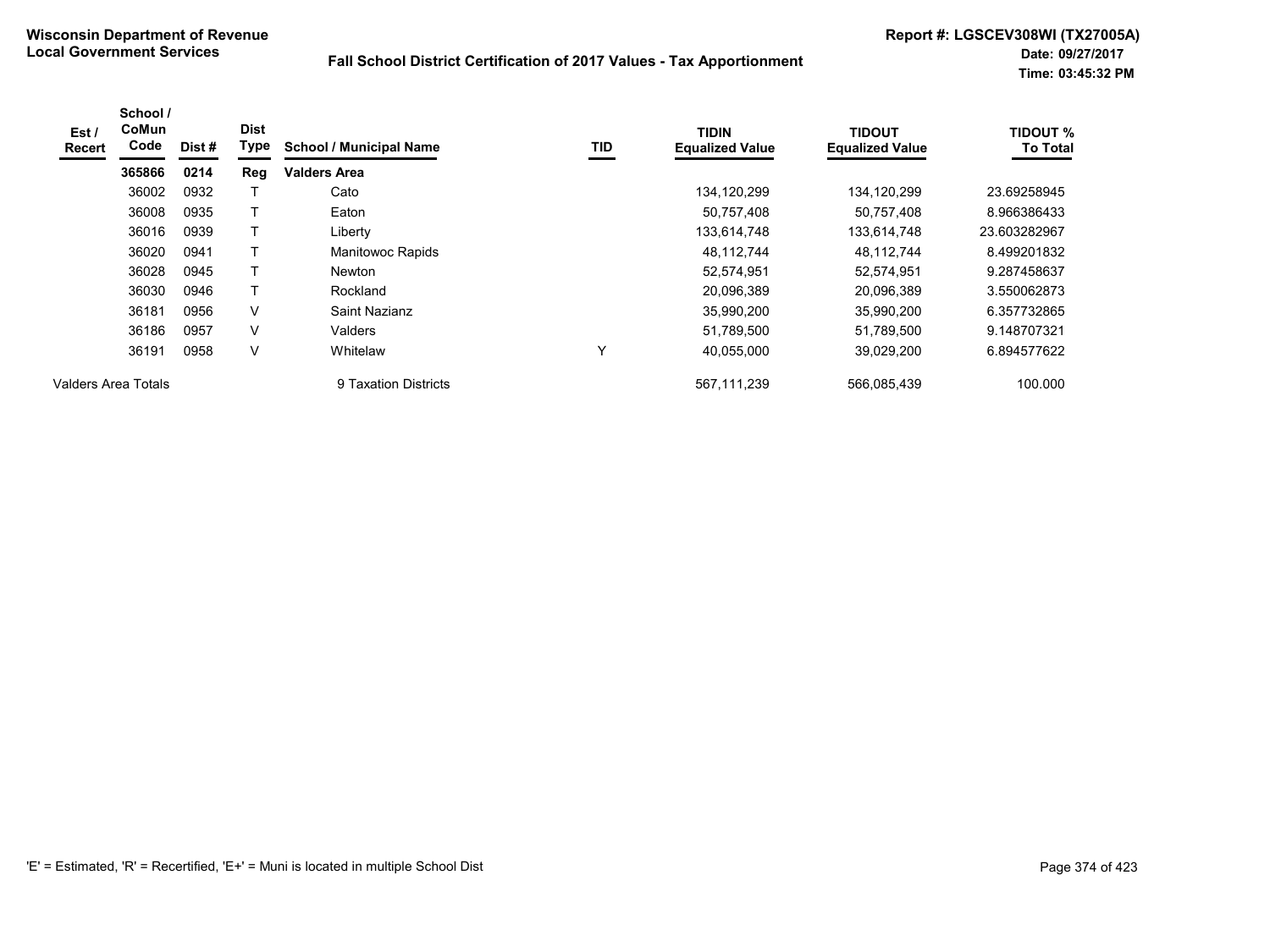**Wisconsin Department of Revenue**
**Local Government Services**

**Fall School District Certification of 2017 Values - Tax Apportionment**

**Report #: LGSCEV308WI (TX27005A)**
**Date: 09/27/2017**
**Time: 03:45:32 PM**

| Est / Recert | School / CoMun Code | Dist # | Dist Type | School / Municipal Name | TID | TIDIN Equalized Value | TIDOUT Equalized Value | TIDOUT % To Total |
|---|---|---|---|---|---|---|---|---|
| | **365866** | **0214** | **Reg** | **Valders Area** | | | | |
| | 36002 | 0932 | T | Cato | | 134,120,299 | 134,120,299 | 23.69258945 |
| | 36008 | 0935 | T | Eaton | | 50,757,408 | 50,757,408 | 8.966386433 |
| | 36016 | 0939 | T | Liberty | | 133,614,748 | 133,614,748 | 23.603282967 |
| | 36020 | 0941 | T | Manitowoc Rapids | | 48,112,744 | 48,112,744 | 8.499201832 |
| | 36028 | 0945 | T | Newton | | 52,574,951 | 52,574,951 | 9.287458637 |
| | 36030 | 0946 | T | Rockland | | 20,096,389 | 20,096,389 | 3.550062873 |
| | 36181 | 0956 | V | Saint Nazianz | | 35,990,200 | 35,990,200 | 6.357732865 |
| | 36186 | 0957 | V | Valders | | 51,789,500 | 51,789,500 | 9.148707321 |
| | 36191 | 0958 | V | Whitelaw | Y | 40,055,000 | 39,029,200 | 6.894577622 |
| Valders Area Totals | | | | 9 Taxation Districts | | 567,111,239 | 566,085,439 | 100.000 |

'E' = Estimated, 'R' = Recertified, 'E+' = Muni is located in multiple School Dist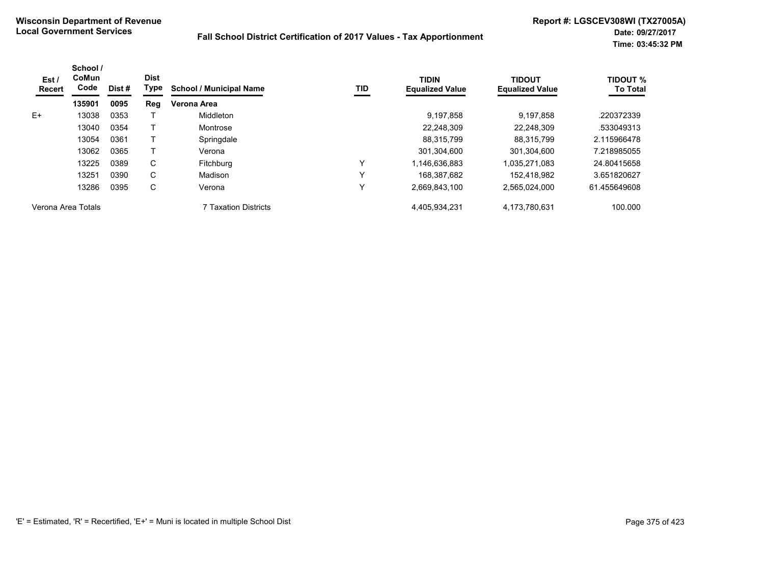**Wisconsin Department of Revenue**
**Local Government Services**

**Fall School District Certification of 2017 Values - Tax Apportionment**

**Report #: LGSCEV308WI (TX27005A)**
**Date: 09/27/2017**
**Time: 03:45:32 PM**

| Est / Recert | School / CoMun Code | Dist # | Dist Type | School / Municipal Name | TID | TIDIN Equalized Value | TIDOUT Equalized Value | TIDOUT % To Total |
|---|---|---|---|---|---|---|---|---|
| | **135901** | **0095** | **Reg** | **Verona Area** | | | | |
| E+ | 13038 | 0353 | T | Middleton | | 9,197,858 | 9,197,858 | .220372339 |
| | 13040 | 0354 | T | Montrose | | 22,248,309 | 22,248,309 | .533049313 |
| | 13054 | 0361 | T | Springdale | | 88,315,799 | 88,315,799 | 2.115966478 |
| | 13062 | 0365 | T | Verona | | 301,304,600 | 301,304,600 | 7.218985055 |
| | 13225 | 0389 | C | Fitchburg | Y | 1,146,636,883 | 1,035,271,083 | 24.80415658 |
| | 13251 | 0390 | C | Madison | Y | 168,387,682 | 152,418,982 | 3.651820627 |
| | 13286 | 0395 | C | Verona | Y | 2,669,843,100 | 2,565,024,000 | 61.455649608 |
| Verona Area Totals | | | | 7 Taxation Districts | | 4,405,934,231 | 4,173,780,631 | 100.000 |

'E' = Estimated, 'R' = Recertified, 'E+' = Muni is located in multiple School Dist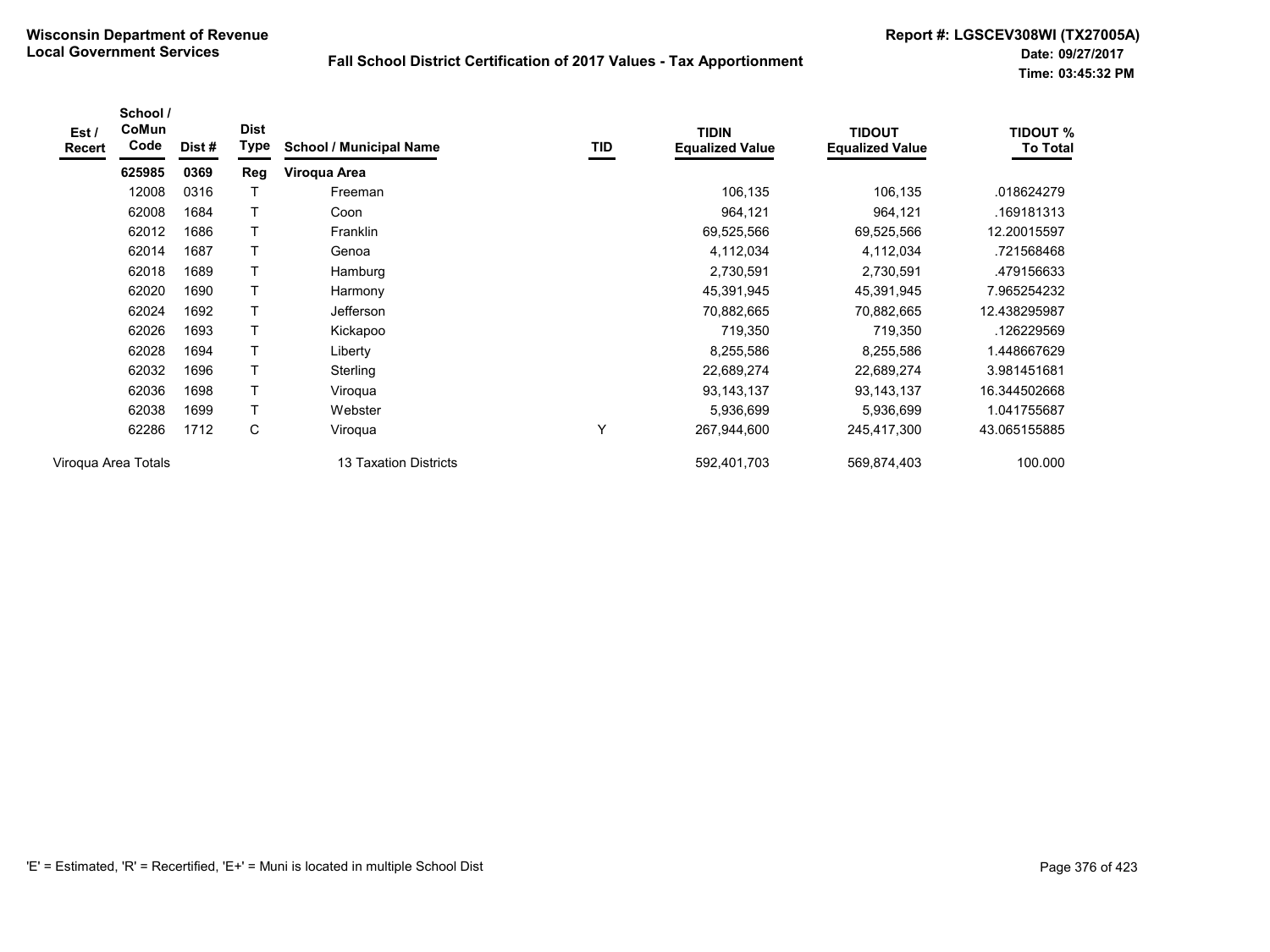**Wisconsin Department of Revenue**
**Local Government Services**

**Fall School District Certification of 2017 Values - Tax Apportionment**

**Report #: LGSCEV308WI (TX27005A)**
**Date: 09/27/2017**
**Time: 03:45:32 PM**

| Est / Recert | School / CoMun Code | Dist # | Dist Type | School / Municipal Name | TID | TIDIN Equalized Value | TIDOUT Equalized Value | TIDOUT % To Total |
|---|---|---|---|---|---|---|---|---|
| | **625985** | **0369** | **Reg** | **Viroqua Area** | | | | |
| | 12008 | 0316 | T | Freeman | | 106,135 | 106,135 | .018624279 |
| | 62008 | 1684 | T | Coon | | 964,121 | 964,121 | .169181313 |
| | 62012 | 1686 | T | Franklin | | 69,525,566 | 69,525,566 | 12.20015597 |
| | 62014 | 1687 | T | Genoa | | 4,112,034 | 4,112,034 | .721568468 |
| | 62018 | 1689 | T | Hamburg | | 2,730,591 | 2,730,591 | .479156633 |
| | 62020 | 1690 | T | Harmony | | 45,391,945 | 45,391,945 | 7.965254232 |
| | 62024 | 1692 | T | Jefferson | | 70,882,665 | 70,882,665 | 12.438295987 |
| | 62026 | 1693 | T | Kickapoo | | 719,350 | 719,350 | .126229569 |
| | 62028 | 1694 | T | Liberty | | 8,255,586 | 8,255,586 | 1.448667629 |
| | 62032 | 1696 | T | Sterling | | 22,689,274 | 22,689,274 | 3.981451681 |
| | 62036 | 1698 | T | Viroqua | | 93,143,137 | 93,143,137 | 16.344502668 |
| | 62038 | 1699 | T | Webster | | 5,936,699 | 5,936,699 | 1.041755687 |
| | 62286 | 1712 | C | Viroqua | Y | 267,944,600 | 245,417,300 | 43.065155885 |
| Viroqua Area Totals | | | | 13 Taxation Districts | | 592,401,703 | 569,874,403 | 100.000 |

'E' = Estimated, 'R' = Recertified, 'E+' = Muni is located in multiple School Dist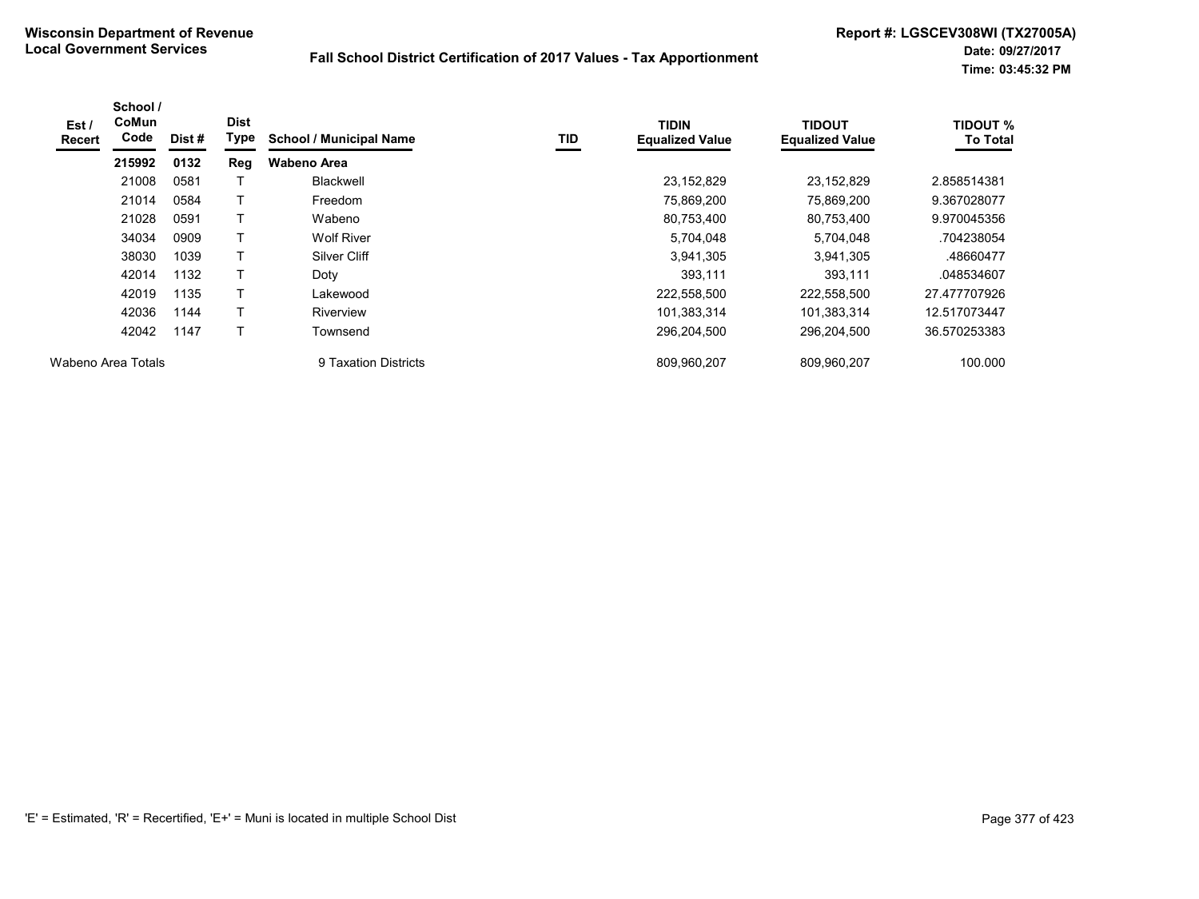**Wisconsin Department of Revenue**
**Local Government Services**

**Fall School District Certification of 2017 Values - Tax Apportionment**

**Report #: LGSCEV308WI (TX27005A)**
**Date: 09/27/2017**
**Time: 03:45:32 PM**

| Est / Recert | School / CoMun Code | Dist # | Dist Type | School / Municipal Name | TID | TIDIN Equalized Value | TIDOUT Equalized Value | TIDOUT % To Total |
|---|---|---|---|---|---|---|---|---|
| | **215992** | **0132** | **Reg** | **Wabeno Area** | | | | |
| | 21008 | 0581 | T | Blackwell | | 23,152,829 | 23,152,829 | 2.858514381 |
| | 21014 | 0584 | T | Freedom | | 75,869,200 | 75,869,200 | 9.367028077 |
| | 21028 | 0591 | T | Wabeno | | 80,753,400 | 80,753,400 | 9.970045356 |
| | 34034 | 0909 | T | Wolf River | | 5,704,048 | 5,704,048 | .704238054 |
| | 38030 | 1039 | T | Silver Cliff | | 3,941,305 | 3,941,305 | .48660477 |
| | 42014 | 1132 | T | Doty | | 393,111 | 393,111 | .048534607 |
| | 42019 | 1135 | T | Lakewood | | 222,558,500 | 222,558,500 | 27.477707926 |
| | 42036 | 1144 | T | Riverview | | 101,383,314 | 101,383,314 | 12.517073447 |
| | 42042 | 1147 | T | Townsend | | 296,204,500 | 296,204,500 | 36.570253383 |
| Wabeno Area Totals | | | | 9 Taxation Districts | | 809,960,207 | 809,960,207 | 100.000 |

'E' = Estimated, 'R' = Recertified, 'E+' = Muni is located in multiple School Dist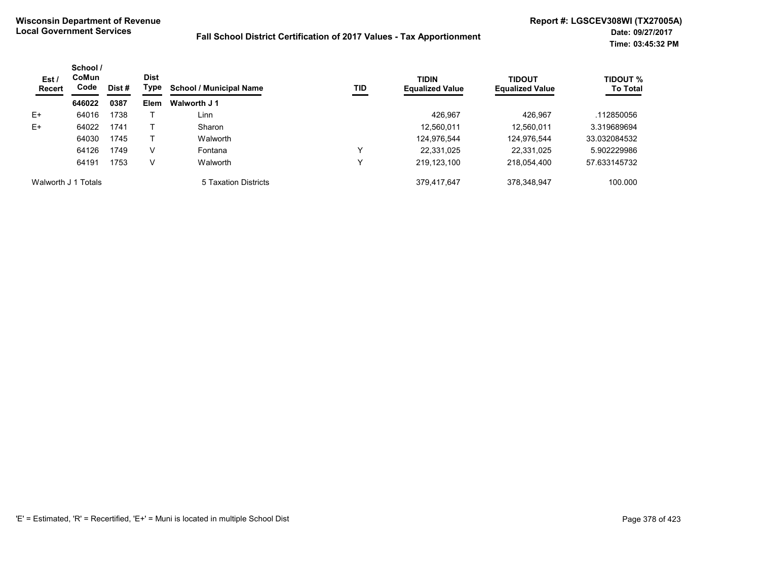**Wisconsin Department of Revenue**
**Local Government Services**

**Fall School District Certification of 2017 Values - Tax Apportionment**

**Report #: LGSCEV308WI (TX27005A)**
**Date: 09/27/2017**
**Time: 03:45:32 PM**

| Est / Recert | School / CoMun Code | Dist # | Dist Type | School / Municipal Name | TID | TIDIN Equalized Value | TIDOUT Equalized Value | TIDOUT % To Total |
|---|---|---|---|---|---|---|---|---|
| | **646022** | **0387** | **Elem** | **Walworth J 1** | | | | |
| E+ | 64016 | 1738 | T | Linn | | 426,967 | 426,967 | .112850056 |
| E+ | 64022 | 1741 | T | Sharon | | 12,560,011 | 12,560,011 | 3.319689694 |
| | 64030 | 1745 | T | Walworth | | 124,976,544 | 124,976,544 | 33.032084532 |
| | 64126 | 1749 | V | Fontana | Y | 22,331,025 | 22,331,025 | 5.902229986 |
| | 64191 | 1753 | V | Walworth | Y | 219,123,100 | 218,054,400 | 57.633145732 |
| Walworth J 1 Totals | | | | 5 Taxation Districts | | 379,417,647 | 378,348,947 | 100.000 |

'E' = Estimated, 'R' = Recertified, 'E+' = Muni is located in multiple School Dist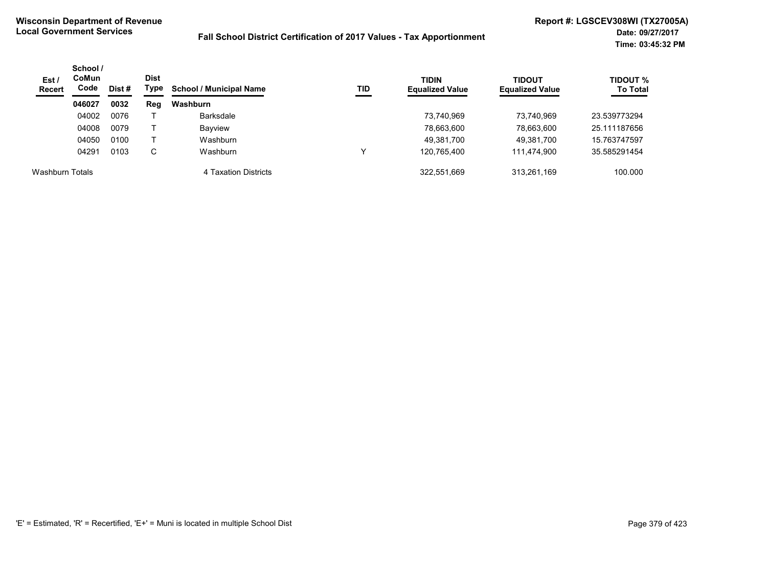**Wisconsin Department of Revenue**
**Local Government Services**

**Fall School District Certification of 2017 Values - Tax Apportionment**

**Report #: LGSCEV308WI (TX27005A)**
**Date: 09/27/2017**
**Time: 03:45:32 PM**

| Est / Recert | School / CoMun Code | Dist # | Dist Type | School / Municipal Name | TID | TIDIN Equalized Value | TIDOUT Equalized Value | TIDOUT % To Total |
|---|---|---|---|---|---|---|---|---|
| | **046027** | **0032** | **Reg** | **Washburn** | | | | |
| | 04002 | 0076 | T | Barksdale | | 73,740,969 | 73,740,969 | 23.539773294 |
| | 04008 | 0079 | T | Bayview | | 78,663,600 | 78,663,600 | 25.111187656 |
| | 04050 | 0100 | T | Washburn | | 49,381,700 | 49,381,700 | 15.763747597 |
| | 04291 | 0103 | C | Washburn | Y | 120,765,400 | 111,474,900 | 35.585291454 |
| Washburn Totals | | | | 4 Taxation Districts | | 322,551,669 | 313,261,169 | 100.000 |

'E' = Estimated, 'R' = Recertified, 'E+' = Muni is located in multiple School Dist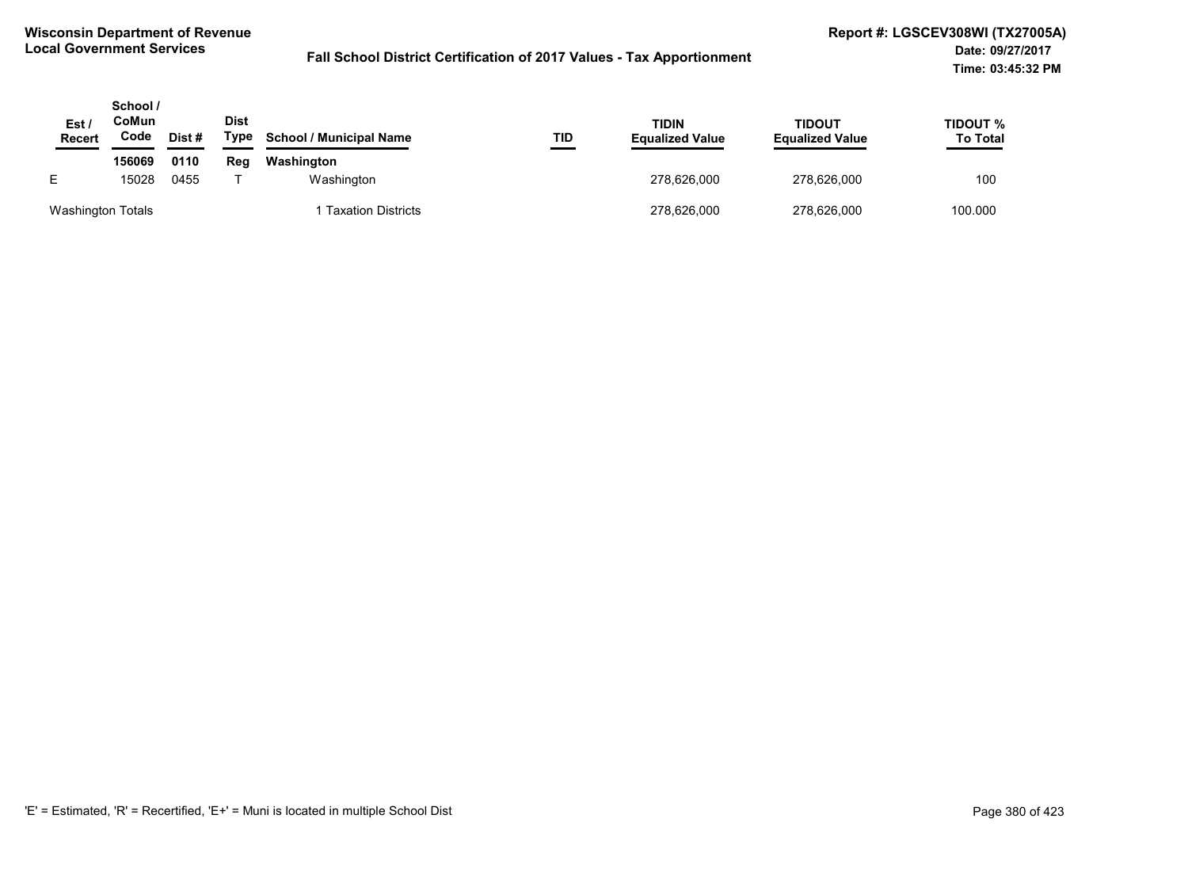**Wisconsin Department of Revenue**
**Local Government Services**

**Fall School District Certification of 2017 Values - Tax Apportionment**

**Report #: LGSCEV308WI (TX27005A)**
**Date: 09/27/2017**
**Time: 03:45:32 PM**

| Est / Recert | School / CoMun Code | Dist # | Dist Type | School / Municipal Name | TID | TIDIN Equalized Value | TIDOUT Equalized Value | TIDOUT % To Total |
|---|---|---|---|---|---|---|---|---|
| | **156069** | **0110** | **Reg** | **Washington** | | | | |
| E | 15028 | 0455 | T | Washington | | 278,626,000 | 278,626,000 | 100 |
| Washington Totals | | | | 1 Taxation Districts | | 278,626,000 | 278,626,000 | 100.000 |

'E' = Estimated, 'R' = Recertified, 'E+' = Muni is located in multiple School Dist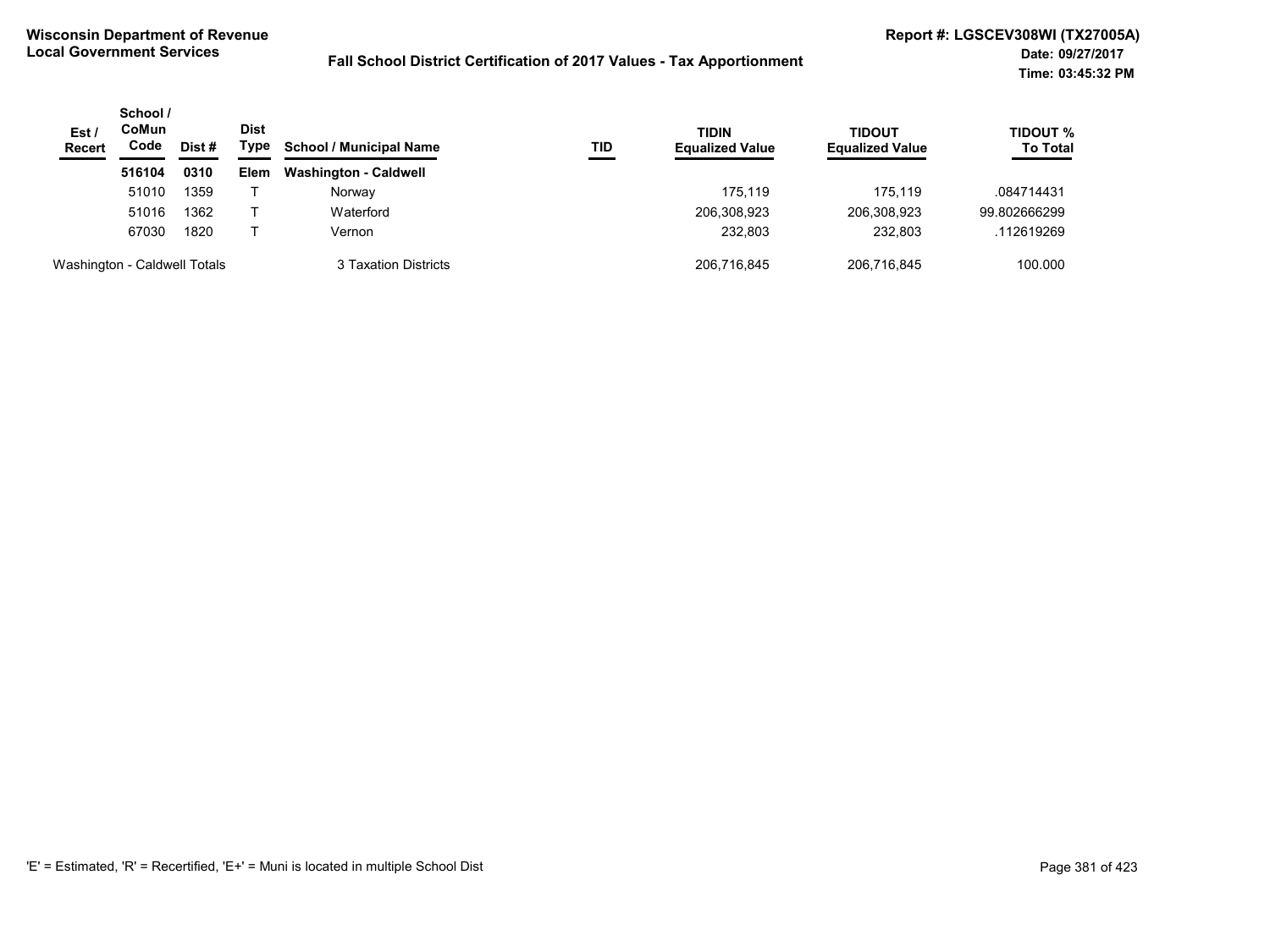**Wisconsin Department of Revenue**
**Local Government Services**

**Fall School District Certification of 2017 Values - Tax Apportionment**

**Report #: LGSCEV308WI (TX27005A)**
**Date: 09/27/2017**
**Time: 03:45:32 PM**

| Est / Recert | School / CoMun Code | Dist # | Dist Type | School / Municipal Name | TID | TIDIN Equalized Value | TIDOUT Equalized Value | TIDOUT % To Total |
|---|---|---|---|---|---|---|---|---|
| | **516104** | **0310** | **Elem** | **Washington - Caldwell** | | | | |
| | 51010 | 1359 | T | Norway | | 175,119 | 175,119 | .084714431 |
| | 51016 | 1362 | T | Waterford | | 206,308,923 | 206,308,923 | 99.802666299 |
| | 67030 | 1820 | T | Vernon | | 232,803 | 232,803 | .112619269 |
| Washington - Caldwell Totals | | | | 3 Taxation Districts | | 206,716,845 | 206,716,845 | 100.000 |

'E' = Estimated, 'R' = Recertified, 'E+' = Muni is located in multiple School Dist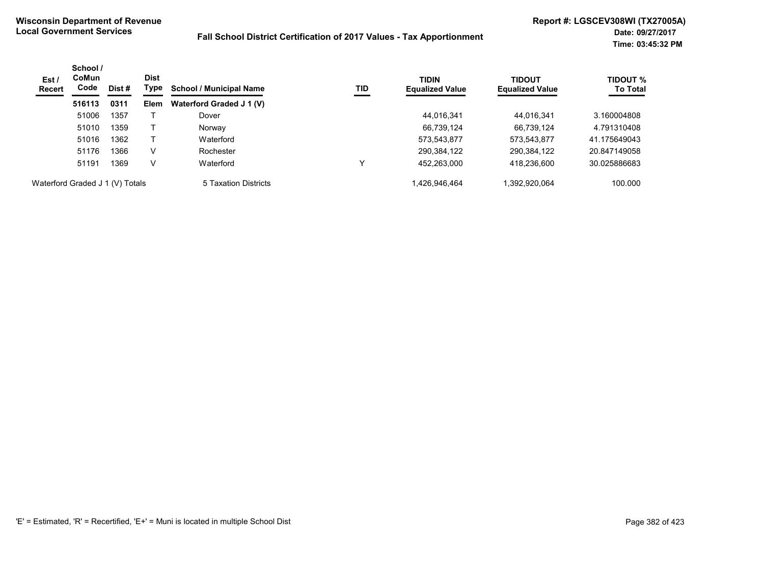**Wisconsin Department of Revenue**
**Local Government Services**

## Fall School District Certification of 2017 Values - Tax Apportionment

**Report #: LGSCEV308WI (TX27005A)**
**Date: 09/27/2017**
**Time: 03:45:32 PM**

| Est / Recert | School / CoMun Code | Dist # | Dist Type | School / Municipal Name | TID | TIDIN Equalized Value | TIDOUT Equalized Value | TIDOUT % To Total |
|---|---|---|---|---|---|---|---|---|
| | **516113** | **0311** | **Elem** | **Waterford Graded J 1 (V)** | | | | |
| | 51006 | 1357 | T | Dover | | 44,016,341 | 44,016,341 | 3.160004808 |
| | 51010 | 1359 | T | Norway | | 66,739,124 | 66,739,124 | 4.791310408 |
| | 51016 | 1362 | T | Waterford | | 573,543,877 | 573,543,877 | 41.175649043 |
| | 51176 | 1366 | V | Rochester | | 290,384,122 | 290,384,122 | 20.847149058 |
| | 51191 | 1369 | V | Waterford | Y | 452,263,000 | 418,236,600 | 30.025886683 |
| Waterford Graded J 1 (V) Totals | | | | 5 Taxation Districts | | 1,426,946,464 | 1,392,920,064 | 100.000 |

'E' = Estimated, 'R' = Recertified, 'E+' = Muni is located in multiple School Dist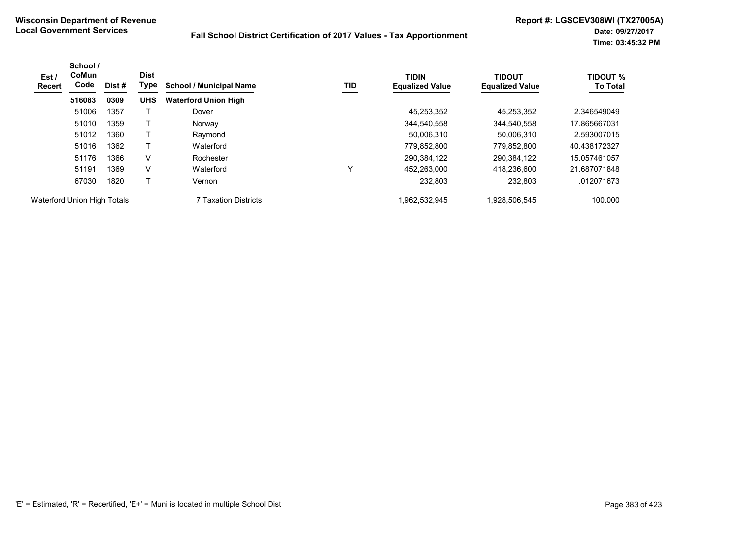**Wisconsin Department of Revenue**
**Local Government Services**

**Fall School District Certification of 2017 Values - Tax Apportionment**

**Report #: LGSCEV308WI (TX27005A)**
**Date: 09/27/2017**
**Time: 03:45:32 PM**

| Est / Recert | School / CoMun Code | Dist # | Dist Type | School / Municipal Name | TID | TIDIN Equalized Value | TIDOUT Equalized Value | TIDOUT % To Total |
|---|---|---|---|---|---|---|---|---|
| | **516083** | **0309** | **UHS** | **Waterford Union High** | | | | |
| | 51006 | 1357 | T | Dover | | 45,253,352 | 45,253,352 | 2.346549049 |
| | 51010 | 1359 | T | Norway | | 344,540,558 | 344,540,558 | 17.865667031 |
| | 51012 | 1360 | T | Raymond | | 50,006,310 | 50,006,310 | 2.593007015 |
| | 51016 | 1362 | T | Waterford | | 779,852,800 | 779,852,800 | 40.438172327 |
| | 51176 | 1366 | V | Rochester | | 290,384,122 | 290,384,122 | 15.057461057 |
| | 51191 | 1369 | V | Waterford | Y | 452,263,000 | 418,236,600 | 21.687071848 |
| | 67030 | 1820 | T | Vernon | | 232,803 | 232,803 | .012071673 |
| Waterford Union High Totals | | | | 7 Taxation Districts | | 1,962,532,945 | 1,928,506,545 | 100.000 |

'E' = Estimated, 'R' = Recertified, 'E+' = Muni is located in multiple School Dist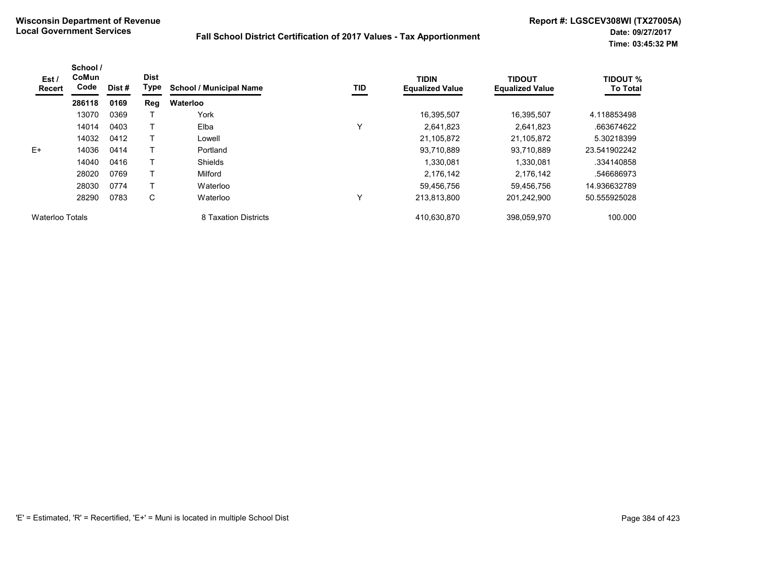**Wisconsin Department of Revenue**
**Local Government Services**

**Fall School District Certification of 2017 Values - Tax Apportionment**

**Report #: LGSCEV308WI (TX27005A)**
**Date: 09/27/2017**
**Time: 03:45:32 PM**

| Est / Recert | School / CoMun Code | Dist # | Dist Type | School / Municipal Name | TID | TIDIN Equalized Value | TIDOUT Equalized Value | TIDOUT % To Total |
|---|---|---|---|---|---|---|---|---|
| | **286118** | **0169** | **Reg** | **Waterloo** | | | | |
| | 13070 | 0369 | T | York | | 16,395,507 | 16,395,507 | 4.118853498 |
| | 14014 | 0403 | T | Elba | Y | 2,641,823 | 2,641,823 | .663674622 |
| | 14032 | 0412 | T | Lowell | | 21,105,872 | 21,105,872 | 5.30218399 |
| E+ | 14036 | 0414 | T | Portland | | 93,710,889 | 93,710,889 | 23.541902242 |
| | 14040 | 0416 | T | Shields | | 1,330,081 | 1,330,081 | .334140858 |
| | 28020 | 0769 | T | Milford | | 2,176,142 | 2,176,142 | .546686973 |
| | 28030 | 0774 | T | Waterloo | | 59,456,756 | 59,456,756 | 14.936632789 |
| | 28290 | 0783 | C | Waterloo | Y | 213,813,800 | 201,242,900 | 50.555925028 |
| Waterloo Totals | | | | 8 Taxation Districts | | 410,630,870 | 398,059,970 | 100.000 |

'E' = Estimated, 'R' = Recertified, 'E+' = Muni is located in multiple School Dist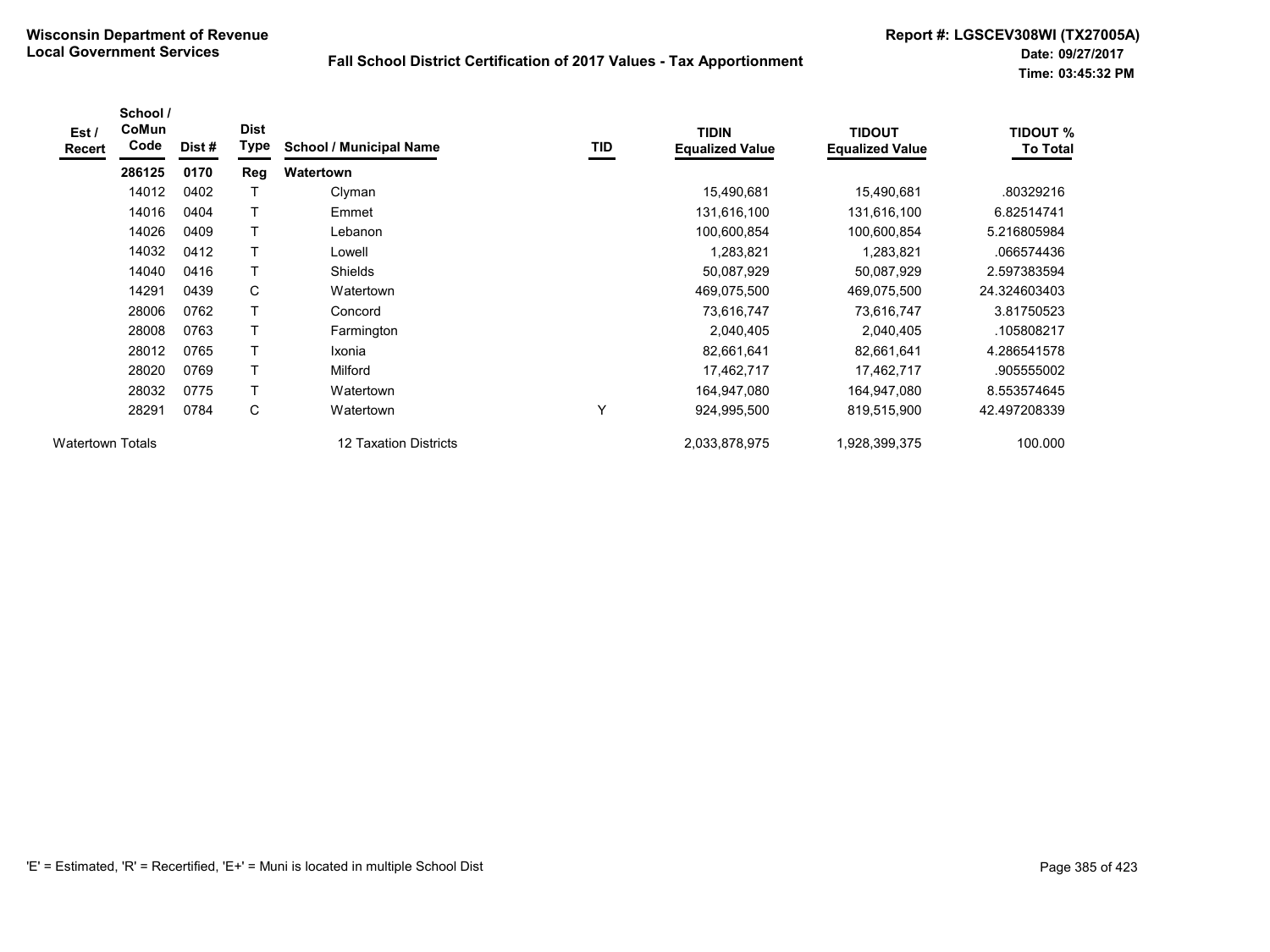**Wisconsin Department of Revenue**
**Local Government Services**

**Fall School District Certification of 2017 Values - Tax Apportionment**

**Report #: LGSCEV308WI (TX27005A)**
**Date: 09/27/2017**
**Time: 03:45:32 PM**

| Est / Recert | School / CoMun Code | Dist # | Dist Type | School / Municipal Name | TID | TIDIN Equalized Value | TIDOUT Equalized Value | TIDOUT % To Total |
|---|---|---|---|---|---|---|---|---|
| | **286125** | **0170** | **Reg** | **Watertown** | | | | |
| | 14012 | 0402 | T | Clyman | | 15,490,681 | 15,490,681 | .80329216 |
| | 14016 | 0404 | T | Emmet | | 131,616,100 | 131,616,100 | 6.82514741 |
| | 14026 | 0409 | T | Lebanon | | 100,600,854 | 100,600,854 | 5.216805984 |
| | 14032 | 0412 | T | Lowell | | 1,283,821 | 1,283,821 | .066574436 |
| | 14040 | 0416 | T | Shields | | 50,087,929 | 50,087,929 | 2.597383594 |
| | 14291 | 0439 | C | Watertown | | 469,075,500 | 469,075,500 | 24.324603403 |
| | 28006 | 0762 | T | Concord | | 73,616,747 | 73,616,747 | 3.81750523 |
| | 28008 | 0763 | T | Farmington | | 2,040,405 | 2,040,405 | .105808217 |
| | 28012 | 0765 | T | Ixonia | | 82,661,641 | 82,661,641 | 4.286541578 |
| | 28020 | 0769 | T | Milford | | 17,462,717 | 17,462,717 | .905555002 |
| | 28032 | 0775 | T | Watertown | | 164,947,080 | 164,947,080 | 8.553574645 |
| | 28291 | 0784 | C | Watertown | Y | 924,995,500 | 819,515,900 | 42.497208339 |
| Watertown Totals | | | | 12 Taxation Districts | | 2,033,878,975 | 1,928,399,375 | 100.000 |

'E' = Estimated, 'R' = Recertified, 'E+' = Muni is located in multiple School Dist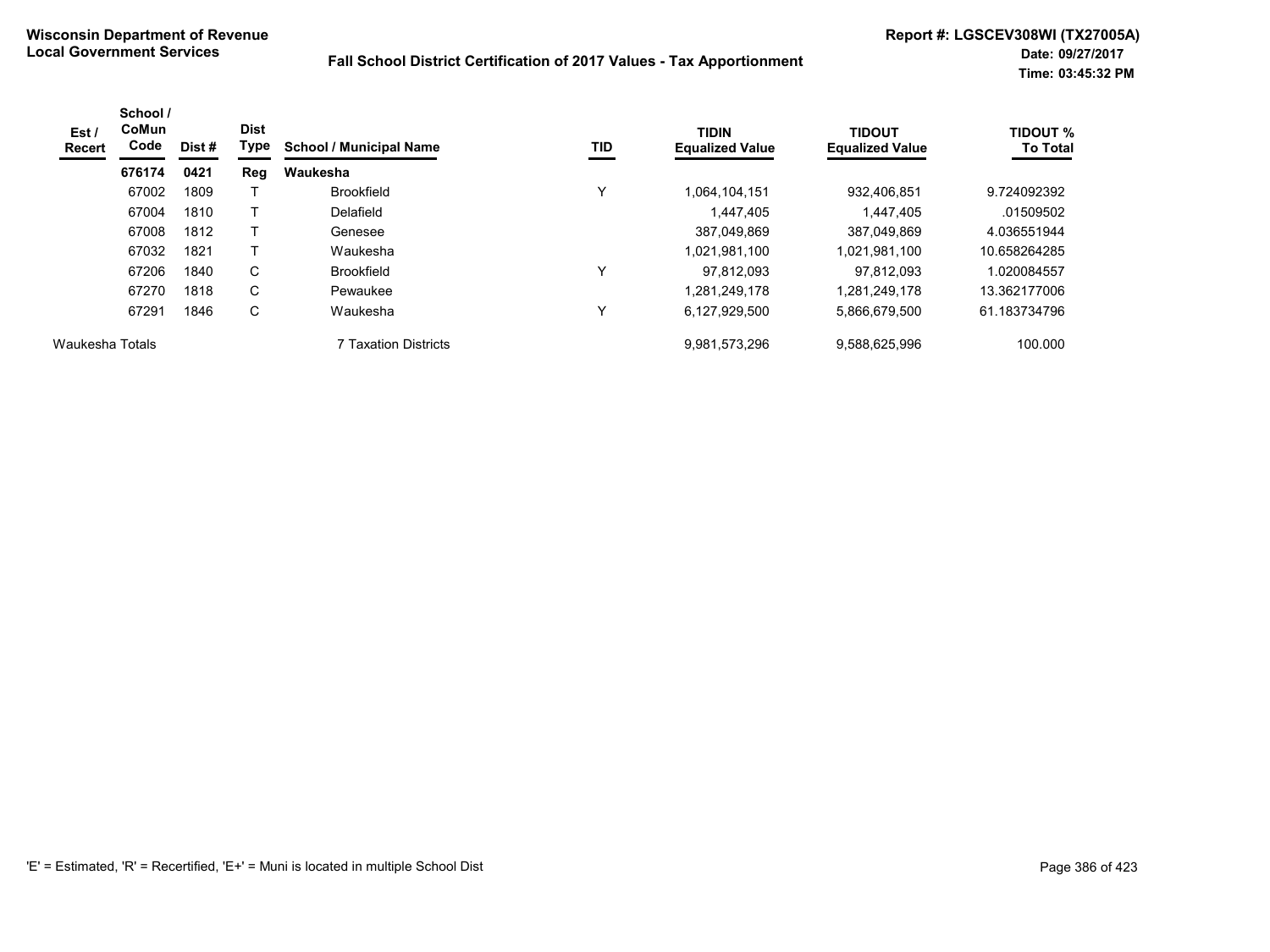**Wisconsin Department of Revenue**
**Local Government Services**

**Fall School District Certification of 2017 Values - Tax Apportionment**

**Report #: LGSCEV308WI (TX27005A)**
**Date: 09/27/2017**
**Time: 03:45:32 PM**

| Est / Recert | School / CoMun Code | Dist # | Dist Type | School / Municipal Name | TID | TIDIN Equalized Value | TIDOUT Equalized Value | TIDOUT % To Total |
|---|---|---|---|---|---|---|---|---|
| | **676174** | **0421** | **Reg** | **Waukesha** | | | | |
| | 67002 | 1809 | T | Brookfield | Y | 1,064,104,151 | 932,406,851 | 9.724092392 |
| | 67004 | 1810 | T | Delafield | | 1,447,405 | 1,447,405 | .01509502 |
| | 67008 | 1812 | T | Genesee | | 387,049,869 | 387,049,869 | 4.036551944 |
| | 67032 | 1821 | T | Waukesha | | 1,021,981,100 | 1,021,981,100 | 10.658264285 |
| | 67206 | 1840 | C | Brookfield | Y | 97,812,093 | 97,812,093 | 1.020084557 |
| | 67270 | 1818 | C | Pewaukee | | 1,281,249,178 | 1,281,249,178 | 13.362177006 |
| | 67291 | 1846 | C | Waukesha | Y | 6,127,929,500 | 5,866,679,500 | 61.183734796 |
| Waukesha Totals | | | | 7 Taxation Districts | | 9,981,573,296 | 9,588,625,996 | 100.000 |

'E' = Estimated, 'R' = Recertified, 'E+' = Muni is located in multiple School Dist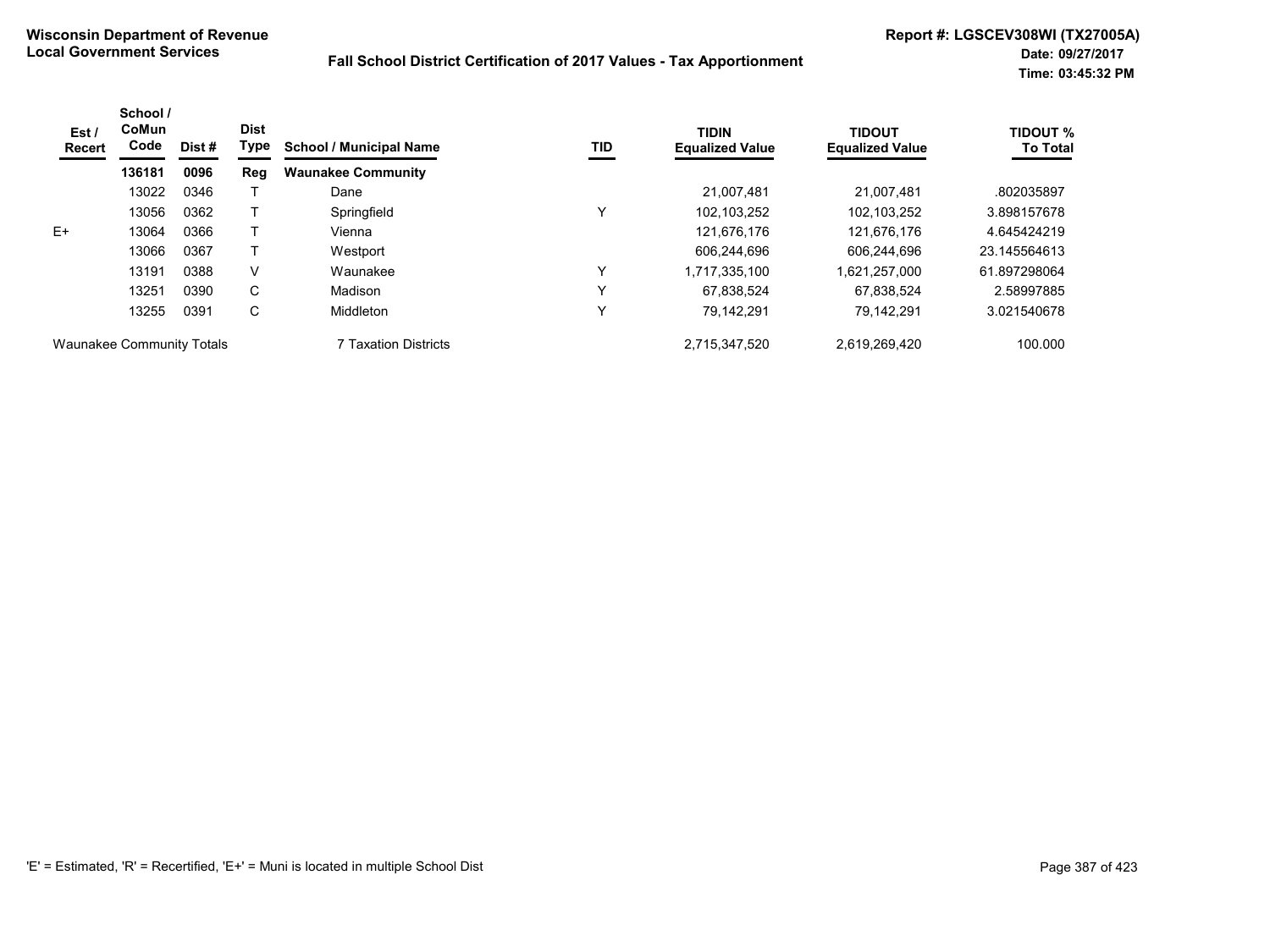**Wisconsin Department of Revenue**
**Local Government Services**

**Fall School District Certification of 2017 Values - Tax Apportionment**

**Report #: LGSCEV308WI (TX27005A)**
**Date: 09/27/2017**
**Time: 03:45:32 PM**

| Est / Recert | School / CoMun Code | Dist # | Dist Type | School / Municipal Name | TID | TIDIN Equalized Value | TIDOUT Equalized Value | TIDOUT % To Total |
|---|---|---|---|---|---|---|---|---|
| | **136181** | **0096** | **Reg** | **Waunakee Community** | | | | |
| | 13022 | 0346 | T | Dane | | 21,007,481 | 21,007,481 | .802035897 |
| | 13056 | 0362 | T | Springfield | Y | 102,103,252 | 102,103,252 | 3.898157678 |
| E+ | 13064 | 0366 | T | Vienna | | 121,676,176 | 121,676,176 | 4.645424219 |
| | 13066 | 0367 | T | Westport | | 606,244,696 | 606,244,696 | 23.145564613 |
| | 13191 | 0388 | V | Waunakee | Y | 1,717,335,100 | 1,621,257,000 | 61.897298064 |
| | 13251 | 0390 | C | Madison | Y | 67,838,524 | 67,838,524 | 2.58997885 |
| | 13255 | 0391 | C | Middleton | Y | 79,142,291 | 79,142,291 | 3.021540678 |
| Waunakee Community Totals | | | | 7 Taxation Districts | | 2,715,347,520 | 2,619,269,420 | 100.000 |

'E' = Estimated, 'R' = Recertified, 'E+' = Muni is located in multiple School Dist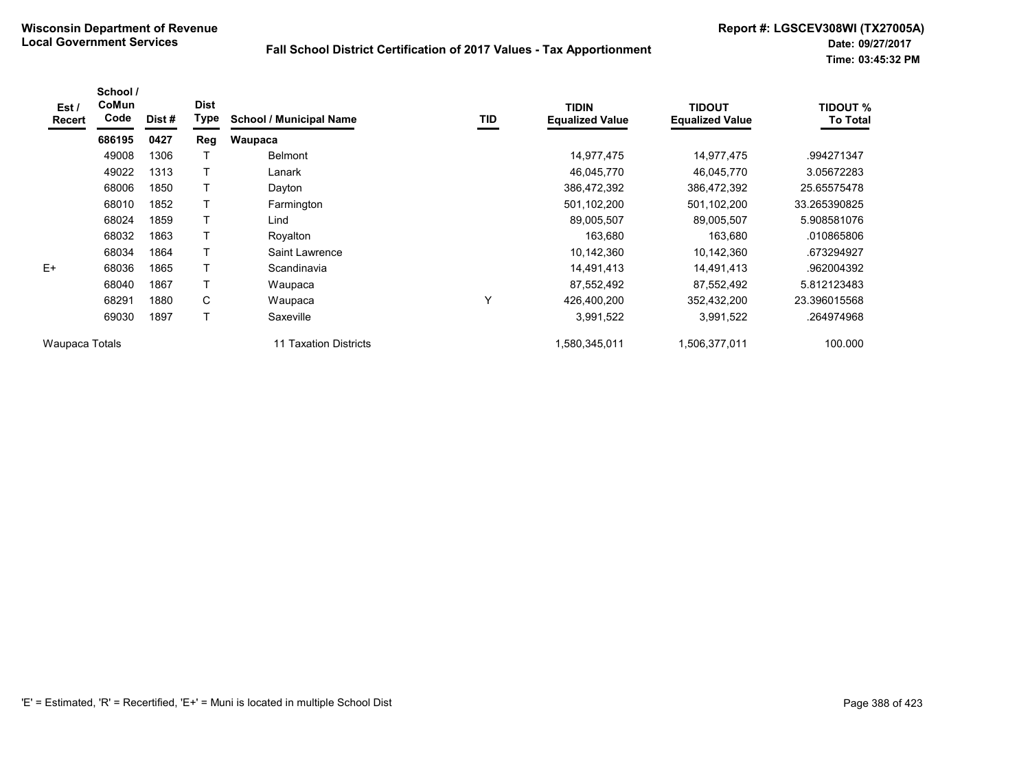**Wisconsin Department of Revenue**
**Local Government Services**

**Fall School District Certification of 2017 Values - Tax Apportionment**

**Report #: LGSCEV308WI (TX27005A)**
**Date: 09/27/2017**
**Time: 03:45:32 PM**

| Est / Recert | School / CoMun Code | Dist # | Dist Type | School / Municipal Name | TID | TIDIN Equalized Value | TIDOUT Equalized Value | TIDOUT % To Total |
|---|---|---|---|---|---|---|---|---|
| | **686195** | **0427** | **Reg** | **Waupaca** | | | | |
| | 49008 | 1306 | T | Belmont | | 14,977,475 | 14,977,475 | .994271347 |
| | 49022 | 1313 | T | Lanark | | 46,045,770 | 46,045,770 | 3.05672283 |
| | 68006 | 1850 | T | Dayton | | 386,472,392 | 386,472,392 | 25.65575478 |
| | 68010 | 1852 | T | Farmington | | 501,102,200 | 501,102,200 | 33.265390825 |
| | 68024 | 1859 | T | Lind | | 89,005,507 | 89,005,507 | 5.908581076 |
| | 68032 | 1863 | T | Royalton | | 163,680 | 163,680 | .010865806 |
| | 68034 | 1864 | T | Saint Lawrence | | 10,142,360 | 10,142,360 | .673294927 |
| E+ | 68036 | 1865 | T | Scandinavia | | 14,491,413 | 14,491,413 | .962004392 |
| | 68040 | 1867 | T | Waupaca | | 87,552,492 | 87,552,492 | 5.812123483 |
| | 68291 | 1880 | C | Waupaca | Y | 426,400,200 | 352,432,200 | 23.396015568 |
| | 69030 | 1897 | T | Saxeville | | 3,991,522 | 3,991,522 | .264974968 |
| Waupaca Totals | | | | 11 Taxation Districts | | 1,580,345,011 | 1,506,377,011 | 100.000 |

'E' = Estimated, 'R' = Recertified, 'E+' = Muni is located in multiple School Dist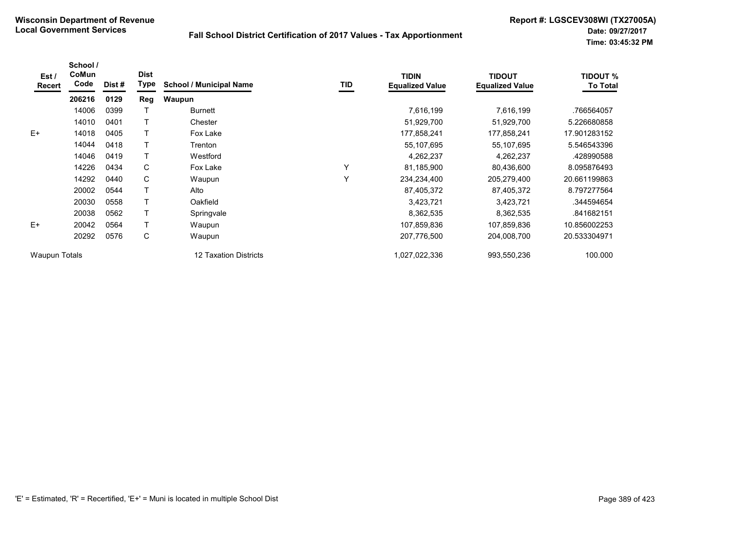**Wisconsin Department of Revenue**
**Local Government Services**

**Fall School District Certification of 2017 Values - Tax Apportionment**

**Report #: LGSCEV308WI (TX27005A)**
**Date: 09/27/2017**
**Time: 03:45:32 PM**

| Est / Recert | School / CoMun Code | Dist # | Dist Type | School / Municipal Name | TID | TIDIN Equalized Value | TIDOUT Equalized Value | TIDOUT % To Total |
|---|---|---|---|---|---|---|---|---|
| | **206216** | **0129** | **Reg** | **Waupun** | | | | |
| | 14006 | 0399 | T | Burnett | | 7,616,199 | 7,616,199 | .766564057 |
| | 14010 | 0401 | T | Chester | | 51,929,700 | 51,929,700 | 5.226680858 |
| E+ | 14018 | 0405 | T | Fox Lake | | 177,858,241 | 177,858,241 | 17.901283152 |
| | 14044 | 0418 | T | Trenton | | 55,107,695 | 55,107,695 | 5.546543396 |
| | 14046 | 0419 | T | Westford | | 4,262,237 | 4,262,237 | .428990588 |
| | 14226 | 0434 | C | Fox Lake | Y | 81,185,900 | 80,436,600 | 8.095876493 |
| | 14292 | 0440 | C | Waupun | Y | 234,234,400 | 205,279,400 | 20.661199863 |
| | 20002 | 0544 | T | Alto | | 87,405,372 | 87,405,372 | 8.797277564 |
| | 20030 | 0558 | T | Oakfield | | 3,423,721 | 3,423,721 | .344594654 |
| | 20038 | 0562 | T | Springvale | | 8,362,535 | 8,362,535 | .841682151 |
| E+ | 20042 | 0564 | T | Waupun | | 107,859,836 | 107,859,836 | 10.856002253 |
| | 20292 | 0576 | C | Waupun | | 207,776,500 | 204,008,700 | 20.533304971 |
| Waupun Totals | | | | 12 Taxation Districts | | 1,027,022,336 | 993,550,236 | 100.000 |

'E' = Estimated, 'R' = Recertified, 'E+' = Muni is located in multiple School Dist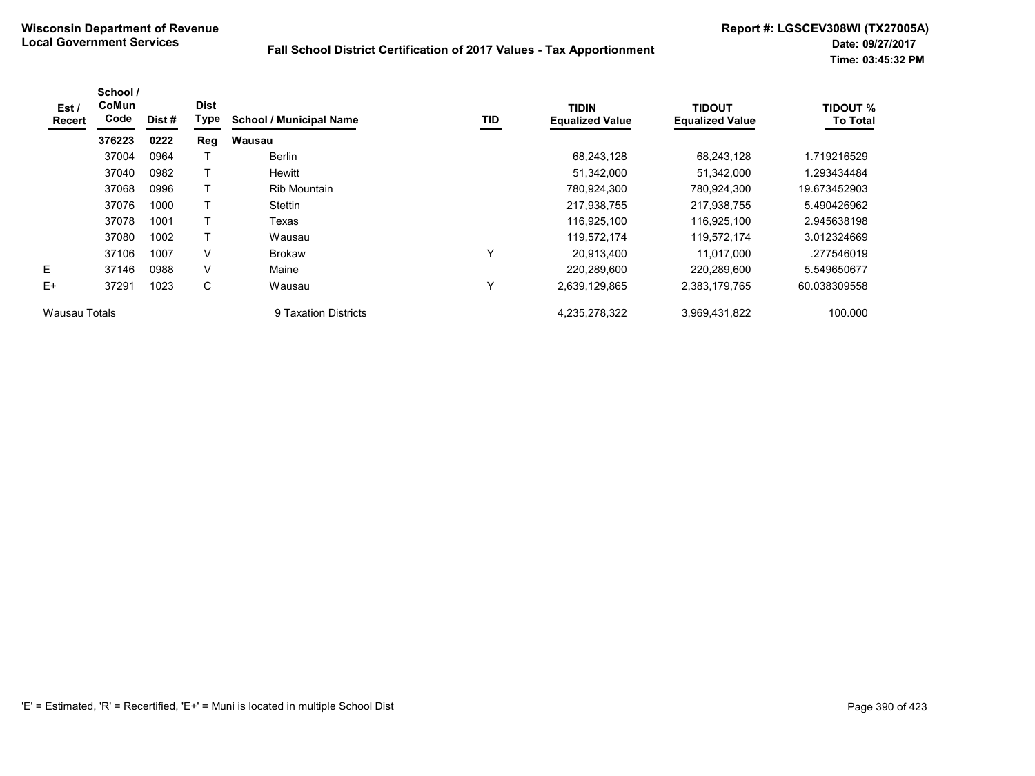**Wisconsin Department of Revenue**
**Local Government Services**

**Fall School District Certification of 2017 Values - Tax Apportionment**

**Report #: LGSCEV308WI (TX27005A)**
**Date: 09/27/2017**
**Time: 03:45:32 PM**

| Est / Recert | School / CoMun Code | Dist # | Dist Type | School / Municipal Name | TID | TIDIN Equalized Value | TIDOUT Equalized Value | TIDOUT % To Total |
|---|---|---|---|---|---|---|---|---|
| | **376223** | **0222** | **Reg** | **Wausau** | | | | |
| | 37004 | 0964 | T | Berlin | | 68,243,128 | 68,243,128 | 1.719216529 |
| | 37040 | 0982 | T | Hewitt | | 51,342,000 | 51,342,000 | 1.293434484 |
| | 37068 | 0996 | T | Rib Mountain | | 780,924,300 | 780,924,300 | 19.673452903 |
| | 37076 | 1000 | T | Stettin | | 217,938,755 | 217,938,755 | 5.490426962 |
| | 37078 | 1001 | T | Texas | | 116,925,100 | 116,925,100 | 2.945638198 |
| | 37080 | 1002 | T | Wausau | | 119,572,174 | 119,572,174 | 3.012324669 |
| | 37106 | 1007 | V | Brokaw | Y | 20,913,400 | 11,017,000 | .277546019 |
| E | 37146 | 0988 | V | Maine | | 220,289,600 | 220,289,600 | 5.549650677 |
| E+ | 37291 | 1023 | C | Wausau | Y | 2,639,129,865 | 2,383,179,765 | 60.038309558 |
| Wausau Totals | | | | 9 Taxation Districts | | 4,235,278,322 | 3,969,431,822 | 100.000 |

'E' = Estimated, 'R' = Recertified, 'E+' = Muni is located in multiple School Dist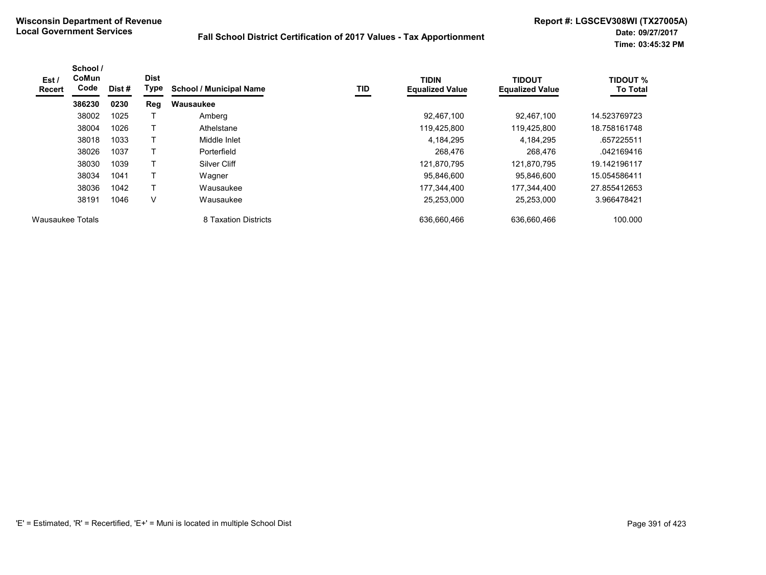**Wisconsin Department of Revenue**
**Local Government Services**

**Fall School District Certification of 2017 Values - Tax Apportionment**

**Report #: LGSCEV308WI (TX27005A)**
**Date: 09/27/2017**
**Time: 03:45:32 PM**

| Est / Recert | School / CoMun Code | Dist # | Dist Type | School / Municipal Name | TID | TIDIN Equalized Value | TIDOUT Equalized Value | TIDOUT % To Total |
|---|---|---|---|---|---|---|---|---|
| | **386230** | **0230** | **Reg** | **Wausaukee** | | | | |
| | 38002 | 1025 | T | Amberg | | 92,467,100 | 92,467,100 | 14.523769723 |
| | 38004 | 1026 | T | Athelstane | | 119,425,800 | 119,425,800 | 18.758161748 |
| | 38018 | 1033 | T | Middle Inlet | | 4,184,295 | 4,184,295 | .657225511 |
| | 38026 | 1037 | T | Porterfield | | 268,476 | 268,476 | .042169416 |
| | 38030 | 1039 | T | Silver Cliff | | 121,870,795 | 121,870,795 | 19.142196117 |
| | 38034 | 1041 | T | Wagner | | 95,846,600 | 95,846,600 | 15.054586411 |
| | 38036 | 1042 | T | Wausaukee | | 177,344,400 | 177,344,400 | 27.855412653 |
| | 38191 | 1046 | V | Wausaukee | | 25,253,000 | 25,253,000 | 3.966478421 |
| Wausaukee Totals | | | | 8 Taxation Districts | | 636,660,466 | 636,660,466 | 100.000 |

'E' = Estimated, 'R' = Recertified, 'E+' = Muni is located in multiple School Dist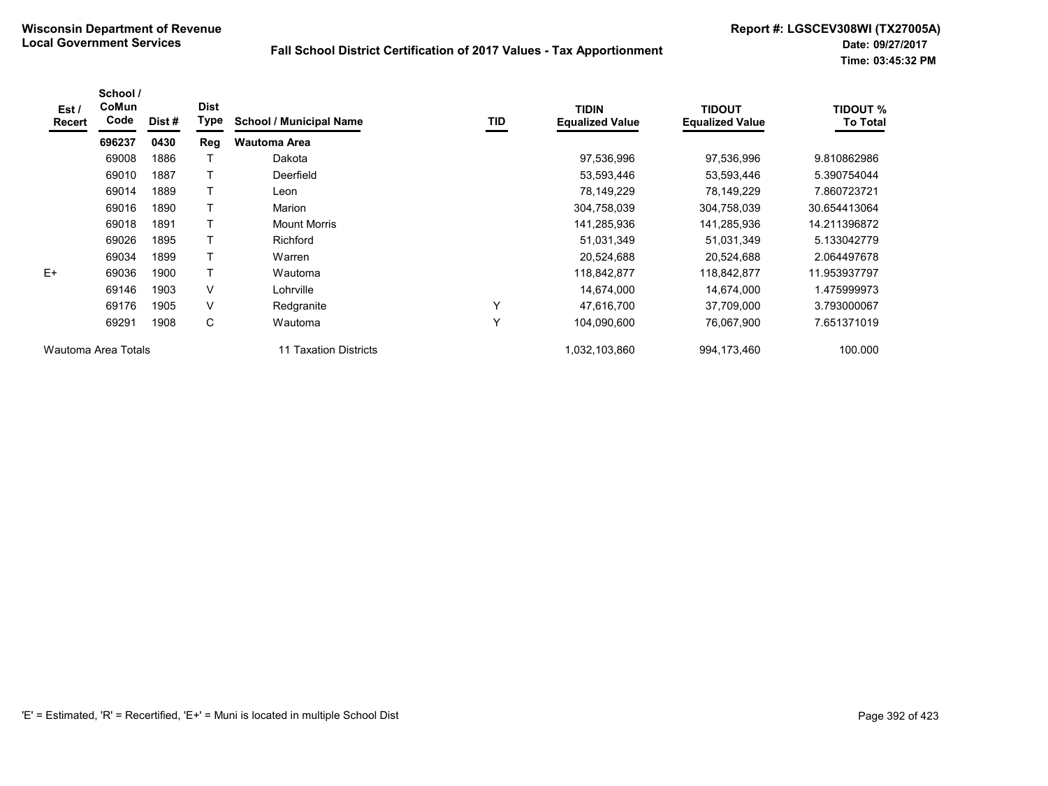**Wisconsin Department of Revenue**
**Local Government Services**

**Fall School District Certification of 2017 Values - Tax Apportionment**

**Report #: LGSCEV308WI (TX27005A)**
**Date: 09/27/2017**
**Time: 03:45:32 PM**

| Est / Recert | School / CoMun Code | Dist # | Dist Type | School / Municipal Name | TID | TIDIN Equalized Value | TIDOUT Equalized Value | TIDOUT % To Total |
|---|---|---|---|---|---|---|---|---|
| | **696237** | **0430** | **Reg** | **Wautoma Area** | | | | |
| | 69008 | 1886 | T | Dakota | | 97,536,996 | 97,536,996 | 9.810862986 |
| | 69010 | 1887 | T | Deerfield | | 53,593,446 | 53,593,446 | 5.390754044 |
| | 69014 | 1889 | T | Leon | | 78,149,229 | 78,149,229 | 7.860723721 |
| | 69016 | 1890 | T | Marion | | 304,758,039 | 304,758,039 | 30.654413064 |
| | 69018 | 1891 | T | Mount Morris | | 141,285,936 | 141,285,936 | 14.211396872 |
| | 69026 | 1895 | T | Richford | | 51,031,349 | 51,031,349 | 5.133042779 |
| | 69034 | 1899 | T | Warren | | 20,524,688 | 20,524,688 | 2.064497678 |
| E+ | 69036 | 1900 | T | Wautoma | | 118,842,877 | 118,842,877 | 11.953937797 |
| | 69146 | 1903 | V | Lohrville | | 14,674,000 | 14,674,000 | 1.475999973 |
| | 69176 | 1905 | V | Redgranite | Y | 47,616,700 | 37,709,000 | 3.793000067 |
| | 69291 | 1908 | C | Wautoma | Y | 104,090,600 | 76,067,900 | 7.651371019 |
| Wautoma Area Totals | | | | 11 Taxation Districts | | 1,032,103,860 | 994,173,460 | 100.000 |

'E' = Estimated, 'R' = Recertified, 'E+' = Muni is located in multiple School Dist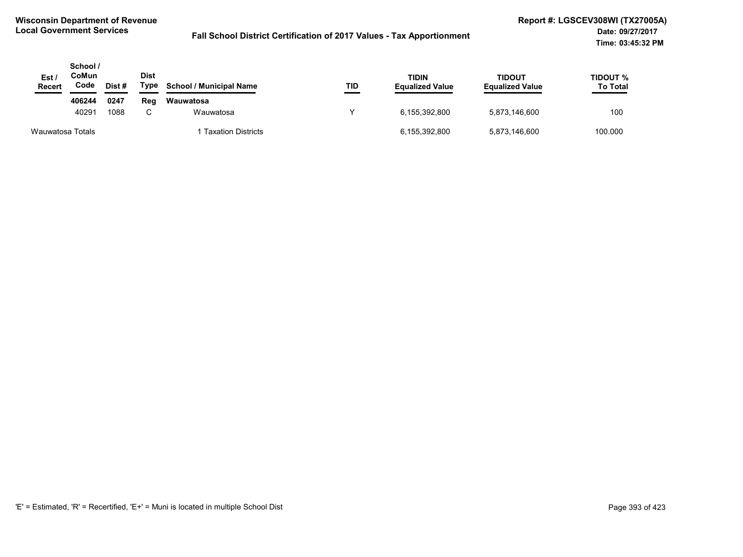**Wisconsin Department of Revenue**
**Local Government Services**

**Fall School District Certification of 2017 Values - Tax Apportionment**

**Report #: LGSCEV308WI (TX27005A)**
**Date: 09/27/2017**
**Time: 03:45:32 PM**

| Est / Recert | School / CoMun Code | Dist # | Dist Type | School / Municipal Name | TID | TIDIN Equalized Value | TIDOUT Equalized Value | TIDOUT % To Total |
|---|---|---|---|---|---|---|---|---|
| | **406244** | **0247** | **Reg** | **Wauwatosa** | | | | |
| | 40291 | 1088 | C | Wauwatosa | Y | 6,155,392,800 | 5,873,146,600 | 100 |
| Wauwatosa Totals | | | | 1 Taxation Districts | | 6,155,392,800 | 5,873,146,600 | 100.000 |

'E' = Estimated, 'R' = Recertified, 'E+' = Muni is located in multiple School Dist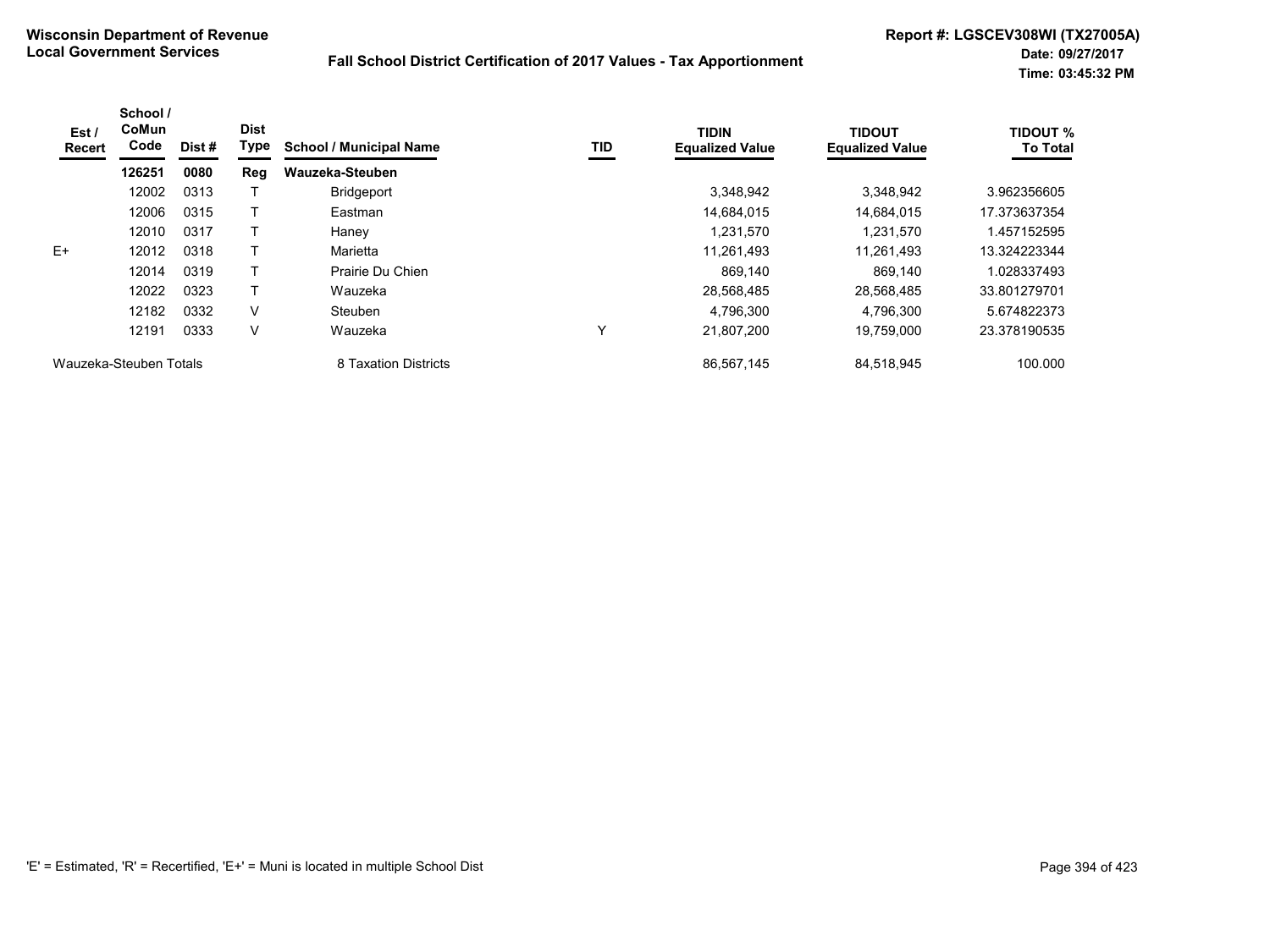**Wisconsin Department of Revenue**
**Local Government Services**

**Fall School District Certification of 2017 Values - Tax Apportionment**

**Report #: LGSCEV308WI (TX27005A)**
**Date: 09/27/2017**
**Time: 03:45:32 PM**

| Est / Recert | School / CoMun Code | Dist # | Dist Type | School / Municipal Name | TID | TIDIN Equalized Value | TIDOUT Equalized Value | TIDOUT % To Total |
|---|---|---|---|---|---|---|---|---|
| | **126251** | **0080** | **Reg** | **Wauzeka-Steuben** | | | | |
| | 12002 | 0313 | T | Bridgeport | | 3,348,942 | 3,348,942 | 3.962356605 |
| | 12006 | 0315 | T | Eastman | | 14,684,015 | 14,684,015 | 17.373637354 |
| | 12010 | 0317 | T | Haney | | 1,231,570 | 1,231,570 | 1.457152595 |
| E+ | 12012 | 0318 | T | Marietta | | 11,261,493 | 11,261,493 | 13.324223344 |
| | 12014 | 0319 | T | Prairie Du Chien | | 869,140 | 869,140 | 1.028337493 |
| | 12022 | 0323 | T | Wauzeka | | 28,568,485 | 28,568,485 | 33.801279701 |
| | 12182 | 0332 | V | Steuben | | 4,796,300 | 4,796,300 | 5.674822373 |
| | 12191 | 0333 | V | Wauzeka | Y | 21,807,200 | 19,759,000 | 23.378190535 |
| Wauzeka-Steuben Totals | | | | 8 Taxation Districts | | 86,567,145 | 84,518,945 | 100.000 |

'E' = Estimated, 'R' = Recertified, 'E+' = Muni is located in multiple School Dist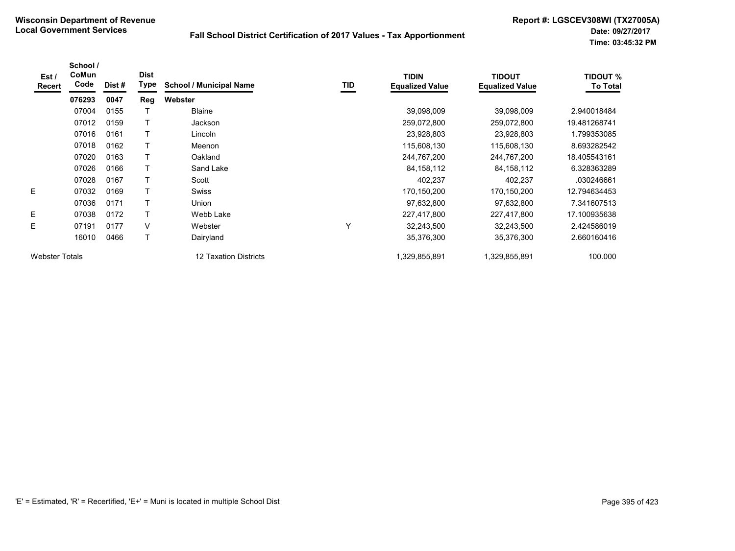**Wisconsin Department of Revenue**
**Local Government Services**

**Fall School District Certification of 2017 Values - Tax Apportionment**

**Report #: LGSCEV308WI (TX27005A)**
**Date: 09/27/2017**
**Time: 03:45:32 PM**

| Est / Recert | School / CoMun Code | Dist # | Dist Type | School / Municipal Name | TID | TIDIN Equalized Value | TIDOUT Equalized Value | TIDOUT % To Total |
|---|---|---|---|---|---|---|---|---|
| | **076293** | **0047** | **Reg** | **Webster** | | | | |
| | 07004 | 0155 | T | Blaine | | 39,098,009 | 39,098,009 | 2.940018484 |
| | 07012 | 0159 | T | Jackson | | 259,072,800 | 259,072,800 | 19.481268741 |
| | 07016 | 0161 | T | Lincoln | | 23,928,803 | 23,928,803 | 1.799353085 |
| | 07018 | 0162 | T | Meenon | | 115,608,130 | 115,608,130 | 8.693282542 |
| | 07020 | 0163 | T | Oakland | | 244,767,200 | 244,767,200 | 18.405543161 |
| | 07026 | 0166 | T | Sand Lake | | 84,158,112 | 84,158,112 | 6.328363289 |
| | 07028 | 0167 | T | Scott | | 402,237 | 402,237 | .030246661 |
| E | 07032 | 0169 | T | Swiss | | 170,150,200 | 170,150,200 | 12.794634453 |
| | 07036 | 0171 | T | Union | | 97,632,800 | 97,632,800 | 7.341607513 |
| E | 07038 | 0172 | T | Webb Lake | | 227,417,800 | 227,417,800 | 17.100935638 |
| E | 07191 | 0177 | V | Webster | Y | 32,243,500 | 32,243,500 | 2.424586019 |
| | 16010 | 0466 | T | Dairyland | | 35,376,300 | 35,376,300 | 2.660160416 |
| Webster Totals | | | | 12 Taxation Districts | | 1,329,855,891 | 1,329,855,891 | 100.000 |

'E' = Estimated, 'R' = Recertified, 'E+' = Muni is located in multiple School Dist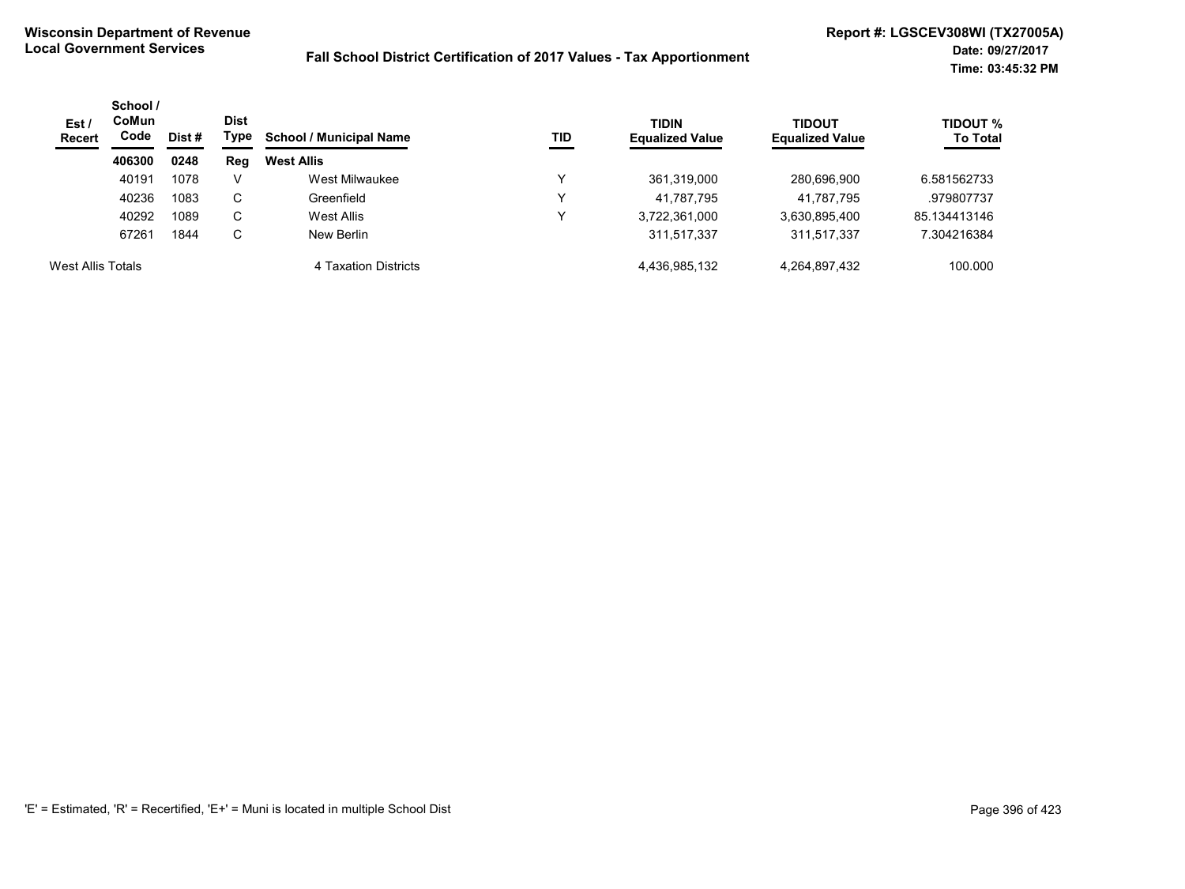**Wisconsin Department of Revenue**
**Local Government Services**

**Fall School District Certification of 2017 Values - Tax Apportionment**

**Report #: LGSCEV308WI (TX27005A)**
**Date: 09/27/2017**
**Time: 03:45:32 PM**

| Est / Recert | School / CoMun Code | Dist # | Dist Type | School / Municipal Name | TID | TIDIN Equalized Value | TIDOUT Equalized Value | TIDOUT % To Total |
|---|---|---|---|---|---|---|---|---|
| | **406300** | **0248** | **Reg** | **West Allis** | | | | |
| | 40191 | 1078 | V | West Milwaukee | Y | 361,319,000 | 280,696,900 | 6.581562733 |
| | 40236 | 1083 | C | Greenfield | Y | 41,787,795 | 41,787,795 | .979807737 |
| | 40292 | 1089 | C | West Allis | Y | 3,722,361,000 | 3,630,895,400 | 85.134413146 |
| | 67261 | 1844 | C | New Berlin | | 311,517,337 | 311,517,337 | 7.304216384 |
| West Allis Totals | | | | 4 Taxation Districts | | 4,436,985,132 | 4,264,897,432 | 100.000 |

'E' = Estimated, 'R' = Recertified, 'E+' = Muni is located in multiple School Dist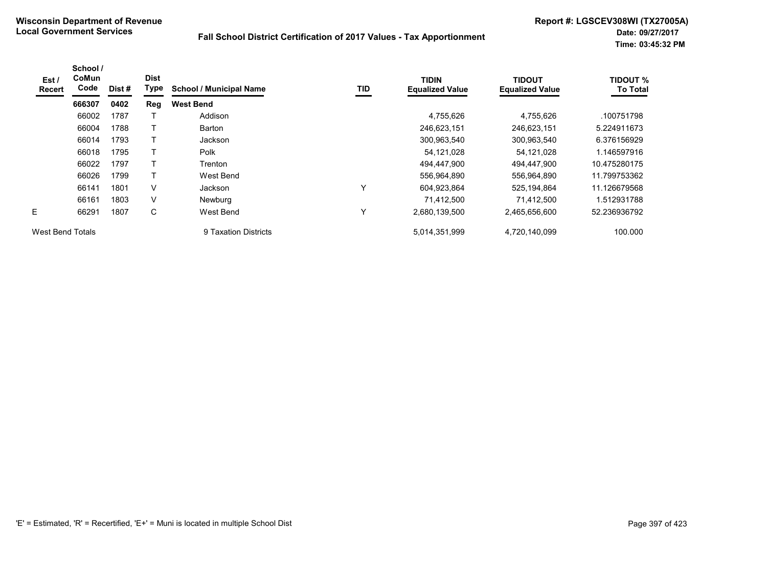**Wisconsin Department of Revenue**
**Local Government Services**

**Fall School District Certification of 2017 Values - Tax Apportionment**

**Report #: LGSCEV308WI (TX27005A)**
**Date: 09/27/2017**
**Time: 03:45:32 PM**

| Est / Recert | School / CoMun Code | Dist # | Dist Type | School / Municipal Name | TID | TIDIN Equalized Value | TIDOUT Equalized Value | TIDOUT % To Total |
|---|---|---|---|---|---|---|---|---|
| | **666307** | **0402** | **Reg** | **West Bend** | | | | |
| | 66002 | 1787 | T | Addison | | 4,755,626 | 4,755,626 | .100751798 |
| | 66004 | 1788 | T | Barton | | 246,623,151 | 246,623,151 | 5.224911673 |
| | 66014 | 1793 | T | Jackson | | 300,963,540 | 300,963,540 | 6.376156929 |
| | 66018 | 1795 | T | Polk | | 54,121,028 | 54,121,028 | 1.146597916 |
| | 66022 | 1797 | T | Trenton | | 494,447,900 | 494,447,900 | 10.475280175 |
| | 66026 | 1799 | T | West Bend | | 556,964,890 | 556,964,890 | 11.799753362 |
| | 66141 | 1801 | V | Jackson | Y | 604,923,864 | 525,194,864 | 11.126679568 |
| | 66161 | 1803 | V | Newburg | | 71,412,500 | 71,412,500 | 1.512931788 |
| E | 66291 | 1807 | C | West Bend | Y | 2,680,139,500 | 2,465,656,600 | 52.236936792 |
| West Bend Totals | | | | 9 Taxation Districts | | 5,014,351,999 | 4,720,140,099 | 100.000 |

'E' = Estimated, 'R' = Recertified, 'E+' = Muni is located in multiple School Dist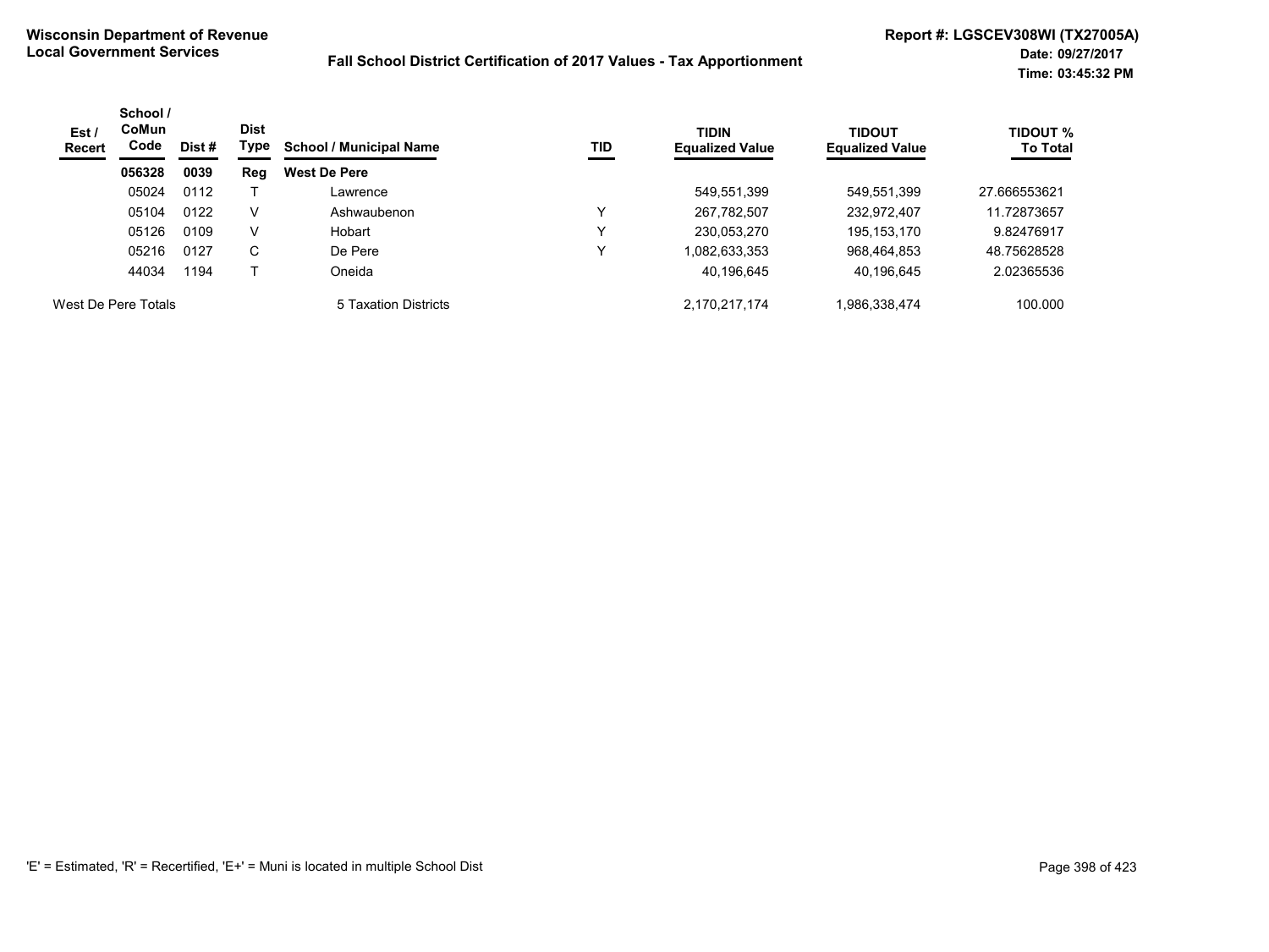**Wisconsin Department of Revenue**
**Local Government Services**

**Fall School District Certification of 2017 Values - Tax Apportionment**

**Report #: LGSCEV308WI (TX27005A)**
**Date: 09/27/2017**
**Time: 03:45:32 PM**

| Est / Recert | School / CoMun Code | Dist # | Dist Type | School / Municipal Name | TID | TIDIN Equalized Value | TIDOUT Equalized Value | TIDOUT % To Total |
|---|---|---|---|---|---|---|---|---|
| | **056328** | **0039** | **Reg** | **West De Pere** | | | | |
| | 05024 | 0112 | T | Lawrence | | 549,551,399 | 549,551,399 | 27.666553621 |
| | 05104 | 0122 | V | Ashwaubenon | Y | 267,782,507 | 232,972,407 | 11.72873657 |
| | 05126 | 0109 | V | Hobart | Y | 230,053,270 | 195,153,170 | 9.82476917 |
| | 05216 | 0127 | C | De Pere | Y | 1,082,633,353 | 968,464,853 | 48.75628528 |
| | 44034 | 1194 | T | Oneida | | 40,196,645 | 40,196,645 | 2.02365536 |
| West De Pere Totals | | | | 5 Taxation Districts | | 2,170,217,174 | 1,986,338,474 | 100.000 |

'E' = Estimated, 'R' = Recertified, 'E+' = Muni is located in multiple School Dist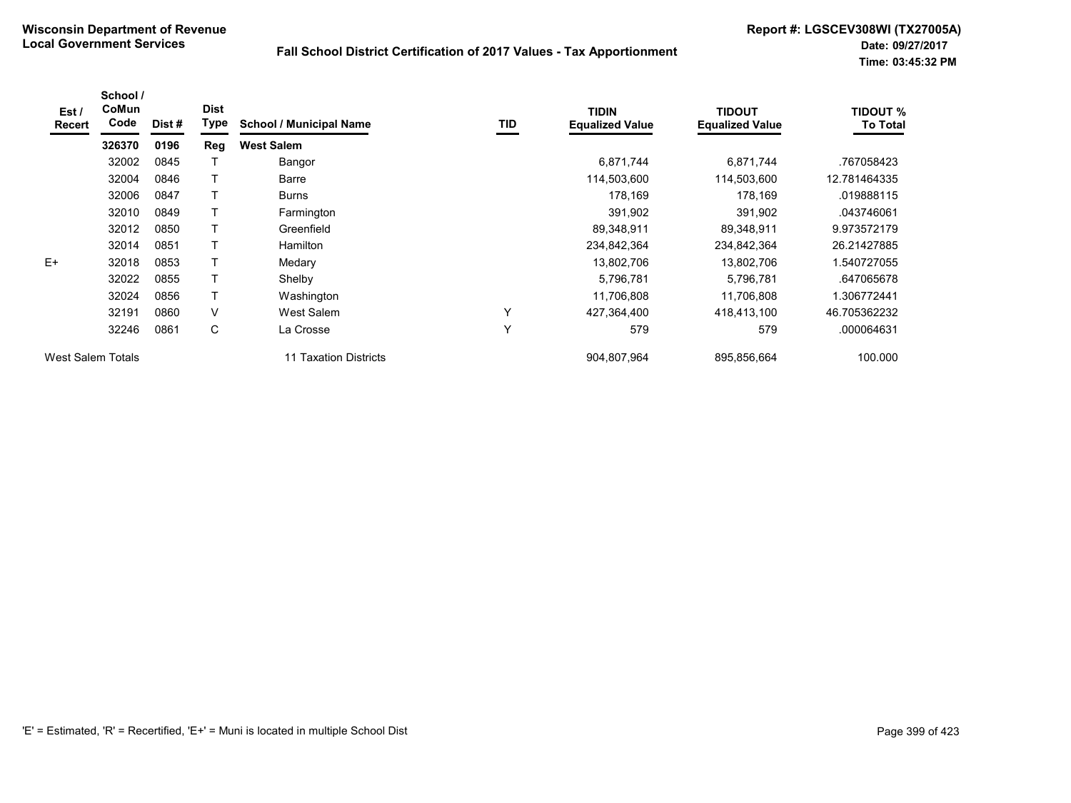**Wisconsin Department of Revenue**
**Local Government Services**

**Fall School District Certification of 2017 Values - Tax Apportionment**

**Report #: LGSCEV308WI (TX27005A)**
**Date: 09/27/2017**
**Time: 03:45:32 PM**

| Est / Recert | School / CoMun Code | Dist # | Dist Type | School / Municipal Name | TID | TIDIN Equalized Value | TIDOUT Equalized Value | TIDOUT % To Total |
|---|---|---|---|---|---|---|---|---|
| | **326370** | **0196** | **Reg** | **West Salem** | | | | |
| | 32002 | 0845 | T | Bangor | | 6,871,744 | 6,871,744 | .767058423 |
| | 32004 | 0846 | T | Barre | | 114,503,600 | 114,503,600 | 12.781464335 |
| | 32006 | 0847 | T | Burns | | 178,169 | 178,169 | .019888115 |
| | 32010 | 0849 | T | Farmington | | 391,902 | 391,902 | .043746061 |
| | 32012 | 0850 | T | Greenfield | | 89,348,911 | 89,348,911 | 9.973572179 |
| | 32014 | 0851 | T | Hamilton | | 234,842,364 | 234,842,364 | 26.21427885 |
| E+ | 32018 | 0853 | T | Medary | | 13,802,706 | 13,802,706 | 1.540727055 |
| | 32022 | 0855 | T | Shelby | | 5,796,781 | 5,796,781 | .647065678 |
| | 32024 | 0856 | T | Washington | | 11,706,808 | 11,706,808 | 1.306772441 |
| | 32191 | 0860 | V | West Salem | Y | 427,364,400 | 418,413,100 | 46.705362232 |
| | 32246 | 0861 | C | La Crosse | Y | 579 | 579 | .000064631 |
| West Salem Totals | | | | 11 Taxation Districts | | 904,807,964 | 895,856,664 | 100.000 |

'E' = Estimated, 'R' = Recertified, 'E+' = Muni is located in multiple School Dist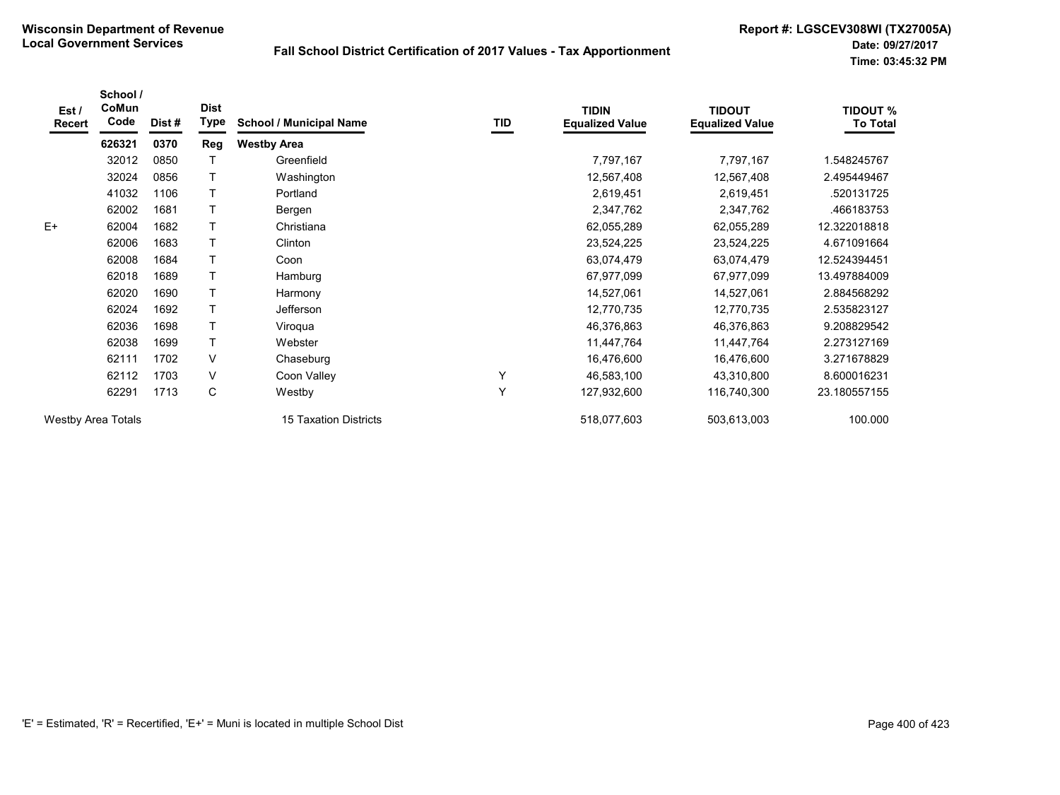**Wisconsin Department of Revenue**
**Local Government Services**

**Fall School District Certification of 2017 Values - Tax Apportionment**

**Report #: LGSCEV308WI (TX27005A)**
**Date: 09/27/2017**
**Time: 03:45:32 PM**

| Est / Recert | School / CoMun Code | Dist # | Dist Type | School / Municipal Name | TID | TIDIN Equalized Value | TIDOUT Equalized Value | TIDOUT % To Total |
|---|---|---|---|---|---|---|---|---|
| | **626321** | **0370** | **Reg** | **Westby Area** | | | | |
| | 32012 | 0850 | T | Greenfield | | 7,797,167 | 7,797,167 | 1.548245767 |
| | 32024 | 0856 | T | Washington | | 12,567,408 | 12,567,408 | 2.495449467 |
| | 41032 | 1106 | T | Portland | | 2,619,451 | 2,619,451 | .520131725 |
| | 62002 | 1681 | T | Bergen | | 2,347,762 | 2,347,762 | .466183753 |
| E+ | 62004 | 1682 | T | Christiana | | 62,055,289 | 62,055,289 | 12.322018818 |
| | 62006 | 1683 | T | Clinton | | 23,524,225 | 23,524,225 | 4.671091664 |
| | 62008 | 1684 | T | Coon | | 63,074,479 | 63,074,479 | 12.524394451 |
| | 62018 | 1689 | T | Hamburg | | 67,977,099 | 67,977,099 | 13.497884009 |
| | 62020 | 1690 | T | Harmony | | 14,527,061 | 14,527,061 | 2.884568292 |
| | 62024 | 1692 | T | Jefferson | | 12,770,735 | 12,770,735 | 2.535823127 |
| | 62036 | 1698 | T | Viroqua | | 46,376,863 | 46,376,863 | 9.208829542 |
| | 62038 | 1699 | T | Webster | | 11,447,764 | 11,447,764 | 2.273127169 |
| | 62111 | 1702 | V | Chaseburg | | 16,476,600 | 16,476,600 | 3.271678829 |
| | 62112 | 1703 | V | Coon Valley | Y | 46,583,100 | 43,310,800 | 8.600016231 |
| | 62291 | 1713 | C | Westby | Y | 127,932,600 | 116,740,300 | 23.180557155 |
| Westby Area Totals | | | | 15 Taxation Districts | | 518,077,603 | 503,613,003 | 100.000 |

'E' = Estimated, 'R' = Recertified, 'E+' = Muni is located in multiple School Dist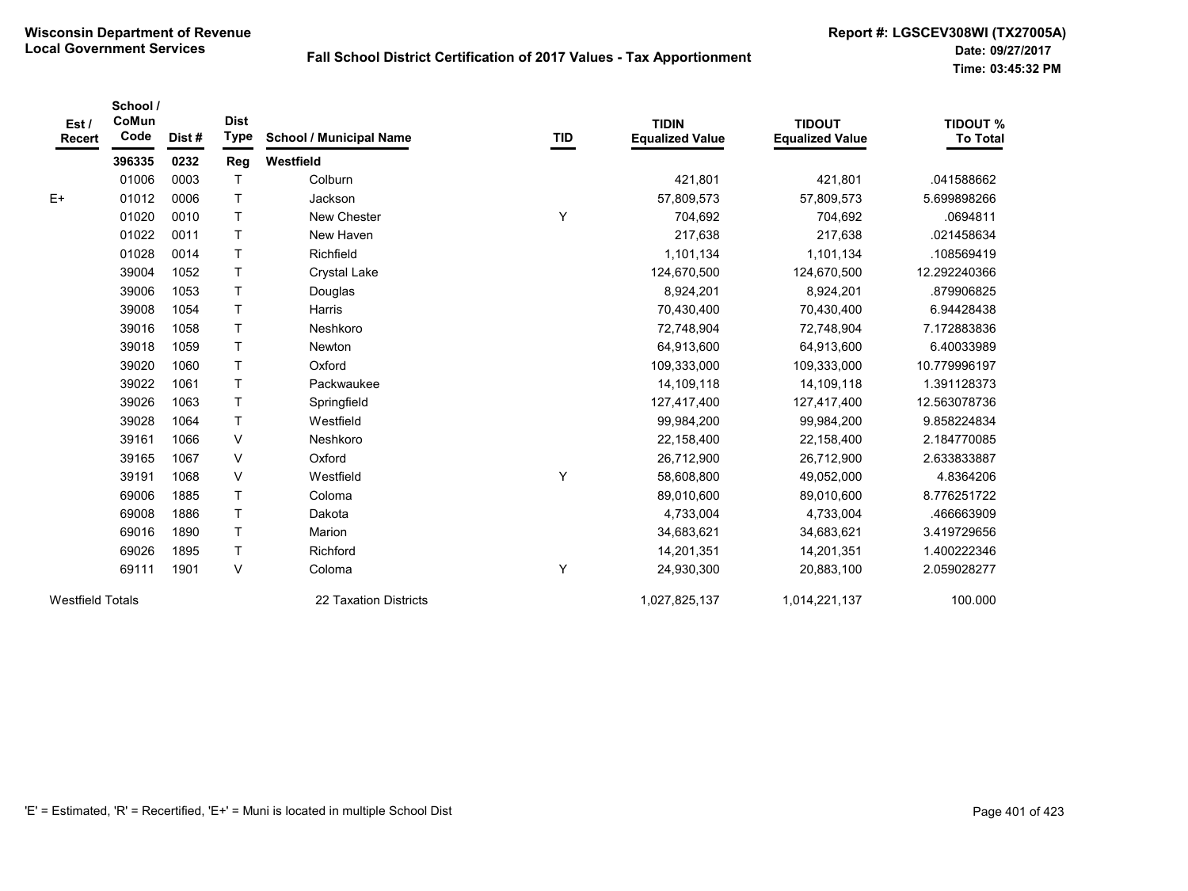**Wisconsin Department of Revenue**
**Local Government Services**

**Fall School District Certification of 2017 Values - Tax Apportionment**

**Report #: LGSCEV308WI (TX27005A)**
**Date: 09/27/2017**
**Time: 03:45:32 PM**

| Est / Recert | School / CoMun Code | Dist # | Dist Type | School / Municipal Name | TID | TIDIN Equalized Value | TIDOUT Equalized Value | TIDOUT % To Total |
|---|---|---|---|---|---|---|---|---|
| | **396335** | **0232** | **Reg** | **Westfield** | | | | |
| | 01006 | 0003 | T | Colburn | | 421,801 | 421,801 | .041588662 |
| E+ | 01012 | 0006 | T | Jackson | | 57,809,573 | 57,809,573 | 5.699898266 |
| | 01020 | 0010 | T | New Chester | Y | 704,692 | 704,692 | .0694811 |
| | 01022 | 0011 | T | New Haven | | 217,638 | 217,638 | .021458634 |
| | 01028 | 0014 | T | Richfield | | 1,101,134 | 1,101,134 | .108569419 |
| | 39004 | 1052 | T | Crystal Lake | | 124,670,500 | 124,670,500 | 12.292240366 |
| | 39006 | 1053 | T | Douglas | | 8,924,201 | 8,924,201 | .879906825 |
| | 39008 | 1054 | T | Harris | | 70,430,400 | 70,430,400 | 6.94428438 |
| | 39016 | 1058 | T | Neshkoro | | 72,748,904 | 72,748,904 | 7.172883836 |
| | 39018 | 1059 | T | Newton | | 64,913,600 | 64,913,600 | 6.40033989 |
| | 39020 | 1060 | T | Oxford | | 109,333,000 | 109,333,000 | 10.779996197 |
| | 39022 | 1061 | T | Packwaukee | | 14,109,118 | 14,109,118 | 1.391128373 |
| | 39026 | 1063 | T | Springfield | | 127,417,400 | 127,417,400 | 12.563078736 |
| | 39028 | 1064 | T | Westfield | | 99,984,200 | 99,984,200 | 9.858224834 |
| | 39161 | 1066 | V | Neshkoro | | 22,158,400 | 22,158,400 | 2.184770085 |
| | 39165 | 1067 | V | Oxford | | 26,712,900 | 26,712,900 | 2.633833887 |
| | 39191 | 1068 | V | Westfield | Y | 58,608,800 | 49,052,000 | 4.8364206 |
| | 69006 | 1885 | T | Coloma | | 89,010,600 | 89,010,600 | 8.776251722 |
| | 69008 | 1886 | T | Dakota | | 4,733,004 | 4,733,004 | .466663909 |
| | 69016 | 1890 | T | Marion | | 34,683,621 | 34,683,621 | 3.419729656 |
| | 69026 | 1895 | T | Richford | | 14,201,351 | 14,201,351 | 1.400222346 |
| | 69111 | 1901 | V | Coloma | Y | 24,930,300 | 20,883,100 | 2.059028277 |
| Westfield Totals | | | | 22 Taxation Districts | | 1,027,825,137 | 1,014,221,137 | 100.000 |

'E' = Estimated, 'R' = Recertified, 'E+' = Muni is located in multiple School Dist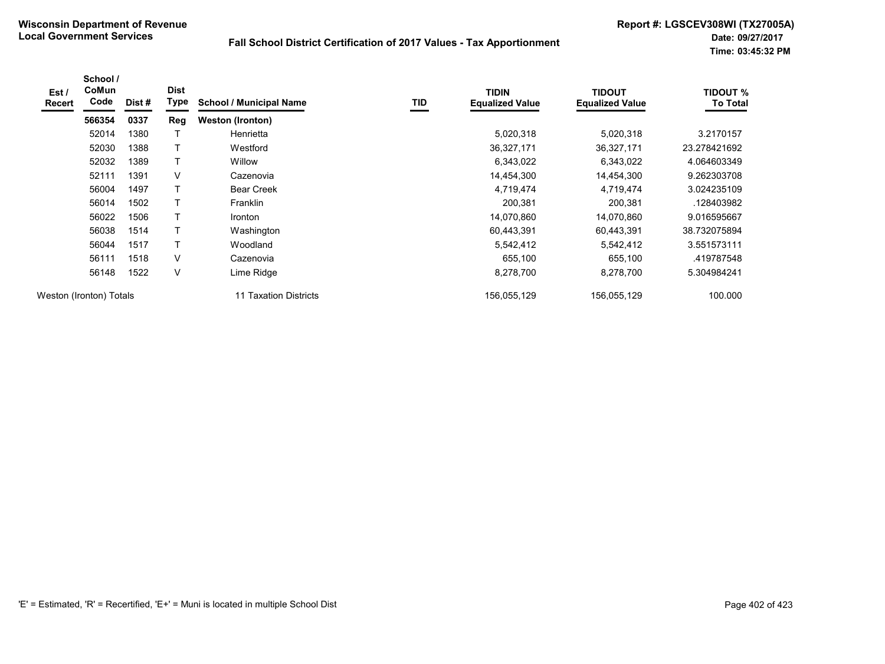**Wisconsin Department of Revenue**
**Local Government Services**

**Fall School District Certification of 2017 Values - Tax Apportionment**

**Report #: LGSCEV308WI (TX27005A)**
**Date: 09/27/2017**
**Time: 03:45:32 PM**

| Est / Recert | School / CoMun Code | Dist # | Dist Type | School / Municipal Name | TID | TIDIN Equalized Value | TIDOUT Equalized Value | TIDOUT % To Total |
|---|---|---|---|---|---|---|---|---|
| | **566354** | **0337** | **Reg** | **Weston (Ironton)** | | | | |
| | 52014 | 1380 | T | Henrietta | | 5,020,318 | 5,020,318 | 3.2170157 |
| | 52030 | 1388 | T | Westford | | 36,327,171 | 36,327,171 | 23.278421692 |
| | 52032 | 1389 | T | Willow | | 6,343,022 | 6,343,022 | 4.064603349 |
| | 52111 | 1391 | V | Cazenovia | | 14,454,300 | 14,454,300 | 9.262303708 |
| | 56004 | 1497 | T | Bear Creek | | 4,719,474 | 4,719,474 | 3.024235109 |
| | 56014 | 1502 | T | Franklin | | 200,381 | 200,381 | .128403982 |
| | 56022 | 1506 | T | Ironton | | 14,070,860 | 14,070,860 | 9.016595667 |
| | 56038 | 1514 | T | Washington | | 60,443,391 | 60,443,391 | 38.732075894 |
| | 56044 | 1517 | T | Woodland | | 5,542,412 | 5,542,412 | 3.551573111 |
| | 56111 | 1518 | V | Cazenovia | | 655,100 | 655,100 | .419787548 |
| | 56148 | 1522 | V | Lime Ridge | | 8,278,700 | 8,278,700 | 5.304984241 |
| Weston (Ironton) Totals | | | | 11 Taxation Districts | | 156,055,129 | 156,055,129 | 100.000 |

'E' = Estimated, 'R' = Recertified, 'E+' = Muni is located in multiple School Dist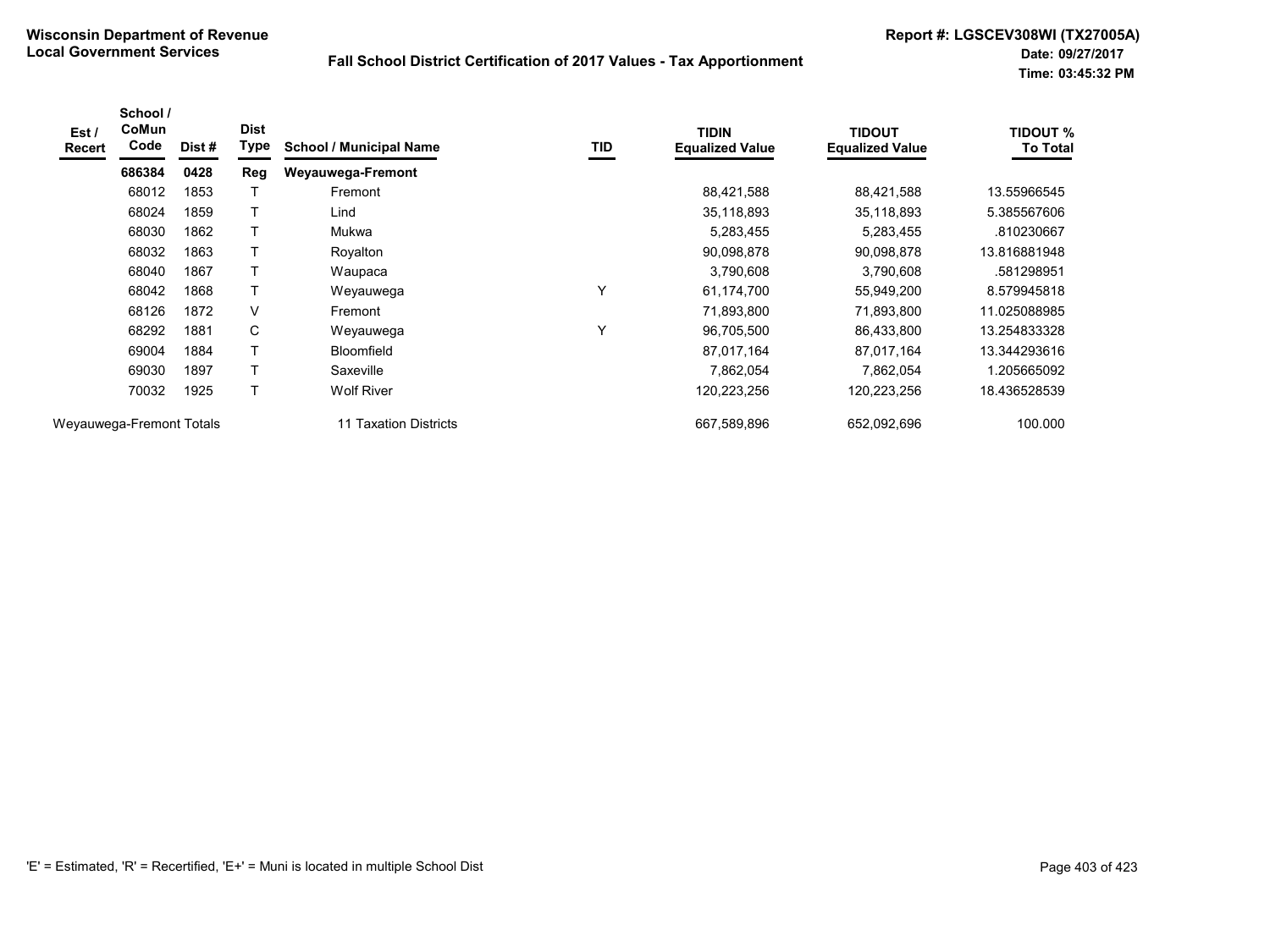**Wisconsin Department of Revenue**
**Local Government Services**

**Fall School District Certification of 2017 Values - Tax Apportionment**

**Report #: LGSCEV308WI (TX27005A)**
**Date: 09/27/2017**
**Time: 03:45:32 PM**

| Est / Recert | School / CoMun Code | Dist # | Dist Type | School / Municipal Name | TID | TIDIN Equalized Value | TIDOUT Equalized Value | TIDOUT % To Total |
|---|---|---|---|---|---|---|---|---|
| | **686384** | **0428** | **Reg** | **Weyauwega-Fremont** | | | | |
| | 68012 | 1853 | T | Fremont | | 88,421,588 | 88,421,588 | 13.55966545 |
| | 68024 | 1859 | T | Lind | | 35,118,893 | 35,118,893 | 5.385567606 |
| | 68030 | 1862 | T | Mukwa | | 5,283,455 | 5,283,455 | .810230667 |
| | 68032 | 1863 | T | Royalton | | 90,098,878 | 90,098,878 | 13.816881948 |
| | 68040 | 1867 | T | Waupaca | | 3,790,608 | 3,790,608 | .581298951 |
| | 68042 | 1868 | T | Weyauwega | Y | 61,174,700 | 55,949,200 | 8.579945818 |
| | 68126 | 1872 | V | Fremont | | 71,893,800 | 71,893,800 | 11.025088985 |
| | 68292 | 1881 | C | Weyauwega | Y | 96,705,500 | 86,433,800 | 13.254833328 |
| | 69004 | 1884 | T | Bloomfield | | 87,017,164 | 87,017,164 | 13.344293616 |
| | 69030 | 1897 | T | Saxeville | | 7,862,054 | 7,862,054 | 1.205665092 |
| | 70032 | 1925 | T | Wolf River | | 120,223,256 | 120,223,256 | 18.436528539 |
| Weyauwega-Fremont Totals | | | | 11 Taxation Districts | | 667,589,896 | 652,092,696 | 100.000 |

'E' = Estimated, 'R' = Recertified, 'E+' = Muni is located in multiple School Dist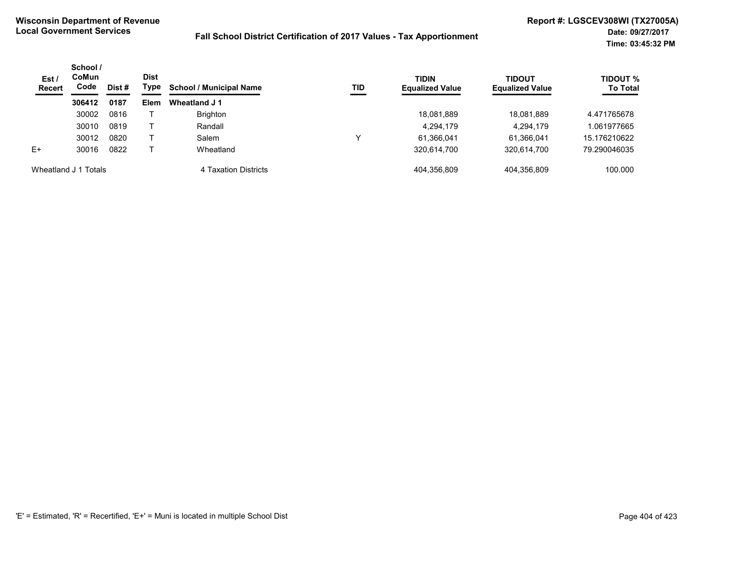**Wisconsin Department of Revenue**
**Local Government Services**

**Fall School District Certification of 2017 Values - Tax Apportionment**

**Report #: LGSCEV308WI (TX27005A)**
**Date: 09/27/2017**
**Time: 03:45:32 PM**

| Est / Recert | School / CoMun Code | Dist # | Dist Type | School / Municipal Name | TID | TIDIN Equalized Value | TIDOUT Equalized Value | TIDOUT % To Total |
|---|---|---|---|---|---|---|---|---|
| | **306412** | **0187** | **Elem** | **Wheatland J 1** | | | | |
| | 30002 | 0816 | T | Brighton | | 18,081,889 | 18,081,889 | 4.471765678 |
| | 30010 | 0819 | T | Randall | | 4,294,179 | 4,294,179 | 1.061977665 |
| | 30012 | 0820 | T | Salem | Y | 61,366,041 | 61,366,041 | 15.176210622 |
| E+ | 30016 | 0822 | T | Wheatland | | 320,614,700 | 320,614,700 | 79.290046035 |
| Wheatland J 1 Totals | | | | 4 Taxation Districts | | 404,356,809 | 404,356,809 | 100.000 |

'E' = Estimated, 'R' = Recertified, 'E+' = Muni is located in multiple School Dist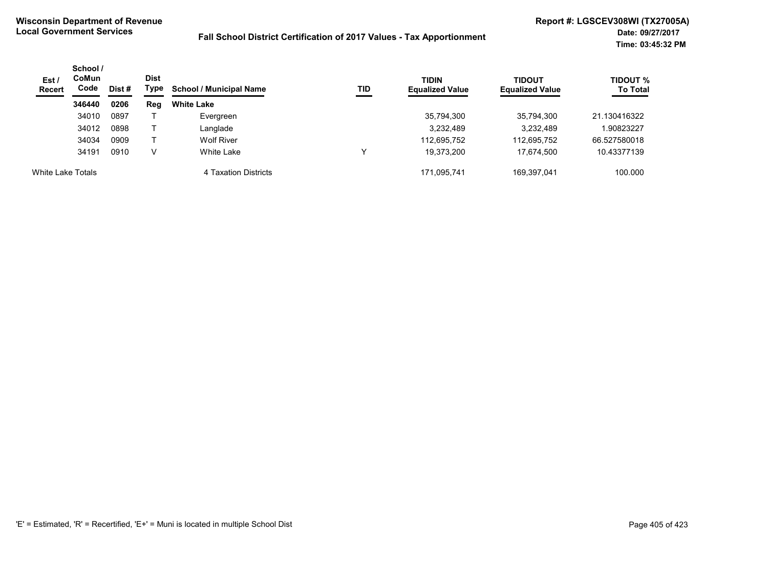**Wisconsin Department of Revenue**
**Local Government Services**

**Fall School District Certification of 2017 Values - Tax Apportionment**

**Report #: LGSCEV308WI (TX27005A)**
**Date: 09/27/2017**
**Time: 03:45:32 PM**

| Est / Recert | School / CoMun Code | Dist # | Dist Type | School / Municipal Name | TID | TIDIN Equalized Value | TIDOUT Equalized Value | TIDOUT % To Total |
|---|---|---|---|---|---|---|---|---|
| | **346440** | **0206** | **Reg** | **White Lake** | | | | |
| | 34010 | 0897 | T | Evergreen | | 35,794,300 | 35,794,300 | 21.130416322 |
| | 34012 | 0898 | T | Langlade | | 3,232,489 | 3,232,489 | 1.90823227 |
| | 34034 | 0909 | T | Wolf River | | 112,695,752 | 112,695,752 | 66.527580018 |
| | 34191 | 0910 | V | White Lake | Y | 19,373,200 | 17,674,500 | 10.43377139 |
| White Lake Totals | | | | 4 Taxation Districts | | 171,095,741 | 169,397,041 | 100.000 |

'E' = Estimated, 'R' = Recertified, 'E+' = Muni is located in multiple School Dist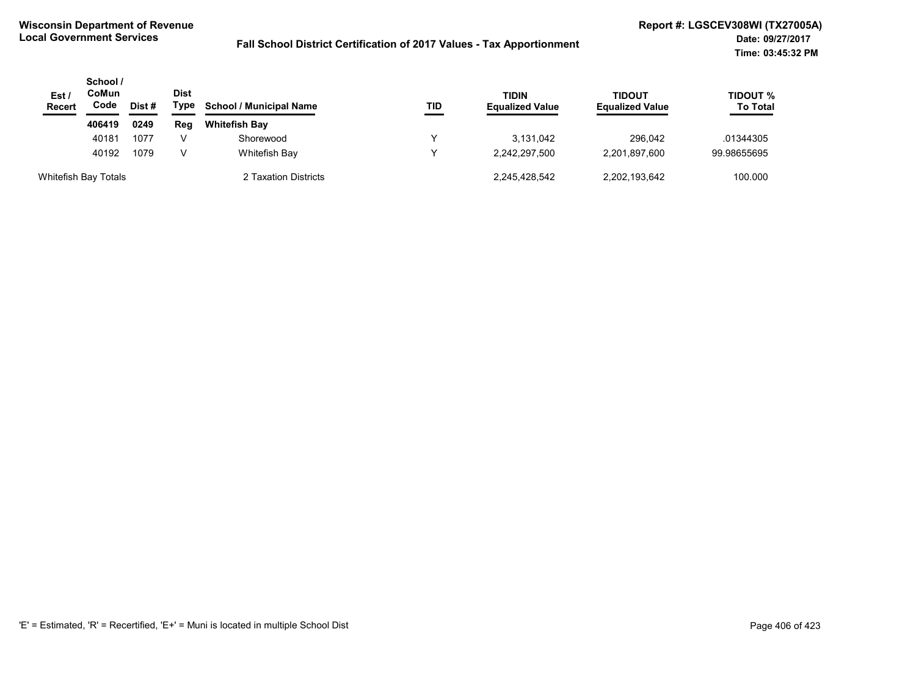**Wisconsin Department of Revenue**
**Local Government Services**

**Fall School District Certification of 2017 Values - Tax Apportionment**

**Report #: LGSCEV308WI (TX27005A)**
**Date: 09/27/2017**
**Time: 03:45:32 PM**

| Est / Recert | School / CoMun Code | Dist # | Dist Type | School / Municipal Name | TID | TIDIN Equalized Value | TIDOUT Equalized Value | TIDOUT % To Total |
|---|---|---|---|---|---|---|---|---|
| | **406419** | **0249** | **Reg** | **Whitefish Bay** | | | | |
| | 40181 | 1077 | V | Shorewood | Y | 3,131,042 | 296,042 | .01344305 |
| | 40192 | 1079 | V | Whitefish Bay | Y | 2,242,297,500 | 2,201,897,600 | 99.98655695 |
| Whitefish Bay Totals | | | | 2 Taxation Districts | | 2,245,428,542 | 2,202,193,642 | 100.000 |

'E' = Estimated, 'R' = Recertified, 'E+' = Muni is located in multiple School Dist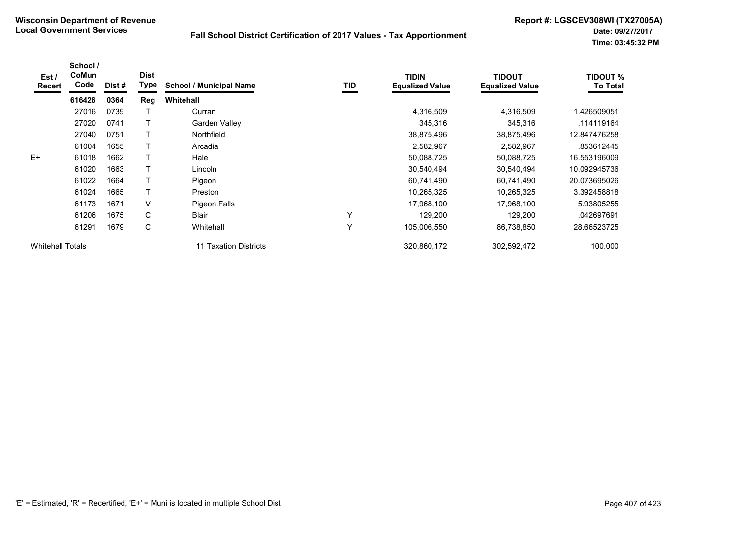**Wisconsin Department of Revenue**
**Local Government Services**

**Fall School District Certification of 2017 Values - Tax Apportionment**

**Report #: LGSCEV308WI (TX27005A)**
**Date: 09/27/2017**
**Time: 03:45:32 PM**

| Est / Recert | School / CoMun Code | Dist # | Dist Type | School / Municipal Name | TID | TIDIN Equalized Value | TIDOUT Equalized Value | TIDOUT % To Total |
|---|---|---|---|---|---|---|---|---|
| | **616426** | **0364** | **Reg** | **Whitehall** | | | | |
| | 27016 | 0739 | T | Curran | | 4,316,509 | 4,316,509 | 1.426509051 |
| | 27020 | 0741 | T | Garden Valley | | 345,316 | 345,316 | .114119164 |
| | 27040 | 0751 | T | Northfield | | 38,875,496 | 38,875,496 | 12.847476258 |
| | 61004 | 1655 | T | Arcadia | | 2,582,967 | 2,582,967 | .853612445 |
| E+ | 61018 | 1662 | T | Hale | | 50,088,725 | 50,088,725 | 16.553196009 |
| | 61020 | 1663 | T | Lincoln | | 30,540,494 | 30,540,494 | 10.092945736 |
| | 61022 | 1664 | T | Pigeon | | 60,741,490 | 60,741,490 | 20.073695026 |
| | 61024 | 1665 | T | Preston | | 10,265,325 | 10,265,325 | 3.392458818 |
| | 61173 | 1671 | V | Pigeon Falls | | 17,968,100 | 17,968,100 | 5.93805255 |
| | 61206 | 1675 | C | Blair | Y | 129,200 | 129,200 | .042697691 |
| | 61291 | 1679 | C | Whitehall | Y | 105,006,550 | 86,738,850 | 28.66523725 |
| Whitehall Totals | | | | 11 Taxation Districts | | 320,860,172 | 302,592,472 | 100.000 |

'E' = Estimated, 'R' = Recertified, 'E+' = Muni is located in multiple School Dist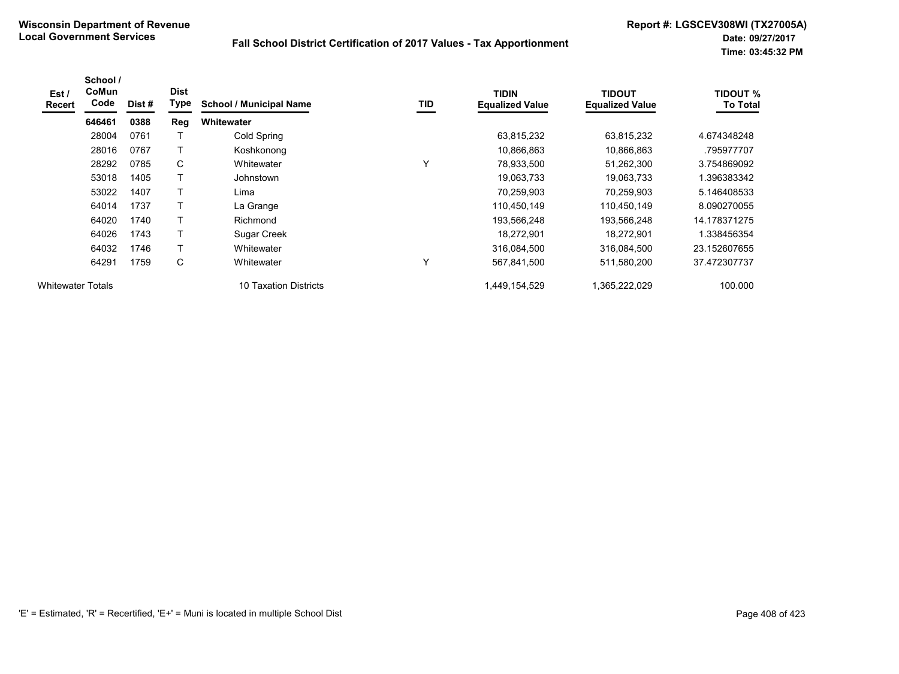**Wisconsin Department of Revenue**
**Local Government Services**

**Fall School District Certification of 2017 Values - Tax Apportionment**

**Report #: LGSCEV308WI (TX27005A)**
**Date: 09/27/2017**
**Time: 03:45:32 PM**

| Est / Recert | School / CoMun Code | Dist # | Dist Type | School / Municipal Name | TID | TIDIN Equalized Value | TIDOUT Equalized Value | TIDOUT % To Total |
|---|---|---|---|---|---|---|---|---|
| | **646461** | **0388** | **Reg** | **Whitewater** | | | | |
| | 28004 | 0761 | T | Cold Spring | | 63,815,232 | 63,815,232 | 4.674348248 |
| | 28016 | 0767 | T | Koshkonong | | 10,866,863 | 10,866,863 | .795977707 |
| | 28292 | 0785 | C | Whitewater | Y | 78,933,500 | 51,262,300 | 3.754869092 |
| | 53018 | 1405 | T | Johnstown | | 19,063,733 | 19,063,733 | 1.396383342 |
| | 53022 | 1407 | T | Lima | | 70,259,903 | 70,259,903 | 5.146408533 |
| | 64014 | 1737 | T | La Grange | | 110,450,149 | 110,450,149 | 8.090270055 |
| | 64020 | 1740 | T | Richmond | | 193,566,248 | 193,566,248 | 14.178371275 |
| | 64026 | 1743 | T | Sugar Creek | | 18,272,901 | 18,272,901 | 1.338456354 |
| | 64032 | 1746 | T | Whitewater | | 316,084,500 | 316,084,500 | 23.152607655 |
| | 64291 | 1759 | C | Whitewater | Y | 567,841,500 | 511,580,200 | 37.472307737 |
| Whitewater Totals | | | | 10 Taxation Districts | | 1,449,154,529 | 1,365,222,029 | 100.000 |

'E' = Estimated, 'R' = Recertified, 'E+' = Muni is located in multiple School Dist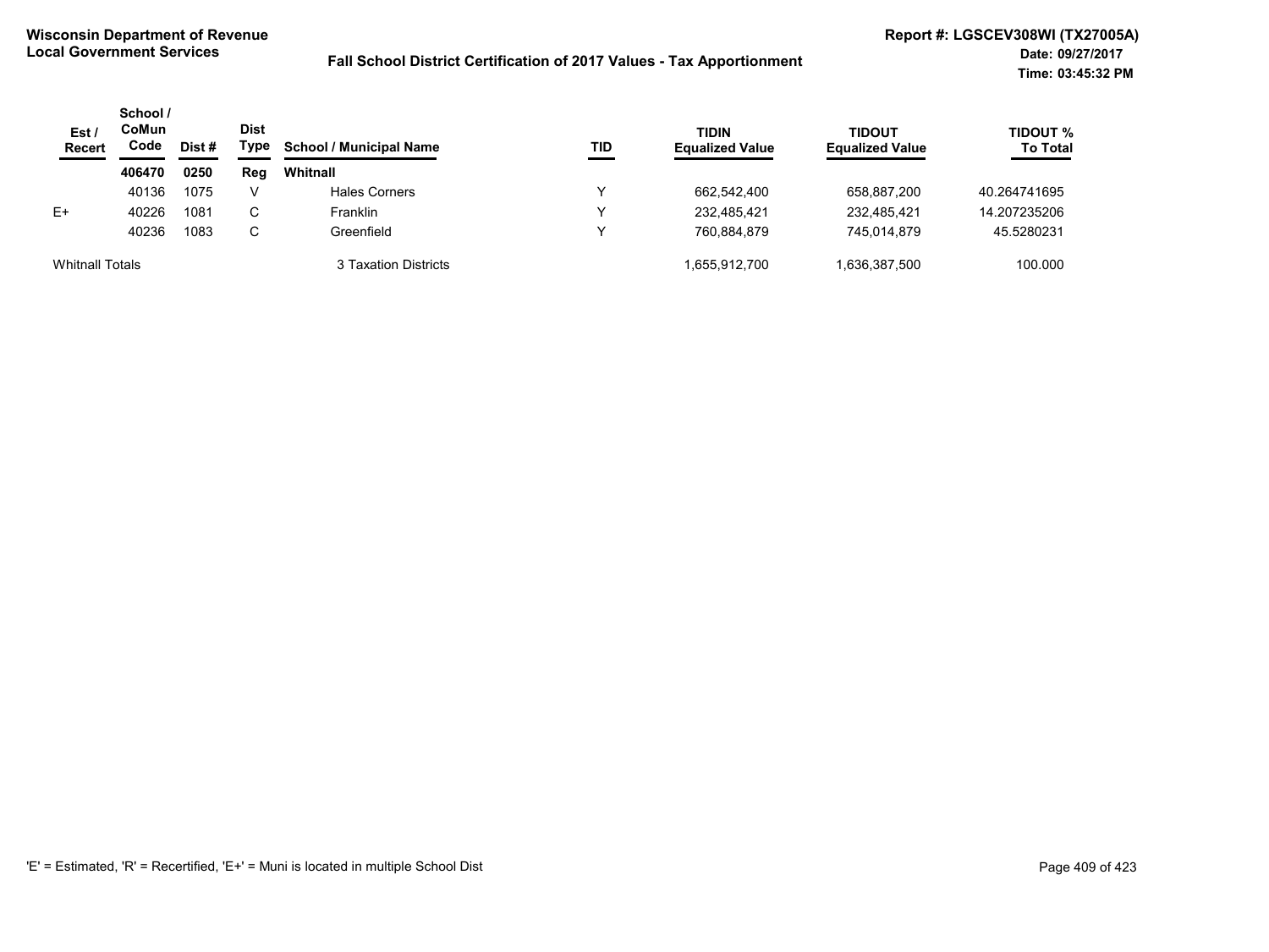**Wisconsin Department of Revenue**
**Local Government Services**

**Fall School District Certification of 2017 Values - Tax Apportionment**

**Report #: LGSCEV308WI (TX27005A)**
**Date: 09/27/2017**
**Time: 03:45:32 PM**

| Est / Recert | School / CoMun Code | Dist # | Dist Type | School / Municipal Name | TID | TIDIN Equalized Value | TIDOUT Equalized Value | TIDOUT % To Total |
|---|---|---|---|---|---|---|---|---|
| | **406470** | **0250** | **Reg** | **Whitnall** | | | | |
| | 40136 | 1075 | V | Hales Corners | Y | 662,542,400 | 658,887,200 | 40.264741695 |
| E+ | 40226 | 1081 | C | Franklin | Y | 232,485,421 | 232,485,421 | 14.207235206 |
| | 40236 | 1083 | C | Greenfield | Y | 760,884,879 | 745,014,879 | 45.5280231 |
| Whitnall Totals | | | | 3 Taxation Districts | | 1,655,912,700 | 1,636,387,500 | 100.000 |

'E' = Estimated, 'R' = Recertified, 'E+' = Muni is located in multiple School Dist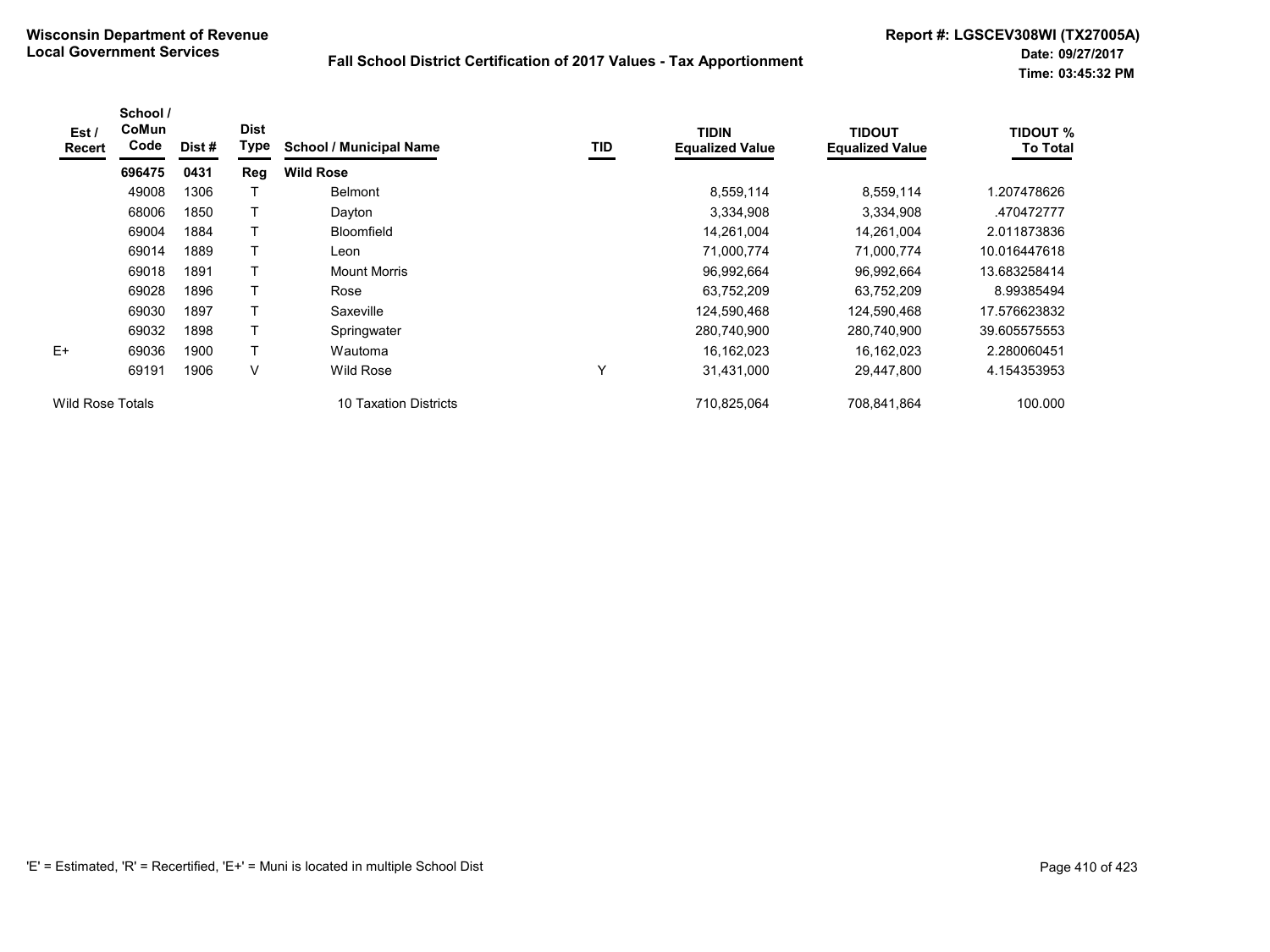**Wisconsin Department of Revenue**
**Local Government Services**

**Fall School District Certification of 2017 Values - Tax Apportionment**

**Report #: LGSCEV308WI (TX27005A)**
**Date: 09/27/2017**
**Time: 03:45:32 PM**

| Est / Recert | School / CoMun Code | Dist # | Dist Type | School / Municipal Name | TID | TIDIN Equalized Value | TIDOUT Equalized Value | TIDOUT % To Total |
|---|---|---|---|---|---|---|---|---|
| | **696475** | **0431** | **Reg** | **Wild Rose** | | | | |
| | 49008 | 1306 | T | Belmont | | 8,559,114 | 8,559,114 | 1.207478626 |
| | 68006 | 1850 | T | Dayton | | 3,334,908 | 3,334,908 | .470472777 |
| | 69004 | 1884 | T | Bloomfield | | 14,261,004 | 14,261,004 | 2.011873836 |
| | 69014 | 1889 | T | Leon | | 71,000,774 | 71,000,774 | 10.016447618 |
| | 69018 | 1891 | T | Mount Morris | | 96,992,664 | 96,992,664 | 13.683258414 |
| | 69028 | 1896 | T | Rose | | 63,752,209 | 63,752,209 | 8.99385494 |
| | 69030 | 1897 | T | Saxeville | | 124,590,468 | 124,590,468 | 17.576623832 |
| | 69032 | 1898 | T | Springwater | | 280,740,900 | 280,740,900 | 39.605575553 |
| E+ | 69036 | 1900 | T | Wautoma | | 16,162,023 | 16,162,023 | 2.280060451 |
| | 69191 | 1906 | V | Wild Rose | Y | 31,431,000 | 29,447,800 | 4.154353953 |
| Wild Rose Totals | | | | 10 Taxation Districts | | 710,825,064 | 708,841,864 | 100.000 |

'E' = Estimated, 'R' = Recertified, 'E+' = Muni is located in multiple School Dist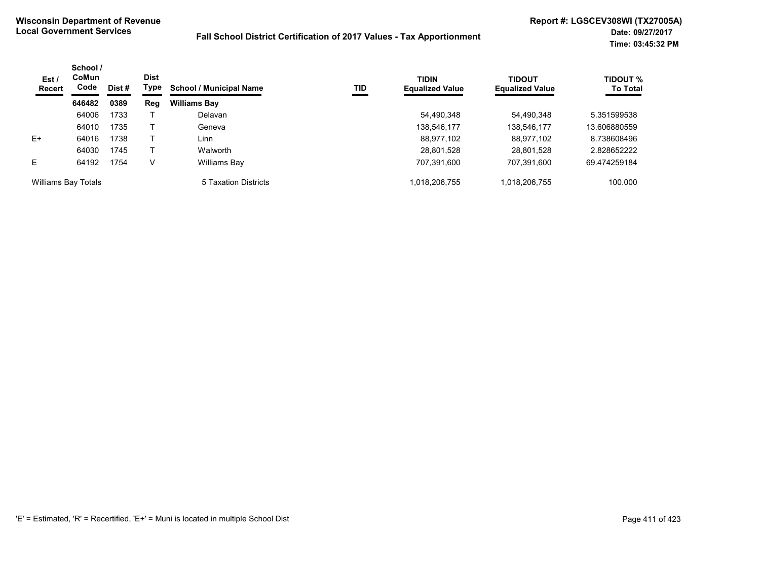**Wisconsin Department of Revenue**
**Local Government Services**

**Fall School District Certification of 2017 Values - Tax Apportionment**

**Report #: LGSCEV308WI (TX27005A)**
**Date: 09/27/2017**
**Time: 03:45:32 PM**

| Est / Recert | School / CoMun Code | Dist # | Dist Type | School / Municipal Name | TID | TIDIN Equalized Value | TIDOUT Equalized Value | TIDOUT % To Total |
|---|---|---|---|---|---|---|---|---|
| | **646482** | **0389** | **Reg** | **Williams Bay** | | | | |
| | 64006 | 1733 | T | Delavan | | 54,490,348 | 54,490,348 | 5.351599538 |
| | 64010 | 1735 | T | Geneva | | 138,546,177 | 138,546,177 | 13.606880559 |
| E+ | 64016 | 1738 | T | Linn | | 88,977,102 | 88,977,102 | 8.738608496 |
| | 64030 | 1745 | T | Walworth | | 28,801,528 | 28,801,528 | 2.828652222 |
| E | 64192 | 1754 | V | Williams Bay | | 707,391,600 | 707,391,600 | 69.474259184 |
| Williams Bay Totals | | | | 5 Taxation Districts | | 1,018,206,755 | 1,018,206,755 | 100.000 |

'E' = Estimated, 'R' = Recertified, 'E+' = Muni is located in multiple School Dist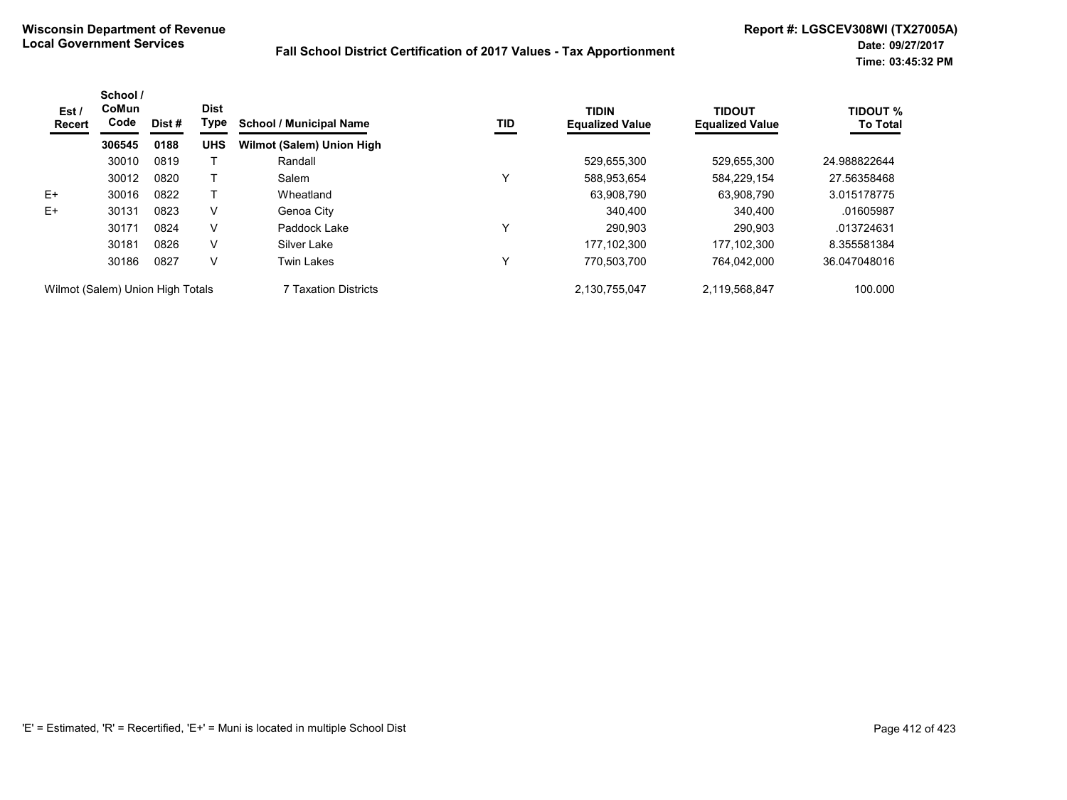**Wisconsin Department of Revenue**
**Local Government Services**

**Fall School District Certification of 2017 Values - Tax Apportionment**

**Report #: LGSCEV308WI (TX27005A)**
**Date: 09/27/2017**
**Time: 03:45:32 PM**

| Est / Recert | School / CoMun Code | Dist # | Dist Type | School / Municipal Name | TID | TIDIN Equalized Value | TIDOUT Equalized Value | TIDOUT % To Total |
|---|---|---|---|---|---|---|---|---|
| | **306545** | **0188** | **UHS** | **Wilmot (Salem) Union High** | | | | |
| | 30010 | 0819 | T | Randall | | 529,655,300 | 529,655,300 | 24.988822644 |
| | 30012 | 0820 | T | Salem | Y | 588,953,654 | 584,229,154 | 27.56358468 |
| E+ | 30016 | 0822 | T | Wheatland | | 63,908,790 | 63,908,790 | 3.015178775 |
| E+ | 30131 | 0823 | V | Genoa City | | 340,400 | 340,400 | .01605987 |
| | 30171 | 0824 | V | Paddock Lake | Y | 290,903 | 290,903 | .013724631 |
| | 30181 | 0826 | V | Silver Lake | | 177,102,300 | 177,102,300 | 8.355581384 |
| | 30186 | 0827 | V | Twin Lakes | Y | 770,503,700 | 764,042,000 | 36.047048016 |
| Wilmot (Salem) Union High Totals | | | | 7 Taxation Districts | | 2,130,755,047 | 2,119,568,847 | 100.000 |

'E' = Estimated, 'R' = Recertified, 'E+' = Muni is located in multiple School Dist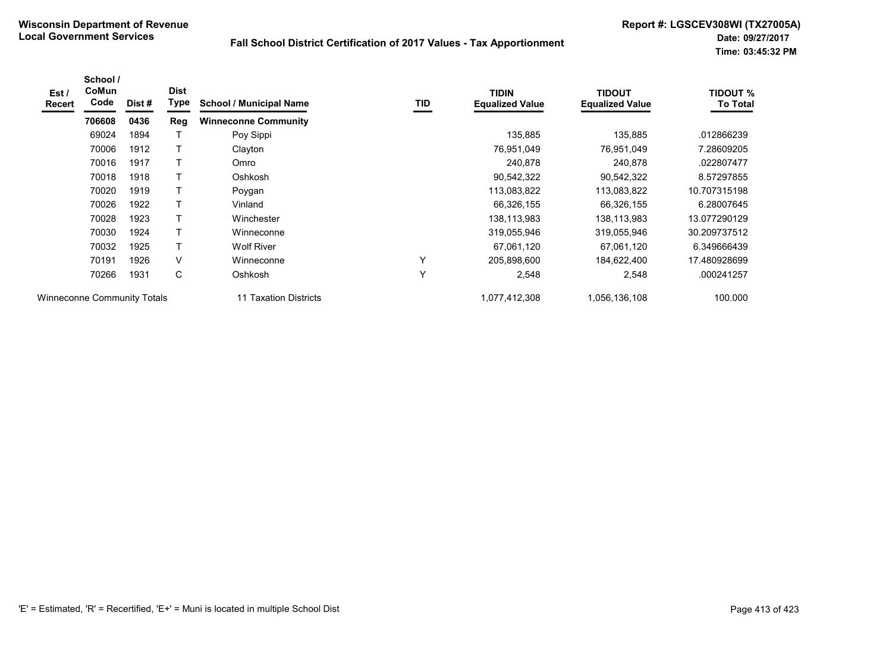**Wisconsin Department of Revenue**
**Local Government Services**

**Fall School District Certification of 2017 Values - Tax Apportionment**

**Report #: LGSCEV308WI (TX27005A)**
**Date: 09/27/2017**
**Time: 03:45:32 PM**

| Est / Recert | School / CoMun Code | Dist # | Dist Type | School / Municipal Name | TID | TIDIN Equalized Value | TIDOUT Equalized Value | TIDOUT % To Total |
|---|---|---|---|---|---|---|---|---|
| | **706608** | **0436** | **Reg** | **Winneconne Community** | | | | |
| | 69024 | 1894 | T | Poy Sippi | | 135,885 | 135,885 | .012866239 |
| | 70006 | 1912 | T | Clayton | | 76,951,049 | 76,951,049 | 7.28609205 |
| | 70016 | 1917 | T | Omro | | 240,878 | 240,878 | .022807477 |
| | 70018 | 1918 | T | Oshkosh | | 90,542,322 | 90,542,322 | 8.57297855 |
| | 70020 | 1919 | T | Poygan | | 113,083,822 | 113,083,822 | 10.707315198 |
| | 70026 | 1922 | T | Vinland | | 66,326,155 | 66,326,155 | 6.28007645 |
| | 70028 | 1923 | T | Winchester | | 138,113,983 | 138,113,983 | 13.077290129 |
| | 70030 | 1924 | T | Winneconne | | 319,055,946 | 319,055,946 | 30.209737512 |
| | 70032 | 1925 | T | Wolf River | | 67,061,120 | 67,061,120 | 6.349666439 |
| | 70191 | 1926 | V | Winneconne | Y | 205,898,600 | 184,622,400 | 17.480928699 |
| | 70266 | 1931 | C | Oshkosh | Y | 2,548 | 2,548 | .000241257 |
| Winneconne Community Totals | | | | 11 Taxation Districts | | 1,077,412,308 | 1,056,136,108 | 100.000 |

'E' = Estimated, 'R' = Recertified, 'E+' = Muni is located in multiple School Dist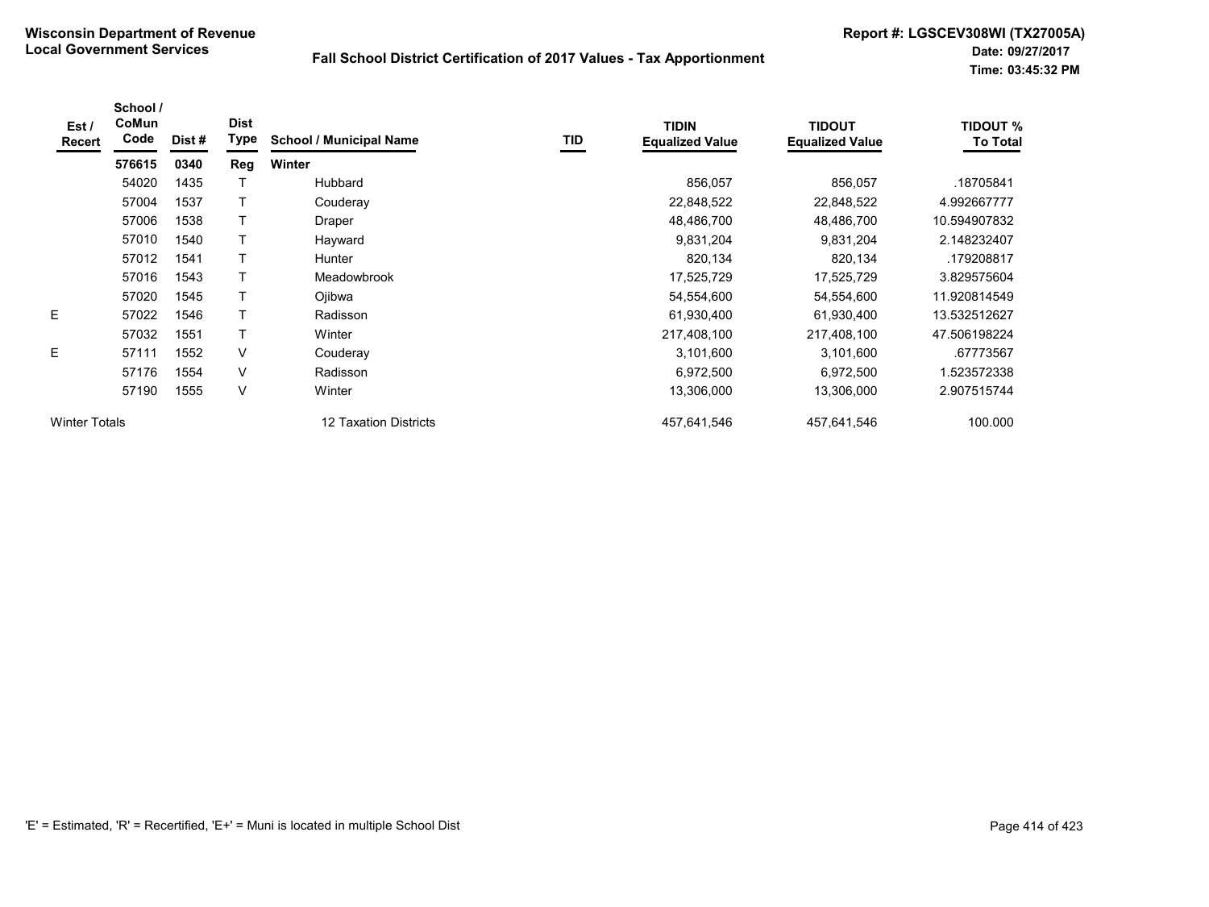**Wisconsin Department of Revenue**
**Local Government Services**

## Fall School District Certification of 2017 Values - Tax Apportionment

**Report #: LGSCEV308WI (TX27005A)**
**Date: 09/27/2017**
**Time: 03:45:32 PM**

| Est / Recert | School / CoMun Code | Dist # | Dist Type | School / Municipal Name | TID | TIDIN Equalized Value | TIDOUT Equalized Value | TIDOUT % To Total |
|---|---|---|---|---|---|---|---|---|
| | **576615** | **0340** | **Reg** | **Winter** | | | | |
| | 54020 | 1435 | T | Hubbard | | 856,057 | 856,057 | .18705841 |
| | 57004 | 1537 | T | Couderay | | 22,848,522 | 22,848,522 | 4.992667777 |
| | 57006 | 1538 | T | Draper | | 48,486,700 | 48,486,700 | 10.594907832 |
| | 57010 | 1540 | T | Hayward | | 9,831,204 | 9,831,204 | 2.148232407 |
| | 57012 | 1541 | T | Hunter | | 820,134 | 820,134 | .179208817 |
| | 57016 | 1543 | T | Meadowbrook | | 17,525,729 | 17,525,729 | 3.829575604 |
| | 57020 | 1545 | T | Ojibwa | | 54,554,600 | 54,554,600 | 11.920814549 |
| E | 57022 | 1546 | T | Radisson | | 61,930,400 | 61,930,400 | 13.532512627 |
| | 57032 | 1551 | T | Winter | | 217,408,100 | 217,408,100 | 47.506198224 |
| E | 57111 | 1552 | V | Couderay | | 3,101,600 | 3,101,600 | .67773567 |
| | 57176 | 1554 | V | Radisson | | 6,972,500 | 6,972,500 | 1.523572338 |
| | 57190 | 1555 | V | Winter | | 13,306,000 | 13,306,000 | 2.907515744 |
| Winter Totals | | | | 12 Taxation Districts | | 457,641,546 | 457,641,546 | 100.000 |

'E' = Estimated, 'R' = Recertified, 'E+' = Muni is located in multiple School Dist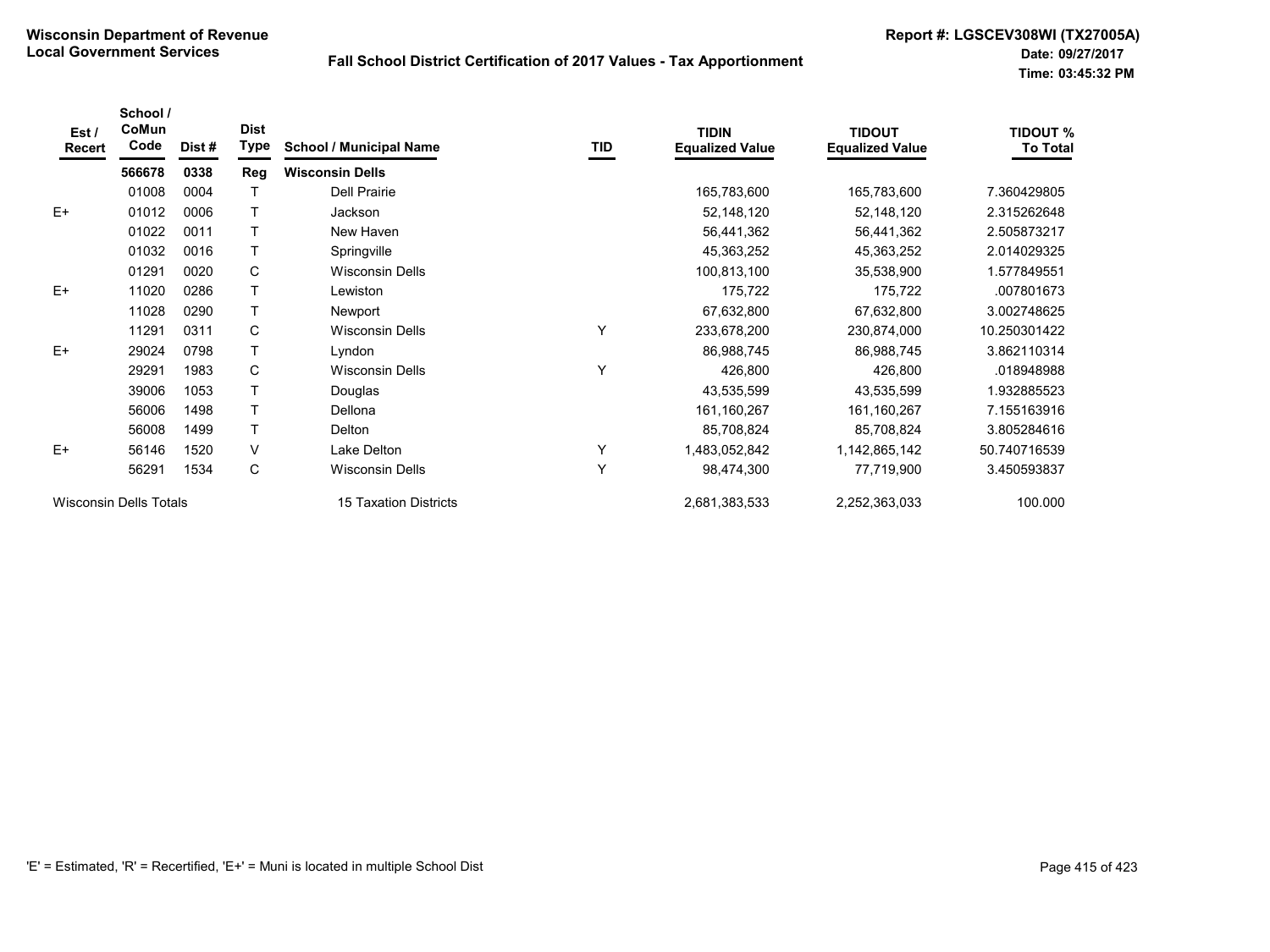**Wisconsin Department of Revenue**
**Local Government Services**

**Fall School District Certification of 2017 Values - Tax Apportionment**

**Report #: LGSCEV308WI (TX27005A)**
**Date: 09/27/2017**
**Time: 03:45:32 PM**

| Est / Recert | School / CoMun Code | Dist # | Dist Type | School / Municipal Name | TID | TIDIN Equalized Value | TIDOUT Equalized Value | TIDOUT % To Total |
|---|---|---|---|---|---|---|---|---|
| | **566678** | **0338** | **Reg** | **Wisconsin Dells** | | | | |
| | 01008 | 0004 | T | Dell Prairie | | 165,783,600 | 165,783,600 | 7.360429805 |
| E+ | 01012 | 0006 | T | Jackson | | 52,148,120 | 52,148,120 | 2.315262648 |
| | 01022 | 0011 | T | New Haven | | 56,441,362 | 56,441,362 | 2.505873217 |
| | 01032 | 0016 | T | Springville | | 45,363,252 | 45,363,252 | 2.014029325 |
| | 01291 | 0020 | C | Wisconsin Dells | | 100,813,100 | 35,538,900 | 1.577849551 |
| E+ | 11020 | 0286 | T | Lewiston | | 175,722 | 175,722 | .007801673 |
| | 11028 | 0290 | T | Newport | | 67,632,800 | 67,632,800 | 3.002748625 |
| | 11291 | 0311 | C | Wisconsin Dells | Y | 233,678,200 | 230,874,000 | 10.250301422 |
| E+ | 29024 | 0798 | T | Lyndon | | 86,988,745 | 86,988,745 | 3.862110314 |
| | 29291 | 1983 | C | Wisconsin Dells | Y | 426,800 | 426,800 | .018948988 |
| | 39006 | 1053 | T | Douglas | | 43,535,599 | 43,535,599 | 1.932885523 |
| | 56006 | 1498 | T | Dellona | | 161,160,267 | 161,160,267 | 7.155163916 |
| | 56008 | 1499 | T | Delton | | 85,708,824 | 85,708,824 | 3.805284616 |
| E+ | 56146 | 1520 | V | Lake Delton | Y | 1,483,052,842 | 1,142,865,142 | 50.740716539 |
| | 56291 | 1534 | C | Wisconsin Dells | Y | 98,474,300 | 77,719,900 | 3.450593837 |
| Wisconsin Dells Totals | | | | 15 Taxation Districts | | 2,681,383,533 | 2,252,363,033 | 100.000 |

'E' = Estimated, 'R' = Recertified, 'E+' = Muni is located in multiple School Dist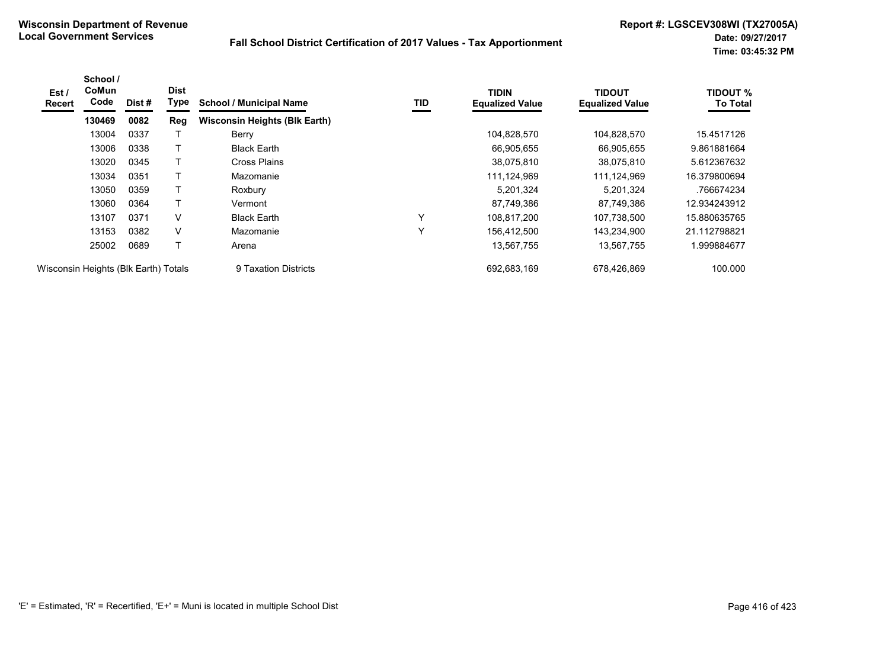**Wisconsin Department of Revenue**
**Local Government Services**

**Fall School District Certification of 2017 Values - Tax Apportionment**

**Report #: LGSCEV308WI (TX27005A)**
**Date: 09/27/2017**
**Time: 03:45:32 PM**

| Est / Recert | School / CoMun Code | Dist # | Dist Type | School / Municipal Name | TID | TIDIN Equalized Value | TIDOUT Equalized Value | TIDOUT % To Total |
|---|---|---|---|---|---|---|---|---|
| | **130469** | **0082** | **Reg** | **Wisconsin Heights (Blk Earth)** | | | | |
| | 13004 | 0337 | T | Berry | | 104,828,570 | 104,828,570 | 15.4517126 |
| | 13006 | 0338 | T | Black Earth | | 66,905,655 | 66,905,655 | 9.861881664 |
| | 13020 | 0345 | T | Cross Plains | | 38,075,810 | 38,075,810 | 5.612367632 |
| | 13034 | 0351 | T | Mazomanie | | 111,124,969 | 111,124,969 | 16.379800694 |
| | 13050 | 0359 | T | Roxbury | | 5,201,324 | 5,201,324 | .766674234 |
| | 13060 | 0364 | T | Vermont | | 87,749,386 | 87,749,386 | 12.934243912 |
| | 13107 | 0371 | V | Black Earth | Y | 108,817,200 | 107,738,500 | 15.880635765 |
| | 13153 | 0382 | V | Mazomanie | Y | 156,412,500 | 143,234,900 | 21.112798821 |
| | 25002 | 0689 | T | Arena | | 13,567,755 | 13,567,755 | 1.999884677 |
| Wisconsin Heights (Blk Earth) Totals | | | | 9 Taxation Districts | | 692,683,169 | 678,426,869 | 100.000 |

'E' = Estimated, 'R' = Recertified, 'E+' = Muni is located in multiple School Dist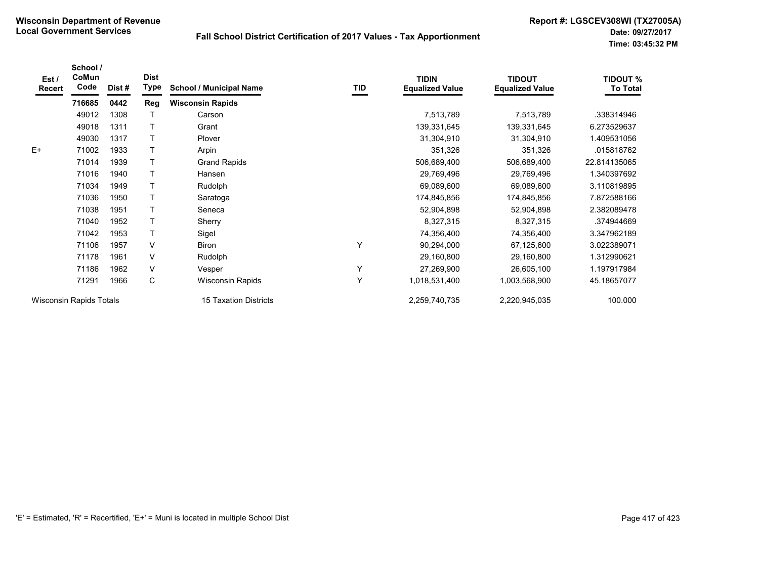**Wisconsin Department of Revenue**
**Local Government Services**

**Fall School District Certification of 2017 Values - Tax Apportionment**

**Report #: LGSCEV308WI (TX27005A)**
**Date: 09/27/2017**
**Time: 03:45:32 PM**

| Est / Recert | School / CoMun Code | Dist # | Dist Type | School / Municipal Name | TID | TIDIN Equalized Value | TIDOUT Equalized Value | TIDOUT % To Total |
|---|---|---|---|---|---|---|---|---|
| | **716685** | **0442** | **Reg** | **Wisconsin Rapids** | | | | |
| | 49012 | 1308 | T | Carson | | 7,513,789 | 7,513,789 | .338314946 |
| | 49018 | 1311 | T | Grant | | 139,331,645 | 139,331,645 | 6.273529637 |
| | 49030 | 1317 | T | Plover | | 31,304,910 | 31,304,910 | 1.409531056 |
| E+ | 71002 | 1933 | T | Arpin | | 351,326 | 351,326 | .015818762 |
| | 71014 | 1939 | T | Grand Rapids | | 506,689,400 | 506,689,400 | 22.814135065 |
| | 71016 | 1940 | T | Hansen | | 29,769,496 | 29,769,496 | 1.340397692 |
| | 71034 | 1949 | T | Rudolph | | 69,089,600 | 69,089,600 | 3.110819895 |
| | 71036 | 1950 | T | Saratoga | | 174,845,856 | 174,845,856 | 7.872588166 |
| | 71038 | 1951 | T | Seneca | | 52,904,898 | 52,904,898 | 2.382089478 |
| | 71040 | 1952 | T | Sherry | | 8,327,315 | 8,327,315 | .374944669 |
| | 71042 | 1953 | T | Sigel | | 74,356,400 | 74,356,400 | 3.347962189 |
| | 71106 | 1957 | V | Biron | Y | 90,294,000 | 67,125,600 | 3.022389071 |
| | 71178 | 1961 | V | Rudolph | | 29,160,800 | 29,160,800 | 1.312990621 |
| | 71186 | 1962 | V | Vesper | Y | 27,269,900 | 26,605,100 | 1.197917984 |
| | 71291 | 1966 | C | Wisconsin Rapids | Y | 1,018,531,400 | 1,003,568,900 | 45.18657077 |
| Wisconsin Rapids Totals | | | | 15 Taxation Districts | | 2,259,740,735 | 2,220,945,035 | 100.000 |

'E' = Estimated, 'R' = Recertified, 'E+' = Muni is located in multiple School Dist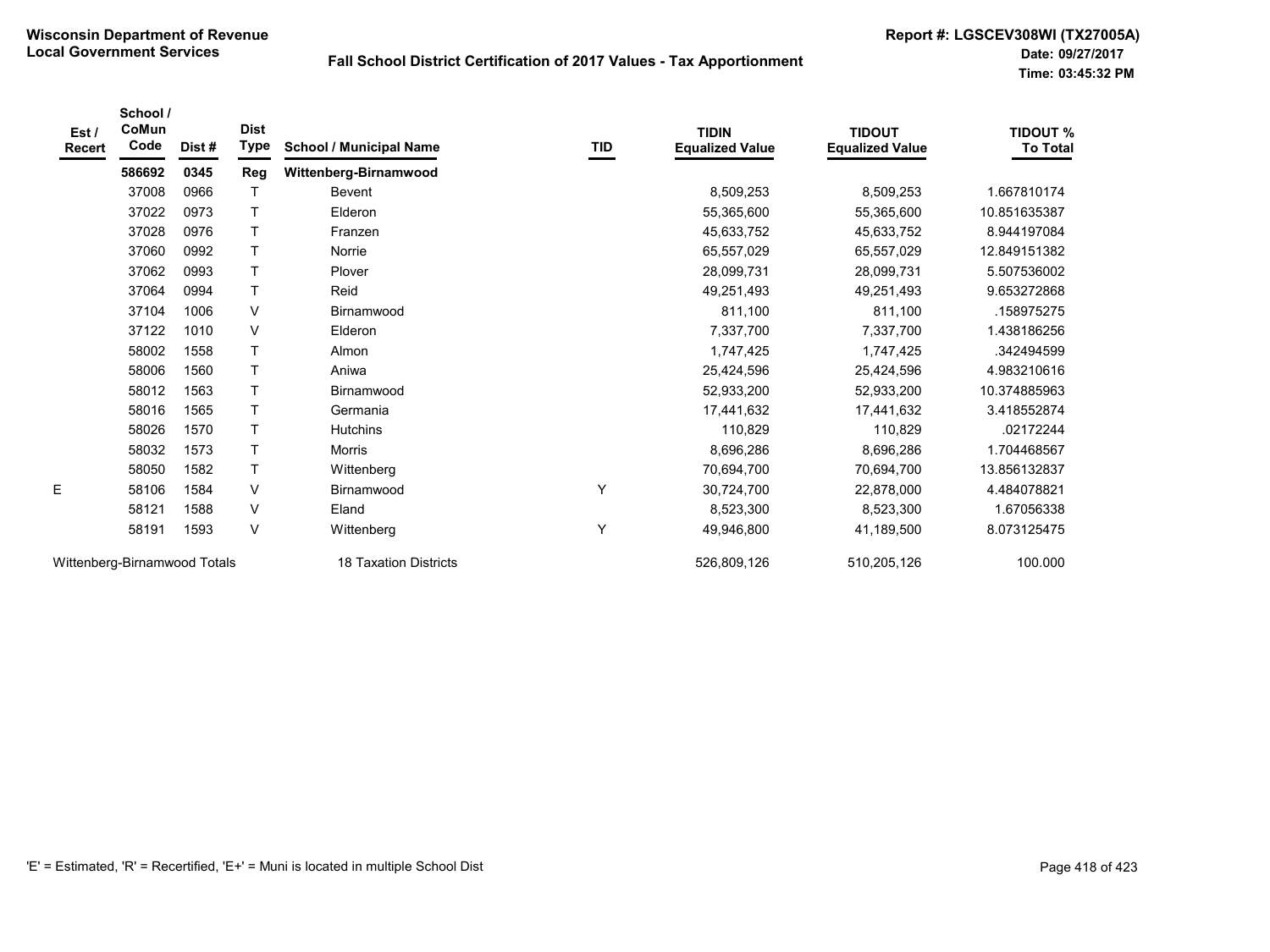Wisconsin Department of Revenue
Local Government Services

# Fall School District Certification of 2017 Values - Tax Apportionment

Report #: LGSCEV308WI (TX27005A)
Date: 09/27/2017
Time: 03:45:32 PM

| Est / Recert | School / CoMun Code | Dist # | Dist Type | School / Municipal Name | TID | TIDIN Equalized Value | TIDOUT Equalized Value | TIDOUT % To Total |
|---|---|---|---|---|---|---|---|---|
| | **586692** | **0345** | **Reg** | **Wittenberg-Birnamwood** | | | | |
| | 37008 | 0966 | T | Bevent | | 8,509,253 | 8,509,253 | 1.667810174 |
| | 37022 | 0973 | T | Elderon | | 55,365,600 | 55,365,600 | 10.851635387 |
| | 37028 | 0976 | T | Franzen | | 45,633,752 | 45,633,752 | 8.944197084 |
| | 37060 | 0992 | T | Norrie | | 65,557,029 | 65,557,029 | 12.849151382 |
| | 37062 | 0993 | T | Plover | | 28,099,731 | 28,099,731 | 5.507536002 |
| | 37064 | 0994 | T | Reid | | 49,251,493 | 49,251,493 | 9.653272868 |
| | 37104 | 1006 | V | Birnamwood | | 811,100 | 811,100 | .158975275 |
| | 37122 | 1010 | V | Elderon | | 7,337,700 | 7,337,700 | 1.438186256 |
| | 58002 | 1558 | T | Almon | | 1,747,425 | 1,747,425 | .342494599 |
| | 58006 | 1560 | T | Aniwa | | 25,424,596 | 25,424,596 | 4.983210616 |
| | 58012 | 1563 | T | Birnamwood | | 52,933,200 | 52,933,200 | 10.374885963 |
| | 58016 | 1565 | T | Germania | | 17,441,632 | 17,441,632 | 3.418552874 |
| | 58026 | 1570 | T | Hutchins | | 110,829 | 110,829 | .02172244 |
| | 58032 | 1573 | T | Morris | | 8,696,286 | 8,696,286 | 1.704468567 |
| | 58050 | 1582 | T | Wittenberg | | 70,694,700 | 70,694,700 | 13.856132837 |
| E | 58106 | 1584 | V | Birnamwood | Y | 30,724,700 | 22,878,000 | 4.484078821 |
| | 58121 | 1588 | V | Eland | | 8,523,300 | 8,523,300 | 1.67056338 |
| | 58191 | 1593 | V | Wittenberg | Y | 49,946,800 | 41,189,500 | 8.073125475 |
| Wittenberg-Birnamwood Totals | | | | 18 Taxation Districts | | 526,809,126 | 510,205,126 | 100.000 |

'E' = Estimated, 'R' = Recertified, 'E+' = Muni is located in multiple School Dist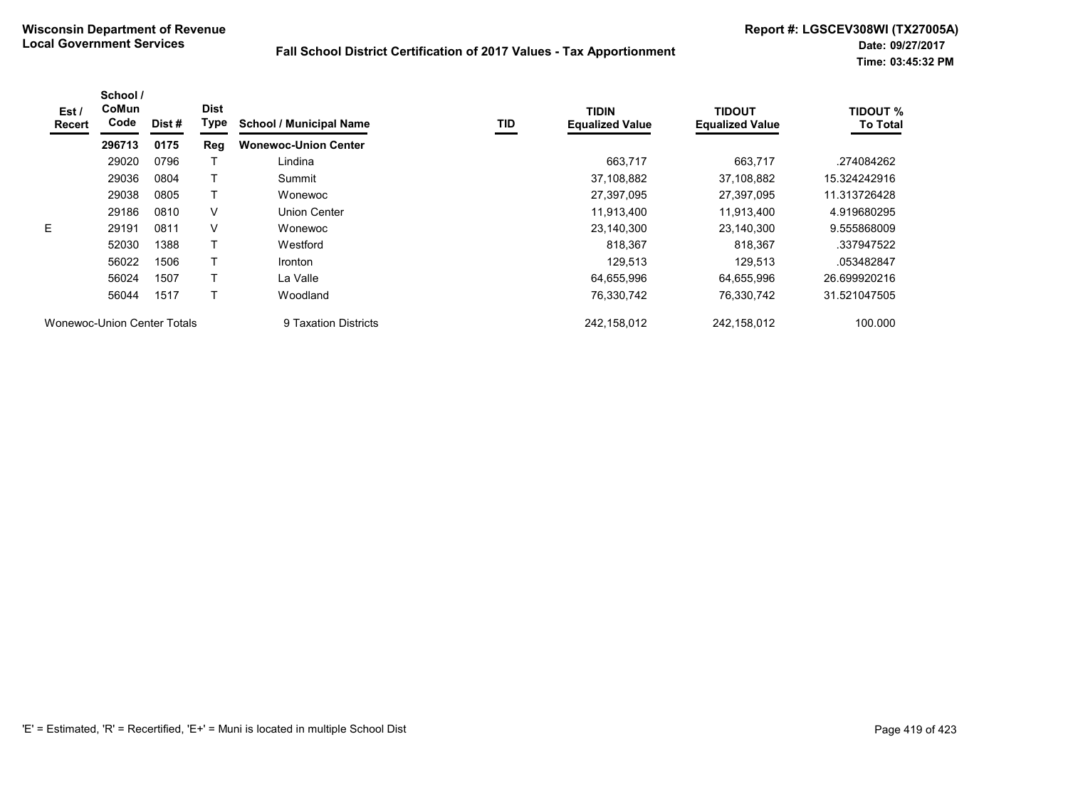**Wisconsin Department of Revenue**
**Local Government Services**

**Fall School District Certification of 2017 Values - Tax Apportionment**

**Report #: LGSCEV308WI (TX27005A)**
**Date: 09/27/2017**
**Time: 03:45:32 PM**

| Est / Recert | School / CoMun Code | Dist # | Dist Type | School / Municipal Name | TID | TIDIN Equalized Value | TIDOUT Equalized Value | TIDOUT % To Total |
|---|---|---|---|---|---|---|---|---|
| | **296713** | **0175** | **Reg** | **Wonewoc-Union Center** | | | | |
| | 29020 | 0796 | T | Lindina | | 663,717 | 663,717 | .274084262 |
| | 29036 | 0804 | T | Summit | | 37,108,882 | 37,108,882 | 15.324242916 |
| | 29038 | 0805 | T | Wonewoc | | 27,397,095 | 27,397,095 | 11.313726428 |
| | 29186 | 0810 | V | Union Center | | 11,913,400 | 11,913,400 | 4.919680295 |
| E | 29191 | 0811 | V | Wonewoc | | 23,140,300 | 23,140,300 | 9.555868009 |
| | 52030 | 1388 | T | Westford | | 818,367 | 818,367 | .337947522 |
| | 56022 | 1506 | T | Ironton | | 129,513 | 129,513 | .053482847 |
| | 56024 | 1507 | T | La Valle | | 64,655,996 | 64,655,996 | 26.699920216 |
| | 56044 | 1517 | T | Woodland | | 76,330,742 | 76,330,742 | 31.521047505 |
| Wonewoc-Union Center Totals | | | | 9 Taxation Districts | | 242,158,012 | 242,158,012 | 100.000 |

'E' = Estimated, 'R' = Recertified, 'E+' = Muni is located in multiple School Dist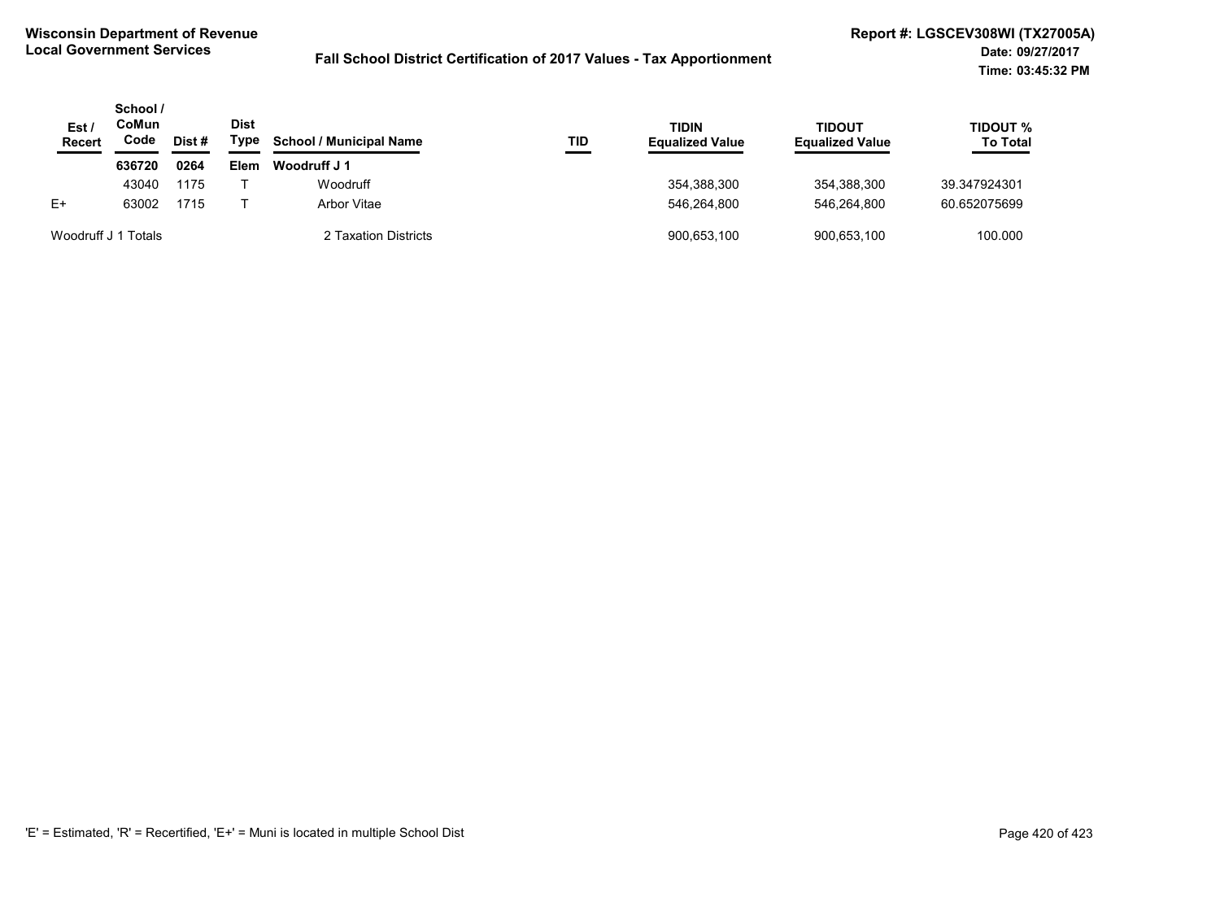**Wisconsin Department of Revenue**
**Local Government Services**

**Fall School District Certification of 2017 Values - Tax Apportionment**

**Report #: LGSCEV308WI (TX27005A)**
**Date: 09/27/2017**
**Time: 03:45:32 PM**

| Est / Recert | School / CoMun Code | Dist # | Dist Type | School / Municipal Name | TID | TIDIN Equalized Value | TIDOUT Equalized Value | TIDOUT % To Total |
|---|---|---|---|---|---|---|---|---|
| | **636720** | **0264** | **Elem** | **Woodruff J 1** | | | | |
| | 43040 | 1175 | T | Woodruff | | 354,388,300 | 354,388,300 | 39.347924301 |
| E+ | 63002 | 1715 | T | Arbor Vitae | | 546,264,800 | 546,264,800 | 60.652075699 |
| Woodruff J 1 Totals | | | | 2 Taxation Districts | | 900,653,100 | 900,653,100 | 100.000 |

'E' = Estimated, 'R' = Recertified, 'E+' = Muni is located in multiple School Dist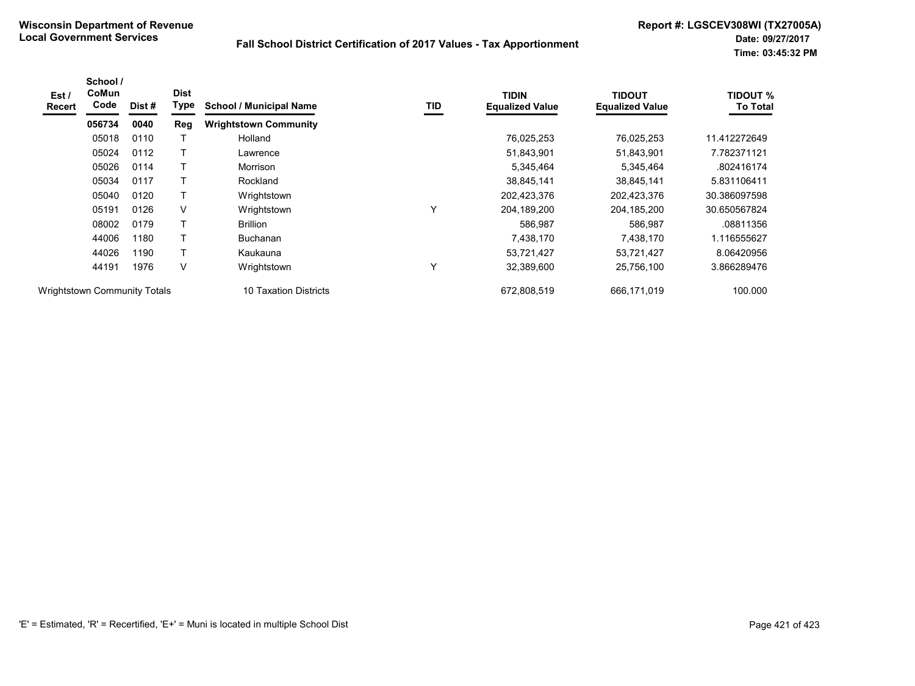**Wisconsin Department of Revenue**
**Local Government Services**

**Fall School District Certification of 2017 Values - Tax Apportionment**

**Report #: LGSCEV308WI (TX27005A)**
**Date: 09/27/2017**
**Time: 03:45:32 PM**

| Est / Recert | School / CoMun Code | Dist # | Dist Type | School / Municipal Name | TID | TIDIN Equalized Value | TIDOUT Equalized Value | TIDOUT % To Total |
|---|---|---|---|---|---|---|---|---|
| | **056734** | **0040** | **Reg** | **Wrightstown Community** | | | | |
| | 05018 | 0110 | T | Holland | | 76,025,253 | 76,025,253 | 11.412272649 |
| | 05024 | 0112 | T | Lawrence | | 51,843,901 | 51,843,901 | 7.782371121 |
| | 05026 | 0114 | T | Morrison | | 5,345,464 | 5,345,464 | .802416174 |
| | 05034 | 0117 | T | Rockland | | 38,845,141 | 38,845,141 | 5.831106411 |
| | 05040 | 0120 | T | Wrightstown | | 202,423,376 | 202,423,376 | 30.386097598 |
| | 05191 | 0126 | V | Wrightstown | Y | 204,189,200 | 204,185,200 | 30.650567824 |
| | 08002 | 0179 | T | Brillion | | 586,987 | 586,987 | .08811356 |
| | 44006 | 1180 | T | Buchanan | | 7,438,170 | 7,438,170 | 1.116555627 |
| | 44026 | 1190 | T | Kaukauna | | 53,721,427 | 53,721,427 | 8.06420956 |
| | 44191 | 1976 | V | Wrightstown | Y | 32,389,600 | 25,756,100 | 3.866289476 |
| Wrightstown Community Totals | | | | 10 Taxation Districts | | 672,808,519 | 666,171,019 | 100.000 |

'E' = Estimated, 'R' = Recertified, 'E+' = Muni is located in multiple School Dist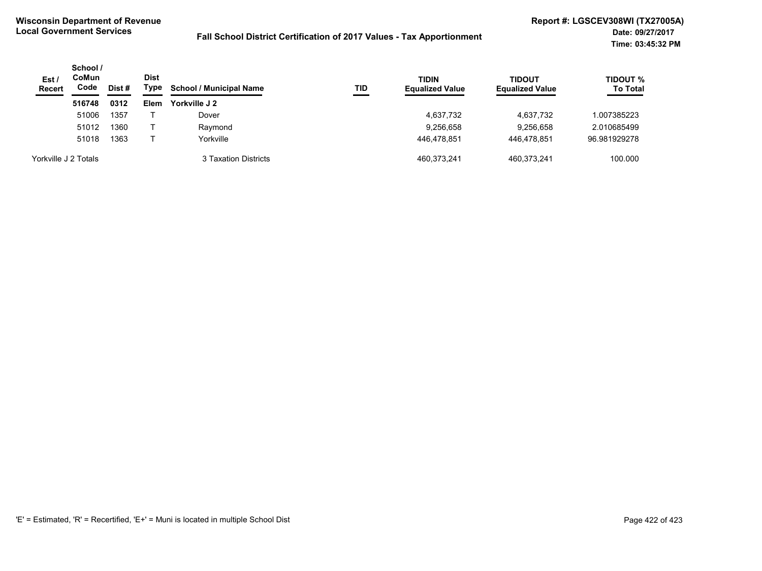**Wisconsin Department of Revenue**
**Local Government Services**

**Fall School District Certification of 2017 Values - Tax Apportionment**

**Report #: LGSCEV308WI (TX27005A)**
**Date: 09/27/2017**
**Time: 03:45:32 PM**

| Est / Recert | School / CoMun Code | Dist # | Dist Type | School / Municipal Name | TID | TIDIN Equalized Value | TIDOUT Equalized Value | TIDOUT % To Total |
|---|---|---|---|---|---|---|---|---|
| | **516748** | **0312** | **Elem** | **Yorkville J 2** | | | | |
| | 51006 | 1357 | T | Dover | | 4,637,732 | 4,637,732 | 1.007385223 |
| | 51012 | 1360 | T | Raymond | | 9,256,658 | 9,256,658 | 2.010685499 |
| | 51018 | 1363 | T | Yorkville | | 446,478,851 | 446,478,851 | 96.981929278 |
| Yorkville J 2 Totals | | | | 3 Taxation Districts | | 460,373,241 | 460,373,241 | 100.000 |

'E' = Estimated, 'R' = Recertified, 'E+' = Muni is located in multiple School Dist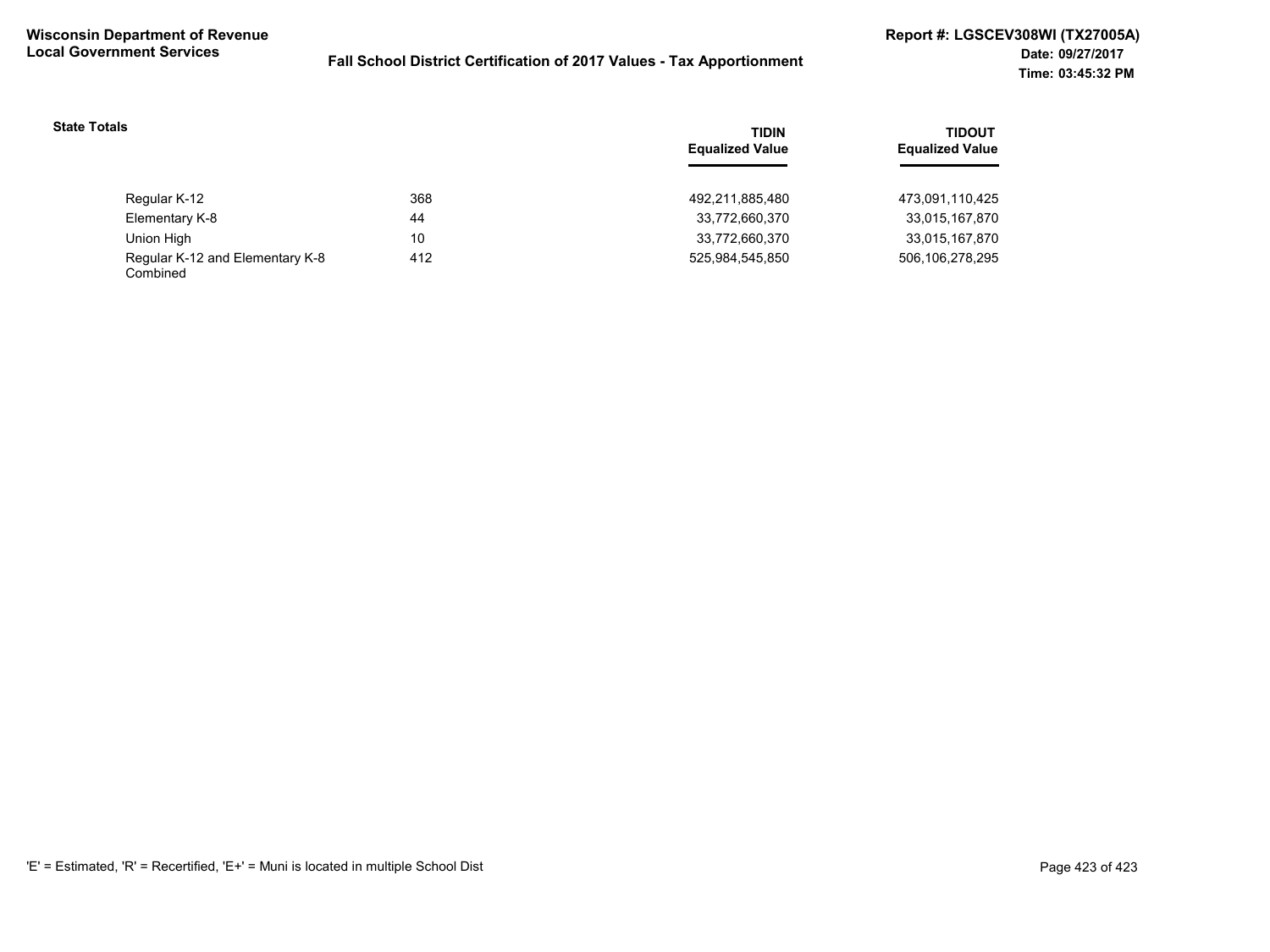**State Totals**

| | | TIDIN Equalized Value | TIDOUT Equalized Value |
|---|---|---|---|
| Regular K-12 | 368 | 492,211,885,480 | 473,091,110,425 |
| Elementary K-8 | 44 | 33,772,660,370 | 33,015,167,870 |
| Union High | 10 | 33,772,660,370 | 33,015,167,870 |
| Regular K-12 and Elementary K-8 Combined | 412 | 525,984,545,850 | 506,106,278,295 |

'E' = Estimated, 'R' = Recertified, 'E+' = Muni is located in multiple School Dist